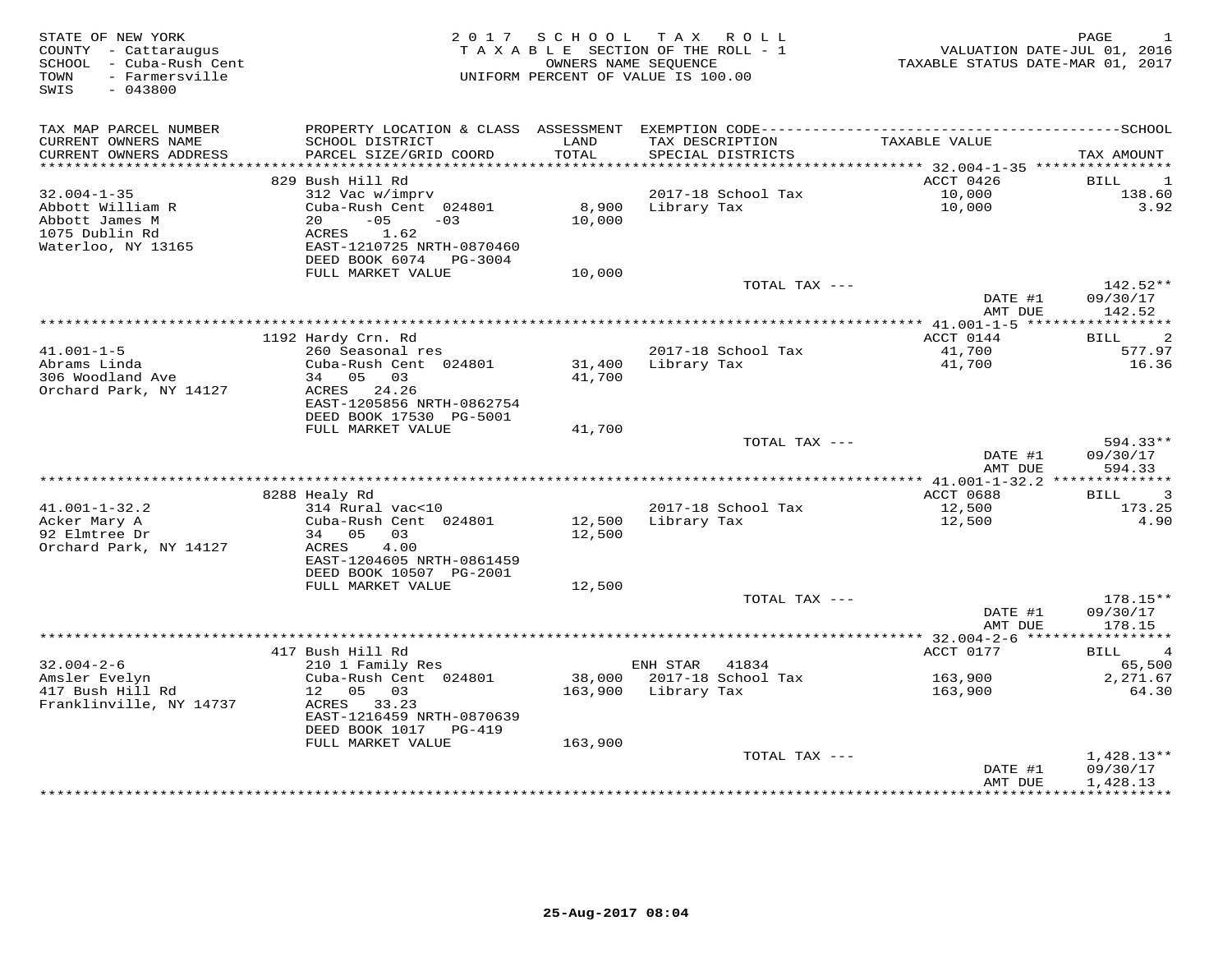STATE OF NEW YORK
COUNTY - Cattaraugus
SCHOOL - Cuba-Rush Cent
TOWN - Farmersville
SWIS - 043800

**2017 SCHOOL TAX ROLL**
TAXABLE SECTION OF THE ROLL - 1
OWNERS NAME SEQUENCE
UNIFORM PERCENT OF VALUE IS 100.00

VALUATION DATE-JUL 01, 2016
TAXABLE STATUS DATE-MAR 01, 2017

| TAX MAP PARCEL NUMBER / CURRENT OWNERS NAME / CURRENT OWNERS ADDRESS | PROPERTY LOCATION & CLASS / SCHOOL DISTRICT / PARCEL SIZE/GRID COORD | ASSESSMENT LAND / TOTAL | EXEMPTION CODE / TAX DESCRIPTION / SPECIAL DISTRICTS | TAXABLE VALUE | SCHOOL TAX AMOUNT |
|---|---|---|---|---|---|
| | 829 Bush Hill Rd | | | ACCT 0426 | BILL 1 |
| 32.004-1-35 | 312 Vac w/imprv | | 2017-18 School Tax | 10,000 | 138.60 |
| Abbott William R | Cuba-Rush Cent 024801 | 8,900 | Library Tax | 10,000 | 3.92 |
| Abbott James M | 20 -05 -03 | 10,000 | | | |
| 1075 Dublin Rd | ACRES 1.62 | | | | |
| Waterloo, NY 13165 | EAST-1210725 NRTH-0870460 | | | | |
| | DEED BOOK 6074 PG-3004 | | | | |
| | FULL MARKET VALUE | 10,000 | | | |
| | | | TOTAL TAX --- | | 142.52** |
| | | | | DATE #1 | 09/30/17 |
| | | | | AMT DUE | 142.52 |
| | 1192 Hardy Crn. Rd | | | ACCT 0144 | BILL 2 |
| 41.001-1-5 | 260 Seasonal res | | 2017-18 School Tax | 41,700 | 577.97 |
| Abrams Linda | Cuba-Rush Cent 024801 | 31,400 | Library Tax | 41,700 | 16.36 |
| 306 Woodland Ave | 34 05 03 | 41,700 | | | |
| Orchard Park, NY 14127 | ACRES 24.26 | | | | |
| | EAST-1205856 NRTH-0862754 | | | | |
| | DEED BOOK 17530 PG-5001 | | | | |
| | FULL MARKET VALUE | 41,700 | | | |
| | | | TOTAL TAX --- | | 594.33** |
| | | | | DATE #1 | 09/30/17 |
| | | | | AMT DUE | 594.33 |
| | 8288 Healy Rd | | | ACCT 0688 | BILL 3 |
| 41.001-1-32.2 | 314 Rural vac<10 | | 2017-18 School Tax | 12,500 | 173.25 |
| Acker Mary A | Cuba-Rush Cent 024801 | 12,500 | Library Tax | 12,500 | 4.90 |
| 92 Elmtree Dr | 34 05 03 | 12,500 | | | |
| Orchard Park, NY 14127 | ACRES 4.00 | | | | |
| | EAST-1204605 NRTH-0861459 | | | | |
| | DEED BOOK 10507 PG-2001 | | | | |
| | FULL MARKET VALUE | 12,500 | | | |
| | | | TOTAL TAX --- | | 178.15** |
| | | | | DATE #1 | 09/30/17 |
| | | | | AMT DUE | 178.15 |
| | 417 Bush Hill Rd | | | ACCT 0177 | BILL 4 |
| 32.004-2-6 | 210 1 Family Res | | ENH STAR 41834 | | 65,500 |
| Amsler Evelyn | Cuba-Rush Cent 024801 | 38,000 | 2017-18 School Tax | 163,900 | 2,271.67 |
| 417 Bush Hill Rd | 12 05 03 | 163,900 | Library Tax | 163,900 | 64.30 |
| Franklinville, NY 14737 | ACRES 33.23 | | | | |
| | EAST-1216459 NRTH-0870639 | | | | |
| | DEED BOOK 1017 PG-419 | | | | |
| | FULL MARKET VALUE | 163,900 | | | |
| | | | TOTAL TAX --- | | 1,428.13** |
| | | | | DATE #1 | 09/30/17 |
| | | | | AMT DUE | 1,428.13 |

25-Aug-2017 08:04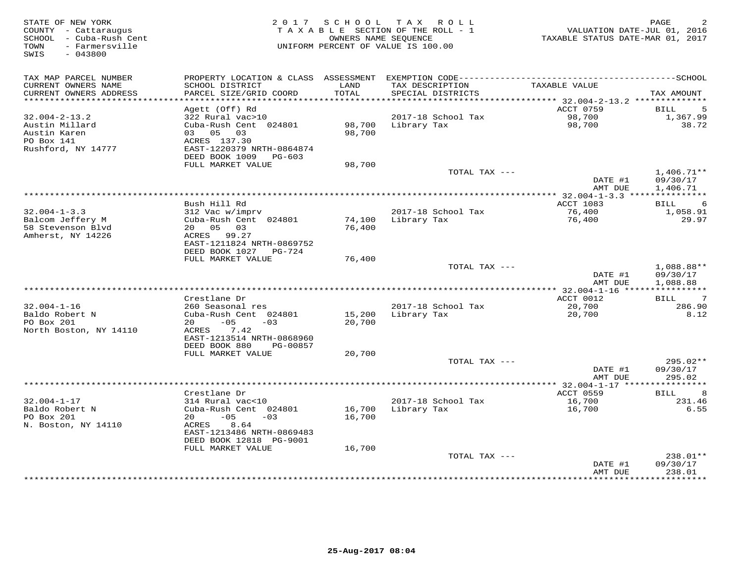STATE OF NEW YORK
COUNTY - Cattaraugus
SCHOOL - Cuba-Rush Cent
TOWN - Farmersville
SWIS - 043800

2 0 1 7 S C H O O L T A X R O L L
T A X A B L E SECTION OF THE ROLL - 1
OWNERS NAME SEQUENCE
UNIFORM PERCENT OF VALUE IS 100.00

VALUATION DATE-JUL 01, 2016
TAXABLE STATUS DATE-MAR 01, 2017

| TAX MAP PARCEL NUMBER / CURRENT OWNERS NAME / CURRENT OWNERS ADDRESS | PROPERTY LOCATION & CLASS / SCHOOL DISTRICT / PARCEL SIZE/GRID COORD | ASSESSMENT LAND / TOTAL | EXEMPTION CODE / TAX DESCRIPTION / SPECIAL DISTRICTS | TAXABLE VALUE | TAX AMOUNT |
|---|---|---|---|---|---|
| 32.004-2-13.2 | Agett (Off) Rd | | | ACCT 0759 | BILL 5 |
| Austin Millard | 322 Rural vac>10 | | 2017-18 School Tax | 98,700 | 1,367.99 |
| Austin Karen | Cuba-Rush Cent 024801 | 98,700 | Library Tax | 98,700 | 38.72 |
| PO Box 141 | 03 05 03 | 98,700 | | | |
| Rushford, NY 14777 | ACRES 137.30 | | | | |
| | EAST-1220379 NRTH-0864874 | | | | |
| | DEED BOOK 1009 PG-603 | | | | |
| | FULL MARKET VALUE | 98,700 | | | |
| | | | TOTAL TAX --- | | 1,406.71** |
| | | | | DATE #1 | 09/30/17 |
| | | | | AMT DUE | 1,406.71 |
| 32.004-1-3.3 | Bush Hill Rd | | | ACCT 1083 | BILL 6 |
| Balcom Jeffery M | 312 Vac w/imprv | | 2017-18 School Tax | 76,400 | 1,058.91 |
| 58 Stevenson Blvd | Cuba-Rush Cent 024801 | 74,100 | Library Tax | 76,400 | 29.97 |
| Amherst, NY 14226 | 20 05 03 | 76,400 | | | |
| | ACRES 99.27 | | | | |
| | EAST-1211824 NRTH-0869752 | | | | |
| | DEED BOOK 1027 PG-724 | | | | |
| | FULL MARKET VALUE | 76,400 | | | |
| | | | TOTAL TAX --- | | 1,088.88** |
| | | | | DATE #1 | 09/30/17 |
| | | | | AMT DUE | 1,088.88 |
| 32.004-1-16 | Crestlane Dr | | | ACCT 0012 | BILL 7 |
| Baldo Robert N | 260 Seasonal res | | 2017-18 School Tax | 20,700 | 286.90 |
| PO Box 201 | Cuba-Rush Cent 024801 | 15,200 | Library Tax | 20,700 | 8.12 |
| North Boston, NY 14110 | 20 -05 -03 | 20,700 | | | |
| | ACRES 7.42 | | | | |
| | EAST-1213514 NRTH-0868960 | | | | |
| | DEED BOOK 880 PG-00857 | | | | |
| | FULL MARKET VALUE | 20,700 | | | |
| | | | TOTAL TAX --- | | 295.02** |
| | | | | DATE #1 | 09/30/17 |
| | | | | AMT DUE | 295.02 |
| 32.004-1-17 | Crestlane Dr | | | ACCT 0559 | BILL 8 |
| Baldo Robert N | 314 Rural vac<10 | | 2017-18 School Tax | 16,700 | 231.46 |
| PO Box 201 | Cuba-Rush Cent 024801 | 16,700 | Library Tax | 16,700 | 6.55 |
| N. Boston, NY 14110 | 20 -05 -03 | 16,700 | | | |
| | ACRES 8.64 | | | | |
| | EAST-1213486 NRTH-0869483 | | | | |
| | DEED BOOK 12818 PG-9001 | | | | |
| | FULL MARKET VALUE | 16,700 | | | |
| | | | TOTAL TAX --- | | 238.01** |
| | | | | DATE #1 | 09/30/17 |
| | | | | AMT DUE | 238.01 |

25-Aug-2017 08:04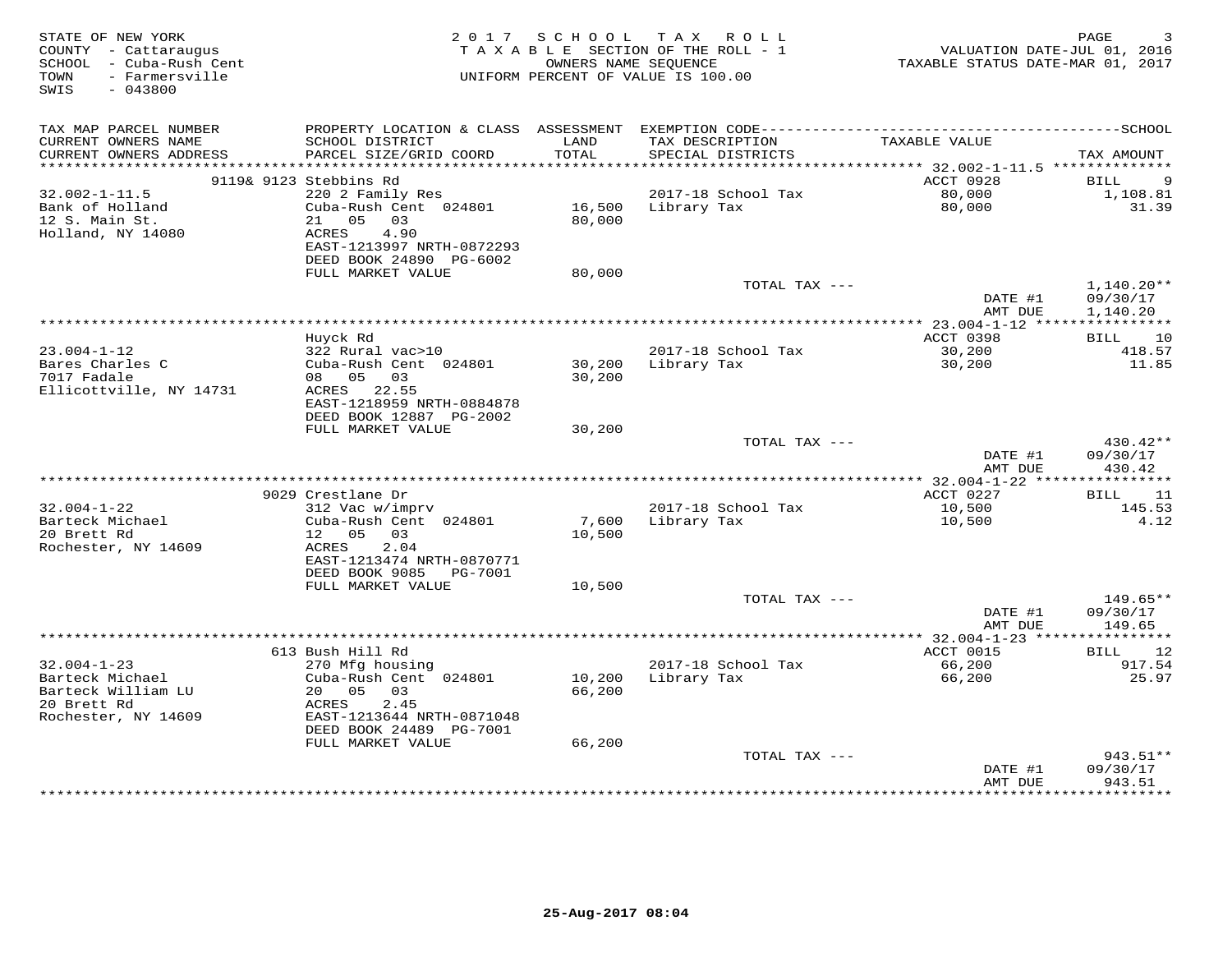STATE OF NEW YORK
COUNTY - Cattaraugus
SCHOOL - Cuba-Rush Cent
TOWN - Farmersville
SWIS - 043800

2017 SCHOOL TAX ROLL
TAXABLE SECTION OF THE ROLL - 1
OWNERS NAME SEQUENCE
UNIFORM PERCENT OF VALUE IS 100.00

VALUATION DATE-JUL 01, 2016
TAXABLE STATUS DATE-MAR 01, 2017

| TAX MAP PARCEL NUMBER / CURRENT OWNERS NAME / CURRENT OWNERS ADDRESS | PROPERTY LOCATION & CLASS / SCHOOL DISTRICT / PARCEL SIZE/GRID COORD | ASSESSMENT LAND / TOTAL | EXEMPTION CODE / TAX DESCRIPTION / SPECIAL DISTRICTS | TAXABLE VALUE | TAX AMOUNT |
|---|---|---|---|---|---|
| | 9119& 9123 Stebbins Rd | | | ACCT 0928 | BILL 9 |
| 32.002-1-11.5 | 220 2 Family Res | | 2017-18 School Tax | 80,000 | 1,108.81 |
| Bank of Holland | Cuba-Rush Cent 024801 | 16,500 | Library Tax | 80,000 | 31.39 |
| 12 S. Main St. | 21 05 03 | 80,000 | | | |
| Holland, NY 14080 | ACRES 4.90 | | | | |
| | EAST-1213997 NRTH-0872293 | | | | |
| | DEED BOOK 24890 PG-6002 | | | | |
| | FULL MARKET VALUE | 80,000 | | | |
| | | | TOTAL TAX --- | | 1,140.20** |
| | | | | DATE #1 | 09/30/17 |
| | | | | AMT DUE | 1,140.20 |
| | Huyck Rd | | | ACCT 0398 | BILL 10 |
| 23.004-1-12 | 322 Rural vac>10 | | 2017-18 School Tax | 30,200 | 418.57 |
| Bares Charles C | Cuba-Rush Cent 024801 | 30,200 | Library Tax | 30,200 | 11.85 |
| 7017 Fadale | 08 05 03 | 30,200 | | | |
| Ellicottville, NY 14731 | ACRES 22.55 | | | | |
| | EAST-1218959 NRTH-0884878 | | | | |
| | DEED BOOK 12887 PG-2002 | | | | |
| | FULL MARKET VALUE | 30,200 | | | |
| | | | TOTAL TAX --- | | 430.42** |
| | | | | DATE #1 | 09/30/17 |
| | | | | AMT DUE | 430.42 |
| | 9029 Crestlane Dr | | | ACCT 0227 | BILL 11 |
| 32.004-1-22 | 312 Vac w/imprv | | 2017-18 School Tax | 10,500 | 145.53 |
| Barteck Michael | Cuba-Rush Cent 024801 | 7,600 | Library Tax | 10,500 | 4.12 |
| 20 Brett Rd | 12 05 03 | 10,500 | | | |
| Rochester, NY 14609 | ACRES 2.04 | | | | |
| | EAST-1213474 NRTH-0870771 | | | | |
| | DEED BOOK 9085 PG-7001 | | | | |
| | FULL MARKET VALUE | 10,500 | | | |
| | | | TOTAL TAX --- | | 149.65** |
| | | | | DATE #1 | 09/30/17 |
| | | | | AMT DUE | 149.65 |
| | 613 Bush Hill Rd | | | ACCT 0015 | BILL 12 |
| 32.004-1-23 | 270 Mfg housing | | 2017-18 School Tax | 66,200 | 917.54 |
| Barteck Michael | Cuba-Rush Cent 024801 | 10,200 | Library Tax | 66,200 | 25.97 |
| Barteck William LU | 20 05 03 | 66,200 | | | |
| 20 Brett Rd | ACRES 2.45 | | | | |
| Rochester, NY 14609 | EAST-1213644 NRTH-0871048 | | | | |
| | DEED BOOK 24489 PG-7001 | | | | |
| | FULL MARKET VALUE | 66,200 | | | |
| | | | TOTAL TAX --- | | 943.51** |
| | | | | DATE #1 | 09/30/17 |
| | | | | AMT DUE | 943.51 |

25-Aug-2017 08:04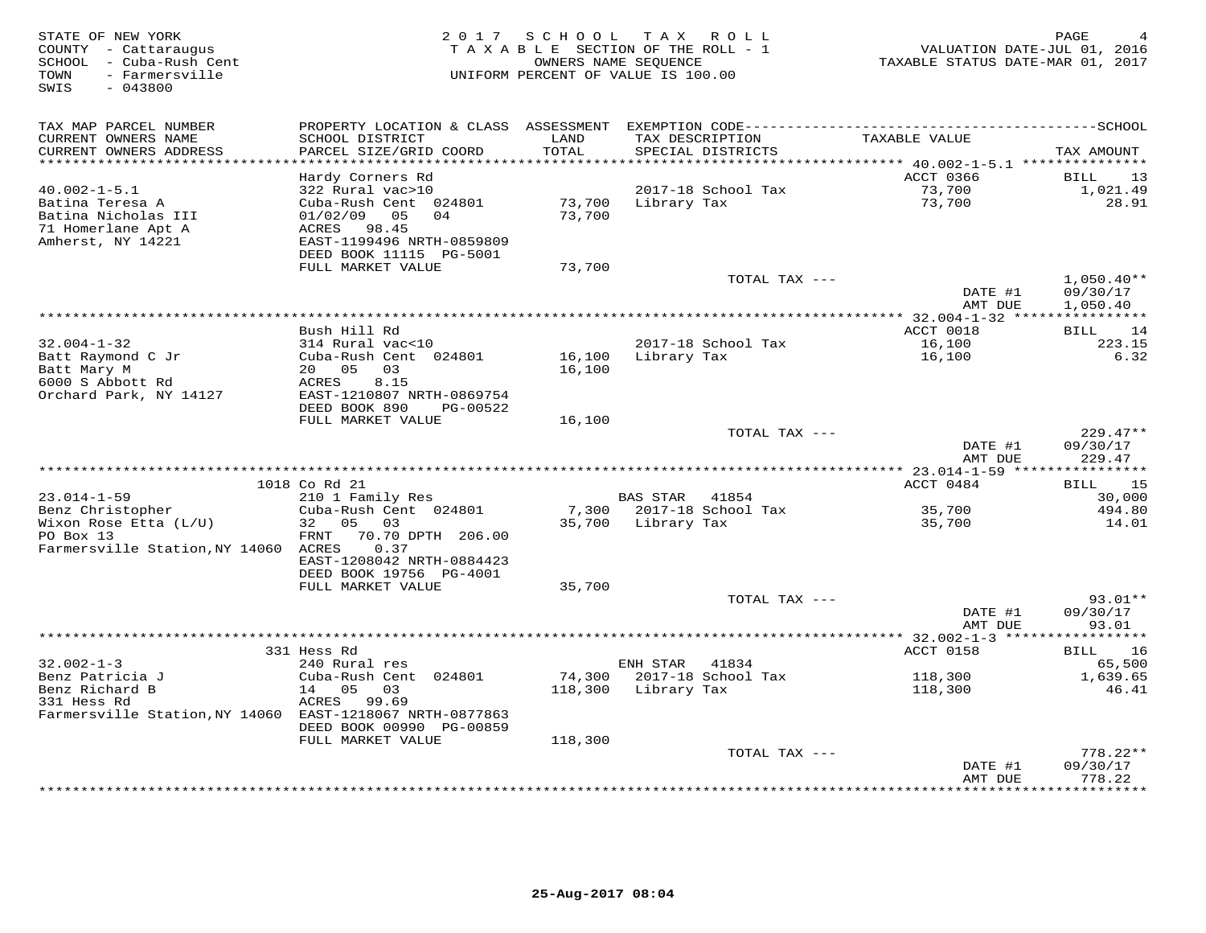STATE OF NEW YORK
COUNTY - Cattaraugus
SCHOOL - Cuba-Rush Cent
TOWN - Farmersville
SWIS - 043800

2017 SCHOOL TAX ROLL
TAXABLE SECTION OF THE ROLL - 1
OWNERS NAME SEQUENCE
UNIFORM PERCENT OF VALUE IS 100.00

VALUATION DATE-JUL 01, 2016
TAXABLE STATUS DATE-MAR 01, 2017

| TAX MAP PARCEL NUMBER / CURRENT OWNERS NAME / CURRENT OWNERS ADDRESS | PROPERTY LOCATION & CLASS / SCHOOL DISTRICT / PARCEL SIZE/GRID COORD | ASSESSMENT LAND / TOTAL | EXEMPTION CODE / TAX DESCRIPTION / SPECIAL DISTRICTS | TAXABLE VALUE | TAX AMOUNT |
|---|---|---|---|---|---|
| **40.002-1-5.1** | Hardy Corners Rd | | | ACCT 0366 | BILL 13 |
| 40.002-1-5.1 | 322 Rural vac>10 | | 2017-18 School Tax | 73,700 | 1,021.49 |
| Batina Teresa A | Cuba-Rush Cent 024801 | 73,700 | Library Tax | 73,700 | 28.91 |
| Batina Nicholas III | 01/02/09 05 04 | 73,700 | | | |
| 71 Homerlane Apt A | ACRES 98.45 | | | | |
| Amherst, NY 14221 | EAST-1199496 NRTH-0859809 | | | | |
| | DEED BOOK 11115 PG-5001 | | | | |
| | FULL MARKET VALUE | 73,700 | | | |
| | | | TOTAL TAX --- | | 1,050.40** |
| | | | | DATE #1 | 09/30/17 |
| | | | | AMT DUE | 1,050.40 |
| **32.004-1-32** | Bush Hill Rd | | | ACCT 0018 | BILL 14 |
| 32.004-1-32 | 314 Rural vac<10 | | 2017-18 School Tax | 16,100 | 223.15 |
| Batt Raymond C Jr | Cuba-Rush Cent 024801 | 16,100 | Library Tax | 16,100 | 6.32 |
| Batt Mary M | 20 05 03 | 16,100 | | | |
| 6000 S Abbott Rd | ACRES 8.15 | | | | |
| Orchard Park, NY 14127 | EAST-1210807 NRTH-0869754 | | | | |
| | DEED BOOK 890 PG-00522 | | | | |
| | FULL MARKET VALUE | 16,100 | | | |
| | | | TOTAL TAX --- | | 229.47** |
| | | | | DATE #1 | 09/30/17 |
| | | | | AMT DUE | 229.47 |
| **23.014-1-59** | 1018 Co Rd 21 | | | ACCT 0484 | BILL 15 |
| 23.014-1-59 | 210 1 Family Res | | BAS STAR 41854 | | 30,000 |
| Benz Christopher | Cuba-Rush Cent 024801 | 7,300 | 2017-18 School Tax | 35,700 | 494.80 |
| Wixon Rose Etta (L/U) | 32 05 03 | 35,700 | Library Tax | 35,700 | 14.01 |
| PO Box 13 | FRNT 70.70 DPTH 206.00 | | | | |
| Farmersville Station, NY 14060 | ACRES 0.37 | | | | |
| | EAST-1208042 NRTH-0884423 | | | | |
| | DEED BOOK 19756 PG-4001 | | | | |
| | FULL MARKET VALUE | 35,700 | | | |
| | | | TOTAL TAX --- | | 93.01** |
| | | | | DATE #1 | 09/30/17 |
| | | | | AMT DUE | 93.01 |
| **32.002-1-3** | 331 Hess Rd | | | ACCT 0158 | BILL 16 |
| 32.002-1-3 | 240 Rural res | | ENH STAR 41834 | | 65,500 |
| Benz Patricia J | Cuba-Rush Cent 024801 | 74,300 | 2017-18 School Tax | 118,300 | 1,639.65 |
| Benz Richard B | 14 05 03 | 118,300 | Library Tax | 118,300 | 46.41 |
| 331 Hess Rd | ACRES 99.69 | | | | |
| Farmersville Station, NY 14060 | EAST-1218067 NRTH-0877863 | | | | |
| | DEED BOOK 00990 PG-00859 | | | | |
| | FULL MARKET VALUE | 118,300 | | | |
| | | | TOTAL TAX --- | | 778.22** |
| | | | | DATE #1 | 09/30/17 |
| | | | | AMT DUE | 778.22 |

25-Aug-2017 08:04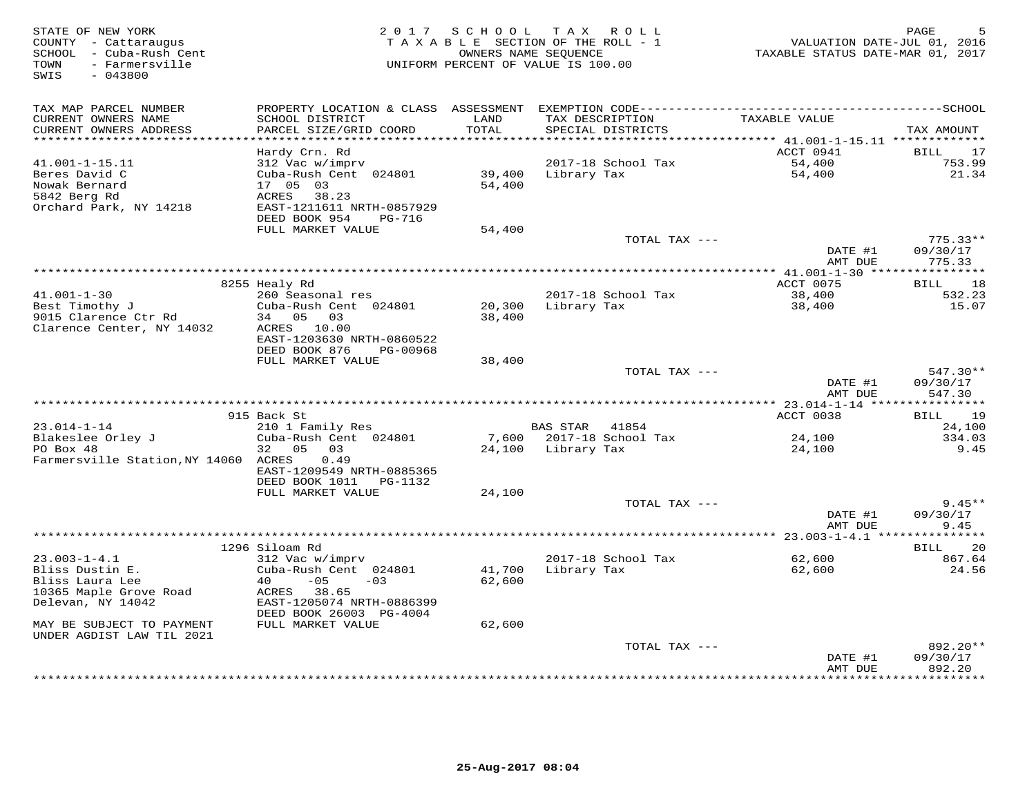STATE OF NEW YORK
COUNTY - Cattaraugus
SCHOOL - Cuba-Rush Cent
TOWN - Farmersville
SWIS - 043800

2 0 1 7 S C H O O L T A X R O L L
T A X A B L E SECTION OF THE ROLL - 1
OWNERS NAME SEQUENCE
UNIFORM PERCENT OF VALUE IS 100.00

VALUATION DATE-JUL 01, 2016
TAXABLE STATUS DATE-MAR 01, 2017

| TAX MAP PARCEL NUMBER / CURRENT OWNERS NAME / CURRENT OWNERS ADDRESS | PROPERTY LOCATION & CLASS / SCHOOL DISTRICT / PARCEL SIZE/GRID COORD | ASSESSMENT LAND | ASSESSMENT TOTAL | EXEMPTION CODE / TAX DESCRIPTION / SPECIAL DISTRICTS | TAXABLE VALUE | TAX AMOUNT |
|---|---|---|---|---|---|---|
| 41.001-1-15.11 | Hardy Crn. Rd | | | | ACCT 0941 | BILL 17 |
| Beres David C | 312 Vac w/imprv | | | 2017-18 School Tax | 54,400 | 753.99 |
| Nowak Bernard | Cuba-Rush Cent 024801 | 39,400 | 54,400 | Library Tax | 54,400 | 21.34 |
| 5842 Berg Rd | 17 05 03 | | | | | |
| Orchard Park, NY 14218 | ACRES 38.23 | | | | | |
| | EAST-1211611 NRTH-0857929 | | | | | |
| | DEED BOOK 954 PG-716 | | | | | |
| | FULL MARKET VALUE | | 54,400 | | | |
| | | | | TOTAL TAX --- | | 775.33** |
| | | | | | DATE #1 | 09/30/17 |
| | | | | | AMT DUE | 775.33 |
| 41.001-1-30 | 8255 Healy Rd | | | | ACCT 0075 | BILL 18 |
| Best Timothy J | 260 Seasonal res | | | 2017-18 School Tax | 38,400 | 532.23 |
| 9015 Clarence Ctr Rd | Cuba-Rush Cent 024801 | 20,300 | 38,400 | Library Tax | 38,400 | 15.07 |
| Clarence Center, NY 14032 | 34 05 03 | | | | | |
| | ACRES 10.00 | | | | | |
| | EAST-1203630 NRTH-0860522 | | | | | |
| | DEED BOOK 876 PG-00968 | | | | | |
| | FULL MARKET VALUE | | 38,400 | | | |
| | | | | TOTAL TAX --- | | 547.30** |
| | | | | | DATE #1 | 09/30/17 |
| | | | | | AMT DUE | 547.30 |
| 23.014-1-14 | 915 Back St | | | | ACCT 0038 | BILL 19 |
| Blakeslee Orley J | 210 1 Family Res | | | BAS STAR 41854 | | 24,100 |
| PO Box 48 | Cuba-Rush Cent 024801 | 7,600 | | 2017-18 School Tax | 24,100 | 334.03 |
| Farmersville Station,NY 14060 | 32 05 03 | | 24,100 | Library Tax | 24,100 | 9.45 |
| | ACRES 0.49 | | | | | |
| | EAST-1209549 NRTH-0885365 | | | | | |
| | DEED BOOK 1011 PG-1132 | | | | | |
| | FULL MARKET VALUE | | 24,100 | | | |
| | | | | TOTAL TAX --- | | 9.45** |
| | | | | | DATE #1 | 09/30/17 |
| | | | | | AMT DUE | 9.45 |
| 23.003-1-4.1 | 1296 Siloam Rd | | | | | BILL 20 |
| Bliss Dustin E. | 312 Vac w/imprv | | | 2017-18 School Tax | 62,600 | 867.64 |
| Bliss Laura Lee | Cuba-Rush Cent 024801 | 41,700 | 62,600 | Library Tax | 62,600 | 24.56 |
| 10365 Maple Grove Road | 40 -05 -03 | | | | | |
| Delevan, NY 14042 | ACRES 38.65 | | | | | |
| | EAST-1205074 NRTH-0886399 | | | | | |
| MAY BE SUBJECT TO PAYMENT | DEED BOOK 26003 PG-4004 | | | | | |
| UNDER AGDIST LAW TIL 2021 | FULL MARKET VALUE | | 62,600 | | | |
| | | | | TOTAL TAX --- | | 892.20** |
| | | | | | DATE #1 | 09/30/17 |
| | | | | | AMT DUE | 892.20 |

25-Aug-2017 08:04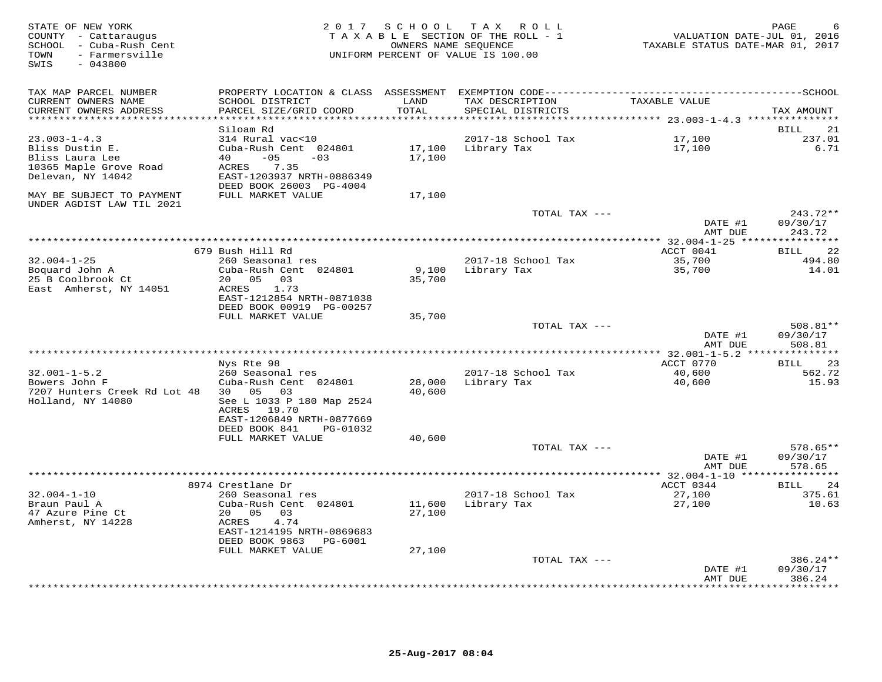STATE OF NEW YORK
COUNTY - Cattaraugus
SCHOOL - Cuba-Rush Cent
TOWN - Farmersville
SWIS - 043800

2 0 1 7 S C H O O L T A X R O L L
T A X A B L E SECTION OF THE ROLL - 1
OWNERS NAME SEQUENCE
UNIFORM PERCENT OF VALUE IS 100.00

VALUATION DATE-JUL 01, 2016
TAXABLE STATUS DATE-MAR 01, 2017

| TAX MAP PARCEL NUMBER / CURRENT OWNERS NAME / CURRENT OWNERS ADDRESS | PROPERTY LOCATION & CLASS / SCHOOL DISTRICT / PARCEL SIZE/GRID COORD | ASSESSMENT LAND / TOTAL | EXEMPTION CODE / TAX DESCRIPTION / SPECIAL DISTRICTS | TAXABLE VALUE | TAX AMOUNT |
|---|---|---|---|---|---|
| **23.003-1-4.3** | Siloam Rd | | | | BILL 21 |
| 23.003-1-4.3 | 314 Rural vac<10 | | 2017-18 School Tax | 17,100 | 237.01 |
| Bliss Dustin E. | Cuba-Rush Cent 024801 | 17,100 | Library Tax | 17,100 | 6.71 |
| Bliss Laura Lee | 40 -05 -03 | 17,100 | | | |
| 10365 Maple Grove Road | ACRES 7.35 | | | | |
| Delevan, NY 14042 | EAST-1203937 NRTH-0886349 | | | | |
| | DEED BOOK 26003 PG-4004 | | | | |
| MAY BE SUBJECT TO PAYMENT UNDER AGDIST LAW TIL 2021 | FULL MARKET VALUE | 17,100 | | | |
| | | | TOTAL TAX --- | | 243.72** |
| | | | | DATE #1 | 09/30/17 |
| | | | | AMT DUE | 243.72 |
| **32.004-1-25** | 679 Bush Hill Rd | | | ACCT 0041 | BILL 22 |
| 32.004-1-25 | 260 Seasonal res | | 2017-18 School Tax | 35,700 | 494.80 |
| Boquard John A | Cuba-Rush Cent 024801 | 9,100 | Library Tax | 35,700 | 14.01 |
| 25 B Coolbrook Ct | 20 05 03 | 35,700 | | | |
| East Amherst, NY 14051 | ACRES 1.73 | | | | |
| | EAST-1212854 NRTH-0871038 | | | | |
| | DEED BOOK 00919 PG-00257 | | | | |
| | FULL MARKET VALUE | 35,700 | | | |
| | | | TOTAL TAX --- | | 508.81** |
| | | | | DATE #1 | 09/30/17 |
| | | | | AMT DUE | 508.81 |
| **32.001-1-5.2** | Nys Rte 98 | | | ACCT 0770 | BILL 23 |
| 32.001-1-5.2 | 260 Seasonal res | | 2017-18 School Tax | 40,600 | 562.72 |
| Bowers John F | Cuba-Rush Cent 024801 | 28,000 | Library Tax | 40,600 | 15.93 |
| 7207 Hunters Creek Rd Lot 48 | 30 05 03 | 40,600 | | | |
| Holland, NY 14080 | See L 1033 P 180 Map 2524 | | | | |
| | ACRES 19.70 | | | | |
| | EAST-1206849 NRTH-0877669 | | | | |
| | DEED BOOK 841 PG-01032 | | | | |
| | FULL MARKET VALUE | 40,600 | | | |
| | | | TOTAL TAX --- | | 578.65** |
| | | | | DATE #1 | 09/30/17 |
| | | | | AMT DUE | 578.65 |
| **32.004-1-10** | 8974 Crestlane Dr | | | ACCT 0344 | BILL 24 |
| 32.004-1-10 | 260 Seasonal res | | 2017-18 School Tax | 27,100 | 375.61 |
| Braun Paul A | Cuba-Rush Cent 024801 | 11,600 | Library Tax | 27,100 | 10.63 |
| 47 Azure Pine Ct | 20 05 03 | 27,100 | | | |
| Amherst, NY 14228 | ACRES 4.74 | | | | |
| | EAST-1214195 NRTH-0869683 | | | | |
| | DEED BOOK 9863 PG-6001 | | | | |
| | FULL MARKET VALUE | 27,100 | | | |
| | | | TOTAL TAX --- | | 386.24** |
| | | | | DATE #1 | 09/30/17 |
| | | | | AMT DUE | 386.24 |

25-Aug-2017 08:04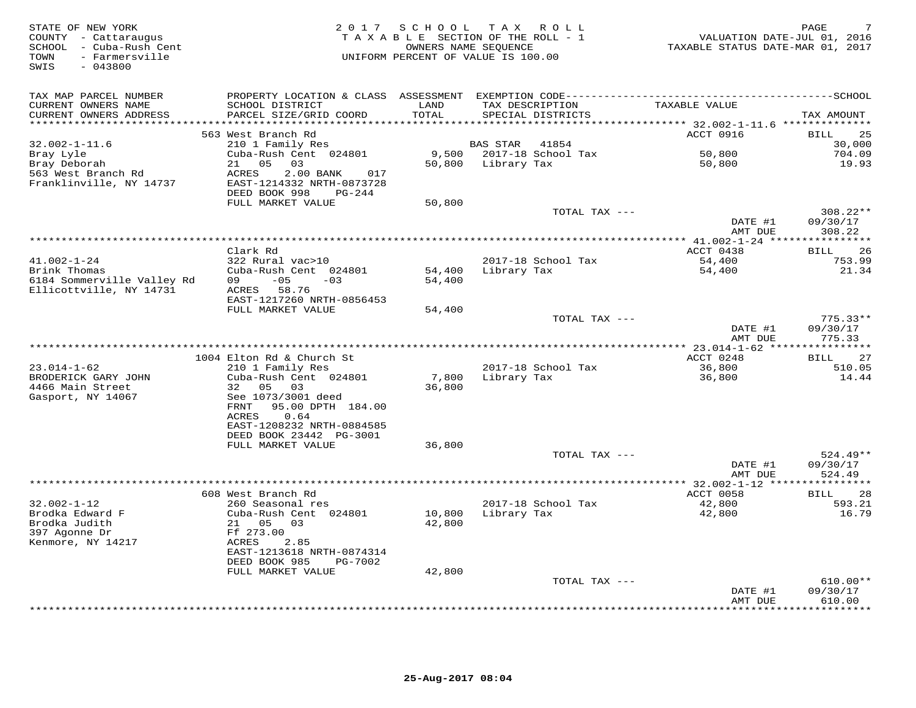STATE OF NEW YORK
COUNTY - Cattaraugus
SCHOOL - Cuba-Rush Cent
TOWN - Farmersville
SWIS - 043800

2017 SCHOOL TAX ROLL
TAXABLE SECTION OF THE ROLL - 1
OWNERS NAME SEQUENCE
UNIFORM PERCENT OF VALUE IS 100.00

VALUATION DATE-JUL 01, 2016
TAXABLE STATUS DATE-MAR 01, 2017

| TAX MAP PARCEL NUMBER / CURRENT OWNERS NAME / CURRENT OWNERS ADDRESS | PROPERTY LOCATION & CLASS / SCHOOL DISTRICT / PARCEL SIZE/GRID COORD | ASSESSMENT LAND / TOTAL | EXEMPTION CODE / TAX DESCRIPTION / SPECIAL DISTRICTS | TAXABLE VALUE | TAX AMOUNT |
|---|---|---|---|---|---|
| 32.002-1-11.6 | 563 West Branch Rd | | | ACCT 0916 | BILL 25 |
| Bray Lyle | 210 1 Family Res | | BAS STAR 41854 | | 30,000 |
| Bray Deborah | Cuba-Rush Cent 024801 | 9,500 | 2017-18 School Tax | 50,800 | 704.09 |
| 563 West Branch Rd | 21 05 03 | 50,800 | Library Tax | 50,800 | 19.93 |
| Franklinville, NY 14737 | ACRES 2.00 BANK 017 | | | | |
| | EAST-1214332 NRTH-0873728 | | | | |
| | DEED BOOK 998 PG-244 | | | | |
| | FULL MARKET VALUE | 50,800 | | | |
| | | | TOTAL TAX --- | | 308.22** |
| | | | | DATE #1 | 09/30/17 |
| | | | | AMT DUE | 308.22 |
| 41.002-1-24 | Clark Rd | | | ACCT 0438 | BILL 26 |
| Brink Thomas | 322 Rural vac>10 | | 2017-18 School Tax | 54,400 | 753.99 |
| 6184 Sommerville Valley Rd | Cuba-Rush Cent 024801 | 54,400 | Library Tax | 54,400 | 21.34 |
| Ellicottville, NY 14731 | 09 -05 -03 | 54,400 | | | |
| | ACRES 58.76 | | | | |
| | EAST-1217260 NRTH-0856453 | | | | |
| | FULL MARKET VALUE | 54,400 | | | |
| | | | TOTAL TAX --- | | 775.33** |
| | | | | DATE #1 | 09/30/17 |
| | | | | AMT DUE | 775.33 |
| 23.014-1-62 | 1004 Elton Rd & Church St | | | ACCT 0248 | BILL 27 |
| BRODERICK GARY JOHN | 210 1 Family Res | | 2017-18 School Tax | 36,800 | 510.05 |
| 4466 Main Street | Cuba-Rush Cent 024801 | 7,800 | Library Tax | 36,800 | 14.44 |
| Gasport, NY 14067 | 32 05 03 | 36,800 | | | |
| | See 1073/3001 deed | | | | |
| | FRNT 95.00 DPTH 184.00 | | | | |
| | ACRES 0.64 | | | | |
| | EAST-1208232 NRTH-0884585 | | | | |
| | DEED BOOK 23442 PG-3001 | | | | |
| | FULL MARKET VALUE | 36,800 | | | |
| | | | TOTAL TAX --- | | 524.49** |
| | | | | DATE #1 | 09/30/17 |
| | | | | AMT DUE | 524.49 |
| 32.002-1-12 | 608 West Branch Rd | | | ACCT 0058 | BILL 28 |
| Brodka Edward F | 260 Seasonal res | | 2017-18 School Tax | 42,800 | 593.21 |
| Brodka Judith | Cuba-Rush Cent 024801 | 10,800 | Library Tax | 42,800 | 16.79 |
| 397 Agonne Dr | 21 05 03 | 42,800 | | | |
| Kenmore, NY 14217 | Ff 273.00 | | | | |
| | ACRES 2.85 | | | | |
| | EAST-1213618 NRTH-0874314 | | | | |
| | DEED BOOK 985 PG-7002 | | | | |
| | FULL MARKET VALUE | 42,800 | | | |
| | | | TOTAL TAX --- | | 610.00** |
| | | | | DATE #1 | 09/30/17 |
| | | | | AMT DUE | 610.00 |

25-Aug-2017 08:04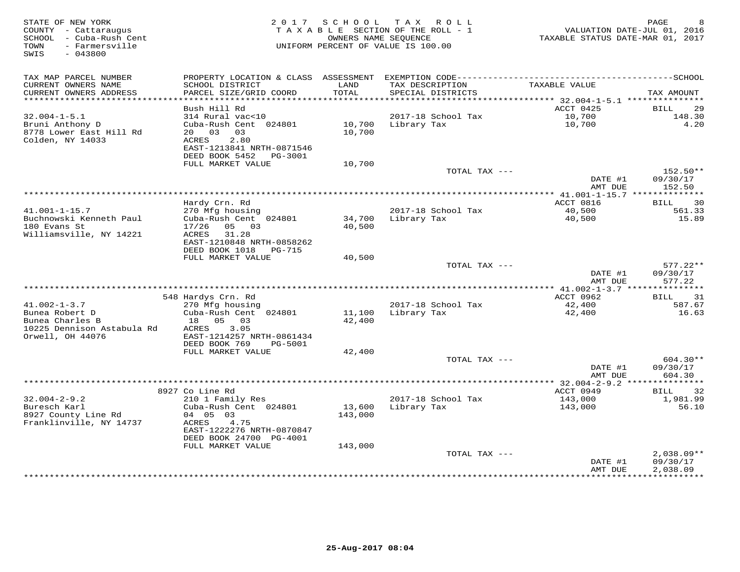STATE OF NEW YORK
COUNTY - Cattaraugus
SCHOOL - Cuba-Rush Cent
TOWN - Farmersville
SWIS - 043800

2017 SCHOOL TAX ROLL
TAXABLE SECTION OF THE ROLL - 1
OWNERS NAME SEQUENCE
UNIFORM PERCENT OF VALUE IS 100.00

VALUATION DATE-JUL 01, 2016
TAXABLE STATUS DATE-MAR 01, 2017

| TAX MAP PARCEL NUMBER / CURRENT OWNERS NAME / CURRENT OWNERS ADDRESS | PROPERTY LOCATION & CLASS / SCHOOL DISTRICT / PARCEL SIZE/GRID COORD | ASSESSMENT LAND / TOTAL | EXEMPTION CODE / TAX DESCRIPTION / SPECIAL DISTRICTS | TAXABLE VALUE | TAX AMOUNT |
|---|---|---|---|---|---|
| **32.004-1-5.1** | Bush Hill Rd | | | ACCT 0425 | BILL 29 |
| 32.004-1-5.1 | 314 Rural vac<10 | | 2017-18 School Tax | 10,700 | 148.30 |
| Bruni Anthony D | Cuba-Rush Cent 024801 | 10,700 | Library Tax | 10,700 | 4.20 |
| 8778 Lower East Hill Rd | 20 03 03 | 10,700 | | | |
| Colden, NY 14033 | ACRES 2.80 | | | | |
| | EAST-1213841 NRTH-0871546 | | | | |
| | DEED BOOK 5452 PG-3001 | | | | |
| | FULL MARKET VALUE | 10,700 | | | |
| | | | TOTAL TAX --- | | 152.50** |
| | | | | DATE #1 | 09/30/17 |
| | | | | AMT DUE | 152.50 |
| **41.001-1-15.7** | Hardy Crn. Rd | | | ACCT 0816 | BILL 30 |
| 41.001-1-15.7 | 270 Mfg housing | | 2017-18 School Tax | 40,500 | 561.33 |
| Buchnowski Kenneth Paul | Cuba-Rush Cent 024801 | 34,700 | Library Tax | 40,500 | 15.89 |
| 180 Evans St | 17/26 05 03 | 40,500 | | | |
| Williamsville, NY 14221 | ACRES 31.28 | | | | |
| | EAST-1210848 NRTH-0858262 | | | | |
| | DEED BOOK 1018 PG-715 | | | | |
| | FULL MARKET VALUE | 40,500 | | | |
| | | | TOTAL TAX --- | | 577.22** |
| | | | | DATE #1 | 09/30/17 |
| | | | | AMT DUE | 577.22 |
| **41.002-1-3.7** | 548 Hardys Crn. Rd | | | ACCT 0962 | BILL 31 |
| 41.002-1-3.7 | 270 Mfg housing | | 2017-18 School Tax | 42,400 | 587.67 |
| Bunea Robert D | Cuba-Rush Cent 024801 | 11,100 | Library Tax | 42,400 | 16.63 |
| Bunea Charles B | 18 05 03 | 42,400 | | | |
| 10225 Dennison Astabula Rd | ACRES 3.05 | | | | |
| Orwell, OH 44076 | EAST-1214257 NRTH-0861434 | | | | |
| | DEED BOOK 769 PG-5001 | | | | |
| | FULL MARKET VALUE | 42,400 | | | |
| | | | TOTAL TAX --- | | 604.30** |
| | | | | DATE #1 | 09/30/17 |
| | | | | AMT DUE | 604.30 |
| **32.004-2-9.2** | 8927 Co Line Rd | | | ACCT 0949 | BILL 32 |
| 32.004-2-9.2 | 210 1 Family Res | | 2017-18 School Tax | 143,000 | 1,981.99 |
| Buresch Karl | Cuba-Rush Cent 024801 | 13,600 | Library Tax | 143,000 | 56.10 |
| 8927 County Line Rd | 04 05 03 | 143,000 | | | |
| Franklinville, NY 14737 | ACRES 4.75 | | | | |
| | EAST-1222276 NRTH-0870847 | | | | |
| | DEED BOOK 24700 PG-4001 | | | | |
| | FULL MARKET VALUE | 143,000 | | | |
| | | | TOTAL TAX --- | | 2,038.09** |
| | | | | DATE #1 | 09/30/17 |
| | | | | AMT DUE | 2,038.09 |

25-Aug-2017 08:04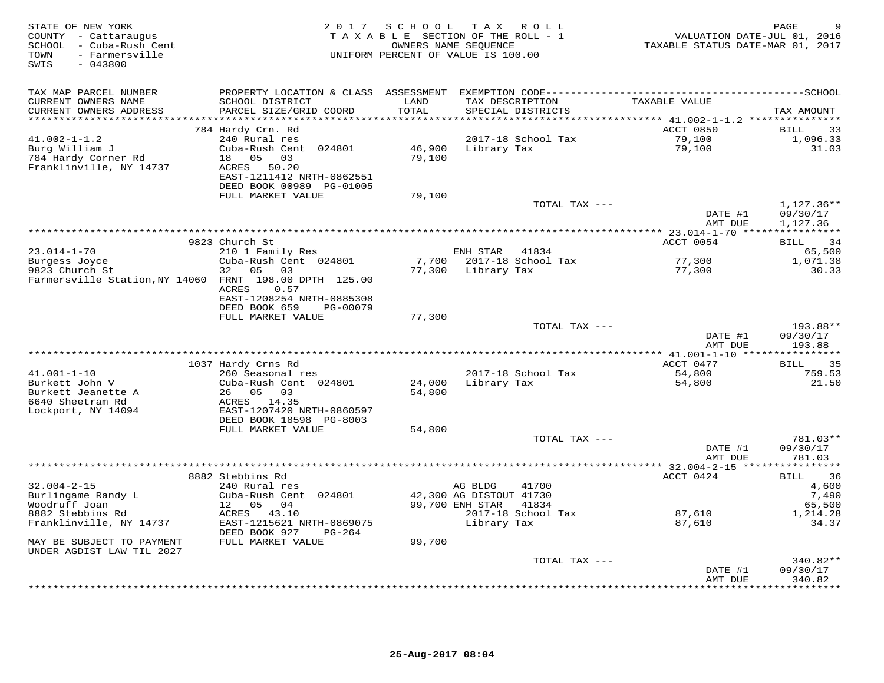STATE OF NEW YORK
COUNTY - Cattaraugus
SCHOOL - Cuba-Rush Cent
TOWN - Farmersville
SWIS - 043800

2 0 1 7 S C H O O L T A X R O L L
T A X A B L E SECTION OF THE ROLL - 1
OWNERS NAME SEQUENCE
UNIFORM PERCENT OF VALUE IS 100.00

VALUATION DATE-JUL 01, 2016
TAXABLE STATUS DATE-MAR 01, 2017

| TAX MAP PARCEL NUMBER / CURRENT OWNERS NAME / CURRENT OWNERS ADDRESS | PROPERTY LOCATION & CLASS / SCHOOL DISTRICT / PARCEL SIZE/GRID COORD | ASSESSMENT LAND | TOTAL | EXEMPTION CODE / TAX DESCRIPTION / SPECIAL DISTRICTS | TAXABLE VALUE | TAX AMOUNT |
|---|---|---|---|---|---|---|
| 41.002-1-1.2 | 784 Hardy Crn. Rd | | | | ACCT 0850 | BILL 33 |
| Burg William J | 240 Rural res | | | 2017-18 School Tax | 79,100 | 1,096.33 |
| 784 Hardy Corner Rd | Cuba-Rush Cent 024801 | 46,900 | | Library Tax | 79,100 | 31.03 |
| Franklinville, NY 14737 | 18 05 03 | | 79,100 | | | |
| | ACRES 50.20 | | | | | |
| | EAST-1211412 NRTH-0862551 | | | | | |
| | DEED BOOK 00989 PG-01005 | | | | | |
| | FULL MARKET VALUE | | 79,100 | | | |
| | | | | TOTAL TAX --- | | 1,127.36** |
| | | | | | DATE #1 | 09/30/17 |
| | | | | | AMT DUE | 1,127.36 |
| 23.014-1-70 | 9823 Church St | | | | ACCT 0054 | BILL 34 |
| Burgess Joyce | 210 1 Family Res | | | ENH STAR 41834 | | 65,500 |
| 9823 Church St | Cuba-Rush Cent 024801 | 7,700 | | 2017-18 School Tax | 77,300 | 1,071.38 |
| Farmersville Station,NY 14060 | 32 05 03 | | 77,300 | Library Tax | 77,300 | 30.33 |
| | FRNT 198.00 DPTH 125.00 | | | | | |
| | ACRES 0.57 | | | | | |
| | EAST-1208254 NRTH-0885308 | | | | | |
| | DEED BOOK 659 PG-00079 | | | | | |
| | FULL MARKET VALUE | | 77,300 | | | |
| | | | | TOTAL TAX --- | | 193.88** |
| | | | | | DATE #1 | 09/30/17 |
| | | | | | AMT DUE | 193.88 |
| 41.001-1-10 | 1037 Hardy Crns Rd | | | | ACCT 0477 | BILL 35 |
| Burkett John V | 260 Seasonal res | | | 2017-18 School Tax | 54,800 | 759.53 |
| Burkett Jeanette A | Cuba-Rush Cent 024801 | 24,000 | | Library Tax | 54,800 | 21.50 |
| 6640 Sheetram Rd | 26 05 03 | | 54,800 | | | |
| Lockport, NY 14094 | ACRES 14.35 | | | | | |
| | EAST-1207420 NRTH-0860597 | | | | | |
| | DEED BOOK 18598 PG-8003 | | | | | |
| | FULL MARKET VALUE | | 54,800 | | | |
| | | | | TOTAL TAX --- | | 781.03** |
| | | | | | DATE #1 | 09/30/17 |
| | | | | | AMT DUE | 781.03 |
| 32.004-2-15 | 8882 Stebbins Rd | | | | ACCT 0424 | BILL 36 |
| Burlingame Randy L | 240 Rural res | | | AG BLDG 41700 | | 4,600 |
| Woodruff Joan | Cuba-Rush Cent 024801 | 42,300 | | AG DISTOUT 41730 | | 7,490 |
| 8882 Stebbins Rd | 12 05 04 | | 99,700 | ENH STAR 41834 | | 65,500 |
| Franklinville, NY 14737 | ACRES 43.10 | | | 2017-18 School Tax | 87,610 | 1,214.28 |
| | EAST-1215621 NRTH-0869075 | | | Library Tax | 87,610 | 34.37 |
| | DEED BOOK 927 PG-264 | | | | | |
| MAY BE SUBJECT TO PAYMENT UNDER AGDIST LAW TIL 2027 | FULL MARKET VALUE | | 99,700 | | | |
| | | | | TOTAL TAX --- | | 340.82** |
| | | | | | DATE #1 | 09/30/17 |
| | | | | | AMT DUE | 340.82 |

25-Aug-2017 08:04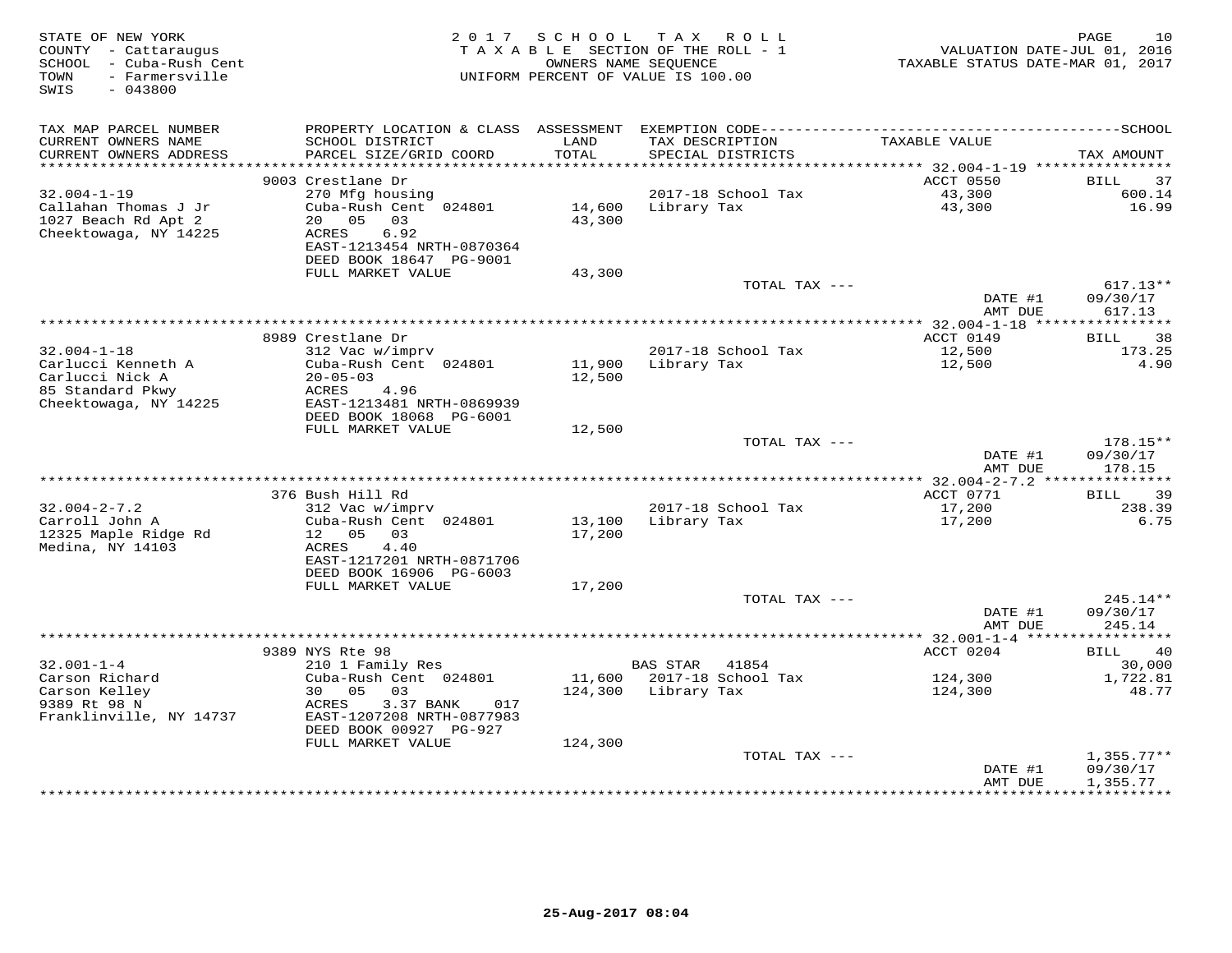STATE OF NEW YORK — 2017 SCHOOL TAX ROLL
COUNTY - Cattaraugus — TAXABLE SECTION OF THE ROLL - 1 — VALUATION DATE-JUL 01, 2016
SCHOOL - Cuba-Rush Cent — OWNERS NAME SEQUENCE — TAXABLE STATUS DATE-MAR 01, 2017
TOWN - Farmersville — UNIFORM PERCENT OF VALUE IS 100.00
SWIS - 043800

| TAX MAP PARCEL NUMBER / CURRENT OWNERS NAME / CURRENT OWNERS ADDRESS | PROPERTY LOCATION & CLASS / SCHOOL DISTRICT / PARCEL SIZE/GRID COORD | ASSESSMENT LAND / TOTAL | EXEMPTION CODE / TAX DESCRIPTION / SPECIAL DISTRICTS | TAXABLE VALUE | TAX AMOUNT |
|---|---|---|---|---|---|
| **32.004-1-19** | 9003 Crestlane Dr | | | ACCT 0550 | BILL 37 |
| 32.004-1-19 | 270 Mfg housing | | 2017-18 School Tax | 43,300 | 600.14 |
| Callahan Thomas J Jr | Cuba-Rush Cent 024801 | 14,600 | Library Tax | 43,300 | 16.99 |
| 1027 Beach Rd Apt 2 | 20 05 03 | 43,300 | | | |
| Cheektowaga, NY 14225 | ACRES 6.92 | | | | |
| | EAST-1213454 NRTH-0870364 | | | | |
| | DEED BOOK 18647 PG-9001 | | | | |
| | FULL MARKET VALUE | 43,300 | | | |
| | | | TOTAL TAX --- | | 617.13** |
| | | | | DATE #1 | 09/30/17 |
| | | | | AMT DUE | 617.13 |
| **32.004-1-18** | 8989 Crestlane Dr | | | ACCT 0149 | BILL 38 |
| 32.004-1-18 | 312 Vac w/imprv | | 2017-18 School Tax | 12,500 | 173.25 |
| Carlucci Kenneth A | Cuba-Rush Cent 024801 | 11,900 | Library Tax | 12,500 | 4.90 |
| Carlucci Nick A | 20-05-03 | 12,500 | | | |
| 85 Standard Pkwy | ACRES 4.96 | | | | |
| Cheektowaga, NY 14225 | EAST-1213481 NRTH-0869939 | | | | |
| | DEED BOOK 18068 PG-6001 | | | | |
| | FULL MARKET VALUE | 12,500 | | | |
| | | | TOTAL TAX --- | | 178.15** |
| | | | | DATE #1 | 09/30/17 |
| | | | | AMT DUE | 178.15 |
| **32.004-2-7.2** | 376 Bush Hill Rd | | | ACCT 0771 | BILL 39 |
| 32.004-2-7.2 | 312 Vac w/imprv | | 2017-18 School Tax | 17,200 | 238.39 |
| Carroll John A | Cuba-Rush Cent 024801 | 13,100 | Library Tax | 17,200 | 6.75 |
| 12325 Maple Ridge Rd | 12 05 03 | 17,200 | | | |
| Medina, NY 14103 | ACRES 4.40 | | | | |
| | EAST-1217201 NRTH-0871706 | | | | |
| | DEED BOOK 16906 PG-6003 | | | | |
| | FULL MARKET VALUE | 17,200 | | | |
| | | | TOTAL TAX --- | | 245.14** |
| | | | | DATE #1 | 09/30/17 |
| | | | | AMT DUE | 245.14 |
| **32.001-1-4** | 9389 NYS Rte 98 | | | ACCT 0204 | BILL 40 |
| 32.001-1-4 | 210 1 Family Res | | BAS STAR 41854 | | 30,000 |
| Carson Richard | Cuba-Rush Cent 024801 | 11,600 | 2017-18 School Tax | 124,300 | 1,722.81 |
| Carson Kelley | 30 05 03 | 124,300 | Library Tax | 124,300 | 48.77 |
| 9389 Rt 98 N | ACRES 3.37 BANK 017 | | | | |
| Franklinville, NY 14737 | EAST-1207208 NRTH-0877983 | | | | |
| | DEED BOOK 00927 PG-927 | | | | |
| | FULL MARKET VALUE | 124,300 | | | |
| | | | TOTAL TAX --- | | 1,355.77** |
| | | | | DATE #1 | 09/30/17 |
| | | | | AMT DUE | 1,355.77 |

25-Aug-2017 08:04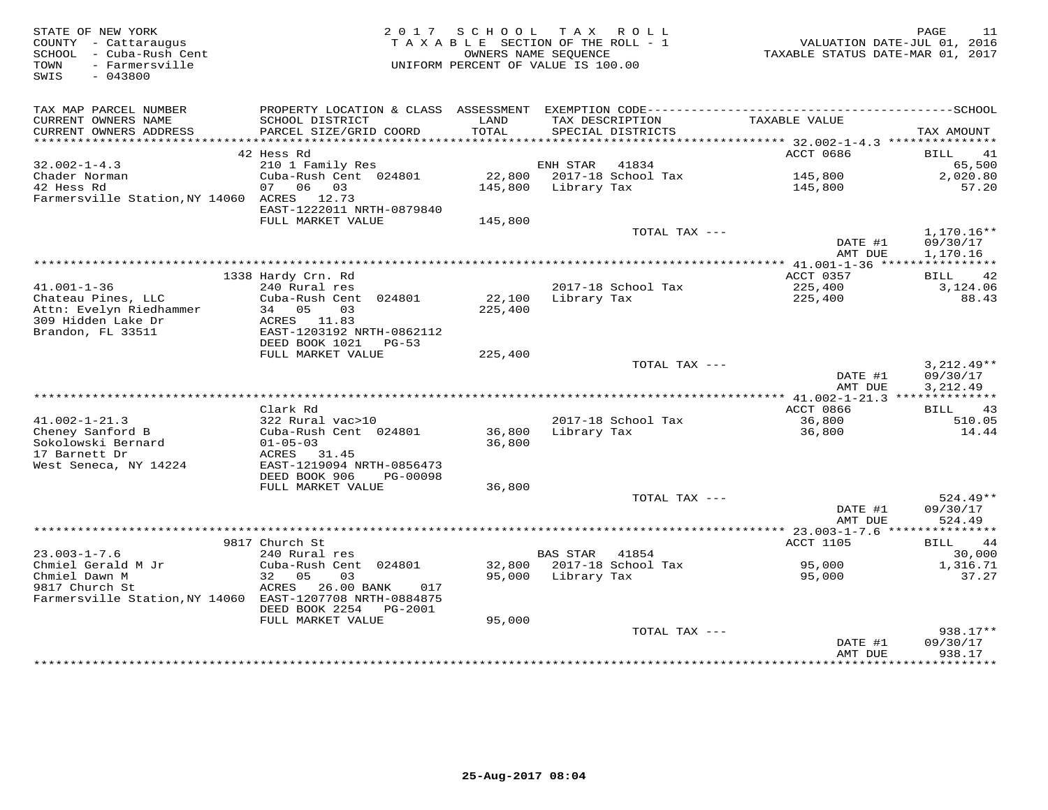STATE OF NEW YORK
COUNTY - Cattaraugus
SCHOOL - Cuba-Rush Cent
TOWN - Farmersville
SWIS - 043800

2 0 1 7 S C H O O L T A X R O L L
T A X A B L E SECTION OF THE ROLL - 1
OWNERS NAME SEQUENCE
UNIFORM PERCENT OF VALUE IS 100.00

VALUATION DATE-JUL 01, 2016
TAXABLE STATUS DATE-MAR 01, 2017

| TAX MAP PARCEL NUMBER / CURRENT OWNERS NAME / CURRENT OWNERS ADDRESS | PROPERTY LOCATION & CLASS / SCHOOL DISTRICT / PARCEL SIZE/GRID COORD | ASSESSMENT LAND / TOTAL | EXEMPTION CODE / TAX DESCRIPTION / SPECIAL DISTRICTS | TAXABLE VALUE | TAX AMOUNT |
|---|---|---|---|---|---|
| **32.002-1-4.3** | 42 Hess Rd | | | ACCT 0686 | BILL 41 |
| 32.002-1-4.3 | 210 1 Family Res | | ENH STAR 41834 | | 65,500 |
| Chader Norman | Cuba-Rush Cent 024801 | 22,800 | 2017-18 School Tax | 145,800 | 2,020.80 |
| 42 Hess Rd | 07 06 03 | 145,800 | Library Tax | 145,800 | 57.20 |
| Farmersville Station,NY 14060 | ACRES 12.73 | | | | |
| | EAST-1222011 NRTH-0879840 | | | | |
| | FULL MARKET VALUE | 145,800 | | | |
| | | | TOTAL TAX --- | | 1,170.16** |
| | | | | DATE #1 | 09/30/17 |
| | | | | AMT DUE | 1,170.16 |
| **41.001-1-36** | 1338 Hardy Crn. Rd | | | ACCT 0357 | BILL 42 |
| 41.001-1-36 | 240 Rural res | | 2017-18 School Tax | 225,400 | 3,124.06 |
| Chateau Pines, LLC | Cuba-Rush Cent 024801 | 22,100 | Library Tax | 225,400 | 88.43 |
| Attn: Evelyn Riedhammer | 34 05 03 | 225,400 | | | |
| 309 Hidden Lake Dr | ACRES 11.83 | | | | |
| Brandon, FL 33511 | EAST-1203192 NRTH-0862112 | | | | |
| | DEED BOOK 1021 PG-53 | | | | |
| | FULL MARKET VALUE | 225,400 | | | |
| | | | TOTAL TAX --- | | 3,212.49** |
| | | | | DATE #1 | 09/30/17 |
| | | | | AMT DUE | 3,212.49 |
| **41.002-1-21.3** | Clark Rd | | | ACCT 0866 | BILL 43 |
| 41.002-1-21.3 | 322 Rural vac>10 | | 2017-18 School Tax | 36,800 | 510.05 |
| Cheney Sanford B | Cuba-Rush Cent 024801 | 36,800 | Library Tax | 36,800 | 14.44 |
| Sokolowski Bernard | 01-05-03 | 36,800 | | | |
| 17 Barnett Dr | ACRES 31.45 | | | | |
| West Seneca, NY 14224 | EAST-1219094 NRTH-0856473 | | | | |
| | DEED BOOK 906 PG-00098 | | | | |
| | FULL MARKET VALUE | 36,800 | | | |
| | | | TOTAL TAX --- | | 524.49** |
| | | | | DATE #1 | 09/30/17 |
| | | | | AMT DUE | 524.49 |
| **23.003-1-7.6** | 9817 Church St | | | ACCT 1105 | BILL 44 |
| 23.003-1-7.6 | 240 Rural res | | BAS STAR 41854 | | 30,000 |
| Chmiel Gerald M Jr | Cuba-Rush Cent 024801 | 32,800 | 2017-18 School Tax | 95,000 | 1,316.71 |
| Chmiel Dawn M | 32 05 03 | 95,000 | Library Tax | 95,000 | 37.27 |
| 9817 Church St | ACRES 26.00 BANK 017 | | | | |
| Farmersville Station,NY 14060 | EAST-1207708 NRTH-0884875 | | | | |
| | DEED BOOK 2254 PG-2001 | | | | |
| | FULL MARKET VALUE | 95,000 | | | |
| | | | TOTAL TAX --- | | 938.17** |
| | | | | DATE #1 | 09/30/17 |
| | | | | AMT DUE | 938.17 |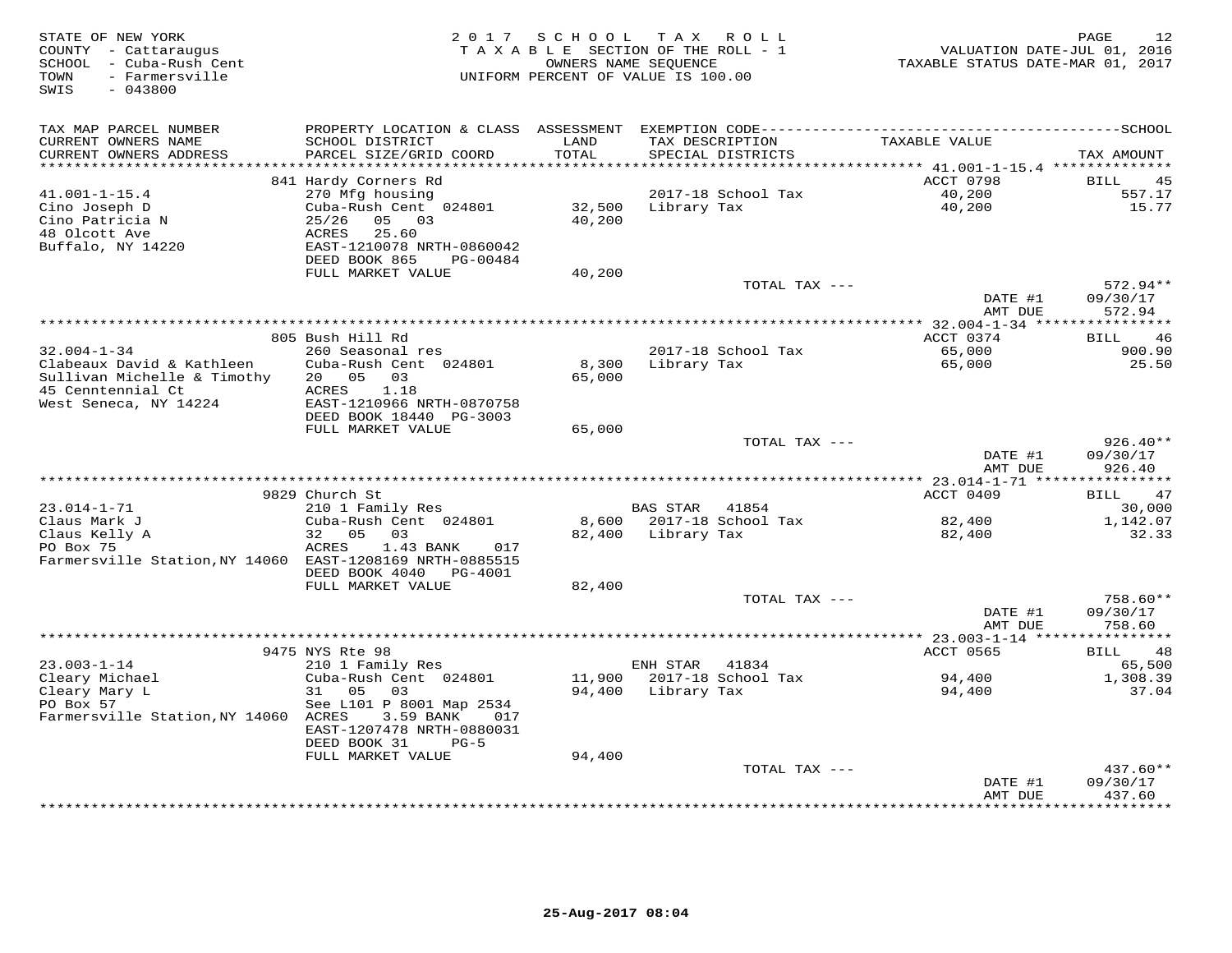STATE OF NEW YORK
COUNTY - Cattaraugus
SCHOOL - Cuba-Rush Cent
TOWN - Farmersville
SWIS - 043800

2 0 1 7 S C H O O L T A X R O L L
T A X A B L E SECTION OF THE ROLL - 1
OWNERS NAME SEQUENCE
UNIFORM PERCENT OF VALUE IS 100.00

VALUATION DATE-JUL 01, 2016
TAXABLE STATUS DATE-MAR 01, 2017

| TAX MAP PARCEL NUMBER / CURRENT OWNERS NAME / CURRENT OWNERS ADDRESS | PROPERTY LOCATION & CLASS / SCHOOL DISTRICT / PARCEL SIZE/GRID COORD | ASSESSMENT LAND / TOTAL | EXEMPTION CODE / TAX DESCRIPTION / SPECIAL DISTRICTS | TAXABLE VALUE | TAX AMOUNT |
|---|---|---|---|---|---|
| 41.001-1-15.4 | 841 Hardy Corners Rd | | | ACCT 0798 | BILL 45 |
| Cino Joseph D | 270 Mfg housing | | 2017-18 School Tax | 40,200 | 557.17 |
| Cino Patricia N | Cuba-Rush Cent 024801 | 32,500 | Library Tax | 40,200 | 15.77 |
| 48 Olcott Ave | 25/26 05 03 | 40,200 | | | |
| Buffalo, NY 14220 | ACRES 25.60 | | | | |
| | EAST-1210078 NRTH-0860042 | | | | |
| | DEED BOOK 865 PG-00484 | | | | |
| | FULL MARKET VALUE | 40,200 | | | |
| | | | TOTAL TAX --- | | 572.94** |
| | | | | DATE #1 | 09/30/17 |
| | | | | AMT DUE | 572.94 |
| 32.004-1-34 | 805 Bush Hill Rd | | | ACCT 0374 | BILL 46 |
| Clabeaux David & Kathleen | 260 Seasonal res | | 2017-18 School Tax | 65,000 | 900.90 |
| Sullivan Michelle & Timothy | Cuba-Rush Cent 024801 | 8,300 | Library Tax | 65,000 | 25.50 |
| 45 Cenntennial Ct | 20 05 03 | 65,000 | | | |
| West Seneca, NY 14224 | ACRES 1.18 | | | | |
| | EAST-1210966 NRTH-0870758 | | | | |
| | DEED BOOK 18440 PG-3003 | | | | |
| | FULL MARKET VALUE | 65,000 | | | |
| | | | TOTAL TAX --- | | 926.40** |
| | | | | DATE #1 | 09/30/17 |
| | | | | AMT DUE | 926.40 |
| 23.014-1-71 | 9829 Church St | | | ACCT 0409 | BILL 47 |
| Claus Mark J | 210 1 Family Res | | BAS STAR 41854 | | 30,000 |
| Claus Kelly A | Cuba-Rush Cent 024801 | 8,600 | 2017-18 School Tax | 82,400 | 1,142.07 |
| PO Box 75 | 32 05 03 | 82,400 | Library Tax | 82,400 | 32.33 |
| Farmersville Station,NY 14060 | ACRES 1.43 BANK 017 | | | | |
| | EAST-1208169 NRTH-0885515 | | | | |
| | DEED BOOK 4040 PG-4001 | | | | |
| | FULL MARKET VALUE | 82,400 | | | |
| | | | TOTAL TAX --- | | 758.60** |
| | | | | DATE #1 | 09/30/17 |
| | | | | AMT DUE | 758.60 |
| 23.003-1-14 | 9475 NYS Rte 98 | | | ACCT 0565 | BILL 48 |
| Cleary Michael | 210 1 Family Res | | ENH STAR 41834 | | 65,500 |
| Cleary Mary L | Cuba-Rush Cent 024801 | 11,900 | 2017-18 School Tax | 94,400 | 1,308.39 |
| PO Box 57 | 31 05 03 | 94,400 | Library Tax | 94,400 | 37.04 |
| Farmersville Station,NY 14060 | See L101 P 8001 Map 2534 | | | | |
| | ACRES 3.59 BANK 017 | | | | |
| | EAST-1207478 NRTH-0880031 | | | | |
| | DEED BOOK 31 PG-5 | | | | |
| | FULL MARKET VALUE | 94,400 | | | |
| | | | TOTAL TAX --- | | 437.60** |
| | | | | DATE #1 | 09/30/17 |
| | | | | AMT DUE | 437.60 |

25-Aug-2017 08:04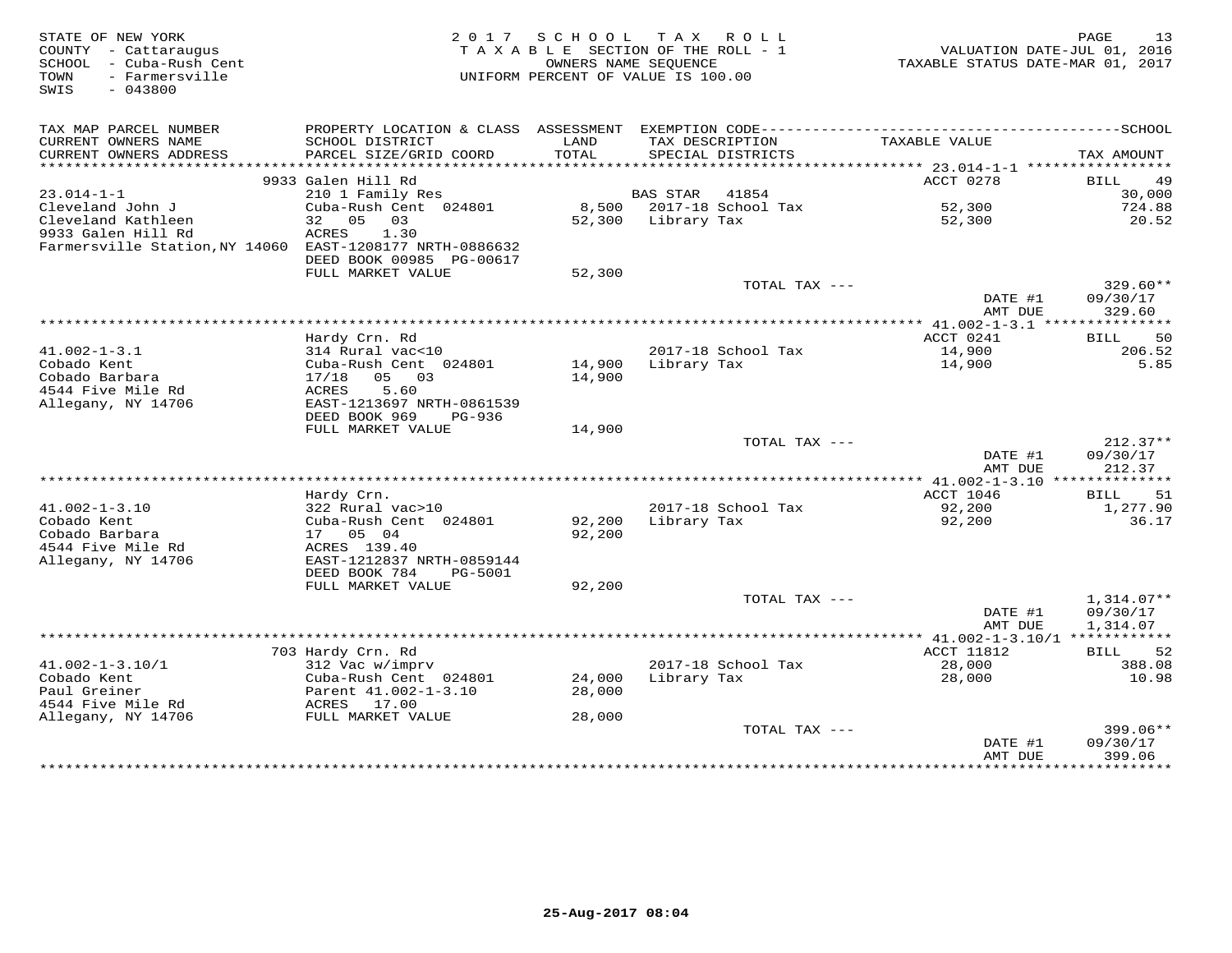STATE OF NEW YORK
COUNTY - Cattaraugus
SCHOOL - Cuba-Rush Cent
TOWN - Farmersville
SWIS - 043800

2017 SCHOOL TAX ROLL
TAXABLE SECTION OF THE ROLL - 1
OWNERS NAME SEQUENCE
UNIFORM PERCENT OF VALUE IS 100.00

VALUATION DATE-JUL 01, 2016
TAXABLE STATUS DATE-MAR 01, 2017

| TAX MAP PARCEL NUMBER / CURRENT OWNERS NAME / CURRENT OWNERS ADDRESS | PROPERTY LOCATION & CLASS / SCHOOL DISTRICT / PARCEL SIZE/GRID COORD | ASSESSMENT LAND / TOTAL | EXEMPTION CODE / TAX DESCRIPTION / SPECIAL DISTRICTS | TAXABLE VALUE | TAX AMOUNT |
|---|---|---|---|---|---|
| | 9933 Galen Hill Rd | | | ACCT 0278 | BILL 49 |
| 23.014-1-1 | 210 1 Family Res | | BAS STAR 41854 | | 30,000 |
| Cleveland John J | Cuba-Rush Cent 024801 | 8,500 | 2017-18 School Tax | 52,300 | 724.88 |
| Cleveland Kathleen | 32 05 03 | 52,300 | Library Tax | 52,300 | 20.52 |
| 9933 Galen Hill Rd | ACRES 1.30 | | | | |
| Farmersville Station,NY 14060 | EAST-1208177 NRTH-0886632 | | | | |
| | DEED BOOK 00985 PG-00617 | | | | |
| | FULL MARKET VALUE | 52,300 | | | |
| | | | TOTAL TAX --- | | 329.60** |
| | | | | DATE #1 | 09/30/17 |
| | | | | AMT DUE | 329.60 |
| | Hardy Crn. Rd | | | ACCT 0241 | BILL 50 |
| 41.002-1-3.1 | 314 Rural vac<10 | | 2017-18 School Tax | 14,900 | 206.52 |
| Cobado Kent | Cuba-Rush Cent 024801 | 14,900 | Library Tax | 14,900 | 5.85 |
| Cobado Barbara | 17/18 05 03 | 14,900 | | | |
| 4544 Five Mile Rd | ACRES 5.60 | | | | |
| Allegany, NY 14706 | EAST-1213697 NRTH-0861539 | | | | |
| | DEED BOOK 969 PG-936 | | | | |
| | FULL MARKET VALUE | 14,900 | | | |
| | | | TOTAL TAX --- | | 212.37** |
| | | | | DATE #1 | 09/30/17 |
| | | | | AMT DUE | 212.37 |
| | Hardy Crn. | | | ACCT 1046 | BILL 51 |
| 41.002-1-3.10 | 322 Rural vac>10 | | 2017-18 School Tax | 92,200 | 1,277.90 |
| Cobado Kent | Cuba-Rush Cent 024801 | 92,200 | Library Tax | 92,200 | 36.17 |
| Cobado Barbara | 17 05 04 | 92,200 | | | |
| 4544 Five Mile Rd | ACRES 139.40 | | | | |
| Allegany, NY 14706 | EAST-1212837 NRTH-0859144 | | | | |
| | DEED BOOK 784 PG-5001 | | | | |
| | FULL MARKET VALUE | 92,200 | | | |
| | | | TOTAL TAX --- | | 1,314.07** |
| | | | | DATE #1 | 09/30/17 |
| | | | | AMT DUE | 1,314.07 |
| | 703 Hardy Crn. Rd | | | ACCT 11812 | BILL 52 |
| 41.002-1-3.10/1 | 312 Vac w/imprv | | 2017-18 School Tax | 28,000 | 388.08 |
| Cobado Kent | Cuba-Rush Cent 024801 | 24,000 | Library Tax | 28,000 | 10.98 |
| Paul Greiner | Parent 41.002-1-3.10 | 28,000 | | | |
| 4544 Five Mile Rd | ACRES 17.00 | | | | |
| Allegany, NY 14706 | FULL MARKET VALUE | 28,000 | | | |
| | | | TOTAL TAX --- | | 399.06** |
| | | | | DATE #1 | 09/30/17 |
| | | | | AMT DUE | 399.06 |

25-Aug-2017 08:04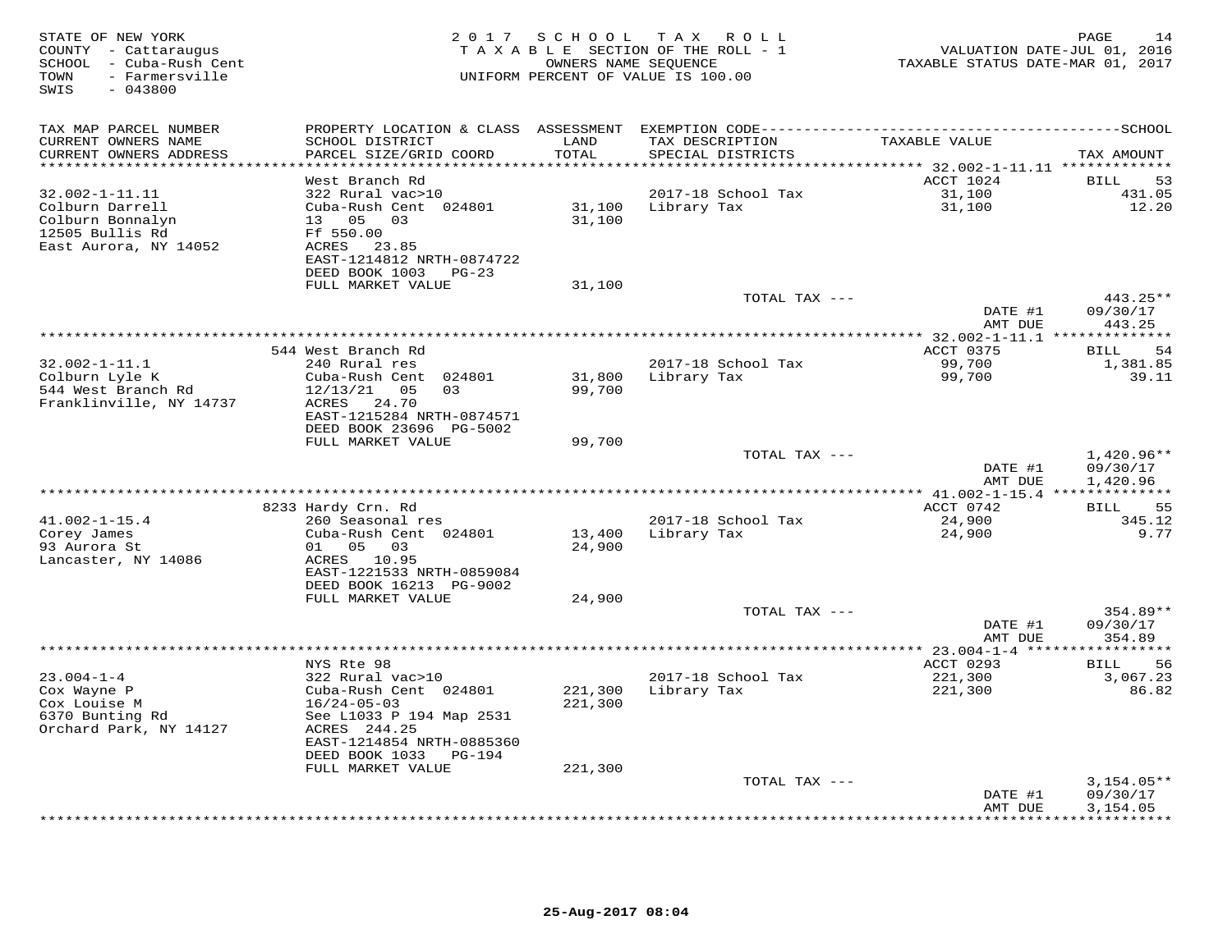STATE OF NEW YORK
COUNTY - Cattaraugus
SCHOOL - Cuba-Rush Cent
TOWN - Farmersville
SWIS - 043800

2017 SCHOOL TAX ROLL
TAXABLE SECTION OF THE ROLL - 1
OWNERS NAME SEQUENCE
UNIFORM PERCENT OF VALUE IS 100.00

VALUATION DATE-JUL 01, 2016
TAXABLE STATUS DATE-MAR 01, 2017

| TAX MAP PARCEL NUMBER / CURRENT OWNERS NAME / CURRENT OWNERS ADDRESS | PROPERTY LOCATION & CLASS / SCHOOL DISTRICT / PARCEL SIZE/GRID COORD | ASSESSMENT LAND / TOTAL | EXEMPTION CODE / TAX DESCRIPTION / SPECIAL DISTRICTS | TAXABLE VALUE | TAX AMOUNT |
|---|---|---|---|---|---|
| **32.002-1-11.11** | West Branch Rd | | | ACCT 1024 | BILL 53 |
| Colburn Darrell | 322 Rural vac>10 | | 2017-18 School Tax | 31,100 | 431.05 |
| Colburn Bonnalyn | Cuba-Rush Cent 024801 | 31,100 | Library Tax | 31,100 | 12.20 |
| 12505 Bullis Rd | 13 05 03 | 31,100 | | | |
| East Aurora, NY 14052 | Ff 550.00 | | | | |
| | ACRES 23.85 | | | | |
| | EAST-1214812 NRTH-0874722 | | | | |
| | DEED BOOK 1003 PG-23 | | | | |
| | FULL MARKET VALUE | 31,100 | | | |
| | | | TOTAL TAX --- | | 443.25** |
| | | | | DATE #1 | 09/30/17 |
| | | | | AMT DUE | 443.25 |
| **32.002-1-11.1** | 544 West Branch Rd | | | ACCT 0375 | BILL 54 |
| Colburn Lyle K | 240 Rural res | | 2017-18 School Tax | 99,700 | 1,381.85 |
| 544 West Branch Rd | Cuba-Rush Cent 024801 | 31,800 | Library Tax | 99,700 | 39.11 |
| Franklinville, NY 14737 | 12/13/21 05 03 | 99,700 | | | |
| | ACRES 24.70 | | | | |
| | EAST-1215284 NRTH-0874571 | | | | |
| | DEED BOOK 23696 PG-5002 | | | | |
| | FULL MARKET VALUE | 99,700 | | | |
| | | | TOTAL TAX --- | | 1,420.96** |
| | | | | DATE #1 | 09/30/17 |
| | | | | AMT DUE | 1,420.96 |
| **41.002-1-15.4** | 8233 Hardy Crn. Rd | | | ACCT 0742 | BILL 55 |
| Corey James | 260 Seasonal res | | 2017-18 School Tax | 24,900 | 345.12 |
| 93 Aurora St | Cuba-Rush Cent 024801 | 13,400 | Library Tax | 24,900 | 9.77 |
| Lancaster, NY 14086 | 01 05 03 | 24,900 | | | |
| | ACRES 10.95 | | | | |
| | EAST-1221533 NRTH-0859084 | | | | |
| | DEED BOOK 16213 PG-9002 | | | | |
| | FULL MARKET VALUE | 24,900 | | | |
| | | | TOTAL TAX --- | | 354.89** |
| | | | | DATE #1 | 09/30/17 |
| | | | | AMT DUE | 354.89 |
| **23.004-1-4** | NYS Rte 98 | | | ACCT 0293 | BILL 56 |
| Cox Wayne P | 322 Rural vac>10 | | 2017-18 School Tax | 221,300 | 3,067.23 |
| Cox Louise M | Cuba-Rush Cent 024801 | 221,300 | Library Tax | 221,300 | 86.82 |
| 6370 Bunting Rd | 16/24-05-03 | 221,300 | | | |
| Orchard Park, NY 14127 | See L1033 P 194 Map 2531 | | | | |
| | ACRES 244.25 | | | | |
| | EAST-1214854 NRTH-0885360 | | | | |
| | DEED BOOK 1033 PG-194 | | | | |
| | FULL MARKET VALUE | 221,300 | | | |
| | | | TOTAL TAX --- | | 3,154.05** |
| | | | | DATE #1 | 09/30/17 |
| | | | | AMT DUE | 3,154.05 |

25-Aug-2017 08:04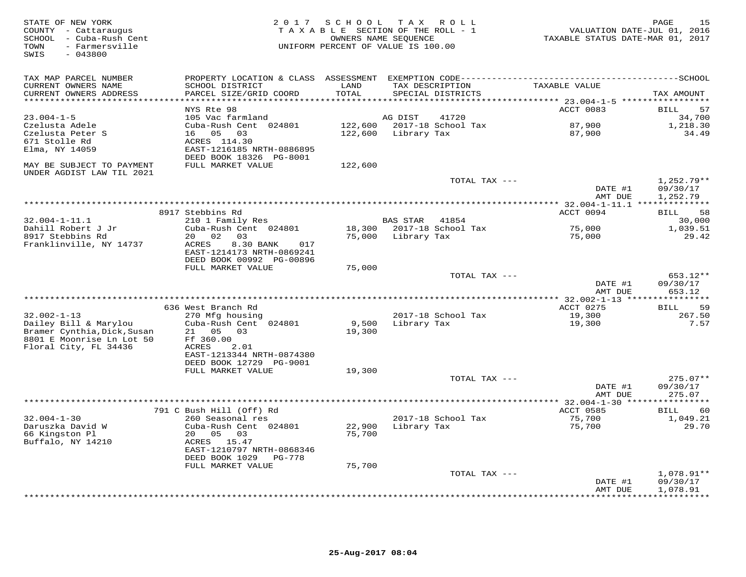STATE OF NEW YORK
COUNTY - Cattaraugus
SCHOOL - Cuba-Rush Cent
TOWN - Farmersville
SWIS - 043800

2 0 1 7 S C H O O L T A X R O L L
T A X A B L E SECTION OF THE ROLL - 1
OWNERS NAME SEQUENCE
UNIFORM PERCENT OF VALUE IS 100.00

VALUATION DATE-JUL 01, 2016
TAXABLE STATUS DATE-MAR 01, 2017

| TAX MAP PARCEL NUMBER / CURRENT OWNERS NAME / CURRENT OWNERS ADDRESS | PROPERTY LOCATION & CLASS / SCHOOL DISTRICT / PARCEL SIZE/GRID COORD | ASSESSMENT LAND | TOTAL | EXEMPTION CODE / TAX DESCRIPTION / SPECIAL DISTRICTS | TAXABLE VALUE | TAX AMOUNT |
|---|---|---|---|---|---|---|
| **23.004-1-5** | NYS Rte 98 | | | | ACCT 0083 | BILL 57 |
| 23.004-1-5 | 105 Vac farmland | | | AG DIST 41720 | | 34,700 |
| Czelusta Adele | Cuba-Rush Cent 024801 | 122,600 | | 2017-18 School Tax | 87,900 | 1,218.30 |
| Czelusta Peter S | 16 05 03 | | 122,600 | Library Tax | 87,900 | 34.49 |
| 671 Stolle Rd | ACRES 114.30 | | | | | |
| Elma, NY 14059 | EAST-1216185 NRTH-0886895 | | | | | |
| | DEED BOOK 18326 PG-8001 | | | | | |
| MAY BE SUBJECT TO PAYMENT UNDER AGDIST LAW TIL 2021 | FULL MARKET VALUE | | 122,600 | | | |
| | | | | TOTAL TAX --- | | 1,252.79** |
| | | | | | DATE #1 | 09/30/17 |
| | | | | | AMT DUE | 1,252.79 |
| **32.004-1-11.1** | 8917 Stebbins Rd | | | | ACCT 0094 | BILL 58 |
| 32.004-1-11.1 | 210 1 Family Res | | | BAS STAR 41854 | | 30,000 |
| Dahill Robert J Jr | Cuba-Rush Cent 024801 | 18,300 | | 2017-18 School Tax | 75,000 | 1,039.51 |
| 8917 Stebbins Rd | 20 02 03 | | 75,000 | Library Tax | 75,000 | 29.42 |
| Franklinville, NY 14737 | ACRES 8.30 BANK 017 | | | | | |
| | EAST-1214173 NRTH-0869241 | | | | | |
| | DEED BOOK 00992 PG-00896 | | | | | |
| | FULL MARKET VALUE | | 75,000 | | | |
| | | | | TOTAL TAX --- | | 653.12** |
| | | | | | DATE #1 | 09/30/17 |
| | | | | | AMT DUE | 653.12 |
| **32.002-1-13** | 636 West Branch Rd | | | | ACCT 0275 | BILL 59 |
| 32.002-1-13 | 270 Mfg housing | | | 2017-18 School Tax | 19,300 | 267.50 |
| Dailey Bill & Marylou | Cuba-Rush Cent 024801 | 9,500 | | Library Tax | 19,300 | 7.57 |
| Bramer Cynthia,Dick,Susan | 21 05 03 | | 19,300 | | | |
| 8801 E Moonrise Ln Lot 50 | Ff 360.00 | | | | | |
| Floral City, FL 34436 | ACRES 2.01 | | | | | |
| | EAST-1213344 NRTH-0874380 | | | | | |
| | DEED BOOK 12729 PG-9001 | | | | | |
| | FULL MARKET VALUE | | 19,300 | | | |
| | | | | TOTAL TAX --- | | 275.07** |
| | | | | | DATE #1 | 09/30/17 |
| | | | | | AMT DUE | 275.07 |
| **32.004-1-30** | 791 C Bush Hill (Off) Rd | | | | ACCT 0585 | BILL 60 |
| 32.004-1-30 | 260 Seasonal res | | | 2017-18 School Tax | 75,700 | 1,049.21 |
| Daruszka David W | Cuba-Rush Cent 024801 | 22,900 | | Library Tax | 75,700 | 29.70 |
| 66 Kingston Pl | 20 05 03 | | 75,700 | | | |
| Buffalo, NY 14210 | ACRES 15.47 | | | | | |
| | EAST-1210797 NRTH-0868346 | | | | | |
| | DEED BOOK 1029 PG-778 | | | | | |
| | FULL MARKET VALUE | | 75,700 | | | |
| | | | | TOTAL TAX --- | | 1,078.91** |
| | | | | | DATE #1 | 09/30/17 |
| | | | | | AMT DUE | 1,078.91 |

25-Aug-2017 08:04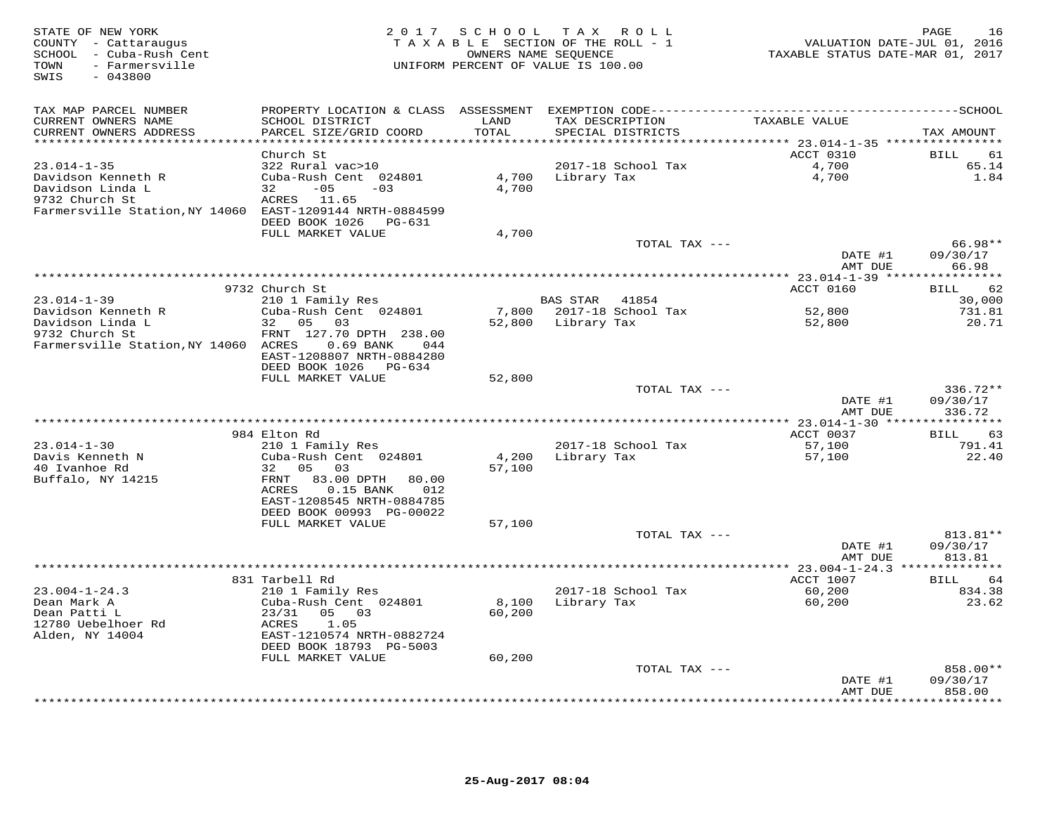STATE OF NEW YORK
COUNTY - Cattaraugus
SCHOOL - Cuba-Rush Cent
TOWN - Farmersville
SWIS - 043800

2017 SCHOOL TAX ROLL
TAXABLE SECTION OF THE ROLL - 1
OWNERS NAME SEQUENCE
UNIFORM PERCENT OF VALUE IS 100.00

VALUATION DATE-JUL 01, 2016
TAXABLE STATUS DATE-MAR 01, 2017

| TAX MAP PARCEL NUMBER / CURRENT OWNERS NAME / CURRENT OWNERS ADDRESS | PROPERTY LOCATION & CLASS / SCHOOL DISTRICT / PARCEL SIZE/GRID COORD | ASSESSMENT LAND / TOTAL | EXEMPTION CODE / TAX DESCRIPTION / SPECIAL DISTRICTS | TAXABLE VALUE | TAX AMOUNT |
|---|---|---|---|---|---|
| **23.014-1-35** | Church St | | | ACCT 0310 | BILL 61 |
| 23.014-1-35 | 322 Rural vac>10 | | 2017-18 School Tax | 4,700 | 65.14 |
| Davidson Kenneth R | Cuba-Rush Cent 024801 | 4,700 | Library Tax | 4,700 | 1.84 |
| Davidson Linda L | 32 -05 -03 | 4,700 | | | |
| 9732 Church St | ACRES 11.65 | | | | |
| Farmersville Station,NY 14060 | EAST-1209144 NRTH-0884599 | | | | |
| | DEED BOOK 1026 PG-631 | | | | |
| | FULL MARKET VALUE | 4,700 | | | |
| | | | TOTAL TAX --- | | 66.98** |
| | | | | DATE #1 | 09/30/17 |
| | | | | AMT DUE | 66.98 |
| **23.014-1-39** | 9732 Church St | | | ACCT 0160 | BILL 62 |
| 23.014-1-39 | 210 1 Family Res | | BAS STAR 41854 | | 30,000 |
| Davidson Kenneth R | Cuba-Rush Cent 024801 | 7,800 | 2017-18 School Tax | 52,800 | 731.81 |
| Davidson Linda L | 32 05 03 | 52,800 | Library Tax | 52,800 | 20.71 |
| 9732 Church St | FRNT 127.70 DPTH 238.00 | | | | |
| Farmersville Station,NY 14060 | ACRES 0.69 BANK 044 | | | | |
| | EAST-1208807 NRTH-0884280 | | | | |
| | DEED BOOK 1026 PG-634 | | | | |
| | FULL MARKET VALUE | 52,800 | | | |
| | | | TOTAL TAX --- | | 336.72** |
| | | | | DATE #1 | 09/30/17 |
| | | | | AMT DUE | 336.72 |
| **23.014-1-30** | 984 Elton Rd | | | ACCT 0037 | BILL 63 |
| 23.014-1-30 | 210 1 Family Res | | 2017-18 School Tax | 57,100 | 791.41 |
| Davis Kenneth N | Cuba-Rush Cent 024801 | 4,200 | Library Tax | 57,100 | 22.40 |
| 40 Ivanhoe Rd | 32 05 03 | 57,100 | | | |
| Buffalo, NY 14215 | FRNT 83.00 DPTH 80.00 | | | | |
| | ACRES 0.15 BANK 012 | | | | |
| | EAST-1208545 NRTH-0884785 | | | | |
| | DEED BOOK 00993 PG-00022 | | | | |
| | FULL MARKET VALUE | 57,100 | | | |
| | | | TOTAL TAX --- | | 813.81** |
| | | | | DATE #1 | 09/30/17 |
| | | | | AMT DUE | 813.81 |
| **23.004-1-24.3** | 831 Tarbell Rd | | | ACCT 1007 | BILL 64 |
| 23.004-1-24.3 | 210 1 Family Res | | 2017-18 School Tax | 60,200 | 834.38 |
| Dean Mark A | Cuba-Rush Cent 024801 | 8,100 | Library Tax | 60,200 | 23.62 |
| Dean Patti L | 23/31 05 03 | 60,200 | | | |
| 12780 Uebelhoer Rd | ACRES 1.05 | | | | |
| Alden, NY 14004 | EAST-1210574 NRTH-0882724 | | | | |
| | DEED BOOK 18793 PG-5003 | | | | |
| | FULL MARKET VALUE | 60,200 | | | |
| | | | TOTAL TAX --- | | 858.00** |
| | | | | DATE #1 | 09/30/17 |
| | | | | AMT DUE | 858.00 |

25-Aug-2017 08:04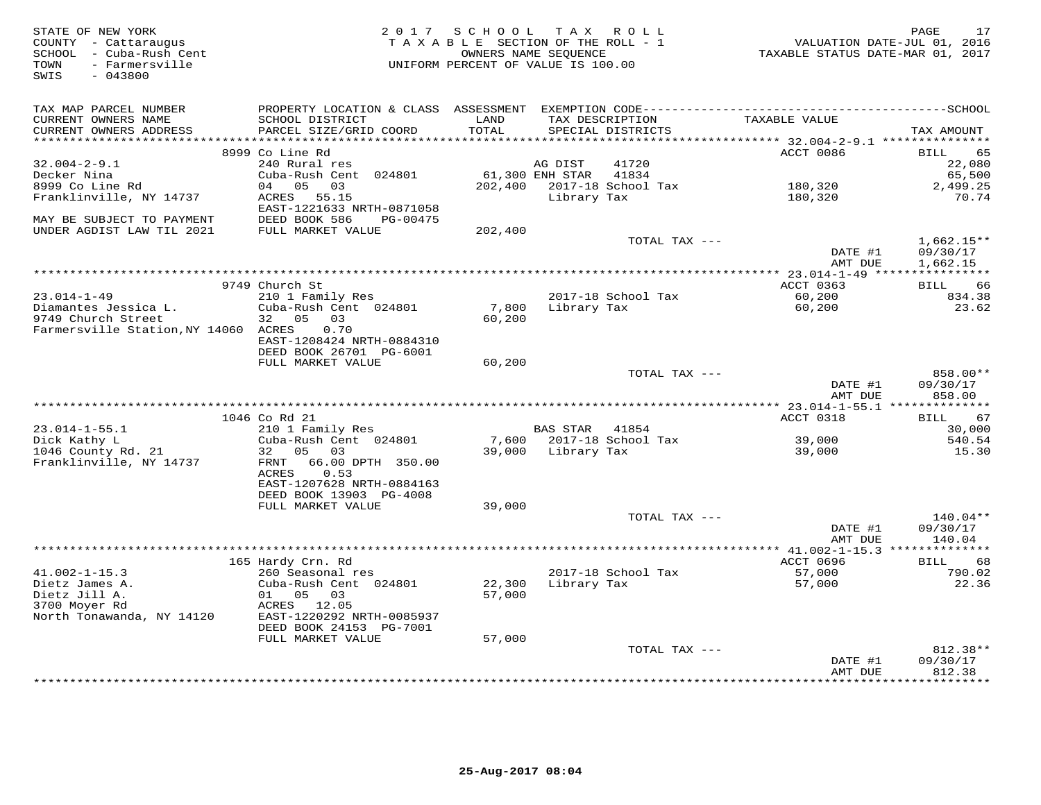STATE OF NEW YORK
COUNTY - Cattaraugus
SCHOOL - Cuba-Rush Cent
TOWN - Farmersville
SWIS - 043800

2017 SCHOOL TAX ROLL
TAXABLE SECTION OF THE ROLL - 1
OWNERS NAME SEQUENCE
UNIFORM PERCENT OF VALUE IS 100.00

VALUATION DATE-JUL 01, 2016
TAXABLE STATUS DATE-MAR 01, 2017

| TAX MAP PARCEL NUMBER / CURRENT OWNERS NAME / CURRENT OWNERS ADDRESS | PROPERTY LOCATION & CLASS / SCHOOL DISTRICT / PARCEL SIZE/GRID COORD | ASSESSMENT LAND / TOTAL | EXEMPTION CODE / TAX DESCRIPTION / SPECIAL DISTRICTS | TAXABLE VALUE | TAX AMOUNT |
|---|---|---|---|---|---|
| **32.004-2-9.1** | 8999 Co Line Rd | | | ACCT 0086 | BILL 65 |
| 32.004-2-9.1 | 240 Rural res | | AG DIST 41720 | | 22,080 |
| Decker Nina | Cuba-Rush Cent 024801 | 61,300 | ENH STAR 41834 | | 65,500 |
| 8999 Co Line Rd | 04 05 03 | 202,400 | 2017-18 School Tax | 180,320 | 2,499.25 |
| Franklinville, NY 14737 | ACRES 55.15 | | Library Tax | 180,320 | 70.74 |
| | EAST-1221633 NRTH-0871058 | | | | |
| MAY BE SUBJECT TO PAYMENT | DEED BOOK 586 PG-00475 | | | | |
| UNDER AGDIST LAW TIL 2021 | FULL MARKET VALUE | 202,400 | | | |
| | | | TOTAL TAX --- | | 1,662.15** |
| | | | | DATE #1 | 09/30/17 |
| | | | | AMT DUE | 1,662.15 |
| **23.014-1-49** | 9749 Church St | | | ACCT 0363 | BILL 66 |
| 23.014-1-49 | 210 1 Family Res | | 2017-18 School Tax | 60,200 | 834.38 |
| Diamantes Jessica L. | Cuba-Rush Cent 024801 | 7,800 | Library Tax | 60,200 | 23.62 |
| 9749 Church Street | 32 05 03 | 60,200 | | | |
| Farmersville Station,NY 14060 | ACRES 0.70 | | | | |
| | EAST-1208424 NRTH-0884310 | | | | |
| | DEED BOOK 26701 PG-6001 | | | | |
| | FULL MARKET VALUE | 60,200 | | | |
| | | | TOTAL TAX --- | | 858.00** |
| | | | | DATE #1 | 09/30/17 |
| | | | | AMT DUE | 858.00 |
| **23.014-1-55.1** | 1046 Co Rd 21 | | | ACCT 0318 | BILL 67 |
| 23.014-1-55.1 | 210 1 Family Res | | BAS STAR 41854 | | 30,000 |
| Dick Kathy L | Cuba-Rush Cent 024801 | 7,600 | 2017-18 School Tax | 39,000 | 540.54 |
| 1046 County Rd. 21 | 32 05 03 | 39,000 | Library Tax | 39,000 | 15.30 |
| Franklinville, NY 14737 | FRNT 66.00 DPTH 350.00 | | | | |
| | ACRES 0.53 | | | | |
| | EAST-1207628 NRTH-0884163 | | | | |
| | DEED BOOK 13903 PG-4008 | | | | |
| | FULL MARKET VALUE | 39,000 | | | |
| | | | TOTAL TAX --- | | 140.04** |
| | | | | DATE #1 | 09/30/17 |
| | | | | AMT DUE | 140.04 |
| **41.002-1-15.3** | 165 Hardy Crn. Rd | | | ACCT 0696 | BILL 68 |
| 41.002-1-15.3 | 260 Seasonal res | | 2017-18 School Tax | 57,000 | 790.02 |
| Dietz James A. | Cuba-Rush Cent 024801 | 22,300 | Library Tax | 57,000 | 22.36 |
| Dietz Jill A. | 01 05 03 | 57,000 | | | |
| 3700 Moyer Rd | ACRES 12.05 | | | | |
| North Tonawanda, NY 14120 | EAST-1220292 NRTH-0085937 | | | | |
| | DEED BOOK 24153 PG-7001 | | | | |
| | FULL MARKET VALUE | 57,000 | | | |
| | | | TOTAL TAX --- | | 812.38** |
| | | | | DATE #1 | 09/30/17 |
| | | | | AMT DUE | 812.38 |

25-Aug-2017 08:04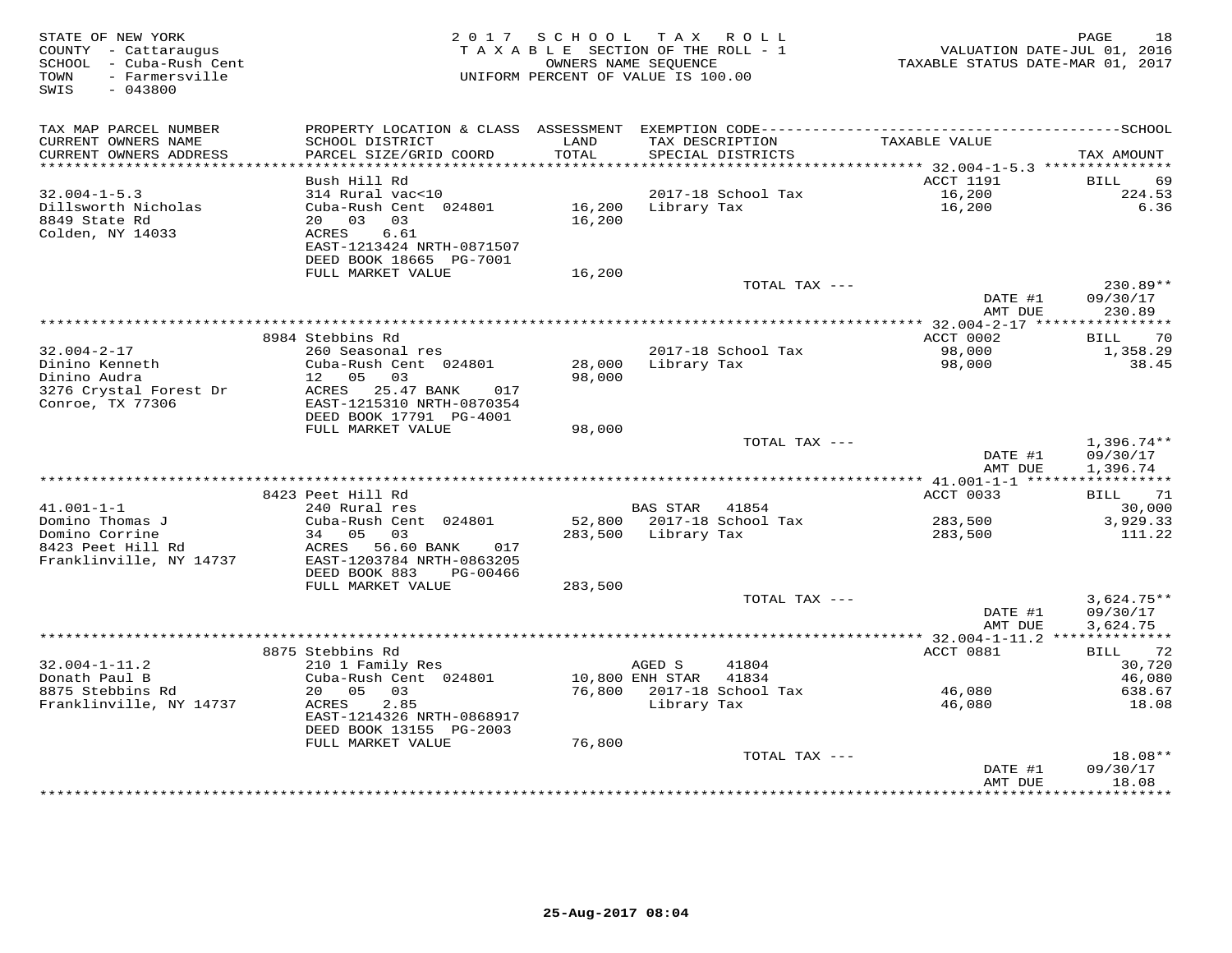STATE OF NEW YORK
COUNTY - Cattaraugus
SCHOOL - Cuba-Rush Cent
TOWN - Farmersville
SWIS - 043800

2017 SCHOOL TAX ROLL
TAXABLE SECTION OF THE ROLL - 1
OWNERS NAME SEQUENCE
UNIFORM PERCENT OF VALUE IS 100.00

VALUATION DATE-JUL 01, 2016
TAXABLE STATUS DATE-MAR 01, 2017

| TAX MAP PARCEL NUMBER / CURRENT OWNERS NAME / CURRENT OWNERS ADDRESS | PROPERTY LOCATION & CLASS / SCHOOL DISTRICT / PARCEL SIZE/GRID COORD | ASSESSMENT LAND / TOTAL | EXEMPTION CODE / TAX DESCRIPTION / SPECIAL DISTRICTS | TAXABLE VALUE | TAX AMOUNT |
|---|---|---|---|---|---|
| | Bush Hill Rd | | | ACCT 1191 | BILL 69 |
| 32.004-1-5.3 | 314 Rural vac<10 | | 2017-18 School Tax | 16,200 | 224.53 |
| Dillsworth Nicholas | Cuba-Rush Cent 024801 | 16,200 | Library Tax | 16,200 | 6.36 |
| 8849 State Rd | 20 03 03 | 16,200 | | | |
| Colden, NY 14033 | ACRES 6.61 | | | | |
| | EAST-1213424 NRTH-0871507 | | | | |
| | DEED BOOK 18665 PG-7001 | | | | |
| | FULL MARKET VALUE | 16,200 | | | |
| | | | TOTAL TAX --- | | 230.89** |
| | | | | DATE #1 | 09/30/17 |
| | | | | AMT DUE | 230.89 |
| | 8984 Stebbins Rd | | | ACCT 0002 | BILL 70 |
| 32.004-2-17 | 260 Seasonal res | | 2017-18 School Tax | 98,000 | 1,358.29 |
| Dinino Kenneth | Cuba-Rush Cent 024801 | 28,000 | Library Tax | 98,000 | 38.45 |
| Dinino Audra | 12 05 03 | 98,000 | | | |
| 3276 Crystal Forest Dr | ACRES 25.47 BANK 017 | | | | |
| Conroe, TX 77306 | EAST-1215310 NRTH-0870354 | | | | |
| | DEED BOOK 17791 PG-4001 | | | | |
| | FULL MARKET VALUE | 98,000 | | | |
| | | | TOTAL TAX --- | | 1,396.74** |
| | | | | DATE #1 | 09/30/17 |
| | | | | AMT DUE | 1,396.74 |
| | 8423 Peet Hill Rd | | | ACCT 0033 | BILL 71 |
| 41.001-1-1 | 240 Rural res | | BAS STAR 41854 | | 30,000 |
| Domino Thomas J | Cuba-Rush Cent 024801 | 52,800 | 2017-18 School Tax | 283,500 | 3,929.33 |
| Domino Corrine | 34 05 03 | 283,500 | Library Tax | 283,500 | 111.22 |
| 8423 Peet Hill Rd | ACRES 56.60 BANK 017 | | | | |
| Franklinville, NY 14737 | EAST-1203784 NRTH-0863205 | | | | |
| | DEED BOOK 883 PG-00466 | | | | |
| | FULL MARKET VALUE | 283,500 | | | |
| | | | TOTAL TAX --- | | 3,624.75** |
| | | | | DATE #1 | 09/30/17 |
| | | | | AMT DUE | 3,624.75 |
| | 8875 Stebbins Rd | | | ACCT 0881 | BILL 72 |
| 32.004-1-11.2 | 210 1 Family Res | | AGED S 41804 | | 30,720 |
| Donath Paul B | Cuba-Rush Cent 024801 | 10,800 | ENH STAR 41834 | | 46,080 |
| 8875 Stebbins Rd | 20 05 03 | 76,800 | 2017-18 School Tax | 46,080 | 638.67 |
| Franklinville, NY 14737 | ACRES 2.85 | | Library Tax | 46,080 | 18.08 |
| | EAST-1214326 NRTH-0868917 | | | | |
| | DEED BOOK 13155 PG-2003 | | | | |
| | FULL MARKET VALUE | 76,800 | | | |
| | | | TOTAL TAX --- | | 18.08** |
| | | | | DATE #1 | 09/30/17 |
| | | | | AMT DUE | 18.08 |

25-Aug-2017 08:04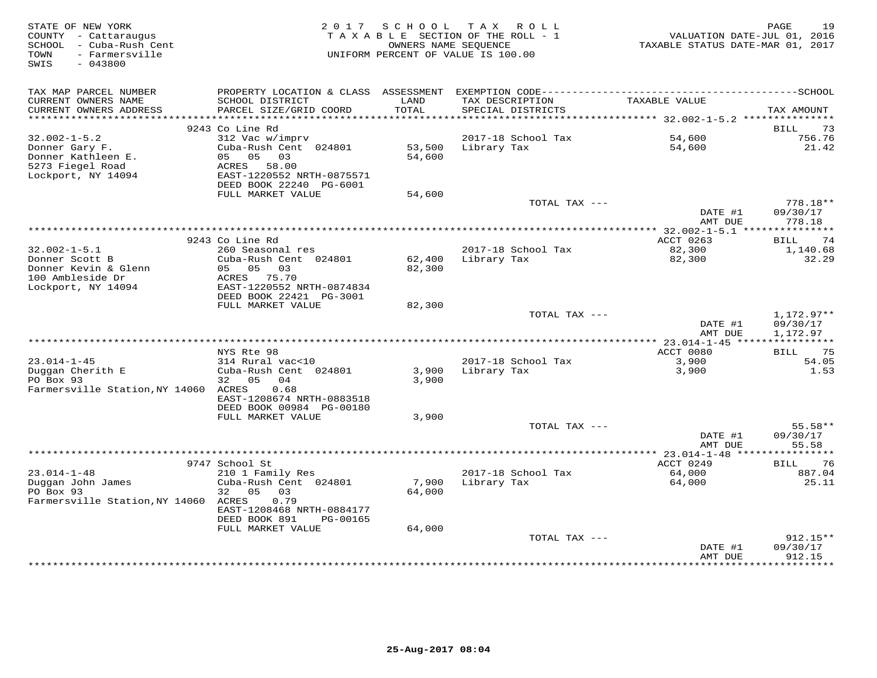STATE OF NEW YORK
COUNTY - Cattaraugus
SCHOOL - Cuba-Rush Cent
TOWN - Farmersville
SWIS - 043800

2017 SCHOOL TAX ROLL
TAXABLE SECTION OF THE ROLL - 1
OWNERS NAME SEQUENCE
UNIFORM PERCENT OF VALUE IS 100.00

VALUATION DATE-JUL 01, 2016
TAXABLE STATUS DATE-MAR 01, 2017

| TAX MAP PARCEL NUMBER / CURRENT OWNERS NAME / CURRENT OWNERS ADDRESS | PROPERTY LOCATION & CLASS / SCHOOL DISTRICT / PARCEL SIZE/GRID COORD | ASSESSMENT LAND / TOTAL | EXEMPTION CODE / TAX DESCRIPTION / SPECIAL DISTRICTS | TAXABLE VALUE | SCHOOL TAX AMOUNT |
|---|---|---|---|---|---|
| **32.002-1-5.2** | 9243 Co Line Rd | | | | BILL 73 |
| 32.002-1-5.2 | 312 Vac w/imprv | | 2017-18 School Tax | 54,600 | 756.76 |
| Donner Gary F. | Cuba-Rush Cent 024801 | 53,500 | Library Tax | 54,600 | 21.42 |
| Donner Kathleen E. | 05 05 03 | 54,600 | | | |
| 5273 Fiegel Road | ACRES 58.00 | | | | |
| Lockport, NY 14094 | EAST-1220552 NRTH-0875571 | | | | |
| | DEED BOOK 22240 PG-6001 | | | | |
| | FULL MARKET VALUE | 54,600 | | | |
| | | | TOTAL TAX --- | | 778.18** |
| | | | | DATE #1 | 09/30/17 |
| | | | | AMT DUE | 778.18 |
| **32.002-1-5.1** | 9243 Co Line Rd | | | ACCT 0263 | BILL 74 |
| 32.002-1-5.1 | 260 Seasonal res | | 2017-18 School Tax | 82,300 | 1,140.68 |
| Donner Scott B | Cuba-Rush Cent 024801 | 62,400 | Library Tax | 82,300 | 32.29 |
| Donner Kevin & Glenn | 05 05 03 | 82,300 | | | |
| 100 Ambleside Dr | ACRES 75.70 | | | | |
| Lockport, NY 14094 | EAST-1220552 NRTH-0874834 | | | | |
| | DEED BOOK 22421 PG-3001 | | | | |
| | FULL MARKET VALUE | 82,300 | | | |
| | | | TOTAL TAX --- | | 1,172.97** |
| | | | | DATE #1 | 09/30/17 |
| | | | | AMT DUE | 1,172.97 |
| **23.014-1-45** | NYS Rte 98 | | | ACCT 0080 | BILL 75 |
| 23.014-1-45 | 314 Rural vac<10 | | 2017-18 School Tax | 3,900 | 54.05 |
| Duggan Cherith E | Cuba-Rush Cent 024801 | 3,900 | Library Tax | 3,900 | 1.53 |
| PO Box 93 | 32 05 04 | 3,900 | | | |
| Farmersville Station,NY 14060 | ACRES 0.68 | | | | |
| | EAST-1208674 NRTH-0883518 | | | | |
| | DEED BOOK 00984 PG-00180 | | | | |
| | FULL MARKET VALUE | 3,900 | | | |
| | | | TOTAL TAX --- | | 55.58** |
| | | | | DATE #1 | 09/30/17 |
| | | | | AMT DUE | 55.58 |
| **23.014-1-48** | 9747 School St | | | ACCT 0249 | BILL 76 |
| 23.014-1-48 | 210 1 Family Res | | 2017-18 School Tax | 64,000 | 887.04 |
| Duggan John James | Cuba-Rush Cent 024801 | 7,900 | Library Tax | 64,000 | 25.11 |
| PO Box 93 | 32 05 03 | 64,000 | | | |
| Farmersville Station,NY 14060 | ACRES 0.79 | | | | |
| | EAST-1208468 NRTH-0884177 | | | | |
| | DEED BOOK 891 PG-00165 | | | | |
| | FULL MARKET VALUE | 64,000 | | | |
| | | | TOTAL TAX --- | | 912.15** |
| | | | | DATE #1 | 09/30/17 |
| | | | | AMT DUE | 912.15 |

25-Aug-2017 08:04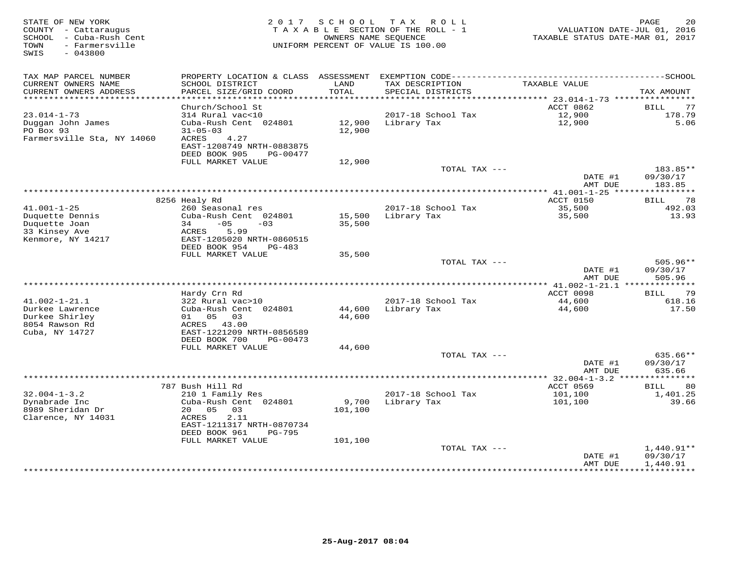STATE OF NEW YORK
COUNTY - Cattaraugus
SCHOOL - Cuba-Rush Cent
TOWN - Farmersville
SWIS - 043800

2 0 1 7 S C H O O L T A X R O L L
T A X A B L E SECTION OF THE ROLL - 1
OWNERS NAME SEQUENCE
UNIFORM PERCENT OF VALUE IS 100.00

VALUATION DATE-JUL 01, 2016
TAXABLE STATUS DATE-MAR 01, 2017

| TAX MAP PARCEL NUMBER / CURRENT OWNERS NAME / CURRENT OWNERS ADDRESS | PROPERTY LOCATION & CLASS / SCHOOL DISTRICT / PARCEL SIZE/GRID COORD | ASSESSMENT LAND / TOTAL | EXEMPTION CODE / TAX DESCRIPTION / SPECIAL DISTRICTS | TAXABLE VALUE | TAX AMOUNT |
|---|---|---|---|---|---|
| | Church/School St | | | ACCT 0862 | BILL 77 |
| 23.014-1-73 | 314 Rural vac<10 | | 2017-18 School Tax | 12,900 | 178.79 |
| Duggan John James | Cuba-Rush Cent 024801 | 12,900 | Library Tax | 12,900 | 5.06 |
| PO Box 93 | 31-05-03 | 12,900 | | | |
| Farmersville Sta, NY 14060 | ACRES 4.27 | | | | |
| | EAST-1208749 NRTH-0883875 | | | | |
| | DEED BOOK 905 PG-00477 | | | | |
| | FULL MARKET VALUE | 12,900 | | | |
| | | | TOTAL TAX --- | | 183.85** |
| | | | | DATE #1 | 09/30/17 |
| | | | | AMT DUE | 183.85 |
| | 8256 Healy Rd | | | ACCT 0150 | BILL 78 |
| 41.001-1-25 | 260 Seasonal res | | 2017-18 School Tax | 35,500 | 492.03 |
| Duquette Dennis | Cuba-Rush Cent 024801 | 15,500 | Library Tax | 35,500 | 13.93 |
| Duquette Joan | 34 -05 -03 | 35,500 | | | |
| 33 Kinsey Ave | ACRES 5.99 | | | | |
| Kenmore, NY 14217 | EAST-1205020 NRTH-0860515 | | | | |
| | DEED BOOK 954 PG-483 | | | | |
| | FULL MARKET VALUE | 35,500 | | | |
| | | | TOTAL TAX --- | | 505.96** |
| | | | | DATE #1 | 09/30/17 |
| | | | | AMT DUE | 505.96 |
| | Hardy Crn Rd | | | ACCT 0098 | BILL 79 |
| 41.002-1-21.1 | 322 Rural vac>10 | | 2017-18 School Tax | 44,600 | 618.16 |
| Durkee Lawrence | Cuba-Rush Cent 024801 | 44,600 | Library Tax | 44,600 | 17.50 |
| Durkee Shirley | 01 05 03 | 44,600 | | | |
| 8054 Rawson Rd | ACRES 43.00 | | | | |
| Cuba, NY 14727 | EAST-1221209 NRTH-0856589 | | | | |
| | DEED BOOK 700 PG-00473 | | | | |
| | FULL MARKET VALUE | 44,600 | | | |
| | | | TOTAL TAX --- | | 635.66** |
| | | | | DATE #1 | 09/30/17 |
| | | | | AMT DUE | 635.66 |
| | 787 Bush Hill Rd | | | ACCT 0569 | BILL 80 |
| 32.004-1-3.2 | 210 1 Family Res | | 2017-18 School Tax | 101,100 | 1,401.25 |
| Dynabrade Inc | Cuba-Rush Cent 024801 | 9,700 | Library Tax | 101,100 | 39.66 |
| 8989 Sheridan Dr | 20 05 03 | 101,100 | | | |
| Clarence, NY 14031 | ACRES 2.11 | | | | |
| | EAST-1211317 NRTH-0870734 | | | | |
| | DEED BOOK 961 PG-795 | | | | |
| | FULL MARKET VALUE | 101,100 | | | |
| | | | TOTAL TAX --- | | 1,440.91** |
| | | | | DATE #1 | 09/30/17 |
| | | | | AMT DUE | 1,440.91 |

25-Aug-2017 08:04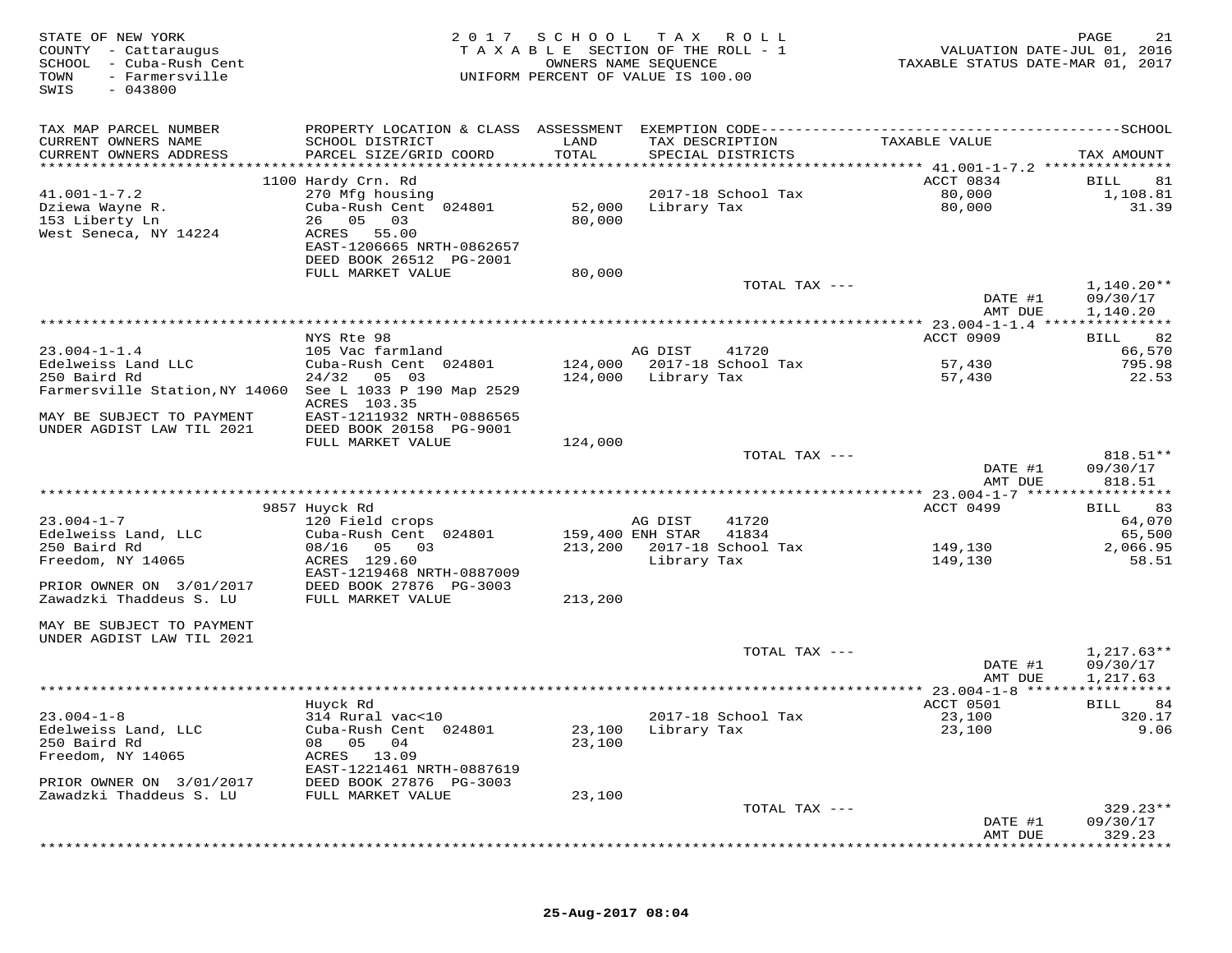STATE OF NEW YORK
COUNTY - Cattaraugus
SCHOOL - Cuba-Rush Cent
TOWN - Farmersville
SWIS - 043800

# 2017 SCHOOL TAX ROLL

TAXABLE SECTION OF THE ROLL - 1
OWNERS NAME SEQUENCE
UNIFORM PERCENT OF VALUE IS 100.00

VALUATION DATE-JUL 01, 2016
TAXABLE STATUS DATE-MAR 01, 2017

| TAX MAP PARCEL NUMBER / CURRENT OWNERS NAME / CURRENT OWNERS ADDRESS | PROPERTY LOCATION & CLASS / SCHOOL DISTRICT / PARCEL SIZE/GRID COORD | ASSESSMENT LAND / TOTAL | EXEMPTION CODE / TAX DESCRIPTION / SPECIAL DISTRICTS | TAXABLE VALUE | TAX AMOUNT |
|---|---|---|---|---|---|
| | 1100 Hardy Crn. Rd | | | ACCT 0834 | BILL 81 |
| 41.001-1-7.2 | 270 Mfg housing | | 2017-18 School Tax | 80,000 | 1,108.81 |
| Dziewa Wayne R. | Cuba-Rush Cent 024801 | 52,000 | Library Tax | 80,000 | 31.39 |
| 153 Liberty Ln | 26 05 03 | 80,000 | | | |
| West Seneca, NY 14224 | ACRES 55.00 | | | | |
| | EAST-1206665 NRTH-0862657 | | | | |
| | DEED BOOK 26512 PG-2001 | | | | |
| | FULL MARKET VALUE | 80,000 | | | |
| | | | TOTAL TAX --- | | 1,140.20** |
| | | | | DATE #1 | 09/30/17 |
| | | | | AMT DUE | 1,140.20 |
| | NYS Rte 98 | | | ACCT 0909 | BILL 82 |
| 23.004-1-1.4 | 105 Vac farmland | | AG DIST 41720 | | 66,570 |
| Edelweiss Land LLC | Cuba-Rush Cent 024801 | 124,000 | 2017-18 School Tax | 57,430 | 795.98 |
| 250 Baird Rd | 24/32 05 03 | 124,000 | Library Tax | 57,430 | 22.53 |
| Farmersville Station,NY 14060 | See L 1033 P 190 Map 2529 | | | | |
| | ACRES 103.35 | | | | |
| MAY BE SUBJECT TO PAYMENT | EAST-1211932 NRTH-0886565 | | | | |
| UNDER AGDIST LAW TIL 2021 | DEED BOOK 20158 PG-9001 | | | | |
| | FULL MARKET VALUE | 124,000 | | | |
| | | | TOTAL TAX --- | | 818.51** |
| | | | | DATE #1 | 09/30/17 |
| | | | | AMT DUE | 818.51 |
| | 9857 Huyck Rd | | | ACCT 0499 | BILL 83 |
| 23.004-1-7 | 120 Field crops | | AG DIST 41720 | | 64,070 |
| Edelweiss Land, LLC | Cuba-Rush Cent 024801 | 159,400 | ENH STAR 41834 | | 65,500 |
| 250 Baird Rd | 08/16 05 03 | 213,200 | 2017-18 School Tax | 149,130 | 2,066.95 |
| Freedom, NY 14065 | ACRES 129.60 | | Library Tax | 149,130 | 58.51 |
| | EAST-1219468 NRTH-0887009 | | | | |
| PRIOR OWNER ON 3/01/2017 | DEED BOOK 27876 PG-3003 | | | | |
| Zawadzki Thaddeus S. LU | FULL MARKET VALUE | 213,200 | | | |
| MAY BE SUBJECT TO PAYMENT | | | | | |
| UNDER AGDIST LAW TIL 2021 | | | | | |
| | | | TOTAL TAX --- | | 1,217.63** |
| | | | | DATE #1 | 09/30/17 |
| | | | | AMT DUE | 1,217.63 |
| | Huyck Rd | | | ACCT 0501 | BILL 84 |
| 23.004-1-8 | 314 Rural vac<10 | | 2017-18 School Tax | 23,100 | 320.17 |
| Edelweiss Land, LLC | Cuba-Rush Cent 024801 | 23,100 | Library Tax | 23,100 | 9.06 |
| 250 Baird Rd | 08 05 04 | 23,100 | | | |
| Freedom, NY 14065 | ACRES 13.09 | | | | |
| | EAST-1221461 NRTH-0887619 | | | | |
| PRIOR OWNER ON 3/01/2017 | DEED BOOK 27876 PG-3003 | | | | |
| Zawadzki Thaddeus S. LU | FULL MARKET VALUE | 23,100 | | | |
| | | | TOTAL TAX --- | | 329.23** |
| | | | | DATE #1 | 09/30/17 |
| | | | | AMT DUE | 329.23 |

25-Aug-2017 08:04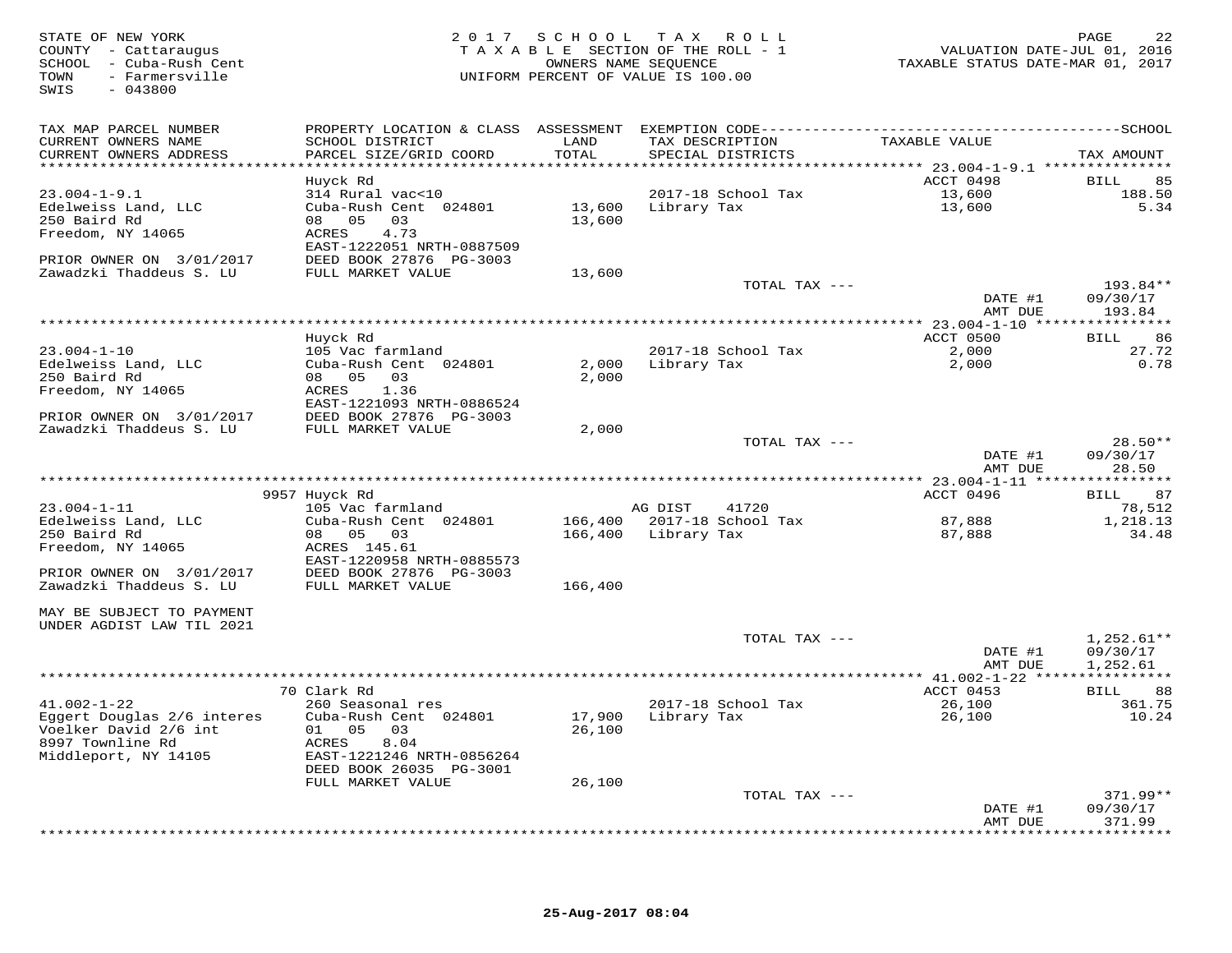STATE OF NEW YORK
COUNTY - Cattaraugus
SCHOOL - Cuba-Rush Cent
TOWN - Farmersville
SWIS - 043800

2 0 1 7 S C H O O L T A X R O L L
T A X A B L E SECTION OF THE ROLL - 1
OWNERS NAME SEQUENCE
UNIFORM PERCENT OF VALUE IS 100.00

VALUATION DATE-JUL 01, 2016
TAXABLE STATUS DATE-MAR 01, 2017

| TAX MAP PARCEL NUMBER / CURRENT OWNERS NAME / CURRENT OWNERS ADDRESS | PROPERTY LOCATION & CLASS / SCHOOL DISTRICT / PARCEL SIZE/GRID COORD | ASSESSMENT LAND / TOTAL | EXEMPTION CODE / TAX DESCRIPTION / SPECIAL DISTRICTS | TAXABLE VALUE | SCHOOL TAX AMOUNT |
|---|---|---|---|---|---|
| **23.004-1-9.1** | Huyck Rd | | | ACCT 0498 | BILL 85 |
| 23.004-1-9.1 | 314 Rural vac<10 | | 2017-18 School Tax | 13,600 | 188.50 |
| Edelweiss Land, LLC | Cuba-Rush Cent 024801 | 13,600 | Library Tax | 13,600 | 5.34 |
| 250 Baird Rd | 08 05 03 | 13,600 | | | |
| Freedom, NY 14065 | ACRES 4.73 | | | | |
| | EAST-1222051 NRTH-0887509 | | | | |
| PRIOR OWNER ON 3/01/2017 | DEED BOOK 27876 PG-3003 | | | | |
| Zawadzki Thaddeus S. LU | FULL MARKET VALUE | 13,600 | | | |
| | | | TOTAL TAX --- | | 193.84** |
| | | | | DATE #1 | 09/30/17 |
| | | | | AMT DUE | 193.84 |
| **23.004-1-10** | Huyck Rd | | | ACCT 0500 | BILL 86 |
| 23.004-1-10 | 105 Vac farmland | | 2017-18 School Tax | 2,000 | 27.72 |
| Edelweiss Land, LLC | Cuba-Rush Cent 024801 | 2,000 | Library Tax | 2,000 | 0.78 |
| 250 Baird Rd | 08 05 03 | 2,000 | | | |
| Freedom, NY 14065 | ACRES 1.36 | | | | |
| | EAST-1221093 NRTH-0886524 | | | | |
| PRIOR OWNER ON 3/01/2017 | DEED BOOK 27876 PG-3003 | | | | |
| Zawadzki Thaddeus S. LU | FULL MARKET VALUE | 2,000 | | | |
| | | | TOTAL TAX --- | | 28.50** |
| | | | | DATE #1 | 09/30/17 |
| | | | | AMT DUE | 28.50 |
| **23.004-1-11** | 9957 Huyck Rd | | | ACCT 0496 | BILL 87 |
| 23.004-1-11 | 105 Vac farmland | | AG DIST 41720 | | 78,512 |
| Edelweiss Land, LLC | Cuba-Rush Cent 024801 | 166,400 | 2017-18 School Tax | 87,888 | 1,218.13 |
| 250 Baird Rd | 08 05 03 | 166,400 | Library Tax | 87,888 | 34.48 |
| Freedom, NY 14065 | ACRES 145.61 | | | | |
| | EAST-1220958 NRTH-0885573 | | | | |
| PRIOR OWNER ON 3/01/2017 | DEED BOOK 27876 PG-3003 | | | | |
| Zawadzki Thaddeus S. LU | FULL MARKET VALUE | 166,400 | | | |
| MAY BE SUBJECT TO PAYMENT | | | | | |
| UNDER AGDIST LAW TIL 2021 | | | | | |
| | | | TOTAL TAX --- | | 1,252.61** |
| | | | | DATE #1 | 09/30/17 |
| | | | | AMT DUE | 1,252.61 |
| **41.002-1-22** | 70 Clark Rd | | | ACCT 0453 | BILL 88 |
| 41.002-1-22 | 260 Seasonal res | | 2017-18 School Tax | 26,100 | 361.75 |
| Eggert Douglas 2/6 interes | Cuba-Rush Cent 024801 | 17,900 | Library Tax | 26,100 | 10.24 |
| Voelker David 2/6 int | 01 05 03 | 26,100 | | | |
| 8997 Townline Rd | ACRES 8.04 | | | | |
| Middleport, NY 14105 | EAST-1221246 NRTH-0856264 | | | | |
| | DEED BOOK 26035 PG-3001 | | | | |
| | FULL MARKET VALUE | 26,100 | | | |
| | | | TOTAL TAX --- | | 371.99** |
| | | | | DATE #1 | 09/30/17 |
| | | | | AMT DUE | 371.99 |

25-Aug-2017 08:04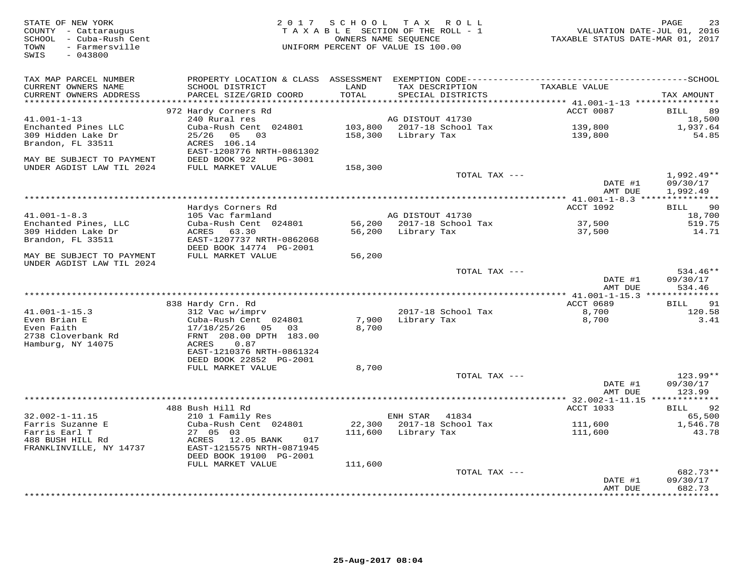STATE OF NEW YORK
COUNTY - Cattaraugus
SCHOOL - Cuba-Rush Cent
TOWN - Farmersville
SWIS - 043800

2017 SCHOOL TAX ROLL
TAXABLE SECTION OF THE ROLL - 1
OWNERS NAME SEQUENCE
UNIFORM PERCENT OF VALUE IS 100.00

VALUATION DATE-JUL 01, 2016
TAXABLE STATUS DATE-MAR 01, 2017

| TAX MAP PARCEL NUMBER / CURRENT OWNERS NAME / CURRENT OWNERS ADDRESS | PROPERTY LOCATION & CLASS / SCHOOL DISTRICT / PARCEL SIZE/GRID COORD | ASSESSMENT LAND / TOTAL | EXEMPTION CODE / TAX DESCRIPTION / SPECIAL DISTRICTS | TAXABLE VALUE | SCHOOL TAX AMOUNT |
|---|---|---|---|---|---|
| **41.001-1-13** | 972 Hardy Corners Rd | | | ACCT 0087 | BILL 89 |
| 41.001-1-13 | 240 Rural res | | AG DISTOUT 41730 | | 18,500 |
| Enchanted Pines LLC | Cuba-Rush Cent 024801 | 103,800 | 2017-18 School Tax | 139,800 | 1,937.64 |
| 309 Hidden Lake Dr | 25/26 05 03 | 158,300 | Library Tax | 139,800 | 54.85 |
| Brandon, FL 33511 | ACRES 106.14 | | | | |
| | EAST-1208776 NRTH-0861302 | | | | |
| MAY BE SUBJECT TO PAYMENT | DEED BOOK 922 PG-3001 | | | | |
| UNDER AGDIST LAW TIL 2024 | FULL MARKET VALUE | 158,300 | | | |
| | | | TOTAL TAX --- | | 1,992.49** |
| | | | | DATE #1 | 09/30/17 |
| | | | | AMT DUE | 1,992.49 |
| **41.001-1-8.3** | Hardys Corners Rd | | | ACCT 1092 | BILL 90 |
| 41.001-1-8.3 | 105 Vac farmland | | AG DISTOUT 41730 | | 18,700 |
| Enchanted Pines, LLC | Cuba-Rush Cent 024801 | 56,200 | 2017-18 School Tax | 37,500 | 519.75 |
| 309 Hidden Lake Dr | ACRES 63.30 | 56,200 | Library Tax | 37,500 | 14.71 |
| Brandon, FL 33511 | EAST-1207737 NRTH-0862068 | | | | |
| | DEED BOOK 14774 PG-2001 | | | | |
| MAY BE SUBJECT TO PAYMENT | FULL MARKET VALUE | 56,200 | | | |
| UNDER AGDIST LAW TIL 2024 | | | | | |
| | | | TOTAL TAX --- | | 534.46** |
| | | | | DATE #1 | 09/30/17 |
| | | | | AMT DUE | 534.46 |
| **41.001-1-15.3** | 838 Hardy Crn. Rd | | | ACCT 0689 | BILL 91 |
| 41.001-1-15.3 | 312 Vac w/imprv | | 2017-18 School Tax | 8,700 | 120.58 |
| Even Brian E | Cuba-Rush Cent 024801 | 7,900 | Library Tax | 8,700 | 3.41 |
| Even Faith | 17/18/25/26 05 03 | 8,700 | | | |
| 2738 Cloverbank Rd | FRNT 208.00 DPTH 183.00 | | | | |
| Hamburg, NY 14075 | ACRES 0.87 | | | | |
| | EAST-1210376 NRTH-0861324 | | | | |
| | DEED BOOK 22852 PG-2001 | | | | |
| | FULL MARKET VALUE | 8,700 | | | |
| | | | TOTAL TAX --- | | 123.99** |
| | | | | DATE #1 | 09/30/17 |
| | | | | AMT DUE | 123.99 |
| **32.002-1-11.15** | 488 Bush Hill Rd | | | ACCT 1033 | BILL 92 |
| 32.002-1-11.15 | 210 1 Family Res | | ENH STAR 41834 | | 65,500 |
| Farris Suzanne E | Cuba-Rush Cent 024801 | 22,300 | 2017-18 School Tax | 111,600 | 1,546.78 |
| Farris Earl T | 27 05 03 | 111,600 | Library Tax | 111,600 | 43.78 |
| 488 BUSH HILL Rd | ACRES 12.05 BANK 017 | | | | |
| FRANKLINVILLE, NY 14737 | EAST-1215575 NRTH-0871945 | | | | |
| | DEED BOOK 19100 PG-2001 | | | | |
| | FULL MARKET VALUE | 111,600 | | | |
| | | | TOTAL TAX --- | | 682.73** |
| | | | | DATE #1 | 09/30/17 |
| | | | | AMT DUE | 682.73 |

25-Aug-2017 08:04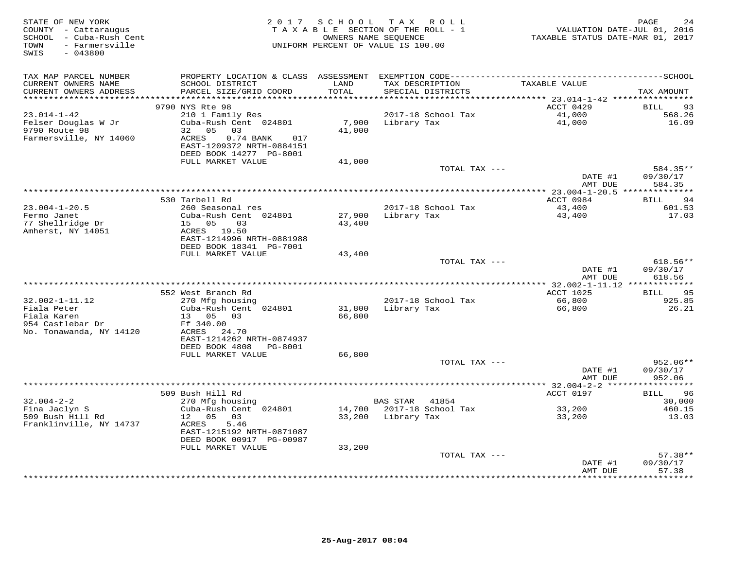STATE OF NEW YORK
COUNTY - Cattaraugus
SCHOOL - Cuba-Rush Cent
TOWN - Farmersville
SWIS - 043800

2 0 1 7 S C H O O L T A X R O L L
T A X A B L E SECTION OF THE ROLL - 1
OWNERS NAME SEQUENCE
UNIFORM PERCENT OF VALUE IS 100.00

VALUATION DATE-JUL 01, 2016
TAXABLE STATUS DATE-MAR 01, 2017

| TAX MAP PARCEL NUMBER / CURRENT OWNERS NAME / CURRENT OWNERS ADDRESS | PROPERTY LOCATION & CLASS / SCHOOL DISTRICT / PARCEL SIZE/GRID COORD | ASSESSMENT LAND / TOTAL | EXEMPTION CODE / TAX DESCRIPTION / SPECIAL DISTRICTS | TAXABLE VALUE | TAX AMOUNT |
|---|---|---|---|---|---|
| 23.014-1-42 | 9790 NYS Rte 98 | | | ACCT 0429 | BILL 93 |
| Felser Douglas W Jr | 210 1 Family Res | | | | |
| 9790 Route 98 | Cuba-Rush Cent 024801 | 7,900 | 2017-18 School Tax | 41,000 | 568.26 |
| Farmersville, NY 14060 | 32 05 03 | 41,000 | Library Tax | 41,000 | 16.09 |
| | ACRES 0.74 BANK 017 | | | | |
| | EAST-1209372 NRTH-0884151 | | | | |
| | DEED BOOK 14277 PG-8001 | | | | |
| | FULL MARKET VALUE | 41,000 | | | |
| | | | TOTAL TAX --- | | 584.35** |
| | | | | DATE #1 | 09/30/17 |
| | | | | AMT DUE | 584.35 |
| 23.004-1-20.5 | 530 Tarbell Rd | | | ACCT 0984 | BILL 94 |
| Fermo Janet | 260 Seasonal res | | | | |
| 77 Shellridge Dr | Cuba-Rush Cent 024801 | 27,900 | 2017-18 School Tax | 43,400 | 601.53 |
| Amherst, NY 14051 | 15 05 03 | 43,400 | Library Tax | 43,400 | 17.03 |
| | ACRES 19.50 | | | | |
| | EAST-1214996 NRTH-0881988 | | | | |
| | DEED BOOK 18341 PG-7001 | | | | |
| | FULL MARKET VALUE | 43,400 | | | |
| | | | TOTAL TAX --- | | 618.56** |
| | | | | DATE #1 | 09/30/17 |
| | | | | AMT DUE | 618.56 |
| 32.002-1-11.12 | 552 West Branch Rd | | | ACCT 1025 | BILL 95 |
| Fiala Peter | 270 Mfg housing | | | | |
| Fiala Karen | Cuba-Rush Cent 024801 | 31,800 | 2017-18 School Tax | 66,800 | 925.85 |
| 954 Castlebar Dr | 13 05 03 | 66,800 | Library Tax | 66,800 | 26.21 |
| No. Tonawanda, NY 14120 | Ff 340.00 | | | | |
| | ACRES 24.70 | | | | |
| | EAST-1214262 NRTH-0874937 | | | | |
| | DEED BOOK 4808 PG-8001 | | | | |
| | FULL MARKET VALUE | 66,800 | | | |
| | | | TOTAL TAX --- | | 952.06** |
| | | | | DATE #1 | 09/30/17 |
| | | | | AMT DUE | 952.06 |
| 32.004-2-2 | 509 Bush Hill Rd | | | ACCT 0197 | BILL 96 |
| Fina Jaclyn S | 270 Mfg housing | | BAS STAR 41854 | | 30,000 |
| 509 Bush Hill Rd | Cuba-Rush Cent 024801 | 14,700 | 2017-18 School Tax | 33,200 | 460.15 |
| Franklinville, NY 14737 | 12 05 03 | 33,200 | Library Tax | 33,200 | 13.03 |
| | ACRES 5.46 | | | | |
| | EAST-1215192 NRTH-0871087 | | | | |
| | DEED BOOK 00917 PG-00987 | | | | |
| | FULL MARKET VALUE | 33,200 | | | |
| | | | TOTAL TAX --- | | 57.38** |
| | | | | DATE #1 | 09/30/17 |
| | | | | AMT DUE | 57.38 |

25-Aug-2017 08:04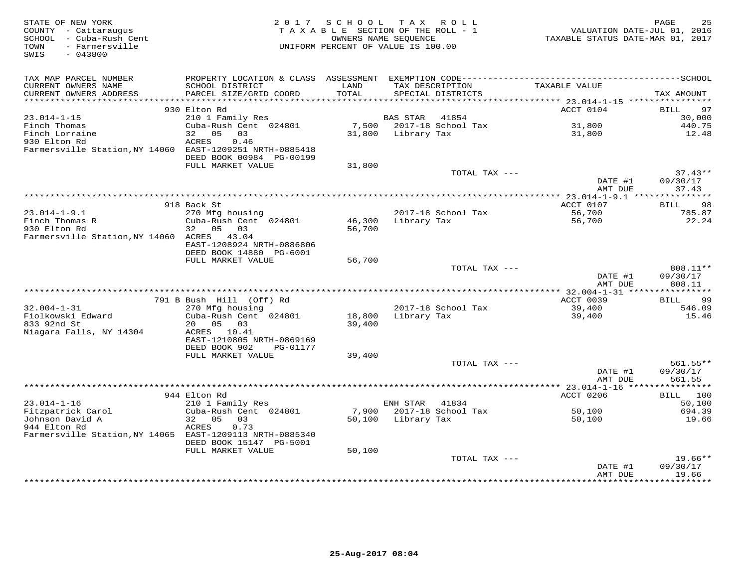STATE OF NEW YORK
COUNTY - Cattaraugus
SCHOOL - Cuba-Rush Cent
TOWN - Farmersville
SWIS - 043800

2017 SCHOOL TAX ROLL
TAXABLE SECTION OF THE ROLL - 1
OWNERS NAME SEQUENCE
UNIFORM PERCENT OF VALUE IS 100.00

VALUATION DATE-JUL 01, 2016
TAXABLE STATUS DATE-MAR 01, 2017

| TAX MAP PARCEL NUMBER / CURRENT OWNERS NAME / CURRENT OWNERS ADDRESS | PROPERTY LOCATION & CLASS / SCHOOL DISTRICT / PARCEL SIZE/GRID COORD | ASSESSMENT LAND | TOTAL | EXEMPTION CODE / TAX DESCRIPTION / SPECIAL DISTRICTS | TAXABLE VALUE | TAX AMOUNT |
|---|---|---|---|---|---|---|
| | 930 Elton Rd | | | | ACCT 0104 | BILL 97 |
| 23.014-1-15 | 210 1 Family Res | | | BAS STAR 41854 | | 30,000 |
| Finch Thomas | Cuba-Rush Cent 024801 | 7,500 | | 2017-18 School Tax | 31,800 | 440.75 |
| Finch Lorraine | 32 05 03 | | 31,800 | Library Tax | 31,800 | 12.48 |
| 930 Elton Rd | ACRES 0.46 | | | | | |
| Farmersville Station,NY 14060 | EAST-1209251 NRTH-0885418 | | | | | |
| | DEED BOOK 00984 PG-00199 | | | | | |
| | FULL MARKET VALUE | | 31,800 | | | |
| | | | | TOTAL TAX --- | | 37.43** |
| | | | | | DATE #1 | 09/30/17 |
| | | | | | AMT DUE | 37.43 |
| | 918 Back St | | | | ACCT 0107 | BILL 98 |
| 23.014-1-9.1 | 270 Mfg housing | | | 2017-18 School Tax | 56,700 | 785.87 |
| Finch Thomas R | Cuba-Rush Cent 024801 | 46,300 | | Library Tax | 56,700 | 22.24 |
| 930 Elton Rd | 32 05 03 | | 56,700 | | | |
| Farmersville Station,NY 14060 | ACRES 43.04 | | | | | |
| | EAST-1208924 NRTH-0886806 | | | | | |
| | DEED BOOK 14880 PG-6001 | | | | | |
| | FULL MARKET VALUE | | 56,700 | | | |
| | | | | TOTAL TAX --- | | 808.11** |
| | | | | | DATE #1 | 09/30/17 |
| | | | | | AMT DUE | 808.11 |
| | 791 B Bush Hill (Off) Rd | | | | ACCT 0039 | BILL 99 |
| 32.004-1-31 | 270 Mfg housing | | | 2017-18 School Tax | 39,400 | 546.09 |
| Fiolkowski Edward | Cuba-Rush Cent 024801 | 18,800 | | Library Tax | 39,400 | 15.46 |
| 833 92nd St | 20 05 03 | | 39,400 | | | |
| Niagara Falls, NY 14304 | ACRES 10.41 | | | | | |
| | EAST-1210805 NRTH-0869169 | | | | | |
| | DEED BOOK 902 PG-01177 | | | | | |
| | FULL MARKET VALUE | | 39,400 | | | |
| | | | | TOTAL TAX --- | | 561.55** |
| | | | | | DATE #1 | 09/30/17 |
| | | | | | AMT DUE | 561.55 |
| | 944 Elton Rd | | | | ACCT 0206 | BILL 100 |
| 23.014-1-16 | 210 1 Family Res | | | ENH STAR 41834 | | 50,100 |
| Fitzpatrick Carol | Cuba-Rush Cent 024801 | 7,900 | | 2017-18 School Tax | 50,100 | 694.39 |
| Johnson David A | 32 05 03 | | 50,100 | Library Tax | 50,100 | 19.66 |
| 944 Elton Rd | ACRES 0.73 | | | | | |
| Farmersville Station,NY 14065 | EAST-1209113 NRTH-0885340 | | | | | |
| | DEED BOOK 15147 PG-5001 | | | | | |
| | FULL MARKET VALUE | | 50,100 | | | |
| | | | | TOTAL TAX --- | | 19.66** |
| | | | | | DATE #1 | 09/30/17 |
| | | | | | AMT DUE | 19.66 |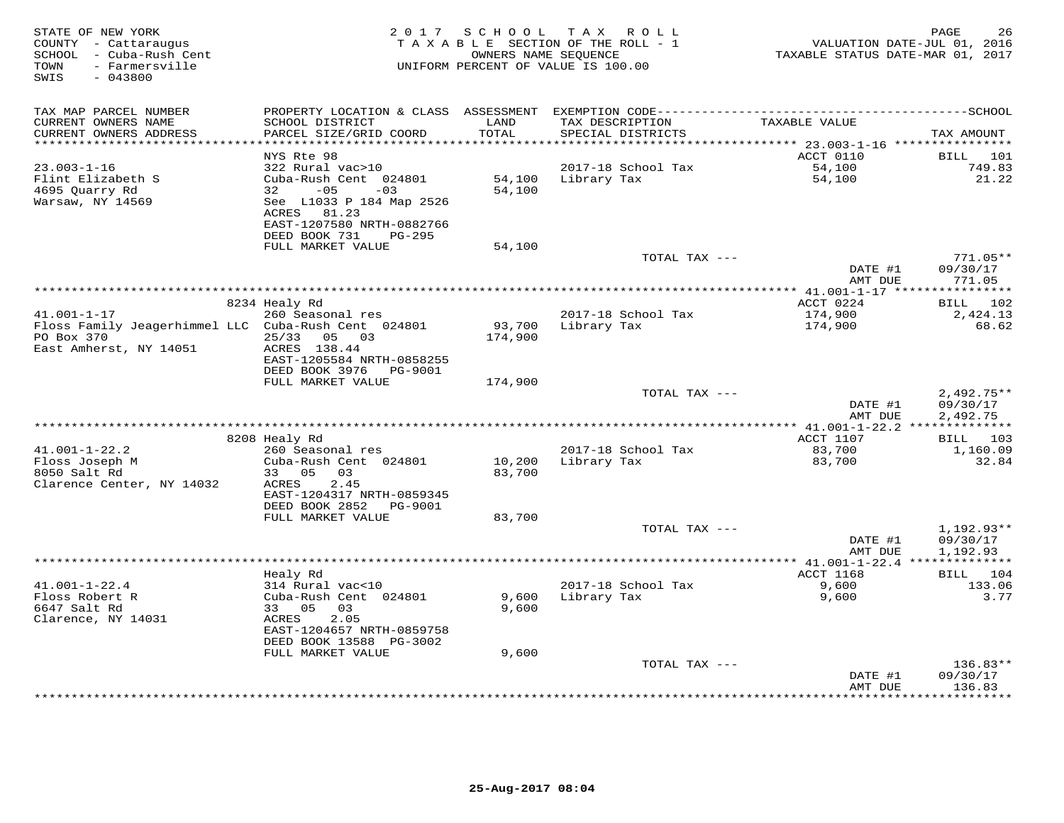STATE OF NEW YORK
COUNTY - Cattaraugus
SCHOOL - Cuba-Rush Cent
TOWN - Farmersville
SWIS - 043800

2017 SCHOOL TAX ROLL
TAXABLE SECTION OF THE ROLL - 1
OWNERS NAME SEQUENCE
UNIFORM PERCENT OF VALUE IS 100.00

VALUATION DATE-JUL 01, 2016
TAXABLE STATUS DATE-MAR 01, 2017

| TAX MAP PARCEL NUMBER / CURRENT OWNERS NAME / CURRENT OWNERS ADDRESS | PROPERTY LOCATION & CLASS / SCHOOL DISTRICT / PARCEL SIZE/GRID COORD | ASSESSMENT LAND | TOTAL | EXEMPTION CODE / TAX DESCRIPTION / SPECIAL DISTRICTS | TAXABLE VALUE | TAX AMOUNT |
|---|---|---|---|---|---|---|
| **23.003-1-16** | NYS Rte 98 | | | | ACCT 0110 | BILL 101 |
| 23.003-1-16 | 322 Rural vac>10 | | | 2017-18 School Tax | 54,100 | 749.83 |
| Flint Elizabeth S | Cuba-Rush Cent 024801 | 54,100 | | Library Tax | 54,100 | 21.22 |
| 4695 Quarry Rd | 32 -05 -03 | | 54,100 | | | |
| Warsaw, NY 14569 | See L1033 P 184 Map 2526 | | | | | |
| | ACRES 81.23 | | | | | |
| | EAST-1207580 NRTH-0882766 | | | | | |
| | DEED BOOK 731 PG-295 | | | | | |
| | FULL MARKET VALUE | 54,100 | | | | |
| | | | | TOTAL TAX --- | | 771.05** |
| | | | | | DATE #1 | 09/30/17 |
| | | | | | AMT DUE | 771.05 |
| **41.001-1-17** | 8234 Healy Rd | | | | ACCT 0224 | BILL 102 |
| 41.001-1-17 | 260 Seasonal res | | | 2017-18 School Tax | 174,900 | 2,424.13 |
| Floss Family Jeagerhimmel LLC | Cuba-Rush Cent 024801 | 93,700 | | Library Tax | 174,900 | 68.62 |
| PO Box 370 | 25/33 05 03 | | 174,900 | | | |
| East Amherst, NY 14051 | ACRES 138.44 | | | | | |
| | EAST-1205584 NRTH-0858255 | | | | | |
| | DEED BOOK 3976 PG-9001 | | | | | |
| | FULL MARKET VALUE | 174,900 | | | | |
| | | | | TOTAL TAX --- | | 2,492.75** |
| | | | | | DATE #1 | 09/30/17 |
| | | | | | AMT DUE | 2,492.75 |
| **41.001-1-22.2** | 8208 Healy Rd | | | | ACCT 1107 | BILL 103 |
| 41.001-1-22.2 | 260 Seasonal res | | | 2017-18 School Tax | 83,700 | 1,160.09 |
| Floss Joseph M | Cuba-Rush Cent 024801 | 10,200 | | Library Tax | 83,700 | 32.84 |
| 8050 Salt Rd | 33 05 03 | | 83,700 | | | |
| Clarence Center, NY 14032 | ACRES 2.45 | | | | | |
| | EAST-1204317 NRTH-0859345 | | | | | |
| | DEED BOOK 2852 PG-9001 | | | | | |
| | FULL MARKET VALUE | 83,700 | | | | |
| | | | | TOTAL TAX --- | | 1,192.93** |
| | | | | | DATE #1 | 09/30/17 |
| | | | | | AMT DUE | 1,192.93 |
| **41.001-1-22.4** | Healy Rd | | | | ACCT 1168 | BILL 104 |
| 41.001-1-22.4 | 314 Rural vac<10 | | | 2017-18 School Tax | 9,600 | 133.06 |
| Floss Robert R | Cuba-Rush Cent 024801 | 9,600 | | Library Tax | 9,600 | 3.77 |
| 6647 Salt Rd | 33 05 03 | | 9,600 | | | |
| Clarence, NY 14031 | ACRES 2.05 | | | | | |
| | EAST-1204657 NRTH-0859758 | | | | | |
| | DEED BOOK 13588 PG-3002 | | | | | |
| | FULL MARKET VALUE | 9,600 | | | | |
| | | | | TOTAL TAX --- | | 136.83** |
| | | | | | DATE #1 | 09/30/17 |
| | | | | | AMT DUE | 136.83 |

25-Aug-2017 08:04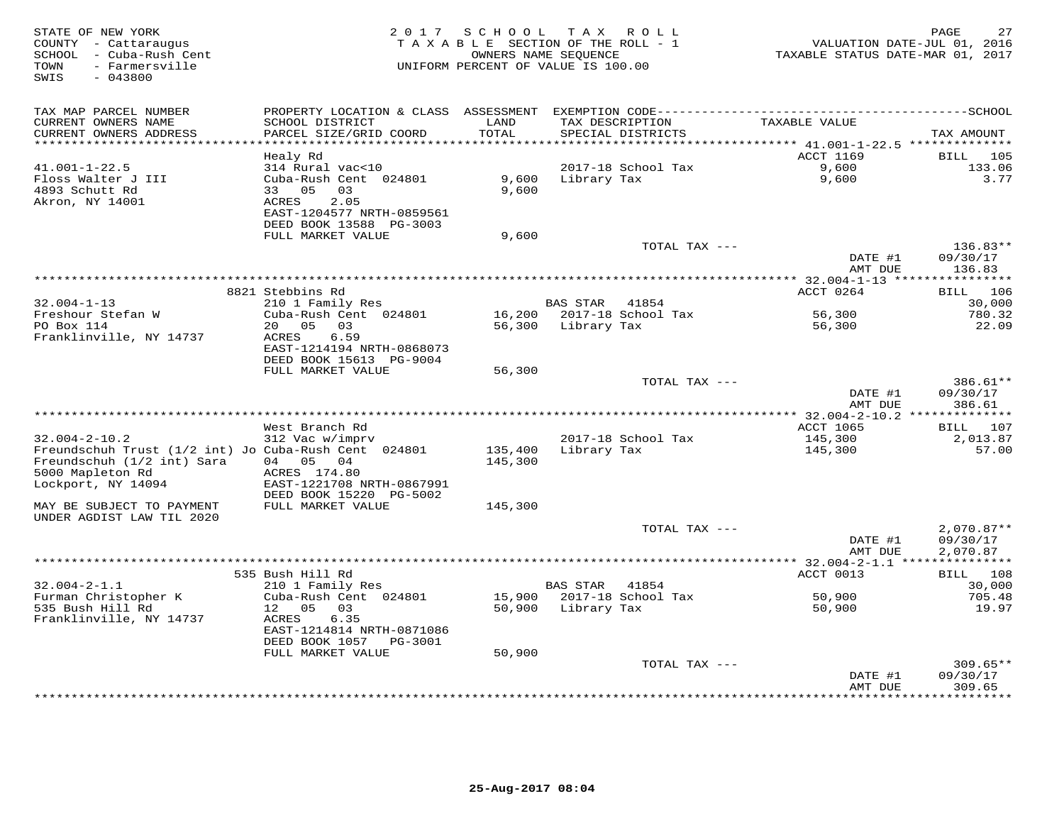STATE OF NEW YORK
COUNTY - Cattaraugus
SCHOOL - Cuba-Rush Cent
TOWN - Farmersville
SWIS - 043800

2017 SCHOOL TAX ROLL
TAXABLE SECTION OF THE ROLL - 1
OWNERS NAME SEQUENCE
UNIFORM PERCENT OF VALUE IS 100.00

VALUATION DATE-JUL 01, 2016
TAXABLE STATUS DATE-MAR 01, 2017

| TAX MAP PARCEL NUMBER / CURRENT OWNERS NAME / CURRENT OWNERS ADDRESS | PROPERTY LOCATION & CLASS / SCHOOL DISTRICT / PARCEL SIZE/GRID COORD | ASSESSMENT LAND | TOTAL | EXEMPTION CODE / TAX DESCRIPTION / SPECIAL DISTRICTS | TAXABLE VALUE | TAX AMOUNT |
|---|---|---|---|---|---|---|
| 41.001-1-22.5 | Healy Rd | | | | ACCT 1169 | BILL 105 |
| 41.001-1-22.5 | 314 Rural vac<10 | | | | | |
| Floss Walter J III | Cuba-Rush Cent 024801 | 9,600 | | 2017-18 School Tax | 9,600 | 133.06 |
| 4893 Schutt Rd | 33 05 03 | | 9,600 | Library Tax | 9,600 | 3.77 |
| Akron, NY 14001 | ACRES 2.05 | | | | | |
| | EAST-1204577 NRTH-0859561 | | | | | |
| | DEED BOOK 13588 PG-3003 | | | | | |
| | FULL MARKET VALUE | | 9,600 | | | |
| | | | | TOTAL TAX --- | | 136.83** |
| | | | | | DATE #1 | 09/30/17 |
| | | | | | AMT DUE | 136.83 |
| 32.004-1-13 | 8821 Stebbins Rd | | | | ACCT 0264 | BILL 106 |
| 32.004-1-13 | 210 1 Family Res | | | BAS STAR 41854 | | 30,000 |
| Freshour Stefan W | Cuba-Rush Cent 024801 | 16,200 | | 2017-18 School Tax | 56,300 | 780.32 |
| PO Box 114 | 20 05 03 | | 56,300 | Library Tax | 56,300 | 22.09 |
| Franklinville, NY 14737 | ACRES 6.59 | | | | | |
| | EAST-1214194 NRTH-0868073 | | | | | |
| | DEED BOOK 15613 PG-9004 | | | | | |
| | FULL MARKET VALUE | | 56,300 | | | |
| | | | | TOTAL TAX --- | | 386.61** |
| | | | | | DATE #1 | 09/30/17 |
| | | | | | AMT DUE | 386.61 |
| 32.004-2-10.2 | West Branch Rd | | | | ACCT 1065 | BILL 107 |
| 32.004-2-10.2 | 312 Vac w/imprv | | | 2017-18 School Tax | 145,300 | 2,013.87 |
| Freundschuh Trust (1/2 int) Jo | Cuba-Rush Cent 024801 | 135,400 | | Library Tax | 145,300 | 57.00 |
| Freundschuh (1/2 int) Sara | 04 05 04 | | 145,300 | | | |
| 5000 Mapleton Rd | ACRES 174.80 | | | | | |
| Lockport, NY 14094 | EAST-1221708 NRTH-0867991 | | | | | |
| | DEED BOOK 15220 PG-5002 | | | | | |
| MAY BE SUBJECT TO PAYMENT UNDER AGDIST LAW TIL 2020 | FULL MARKET VALUE | | 145,300 | | | |
| | | | | TOTAL TAX --- | | 2,070.87** |
| | | | | | DATE #1 | 09/30/17 |
| | | | | | AMT DUE | 2,070.87 |
| 32.004-2-1.1 | 535 Bush Hill Rd | | | | ACCT 0013 | BILL 108 |
| 32.004-2-1.1 | 210 1 Family Res | | | BAS STAR 41854 | | 30,000 |
| Furman Christopher K | Cuba-Rush Cent 024801 | 15,900 | | 2017-18 School Tax | 50,900 | 705.48 |
| 535 Bush Hill Rd | 12 05 03 | | 50,900 | Library Tax | 50,900 | 19.97 |
| Franklinville, NY 14737 | ACRES 6.35 | | | | | |
| | EAST-1214814 NRTH-0871086 | | | | | |
| | DEED BOOK 1057 PG-3001 | | | | | |
| | FULL MARKET VALUE | | 50,900 | | | |
| | | | | TOTAL TAX --- | | 309.65** |
| | | | | | DATE #1 | 09/30/17 |
| | | | | | AMT DUE | 309.65 |

25-Aug-2017 08:04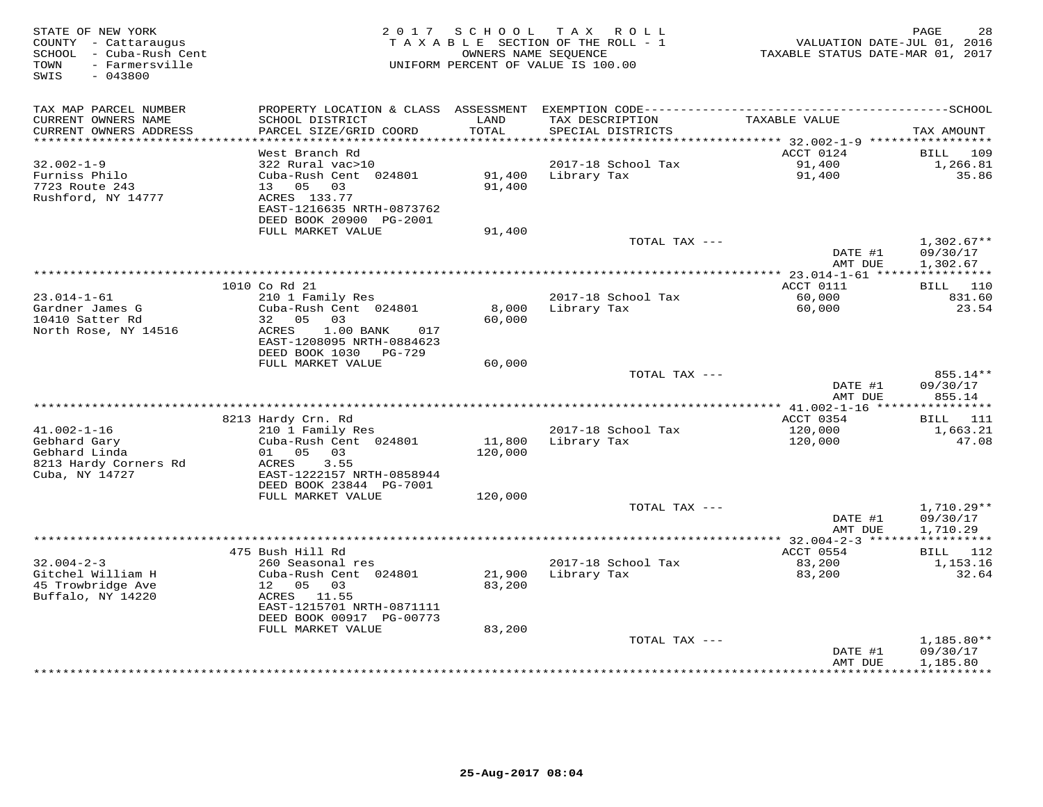STATE OF NEW YORK
COUNTY - Cattaraugus
SCHOOL - Cuba-Rush Cent
TOWN - Farmersville
SWIS - 043800

2017 SCHOOL TAX ROLL
TAXABLE SECTION OF THE ROLL - 1
OWNERS NAME SEQUENCE
UNIFORM PERCENT OF VALUE IS 100.00

VALUATION DATE-JUL 01, 2016
TAXABLE STATUS DATE-MAR 01, 2017

| TAX MAP PARCEL NUMBER / CURRENT OWNERS NAME / CURRENT OWNERS ADDRESS | PROPERTY LOCATION & CLASS / SCHOOL DISTRICT / PARCEL SIZE/GRID COORD | ASSESSMENT LAND / TOTAL | EXEMPTION CODE / TAX DESCRIPTION / SPECIAL DISTRICTS | TAXABLE VALUE | TAX AMOUNT |
|---|---|---|---|---|---|
| | West Branch Rd | | | ACCT 0124 | BILL 109 |
| 32.002-1-9 | 322 Rural vac>10 | | 2017-18 School Tax | 91,400 | 1,266.81 |
| Furniss Philo | Cuba-Rush Cent 024801 | 91,400 | Library Tax | 91,400 | 35.86 |
| 7723 Route 243 | 13 05 03 | 91,400 | | | |
| Rushford, NY 14777 | ACRES 133.77 | | | | |
| | EAST-1216635 NRTH-0873762 | | | | |
| | DEED BOOK 20900 PG-2001 | | | | |
| | FULL MARKET VALUE | 91,400 | | | |
| | | | TOTAL TAX --- | | 1,302.67** |
| | | | | DATE #1 | 09/30/17 |
| | | | | AMT DUE | 1,302.67 |
| | 1010 Co Rd 21 | | | ACCT 0111 | BILL 110 |
| 23.014-1-61 | 210 1 Family Res | | 2017-18 School Tax | 60,000 | 831.60 |
| Gardner James G | Cuba-Rush Cent 024801 | 8,000 | Library Tax | 60,000 | 23.54 |
| 10410 Satter Rd | 32 05 03 | 60,000 | | | |
| North Rose, NY 14516 | ACRES 1.00 BANK 017 | | | | |
| | EAST-1208095 NRTH-0884623 | | | | |
| | DEED BOOK 1030 PG-729 | | | | |
| | FULL MARKET VALUE | 60,000 | | | |
| | | | TOTAL TAX --- | | 855.14** |
| | | | | DATE #1 | 09/30/17 |
| | | | | AMT DUE | 855.14 |
| | 8213 Hardy Crn. Rd | | | ACCT 0354 | BILL 111 |
| 41.002-1-16 | 210 1 Family Res | | 2017-18 School Tax | 120,000 | 1,663.21 |
| Gebhard Gary | Cuba-Rush Cent 024801 | 11,800 | Library Tax | 120,000 | 47.08 |
| Gebhard Linda | 01 05 03 | 120,000 | | | |
| 8213 Hardy Corners Rd | ACRES 3.55 | | | | |
| Cuba, NY 14727 | EAST-1222157 NRTH-0858944 | | | | |
| | DEED BOOK 23844 PG-7001 | | | | |
| | FULL MARKET VALUE | 120,000 | | | |
| | | | TOTAL TAX --- | | 1,710.29** |
| | | | | DATE #1 | 09/30/17 |
| | | | | AMT DUE | 1,710.29 |
| | 475 Bush Hill Rd | | | ACCT 0554 | BILL 112 |
| 32.004-2-3 | 260 Seasonal res | | 2017-18 School Tax | 83,200 | 1,153.16 |
| Gitchel William H | Cuba-Rush Cent 024801 | 21,900 | Library Tax | 83,200 | 32.64 |
| 45 Trowbridge Ave | 12 05 03 | 83,200 | | | |
| Buffalo, NY 14220 | ACRES 11.55 | | | | |
| | EAST-1215701 NRTH-0871111 | | | | |
| | DEED BOOK 00917 PG-00773 | | | | |
| | FULL MARKET VALUE | 83,200 | | | |
| | | | TOTAL TAX --- | | 1,185.80** |
| | | | | DATE #1 | 09/30/17 |
| | | | | AMT DUE | 1,185.80 |

25-Aug-2017 08:04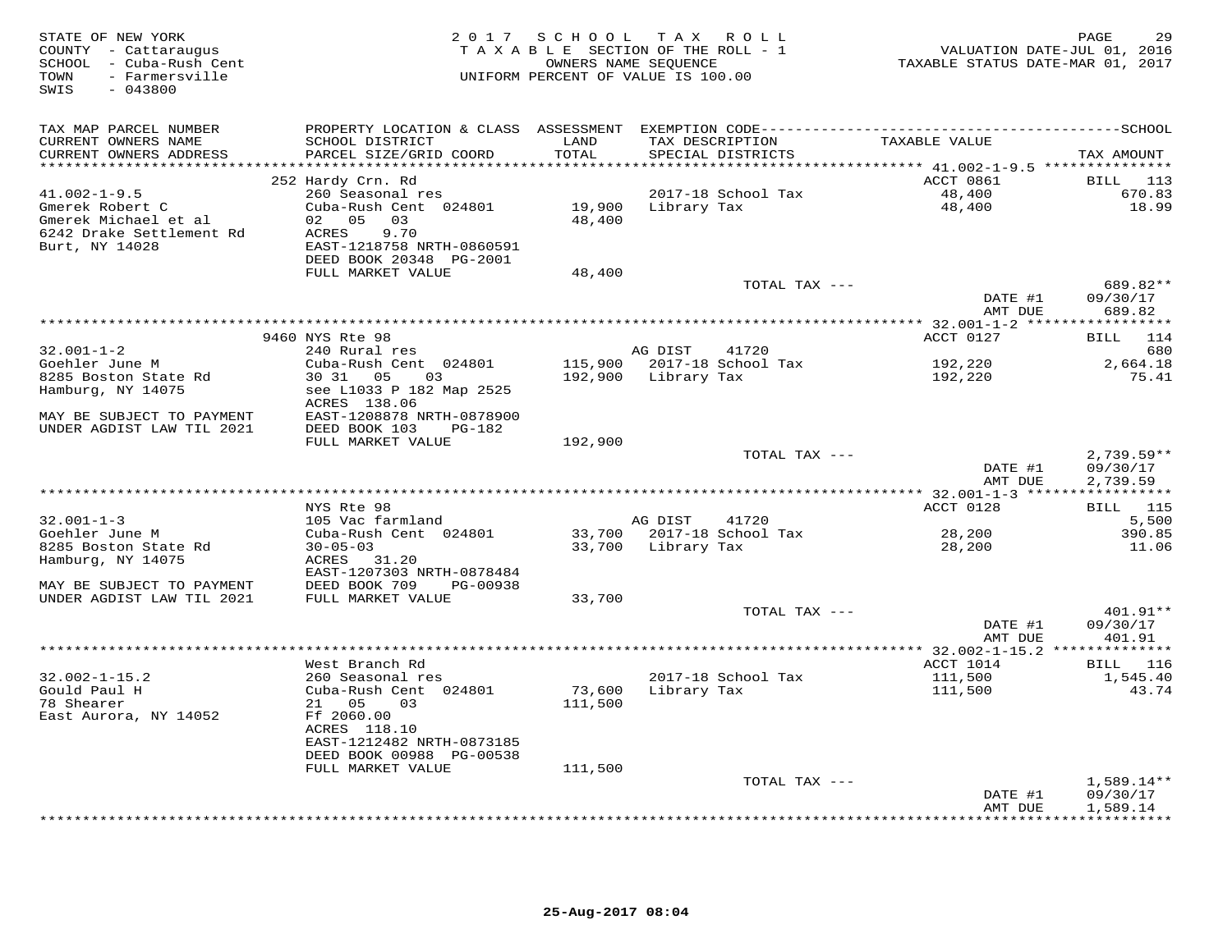STATE OF NEW YORK
COUNTY - Cattaraugus
SCHOOL - Cuba-Rush Cent
TOWN - Farmersville
SWIS - 043800

# 2017 SCHOOL TAX ROLL

TAXABLE SECTION OF THE ROLL - 1
OWNERS NAME SEQUENCE
UNIFORM PERCENT OF VALUE IS 100.00

VALUATION DATE-JUL 01, 2016
TAXABLE STATUS DATE-MAR 01, 2017

| TAX MAP PARCEL NUMBER / CURRENT OWNERS NAME / CURRENT OWNERS ADDRESS | PROPERTY LOCATION & CLASS / SCHOOL DISTRICT / PARCEL SIZE/GRID COORD | ASSESSMENT LAND | TOTAL | EXEMPTION CODE / TAX DESCRIPTION / SPECIAL DISTRICTS | TAXABLE VALUE | TAX AMOUNT |
|---|---|---|---|---|---|---|
| **41.002-1-9.5** | 252 Hardy Crn. Rd | | | | ACCT 0861 | BILL 113 |
| 41.002-1-9.5 | 260 Seasonal res | | | 2017-18 School Tax | 48,400 | 670.83 |
| Gmerek Robert C | Cuba-Rush Cent 024801 | 19,900 | | Library Tax | 48,400 | 18.99 |
| Gmerek Michael et al | 02 05 03 | | 48,400 | | | |
| 6242 Drake Settlement Rd | ACRES 9.70 | | | | | |
| Burt, NY 14028 | EAST-1218758 NRTH-0860591 | | | | | |
| | DEED BOOK 20348 PG-2001 | | | | | |
| | FULL MARKET VALUE | | 48,400 | | | |
| | | | | TOTAL TAX --- | | 689.82** |
| | | | | | DATE #1 | 09/30/17 |
| | | | | | AMT DUE | 689.82 |
| **32.001-1-2** | 9460 NYS Rte 98 | | | | ACCT 0127 | BILL 114 |
| 32.001-1-2 | 240 Rural res | | | AG DIST 41720 | | 680 |
| Goehler June M | Cuba-Rush Cent 024801 | 115,900 | | 2017-18 School Tax | 192,220 | 2,664.18 |
| 8285 Boston State Rd | 30 31 05 03 | | 192,900 | Library Tax | 192,220 | 75.41 |
| Hamburg, NY 14075 | see L1033 P 182 Map 2525 | | | | | |
| | ACRES 138.06 | | | | | |
| MAY BE SUBJECT TO PAYMENT | EAST-1208878 NRTH-0878900 | | | | | |
| UNDER AGDIST LAW TIL 2021 | DEED BOOK 103 PG-182 | | | | | |
| | FULL MARKET VALUE | | 192,900 | | | |
| | | | | TOTAL TAX --- | | 2,739.59** |
| | | | | | DATE #1 | 09/30/17 |
| | | | | | AMT DUE | 2,739.59 |
| **32.001-1-3** | NYS Rte 98 | | | | ACCT 0128 | BILL 115 |
| 32.001-1-3 | 105 Vac farmland | | | AG DIST 41720 | | 5,500 |
| Goehler June M | Cuba-Rush Cent 024801 | 33,700 | | 2017-18 School Tax | 28,200 | 390.85 |
| 8285 Boston State Rd | 30-05-03 | | 33,700 | Library Tax | 28,200 | 11.06 |
| Hamburg, NY 14075 | ACRES 31.20 | | | | | |
| | EAST-1207303 NRTH-0878484 | | | | | |
| MAY BE SUBJECT TO PAYMENT | DEED BOOK 709 PG-00938 | | | | | |
| UNDER AGDIST LAW TIL 2021 | FULL MARKET VALUE | | 33,700 | | | |
| | | | | TOTAL TAX --- | | 401.91** |
| | | | | | DATE #1 | 09/30/17 |
| | | | | | AMT DUE | 401.91 |
| **32.002-1-15.2** | West Branch Rd | | | | ACCT 1014 | BILL 116 |
| 32.002-1-15.2 | 260 Seasonal res | | | 2017-18 School Tax | 111,500 | 1,545.40 |
| Gould Paul H | Cuba-Rush Cent 024801 | 73,600 | | Library Tax | 111,500 | 43.74 |
| 78 Shearer | 21 05 03 | | 111,500 | | | |
| East Aurora, NY 14052 | Ff 2060.00 | | | | | |
| | ACRES 118.10 | | | | | |
| | EAST-1212482 NRTH-0873185 | | | | | |
| | DEED BOOK 00988 PG-00538 | | | | | |
| | FULL MARKET VALUE | | 111,500 | | | |
| | | | | TOTAL TAX --- | | 1,589.14** |
| | | | | | DATE #1 | 09/30/17 |
| | | | | | AMT DUE | 1,589.14 |

25-Aug-2017 08:04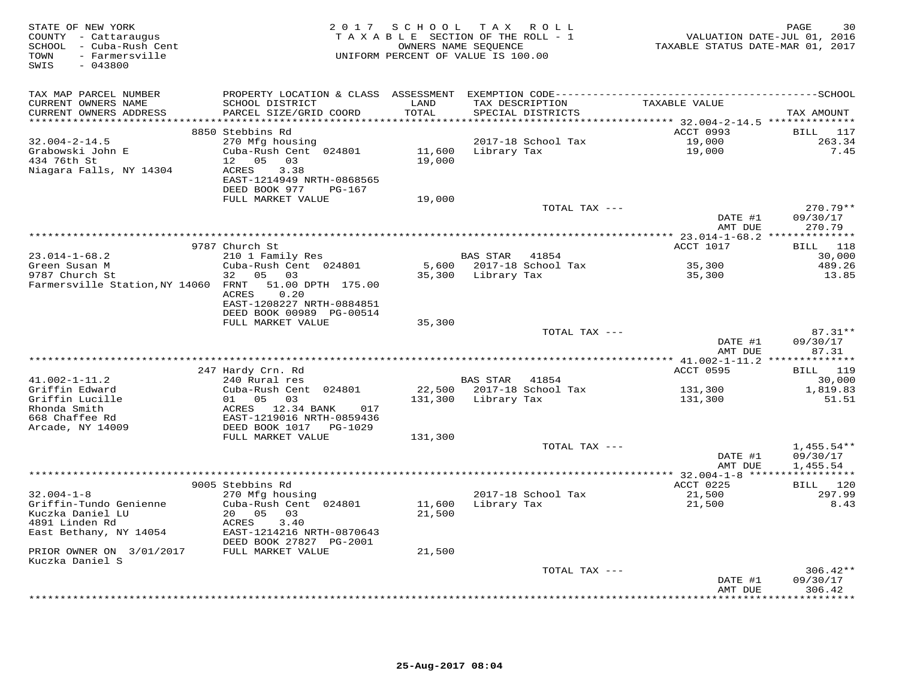STATE OF NEW YORK
COUNTY - Cattaraugus
SCHOOL - Cuba-Rush Cent
TOWN - Farmersville
SWIS - 043800

2017 SCHOOL TAX ROLL
TAXABLE SECTION OF THE ROLL - 1
OWNERS NAME SEQUENCE
UNIFORM PERCENT OF VALUE IS 100.00

VALUATION DATE-JUL 01, 2016
TAXABLE STATUS DATE-MAR 01, 2017

| TAX MAP PARCEL NUMBER / CURRENT OWNERS NAME / CURRENT OWNERS ADDRESS | PROPERTY LOCATION & CLASS / SCHOOL DISTRICT / PARCEL SIZE/GRID COORD | ASSESSMENT LAND / TOTAL | EXEMPTION CODE / TAX DESCRIPTION / SPECIAL DISTRICTS | TAXABLE VALUE | TAX AMOUNT |
|---|---|---|---|---|---|
| | 8850 Stebbins Rd | | | ACCT 0993 | BILL 117 |
| 32.004-2-14.5 | 270 Mfg housing | | 2017-18 School Tax | 19,000 | 263.34 |
| Grabowski John E | Cuba-Rush Cent 024801 | 11,600 | Library Tax | 19,000 | 7.45 |
| 434 76th St | 12 05 03 | 19,000 | | | |
| Niagara Falls, NY 14304 | ACRES 3.38 | | | | |
| | EAST-1214949 NRTH-0868565 | | | | |
| | DEED BOOK 977 PG-167 | | | | |
| | FULL MARKET VALUE | 19,000 | | | |
| | | | TOTAL TAX --- | | 270.79** |
| | | | | DATE #1 | 09/30/17 |
| | | | | AMT DUE | 270.79 |
| | 9787 Church St | | | ACCT 1017 | BILL 118 |
| 23.014-1-68.2 | 210 1 Family Res | | BAS STAR 41854 | | 30,000 |
| Green Susan M | Cuba-Rush Cent 024801 | 5,600 | 2017-18 School Tax | 35,300 | 489.26 |
| 9787 Church St | 32 05 03 | 35,300 | Library Tax | 35,300 | 13.85 |
| Farmersville Station,NY 14060 | FRNT 51.00 DPTH 175.00 | | | | |
| | ACRES 0.20 | | | | |
| | EAST-1208227 NRTH-0884851 | | | | |
| | DEED BOOK 00989 PG-00514 | | | | |
| | FULL MARKET VALUE | 35,300 | | | |
| | | | TOTAL TAX --- | | 87.31** |
| | | | | DATE #1 | 09/30/17 |
| | | | | AMT DUE | 87.31 |
| | 247 Hardy Crn. Rd | | | ACCT 0595 | BILL 119 |
| 41.002-1-11.2 | 240 Rural res | | BAS STAR 41854 | | 30,000 |
| Griffin Edward | Cuba-Rush Cent 024801 | 22,500 | 2017-18 School Tax | 131,300 | 1,819.83 |
| Griffin Lucille | 01 05 03 | 131,300 | Library Tax | 131,300 | 51.51 |
| Rhonda Smith | ACRES 12.34 BANK 017 | | | | |
| 668 Chaffee Rd | EAST-1219016 NRTH-0859436 | | | | |
| Arcade, NY 14009 | DEED BOOK 1017 PG-1029 | | | | |
| | FULL MARKET VALUE | 131,300 | | | |
| | | | TOTAL TAX --- | | 1,455.54** |
| | | | | DATE #1 | 09/30/17 |
| | | | | AMT DUE | 1,455.54 |
| | 9005 Stebbins Rd | | | ACCT 0225 | BILL 120 |
| 32.004-1-8 | 270 Mfg housing | | 2017-18 School Tax | 21,500 | 297.99 |
| Griffin-Tundo Genienne | Cuba-Rush Cent 024801 | 11,600 | Library Tax | 21,500 | 8.43 |
| Kuczka Daniel LU | 20 05 03 | 21,500 | | | |
| 4891 Linden Rd | ACRES 3.40 | | | | |
| East Bethany, NY 14054 | EAST-1214216 NRTH-0870643 | | | | |
| | DEED BOOK 27827 PG-2001 | | | | |
| PRIOR OWNER ON 3/01/2017 | FULL MARKET VALUE | 21,500 | | | |
| Kuczka Daniel S | | | | | |
| | | | TOTAL TAX --- | | 306.42** |
| | | | | DATE #1 | 09/30/17 |
| | | | | AMT DUE | 306.42 |

25-Aug-2017 08:04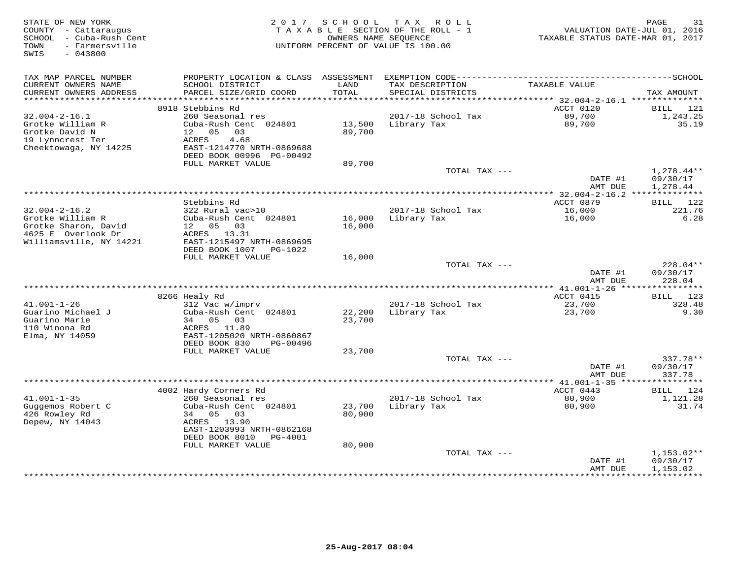STATE OF NEW YORK
COUNTY - Cattaraugus
SCHOOL - Cuba-Rush Cent
TOWN - Farmersville
SWIS - 043800

2017 SCHOOL TAX ROLL
TAXABLE SECTION OF THE ROLL - 1
OWNERS NAME SEQUENCE
UNIFORM PERCENT OF VALUE IS 100.00

VALUATION DATE-JUL 01, 2016
TAXABLE STATUS DATE-MAR 01, 2017

| TAX MAP PARCEL NUMBER / CURRENT OWNERS NAME / CURRENT OWNERS ADDRESS | PROPERTY LOCATION & CLASS / SCHOOL DISTRICT / PARCEL SIZE/GRID COORD | ASSESSMENT LAND / TOTAL | EXEMPTION CODE / TAX DESCRIPTION / SPECIAL DISTRICTS | TAXABLE VALUE | TAX AMOUNT |
|---|---|---|---|---|---|
| | 8918 Stebbins Rd | | | ACCT 0120 | BILL 121 |
| 32.004-2-16.1 | 260 Seasonal res | | 2017-18 School Tax | 89,700 | 1,243.25 |
| Grotke William R | Cuba-Rush Cent 024801 | 13,500 | Library Tax | 89,700 | 35.19 |
| Grotke David N | 12 05 03 | 89,700 | | | |
| 19 Lynncrest Ter | ACRES 4.68 | | | | |
| Cheektowaga, NY 14225 | EAST-1214770 NRTH-0869688 | | | | |
| | DEED BOOK 00996 PG-00492 | | | | |
| | FULL MARKET VALUE | 89,700 | | | |
| | | | TOTAL TAX --- | | 1,278.44** |
| | | | | DATE #1 | 09/30/17 |
| | | | | AMT DUE | 1,278.44 |
| | Stebbins Rd | | | ACCT 0879 | BILL 122 |
| 32.004-2-16.2 | 322 Rural vac>10 | | 2017-18 School Tax | 16,000 | 221.76 |
| Grotke William R | Cuba-Rush Cent 024801 | 16,000 | Library Tax | 16,000 | 6.28 |
| Grotke Sharon, David | 12 05 03 | 16,000 | | | |
| 4625 E Overlook Dr | ACRES 13.31 | | | | |
| Williamsville, NY 14221 | EAST-1215497 NRTH-0869695 | | | | |
| | DEED BOOK 1007 PG-1022 | | | | |
| | FULL MARKET VALUE | 16,000 | | | |
| | | | TOTAL TAX --- | | 228.04** |
| | | | | DATE #1 | 09/30/17 |
| | | | | AMT DUE | 228.04 |
| | 8266 Healy Rd | | | ACCT 0415 | BILL 123 |
| 41.001-1-26 | 312 Vac w/imprv | | 2017-18 School Tax | 23,700 | 328.48 |
| Guarino Michael J | Cuba-Rush Cent 024801 | 22,200 | Library Tax | 23,700 | 9.30 |
| Guarino Marie | 34 05 03 | 23,700 | | | |
| 110 Winona Rd | ACRES 11.89 | | | | |
| Elma, NY 14059 | EAST-1205020 NRTH-0860867 | | | | |
| | DEED BOOK 830 PG-00496 | | | | |
| | FULL MARKET VALUE | 23,700 | | | |
| | | | TOTAL TAX --- | | 337.78** |
| | | | | DATE #1 | 09/30/17 |
| | | | | AMT DUE | 337.78 |
| | 4002 Hardy Corners Rd | | | ACCT 0443 | BILL 124 |
| 41.001-1-35 | 260 Seasonal res | | 2017-18 School Tax | 80,900 | 1,121.28 |
| Guggemos Robert C | Cuba-Rush Cent 024801 | 23,700 | Library Tax | 80,900 | 31.74 |
| 426 Rowley Rd | 34 05 03 | 80,900 | | | |
| Depew, NY 14043 | ACRES 13.90 | | | | |
| | EAST-1203993 NRTH-0862168 | | | | |
| | DEED BOOK 8010 PG-4001 | | | | |
| | FULL MARKET VALUE | 80,900 | | | |
| | | | TOTAL TAX --- | | 1,153.02** |
| | | | | DATE #1 | 09/30/17 |
| | | | | AMT DUE | 1,153.02 |

25-Aug-2017 08:04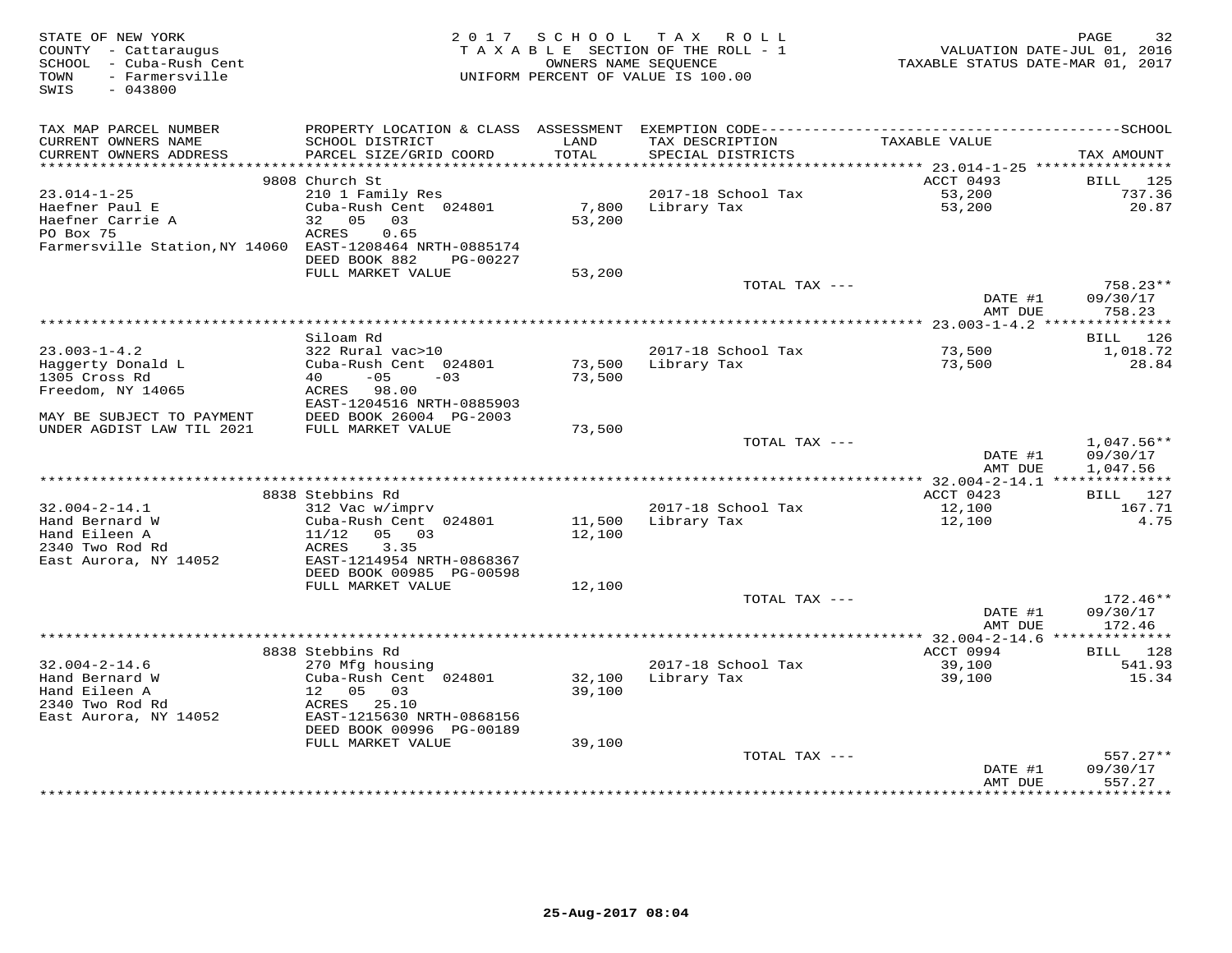STATE OF NEW YORK
COUNTY - Cattaraugus
SCHOOL - Cuba-Rush Cent
TOWN - Farmersville
SWIS - 043800

2017 SCHOOL TAX ROLL
TAXABLE SECTION OF THE ROLL - 1
OWNERS NAME SEQUENCE
UNIFORM PERCENT OF VALUE IS 100.00

VALUATION DATE-JUL 01, 2016
TAXABLE STATUS DATE-MAR 01, 2017

| TAX MAP PARCEL NUMBER / CURRENT OWNERS NAME / CURRENT OWNERS ADDRESS | PROPERTY LOCATION & CLASS / SCHOOL DISTRICT / PARCEL SIZE/GRID COORD | ASSESSMENT LAND / TOTAL | EXEMPTION CODE / TAX DESCRIPTION / SPECIAL DISTRICTS | TAXABLE VALUE | TAX AMOUNT |
|---|---|---|---|---|---|
| | 9808 Church St | | | ACCT 0493 | BILL 125 |
| 23.014-1-25 | 210 1 Family Res | | 2017-18 School Tax | 53,200 | 737.36 |
| Haefner Paul E | Cuba-Rush Cent 024801 | 7,800 | Library Tax | 53,200 | 20.87 |
| Haefner Carrie A | 32 05 03 | 53,200 | | | |
| PO Box 75 | ACRES 0.65 | | | | |
| Farmersville Station,NY 14060 | EAST-1208464 NRTH-0885174 | | | | |
| | DEED BOOK 882 PG-00227 | | | | |
| | FULL MARKET VALUE | 53,200 | | | |
| | | | TOTAL TAX --- | | 758.23** |
| | | | | DATE #1 | 09/30/17 |
| | | | | AMT DUE | 758.23 |
| | Siloam Rd | | | | BILL 126 |
| 23.003-1-4.2 | 322 Rural vac>10 | | 2017-18 School Tax | 73,500 | 1,018.72 |
| Haggerty Donald L | Cuba-Rush Cent 024801 | 73,500 | Library Tax | 73,500 | 28.84 |
| 1305 Cross Rd | 40 -05 -03 | 73,500 | | | |
| Freedom, NY 14065 | ACRES 98.00 | | | | |
| | EAST-1204516 NRTH-0885903 | | | | |
| MAY BE SUBJECT TO PAYMENT | DEED BOOK 26004 PG-2003 | | | | |
| UNDER AGDIST LAW TIL 2021 | FULL MARKET VALUE | 73,500 | | | |
| | | | TOTAL TAX --- | | 1,047.56** |
| | | | | DATE #1 | 09/30/17 |
| | | | | AMT DUE | 1,047.56 |
| | 8838 Stebbins Rd | | | ACCT 0423 | BILL 127 |
| 32.004-2-14.1 | 312 Vac w/imprv | | 2017-18 School Tax | 12,100 | 167.71 |
| Hand Bernard W | Cuba-Rush Cent 024801 | 11,500 | Library Tax | 12,100 | 4.75 |
| Hand Eileen A | 11/12 05 03 | 12,100 | | | |
| 2340 Two Rod Rd | ACRES 3.35 | | | | |
| East Aurora, NY 14052 | EAST-1214954 NRTH-0868367 | | | | |
| | DEED BOOK 00985 PG-00598 | | | | |
| | FULL MARKET VALUE | 12,100 | | | |
| | | | TOTAL TAX --- | | 172.46** |
| | | | | DATE #1 | 09/30/17 |
| | | | | AMT DUE | 172.46 |
| | 8838 Stebbins Rd | | | ACCT 0994 | BILL 128 |
| 32.004-2-14.6 | 270 Mfg housing | | 2017-18 School Tax | 39,100 | 541.93 |
| Hand Bernard W | Cuba-Rush Cent 024801 | 32,100 | Library Tax | 39,100 | 15.34 |
| Hand Eileen A | 12 05 03 | 39,100 | | | |
| 2340 Two Rod Rd | ACRES 25.10 | | | | |
| East Aurora, NY 14052 | EAST-1215630 NRTH-0868156 | | | | |
| | DEED BOOK 00996 PG-00189 | | | | |
| | FULL MARKET VALUE | 39,100 | | | |
| | | | TOTAL TAX --- | | 557.27** |
| | | | | DATE #1 | 09/30/17 |
| | | | | AMT DUE | 557.27 |

25-Aug-2017 08:04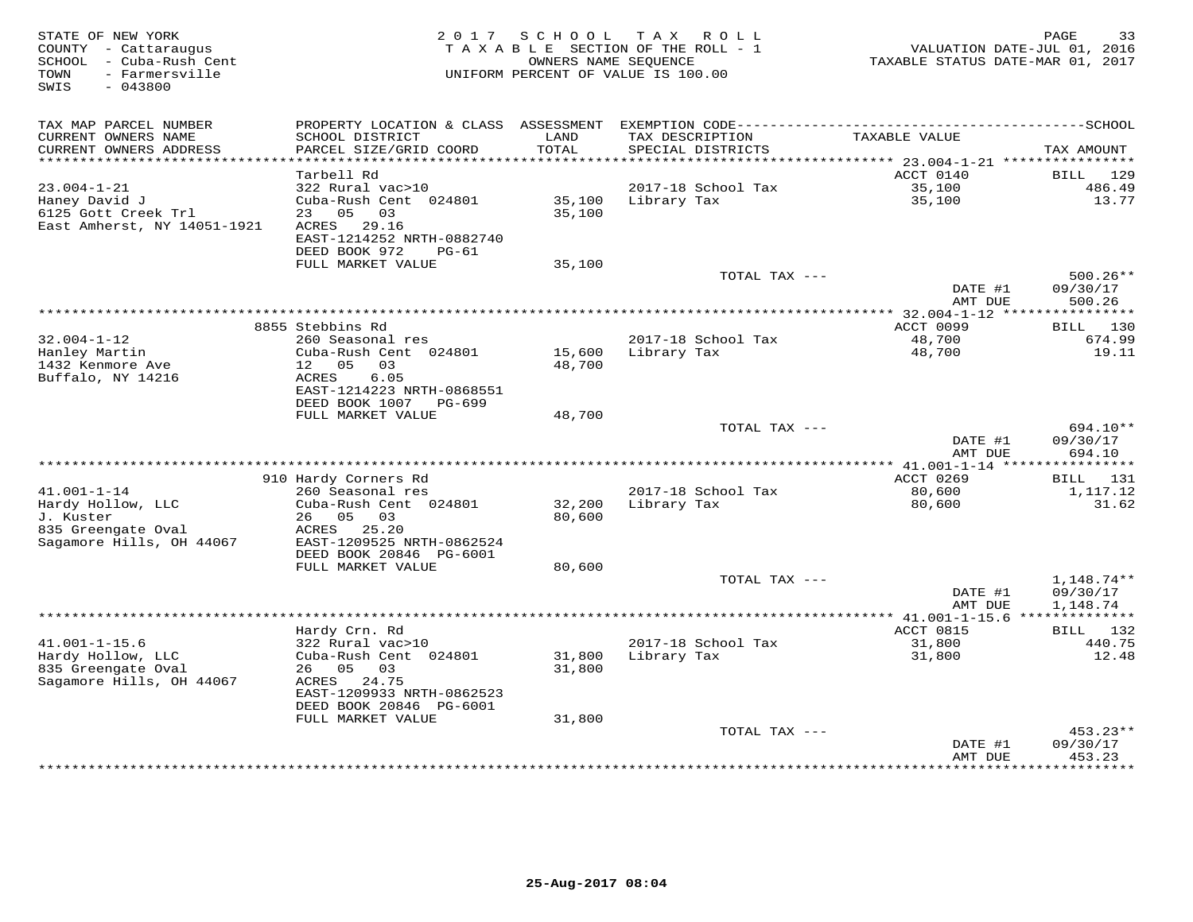STATE OF NEW YORK
COUNTY - Cattaraugus
SCHOOL - Cuba-Rush Cent
TOWN - Farmersville
SWIS - 043800

2 0 1 7 S C H O O L T A X R O L L
T A X A B L E SECTION OF THE ROLL - 1
OWNERS NAME SEQUENCE
UNIFORM PERCENT OF VALUE IS 100.00

VALUATION DATE-JUL 01, 2016
TAXABLE STATUS DATE-MAR 01, 2017

| TAX MAP PARCEL NUMBER / CURRENT OWNERS NAME / CURRENT OWNERS ADDRESS | PROPERTY LOCATION & CLASS / SCHOOL DISTRICT / PARCEL SIZE/GRID COORD | ASSESSMENT LAND / TOTAL | EXEMPTION CODE / TAX DESCRIPTION / SPECIAL DISTRICTS | TAXABLE VALUE | TAX AMOUNT |
|---|---|---|---|---|---|
| 23.004-1-21 | Tarbell Rd | | | ACCT 0140 | BILL 129 |
| 23.004-1-21 | 322 Rural vac>10 | | 2017-18 School Tax | 35,100 | 486.49 |
| Haney David J | Cuba-Rush Cent 024801 | 35,100 | Library Tax | 35,100 | 13.77 |
| 6125 Gott Creek Trl | 23 05 03 | 35,100 | | | |
| East Amherst, NY 14051-1921 | ACRES 29.16 | | | | |
| | EAST-1214252 NRTH-0882740 | | | | |
| | DEED BOOK 972 PG-61 | | | | |
| | FULL MARKET VALUE | 35,100 | | | |
| | | | TOTAL TAX --- | | 500.26** |
| | | | | DATE #1 | 09/30/17 |
| | | | | AMT DUE | 500.26 |
| 32.004-1-12 | 8855 Stebbins Rd | | | ACCT 0099 | BILL 130 |
| 32.004-1-12 | 260 Seasonal res | | 2017-18 School Tax | 48,700 | 674.99 |
| Hanley Martin | Cuba-Rush Cent 024801 | 15,600 | Library Tax | 48,700 | 19.11 |
| 1432 Kenmore Ave | 12 05 03 | 48,700 | | | |
| Buffalo, NY 14216 | ACRES 6.05 | | | | |
| | EAST-1214223 NRTH-0868551 | | | | |
| | DEED BOOK 1007 PG-699 | | | | |
| | FULL MARKET VALUE | 48,700 | | | |
| | | | TOTAL TAX --- | | 694.10** |
| | | | | DATE #1 | 09/30/17 |
| | | | | AMT DUE | 694.10 |
| 41.001-1-14 | 910 Hardy Corners Rd | | | ACCT 0269 | BILL 131 |
| 41.001-1-14 | 260 Seasonal res | | 2017-18 School Tax | 80,600 | 1,117.12 |
| Hardy Hollow, LLC | Cuba-Rush Cent 024801 | 32,200 | Library Tax | 80,600 | 31.62 |
| J. Kuster | 26 05 03 | 80,600 | | | |
| 835 Greengate Oval | ACRES 25.20 | | | | |
| Sagamore Hills, OH 44067 | EAST-1209525 NRTH-0862524 | | | | |
| | DEED BOOK 20846 PG-6001 | | | | |
| | FULL MARKET VALUE | 80,600 | | | |
| | | | TOTAL TAX --- | | 1,148.74** |
| | | | | DATE #1 | 09/30/17 |
| | | | | AMT DUE | 1,148.74 |
| 41.001-1-15.6 | Hardy Crn. Rd | | | ACCT 0815 | BILL 132 |
| 41.001-1-15.6 | 322 Rural vac>10 | | 2017-18 School Tax | 31,800 | 440.75 |
| Hardy Hollow, LLC | Cuba-Rush Cent 024801 | 31,800 | Library Tax | 31,800 | 12.48 |
| 835 Greengate Oval | 26 05 03 | 31,800 | | | |
| Sagamore Hills, OH 44067 | ACRES 24.75 | | | | |
| | EAST-1209933 NRTH-0862523 | | | | |
| | DEED BOOK 20846 PG-6001 | | | | |
| | FULL MARKET VALUE | 31,800 | | | |
| | | | TOTAL TAX --- | | 453.23** |
| | | | | DATE #1 | 09/30/17 |
| | | | | AMT DUE | 453.23 |

25-Aug-2017 08:04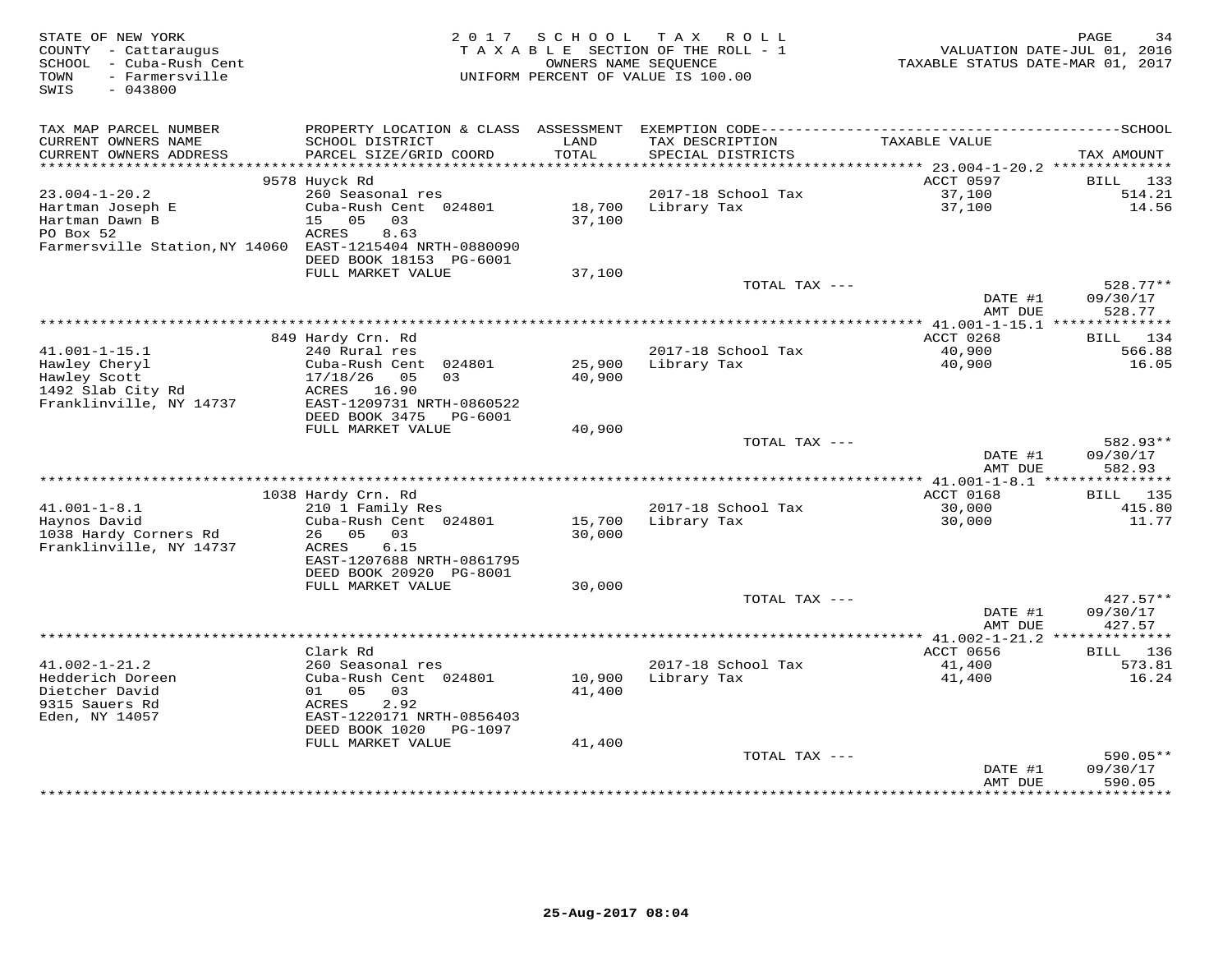STATE OF NEW YORK
COUNTY - Cattaraugus
SCHOOL - Cuba-Rush Cent
TOWN - Farmersville
SWIS - 043800

2 0 1 7 S C H O O L T A X R O L L
T A X A B L E SECTION OF THE ROLL - 1
OWNERS NAME SEQUENCE
UNIFORM PERCENT OF VALUE IS 100.00

VALUATION DATE-JUL 01, 2016
TAXABLE STATUS DATE-MAR 01, 2017

| TAX MAP PARCEL NUMBER / CURRENT OWNERS NAME / CURRENT OWNERS ADDRESS | PROPERTY LOCATION & CLASS / SCHOOL DISTRICT / PARCEL SIZE/GRID COORD | ASSESSMENT LAND / TOTAL | EXEMPTION CODE / TAX DESCRIPTION / SPECIAL DISTRICTS | TAXABLE VALUE | SCHOOL TAX AMOUNT |
|---|---|---|---|---|---|
| | 9578 Huyck Rd | | | ACCT 0597 | BILL 133 |
| 23.004-1-20.2 | 260 Seasonal res | | 2017-18 School Tax | 37,100 | 514.21 |
| Hartman Joseph E | Cuba-Rush Cent 024801 | 18,700 | Library Tax | 37,100 | 14.56 |
| Hartman Dawn B | 15 05 03 | 37,100 | | | |
| PO Box 52 | ACRES 8.63 | | | | |
| Farmersville Station,NY 14060 | EAST-1215404 NRTH-0880090 | | | | |
| | DEED BOOK 18153 PG-6001 | | | | |
| | FULL MARKET VALUE | 37,100 | | | |
| | | | TOTAL TAX --- | | 528.77** |
| | | | | DATE #1 | 09/30/17 |
| | | | | AMT DUE | 528.77 |
| | 849 Hardy Crn. Rd | | | ACCT 0268 | BILL 134 |
| 41.001-1-15.1 | 240 Rural res | | 2017-18 School Tax | 40,900 | 566.88 |
| Hawley Cheryl | Cuba-Rush Cent 024801 | 25,900 | Library Tax | 40,900 | 16.05 |
| Hawley Scott | 17/18/26 05 03 | 40,900 | | | |
| 1492 Slab City Rd | ACRES 16.90 | | | | |
| Franklinville, NY 14737 | EAST-1209731 NRTH-0860522 | | | | |
| | DEED BOOK 3475 PG-6001 | | | | |
| | FULL MARKET VALUE | 40,900 | | | |
| | | | TOTAL TAX --- | | 582.93** |
| | | | | DATE #1 | 09/30/17 |
| | | | | AMT DUE | 582.93 |
| | 1038 Hardy Crn. Rd | | | ACCT 0168 | BILL 135 |
| 41.001-1-8.1 | 210 1 Family Res | | 2017-18 School Tax | 30,000 | 415.80 |
| Haynos David | Cuba-Rush Cent 024801 | 15,700 | Library Tax | 30,000 | 11.77 |
| 1038 Hardy Corners Rd | 26 05 03 | 30,000 | | | |
| Franklinville, NY 14737 | ACRES 6.15 | | | | |
| | EAST-1207688 NRTH-0861795 | | | | |
| | DEED BOOK 20920 PG-8001 | | | | |
| | FULL MARKET VALUE | 30,000 | | | |
| | | | TOTAL TAX --- | | 427.57** |
| | | | | DATE #1 | 09/30/17 |
| | | | | AMT DUE | 427.57 |
| | Clark Rd | | | ACCT 0656 | BILL 136 |
| 41.002-1-21.2 | 260 Seasonal res | | 2017-18 School Tax | 41,400 | 573.81 |
| Hedderich Doreen | Cuba-Rush Cent 024801 | 10,900 | Library Tax | 41,400 | 16.24 |
| Dietcher David | 01 05 03 | 41,400 | | | |
| 9315 Sauers Rd | ACRES 2.92 | | | | |
| Eden, NY 14057 | EAST-1220171 NRTH-0856403 | | | | |
| | DEED BOOK 1020 PG-1097 | | | | |
| | FULL MARKET VALUE | 41,400 | | | |
| | | | TOTAL TAX --- | | 590.05** |
| | | | | DATE #1 | 09/30/17 |
| | | | | AMT DUE | 590.05 |

25-Aug-2017 08:04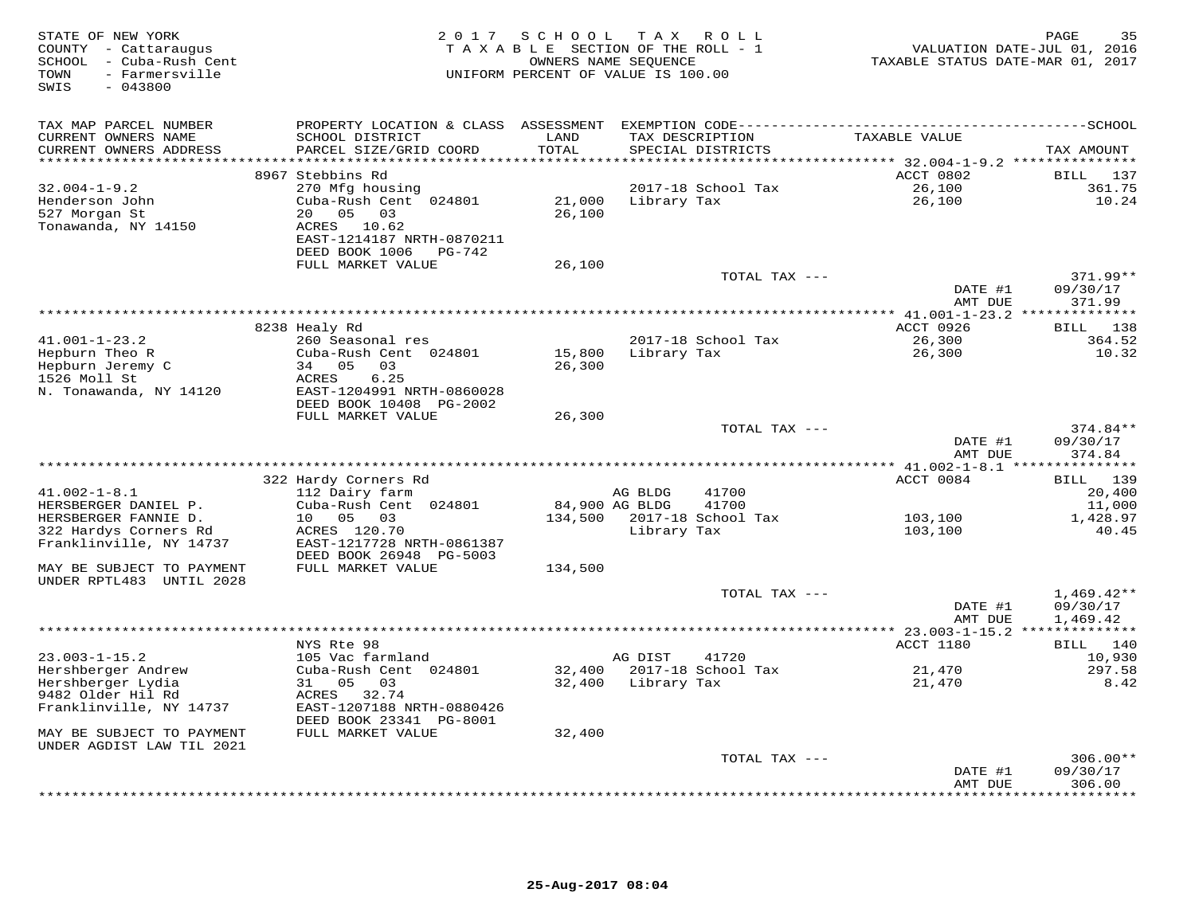STATE OF NEW YORK
COUNTY - Cattaraugus
SCHOOL - Cuba-Rush Cent
TOWN - Farmersville
SWIS - 043800

2 0 1 7 S C H O O L T A X R O L L
T A X A B L E SECTION OF THE ROLL - 1
OWNERS NAME SEQUENCE
UNIFORM PERCENT OF VALUE IS 100.00

VALUATION DATE-JUL 01, 2016
TAXABLE STATUS DATE-MAR 01, 2017

| TAX MAP PARCEL NUMBER<br>CURRENT OWNERS NAME<br>CURRENT OWNERS ADDRESS | PROPERTY LOCATION & CLASS<br>SCHOOL DISTRICT<br>PARCEL SIZE/GRID COORD | ASSESSMENT<br>LAND<br>TOTAL | EXEMPTION CODE<br>TAX DESCRIPTION<br>SPECIAL DISTRICTS | | TAXABLE VALUE | SCHOOL<br><br>TAX AMOUNT |
|---|---|---|---|---|---|---|
| | 8967 Stebbins Rd | | | | ACCT 0802 | BILL 137 |
| 32.004-1-9.2 | 270 Mfg housing | | 2017-18 School Tax | | 26,100 | 361.75 |
| Henderson John | Cuba-Rush Cent 024801 | 21,000 | Library Tax | | 26,100 | 10.24 |
| 527 Morgan St | 20 05 03 | 26,100 | | | | |
| Tonawanda, NY 14150 | ACRES 10.62 | | | | | |
| | EAST-1214187 NRTH-0870211 | | | | | |
| | DEED BOOK 1006 PG-742 | | | | | |
| | FULL MARKET VALUE | 26,100 | | | | |
| | | | TOTAL TAX --- | | | 371.99** |
| | | | | | DATE #1 | 09/30/17 |
| | | | | | AMT DUE | 371.99 |
| | 8238 Healy Rd | | | | ACCT 0926 | BILL 138 |
| 41.001-1-23.2 | 260 Seasonal res | | 2017-18 School Tax | | 26,300 | 364.52 |
| Hepburn Theo R | Cuba-Rush Cent 024801 | 15,800 | Library Tax | | 26,300 | 10.32 |
| Hepburn Jeremy C | 34 05 03 | 26,300 | | | | |
| 1526 Moll St | ACRES 6.25 | | | | | |
| N. Tonawanda, NY 14120 | EAST-1204991 NRTH-0860028 | | | | | |
| | DEED BOOK 10408 PG-2002 | | | | | |
| | FULL MARKET VALUE | 26,300 | | | | |
| | | | TOTAL TAX --- | | | 374.84** |
| | | | | | DATE #1 | 09/30/17 |
| | | | | | AMT DUE | 374.84 |
| | 322 Hardy Corners Rd | | | | ACCT 0084 | BILL 139 |
| 41.002-1-8.1 | 112 Dairy farm | | AG BLDG | 41700 | | 20,400 |
| HERSBERGER DANIEL P. | Cuba-Rush Cent 024801 | 84,900 | AG BLDG | 41700 | | 11,000 |
| HERSBERGER FANNIE D. | 10 05 03 | 134,500 | 2017-18 School Tax | | 103,100 | 1,428.97 |
| 322 Hardys Corners Rd | ACRES 120.70 | | Library Tax | | 103,100 | 40.45 |
| Franklinville, NY 14737 | EAST-1217728 NRTH-0861387 | | | | | |
| | DEED BOOK 26948 PG-5003 | | | | | |
| MAY BE SUBJECT TO PAYMENT | FULL MARKET VALUE | 134,500 | | | | |
| UNDER RPTL483 UNTIL 2028 | | | | | | |
| | | | TOTAL TAX --- | | | 1,469.42** |
| | | | | | DATE #1 | 09/30/17 |
| | | | | | AMT DUE | 1,469.42 |
| | NYS Rte 98 | | | | ACCT 1180 | BILL 140 |
| 23.003-1-15.2 | 105 Vac farmland | | AG DIST | 41720 | | 10,930 |
| Hershberger Andrew | Cuba-Rush Cent 024801 | 32,400 | 2017-18 School Tax | | 21,470 | 297.58 |
| Hershberger Lydia | 31 05 03 | 32,400 | Library Tax | | 21,470 | 8.42 |
| 9482 Older Hil Rd | ACRES 32.74 | | | | | |
| Franklinville, NY 14737 | EAST-1207188 NRTH-0880426 | | | | | |
| | DEED BOOK 23341 PG-8001 | | | | | |
| MAY BE SUBJECT TO PAYMENT | FULL MARKET VALUE | 32,400 | | | | |
| UNDER AGDIST LAW TIL 2021 | | | | | | |
| | | | TOTAL TAX --- | | | 306.00** |
| | | | | | DATE #1 | 09/30/17 |
| | | | | | AMT DUE | 306.00 |

25-Aug-2017 08:04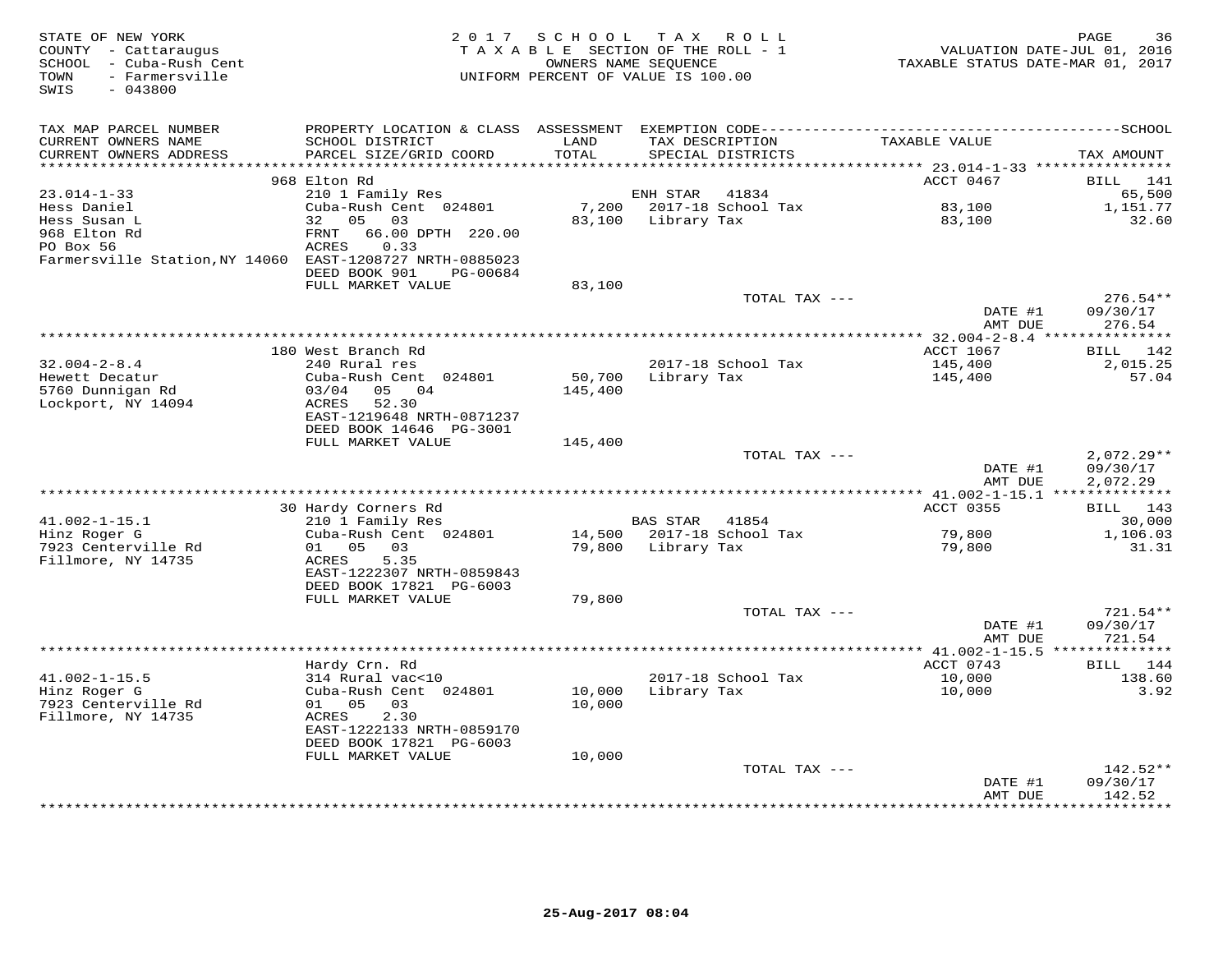STATE OF NEW YORK
COUNTY - Cattaraugus
SCHOOL - Cuba-Rush Cent
TOWN - Farmersville
SWIS - 043800

2017 SCHOOL TAX ROLL
TAXABLE SECTION OF THE ROLL - 1
OWNERS NAME SEQUENCE
UNIFORM PERCENT OF VALUE IS 100.00

VALUATION DATE-JUL 01, 2016
TAXABLE STATUS DATE-MAR 01, 2017

| TAX MAP PARCEL NUMBER / CURRENT OWNERS NAME / CURRENT OWNERS ADDRESS | PROPERTY LOCATION & CLASS / SCHOOL DISTRICT / PARCEL SIZE/GRID COORD | ASSESSMENT LAND / TOTAL | EXEMPTION CODE / TAX DESCRIPTION / SPECIAL DISTRICTS | TAXABLE VALUE | TAX AMOUNT |
|---|---|---|---|---|---|
| **23.014-1-33** | 968 Elton Rd | | | ACCT 0467 | BILL 141 |
| | 210 1 Family Res | | ENH STAR 41834 | | 65,500 |
| Hess Daniel | Cuba-Rush Cent 024801 | 7,200 | 2017-18 School Tax | 83,100 | 1,151.77 |
| Hess Susan L | 32 05 03 | 83,100 | Library Tax | 83,100 | 32.60 |
| 968 Elton Rd | FRNT 66.00 DPTH 220.00 | | | | |
| PO Box 56 | ACRES 0.33 | | | | |
| Farmersville Station, NY 14060 | EAST-1208727 NRTH-0885023 | | | | |
| | DEED BOOK 901 PG-00684 | | | | |
| | FULL MARKET VALUE | 83,100 | | | |
| | | | TOTAL TAX --- | | 276.54** |
| | | | | DATE #1 | 09/30/17 |
| | | | | AMT DUE | 276.54 |
| **32.004-2-8.4** | 180 West Branch Rd | | | ACCT 1067 | BILL 142 |
| | 240 Rural res | | 2017-18 School Tax | 145,400 | 2,015.25 |
| Hewett Decatur | Cuba-Rush Cent 024801 | 50,700 | Library Tax | 145,400 | 57.04 |
| 5760 Dunnigan Rd | 03/04 05 04 | 145,400 | | | |
| Lockport, NY 14094 | ACRES 52.30 | | | | |
| | EAST-1219648 NRTH-0871237 | | | | |
| | DEED BOOK 14646 PG-3001 | | | | |
| | FULL MARKET VALUE | 145,400 | | | |
| | | | TOTAL TAX --- | | 2,072.29** |
| | | | | DATE #1 | 09/30/17 |
| | | | | AMT DUE | 2,072.29 |
| **41.002-1-15.1** | 30 Hardy Corners Rd | | | ACCT 0355 | BILL 143 |
| | 210 1 Family Res | | BAS STAR 41854 | | 30,000 |
| Hinz Roger G | Cuba-Rush Cent 024801 | 14,500 | 2017-18 School Tax | 79,800 | 1,106.03 |
| 7923 Centerville Rd | 01 05 03 | 79,800 | Library Tax | 79,800 | 31.31 |
| Fillmore, NY 14735 | ACRES 5.35 | | | | |
| | EAST-1222307 NRTH-0859843 | | | | |
| | DEED BOOK 17821 PG-6003 | | | | |
| | FULL MARKET VALUE | 79,800 | | | |
| | | | TOTAL TAX --- | | 721.54** |
| | | | | DATE #1 | 09/30/17 |
| | | | | AMT DUE | 721.54 |
| **41.002-1-15.5** | Hardy Crn. Rd | | | ACCT 0743 | BILL 144 |
| | 314 Rural vac<10 | | 2017-18 School Tax | 10,000 | 138.60 |
| Hinz Roger G | Cuba-Rush Cent 024801 | 10,000 | Library Tax | 10,000 | 3.92 |
| 7923 Centerville Rd | 01 05 03 | 10,000 | | | |
| Fillmore, NY 14735 | ACRES 2.30 | | | | |
| | EAST-1222133 NRTH-0859170 | | | | |
| | DEED BOOK 17821 PG-6003 | | | | |
| | FULL MARKET VALUE | 10,000 | | | |
| | | | TOTAL TAX --- | | 142.52** |
| | | | | DATE #1 | 09/30/17 |
| | | | | AMT DUE | 142.52 |

25-Aug-2017 08:04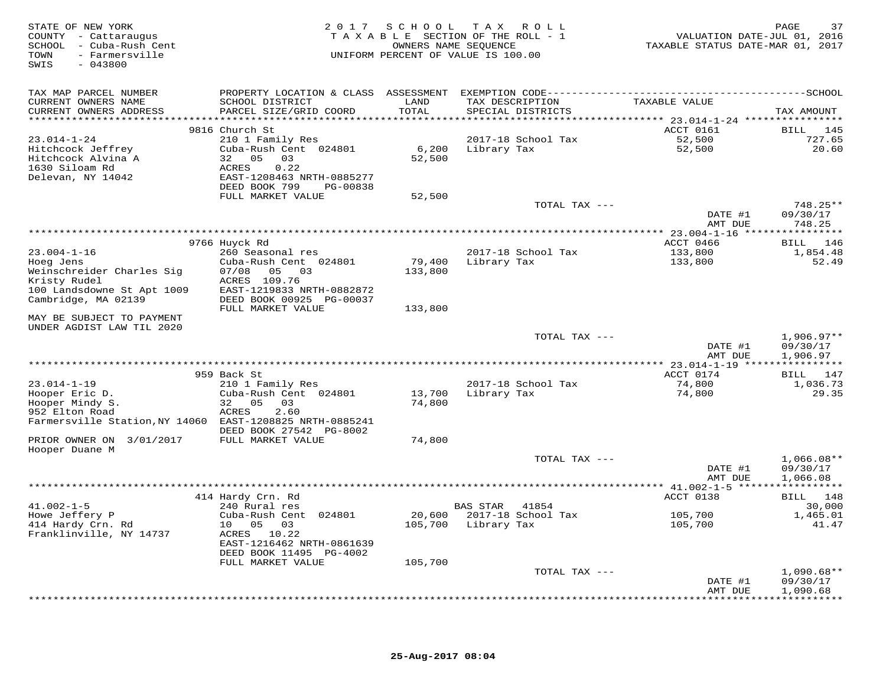STATE OF NEW YORK
COUNTY - Cattaraugus
SCHOOL - Cuba-Rush Cent
TOWN - Farmersville
SWIS - 043800

2017 SCHOOL TAX ROLL
TAXABLE SECTION OF THE ROLL - 1
OWNERS NAME SEQUENCE
UNIFORM PERCENT OF VALUE IS 100.00

VALUATION DATE-JUL 01, 2016
TAXABLE STATUS DATE-MAR 01, 2017

| TAX MAP PARCEL NUMBER / CURRENT OWNERS NAME / CURRENT OWNERS ADDRESS | PROPERTY LOCATION & CLASS / SCHOOL DISTRICT / PARCEL SIZE/GRID COORD | ASSESSMENT LAND / TOTAL | EXEMPTION CODE / TAX DESCRIPTION / SPECIAL DISTRICTS | TAXABLE VALUE | SCHOOL TAX AMOUNT |
|---|---|---|---|---|---|
| | 9816 Church St | | | ACCT 0161 | BILL 145 |
| 23.014-1-24 | 210 1 Family Res | | 2017-18 School Tax | 52,500 | 727.65 |
| Hitchcock Jeffrey | Cuba-Rush Cent 024801 | 6,200 | Library Tax | 52,500 | 20.60 |
| Hitchcock Alvina A | 32 05 03 | 52,500 | | | |
| 1630 Siloam Rd | ACRES 0.22 | | | | |
| Delevan, NY 14042 | EAST-1208463 NRTH-0885277 | | | | |
| | DEED BOOK 799 PG-00838 | | | | |
| | FULL MARKET VALUE | 52,500 | | | |
| | | | TOTAL TAX --- | | 748.25** |
| | | | | DATE #1 | 09/30/17 |
| | | | | AMT DUE | 748.25 |
| | 9766 Huyck Rd | | | ACCT 0466 | BILL 146 |
| 23.004-1-16 | 260 Seasonal res | | 2017-18 School Tax | 133,800 | 1,854.48 |
| Hoeg Jens | Cuba-Rush Cent 024801 | 79,400 | Library Tax | 133,800 | 52.49 |
| Weinschreider Charles Sig | 07/08 05 03 | 133,800 | | | |
| Kristy Rudel | ACRES 109.76 | | | | |
| 100 Landsdowne St Apt 1009 | EAST-1219833 NRTH-0882872 | | | | |
| Cambridge, MA 02139 | DEED BOOK 00925 PG-00037 | | | | |
| | FULL MARKET VALUE | 133,800 | | | |
| MAY BE SUBJECT TO PAYMENT UNDER AGDIST LAW TIL 2020 | | | | | |
| | | | TOTAL TAX --- | | 1,906.97** |
| | | | | DATE #1 | 09/30/17 |
| | | | | AMT DUE | 1,906.97 |
| | 959 Back St | | | ACCT 0174 | BILL 147 |
| 23.014-1-19 | 210 1 Family Res | | 2017-18 School Tax | 74,800 | 1,036.73 |
| Hooper Eric D. | Cuba-Rush Cent 024801 | 13,700 | Library Tax | 74,800 | 29.35 |
| Hooper Mindy S. | 32 05 03 | 74,800 | | | |
| 952 Elton Road | ACRES 2.60 | | | | |
| Farmersville Station,NY 14060 | EAST-1208825 NRTH-0885241 | | | | |
| | DEED BOOK 27542 PG-8002 | | | | |
| PRIOR OWNER ON 3/01/2017 | FULL MARKET VALUE | 74,800 | | | |
| Hooper Duane M | | | | | |
| | | | TOTAL TAX --- | | 1,066.08** |
| | | | | DATE #1 | 09/30/17 |
| | | | | AMT DUE | 1,066.08 |
| | 414 Hardy Crn. Rd | | | ACCT 0138 | BILL 148 |
| 41.002-1-5 | 240 Rural res | | BAS STAR 41854 | | 30,000 |
| Howe Jeffery P | Cuba-Rush Cent 024801 | 20,600 | 2017-18 School Tax | 105,700 | 1,465.01 |
| 414 Hardy Crn. Rd | 10 05 03 | 105,700 | Library Tax | 105,700 | 41.47 |
| Franklinville, NY 14737 | ACRES 10.22 | | | | |
| | EAST-1216462 NRTH-0861639 | | | | |
| | DEED BOOK 11495 PG-4002 | | | | |
| | FULL MARKET VALUE | 105,700 | | | |
| | | | TOTAL TAX --- | | 1,090.68** |
| | | | | DATE #1 | 09/30/17 |
| | | | | AMT DUE | 1,090.68 |

25-Aug-2017 08:04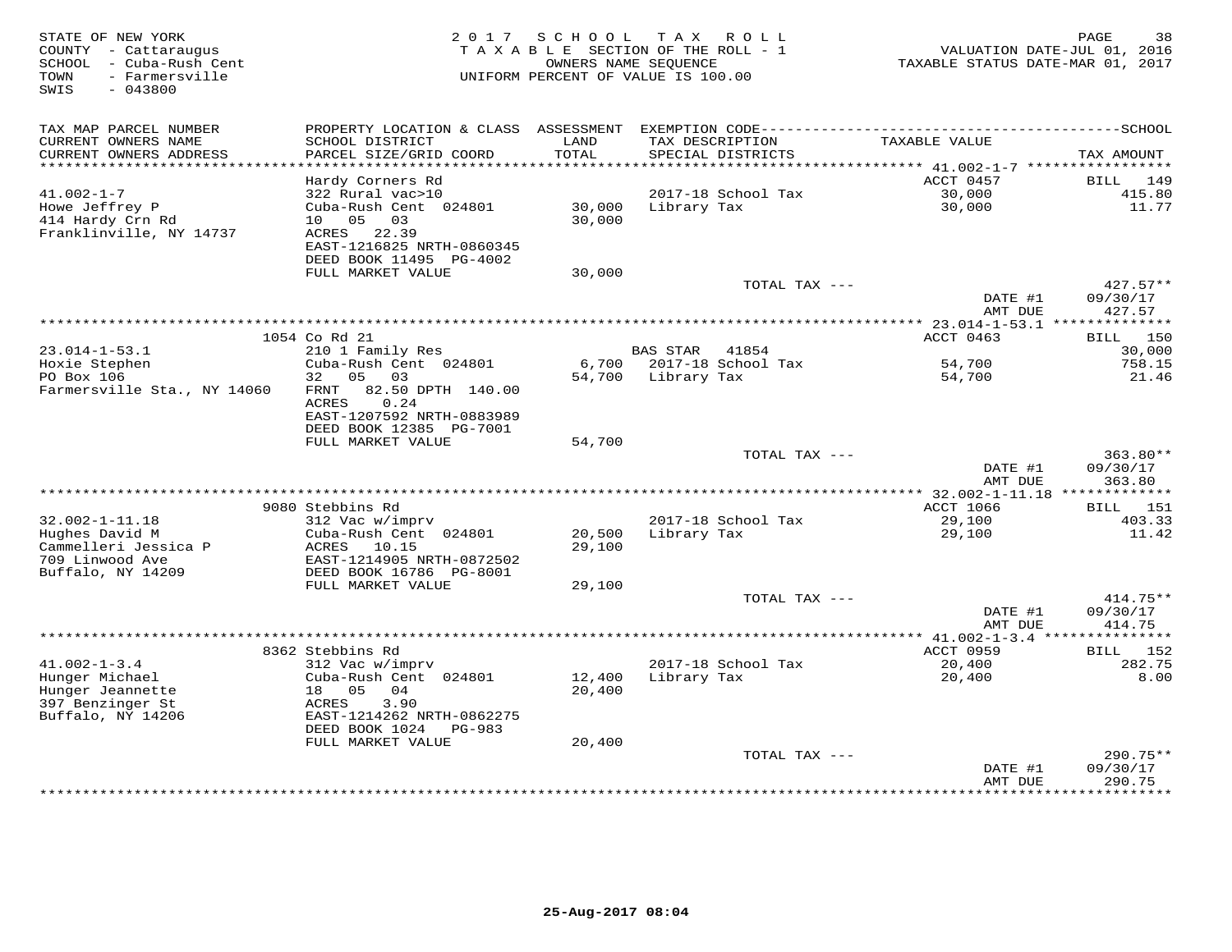STATE OF NEW YORK
COUNTY - Cattaraugus
SCHOOL - Cuba-Rush Cent
TOWN - Farmersville
SWIS - 043800

2 0 1 7 S C H O O L T A X R O L L
T A X A B L E SECTION OF THE ROLL - 1
OWNERS NAME SEQUENCE
UNIFORM PERCENT OF VALUE IS 100.00

VALUATION DATE-JUL 01, 2016
TAXABLE STATUS DATE-MAR 01, 2017

| TAX MAP PARCEL NUMBER / CURRENT OWNERS NAME / CURRENT OWNERS ADDRESS | PROPERTY LOCATION & CLASS / SCHOOL DISTRICT / PARCEL SIZE/GRID COORD | ASSESSMENT LAND | TOTAL | EXEMPTION CODE / TAX DESCRIPTION / SPECIAL DISTRICTS | TAXABLE VALUE | TAX AMOUNT |
|---|---|---|---|---|---|---|
| 41.002-1-7 | Hardy Corners Rd | | | | ACCT 0457 | BILL 149 |
| Howe Jeffrey P | 322 Rural vac>10 | | | 2017-18 School Tax | 30,000 | 415.80 |
| 414 Hardy Crn Rd | Cuba-Rush Cent 024801 | 30,000 | | Library Tax | 30,000 | 11.77 |
| Franklinville, NY 14737 | 10 05 03 | | 30,000 | | | |
| | ACRES 22.39 | | | | | |
| | EAST-1216825 NRTH-0860345 | | | | | |
| | DEED BOOK 11495 PG-4002 | | | | | |
| | FULL MARKET VALUE | | 30,000 | | | |
| | | | | TOTAL TAX --- | | 427.57** |
| | | | | | DATE #1 | 09/30/17 |
| | | | | | AMT DUE | 427.57 |
| 23.014-1-53.1 | 1054 Co Rd 21 | | | | ACCT 0463 | BILL 150 |
| Hoxie Stephen | 210 1 Family Res | | | BAS STAR 41854 | | 30,000 |
| PO Box 106 | Cuba-Rush Cent 024801 | 6,700 | | 2017-18 School Tax | 54,700 | 758.15 |
| Farmersville Sta., NY 14060 | 32 05 03 | | 54,700 | Library Tax | 54,700 | 21.46 |
| | FRNT 82.50 DPTH 140.00 | | | | | |
| | ACRES 0.24 | | | | | |
| | EAST-1207592 NRTH-0883989 | | | | | |
| | DEED BOOK 12385 PG-7001 | | | | | |
| | FULL MARKET VALUE | | 54,700 | | | |
| | | | | TOTAL TAX --- | | 363.80** |
| | | | | | DATE #1 | 09/30/17 |
| | | | | | AMT DUE | 363.80 |
| 32.002-1-11.18 | 9080 Stebbins Rd | | | | ACCT 1066 | BILL 151 |
| Hughes David M | 312 Vac w/imprv | | | 2017-18 School Tax | 29,100 | 403.33 |
| Cammelleri Jessica P | Cuba-Rush Cent 024801 | 20,500 | | Library Tax | 29,100 | 11.42 |
| 709 Linwood Ave | ACRES 10.15 | | 29,100 | | | |
| Buffalo, NY 14209 | EAST-1214905 NRTH-0872502 | | | | | |
| | DEED BOOK 16786 PG-8001 | | | | | |
| | FULL MARKET VALUE | | 29,100 | | | |
| | | | | TOTAL TAX --- | | 414.75** |
| | | | | | DATE #1 | 09/30/17 |
| | | | | | AMT DUE | 414.75 |
| 41.002-1-3.4 | 8362 Stebbins Rd | | | | ACCT 0959 | BILL 152 |
| Hunger Michael | 312 Vac w/imprv | | | 2017-18 School Tax | 20,400 | 282.75 |
| Hunger Jeannette | Cuba-Rush Cent 024801 | 12,400 | | Library Tax | 20,400 | 8.00 |
| 397 Benzinger St | 18 05 04 | | 20,400 | | | |
| Buffalo, NY 14206 | ACRES 3.90 | | | | | |
| | EAST-1214262 NRTH-0862275 | | | | | |
| | DEED BOOK 1024 PG-983 | | | | | |
| | FULL MARKET VALUE | | 20,400 | | | |
| | | | | TOTAL TAX --- | | 290.75** |
| | | | | | DATE #1 | 09/30/17 |
| | | | | | AMT DUE | 290.75 |

25-Aug-2017 08:04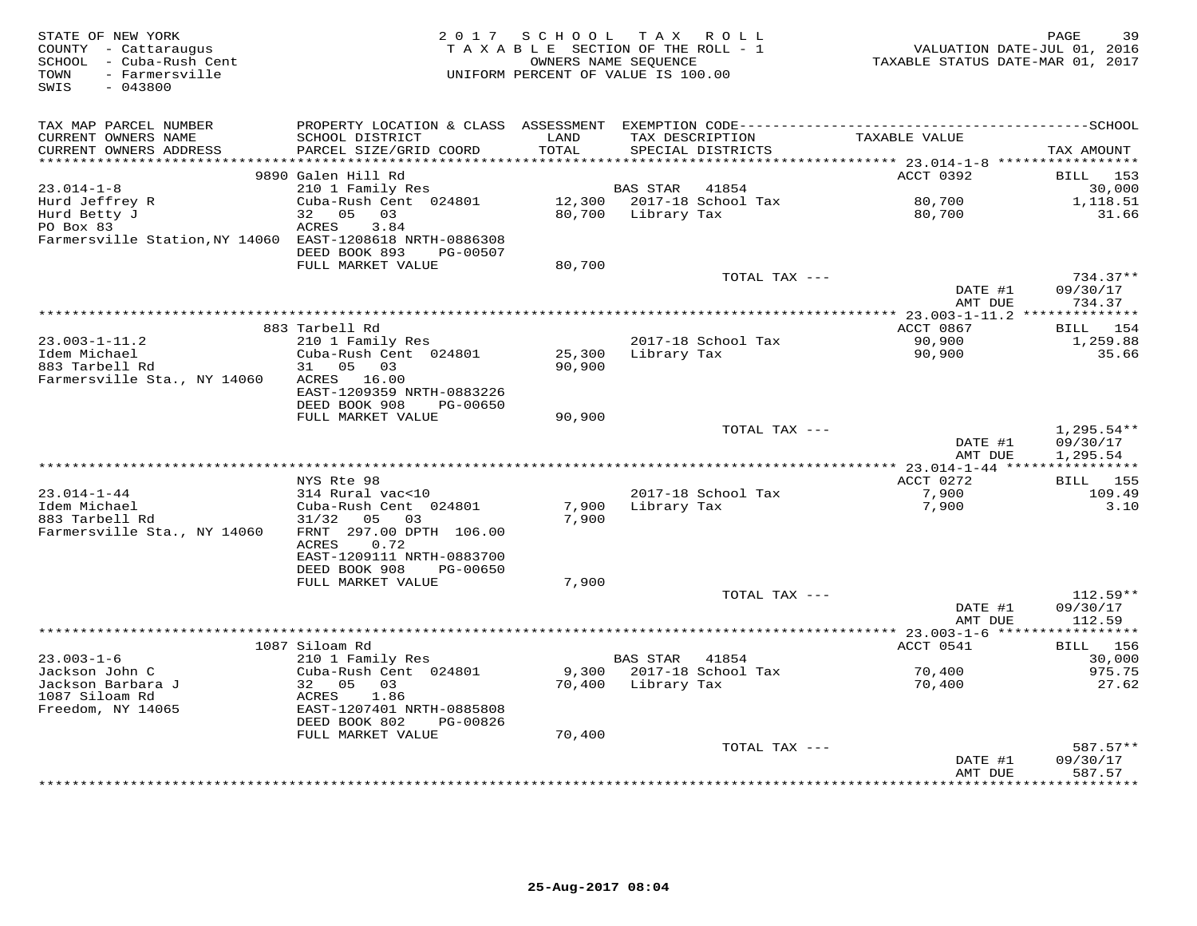STATE OF NEW YORK
COUNTY - Cattaraugus
SCHOOL - Cuba-Rush Cent
TOWN - Farmersville
SWIS - 043800

2017 SCHOOL TAX ROLL
TAXABLE SECTION OF THE ROLL - 1
OWNERS NAME SEQUENCE
UNIFORM PERCENT OF VALUE IS 100.00

VALUATION DATE-JUL 01, 2016
TAXABLE STATUS DATE-MAR 01, 2017

| TAX MAP PARCEL NUMBER / CURRENT OWNERS NAME / CURRENT OWNERS ADDRESS | PROPERTY LOCATION & CLASS / SCHOOL DISTRICT / PARCEL SIZE/GRID COORD | ASSESSMENT LAND / TOTAL | EXEMPTION CODE / TAX DESCRIPTION / SPECIAL DISTRICTS | TAXABLE VALUE | TAX AMOUNT |
|---|---|---|---|---|---|
| 23.014-1-8 | 9890 Galen Hill Rd | | | ACCT 0392 | BILL 153 |
| Hurd Jeffrey R | 210 1 Family Res | | BAS STAR 41854 | | 30,000 |
| Hurd Betty J | Cuba-Rush Cent 024801 | 12,300 | 2017-18 School Tax | 80,700 | 1,118.51 |
| PO Box 83 | 32 05 03 | 80,700 | Library Tax | 80,700 | 31.66 |
| Farmersville Station,NY 14060 | ACRES 3.84 | | | | |
| | EAST-1208618 NRTH-0886308 | | | | |
| | DEED BOOK 893 PG-00507 | | | | |
| | FULL MARKET VALUE | 80,700 | | | |
| | | | TOTAL TAX --- | | 734.37** |
| | | | | DATE #1 | 09/30/17 |
| | | | | AMT DUE | 734.37 |
| 23.003-1-11.2 | 883 Tarbell Rd | | | ACCT 0867 | BILL 154 |
| Idem Michael | 210 1 Family Res | | 2017-18 School Tax | 90,900 | 1,259.88 |
| 883 Tarbell Rd | Cuba-Rush Cent 024801 | 25,300 | Library Tax | 90,900 | 35.66 |
| Farmersville Sta., NY 14060 | 31 05 03 | 90,900 | | | |
| | ACRES 16.00 | | | | |
| | EAST-1209359 NRTH-0883226 | | | | |
| | DEED BOOK 908 PG-00650 | | | | |
| | FULL MARKET VALUE | 90,900 | | | |
| | | | TOTAL TAX --- | | 1,295.54** |
| | | | | DATE #1 | 09/30/17 |
| | | | | AMT DUE | 1,295.54 |
| 23.014-1-44 | NYS Rte 98 | | | ACCT 0272 | BILL 155 |
| Idem Michael | 314 Rural vac<10 | | 2017-18 School Tax | 7,900 | 109.49 |
| 883 Tarbell Rd | Cuba-Rush Cent 024801 | 7,900 | Library Tax | 7,900 | 3.10 |
| Farmersville Sta., NY 14060 | 31/32 05 03 | 7,900 | | | |
| | FRNT 297.00 DPTH 106.00 | | | | |
| | ACRES 0.72 | | | | |
| | EAST-1209111 NRTH-0883700 | | | | |
| | DEED BOOK 908 PG-00650 | | | | |
| | FULL MARKET VALUE | 7,900 | | | |
| | | | TOTAL TAX --- | | 112.59** |
| | | | | DATE #1 | 09/30/17 |
| | | | | AMT DUE | 112.59 |
| 23.003-1-6 | 1087 Siloam Rd | | | ACCT 0541 | BILL 156 |
| Jackson John C | 210 1 Family Res | | BAS STAR 41854 | | 30,000 |
| Jackson Barbara J | Cuba-Rush Cent 024801 | 9,300 | 2017-18 School Tax | 70,400 | 975.75 |
| 1087 Siloam Rd | 32 05 03 | 70,400 | Library Tax | 70,400 | 27.62 |
| Freedom, NY 14065 | ACRES 1.86 | | | | |
| | EAST-1207401 NRTH-0885808 | | | | |
| | DEED BOOK 802 PG-00826 | | | | |
| | FULL MARKET VALUE | 70,400 | | | |
| | | | TOTAL TAX --- | | 587.57** |
| | | | | DATE #1 | 09/30/17 |
| | | | | AMT DUE | 587.57 |

25-Aug-2017 08:04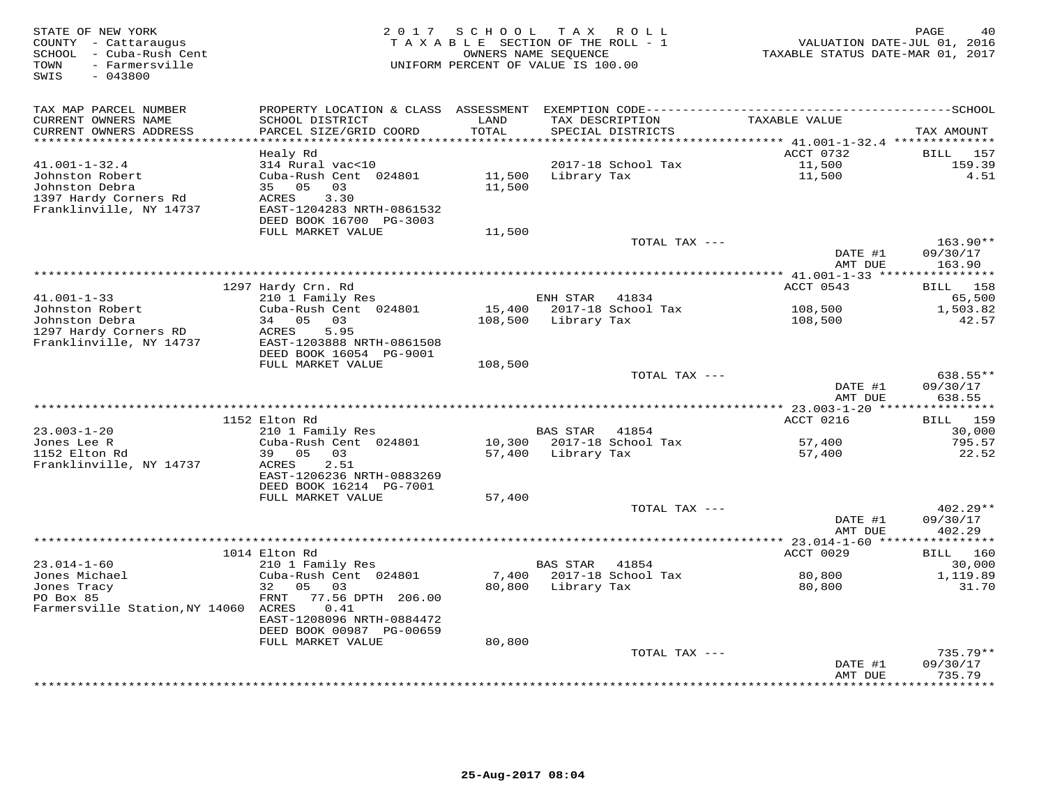STATE OF NEW YORK
COUNTY - Cattaraugus
SCHOOL - Cuba-Rush Cent
TOWN - Farmersville
SWIS - 043800

2 0 1 7 S C H O O L T A X R O L L
T A X A B L E SECTION OF THE ROLL - 1
OWNERS NAME SEQUENCE
UNIFORM PERCENT OF VALUE IS 100.00

VALUATION DATE-JUL 01, 2016
TAXABLE STATUS DATE-MAR 01, 2017

| TAX MAP PARCEL NUMBER / CURRENT OWNERS NAME / CURRENT OWNERS ADDRESS | PROPERTY LOCATION & CLASS / SCHOOL DISTRICT / PARCEL SIZE/GRID COORD | ASSESSMENT LAND / TOTAL | EXEMPTION CODE / TAX DESCRIPTION / SPECIAL DISTRICTS | TAXABLE VALUE | SCHOOL TAX AMOUNT |
|---|---|---|---|---|---|
| 41.001-1-32.4 | Healy Rd | | | ACCT 0732 | BILL 157 |
| Johnston Robert | 314 Rural vac<10 | | | | |
| Johnston Debra | Cuba-Rush Cent 024801 | 11,500 | 2017-18 School Tax | 11,500 | 159.39 |
| 1397 Hardy Corners Rd | 35 05 03 | 11,500 | Library Tax | 11,500 | 4.51 |
| Franklinville, NY 14737 | ACRES 3.30 | | | | |
| | EAST-1204283 NRTH-0861532 | | | | |
| | DEED BOOK 16700 PG-3003 | | | | |
| | FULL MARKET VALUE | 11,500 | | | |
| | | | TOTAL TAX --- | | 163.90** |
| | | | | DATE #1 | 09/30/17 |
| | | | | AMT DUE | 163.90 |
| 41.001-1-33 | 1297 Hardy Crn. Rd | | | ACCT 0543 | BILL 158 |
| Johnston Robert | 210 1 Family Res | | ENH STAR 41834 | | 65,500 |
| Johnston Debra | Cuba-Rush Cent 024801 | 15,400 | 2017-18 School Tax | 108,500 | 1,503.82 |
| 1297 Hardy Corners RD | 34 05 03 | 108,500 | Library Tax | 108,500 | 42.57 |
| Franklinville, NY 14737 | ACRES 5.95 | | | | |
| | EAST-1203888 NRTH-0861508 | | | | |
| | DEED BOOK 16054 PG-9001 | | | | |
| | FULL MARKET VALUE | 108,500 | | | |
| | | | TOTAL TAX --- | | 638.55** |
| | | | | DATE #1 | 09/30/17 |
| | | | | AMT DUE | 638.55 |
| 23.003-1-20 | 1152 Elton Rd | | | ACCT 0216 | BILL 159 |
| Jones Lee R | 210 1 Family Res | | BAS STAR 41854 | | 30,000 |
| 1152 Elton Rd | Cuba-Rush Cent 024801 | 10,300 | 2017-18 School Tax | 57,400 | 795.57 |
| Franklinville, NY 14737 | 39 05 03 | 57,400 | Library Tax | 57,400 | 22.52 |
| | ACRES 2.51 | | | | |
| | EAST-1206236 NRTH-0883269 | | | | |
| | DEED BOOK 16214 PG-7001 | | | | |
| | FULL MARKET VALUE | 57,400 | | | |
| | | | TOTAL TAX --- | | 402.29** |
| | | | | DATE #1 | 09/30/17 |
| | | | | AMT DUE | 402.29 |
| 23.014-1-60 | 1014 Elton Rd | | | ACCT 0029 | BILL 160 |
| Jones Michael | 210 1 Family Res | | BAS STAR 41854 | | 30,000 |
| Jones Tracy | Cuba-Rush Cent 024801 | 7,400 | 2017-18 School Tax | 80,800 | 1,119.89 |
| PO Box 85 | 32 05 03 | 80,800 | Library Tax | 80,800 | 31.70 |
| Farmersville Station,NY 14060 | FRNT 77.56 DPTH 206.00 | | | | |
| | ACRES 0.41 | | | | |
| | EAST-1208096 NRTH-0884472 | | | | |
| | DEED BOOK 00987 PG-00659 | | | | |
| | FULL MARKET VALUE | 80,800 | | | |
| | | | TOTAL TAX --- | | 735.79** |
| | | | | DATE #1 | 09/30/17 |
| | | | | AMT DUE | 735.79 |

25-Aug-2017 08:04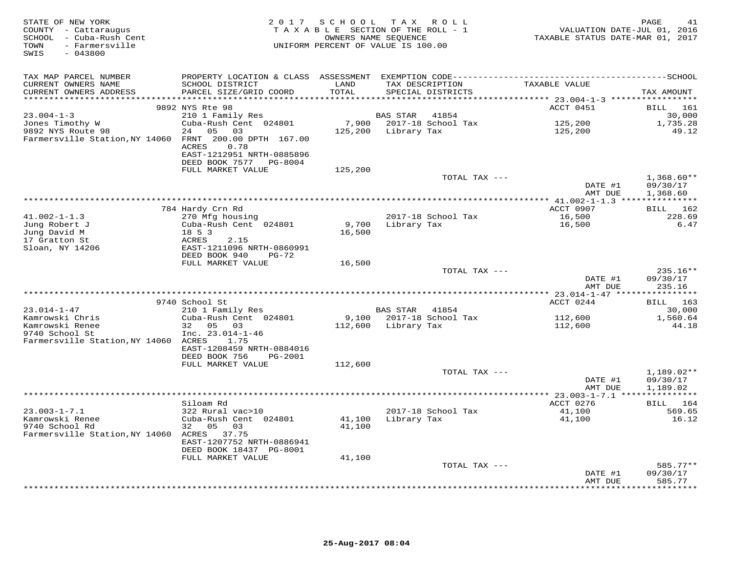STATE OF NEW YORK
COUNTY - Cattaraugus
SCHOOL - Cuba-Rush Cent
TOWN - Farmersville
SWIS - 043800

2 0 1 7 S C H O O L T A X R O L L
T A X A B L E SECTION OF THE ROLL - 1
OWNERS NAME SEQUENCE
UNIFORM PERCENT OF VALUE IS 100.00

VALUATION DATE-JUL 01, 2016
TAXABLE STATUS DATE-MAR 01, 2017

| TAX MAP PARCEL NUMBER / CURRENT OWNERS NAME / CURRENT OWNERS ADDRESS | PROPERTY LOCATION & CLASS / SCHOOL DISTRICT / PARCEL SIZE/GRID COORD | ASSESSMENT LAND / TOTAL | EXEMPTION CODE / TAX DESCRIPTION / SPECIAL DISTRICTS | TAXABLE VALUE | TAX AMOUNT |
|---|---|---|---|---|---|
| | 9892 NYS Rte 98 | | | ACCT 0451 | BILL 161 |
| 23.004-1-3 | 210 1 Family Res | | BAS STAR 41854 | | 30,000 |
| Jones Timothy W | Cuba-Rush Cent 024801 | 7,900 | 2017-18 School Tax | 125,200 | 1,735.28 |
| 9892 NYS Route 98 | 24 05 03 | 125,200 | Library Tax | 125,200 | 49.12 |
| Farmersville Station,NY 14060 | FRNT 200.00 DPTH 167.00 | | | | |
| | ACRES 0.78 | | | | |
| | EAST-1212951 NRTH-0885896 | | | | |
| | DEED BOOK 7577 PG-8004 | | | | |
| | FULL MARKET VALUE | 125,200 | | | |
| | | | TOTAL TAX --- | | 1,368.60** |
| | | | | DATE #1 | 09/30/17 |
| | | | | AMT DUE | 1,368.60 |
| | 784 Hardy Crn Rd | | | ACCT 0907 | BILL 162 |
| 41.002-1-1.3 | 270 Mfg housing | | 2017-18 School Tax | 16,500 | 228.69 |
| Jung Robert J | Cuba-Rush Cent 024801 | 9,700 | Library Tax | 16,500 | 6.47 |
| Jung David M | 18 5 3 | 16,500 | | | |
| 17 Gratton St | ACRES 2.15 | | | | |
| Sloan, NY 14206 | EAST-1211096 NRTH-0860991 | | | | |
| | DEED BOOK 940 PG-72 | | | | |
| | FULL MARKET VALUE | 16,500 | | | |
| | | | TOTAL TAX --- | | 235.16** |
| | | | | DATE #1 | 09/30/17 |
| | | | | AMT DUE | 235.16 |
| | 9740 School St | | | ACCT 0244 | BILL 163 |
| 23.014-1-47 | 210 1 Family Res | | BAS STAR 41854 | | 30,000 |
| Kamrowski Chris | Cuba-Rush Cent 024801 | 9,100 | 2017-18 School Tax | 112,600 | 1,560.64 |
| Kamrowski Renee | 32 05 03 | 112,600 | Library Tax | 112,600 | 44.18 |
| 9740 School St | Inc. 23.014-1-46 | | | | |
| Farmersville Station,NY 14060 | ACRES 1.75 | | | | |
| | EAST-1208459 NRTH-0884016 | | | | |
| | DEED BOOK 756 PG-2001 | | | | |
| | FULL MARKET VALUE | 112,600 | | | |
| | | | TOTAL TAX --- | | 1,189.02** |
| | | | | DATE #1 | 09/30/17 |
| | | | | AMT DUE | 1,189.02 |
| | Siloam Rd | | | ACCT 0276 | BILL 164 |
| 23.003-1-7.1 | 322 Rural vac>10 | | 2017-18 School Tax | 41,100 | 569.65 |
| Kamrowski Renee | Cuba-Rush Cent 024801 | 41,100 | Library Tax | 41,100 | 16.12 |
| 9740 School Rd | 32 05 03 | 41,100 | | | |
| Farmersville Station,NY 14060 | ACRES 37.75 | | | | |
| | EAST-1207752 NRTH-0886941 | | | | |
| | DEED BOOK 18437 PG-8001 | | | | |
| | FULL MARKET VALUE | 41,100 | | | |
| | | | TOTAL TAX --- | | 585.77** |
| | | | | DATE #1 | 09/30/17 |
| | | | | AMT DUE | 585.77 |

25-Aug-2017 08:04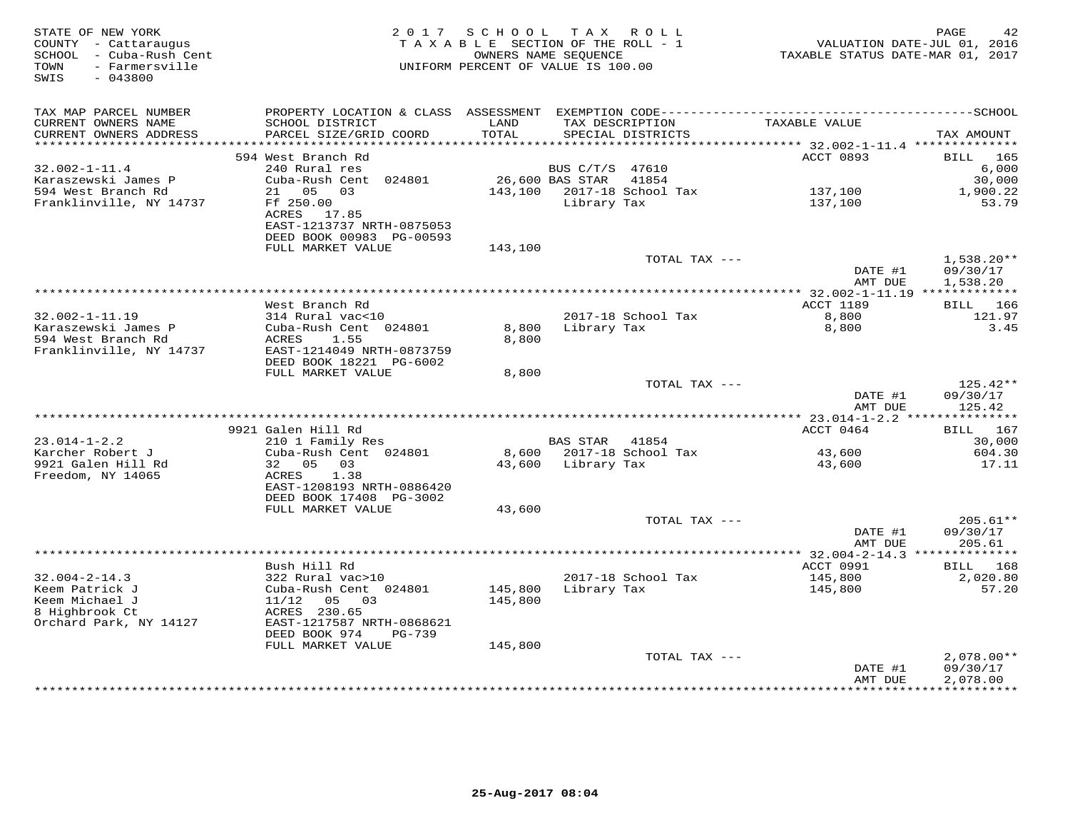STATE OF NEW YORK
COUNTY - Cattaraugus
SCHOOL - Cuba-Rush Cent
TOWN - Farmersville
SWIS - 043800

2017 SCHOOL TAX ROLL
TAXABLE SECTION OF THE ROLL - 1
OWNERS NAME SEQUENCE
UNIFORM PERCENT OF VALUE IS 100.00

VALUATION DATE-JUL 01, 2016
TAXABLE STATUS DATE-MAR 01, 2017

| TAX MAP PARCEL NUMBER / CURRENT OWNERS NAME / CURRENT OWNERS ADDRESS | PROPERTY LOCATION & CLASS / SCHOOL DISTRICT / PARCEL SIZE/GRID COORD | ASSESSMENT LAND / TOTAL | EXEMPTION CODE / TAX DESCRIPTION / SPECIAL DISTRICTS | TAXABLE VALUE | TAX AMOUNT |
|---|---|---|---|---|---|
| 32.002-1-11.4 | 594 West Branch Rd | | | ACCT 0893 | BILL 165 |
| Karaszewski James P | 240 Rural res | | BUS C/T/S 47610 | | 6,000 |
| 594 West Branch Rd | Cuba-Rush Cent 024801 | 26,600 | BAS STAR 41854 | | 30,000 |
| Franklinville, NY 14737 | 21 05 03 | 143,100 | 2017-18 School Tax | 137,100 | 1,900.22 |
| | Ff 250.00 | | Library Tax | 137,100 | 53.79 |
| | ACRES 17.85 | | | | |
| | EAST-1213737 NRTH-0875053 | | | | |
| | DEED BOOK 00983 PG-00593 | | | | |
| | FULL MARKET VALUE | 143,100 | | | |
| | | | TOTAL TAX --- | | 1,538.20** |
| | | | | DATE #1 | 09/30/17 |
| | | | | AMT DUE | 1,538.20 |
| 32.002-1-11.19 | West Branch Rd | | | ACCT 1189 | BILL 166 |
| Karaszewski James P | 314 Rural vac<10 | | 2017-18 School Tax | 8,800 | 121.97 |
| 594 West Branch Rd | Cuba-Rush Cent 024801 | 8,800 | Library Tax | 8,800 | 3.45 |
| Franklinville, NY 14737 | ACRES 1.55 | 8,800 | | | |
| | EAST-1214049 NRTH-0873759 | | | | |
| | DEED BOOK 18221 PG-6002 | | | | |
| | FULL MARKET VALUE | 8,800 | | | |
| | | | TOTAL TAX --- | | 125.42** |
| | | | | DATE #1 | 09/30/17 |
| | | | | AMT DUE | 125.42 |
| 23.014-1-2.2 | 9921 Galen Hill Rd | | | ACCT 0464 | BILL 167 |
| Karcher Robert J | 210 1 Family Res | | BAS STAR 41854 | | 30,000 |
| 9921 Galen Hill Rd | Cuba-Rush Cent 024801 | 8,600 | 2017-18 School Tax | 43,600 | 604.30 |
| Freedom, NY 14065 | 32 05 03 | 43,600 | Library Tax | 43,600 | 17.11 |
| | ACRES 1.38 | | | | |
| | EAST-1208193 NRTH-0886420 | | | | |
| | DEED BOOK 17408 PG-3002 | | | | |
| | FULL MARKET VALUE | 43,600 | | | |
| | | | TOTAL TAX --- | | 205.61** |
| | | | | DATE #1 | 09/30/17 |
| | | | | AMT DUE | 205.61 |
| 32.004-2-14.3 | Bush Hill Rd | | | ACCT 0991 | BILL 168 |
| Keem Patrick J | 322 Rural vac>10 | | 2017-18 School Tax | 145,800 | 2,020.80 |
| Keem Michael J | Cuba-Rush Cent 024801 | 145,800 | Library Tax | 145,800 | 57.20 |
| 8 Highbrook Ct | 11/12 05 03 | 145,800 | | | |
| Orchard Park, NY 14127 | ACRES 230.65 | | | | |
| | EAST-1217587 NRTH-0868621 | | | | |
| | DEED BOOK 974 PG-739 | | | | |
| | FULL MARKET VALUE | 145,800 | | | |
| | | | TOTAL TAX --- | | 2,078.00** |
| | | | | DATE #1 | 09/30/17 |
| | | | | AMT DUE | 2,078.00 |

25-Aug-2017 08:04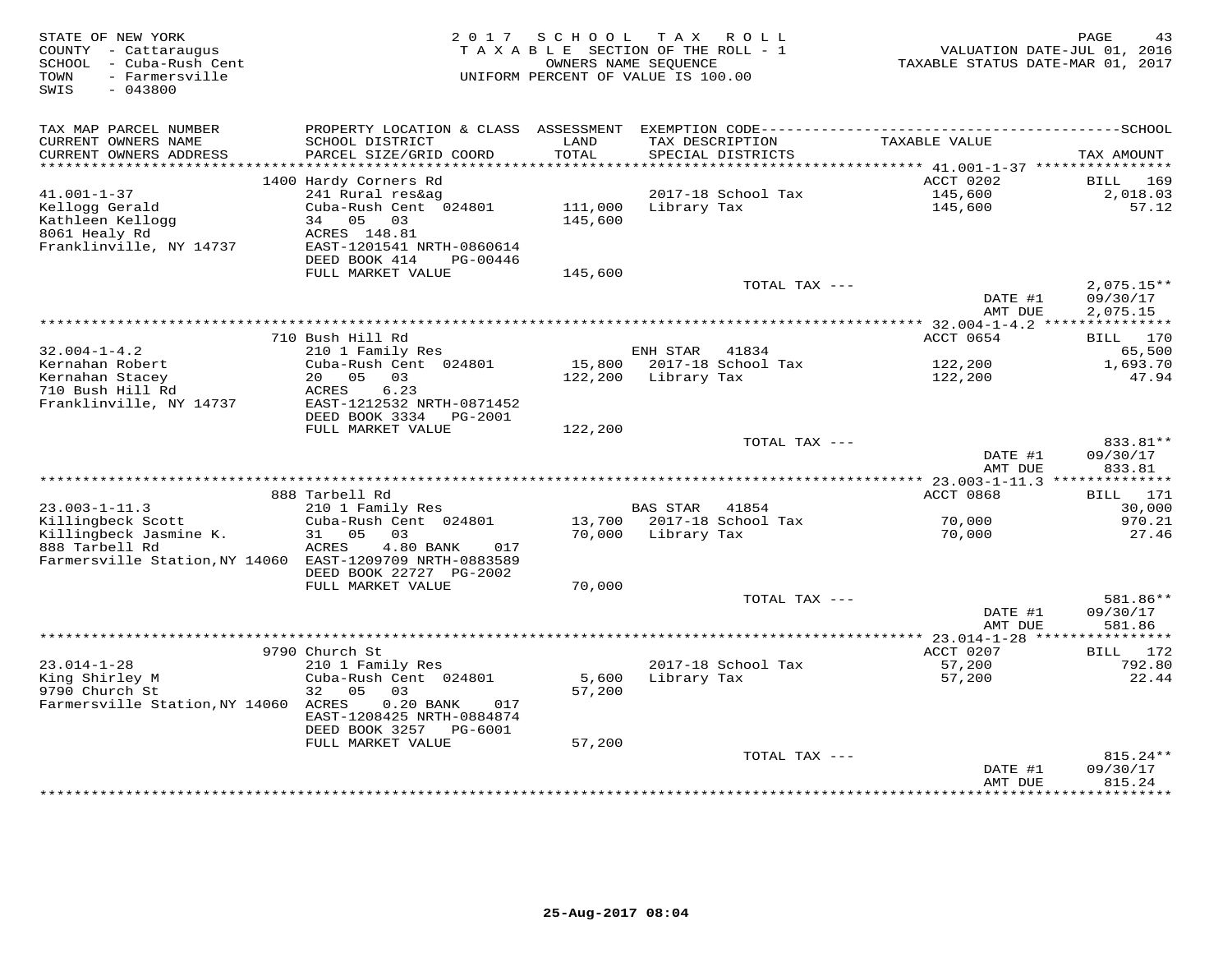STATE OF NEW YORK
COUNTY - Cattaraugus
SCHOOL - Cuba-Rush Cent
TOWN - Farmersville
SWIS - 043800

2017 SCHOOL TAX ROLL
TAXABLE SECTION OF THE ROLL - 1
OWNERS NAME SEQUENCE
UNIFORM PERCENT OF VALUE IS 100.00

VALUATION DATE-JUL 01, 2016
TAXABLE STATUS DATE-MAR 01, 2017

| TAX MAP PARCEL NUMBER / CURRENT OWNERS NAME / CURRENT OWNERS ADDRESS | PROPERTY LOCATION & CLASS / SCHOOL DISTRICT / PARCEL SIZE/GRID COORD | ASSESSMENT LAND / TOTAL | EXEMPTION CODE / TAX DESCRIPTION / SPECIAL DISTRICTS | TAXABLE VALUE | TAX AMOUNT |
|---|---|---|---|---|---|
| 41.001-1-37 | 1400 Hardy Corners Rd | | | ACCT 0202 | BILL 169 |
| Kellogg Gerald | 241 Rural res&ag | | | | |
| Kathleen Kellogg | Cuba-Rush Cent 024801 | 111,000 | 2017-18 School Tax | 145,600 | 2,018.03 |
| 8061 Healy Rd | 34 05 03 | 145,600 | Library Tax | 145,600 | 57.12 |
| Franklinville, NY 14737 | ACRES 148.81 | | | | |
| | EAST-1201541 NRTH-0860614 | | | | |
| | DEED BOOK 414 PG-00446 | | | | |
| | FULL MARKET VALUE | 145,600 | | | |
| | | | TOTAL TAX --- | | 2,075.15** |
| | | | | DATE #1 | 09/30/17 |
| | | | | AMT DUE | 2,075.15 |
| 32.004-1-4.2 | 710 Bush Hill Rd | | | ACCT 0654 | BILL 170 |
| Kernahan Robert | 210 1 Family Res | | ENH STAR 41834 | | 65,500 |
| Kernahan Stacey | Cuba-Rush Cent 024801 | 15,800 | 2017-18 School Tax | 122,200 | 1,693.70 |
| 710 Bush Hill Rd | 20 05 03 | 122,200 | Library Tax | 122,200 | 47.94 |
| Franklinville, NY 14737 | ACRES 6.23 | | | | |
| | EAST-1212532 NRTH-0871452 | | | | |
| | DEED BOOK 3334 PG-2001 | | | | |
| | FULL MARKET VALUE | 122,200 | | | |
| | | | TOTAL TAX --- | | 833.81** |
| | | | | DATE #1 | 09/30/17 |
| | | | | AMT DUE | 833.81 |
| 23.003-1-11.3 | 888 Tarbell Rd | | | ACCT 0868 | BILL 171 |
| Killingbeck Scott | 210 1 Family Res | | BAS STAR 41854 | | 30,000 |
| Killingbeck Jasmine K. | Cuba-Rush Cent 024801 | 13,700 | 2017-18 School Tax | 70,000 | 970.21 |
| 888 Tarbell Rd | 31 05 03 | 70,000 | Library Tax | 70,000 | 27.46 |
| Farmersville Station,NY 14060 | ACRES 4.80 BANK 017 | | | | |
| | EAST-1209709 NRTH-0883589 | | | | |
| | DEED BOOK 22727 PG-2002 | | | | |
| | FULL MARKET VALUE | 70,000 | | | |
| | | | TOTAL TAX --- | | 581.86** |
| | | | | DATE #1 | 09/30/17 |
| | | | | AMT DUE | 581.86 |
| 23.014-1-28 | 9790 Church St | | | ACCT 0207 | BILL 172 |
| King Shirley M | 210 1 Family Res | | | | |
| 9790 Church St | Cuba-Rush Cent 024801 | 5,600 | 2017-18 School Tax | 57,200 | 792.80 |
| Farmersville Station,NY 14060 | 32 05 03 | 57,200 | Library Tax | 57,200 | 22.44 |
| | ACRES 0.20 BANK 017 | | | | |
| | EAST-1208425 NRTH-0884874 | | | | |
| | DEED BOOK 3257 PG-6001 | | | | |
| | FULL MARKET VALUE | 57,200 | | | |
| | | | TOTAL TAX --- | | 815.24** |
| | | | | DATE #1 | 09/30/17 |
| | | | | AMT DUE | 815.24 |

25-Aug-2017 08:04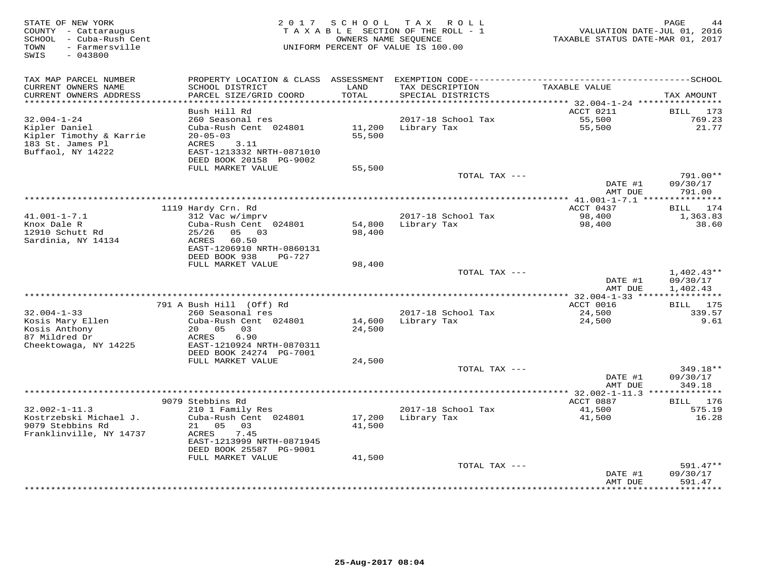STATE OF NEW YORK
COUNTY - Cattaraugus
SCHOOL - Cuba-Rush Cent
TOWN - Farmersville
SWIS - 043800

2017 SCHOOL TAX ROLL
TAXABLE SECTION OF THE ROLL - 1
OWNERS NAME SEQUENCE
UNIFORM PERCENT OF VALUE IS 100.00

VALUATION DATE-JUL 01, 2016
TAXABLE STATUS DATE-MAR 01, 2017

| TAX MAP PARCEL NUMBER / CURRENT OWNERS NAME / CURRENT OWNERS ADDRESS | PROPERTY LOCATION & CLASS / SCHOOL DISTRICT / PARCEL SIZE/GRID COORD | ASSESSMENT LAND / TOTAL | EXEMPTION CODE / TAX DESCRIPTION / SPECIAL DISTRICTS | TAXABLE VALUE | SCHOOL TAX AMOUNT |
|---|---|---|---|---|---|
| | Bush Hill Rd | | | ACCT 0211 | BILL 173 |
| 32.004-1-24 | 260 Seasonal res | | 2017-18 School Tax | 55,500 | 769.23 |
| Kipler Daniel | Cuba-Rush Cent 024801 | 11,200 | Library Tax | 55,500 | 21.77 |
| Kipler Timothy & Karrie | 20-05-03 | 55,500 | | | |
| 183 St. James Pl | ACRES 3.11 | | | | |
| Buffaol, NY 14222 | EAST-1213332 NRTH-0871010 | | | | |
| | DEED BOOK 20158 PG-9002 | | | | |
| | FULL MARKET VALUE | 55,500 | | | |
| | | | TOTAL TAX --- | | 791.00** |
| | | | | DATE #1 | 09/30/17 |
| | | | | AMT DUE | 791.00 |
| | 1119 Hardy Crn. Rd | | | ACCT 0437 | BILL 174 |
| 41.001-1-7.1 | 312 Vac w/imprv | | 2017-18 School Tax | 98,400 | 1,363.83 |
| Knox Dale R | Cuba-Rush Cent 024801 | 54,800 | Library Tax | 98,400 | 38.60 |
| 12910 Schutt Rd | 25/26 05 03 | 98,400 | | | |
| Sardinia, NY 14134 | ACRES 60.50 | | | | |
| | EAST-1206910 NRTH-0860131 | | | | |
| | DEED BOOK 938 PG-727 | | | | |
| | FULL MARKET VALUE | 98,400 | | | |
| | | | TOTAL TAX --- | | 1,402.43** |
| | | | | DATE #1 | 09/30/17 |
| | | | | AMT DUE | 1,402.43 |
| | 791 A Bush Hill (Off) Rd | | | ACCT 0016 | BILL 175 |
| 32.004-1-33 | 260 Seasonal res | | 2017-18 School Tax | 24,500 | 339.57 |
| Kosis Mary Ellen | Cuba-Rush Cent 024801 | 14,600 | Library Tax | 24,500 | 9.61 |
| Kosis Anthony | 20 05 03 | 24,500 | | | |
| 87 Mildred Dr | ACRES 6.90 | | | | |
| Cheektowaga, NY 14225 | EAST-1210924 NRTH-0870311 | | | | |
| | DEED BOOK 24274 PG-7001 | | | | |
| | FULL MARKET VALUE | 24,500 | | | |
| | | | TOTAL TAX --- | | 349.18** |
| | | | | DATE #1 | 09/30/17 |
| | | | | AMT DUE | 349.18 |
| | 9079 Stebbins Rd | | | ACCT 0887 | BILL 176 |
| 32.002-1-11.3 | 210 1 Family Res | | 2017-18 School Tax | 41,500 | 575.19 |
| Kostrzebski Michael J. | Cuba-Rush Cent 024801 | 17,200 | Library Tax | 41,500 | 16.28 |
| 9079 Stebbins Rd | 21 05 03 | 41,500 | | | |
| Franklinville, NY 14737 | ACRES 7.45 | | | | |
| | EAST-1213999 NRTH-0871945 | | | | |
| | DEED BOOK 25587 PG-9001 | | | | |
| | FULL MARKET VALUE | 41,500 | | | |
| | | | TOTAL TAX --- | | 591.47** |
| | | | | DATE #1 | 09/30/17 |
| | | | | AMT DUE | 591.47 |

25-Aug-2017 08:04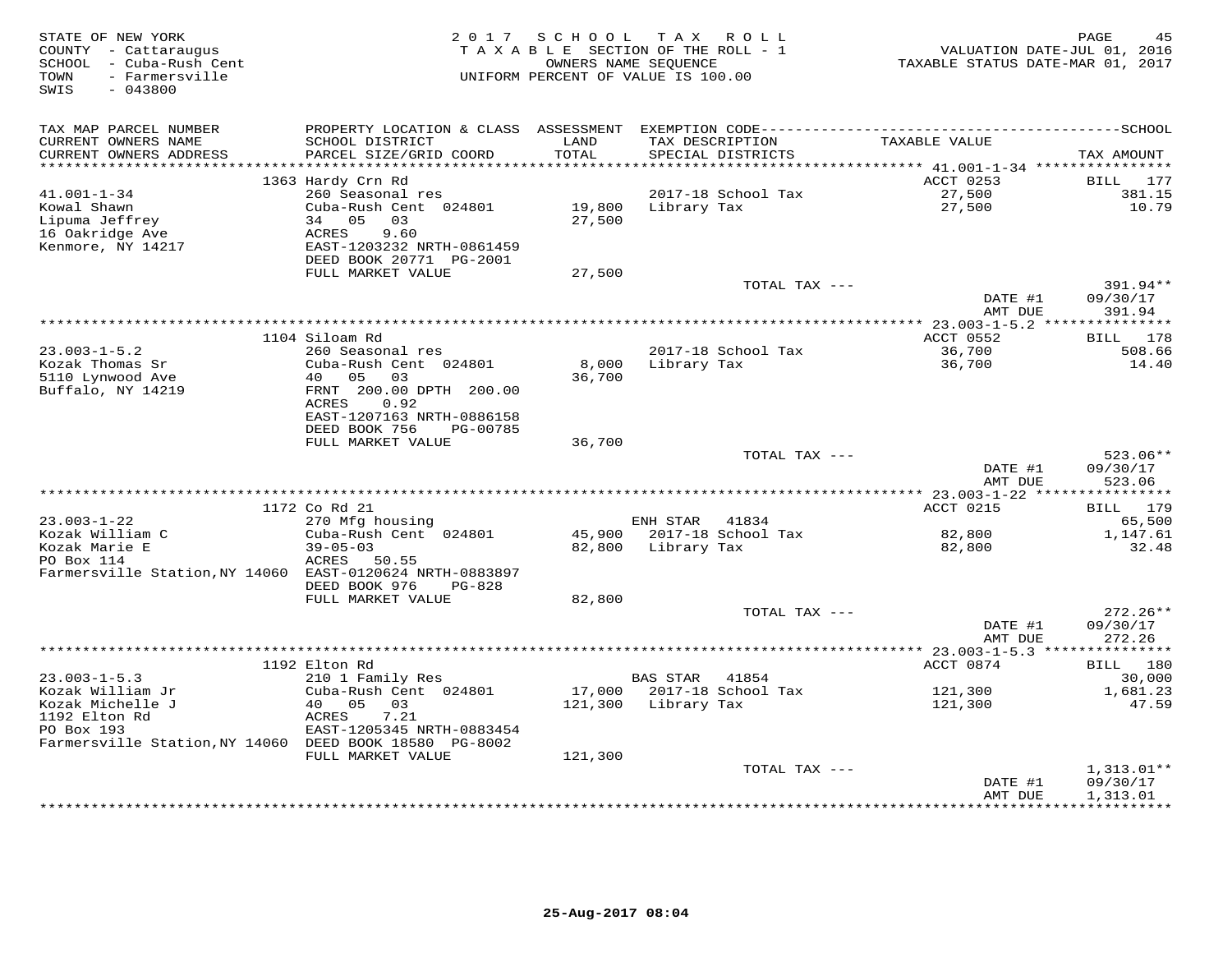STATE OF NEW YORK
COUNTY - Cattaraugus
SCHOOL - Cuba-Rush Cent
TOWN - Farmersville
SWIS - 043800

2017 SCHOOL TAX ROLL
TAXABLE SECTION OF THE ROLL - 1
OWNERS NAME SEQUENCE
UNIFORM PERCENT OF VALUE IS 100.00

VALUATION DATE-JUL 01, 2016
TAXABLE STATUS DATE-MAR 01, 2017

| TAX MAP PARCEL NUMBER / CURRENT OWNERS NAME / CURRENT OWNERS ADDRESS | PROPERTY LOCATION & CLASS / SCHOOL DISTRICT / PARCEL SIZE/GRID COORD | ASSESSMENT LAND / TOTAL | EXEMPTION CODE / TAX DESCRIPTION / SPECIAL DISTRICTS | TAXABLE VALUE | SCHOOL TAX AMOUNT |
|---|---|---|---|---|---|
| 41.001-1-34 | 1363 Hardy Crn Rd | | | ACCT 0253 | BILL 177 |
| Kowal Shawn | 260 Seasonal res | | 2017-18 School Tax | 27,500 | 381.15 |
| Lipuma Jeffrey | Cuba-Rush Cent 024801 | 19,800 | Library Tax | 27,500 | 10.79 |
| 16 Oakridge Ave | 34 05 03 | 27,500 | | | |
| Kenmore, NY 14217 | ACRES 9.60 | | | | |
| | EAST-1203232 NRTH-0861459 | | | | |
| | DEED BOOK 20771 PG-2001 | | | | |
| | FULL MARKET VALUE | 27,500 | | | |
| | | | TOTAL TAX --- | | 391.94** |
| | | | | DATE #1 | 09/30/17 |
| | | | | AMT DUE | 391.94 |
| 23.003-1-5.2 | 1104 Siloam Rd | | | ACCT 0552 | BILL 178 |
| Kozak Thomas Sr | 260 Seasonal res | | 2017-18 School Tax | 36,700 | 508.66 |
| 5110 Lynwood Ave | Cuba-Rush Cent 024801 | 8,000 | Library Tax | 36,700 | 14.40 |
| Buffalo, NY 14219 | 40 05 03 | 36,700 | | | |
| | FRNT 200.00 DPTH 200.00 | | | | |
| | ACRES 0.92 | | | | |
| | EAST-1207163 NRTH-0886158 | | | | |
| | DEED BOOK 756 PG-00785 | | | | |
| | FULL MARKET VALUE | 36,700 | | | |
| | | | TOTAL TAX --- | | 523.06** |
| | | | | DATE #1 | 09/30/17 |
| | | | | AMT DUE | 523.06 |
| 23.003-1-22 | 1172 Co Rd 21 | | | ACCT 0215 | BILL 179 |
| Kozak William C | 270 Mfg housing | | ENH STAR 41834 | | 65,500 |
| Kozak Marie E | Cuba-Rush Cent 024801 | 45,900 | 2017-18 School Tax | 82,800 | 1,147.61 |
| PO Box 114 | 39-05-03 | 82,800 | Library Tax | 82,800 | 32.48 |
| Farmersville Station, NY 14060 | ACRES 50.55 | | | | |
| | EAST-0120624 NRTH-0883897 | | | | |
| | DEED BOOK 976 PG-828 | | | | |
| | FULL MARKET VALUE | 82,800 | | | |
| | | | TOTAL TAX --- | | 272.26** |
| | | | | DATE #1 | 09/30/17 |
| | | | | AMT DUE | 272.26 |
| 23.003-1-5.3 | 1192 Elton Rd | | | ACCT 0874 | BILL 180 |
| Kozak William Jr | 210 1 Family Res | | BAS STAR 41854 | | 30,000 |
| Kozak Michelle J | Cuba-Rush Cent 024801 | 17,000 | 2017-18 School Tax | 121,300 | 1,681.23 |
| 1192 Elton Rd | 40 05 03 | 121,300 | Library Tax | 121,300 | 47.59 |
| PO Box 193 | ACRES 7.21 | | | | |
| Farmersville Station, NY 14060 | EAST-1205345 NRTH-0883454 | | | | |
| | DEED BOOK 18580 PG-8002 | | | | |
| | FULL MARKET VALUE | 121,300 | | | |
| | | | TOTAL TAX --- | | 1,313.01** |
| | | | | DATE #1 | 09/30/17 |
| | | | | AMT DUE | 1,313.01 |

25-Aug-2017 08:04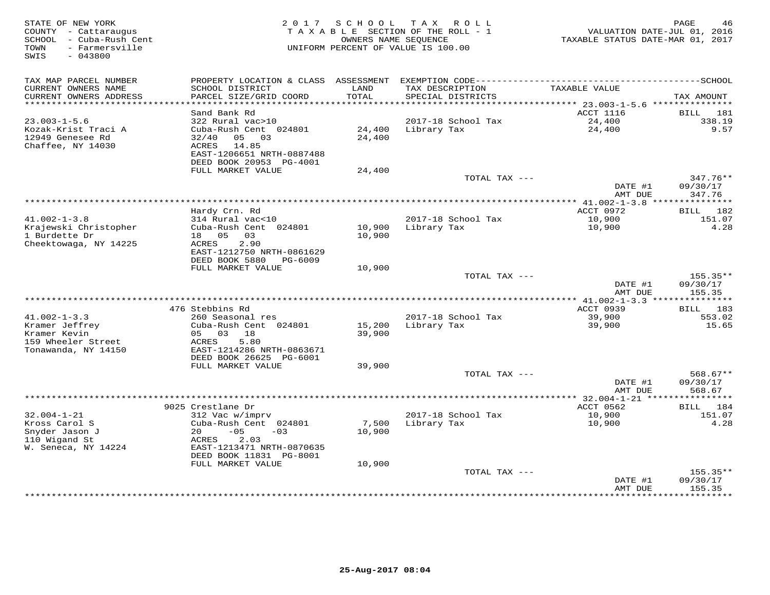STATE OF NEW YORK
COUNTY - Cattaraugus
SCHOOL - Cuba-Rush Cent
TOWN - Farmersville
SWIS - 043800

2 0 1 7 S C H O O L T A X R O L L
T A X A B L E SECTION OF THE ROLL - 1
OWNERS NAME SEQUENCE
UNIFORM PERCENT OF VALUE IS 100.00

VALUATION DATE-JUL 01, 2016
TAXABLE STATUS DATE-MAR 01, 2017

| TAX MAP PARCEL NUMBER / CURRENT OWNERS NAME / CURRENT OWNERS ADDRESS | PROPERTY LOCATION & CLASS / SCHOOL DISTRICT / PARCEL SIZE/GRID COORD | ASSESSMENT LAND / TOTAL | EXEMPTION CODE / TAX DESCRIPTION / SPECIAL DISTRICTS | TAXABLE VALUE | TAX AMOUNT |
|---|---|---|---|---|---|
| **23.003-1-5.6** | Sand Bank Rd | | | ACCT 1116 | BILL 181 |
| 23.003-1-5.6 | 322 Rural vac>10 | | 2017-18 School Tax | 24,400 | 338.19 |
| Kozak-Krist Traci A | Cuba-Rush Cent 024801 | 24,400 | Library Tax | 24,400 | 9.57 |
| 12949 Genesee Rd | 32/40 05 03 | 24,400 | | | |
| Chaffee, NY 14030 | ACRES 14.85 | | | | |
| | EAST-1206651 NRTH-0887488 | | | | |
| | DEED BOOK 20953 PG-4001 | | | | |
| | FULL MARKET VALUE | 24,400 | | | |
| | | | TOTAL TAX --- | | 347.76** |
| | | | | DATE #1 | 09/30/17 |
| | | | | AMT DUE | 347.76 |
| **41.002-1-3.8** | Hardy Crn. Rd | | | ACCT 0972 | BILL 182 |
| 41.002-1-3.8 | 314 Rural vac<10 | | 2017-18 School Tax | 10,900 | 151.07 |
| Krajewski Christopher | Cuba-Rush Cent 024801 | 10,900 | Library Tax | 10,900 | 4.28 |
| 1 Burdette Dr | 18 05 03 | 10,900 | | | |
| Cheektowaga, NY 14225 | ACRES 2.90 | | | | |
| | EAST-1212750 NRTH-0861629 | | | | |
| | DEED BOOK 5880 PG-6009 | | | | |
| | FULL MARKET VALUE | 10,900 | | | |
| | | | TOTAL TAX --- | | 155.35** |
| | | | | DATE #1 | 09/30/17 |
| | | | | AMT DUE | 155.35 |
| **41.002-1-3.3** | 476 Stebbins Rd | | | ACCT 0939 | BILL 183 |
| 41.002-1-3.3 | 260 Seasonal res | | 2017-18 School Tax | 39,900 | 553.02 |
| Kramer Jeffrey | Cuba-Rush Cent 024801 | 15,200 | Library Tax | 39,900 | 15.65 |
| Kramer Kevin | 05 03 18 | 39,900 | | | |
| 159 Wheeler Street | ACRES 5.80 | | | | |
| Tonawanda, NY 14150 | EAST-1214286 NRTH-0863671 | | | | |
| | DEED BOOK 26625 PG-6001 | | | | |
| | FULL MARKET VALUE | 39,900 | | | |
| | | | TOTAL TAX --- | | 568.67** |
| | | | | DATE #1 | 09/30/17 |
| | | | | AMT DUE | 568.67 |
| **32.004-1-21** | 9025 Crestlane Dr | | | ACCT 0562 | BILL 184 |
| 32.004-1-21 | 312 Vac w/imprv | | 2017-18 School Tax | 10,900 | 151.07 |
| Kross Carol S | Cuba-Rush Cent 024801 | 7,500 | Library Tax | 10,900 | 4.28 |
| Snyder Jason J | 20 -05 -03 | 10,900 | | | |
| 110 Wigand St | ACRES 2.03 | | | | |
| W. Seneca, NY 14224 | EAST-1213471 NRTH-0870635 | | | | |
| | DEED BOOK 11831 PG-8001 | | | | |
| | FULL MARKET VALUE | 10,900 | | | |
| | | | TOTAL TAX --- | | 155.35** |
| | | | | DATE #1 | 09/30/17 |
| | | | | AMT DUE | 155.35 |

25-Aug-2017 08:04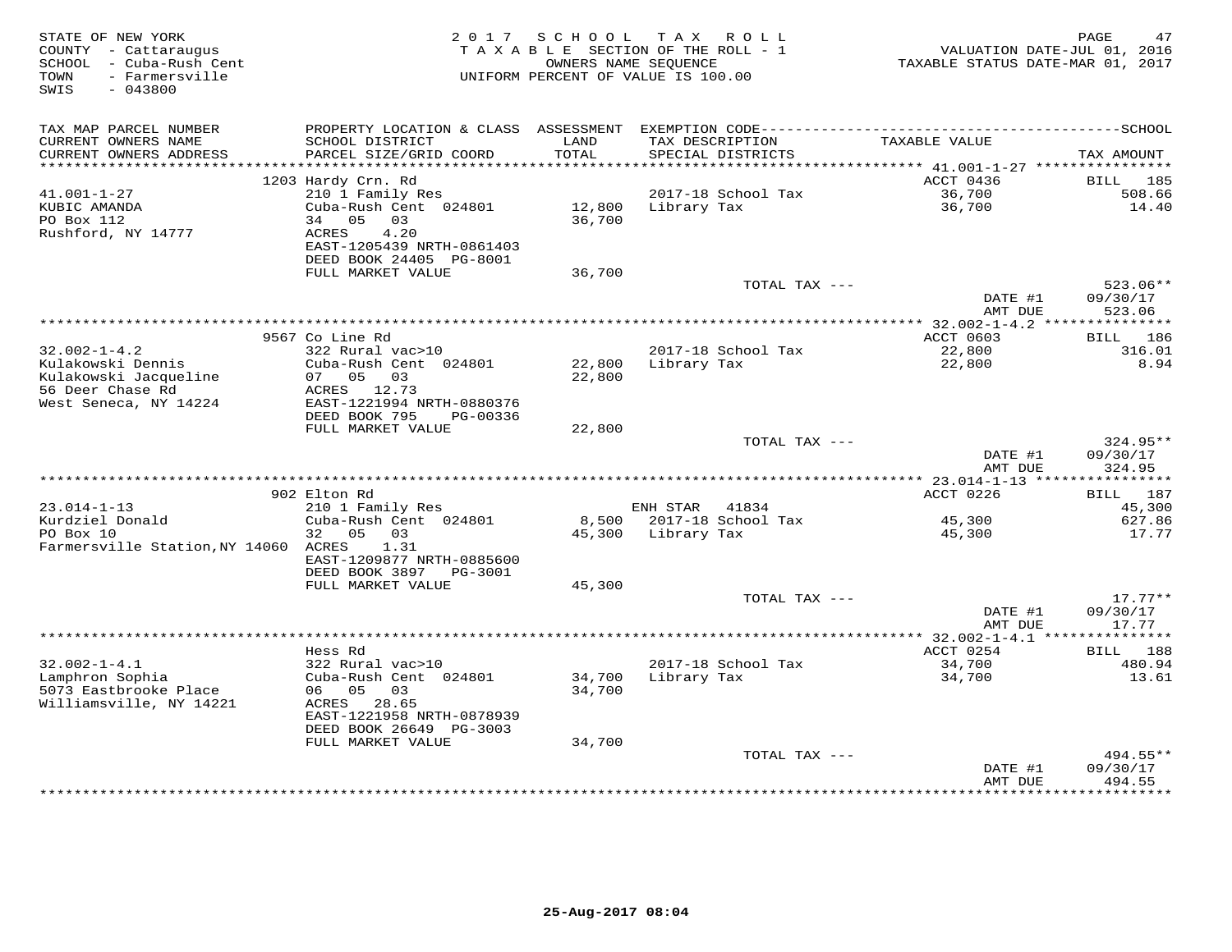STATE OF NEW YORK
COUNTY - Cattaraugus
SCHOOL - Cuba-Rush Cent
TOWN - Farmersville
SWIS - 043800

2017 SCHOOL TAX ROLL
TAXABLE SECTION OF THE ROLL - 1
OWNERS NAME SEQUENCE
UNIFORM PERCENT OF VALUE IS 100.00

VALUATION DATE-JUL 01, 2016
TAXABLE STATUS DATE-MAR 01, 2017

| TAX MAP PARCEL NUMBER / CURRENT OWNERS NAME / CURRENT OWNERS ADDRESS | PROPERTY LOCATION & CLASS / SCHOOL DISTRICT / PARCEL SIZE/GRID COORD | ASSESSMENT LAND / TOTAL | EXEMPTION CODE / TAX DESCRIPTION / SPECIAL DISTRICTS | TAXABLE VALUE | TAX AMOUNT (SCHOOL) |
|---|---|---|---|---|---|
| | 1203 Hardy Crn. Rd | | | ACCT 0436 | BILL 185 |
| 41.001-1-27 | 210 1 Family Res | | 2017-18 School Tax | 36,700 | 508.66 |
| KUBIC AMANDA | Cuba-Rush Cent 024801 | 12,800 | Library Tax | 36,700 | 14.40 |
| PO Box 112 | 34 05 03 | 36,700 | | | |
| Rushford, NY 14777 | ACRES 4.20 | | | | |
| | EAST-1205439 NRTH-0861403 | | | | |
| | DEED BOOK 24405 PG-8001 | | | | |
| | FULL MARKET VALUE | 36,700 | | | |
| | | | TOTAL TAX --- | | 523.06** |
| | | | | DATE #1 | 09/30/17 |
| | | | | AMT DUE | 523.06 |
| | 9567 Co Line Rd | | | ACCT 0603 | BILL 186 |
| 32.002-1-4.2 | 322 Rural vac>10 | | 2017-18 School Tax | 22,800 | 316.01 |
| Kulakowski Dennis | Cuba-Rush Cent 024801 | 22,800 | Library Tax | 22,800 | 8.94 |
| Kulakowski Jacqueline | 07 05 03 | 22,800 | | | |
| 56 Deer Chase Rd | ACRES 12.73 | | | | |
| West Seneca, NY 14224 | EAST-1221994 NRTH-0880376 | | | | |
| | DEED BOOK 795 PG-00336 | | | | |
| | FULL MARKET VALUE | 22,800 | | | |
| | | | TOTAL TAX --- | | 324.95** |
| | | | | DATE #1 | 09/30/17 |
| | | | | AMT DUE | 324.95 |
| | 902 Elton Rd | | | ACCT 0226 | BILL 187 |
| 23.014-1-13 | 210 1 Family Res | | ENH STAR 41834 | | 45,300 |
| Kurdziel Donald | Cuba-Rush Cent 024801 | 8,500 | 2017-18 School Tax | 45,300 | 627.86 |
| PO Box 10 | 32 05 03 | 45,300 | Library Tax | 45,300 | 17.77 |
| Farmersville Station,NY 14060 | ACRES 1.31 | | | | |
| | EAST-1209877 NRTH-0885600 | | | | |
| | DEED BOOK 3897 PG-3001 | | | | |
| | FULL MARKET VALUE | 45,300 | | | |
| | | | TOTAL TAX --- | | 17.77** |
| | | | | DATE #1 | 09/30/17 |
| | | | | AMT DUE | 17.77 |
| | Hess Rd | | | ACCT 0254 | BILL 188 |
| 32.002-1-4.1 | 322 Rural vac>10 | | 2017-18 School Tax | 34,700 | 480.94 |
| Lamphron Sophia | Cuba-Rush Cent 024801 | 34,700 | Library Tax | 34,700 | 13.61 |
| 5073 Eastbrooke Place | 06 05 03 | 34,700 | | | |
| Williamsville, NY 14221 | ACRES 28.65 | | | | |
| | EAST-1221958 NRTH-0878939 | | | | |
| | DEED BOOK 26649 PG-3003 | | | | |
| | FULL MARKET VALUE | 34,700 | | | |
| | | | TOTAL TAX --- | | 494.55** |
| | | | | DATE #1 | 09/30/17 |
| | | | | AMT DUE | 494.55 |

25-Aug-2017 08:04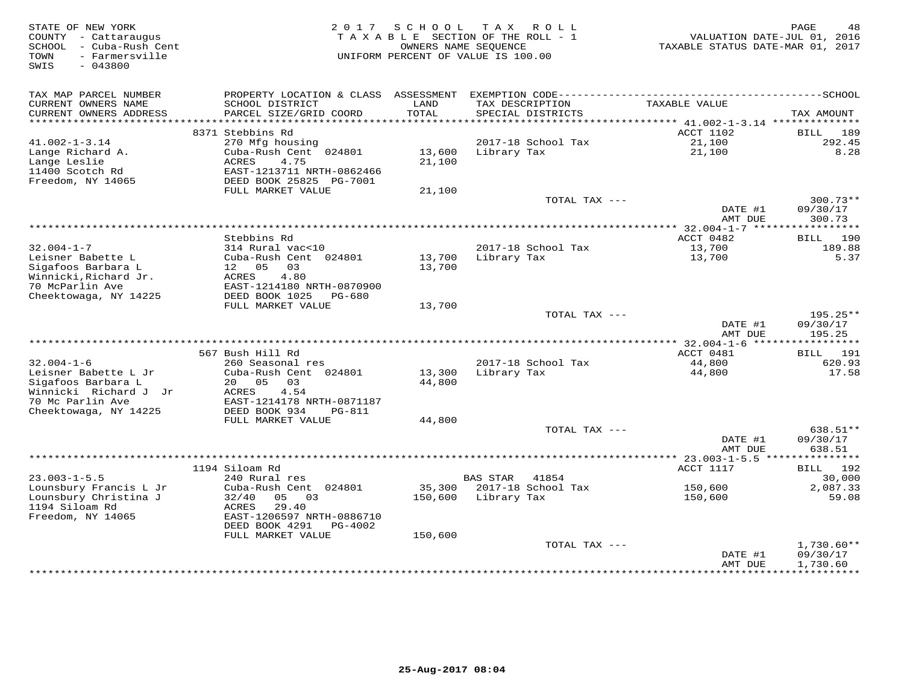STATE OF NEW YORK
COUNTY - Cattaraugus
SCHOOL - Cuba-Rush Cent
TOWN - Farmersville
SWIS - 043800

2017 SCHOOL TAX ROLL
TAXABLE SECTION OF THE ROLL - 1
OWNERS NAME SEQUENCE
UNIFORM PERCENT OF VALUE IS 100.00

VALUATION DATE-JUL 01, 2016
TAXABLE STATUS DATE-MAR 01, 2017

| TAX MAP PARCEL NUMBER / CURRENT OWNERS NAME / CURRENT OWNERS ADDRESS | PROPERTY LOCATION & CLASS / SCHOOL DISTRICT / PARCEL SIZE/GRID COORD | ASSESSMENT LAND / TOTAL | EXEMPTION CODE / TAX DESCRIPTION / SPECIAL DISTRICTS | TAXABLE VALUE | TAX AMOUNT |
|---|---|---|---|---|---|
| | 8371 Stebbins Rd | | | ACCT 1102 | BILL 189 |
| 41.002-1-3.14 | 270 Mfg housing | | 2017-18 School Tax | 21,100 | 292.45 |
| Lange Richard A. | Cuba-Rush Cent 024801 | 13,600 | Library Tax | 21,100 | 8.28 |
| Lange Leslie | ACRES 4.75 | 21,100 | | | |
| 11400 Scotch Rd | EAST-1213711 NRTH-0862466 | | | | |
| Freedom, NY 14065 | DEED BOOK 25825 PG-7001 | | | | |
| | FULL MARKET VALUE | 21,100 | | | |
| | | | TOTAL TAX --- | | 300.73** |
| | | | | DATE #1 | 09/30/17 |
| | | | | AMT DUE | 300.73 |
| | Stebbins Rd | | | ACCT 0482 | BILL 190 |
| 32.004-1-7 | 314 Rural vac<10 | | 2017-18 School Tax | 13,700 | 189.88 |
| Leisner Babette L | Cuba-Rush Cent 024801 | 13,700 | Library Tax | 13,700 | 5.37 |
| Sigafoos Barbara L | 12 05 03 | 13,700 | | | |
| Winnicki,Richard Jr. | ACRES 4.80 | | | | |
| 70 McParlin Ave | EAST-1214180 NRTH-0870900 | | | | |
| Cheektowaga, NY 14225 | DEED BOOK 1025 PG-680 | | | | |
| | FULL MARKET VALUE | 13,700 | | | |
| | | | TOTAL TAX --- | | 195.25** |
| | | | | DATE #1 | 09/30/17 |
| | | | | AMT DUE | 195.25 |
| | 567 Bush Hill Rd | | | ACCT 0481 | BILL 191 |
| 32.004-1-6 | 260 Seasonal res | | 2017-18 School Tax | 44,800 | 620.93 |
| Leisner Babette L Jr | Cuba-Rush Cent 024801 | 13,300 | Library Tax | 44,800 | 17.58 |
| Sigafoos Barbara L | 20 05 03 | 44,800 | | | |
| Winnicki Richard J Jr | ACRES 4.54 | | | | |
| 70 Mc Parlin Ave | EAST-1214178 NRTH-0871187 | | | | |
| Cheektowaga, NY 14225 | DEED BOOK 934 PG-811 | | | | |
| | FULL MARKET VALUE | 44,800 | | | |
| | | | TOTAL TAX --- | | 638.51** |
| | | | | DATE #1 | 09/30/17 |
| | | | | AMT DUE | 638.51 |
| | 1194 Siloam Rd | | | ACCT 1117 | BILL 192 |
| 23.003-1-5.5 | 240 Rural res | | BAS STAR 41854 | | 30,000 |
| Lounsbury Francis L Jr | Cuba-Rush Cent 024801 | 35,300 | 2017-18 School Tax | 150,600 | 2,087.33 |
| Lounsbury Christina J | 32/40 05 03 | 150,600 | Library Tax | 150,600 | 59.08 |
| 1194 Siloam Rd | ACRES 29.40 | | | | |
| Freedom, NY 14065 | EAST-1206597 NRTH-0886710 | | | | |
| | DEED BOOK 4291 PG-4002 | | | | |
| | FULL MARKET VALUE | 150,600 | | | |
| | | | TOTAL TAX --- | | 1,730.60** |
| | | | | DATE #1 | 09/30/17 |
| | | | | AMT DUE | 1,730.60 |

25-Aug-2017 08:04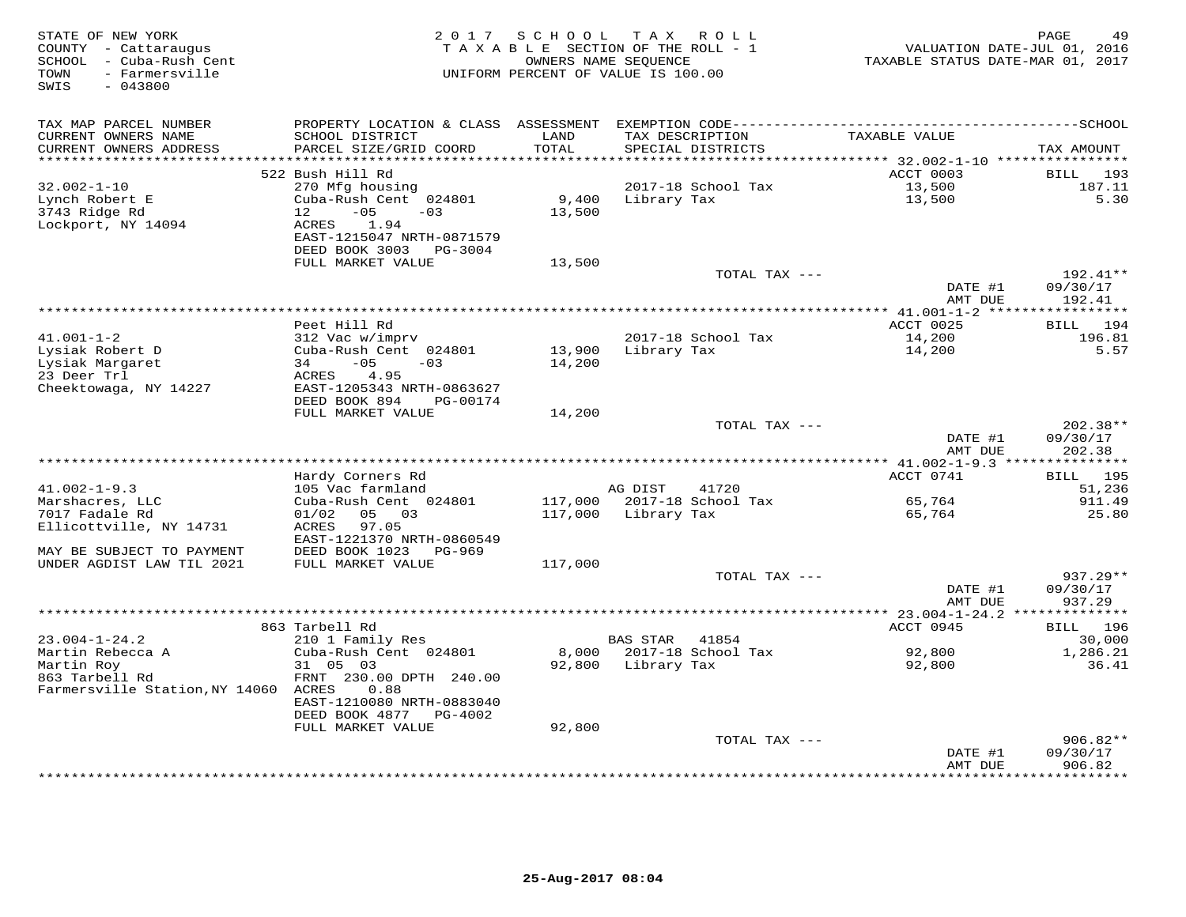STATE OF NEW YORK
COUNTY - Cattaraugus
SCHOOL - Cuba-Rush Cent
TOWN - Farmersville
SWIS - 043800

2017 SCHOOL TAX ROLL
TAXABLE SECTION OF THE ROLL - 1
OWNERS NAME SEQUENCE
UNIFORM PERCENT OF VALUE IS 100.00

VALUATION DATE-JUL 01, 2016
TAXABLE STATUS DATE-MAR 01, 2017

| TAX MAP PARCEL NUMBER / CURRENT OWNERS NAME / CURRENT OWNERS ADDRESS | PROPERTY LOCATION & CLASS / SCHOOL DISTRICT / PARCEL SIZE/GRID COORD | ASSESSMENT LAND / TOTAL | EXEMPTION CODE / TAX DESCRIPTION / SPECIAL DISTRICTS | TAXABLE VALUE | TAX AMOUNT |
|---|---|---|---|---|---|
| **32.002-1-10** | 522 Bush Hill Rd | | | ACCT 0003 | BILL 193 |
| 32.002-1-10 | 270 Mfg housing | | 2017-18 School Tax | 13,500 | 187.11 |
| Lynch Robert E | Cuba-Rush Cent 024801 | 9,400 | Library Tax | 13,500 | 5.30 |
| 3743 Ridge Rd | 12 -05 -03 | 13,500 | | | |
| Lockport, NY 14094 | ACRES 1.94 | | | | |
| | EAST-1215047 NRTH-0871579 | | | | |
| | DEED BOOK 3003 PG-3004 | | | | |
| | FULL MARKET VALUE | 13,500 | | | |
| | | | TOTAL TAX --- | | 192.41** |
| | | | | DATE #1 | 09/30/17 |
| | | | | AMT DUE | 192.41 |
| **41.001-1-2** | Peet Hill Rd | | | ACCT 0025 | BILL 194 |
| 41.001-1-2 | 312 Vac w/imprv | | 2017-18 School Tax | 14,200 | 196.81 |
| Lysiak Robert D | Cuba-Rush Cent 024801 | 13,900 | Library Tax | 14,200 | 5.57 |
| Lysiak Margaret | 34 -05 -03 | 14,200 | | | |
| 23 Deer Trl | ACRES 4.95 | | | | |
| Cheektowaga, NY 14227 | EAST-1205343 NRTH-0863627 | | | | |
| | DEED BOOK 894 PG-00174 | | | | |
| | FULL MARKET VALUE | 14,200 | | | |
| | | | TOTAL TAX --- | | 202.38** |
| | | | | DATE #1 | 09/30/17 |
| | | | | AMT DUE | 202.38 |
| **41.002-1-9.3** | Hardy Corners Rd | | | ACCT 0741 | BILL 195 |
| 41.002-1-9.3 | 105 Vac farmland | | AG DIST 41720 | | 51,236 |
| Marshacres, LLC | Cuba-Rush Cent 024801 | 117,000 | 2017-18 School Tax | 65,764 | 911.49 |
| 7017 Fadale Rd | 01/02 05 03 | 117,000 | Library Tax | 65,764 | 25.80 |
| Ellicottville, NY 14731 | ACRES 97.05 | | | | |
| | EAST-1221370 NRTH-0860549 | | | | |
| MAY BE SUBJECT TO PAYMENT | DEED BOOK 1023 PG-969 | | | | |
| UNDER AGDIST LAW TIL 2021 | FULL MARKET VALUE | 117,000 | | | |
| | | | TOTAL TAX --- | | 937.29** |
| | | | | DATE #1 | 09/30/17 |
| | | | | AMT DUE | 937.29 |
| **23.004-1-24.2** | 863 Tarbell Rd | | | ACCT 0945 | BILL 196 |
| 23.004-1-24.2 | 210 1 Family Res | | BAS STAR 41854 | | 30,000 |
| Martin Rebecca A | Cuba-Rush Cent 024801 | 8,000 | 2017-18 School Tax | 92,800 | 1,286.21 |
| Martin Roy | 31 05 03 | 92,800 | Library Tax | 92,800 | 36.41 |
| 863 Tarbell Rd | FRNT 230.00 DPTH 240.00 | | | | |
| Farmersville Station,NY 14060 | ACRES 0.88 | | | | |
| | EAST-1210080 NRTH-0883040 | | | | |
| | DEED BOOK 4877 PG-4002 | | | | |
| | FULL MARKET VALUE | 92,800 | | | |
| | | | TOTAL TAX --- | | 906.82** |
| | | | | DATE #1 | 09/30/17 |
| | | | | AMT DUE | 906.82 |

25-Aug-2017 08:04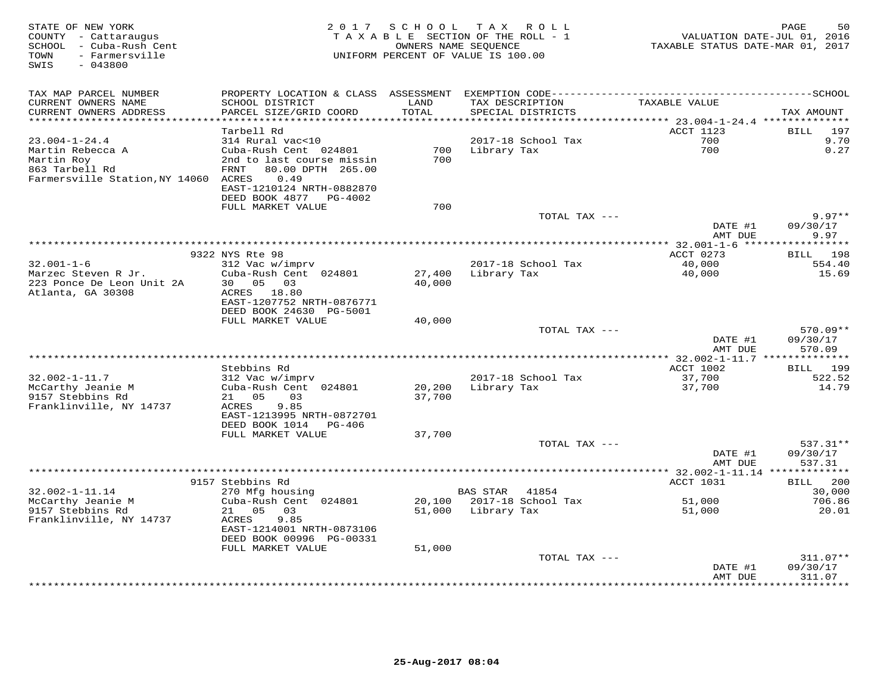STATE OF NEW YORK
COUNTY - Cattaraugus
SCHOOL - Cuba-Rush Cent
TOWN - Farmersville
SWIS - 043800

2017 SCHOOL TAX ROLL
TAXABLE SECTION OF THE ROLL - 1
OWNERS NAME SEQUENCE
UNIFORM PERCENT OF VALUE IS 100.00

VALUATION DATE-JUL 01, 2016
TAXABLE STATUS DATE-MAR 01, 2017

| TAX MAP PARCEL NUMBER / CURRENT OWNERS NAME / CURRENT OWNERS ADDRESS | PROPERTY LOCATION & CLASS / SCHOOL DISTRICT / PARCEL SIZE/GRID COORD | ASSESSMENT LAND / TOTAL | EXEMPTION CODE / TAX DESCRIPTION / SPECIAL DISTRICTS | TAXABLE VALUE | TAX AMOUNT |
|---|---|---|---|---|---|
| **23.004-1-24.4** | Tarbell Rd | | | ACCT 1123 | BILL 197 |
| 23.004-1-24.4 | 314 Rural vac<10 | | 2017-18 School Tax | 700 | 9.70 |
| Martin Rebecca A | Cuba-Rush Cent 024801 | 700 | Library Tax | 700 | 0.27 |
| Martin Roy | 2nd to last course missin | 700 | | | |
| 863 Tarbell Rd | FRNT 80.00 DPTH 265.00 | | | | |
| Farmersville Station,NY 14060 | ACRES 0.49 | | | | |
| | EAST-1210124 NRTH-0882870 | | | | |
| | DEED BOOK 4877 PG-4002 | | | | |
| | FULL MARKET VALUE | 700 | | | |
| | | | TOTAL TAX --- | | 9.97** |
| | | | | DATE #1 | 09/30/17 |
| | | | | AMT DUE | 9.97 |
| **32.001-1-6** | 9322 NYS Rte 98 | | | ACCT 0273 | BILL 198 |
| 32.001-1-6 | 312 Vac w/imprv | | 2017-18 School Tax | 40,000 | 554.40 |
| Marzec Steven R Jr. | Cuba-Rush Cent 024801 | 27,400 | Library Tax | 40,000 | 15.69 |
| 223 Ponce De Leon Unit 2A | 30 05 03 | 40,000 | | | |
| Atlanta, GA 30308 | ACRES 18.80 | | | | |
| | EAST-1207752 NRTH-0876771 | | | | |
| | DEED BOOK 24630 PG-5001 | | | | |
| | FULL MARKET VALUE | 40,000 | | | |
| | | | TOTAL TAX --- | | 570.09** |
| | | | | DATE #1 | 09/30/17 |
| | | | | AMT DUE | 570.09 |
| **32.002-1-11.7** | Stebbins Rd | | | ACCT 1002 | BILL 199 |
| 32.002-1-11.7 | 312 Vac w/imprv | | 2017-18 School Tax | 37,700 | 522.52 |
| McCarthy Jeanie M | Cuba-Rush Cent 024801 | 20,200 | Library Tax | 37,700 | 14.79 |
| 9157 Stebbins Rd | 21 05 03 | 37,700 | | | |
| Franklinville, NY 14737 | ACRES 9.85 | | | | |
| | EAST-1213995 NRTH-0872701 | | | | |
| | DEED BOOK 1014 PG-406 | | | | |
| | FULL MARKET VALUE | 37,700 | | | |
| | | | TOTAL TAX --- | | 537.31** |
| | | | | DATE #1 | 09/30/17 |
| | | | | AMT DUE | 537.31 |
| **32.002-1-11.14** | 9157 Stebbins Rd | | | ACCT 1031 | BILL 200 |
| 32.002-1-11.14 | 270 Mfg housing | | BAS STAR 41854 | | 30,000 |
| McCarthy Jeanie M | Cuba-Rush Cent 024801 | 20,100 | 2017-18 School Tax | 51,000 | 706.86 |
| 9157 Stebbins Rd | 21 05 03 | 51,000 | Library Tax | 51,000 | 20.01 |
| Franklinville, NY 14737 | ACRES 9.85 | | | | |
| | EAST-1214001 NRTH-0873106 | | | | |
| | DEED BOOK 00996 PG-00331 | | | | |
| | FULL MARKET VALUE | 51,000 | | | |
| | | | TOTAL TAX --- | | 311.07** |
| | | | | DATE #1 | 09/30/17 |
| | | | | AMT DUE | 311.07 |

25-Aug-2017 08:04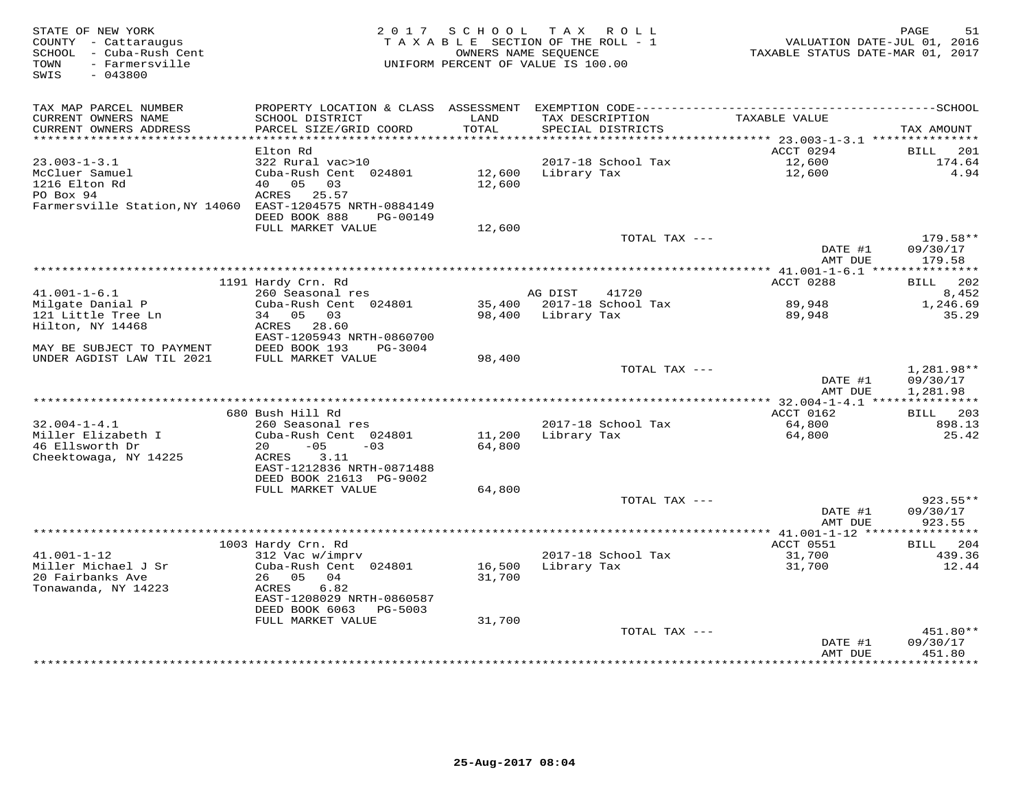STATE OF NEW YORK
COUNTY - Cattaraugus
SCHOOL - Cuba-Rush Cent
TOWN - Farmersville
SWIS - 043800

2 0 1 7 S C H O O L T A X R O L L
T A X A B L E SECTION OF THE ROLL - 1
OWNERS NAME SEQUENCE
UNIFORM PERCENT OF VALUE IS 100.00

VALUATION DATE-JUL 01, 2016
TAXABLE STATUS DATE-MAR 01, 2017

| TAX MAP PARCEL NUMBER / CURRENT OWNERS NAME / CURRENT OWNERS ADDRESS | PROPERTY LOCATION & CLASS / SCHOOL DISTRICT / PARCEL SIZE/GRID COORD | ASSESSMENT LAND / TOTAL | EXEMPTION CODE / TAX DESCRIPTION / SPECIAL DISTRICTS | TAXABLE VALUE | TAX AMOUNT |
|---|---|---|---|---|---|
| 23.003-1-3.1 | Elton Rd | | | ACCT 0294 | BILL 201 |
| 23.003-1-3.1 | 322 Rural vac>10 | | 2017-18 School Tax | 12,600 | 174.64 |
| McCluer Samuel | Cuba-Rush Cent 024801 | 12,600 | Library Tax | 12,600 | 4.94 |
| 1216 Elton Rd | 40 05 03 | 12,600 | | | |
| PO Box 94 | ACRES 25.57 | | | | |
| Farmersville Station, NY 14060 | EAST-1204575 NRTH-0884149 | | | | |
| | DEED BOOK 888 PG-00149 | | | | |
| | FULL MARKET VALUE | 12,600 | | | |
| | | | TOTAL TAX --- | | 179.58** |
| | | | | DATE #1 | 09/30/17 |
| | | | | AMT DUE | 179.58 |
| 41.001-1-6.1 | 1191 Hardy Crn. Rd | | | ACCT 0288 | BILL 202 |
| 41.001-1-6.1 | 260 Seasonal res | | AG DIST 41720 | | 8,452 |
| Milgate Danial P | Cuba-Rush Cent 024801 | 35,400 | 2017-18 School Tax | 89,948 | 1,246.69 |
| 121 Little Tree Ln | 34 05 03 | 98,400 | Library Tax | 89,948 | 35.29 |
| Hilton, NY 14468 | ACRES 28.60 | | | | |
| | EAST-1205943 NRTH-0860700 | | | | |
| MAY BE SUBJECT TO PAYMENT | DEED BOOK 193 PG-3004 | | | | |
| UNDER AGDIST LAW TIL 2021 | FULL MARKET VALUE | 98,400 | | | |
| | | | TOTAL TAX --- | | 1,281.98** |
| | | | | DATE #1 | 09/30/17 |
| | | | | AMT DUE | 1,281.98 |
| 32.004-1-4.1 | 680 Bush Hill Rd | | | ACCT 0162 | BILL 203 |
| 32.004-1-4.1 | 260 Seasonal res | | 2017-18 School Tax | 64,800 | 898.13 |
| Miller Elizabeth I | Cuba-Rush Cent 024801 | 11,200 | Library Tax | 64,800 | 25.42 |
| 46 Ellsworth Dr | 20 -05 -03 | 64,800 | | | |
| Cheektowaga, NY 14225 | ACRES 3.11 | | | | |
| | EAST-1212836 NRTH-0871488 | | | | |
| | DEED BOOK 21613 PG-9002 | | | | |
| | FULL MARKET VALUE | 64,800 | | | |
| | | | TOTAL TAX --- | | 923.55** |
| | | | | DATE #1 | 09/30/17 |
| | | | | AMT DUE | 923.55 |
| 41.001-1-12 | 1003 Hardy Crn. Rd | | | ACCT 0551 | BILL 204 |
| 41.001-1-12 | 312 Vac w/imprv | | 2017-18 School Tax | 31,700 | 439.36 |
| Miller Michael J Sr | Cuba-Rush Cent 024801 | 16,500 | Library Tax | 31,700 | 12.44 |
| 20 Fairbanks Ave | 26 05 04 | 31,700 | | | |
| Tonawanda, NY 14223 | ACRES 6.82 | | | | |
| | EAST-1208029 NRTH-0860587 | | | | |
| | DEED BOOK 6063 PG-5003 | | | | |
| | FULL MARKET VALUE | 31,700 | | | |
| | | | TOTAL TAX --- | | 451.80** |
| | | | | DATE #1 | 09/30/17 |
| | | | | AMT DUE | 451.80 |

25-Aug-2017 08:04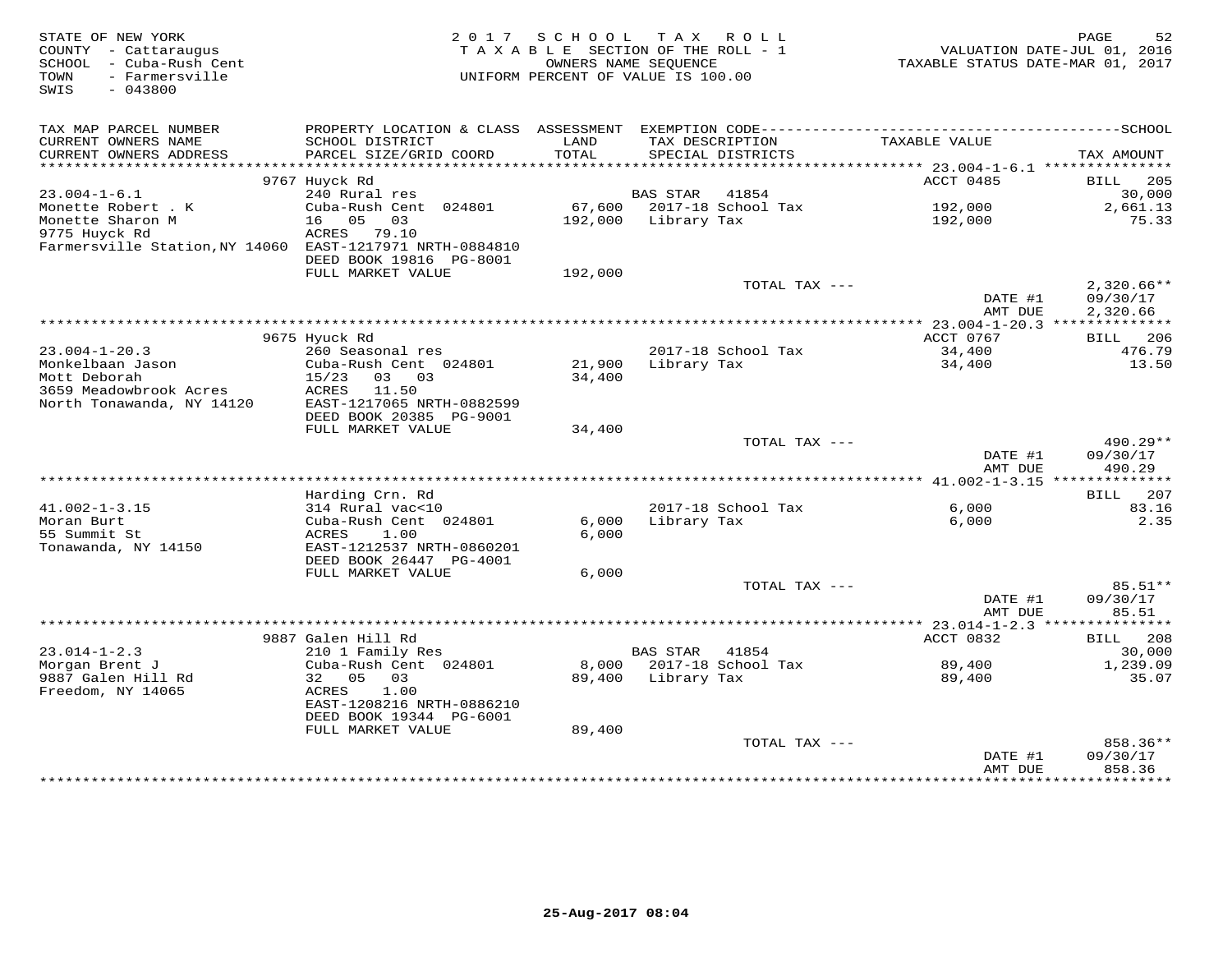STATE OF NEW YORK
COUNTY - Cattaraugus
SCHOOL - Cuba-Rush Cent
TOWN - Farmersville
SWIS - 043800

2017 SCHOOL TAX ROLL
TAXABLE SECTION OF THE ROLL - 1
OWNERS NAME SEQUENCE
UNIFORM PERCENT OF VALUE IS 100.00

VALUATION DATE-JUL 01, 2016
TAXABLE STATUS DATE-MAR 01, 2017

| TAX MAP PARCEL NUMBER / CURRENT OWNERS NAME / CURRENT OWNERS ADDRESS | PROPERTY LOCATION & CLASS / SCHOOL DISTRICT / PARCEL SIZE/GRID COORD | ASSESSMENT LAND / TOTAL | EXEMPTION CODE / TAX DESCRIPTION / SPECIAL DISTRICTS | TAXABLE VALUE | SCHOOL TAX AMOUNT |
|---|---|---|---|---|---|
| **23.004-1-6.1** | 9767 Huyck Rd | | | ACCT 0485 | BILL 205 |
| Monette Robert . K | 240 Rural res | | BAS STAR 41854 | | 30,000 |
| Monette Sharon M | Cuba-Rush Cent 024801 | 67,600 | 2017-18 School Tax | 192,000 | 2,661.13 |
| 9775 Huyck Rd | 16 05 03 | 192,000 | Library Tax | 192,000 | 75.33 |
| Farmersville Station,NY 14060 | ACRES 79.10 | | | | |
| | EAST-1217971 NRTH-0884810 | | | | |
| | DEED BOOK 19816 PG-8001 | | | | |
| | FULL MARKET VALUE | 192,000 | | | |
| | | | TOTAL TAX --- | | 2,320.66** |
| | | | | DATE #1 | 09/30/17 |
| | | | | AMT DUE | 2,320.66 |
| **23.004-1-20.3** | 9675 Huyck Rd | | | ACCT 0767 | BILL 206 |
| Monkelbaan Jason | 260 Seasonal res | | 2017-18 School Tax | 34,400 | 476.79 |
| Mott Deborah | Cuba-Rush Cent 024801 | 21,900 | Library Tax | 34,400 | 13.50 |
| 3659 Meadowbrook Acres | 15/23 03 03 | 34,400 | | | |
| North Tonawanda, NY 14120 | ACRES 11.50 | | | | |
| | EAST-1217065 NRTH-0882599 | | | | |
| | DEED BOOK 20385 PG-9001 | | | | |
| | FULL MARKET VALUE | 34,400 | | | |
| | | | TOTAL TAX --- | | 490.29** |
| | | | | DATE #1 | 09/30/17 |
| | | | | AMT DUE | 490.29 |
| **41.002-1-3.15** | Harding Crn. Rd | | | | BILL 207 |
| Moran Burt | 314 Rural vac<10 | | 2017-18 School Tax | 6,000 | 83.16 |
| 55 Summit St | Cuba-Rush Cent 024801 | 6,000 | Library Tax | 6,000 | 2.35 |
| Tonawanda, NY 14150 | ACRES 1.00 | 6,000 | | | |
| | EAST-1212537 NRTH-0860201 | | | | |
| | DEED BOOK 26447 PG-4001 | | | | |
| | FULL MARKET VALUE | 6,000 | | | |
| | | | TOTAL TAX --- | | 85.51** |
| | | | | DATE #1 | 09/30/17 |
| | | | | AMT DUE | 85.51 |
| **23.014-1-2.3** | 9887 Galen Hill Rd | | | ACCT 0832 | BILL 208 |
| Morgan Brent J | 210 1 Family Res | | BAS STAR 41854 | | 30,000 |
| 9887 Galen Hill Rd | Cuba-Rush Cent 024801 | 8,000 | 2017-18 School Tax | 89,400 | 1,239.09 |
| Freedom, NY 14065 | 32 05 03 | 89,400 | Library Tax | 89,400 | 35.07 |
| | ACRES 1.00 | | | | |
| | EAST-1208216 NRTH-0886210 | | | | |
| | DEED BOOK 19344 PG-6001 | | | | |
| | FULL MARKET VALUE | 89,400 | | | |
| | | | TOTAL TAX --- | | 858.36** |
| | | | | DATE #1 | 09/30/17 |
| | | | | AMT DUE | 858.36 |

25-Aug-2017 08:04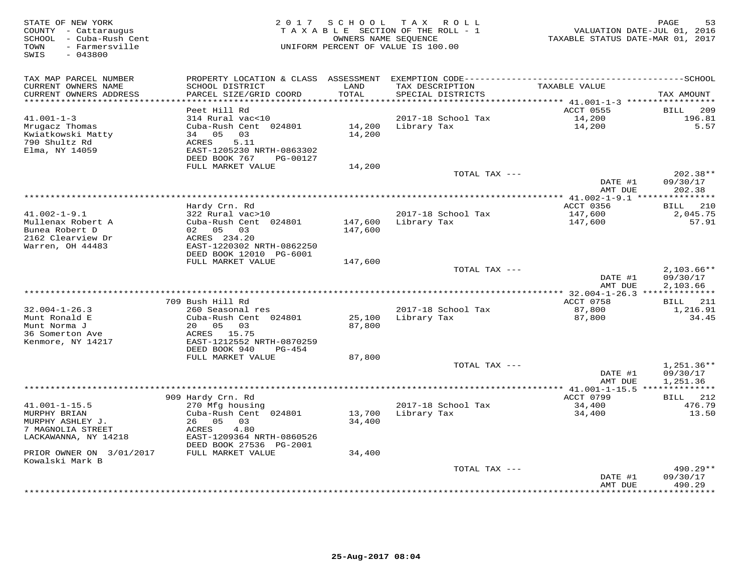STATE OF NEW YORK
COUNTY - Cattaraugus
SCHOOL - Cuba-Rush Cent
TOWN - Farmersville
SWIS - 043800

2017 SCHOOL TAX ROLL
TAXABLE SECTION OF THE ROLL - 1
OWNERS NAME SEQUENCE
UNIFORM PERCENT OF VALUE IS 100.00

VALUATION DATE-JUL 01, 2016
TAXABLE STATUS DATE-MAR 01, 2017

| TAX MAP PARCEL NUMBER / CURRENT OWNERS NAME / CURRENT OWNERS ADDRESS | PROPERTY LOCATION & CLASS / SCHOOL DISTRICT / PARCEL SIZE/GRID COORD | ASSESSMENT LAND / TOTAL | EXEMPTION CODE / TAX DESCRIPTION / SPECIAL DISTRICTS | TAXABLE VALUE | SCHOOL TAX AMOUNT |
|---|---|---|---|---|---|
| 41.001-1-3 | Peet Hill Rd | | | ACCT 0555 | BILL 209 |
| Mrugacz Thomas | 314 Rural vac<10 | | 2017-18 School Tax | 14,200 | 196.81 |
| Kwiatkowski Matty | Cuba-Rush Cent 024801 | 14,200 | Library Tax | 14,200 | 5.57 |
| 790 Shultz Rd | 34 05 03 | 14,200 | | | |
| Elma, NY 14059 | ACRES 5.11 | | | | |
| | EAST-1205230 NRTH-0863302 | | | | |
| | DEED BOOK 767 PG-00127 | | | | |
| | FULL MARKET VALUE | 14,200 | | | |
| | | | TOTAL TAX --- | | 202.38** |
| | | | | DATE #1 | 09/30/17 |
| | | | | AMT DUE | 202.38 |
| 41.002-1-9.1 | Hardy Crn. Rd | | | ACCT 0356 | BILL 210 |
| Mullenax Robert A | 322 Rural vac>10 | | 2017-18 School Tax | 147,600 | 2,045.75 |
| Bunea Robert D | Cuba-Rush Cent 024801 | 147,600 | Library Tax | 147,600 | 57.91 |
| 2162 Clearview Dr | 02 05 03 | 147,600 | | | |
| Warren, OH 44483 | ACRES 234.20 | | | | |
| | EAST-1220302 NRTH-0862250 | | | | |
| | DEED BOOK 12010 PG-6001 | | | | |
| | FULL MARKET VALUE | 147,600 | | | |
| | | | TOTAL TAX --- | | 2,103.66** |
| | | | | DATE #1 | 09/30/17 |
| | | | | AMT DUE | 2,103.66 |
| 32.004-1-26.3 | 709 Bush Hill Rd | | | ACCT 0758 | BILL 211 |
| Munt Ronald E | 260 Seasonal res | | 2017-18 School Tax | 87,800 | 1,216.91 |
| Munt Norma J | Cuba-Rush Cent 024801 | 25,100 | Library Tax | 87,800 | 34.45 |
| 36 Somerton Ave | 20 05 03 | 87,800 | | | |
| Kenmore, NY 14217 | ACRES 15.75 | | | | |
| | EAST-1212552 NRTH-0870259 | | | | |
| | DEED BOOK 940 PG-454 | | | | |
| | FULL MARKET VALUE | 87,800 | | | |
| | | | TOTAL TAX --- | | 1,251.36** |
| | | | | DATE #1 | 09/30/17 |
| | | | | AMT DUE | 1,251.36 |
| 41.001-1-15.5 | 909 Hardy Crn. Rd | | | ACCT 0799 | BILL 212 |
| MURPHY BRIAN | 270 Mfg housing | | 2017-18 School Tax | 34,400 | 476.79 |
| MURPHY ASHLEY J. | Cuba-Rush Cent 024801 | 13,700 | Library Tax | 34,400 | 13.50 |
| 7 MAGNOLIA STREET | 26 05 03 | 34,400 | | | |
| LACKAWANNA, NY 14218 | ACRES 4.80 | | | | |
| | EAST-1209364 NRTH-0860526 | | | | |
| | DEED BOOK 27536 PG-2001 | | | | |
| PRIOR OWNER ON 3/01/2017 | FULL MARKET VALUE | 34,400 | | | |
| Kowalski Mark B | | | | | |
| | | | TOTAL TAX --- | | 490.29** |
| | | | | DATE #1 | 09/30/17 |
| | | | | AMT DUE | 490.29 |

25-Aug-2017 08:04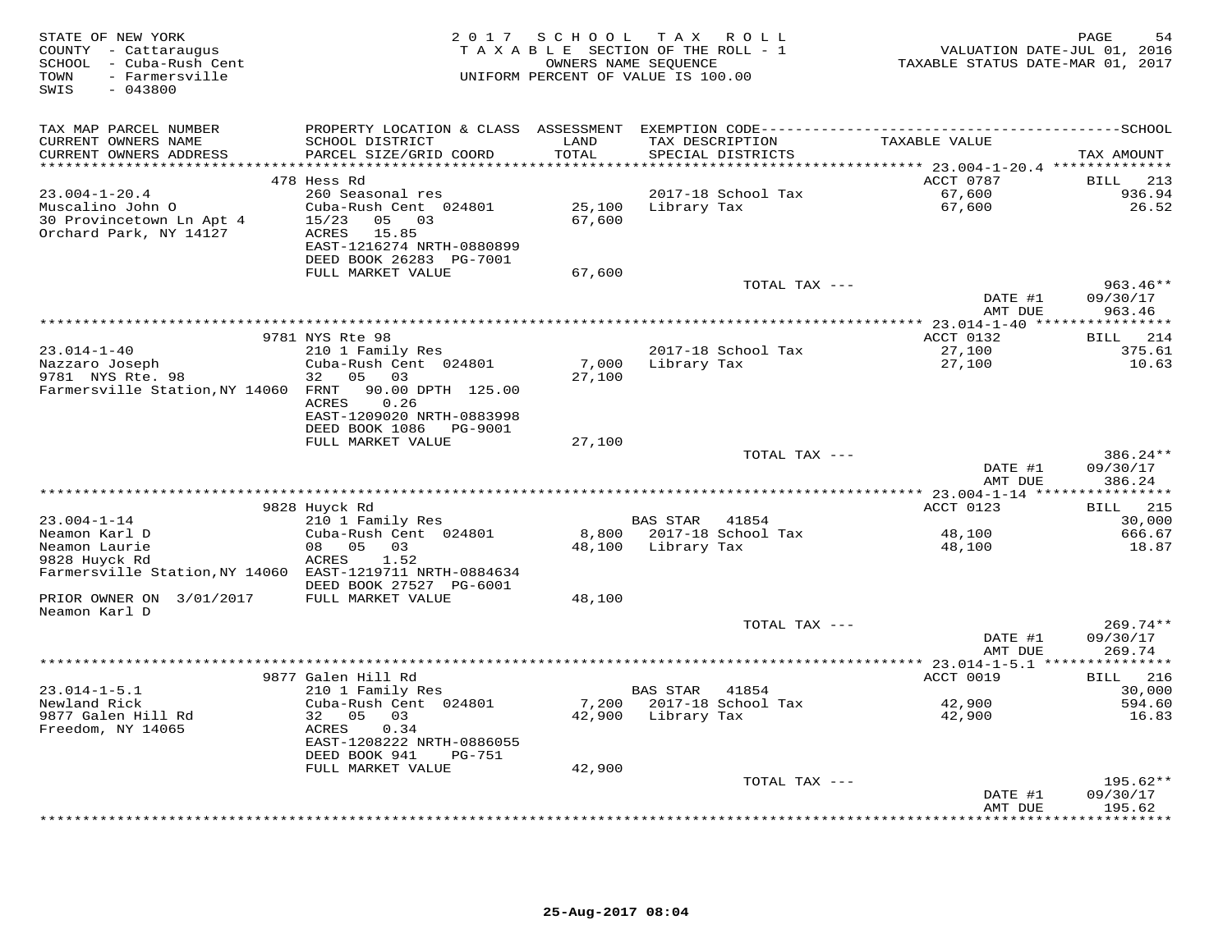STATE OF NEW YORK
COUNTY - Cattaraugus
SCHOOL - Cuba-Rush Cent
TOWN - Farmersville
SWIS - 043800

2 0 1 7 S C H O O L T A X R O L L
T A X A B L E SECTION OF THE ROLL - 1
OWNERS NAME SEQUENCE
UNIFORM PERCENT OF VALUE IS 100.00

VALUATION DATE-JUL 01, 2016
TAXABLE STATUS DATE-MAR 01, 2017

| TAX MAP PARCEL NUMBER / CURRENT OWNERS NAME / CURRENT OWNERS ADDRESS | PROPERTY LOCATION & CLASS / SCHOOL DISTRICT / PARCEL SIZE/GRID COORD | ASSESSMENT LAND / TOTAL | EXEMPTION CODE / TAX DESCRIPTION / SPECIAL DISTRICTS | TAXABLE VALUE | SCHOOL TAX AMOUNT |
|---|---|---|---|---|---|
| **23.004-1-20.4** | 478 Hess Rd | | | ACCT 0787 | BILL 213 |
| 23.004-1-20.4 | 260 Seasonal res | | 2017-18 School Tax | 67,600 | 936.94 |
| Muscalino John O | Cuba-Rush Cent 024801 | 25,100 | Library Tax | 67,600 | 26.52 |
| 30 Provincetown Ln Apt 4 | 15/23 05 03 | 67,600 | | | |
| Orchard Park, NY 14127 | ACRES 15.85 | | | | |
| | EAST-1216274 NRTH-0880899 | | | | |
| | DEED BOOK 26283 PG-7001 | | | | |
| | FULL MARKET VALUE | 67,600 | | | |
| | | | TOTAL TAX --- | | 963.46** |
| | | | | DATE #1 | 09/30/17 |
| | | | | AMT DUE | 963.46 |
| **23.014-1-40** | 9781 NYS Rte 98 | | | ACCT 0132 | BILL 214 |
| 23.014-1-40 | 210 1 Family Res | | 2017-18 School Tax | 27,100 | 375.61 |
| Nazzaro Joseph | Cuba-Rush Cent 024801 | 7,000 | Library Tax | 27,100 | 10.63 |
| 9781 NYS Rte. 98 | 32 05 03 | 27,100 | | | |
| Farmersville Station,NY 14060 | FRNT 90.00 DPTH 125.00 | | | | |
| | ACRES 0.26 | | | | |
| | EAST-1209020 NRTH-0883998 | | | | |
| | DEED BOOK 1086 PG-9001 | | | | |
| | FULL MARKET VALUE | 27,100 | | | |
| | | | TOTAL TAX --- | | 386.24** |
| | | | | DATE #1 | 09/30/17 |
| | | | | AMT DUE | 386.24 |
| **23.004-1-14** | 9828 Huyck Rd | | | ACCT 0123 | BILL 215 |
| 23.004-1-14 | 210 1 Family Res | | BAS STAR 41854 | | 30,000 |
| Neamon Karl D | Cuba-Rush Cent 024801 | 8,800 | 2017-18 School Tax | 48,100 | 666.67 |
| Neamon Laurie | 08 05 03 | 48,100 | Library Tax | 48,100 | 18.87 |
| 9828 Huyck Rd | ACRES 1.52 | | | | |
| Farmersville Station,NY 14060 | EAST-1219711 NRTH-0884634 | | | | |
| | DEED BOOK 27527 PG-6001 | | | | |
| PRIOR OWNER ON 3/01/2017 | FULL MARKET VALUE | 48,100 | | | |
| Neamon Karl D | | | | | |
| | | | TOTAL TAX --- | | 269.74** |
| | | | | DATE #1 | 09/30/17 |
| | | | | AMT DUE | 269.74 |
| **23.014-1-5.1** | 9877 Galen Hill Rd | | | ACCT 0019 | BILL 216 |
| 23.014-1-5.1 | 210 1 Family Res | | BAS STAR 41854 | | 30,000 |
| Newland Rick | Cuba-Rush Cent 024801 | 7,200 | 2017-18 School Tax | 42,900 | 594.60 |
| 9877 Galen Hill Rd | 32 05 03 | 42,900 | Library Tax | 42,900 | 16.83 |
| Freedom, NY 14065 | ACRES 0.34 | | | | |
| | EAST-1208222 NRTH-0886055 | | | | |
| | DEED BOOK 941 PG-751 | | | | |
| | FULL MARKET VALUE | 42,900 | | | |
| | | | TOTAL TAX --- | | 195.62** |
| | | | | DATE #1 | 09/30/17 |
| | | | | AMT DUE | 195.62 |

25-Aug-2017 08:04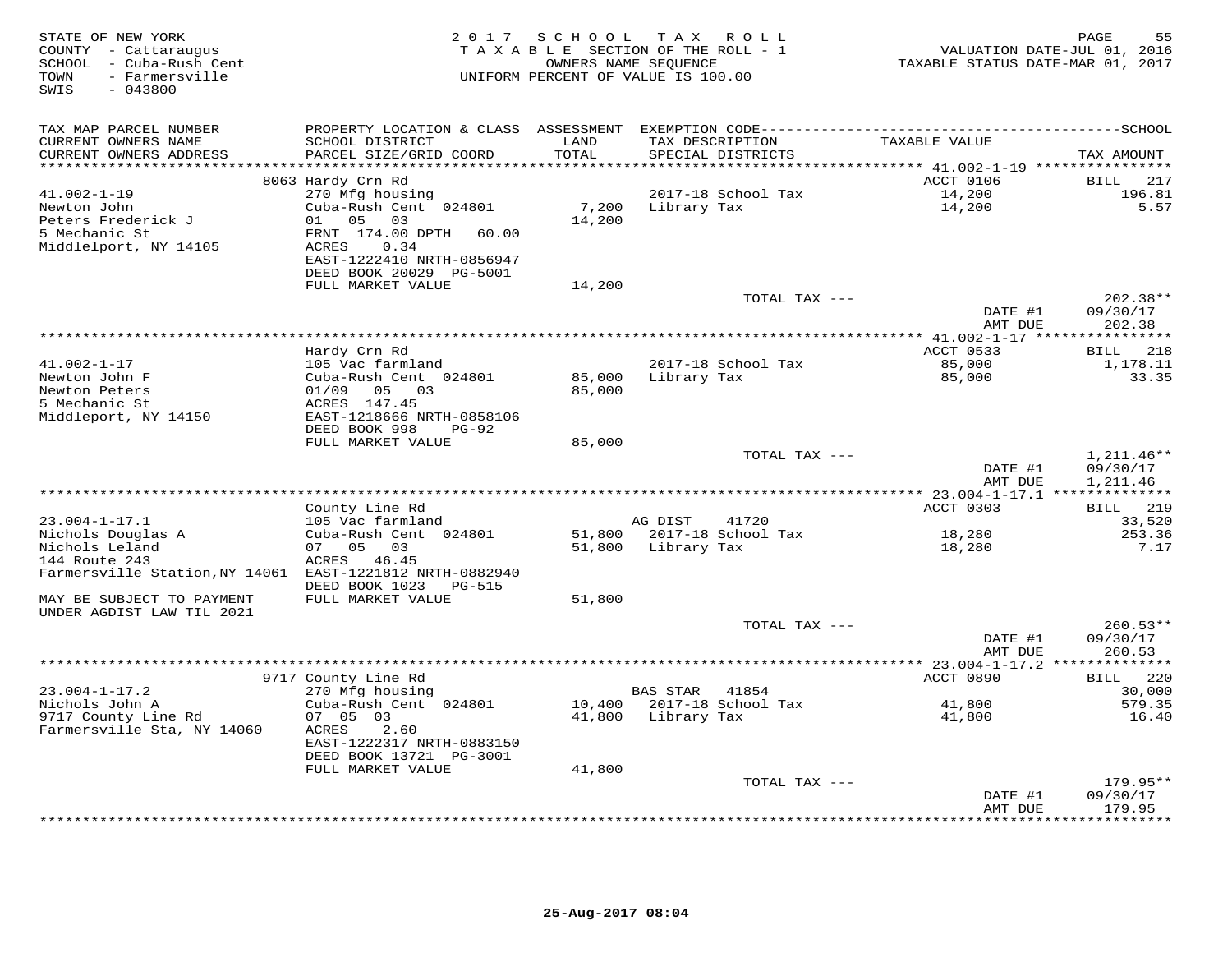STATE OF NEW YORK
COUNTY - Cattaraugus
SCHOOL - Cuba-Rush Cent
TOWN - Farmersville
SWIS - 043800

2017 SCHOOL TAX ROLL
TAXABLE SECTION OF THE ROLL - 1
OWNERS NAME SEQUENCE
UNIFORM PERCENT OF VALUE IS 100.00

VALUATION DATE-JUL 01, 2016
TAXABLE STATUS DATE-MAR 01, 2017

| TAX MAP PARCEL NUMBER / CURRENT OWNERS NAME / CURRENT OWNERS ADDRESS | PROPERTY LOCATION & CLASS / SCHOOL DISTRICT / PARCEL SIZE/GRID COORD | ASSESSMENT LAND / TOTAL | EXEMPTION CODE / TAX DESCRIPTION / SPECIAL DISTRICTS | TAXABLE VALUE | TAX AMOUNT |
|---|---|---|---|---|---|
| **41.002-1-19** | 8063 Hardy Crn Rd | | | ACCT 0106 | BILL 217 |
| 41.002-1-19 | 270 Mfg housing | | 2017-18 School Tax | 14,200 | 196.81 |
| Newton John | Cuba-Rush Cent 024801 | 7,200 | Library Tax | 14,200 | 5.57 |
| Peters Frederick J | 01 05 03 | 14,200 | | | |
| 5 Mechanic St | FRNT 174.00 DPTH 60.00 | | | | |
| Middlelport, NY 14105 | ACRES 0.34 | | | | |
| | EAST-1222410 NRTH-0856947 | | | | |
| | DEED BOOK 20029 PG-5001 | | | | |
| | FULL MARKET VALUE | 14,200 | | | |
| | | | TOTAL TAX --- | | 202.38** |
| | | | | DATE #1 | 09/30/17 |
| | | | | AMT DUE | 202.38 |
| **41.002-1-17** | Hardy Crn Rd | | | ACCT 0533 | BILL 218 |
| 41.002-1-17 | 105 Vac farmland | | 2017-18 School Tax | 85,000 | 1,178.11 |
| Newton John F | Cuba-Rush Cent 024801 | 85,000 | Library Tax | 85,000 | 33.35 |
| Newton Peters | 01/09 05 03 | 85,000 | | | |
| 5 Mechanic St | ACRES 147.45 | | | | |
| Middleport, NY 14150 | EAST-1218666 NRTH-0858106 | | | | |
| | DEED BOOK 998 PG-92 | | | | |
| | FULL MARKET VALUE | 85,000 | | | |
| | | | TOTAL TAX --- | | 1,211.46** |
| | | | | DATE #1 | 09/30/17 |
| | | | | AMT DUE | 1,211.46 |
| **23.004-1-17.1** | County Line Rd | | | ACCT 0303 | BILL 219 |
| 23.004-1-17.1 | 105 Vac farmland | | AG DIST 41720 | | 33,520 |
| Nichols Douglas A | Cuba-Rush Cent 024801 | 51,800 | 2017-18 School Tax | 18,280 | 253.36 |
| Nichols Leland | 07 05 03 | 51,800 | Library Tax | 18,280 | 7.17 |
| 144 Route 243 | ACRES 46.45 | | | | |
| Farmersville Station,NY 14061 | EAST-1221812 NRTH-0882940 | | | | |
| | DEED BOOK 1023 PG-515 | | | | |
| MAY BE SUBJECT TO PAYMENT UNDER AGDIST LAW TIL 2021 | FULL MARKET VALUE | 51,800 | | | |
| | | | TOTAL TAX --- | | 260.53** |
| | | | | DATE #1 | 09/30/17 |
| | | | | AMT DUE | 260.53 |
| **23.004-1-17.2** | 9717 County Line Rd | | | ACCT 0890 | BILL 220 |
| 23.004-1-17.2 | 270 Mfg housing | | BAS STAR 41854 | | 30,000 |
| Nichols John A | Cuba-Rush Cent 024801 | 10,400 | 2017-18 School Tax | 41,800 | 579.35 |
| 9717 County Line Rd | 07 05 03 | 41,800 | Library Tax | 41,800 | 16.40 |
| Farmersville Sta, NY 14060 | ACRES 2.60 | | | | |
| | EAST-1222317 NRTH-0883150 | | | | |
| | DEED BOOK 13721 PG-3001 | | | | |
| | FULL MARKET VALUE | 41,800 | | | |
| | | | TOTAL TAX --- | | 179.95** |
| | | | | DATE #1 | 09/30/17 |
| | | | | AMT DUE | 179.95 |

25-Aug-2017 08:04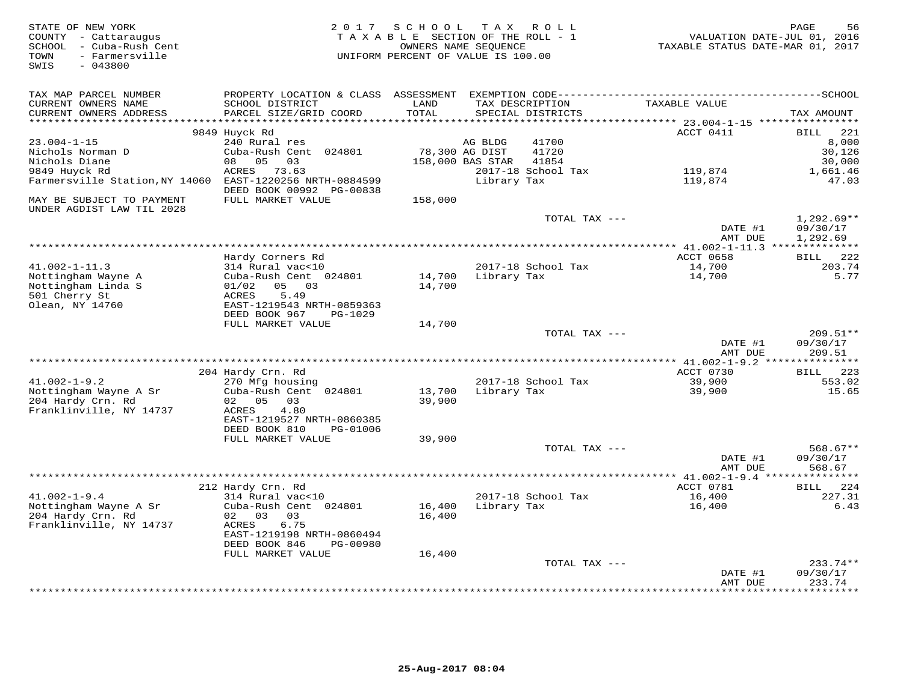STATE OF NEW YORK
COUNTY - Cattaraugus
SCHOOL - Cuba-Rush Cent
TOWN - Farmersville
SWIS - 043800

2017 SCHOOL TAX ROLL
TAXABLE SECTION OF THE ROLL - 1
OWNERS NAME SEQUENCE
UNIFORM PERCENT OF VALUE IS 100.00

VALUATION DATE-JUL 01, 2016
TAXABLE STATUS DATE-MAR 01, 2017

| TAX MAP PARCEL NUMBER / CURRENT OWNERS NAME / CURRENT OWNERS ADDRESS | PROPERTY LOCATION & CLASS / SCHOOL DISTRICT / PARCEL SIZE/GRID COORD | ASSESSMENT LAND / TOTAL | EXEMPTION CODE / TAX DESCRIPTION / SPECIAL DISTRICTS | | TAXABLE VALUE | TAX AMOUNT |
|---|---|---|---|---|---|---|
| **23.004-1-15** | 9849 Huyck Rd | | | | ACCT 0411 | BILL 221 |
| 23.004-1-15 | 240 Rural res | | AG BLDG | 41700 | | 8,000 |
| Nichols Norman D | Cuba-Rush Cent 024801 | 78,300 | AG DIST | 41720 | | 30,126 |
| Nichols Diane | 08 05 03 | 158,000 | BAS STAR | 41854 | | 30,000 |
| 9849 Huyck Rd | ACRES 73.63 | | 2017-18 School Tax | | 119,874 | 1,661.46 |
| Farmersville Station,NY 14060 | EAST-1220256 NRTH-0884599 | | Library Tax | | 119,874 | 47.03 |
| | DEED BOOK 00992 PG-00838 | | | | | |
| MAY BE SUBJECT TO PAYMENT UNDER AGDIST LAW TIL 2028 | FULL MARKET VALUE | 158,000 | | | | |
| | | | TOTAL TAX --- | | | 1,292.69** |
| | | | | | DATE #1 | 09/30/17 |
| | | | | | AMT DUE | 1,292.69 |
| **41.002-1-11.3** | Hardy Corners Rd | | | | ACCT 0658 | BILL 222 |
| 41.002-1-11.3 | 314 Rural vac<10 | | 2017-18 School Tax | | 14,700 | 203.74 |
| Nottingham Wayne A | Cuba-Rush Cent 024801 | 14,700 | Library Tax | | 14,700 | 5.77 |
| Nottingham Linda S | 01/02 05 03 | 14,700 | | | | |
| 501 Cherry St | ACRES 5.49 | | | | | |
| Olean, NY 14760 | EAST-1219543 NRTH-0859363 | | | | | |
| | DEED BOOK 967 PG-1029 | | | | | |
| | FULL MARKET VALUE | 14,700 | | | | |
| | | | TOTAL TAX --- | | | 209.51** |
| | | | | | DATE #1 | 09/30/17 |
| | | | | | AMT DUE | 209.51 |
| **41.002-1-9.2** | 204 Hardy Crn. Rd | | | | ACCT 0730 | BILL 223 |
| 41.002-1-9.2 | 270 Mfg housing | | 2017-18 School Tax | | 39,900 | 553.02 |
| Nottingham Wayne A Sr | Cuba-Rush Cent 024801 | 13,700 | Library Tax | | 39,900 | 15.65 |
| 204 Hardy Crn. Rd | 02 05 03 | 39,900 | | | | |
| Franklinville, NY 14737 | ACRES 4.80 | | | | | |
| | EAST-1219527 NRTH-0860385 | | | | | |
| | DEED BOOK 810 PG-01006 | | | | | |
| | FULL MARKET VALUE | 39,900 | | | | |
| | | | TOTAL TAX --- | | | 568.67** |
| | | | | | DATE #1 | 09/30/17 |
| | | | | | AMT DUE | 568.67 |
| **41.002-1-9.4** | 212 Hardy Crn. Rd | | | | ACCT 0781 | BILL 224 |
| 41.002-1-9.4 | 314 Rural vac<10 | | 2017-18 School Tax | | 16,400 | 227.31 |
| Nottingham Wayne A Sr | Cuba-Rush Cent 024801 | 16,400 | Library Tax | | 16,400 | 6.43 |
| 204 Hardy Crn. Rd | 02 03 03 | 16,400 | | | | |
| Franklinville, NY 14737 | ACRES 6.75 | | | | | |
| | EAST-1219198 NRTH-0860494 | | | | | |
| | DEED BOOK 846 PG-00980 | | | | | |
| | FULL MARKET VALUE | 16,400 | | | | |
| | | | TOTAL TAX --- | | | 233.74** |
| | | | | | DATE #1 | 09/30/17 |
| | | | | | AMT DUE | 233.74 |

25-Aug-2017 08:04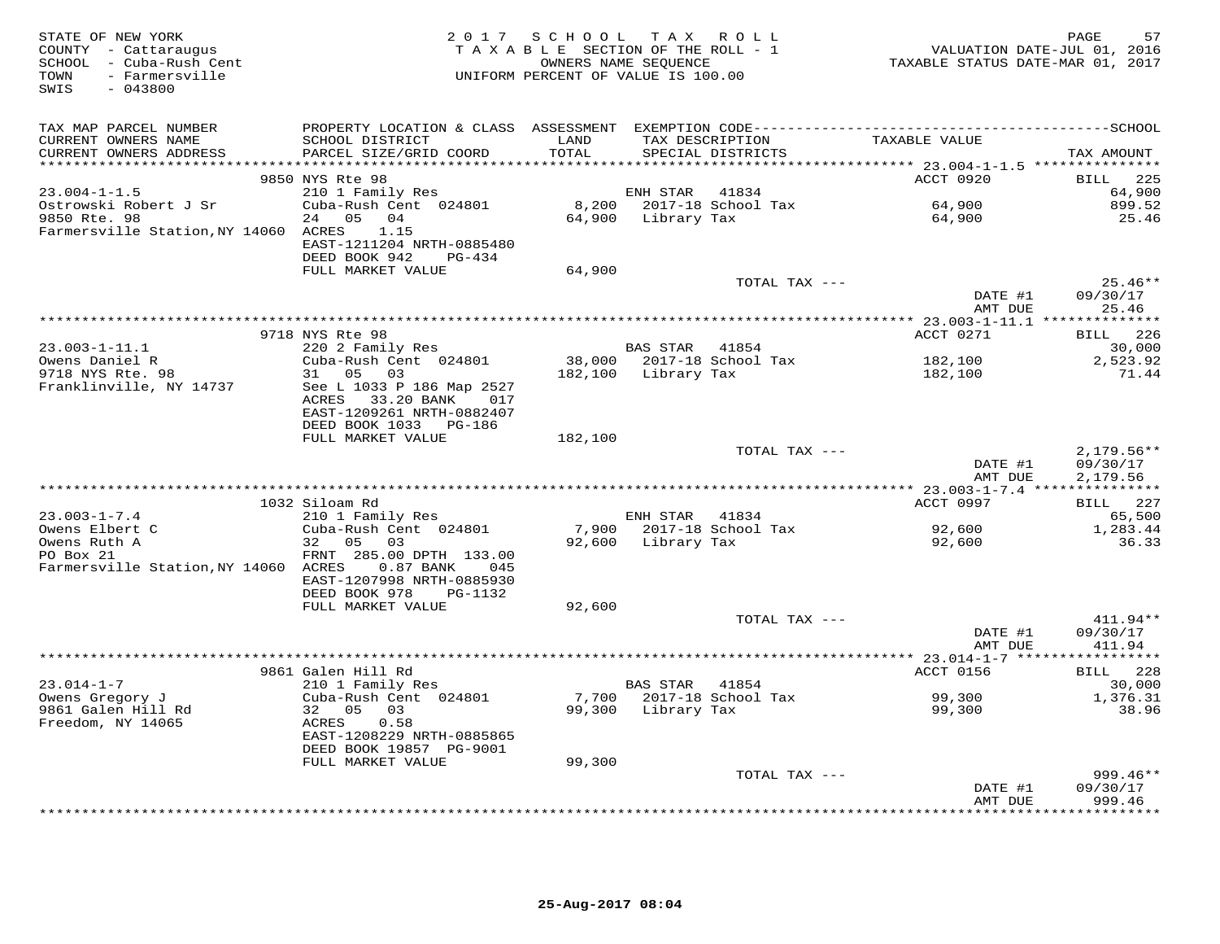STATE OF NEW YORK
COUNTY - Cattaraugus
SCHOOL - Cuba-Rush Cent
TOWN - Farmersville
SWIS - 043800

2017 SCHOOL TAX ROLL
TAXABLE SECTION OF THE ROLL - 1
OWNERS NAME SEQUENCE
UNIFORM PERCENT OF VALUE IS 100.00

VALUATION DATE-JUL 01, 2016
TAXABLE STATUS DATE-MAR 01, 2017

| TAX MAP PARCEL NUMBER / CURRENT OWNERS NAME / CURRENT OWNERS ADDRESS | PROPERTY LOCATION & CLASS / SCHOOL DISTRICT / PARCEL SIZE/GRID COORD | ASSESSMENT LAND / TOTAL | EXEMPTION CODE / TAX DESCRIPTION / SPECIAL DISTRICTS | TAXABLE VALUE | TAX AMOUNT |
|---|---|---|---|---|---|
| | 9850 NYS Rte 98 | | | ACCT 0920 | BILL 225 |
| 23.004-1-1.5 | 210 1 Family Res | | ENH STAR 41834 | | 64,900 |
| Ostrowski Robert J Sr | Cuba-Rush Cent 024801 | 8,200 | 2017-18 School Tax | 64,900 | 899.52 |
| 9850 Rte. 98 | 24 05 04 | 64,900 | Library Tax | 64,900 | 25.46 |
| Farmersville Station, NY 14060 | ACRES 1.15 | | | | |
| | EAST-1211204 NRTH-0885480 | | | | |
| | DEED BOOK 942 PG-434 | | | | |
| | FULL MARKET VALUE | 64,900 | | | |
| | | | TOTAL TAX --- | | 25.46** |
| | | | | DATE #1 | 09/30/17 |
| | | | | AMT DUE | 25.46 |
| | 9718 NYS Rte 98 | | | ACCT 0271 | BILL 226 |
| 23.003-1-11.1 | 220 2 Family Res | | BAS STAR 41854 | | 30,000 |
| Owens Daniel R | Cuba-Rush Cent 024801 | 38,000 | 2017-18 School Tax | 182,100 | 2,523.92 |
| 9718 NYS Rte. 98 | 31 05 03 | 182,100 | Library Tax | 182,100 | 71.44 |
| Franklinville, NY 14737 | See L 1033 P 186 Map 2527 | | | | |
| | ACRES 33.20 BANK 017 | | | | |
| | EAST-1209261 NRTH-0882407 | | | | |
| | DEED BOOK 1033 PG-186 | | | | |
| | FULL MARKET VALUE | 182,100 | | | |
| | | | TOTAL TAX --- | | 2,179.56** |
| | | | | DATE #1 | 09/30/17 |
| | | | | AMT DUE | 2,179.56 |
| | 1032 Siloam Rd | | | ACCT 0997 | BILL 227 |
| 23.003-1-7.4 | 210 1 Family Res | | ENH STAR 41834 | | 65,500 |
| Owens Elbert C | Cuba-Rush Cent 024801 | 7,900 | 2017-18 School Tax | 92,600 | 1,283.44 |
| Owens Ruth A | 32 05 03 | 92,600 | Library Tax | 92,600 | 36.33 |
| PO Box 21 | FRNT 285.00 DPTH 133.00 | | | | |
| Farmersville Station, NY 14060 | ACRES 0.87 BANK 045 | | | | |
| | EAST-1207998 NRTH-0885930 | | | | |
| | DEED BOOK 978 PG-1132 | | | | |
| | FULL MARKET VALUE | 92,600 | | | |
| | | | TOTAL TAX --- | | 411.94** |
| | | | | DATE #1 | 09/30/17 |
| | | | | AMT DUE | 411.94 |
| | 9861 Galen Hill Rd | | | ACCT 0156 | BILL 228 |
| 23.014-1-7 | 210 1 Family Res | | BAS STAR 41854 | | 30,000 |
| Owens Gregory J | Cuba-Rush Cent 024801 | 7,700 | 2017-18 School Tax | 99,300 | 1,376.31 |
| 9861 Galen Hill Rd | 32 05 03 | 99,300 | Library Tax | 99,300 | 38.96 |
| Freedom, NY 14065 | ACRES 0.58 | | | | |
| | EAST-1208229 NRTH-0885865 | | | | |
| | DEED BOOK 19857 PG-9001 | | | | |
| | FULL MARKET VALUE | 99,300 | | | |
| | | | TOTAL TAX --- | | 999.46** |
| | | | | DATE #1 | 09/30/17 |
| | | | | AMT DUE | 999.46 |

25-Aug-2017 08:04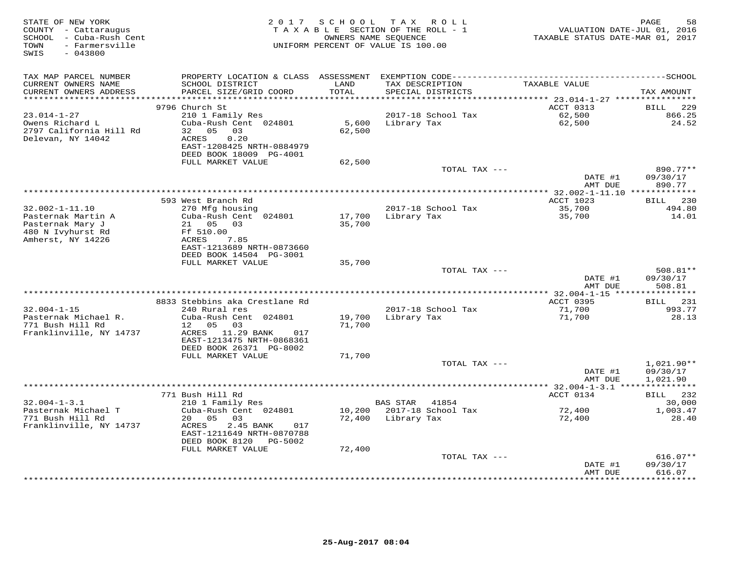STATE OF NEW YORK
COUNTY - Cattaraugus
SCHOOL - Cuba-Rush Cent
TOWN - Farmersville
SWIS - 043800

2017 SCHOOL TAX ROLL
TAXABLE SECTION OF THE ROLL - 1
OWNERS NAME SEQUENCE
UNIFORM PERCENT OF VALUE IS 100.00

VALUATION DATE-JUL 01, 2016
TAXABLE STATUS DATE-MAR 01, 2017

| TAX MAP PARCEL NUMBER / CURRENT OWNERS NAME / CURRENT OWNERS ADDRESS | PROPERTY LOCATION & CLASS / SCHOOL DISTRICT / PARCEL SIZE/GRID COORD | ASSESSMENT LAND / TOTAL | EXEMPTION CODE / TAX DESCRIPTION / SPECIAL DISTRICTS | TAXABLE VALUE | SCHOOL TAX AMOUNT |
|---|---|---|---|---|---|
| | 9796 Church St | | | ACCT 0313 | BILL 229 |
| 23.014-1-27 | 210 1 Family Res | | 2017-18 School Tax | 62,500 | 866.25 |
| Owens Richard L | Cuba-Rush Cent 024801 | 5,600 | Library Tax | 62,500 | 24.52 |
| 2797 California Hill Rd | 32 05 03 | 62,500 | | | |
| Delevan, NY 14042 | ACRES 0.20 | | | | |
| | EAST-1208425 NRTH-0884979 | | | | |
| | DEED BOOK 18009 PG-4001 | | | | |
| | FULL MARKET VALUE | 62,500 | | | |
| | | | TOTAL TAX --- | | 890.77** |
| | | | | DATE #1 | 09/30/17 |
| | | | | AMT DUE | 890.77 |
| | 593 West Branch Rd | | | ACCT 1023 | BILL 230 |
| 32.002-1-11.10 | 270 Mfg housing | | 2017-18 School Tax | 35,700 | 494.80 |
| Pasternak Martin A | Cuba-Rush Cent 024801 | 17,700 | Library Tax | 35,700 | 14.01 |
| Pasternak Mary J | 21 05 03 | 35,700 | | | |
| 480 N Ivyhurst Rd | Ff 510.00 | | | | |
| Amherst, NY 14226 | ACRES 7.85 | | | | |
| | EAST-1213689 NRTH-0873660 | | | | |
| | DEED BOOK 14504 PG-3001 | | | | |
| | FULL MARKET VALUE | 35,700 | | | |
| | | | TOTAL TAX --- | | 508.81** |
| | | | | DATE #1 | 09/30/17 |
| | | | | AMT DUE | 508.81 |
| | 8833 Stebbins aka Crestlane Rd | | | ACCT 0395 | BILL 231 |
| 32.004-1-15 | 240 Rural res | | 2017-18 School Tax | 71,700 | 993.77 |
| Pasternak Michael R. | Cuba-Rush Cent 024801 | 19,700 | Library Tax | 71,700 | 28.13 |
| 771 Bush Hill Rd | 12 05 03 | 71,700 | | | |
| Franklinville, NY 14737 | ACRES 11.29 BANK 017 | | | | |
| | EAST-1213475 NRTH-0868361 | | | | |
| | DEED BOOK 26371 PG-8002 | | | | |
| | FULL MARKET VALUE | 71,700 | | | |
| | | | TOTAL TAX --- | | 1,021.90** |
| | | | | DATE #1 | 09/30/17 |
| | | | | AMT DUE | 1,021.90 |
| | 771 Bush Hill Rd | | | ACCT 0134 | BILL 232 |
| 32.004-1-3.1 | 210 1 Family Res | | BAS STAR 41854 | | 30,000 |
| Pasternak Michael T | Cuba-Rush Cent 024801 | 10,200 | 2017-18 School Tax | 72,400 | 1,003.47 |
| 771 Bush Hill Rd | 20 05 03 | 72,400 | Library Tax | 72,400 | 28.40 |
| Franklinville, NY 14737 | ACRES 2.45 BANK 017 | | | | |
| | EAST-1211649 NRTH-0870788 | | | | |
| | DEED BOOK 8120 PG-5002 | | | | |
| | FULL MARKET VALUE | 72,400 | | | |
| | | | TOTAL TAX --- | | 616.07** |
| | | | | DATE #1 | 09/30/17 |
| | | | | AMT DUE | 616.07 |

25-Aug-2017 08:04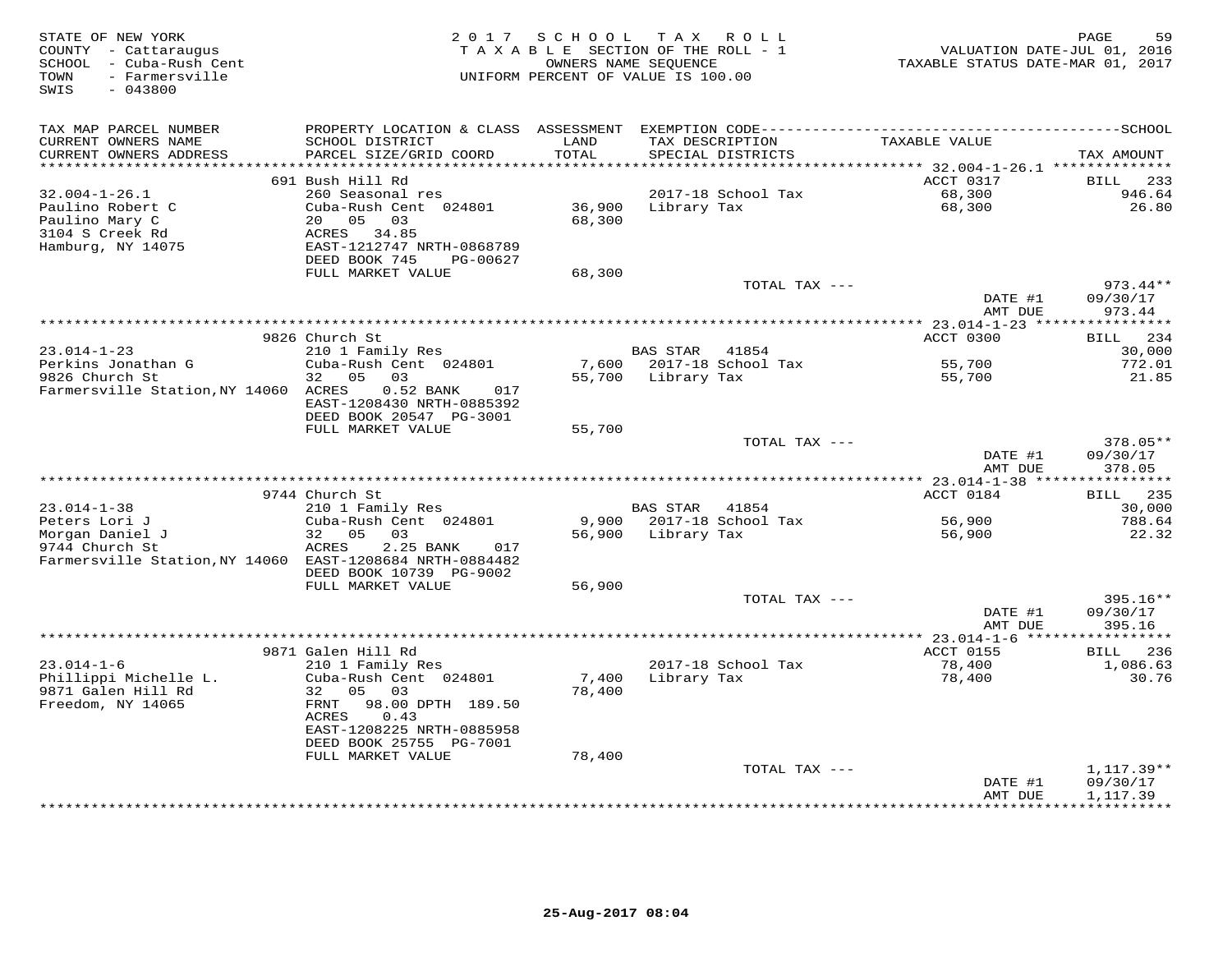STATE OF NEW YORK
COUNTY - Cattaraugus
SCHOOL - Cuba-Rush Cent
TOWN - Farmersville
SWIS - 043800

2017 SCHOOL TAX ROLL
TAXABLE SECTION OF THE ROLL - 1
OWNERS NAME SEQUENCE
UNIFORM PERCENT OF VALUE IS 100.00

VALUATION DATE-JUL 01, 2016
TAXABLE STATUS DATE-MAR 01, 2017

| TAX MAP PARCEL NUMBER / CURRENT OWNERS NAME / CURRENT OWNERS ADDRESS | PROPERTY LOCATION & CLASS / SCHOOL DISTRICT / PARCEL SIZE/GRID COORD | ASSESSMENT LAND / TOTAL | EXEMPTION CODE / TAX DESCRIPTION / SPECIAL DISTRICTS | TAXABLE VALUE | TAX AMOUNT |
|---|---|---|---|---|---|
| 32.004-1-26.1 | 691 Bush Hill Rd | | | ACCT 0317 | BILL 233 |
| Paulino Robert C | 260 Seasonal res | | 2017-18 School Tax | 68,300 | 946.64 |
| Paulino Mary C | Cuba-Rush Cent 024801 | 36,900 | Library Tax | 68,300 | 26.80 |
| 3104 S Creek Rd | 20 05 03 | 68,300 | | | |
| Hamburg, NY 14075 | ACRES 34.85 | | | | |
| | EAST-1212747 NRTH-0868789 | | | | |
| | DEED BOOK 745 PG-00627 | | | | |
| | FULL MARKET VALUE | 68,300 | | | |
| | | | TOTAL TAX --- | | 973.44** |
| | | | | DATE #1 | 09/30/17 |
| | | | | AMT DUE | 973.44 |
| 23.014-1-23 | 9826 Church St | | | ACCT 0300 | BILL 234 |
| Perkins Jonathan G | 210 1 Family Res | | BAS STAR 41854 | | 30,000 |
| 9826 Church St | Cuba-Rush Cent 024801 | 7,600 | 2017-18 School Tax | 55,700 | 772.01 |
| Farmersville Station, NY 14060 | 32 05 03 | 55,700 | Library Tax | 55,700 | 21.85 |
| | ACRES 0.52 BANK 017 | | | | |
| | EAST-1208430 NRTH-0885392 | | | | |
| | DEED BOOK 20547 PG-3001 | | | | |
| | FULL MARKET VALUE | 55,700 | | | |
| | | | TOTAL TAX --- | | 378.05** |
| | | | | DATE #1 | 09/30/17 |
| | | | | AMT DUE | 378.05 |
| 23.014-1-38 | 9744 Church St | | | ACCT 0184 | BILL 235 |
| Peters Lori J | 210 1 Family Res | | BAS STAR 41854 | | 30,000 |
| Morgan Daniel J | Cuba-Rush Cent 024801 | 9,900 | 2017-18 School Tax | 56,900 | 788.64 |
| 9744 Church St | 32 05 03 | 56,900 | Library Tax | 56,900 | 22.32 |
| Farmersville Station, NY 14060 | ACRES 2.25 BANK 017 | | | | |
| | EAST-1208684 NRTH-0884482 | | | | |
| | DEED BOOK 10739 PG-9002 | | | | |
| | FULL MARKET VALUE | 56,900 | | | |
| | | | TOTAL TAX --- | | 395.16** |
| | | | | DATE #1 | 09/30/17 |
| | | | | AMT DUE | 395.16 |
| 23.014-1-6 | 9871 Galen Hill Rd | | | ACCT 0155 | BILL 236 |
| Phillippi Michelle L. | 210 1 Family Res | | 2017-18 School Tax | 78,400 | 1,086.63 |
| 9871 Galen Hill Rd | Cuba-Rush Cent 024801 | 7,400 | Library Tax | 78,400 | 30.76 |
| Freedom, NY 14065 | 32 05 03 | 78,400 | | | |
| | FRNT 98.00 DPTH 189.50 | | | | |
| | ACRES 0.43 | | | | |
| | EAST-1208225 NRTH-0885958 | | | | |
| | DEED BOOK 25755 PG-7001 | | | | |
| | FULL MARKET VALUE | 78,400 | | | |
| | | | TOTAL TAX --- | | 1,117.39** |
| | | | | DATE #1 | 09/30/17 |
| | | | | AMT DUE | 1,117.39 |

25-Aug-2017 08:04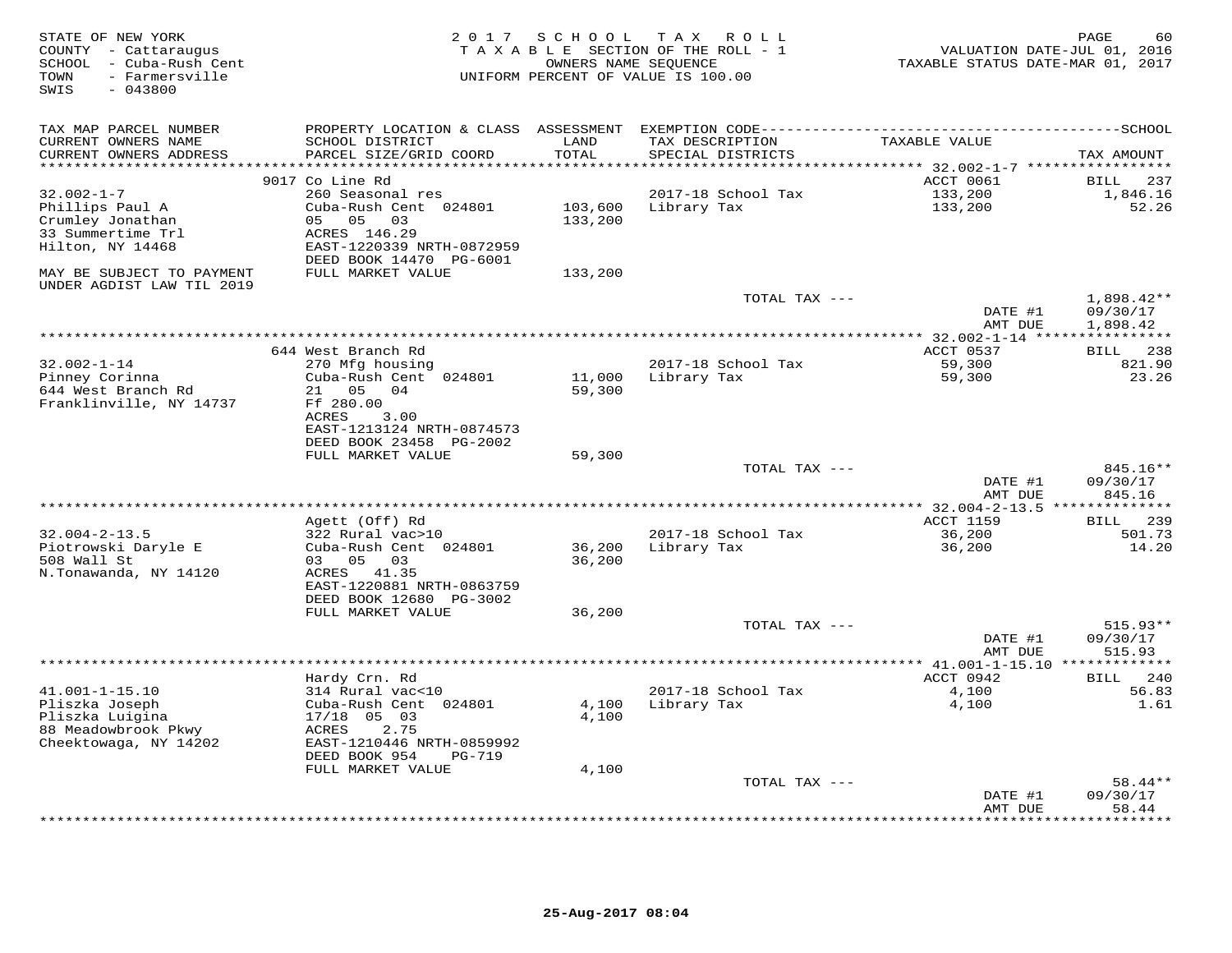STATE OF NEW YORK
COUNTY - Cattaraugus
SCHOOL - Cuba-Rush Cent
TOWN - Farmersville
SWIS - 043800

2017 SCHOOL TAX ROLL
TAXABLE SECTION OF THE ROLL - 1
OWNERS NAME SEQUENCE
UNIFORM PERCENT OF VALUE IS 100.00

VALUATION DATE-JUL 01, 2016
TAXABLE STATUS DATE-MAR 01, 2017

| TAX MAP PARCEL NUMBER / CURRENT OWNERS NAME / CURRENT OWNERS ADDRESS | PROPERTY LOCATION & CLASS / SCHOOL DISTRICT / PARCEL SIZE/GRID COORD | ASSESSMENT LAND / TOTAL | EXEMPTION CODE / TAX DESCRIPTION / SPECIAL DISTRICTS | TAXABLE VALUE | TAX AMOUNT |
|---|---|---|---|---|---|
| | 9017 Co Line Rd | | | ACCT 0061 | BILL 237 |
| 32.002-1-7 | 260 Seasonal res | | 2017-18 School Tax | 133,200 | 1,846.16 |
| Phillips Paul A | Cuba-Rush Cent 024801 | 103,600 | Library Tax | 133,200 | 52.26 |
| Crumley Jonathan | 05 05 03 | 133,200 | | | |
| 33 Summertime Trl | ACRES 146.29 | | | | |
| Hilton, NY 14468 | EAST-1220339 NRTH-0872959 | | | | |
| | DEED BOOK 14470 PG-6001 | | | | |
| MAY BE SUBJECT TO PAYMENT UNDER AGDIST LAW TIL 2019 | FULL MARKET VALUE | 133,200 | | | |
| | | | TOTAL TAX --- | | 1,898.42** |
| | | | | DATE #1 | 09/30/17 |
| | | | | AMT DUE | 1,898.42 |
| | 644 West Branch Rd | | | ACCT 0537 | BILL 238 |
| 32.002-1-14 | 270 Mfg housing | | 2017-18 School Tax | 59,300 | 821.90 |
| Pinney Corinna | Cuba-Rush Cent 024801 | 11,000 | Library Tax | 59,300 | 23.26 |
| 644 West Branch Rd | 21 05 04 | 59,300 | | | |
| Franklinville, NY 14737 | Ff 280.00 | | | | |
| | ACRES 3.00 | | | | |
| | EAST-1213124 NRTH-0874573 | | | | |
| | DEED BOOK 23458 PG-2002 | | | | |
| | FULL MARKET VALUE | 59,300 | | | |
| | | | TOTAL TAX --- | | 845.16** |
| | | | | DATE #1 | 09/30/17 |
| | | | | AMT DUE | 845.16 |
| | Agett (Off) Rd | | | ACCT 1159 | BILL 239 |
| 32.004-2-13.5 | 322 Rural vac>10 | | 2017-18 School Tax | 36,200 | 501.73 |
| Piotrowski Daryle E | Cuba-Rush Cent 024801 | 36,200 | Library Tax | 36,200 | 14.20 |
| 508 Wall St | 03 05 03 | 36,200 | | | |
| N.Tonawanda, NY 14120 | ACRES 41.35 | | | | |
| | EAST-1220881 NRTH-0863759 | | | | |
| | DEED BOOK 12680 PG-3002 | | | | |
| | FULL MARKET VALUE | 36,200 | | | |
| | | | TOTAL TAX --- | | 515.93** |
| | | | | DATE #1 | 09/30/17 |
| | | | | AMT DUE | 515.93 |
| | Hardy Crn. Rd | | | ACCT 0942 | BILL 240 |
| 41.001-1-15.10 | 314 Rural vac<10 | | 2017-18 School Tax | 4,100 | 56.83 |
| Pliszka Joseph | Cuba-Rush Cent 024801 | 4,100 | Library Tax | 4,100 | 1.61 |
| Pliszka Luigina | 17/18 05 03 | 4,100 | | | |
| 88 Meadowbrook Pkwy | ACRES 2.75 | | | | |
| Cheektowaga, NY 14202 | EAST-1210446 NRTH-0859992 | | | | |
| | DEED BOOK 954 PG-719 | | | | |
| | FULL MARKET VALUE | 4,100 | | | |
| | | | TOTAL TAX --- | | 58.44** |
| | | | | DATE #1 | 09/30/17 |
| | | | | AMT DUE | 58.44 |

25-Aug-2017 08:04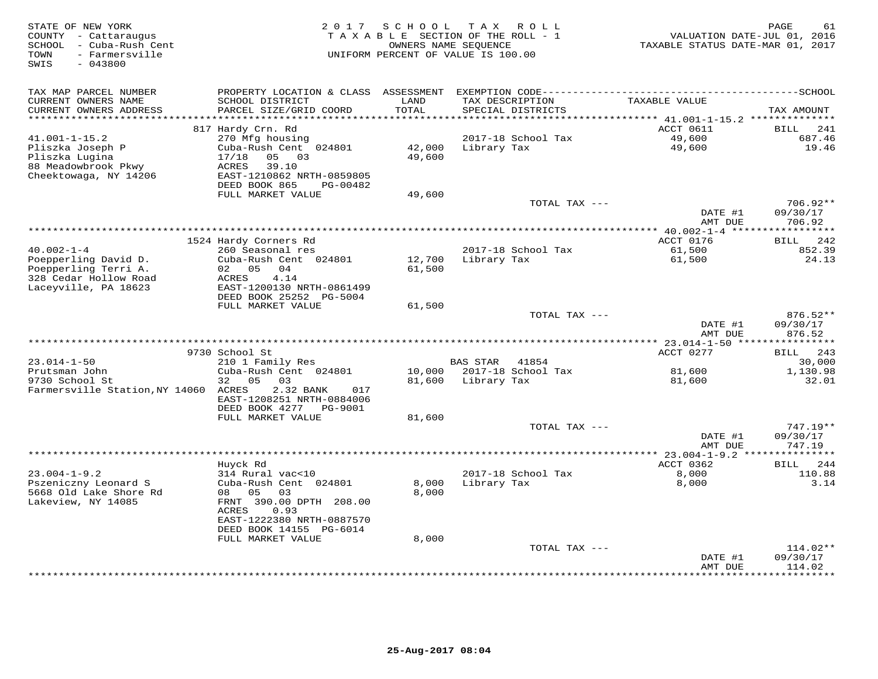STATE OF NEW YORK
COUNTY - Cattaraugus
SCHOOL - Cuba-Rush Cent
TOWN - Farmersville
SWIS - 043800

2017 SCHOOL TAX ROLL
TAXABLE SECTION OF THE ROLL - 1
OWNERS NAME SEQUENCE
UNIFORM PERCENT OF VALUE IS 100.00

VALUATION DATE-JUL 01, 2016
TAXABLE STATUS DATE-MAR 01, 2017

| TAX MAP PARCEL NUMBER / CURRENT OWNERS NAME / CURRENT OWNERS ADDRESS | PROPERTY LOCATION & CLASS / SCHOOL DISTRICT / PARCEL SIZE/GRID COORD | ASSESSMENT LAND / TOTAL | EXEMPTION CODE / TAX DESCRIPTION / SPECIAL DISTRICTS | TAXABLE VALUE | TAX AMOUNT |
|---|---|---|---|---|---|
| | 817 Hardy Crn. Rd | | | ACCT 0611 | BILL 241 |
| 41.001-1-15.2 | 270 Mfg housing | | 2017-18 School Tax | 49,600 | 687.46 |
| Pliszka Joseph P | Cuba-Rush Cent 024801 | 42,000 | Library Tax | 49,600 | 19.46 |
| Pliszka Lugina | 17/18 05 03 | 49,600 | | | |
| 88 Meadowbrook Pkwy | ACRES 39.10 | | | | |
| Cheektowaga, NY 14206 | EAST-1210862 NRTH-0859805 | | | | |
| | DEED BOOK 865 PG-00482 | | | | |
| | FULL MARKET VALUE | 49,600 | | | |
| | | | TOTAL TAX --- | | 706.92** |
| | | | | DATE #1 | 09/30/17 |
| | | | | AMT DUE | 706.92 |
| | 1524 Hardy Corners Rd | | | ACCT 0176 | BILL 242 |
| 40.002-1-4 | 260 Seasonal res | | 2017-18 School Tax | 61,500 | 852.39 |
| Poepperling David D. | Cuba-Rush Cent 024801 | 12,700 | Library Tax | 61,500 | 24.13 |
| Poepperling Terri A. | 02 05 04 | 61,500 | | | |
| 328 Cedar Hollow Road | ACRES 4.14 | | | | |
| Laceyville, PA 18623 | EAST-1200130 NRTH-0861499 | | | | |
| | DEED BOOK 25252 PG-5004 | | | | |
| | FULL MARKET VALUE | 61,500 | | | |
| | | | TOTAL TAX --- | | 876.52** |
| | | | | DATE #1 | 09/30/17 |
| | | | | AMT DUE | 876.52 |
| | 9730 School St | | | ACCT 0277 | BILL 243 |
| 23.014-1-50 | 210 1 Family Res | | BAS STAR 41854 | | 30,000 |
| Prutsman John | Cuba-Rush Cent 024801 | 10,000 | 2017-18 School Tax | 81,600 | 1,130.98 |
| 9730 School St | 32 05 03 | 81,600 | Library Tax | 81,600 | 32.01 |
| Farmersville Station,NY 14060 | ACRES 2.32 BANK 017 | | | | |
| | EAST-1208251 NRTH-0884006 | | | | |
| | DEED BOOK 4277 PG-9001 | | | | |
| | FULL MARKET VALUE | 81,600 | | | |
| | | | TOTAL TAX --- | | 747.19** |
| | | | | DATE #1 | 09/30/17 |
| | | | | AMT DUE | 747.19 |
| | Huyck Rd | | | ACCT 0362 | BILL 244 |
| 23.004-1-9.2 | 314 Rural vac<10 | | 2017-18 School Tax | 8,000 | 110.88 |
| Pszeniczny Leonard S | Cuba-Rush Cent 024801 | 8,000 | Library Tax | 8,000 | 3.14 |
| 5668 Old Lake Shore Rd | 08 05 03 | 8,000 | | | |
| Lakeview, NY 14085 | FRNT 390.00 DPTH 208.00 | | | | |
| | ACRES 0.93 | | | | |
| | EAST-1222380 NRTH-0887570 | | | | |
| | DEED BOOK 14155 PG-6014 | | | | |
| | FULL MARKET VALUE | 8,000 | | | |
| | | | TOTAL TAX --- | | 114.02** |
| | | | | DATE #1 | 09/30/17 |
| | | | | AMT DUE | 114.02 |

25-Aug-2017 08:04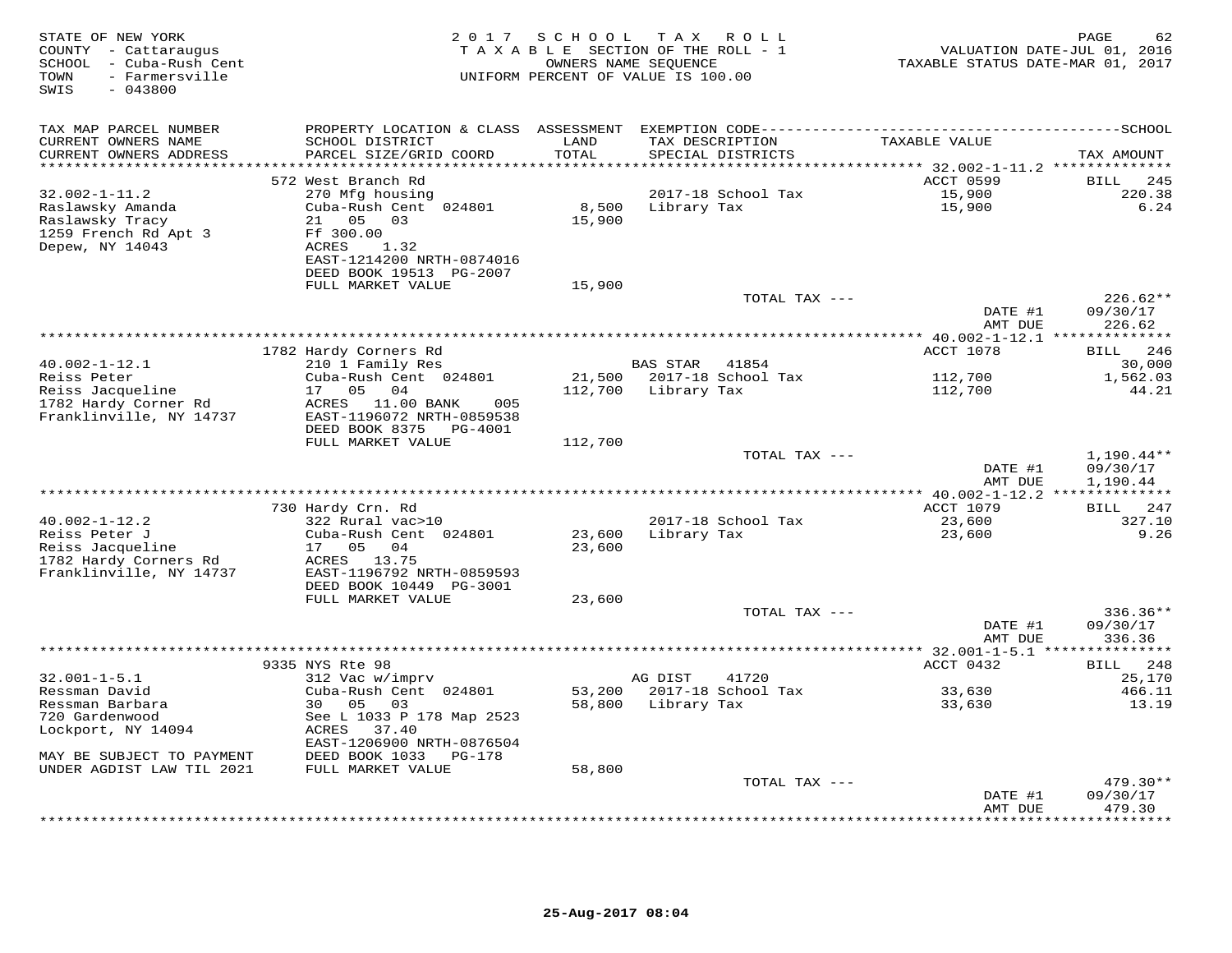STATE OF NEW YORK
COUNTY - Cattaraugus
SCHOOL - Cuba-Rush Cent
TOWN - Farmersville
SWIS - 043800

2017 SCHOOL TAX ROLL
TAXABLE SECTION OF THE ROLL - 1
OWNERS NAME SEQUENCE
UNIFORM PERCENT OF VALUE IS 100.00

VALUATION DATE-JUL 01, 2016
TAXABLE STATUS DATE-MAR 01, 2017

| TAX MAP PARCEL NUMBER / CURRENT OWNERS NAME / CURRENT OWNERS ADDRESS | PROPERTY LOCATION & CLASS / SCHOOL DISTRICT / PARCEL SIZE/GRID COORD | ASSESSMENT LAND / TOTAL | EXEMPTION CODE / TAX DESCRIPTION / SPECIAL DISTRICTS | TAXABLE VALUE | TAX AMOUNT |
|---|---|---|---|---|---|
| | 572 West Branch Rd | | | ACCT 0599 | BILL 245 |
| 32.002-1-11.2 | 270 Mfg housing | | 2017-18 School Tax | 15,900 | 220.38 |
| Raslawsky Amanda | Cuba-Rush Cent 024801 | 8,500 | Library Tax | 15,900 | 6.24 |
| Raslawsky Tracy | 21 05 03 | 15,900 | | | |
| 1259 French Rd Apt 3 | Ff 300.00 | | | | |
| Depew, NY 14043 | ACRES 1.32 | | | | |
| | EAST-1214200 NRTH-0874016 | | | | |
| | DEED BOOK 19513 PG-2007 | | | | |
| | FULL MARKET VALUE | 15,900 | | | |
| | | | TOTAL TAX --- | | 226.62** |
| | | | | DATE #1 | 09/30/17 |
| | | | | AMT DUE | 226.62 |
| | 1782 Hardy Corners Rd | | | ACCT 1078 | BILL 246 |
| 40.002-1-12.1 | 210 1 Family Res | | BAS STAR 41854 | | 30,000 |
| Reiss Peter | Cuba-Rush Cent 024801 | 21,500 | 2017-18 School Tax | 112,700 | 1,562.03 |
| Reiss Jacqueline | 17 05 04 | 112,700 | Library Tax | 112,700 | 44.21 |
| 1782 Hardy Corner Rd | ACRES 11.00 BANK 005 | | | | |
| Franklinville, NY 14737 | EAST-1196072 NRTH-0859538 | | | | |
| | DEED BOOK 8375 PG-4001 | | | | |
| | FULL MARKET VALUE | 112,700 | | | |
| | | | TOTAL TAX --- | | 1,190.44** |
| | | | | DATE #1 | 09/30/17 |
| | | | | AMT DUE | 1,190.44 |
| | 730 Hardy Crn. Rd | | | ACCT 1079 | BILL 247 |
| 40.002-1-12.2 | 322 Rural vac>10 | | 2017-18 School Tax | 23,600 | 327.10 |
| Reiss Peter J | Cuba-Rush Cent 024801 | 23,600 | Library Tax | 23,600 | 9.26 |
| Reiss Jacqueline | 17 05 04 | 23,600 | | | |
| 1782 Hardy Corners Rd | ACRES 13.75 | | | | |
| Franklinville, NY 14737 | EAST-1196792 NRTH-0859593 | | | | |
| | DEED BOOK 10449 PG-3001 | | | | |
| | FULL MARKET VALUE | 23,600 | | | |
| | | | TOTAL TAX --- | | 336.36** |
| | | | | DATE #1 | 09/30/17 |
| | | | | AMT DUE | 336.36 |
| | 9335 NYS Rte 98 | | | ACCT 0432 | BILL 248 |
| 32.001-1-5.1 | 312 Vac w/imprv | | AG DIST 41720 | | 25,170 |
| Ressman David | Cuba-Rush Cent 024801 | 53,200 | 2017-18 School Tax | 33,630 | 466.11 |
| Ressman Barbara | 30 05 03 | 58,800 | Library Tax | 33,630 | 13.19 |
| 720 Gardenwood | See L 1033 P 178 Map 2523 | | | | |
| Lockport, NY 14094 | ACRES 37.40 | | | | |
| | EAST-1206900 NRTH-0876504 | | | | |
| MAY BE SUBJECT TO PAYMENT | DEED BOOK 1033 PG-178 | | | | |
| UNDER AGDIST LAW TIL 2021 | FULL MARKET VALUE | 58,800 | | | |
| | | | TOTAL TAX --- | | 479.30** |
| | | | | DATE #1 | 09/30/17 |
| | | | | AMT DUE | 479.30 |

25-Aug-2017 08:04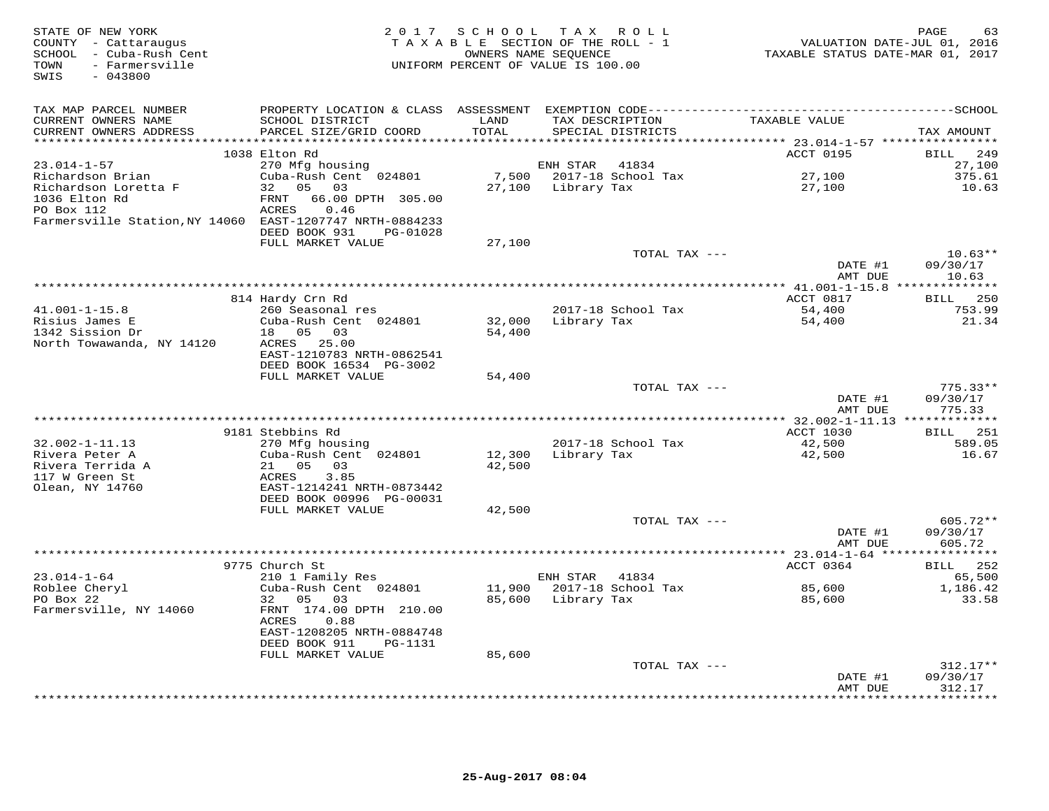STATE OF NEW YORK
COUNTY - Cattaraugus
SCHOOL - Cuba-Rush Cent
TOWN - Farmersville
SWIS - 043800

2017 SCHOOL TAX ROLL
TAXABLE SECTION OF THE ROLL - 1
OWNERS NAME SEQUENCE
UNIFORM PERCENT OF VALUE IS 100.00

VALUATION DATE-JUL 01, 2016
TAXABLE STATUS DATE-MAR 01, 2017

| TAX MAP PARCEL NUMBER / CURRENT OWNERS NAME / CURRENT OWNERS ADDRESS | PROPERTY LOCATION & CLASS / SCHOOL DISTRICT / PARCEL SIZE/GRID COORD | ASSESSMENT LAND | TOTAL | EXEMPTION CODE / TAX DESCRIPTION / SPECIAL DISTRICTS | TAXABLE VALUE | TAX AMOUNT |
|---|---|---|---|---|---|---|
| 23.014-1-57 | 1038 Elton Rd | | | | ACCT 0195 | BILL 249 |
| Richardson Brian | 270 Mfg housing | | | ENH STAR 41834 | | 27,100 |
| Richardson Loretta F | Cuba-Rush Cent 024801 | 7,500 | | 2017-18 School Tax | 27,100 | 375.61 |
| 1036 Elton Rd | 32 05 03 | | 27,100 | Library Tax | 27,100 | 10.63 |
| PO Box 112 | FRNT 66.00 DPTH 305.00 | | | | | |
| Farmersville Station, NY 14060 | ACRES 0.46 | | | | | |
| | EAST-1207747 NRTH-0884233 | | | | | |
| | DEED BOOK 931 PG-01028 | | | | | |
| | FULL MARKET VALUE | | 27,100 | | | |
| | | | | TOTAL TAX --- | | 10.63** |
| | | | | | DATE #1 | 09/30/17 |
| | | | | | AMT DUE | 10.63 |
| 41.001-1-15.8 | 814 Hardy Crn Rd | | | | ACCT 0817 | BILL 250 |
| Risius James E | 260 Seasonal res | | | 2017-18 School Tax | 54,400 | 753.99 |
| 1342 Sission Dr | Cuba-Rush Cent 024801 | 32,000 | | Library Tax | 54,400 | 21.34 |
| North Towawanda, NY 14120 | 18 05 03 | | 54,400 | | | |
| | ACRES 25.00 | | | | | |
| | EAST-1210783 NRTH-0862541 | | | | | |
| | DEED BOOK 16534 PG-3002 | | | | | |
| | FULL MARKET VALUE | | 54,400 | | | |
| | | | | TOTAL TAX --- | | 775.33** |
| | | | | | DATE #1 | 09/30/17 |
| | | | | | AMT DUE | 775.33 |
| 32.002-1-11.13 | 9181 Stebbins Rd | | | | ACCT 1030 | BILL 251 |
| Rivera Peter A | 270 Mfg housing | | | 2017-18 School Tax | 42,500 | 589.05 |
| Rivera Terrida A | Cuba-Rush Cent 024801 | 12,300 | | Library Tax | 42,500 | 16.67 |
| 117 W Green St | 21 05 03 | | 42,500 | | | |
| Olean, NY 14760 | ACRES 3.85 | | | | | |
| | EAST-1214241 NRTH-0873442 | | | | | |
| | DEED BOOK 00996 PG-00031 | | | | | |
| | FULL MARKET VALUE | | 42,500 | | | |
| | | | | TOTAL TAX --- | | 605.72** |
| | | | | | DATE #1 | 09/30/17 |
| | | | | | AMT DUE | 605.72 |
| 23.014-1-64 | 9775 Church St | | | | ACCT 0364 | BILL 252 |
| Roblee Cheryl | 210 1 Family Res | | | ENH STAR 41834 | | 65,500 |
| PO Box 22 | Cuba-Rush Cent 024801 | 11,900 | | 2017-18 School Tax | 85,600 | 1,186.42 |
| Farmersville, NY 14060 | 32 05 03 | | 85,600 | Library Tax | 85,600 | 33.58 |
| | FRNT 174.00 DPTH 210.00 | | | | | |
| | ACRES 0.88 | | | | | |
| | EAST-1208205 NRTH-0884748 | | | | | |
| | DEED BOOK 911 PG-1131 | | | | | |
| | FULL MARKET VALUE | | 85,600 | | | |
| | | | | TOTAL TAX --- | | 312.17** |
| | | | | | DATE #1 | 09/30/17 |
| | | | | | AMT DUE | 312.17 |

25-Aug-2017 08:04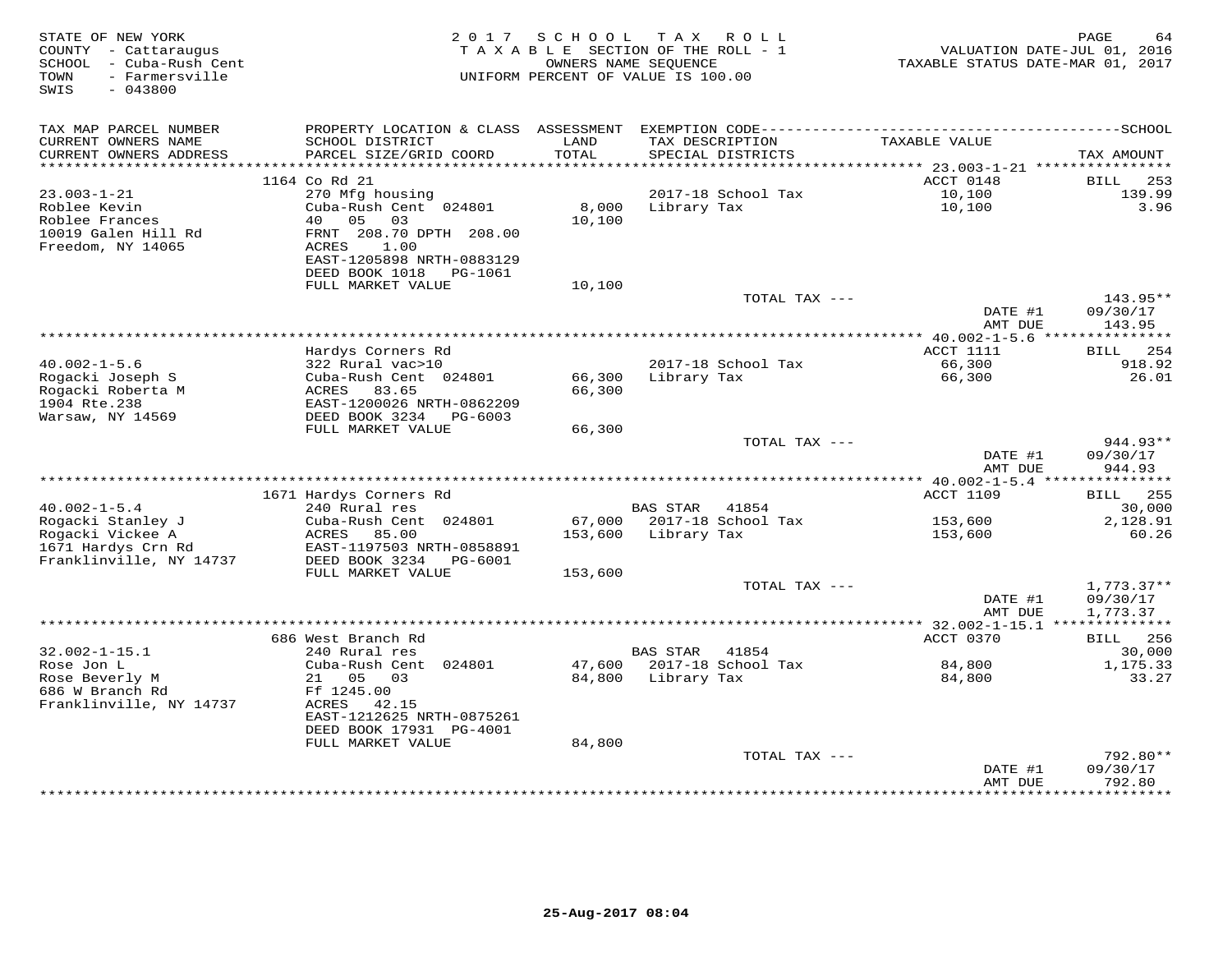STATE OF NEW YORK
COUNTY - Cattaraugus
SCHOOL - Cuba-Rush Cent
TOWN - Farmersville
SWIS - 043800

2017 SCHOOL TAX ROLL
TAXABLE SECTION OF THE ROLL - 1
OWNERS NAME SEQUENCE
UNIFORM PERCENT OF VALUE IS 100.00

VALUATION DATE-JUL 01, 2016
TAXABLE STATUS DATE-MAR 01, 2017

| TAX MAP PARCEL NUMBER / CURRENT OWNERS NAME / CURRENT OWNERS ADDRESS | PROPERTY LOCATION & CLASS / SCHOOL DISTRICT / PARCEL SIZE/GRID COORD | ASSESSMENT LAND / TOTAL | EXEMPTION CODE / TAX DESCRIPTION / SPECIAL DISTRICTS | TAXABLE VALUE | TAX AMOUNT |
|---|---|---|---|---|---|
| **23.003-1-21** | 1164 Co Rd 21 | | | ACCT 0148 | BILL 253 |
| Roblee Kevin | 270 Mfg housing | | 2017-18 School Tax | 10,100 | 139.99 |
| Roblee Frances | Cuba-Rush Cent 024801 | 8,000 | Library Tax | 10,100 | 3.96 |
| 10019 Galen Hill Rd | 40 05 03 | 10,100 | | | |
| Freedom, NY 14065 | FRNT 208.70 DPTH 208.00 | | | | |
| | ACRES 1.00 | | | | |
| | EAST-1205898 NRTH-0883129 | | | | |
| | DEED BOOK 1018 PG-1061 | | | | |
| | FULL MARKET VALUE | 10,100 | | | |
| | | | TOTAL TAX --- | | 143.95** |
| | | | | DATE #1 | 09/30/17 |
| | | | | AMT DUE | 143.95 |
| **40.002-1-5.6** | Hardys Corners Rd | | | ACCT 1111 | BILL 254 |
| Rogacki Joseph S | 322 Rural vac>10 | | 2017-18 School Tax | 66,300 | 918.92 |
| Rogacki Roberta M | Cuba-Rush Cent 024801 | 66,300 | Library Tax | 66,300 | 26.01 |
| 1904 Rte.238 | ACRES 83.65 | 66,300 | | | |
| Warsaw, NY 14569 | EAST-1200026 NRTH-0862209 | | | | |
| | DEED BOOK 3234 PG-6003 | | | | |
| | FULL MARKET VALUE | 66,300 | | | |
| | | | TOTAL TAX --- | | 944.93** |
| | | | | DATE #1 | 09/30/17 |
| | | | | AMT DUE | 944.93 |
| **40.002-1-5.4** | 1671 Hardys Corners Rd | | | ACCT 1109 | BILL 255 |
| Rogacki Stanley J | 240 Rural res | | BAS STAR 41854 | | 30,000 |
| Rogacki Vickee A | Cuba-Rush Cent 024801 | 67,000 | 2017-18 School Tax | 153,600 | 2,128.91 |
| 1671 Hardys Crn Rd | ACRES 85.00 | 153,600 | Library Tax | 153,600 | 60.26 |
| Franklinville, NY 14737 | EAST-1197503 NRTH-0858891 | | | | |
| | DEED BOOK 3234 PG-6001 | | | | |
| | FULL MARKET VALUE | 153,600 | | | |
| | | | TOTAL TAX --- | | 1,773.37** |
| | | | | DATE #1 | 09/30/17 |
| | | | | AMT DUE | 1,773.37 |
| **32.002-1-15.1** | 686 West Branch Rd | | | ACCT 0370 | BILL 256 |
| Rose Jon L | 240 Rural res | | BAS STAR 41854 | | 30,000 |
| Rose Beverly M | Cuba-Rush Cent 024801 | 47,600 | 2017-18 School Tax | 84,800 | 1,175.33 |
| 686 W Branch Rd | 21 05 03 | 84,800 | Library Tax | 84,800 | 33.27 |
| Franklinville, NY 14737 | Ff 1245.00 | | | | |
| | ACRES 42.15 | | | | |
| | EAST-1212625 NRTH-0875261 | | | | |
| | DEED BOOK 17931 PG-4001 | | | | |
| | FULL MARKET VALUE | 84,800 | | | |
| | | | TOTAL TAX --- | | 792.80** |
| | | | | DATE #1 | 09/30/17 |
| | | | | AMT DUE | 792.80 |

25-Aug-2017 08:04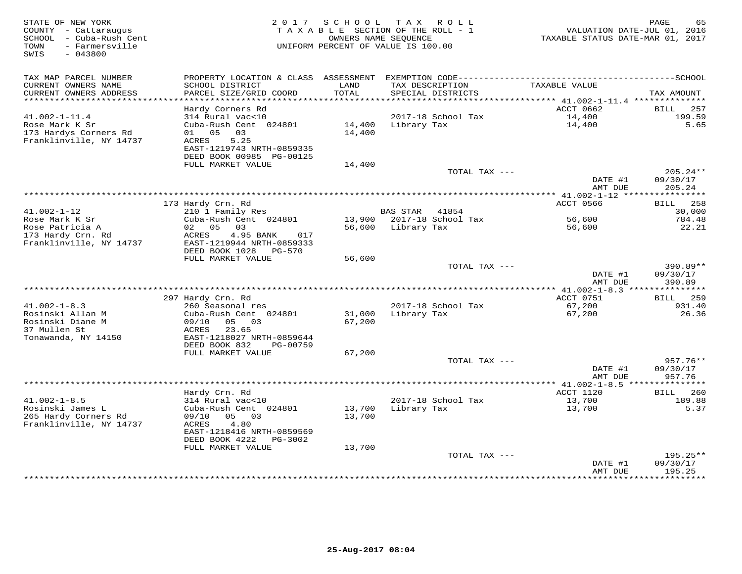STATE OF NEW YORK
COUNTY - Cattaraugus
SCHOOL - Cuba-Rush Cent
TOWN - Farmersville
SWIS - 043800

2 0 1 7 S C H O O L T A X R O L L
T A X A B L E SECTION OF THE ROLL - 1
OWNERS NAME SEQUENCE
UNIFORM PERCENT OF VALUE IS 100.00

VALUATION DATE-JUL 01, 2016
TAXABLE STATUS DATE-MAR 01, 2017

| TAX MAP PARCEL NUMBER / CURRENT OWNERS NAME / CURRENT OWNERS ADDRESS | PROPERTY LOCATION & CLASS / SCHOOL DISTRICT / PARCEL SIZE/GRID COORD | ASSESSMENT LAND / TOTAL | EXEMPTION CODE / TAX DESCRIPTION / SPECIAL DISTRICTS | TAXABLE VALUE | TAX AMOUNT |
|---|---|---|---|---|---|
| 41.002-1-11.4 | Hardy Corners Rd | | | ACCT 0662 | BILL 257 |
| Rose Mark K Sr | 314 Rural vac<10 | | 2017-18 School Tax | 14,400 | 199.59 |
| 173 Hardys Corners Rd | Cuba-Rush Cent 024801 | 14,400 | Library Tax | 14,400 | 5.65 |
| Franklinville, NY 14737 | 01 05 03 | 14,400 | | | |
| | ACRES 5.25 | | | | |
| | EAST-1219743 NRTH-0859335 | | | | |
| | DEED BOOK 00985 PG-00125 | | | | |
| | FULL MARKET VALUE | 14,400 | | | |
| | | | TOTAL TAX --- | | 205.24** |
| | | | | DATE #1 | 09/30/17 |
| | | | | AMT DUE | 205.24 |
| 41.002-1-12 | 173 Hardy Crn. Rd | | | ACCT 0566 | BILL 258 |
| Rose Mark K Sr | 210 1 Family Res | | BAS STAR 41854 | | 30,000 |
| Rose Patricia A | Cuba-Rush Cent 024801 | 13,900 | 2017-18 School Tax | 56,600 | 784.48 |
| 173 Hardy Crn. Rd | 02 05 03 | 56,600 | Library Tax | 56,600 | 22.21 |
| Franklinville, NY 14737 | ACRES 4.95 BANK 017 | | | | |
| | EAST-1219944 NRTH-0859333 | | | | |
| | DEED BOOK 1028 PG-570 | | | | |
| | FULL MARKET VALUE | 56,600 | | | |
| | | | TOTAL TAX --- | | 390.89** |
| | | | | DATE #1 | 09/30/17 |
| | | | | AMT DUE | 390.89 |
| 41.002-1-8.3 | 297 Hardy Crn. Rd | | | ACCT 0751 | BILL 259 |
| Rosinski Allan M | 260 Seasonal res | | 2017-18 School Tax | 67,200 | 931.40 |
| Rosinski Diane M | Cuba-Rush Cent 024801 | 31,000 | Library Tax | 67,200 | 26.36 |
| 37 Mullen St | 09/10 05 03 | 67,200 | | | |
| Tonawanda, NY 14150 | ACRES 23.65 | | | | |
| | EAST-1218027 NRTH-0859644 | | | | |
| | DEED BOOK 832 PG-00759 | | | | |
| | FULL MARKET VALUE | 67,200 | | | |
| | | | TOTAL TAX --- | | 957.76** |
| | | | | DATE #1 | 09/30/17 |
| | | | | AMT DUE | 957.76 |
| 41.002-1-8.5 | Hardy Crn. Rd | | | ACCT 1120 | BILL 260 |
| Rosinski James L | 314 Rural vac<10 | | 2017-18 School Tax | 13,700 | 189.88 |
| 265 Hardy Corners Rd | Cuba-Rush Cent 024801 | 13,700 | Library Tax | 13,700 | 5.37 |
| Franklinville, NY 14737 | 09/10 05 03 | 13,700 | | | |
| | ACRES 4.80 | | | | |
| | EAST-1218416 NRTH-0859569 | | | | |
| | DEED BOOK 4222 PG-3002 | | | | |
| | FULL MARKET VALUE | 13,700 | | | |
| | | | TOTAL TAX --- | | 195.25** |
| | | | | DATE #1 | 09/30/17 |
| | | | | AMT DUE | 195.25 |

25-Aug-2017 08:04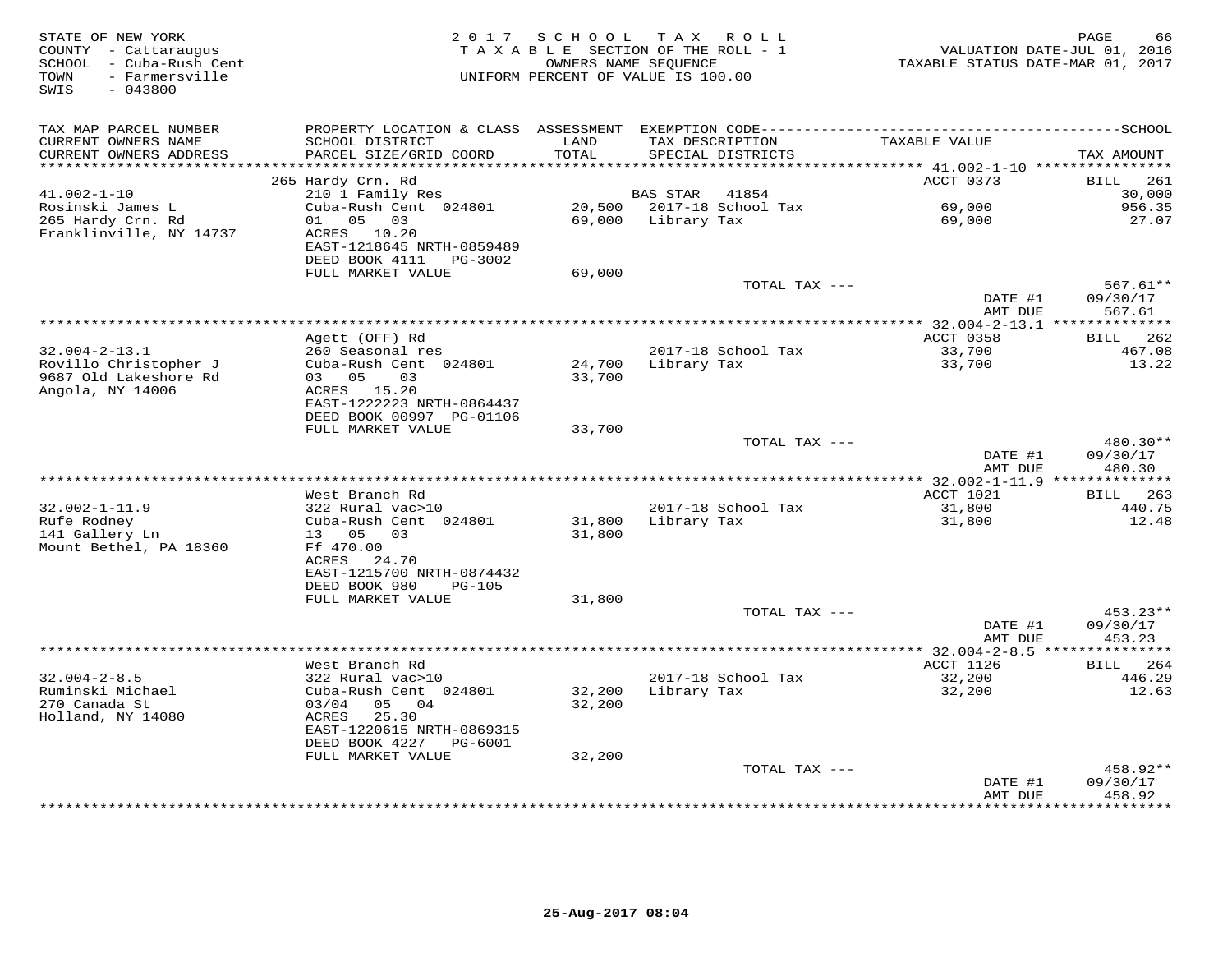STATE OF NEW YORK
COUNTY - Cattaraugus
SCHOOL - Cuba-Rush Cent
TOWN - Farmersville
SWIS - 043800

2017 SCHOOL TAX ROLL
TAXABLE SECTION OF THE ROLL - 1
OWNERS NAME SEQUENCE
UNIFORM PERCENT OF VALUE IS 100.00

VALUATION DATE-JUL 01, 2016
TAXABLE STATUS DATE-MAR 01, 2017

| TAX MAP PARCEL NUMBER / CURRENT OWNERS NAME / CURRENT OWNERS ADDRESS | PROPERTY LOCATION & CLASS / SCHOOL DISTRICT / PARCEL SIZE/GRID COORD | ASSESSMENT LAND / TOTAL | EXEMPTION CODE / TAX DESCRIPTION / SPECIAL DISTRICTS | TAXABLE VALUE | TAX AMOUNT |
|---|---|---|---|---|---|
| **41.002-1-10** | 265 Hardy Crn. Rd | | | ACCT 0373 | BILL 261 |
| 41.002-1-10 | 210 1 Family Res | | BAS STAR 41854 | | 30,000 |
| Rosinski James L | Cuba-Rush Cent 024801 | 20,500 | 2017-18 School Tax | 69,000 | 956.35 |
| 265 Hardy Crn. Rd | 01 05 03 | 69,000 | Library Tax | 69,000 | 27.07 |
| Franklinville, NY 14737 | ACRES 10.20 | | | | |
| | EAST-1218645 NRTH-0859489 | | | | |
| | DEED BOOK 4111 PG-3002 | | | | |
| | FULL MARKET VALUE | 69,000 | | | |
| | | | TOTAL TAX --- | | 567.61** |
| | | | | DATE #1 | 09/30/17 |
| | | | | AMT DUE | 567.61 |
| **32.004-2-13.1** | Agett (OFF) Rd | | | ACCT 0358 | BILL 262 |
| 32.004-2-13.1 | 260 Seasonal res | | 2017-18 School Tax | 33,700 | 467.08 |
| Rovillo Christopher J | Cuba-Rush Cent 024801 | 24,700 | Library Tax | 33,700 | 13.22 |
| 9687 Old Lakeshore Rd | 03 05 03 | 33,700 | | | |
| Angola, NY 14006 | ACRES 15.20 | | | | |
| | EAST-1222223 NRTH-0864437 | | | | |
| | DEED BOOK 00997 PG-01106 | | | | |
| | FULL MARKET VALUE | 33,700 | | | |
| | | | TOTAL TAX --- | | 480.30** |
| | | | | DATE #1 | 09/30/17 |
| | | | | AMT DUE | 480.30 |
| **32.002-1-11.9** | West Branch Rd | | | ACCT 1021 | BILL 263 |
| 32.002-1-11.9 | 322 Rural vac>10 | | 2017-18 School Tax | 31,800 | 440.75 |
| Rufe Rodney | Cuba-Rush Cent 024801 | 31,800 | Library Tax | 31,800 | 12.48 |
| 141 Gallery Ln | 13 05 03 | 31,800 | | | |
| Mount Bethel, PA 18360 | Ff 470.00 | | | | |
| | ACRES 24.70 | | | | |
| | EAST-1215700 NRTH-0874432 | | | | |
| | DEED BOOK 980 PG-105 | | | | |
| | FULL MARKET VALUE | 31,800 | | | |
| | | | TOTAL TAX --- | | 453.23** |
| | | | | DATE #1 | 09/30/17 |
| | | | | AMT DUE | 453.23 |
| **32.004-2-8.5** | West Branch Rd | | | ACCT 1126 | BILL 264 |
| 32.004-2-8.5 | 322 Rural vac>10 | | 2017-18 School Tax | 32,200 | 446.29 |
| Ruminski Michael | Cuba-Rush Cent 024801 | 32,200 | Library Tax | 32,200 | 12.63 |
| 270 Canada St | 03/04 05 04 | 32,200 | | | |
| Holland, NY 14080 | ACRES 25.30 | | | | |
| | EAST-1220615 NRTH-0869315 | | | | |
| | DEED BOOK 4227 PG-6001 | | | | |
| | FULL MARKET VALUE | 32,200 | | | |
| | | | TOTAL TAX --- | | 458.92** |
| | | | | DATE #1 | 09/30/17 |
| | | | | AMT DUE | 458.92 |

25-Aug-2017 08:04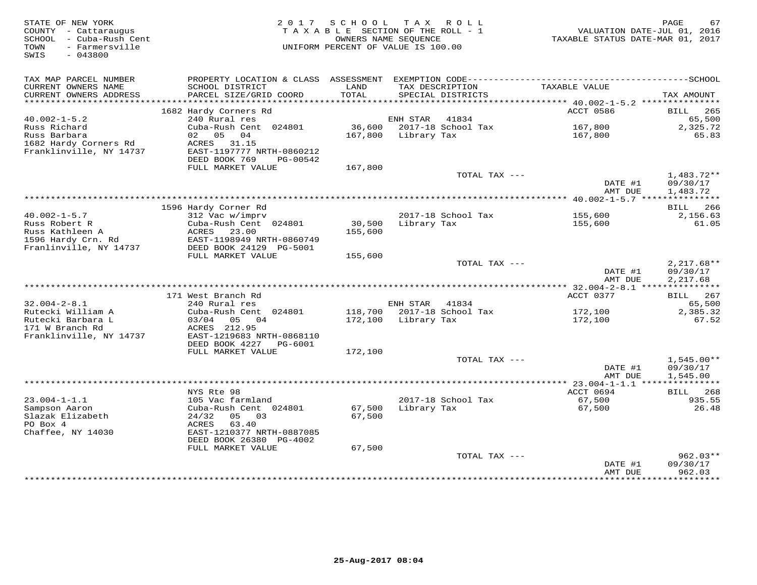STATE OF NEW YORK
COUNTY - Cattaraugus
SCHOOL - Cuba-Rush Cent
TOWN - Farmersville
SWIS - 043800

2017 SCHOOL TAX ROLL
TAXABLE SECTION OF THE ROLL - 1
OWNERS NAME SEQUENCE
UNIFORM PERCENT OF VALUE IS 100.00

VALUATION DATE-JUL 01, 2016
TAXABLE STATUS DATE-MAR 01, 2017

| TAX MAP PARCEL NUMBER / CURRENT OWNERS NAME / CURRENT OWNERS ADDRESS | PROPERTY LOCATION & CLASS / SCHOOL DISTRICT / PARCEL SIZE/GRID COORD | ASSESSMENT LAND / TOTAL | EXEMPTION CODE / TAX DESCRIPTION / SPECIAL DISTRICTS | TAXABLE VALUE | TAX AMOUNT |
|---|---|---|---|---|---|
| **40.002-1-5.2** | 1682 Hardy Corners Rd | | | ACCT 0586 | BILL 265 |
| 40.002-1-5.2 | 240 Rural res | | ENH STAR 41834 | | 65,500 |
| Russ Richard | Cuba-Rush Cent 024801 | 36,600 | 2017-18 School Tax | 167,800 | 2,325.72 |
| Russ Barbara | 02 05 04 | 167,800 | Library Tax | 167,800 | 65.83 |
| 1682 Hardy Corners Rd | ACRES 31.15 | | | | |
| Franklinville, NY 14737 | EAST-1197777 NRTH-0860212 | | | | |
| | DEED BOOK 769 PG-00542 | | | | |
| | FULL MARKET VALUE | 167,800 | | | |
| | | | TOTAL TAX --- | | 1,483.72** |
| | | | | DATE #1 | 09/30/17 |
| | | | | AMT DUE | 1,483.72 |
| **40.002-1-5.7** | 1596 Hardy Corner Rd | | | | BILL 266 |
| 40.002-1-5.7 | 312 Vac w/imprv | | 2017-18 School Tax | 155,600 | 2,156.63 |
| Russ Robert R | Cuba-Rush Cent 024801 | 30,500 | Library Tax | 155,600 | 61.05 |
| Russ Kathleen A | ACRES 23.00 | 155,600 | | | |
| 1596 Hardy Crn. Rd | EAST-1198949 NRTH-0860749 | | | | |
| Franlinville, NY 14737 | DEED BOOK 24129 PG-5001 | | | | |
| | FULL MARKET VALUE | 155,600 | | | |
| | | | TOTAL TAX --- | | 2,217.68** |
| | | | | DATE #1 | 09/30/17 |
| | | | | AMT DUE | 2,217.68 |
| **32.004-2-8.1** | 171 West Branch Rd | | | ACCT 0377 | BILL 267 |
| 32.004-2-8.1 | 240 Rural res | | ENH STAR 41834 | | 65,500 |
| Rutecki William A | Cuba-Rush Cent 024801 | 118,700 | 2017-18 School Tax | 172,100 | 2,385.32 |
| Rutecki Barbara L | 03/04 05 04 | 172,100 | Library Tax | 172,100 | 67.52 |
| 171 W Branch Rd | ACRES 212.95 | | | | |
| Franklinville, NY 14737 | EAST-1219683 NRTH-0868110 | | | | |
| | DEED BOOK 4227 PG-6001 | | | | |
| | FULL MARKET VALUE | 172,100 | | | |
| | | | TOTAL TAX --- | | 1,545.00** |
| | | | | DATE #1 | 09/30/17 |
| | | | | AMT DUE | 1,545.00 |
| **23.004-1-1.1** | NYS Rte 98 | | | ACCT 0694 | BILL 268 |
| 23.004-1-1.1 | 105 Vac farmland | | 2017-18 School Tax | 67,500 | 935.55 |
| Sampson Aaron | Cuba-Rush Cent 024801 | 67,500 | Library Tax | 67,500 | 26.48 |
| Slazak Elizabeth | 24/32 05 03 | 67,500 | | | |
| PO Box 4 | ACRES 63.40 | | | | |
| Chaffee, NY 14030 | EAST-1210377 NRTH-0887085 | | | | |
| | DEED BOOK 26380 PG-4002 | | | | |
| | FULL MARKET VALUE | 67,500 | | | |
| | | | TOTAL TAX --- | | 962.03** |
| | | | | DATE #1 | 09/30/17 |
| | | | | AMT DUE | 962.03 |

25-Aug-2017 08:04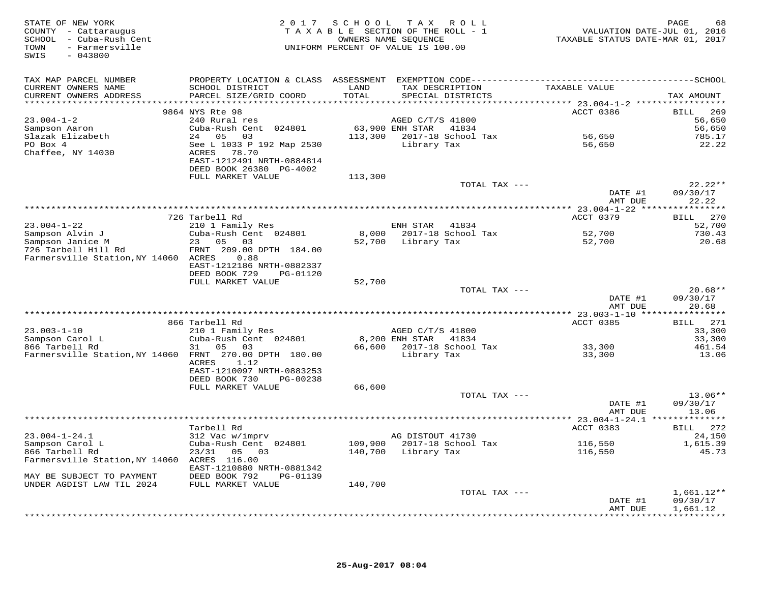STATE OF NEW YORK
COUNTY - Cattaraugus
SCHOOL - Cuba-Rush Cent
TOWN - Farmersville
SWIS - 043800

2017 SCHOOL TAX ROLL
TAXABLE SECTION OF THE ROLL - 1
OWNERS NAME SEQUENCE
UNIFORM PERCENT OF VALUE IS 100.00

VALUATION DATE-JUL 01, 2016
TAXABLE STATUS DATE-MAR 01, 2017

| TAX MAP PARCEL NUMBER / CURRENT OWNERS NAME / CURRENT OWNERS ADDRESS | PROPERTY LOCATION & CLASS / SCHOOL DISTRICT / PARCEL SIZE/GRID COORD | ASSESSMENT LAND | TOTAL | EXEMPTION CODE / TAX DESCRIPTION / SPECIAL DISTRICTS | TAXABLE VALUE | TAX AMOUNT |
|---|---|---|---|---|---|---|
| **23.004-1-2** | 9864 NYS Rte 98 | | | | ACCT 0386 | BILL 269 |
| Sampson Aaron | 240 Rural res | | | AGED C/T/S 41800 | | 56,650 |
| Slazak Elizabeth | Cuba-Rush Cent 024801 | 63,900 | | ENH STAR 41834 | | 56,650 |
| PO Box 4 | 24 05 03 | | 113,300 | 2017-18 School Tax | 56,650 | 785.17 |
| Chaffee, NY 14030 | See L 1033 P 192 Map 2530 | | | Library Tax | 56,650 | 22.22 |
| | ACRES 78.70 | | | | | |
| | EAST-1212491 NRTH-0884814 | | | | | |
| | DEED BOOK 26380 PG-4002 | | | | | |
| | FULL MARKET VALUE | | 113,300 | | | |
| | | | | TOTAL TAX --- | | 22.22** |
| | | | | | DATE #1 | 09/30/17 |
| | | | | | AMT DUE | 22.22 |
| **23.004-1-22** | 726 Tarbell Rd | | | | ACCT 0379 | BILL 270 |
| Sampson Alvin J | 210 1 Family Res | | | ENH STAR 41834 | | 52,700 |
| Sampson Janice M | Cuba-Rush Cent 024801 | 8,000 | | 2017-18 School Tax | 52,700 | 730.43 |
| 726 Tarbell Hill Rd | 23 05 03 | | 52,700 | Library Tax | 52,700 | 20.68 |
| Farmersville Station,NY 14060 | FRNT 209.00 DPTH 184.00 | | | | | |
| | ACRES 0.88 | | | | | |
| | EAST-1212186 NRTH-0882337 | | | | | |
| | DEED BOOK 729 PG-01120 | | | | | |
| | FULL MARKET VALUE | | 52,700 | | | |
| | | | | TOTAL TAX --- | | 20.68** |
| | | | | | DATE #1 | 09/30/17 |
| | | | | | AMT DUE | 20.68 |
| **23.003-1-10** | 866 Tarbell Rd | | | | ACCT 0385 | BILL 271 |
| Sampson Carol L | 210 1 Family Res | | | AGED C/T/S 41800 | | 33,300 |
| 866 Tarbell Rd | Cuba-Rush Cent 024801 | 8,200 | | ENH STAR 41834 | | 33,300 |
| Farmersville Station,NY 14060 | 31 05 03 | | 66,600 | 2017-18 School Tax | 33,300 | 461.54 |
| | FRNT 270.00 DPTH 180.00 | | | Library Tax | 33,300 | 13.06 |
| | ACRES 1.12 | | | | | |
| | EAST-1210097 NRTH-0883253 | | | | | |
| | DEED BOOK 730 PG-00238 | | | | | |
| | FULL MARKET VALUE | | 66,600 | | | |
| | | | | TOTAL TAX --- | | 13.06** |
| | | | | | DATE #1 | 09/30/17 |
| | | | | | AMT DUE | 13.06 |
| **23.004-1-24.1** | Tarbell Rd | | | | ACCT 0383 | BILL 272 |
| Sampson Carol L | 312 Vac w/imprv | | | AG DISTOUT 41730 | | 24,150 |
| 866 Tarbell Rd | Cuba-Rush Cent 024801 | 109,900 | | 2017-18 School Tax | 116,550 | 1,615.39 |
| Farmersville Station,NY 14060 | 23/31 05 03 | | 140,700 | Library Tax | 116,550 | 45.73 |
| | ACRES 116.00 | | | | | |
| | EAST-1210880 NRTH-0881342 | | | | | |
| MAY BE SUBJECT TO PAYMENT | DEED BOOK 792 PG-01139 | | | | | |
| UNDER AGDIST LAW TIL 2024 | FULL MARKET VALUE | | 140,700 | | | |
| | | | | TOTAL TAX --- | | 1,661.12** |
| | | | | | DATE #1 | 09/30/17 |
| | | | | | AMT DUE | 1,661.12 |

25-Aug-2017 08:04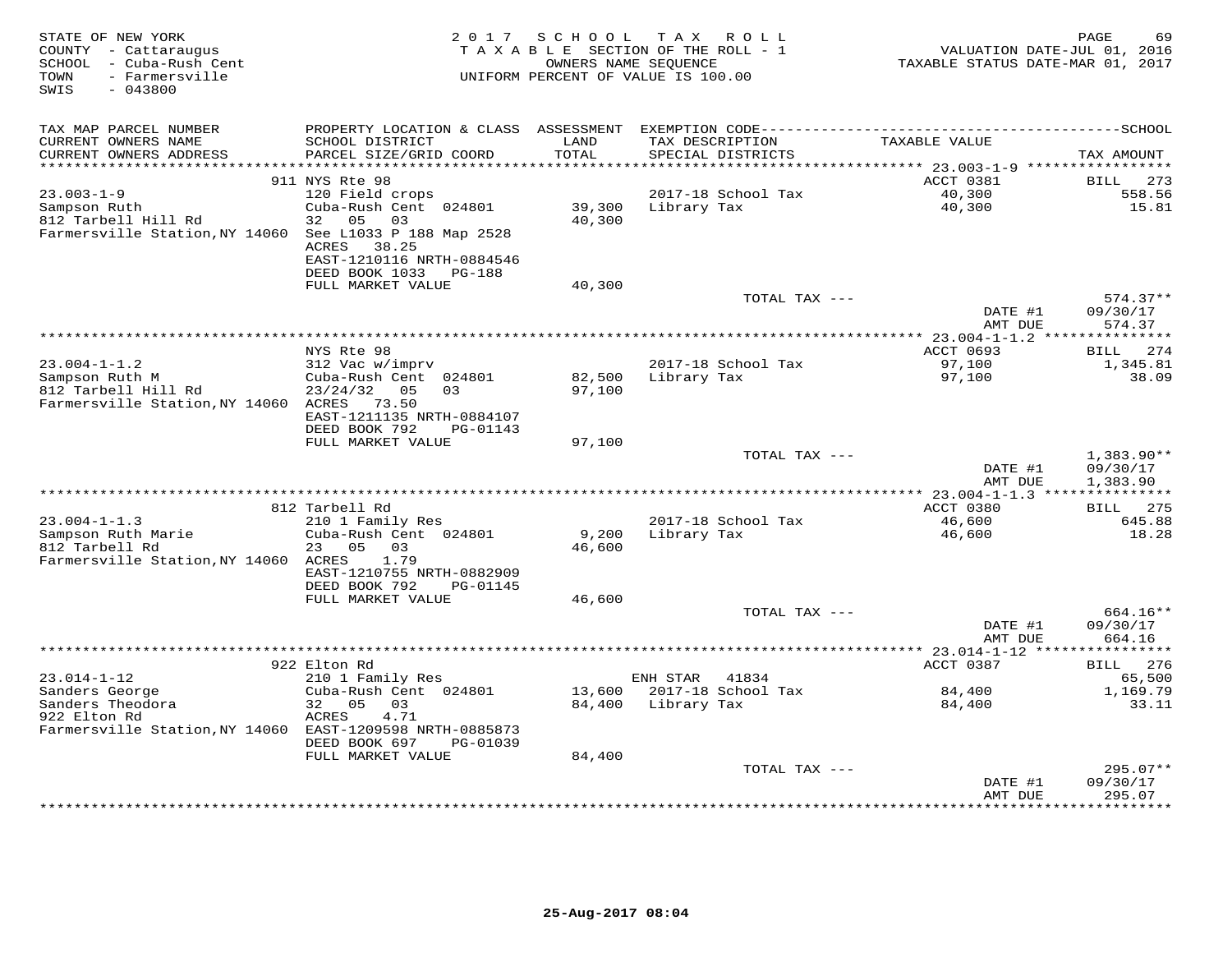STATE OF NEW YORK
COUNTY - Cattaraugus
SCHOOL - Cuba-Rush Cent
TOWN - Farmersville
SWIS - 043800

2017 SCHOOL TAX ROLL
TAXABLE SECTION OF THE ROLL - 1
OWNERS NAME SEQUENCE
UNIFORM PERCENT OF VALUE IS 100.00

VALUATION DATE-JUL 01, 2016
TAXABLE STATUS DATE-MAR 01, 2017

| TAX MAP PARCEL NUMBER / CURRENT OWNERS NAME / CURRENT OWNERS ADDRESS | PROPERTY LOCATION & CLASS / SCHOOL DISTRICT / PARCEL SIZE/GRID COORD | ASSESSMENT LAND / TOTAL | EXEMPTION CODE / TAX DESCRIPTION / SPECIAL DISTRICTS | TAXABLE VALUE | TAX AMOUNT |
|---|---|---|---|---|---|
| | 911 NYS Rte 98 | | | ACCT 0381 | BILL 273 |
| 23.003-1-9 | 120 Field crops | | 2017-18 School Tax | 40,300 | 558.56 |
| Sampson Ruth | Cuba-Rush Cent 024801 | 39,300 | Library Tax | 40,300 | 15.81 |
| 812 Tarbell Hill Rd | 32 05 03 | 40,300 | | | |
| Farmersville Station,NY 14060 | See L1033 P 188 Map 2528 | | | | |
| | ACRES 38.25 | | | | |
| | EAST-1210116 NRTH-0884546 | | | | |
| | DEED BOOK 1033 PG-188 | | | | |
| | FULL MARKET VALUE | 40,300 | | | |
| | | | TOTAL TAX --- | | 574.37** |
| | | | | DATE #1 | 09/30/17 |
| | | | | AMT DUE | 574.37 |
| | NYS Rte 98 | | | ACCT 0693 | BILL 274 |
| 23.004-1-1.2 | 312 Vac w/imprv | | 2017-18 School Tax | 97,100 | 1,345.81 |
| Sampson Ruth M | Cuba-Rush Cent 024801 | 82,500 | Library Tax | 97,100 | 38.09 |
| 812 Tarbell Hill Rd | 23/24/32 05 03 | 97,100 | | | |
| Farmersville Station,NY 14060 | ACRES 73.50 | | | | |
| | EAST-1211135 NRTH-0884107 | | | | |
| | DEED BOOK 792 PG-01143 | | | | |
| | FULL MARKET VALUE | 97,100 | | | |
| | | | TOTAL TAX --- | | 1,383.90** |
| | | | | DATE #1 | 09/30/17 |
| | | | | AMT DUE | 1,383.90 |
| | 812 Tarbell Rd | | | ACCT 0380 | BILL 275 |
| 23.004-1-1.3 | 210 1 Family Res | | 2017-18 School Tax | 46,600 | 645.88 |
| Sampson Ruth Marie | Cuba-Rush Cent 024801 | 9,200 | Library Tax | 46,600 | 18.28 |
| 812 Tarbell Rd | 23 05 03 | 46,600 | | | |
| Farmersville Station,NY 14060 | ACRES 1.79 | | | | |
| | EAST-1210755 NRTH-0882909 | | | | |
| | DEED BOOK 792 PG-01145 | | | | |
| | FULL MARKET VALUE | 46,600 | | | |
| | | | TOTAL TAX --- | | 664.16** |
| | | | | DATE #1 | 09/30/17 |
| | | | | AMT DUE | 664.16 |
| | 922 Elton Rd | | | ACCT 0387 | BILL 276 |
| 23.014-1-12 | 210 1 Family Res | | ENH STAR 41834 | | 65,500 |
| Sanders George | Cuba-Rush Cent 024801 | 13,600 | 2017-18 School Tax | 84,400 | 1,169.79 |
| Sanders Theodora | 32 05 03 | 84,400 | Library Tax | 84,400 | 33.11 |
| 922 Elton Rd | ACRES 4.71 | | | | |
| Farmersville Station,NY 14060 | EAST-1209598 NRTH-0885873 | | | | |
| | DEED BOOK 697 PG-01039 | | | | |
| | FULL MARKET VALUE | 84,400 | | | |
| | | | TOTAL TAX --- | | 295.07** |
| | | | | DATE #1 | 09/30/17 |
| | | | | AMT DUE | 295.07 |

25-Aug-2017 08:04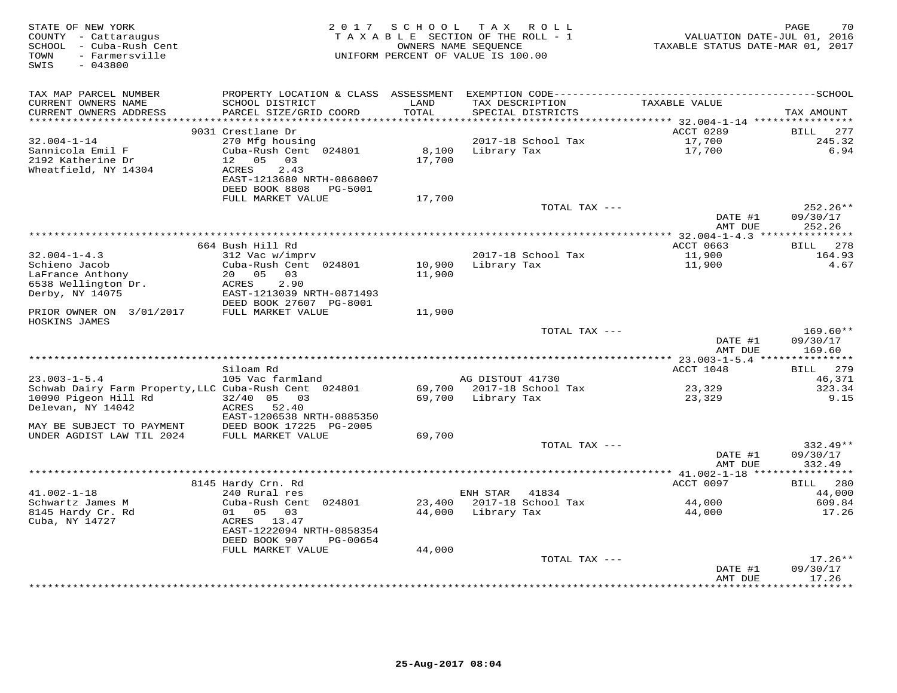STATE OF NEW YORK
COUNTY - Cattaraugus
SCHOOL - Cuba-Rush Cent
TOWN - Farmersville
SWIS - 043800

2 0 1 7 S C H O O L T A X R O L L
T A X A B L E SECTION OF THE ROLL - 1
OWNERS NAME SEQUENCE
UNIFORM PERCENT OF VALUE IS 100.00

VALUATION DATE-JUL 01, 2016
TAXABLE STATUS DATE-MAR 01, 2017

| TAX MAP PARCEL NUMBER / CURRENT OWNERS NAME / CURRENT OWNERS ADDRESS | PROPERTY LOCATION & CLASS / SCHOOL DISTRICT / PARCEL SIZE/GRID COORD | ASSESSMENT LAND / TOTAL | EXEMPTION CODE / TAX DESCRIPTION / SPECIAL DISTRICTS | TAXABLE VALUE | SCHOOL / TAX AMOUNT |
|---|---|---|---|---|---|
| 32.004-1-14 | 9031 Crestlane Dr | | | ACCT 0289 | BILL 277 |
| Sannicola Emil F | 270 Mfg housing | | 2017-18 School Tax | 17,700 | 245.32 |
| 2192 Katherine Dr | Cuba-Rush Cent 024801 | 8,100 | Library Tax | 17,700 | 6.94 |
| Wheatfield, NY 14304 | 12 05 03 | 17,700 | | | |
| | ACRES 2.43 | | | | |
| | EAST-1213680 NRTH-0868007 | | | | |
| | DEED BOOK 8808 PG-5001 | | | | |
| | FULL MARKET VALUE | 17,700 | | | |
| | | | TOTAL TAX --- | | 252.26** |
| | | | | DATE #1 | 09/30/17 |
| | | | | AMT DUE | 252.26 |
| 32.004-1-4.3 | 664 Bush Hill Rd | | | ACCT 0663 | BILL 278 |
| Schieno Jacob | 312 Vac w/imprv | | 2017-18 School Tax | 11,900 | 164.93 |
| LaFrance Anthony | Cuba-Rush Cent 024801 | 10,900 | Library Tax | 11,900 | 4.67 |
| 6538 Wellington Dr. | 20 05 03 | 11,900 | | | |
| Derby, NY 14075 | ACRES 2.90 | | | | |
| | EAST-1213039 NRTH-0871493 | | | | |
| | DEED BOOK 27607 PG-8001 | | | | |
| PRIOR OWNER ON 3/01/2017 | FULL MARKET VALUE | 11,900 | | | |
| HOSKINS JAMES | | | | | |
| | | | TOTAL TAX --- | | 169.60** |
| | | | | DATE #1 | 09/30/17 |
| | | | | AMT DUE | 169.60 |
| 23.003-1-5.4 | Siloam Rd | | | ACCT 1048 | BILL 279 |
| Schwab Dairy Farm Property,LLC | 105 Vac farmland | | AG DISTOUT 41730 | | 46,371 |
| 10090 Pigeon Hill Rd | Cuba-Rush Cent 024801 | 69,700 | 2017-18 School Tax | 23,329 | 323.34 |
| Delevan, NY 14042 | 32/40 05 03 | 69,700 | Library Tax | 23,329 | 9.15 |
| | ACRES 52.40 | | | | |
| | EAST-1206538 NRTH-0885350 | | | | |
| MAY BE SUBJECT TO PAYMENT | DEED BOOK 17225 PG-2005 | | | | |
| UNDER AGDIST LAW TIL 2024 | FULL MARKET VALUE | 69,700 | | | |
| | | | TOTAL TAX --- | | 332.49** |
| | | | | DATE #1 | 09/30/17 |
| | | | | AMT DUE | 332.49 |
| 41.002-1-18 | 8145 Hardy Crn. Rd | | | ACCT 0097 | BILL 280 |
| Schwartz James M | 240 Rural res | | ENH STAR 41834 | | 44,000 |
| 8145 Hardy Cr. Rd | Cuba-Rush Cent 024801 | 23,400 | 2017-18 School Tax | 44,000 | 609.84 |
| Cuba, NY 14727 | 01 05 03 | 44,000 | Library Tax | 44,000 | 17.26 |
| | ACRES 13.47 | | | | |
| | EAST-1222094 NRTH-0858354 | | | | |
| | DEED BOOK 907 PG-00654 | | | | |
| | FULL MARKET VALUE | 44,000 | | | |
| | | | TOTAL TAX --- | | 17.26** |
| | | | | DATE #1 | 09/30/17 |
| | | | | AMT DUE | 17.26 |

25-Aug-2017 08:04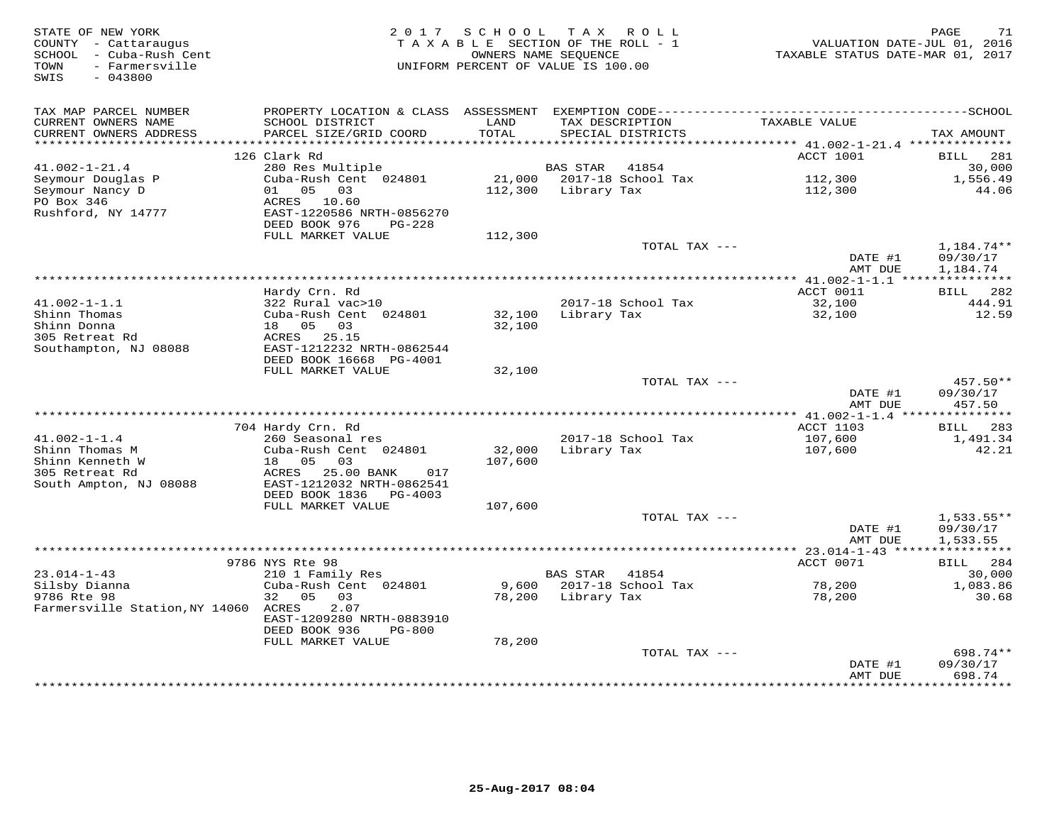STATE OF NEW YORK
COUNTY - Cattaraugus
SCHOOL - Cuba-Rush Cent
TOWN - Farmersville
SWIS - 043800

2017 SCHOOL TAX ROLL
TAXABLE SECTION OF THE ROLL - 1
OWNERS NAME SEQUENCE
UNIFORM PERCENT OF VALUE IS 100.00

VALUATION DATE-JUL 01, 2016
TAXABLE STATUS DATE-MAR 01, 2017

| TAX MAP PARCEL NUMBER / CURRENT OWNERS NAME / CURRENT OWNERS ADDRESS | PROPERTY LOCATION & CLASS / SCHOOL DISTRICT / PARCEL SIZE/GRID COORD | ASSESSMENT LAND / TOTAL | EXEMPTION CODE / TAX DESCRIPTION / SPECIAL DISTRICTS | TAXABLE VALUE | TAX AMOUNT |
|---|---|---|---|---|---|
| **41.002-1-21.4** | 126 Clark Rd | | | ACCT 1001 | BILL 281 |
| 41.002-1-21.4 | 280 Res Multiple | | BAS STAR 41854 | | 30,000 |
| Seymour Douglas P | Cuba-Rush Cent 024801 | 21,000 | 2017-18 School Tax | 112,300 | 1,556.49 |
| Seymour Nancy D | 01 05 03 | 112,300 | Library Tax | 112,300 | 44.06 |
| PO Box 346 | ACRES 10.60 | | | | |
| Rushford, NY 14777 | EAST-1220586 NRTH-0856270 | | | | |
| | DEED BOOK 976 PG-228 | | | | |
| | FULL MARKET VALUE | 112,300 | | | |
| | | | TOTAL TAX --- | | 1,184.74** |
| | | | | DATE #1 | 09/30/17 |
| | | | | AMT DUE | 1,184.74 |
| **41.002-1-1.1** | Hardy Crn. Rd | | | ACCT 0011 | BILL 282 |
| 41.002-1-1.1 | 322 Rural vac>10 | | 2017-18 School Tax | 32,100 | 444.91 |
| Shinn Thomas | Cuba-Rush Cent 024801 | 32,100 | Library Tax | 32,100 | 12.59 |
| Shinn Donna | 18 05 03 | 32,100 | | | |
| 305 Retreat Rd | ACRES 25.15 | | | | |
| Southampton, NJ 08088 | EAST-1212232 NRTH-0862544 | | | | |
| | DEED BOOK 16668 PG-4001 | | | | |
| | FULL MARKET VALUE | 32,100 | | | |
| | | | TOTAL TAX --- | | 457.50** |
| | | | | DATE #1 | 09/30/17 |
| | | | | AMT DUE | 457.50 |
| **41.002-1-1.4** | 704 Hardy Crn. Rd | | | ACCT 1103 | BILL 283 |
| 41.002-1-1.4 | 260 Seasonal res | | 2017-18 School Tax | 107,600 | 1,491.34 |
| Shinn Thomas M | Cuba-Rush Cent 024801 | 32,000 | Library Tax | 107,600 | 42.21 |
| Shinn Kenneth W | 18 05 03 | 107,600 | | | |
| 305 Retreat Rd | ACRES 25.00 BANK 017 | | | | |
| South Ampton, NJ 08088 | EAST-1212032 NRTH-0862541 | | | | |
| | DEED BOOK 1836 PG-4003 | | | | |
| | FULL MARKET VALUE | 107,600 | | | |
| | | | TOTAL TAX --- | | 1,533.55** |
| | | | | DATE #1 | 09/30/17 |
| | | | | AMT DUE | 1,533.55 |
| **23.014-1-43** | 9786 NYS Rte 98 | | | ACCT 0071 | BILL 284 |
| 23.014-1-43 | 210 1 Family Res | | BAS STAR 41854 | | 30,000 |
| Silsby Dianna | Cuba-Rush Cent 024801 | 9,600 | 2017-18 School Tax | 78,200 | 1,083.86 |
| 9786 Rte 98 | 32 05 03 | 78,200 | Library Tax | 78,200 | 30.68 |
| Farmersville Station,NY 14060 | ACRES 2.07 | | | | |
| | EAST-1209280 NRTH-0883910 | | | | |
| | DEED BOOK 936 PG-800 | | | | |
| | FULL MARKET VALUE | 78,200 | | | |
| | | | TOTAL TAX --- | | 698.74** |
| | | | | DATE #1 | 09/30/17 |
| | | | | AMT DUE | 698.74 |

25-Aug-2017 08:04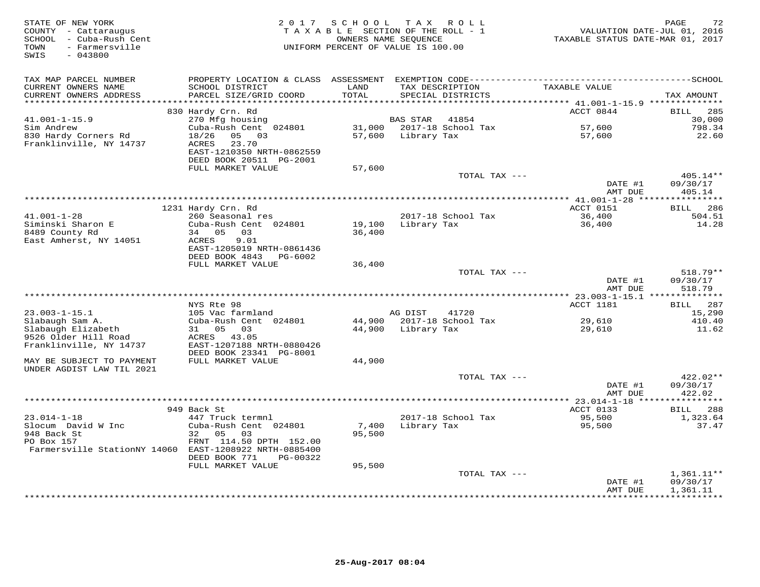STATE OF NEW YORK
COUNTY - Cattaraugus
SCHOOL - Cuba-Rush Cent
TOWN - Farmersville
SWIS - 043800

2017 SCHOOL TAX ROLL
TAXABLE SECTION OF THE ROLL - 1
OWNERS NAME SEQUENCE
UNIFORM PERCENT OF VALUE IS 100.00

VALUATION DATE-JUL 01, 2016
TAXABLE STATUS DATE-MAR 01, 2017

| TAX MAP PARCEL NUMBER / CURRENT OWNERS NAME / CURRENT OWNERS ADDRESS | PROPERTY LOCATION & CLASS / SCHOOL DISTRICT / PARCEL SIZE/GRID COORD | ASSESSMENT LAND | TOTAL | EXEMPTION CODE / TAX DESCRIPTION / SPECIAL DISTRICTS | TAXABLE VALUE | TAX AMOUNT |
|---|---|---|---|---|---|---|
| **41.001-1-15.9** | 830 Hardy Crn. Rd | | | | ACCT 0844 | BILL 285 |
| Sim Andrew | 270 Mfg housing | | | BAS STAR 41854 | | 30,000 |
| 830 Hardy Corners Rd | Cuba-Rush Cent 024801 | 31,000 | | 2017-18 School Tax | 57,600 | 798.34 |
| Franklinville, NY 14737 | 18/26 05 03 | | 57,600 | Library Tax | 57,600 | 22.60 |
| | ACRES 23.70 | | | | | |
| | EAST-1210350 NRTH-0862559 | | | | | |
| | DEED BOOK 20511 PG-2001 | | | | | |
| | FULL MARKET VALUE | | 57,600 | | | |
| | | | | TOTAL TAX --- | | 405.14** |
| | | | | | DATE #1 | 09/30/17 |
| | | | | | AMT DUE | 405.14 |
| **41.001-1-28** | 1231 Hardy Crn. Rd | | | | ACCT 0151 | BILL 286 |
| Siminski Sharon E | 260 Seasonal res | | | 2017-18 School Tax | 36,400 | 504.51 |
| 8489 County Rd | Cuba-Rush Cent 024801 | 19,100 | | Library Tax | 36,400 | 14.28 |
| East Amherst, NY 14051 | 34 05 03 | | 36,400 | | | |
| | ACRES 9.01 | | | | | |
| | EAST-1205019 NRTH-0861436 | | | | | |
| | DEED BOOK 4843 PG-6002 | | | | | |
| | FULL MARKET VALUE | | 36,400 | | | |
| | | | | TOTAL TAX --- | | 518.79** |
| | | | | | DATE #1 | 09/30/17 |
| | | | | | AMT DUE | 518.79 |
| **23.003-1-15.1** | NYS Rte 98 | | | | ACCT 1181 | BILL 287 |
| Slabaugh Sam A. | 105 Vac farmland | | | AG DIST 41720 | | 15,290 |
| Slabaugh Elizabeth | Cuba-Rush Cent 024801 | 44,900 | | 2017-18 School Tax | 29,610 | 410.40 |
| 9526 Older Hill Road | 31 05 03 | | 44,900 | Library Tax | 29,610 | 11.62 |
| Franklinville, NY 14737 | ACRES 43.05 | | | | | |
| | EAST-1207188 NRTH-0880426 | | | | | |
| | DEED BOOK 23341 PG-8001 | | | | | |
| MAY BE SUBJECT TO PAYMENT UNDER AGDIST LAW TIL 2021 | FULL MARKET VALUE | | 44,900 | | | |
| | | | | TOTAL TAX --- | | 422.02** |
| | | | | | DATE #1 | 09/30/17 |
| | | | | | AMT DUE | 422.02 |
| **23.014-1-18** | 949 Back St | | | | ACCT 0133 | BILL 288 |
| Slocum David W Inc | 447 Truck termnl | | | 2017-18 School Tax | 95,500 | 1,323.64 |
| 948 Back St | Cuba-Rush Cent 024801 | 7,400 | | Library Tax | 95,500 | 37.47 |
| PO Box 157 | 32 05 03 | | 95,500 | | | |
| Farmersville StationNY 14060 | FRNT 114.50 DPTH 152.00 | | | | | |
| | EAST-1208922 NRTH-0885400 | | | | | |
| | DEED BOOK 771 PG-00322 | | | | | |
| | FULL MARKET VALUE | | 95,500 | | | |
| | | | | TOTAL TAX --- | | 1,361.11** |
| | | | | | DATE #1 | 09/30/17 |
| | | | | | AMT DUE | 1,361.11 |

25-Aug-2017 08:04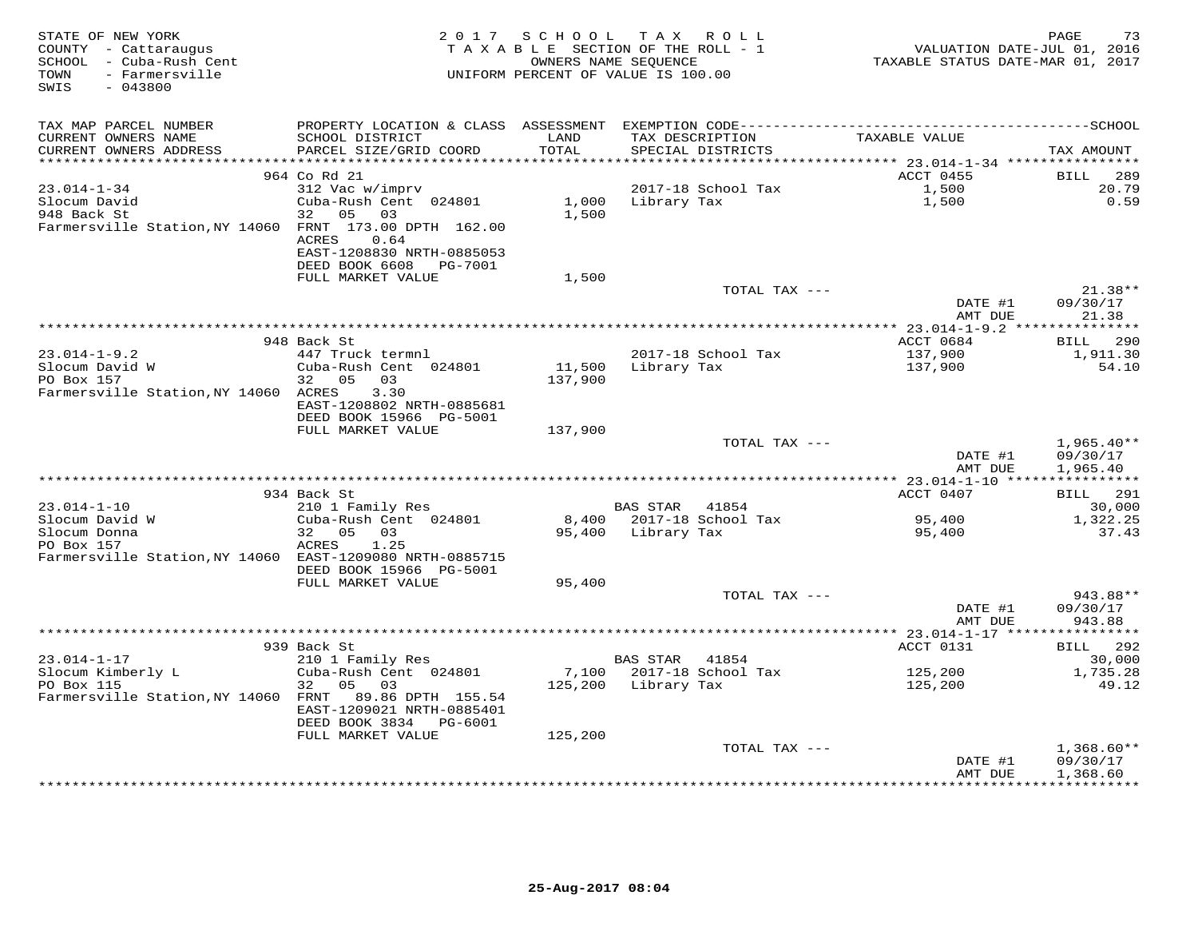STATE OF NEW YORK
COUNTY - Cattaraugus
SCHOOL - Cuba-Rush Cent
TOWN - Farmersville
SWIS - 043800

2 0 1 7 S C H O O L T A X R O L L
T A X A B L E SECTION OF THE ROLL - 1
OWNERS NAME SEQUENCE
UNIFORM PERCENT OF VALUE IS 100.00

VALUATION DATE-JUL 01, 2016
TAXABLE STATUS DATE-MAR 01, 2017

| TAX MAP PARCEL NUMBER / CURRENT OWNERS NAME / CURRENT OWNERS ADDRESS | PROPERTY LOCATION & CLASS / SCHOOL DISTRICT / PARCEL SIZE/GRID COORD | ASSESSMENT LAND / TOTAL | EXEMPTION CODE / TAX DESCRIPTION / SPECIAL DISTRICTS | TAXABLE VALUE | TAX AMOUNT |
|---|---|---|---|---|---|
| 23.014-1-34 | 964 Co Rd 21 | | | ACCT 0455 | BILL 289 |
| Slocum David | 312 Vac w/imprv | | | | |
| 948 Back St | Cuba-Rush Cent 024801 | 1,000 | 2017-18 School Tax | 1,500 | 20.79 |
| Farmersville Station,NY 14060 | 32 05 03 | 1,500 | Library Tax | 1,500 | 0.59 |
| | FRNT 173.00 DPTH 162.00 | | | | |
| | ACRES 0.64 | | | | |
| | EAST-1208830 NRTH-0885053 | | | | |
| | DEED BOOK 6608 PG-7001 | | | | |
| | FULL MARKET VALUE | 1,500 | | | |
| | | | TOTAL TAX --- | | 21.38** |
| | | | | DATE #1 | 09/30/17 |
| | | | | AMT DUE | 21.38 |
| 23.014-1-9.2 | 948 Back St | | | ACCT 0684 | BILL 290 |
| Slocum David W | 447 Truck termnl | | | | |
| PO Box 157 | Cuba-Rush Cent 024801 | 11,500 | 2017-18 School Tax | 137,900 | 1,911.30 |
| Farmersville Station,NY 14060 | 32 05 03 | 137,900 | Library Tax | 137,900 | 54.10 |
| | ACRES 3.30 | | | | |
| | EAST-1208802 NRTH-0885681 | | | | |
| | DEED BOOK 15966 PG-5001 | | | | |
| | FULL MARKET VALUE | 137,900 | | | |
| | | | TOTAL TAX --- | | 1,965.40** |
| | | | | DATE #1 | 09/30/17 |
| | | | | AMT DUE | 1,965.40 |
| 23.014-1-10 | 934 Back St | | | ACCT 0407 | BILL 291 |
| Slocum David W | 210 1 Family Res | | BAS STAR 41854 | | 30,000 |
| Slocum Donna | Cuba-Rush Cent 024801 | 8,400 | 2017-18 School Tax | 95,400 | 1,322.25 |
| PO Box 157 | 32 05 03 | 95,400 | Library Tax | 95,400 | 37.43 |
| Farmersville Station,NY 14060 | ACRES 1.25 | | | | |
| | EAST-1209080 NRTH-0885715 | | | | |
| | DEED BOOK 15966 PG-5001 | | | | |
| | FULL MARKET VALUE | 95,400 | | | |
| | | | TOTAL TAX --- | | 943.88** |
| | | | | DATE #1 | 09/30/17 |
| | | | | AMT DUE | 943.88 |
| 23.014-1-17 | 939 Back St | | | ACCT 0131 | BILL 292 |
| Slocum Kimberly L | 210 1 Family Res | | BAS STAR 41854 | | 30,000 |
| PO Box 115 | Cuba-Rush Cent 024801 | 7,100 | 2017-18 School Tax | 125,200 | 1,735.28 |
| Farmersville Station,NY 14060 | 32 05 03 | 125,200 | Library Tax | 125,200 | 49.12 |
| | FRNT 89.86 DPTH 155.54 | | | | |
| | EAST-1209021 NRTH-0885401 | | | | |
| | DEED BOOK 3834 PG-6001 | | | | |
| | FULL MARKET VALUE | 125,200 | | | |
| | | | TOTAL TAX --- | | 1,368.60** |
| | | | | DATE #1 | 09/30/17 |
| | | | | AMT DUE | 1,368.60 |

25-Aug-2017 08:04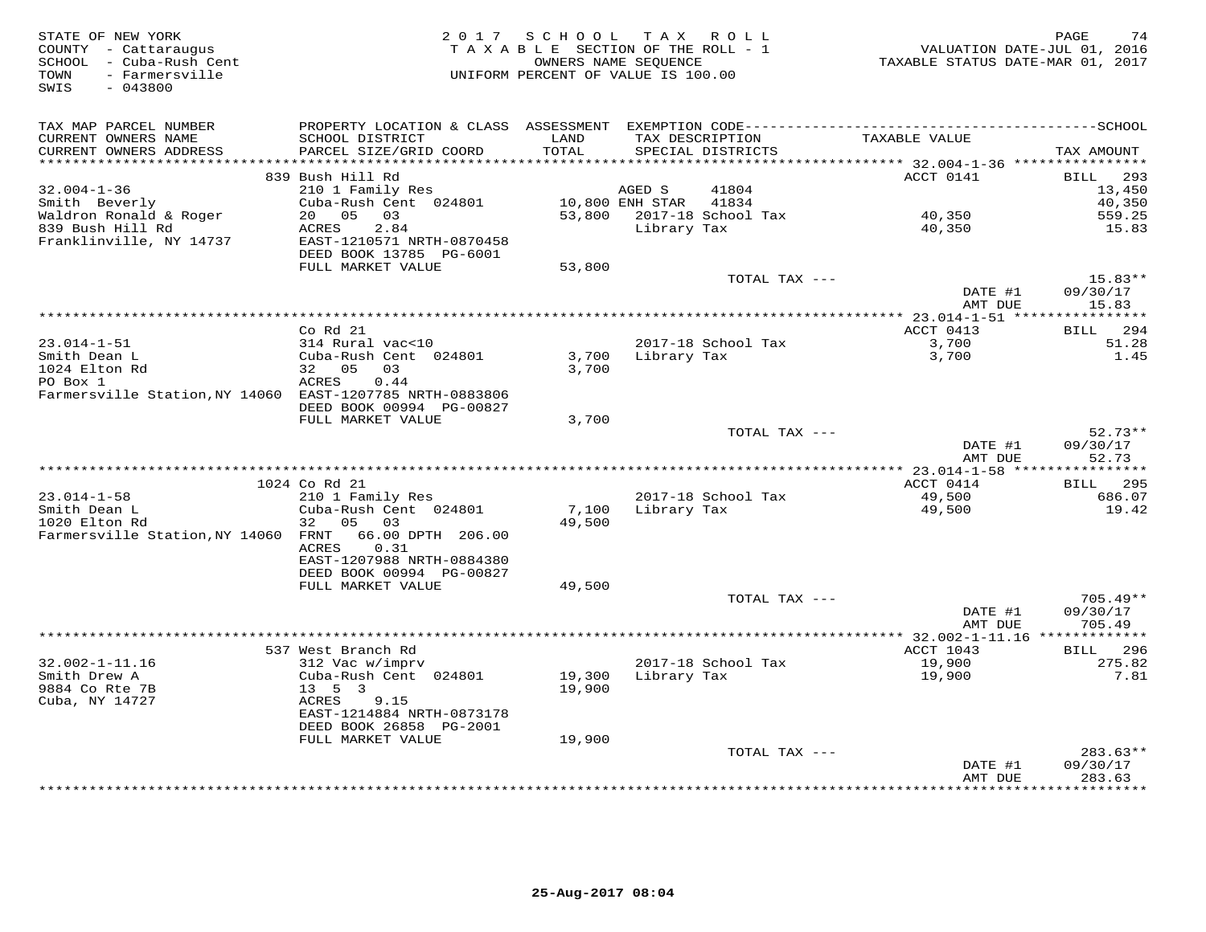STATE OF NEW YORK
COUNTY - Cattaraugus
SCHOOL - Cuba-Rush Cent
TOWN - Farmersville
SWIS - 043800

2017 SCHOOL TAX ROLL
TAXABLE SECTION OF THE ROLL - 1
OWNERS NAME SEQUENCE
UNIFORM PERCENT OF VALUE IS 100.00

VALUATION DATE-JUL 01, 2016
TAXABLE STATUS DATE-MAR 01, 2017

| TAX MAP PARCEL NUMBER / CURRENT OWNERS NAME / CURRENT OWNERS ADDRESS | PROPERTY LOCATION & CLASS / SCHOOL DISTRICT / PARCEL SIZE/GRID COORD | ASSESSMENT LAND / TOTAL | EXEMPTION CODE / TAX DESCRIPTION / SPECIAL DISTRICTS | TAXABLE VALUE | TAX AMOUNT |
|---|---|---|---|---|---|
| | 839 Bush Hill Rd | | | ACCT 0141 | BILL 293 |
| 32.004-1-36 | 210 1 Family Res | | AGED S 41804 | | 13,450 |
| Smith Beverly | Cuba-Rush Cent 024801 | 10,800 | ENH STAR 41834 | | 40,350 |
| Waldron Ronald & Roger | 20 05 03 | 53,800 | 2017-18 School Tax | 40,350 | 559.25 |
| 839 Bush Hill Rd | ACRES 2.84 | | Library Tax | 40,350 | 15.83 |
| Franklinville, NY 14737 | EAST-1210571 NRTH-0870458 | | | | |
| | DEED BOOK 13785 PG-6001 | | | | |
| | FULL MARKET VALUE | 53,800 | | | |
| | | | TOTAL TAX --- | | 15.83** |
| | | | | DATE #1 | 09/30/17 |
| | | | | AMT DUE | 15.83 |
| | Co Rd 21 | | | ACCT 0413 | BILL 294 |
| 23.014-1-51 | 314 Rural vac<10 | | 2017-18 School Tax | 3,700 | 51.28 |
| Smith Dean L | Cuba-Rush Cent 024801 | 3,700 | Library Tax | 3,700 | 1.45 |
| 1024 Elton Rd | 32 05 03 | 3,700 | | | |
| PO Box 1 | ACRES 0.44 | | | | |
| Farmersville Station,NY 14060 | EAST-1207785 NRTH-0883806 | | | | |
| | DEED BOOK 00994 PG-00827 | | | | |
| | FULL MARKET VALUE | 3,700 | | | |
| | | | TOTAL TAX --- | | 52.73** |
| | | | | DATE #1 | 09/30/17 |
| | | | | AMT DUE | 52.73 |
| | 1024 Co Rd 21 | | | ACCT 0414 | BILL 295 |
| 23.014-1-58 | 210 1 Family Res | | 2017-18 School Tax | 49,500 | 686.07 |
| Smith Dean L | Cuba-Rush Cent 024801 | 7,100 | Library Tax | 49,500 | 19.42 |
| 1020 Elton Rd | 32 05 03 | 49,500 | | | |
| Farmersville Station,NY 14060 | FRNT 66.00 DPTH 206.00 | | | | |
| | ACRES 0.31 | | | | |
| | EAST-1207988 NRTH-0884380 | | | | |
| | DEED BOOK 00994 PG-00827 | | | | |
| | FULL MARKET VALUE | 49,500 | | | |
| | | | TOTAL TAX --- | | 705.49** |
| | | | | DATE #1 | 09/30/17 |
| | | | | AMT DUE | 705.49 |
| | 537 West Branch Rd | | | ACCT 1043 | BILL 296 |
| 32.002-1-11.16 | 312 Vac w/imprv | | 2017-18 School Tax | 19,900 | 275.82 |
| Smith Drew A | Cuba-Rush Cent 024801 | 19,300 | Library Tax | 19,900 | 7.81 |
| 9884 Co Rte 7B | 13 5 3 | 19,900 | | | |
| Cuba, NY 14727 | ACRES 9.15 | | | | |
| | EAST-1214884 NRTH-0873178 | | | | |
| | DEED BOOK 26858 PG-2001 | | | | |
| | FULL MARKET VALUE | 19,900 | | | |
| | | | TOTAL TAX --- | | 283.63** |
| | | | | DATE #1 | 09/30/17 |
| | | | | AMT DUE | 283.63 |

25-Aug-2017 08:04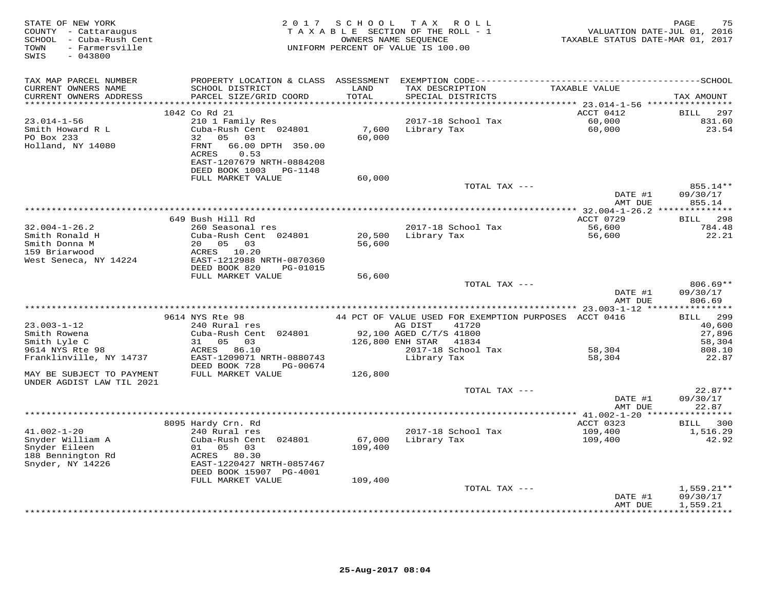STATE OF NEW YORK
COUNTY - Cattaraugus
SCHOOL - Cuba-Rush Cent
TOWN - Farmersville
SWIS - 043800

2 0 1 7 S C H O O L T A X R O L L
T A X A B L E SECTION OF THE ROLL - 1
OWNERS NAME SEQUENCE
UNIFORM PERCENT OF VALUE IS 100.00

VALUATION DATE-JUL 01, 2016
TAXABLE STATUS DATE-MAR 01, 2017

| TAX MAP PARCEL NUMBER / CURRENT OWNERS NAME / CURRENT OWNERS ADDRESS | PROPERTY LOCATION & CLASS / SCHOOL DISTRICT / PARCEL SIZE/GRID COORD | ASSESSMENT LAND / TOTAL | EXEMPTION CODE / TAX DESCRIPTION / SPECIAL DISTRICTS | TAXABLE VALUE | TAX AMOUNT |
|---|---|---|---|---|---|
| **23.014-1-56** | 1042 Co Rd 21 | | | ACCT 0412 | BILL 297 |
| 23.014-1-56 | 210 1 Family Res | | 2017-18 School Tax | 60,000 | 831.60 |
| Smith Howard R L | Cuba-Rush Cent 024801 | 7,600 | Library Tax | 60,000 | 23.54 |
| PO Box 233 | 32 05 03 | 60,000 | | | |
| Holland, NY 14080 | FRNT 66.00 DPTH 350.00 | | | | |
| | ACRES 0.53 | | | | |
| | EAST-1207679 NRTH-0884208 | | | | |
| | DEED BOOK 1003 PG-1148 | | | | |
| | FULL MARKET VALUE | 60,000 | | | |
| | | | TOTAL TAX --- | | 855.14** |
| | | | | DATE #1 | 09/30/17 |
| | | | | AMT DUE | 855.14 |
| **32.004-1-26.2** | 649 Bush Hill Rd | | | ACCT 0729 | BILL 298 |
| 32.004-1-26.2 | 260 Seasonal res | | 2017-18 School Tax | 56,600 | 784.48 |
| Smith Ronald H | Cuba-Rush Cent 024801 | 20,500 | Library Tax | 56,600 | 22.21 |
| Smith Donna M | 20 05 03 | 56,600 | | | |
| 159 Briarwood | ACRES 10.20 | | | | |
| West Seneca, NY 14224 | EAST-1212988 NRTH-0870360 | | | | |
| | DEED BOOK 820 PG-01015 | | | | |
| | FULL MARKET VALUE | 56,600 | | | |
| | | | TOTAL TAX --- | | 806.69** |
| | | | | DATE #1 | 09/30/17 |
| | | | | AMT DUE | 806.69 |
| **23.003-1-12** | 9614 NYS Rte 98 | | 44 PCT OF VALUE USED FOR EXEMPTION PURPOSES | ACCT 0416 | BILL 299 |
| 23.003-1-12 | 240 Rural res | | AG DIST 41720 | | 40,600 |
| Smith Rowena | Cuba-Rush Cent 024801 | 92,100 | AGED C/T/S 41800 | | 27,896 |
| Smith Lyle C | 31 05 03 | 126,800 | ENH STAR 41834 | | 58,304 |
| 9614 NYS Rte 98 | ACRES 86.10 | | 2017-18 School Tax | 58,304 | 808.10 |
| Franklinville, NY 14737 | EAST-1209071 NRTH-0880743 | | Library Tax | 58,304 | 22.87 |
| | DEED BOOK 728 PG-00674 | | | | |
| MAY BE SUBJECT TO PAYMENT UNDER AGDIST LAW TIL 2021 | FULL MARKET VALUE | 126,800 | | | |
| | | | TOTAL TAX --- | | 22.87** |
| | | | | DATE #1 | 09/30/17 |
| | | | | AMT DUE | 22.87 |
| **41.002-1-20** | 8095 Hardy Crn. Rd | | | ACCT 0323 | BILL 300 |
| 41.002-1-20 | 240 Rural res | | 2017-18 School Tax | 109,400 | 1,516.29 |
| Snyder William A | Cuba-Rush Cent 024801 | 67,000 | Library Tax | 109,400 | 42.92 |
| Snyder Eileen | 01 05 03 | 109,400 | | | |
| 188 Bennington Rd | ACRES 80.30 | | | | |
| Snyder, NY 14226 | EAST-1220427 NRTH-0857467 | | | | |
| | DEED BOOK 15907 PG-4001 | | | | |
| | FULL MARKET VALUE | 109,400 | | | |
| | | | TOTAL TAX --- | | 1,559.21** |
| | | | | DATE #1 | 09/30/17 |
| | | | | AMT DUE | 1,559.21 |

25-Aug-2017 08:04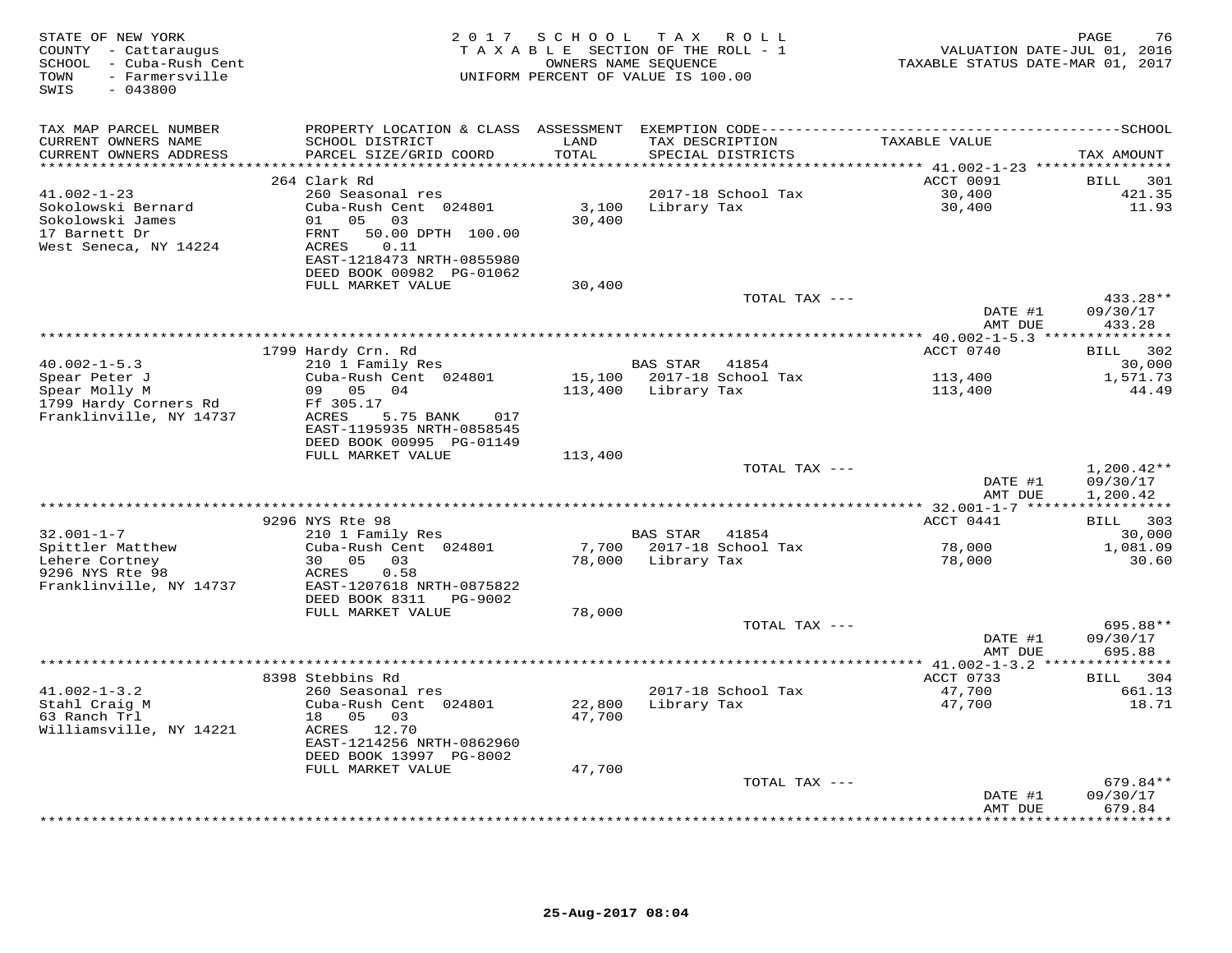STATE OF NEW YORK
COUNTY - Cattaraugus
SCHOOL - Cuba-Rush Cent
TOWN - Farmersville
SWIS - 043800

2017 SCHOOL TAX ROLL
TAXABLE SECTION OF THE ROLL - 1
OWNERS NAME SEQUENCE
UNIFORM PERCENT OF VALUE IS 100.00

VALUATION DATE-JUL 01, 2016
TAXABLE STATUS DATE-MAR 01, 2017

| TAX MAP PARCEL NUMBER / CURRENT OWNERS NAME / CURRENT OWNERS ADDRESS | PROPERTY LOCATION & CLASS / SCHOOL DISTRICT / PARCEL SIZE/GRID COORD | ASSESSMENT LAND / TOTAL | EXEMPTION CODE / TAX DESCRIPTION / SPECIAL DISTRICTS | TAXABLE VALUE | SCHOOL TAX AMOUNT |
|---|---|---|---|---|---|
| | 264 Clark Rd | | | ACCT 0091 | BILL 301 |
| 41.002-1-23 | 260 Seasonal res | | 2017-18 School Tax | 30,400 | 421.35 |
| Sokolowski Bernard | Cuba-Rush Cent 024801 | 3,100 | Library Tax | 30,400 | 11.93 |
| Sokolowski James | 01 05 03 | 30,400 | | | |
| 17 Barnett Dr | FRNT 50.00 DPTH 100.00 | | | | |
| West Seneca, NY 14224 | ACRES 0.11 | | | | |
| | EAST-1218473 NRTH-0855980 | | | | |
| | DEED BOOK 00982 PG-01062 | | | | |
| | FULL MARKET VALUE | 30,400 | | | |
| | | | TOTAL TAX --- | | 433.28** |
| | | | | DATE #1 | 09/30/17 |
| | | | | AMT DUE | 433.28 |
| | 1799 Hardy Crn. Rd | | | ACCT 0740 | BILL 302 |
| 40.002-1-5.3 | 210 1 Family Res | | BAS STAR 41854 | | 30,000 |
| Spear Peter J | Cuba-Rush Cent 024801 | 15,100 | 2017-18 School Tax | 113,400 | 1,571.73 |
| Spear Molly M | 09 05 04 | 113,400 | Library Tax | 113,400 | 44.49 |
| 1799 Hardy Corners Rd | Ff 305.17 | | | | |
| Franklinville, NY 14737 | ACRES 5.75 BANK 017 | | | | |
| | EAST-1195935 NRTH-0858545 | | | | |
| | DEED BOOK 00995 PG-01149 | | | | |
| | FULL MARKET VALUE | 113,400 | | | |
| | | | TOTAL TAX --- | | 1,200.42** |
| | | | | DATE #1 | 09/30/17 |
| | | | | AMT DUE | 1,200.42 |
| | 9296 NYS Rte 98 | | | ACCT 0441 | BILL 303 |
| 32.001-1-7 | 210 1 Family Res | | BAS STAR 41854 | | 30,000 |
| Spittler Matthew | Cuba-Rush Cent 024801 | 7,700 | 2017-18 School Tax | 78,000 | 1,081.09 |
| Lehere Cortney | 30 05 03 | 78,000 | Library Tax | 78,000 | 30.60 |
| 9296 NYS Rte 98 | ACRES 0.58 | | | | |
| Franklinville, NY 14737 | EAST-1207618 NRTH-0875822 | | | | |
| | DEED BOOK 8311 PG-9002 | | | | |
| | FULL MARKET VALUE | 78,000 | | | |
| | | | TOTAL TAX --- | | 695.88** |
| | | | | DATE #1 | 09/30/17 |
| | | | | AMT DUE | 695.88 |
| | 8398 Stebbins Rd | | | ACCT 0733 | BILL 304 |
| 41.002-1-3.2 | 260 Seasonal res | | 2017-18 School Tax | 47,700 | 661.13 |
| Stahl Craig M | Cuba-Rush Cent 024801 | 22,800 | Library Tax | 47,700 | 18.71 |
| 63 Ranch Trl | 18 05 03 | 47,700 | | | |
| Williamsville, NY 14221 | ACRES 12.70 | | | | |
| | EAST-1214256 NRTH-0862960 | | | | |
| | DEED BOOK 13997 PG-8002 | | | | |
| | FULL MARKET VALUE | 47,700 | | | |
| | | | TOTAL TAX --- | | 679.84** |
| | | | | DATE #1 | 09/30/17 |
| | | | | AMT DUE | 679.84 |

25-Aug-2017 08:04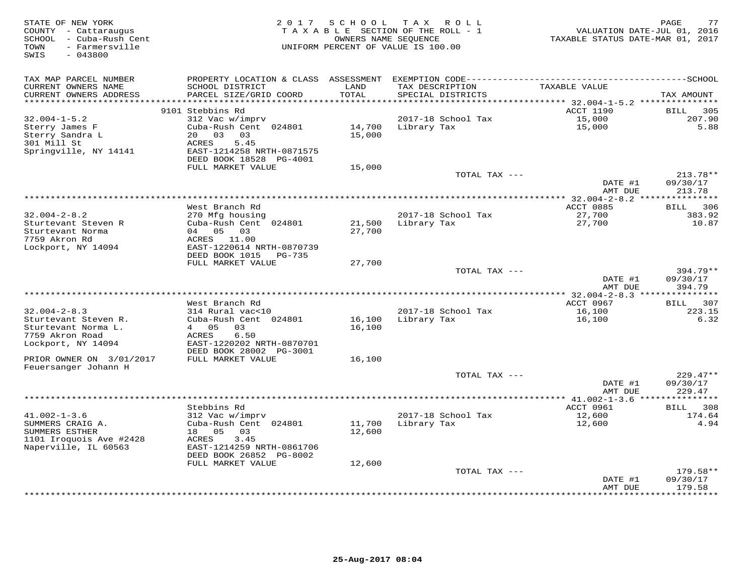STATE OF NEW YORK
COUNTY - Cattaraugus
SCHOOL - Cuba-Rush Cent
TOWN - Farmersville
SWIS - 043800

2 0 1 7 S C H O O L T A X R O L L
T A X A B L E SECTION OF THE ROLL - 1
OWNERS NAME SEQUENCE
UNIFORM PERCENT OF VALUE IS 100.00

VALUATION DATE-JUL 01, 2016
TAXABLE STATUS DATE-MAR 01, 2017

| TAX MAP PARCEL NUMBER / CURRENT OWNERS NAME / CURRENT OWNERS ADDRESS | PROPERTY LOCATION & CLASS / SCHOOL DISTRICT / PARCEL SIZE/GRID COORD | ASSESSMENT LAND / TOTAL | EXEMPTION CODE / TAX DESCRIPTION / SPECIAL DISTRICTS | TAXABLE VALUE | TAX AMOUNT |
|---|---|---|---|---|---|
| | 9101 Stebbins Rd | | | ACCT 1190 | BILL 305 |
| 32.004-1-5.2 | 312 Vac w/imprv | | 2017-18 School Tax | 15,000 | 207.90 |
| Sterry James F | Cuba-Rush Cent 024801 | 14,700 | Library Tax | 15,000 | 5.88 |
| Sterry Sandra L | 20 03 03 | 15,000 | | | |
| 301 Mill St | ACRES 5.45 | | | | |
| Springville, NY 14141 | EAST-1214258 NRTH-0871575 | | | | |
| | DEED BOOK 18528 PG-4001 | | | | |
| | FULL MARKET VALUE | 15,000 | | | |
| | | | TOTAL TAX --- | | 213.78** |
| | | | | DATE #1 | 09/30/17 |
| | | | | AMT DUE | 213.78 |
| | West Branch Rd | | | ACCT 0885 | BILL 306 |
| 32.004-2-8.2 | 270 Mfg housing | | 2017-18 School Tax | 27,700 | 383.92 |
| Sturtevant Steven R | Cuba-Rush Cent 024801 | 21,500 | Library Tax | 27,700 | 10.87 |
| Sturtevant Norma | 04 05 03 | 27,700 | | | |
| 7759 Akron Rd | ACRES 11.00 | | | | |
| Lockport, NY 14094 | EAST-1220614 NRTH-0870739 | | | | |
| | DEED BOOK 1015 PG-735 | | | | |
| | FULL MARKET VALUE | 27,700 | | | |
| | | | TOTAL TAX --- | | 394.79** |
| | | | | DATE #1 | 09/30/17 |
| | | | | AMT DUE | 394.79 |
| | West Branch Rd | | | ACCT 0967 | BILL 307 |
| 32.004-2-8.3 | 314 Rural vac<10 | | 2017-18 School Tax | 16,100 | 223.15 |
| Sturtevant Steven R. | Cuba-Rush Cent 024801 | 16,100 | Library Tax | 16,100 | 6.32 |
| Sturtevant Norma L. | 4 05 03 | 16,100 | | | |
| 7759 Akron Road | ACRES 6.50 | | | | |
| Lockport, NY 14094 | EAST-1220202 NRTH-0870701 | | | | |
| | DEED BOOK 28002 PG-3001 | | | | |
| PRIOR OWNER ON 3/01/2017 | FULL MARKET VALUE | 16,100 | | | |
| Feuersanger Johann H | | | | | |
| | | | TOTAL TAX --- | | 229.47** |
| | | | | DATE #1 | 09/30/17 |
| | | | | AMT DUE | 229.47 |
| | Stebbins Rd | | | ACCT 0961 | BILL 308 |
| 41.002-1-3.6 | 312 Vac w/imprv | | 2017-18 School Tax | 12,600 | 174.64 |
| SUMMERS CRAIG A. | Cuba-Rush Cent 024801 | 11,700 | Library Tax | 12,600 | 4.94 |
| SUMMERS ESTHER | 18 05 03 | 12,600 | | | |
| 1101 Iroquois Ave #2428 | ACRES 3.45 | | | | |
| Naperville, IL 60563 | EAST-1214259 NRTH-0861706 | | | | |
| | DEED BOOK 26852 PG-8002 | | | | |
| | FULL MARKET VALUE | 12,600 | | | |
| | | | TOTAL TAX --- | | 179.58** |
| | | | | DATE #1 | 09/30/17 |
| | | | | AMT DUE | 179.58 |

25-Aug-2017 08:04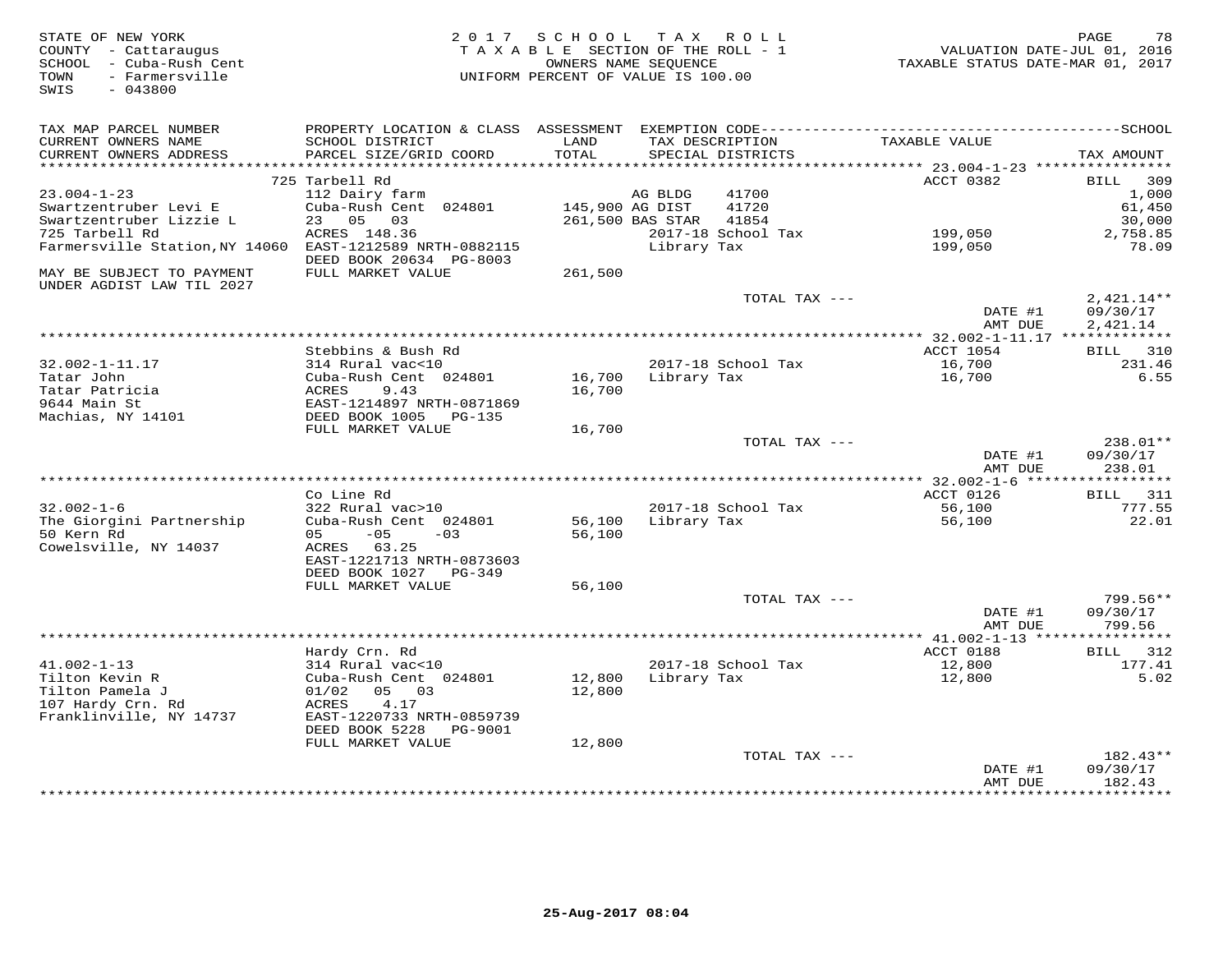STATE OF NEW YORK
COUNTY - Cattaraugus
SCHOOL - Cuba-Rush Cent
TOWN - Farmersville
SWIS - 043800

2 0 1 7 S C H O O L T A X R O L L
T A X A B L E SECTION OF THE ROLL - 1
OWNERS NAME SEQUENCE
UNIFORM PERCENT OF VALUE IS 100.00

VALUATION DATE-JUL 01, 2016
TAXABLE STATUS DATE-MAR 01, 2017

| TAX MAP PARCEL NUMBER / CURRENT OWNERS NAME / CURRENT OWNERS ADDRESS | PROPERTY LOCATION & CLASS / SCHOOL DISTRICT / PARCEL SIZE/GRID COORD | ASSESSMENT LAND / TOTAL | EXEMPTION CODE / TAX DESCRIPTION / SPECIAL DISTRICTS | | TAXABLE VALUE | TAX AMOUNT |
|---|---|---|---|---|---|---|
| | 725 Tarbell Rd | | | | ACCT 0382 | BILL 309 |
| 23.004-1-23 | 112 Dairy farm | | AG BLDG | 41700 | | 1,000 |
| Swartzentruber Levi E | Cuba-Rush Cent 024801 | 145,900 | AG DIST | 41720 | | 61,450 |
| Swartzentruber Lizzie L | 23 05 03 | 261,500 | BAS STAR | 41854 | | 30,000 |
| 725 Tarbell Rd | ACRES 148.36 | | 2017-18 School Tax | | 199,050 | 2,758.85 |
| Farmersville Station,NY 14060 | EAST-1212589 NRTH-0882115 | | Library Tax | | 199,050 | 78.09 |
| | DEED BOOK 20634 PG-8003 | | | | | |
| MAY BE SUBJECT TO PAYMENT UNDER AGDIST LAW TIL 2027 | FULL MARKET VALUE | 261,500 | | | | |
| | | | TOTAL TAX --- | | | 2,421.14** |
| | | | | | DATE #1 | 09/30/17 |
| | | | | | AMT DUE | 2,421.14 |
| | Stebbins & Bush Rd | | | | ACCT 1054 | BILL 310 |
| 32.002-1-11.17 | 314 Rural vac<10 | | 2017-18 School Tax | | 16,700 | 231.46 |
| Tatar John | Cuba-Rush Cent 024801 | 16,700 | Library Tax | | 16,700 | 6.55 |
| Tatar Patricia | ACRES 9.43 | 16,700 | | | | |
| 9644 Main St | EAST-1214897 NRTH-0871869 | | | | | |
| Machias, NY 14101 | DEED BOOK 1005 PG-135 | | | | | |
| | FULL MARKET VALUE | 16,700 | | | | |
| | | | TOTAL TAX --- | | | 238.01** |
| | | | | | DATE #1 | 09/30/17 |
| | | | | | AMT DUE | 238.01 |
| | Co Line Rd | | | | ACCT 0126 | BILL 311 |
| 32.002-1-6 | 322 Rural vac>10 | | 2017-18 School Tax | | 56,100 | 777.55 |
| The Giorgini Partnership | Cuba-Rush Cent 024801 | 56,100 | Library Tax | | 56,100 | 22.01 |
| 50 Kern Rd | 05 -05 -03 | 56,100 | | | | |
| Cowelsville, NY 14037 | ACRES 63.25 | | | | | |
| | EAST-1221713 NRTH-0873603 | | | | | |
| | DEED BOOK 1027 PG-349 | | | | | |
| | FULL MARKET VALUE | 56,100 | | | | |
| | | | TOTAL TAX --- | | | 799.56** |
| | | | | | DATE #1 | 09/30/17 |
| | | | | | AMT DUE | 799.56 |
| | Hardy Crn. Rd | | | | ACCT 0188 | BILL 312 |
| 41.002-1-13 | 314 Rural vac<10 | | 2017-18 School Tax | | 12,800 | 177.41 |
| Tilton Kevin R | Cuba-Rush Cent 024801 | 12,800 | Library Tax | | 12,800 | 5.02 |
| Tilton Pamela J | 01/02 05 03 | 12,800 | | | | |
| 107 Hardy Crn. Rd | ACRES 4.17 | | | | | |
| Franklinville, NY 14737 | EAST-1220733 NRTH-0859739 | | | | | |
| | DEED BOOK 5228 PG-9001 | | | | | |
| | FULL MARKET VALUE | 12,800 | | | | |
| | | | TOTAL TAX --- | | | 182.43** |
| | | | | | DATE #1 | 09/30/17 |
| | | | | | AMT DUE | 182.43 |

25-Aug-2017 08:04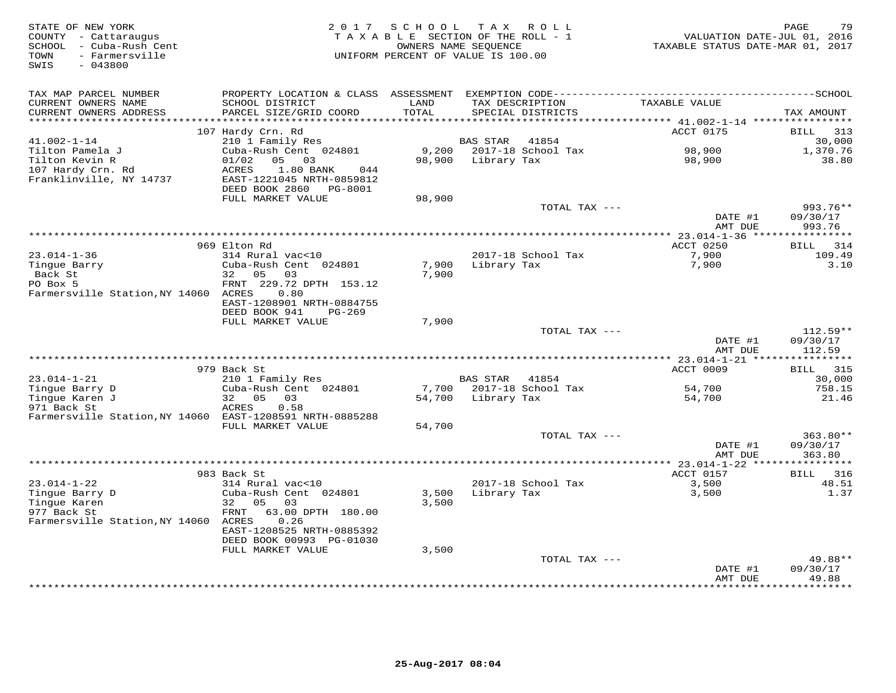STATE OF NEW YORK
COUNTY - Cattaraugus
SCHOOL - Cuba-Rush Cent
TOWN - Farmersville
SWIS - 043800

2017 SCHOOL TAX ROLL
TAXABLE SECTION OF THE ROLL - 1
OWNERS NAME SEQUENCE
UNIFORM PERCENT OF VALUE IS 100.00

VALUATION DATE-JUL 01, 2016
TAXABLE STATUS DATE-MAR 01, 2017

| TAX MAP PARCEL NUMBER / CURRENT OWNERS NAME / CURRENT OWNERS ADDRESS | PROPERTY LOCATION & CLASS / SCHOOL DISTRICT / PARCEL SIZE/GRID COORD | ASSESSMENT LAND / TOTAL | EXEMPTION CODE / TAX DESCRIPTION / SPECIAL DISTRICTS | TAXABLE VALUE | TAX AMOUNT |
|---|---|---|---|---|---|
| **41.002-1-14** | 107 Hardy Crn. Rd | | | ACCT 0175 | BILL 313 |
| Tilton Pamela J | 210 1 Family Res | | BAS STAR 41854 | | 30,000 |
| Tilton Kevin R | Cuba-Rush Cent 024801 | 9,200 | 2017-18 School Tax | 98,900 | 1,370.76 |
| 107 Hardy Crn. Rd | 01/02 05 03 | 98,900 | Library Tax | 98,900 | 38.80 |
| Franklinville, NY 14737 | ACRES 1.80 BANK 044 | | | | |
| | EAST-1221045 NRTH-0859812 | | | | |
| | DEED BOOK 2860 PG-8001 | | | | |
| | FULL MARKET VALUE | 98,900 | | | |
| | | | TOTAL TAX --- | | 993.76** |
| | | | | DATE #1 | 09/30/17 |
| | | | | AMT DUE | 993.76 |
| **23.014-1-36** | 969 Elton Rd | | | ACCT 0250 | BILL 314 |
| Tingue Barry | 314 Rural vac<10 | | 2017-18 School Tax | 7,900 | 109.49 |
| Back St | Cuba-Rush Cent 024801 | 7,900 | Library Tax | 7,900 | 3.10 |
| PO Box 5 | 32 05 03 | 7,900 | | | |
| Farmersville Station, NY 14060 | FRNT 229.72 DPTH 153.12 | | | | |
| | ACRES 0.80 | | | | |
| | EAST-1208901 NRTH-0884755 | | | | |
| | DEED BOOK 941 PG-269 | | | | |
| | FULL MARKET VALUE | 7,900 | | | |
| | | | TOTAL TAX --- | | 112.59** |
| | | | | DATE #1 | 09/30/17 |
| | | | | AMT DUE | 112.59 |
| **23.014-1-21** | 979 Back St | | | ACCT 0009 | BILL 315 |
| Tingue Barry D | 210 1 Family Res | | BAS STAR 41854 | | 30,000 |
| Tingue Karen J | Cuba-Rush Cent 024801 | 7,700 | 2017-18 School Tax | 54,700 | 758.15 |
| 971 Back St | 32 05 03 | 54,700 | Library Tax | 54,700 | 21.46 |
| Farmersville Station, NY 14060 | ACRES 0.58 | | | | |
| | EAST-1208591 NRTH-0885288 | | | | |
| | FULL MARKET VALUE | 54,700 | | | |
| | | | TOTAL TAX --- | | 363.80** |
| | | | | DATE #1 | 09/30/17 |
| | | | | AMT DUE | 363.80 |
| **23.014-1-22** | 983 Back St | | | ACCT 0157 | BILL 316 |
| Tingue Barry D | 314 Rural vac<10 | | 2017-18 School Tax | 3,500 | 48.51 |
| Tingue Karen | Cuba-Rush Cent 024801 | 3,500 | Library Tax | 3,500 | 1.37 |
| 977 Back St | 32 05 03 | 3,500 | | | |
| Farmersville Station, NY 14060 | FRNT 63.00 DPTH 180.00 | | | | |
| | ACRES 0.26 | | | | |
| | EAST-1208525 NRTH-0885392 | | | | |
| | DEED BOOK 00993 PG-01030 | | | | |
| | FULL MARKET VALUE | 3,500 | | | |
| | | | TOTAL TAX --- | | 49.88** |
| | | | | DATE #1 | 09/30/17 |
| | | | | AMT DUE | 49.88 |

25-Aug-2017 08:04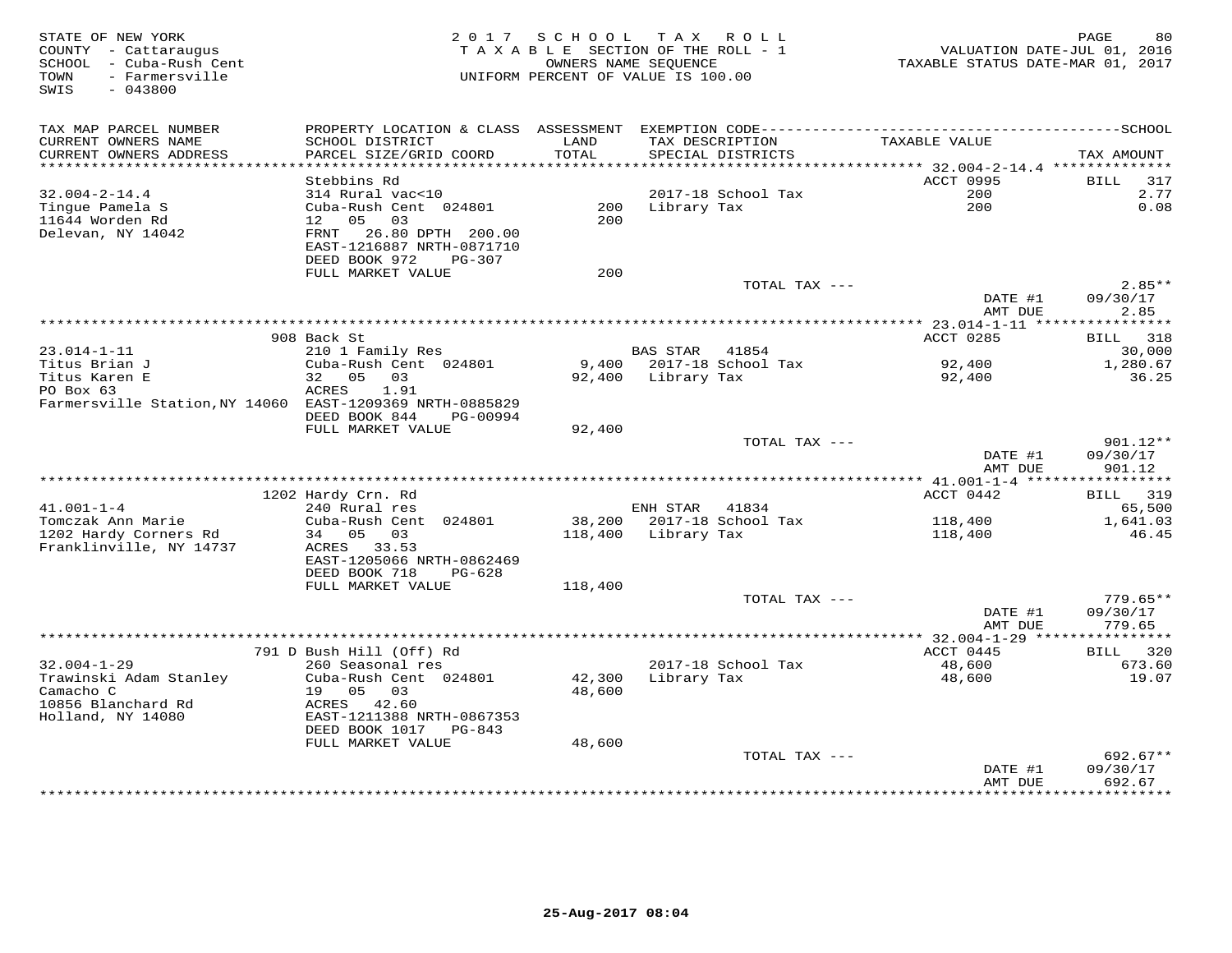STATE OF NEW YORK
COUNTY - Cattaraugus
SCHOOL - Cuba-Rush Cent
TOWN - Farmersville
SWIS - 043800

2 0 1 7 S C H O O L T A X R O L L
T A X A B L E SECTION OF THE ROLL - 1
OWNERS NAME SEQUENCE
UNIFORM PERCENT OF VALUE IS 100.00

VALUATION DATE-JUL 01, 2016
TAXABLE STATUS DATE-MAR 01, 2017

| TAX MAP PARCEL NUMBER / CURRENT OWNERS NAME / CURRENT OWNERS ADDRESS | PROPERTY LOCATION & CLASS / SCHOOL DISTRICT / PARCEL SIZE/GRID COORD | ASSESSMENT LAND / TOTAL | EXEMPTION CODE / TAX DESCRIPTION / SPECIAL DISTRICTS | TAXABLE VALUE | TAX AMOUNT |
|---|---|---|---|---|---|
| ******** 32.004-2-14.4 ******** | | | | | |
| | Stebbins Rd | | | ACCT 0995 | BILL 317 |
| 32.004-2-14.4 | 314 Rural vac<10 | | 2017-18 School Tax | 200 | 2.77 |
| Tingue Pamela S | Cuba-Rush Cent 024801 | 200 | Library Tax | 200 | 0.08 |
| 11644 Worden Rd | 12 05 03 | 200 | | | |
| Delevan, NY 14042 | FRNT 26.80 DPTH 200.00 | | | | |
| | EAST-1216887 NRTH-0871710 | | | | |
| | DEED BOOK 972 PG-307 | | | | |
| | FULL MARKET VALUE | 200 | | | |
| | | | TOTAL TAX --- | | 2.85** |
| | | | | DATE #1 | 09/30/17 |
| | | | | AMT DUE | 2.85 |
| ******** 23.014-1-11 ******** | | | | | |
| | 908 Back St | | | ACCT 0285 | BILL 318 |
| 23.014-1-11 | 210 1 Family Res | | BAS STAR 41854 | | 30,000 |
| Titus Brian J | Cuba-Rush Cent 024801 | 9,400 | 2017-18 School Tax | 92,400 | 1,280.67 |
| Titus Karen E | 32 05 03 | 92,400 | Library Tax | 92,400 | 36.25 |
| PO Box 63 | ACRES 1.91 | | | | |
| Farmersville Station,NY 14060 | EAST-1209369 NRTH-0885829 | | | | |
| | DEED BOOK 844 PG-00994 | | | | |
| | FULL MARKET VALUE | 92,400 | | | |
| | | | TOTAL TAX --- | | 901.12** |
| | | | | DATE #1 | 09/30/17 |
| | | | | AMT DUE | 901.12 |
| ******** 41.001-1-4 ******** | | | | | |
| | 1202 Hardy Crn. Rd | | | ACCT 0442 | BILL 319 |
| 41.001-1-4 | 240 Rural res | | ENH STAR 41834 | | 65,500 |
| Tomczak Ann Marie | Cuba-Rush Cent 024801 | 38,200 | 2017-18 School Tax | 118,400 | 1,641.03 |
| 1202 Hardy Corners Rd | 34 05 03 | 118,400 | Library Tax | 118,400 | 46.45 |
| Franklinville, NY 14737 | ACRES 33.53 | | | | |
| | EAST-1205066 NRTH-0862469 | | | | |
| | DEED BOOK 718 PG-628 | | | | |
| | FULL MARKET VALUE | 118,400 | | | |
| | | | TOTAL TAX --- | | 779.65** |
| | | | | DATE #1 | 09/30/17 |
| | | | | AMT DUE | 779.65 |
| ******** 32.004-1-29 ******** | | | | | |
| | 791 D Bush Hill (Off) Rd | | | ACCT 0445 | BILL 320 |
| 32.004-1-29 | 260 Seasonal res | | 2017-18 School Tax | 48,600 | 673.60 |
| Trawinski Adam Stanley | Cuba-Rush Cent 024801 | 42,300 | Library Tax | 48,600 | 19.07 |
| Camacho C | 19 05 03 | 48,600 | | | |
| 10856 Blanchard Rd | ACRES 42.60 | | | | |
| Holland, NY 14080 | EAST-1211388 NRTH-0867353 | | | | |
| | DEED BOOK 1017 PG-843 | | | | |
| | FULL MARKET VALUE | 48,600 | | | |
| | | | TOTAL TAX --- | | 692.67** |
| | | | | DATE #1 | 09/30/17 |
| | | | | AMT DUE | 692.67 |

25-Aug-2017 08:04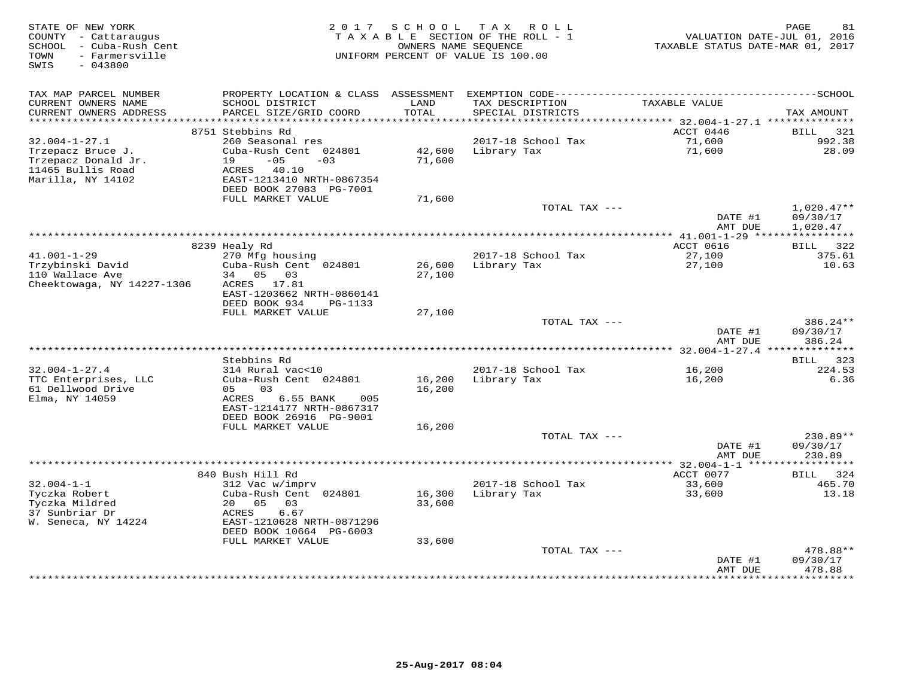STATE OF NEW YORK
COUNTY - Cattaraugus
SCHOOL - Cuba-Rush Cent
TOWN - Farmersville
SWIS - 043800

2017 SCHOOL TAX ROLL
TAXABLE SECTION OF THE ROLL - 1
OWNERS NAME SEQUENCE
UNIFORM PERCENT OF VALUE IS 100.00

VALUATION DATE-JUL 01, 2016
TAXABLE STATUS DATE-MAR 01, 2017

| TAX MAP PARCEL NUMBER / CURRENT OWNERS NAME / CURRENT OWNERS ADDRESS | PROPERTY LOCATION & CLASS / SCHOOL DISTRICT / PARCEL SIZE/GRID COORD | ASSESSMENT LAND / TOTAL | EXEMPTION CODE / TAX DESCRIPTION / SPECIAL DISTRICTS | TAXABLE VALUE | SCHOOL TAX AMOUNT |
|---|---|---|---|---|---|
| | 8751 Stebbins Rd | | | ACCT 0446 | BILL 321 |
| 32.004-1-27.1 | 260 Seasonal res | | 2017-18 School Tax | 71,600 | 992.38 |
| Trzepacz Bruce J. | Cuba-Rush Cent 024801 | 42,600 | Library Tax | 71,600 | 28.09 |
| Trzepacz Donald Jr. | 19 -05 -03 | 71,600 | | | |
| 11465 Bullis Road | ACRES 40.10 | | | | |
| Marilla, NY 14102 | EAST-1213410 NRTH-0867354 | | | | |
| | DEED BOOK 27083 PG-7001 | | | | |
| | FULL MARKET VALUE | 71,600 | | | |
| | | | TOTAL TAX --- | | 1,020.47** |
| | | | | DATE #1 | 09/30/17 |
| | | | | AMT DUE | 1,020.47 |
| | 8239 Healy Rd | | | ACCT 0616 | BILL 322 |
| 41.001-1-29 | 270 Mfg housing | | 2017-18 School Tax | 27,100 | 375.61 |
| Trzybinski David | Cuba-Rush Cent 024801 | 26,600 | Library Tax | 27,100 | 10.63 |
| 110 Wallace Ave | 34 05 03 | 27,100 | | | |
| Cheektowaga, NY 14227-1306 | ACRES 17.81 | | | | |
| | EAST-1203662 NRTH-0860141 | | | | |
| | DEED BOOK 934 PG-1133 | | | | |
| | FULL MARKET VALUE | 27,100 | | | |
| | | | TOTAL TAX --- | | 386.24** |
| | | | | DATE #1 | 09/30/17 |
| | | | | AMT DUE | 386.24 |
| | Stebbins Rd | | | | BILL 323 |
| 32.004-1-27.4 | 314 Rural vac<10 | | 2017-18 School Tax | 16,200 | 224.53 |
| TTC Enterprises, LLC | Cuba-Rush Cent 024801 | 16,200 | Library Tax | 16,200 | 6.36 |
| 61 Dellwood Drive | 05 03 | 16,200 | | | |
| Elma, NY 14059 | ACRES 6.55 BANK 005 | | | | |
| | EAST-1214177 NRTH-0867317 | | | | |
| | DEED BOOK 26916 PG-9001 | | | | |
| | FULL MARKET VALUE | 16,200 | | | |
| | | | TOTAL TAX --- | | 230.89** |
| | | | | DATE #1 | 09/30/17 |
| | | | | AMT DUE | 230.89 |
| | 840 Bush Hill Rd | | | ACCT 0077 | BILL 324 |
| 32.004-1-1 | 312 Vac w/imprv | | 2017-18 School Tax | 33,600 | 465.70 |
| Tyczka Robert | Cuba-Rush Cent 024801 | 16,300 | Library Tax | 33,600 | 13.18 |
| Tyczka Mildred | 20 05 03 | 33,600 | | | |
| 37 Sunbriar Dr | ACRES 6.67 | | | | |
| W. Seneca, NY 14224 | EAST-1210628 NRTH-0871296 | | | | |
| | DEED BOOK 10664 PG-6003 | | | | |
| | FULL MARKET VALUE | 33,600 | | | |
| | | | TOTAL TAX --- | | 478.88** |
| | | | | DATE #1 | 09/30/17 |
| | | | | AMT DUE | 478.88 |

25-Aug-2017 08:04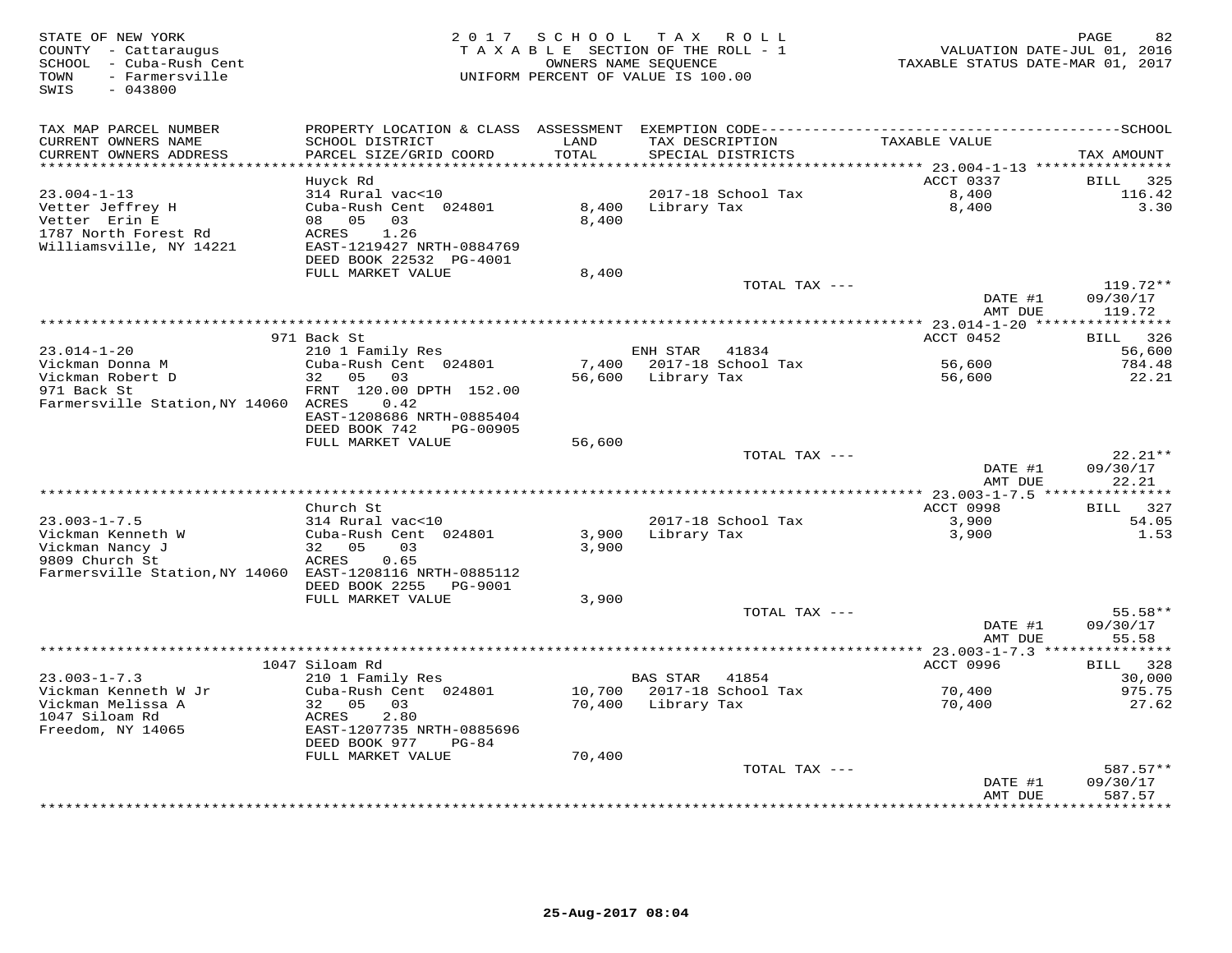STATE OF NEW YORK
COUNTY - Cattaraugus
SCHOOL - Cuba-Rush Cent
TOWN - Farmersville
SWIS - 043800

2017 SCHOOL TAX ROLL
TAXABLE SECTION OF THE ROLL - 1
OWNERS NAME SEQUENCE
UNIFORM PERCENT OF VALUE IS 100.00

VALUATION DATE-JUL 01, 2016
TAXABLE STATUS DATE-MAR 01, 2017

| TAX MAP PARCEL NUMBER / CURRENT OWNERS NAME / CURRENT OWNERS ADDRESS | PROPERTY LOCATION & CLASS / SCHOOL DISTRICT / PARCEL SIZE/GRID COORD | ASSESSMENT LAND / TOTAL | EXEMPTION CODE / TAX DESCRIPTION / SPECIAL DISTRICTS | TAXABLE VALUE | SCHOOL TAX AMOUNT |
|---|---|---|---|---|---|
| **23.004-1-13** | Huyck Rd | | | ACCT 0337 | BILL 325 |
| Vetter Jeffrey H | 314 Rural vac<10 | | | | |
| Vetter Erin E | Cuba-Rush Cent 024801 | 8,400 | 2017-18 School Tax | 8,400 | 116.42 |
| 1787 North Forest Rd | 08 05 03 | 8,400 | Library Tax | 8,400 | 3.30 |
| Williamsville, NY 14221 | ACRES 1.26 | | | | |
| | EAST-1219427 NRTH-0884769 | | | | |
| | DEED BOOK 22532 PG-4001 | | | | |
| | FULL MARKET VALUE | 8,400 | | | |
| | | | TOTAL TAX --- | | 119.72** |
| | | | | DATE #1 | 09/30/17 |
| | | | | AMT DUE | 119.72 |
| **23.014-1-20** | 971 Back St | | | ACCT 0452 | BILL 326 |
| Vickman Donna M | 210 1 Family Res | | ENH STAR 41834 | | 56,600 |
| Vickman Robert D | Cuba-Rush Cent 024801 | 7,400 | 2017-18 School Tax | 56,600 | 784.48 |
| 971 Back St | 32 05 03 | 56,600 | Library Tax | 56,600 | 22.21 |
| Farmersville Station,NY 14060 | FRNT 120.00 DPTH 152.00 | | | | |
| | ACRES 0.42 | | | | |
| | EAST-1208686 NRTH-0885404 | | | | |
| | DEED BOOK 742 PG-00905 | | | | |
| | FULL MARKET VALUE | 56,600 | | | |
| | | | TOTAL TAX --- | | 22.21** |
| | | | | DATE #1 | 09/30/17 |
| | | | | AMT DUE | 22.21 |
| **23.003-1-7.5** | Church St | | | ACCT 0998 | BILL 327 |
| Vickman Kenneth W | 314 Rural vac<10 | | 2017-18 School Tax | 3,900 | 54.05 |
| Vickman Nancy J | Cuba-Rush Cent 024801 | 3,900 | Library Tax | 3,900 | 1.53 |
| 9809 Church St | 32 05 03 | 3,900 | | | |
| Farmersville Station,NY 14060 | ACRES 0.65 | | | | |
| | EAST-1208116 NRTH-0885112 | | | | |
| | DEED BOOK 2255 PG-9001 | | | | |
| | FULL MARKET VALUE | 3,900 | | | |
| | | | TOTAL TAX --- | | 55.58** |
| | | | | DATE #1 | 09/30/17 |
| | | | | AMT DUE | 55.58 |
| **23.003-1-7.3** | 1047 Siloam Rd | | | ACCT 0996 | BILL 328 |
| Vickman Kenneth W Jr | 210 1 Family Res | | BAS STAR 41854 | | 30,000 |
| Vickman Melissa A | Cuba-Rush Cent 024801 | 10,700 | 2017-18 School Tax | 70,400 | 975.75 |
| 1047 Siloam Rd | 32 05 03 | 70,400 | Library Tax | 70,400 | 27.62 |
| Freedom, NY 14065 | ACRES 2.80 | | | | |
| | EAST-1207735 NRTH-0885696 | | | | |
| | DEED BOOK 977 PG-84 | | | | |
| | FULL MARKET VALUE | 70,400 | | | |
| | | | TOTAL TAX --- | | 587.57** |
| | | | | DATE #1 | 09/30/17 |
| | | | | AMT DUE | 587.57 |

25-Aug-2017 08:04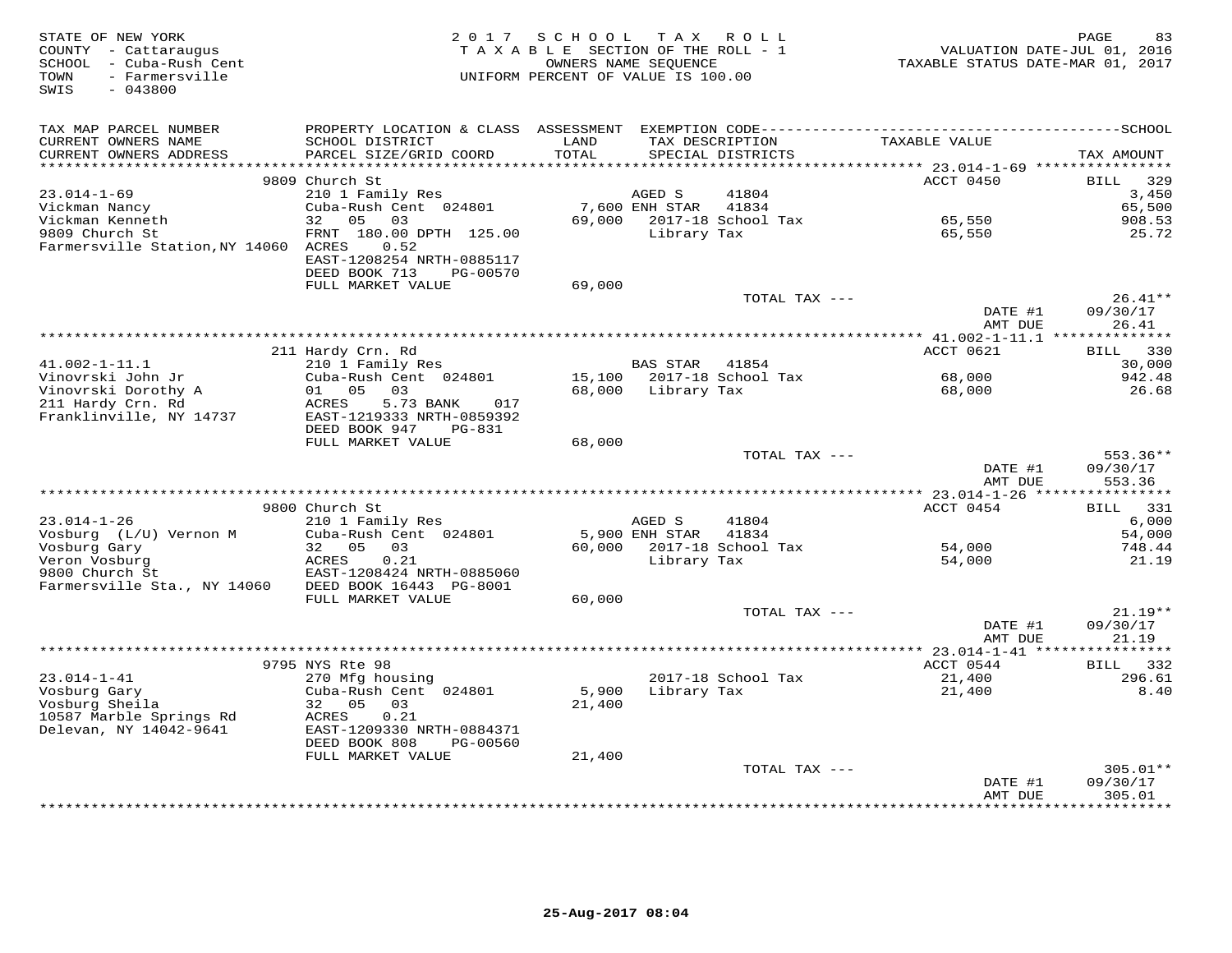STATE OF NEW YORK
COUNTY - Cattaraugus
SCHOOL - Cuba-Rush Cent
TOWN - Farmersville
SWIS - 043800

2017 SCHOOL TAX ROLL
TAXABLE SECTION OF THE ROLL - 1
OWNERS NAME SEQUENCE
UNIFORM PERCENT OF VALUE IS 100.00

VALUATION DATE-JUL 01, 2016
TAXABLE STATUS DATE-MAR 01, 2017

| TAX MAP PARCEL NUMBER / CURRENT OWNERS NAME / CURRENT OWNERS ADDRESS | PROPERTY LOCATION & CLASS / SCHOOL DISTRICT / PARCEL SIZE/GRID COORD | ASSESSMENT LAND / TOTAL | EXEMPTION CODE / TAX DESCRIPTION / SPECIAL DISTRICTS | TAXABLE VALUE | TAX AMOUNT |
|---|---|---|---|---|---|
| | 9809 Church St | | | ACCT 0450 | BILL 329 |
| 23.014-1-69 | 210 1 Family Res | | AGED S 41804 | | 3,450 |
| Vickman Nancy | Cuba-Rush Cent 024801 | 7,600 | ENH STAR 41834 | | 65,500 |
| Vickman Kenneth | 32 05 03 | 69,000 | 2017-18 School Tax | 65,550 | 908.53 |
| 9809 Church St | FRNT 180.00 DPTH 125.00 | | Library Tax | 65,550 | 25.72 |
| Farmersville Station,NY 14060 | ACRES 0.52 | | | | |
| | EAST-1208254 NRTH-0885117 | | | | |
| | DEED BOOK 713 PG-00570 | | | | |
| | FULL MARKET VALUE | 69,000 | | | |
| | | | TOTAL TAX --- | | 26.41** |
| | | | | DATE #1 | 09/30/17 |
| | | | | AMT DUE | 26.41 |
| | 211 Hardy Crn. Rd | | | ACCT 0621 | BILL 330 |
| 41.002-1-11.1 | 210 1 Family Res | | BAS STAR 41854 | | 30,000 |
| Vinovrski John Jr | Cuba-Rush Cent 024801 | 15,100 | 2017-18 School Tax | 68,000 | 942.48 |
| Vinovrski Dorothy A | 01 05 03 | 68,000 | Library Tax | 68,000 | 26.68 |
| 211 Hardy Crn. Rd | ACRES 5.73 BANK 017 | | | | |
| Franklinville, NY 14737 | EAST-1219333 NRTH-0859392 | | | | |
| | DEED BOOK 947 PG-831 | | | | |
| | FULL MARKET VALUE | 68,000 | | | |
| | | | TOTAL TAX --- | | 553.36** |
| | | | | DATE #1 | 09/30/17 |
| | | | | AMT DUE | 553.36 |
| | 9800 Church St | | | ACCT 0454 | BILL 331 |
| 23.014-1-26 | 210 1 Family Res | | AGED S 41804 | | 6,000 |
| Vosburg (L/U) Vernon M | Cuba-Rush Cent 024801 | 5,900 | ENH STAR 41834 | | 54,000 |
| Vosburg Gary | 32 05 03 | 60,000 | 2017-18 School Tax | 54,000 | 748.44 |
| Veron Vosburg | ACRES 0.21 | | Library Tax | 54,000 | 21.19 |
| 9800 Church St | EAST-1208424 NRTH-0885060 | | | | |
| Farmersville Sta., NY 14060 | DEED BOOK 16443 PG-8001 | | | | |
| | FULL MARKET VALUE | 60,000 | | | |
| | | | TOTAL TAX --- | | 21.19** |
| | | | | DATE #1 | 09/30/17 |
| | | | | AMT DUE | 21.19 |
| | 9795 NYS Rte 98 | | | ACCT 0544 | BILL 332 |
| 23.014-1-41 | 270 Mfg housing | | 2017-18 School Tax | 21,400 | 296.61 |
| Vosburg Gary | Cuba-Rush Cent 024801 | 5,900 | Library Tax | 21,400 | 8.40 |
| Vosburg Sheila | 32 05 03 | 21,400 | | | |
| 10587 Marble Springs Rd | ACRES 0.21 | | | | |
| Delevan, NY 14042-9641 | EAST-1209330 NRTH-0884371 | | | | |
| | DEED BOOK 808 PG-00560 | | | | |
| | FULL MARKET VALUE | 21,400 | | | |
| | | | TOTAL TAX --- | | 305.01** |
| | | | | DATE #1 | 09/30/17 |
| | | | | AMT DUE | 305.01 |

25-Aug-2017 08:04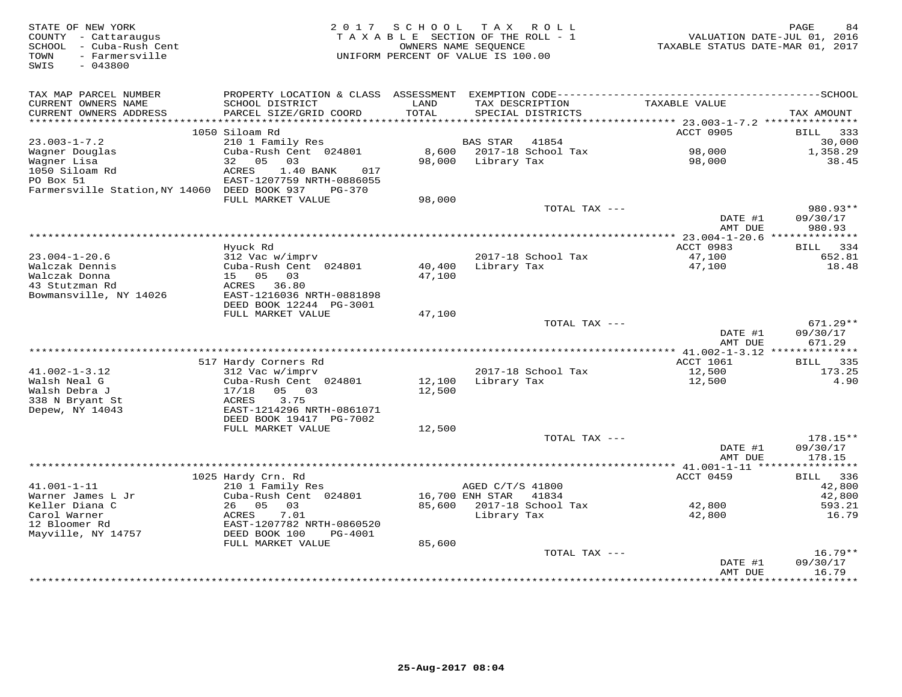STATE OF NEW YORK
COUNTY - Cattaraugus
SCHOOL - Cuba-Rush Cent
TOWN - Farmersville
SWIS - 043800

2017 SCHOOL TAX ROLL
TAXABLE SECTION OF THE ROLL - 1
OWNERS NAME SEQUENCE
UNIFORM PERCENT OF VALUE IS 100.00

VALUATION DATE-JUL 01, 2016
TAXABLE STATUS DATE-MAR 01, 2017

| TAX MAP PARCEL NUMBER / CURRENT OWNERS NAME / CURRENT OWNERS ADDRESS | PROPERTY LOCATION & CLASS / SCHOOL DISTRICT / PARCEL SIZE/GRID COORD | ASSESSMENT LAND / TOTAL | EXEMPTION CODE / TAX DESCRIPTION / SPECIAL DISTRICTS | TAXABLE VALUE | TAX AMOUNT |
|---|---|---|---|---|---|
| 23.003-1-7.2 | 1050 Siloam Rd | | | ACCT 0905 | BILL 333 |
| 23.003-1-7.2 | 210 1 Family Res | | BAS STAR 41854 | | 30,000 |
| Wagner Douglas | Cuba-Rush Cent 024801 | 8,600 | 2017-18 School Tax | 98,000 | 1,358.29 |
| Wagner Lisa | 32 05 03 | 98,000 | Library Tax | 98,000 | 38.45 |
| 1050 Siloam Rd | ACRES 1.40 BANK 017 | | | | |
| PO Box 51 | EAST-1207759 NRTH-0886055 | | | | |
| Farmersville Station, NY 14060 | DEED BOOK 937 PG-370 | | | | |
| | FULL MARKET VALUE | 98,000 | | | |
| | | | TOTAL TAX --- | | 980.93** |
| | | | | DATE #1 | 09/30/17 |
| | | | | AMT DUE | 980.93 |
| 23.004-1-20.6 | Hyuck Rd | | | ACCT 0983 | BILL 334 |
| 23.004-1-20.6 | 312 Vac w/imprv | | 2017-18 School Tax | 47,100 | 652.81 |
| Walczak Dennis | Cuba-Rush Cent 024801 | 40,400 | Library Tax | 47,100 | 18.48 |
| Walczak Donna | 15 05 03 | 47,100 | | | |
| 43 Stutzman Rd | ACRES 36.80 | | | | |
| Bowmansville, NY 14026 | EAST-1216036 NRTH-0881898 | | | | |
| | DEED BOOK 12244 PG-3001 | | | | |
| | FULL MARKET VALUE | 47,100 | | | |
| | | | TOTAL TAX --- | | 671.29** |
| | | | | DATE #1 | 09/30/17 |
| | | | | AMT DUE | 671.29 |
| 41.002-1-3.12 | 517 Hardy Corners Rd | | | ACCT 1061 | BILL 335 |
| 41.002-1-3.12 | 312 Vac w/imprv | | 2017-18 School Tax | 12,500 | 173.25 |
| Walsh Neal G | Cuba-Rush Cent 024801 | 12,100 | Library Tax | 12,500 | 4.90 |
| Walsh Debra J | 17/18 05 03 | 12,500 | | | |
| 338 N Bryant St | ACRES 3.75 | | | | |
| Depew, NY 14043 | EAST-1214296 NRTH-0861071 | | | | |
| | DEED BOOK 19417 PG-7002 | | | | |
| | FULL MARKET VALUE | 12,500 | | | |
| | | | TOTAL TAX --- | | 178.15** |
| | | | | DATE #1 | 09/30/17 |
| | | | | AMT DUE | 178.15 |
| 41.001-1-11 | 1025 Hardy Crn. Rd | | | ACCT 0459 | BILL 336 |
| 41.001-1-11 | 210 1 Family Res | | AGED C/T/S 41800 | | 42,800 |
| Warner James L Jr | Cuba-Rush Cent 024801 | 16,700 | ENH STAR 41834 | | 42,800 |
| Keller Diana C | 26 05 03 | 85,600 | 2017-18 School Tax | 42,800 | 593.21 |
| Carol Warner | ACRES 7.01 | | Library Tax | 42,800 | 16.79 |
| 12 Bloomer Rd | EAST-1207782 NRTH-0860520 | | | | |
| Mayville, NY 14757 | DEED BOOK 100 PG-4001 | | | | |
| | FULL MARKET VALUE | 85,600 | | | |
| | | | TOTAL TAX --- | | 16.79** |
| | | | | DATE #1 | 09/30/17 |
| | | | | AMT DUE | 16.79 |

25-Aug-2017 08:04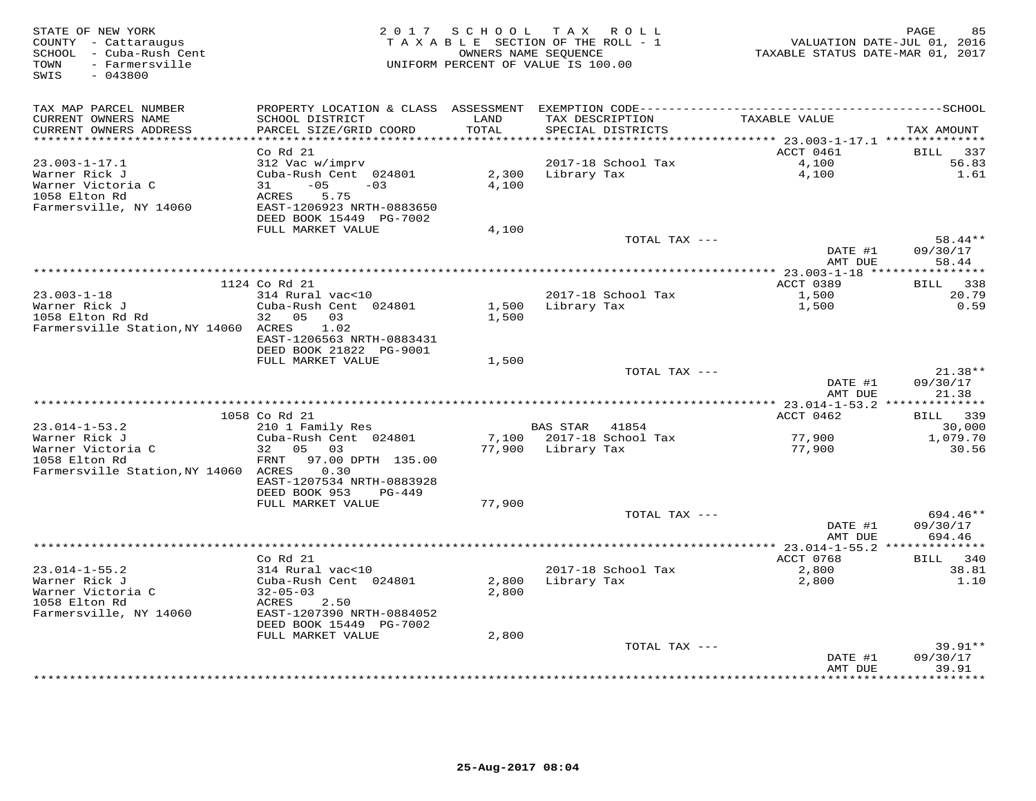STATE OF NEW YORK
COUNTY - Cattaraugus
SCHOOL - Cuba-Rush Cent
TOWN - Farmersville
SWIS - 043800

2017 SCHOOL TAX ROLL
TAXABLE SECTION OF THE ROLL - 1
OWNERS NAME SEQUENCE
UNIFORM PERCENT OF VALUE IS 100.00

VALUATION DATE-JUL 01, 2016
TAXABLE STATUS DATE-MAR 01, 2017

| TAX MAP PARCEL NUMBER / CURRENT OWNERS NAME / CURRENT OWNERS ADDRESS | PROPERTY LOCATION & CLASS / SCHOOL DISTRICT / PARCEL SIZE/GRID COORD | ASSESSMENT LAND / TOTAL | EXEMPTION CODE / TAX DESCRIPTION / SPECIAL DISTRICTS | TAXABLE VALUE | TAX AMOUNT |
|---|---|---|---|---|---|
| **23.003-1-17.1** | Co Rd 21 | | | ACCT 0461 | BILL 337 |
| 23.003-1-17.1 | 312 Vac w/imprv | | 2017-18 School Tax | 4,100 | 56.83 |
| Warner Rick J | Cuba-Rush Cent 024801 | 2,300 | Library Tax | 4,100 | 1.61 |
| Warner Victoria C | 31 -05 -03 | 4,100 | | | |
| 1058 Elton Rd | ACRES 5.75 | | | | |
| Farmersville, NY 14060 | EAST-1206923 NRTH-0883650 | | | | |
| | DEED BOOK 15449 PG-7002 | | | | |
| | FULL MARKET VALUE | 4,100 | | | |
| | | | TOTAL TAX --- | | 58.44** |
| | | | | DATE #1 | 09/30/17 |
| | | | | AMT DUE | 58.44 |
| **23.003-1-18** | 1124 Co Rd 21 | | | ACCT 0389 | BILL 338 |
| 23.003-1-18 | 314 Rural vac<10 | | 2017-18 School Tax | 1,500 | 20.79 |
| Warner Rick J | Cuba-Rush Cent 024801 | 1,500 | Library Tax | 1,500 | 0.59 |
| 1058 Elton Rd Rd | 32 05 03 | 1,500 | | | |
| Farmersville Station,NY 14060 | ACRES 1.02 | | | | |
| | EAST-1206563 NRTH-0883431 | | | | |
| | DEED BOOK 21822 PG-9001 | | | | |
| | FULL MARKET VALUE | 1,500 | | | |
| | | | TOTAL TAX --- | | 21.38** |
| | | | | DATE #1 | 09/30/17 |
| | | | | AMT DUE | 21.38 |
| **23.014-1-53.2** | 1058 Co Rd 21 | | | ACCT 0462 | BILL 339 |
| 23.014-1-53.2 | 210 1 Family Res | | BAS STAR 41854 | | 30,000 |
| Warner Rick J | Cuba-Rush Cent 024801 | 7,100 | 2017-18 School Tax | 77,900 | 1,079.70 |
| Warner Victoria C | 32 05 03 | 77,900 | Library Tax | 77,900 | 30.56 |
| 1058 Elton Rd | FRNT 97.00 DPTH 135.00 | | | | |
| Farmersville Station,NY 14060 | ACRES 0.30 | | | | |
| | EAST-1207534 NRTH-0883928 | | | | |
| | DEED BOOK 953 PG-449 | | | | |
| | FULL MARKET VALUE | 77,900 | | | |
| | | | TOTAL TAX --- | | 694.46** |
| | | | | DATE #1 | 09/30/17 |
| | | | | AMT DUE | 694.46 |
| **23.014-1-55.2** | Co Rd 21 | | | ACCT 0768 | BILL 340 |
| 23.014-1-55.2 | 314 Rural vac<10 | | 2017-18 School Tax | 2,800 | 38.81 |
| Warner Rick J | Cuba-Rush Cent 024801 | 2,800 | Library Tax | 2,800 | 1.10 |
| Warner Victoria C | 32-05-03 | 2,800 | | | |
| 1058 Elton Rd | ACRES 2.50 | | | | |
| Farmersville, NY 14060 | EAST-1207390 NRTH-0884052 | | | | |
| | DEED BOOK 15449 PG-7002 | | | | |
| | FULL MARKET VALUE | 2,800 | | | |
| | | | TOTAL TAX --- | | 39.91** |
| | | | | DATE #1 | 09/30/17 |
| | | | | AMT DUE | 39.91 |

25-Aug-2017 08:04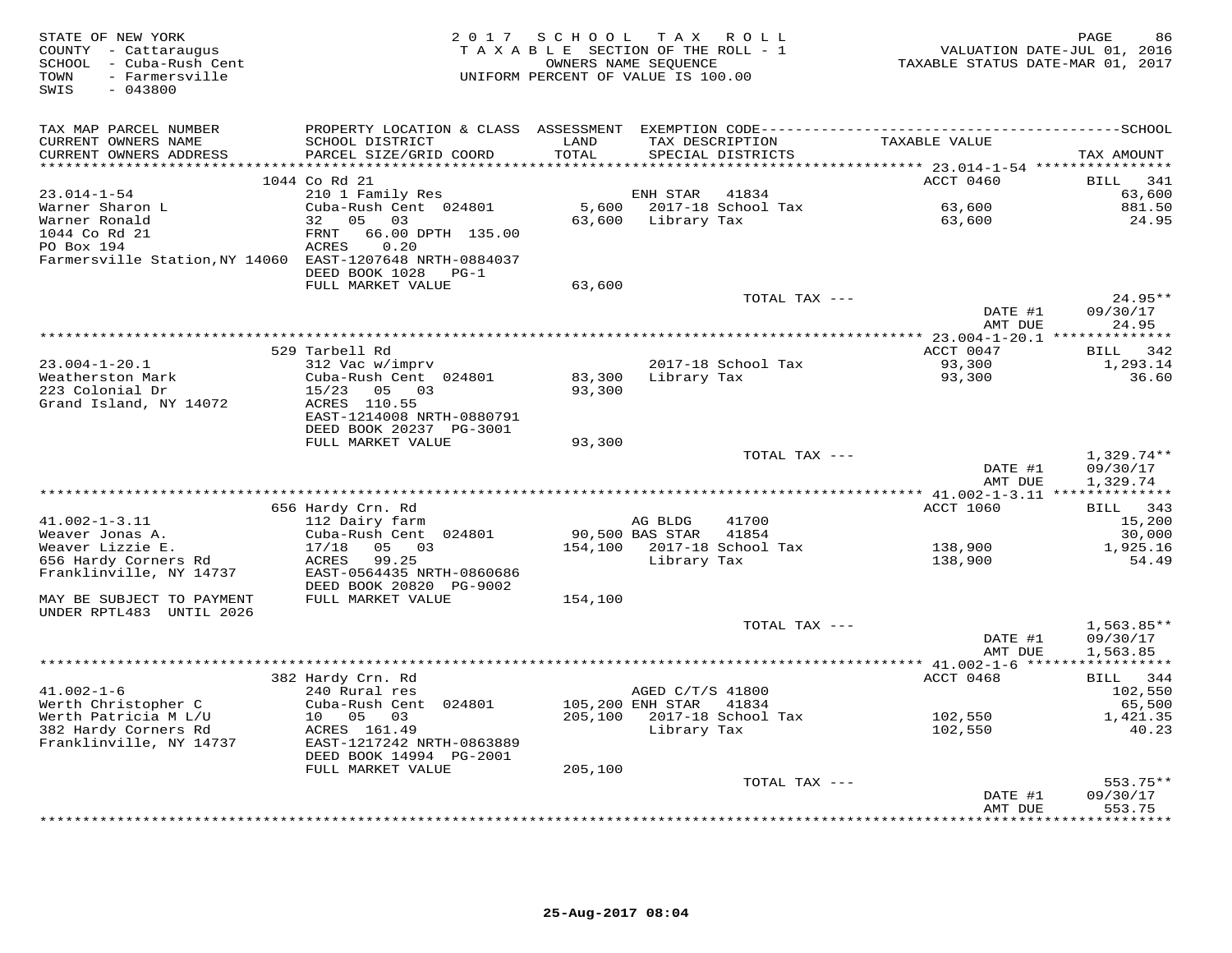STATE OF NEW YORK
COUNTY - Cattaraugus
SCHOOL - Cuba-Rush Cent
TOWN - Farmersville
SWIS - 043800

2017 SCHOOL TAX ROLL
TAXABLE SECTION OF THE ROLL - 1
OWNERS NAME SEQUENCE
UNIFORM PERCENT OF VALUE IS 100.00

VALUATION DATE-JUL 01, 2016
TAXABLE STATUS DATE-MAR 01, 2017

| TAX MAP PARCEL NUMBER / CURRENT OWNERS NAME / CURRENT OWNERS ADDRESS | PROPERTY LOCATION & CLASS / SCHOOL DISTRICT / PARCEL SIZE/GRID COORD | ASSESSMENT LAND / TOTAL | EXEMPTION CODE / TAX DESCRIPTION / SPECIAL DISTRICTS | TAXABLE VALUE | TAX AMOUNT |
|---|---|---|---|---|---|
| | 1044 Co Rd 21 | | | ACCT 0460 | BILL 341 |
| 23.014-1-54 | 210 1 Family Res | | ENH STAR 41834 | | 63,600 |
| Warner Sharon L | Cuba-Rush Cent 024801 | 5,600 | 2017-18 School Tax | 63,600 | 881.50 |
| Warner Ronald | 32 05 03 | 63,600 | Library Tax | 63,600 | 24.95 |
| 1044 Co Rd 21 | FRNT 66.00 DPTH 135.00 | | | | |
| PO Box 194 | ACRES 0.20 | | | | |
| Farmersville Station,NY 14060 | EAST-1207648 NRTH-0884037 | | | | |
| | DEED BOOK 1028 PG-1 | | | | |
| | FULL MARKET VALUE | 63,600 | | | |
| | | | TOTAL TAX --- | | 24.95** |
| | | | | DATE #1 | 09/30/17 |
| | | | | AMT DUE | 24.95 |
| | 529 Tarbell Rd | | | ACCT 0047 | BILL 342 |
| 23.004-1-20.1 | 312 Vac w/imprv | | 2017-18 School Tax | 93,300 | 1,293.14 |
| Weatherston Mark | Cuba-Rush Cent 024801 | 83,300 | Library Tax | 93,300 | 36.60 |
| 223 Colonial Dr | 15/23 05 03 | 93,300 | | | |
| Grand Island, NY 14072 | ACRES 110.55 | | | | |
| | EAST-1214008 NRTH-0880791 | | | | |
| | DEED BOOK 20237 PG-3001 | | | | |
| | FULL MARKET VALUE | 93,300 | | | |
| | | | TOTAL TAX --- | | 1,329.74** |
| | | | | DATE #1 | 09/30/17 |
| | | | | AMT DUE | 1,329.74 |
| | 656 Hardy Crn. Rd | | | ACCT 1060 | BILL 343 |
| 41.002-1-3.11 | 112 Dairy farm | | AG BLDG 41700 | | 15,200 |
| Weaver Jonas A. | Cuba-Rush Cent 024801 | 90,500 | BAS STAR 41854 | | 30,000 |
| Weaver Lizzie E. | 17/18 05 03 | 154,100 | 2017-18 School Tax | 138,900 | 1,925.16 |
| 656 Hardy Corners Rd | ACRES 99.25 | | Library Tax | 138,900 | 54.49 |
| Franklinville, NY 14737 | EAST-0564435 NRTH-0860686 | | | | |
| | DEED BOOK 20820 PG-9002 | | | | |
| MAY BE SUBJECT TO PAYMENT UNDER RPTL483 UNTIL 2026 | FULL MARKET VALUE | 154,100 | | | |
| | | | TOTAL TAX --- | | 1,563.85** |
| | | | | DATE #1 | 09/30/17 |
| | | | | AMT DUE | 1,563.85 |
| | 382 Hardy Crn. Rd | | | ACCT 0468 | BILL 344 |
| 41.002-1-6 | 240 Rural res | | AGED C/T/S 41800 | | 102,550 |
| Werth Christopher C | Cuba-Rush Cent 024801 | 105,200 | ENH STAR 41834 | | 65,500 |
| Werth Patricia M L/U | 10 05 03 | 205,100 | 2017-18 School Tax | 102,550 | 1,421.35 |
| 382 Hardy Corners Rd | ACRES 161.49 | | Library Tax | 102,550 | 40.23 |
| Franklinville, NY 14737 | EAST-1217242 NRTH-0863889 | | | | |
| | DEED BOOK 14994 PG-2001 | | | | |
| | FULL MARKET VALUE | 205,100 | | | |
| | | | TOTAL TAX --- | | 553.75** |
| | | | | DATE #1 | 09/30/17 |
| | | | | AMT DUE | 553.75 |

25-Aug-2017 08:04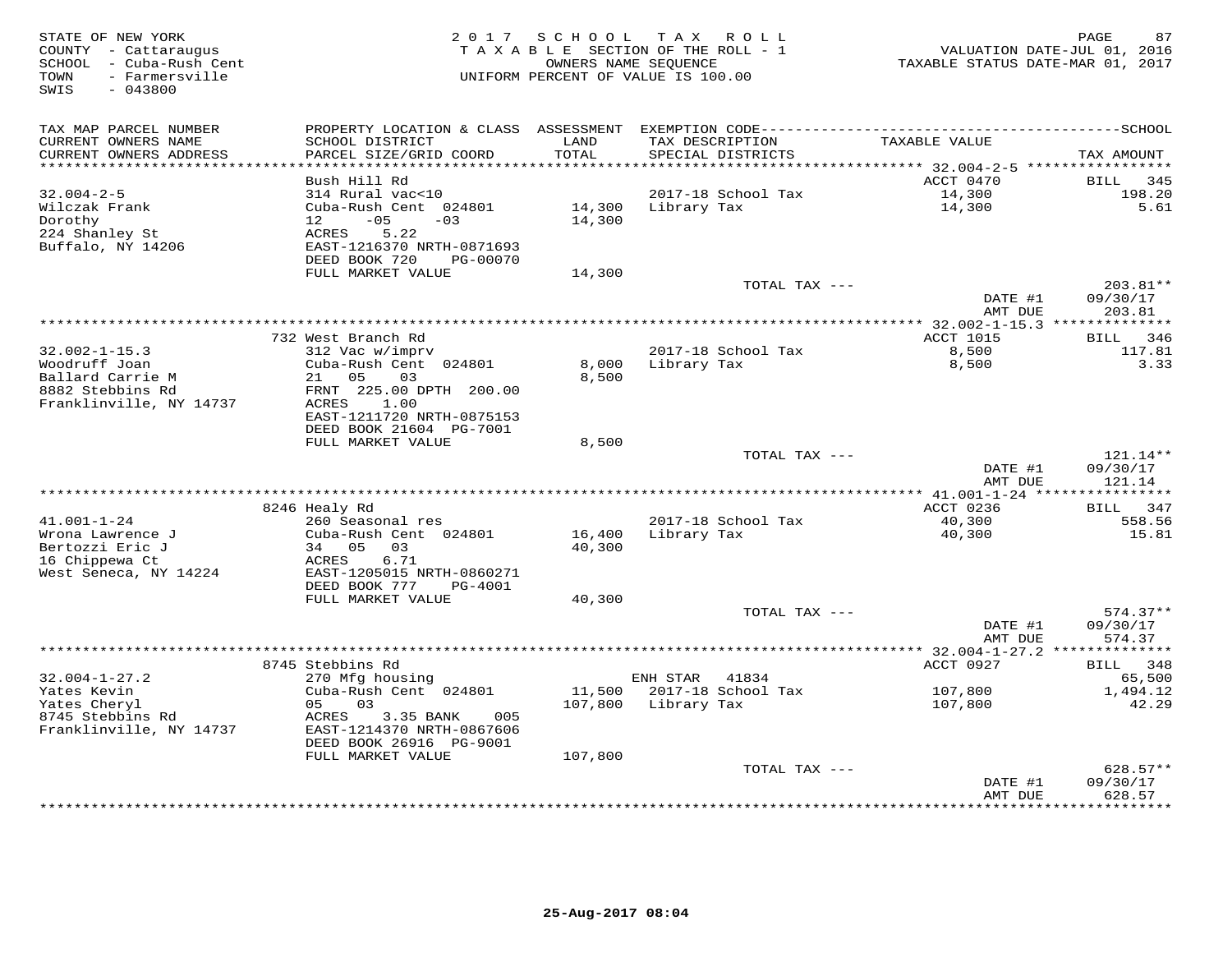STATE OF NEW YORK
COUNTY - Cattaraugus
SCHOOL - Cuba-Rush Cent
TOWN - Farmersville
SWIS - 043800

2017 SCHOOL TAX ROLL
TAXABLE SECTION OF THE ROLL - 1
OWNERS NAME SEQUENCE
UNIFORM PERCENT OF VALUE IS 100.00

VALUATION DATE-JUL 01, 2016
TAXABLE STATUS DATE-MAR 01, 2017

| TAX MAP PARCEL NUMBER / CURRENT OWNERS NAME / CURRENT OWNERS ADDRESS | PROPERTY LOCATION & CLASS / SCHOOL DISTRICT / PARCEL SIZE/GRID COORD | ASSESSMENT LAND / TOTAL | EXEMPTION CODE / TAX DESCRIPTION / SPECIAL DISTRICTS | TAXABLE VALUE | TAX AMOUNT |
|---|---|---|---|---|---|
| **32.004-2-5** | Bush Hill Rd | | | ACCT 0470 | BILL 345 |
| 32.004-2-5 | 314 Rural vac<10 | | 2017-18 School Tax | 14,300 | 198.20 |
| Wilczak Frank | Cuba-Rush Cent 024801 | 14,300 | Library Tax | 14,300 | 5.61 |
| Dorothy | 12 -05 -03 | 14,300 | | | |
| 224 Shanley St | ACRES 5.22 | | | | |
| Buffalo, NY 14206 | EAST-1216370 NRTH-0871693 | | | | |
| | DEED BOOK 720 PG-00070 | | | | |
| | FULL MARKET VALUE | 14,300 | | | |
| | | | TOTAL TAX --- | | 203.81** |
| | | | | DATE #1 | 09/30/17 |
| | | | | AMT DUE | 203.81 |
| **32.002-1-15.3** | 732 West Branch Rd | | | ACCT 1015 | BILL 346 |
| 32.002-1-15.3 | 312 Vac w/imprv | | 2017-18 School Tax | 8,500 | 117.81 |
| Woodruff Joan | Cuba-Rush Cent 024801 | 8,000 | Library Tax | 8,500 | 3.33 |
| Ballard Carrie M | 21 05 03 | 8,500 | | | |
| 8882 Stebbins Rd | FRNT 225.00 DPTH 200.00 | | | | |
| Franklinville, NY 14737 | ACRES 1.00 | | | | |
| | EAST-1211720 NRTH-0875153 | | | | |
| | DEED BOOK 21604 PG-7001 | | | | |
| | FULL MARKET VALUE | 8,500 | | | |
| | | | TOTAL TAX --- | | 121.14** |
| | | | | DATE #1 | 09/30/17 |
| | | | | AMT DUE | 121.14 |
| **41.001-1-24** | 8246 Healy Rd | | | ACCT 0236 | BILL 347 |
| 41.001-1-24 | 260 Seasonal res | | 2017-18 School Tax | 40,300 | 558.56 |
| Wrona Lawrence J | Cuba-Rush Cent 024801 | 16,400 | Library Tax | 40,300 | 15.81 |
| Bertozzi Eric J | 34 05 03 | 40,300 | | | |
| 16 Chippewa Ct | ACRES 6.71 | | | | |
| West Seneca, NY 14224 | EAST-1205015 NRTH-0860271 | | | | |
| | DEED BOOK 777 PG-4001 | | | | |
| | FULL MARKET VALUE | 40,300 | | | |
| | | | TOTAL TAX --- | | 574.37** |
| | | | | DATE #1 | 09/30/17 |
| | | | | AMT DUE | 574.37 |
| **32.004-1-27.2** | 8745 Stebbins Rd | | | ACCT 0927 | BILL 348 |
| 32.004-1-27.2 | 270 Mfg housing | | ENH STAR 41834 | | 65,500 |
| Yates Kevin | Cuba-Rush Cent 024801 | 11,500 | 2017-18 School Tax | 107,800 | 1,494.12 |
| Yates Cheryl | 05 03 | 107,800 | Library Tax | 107,800 | 42.29 |
| 8745 Stebbins Rd | ACRES 3.35 BANK 005 | | | | |
| Franklinville, NY 14737 | EAST-1214370 NRTH-0867606 | | | | |
| | DEED BOOK 26916 PG-9001 | | | | |
| | FULL MARKET VALUE | 107,800 | | | |
| | | | TOTAL TAX --- | | 628.57** |
| | | | | DATE #1 | 09/30/17 |
| | | | | AMT DUE | 628.57 |

25-Aug-2017 08:04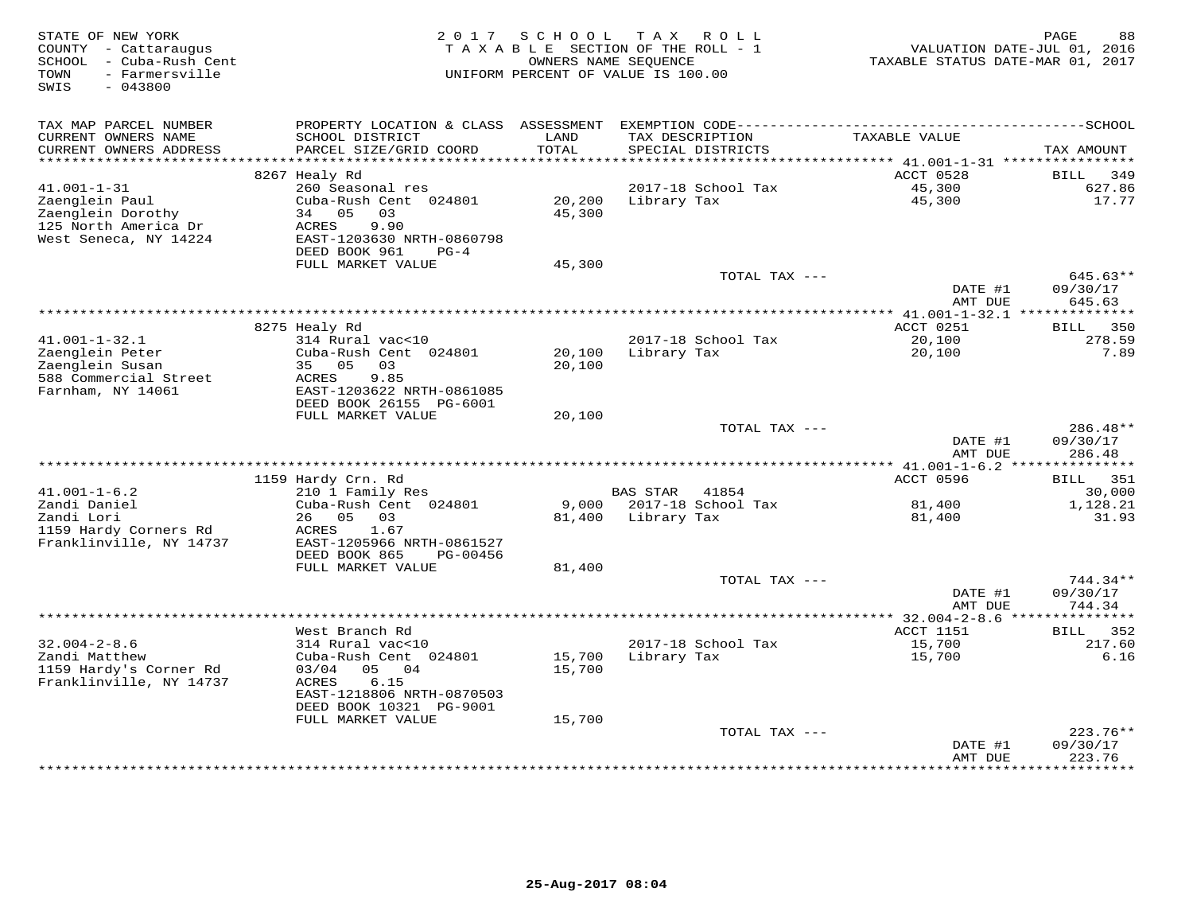STATE OF NEW YORK
COUNTY - Cattaraugus
SCHOOL - Cuba-Rush Cent
TOWN - Farmersville
SWIS - 043800

2017 SCHOOL TAX ROLL
TAXABLE SECTION OF THE ROLL - 1
OWNERS NAME SEQUENCE
UNIFORM PERCENT OF VALUE IS 100.00

VALUATION DATE-JUL 01, 2016
TAXABLE STATUS DATE-MAR 01, 2017

| TAX MAP PARCEL NUMBER / CURRENT OWNERS NAME / CURRENT OWNERS ADDRESS | PROPERTY LOCATION & CLASS / SCHOOL DISTRICT / PARCEL SIZE/GRID COORD | ASSESSMENT LAND / TOTAL | EXEMPTION CODE / TAX DESCRIPTION / SPECIAL DISTRICTS | TAXABLE VALUE | SCHOOL TAX AMOUNT |
|---|---|---|---|---|---|
| **41.001-1-31** | 8267 Healy Rd | | | ACCT 0528 | BILL 349 |
| 41.001-1-31 | 260 Seasonal res | | 2017-18 School Tax | 45,300 | 627.86 |
| Zaenglein Paul | Cuba-Rush Cent 024801 | 20,200 | Library Tax | 45,300 | 17.77 |
| Zaenglein Dorothy | 34 05 03 | 45,300 | | | |
| 125 North America Dr | ACRES 9.90 | | | | |
| West Seneca, NY 14224 | EAST-1203630 NRTH-0860798 | | | | |
| | DEED BOOK 961 PG-4 | | | | |
| | FULL MARKET VALUE | 45,300 | | | |
| | | | TOTAL TAX --- | | 645.63** |
| | | | | DATE #1 | 09/30/17 |
| | | | | AMT DUE | 645.63 |
| **41.001-1-32.1** | 8275 Healy Rd | | | ACCT 0251 | BILL 350 |
| 41.001-1-32.1 | 314 Rural vac<10 | | 2017-18 School Tax | 20,100 | 278.59 |
| Zaenglein Peter | Cuba-Rush Cent 024801 | 20,100 | Library Tax | 20,100 | 7.89 |
| Zaenglein Susan | 35 05 03 | 20,100 | | | |
| 588 Commercial Street | ACRES 9.85 | | | | |
| Farnham, NY 14061 | EAST-1203622 NRTH-0861085 | | | | |
| | DEED BOOK 26155 PG-6001 | | | | |
| | FULL MARKET VALUE | 20,100 | | | |
| | | | TOTAL TAX --- | | 286.48** |
| | | | | DATE #1 | 09/30/17 |
| | | | | AMT DUE | 286.48 |
| **41.001-1-6.2** | 1159 Hardy Crn. Rd | | | ACCT 0596 | BILL 351 |
| 41.001-1-6.2 | 210 1 Family Res | | BAS STAR 41854 | | 30,000 |
| Zandi Daniel | Cuba-Rush Cent 024801 | 9,000 | 2017-18 School Tax | 81,400 | 1,128.21 |
| Zandi Lori | 26 05 03 | 81,400 | Library Tax | 81,400 | 31.93 |
| 1159 Hardy Corners Rd | ACRES 1.67 | | | | |
| Franklinville, NY 14737 | EAST-1205966 NRTH-0861527 | | | | |
| | DEED BOOK 865 PG-00456 | | | | |
| | FULL MARKET VALUE | 81,400 | | | |
| | | | TOTAL TAX --- | | 744.34** |
| | | | | DATE #1 | 09/30/17 |
| | | | | AMT DUE | 744.34 |
| **32.004-2-8.6** | West Branch Rd | | | ACCT 1151 | BILL 352 |
| 32.004-2-8.6 | 314 Rural vac<10 | | 2017-18 School Tax | 15,700 | 217.60 |
| Zandi Matthew | Cuba-Rush Cent 024801 | 15,700 | Library Tax | 15,700 | 6.16 |
| 1159 Hardy's Corner Rd | 03/04 05 04 | 15,700 | | | |
| Franklinville, NY 14737 | ACRES 6.15 | | | | |
| | EAST-1218806 NRTH-0870503 | | | | |
| | DEED BOOK 10321 PG-9001 | | | | |
| | FULL MARKET VALUE | 15,700 | | | |
| | | | TOTAL TAX --- | | 223.76** |
| | | | | DATE #1 | 09/30/17 |
| | | | | AMT DUE | 223.76 |

25-Aug-2017 08:04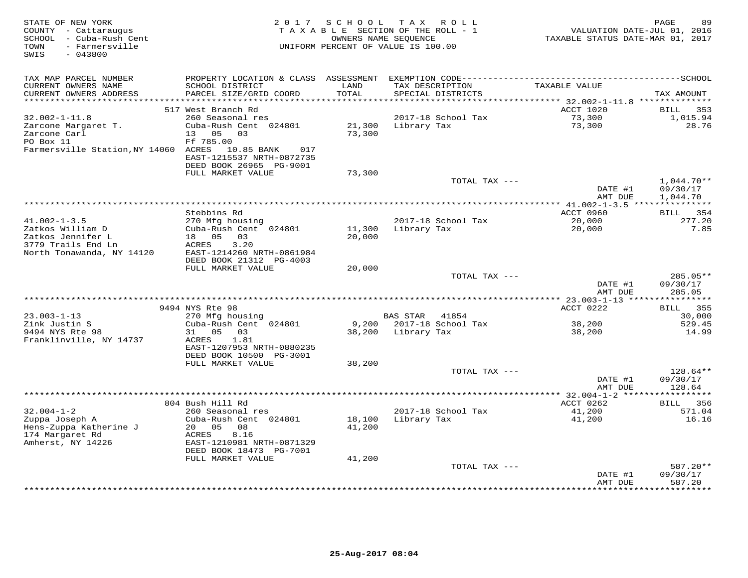STATE OF NEW YORK
COUNTY - Cattaraugus
SCHOOL - Cuba-Rush Cent
TOWN - Farmersville
SWIS - 043800

2017 SCHOOL TAX ROLL
TAXABLE SECTION OF THE ROLL - 1
OWNERS NAME SEQUENCE
UNIFORM PERCENT OF VALUE IS 100.00

VALUATION DATE-JUL 01, 2016
TAXABLE STATUS DATE-MAR 01, 2017

| TAX MAP PARCEL NUMBER / CURRENT OWNERS NAME / CURRENT OWNERS ADDRESS | PROPERTY LOCATION & CLASS / SCHOOL DISTRICT / PARCEL SIZE/GRID COORD | ASSESSMENT LAND / TOTAL | EXEMPTION CODE / TAX DESCRIPTION / SPECIAL DISTRICTS | TAXABLE VALUE | SCHOOL TAX AMOUNT |
|---|---|---|---|---|---|
| 32.002-1-11.8 | 517 West Branch Rd | | | ACCT 1020 | BILL 353 |
| Zarcone Margaret T. | 260 Seasonal res | | 2017-18 School Tax | 73,300 | 1,015.94 |
| Zarcone Carl | Cuba-Rush Cent 024801 | 21,300 | Library Tax | 73,300 | 28.76 |
| PO Box 11 | 13 05 03 | 73,300 | | | |
| Farmersville Station,NY 14060 | Ff 785.00 | | | | |
| | ACRES 10.85 BANK 017 | | | | |
| | EAST-1215537 NRTH-0872735 | | | | |
| | DEED BOOK 26965 PG-9001 | | | | |
| | FULL MARKET VALUE | 73,300 | | | |
| | | | TOTAL TAX --- | | 1,044.70** |
| | | | | DATE #1 | 09/30/17 |
| | | | | AMT DUE | 1,044.70 |
| 41.002-1-3.5 | Stebbins Rd | | | ACCT 0960 | BILL 354 |
| Zatkos William D | 270 Mfg housing | | 2017-18 School Tax | 20,000 | 277.20 |
| Zatkos Jennifer L | Cuba-Rush Cent 024801 | 11,300 | Library Tax | 20,000 | 7.85 |
| 3779 Trails End Ln | 18 05 03 | 20,000 | | | |
| North Tonawanda, NY 14120 | ACRES 3.20 | | | | |
| | EAST-1214260 NRTH-0861984 | | | | |
| | DEED BOOK 21312 PG-4003 | | | | |
| | FULL MARKET VALUE | 20,000 | | | |
| | | | TOTAL TAX --- | | 285.05** |
| | | | | DATE #1 | 09/30/17 |
| | | | | AMT DUE | 285.05 |
| 23.003-1-13 | 9494 NYS Rte 98 | | | ACCT 0222 | BILL 355 |
| Zink Justin S | 270 Mfg housing | | BAS STAR 41854 | | 30,000 |
| 9494 NYS Rte 98 | Cuba-Rush Cent 024801 | 9,200 | 2017-18 School Tax | 38,200 | 529.45 |
| Franklinville, NY 14737 | 31 05 03 | 38,200 | Library Tax | 38,200 | 14.99 |
| | ACRES 1.81 | | | | |
| | EAST-1207953 NRTH-0880235 | | | | |
| | DEED BOOK 10500 PG-3001 | | | | |
| | FULL MARKET VALUE | 38,200 | | | |
| | | | TOTAL TAX --- | | 128.64** |
| | | | | DATE #1 | 09/30/17 |
| | | | | AMT DUE | 128.64 |
| 32.004-1-2 | 804 Bush Hill Rd | | | ACCT 0262 | BILL 356 |
| Zuppa Joseph A | 260 Seasonal res | | 2017-18 School Tax | 41,200 | 571.04 |
| Hens-Zuppa Katherine J | Cuba-Rush Cent 024801 | 18,100 | Library Tax | 41,200 | 16.16 |
| 174 Margaret Rd | 20 05 08 | 41,200 | | | |
| Amherst, NY 14226 | ACRES 8.16 | | | | |
| | EAST-1210981 NRTH-0871329 | | | | |
| | DEED BOOK 18473 PG-7001 | | | | |
| | FULL MARKET VALUE | 41,200 | | | |
| | | | TOTAL TAX --- | | 587.20** |
| | | | | DATE #1 | 09/30/17 |
| | | | | AMT DUE | 587.20 |

25-Aug-2017 08:04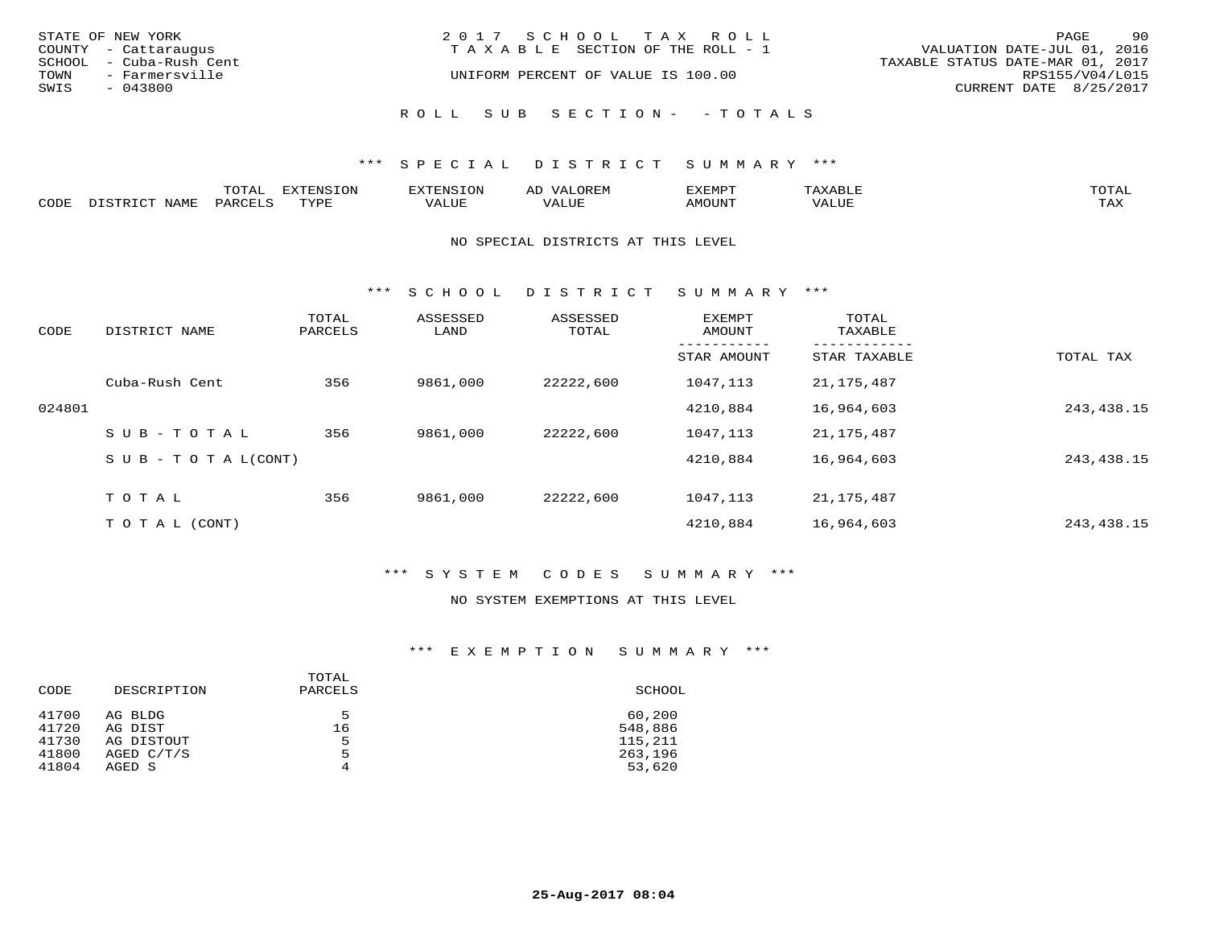STATE OF NEW YORK
COUNTY - Cattaraugus
SCHOOL - Cuba-Rush Cent
TOWN - Farmersville
SWIS - 043800

2017 SCHOOL TAX ROLL
TAXABLE SECTION OF THE ROLL - 1

UNIFORM PERCENT OF VALUE IS 100.00

VALUATION DATE-JUL 01, 2016
TAXABLE STATUS DATE-MAR 01, 2017
RPS155/V04/L015
CURRENT DATE 8/25/2017

ROLL SUB SECTION- - TOTALS

## *** SPECIAL DISTRICT SUMMARY ***

| CODE | DISTRICT NAME | TOTAL PARCELS | EXTENSION TYPE | EXTENSION VALUE | AD VALOREM VALUE | EXEMPT AMOUNT | TAXABLE VALUE | TOTAL TAX |
|---|---|---|---|---|---|---|---|---|

NO SPECIAL DISTRICTS AT THIS LEVEL

## *** SCHOOL DISTRICT SUMMARY ***

| CODE | DISTRICT NAME | TOTAL PARCELS | ASSESSED LAND | ASSESSED TOTAL | EXEMPT AMOUNT / STAR AMOUNT | TOTAL TAXABLE / STAR TAXABLE | TOTAL TAX |
|---|---|---|---|---|---|---|---|
| | Cuba-Rush Cent | 356 | 9861,000 | 22222,600 | 1047,113 | 21,175,487 | |
| 024801 | | | | | 4210,884 | 16,964,603 | 243,438.15 |
| | SUB-TOTAL | 356 | 9861,000 | 22222,600 | 1047,113 | 21,175,487 | |
| | SUB-TOTAL(CONT) | | | | 4210,884 | 16,964,603 | 243,438.15 |
| | TOTAL | 356 | 9861,000 | 22222,600 | 1047,113 | 21,175,487 | |
| | TOTAL (CONT) | | | | 4210,884 | 16,964,603 | 243,438.15 |

## *** SYSTEM CODES SUMMARY ***

NO SYSTEM EXEMPTIONS AT THIS LEVEL

## *** EXEMPTION SUMMARY ***

| CODE | DESCRIPTION | TOTAL PARCELS | SCHOOL |
|---|---|---|---|
| 41700 | AG BLDG | 5 | 60,200 |
| 41720 | AG DIST | 16 | 548,886 |
| 41730 | AG DISTOUT | 5 | 115,211 |
| 41800 | AGED C/T/S | 5 | 263,196 |
| 41804 | AGED S | 4 | 53,620 |

25-Aug-2017 08:04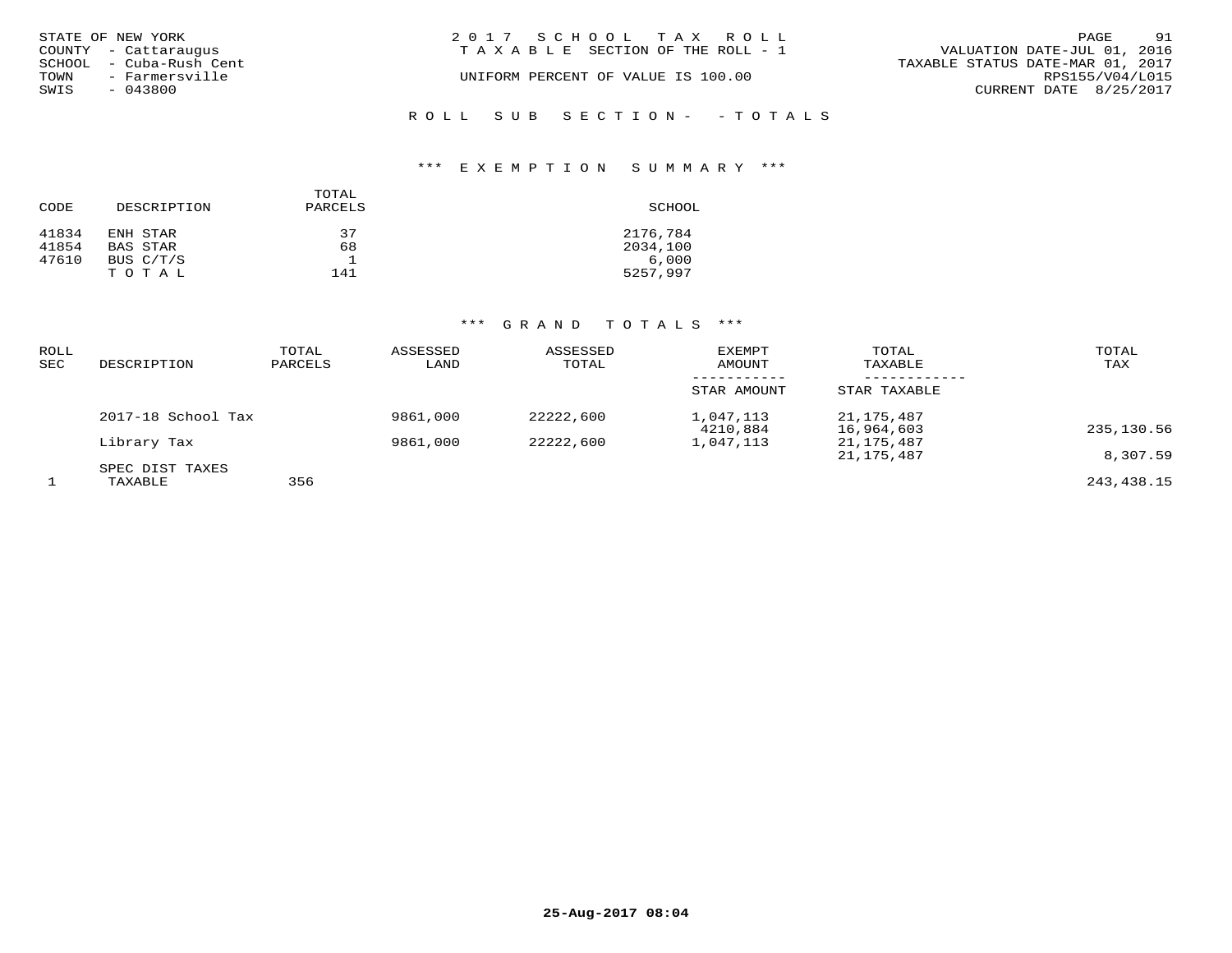STATE OF NEW YORK
COUNTY - Cattaraugus
SCHOOL - Cuba-Rush Cent
TOWN - Farmersville
SWIS - 043800

2 0 1 7 S C H O O L T A X R O L L
T A X A B L E SECTION OF THE ROLL - 1
UNIFORM PERCENT OF VALUE IS 100.00

VALUATION DATE-JUL 01, 2016
TAXABLE STATUS DATE-MAR 01, 2017
RPS155/V04/L015
CURRENT DATE 8/25/2017

R O L L S U B S E C T I O N - - T O T A L S

*** E X E M P T I O N S U M M A R Y ***

| CODE | DESCRIPTION | TOTAL PARCELS | SCHOOL |
|---|---|---|---|
| 41834 | ENH STAR | 37 | 2176,784 |
| 41854 | BAS STAR | 68 | 2034,100 |
| 47610 | BUS C/T/S | 1 | 6,000 |
| | T O T A L | 141 | 5257,997 |

*** G R A N D T O T A L S ***

| ROLL SEC | DESCRIPTION | TOTAL PARCELS | ASSESSED LAND | ASSESSED TOTAL | EXEMPT AMOUNT / STAR AMOUNT | TOTAL TAXABLE / STAR TAXABLE | TOTAL TAX |
|---|---|---|---|---|---|---|---|
| | 2017-18 School Tax | | 9861,000 | 22222,600 | 1,047,113 | 21,175,487 | |
| | | | | | 4210,884 | 16,964,603 | 235,130.56 |
| | Library Tax | | 9861,000 | 22222,600 | 1,047,113 | 21,175,487 | |
| | | | | | | 21,175,487 | 8,307.59 |
| | SPEC DIST TAXES | | | | | | |
| 1 | TAXABLE | 356 | | | | | 243,438.15 |

25-Aug-2017 08:04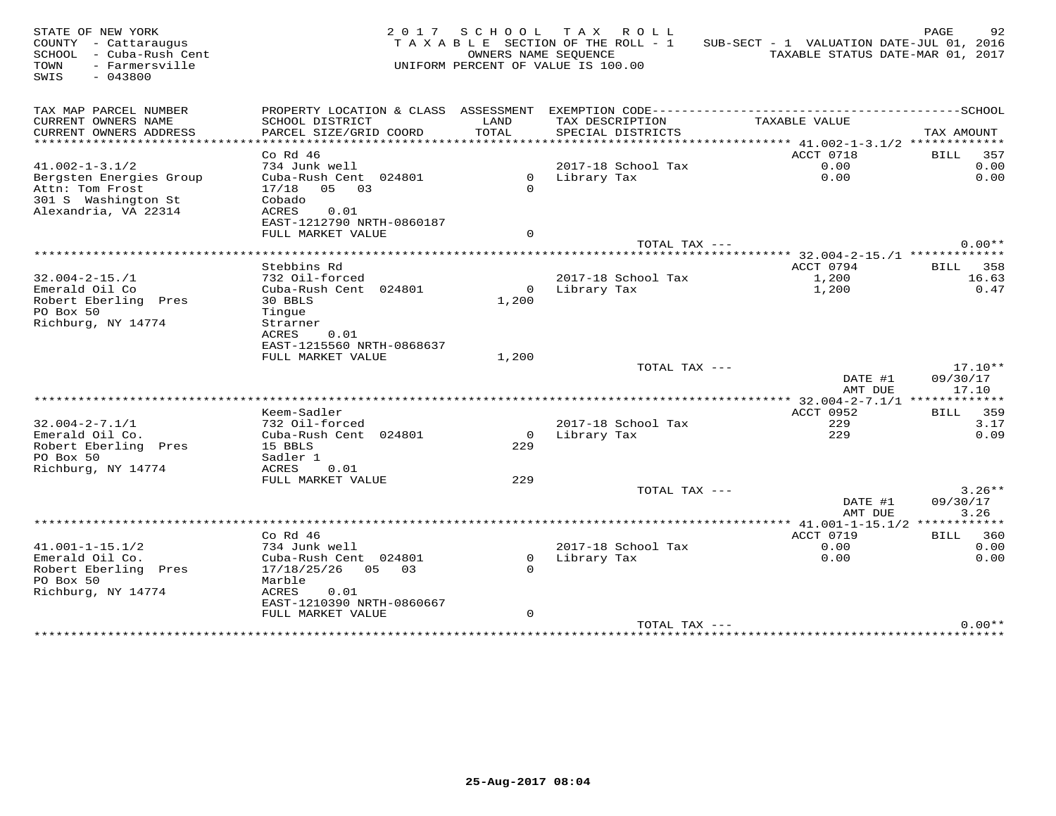STATE OF NEW YORK
COUNTY - Cattaraugus
SCHOOL - Cuba-Rush Cent
TOWN - Farmersville
SWIS - 043800

2017 SCHOOL TAX ROLL
TAXABLE SECTION OF THE ROLL - 1
OWNERS NAME SEQUENCE
UNIFORM PERCENT OF VALUE IS 100.00

SUB-SECT - 1 VALUATION DATE-JUL 01, 2016
TAXABLE STATUS DATE-MAR 01, 2017

| TAX MAP PARCEL NUMBER / CURRENT OWNERS NAME / CURRENT OWNERS ADDRESS | PROPERTY LOCATION & CLASS / SCHOOL DISTRICT / PARCEL SIZE/GRID COORD | ASSESSMENT LAND / TOTAL | EXEMPTION CODE / TAX DESCRIPTION / SPECIAL DISTRICTS | TAXABLE VALUE | SCHOOL TAX AMOUNT |
|---|---|---|---|---|---|
| **41.002-1-3.1/2** | Co Rd 46 | | | ACCT 0718 | BILL 357 |
| 41.002-1-3.1/2 | 734 Junk well | | 2017-18 School Tax | 0.00 | 0.00 |
| Bergsten Energies Group | Cuba-Rush Cent 024801 | 0 | Library Tax | 0.00 | 0.00 |
| Attn: Tom Frost | 17/18 05 03 | 0 | | | |
| 301 S Washington St | Cobado | | | | |
| Alexandria, VA 22314 | ACRES 0.01 | | | | |
| | EAST-1212790 NRTH-0860187 | | | | |
| | FULL MARKET VALUE | 0 | | | |
| | | | TOTAL TAX --- | | 0.00** |
| **32.004-2-15./1** | Stebbins Rd | | | ACCT 0794 | BILL 358 |
| 32.004-2-15./1 | 732 Oil-forced | | 2017-18 School Tax | 1,200 | 16.63 |
| Emerald Oil Co | Cuba-Rush Cent 024801 | 0 | Library Tax | 1,200 | 0.47 |
| Robert Eberling Pres | 30 BBLS | 1,200 | | | |
| PO Box 50 | Tingue | | | | |
| Richburg, NY 14774 | Strarner | | | | |
| | ACRES 0.01 | | | | |
| | EAST-1215560 NRTH-0868637 | | | | |
| | FULL MARKET VALUE | 1,200 | | | |
| | | | TOTAL TAX --- | | 17.10** |
| | | | | DATE #1 | 09/30/17 |
| | | | | AMT DUE | 17.10 |
| **32.004-2-7.1/1** | Keem-Sadler | | | ACCT 0952 | BILL 359 |
| 32.004-2-7.1/1 | 732 Oil-forced | | 2017-18 School Tax | 229 | 3.17 |
| Emerald Oil Co. | Cuba-Rush Cent 024801 | 0 | Library Tax | 229 | 0.09 |
| Robert Eberling Pres | 15 BBLS | 229 | | | |
| PO Box 50 | Sadler 1 | | | | |
| Richburg, NY 14774 | ACRES 0.01 | | | | |
| | FULL MARKET VALUE | 229 | | | |
| | | | TOTAL TAX --- | | 3.26** |
| | | | | DATE #1 | 09/30/17 |
| | | | | AMT DUE | 3.26 |
| **41.001-1-15.1/2** | Co Rd 46 | | | ACCT 0719 | BILL 360 |
| 41.001-1-15.1/2 | 734 Junk well | | 2017-18 School Tax | 0.00 | 0.00 |
| Emerald Oil Co. | Cuba-Rush Cent 024801 | 0 | Library Tax | 0.00 | 0.00 |
| Robert Eberling Pres | 17/18/25/26 05 03 | 0 | | | |
| PO Box 50 | Marble | | | | |
| Richburg, NY 14774 | ACRES 0.01 | | | | |
| | EAST-1210390 NRTH-0860667 | | | | |
| | FULL MARKET VALUE | 0 | | | |
| | | | TOTAL TAX --- | | 0.00** |

25-Aug-2017 08:04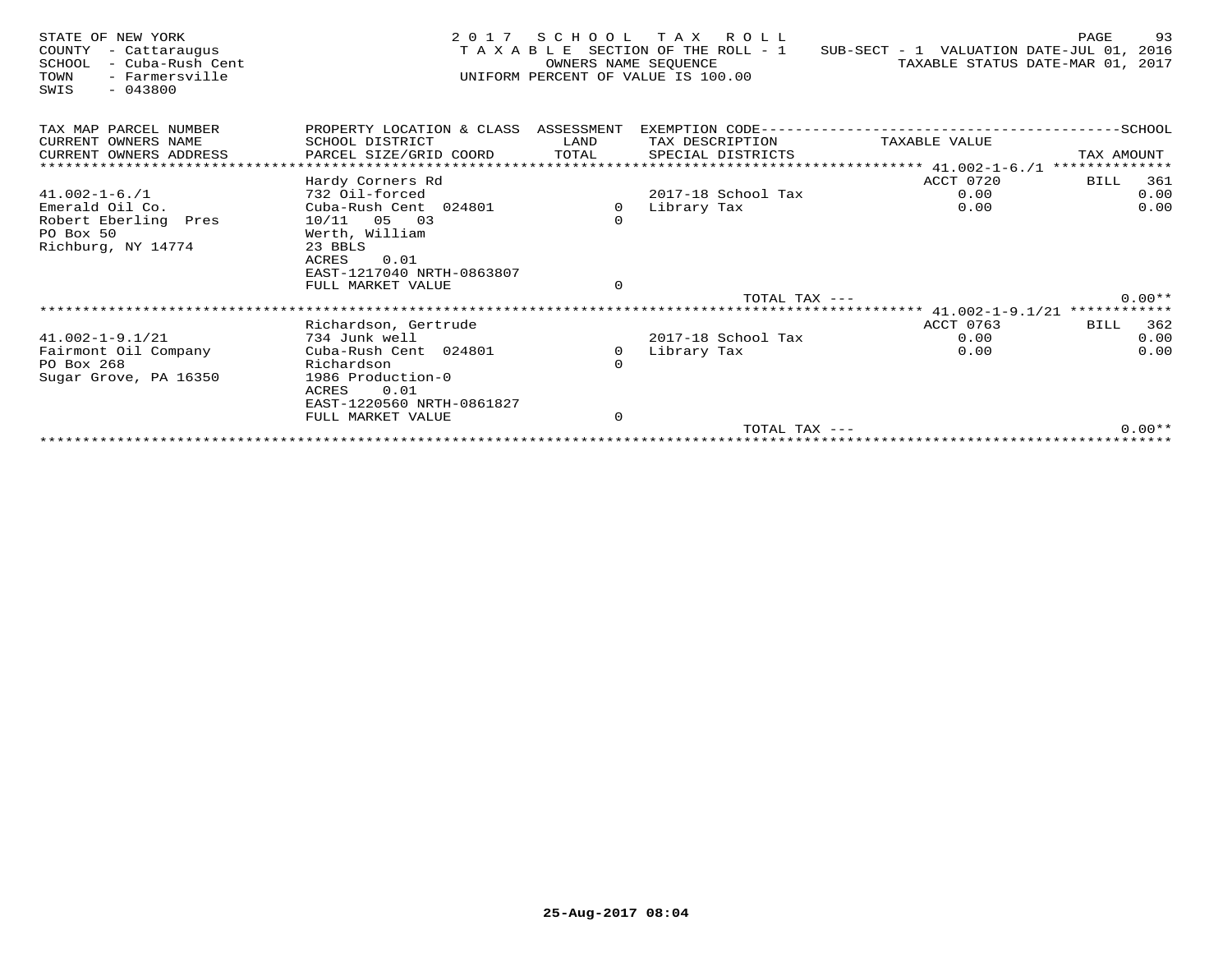STATE OF NEW YORK
COUNTY - Cattaraugus
SCHOOL - Cuba-Rush Cent
TOWN - Farmersville
SWIS - 043800

2 0 1 7 S C H O O L T A X R O L L
T A X A B L E SECTION OF THE ROLL - 1
OWNERS NAME SEQUENCE
UNIFORM PERCENT OF VALUE IS 100.00

SUB-SECT - 1 VALUATION DATE-JUL 01, 2016
TAXABLE STATUS DATE-MAR 01, 2017

| TAX MAP PARCEL NUMBER<br>CURRENT OWNERS NAME<br>CURRENT OWNERS ADDRESS | PROPERTY LOCATION & CLASS<br>SCHOOL DISTRICT<br>PARCEL SIZE/GRID COORD | ASSESSMENT<br>LAND<br>TOTAL | EXEMPTION CODE-----SCHOOL<br>TAX DESCRIPTION<br>SPECIAL DISTRICTS | TAXABLE VALUE | TAX AMOUNT |
|---|---|---|---|---|---|
| 41.002-1-6./1 | Hardy Corners Rd | | | ACCT 0720 | BILL 361 |
| | 732 Oil-forced | | 2017-18 School Tax | 0.00 | 0.00 |
| Emerald Oil Co. | Cuba-Rush Cent 024801 | 0 | Library Tax | 0.00 | 0.00 |
| Robert Eberling Pres | 10/11 05 03 | 0 | | | |
| PO Box 50 | Werth, William | | | | |
| Richburg, NY 14774 | 23 BBLS | | | | |
| | ACRES 0.01 | | | | |
| | EAST-1217040 NRTH-0863807 | | | | |
| | FULL MARKET VALUE | 0 | | | |
| | | | TOTAL TAX --- | | 0.00** |
| 41.002-1-9.1/21 | Richardson, Gertrude | | | ACCT 0763 | BILL 362 |
| | 734 Junk well | | 2017-18 School Tax | 0.00 | 0.00 |
| Fairmont Oil Company | Cuba-Rush Cent 024801 | 0 | Library Tax | 0.00 | 0.00 |
| PO Box 268 | Richardson | 0 | | | |
| Sugar Grove, PA 16350 | 1986 Production-0 | | | | |
| | ACRES 0.01 | | | | |
| | EAST-1220560 NRTH-0861827 | | | | |
| | FULL MARKET VALUE | 0 | | | |
| | | | TOTAL TAX --- | | 0.00** |

25-Aug-2017 08:04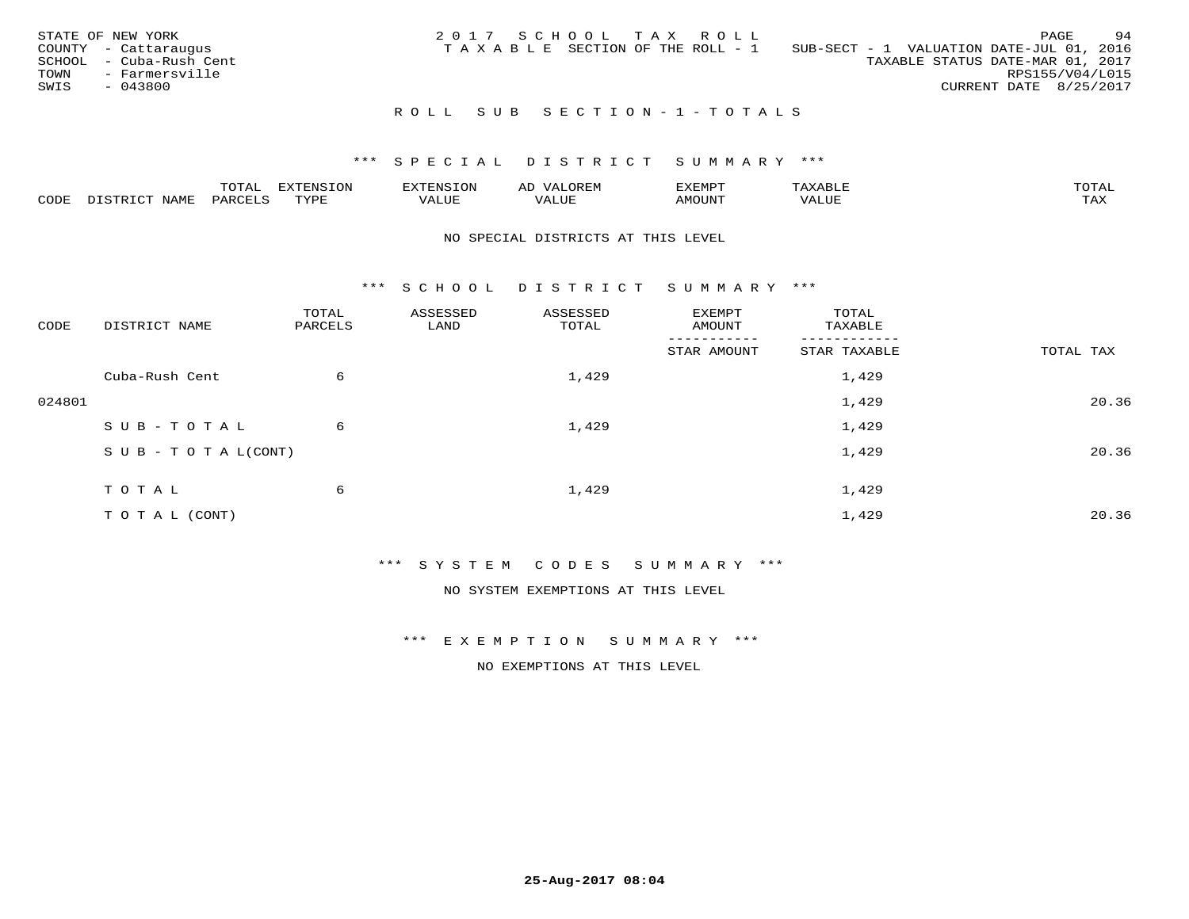STATE OF NEW YORK
COUNTY - Cattaraugus
SCHOOL - Cuba-Rush Cent
TOWN - Farmersville
SWIS - 043800

2017 SCHOOL TAX ROLL
TAXABLE SECTION OF THE ROLL - 1

SUB-SECT - 1 VALUATION DATE-JUL 01, 2016
TAXABLE STATUS DATE-MAR 01, 2017
RPS155/V04/L015
CURRENT DATE 8/25/2017

## ROLL SUB SECTION - 1 - TOTALS

### *** SPECIAL DISTRICT SUMMARY ***

| CODE | DISTRICT NAME | TOTAL PARCELS | EXTENSION TYPE | EXTENSION VALUE | AD VALOREM VALUE | EXEMPT AMOUNT | TAXABLE VALUE | TOTAL TAX |
|---|---|---|---|---|---|---|---|---|

NO SPECIAL DISTRICTS AT THIS LEVEL

### *** SCHOOL DISTRICT SUMMARY ***

| CODE | DISTRICT NAME | TOTAL PARCELS | ASSESSED LAND | ASSESSED TOTAL | EXEMPT AMOUNT / STAR AMOUNT | TOTAL TAXABLE / STAR TAXABLE | TOTAL TAX |
|---|---|---|---|---|---|---|---|
| | Cuba-Rush Cent | 6 | | 1,429 | | 1,429 | |
| 024801 | | | | | | 1,429 | 20.36 |
| | SUB-TOTAL | 6 | | 1,429 | | 1,429 | |
| | SUB-TOTAL(CONT) | | | | | 1,429 | 20.36 |
| | TOTAL | 6 | | 1,429 | | 1,429 | |
| | TOTAL (CONT) | | | | | 1,429 | 20.36 |

### *** SYSTEM CODES SUMMARY ***

NO SYSTEM EXEMPTIONS AT THIS LEVEL

### *** EXEMPTION SUMMARY ***

NO EXEMPTIONS AT THIS LEVEL

25-Aug-2017 08:04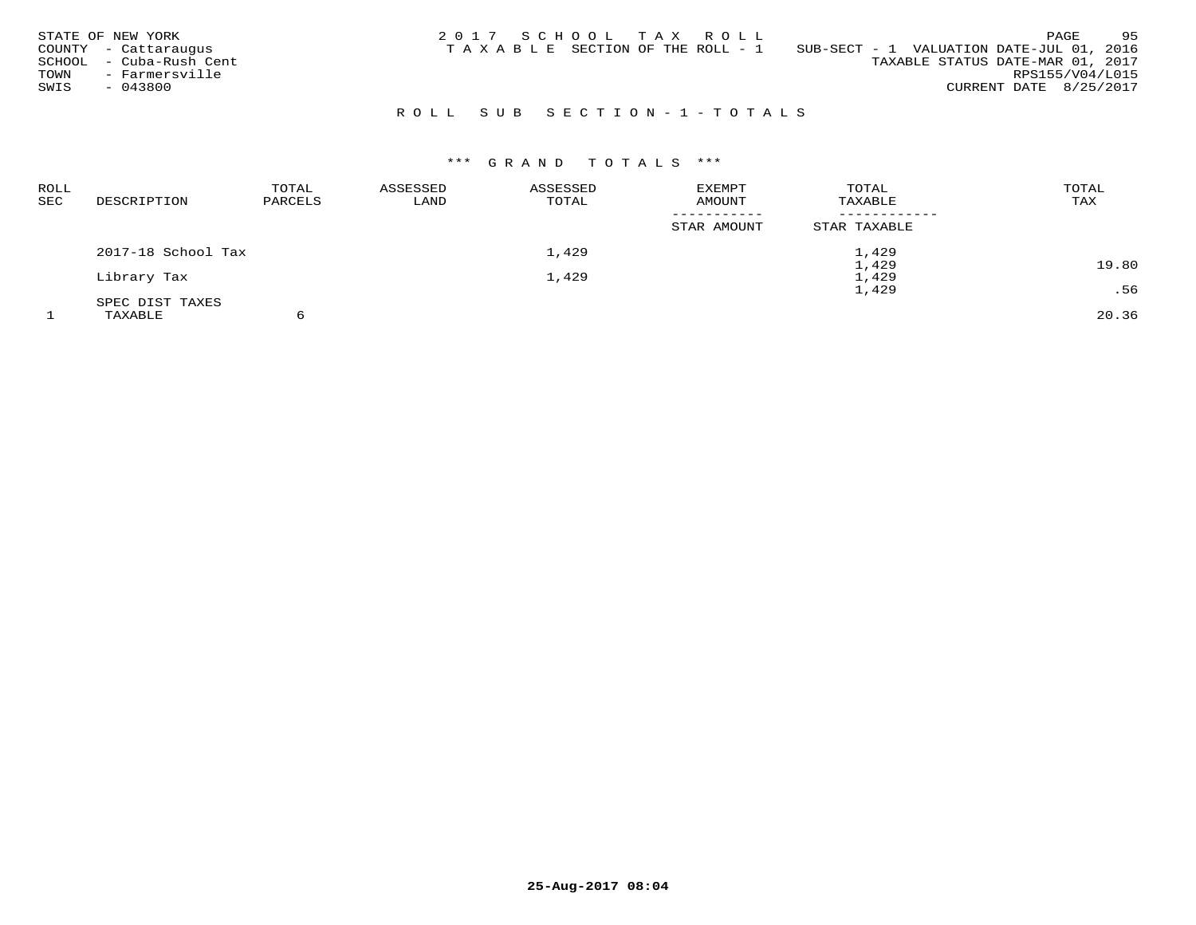STATE OF NEW YORK
COUNTY - Cattaraugus
SCHOOL - Cuba-Rush Cent
TOWN - Farmersville
SWIS - 043800

2017 SCHOOL TAX ROLL
TAXABLE SECTION OF THE ROLL - 1

SUB-SECT - 1 VALUATION DATE-JUL 01, 2016
TAXABLE STATUS DATE-MAR 01, 2017
RPS155/V04/L015
CURRENT DATE 8/25/2017

## ROLL SUB SECTION-1-TOTALS

### *** GRAND TOTALS ***

| ROLL SEC | DESCRIPTION | TOTAL PARCELS | ASSESSED LAND | ASSESSED TOTAL | EXEMPT AMOUNT / STAR AMOUNT | TOTAL TAXABLE / STAR TAXABLE | TOTAL TAX |
|---|---|---|---|---|---|---|---|
| | 2017-18 School Tax | | | 1,429 | | 1,429<br>1,429 | 19.80 |
| | Library Tax | | | 1,429 | | 1,429<br>1,429 | .56 |
| | SPEC DIST TAXES | | | | | | |
| 1 | TAXABLE | 6 | | | | | 20.36 |

25-Aug-2017 08:04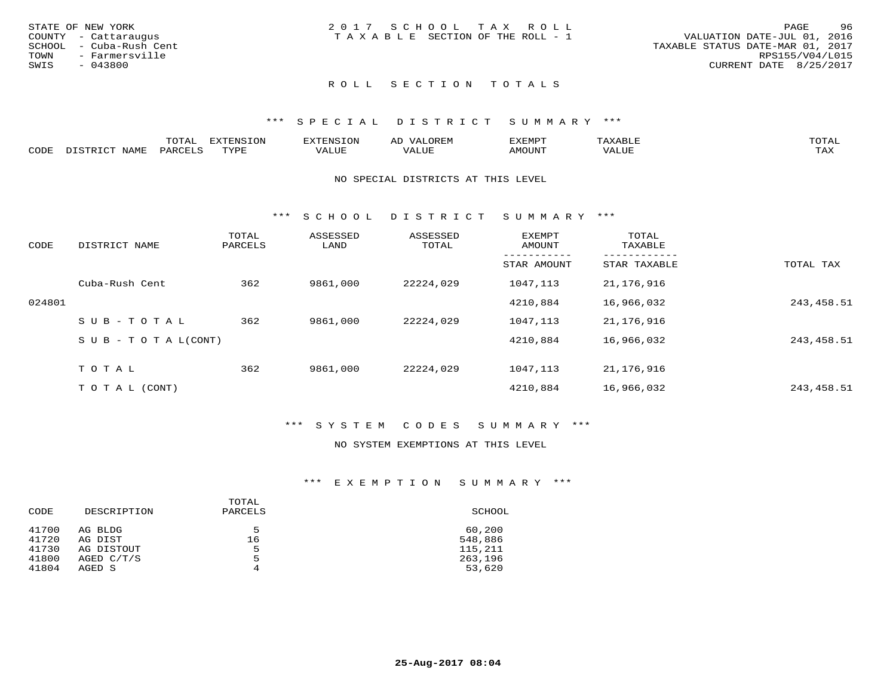STATE OF NEW YORK
COUNTY - Cattaraugus
SCHOOL - Cuba-Rush Cent
TOWN - Farmersville
SWIS - 043800

2017 SCHOOL TAX ROLL
TAXABLE SECTION OF THE ROLL - 1

VALUATION DATE-JUL 01, 2016
TAXABLE STATUS DATE-MAR 01, 2017
RPS155/V04/L015
CURRENT DATE 8/25/2017

## ROLL SECTION TOTALS

### *** SPECIAL DISTRICT SUMMARY ***

| CODE | DISTRICT NAME | TOTAL PARCELS | EXTENSION TYPE | EXTENSION VALUE | AD VALOREM VALUE | EXEMPT AMOUNT | TAXABLE VALUE | TOTAL TAX |
|---|---|---|---|---|---|---|---|---|

NO SPECIAL DISTRICTS AT THIS LEVEL

### *** SCHOOL DISTRICT SUMMARY ***

| CODE | DISTRICT NAME | TOTAL PARCELS | ASSESSED LAND | ASSESSED TOTAL | EXEMPT AMOUNT / STAR AMOUNT | TOTAL TAXABLE / STAR TAXABLE | TOTAL TAX |
|---|---|---|---|---|---|---|---|
| | Cuba-Rush Cent | 362 | 9861,000 | 22224,029 | 1047,113 | 21,176,916 | |
| 024801 | | | | | 4210,884 | 16,966,032 | 243,458.51 |
| | SUB-TOTAL | 362 | 9861,000 | 22224,029 | 1047,113 | 21,176,916 | |
| | SUB-TOTAL(CONT) | | | | 4210,884 | 16,966,032 | 243,458.51 |
| | TOTAL | 362 | 9861,000 | 22224,029 | 1047,113 | 21,176,916 | |
| | TOTAL (CONT) | | | | 4210,884 | 16,966,032 | 243,458.51 |

### *** SYSTEM CODES SUMMARY ***

NO SYSTEM EXEMPTIONS AT THIS LEVEL

### *** EXEMPTION SUMMARY ***

| CODE | DESCRIPTION | TOTAL PARCELS | SCHOOL |
|---|---|---|---|
| 41700 | AG BLDG | 5 | 60,200 |
| 41720 | AG DIST | 16 | 548,886 |
| 41730 | AG DISTOUT | 5 | 115,211 |
| 41800 | AGED C/T/S | 5 | 263,196 |
| 41804 | AGED S | 4 | 53,620 |

25-Aug-2017 08:04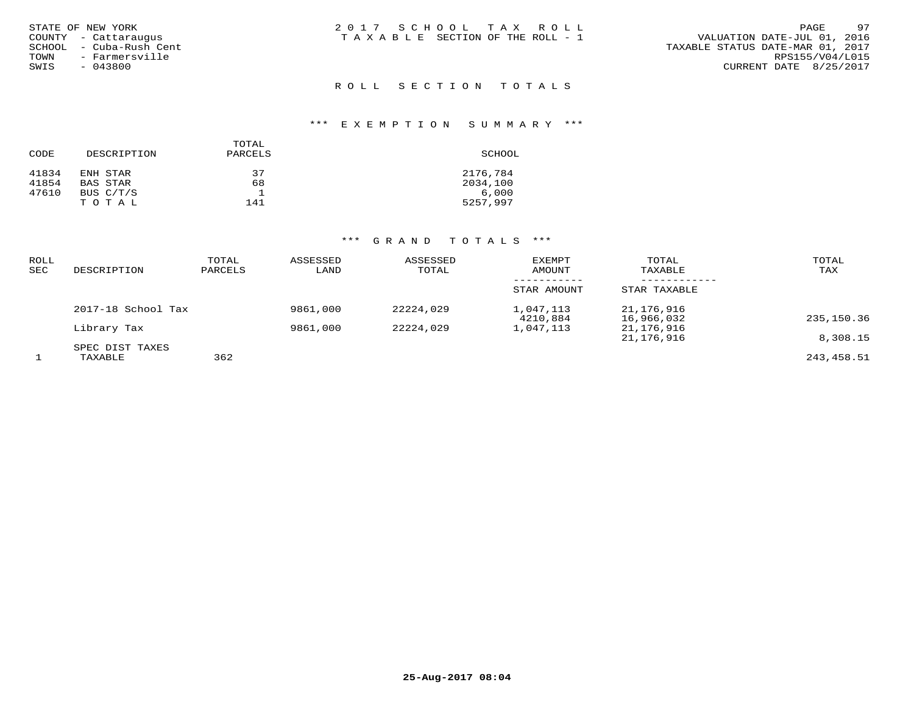STATE OF NEW YORK
COUNTY - Cattaraugus
SCHOOL - Cuba-Rush Cent
TOWN - Farmersville
SWIS - 043800

2 0 1 7 S C H O O L T A X R O L L
T A X A B L E SECTION OF THE ROLL - 1

VALUATION DATE-JUL 01, 2016
TAXABLE STATUS DATE-MAR 01, 2017
RPS155/V04/L015
CURRENT DATE 8/25/2017

## R O L L S E C T I O N T O T A L S

### \*\*\* E X E M P T I O N S U M M A R Y \*\*\*

| CODE | DESCRIPTION | TOTAL PARCELS | SCHOOL |
|---|---|---|---|
| 41834 | ENH STAR | 37 | 2176,784 |
| 41854 | BAS STAR | 68 | 2034,100 |
| 47610 | BUS C/T/S | 1 | 6,000 |
| | T O T A L | 141 | 5257,997 |

### \*\*\* G R A N D T O T A L S \*\*\*

| ROLL SEC | DESCRIPTION | TOTAL PARCELS | ASSESSED LAND | ASSESSED TOTAL | EXEMPT AMOUNT / STAR AMOUNT | TOTAL TAXABLE / STAR TAXABLE | TOTAL TAX |
|---|---|---|---|---|---|---|---|
| | 2017-18 School Tax | | 9861,000 | 22224,029 | 1,047,113 | 21,176,916 | |
| | | | | | 4210,884 | 16,966,032 | 235,150.36 |
| | Library Tax | | 9861,000 | 22224,029 | 1,047,113 | 21,176,916 | |
| | | | | | | 21,176,916 | 8,308.15 |
| | SPEC DIST TAXES | | | | | | |
| 1 | TAXABLE | 362 | | | | | 243,458.51 |

25-Aug-2017 08:04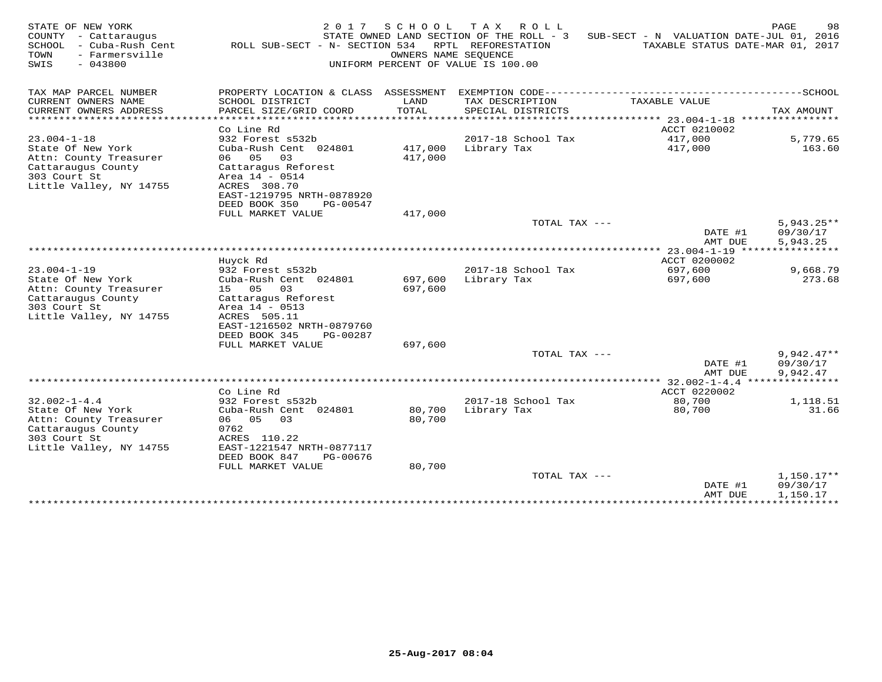STATE OF NEW YORK
COUNTY - Cattaraugus
SCHOOL - Cuba-Rush Cent
TOWN - Farmersville
SWIS - 043800

2017 SCHOOL TAX ROLL
STATE OWNED LAND SECTION OF THE ROLL - 3 SUB-SECT - N VALUATION DATE-JUL 01, 2016
ROLL SUB-SECT - N- SECTION 534 RPTL REFORESTATION TAXABLE STATUS DATE-MAR 01, 2017
OWNERS NAME SEQUENCE
UNIFORM PERCENT OF VALUE IS 100.00

| TAX MAP PARCEL NUMBER / CURRENT OWNERS NAME / CURRENT OWNERS ADDRESS | PROPERTY LOCATION & CLASS / SCHOOL DISTRICT / PARCEL SIZE/GRID COORD | ASSESSMENT LAND / TOTAL | EXEMPTION CODE / TAX DESCRIPTION / SPECIAL DISTRICTS | TAXABLE VALUE | TAX AMOUNT |
|---|---|---|---|---|---|
| 23.004-1-18 | Co Line Rd | | | ACCT 0210002 | |
| State Of New York | 932 Forest s532b | | 2017-18 School Tax | 417,000 | 5,779.65 |
| Attn: County Treasurer | Cuba-Rush Cent 024801 | 417,000 | Library Tax | 417,000 | 163.60 |
| Cattaraugus County | 06 05 03 | 417,000 | | | |
| 303 Court St | Cattaragus Reforest | | | | |
| Little Valley, NY 14755 | Area 14 - 0514 | | | | |
| | ACRES 308.70 | | | | |
| | EAST-1219795 NRTH-0878920 | | | | |
| | DEED BOOK 350 PG-00547 | | | | |
| | FULL MARKET VALUE | 417,000 | | | |
| | | | TOTAL TAX --- | | 5,943.25** |
| | | | | DATE #1 | 09/30/17 |
| | | | | AMT DUE | 5,943.25 |
| 23.004-1-19 | Huyck Rd | | | ACCT 0200002 | |
| State Of New York | 932 Forest s532b | | 2017-18 School Tax | 697,600 | 9,668.79 |
| Attn: County Treasurer | Cuba-Rush Cent 024801 | 697,600 | Library Tax | 697,600 | 273.68 |
| Cattaraugus County | 15 05 03 | 697,600 | | | |
| 303 Court St | Cattaragus Reforest | | | | |
| Little Valley, NY 14755 | Area 14 - 0513 | | | | |
| | ACRES 505.11 | | | | |
| | EAST-1216502 NRTH-0879760 | | | | |
| | DEED BOOK 345 PG-00287 | | | | |
| | FULL MARKET VALUE | 697,600 | | | |
| | | | TOTAL TAX --- | | 9,942.47** |
| | | | | DATE #1 | 09/30/17 |
| | | | | AMT DUE | 9,942.47 |
| 32.002-1-4.4 | Co Line Rd | | | ACCT 0220002 | |
| State Of New York | 932 Forest s532b | | 2017-18 School Tax | 80,700 | 1,118.51 |
| Attn: County Treasurer | Cuba-Rush Cent 024801 | 80,700 | Library Tax | 80,700 | 31.66 |
| Cattaraugus County | 06 05 03 | 80,700 | | | |
| 303 Court St | 0762 | | | | |
| Little Valley, NY 14755 | ACRES 110.22 | | | | |
| | EAST-1221547 NRTH-0877117 | | | | |
| | DEED BOOK 847 PG-00676 | | | | |
| | FULL MARKET VALUE | 80,700 | | | |
| | | | TOTAL TAX --- | | 1,150.17** |
| | | | | DATE #1 | 09/30/17 |
| | | | | AMT DUE | 1,150.17 |

25-Aug-2017 08:04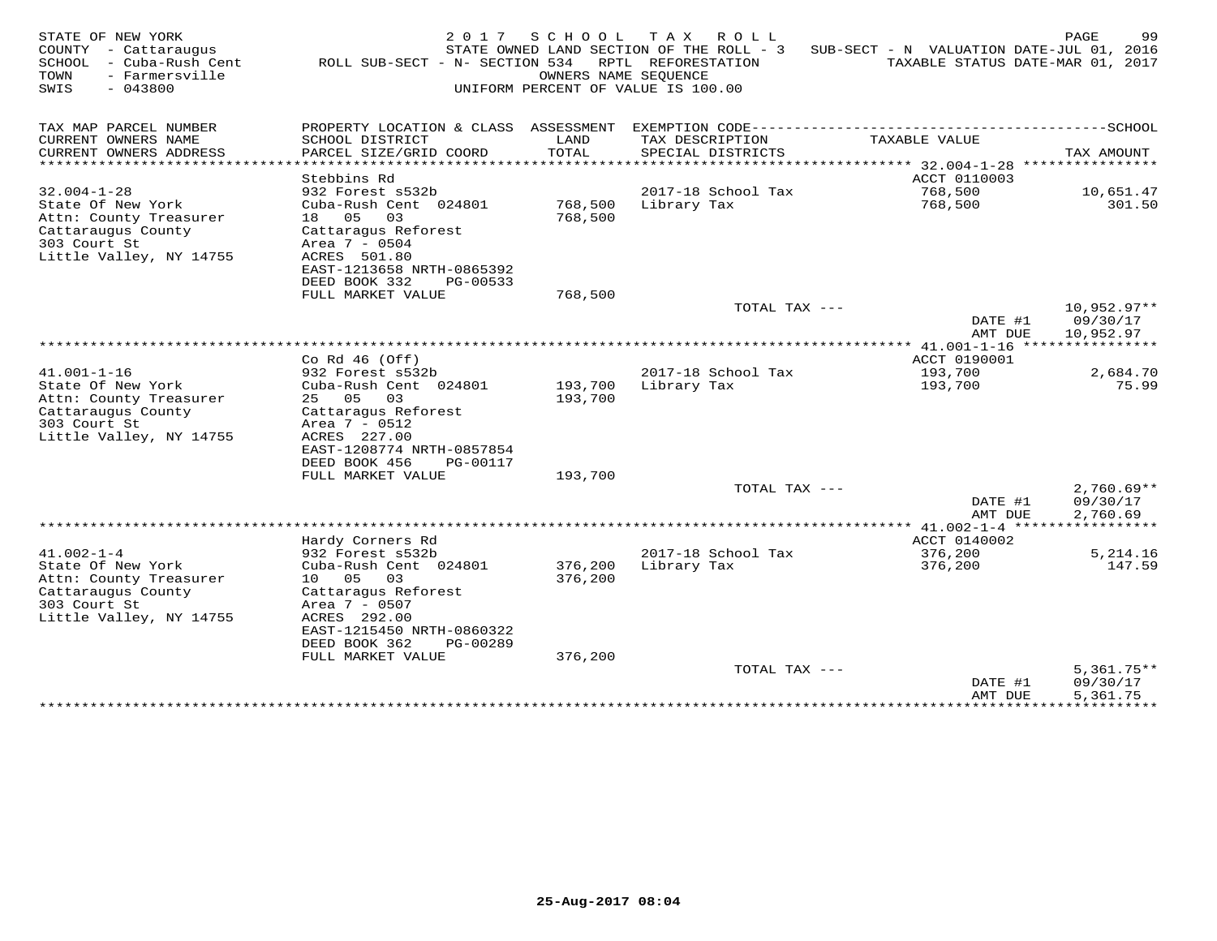STATE OF NEW YORK
COUNTY - Cattaraugus
SCHOOL - Cuba-Rush Cent
TOWN - Farmersville
SWIS - 043800

2 0 1 7 S C H O O L T A X R O L L
STATE OWNED LAND SECTION OF THE ROLL - 3 SUB-SECT - N VALUATION DATE-JUL 01, 2016
ROLL SUB-SECT - N- SECTION 534 RPTL REFORESTATION TAXABLE STATUS DATE-MAR 01, 2017
OWNERS NAME SEQUENCE
UNIFORM PERCENT OF VALUE IS 100.00

| TAX MAP PARCEL NUMBER / CURRENT OWNERS NAME / CURRENT OWNERS ADDRESS | PROPERTY LOCATION & CLASS / SCHOOL DISTRICT / PARCEL SIZE/GRID COORD | ASSESSMENT LAND / TOTAL | EXEMPTION CODE / TAX DESCRIPTION / SPECIAL DISTRICTS | TAXABLE VALUE | SCHOOL TAX AMOUNT |
|---|---|---|---|---|---|
| | Stebbins Rd | | | ACCT 0110003 | |
| 32.004-1-28 | 932 Forest s532b | | 2017-18 School Tax | 768,500 | 10,651.47 |
| State Of New York | Cuba-Rush Cent 024801 | 768,500 | Library Tax | 768,500 | 301.50 |
| Attn: County Treasurer | 18 05 03 | 768,500 | | | |
| Cattaraugus County | Cattaragus Reforest | | | | |
| 303 Court St | Area 7 - 0504 | | | | |
| Little Valley, NY 14755 | ACRES 501.80 | | | | |
| | EAST-1213658 NRTH-0865392 | | | | |
| | DEED BOOK 332 PG-00533 | | | | |
| | FULL MARKET VALUE | 768,500 | | | |
| | | | TOTAL TAX --- | | 10,952.97** |
| | | | | DATE #1 | 09/30/17 |
| | | | | AMT DUE | 10,952.97 |
| | Co Rd 46 (Off) | | | ACCT 0190001 | |
| 41.001-1-16 | 932 Forest s532b | | 2017-18 School Tax | 193,700 | 2,684.70 |
| State Of New York | Cuba-Rush Cent 024801 | 193,700 | Library Tax | 193,700 | 75.99 |
| Attn: County Treasurer | 25 05 03 | 193,700 | | | |
| Cattaraugus County | Cattaragus Reforest | | | | |
| 303 Court St | Area 7 - 0512 | | | | |
| Little Valley, NY 14755 | ACRES 227.00 | | | | |
| | EAST-1208774 NRTH-0857854 | | | | |
| | DEED BOOK 456 PG-00117 | | | | |
| | FULL MARKET VALUE | 193,700 | | | |
| | | | TOTAL TAX --- | | 2,760.69** |
| | | | | DATE #1 | 09/30/17 |
| | | | | AMT DUE | 2,760.69 |
| | Hardy Corners Rd | | | ACCT 0140002 | |
| 41.002-1-4 | 932 Forest s532b | | 2017-18 School Tax | 376,200 | 5,214.16 |
| State Of New York | Cuba-Rush Cent 024801 | 376,200 | Library Tax | 376,200 | 147.59 |
| Attn: County Treasurer | 10 05 03 | 376,200 | | | |
| Cattaraugus County | Cattaragus Reforest | | | | |
| 303 Court St | Area 7 - 0507 | | | | |
| Little Valley, NY 14755 | ACRES 292.00 | | | | |
| | EAST-1215450 NRTH-0860322 | | | | |
| | DEED BOOK 362 PG-00289 | | | | |
| | FULL MARKET VALUE | 376,200 | | | |
| | | | TOTAL TAX --- | | 5,361.75** |
| | | | | DATE #1 | 09/30/17 |
| | | | | AMT DUE | 5,361.75 |

25-Aug-2017 08:04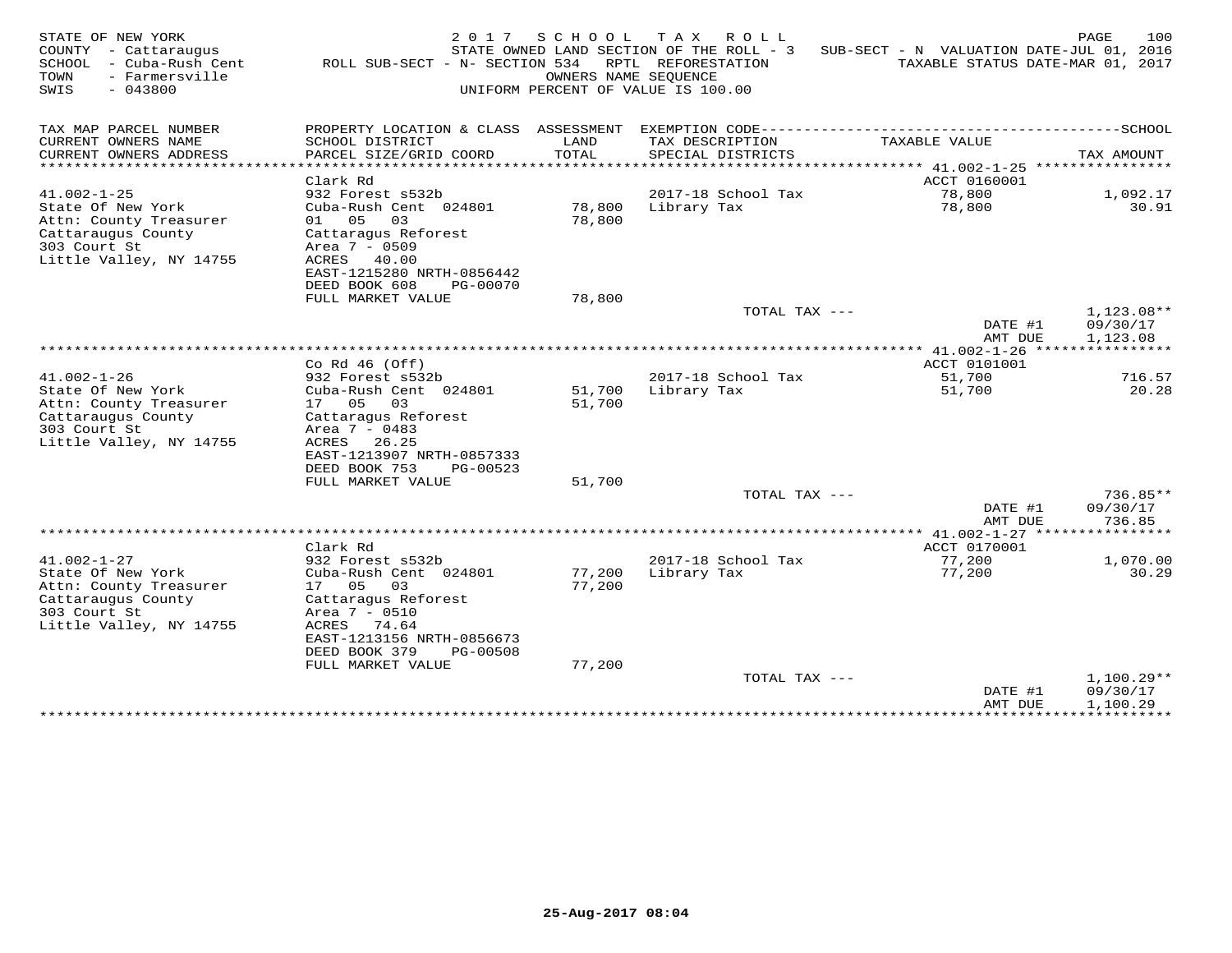STATE OF NEW YORK
COUNTY - Cattaraugus
SCHOOL - Cuba-Rush Cent
TOWN - Farmersville
SWIS - 043800

2017 SCHOOL TAX ROLL
STATE OWNED LAND SECTION OF THE ROLL - 3 SUB-SECT - N VALUATION DATE-JUL 01, 2016
ROLL SUB-SECT - N- SECTION 534 RPTL REFORESTATION TAXABLE STATUS DATE-MAR 01, 2017
OWNERS NAME SEQUENCE
UNIFORM PERCENT OF VALUE IS 100.00

| TAX MAP PARCEL NUMBER / CURRENT OWNERS NAME / CURRENT OWNERS ADDRESS | PROPERTY LOCATION & CLASS / SCHOOL DISTRICT / PARCEL SIZE/GRID COORD | ASSESSMENT LAND / TOTAL | EXEMPTION CODE / TAX DESCRIPTION / SPECIAL DISTRICTS | TAXABLE VALUE | TAX AMOUNT |
|---|---|---|---|---|---|
| 41.002-1-25 | Clark Rd | | | ACCT 0160001 | |
| 41.002-1-25 | 932 Forest s532b | | 2017-18 School Tax | 78,800 | 1,092.17 |
| State Of New York | Cuba-Rush Cent 024801 | 78,800 | Library Tax | 78,800 | 30.91 |
| Attn: County Treasurer | 01 05 03 | 78,800 | | | |
| Cattaraugus County | Cattaragus Reforest | | | | |
| 303 Court St | Area 7 - 0509 | | | | |
| Little Valley, NY 14755 | ACRES 40.00 | | | | |
| | EAST-1215280 NRTH-0856442 | | | | |
| | DEED BOOK 608 PG-00070 | | | | |
| | FULL MARKET VALUE | 78,800 | | | |
| | | | TOTAL TAX --- | | 1,123.08** |
| | | | | DATE #1 | 09/30/17 |
| | | | | AMT DUE | 1,123.08 |
| 41.002-1-26 | Co Rd 46 (Off) | | | ACCT 0101001 | |
| 41.002-1-26 | 932 Forest s532b | | 2017-18 School Tax | 51,700 | 716.57 |
| State Of New York | Cuba-Rush Cent 024801 | 51,700 | Library Tax | 51,700 | 20.28 |
| Attn: County Treasurer | 17 05 03 | 51,700 | | | |
| Cattaraugus County | Cattaragus Reforest | | | | |
| 303 Court St | Area 7 - 0483 | | | | |
| Little Valley, NY 14755 | ACRES 26.25 | | | | |
| | EAST-1213907 NRTH-0857333 | | | | |
| | DEED BOOK 753 PG-00523 | | | | |
| | FULL MARKET VALUE | 51,700 | | | |
| | | | TOTAL TAX --- | | 736.85** |
| | | | | DATE #1 | 09/30/17 |
| | | | | AMT DUE | 736.85 |
| 41.002-1-27 | Clark Rd | | | ACCT 0170001 | |
| 41.002-1-27 | 932 Forest s532b | | 2017-18 School Tax | 77,200 | 1,070.00 |
| State Of New York | Cuba-Rush Cent 024801 | 77,200 | Library Tax | 77,200 | 30.29 |
| Attn: County Treasurer | 17 05 03 | 77,200 | | | |
| Cattaraugus County | Cattaragus Reforest | | | | |
| 303 Court St | Area 7 - 0510 | | | | |
| Little Valley, NY 14755 | ACRES 74.64 | | | | |
| | EAST-1213156 NRTH-0856673 | | | | |
| | DEED BOOK 379 PG-00508 | | | | |
| | FULL MARKET VALUE | 77,200 | | | |
| | | | TOTAL TAX --- | | 1,100.29** |
| | | | | DATE #1 | 09/30/17 |
| | | | | AMT DUE | 1,100.29 |

25-Aug-2017 08:04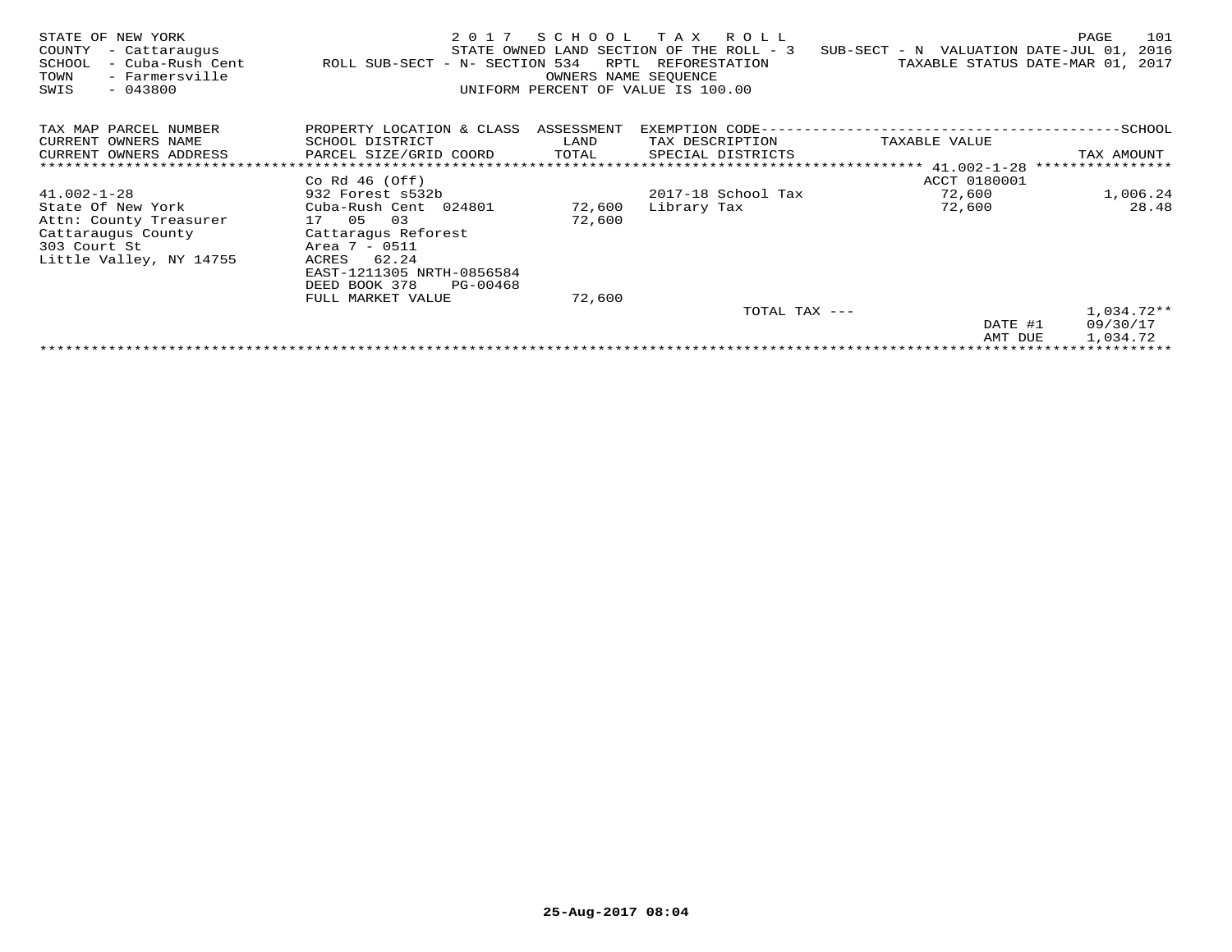STATE OF NEW YORK — 2017 SCHOOL TAX ROLL
COUNTY - Cattaraugus — STATE OWNED LAND SECTION OF THE ROLL - 3 — SUB-SECT - N VALUATION DATE-JUL 01, 2016
SCHOOL - Cuba-Rush Cent — ROLL SUB-SECT - N- SECTION 534 RPTL REFORESTATION — TAXABLE STATUS DATE-MAR 01, 2017
TOWN - Farmersville — OWNERS NAME SEQUENCE
SWIS - 043800 — UNIFORM PERCENT OF VALUE IS 100.00

| TAX MAP PARCEL NUMBER<br>CURRENT OWNERS NAME<br>CURRENT OWNERS ADDRESS | PROPERTY LOCATION & CLASS<br>SCHOOL DISTRICT<br>PARCEL SIZE/GRID COORD | ASSESSMENT<br>LAND<br>TOTAL | EXEMPTION CODE<br>TAX DESCRIPTION<br>SPECIAL DISTRICTS | TAXABLE VALUE | SCHOOL<br>TAX AMOUNT |
|---|---|---|---|---|---|
| | Co Rd 46 (Off) | | | ACCT 0180001 | |
| 41.002-1-28 | 932 Forest s532b | | 2017-18 School Tax | 72,600 | 1,006.24 |
| State Of New York | Cuba-Rush Cent 024801 | 72,600 | Library Tax | 72,600 | 28.48 |
| Attn: County Treasurer | 17 05 03 | 72,600 | | | |
| Cattaraugus County | Cattaragus Reforest | | | | |
| 303 Court St | Area 7 - 0511 | | | | |
| Little Valley, NY 14755 | ACRES 62.24 | | | | |
| | EAST-1211305 NRTH-0856584 | | | | |
| | DEED BOOK 378 PG-00468 | | | | |
| | FULL MARKET VALUE | 72,600 | | | |
| | | | TOTAL TAX --- | | 1,034.72** |
| | | | | DATE #1 | 09/30/17 |
| | | | | AMT DUE | 1,034.72 |

25-Aug-2017 08:04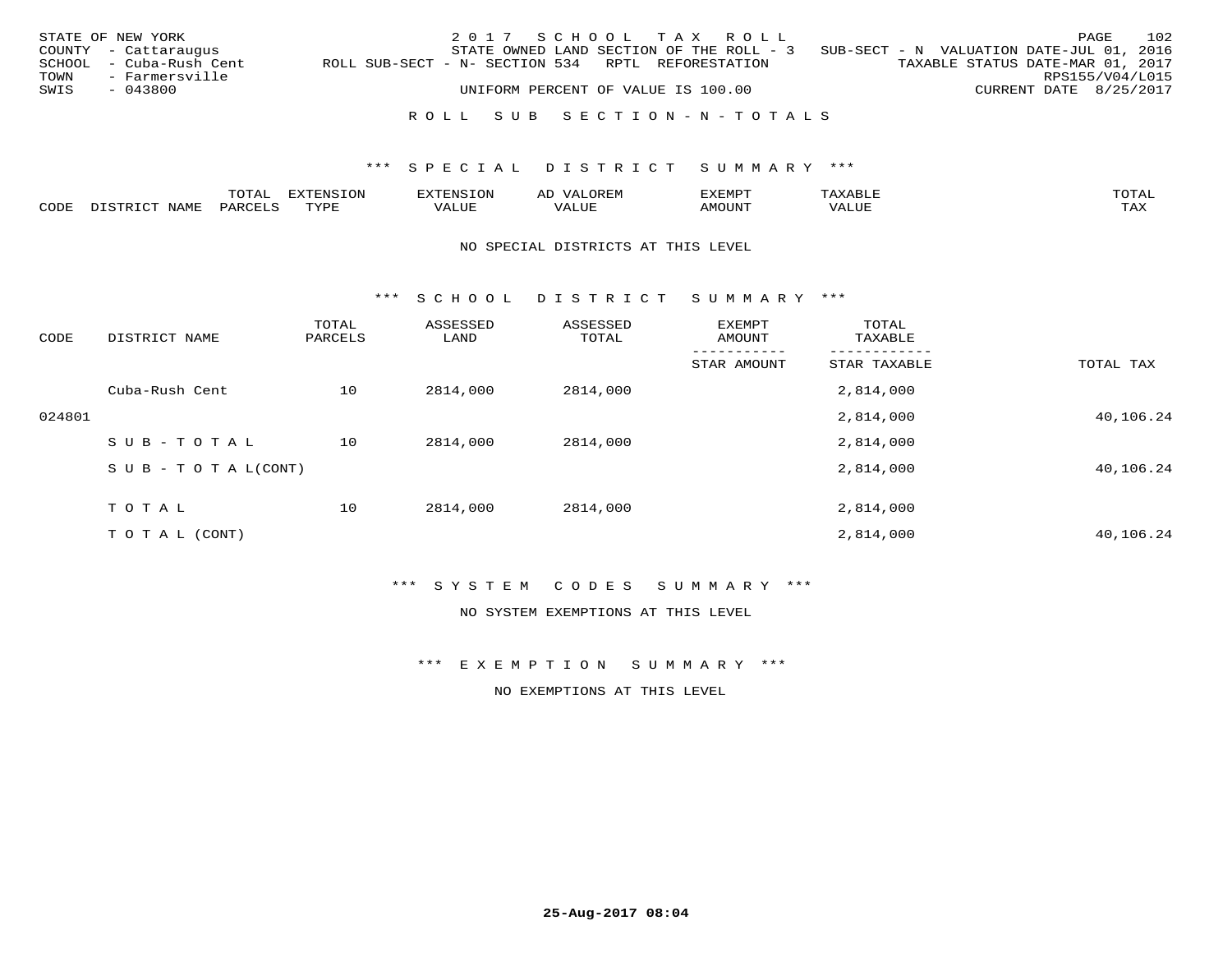STATE OF NEW YORK — 2017 SCHOOL TAX ROLL
COUNTY - Cattaraugus — STATE OWNED LAND SECTION OF THE ROLL - 3 — SUB-SECT - N VALUATION DATE-JUL 01, 2016
SCHOOL - Cuba-Rush Cent — ROLL SUB-SECT - N- SECTION 534 RPTL REFORESTATION — TAXABLE STATUS DATE-MAR 01, 2017
TOWN - Farmersville — RPS155/V04/L015
SWIS - 043800 — UNIFORM PERCENT OF VALUE IS 100.00 — CURRENT DATE 8/25/2017

## ROLL SUB SECTION - N - TOTALS

### *** SPECIAL DISTRICT SUMMARY ***

| CODE | DISTRICT NAME | TOTAL PARCELS | EXTENSION TYPE | EXTENSION VALUE | AD VALOREM VALUE | EXEMPT AMOUNT | TAXABLE VALUE | TOTAL TAX |
|---|---|---|---|---|---|---|---|---|

NO SPECIAL DISTRICTS AT THIS LEVEL

### *** SCHOOL DISTRICT SUMMARY ***

| CODE | DISTRICT NAME | TOTAL PARCELS | ASSESSED LAND | ASSESSED TOTAL | EXEMPT AMOUNT / STAR AMOUNT | TOTAL TAXABLE / STAR TAXABLE | TOTAL TAX |
|---|---|---|---|---|---|---|---|
| | Cuba-Rush Cent | 10 | 2814,000 | 2814,000 | | 2,814,000 | |
| 024801 | | | | | | 2,814,000 | 40,106.24 |
| | S U B - T O T A L | 10 | 2814,000 | 2814,000 | | 2,814,000 | |
| | S U B - T O T A L(CONT) | | | | | 2,814,000 | 40,106.24 |
| | T O T A L | 10 | 2814,000 | 2814,000 | | 2,814,000 | |
| | T O T A L (CONT) | | | | | 2,814,000 | 40,106.24 |

### *** SYSTEM CODES SUMMARY ***

NO SYSTEM EXEMPTIONS AT THIS LEVEL

### *** EXEMPTION SUMMARY ***

NO EXEMPTIONS AT THIS LEVEL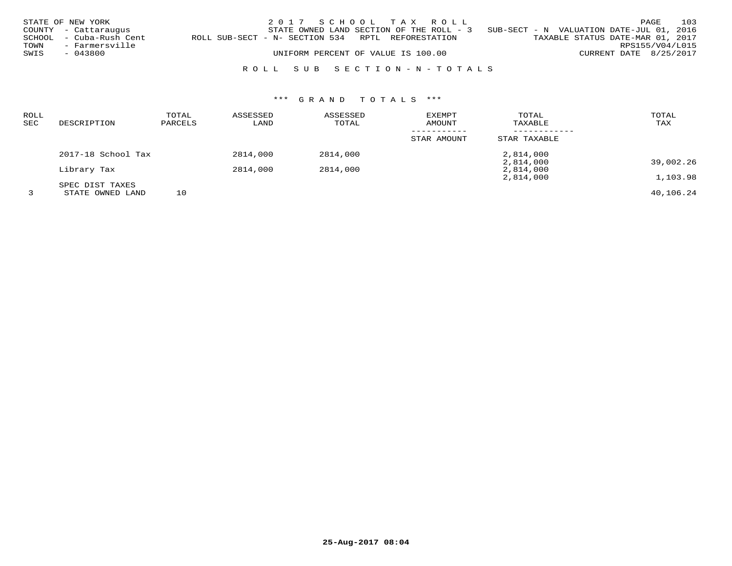STATE OF NEW YORK
COUNTY - Cattaraugus
SCHOOL - Cuba-Rush Cent
TOWN - Farmersville
SWIS - 043800

2 0 1 7 S C H O O L T A X R O L L
STATE OWNED LAND SECTION OF THE ROLL - 3 SUB-SECT - N VALUATION DATE-JUL 01, 2016
ROLL SUB-SECT - N- SECTION 534 RPTL REFORESTATION TAXABLE STATUS DATE-MAR 01, 2017
RPS155/V04/L015
UNIFORM PERCENT OF VALUE IS 100.00 CURRENT DATE 8/25/2017

R O L L S U B S E C T I O N - N - T O T A L S

\*\*\* G R A N D T O T A L S \*\*\*

| ROLL SEC | DESCRIPTION | TOTAL PARCELS | ASSESSED LAND | ASSESSED TOTAL | EXEMPT AMOUNT / STAR AMOUNT | TOTAL TAXABLE / STAR TAXABLE | TOTAL TAX |
|---|---|---|---|---|---|---|---|
| | 2017-18 School Tax | | 2814,000 | 2814,000 | | 2,814,000 | |
| | | | | | | 2,814,000 | 39,002.26 |
| | Library Tax | | 2814,000 | 2814,000 | | 2,814,000 | |
| | | | | | | 2,814,000 | 1,103.98 |
| | SPEC DIST TAXES | | | | | | |
| 3 | STATE OWNED LAND | 10 | | | | | 40,106.24 |

25-Aug-2017 08:04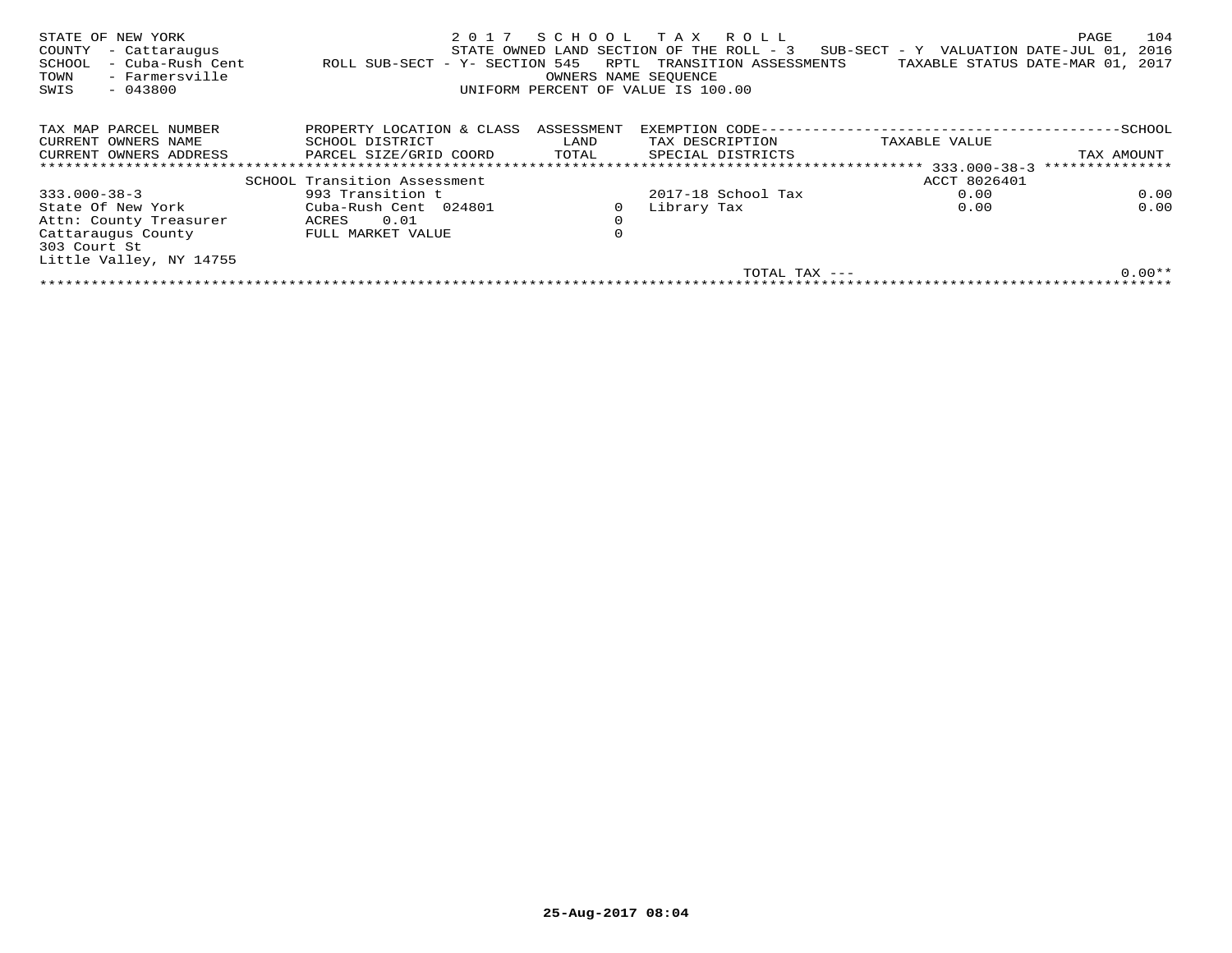STATE OF NEW YORK — 2 0 1 7 S C H O O L T A X R O L L

COUNTY - Cattaraugus — STATE OWNED LAND SECTION OF THE ROLL - 3 SUB-SECT - Y VALUATION DATE-JUL 01, 2016

SCHOOL - Cuba-Rush Cent — ROLL SUB-SECT - Y- SECTION 545 RPTL TRANSITION ASSESSMENTS — TAXABLE STATUS DATE-MAR 01, 2017

TOWN - Farmersville — OWNERS NAME SEQUENCE

SWIS - 043800 — UNIFORM PERCENT OF VALUE IS 100.00

| TAX MAP PARCEL NUMBER / CURRENT OWNERS NAME / CURRENT OWNERS ADDRESS | PROPERTY LOCATION & CLASS / SCHOOL DISTRICT / PARCEL SIZE/GRID COORD | ASSESSMENT LAND / TOTAL | EXEMPTION CODE / TAX DESCRIPTION / SPECIAL DISTRICTS | TAXABLE VALUE | SCHOOL TAX AMOUNT |
|---|---|---|---|---|---|
| | SCHOOL Transition Assessment | | | ACCT 8026401 (333.000-38-3) | |
| 333.000-38-3 | 993 Transition t | | 2017-18 School Tax | 0.00 | 0.00 |
| State Of New York | Cuba-Rush Cent 024801 | 0 | Library Tax | 0.00 | 0.00 |
| Attn: County Treasurer | ACRES 0.01 | 0 | | | |
| Cattaraugus County | FULL MARKET VALUE | 0 | | | |
| 303 Court St | | | | | |
| Little Valley, NY 14755 | | | | | |
| | | | TOTAL TAX --- | | 0.00** |

25-Aug-2017 08:04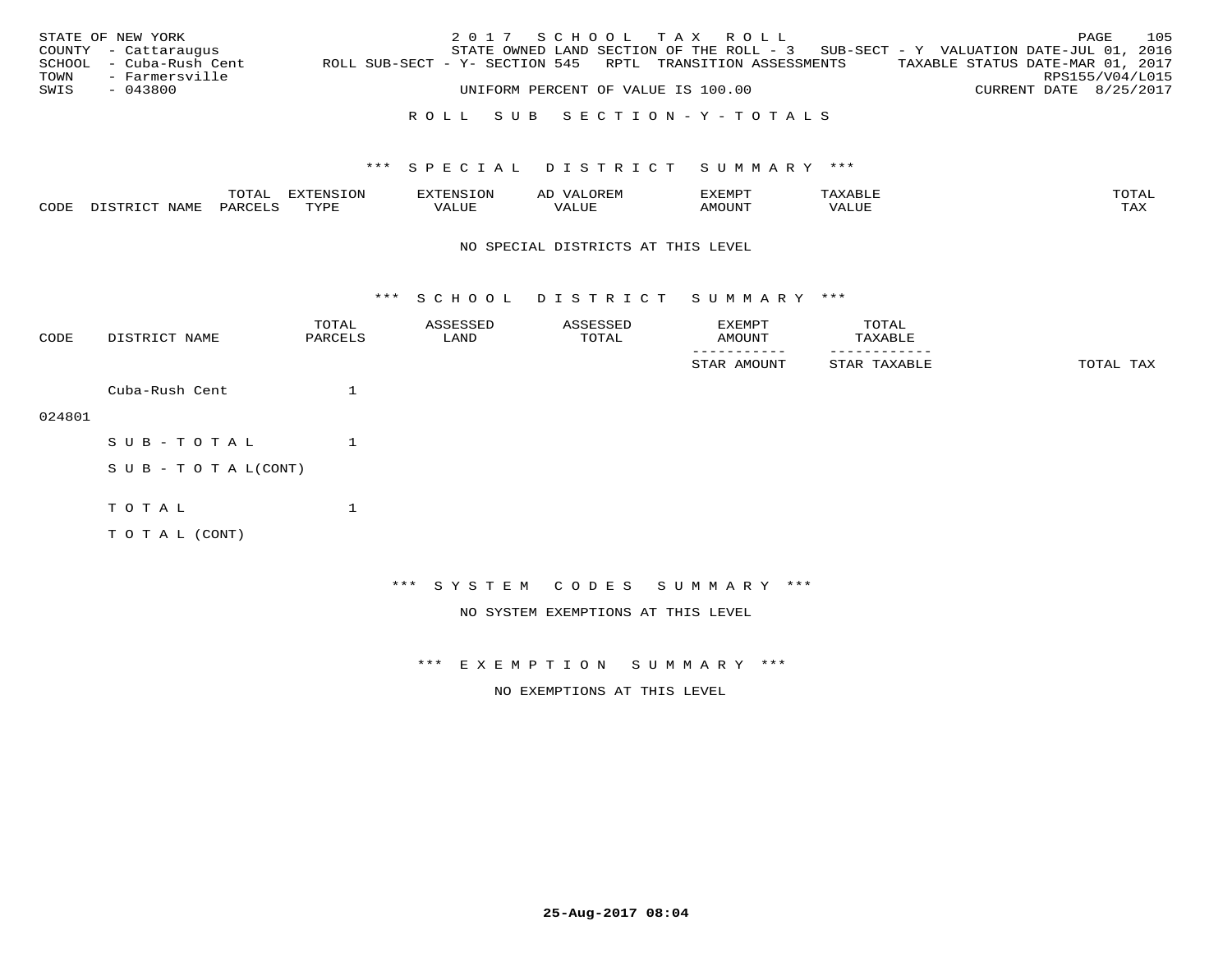STATE OF NEW YORK | 2 0 1 7 S C H O O L T A X R O L L | PAGE 105
COUNTY - Cattaraugus | STATE OWNED LAND SECTION OF THE ROLL - 3 SUB-SECT - Y | VALUATION DATE-JUL 01, 2016
SCHOOL - Cuba-Rush Cent | ROLL SUB-SECT - Y- SECTION 545 RPTL TRANSITION ASSESSMENTS | TAXABLE STATUS DATE-MAR 01, 2017
TOWN - Farmersville | | RPS155/V04/L015
SWIS - 043800 | UNIFORM PERCENT OF VALUE IS 100.00 | CURRENT DATE 8/25/2017

R O L L S U B S E C T I O N - Y - T O T A L S

*** S P E C I A L D I S T R I C T S U M M A R Y ***

| CODE | DISTRICT NAME | TOTAL PARCELS | EXTENSION TYPE | EXTENSION VALUE | AD VALOREM VALUE | EXEMPT AMOUNT | TAXABLE VALUE | TOTAL TAX |
|---|---|---|---|---|---|---|---|---|

NO SPECIAL DISTRICTS AT THIS LEVEL

*** S C H O O L D I S T R I C T S U M M A R Y ***

| CODE | DISTRICT NAME | TOTAL PARCELS | ASSESSED LAND | ASSESSED TOTAL | EXEMPT AMOUNT / STAR AMOUNT | TOTAL TAXABLE / STAR TAXABLE | TOTAL TAX |
|---|---|---|---|---|---|---|---|
| | Cuba-Rush Cent | 1 | | | | | |
| 024801 | | | | | | | |
| | S U B - T O T A L | 1 | | | | | |
| | S U B - T O T A L(CONT) | | | | | | |
| | T O T A L | 1 | | | | | |
| | T O T A L (CONT) | | | | | | |

*** S Y S T E M C O D E S S U M M A R Y ***

NO SYSTEM EXEMPTIONS AT THIS LEVEL

*** E X E M P T I O N S U M M A R Y ***

NO EXEMPTIONS AT THIS LEVEL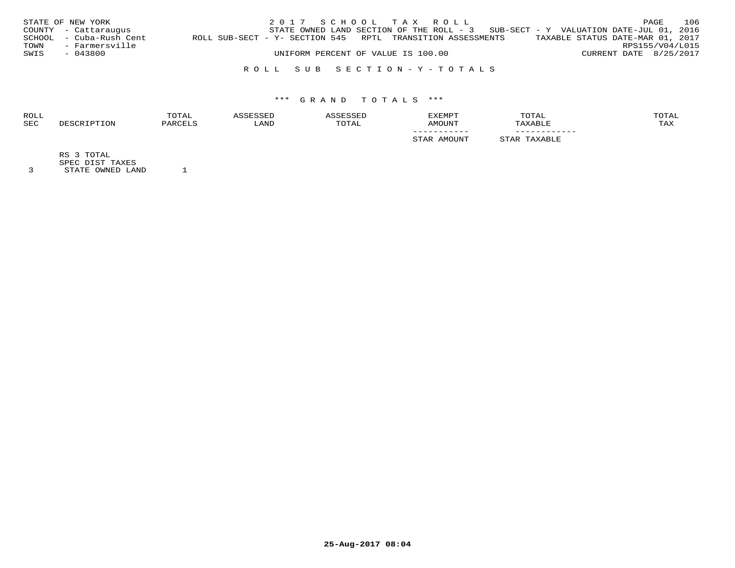STATE OF NEW YORK
COUNTY - Cattaraugus
SCHOOL - Cuba-Rush Cent
TOWN - Farmersville
SWIS - 043800

2 0 1 7 S C H O O L T A X R O L L
STATE OWNED LAND SECTION OF THE ROLL - 3 SUB-SECT - Y VALUATION DATE-JUL 01, 2016
ROLL SUB-SECT - Y- SECTION 545 RPTL TRANSITION ASSESSMENTS TAXABLE STATUS DATE-MAR 01, 2017
RPS155/V04/L015
UNIFORM PERCENT OF VALUE IS 100.00 CURRENT DATE 8/25/2017

R O L L S U B S E C T I O N - Y - T O T A L S

\*\*\* G R A N D T O T A L S \*\*\*

| ROLL SEC | DESCRIPTION | TOTAL PARCELS | ASSESSED LAND | ASSESSED TOTAL | EXEMPT AMOUNT / STAR AMOUNT | TOTAL TAXABLE / STAR TAXABLE | TOTAL TAX |
|---|---|---|---|---|---|---|---|
| | RS 3 TOTAL | | | | | | |
| | SPEC DIST TAXES | | | | | | |
| 3 | STATE OWNED LAND | 1 | | | | | |

25-Aug-2017 08:04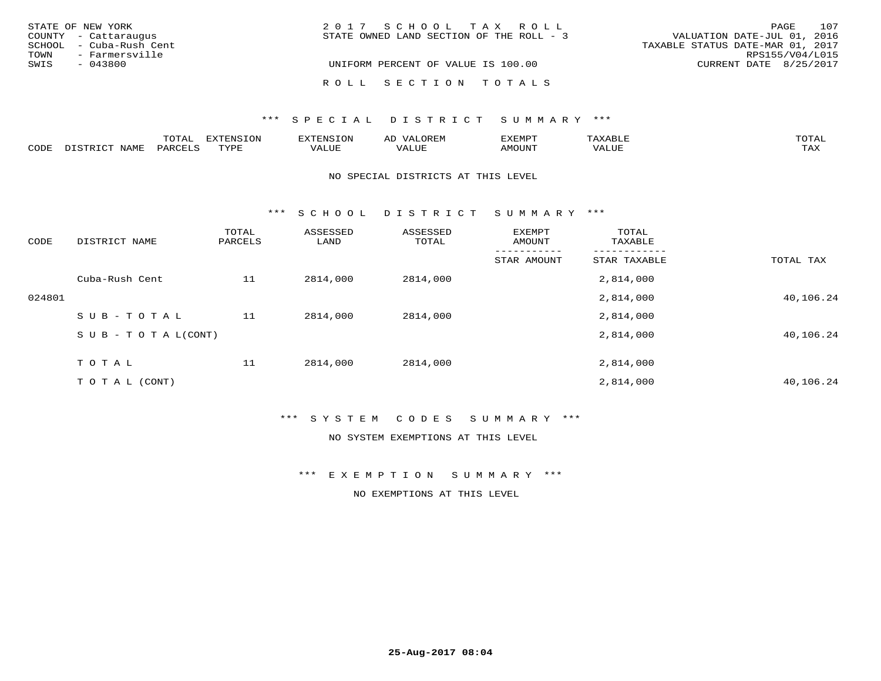STATE OF NEW YORK
COUNTY - Cattaraugus
SCHOOL - Cuba-Rush Cent
TOWN - Farmersville
SWIS - 043800

2 0 1 7 S C H O O L T A X R O L L
STATE OWNED LAND SECTION OF THE ROLL - 3

UNIFORM PERCENT OF VALUE IS 100.00

VALUATION DATE-JUL 01, 2016
TAXABLE STATUS DATE-MAR 01, 2017
RPS155/V04/L015
CURRENT DATE 8/25/2017

R O L L S E C T I O N T O T A L S

*** S P E C I A L D I S T R I C T S U M M A R Y ***

| CODE | DISTRICT NAME | TOTAL PARCELS | EXTENSION TYPE | EXTENSION VALUE | AD VALOREM VALUE | EXEMPT AMOUNT | TAXABLE VALUE | TOTAL TAX |
|---|---|---|---|---|---|---|---|---|

NO SPECIAL DISTRICTS AT THIS LEVEL

*** S C H O O L D I S T R I C T S U M M A R Y ***

| CODE | DISTRICT NAME | TOTAL PARCELS | ASSESSED LAND | ASSESSED TOTAL | EXEMPT AMOUNT / STAR AMOUNT | TOTAL TAXABLE / STAR TAXABLE | TOTAL TAX |
|---|---|---|---|---|---|---|---|
| | Cuba-Rush Cent | 11 | 2814,000 | 2814,000 | | 2,814,000 | |
| 024801 | | | | | | 2,814,000 | 40,106.24 |
| | S U B - T O T A L | 11 | 2814,000 | 2814,000 | | 2,814,000 | |
| | S U B - T O T A L(CONT) | | | | | 2,814,000 | 40,106.24 |
| | T O T A L | 11 | 2814,000 | 2814,000 | | 2,814,000 | |
| | T O T A L (CONT) | | | | | 2,814,000 | 40,106.24 |

*** S Y S T E M C O D E S S U M M A R Y ***

NO SYSTEM EXEMPTIONS AT THIS LEVEL

*** E X E M P T I O N S U M M A R Y ***

NO EXEMPTIONS AT THIS LEVEL

25-Aug-2017 08:04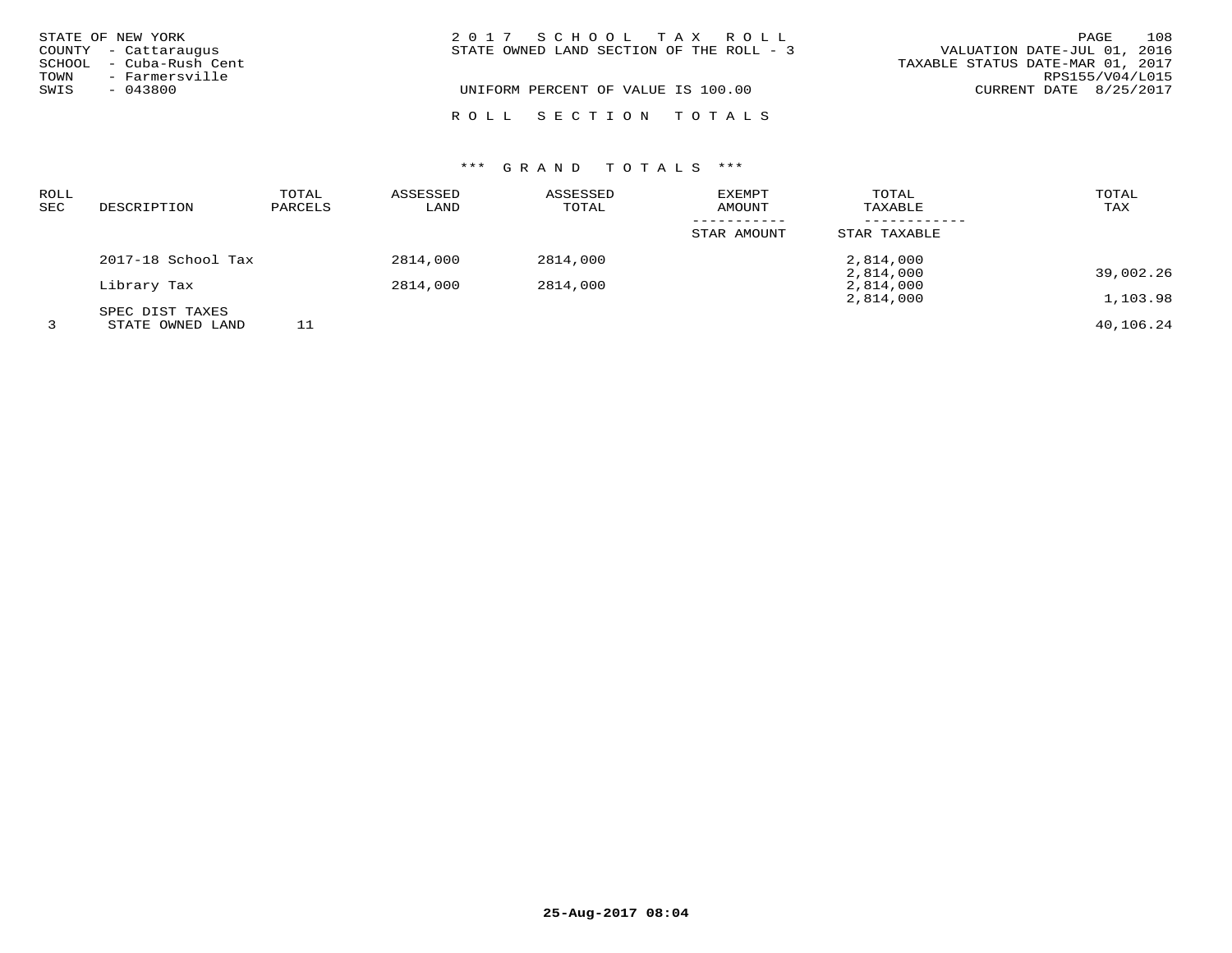STATE OF NEW YORK
COUNTY - Cattaraugus
SCHOOL - Cuba-Rush Cent
TOWN - Farmersville
SWIS - 043800

2 0 1 7 S C H O O L T A X R O L L
STATE OWNED LAND SECTION OF THE ROLL - 3

UNIFORM PERCENT OF VALUE IS 100.00

VALUATION DATE-JUL 01, 2016
TAXABLE STATUS DATE-MAR 01, 2017
RPS155/V04/L015
CURRENT DATE 8/25/2017

R O L L S E C T I O N T O T A L S

*** G R A N D T O T A L S ***

| ROLL SEC | DESCRIPTION | TOTAL PARCELS | ASSESSED LAND | ASSESSED TOTAL | EXEMPT AMOUNT / STAR AMOUNT | TOTAL TAXABLE / STAR TAXABLE | TOTAL TAX |
|---|---|---|---|---|---|---|---|
| | 2017-18 School Tax | | 2814,000 | 2814,000 | | 2,814,000 | |
| | | | | | | 2,814,000 | 39,002.26 |
| | Library Tax | | 2814,000 | 2814,000 | | 2,814,000 | |
| | | | | | | 2,814,000 | 1,103.98 |
| | SPEC DIST TAXES | | | | | | |
| 3 | STATE OWNED LAND | 11 | | | | | 40,106.24 |

25-Aug-2017 08:04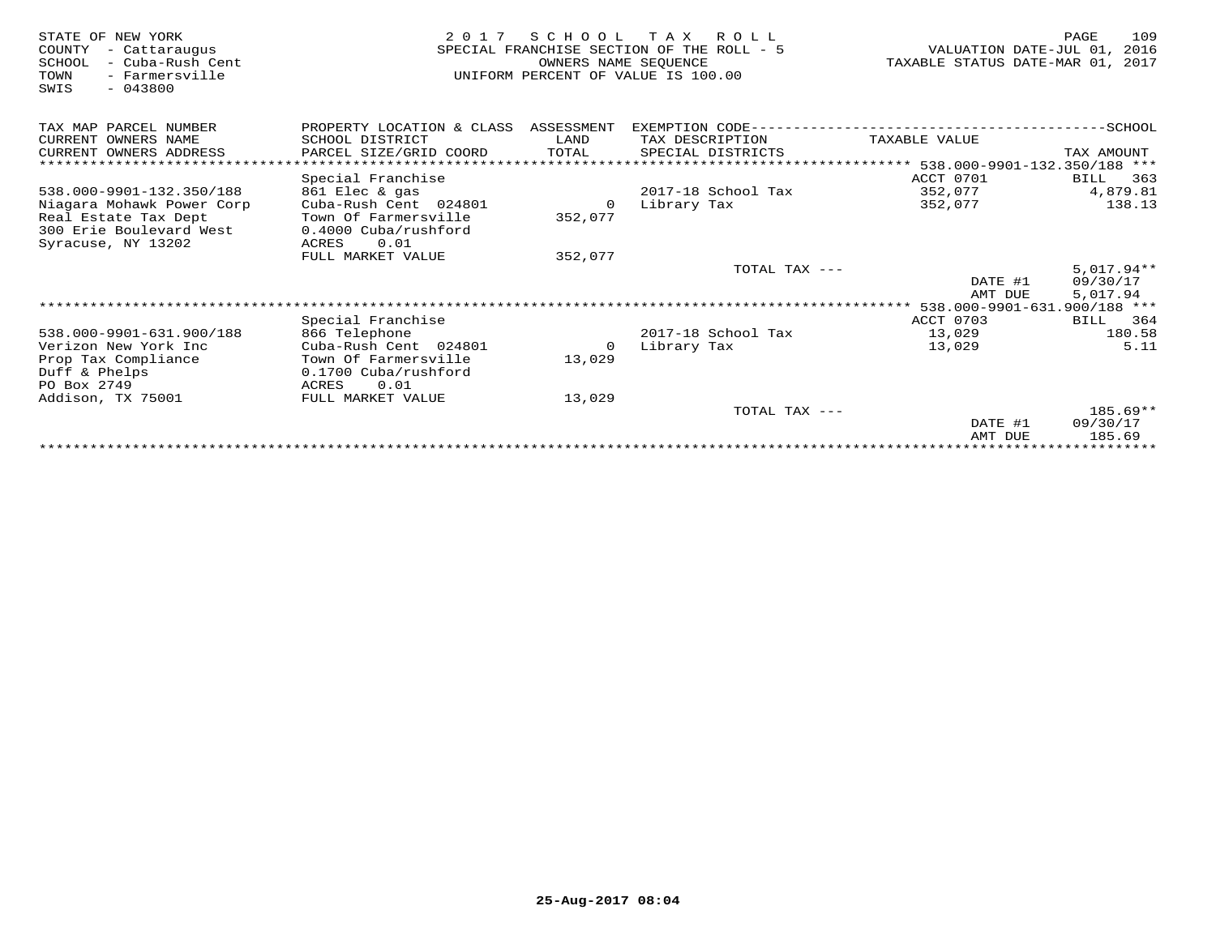STATE OF NEW YORK
COUNTY - Cattaraugus
SCHOOL - Cuba-Rush Cent
TOWN - Farmersville
SWIS - 043800

2 0 1 7 S C H O O L T A X R O L L
SPECIAL FRANCHISE SECTION OF THE ROLL - 5
OWNERS NAME SEQUENCE
UNIFORM PERCENT OF VALUE IS 100.00

VALUATION DATE-JUL 01, 2016
TAXABLE STATUS DATE-MAR 01, 2017

| TAX MAP PARCEL NUMBER / CURRENT OWNERS NAME / CURRENT OWNERS ADDRESS | PROPERTY LOCATION & CLASS / SCHOOL DISTRICT / PARCEL SIZE/GRID COORD | ASSESSMENT LAND / TOTAL | EXEMPTION CODE / TAX DESCRIPTION / SPECIAL DISTRICTS | TAXABLE VALUE | SCHOOL TAX AMOUNT |
|---|---|---|---|---|---|
| | | | | 538.000-9901-132.350/188 *** | |
| | Special Franchise | | | ACCT 0701 | BILL 363 |
| 538.000-9901-132.350/188 | 861 Elec & gas | | 2017-18 School Tax | 352,077 | 4,879.81 |
| Niagara Mohawk Power Corp | Cuba-Rush Cent 024801 | 0 | Library Tax | 352,077 | 138.13 |
| Real Estate Tax Dept | Town Of Farmersville | 352,077 | | | |
| 300 Erie Boulevard West | 0.4000 Cuba/rushford | | | | |
| Syracuse, NY 13202 | ACRES 0.01 | | | | |
| | FULL MARKET VALUE | 352,077 | | | |
| | | | TOTAL TAX --- | | 5,017.94** |
| | | | | DATE #1 | 09/30/17 |
| | | | | AMT DUE | 5,017.94 |
| | | | | 538.000-9901-631.900/188 *** | |
| | Special Franchise | | | ACCT 0703 | BILL 364 |
| 538.000-9901-631.900/188 | 866 Telephone | | 2017-18 School Tax | 13,029 | 180.58 |
| Verizon New York Inc | Cuba-Rush Cent 024801 | 0 | Library Tax | 13,029 | 5.11 |
| Prop Tax Compliance | Town Of Farmersville | 13,029 | | | |
| Duff & Phelps | 0.1700 Cuba/rushford | | | | |
| PO Box 2749 | ACRES 0.01 | | | | |
| Addison, TX 75001 | FULL MARKET VALUE | 13,029 | | | |
| | | | TOTAL TAX --- | | 185.69** |
| | | | | DATE #1 | 09/30/17 |
| | | | | AMT DUE | 185.69 |

25-Aug-2017 08:04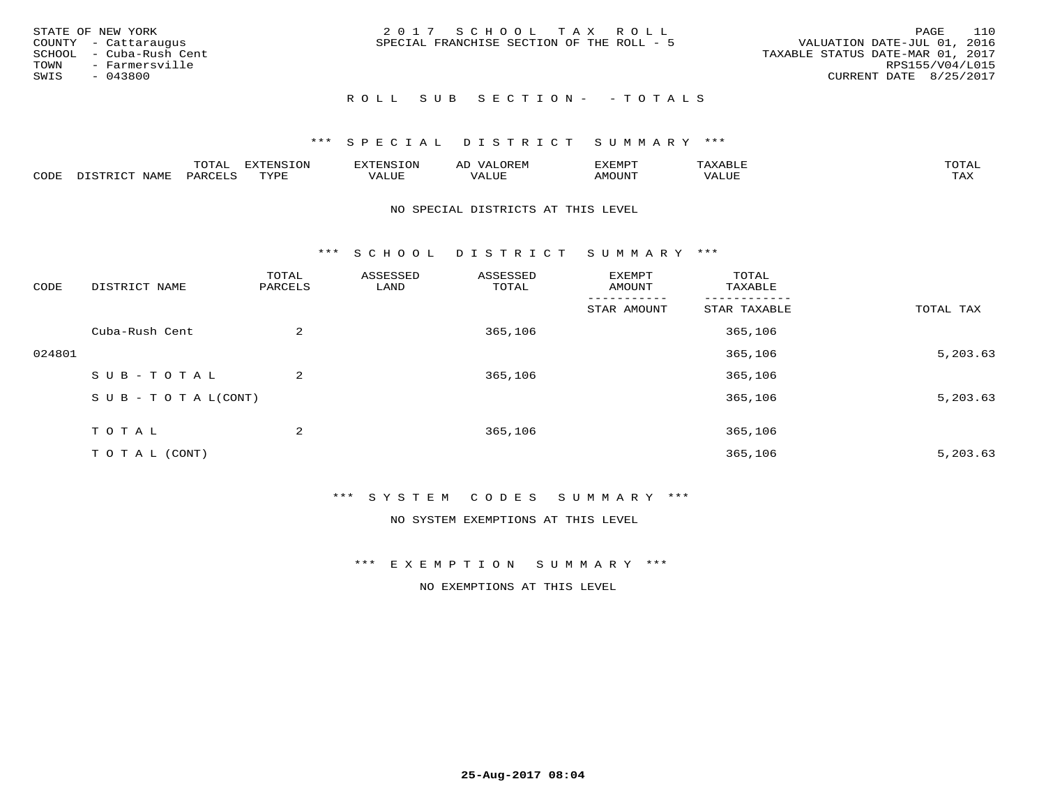STATE OF NEW YORK
COUNTY - Cattaraugus
SCHOOL - Cuba-Rush Cent
TOWN - Farmersville
SWIS - 043800

2 0 1 7 S C H O O L T A X R O L L
SPECIAL FRANCHISE SECTION OF THE ROLL - 5

VALUATION DATE-JUL 01, 2016
TAXABLE STATUS DATE-MAR 01, 2017
RPS155/V04/L015
CURRENT DATE 8/25/2017

R O L L S U B S E C T I O N - - T O T A L S

*** S P E C I A L D I S T R I C T S U M M A R Y ***

| CODE | DISTRICT NAME | TOTAL PARCELS | EXTENSION TYPE | EXTENSION VALUE | AD VALOREM VALUE | EXEMPT AMOUNT | TAXABLE VALUE | TOTAL TAX |
|---|---|---|---|---|---|---|---|---|

NO SPECIAL DISTRICTS AT THIS LEVEL

*** S C H O O L D I S T R I C T S U M M A R Y ***

| CODE | DISTRICT NAME | TOTAL PARCELS | ASSESSED LAND | ASSESSED TOTAL | EXEMPT AMOUNT / STAR AMOUNT | TOTAL TAXABLE / STAR TAXABLE | TOTAL TAX |
|---|---|---|---|---|---|---|---|
| | Cuba-Rush Cent | 2 | | 365,106 | | 365,106 | |
| 024801 | | | | | | 365,106 | 5,203.63 |
| | S U B - T O T A L | 2 | | 365,106 | | 365,106 | |
| | S U B - T O T A L(CONT) | | | | | 365,106 | 5,203.63 |
| | T O T A L | 2 | | 365,106 | | 365,106 | |
| | T O T A L (CONT) | | | | | 365,106 | 5,203.63 |

*** S Y S T E M C O D E S S U M M A R Y ***

NO SYSTEM EXEMPTIONS AT THIS LEVEL

*** E X E M P T I O N S U M M A R Y ***

NO EXEMPTIONS AT THIS LEVEL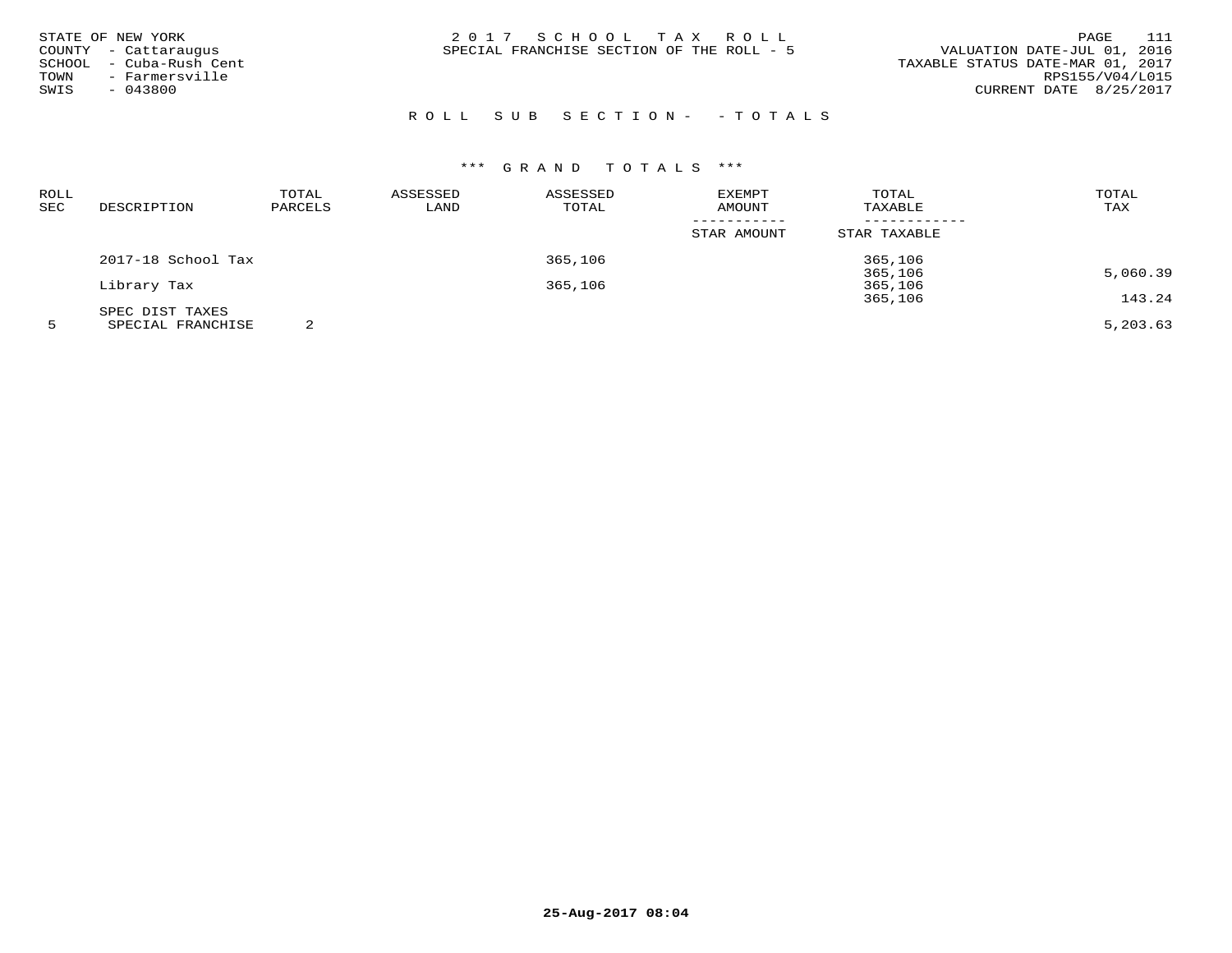STATE OF NEW YORK
COUNTY - Cattaraugus
SCHOOL - Cuba-Rush Cent
TOWN - Farmersville
SWIS - 043800

2017 SCHOOL TAX ROLL
SPECIAL FRANCHISE SECTION OF THE ROLL - 5

VALUATION DATE-JUL 01, 2016
TAXABLE STATUS DATE-MAR 01, 2017
RPS155/V04/L015
CURRENT DATE 8/25/2017

ROLL SUB SECTION- - TOTALS

*** GRAND TOTALS ***

| ROLL SEC | DESCRIPTION | TOTAL PARCELS | ASSESSED LAND | ASSESSED TOTAL | EXEMPT AMOUNT / STAR AMOUNT | TOTAL TAXABLE / STAR TAXABLE | TOTAL TAX |
|---|---|---|---|---|---|---|---|
| | 2017-18 School Tax | | | 365,106 | | 365,106 | |
| | | | | | | 365,106 | 5,060.39 |
| | Library Tax | | | 365,106 | | 365,106 | |
| | | | | | | 365,106 | 143.24 |
| | SPEC DIST TAXES | | | | | | |
| 5 | SPECIAL FRANCHISE | 2 | | | | | 5,203.63 |

25-Aug-2017 08:04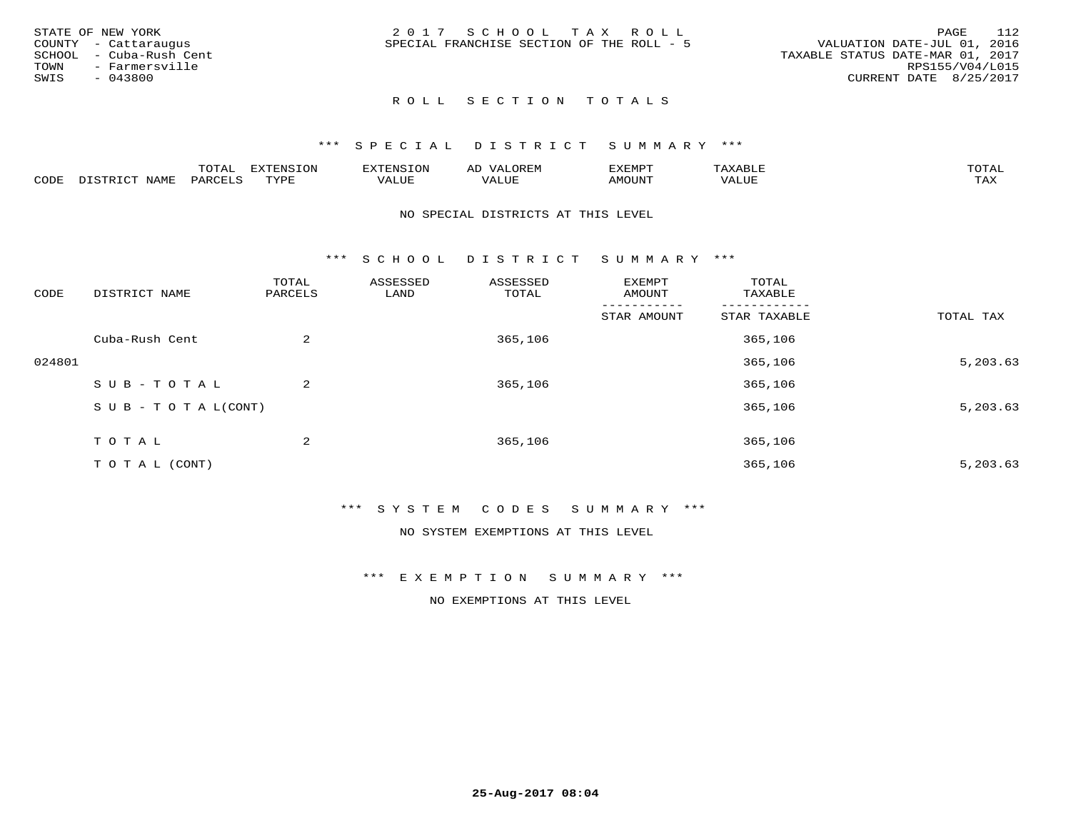STATE OF NEW YORK
COUNTY - Cattaraugus
SCHOOL - Cuba-Rush Cent
TOWN - Farmersville
SWIS - 043800

2 0 1 7 S C H O O L T A X R O L L
SPECIAL FRANCHISE SECTION OF THE ROLL - 5

VALUATION DATE-JUL 01, 2016
TAXABLE STATUS DATE-MAR 01, 2017
RPS155/V04/L015
CURRENT DATE 8/25/2017

## R O L L S E C T I O N T O T A L S

### *** S P E C I A L D I S T R I C T S U M M A R Y ***

| CODE | DISTRICT NAME | TOTAL PARCELS | EXTENSION TYPE | EXTENSION VALUE | AD VALOREM VALUE | EXEMPT AMOUNT | TAXABLE VALUE | TOTAL TAX |
|---|---|---|---|---|---|---|---|---|

NO SPECIAL DISTRICTS AT THIS LEVEL

### *** S C H O O L D I S T R I C T S U M M A R Y ***

| CODE | DISTRICT NAME | TOTAL PARCELS | ASSESSED LAND | ASSESSED TOTAL | EXEMPT AMOUNT / STAR AMOUNT | TOTAL TAXABLE / STAR TAXABLE | TOTAL TAX |
|---|---|---|---|---|---|---|---|
| | Cuba-Rush Cent | 2 | | 365,106 | | 365,106 | |
| 024801 | | | | | | 365,106 | 5,203.63 |
| | S U B - T O T A L | 2 | | 365,106 | | 365,106 | |
| | S U B - T O T A L(CONT) | | | | | 365,106 | 5,203.63 |
| | T O T A L | 2 | | 365,106 | | 365,106 | |
| | T O T A L (CONT) | | | | | 365,106 | 5,203.63 |

### *** S Y S T E M C O D E S S U M M A R Y ***

NO SYSTEM EXEMPTIONS AT THIS LEVEL

### *** E X E M P T I O N S U M M A R Y ***

NO EXEMPTIONS AT THIS LEVEL

25-Aug-2017 08:04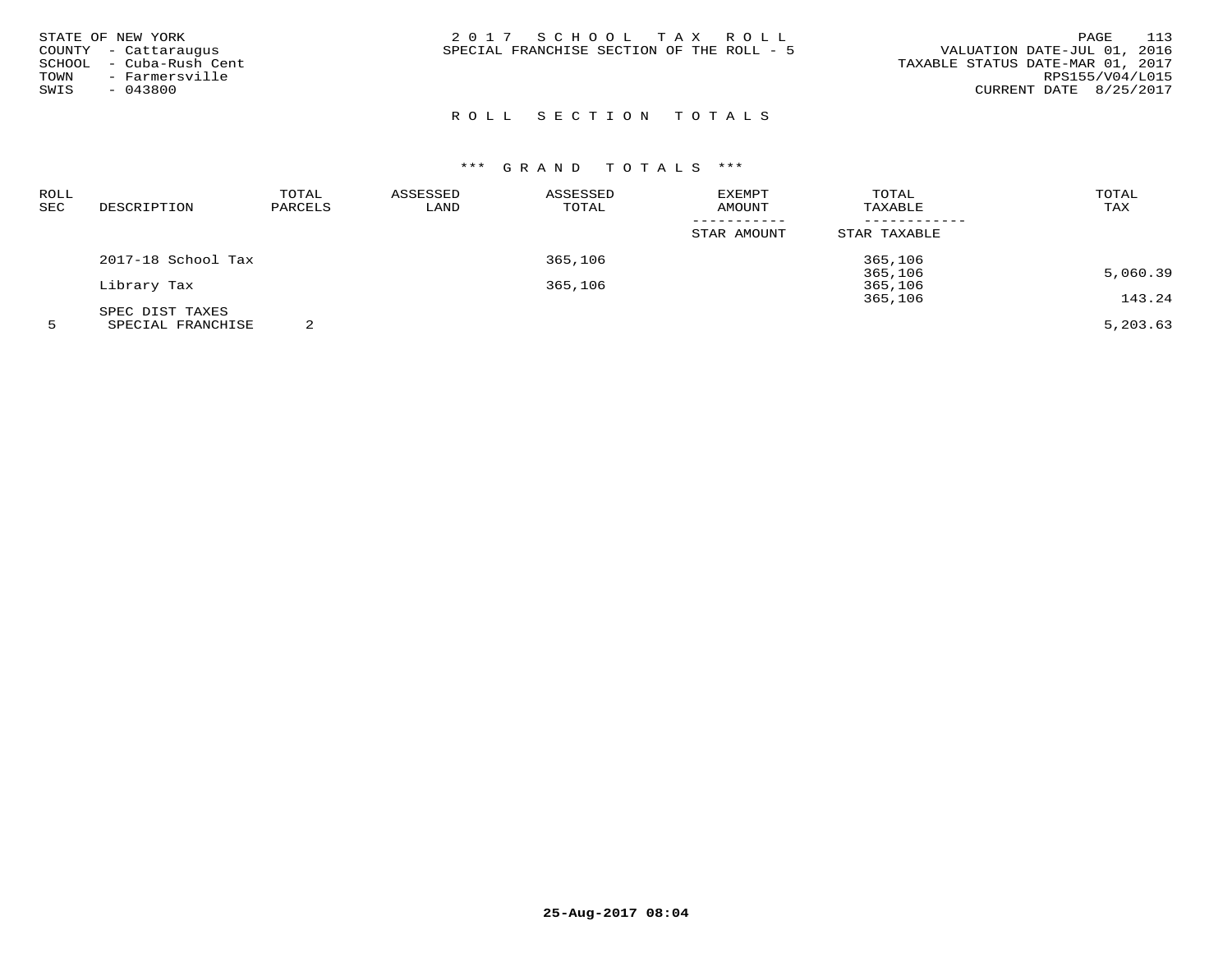STATE OF NEW YORK
COUNTY - Cattaraugus
SCHOOL - Cuba-Rush Cent
TOWN - Farmersville
SWIS - 043800

# 2 0 1 7 S C H O O L T A X R O L L

SPECIAL FRANCHISE SECTION OF THE ROLL - 5

VALUATION DATE-JUL 01, 2016
TAXABLE STATUS DATE-MAR 01, 2017
RPS155/V04/L015
CURRENT DATE 8/25/2017

## R O L L S E C T I O N T O T A L S

### *** G R A N D T O T A L S ***

| ROLL SEC | DESCRIPTION | TOTAL PARCELS | ASSESSED LAND | ASSESSED TOTAL | EXEMPT AMOUNT / STAR AMOUNT | TOTAL TAXABLE / STAR TAXABLE | TOTAL TAX |
|---|---|---|---|---|---|---|---|
| | 2017-18 School Tax | | | 365,106 | | 365,106 | |
| | | | | | | 365,106 | 5,060.39 |
| | Library Tax | | | 365,106 | | 365,106 | |
| | | | | | | 365,106 | 143.24 |
| | SPEC DIST TAXES | | | | | | |
| 5 | SPECIAL FRANCHISE | 2 | | | | | 5,203.63 |

25-Aug-2017 08:04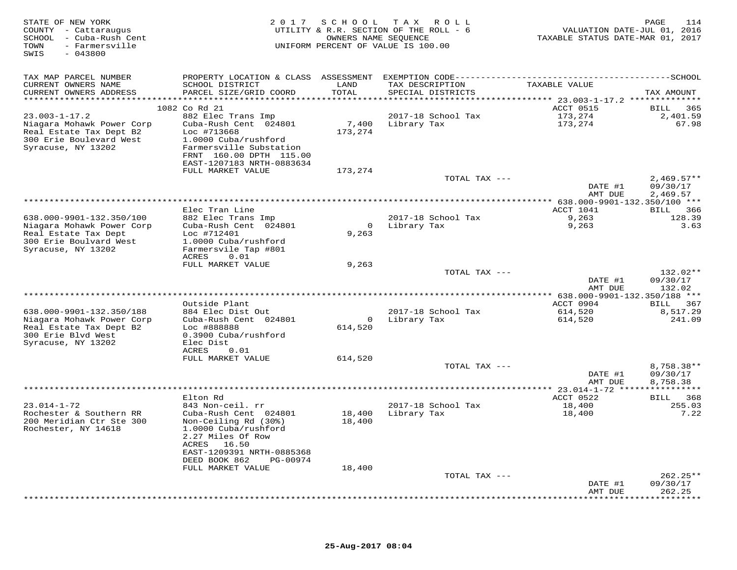STATE OF NEW YORK
COUNTY - Cattaraugus
SCHOOL - Cuba-Rush Cent
TOWN - Farmersville
SWIS - 043800

2017 SCHOOL TAX ROLL
UTILITY & R.R. SECTION OF THE ROLL - 6
OWNERS NAME SEQUENCE
UNIFORM PERCENT OF VALUE IS 100.00

VALUATION DATE-JUL 01, 2016
TAXABLE STATUS DATE-MAR 01, 2017

| TAX MAP PARCEL NUMBER / CURRENT OWNERS NAME / CURRENT OWNERS ADDRESS | PROPERTY LOCATION & CLASS / SCHOOL DISTRICT / PARCEL SIZE/GRID COORD | ASSESSMENT LAND | TOTAL | EXEMPTION CODE / TAX DESCRIPTION / SPECIAL DISTRICTS | TAXABLE VALUE | TAX AMOUNT |
|---|---|---|---|---|---|---|
| **23.003-1-17.2** | 1082 Co Rd 21 | | | | ACCT 0515 | BILL 365 |
| 23.003-1-17.2 | 882 Elec Trans Imp | | | 2017-18 School Tax | 173,274 | 2,401.59 |
| Niagara Mohawk Power Corp | Cuba-Rush Cent 024801 | 7,400 | | Library Tax | 173,274 | 67.98 |
| Real Estate Tax Dept B2 | Loc #713668 | | 173,274 | | | |
| 300 Erie Boulevard West | 1.0000 Cuba/rushford | | | | | |
| Syracuse, NY 13202 | Farmersville Substation | | | | | |
| | FRNT 160.00 DPTH 115.00 | | | | | |
| | EAST-1207183 NRTH-0883634 | | | | | |
| | FULL MARKET VALUE | | 173,274 | | | |
| | | | | TOTAL TAX --- | | 2,469.57** |
| | | | | | DATE #1 | 09/30/17 |
| | | | | | AMT DUE | 2,469.57 |
| **638.000-9901-132.350/100** | Elec Tran Line | | | | ACCT 1041 | BILL 366 |
| 638.000-9901-132.350/100 | 882 Elec Trans Imp | | | 2017-18 School Tax | 9,263 | 128.39 |
| Niagara Mohawk Power Corp | Cuba-Rush Cent 024801 | 0 | | Library Tax | 9,263 | 3.63 |
| Real Estate Tax Dept | Loc #712401 | | 9,263 | | | |
| 300 Erie Boulvard West | 1.0000 Cuba/rushford | | | | | |
| Syracuse, NY 13202 | Farmersvile Tap #801 | | | | | |
| | ACRES 0.01 | | | | | |
| | FULL MARKET VALUE | | 9,263 | | | |
| | | | | TOTAL TAX --- | | 132.02** |
| | | | | | DATE #1 | 09/30/17 |
| | | | | | AMT DUE | 132.02 |
| **638.000-9901-132.350/188** | Outside Plant | | | | ACCT 0904 | BILL 367 |
| 638.000-9901-132.350/188 | 884 Elec Dist Out | | | 2017-18 School Tax | 614,520 | 8,517.29 |
| Niagara Mohawk Power Corp | Cuba-Rush Cent 024801 | 0 | | Library Tax | 614,520 | 241.09 |
| Real Estate Tax Dept B2 | Loc #888888 | | 614,520 | | | |
| 300 Erie Blvd West | 0.3900 Cuba/rushford | | | | | |
| Syracuse, NY 13202 | Elec Dist | | | | | |
| | ACRES 0.01 | | | | | |
| | FULL MARKET VALUE | | 614,520 | | | |
| | | | | TOTAL TAX --- | | 8,758.38** |
| | | | | | DATE #1 | 09/30/17 |
| | | | | | AMT DUE | 8,758.38 |
| **23.014-1-72** | Elton Rd | | | | ACCT 0522 | BILL 368 |
| 23.014-1-72 | 843 Non-ceil. rr | | | 2017-18 School Tax | 18,400 | 255.03 |
| Rochester & Southern RR | Cuba-Rush Cent 024801 | 18,400 | | Library Tax | 18,400 | 7.22 |
| 200 Meridian Ctr Ste 300 | Non-Ceiling Rd (30%) | | 18,400 | | | |
| Rochester, NY 14618 | 1.0000 Cuba/rushford | | | | | |
| | 2.27 Miles Of Row | | | | | |
| | ACRES 16.50 | | | | | |
| | EAST-1209391 NRTH-0885368 | | | | | |
| | DEED BOOK 862 PG-00974 | | | | | |
| | FULL MARKET VALUE | | 18,400 | | | |
| | | | | TOTAL TAX --- | | 262.25** |
| | | | | | DATE #1 | 09/30/17 |
| | | | | | AMT DUE | 262.25 |

25-Aug-2017 08:04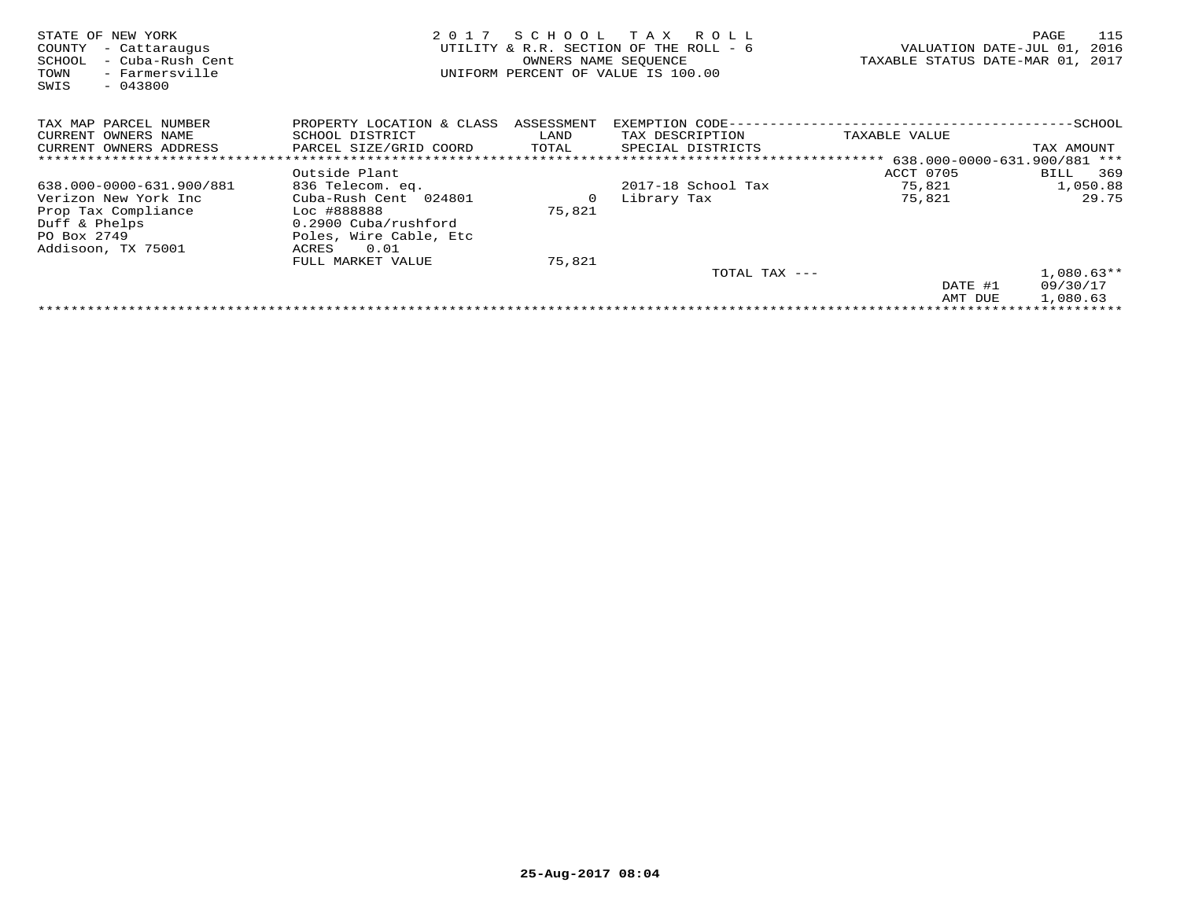STATE OF NEW YORK
COUNTY - Cattaraugus
SCHOOL - Cuba-Rush Cent
TOWN - Farmersville
SWIS - 043800

2 0 1 7 S C H O O L T A X R O L L
UTILITY & R.R. SECTION OF THE ROLL - 6
OWNERS NAME SEQUENCE
UNIFORM PERCENT OF VALUE IS 100.00

VALUATION DATE-JUL 01, 2016
TAXABLE STATUS DATE-MAR 01, 2017

| TAX MAP PARCEL NUMBER<br>CURRENT OWNERS NAME<br>CURRENT OWNERS ADDRESS | PROPERTY LOCATION & CLASS<br>SCHOOL DISTRICT<br>PARCEL SIZE/GRID COORD | ASSESSMENT<br>LAND<br>TOTAL | EXEMPTION CODE<br>TAX DESCRIPTION<br>SPECIAL DISTRICTS | TAXABLE VALUE | SCHOOL<br>TAX AMOUNT |
|---|---|---|---|---|---|
| | | | | 638.000-0000-631.900/881 *** | |
| | Outside Plant | | | ACCT 0705 | BILL 369 |
| 638.000-0000-631.900/881 | 836 Telecom. eq. | | 2017-18 School Tax | 75,821 | 1,050.88 |
| Verizon New York Inc | Cuba-Rush Cent 024801 | 0 | Library Tax | 75,821 | 29.75 |
| Prop Tax Compliance | Loc #888888 | 75,821 | | | |
| Duff & Phelps | 0.2900 Cuba/rushford | | | | |
| PO Box 2749 | Poles, Wire Cable, Etc | | | | |
| Addisoon, TX 75001 | ACRES 0.01 | | | | |
| | FULL MARKET VALUE | 75,821 | | | |
| | | | TOTAL TAX --- | | 1,080.63** |
| | | | | DATE #1 | 09/30/17 |
| | | | | AMT DUE | 1,080.63 |

25-Aug-2017 08:04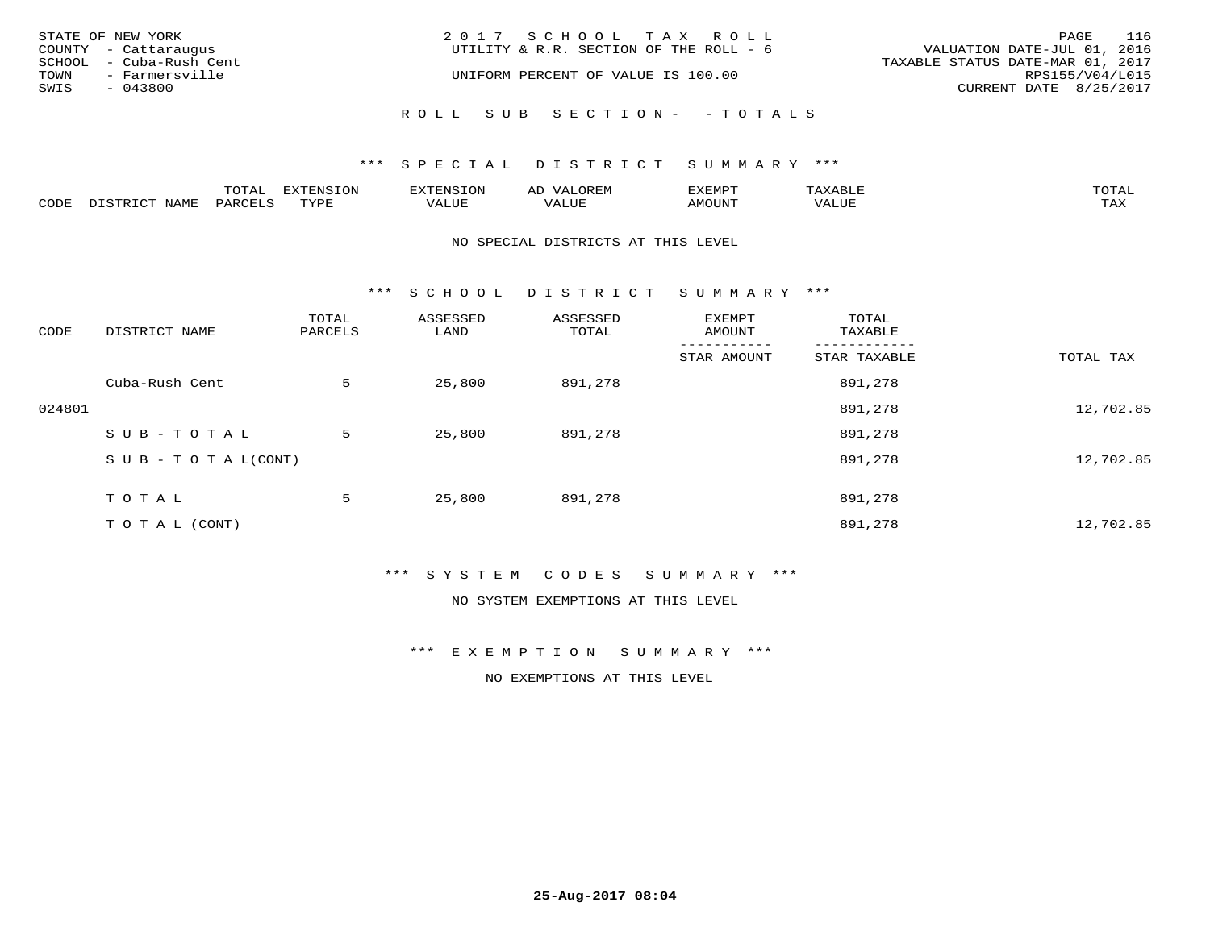STATE OF NEW YORK
COUNTY - Cattaraugus
SCHOOL - Cuba-Rush Cent
TOWN - Farmersville
SWIS - 043800

2017 SCHOOL TAX ROLL
UTILITY & R.R. SECTION OF THE ROLL - 6
UNIFORM PERCENT OF VALUE IS 100.00

VALUATION DATE-JUL 01, 2016
TAXABLE STATUS DATE-MAR 01, 2017
RPS155/V04/L015
CURRENT DATE 8/25/2017

ROLL SUB SECTION- - TOTALS

*** SPECIAL DISTRICT SUMMARY ***

| CODE | DISTRICT NAME | TOTAL PARCELS | EXTENSION TYPE | EXTENSION VALUE | AD VALOREM VALUE | EXEMPT AMOUNT | TAXABLE VALUE | TOTAL TAX |
|---|---|---|---|---|---|---|---|---|

NO SPECIAL DISTRICTS AT THIS LEVEL

*** SCHOOL DISTRICT SUMMARY ***

| CODE | DISTRICT NAME | TOTAL PARCELS | ASSESSED LAND | ASSESSED TOTAL | EXEMPT AMOUNT / STAR AMOUNT | TOTAL TAXABLE / STAR TAXABLE | TOTAL TAX |
|---|---|---|---|---|---|---|---|
| | Cuba-Rush Cent | 5 | 25,800 | 891,278 | | 891,278 | |
| 024801 | | | | | | 891,278 | 12,702.85 |
| | SUB-TOTAL | 5 | 25,800 | 891,278 | | 891,278 | |
| | SUB-TOTAL(CONT) | | | | | 891,278 | 12,702.85 |
| | TOTAL | 5 | 25,800 | 891,278 | | 891,278 | |
| | TOTAL (CONT) | | | | | 891,278 | 12,702.85 |

*** SYSTEM CODES SUMMARY ***

NO SYSTEM EXEMPTIONS AT THIS LEVEL

*** EXEMPTION SUMMARY ***

NO EXEMPTIONS AT THIS LEVEL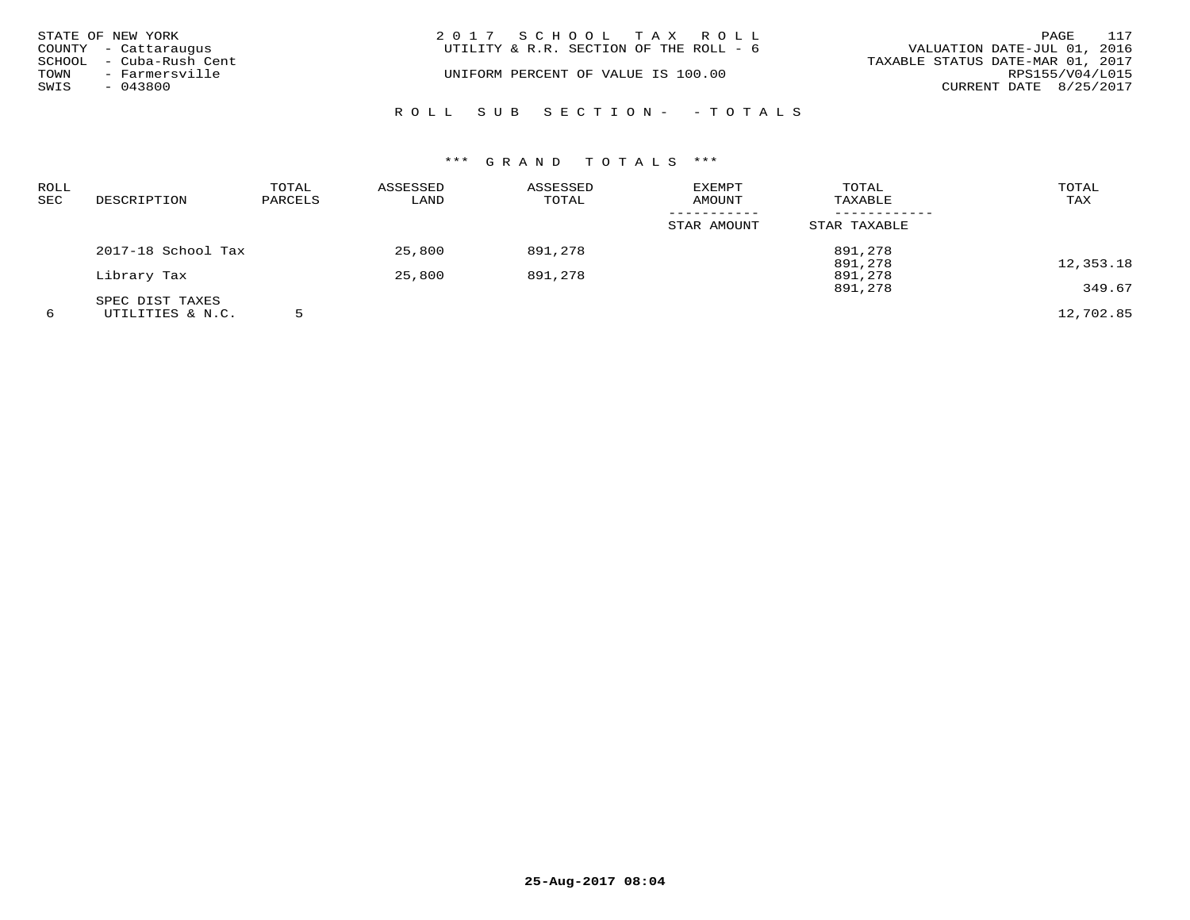STATE OF NEW YORK
COUNTY - Cattaraugus
SCHOOL - Cuba-Rush Cent
TOWN - Farmersville
SWIS - 043800

2 0 1 7 S C H O O L T A X R O L L
UTILITY & R.R. SECTION OF THE ROLL - 6

UNIFORM PERCENT OF VALUE IS 100.00

VALUATION DATE-JUL 01, 2016
TAXABLE STATUS DATE-MAR 01, 2017
RPS155/V04/L015
CURRENT DATE 8/25/2017

R O L L S U B S E C T I O N - - T O T A L S

\*\*\* G R A N D T O T A L S \*\*\*

| ROLL SEC | DESCRIPTION | TOTAL PARCELS | ASSESSED LAND | ASSESSED TOTAL | EXEMPT AMOUNT / STAR AMOUNT | TOTAL TAXABLE / STAR TAXABLE | TOTAL TAX |
|---|---|---|---|---|---|---|---|
| | 2017-18 School Tax | | 25,800 | 891,278 | | 891,278 | |
| | | | | | | 891,278 | 12,353.18 |
| | Library Tax | | 25,800 | 891,278 | | 891,278 | |
| | | | | | | 891,278 | 349.67 |
| | SPEC DIST TAXES | | | | | | |
| 6 | UTILITIES & N.C. | 5 | | | | | 12,702.85 |

25-Aug-2017 08:04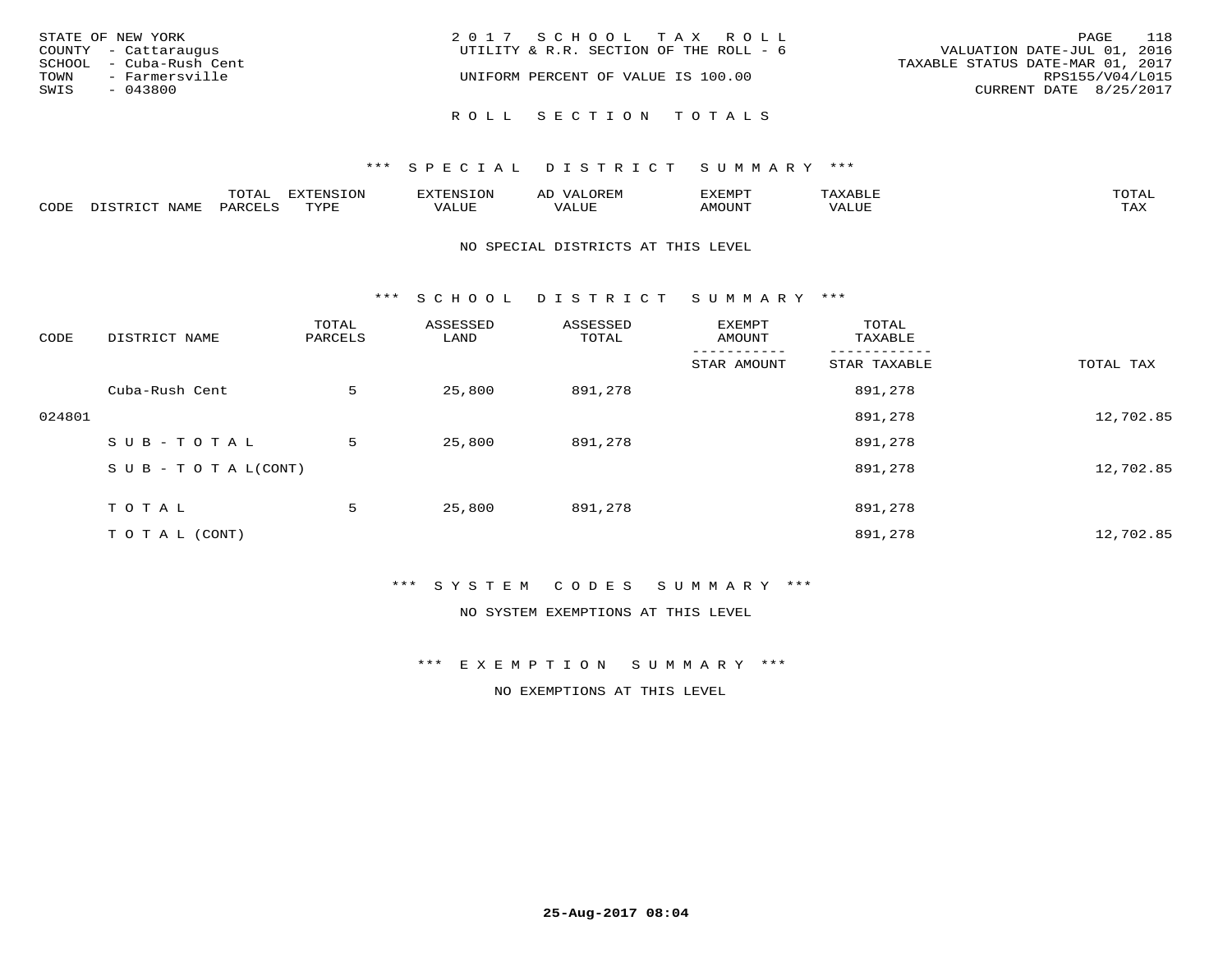STATE OF NEW YORK
COUNTY - Cattaraugus
SCHOOL - Cuba-Rush Cent
TOWN - Farmersville
SWIS - 043800

2 0 1 7 S C H O O L T A X R O L L
UTILITY & R.R. SECTION OF THE ROLL - 6

UNIFORM PERCENT OF VALUE IS 100.00

VALUATION DATE-JUL 01, 2016
TAXABLE STATUS DATE-MAR 01, 2017
RPS155/V04/L015
CURRENT DATE 8/25/2017

R O L L S E C T I O N T O T A L S

*** S P E C I A L D I S T R I C T S U M M A R Y ***

| CODE | DISTRICT NAME | TOTAL PARCELS | EXTENSION TYPE | EXTENSION VALUE | AD VALOREM VALUE | EXEMPT AMOUNT | TAXABLE VALUE | TOTAL TAX |
|---|---|---|---|---|---|---|---|---|

NO SPECIAL DISTRICTS AT THIS LEVEL

*** S C H O O L D I S T R I C T S U M M A R Y ***

| CODE | DISTRICT NAME | TOTAL PARCELS | ASSESSED LAND | ASSESSED TOTAL | EXEMPT AMOUNT / STAR AMOUNT | TOTAL TAXABLE / STAR TAXABLE | TOTAL TAX |
|---|---|---|---|---|---|---|---|
| | Cuba-Rush Cent | 5 | 25,800 | 891,278 | | 891,278 | |
| 024801 | | | | | | 891,278 | 12,702.85 |
| | S U B - T O T A L | 5 | 25,800 | 891,278 | | 891,278 | |
| | S U B - T O T A L(CONT) | | | | | 891,278 | 12,702.85 |
| | T O T A L | 5 | 25,800 | 891,278 | | 891,278 | |
| | T O T A L (CONT) | | | | | 891,278 | 12,702.85 |

*** S Y S T E M C O D E S S U M M A R Y ***

NO SYSTEM EXEMPTIONS AT THIS LEVEL

*** E X E M P T I O N S U M M A R Y ***

NO EXEMPTIONS AT THIS LEVEL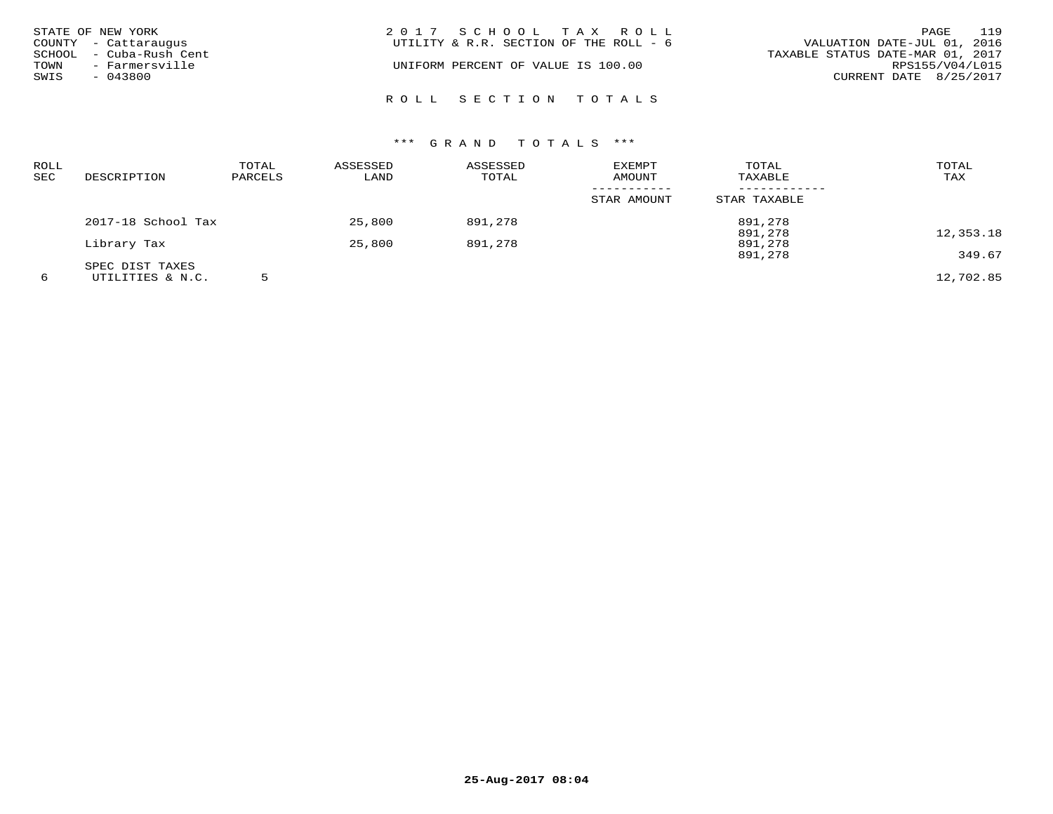STATE OF NEW YORK
COUNTY - Cattaraugus
SCHOOL - Cuba-Rush Cent
TOWN - Farmersville
SWIS - 043800

2017 SCHOOL TAX ROLL
UTILITY & R.R. SECTION OF THE ROLL - 6

UNIFORM PERCENT OF VALUE IS 100.00

VALUATION DATE-JUL 01, 2016
TAXABLE STATUS DATE-MAR 01, 2017
RPS155/V04/L015
CURRENT DATE 8/25/2017

ROLL SECTION TOTALS

*** GRAND TOTALS ***

| ROLL SEC | DESCRIPTION | TOTAL PARCELS | ASSESSED LAND | ASSESSED TOTAL | EXEMPT AMOUNT / STAR AMOUNT | TOTAL TAXABLE / STAR TAXABLE | TOTAL TAX |
|---|---|---|---|---|---|---|---|
| | 2017-18 School Tax | | 25,800 | 891,278 | | 891,278 | |
| | | | | | | 891,278 | 12,353.18 |
| | Library Tax | | 25,800 | 891,278 | | 891,278 | |
| | | | | | | 891,278 | 349.67 |
| | SPEC DIST TAXES | | | | | | |
| 6 | UTILITIES & N.C. | 5 | | | | | 12,702.85 |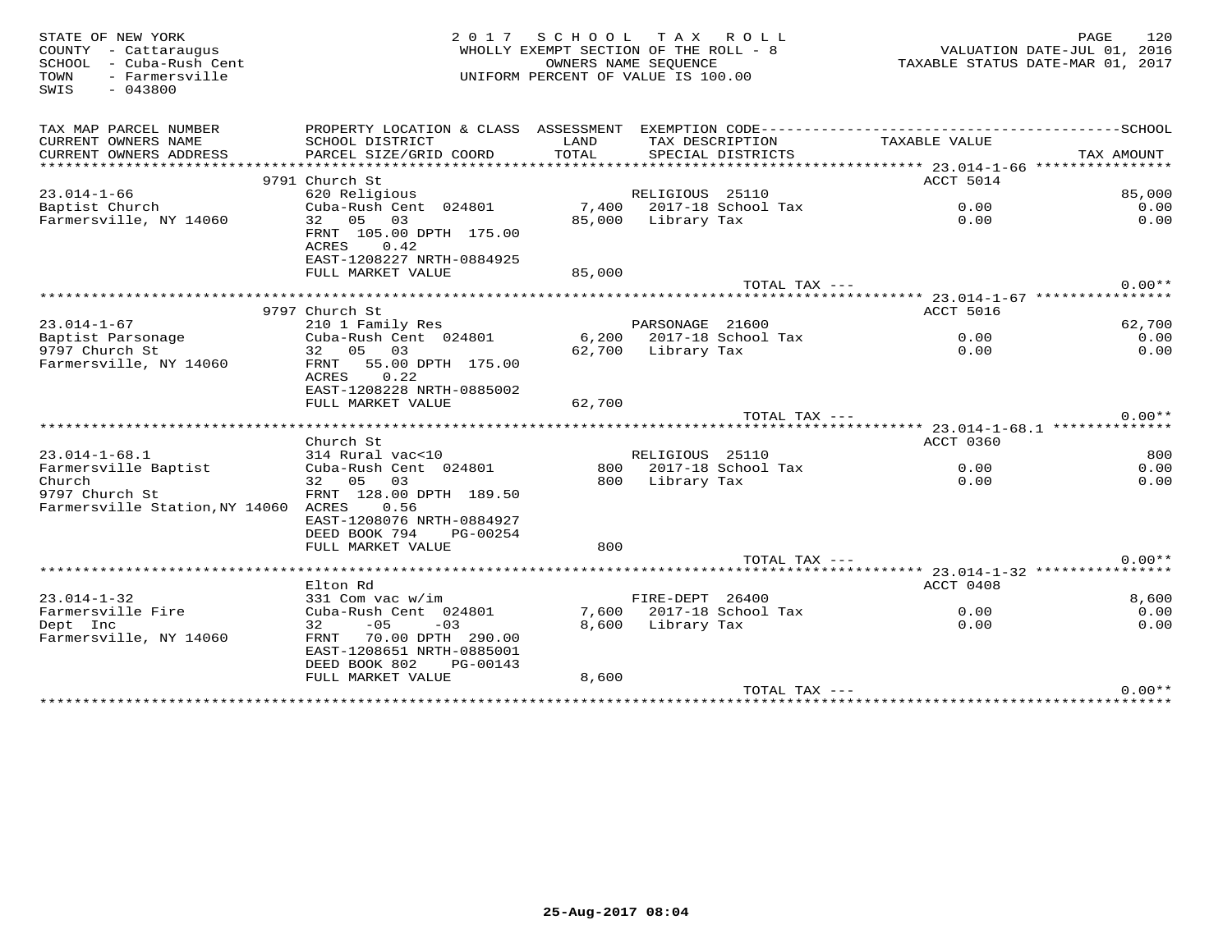STATE OF NEW YORK
COUNTY - Cattaraugus
SCHOOL - Cuba-Rush Cent
TOWN - Farmersville
SWIS - 043800

2017 SCHOOL TAX ROLL
WHOLLY EXEMPT SECTION OF THE ROLL - 8
OWNERS NAME SEQUENCE
UNIFORM PERCENT OF VALUE IS 100.00

VALUATION DATE-JUL 01, 2016
TAXABLE STATUS DATE-MAR 01, 2017

| TAX MAP PARCEL NUMBER / CURRENT OWNERS NAME / CURRENT OWNERS ADDRESS | PROPERTY LOCATION & CLASS / SCHOOL DISTRICT / PARCEL SIZE/GRID COORD | ASSESSMENT LAND / TOTAL | EXEMPTION CODE / TAX DESCRIPTION / SPECIAL DISTRICTS | TAXABLE VALUE | SCHOOL / TAX AMOUNT |
|---|---|---|---|---|---|
| | 9791 Church St | | | ACCT 5014 | |
| 23.014-1-66 | 620 Religious | | RELIGIOUS 25110 | | 85,000 |
| Baptist Church | Cuba-Rush Cent 024801 | 7,400 | 2017-18 School Tax | 0.00 | 0.00 |
| Farmersville, NY 14060 | 32 05 03 | 85,000 | Library Tax | 0.00 | 0.00 |
| | FRNT 105.00 DPTH 175.00 | | | | |
| | ACRES 0.42 | | | | |
| | EAST-1208227 NRTH-0884925 | | | | |
| | FULL MARKET VALUE | 85,000 | | | |
| | | | TOTAL TAX --- | | 0.00** |
| | 9797 Church St | | | ACCT 5016 | |
| 23.014-1-67 | 210 1 Family Res | | PARSONAGE 21600 | | 62,700 |
| Baptist Parsonage | Cuba-Rush Cent 024801 | 6,200 | 2017-18 School Tax | 0.00 | 0.00 |
| 9797 Church St | 32 05 03 | 62,700 | Library Tax | 0.00 | 0.00 |
| Farmersville, NY 14060 | FRNT 55.00 DPTH 175.00 | | | | |
| | ACRES 0.22 | | | | |
| | EAST-1208228 NRTH-0885002 | | | | |
| | FULL MARKET VALUE | 62,700 | | | |
| | | | TOTAL TAX --- | | 0.00** |
| | Church St | | | ACCT 0360 | |
| 23.014-1-68.1 | 314 Rural vac<10 | | RELIGIOUS 25110 | | 800 |
| Farmersville Baptist | Cuba-Rush Cent 024801 | 800 | 2017-18 School Tax | 0.00 | 0.00 |
| Church | 32 05 03 | 800 | Library Tax | 0.00 | 0.00 |
| 9797 Church St | FRNT 128.00 DPTH 189.50 | | | | |
| Farmersville Station,NY 14060 | ACRES 0.56 | | | | |
| | EAST-1208076 NRTH-0884927 | | | | |
| | DEED BOOK 794 PG-00254 | | | | |
| | FULL MARKET VALUE | 800 | | | |
| | | | TOTAL TAX --- | | 0.00** |
| | Elton Rd | | | ACCT 0408 | |
| 23.014-1-32 | 331 Com vac w/im | | FIRE-DEPT 26400 | | 8,600 |
| Farmersville Fire | Cuba-Rush Cent 024801 | 7,600 | 2017-18 School Tax | 0.00 | 0.00 |
| Dept Inc | 32 -05 -03 | 8,600 | Library Tax | 0.00 | 0.00 |
| Farmersville, NY 14060 | FRNT 70.00 DPTH 290.00 | | | | |
| | EAST-1208651 NRTH-0885001 | | | | |
| | DEED BOOK 802 PG-00143 | | | | |
| | FULL MARKET VALUE | 8,600 | | | |
| | | | TOTAL TAX --- | | 0.00** |

25-Aug-2017 08:04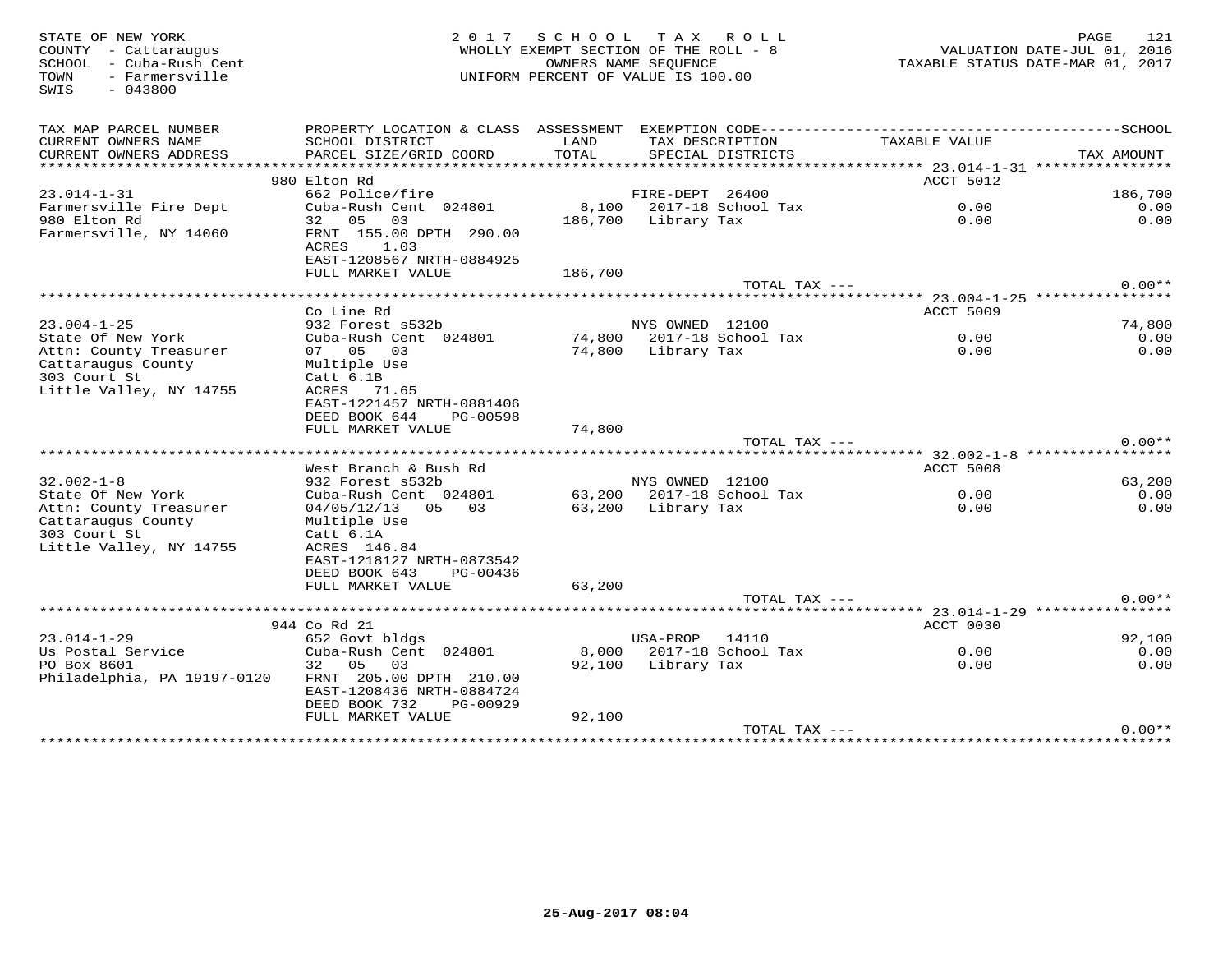STATE OF NEW YORK
COUNTY - Cattaraugus
SCHOOL - Cuba-Rush Cent
TOWN - Farmersville
SWIS - 043800

2017 SCHOOL TAX ROLL
WHOLLY EXEMPT SECTION OF THE ROLL - 8
OWNERS NAME SEQUENCE
UNIFORM PERCENT OF VALUE IS 100.00

VALUATION DATE-JUL 01, 2016
TAXABLE STATUS DATE-MAR 01, 2017

| TAX MAP PARCEL NUMBER / CURRENT OWNERS NAME / CURRENT OWNERS ADDRESS | PROPERTY LOCATION & CLASS / SCHOOL DISTRICT / PARCEL SIZE/GRID COORD | ASSESSMENT LAND / TOTAL | EXEMPTION CODE / TAX DESCRIPTION / SPECIAL DISTRICTS | TAXABLE VALUE | SCHOOL TAX AMOUNT |
|---|---|---|---|---|---|
| | 980 Elton Rd | | | ACCT 5012 | |
| 23.014-1-31 | 662 Police/fire | | FIRE-DEPT 26400 | | 186,700 |
| Farmersville Fire Dept | Cuba-Rush Cent 024801 | 8,100 | 2017-18 School Tax | 0.00 | 0.00 |
| 980 Elton Rd | 32 05 03 | 186,700 | Library Tax | 0.00 | 0.00 |
| Farmersville, NY 14060 | FRNT 155.00 DPTH 290.00 | | | | |
| | ACRES 1.03 | | | | |
| | EAST-1208567 NRTH-0884925 | | | | |
| | FULL MARKET VALUE | 186,700 | | | |
| | | | TOTAL TAX --- | | 0.00** |
| | Co Line Rd | | | ACCT 5009 | |
| 23.004-1-25 | 932 Forest s532b | | NYS OWNED 12100 | | 74,800 |
| State Of New York | Cuba-Rush Cent 024801 | 74,800 | 2017-18 School Tax | 0.00 | 0.00 |
| Attn: County Treasurer | 07 05 03 | 74,800 | Library Tax | 0.00 | 0.00 |
| Cattaraugus County | Multiple Use | | | | |
| 303 Court St | Catt 6.1B | | | | |
| Little Valley, NY 14755 | ACRES 71.65 | | | | |
| | EAST-1221457 NRTH-0881406 | | | | |
| | DEED BOOK 644 PG-00598 | | | | |
| | FULL MARKET VALUE | 74,800 | | | |
| | | | TOTAL TAX --- | | 0.00** |
| | West Branch & Bush Rd | | | ACCT 5008 | |
| 32.002-1-8 | 932 Forest s532b | | NYS OWNED 12100 | | 63,200 |
| State Of New York | Cuba-Rush Cent 024801 | 63,200 | 2017-18 School Tax | 0.00 | 0.00 |
| Attn: County Treasurer | 04/05/12/13 05 03 | 63,200 | Library Tax | 0.00 | 0.00 |
| Cattaraugus County | Multiple Use | | | | |
| 303 Court St | Catt 6.1A | | | | |
| Little Valley, NY 14755 | ACRES 146.84 | | | | |
| | EAST-1218127 NRTH-0873542 | | | | |
| | DEED BOOK 643 PG-00436 | | | | |
| | FULL MARKET VALUE | 63,200 | | | |
| | | | TOTAL TAX --- | | 0.00** |
| | 944 Co Rd 21 | | | ACCT 0030 | |
| 23.014-1-29 | 652 Govt bldgs | | USA-PROP 14110 | | 92,100 |
| Us Postal Service | Cuba-Rush Cent 024801 | 8,000 | 2017-18 School Tax | 0.00 | 0.00 |
| PO Box 8601 | 32 05 03 | 92,100 | Library Tax | 0.00 | 0.00 |
| Philadelphia, PA 19197-0120 | FRNT 205.00 DPTH 210.00 | | | | |
| | EAST-1208436 NRTH-0884724 | | | | |
| | DEED BOOK 732 PG-00929 | | | | |
| | FULL MARKET VALUE | 92,100 | | | |
| | | | TOTAL TAX --- | | 0.00** |

25-Aug-2017 08:04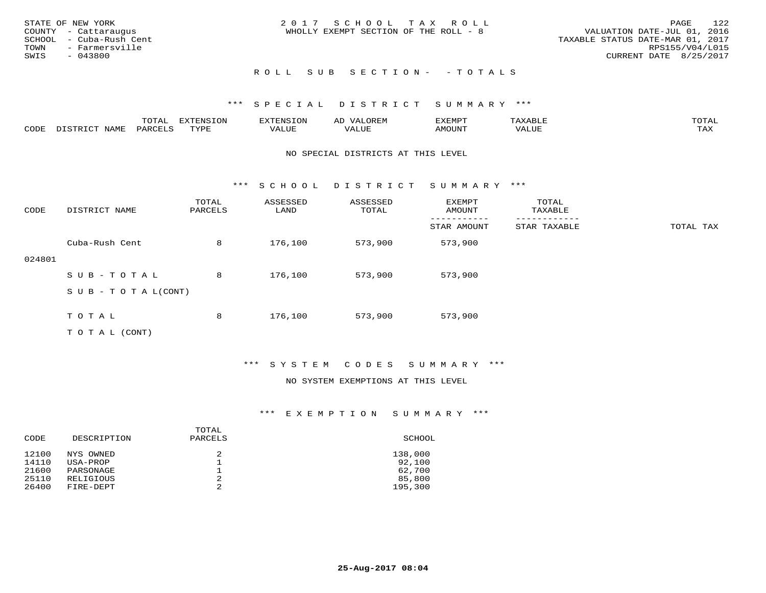STATE OF NEW YORK
COUNTY - Cattaraugus
SCHOOL - Cuba-Rush Cent
TOWN - Farmersville
SWIS - 043800

2017 SCHOOL TAX ROLL
WHOLLY EXEMPT SECTION OF THE ROLL - 8

VALUATION DATE-JUL 01, 2016
TAXABLE STATUS DATE-MAR 01, 2017
RPS155/V04/L015
CURRENT DATE 8/25/2017

## ROLL SUB SECTION- - TOTALS

### *** SPECIAL DISTRICT SUMMARY ***

| CODE | DISTRICT NAME | TOTAL PARCELS | EXTENSION TYPE | EXTENSION VALUE | AD VALOREM VALUE | EXEMPT AMOUNT | TAXABLE VALUE | TOTAL TAX |
|---|---|---|---|---|---|---|---|---|

NO SPECIAL DISTRICTS AT THIS LEVEL

### *** SCHOOL DISTRICT SUMMARY ***

| CODE | DISTRICT NAME | TOTAL PARCELS | ASSESSED LAND | ASSESSED TOTAL | EXEMPT AMOUNT / STAR AMOUNT | TOTAL TAXABLE / STAR TAXABLE | TOTAL TAX |
|---|---|---|---|---|---|---|---|
| 024801 | Cuba-Rush Cent | 8 | 176,100 | 573,900 | 573,900 | | |
| | SUB-TOTAL | 8 | 176,100 | 573,900 | 573,900 | | |
| | SUB-TOTAL(CONT) | | | | | | |
| | TOTAL | 8 | 176,100 | 573,900 | 573,900 | | |
| | TOTAL (CONT) | | | | | | |

### *** SYSTEM CODES SUMMARY ***

NO SYSTEM EXEMPTIONS AT THIS LEVEL

### *** EXEMPTION SUMMARY ***

| CODE | DESCRIPTION | TOTAL PARCELS | SCHOOL |
|---|---|---|---|
| 12100 | NYS OWNED | 2 | 138,000 |
| 14110 | USA-PROP | 1 | 92,100 |
| 21600 | PARSONAGE | 1 | 62,700 |
| 25110 | RELIGIOUS | 2 | 85,800 |
| 26400 | FIRE-DEPT | 2 | 195,300 |

25-Aug-2017 08:04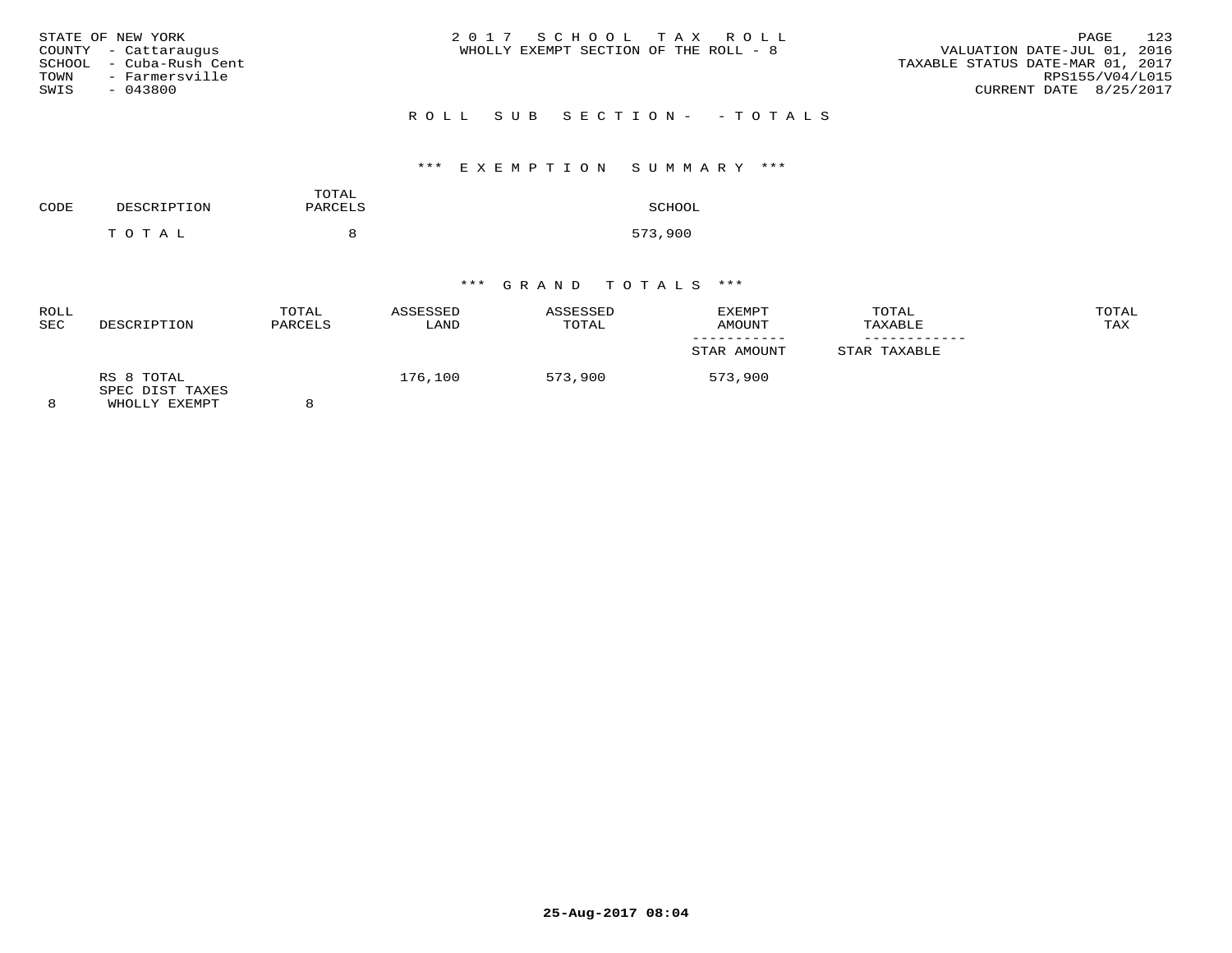STATE OF NEW YORK
COUNTY - Cattaraugus
SCHOOL - Cuba-Rush Cent
TOWN - Farmersville
SWIS - 043800

2 0 1 7 S C H O O L T A X R O L L
WHOLLY EXEMPT SECTION OF THE ROLL - 8

VALUATION DATE-JUL 01, 2016
TAXABLE STATUS DATE-MAR 01, 2017
RPS155/V04/L015
CURRENT DATE 8/25/2017

R O L L S U B S E C T I O N - - T O T A L S

*** E X E M P T I O N S U M M A R Y ***

| CODE | DESCRIPTION | TOTAL PARCELS | SCHOOL |
|---|---|---|---|
| | T O T A L | 8 | 573,900 |

*** G R A N D T O T A L S ***

| ROLL SEC | DESCRIPTION | TOTAL PARCELS | ASSESSED LAND | ASSESSED TOTAL | EXEMPT AMOUNT / STAR AMOUNT | TOTAL TAXABLE / STAR TAXABLE | TOTAL TAX |
|---|---|---|---|---|---|---|---|
| 8 | RS 8 TOTAL SPEC DIST TAXES WHOLLY EXEMPT | 8 | 176,100 | 573,900 | 573,900 | | |

25-Aug-2017 08:04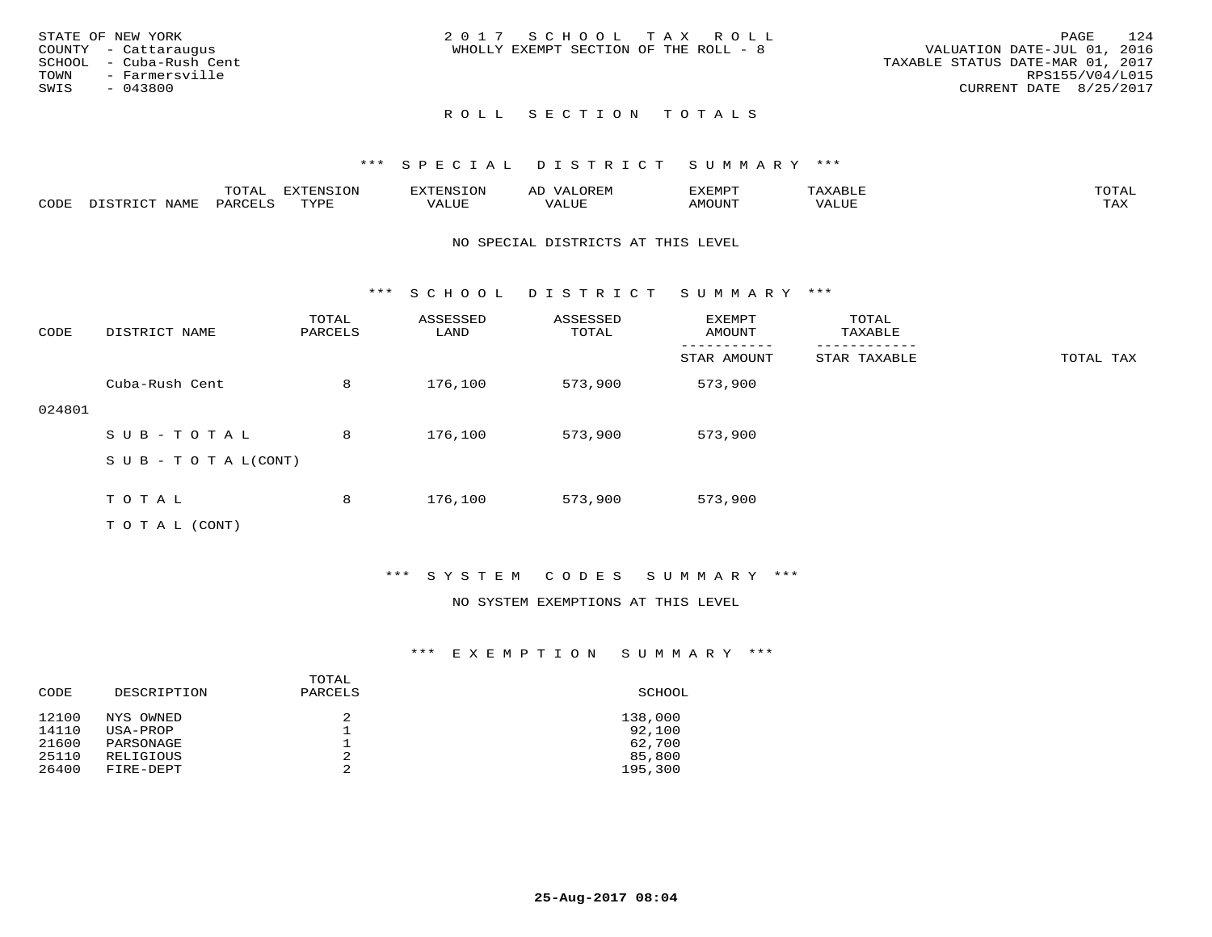STATE OF NEW YORK
COUNTY - Cattaraugus
SCHOOL - Cuba-Rush Cent
TOWN - Farmersville
SWIS - 043800

# 2017 SCHOOL TAX ROLL

WHOLLY EXEMPT SECTION OF THE ROLL - 8

VALUATION DATE-JUL 01, 2016
TAXABLE STATUS DATE-MAR 01, 2017
RPS155/V04/L015
CURRENT DATE 8/25/2017

## ROLL SECTION TOTALS

### *** SPECIAL DISTRICT SUMMARY ***

| CODE | DISTRICT NAME | TOTAL PARCELS | EXTENSION TYPE | EXTENSION VALUE | AD VALOREM VALUE | EXEMPT AMOUNT | TAXABLE VALUE | TOTAL TAX |
|---|---|---|---|---|---|---|---|---|

NO SPECIAL DISTRICTS AT THIS LEVEL

### *** SCHOOL DISTRICT SUMMARY ***

| CODE | DISTRICT NAME | TOTAL PARCELS | ASSESSED LAND | ASSESSED TOTAL | EXEMPT AMOUNT / STAR AMOUNT | TOTAL TAXABLE / STAR TAXABLE | TOTAL TAX |
|---|---|---|---|---|---|---|---|
| 024801 | Cuba-Rush Cent | 8 | 176,100 | 573,900 | 573,900 | | |
| | SUB-TOTAL | 8 | 176,100 | 573,900 | 573,900 | | |
| | SUB-TOTAL(CONT) | | | | | | |
| | TOTAL | 8 | 176,100 | 573,900 | 573,900 | | |
| | TOTAL (CONT) | | | | | | |

### *** SYSTEM CODES SUMMARY ***

NO SYSTEM EXEMPTIONS AT THIS LEVEL

### *** EXEMPTION SUMMARY ***

| CODE | DESCRIPTION | TOTAL PARCELS | SCHOOL |
|---|---|---|---|
| 12100 | NYS OWNED | 2 | 138,000 |
| 14110 | USA-PROP | 1 | 92,100 |
| 21600 | PARSONAGE | 1 | 62,700 |
| 25110 | RELIGIOUS | 2 | 85,800 |
| 26400 | FIRE-DEPT | 2 | 195,300 |

25-Aug-2017 08:04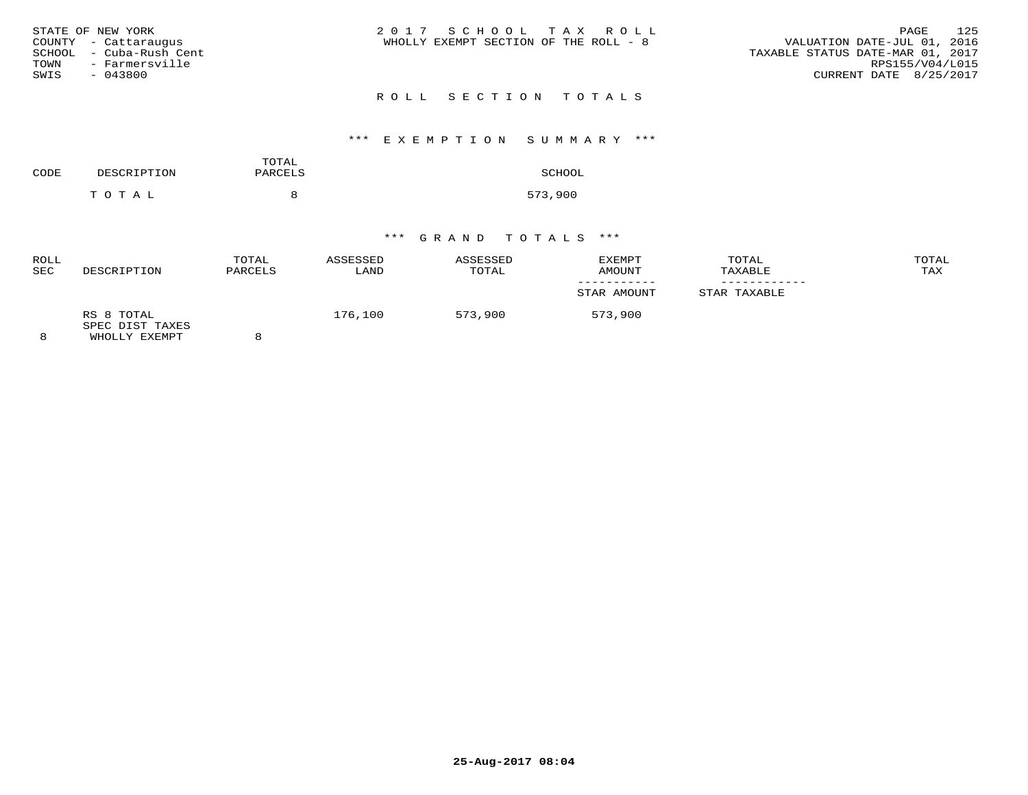STATE OF NEW YORK
COUNTY - Cattaraugus
SCHOOL - Cuba-Rush Cent
TOWN - Farmersville
SWIS - 043800

2 0 1 7 S C H O O L T A X R O L L
WHOLLY EXEMPT SECTION OF THE ROLL - 8

VALUATION DATE-JUL 01, 2016
TAXABLE STATUS DATE-MAR 01, 2017
RPS155/V04/L015
CURRENT DATE 8/25/2017

## R O L L S E C T I O N T O T A L S

### *** E X E M P T I O N S U M M A R Y ***

| CODE | DESCRIPTION | TOTAL PARCELS | SCHOOL |
|---|---|---|---|
| | T O T A L | 8 | 573,900 |

### *** G R A N D T O T A L S ***

| ROLL SEC | DESCRIPTION | TOTAL PARCELS | ASSESSED LAND | ASSESSED TOTAL | EXEMPT AMOUNT / STAR AMOUNT | TOTAL TAXABLE / STAR TAXABLE | TOTAL TAX |
|---|---|---|---|---|---|---|---|
| | RS 8 TOTAL | | 176,100 | 573,900 | 573,900 | | |
| | SPEC DIST TAXES | | | | | | |
| 8 | WHOLLY EXEMPT | 8 | | | | | |

25-Aug-2017 08:04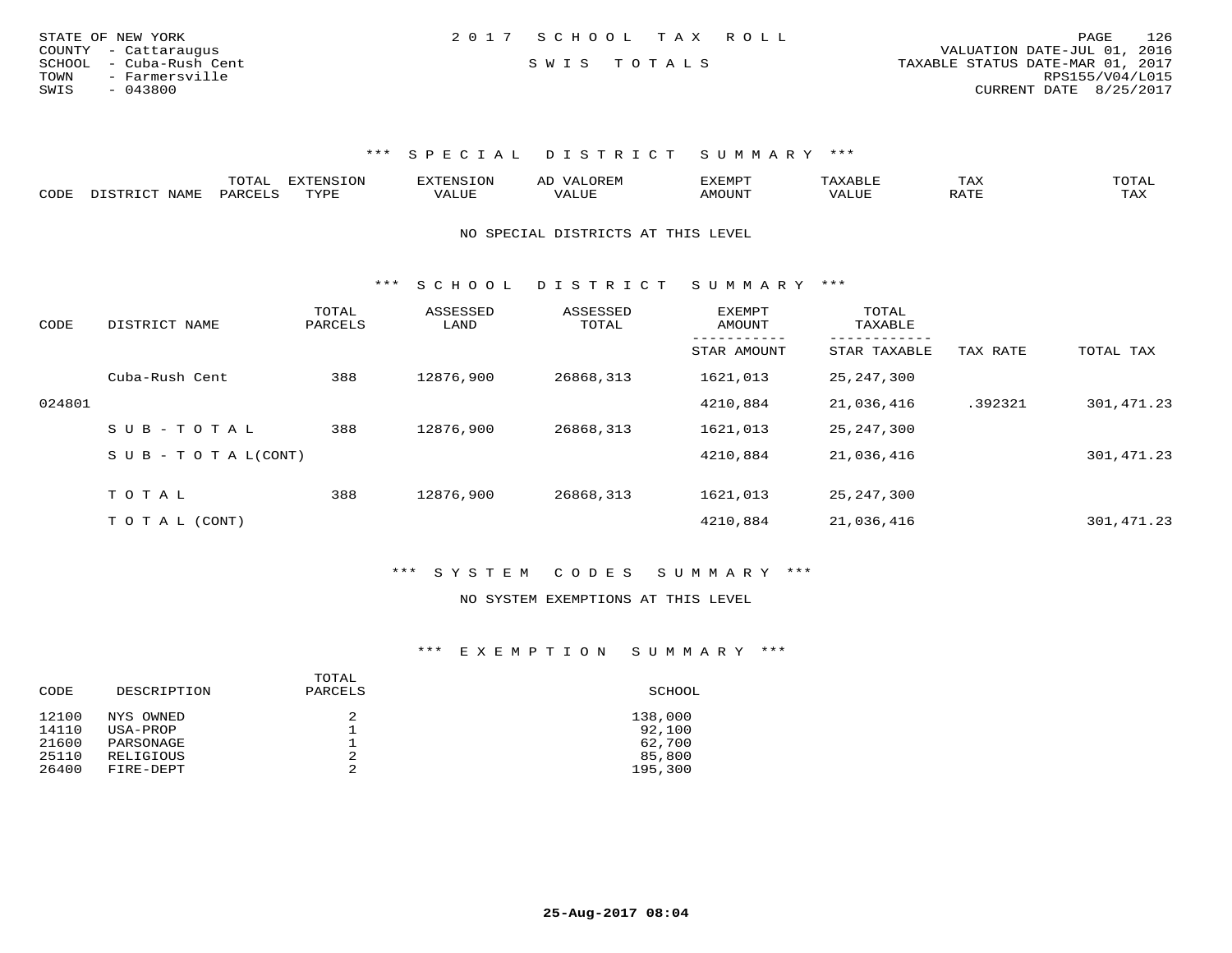STATE OF NEW YORK
COUNTY - Cattaraugus
SCHOOL - Cuba-Rush Cent
TOWN - Farmersville
SWIS - 043800

2 0 1 7 S C H O O L T A X R O L L

S W I S T O T A L S

VALUATION DATE-JUL 01, 2016
TAXABLE STATUS DATE-MAR 01, 2017
RPS155/V04/L015
CURRENT DATE 8/25/2017

### *** S P E C I A L D I S T R I C T S U M M A R Y ***

| CODE | DISTRICT NAME | TOTAL PARCELS | EXTENSION TYPE | EXTENSION VALUE | AD VALOREM VALUE | EXEMPT AMOUNT | TAXABLE VALUE | TAX RATE | TOTAL TAX |
|---|---|---|---|---|---|---|---|---|---|

NO SPECIAL DISTRICTS AT THIS LEVEL

### *** S C H O O L D I S T R I C T S U M M A R Y ***

| CODE | DISTRICT NAME | TOTAL PARCELS | ASSESSED LAND | ASSESSED TOTAL | EXEMPT AMOUNT / STAR AMOUNT | TOTAL TAXABLE / STAR TAXABLE | TAX RATE | TOTAL TAX |
|---|---|---|---|---|---|---|---|---|
| | Cuba-Rush Cent | 388 | 12876,900 | 26868,313 | 1621,013 | 25,247,300 | | |
| 024801 | | | | | 4210,884 | 21,036,416 | .392321 | 301,471.23 |
| | S U B - T O T A L | 388 | 12876,900 | 26868,313 | 1621,013 | 25,247,300 | | |
| | S U B - T O T A L(CONT) | | | | 4210,884 | 21,036,416 | | 301,471.23 |
| | T O T A L | 388 | 12876,900 | 26868,313 | 1621,013 | 25,247,300 | | |
| | T O T A L (CONT) | | | | 4210,884 | 21,036,416 | | 301,471.23 |

### *** S Y S T E M C O D E S S U M M A R Y ***

NO SYSTEM EXEMPTIONS AT THIS LEVEL

### *** E X E M P T I O N S U M M A R Y ***

| CODE | DESCRIPTION | TOTAL PARCELS | SCHOOL |
|---|---|---|---|
| 12100 | NYS OWNED | 2 | 138,000 |
| 14110 | USA-PROP | 1 | 92,100 |
| 21600 | PARSONAGE | 1 | 62,700 |
| 25110 | RELIGIOUS | 2 | 85,800 |
| 26400 | FIRE-DEPT | 2 | 195,300 |

25-Aug-2017 08:04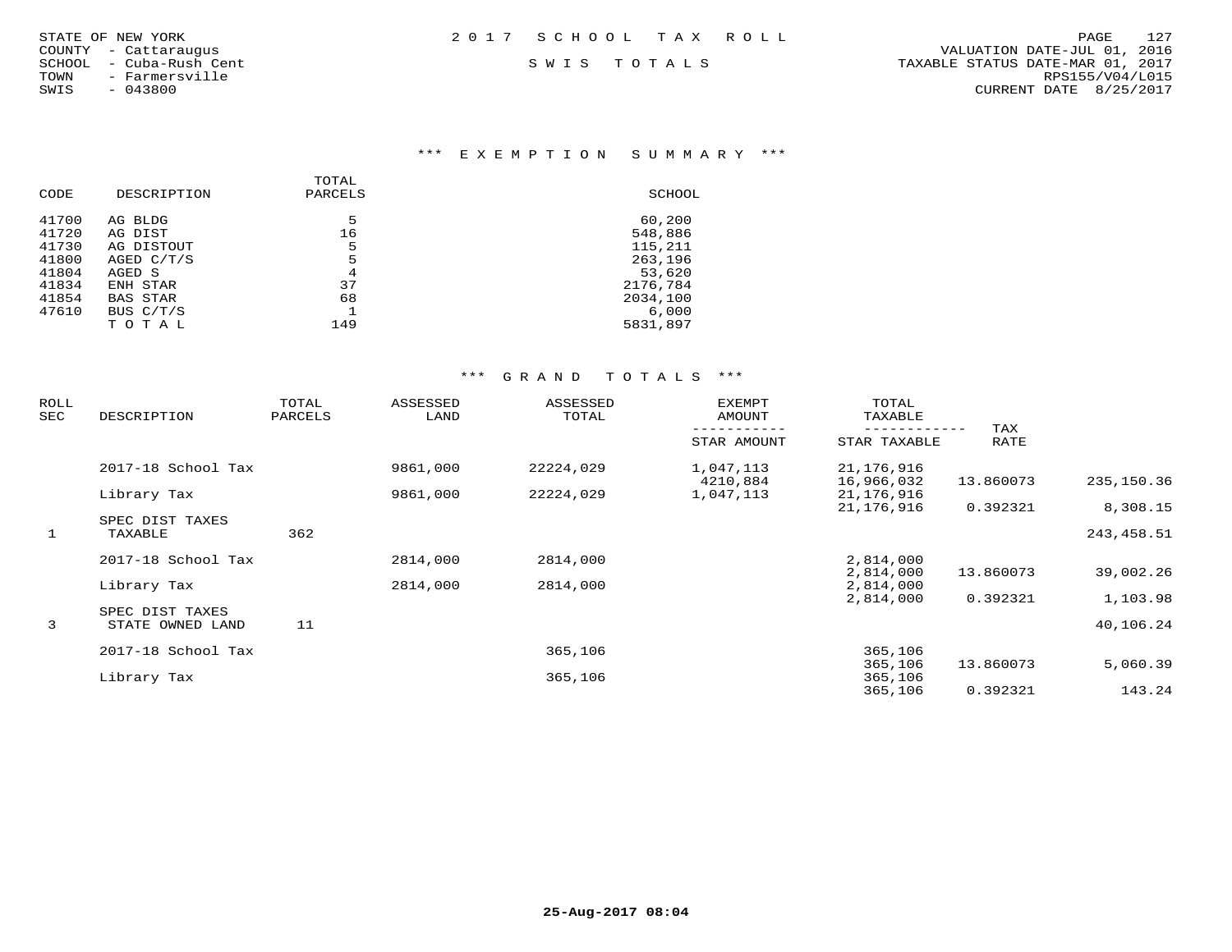STATE OF NEW YORK
COUNTY - Cattaraugus
SCHOOL - Cuba-Rush Cent
TOWN - Farmersville
SWIS - 043800

2017 SCHOOL TAX ROLL

SWIS TOTALS

VALUATION DATE-JUL 01, 2016
TAXABLE STATUS DATE-MAR 01, 2017
RPS155/V04/L015
CURRENT DATE 8/25/2017

## *** EXEMPTION SUMMARY ***

| CODE | DESCRIPTION | TOTAL PARCELS | SCHOOL |
|---|---|---|---|
| 41700 | AG BLDG | 5 | 60,200 |
| 41720 | AG DIST | 16 | 548,886 |
| 41730 | AG DISTOUT | 5 | 115,211 |
| 41800 | AGED C/T/S | 5 | 263,196 |
| 41804 | AGED S | 4 | 53,620 |
| 41834 | ENH STAR | 37 | 2176,784 |
| 41854 | BAS STAR | 68 | 2034,100 |
| 47610 | BUS C/T/S | 1 | 6,000 |
| | T O T A L | 149 | 5831,897 |

## *** GRAND TOTALS ***

| ROLL SEC | DESCRIPTION | TOTAL PARCELS | ASSESSED LAND | ASSESSED TOTAL | EXEMPT AMOUNT / STAR AMOUNT | TOTAL TAXABLE / STAR TAXABLE | TAX RATE | |
|---|---|---|---|---|---|---|---|---|
| | 2017-18 School Tax | | 9861,000 | 22224,029 | 1,047,113 | 21,176,916 | | |
| | | | | | 4210,884 | 16,966,032 | 13.860073 | 235,150.36 |
| | Library Tax | | 9861,000 | 22224,029 | 1,047,113 | 21,176,916 | | |
| | | | | | | 21,176,916 | 0.392321 | 8,308.15 |
| | SPEC DIST TAXES | | | | | | | |
| 1 | TAXABLE | 362 | | | | | | 243,458.51 |
| | 2017-18 School Tax | | 2814,000 | 2814,000 | | 2,814,000 | | |
| | | | | | | 2,814,000 | 13.860073 | 39,002.26 |
| | Library Tax | | 2814,000 | 2814,000 | | 2,814,000 | | |
| | | | | | | 2,814,000 | 0.392321 | 1,103.98 |
| | SPEC DIST TAXES | | | | | | | |
| 3 | STATE OWNED LAND | 11 | | | | | | 40,106.24 |
| | 2017-18 School Tax | | | 365,106 | | 365,106 | | |
| | | | | | | 365,106 | 13.860073 | 5,060.39 |
| | Library Tax | | | 365,106 | | 365,106 | | |
| | | | | | | 365,106 | 0.392321 | 143.24 |

25-Aug-2017 08:04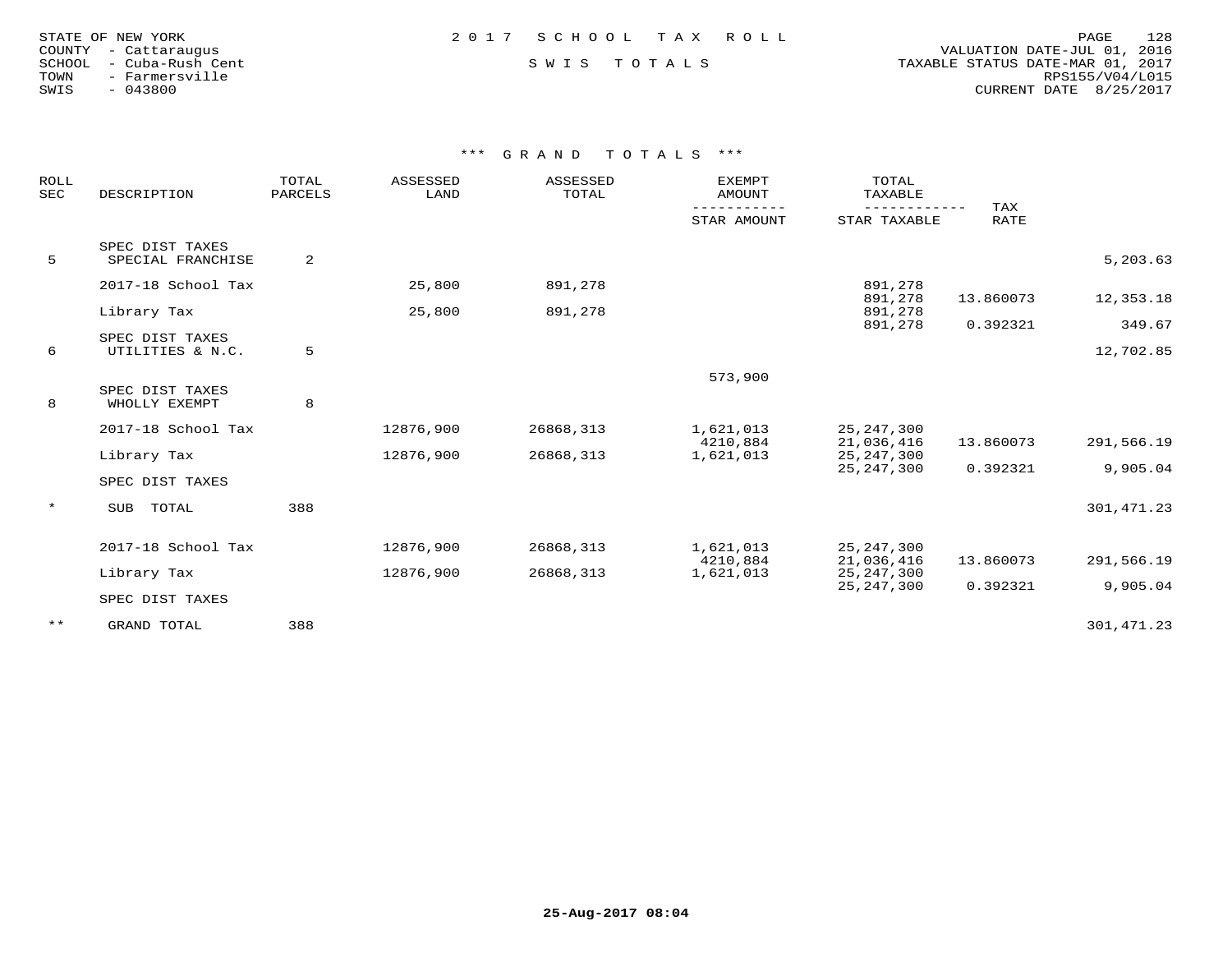STATE OF NEW YORK
COUNTY - Cattaraugus
SCHOOL - Cuba-Rush Cent
TOWN - Farmersville
SWIS - 043800

2 0 1 7 S C H O O L T A X R O L L

S W I S T O T A L S

VALUATION DATE-JUL 01, 2016
TAXABLE STATUS DATE-MAR 01, 2017
RPS155/V04/L015
CURRENT DATE 8/25/2017

### *** G R A N D T O T A L S ***

| ROLL SEC | DESCRIPTION | TOTAL PARCELS | ASSESSED LAND | ASSESSED TOTAL | EXEMPT AMOUNT / STAR AMOUNT | TOTAL TAXABLE / STAR TAXABLE | TAX RATE | |
|---|---|---|---|---|---|---|---|---|
| 5 | SPEC DIST TAXES SPECIAL FRANCHISE | 2 | | | | | | 5,203.63 |
| | 2017-18 School Tax | | 25,800 | 891,278 | | 891,278 | | |
| | | | | | | 891,278 | 13.860073 | 12,353.18 |
| | Library Tax | | 25,800 | 891,278 | | 891,278 | | |
| | | | | | | 891,278 | 0.392321 | 349.67 |
| 6 | SPEC DIST TAXES UTILITIES & N.C. | 5 | | | | | | 12,702.85 |
| | | | | | 573,900 | | | |
| 8 | SPEC DIST TAXES WHOLLY EXEMPT | 8 | | | | | | |
| | 2017-18 School Tax | | 12876,900 | 26868,313 | 1,621,013 | 25,247,300 | | |
| | | | | | 4210,884 | 21,036,416 | 13.860073 | 291,566.19 |
| | Library Tax | | 12876,900 | 26868,313 | 1,621,013 | 25,247,300 | | |
| | | | | | | 25,247,300 | 0.392321 | 9,905.04 |
| | SPEC DIST TAXES | | | | | | | |
| * | SUB TOTAL | 388 | | | | | | 301,471.23 |
| | 2017-18 School Tax | | 12876,900 | 26868,313 | 1,621,013 | 25,247,300 | | |
| | | | | | 4210,884 | 21,036,416 | 13.860073 | 291,566.19 |
| | Library Tax | | 12876,900 | 26868,313 | 1,621,013 | 25,247,300 | | |
| | | | | | | 25,247,300 | 0.392321 | 9,905.04 |
| | SPEC DIST TAXES | | | | | | | |
| ** | GRAND TOTAL | 388 | | | | | | 301,471.23 |

25-Aug-2017 08:04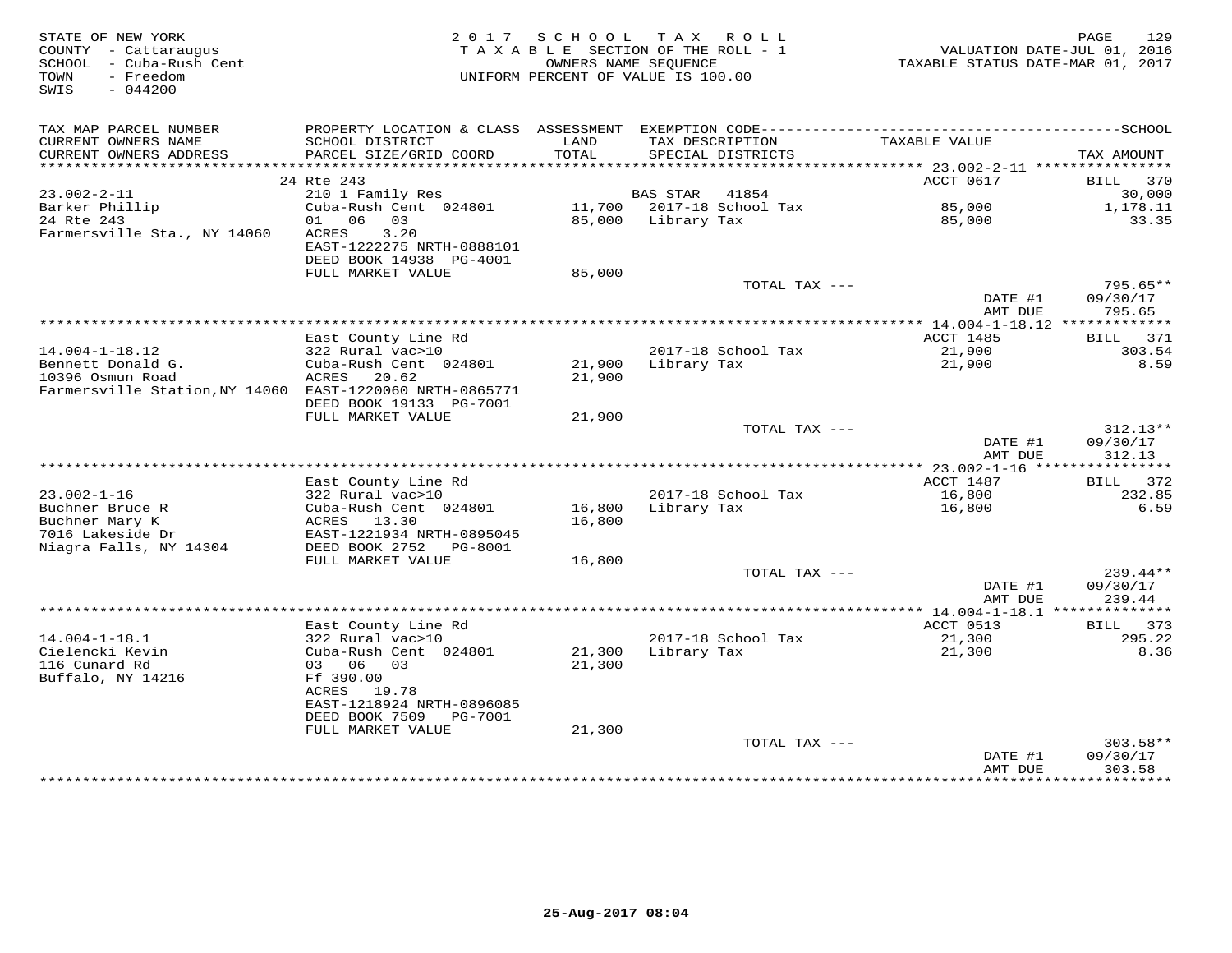STATE OF NEW YORK
COUNTY - Cattaraugus
SCHOOL - Cuba-Rush Cent
TOWN - Freedom
SWIS - 044200

2 0 1 7 S C H O O L T A X R O L L
T A X A B L E SECTION OF THE ROLL - 1
OWNERS NAME SEQUENCE
UNIFORM PERCENT OF VALUE IS 100.00

VALUATION DATE-JUL 01, 2016
TAXABLE STATUS DATE-MAR 01, 2017

| TAX MAP PARCEL NUMBER / CURRENT OWNERS NAME / CURRENT OWNERS ADDRESS | PROPERTY LOCATION & CLASS / SCHOOL DISTRICT / PARCEL SIZE/GRID COORD | ASSESSMENT LAND / TOTAL | EXEMPTION CODE / TAX DESCRIPTION / SPECIAL DISTRICTS | TAXABLE VALUE | SCHOOL TAX AMOUNT |
|---|---|---|---|---|---|
| **23.002-2-11** | 24 Rte 243 | | | ACCT 0617 | BILL 370 |
| 23.002-2-11 | 210 1 Family Res | | BAS STAR 41854 | | 30,000 |
| Barker Phillip | Cuba-Rush Cent 024801 | 11,700 | 2017-18 School Tax | 85,000 | 1,178.11 |
| 24 Rte 243 | 01 06 03 | 85,000 | Library Tax | 85,000 | 33.35 |
| Farmersville Sta., NY 14060 | ACRES 3.20 | | | | |
| | EAST-1222275 NRTH-0888101 | | | | |
| | DEED BOOK 14938 PG-4001 | | | | |
| | FULL MARKET VALUE | 85,000 | | | |
| | | | TOTAL TAX --- | | 795.65** |
| | | | | DATE #1 | 09/30/17 |
| | | | | AMT DUE | 795.65 |
| **14.004-1-18.12** | East County Line Rd | | | ACCT 1485 | BILL 371 |
| 14.004-1-18.12 | 322 Rural vac>10 | | 2017-18 School Tax | 21,900 | 303.54 |
| Bennett Donald G. | Cuba-Rush Cent 024801 | 21,900 | Library Tax | 21,900 | 8.59 |
| 10396 Osmun Road | ACRES 20.62 | 21,900 | | | |
| Farmersville Station,NY 14060 | EAST-1220060 NRTH-0865771 | | | | |
| | DEED BOOK 19133 PG-7001 | | | | |
| | FULL MARKET VALUE | 21,900 | | | |
| | | | TOTAL TAX --- | | 312.13** |
| | | | | DATE #1 | 09/30/17 |
| | | | | AMT DUE | 312.13 |
| **23.002-1-16** | East County Line Rd | | | ACCT 1487 | BILL 372 |
| 23.002-1-16 | 322 Rural vac>10 | | 2017-18 School Tax | 16,800 | 232.85 |
| Buchner Bruce R | Cuba-Rush Cent 024801 | 16,800 | Library Tax | 16,800 | 6.59 |
| Buchner Mary K | ACRES 13.30 | 16,800 | | | |
| 7016 Lakeside Dr | EAST-1221934 NRTH-0895045 | | | | |
| Niagra Falls, NY 14304 | DEED BOOK 2752 PG-8001 | | | | |
| | FULL MARKET VALUE | 16,800 | | | |
| | | | TOTAL TAX --- | | 239.44** |
| | | | | DATE #1 | 09/30/17 |
| | | | | AMT DUE | 239.44 |
| **14.004-1-18.1** | East County Line Rd | | | ACCT 0513 | BILL 373 |
| 14.004-1-18.1 | 322 Rural vac>10 | | 2017-18 School Tax | 21,300 | 295.22 |
| Cielencki Kevin | Cuba-Rush Cent 024801 | 21,300 | Library Tax | 21,300 | 8.36 |
| 116 Cunard Rd | 03 06 03 | 21,300 | | | |
| Buffalo, NY 14216 | Ff 390.00 | | | | |
| | ACRES 19.78 | | | | |
| | EAST-1218924 NRTH-0896085 | | | | |
| | DEED BOOK 7509 PG-7001 | | | | |
| | FULL MARKET VALUE | 21,300 | | | |
| | | | TOTAL TAX --- | | 303.58** |
| | | | | DATE #1 | 09/30/17 |
| | | | | AMT DUE | 303.58 |

25-Aug-2017 08:04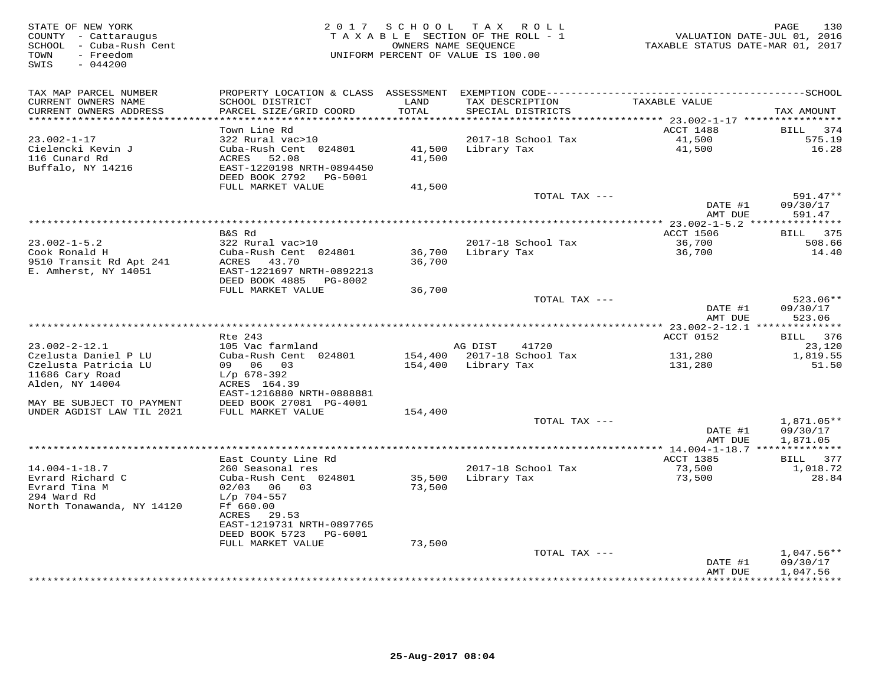STATE OF NEW YORK
COUNTY - Cattaraugus
SCHOOL - Cuba-Rush Cent
TOWN - Freedom
SWIS - 044200

2017 SCHOOL TAX ROLL
TAXABLE SECTION OF THE ROLL - 1
OWNERS NAME SEQUENCE
UNIFORM PERCENT OF VALUE IS 100.00

VALUATION DATE-JUL 01, 2016
TAXABLE STATUS DATE-MAR 01, 2017

| TAX MAP PARCEL NUMBER / CURRENT OWNERS NAME / CURRENT OWNERS ADDRESS | PROPERTY LOCATION & CLASS / SCHOOL DISTRICT / PARCEL SIZE/GRID COORD | ASSESSMENT LAND | TOTAL | EXEMPTION CODE / TAX DESCRIPTION / SPECIAL DISTRICTS | TAXABLE VALUE | TAX AMOUNT |
|---|---|---|---|---|---|---|
| **23.002-1-17** | Town Line Rd | | | | ACCT 1488 | BILL 374 |
| | 322 Rural vac>10 | | | | | |
| Cielencki Kevin J | Cuba-Rush Cent 024801 | 41,500 | | 2017-18 School Tax | 41,500 | 575.19 |
| 116 Cunard Rd | ACRES 52.08 | | 41,500 | Library Tax | 41,500 | 16.28 |
| Buffalo, NY 14216 | EAST-1220198 NRTH-0894450 | | | | | |
| | DEED BOOK 2792 PG-5001 | | | | | |
| | FULL MARKET VALUE | | 41,500 | | | |
| | | | | TOTAL TAX --- | | 591.47** |
| | | | | | DATE #1 | 09/30/17 |
| | | | | | AMT DUE | 591.47 |
| **23.002-1-5.2** | B&S Rd | | | | ACCT 1506 | BILL 375 |
| | 322 Rural vac>10 | | | | | |
| Cook Ronald H | Cuba-Rush Cent 024801 | 36,700 | | 2017-18 School Tax | 36,700 | 508.66 |
| 9510 Transit Rd Apt 241 | ACRES 43.70 | | 36,700 | Library Tax | 36,700 | 14.40 |
| E. Amherst, NY 14051 | EAST-1221697 NRTH-0892213 | | | | | |
| | DEED BOOK 4885 PG-8002 | | | | | |
| | FULL MARKET VALUE | | 36,700 | | | |
| | | | | TOTAL TAX --- | | 523.06** |
| | | | | | DATE #1 | 09/30/17 |
| | | | | | AMT DUE | 523.06 |
| **23.002-2-12.1** | Rte 243 | | | | ACCT 0152 | BILL 376 |
| | 105 Vac farmland | | | AG DIST 41720 | | 23,120 |
| Czelusta Daniel P LU | Cuba-Rush Cent 024801 | 154,400 | | 2017-18 School Tax | 131,280 | 1,819.55 |
| Czelusta Patricia LU | 09 06 03 | | 154,400 | Library Tax | 131,280 | 51.50 |
| 11686 Cary Road | L/p 678-392 | | | | | |
| Alden, NY 14004 | ACRES 164.39 | | | | | |
| | EAST-1216880 NRTH-0888881 | | | | | |
| MAY BE SUBJECT TO PAYMENT | DEED BOOK 27081 PG-4001 | | | | | |
| UNDER AGDIST LAW TIL 2021 | FULL MARKET VALUE | | 154,400 | | | |
| | | | | TOTAL TAX --- | | 1,871.05** |
| | | | | | DATE #1 | 09/30/17 |
| | | | | | AMT DUE | 1,871.05 |
| **14.004-1-18.7** | East County Line Rd | | | | ACCT 1385 | BILL 377 |
| | 260 Seasonal res | | | | | |
| Evrard Richard C | Cuba-Rush Cent 024801 | 35,500 | | 2017-18 School Tax | 73,500 | 1,018.72 |
| Evrard Tina M | 02/03 06 03 | | 73,500 | Library Tax | 73,500 | 28.84 |
| 294 Ward Rd | L/p 704-557 | | | | | |
| North Tonawanda, NY 14120 | Ff 660.00 | | | | | |
| | ACRES 29.53 | | | | | |
| | EAST-1219731 NRTH-0897765 | | | | | |
| | DEED BOOK 5723 PG-6001 | | | | | |
| | FULL MARKET VALUE | | 73,500 | | | |
| | | | | TOTAL TAX --- | | 1,047.56** |
| | | | | | DATE #1 | 09/30/17 |
| | | | | | AMT DUE | 1,047.56 |

25-Aug-2017 08:04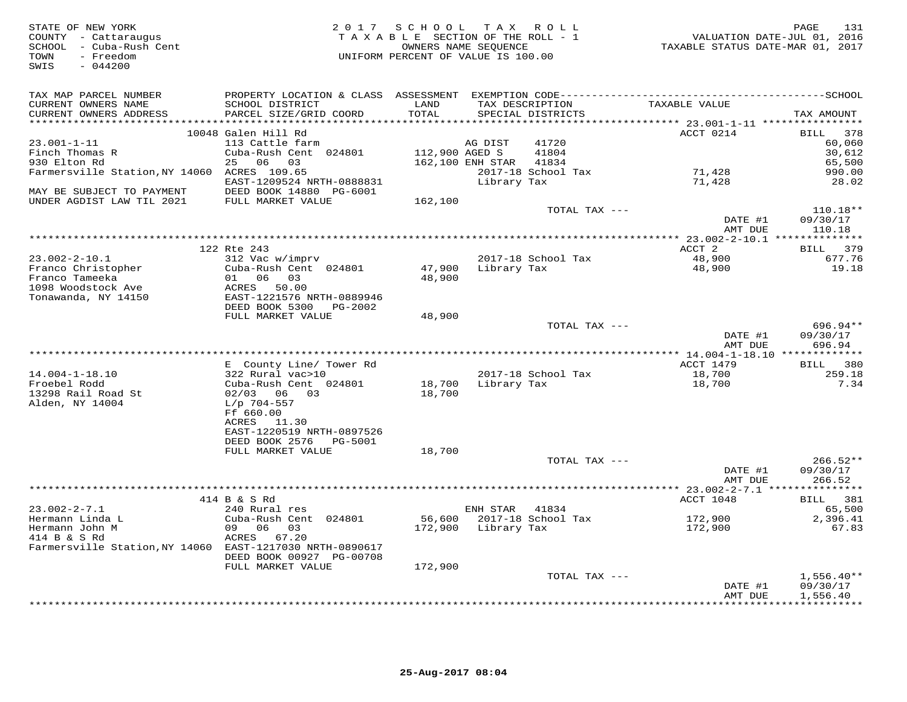STATE OF NEW YORK
COUNTY - Cattaraugus
SCHOOL - Cuba-Rush Cent
TOWN - Freedom
SWIS - 044200

2017 SCHOOL TAX ROLL
TAXABLE SECTION OF THE ROLL - 1
OWNERS NAME SEQUENCE
UNIFORM PERCENT OF VALUE IS 100.00

VALUATION DATE-JUL 01, 2016
TAXABLE STATUS DATE-MAR 01, 2017

| TAX MAP PARCEL NUMBER / CURRENT OWNERS NAME / CURRENT OWNERS ADDRESS | PROPERTY LOCATION & CLASS / SCHOOL DISTRICT / PARCEL SIZE/GRID COORD | ASSESSMENT LAND / TOTAL | EXEMPTION CODE / TAX DESCRIPTION / SPECIAL DISTRICTS | | TAXABLE VALUE | TAX AMOUNT |
|---|---|---|---|---|---|---|
| | 10048 Galen Hill Rd | | | | ACCT 0214 | BILL 378 |
| 23.001-1-11 | 113 Cattle farm | | AG DIST | 41720 | | 60,060 |
| Finch Thomas R | Cuba-Rush Cent 024801 | 112,900 | AGED S | 41804 | | 30,612 |
| 930 Elton Rd | 25 06 03 | 162,100 | ENH STAR | 41834 | | 65,500 |
| Farmersville Station,NY 14060 | ACRES 109.65 | | 2017-18 School Tax | | 71,428 | 990.00 |
| | EAST-1209524 NRTH-0888831 | | Library Tax | | 71,428 | 28.02 |
| MAY BE SUBJECT TO PAYMENT | DEED BOOK 14880 PG-6001 | | | | | |
| UNDER AGDIST LAW TIL 2021 | FULL MARKET VALUE | 162,100 | | | | |
| | | | TOTAL TAX --- | | | 110.18** |
| | | | | | DATE #1 | 09/30/17 |
| | | | | | AMT DUE | 110.18 |
| | 122 Rte 243 | | | | ACCT 2 | BILL 379 |
| 23.002-2-10.1 | 312 Vac w/imprv | | 2017-18 School Tax | | 48,900 | 677.76 |
| Franco Christopher | Cuba-Rush Cent 024801 | 47,900 | Library Tax | | 48,900 | 19.18 |
| Franco Tameeka | 01 06 03 | 48,900 | | | | |
| 1098 Woodstock Ave | ACRES 50.00 | | | | | |
| Tonawanda, NY 14150 | EAST-1221576 NRTH-0889946 | | | | | |
| | DEED BOOK 5300 PG-2002 | | | | | |
| | FULL MARKET VALUE | 48,900 | | | | |
| | | | TOTAL TAX --- | | | 696.94** |
| | | | | | DATE #1 | 09/30/17 |
| | | | | | AMT DUE | 696.94 |
| | E County Line/ Tower Rd | | | | ACCT 1479 | BILL 380 |
| 14.004-1-18.10 | 322 Rural vac>10 | | 2017-18 School Tax | | 18,700 | 259.18 |
| Froebel Rodd | Cuba-Rush Cent 024801 | 18,700 | Library Tax | | 18,700 | 7.34 |
| 13298 Rail Road St | 02/03 06 03 | 18,700 | | | | |
| Alden, NY 14004 | L/p 704-557 | | | | | |
| | Ff 660.00 | | | | | |
| | ACRES 11.30 | | | | | |
| | EAST-1220519 NRTH-0897526 | | | | | |
| | DEED BOOK 2576 PG-5001 | | | | | |
| | FULL MARKET VALUE | 18,700 | | | | |
| | | | TOTAL TAX --- | | | 266.52** |
| | | | | | DATE #1 | 09/30/17 |
| | | | | | AMT DUE | 266.52 |
| | 414 B & S Rd | | | | ACCT 1048 | BILL 381 |
| 23.002-2-7.1 | 240 Rural res | | ENH STAR | 41834 | | 65,500 |
| Hermann Linda L | Cuba-Rush Cent 024801 | 56,600 | 2017-18 School Tax | | 172,900 | 2,396.41 |
| Hermann John M | 09 06 03 | 172,900 | Library Tax | | 172,900 | 67.83 |
| 414 B & S Rd | ACRES 67.20 | | | | | |
| Farmersville Station,NY 14060 | EAST-1217030 NRTH-0890617 | | | | | |
| | DEED BOOK 00927 PG-00708 | | | | | |
| | FULL MARKET VALUE | 172,900 | | | | |
| | | | TOTAL TAX --- | | | 1,556.40** |
| | | | | | DATE #1 | 09/30/17 |
| | | | | | AMT DUE | 1,556.40 |

25-Aug-2017 08:04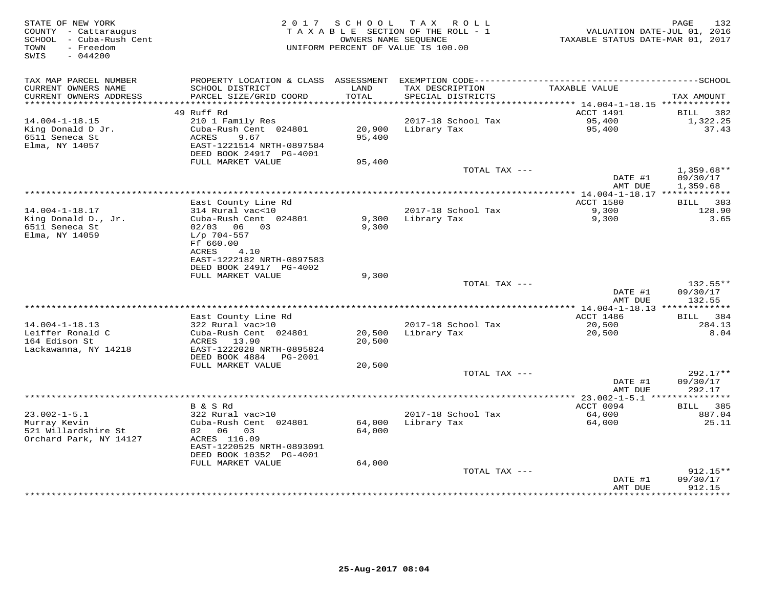STATE OF NEW YORK
COUNTY - Cattaraugus
SCHOOL - Cuba-Rush Cent
TOWN - Freedom
SWIS - 044200

2 0 1 7 S C H O O L T A X R O L L
T A X A B L E SECTION OF THE ROLL - 1
OWNERS NAME SEQUENCE
UNIFORM PERCENT OF VALUE IS 100.00

VALUATION DATE-JUL 01, 2016
TAXABLE STATUS DATE-MAR 01, 2017

| TAX MAP PARCEL NUMBER / CURRENT OWNERS NAME / CURRENT OWNERS ADDRESS | PROPERTY LOCATION & CLASS / SCHOOL DISTRICT / PARCEL SIZE/GRID COORD | ASSESSMENT LAND / TOTAL | EXEMPTION CODE / TAX DESCRIPTION / SPECIAL DISTRICTS | TAXABLE VALUE | SCHOOL TAX AMOUNT |
|---|---|---|---|---|---|
| **14.004-1-18.15** | 49 Ruff Rd | | | ACCT 1491 | BILL 382 |
| 14.004-1-18.15 | 210 1 Family Res | | 2017-18 School Tax | 95,400 | 1,322.25 |
| King Donald D Jr. | Cuba-Rush Cent 024801 | 20,900 | Library Tax | 95,400 | 37.43 |
| 6511 Seneca St | ACRES 9.67 | 95,400 | | | |
| Elma, NY 14057 | EAST-1221514 NRTH-0897584 | | | | |
| | DEED BOOK 24917 PG-4001 | | | | |
| | FULL MARKET VALUE | 95,400 | | | |
| | | | TOTAL TAX --- | | 1,359.68** |
| | | | | DATE #1 | 09/30/17 |
| | | | | AMT DUE | 1,359.68 |
| **14.004-1-18.17** | East County Line Rd | | | ACCT 1580 | BILL 383 |
| 14.004-1-18.17 | 314 Rural vac<10 | | 2017-18 School Tax | 9,300 | 128.90 |
| King Donald D., Jr. | Cuba-Rush Cent 024801 | 9,300 | Library Tax | 9,300 | 3.65 |
| 6511 Seneca St | 02/03 06 03 | 9,300 | | | |
| Elma, NY 14059 | L/p 704-557 | | | | |
| | Ff 660.00 | | | | |
| | ACRES 4.10 | | | | |
| | EAST-1222182 NRTH-0897583 | | | | |
| | DEED BOOK 24917 PG-4002 | | | | |
| | FULL MARKET VALUE | 9,300 | | | |
| | | | TOTAL TAX --- | | 132.55** |
| | | | | DATE #1 | 09/30/17 |
| | | | | AMT DUE | 132.55 |
| **14.004-1-18.13** | East County Line Rd | | | ACCT 1486 | BILL 384 |
| 14.004-1-18.13 | 322 Rural vac>10 | | 2017-18 School Tax | 20,500 | 284.13 |
| Leiffer Ronald C | Cuba-Rush Cent 024801 | 20,500 | Library Tax | 20,500 | 8.04 |
| 164 Edison St | ACRES 13.90 | 20,500 | | | |
| Lackawanna, NY 14218 | EAST-1222028 NRTH-0895824 | | | | |
| | DEED BOOK 4884 PG-2001 | | | | |
| | FULL MARKET VALUE | 20,500 | | | |
| | | | TOTAL TAX --- | | 292.17** |
| | | | | DATE #1 | 09/30/17 |
| | | | | AMT DUE | 292.17 |
| **23.002-1-5.1** | B & S Rd | | | ACCT 0094 | BILL 385 |
| 23.002-1-5.1 | 322 Rural vac>10 | | 2017-18 School Tax | 64,000 | 887.04 |
| Murray Kevin | Cuba-Rush Cent 024801 | 64,000 | Library Tax | 64,000 | 25.11 |
| 521 Willardshire St | 02 06 03 | 64,000 | | | |
| Orchard Park, NY 14127 | ACRES 116.09 | | | | |
| | EAST-1220525 NRTH-0893091 | | | | |
| | DEED BOOK 10352 PG-4001 | | | | |
| | FULL MARKET VALUE | 64,000 | | | |
| | | | TOTAL TAX --- | | 912.15** |
| | | | | DATE #1 | 09/30/17 |
| | | | | AMT DUE | 912.15 |

25-Aug-2017 08:04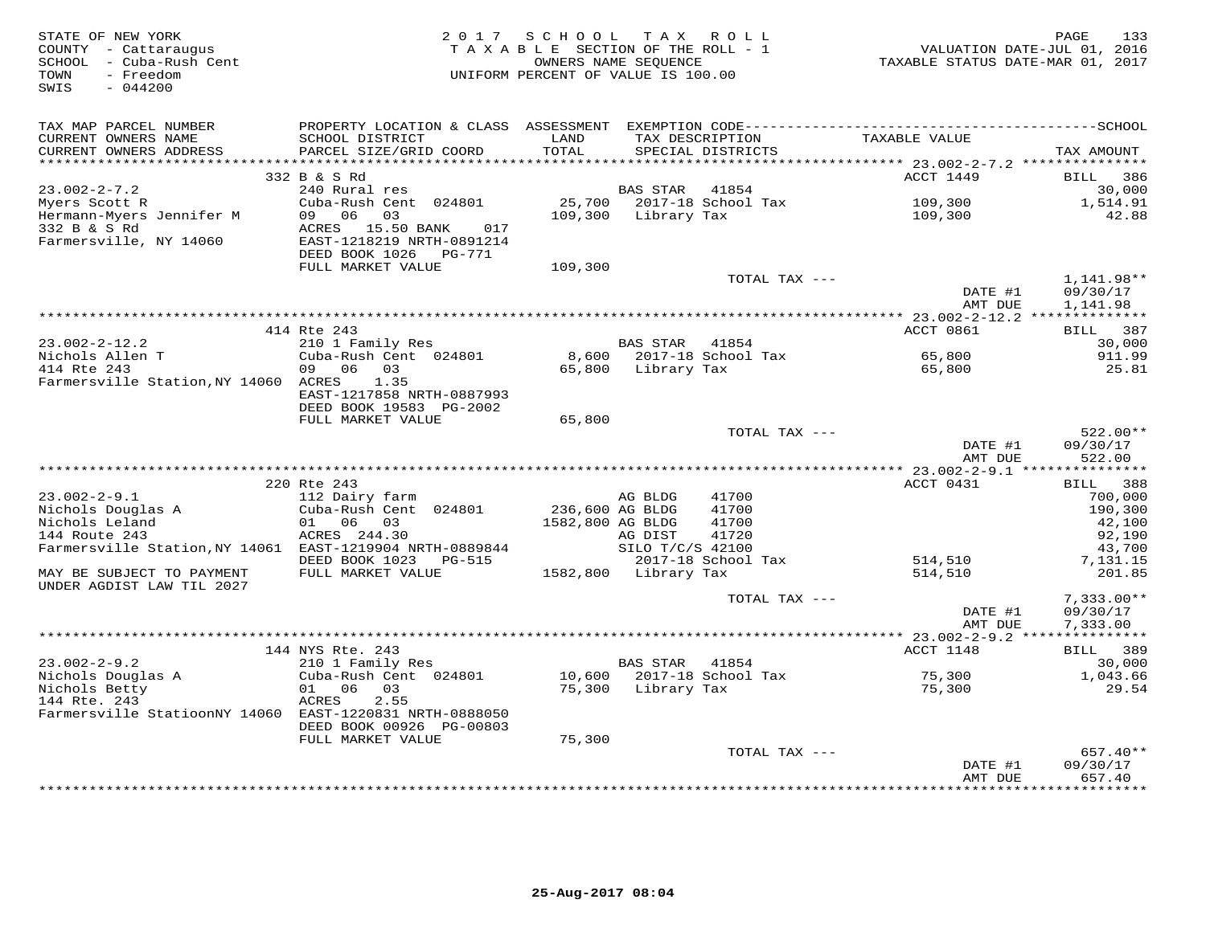STATE OF NEW YORK
COUNTY - Cattaraugus
SCHOOL - Cuba-Rush Cent
TOWN - Freedom
SWIS - 044200

2017 SCHOOL TAX ROLL
TAXABLE SECTION OF THE ROLL - 1
OWNERS NAME SEQUENCE
UNIFORM PERCENT OF VALUE IS 100.00

VALUATION DATE-JUL 01, 2016
TAXABLE STATUS DATE-MAR 01, 2017

| TAX MAP PARCEL NUMBER / CURRENT OWNERS NAME / CURRENT OWNERS ADDRESS | PROPERTY LOCATION & CLASS / SCHOOL DISTRICT / PARCEL SIZE/GRID COORD | ASSESSMENT LAND / TOTAL | EXEMPTION CODE / TAX DESCRIPTION / SPECIAL DISTRICTS | TAXABLE VALUE | TAX AMOUNT |
|---|---|---|---|---|---|
| | 332 B & S Rd | | | ACCT 1449 | BILL 386 |
| 23.002-2-7.2 | 240 Rural res | | BAS STAR 41854 | | 30,000 |
| Myers Scott R | Cuba-Rush Cent 024801 | 25,700 | 2017-18 School Tax | 109,300 | 1,514.91 |
| Hermann-Myers Jennifer M | 09 06 03 | 109,300 | Library Tax | 109,300 | 42.88 |
| 332 B & S Rd | ACRES 15.50 BANK 017 | | | | |
| Farmersville, NY 14060 | EAST-1218219 NRTH-0891214 | | | | |
| | DEED BOOK 1026 PG-771 | | | | |
| | FULL MARKET VALUE | 109,300 | | | |
| | | | TOTAL TAX --- | | 1,141.98** |
| | | | | DATE #1 | 09/30/17 |
| | | | | AMT DUE | 1,141.98 |
| | 414 Rte 243 | | | ACCT 0861 | BILL 387 |
| 23.002-2-12.2 | 210 1 Family Res | | BAS STAR 41854 | | 30,000 |
| Nichols Allen T | Cuba-Rush Cent 024801 | 8,600 | 2017-18 School Tax | 65,800 | 911.99 |
| 414 Rte 243 | 09 06 03 | 65,800 | Library Tax | 65,800 | 25.81 |
| Farmersville Station,NY 14060 | ACRES 1.35 | | | | |
| | EAST-1217858 NRTH-0887993 | | | | |
| | DEED BOOK 19583 PG-2002 | | | | |
| | FULL MARKET VALUE | 65,800 | | | |
| | | | TOTAL TAX --- | | 522.00** |
| | | | | DATE #1 | 09/30/17 |
| | | | | AMT DUE | 522.00 |
| | 220 Rte 243 | | | ACCT 0431 | BILL 388 |
| 23.002-2-9.1 | 112 Dairy farm | | AG BLDG 41700 | | 700,000 |
| Nichols Douglas A | Cuba-Rush Cent 024801 | 236,600 | AG BLDG 41700 | | 190,300 |
| Nichols Leland | 01 06 03 | 1582,800 | AG BLDG 41700 | | 42,100 |
| 144 Route 243 | ACRES 244.30 | | AG DIST 41720 | | 92,190 |
| Farmersville Station,NY 14061 | EAST-1219904 NRTH-0889844 | | SILO T/C/S 42100 | | 43,700 |
| | DEED BOOK 1023 PG-515 | | 2017-18 School Tax | 514,510 | 7,131.15 |
| MAY BE SUBJECT TO PAYMENT | FULL MARKET VALUE | 1582,800 | Library Tax | 514,510 | 201.85 |
| UNDER AGDIST LAW TIL 2027 | | | | | |
| | | | TOTAL TAX --- | | 7,333.00** |
| | | | | DATE #1 | 09/30/17 |
| | | | | AMT DUE | 7,333.00 |
| | 144 NYS Rte. 243 | | | ACCT 1148 | BILL 389 |
| 23.002-2-9.2 | 210 1 Family Res | | BAS STAR 41854 | | 30,000 |
| Nichols Douglas A | Cuba-Rush Cent 024801 | 10,600 | 2017-18 School Tax | 75,300 | 1,043.66 |
| Nichols Betty | 01 06 03 | 75,300 | Library Tax | 75,300 | 29.54 |
| 144 Rte. 243 | ACRES 2.55 | | | | |
| Farmersville StatioonNY 14060 | EAST-1220831 NRTH-0888050 | | | | |
| | DEED BOOK 00926 PG-00803 | | | | |
| | FULL MARKET VALUE | 75,300 | | | |
| | | | TOTAL TAX --- | | 657.40** |
| | | | | DATE #1 | 09/30/17 |
| | | | | AMT DUE | 657.40 |

25-Aug-2017 08:04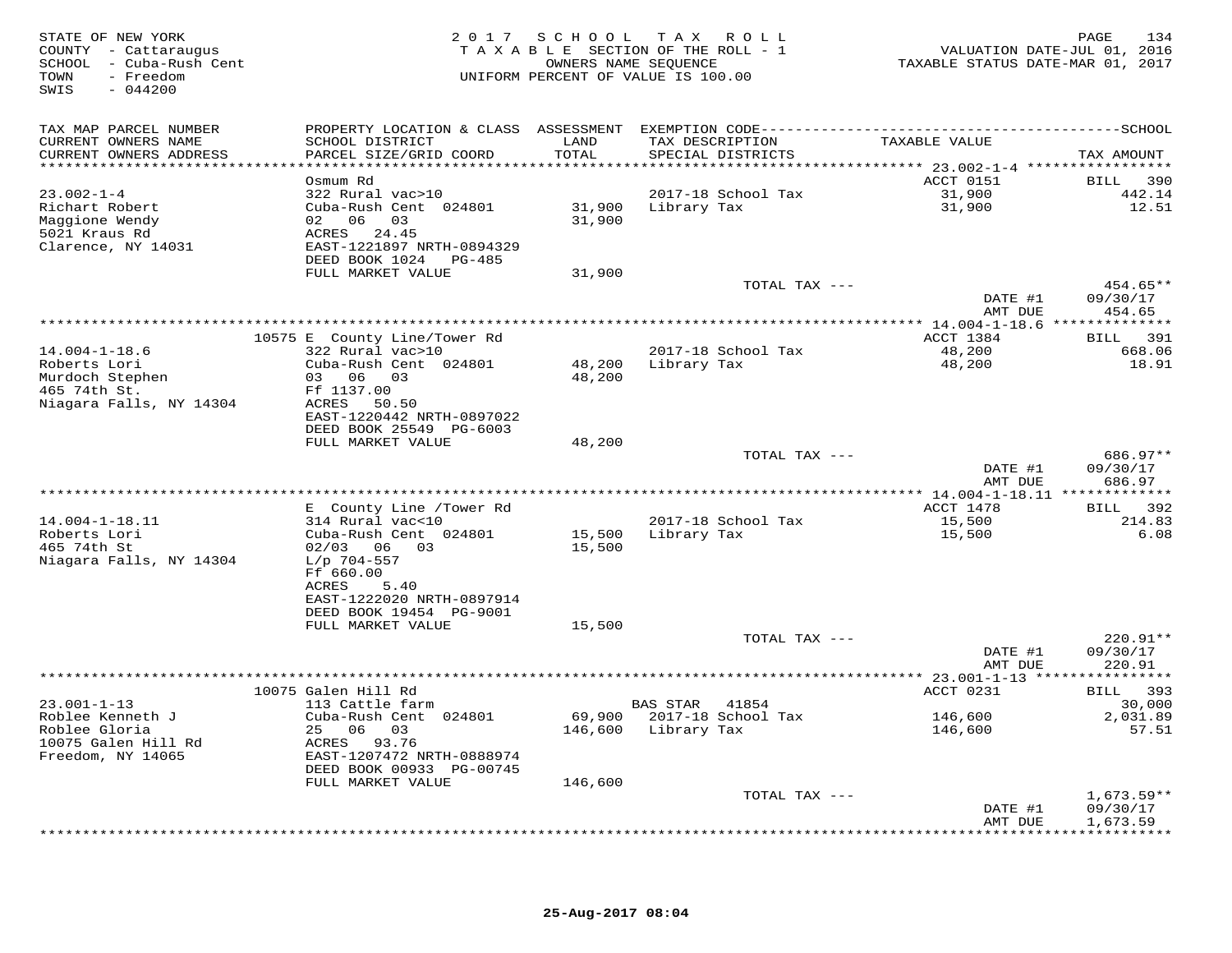STATE OF NEW YORK
COUNTY - Cattaraugus
SCHOOL - Cuba-Rush Cent
TOWN - Freedom
SWIS - 044200

2017 SCHOOL TAX ROLL
TAXABLE SECTION OF THE ROLL - 1
OWNERS NAME SEQUENCE
UNIFORM PERCENT OF VALUE IS 100.00

VALUATION DATE-JUL 01, 2016
TAXABLE STATUS DATE-MAR 01, 2017

| TAX MAP PARCEL NUMBER / CURRENT OWNERS NAME / CURRENT OWNERS ADDRESS | PROPERTY LOCATION & CLASS / SCHOOL DISTRICT / PARCEL SIZE/GRID COORD | ASSESSMENT LAND / TOTAL | EXEMPTION CODE / TAX DESCRIPTION / SPECIAL DISTRICTS | TAXABLE VALUE | SCHOOL TAX AMOUNT |
|---|---|---|---|---|---|
| | Osmum Rd | | | ACCT 0151 | BILL 390 |
| 23.002-1-4 | 322 Rural vac>10 | | 2017-18 School Tax | 31,900 | 442.14 |
| Richart Robert | Cuba-Rush Cent 024801 | 31,900 | Library Tax | 31,900 | 12.51 |
| Maggione Wendy | 02 06 03 | 31,900 | | | |
| 5021 Kraus Rd | ACRES 24.45 | | | | |
| Clarence, NY 14031 | EAST-1221897 NRTH-0894329 | | | | |
| | DEED BOOK 1024 PG-485 | | | | |
| | FULL MARKET VALUE | 31,900 | | | |
| | | | TOTAL TAX --- | | 454.65** |
| | | | | DATE #1 | 09/30/17 |
| | | | | AMT DUE | 454.65 |
| | 10575 E County Line/Tower Rd | | | ACCT 1384 | BILL 391 |
| 14.004-1-18.6 | 322 Rural vac>10 | | 2017-18 School Tax | 48,200 | 668.06 |
| Roberts Lori | Cuba-Rush Cent 024801 | 48,200 | Library Tax | 48,200 | 18.91 |
| Murdoch Stephen | 03 06 03 | 48,200 | | | |
| 465 74th St. | Ff 1137.00 | | | | |
| Niagara Falls, NY 14304 | ACRES 50.50 | | | | |
| | EAST-1220442 NRTH-0897022 | | | | |
| | DEED BOOK 25549 PG-6003 | | | | |
| | FULL MARKET VALUE | 48,200 | | | |
| | | | TOTAL TAX --- | | 686.97** |
| | | | | DATE #1 | 09/30/17 |
| | | | | AMT DUE | 686.97 |
| | E County Line /Tower Rd | | | ACCT 1478 | BILL 392 |
| 14.004-1-18.11 | 314 Rural vac<10 | | 2017-18 School Tax | 15,500 | 214.83 |
| Roberts Lori | Cuba-Rush Cent 024801 | 15,500 | Library Tax | 15,500 | 6.08 |
| 465 74th St | 02/03 06 03 | 15,500 | | | |
| Niagara Falls, NY 14304 | L/p 704-557 | | | | |
| | Ff 660.00 | | | | |
| | ACRES 5.40 | | | | |
| | EAST-1222020 NRTH-0897914 | | | | |
| | DEED BOOK 19454 PG-9001 | | | | |
| | FULL MARKET VALUE | 15,500 | | | |
| | | | TOTAL TAX --- | | 220.91** |
| | | | | DATE #1 | 09/30/17 |
| | | | | AMT DUE | 220.91 |
| | 10075 Galen Hill Rd | | | ACCT 0231 | BILL 393 |
| 23.001-1-13 | 113 Cattle farm | | BAS STAR 41854 | | 30,000 |
| Roblee Kenneth J | Cuba-Rush Cent 024801 | 69,900 | 2017-18 School Tax | 146,600 | 2,031.89 |
| Roblee Gloria | 25 06 03 | 146,600 | Library Tax | 146,600 | 57.51 |
| 10075 Galen Hill Rd | ACRES 93.76 | | | | |
| Freedom, NY 14065 | EAST-1207472 NRTH-0888974 | | | | |
| | DEED BOOK 00933 PG-00745 | | | | |
| | FULL MARKET VALUE | 146,600 | | | |
| | | | TOTAL TAX --- | | 1,673.59** |
| | | | | DATE #1 | 09/30/17 |
| | | | | AMT DUE | 1,673.59 |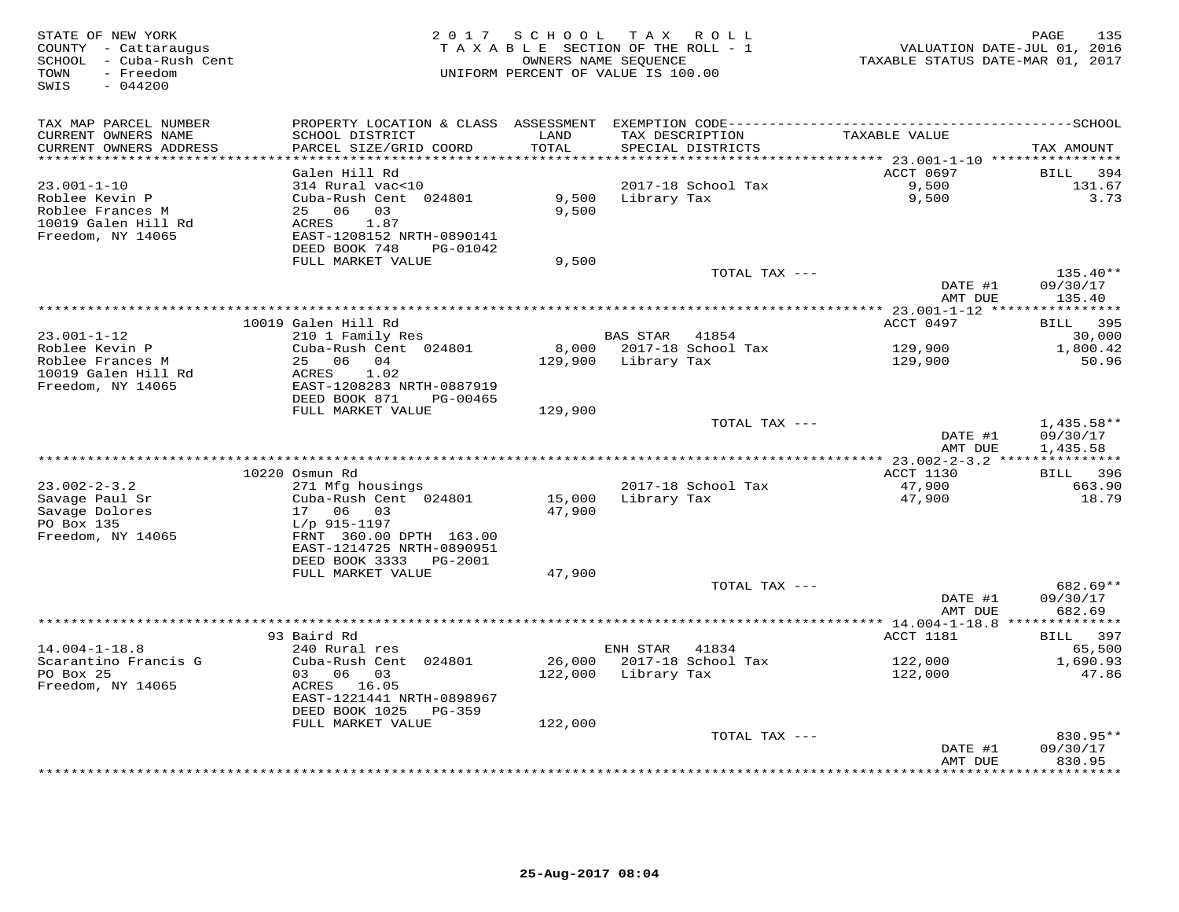STATE OF NEW YORK
COUNTY - Cattaraugus
SCHOOL - Cuba-Rush Cent
TOWN - Freedom
SWIS - 044200

2017 SCHOOL TAX ROLL
TAXABLE SECTION OF THE ROLL - 1
OWNERS NAME SEQUENCE
UNIFORM PERCENT OF VALUE IS 100.00

VALUATION DATE-JUL 01, 2016
TAXABLE STATUS DATE-MAR 01, 2017

| TAX MAP PARCEL NUMBER / CURRENT OWNERS NAME / CURRENT OWNERS ADDRESS | PROPERTY LOCATION & CLASS / SCHOOL DISTRICT / PARCEL SIZE/GRID COORD | ASSESSMENT LAND / TOTAL | EXEMPTION CODE / TAX DESCRIPTION / SPECIAL DISTRICTS | TAXABLE VALUE | TAX AMOUNT |
|---|---|---|---|---|---|
| 23.001-1-10 | Galen Hill Rd | | | ACCT 0697 | BILL 394 |
| Roblee Kevin P | 314 Rural vac<10 | | 2017-18 School Tax | 9,500 | 131.67 |
| Roblee Frances M | Cuba-Rush Cent 024801 | 9,500 | Library Tax | 9,500 | 3.73 |
| 10019 Galen Hill Rd | 25 06 03 | 9,500 | | | |
| Freedom, NY 14065 | ACRES 1.87 | | | | |
| | EAST-1208152 NRTH-0890141 | | | | |
| | DEED BOOK 748 PG-01042 | | | | |
| | FULL MARKET VALUE | 9,500 | | | |
| | | | TOTAL TAX --- | | 135.40** |
| | | | | DATE #1 | 09/30/17 |
| | | | | AMT DUE | 135.40 |
| 23.001-1-12 | 10019 Galen Hill Rd | | | ACCT 0497 | BILL 395 |
| Roblee Kevin P | 210 1 Family Res | | BAS STAR 41854 | | 30,000 |
| Roblee Frances M | Cuba-Rush Cent 024801 | 8,000 | 2017-18 School Tax | 129,900 | 1,800.42 |
| 10019 Galen Hill Rd | 25 06 04 | 129,900 | Library Tax | 129,900 | 50.96 |
| Freedom, NY 14065 | ACRES 1.02 | | | | |
| | EAST-1208283 NRTH-0887919 | | | | |
| | DEED BOOK 871 PG-00465 | | | | |
| | FULL MARKET VALUE | 129,900 | | | |
| | | | TOTAL TAX --- | | 1,435.58** |
| | | | | DATE #1 | 09/30/17 |
| | | | | AMT DUE | 1,435.58 |
| 23.002-2-3.2 | 10220 Osmun Rd | | | ACCT 1130 | BILL 396 |
| Savage Paul Sr | 271 Mfg housings | | 2017-18 School Tax | 47,900 | 663.90 |
| Savage Dolores | Cuba-Rush Cent 024801 | 15,000 | Library Tax | 47,900 | 18.79 |
| PO Box 135 | 17 06 03 | 47,900 | | | |
| Freedom, NY 14065 | L/p 915-1197 | | | | |
| | FRNT 360.00 DPTH 163.00 | | | | |
| | EAST-1214725 NRTH-0890951 | | | | |
| | DEED BOOK 3333 PG-2001 | | | | |
| | FULL MARKET VALUE | 47,900 | | | |
| | | | TOTAL TAX --- | | 682.69** |
| | | | | DATE #1 | 09/30/17 |
| | | | | AMT DUE | 682.69 |
| 14.004-1-18.8 | 93 Baird Rd | | | ACCT 1181 | BILL 397 |
| Scarantino Francis G | 240 Rural res | | ENH STAR 41834 | | 65,500 |
| PO Box 25 | Cuba-Rush Cent 024801 | 26,000 | 2017-18 School Tax | 122,000 | 1,690.93 |
| Freedom, NY 14065 | 03 06 03 | 122,000 | Library Tax | 122,000 | 47.86 |
| | ACRES 16.05 | | | | |
| | EAST-1221441 NRTH-0898967 | | | | |
| | DEED BOOK 1025 PG-359 | | | | |
| | FULL MARKET VALUE | 122,000 | | | |
| | | | TOTAL TAX --- | | 830.95** |
| | | | | DATE #1 | 09/30/17 |
| | | | | AMT DUE | 830.95 |

25-Aug-2017 08:04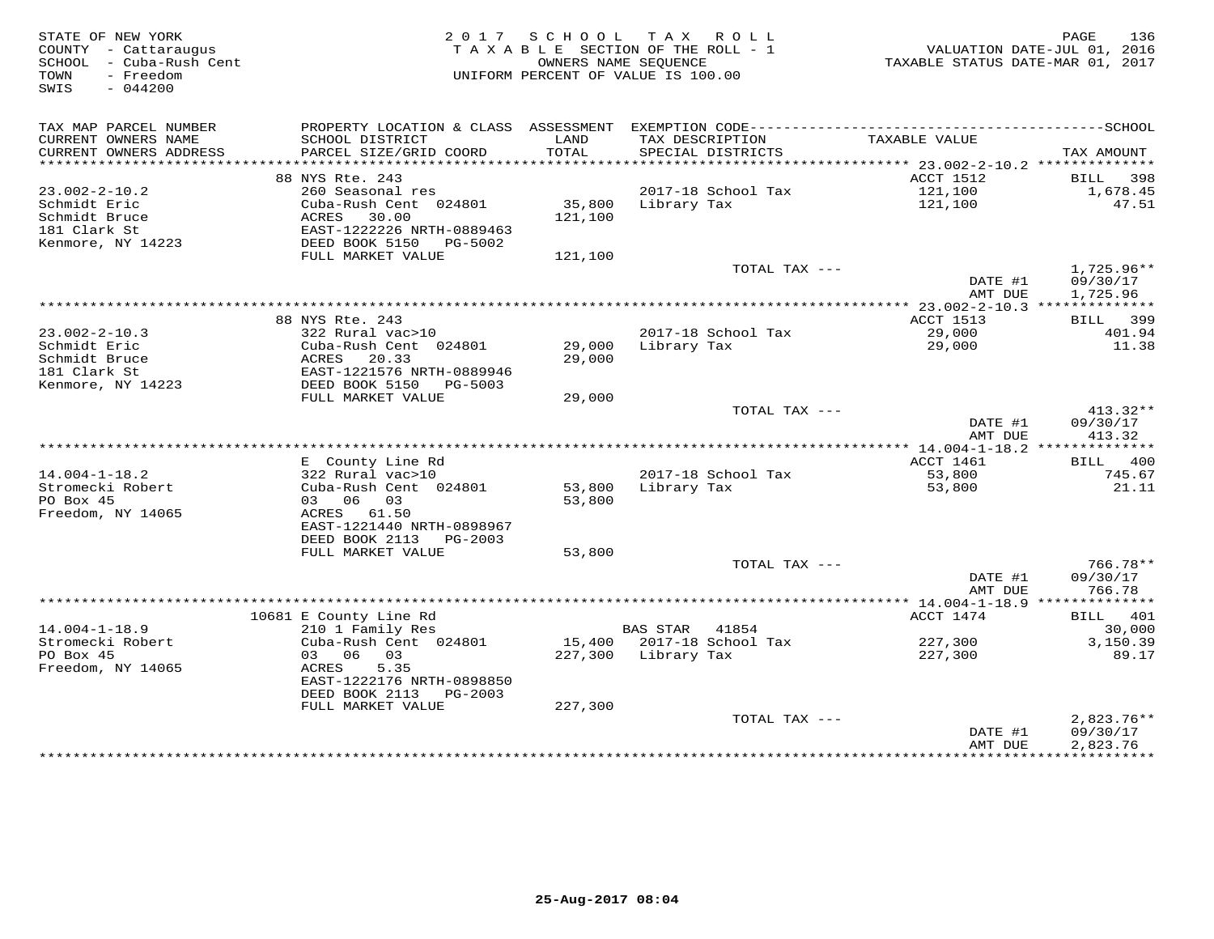STATE OF NEW YORK
COUNTY - Cattaraugus
SCHOOL - Cuba-Rush Cent
TOWN - Freedom
SWIS - 044200

2017 SCHOOL TAX ROLL
TAXABLE SECTION OF THE ROLL - 1
OWNERS NAME SEQUENCE
UNIFORM PERCENT OF VALUE IS 100.00

VALUATION DATE-JUL 01, 2016
TAXABLE STATUS DATE-MAR 01, 2017

| TAX MAP PARCEL NUMBER / CURRENT OWNERS NAME / CURRENT OWNERS ADDRESS | PROPERTY LOCATION & CLASS / SCHOOL DISTRICT / PARCEL SIZE/GRID COORD | ASSESSMENT LAND | TOTAL | EXEMPTION CODE / TAX DESCRIPTION / SPECIAL DISTRICTS | TAXABLE VALUE | TAX AMOUNT |
|---|---|---|---|---|---|---|
| | 88 NYS Rte. 243 | | | | ACCT 1512 | BILL 398 |
| 23.002-2-10.2 | 260 Seasonal res | | | 2017-18 School Tax | 121,100 | 1,678.45 |
| Schmidt Eric | Cuba-Rush Cent 024801 | 35,800 | | Library Tax | 121,100 | 47.51 |
| Schmidt Bruce | ACRES 30.00 | | 121,100 | | | |
| 181 Clark St | EAST-1222226 NRTH-0889463 | | | | | |
| Kenmore, NY 14223 | DEED BOOK 5150 PG-5002 | | | | | |
| | FULL MARKET VALUE | | 121,100 | | | |
| | | | | TOTAL TAX --- | | 1,725.96** |
| | | | | | DATE #1 | 09/30/17 |
| | | | | | AMT DUE | 1,725.96 |
| | 88 NYS Rte. 243 | | | | ACCT 1513 | BILL 399 |
| 23.002-2-10.3 | 322 Rural vac>10 | | | 2017-18 School Tax | 29,000 | 401.94 |
| Schmidt Eric | Cuba-Rush Cent 024801 | 29,000 | | Library Tax | 29,000 | 11.38 |
| Schmidt Bruce | ACRES 20.33 | | 29,000 | | | |
| 181 Clark St | EAST-1221576 NRTH-0889946 | | | | | |
| Kenmore, NY 14223 | DEED BOOK 5150 PG-5003 | | | | | |
| | FULL MARKET VALUE | | 29,000 | | | |
| | | | | TOTAL TAX --- | | 413.32** |
| | | | | | DATE #1 | 09/30/17 |
| | | | | | AMT DUE | 413.32 |
| | E County Line Rd | | | | ACCT 1461 | BILL 400 |
| 14.004-1-18.2 | 322 Rural vac>10 | | | 2017-18 School Tax | 53,800 | 745.67 |
| Stromecki Robert | Cuba-Rush Cent 024801 | 53,800 | | Library Tax | 53,800 | 21.11 |
| PO Box 45 | 03 06 03 | | 53,800 | | | |
| Freedom, NY 14065 | ACRES 61.50 | | | | | |
| | EAST-1221440 NRTH-0898967 | | | | | |
| | DEED BOOK 2113 PG-2003 | | | | | |
| | FULL MARKET VALUE | | 53,800 | | | |
| | | | | TOTAL TAX --- | | 766.78** |
| | | | | | DATE #1 | 09/30/17 |
| | | | | | AMT DUE | 766.78 |
| | 10681 E County Line Rd | | | | ACCT 1474 | BILL 401 |
| 14.004-1-18.9 | 210 1 Family Res | | | BAS STAR 41854 | | 30,000 |
| Stromecki Robert | Cuba-Rush Cent 024801 | 15,400 | | 2017-18 School Tax | 227,300 | 3,150.39 |
| PO Box 45 | 03 06 03 | | 227,300 | Library Tax | 227,300 | 89.17 |
| Freedom, NY 14065 | ACRES 5.35 | | | | | |
| | EAST-1222176 NRTH-0898850 | | | | | |
| | DEED BOOK 2113 PG-2003 | | | | | |
| | FULL MARKET VALUE | | 227,300 | | | |
| | | | | TOTAL TAX --- | | 2,823.76** |
| | | | | | DATE #1 | 09/30/17 |
| | | | | | AMT DUE | 2,823.76 |

25-Aug-2017 08:04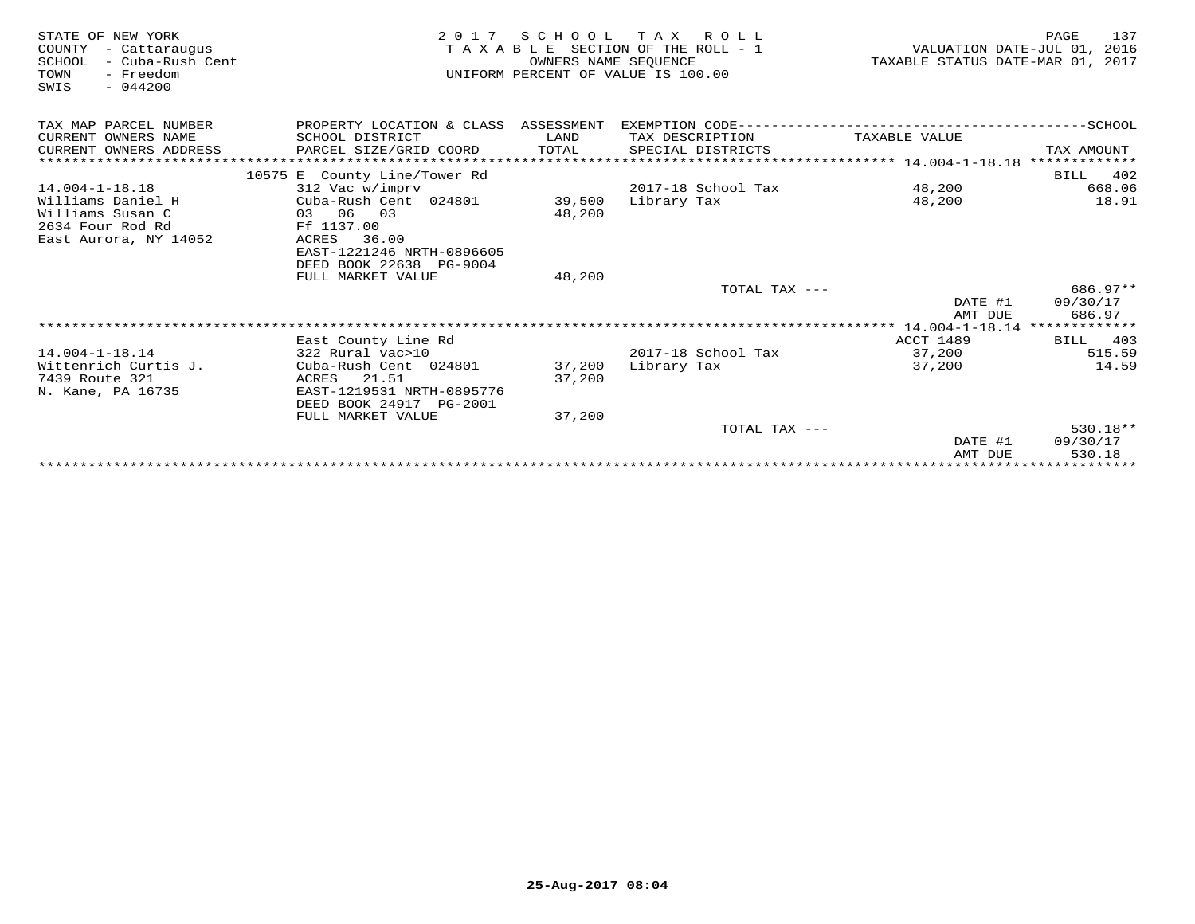STATE OF NEW YORK
COUNTY - Cattaraugus
SCHOOL - Cuba-Rush Cent
TOWN - Freedom
SWIS - 044200

2 0 1 7 S C H O O L T A X R O L L
T A X A B L E SECTION OF THE ROLL - 1
OWNERS NAME SEQUENCE
UNIFORM PERCENT OF VALUE IS 100.00

VALUATION DATE-JUL 01, 2016
TAXABLE STATUS DATE-MAR 01, 2017

| TAX MAP PARCEL NUMBER / CURRENT OWNERS NAME / CURRENT OWNERS ADDRESS | PROPERTY LOCATION & CLASS / SCHOOL DISTRICT / PARCEL SIZE/GRID COORD | ASSESSMENT LAND / TOTAL | EXEMPTION CODE / TAX DESCRIPTION / SPECIAL DISTRICTS | TAXABLE VALUE | SCHOOL TAX AMOUNT |
|---|---|---|---|---|---|
| | 10575 E County Line/Tower Rd | | | 14.004-1-18.18 | BILL 402 |
| 14.004-1-18.18 | 312 Vac w/imprv | | 2017-18 School Tax | 48,200 | 668.06 |
| Williams Daniel H | Cuba-Rush Cent 024801 | 39,500 | Library Tax | 48,200 | 18.91 |
| Williams Susan C | 03 06 03 | 48,200 | | | |
| 2634 Four Rod Rd | Ff 1137.00 | | | | |
| East Aurora, NY 14052 | ACRES 36.00 | | | | |
| | EAST-1221246 NRTH-0896605 | | | | |
| | DEED BOOK 22638 PG-9004 | | | | |
| | FULL MARKET VALUE | 48,200 | | | |
| | | | TOTAL TAX --- | | 686.97** |
| | | | | DATE #1 | 09/30/17 |
| | | | | AMT DUE | 686.97 |
| | East County Line Rd | | | 14.004-1-18.14 ACCT 1489 | BILL 403 |
| 14.004-1-18.14 | 322 Rural vac>10 | | 2017-18 School Tax | 37,200 | 515.59 |
| Wittenrich Curtis J. | Cuba-Rush Cent 024801 | 37,200 | Library Tax | 37,200 | 14.59 |
| 7439 Route 321 | ACRES 21.51 | 37,200 | | | |
| N. Kane, PA 16735 | EAST-1219531 NRTH-0895776 | | | | |
| | DEED BOOK 24917 PG-2001 | | | | |
| | FULL MARKET VALUE | 37,200 | | | |
| | | | TOTAL TAX --- | | 530.18** |
| | | | | DATE #1 | 09/30/17 |
| | | | | AMT DUE | 530.18 |

25-Aug-2017 08:04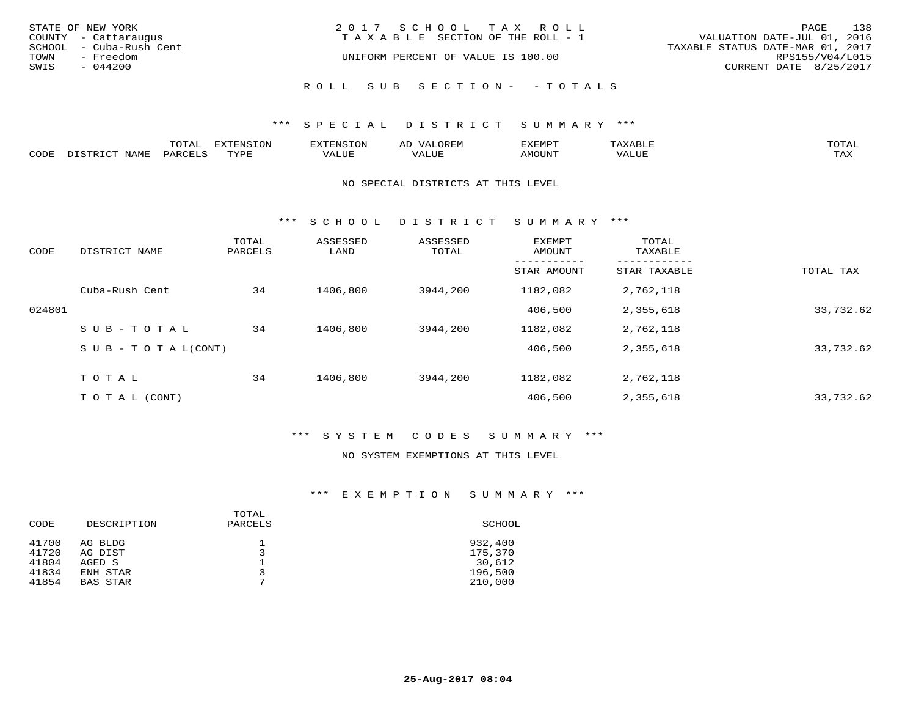STATE OF NEW YORK
COUNTY - Cattaraugus
SCHOOL - Cuba-Rush Cent
TOWN - Freedom
SWIS - 044200

2017 SCHOOL TAX ROLL
TAXABLE SECTION OF THE ROLL - 1
UNIFORM PERCENT OF VALUE IS 100.00

VALUATION DATE-JUL 01, 2016
TAXABLE STATUS DATE-MAR 01, 2017
RPS155/V04/L015
CURRENT DATE 8/25/2017

ROLL SUB SECTION- - TOTALS

## *** SPECIAL DISTRICT SUMMARY ***

| CODE | DISTRICT NAME | TOTAL PARCELS | EXTENSION TYPE | EXTENSION VALUE | AD VALOREM VALUE | EXEMPT AMOUNT | TAXABLE VALUE | TOTAL TAX |
|---|---|---|---|---|---|---|---|---|

NO SPECIAL DISTRICTS AT THIS LEVEL

## *** SCHOOL DISTRICT SUMMARY ***

| CODE | DISTRICT NAME | TOTAL PARCELS | ASSESSED LAND | ASSESSED TOTAL | EXEMPT AMOUNT / STAR AMOUNT | TOTAL TAXABLE / STAR TAXABLE | TOTAL TAX |
|---|---|---|---|---|---|---|---|
| | Cuba-Rush Cent | 34 | 1406,800 | 3944,200 | 1182,082 | 2,762,118 | |
| 024801 | | | | | 406,500 | 2,355,618 | 33,732.62 |
| | SUB-TOTAL | 34 | 1406,800 | 3944,200 | 1182,082 | 2,762,118 | |
| | SUB-TOTAL(CONT) | | | | 406,500 | 2,355,618 | 33,732.62 |
| | TOTAL | 34 | 1406,800 | 3944,200 | 1182,082 | 2,762,118 | |
| | TOTAL (CONT) | | | | 406,500 | 2,355,618 | 33,732.62 |

## *** SYSTEM CODES SUMMARY ***

NO SYSTEM EXEMPTIONS AT THIS LEVEL

## *** EXEMPTION SUMMARY ***

| CODE | DESCRIPTION | TOTAL PARCELS | SCHOOL |
|---|---|---|---|
| 41700 | AG BLDG | 1 | 932,400 |
| 41720 | AG DIST | 3 | 175,370 |
| 41804 | AGED S | 1 | 30,612 |
| 41834 | ENH STAR | 3 | 196,500 |
| 41854 | BAS STAR | 7 | 210,000 |

25-Aug-2017 08:04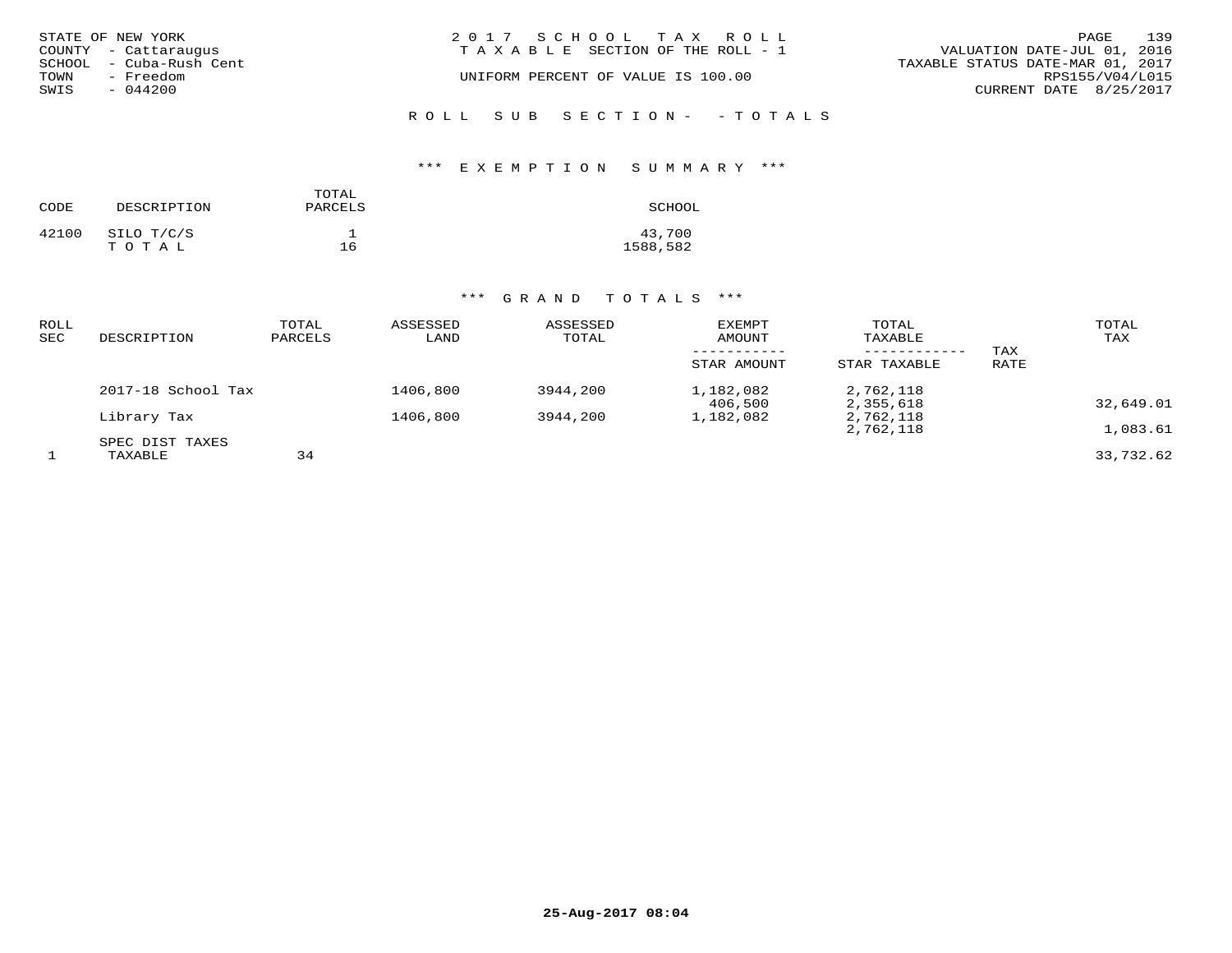STATE OF NEW YORK
COUNTY - Cattaraugus
SCHOOL - Cuba-Rush Cent
TOWN - Freedom
SWIS - 044200

2017 SCHOOL TAX ROLL
TAXABLE SECTION OF THE ROLL - 1
UNIFORM PERCENT OF VALUE IS 100.00

VALUATION DATE-JUL 01, 2016
TAXABLE STATUS DATE-MAR 01, 2017
RPS155/V04/L015
CURRENT DATE 8/25/2017

ROLL SUB SECTION- - TOTALS

## *** EXEMPTION SUMMARY ***

| CODE | DESCRIPTION | TOTAL PARCELS | SCHOOL |
|---|---|---|---|
| 42100 | SILO T/C/S | 1 | 43,700 |
| | T O T A L | 16 | 1588,582 |

## *** GRAND TOTALS ***

| ROLL SEC | DESCRIPTION | TOTAL PARCELS | ASSESSED LAND | ASSESSED TOTAL | EXEMPT AMOUNT / STAR AMOUNT | TOTAL TAXABLE / STAR TAXABLE | TAX RATE | TOTAL TAX |
|---|---|---|---|---|---|---|---|---|
| | 2017-18 School Tax | | 1406,800 | 3944,200 | 1,182,082 | 2,762,118 | | |
| | | | | | 406,500 | 2,355,618 | | 32,649.01 |
| | Library Tax | | 1406,800 | 3944,200 | 1,182,082 | 2,762,118 | | |
| | | | | | | 2,762,118 | | 1,083.61 |
| | SPEC DIST TAXES | | | | | | | |
| 1 | TAXABLE | 34 | | | | | | 33,732.62 |

25-Aug-2017 08:04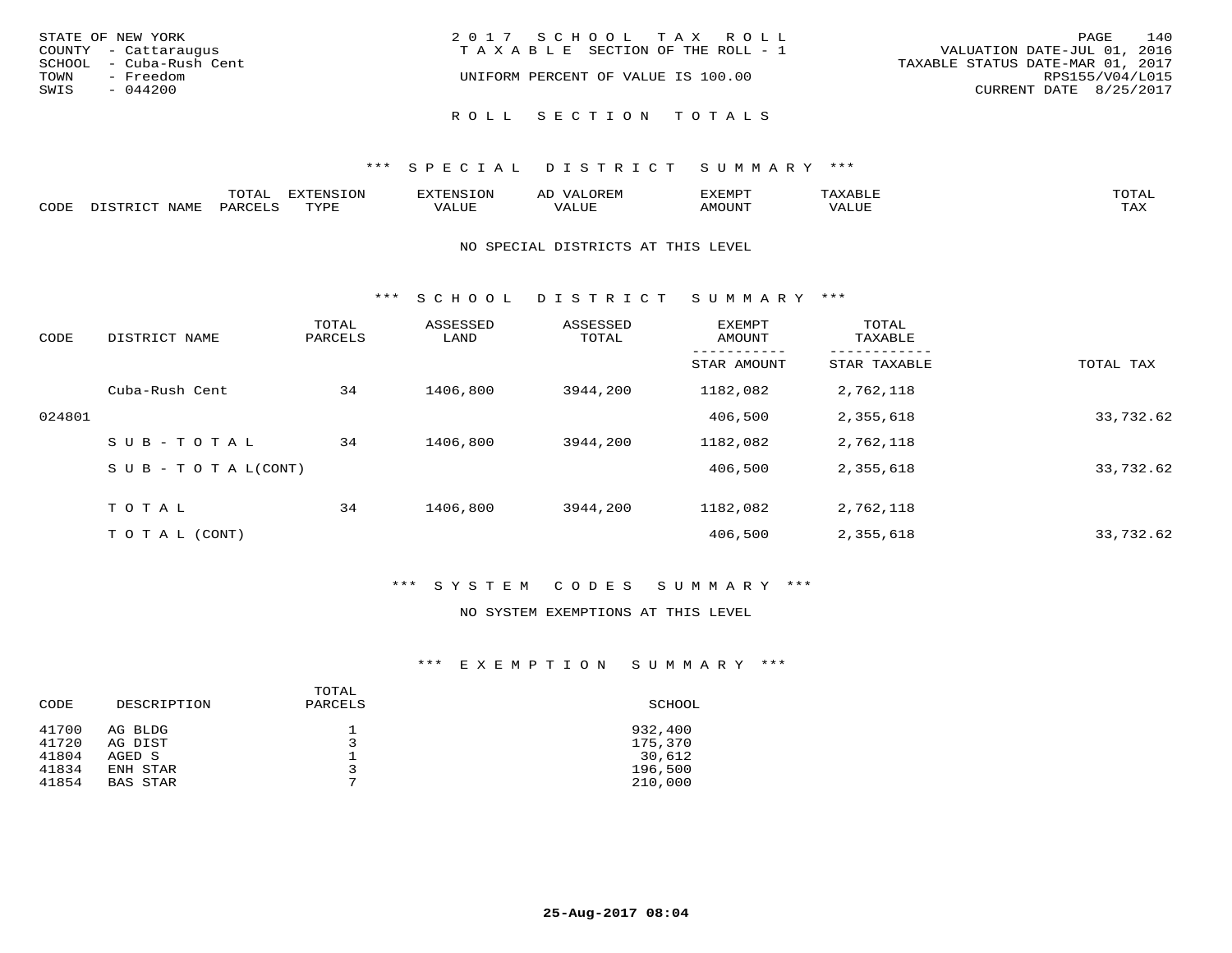STATE OF NEW YORK
COUNTY - Cattaraugus
SCHOOL - Cuba-Rush Cent
TOWN - Freedom
SWIS - 044200

2017 SCHOOL TAX ROLL
TAXABLE SECTION OF THE ROLL - 1
UNIFORM PERCENT OF VALUE IS 100.00

VALUATION DATE-JUL 01, 2016
TAXABLE STATUS DATE-MAR 01, 2017
RPS155/V04/L015
CURRENT DATE 8/25/2017

## ROLL SECTION TOTALS

### *** SPECIAL DISTRICT SUMMARY ***

| CODE | DISTRICT NAME | TOTAL PARCELS | EXTENSION TYPE | EXTENSION VALUE | AD VALOREM VALUE | EXEMPT AMOUNT | TAXABLE VALUE | TOTAL TAX |
|---|---|---|---|---|---|---|---|---|

NO SPECIAL DISTRICTS AT THIS LEVEL

### *** SCHOOL DISTRICT SUMMARY ***

| CODE | DISTRICT NAME | TOTAL PARCELS | ASSESSED LAND | ASSESSED TOTAL | EXEMPT AMOUNT / STAR AMOUNT | TOTAL TAXABLE / STAR TAXABLE | TOTAL TAX |
|---|---|---|---|---|---|---|---|
| | Cuba-Rush Cent | 34 | 1406,800 | 3944,200 | 1182,082 | 2,762,118 | |
| 024801 | | | | | 406,500 | 2,355,618 | 33,732.62 |
| | SUB-TOTAL | 34 | 1406,800 | 3944,200 | 1182,082 | 2,762,118 | |
| | SUB-TOTAL(CONT) | | | | 406,500 | 2,355,618 | 33,732.62 |
| | TOTAL | 34 | 1406,800 | 3944,200 | 1182,082 | 2,762,118 | |
| | TOTAL (CONT) | | | | 406,500 | 2,355,618 | 33,732.62 |

### *** SYSTEM CODES SUMMARY ***

NO SYSTEM EXEMPTIONS AT THIS LEVEL

### *** EXEMPTION SUMMARY ***

| CODE | DESCRIPTION | TOTAL PARCELS | SCHOOL |
|---|---|---|---|
| 41700 | AG BLDG | 1 | 932,400 |
| 41720 | AG DIST | 3 | 175,370 |
| 41804 | AGED S | 1 | 30,612 |
| 41834 | ENH STAR | 3 | 196,500 |
| 41854 | BAS STAR | 7 | 210,000 |

25-Aug-2017 08:04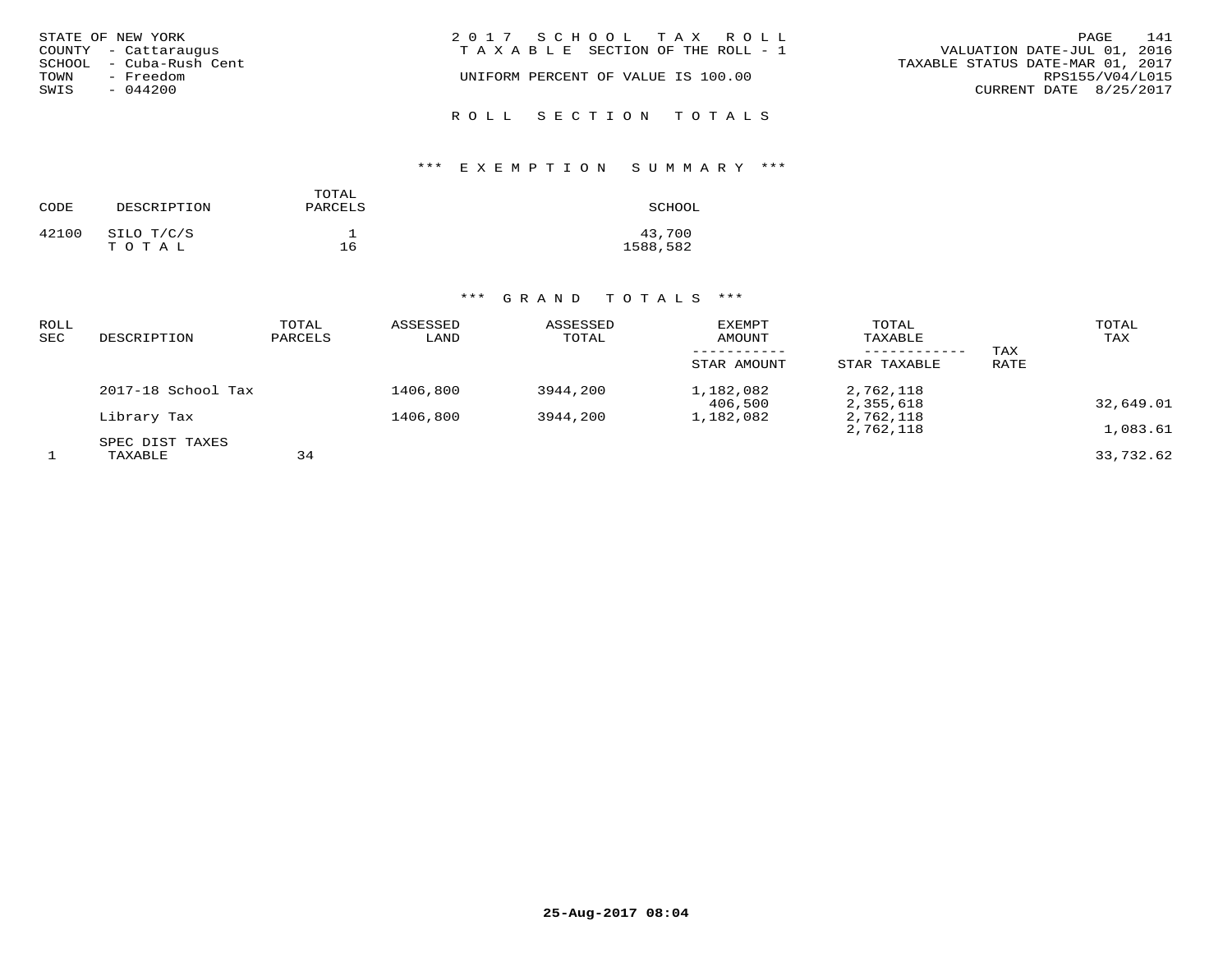STATE OF NEW YORK
COUNTY - Cattaraugus
SCHOOL - Cuba-Rush Cent
TOWN - Freedom
SWIS - 044200

2 0 1 7 S C H O O L T A X R O L L
T A X A B L E SECTION OF THE ROLL - 1

UNIFORM PERCENT OF VALUE IS 100.00

VALUATION DATE-JUL 01, 2016
TAXABLE STATUS DATE-MAR 01, 2017
RPS155/V04/L015
CURRENT DATE 8/25/2017

R O L L S E C T I O N T O T A L S

### *** E X E M P T I O N S U M M A R Y ***

| CODE | DESCRIPTION | TOTAL PARCELS | SCHOOL |
|---|---|---|---|
| 42100 | SILO T/C/S | 1 | 43,700 |
| | T O T A L | 16 | 1588,582 |

### *** G R A N D T O T A L S ***

| ROLL SEC | DESCRIPTION | TOTAL PARCELS | ASSESSED LAND | ASSESSED TOTAL | EXEMPT AMOUNT / STAR AMOUNT | TOTAL TAXABLE / STAR TAXABLE | TAX RATE | TOTAL TAX |
|---|---|---|---|---|---|---|---|---|
| | 2017-18 School Tax | | 1406,800 | 3944,200 | 1,182,082 | 2,762,118 | | |
| | | | | | 406,500 | 2,355,618 | | 32,649.01 |
| | Library Tax | | 1406,800 | 3944,200 | 1,182,082 | 2,762,118 | | |
| | | | | | | 2,762,118 | | 1,083.61 |
| | SPEC DIST TAXES | | | | | | | |
| 1 | TAXABLE | 34 | | | | | | 33,732.62 |

25-Aug-2017 08:04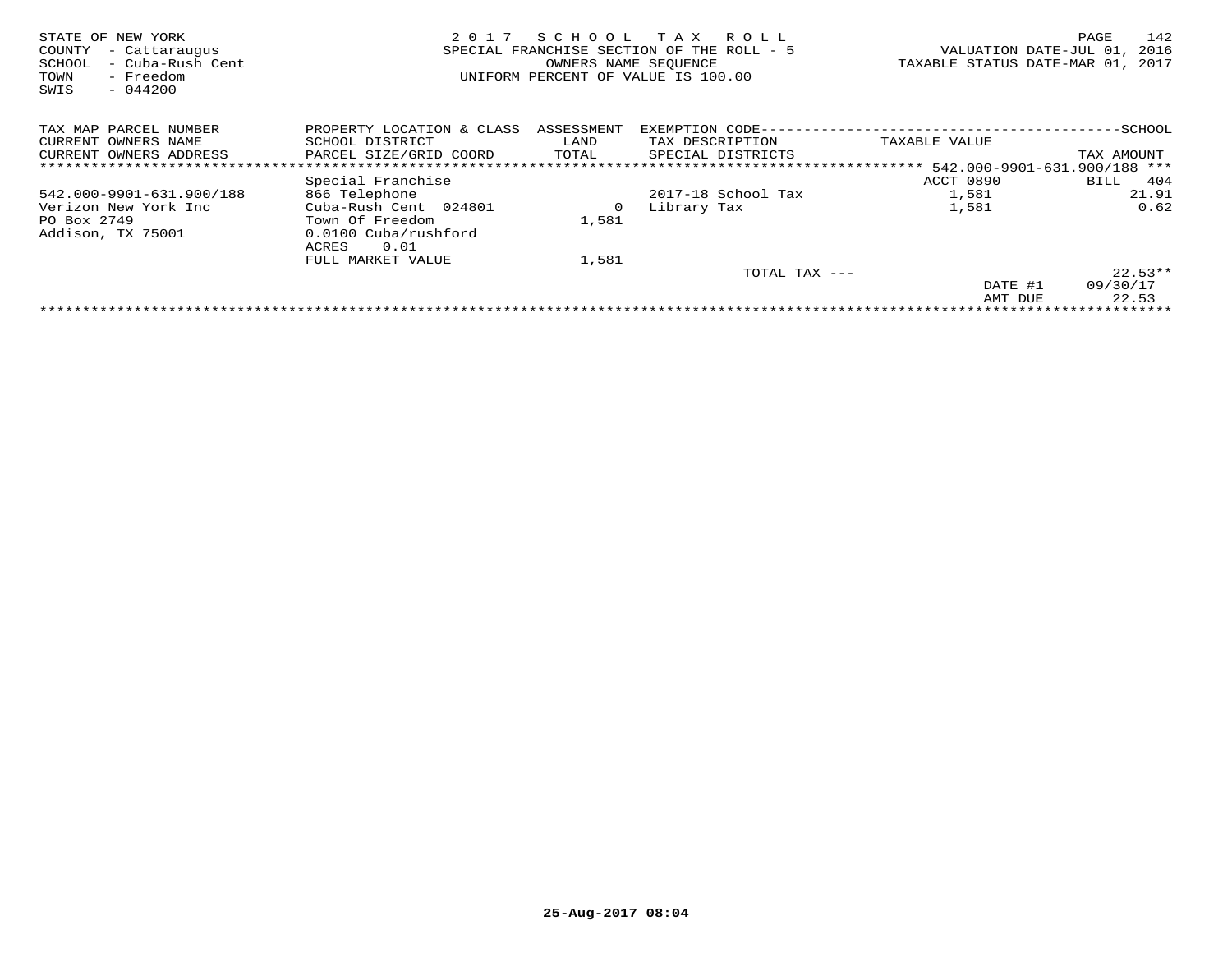STATE OF NEW YORK
COUNTY - Cattaraugus
SCHOOL - Cuba-Rush Cent
TOWN - Freedom
SWIS - 044200

2 0 1 7 S C H O O L T A X R O L L
SPECIAL FRANCHISE SECTION OF THE ROLL - 5
OWNERS NAME SEQUENCE
UNIFORM PERCENT OF VALUE IS 100.00

VALUATION DATE-JUL 01, 2016
TAXABLE STATUS DATE-MAR 01, 2017

| TAX MAP PARCEL NUMBER / CURRENT OWNERS NAME / CURRENT OWNERS ADDRESS | PROPERTY LOCATION & CLASS / SCHOOL DISTRICT / PARCEL SIZE/GRID COORD | ASSESSMENT LAND / TOTAL | EXEMPTION CODE / TAX DESCRIPTION / SPECIAL DISTRICTS | TAXABLE VALUE | SCHOOL TAX AMOUNT |
|---|---|---|---|---|---|
| 542.000-9901-631.900/188 | | | | | |
| | Special Franchise | | | ACCT 0890 | BILL 404 |
| 542.000-9901-631.900/188 | 866 Telephone | | 2017-18 School Tax | 1,581 | 21.91 |
| Verizon New York Inc | Cuba-Rush Cent 024801 | 0 | Library Tax | 1,581 | 0.62 |
| PO Box 2749 | Town Of Freedom | 1,581 | | | |
| Addison, TX 75001 | 0.0100 Cuba/rushford | | | | |
| | ACRES 0.01 | | | | |
| | FULL MARKET VALUE | 1,581 | | | |
| | | | TOTAL TAX --- | | 22.53** |
| | | | | DATE #1 | 09/30/17 |
| | | | | AMT DUE | 22.53 |

25-Aug-2017 08:04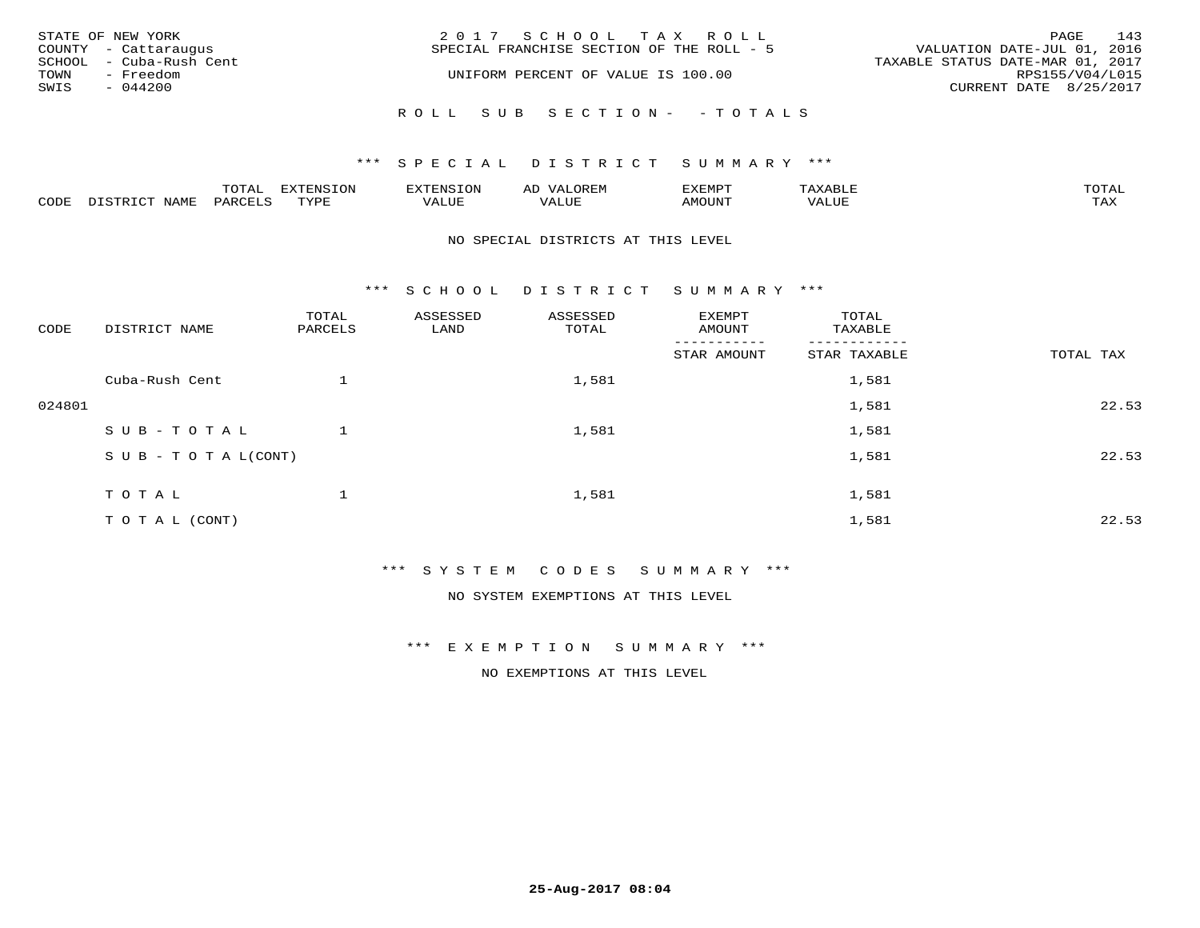STATE OF NEW YORK
COUNTY - Cattaraugus
SCHOOL - Cuba-Rush Cent
TOWN - Freedom
SWIS - 044200

2 0 1 7 S C H O O L T A X R O L L
SPECIAL FRANCHISE SECTION OF THE ROLL - 5
UNIFORM PERCENT OF VALUE IS 100.00

VALUATION DATE-JUL 01, 2016
TAXABLE STATUS DATE-MAR 01, 2017
RPS155/V04/L015
CURRENT DATE 8/25/2017

R O L L S U B S E C T I O N - - T O T A L S

\*\*\* S P E C I A L D I S T R I C T S U M M A R Y \*\*\*

| CODE | DISTRICT NAME | TOTAL PARCELS | EXTENSION TYPE | EXTENSION VALUE | AD VALOREM VALUE | EXEMPT AMOUNT | TAXABLE VALUE | TOTAL TAX |
|---|---|---|---|---|---|---|---|---|

NO SPECIAL DISTRICTS AT THIS LEVEL

\*\*\* S C H O O L D I S T R I C T S U M M A R Y \*\*\*

| CODE | DISTRICT NAME | TOTAL PARCELS | ASSESSED LAND | ASSESSED TOTAL | EXEMPT AMOUNT / STAR AMOUNT | TOTAL TAXABLE / STAR TAXABLE | TOTAL TAX |
|---|---|---|---|---|---|---|---|
| | Cuba-Rush Cent | 1 | | 1,581 | | 1,581 | |
| 024801 | | | | | | 1,581 | 22.53 |
| | S U B - T O T A L | 1 | | 1,581 | | 1,581 | |
| | S U B - T O T A L(CONT) | | | | | 1,581 | 22.53 |
| | T O T A L | 1 | | 1,581 | | 1,581 | |
| | T O T A L (CONT) | | | | | 1,581 | 22.53 |

\*\*\* S Y S T E M C O D E S S U M M A R Y \*\*\*

NO SYSTEM EXEMPTIONS AT THIS LEVEL

\*\*\* E X E M P T I O N S U M M A R Y \*\*\*

NO EXEMPTIONS AT THIS LEVEL

25-Aug-2017 08:04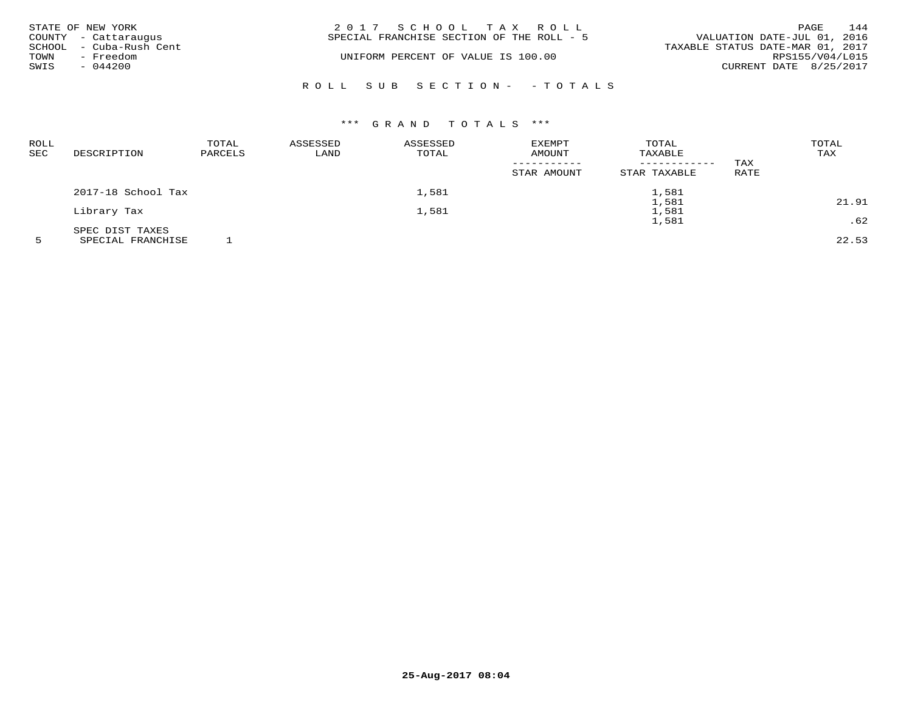STATE OF NEW YORK
COUNTY - Cattaraugus
SCHOOL - Cuba-Rush Cent
TOWN - Freedom
SWIS - 044200

2017 SCHOOL TAX ROLL
SPECIAL FRANCHISE SECTION OF THE ROLL - 5

UNIFORM PERCENT OF VALUE IS 100.00

VALUATION DATE-JUL 01, 2016
TAXABLE STATUS DATE-MAR 01, 2017
RPS155/V04/L015
CURRENT DATE 8/25/2017

ROLL SUB SECTION- - TOTALS

*** GRAND TOTALS ***

| ROLL SEC | DESCRIPTION | TOTAL PARCELS | ASSESSED LAND | ASSESSED TOTAL | EXEMPT AMOUNT / STAR AMOUNT | TOTAL TAXABLE / STAR TAXABLE | TAX RATE | TOTAL TAX |
|---|---|---|---|---|---|---|---|---|
| | 2017-18 School Tax | | | 1,581 | | 1,581 | | |
| | | | | | | 1,581 | | 21.91 |
| | Library Tax | | | 1,581 | | 1,581 | | |
| | | | | | | 1,581 | | .62 |
| | SPEC DIST TAXES | | | | | | | |
| 5 | SPECIAL FRANCHISE | 1 | | | | | | 22.53 |

25-Aug-2017 08:04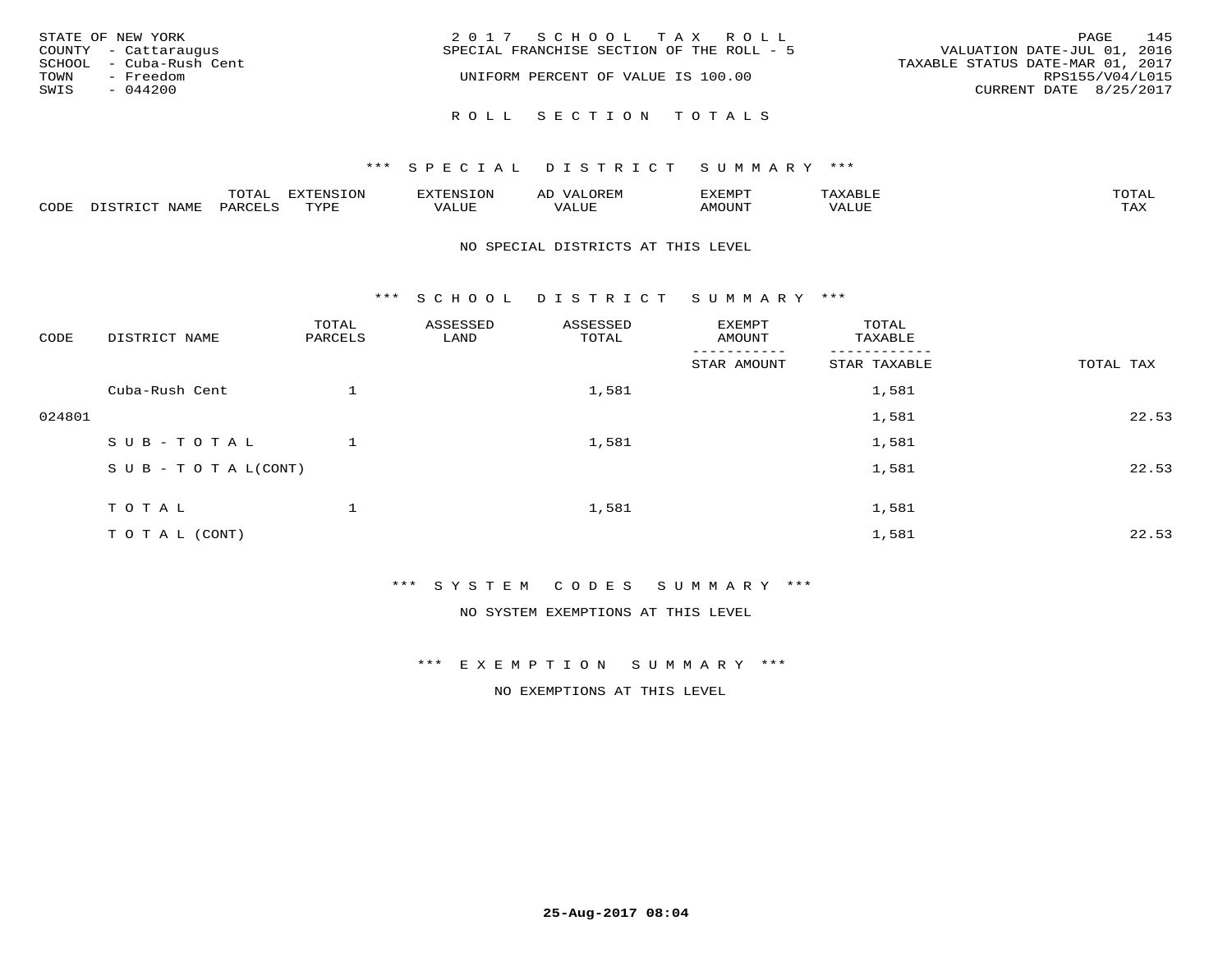STATE OF NEW YORK
COUNTY - Cattaraugus
SCHOOL - Cuba-Rush Cent
TOWN - Freedom
SWIS - 044200

2 0 1 7 S C H O O L T A X R O L L
SPECIAL FRANCHISE SECTION OF THE ROLL - 5
UNIFORM PERCENT OF VALUE IS 100.00

VALUATION DATE-JUL 01, 2016
TAXABLE STATUS DATE-MAR 01, 2017
RPS155/V04/L015
CURRENT DATE 8/25/2017

R O L L S E C T I O N T O T A L S

*** S P E C I A L D I S T R I C T S U M M A R Y ***

| CODE | DISTRICT NAME | TOTAL PARCELS | EXTENSION TYPE | EXTENSION VALUE | AD VALOREM VALUE | EXEMPT AMOUNT | TAXABLE VALUE | TOTAL TAX |
|---|---|---|---|---|---|---|---|---|

NO SPECIAL DISTRICTS AT THIS LEVEL

*** S C H O O L D I S T R I C T S U M M A R Y ***

| CODE | DISTRICT NAME | TOTAL PARCELS | ASSESSED LAND | ASSESSED TOTAL | EXEMPT AMOUNT / STAR AMOUNT | TOTAL TAXABLE / STAR TAXABLE | TOTAL TAX |
|---|---|---|---|---|---|---|---|
| | Cuba-Rush Cent | 1 | | 1,581 | | 1,581 | |
| 024801 | | | | | | 1,581 | 22.53 |
| | S U B - T O T A L | 1 | | 1,581 | | 1,581 | |
| | S U B - T O T A L(CONT) | | | | | 1,581 | 22.53 |
| | T O T A L | 1 | | 1,581 | | 1,581 | |
| | T O T A L (CONT) | | | | | 1,581 | 22.53 |

*** S Y S T E M C O D E S S U M M A R Y ***

NO SYSTEM EXEMPTIONS AT THIS LEVEL

*** E X E M P T I O N S U M M A R Y ***

NO EXEMPTIONS AT THIS LEVEL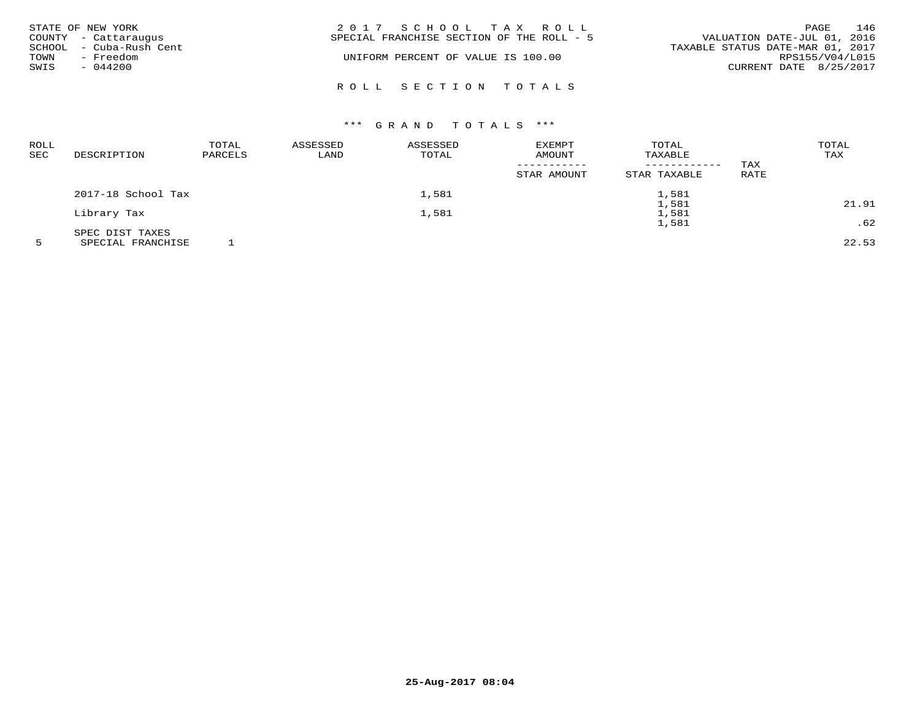STATE OF NEW YORK
COUNTY - Cattaraugus
SCHOOL - Cuba-Rush Cent
TOWN - Freedom
SWIS - 044200

2017 SCHOOL TAX ROLL
SPECIAL FRANCHISE SECTION OF THE ROLL - 5

UNIFORM PERCENT OF VALUE IS 100.00

VALUATION DATE-JUL 01, 2016
TAXABLE STATUS DATE-MAR 01, 2017
RPS155/V04/L015
CURRENT DATE 8/25/2017

## ROLL SECTION TOTALS

### *** GRAND TOTALS ***

| ROLL SEC | DESCRIPTION | TOTAL PARCELS | ASSESSED LAND | ASSESSED TOTAL | EXEMPT AMOUNT / STAR AMOUNT | TOTAL TAXABLE / STAR TAXABLE | TAX RATE | TOTAL TAX |
|---|---|---|---|---|---|---|---|---|
| | 2017-18 School Tax | | | 1,581 | | 1,581 | | |
| | | | | | | 1,581 | | 21.91 |
| | Library Tax | | | 1,581 | | 1,581 | | |
| | | | | | | 1,581 | | .62 |
| | SPEC DIST TAXES | | | | | | | |
| 5 | SPECIAL FRANCHISE | 1 | | | | | | 22.53 |

25-Aug-2017 08:04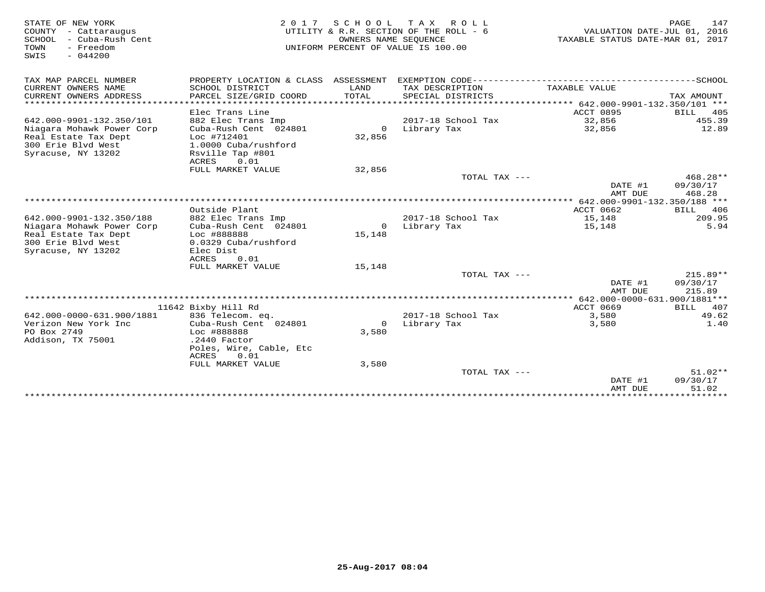STATE OF NEW YORK
COUNTY - Cattaraugus
SCHOOL - Cuba-Rush Cent
TOWN - Freedom
SWIS - 044200

2017 SCHOOL TAX ROLL
UTILITY & R.R. SECTION OF THE ROLL - 6
OWNERS NAME SEQUENCE
UNIFORM PERCENT OF VALUE IS 100.00

VALUATION DATE-JUL 01, 2016
TAXABLE STATUS DATE-MAR 01, 2017

| TAX MAP PARCEL NUMBER / CURRENT OWNERS NAME / CURRENT OWNERS ADDRESS | PROPERTY LOCATION & CLASS / SCHOOL DISTRICT / PARCEL SIZE/GRID COORD | ASSESSMENT LAND / TOTAL | EXEMPTION CODE / TAX DESCRIPTION / SPECIAL DISTRICTS | TAXABLE VALUE | TAX AMOUNT |
|---|---|---|---|---|---|
| **642.000-9901-132.350/101** | | | | | |
| | Elec Trans Line | | | ACCT 0895 | BILL 405 |
| 642.000-9901-132.350/101 | 882 Elec Trans Imp | | 2017-18 School Tax | 32,856 | 455.39 |
| Niagara Mohawk Power Corp | Cuba-Rush Cent 024801 | 0 | Library Tax | 32,856 | 12.89 |
| Real Estate Tax Dept | Loc #712401 | 32,856 | | | |
| 300 Erie Blvd West | 1.0000 Cuba/rushford | | | | |
| Syracuse, NY 13202 | Rsville Tap #801 | | | | |
| | ACRES 0.01 | | | | |
| | FULL MARKET VALUE | 32,856 | | | |
| | | | TOTAL TAX --- | | 468.28** |
| | | | | DATE #1 | 09/30/17 |
| | | | | AMT DUE | 468.28 |
| **642.000-9901-132.350/188** | | | | | |
| | Outside Plant | | | ACCT 0662 | BILL 406 |
| 642.000-9901-132.350/188 | 882 Elec Trans Imp | | 2017-18 School Tax | 15,148 | 209.95 |
| Niagara Mohawk Power Corp | Cuba-Rush Cent 024801 | 0 | Library Tax | 15,148 | 5.94 |
| Real Estate Tax Dept | Loc #888888 | 15,148 | | | |
| 300 Erie Blvd West | 0.0329 Cuba/rushford | | | | |
| Syracuse, NY 13202 | Elec Dist | | | | |
| | ACRES 0.01 | | | | |
| | FULL MARKET VALUE | 15,148 | | | |
| | | | TOTAL TAX --- | | 215.89** |
| | | | | DATE #1 | 09/30/17 |
| | | | | AMT DUE | 215.89 |
| **642.000-0000-631.900/1881** | | | | | |
| | 11642 Bixby Hill Rd | | | ACCT 0669 | BILL 407 |
| 642.000-0000-631.900/1881 | 836 Telecom. eq. | | 2017-18 School Tax | 3,580 | 49.62 |
| Verizon New York Inc | Cuba-Rush Cent 024801 | 0 | Library Tax | 3,580 | 1.40 |
| PO Box 2749 | Loc #888888 | 3,580 | | | |
| Addison, TX 75001 | .2440 Factor | | | | |
| | Poles, Wire, Cable, Etc | | | | |
| | ACRES 0.01 | | | | |
| | FULL MARKET VALUE | 3,580 | | | |
| | | | TOTAL TAX --- | | 51.02** |
| | | | | DATE #1 | 09/30/17 |
| | | | | AMT DUE | 51.02 |

25-Aug-2017 08:04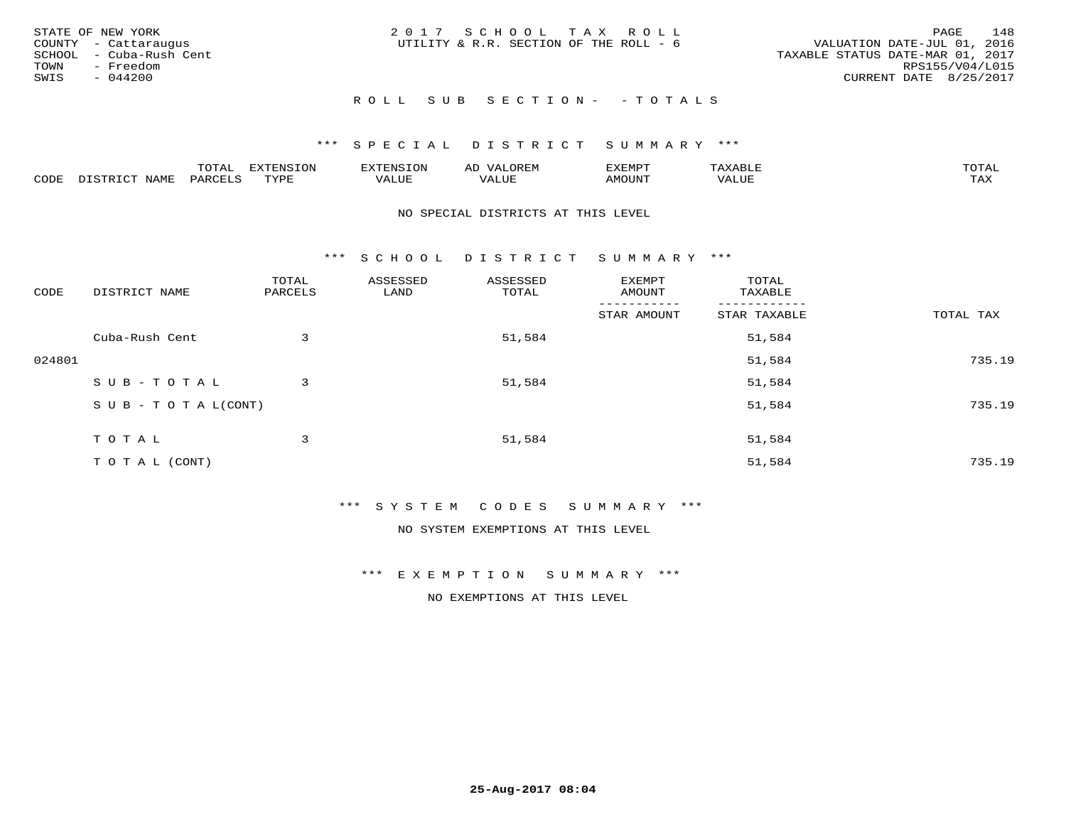STATE OF NEW YORK
COUNTY - Cattaraugus
SCHOOL - Cuba-Rush Cent
TOWN - Freedom
SWIS - 044200

2017 SCHOOL TAX ROLL
UTILITY & R.R. SECTION OF THE ROLL - 6

VALUATION DATE-JUL 01, 2016
TAXABLE STATUS DATE-MAR 01, 2017
RPS155/V04/L015
CURRENT DATE 8/25/2017

## ROLL SUB SECTION- - TOTALS

### *** SPECIAL DISTRICT SUMMARY ***

| CODE | DISTRICT NAME | TOTAL PARCELS | EXTENSION TYPE | EXTENSION VALUE | AD VALOREM VALUE | EXEMPT AMOUNT | TAXABLE VALUE | TOTAL TAX |
|---|---|---|---|---|---|---|---|---|

NO SPECIAL DISTRICTS AT THIS LEVEL

### *** SCHOOL DISTRICT SUMMARY ***

| CODE | DISTRICT NAME | TOTAL PARCELS | ASSESSED LAND | ASSESSED TOTAL | EXEMPT AMOUNT / STAR AMOUNT | TOTAL TAXABLE / STAR TAXABLE | TOTAL TAX |
|---|---|---|---|---|---|---|---|
| | Cuba-Rush Cent | 3 | | 51,584 | | 51,584 | |
| 024801 | | | | | | 51,584 | 735.19 |
| | SUB-TOTAL | 3 | | 51,584 | | 51,584 | |
| | SUB-TOTAL(CONT) | | | | | 51,584 | 735.19 |
| | TOTAL | 3 | | 51,584 | | 51,584 | |
| | TOTAL (CONT) | | | | | 51,584 | 735.19 |

### *** SYSTEM CODES SUMMARY ***

NO SYSTEM EXEMPTIONS AT THIS LEVEL

### *** EXEMPTION SUMMARY ***

NO EXEMPTIONS AT THIS LEVEL

25-Aug-2017 08:04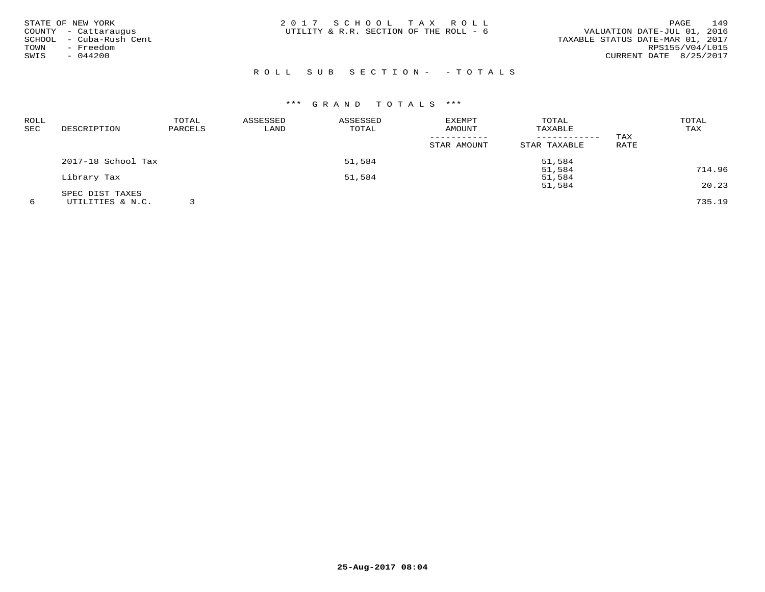STATE OF NEW YORK
COUNTY - Cattaraugus
SCHOOL - Cuba-Rush Cent
TOWN - Freedom
SWIS - 044200

2 0 1 7 S C H O O L T A X R O L L
UTILITY & R.R. SECTION OF THE ROLL - 6

VALUATION DATE-JUL 01, 2016
TAXABLE STATUS DATE-MAR 01, 2017
RPS155/V04/L015
CURRENT DATE 8/25/2017

R O L L S U B S E C T I O N - - T O T A L S

\*\*\* G R A N D T O T A L S \*\*\*

| ROLL SEC | DESCRIPTION | TOTAL PARCELS | ASSESSED LAND | ASSESSED TOTAL | EXEMPT AMOUNT / STAR AMOUNT | TOTAL TAXABLE / STAR TAXABLE | TAX RATE | TOTAL TAX |
|---|---|---|---|---|---|---|---|---|
| | 2017-18 School Tax | | | 51,584 | | 51,584 | | |
| | | | | | | 51,584 | | 714.96 |
| | Library Tax | | | 51,584 | | 51,584 | | |
| | | | | | | 51,584 | | 20.23 |
| | SPEC DIST TAXES | | | | | | | |
| 6 | UTILITIES & N.C. | 3 | | | | | | 735.19 |

25-Aug-2017 08:04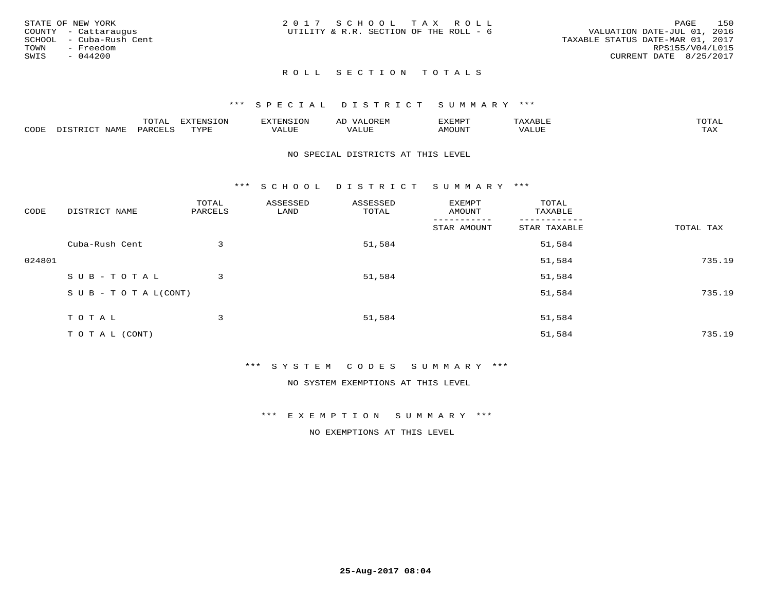STATE OF NEW YORK
COUNTY - Cattaraugus
SCHOOL - Cuba-Rush Cent
TOWN - Freedom
SWIS - 044200

2 0 1 7 S C H O O L T A X R O L L
UTILITY & R.R. SECTION OF THE ROLL - 6

VALUATION DATE-JUL 01, 2016
TAXABLE STATUS DATE-MAR 01, 2017
RPS155/V04/L015
CURRENT DATE 8/25/2017

## R O L L S E C T I O N T O T A L S

### *** S P E C I A L D I S T R I C T S U M M A R Y ***

| CODE | DISTRICT NAME | TOTAL PARCELS | EXTENSION TYPE | EXTENSION VALUE | AD VALOREM VALUE | EXEMPT AMOUNT | TAXABLE VALUE | TOTAL TAX |
|---|---|---|---|---|---|---|---|---|

NO SPECIAL DISTRICTS AT THIS LEVEL

### *** S C H O O L D I S T R I C T S U M M A R Y ***

| CODE | DISTRICT NAME | TOTAL PARCELS | ASSESSED LAND | ASSESSED TOTAL | EXEMPT AMOUNT / STAR AMOUNT | TOTAL TAXABLE / STAR TAXABLE | TOTAL TAX |
|---|---|---|---|---|---|---|---|
| | Cuba-Rush Cent | 3 | | 51,584 | | 51,584 | |
| 024801 | | | | | | 51,584 | 735.19 |
| | S U B - T O T A L | 3 | | 51,584 | | 51,584 | |
| | S U B - T O T A L(CONT) | | | | | 51,584 | 735.19 |
| | T O T A L | 3 | | 51,584 | | 51,584 | |
| | T O T A L (CONT) | | | | | 51,584 | 735.19 |

### *** S Y S T E M C O D E S S U M M A R Y ***

NO SYSTEM EXEMPTIONS AT THIS LEVEL

### *** E X E M P T I O N S U M M A R Y ***

NO EXEMPTIONS AT THIS LEVEL

25-Aug-2017 08:04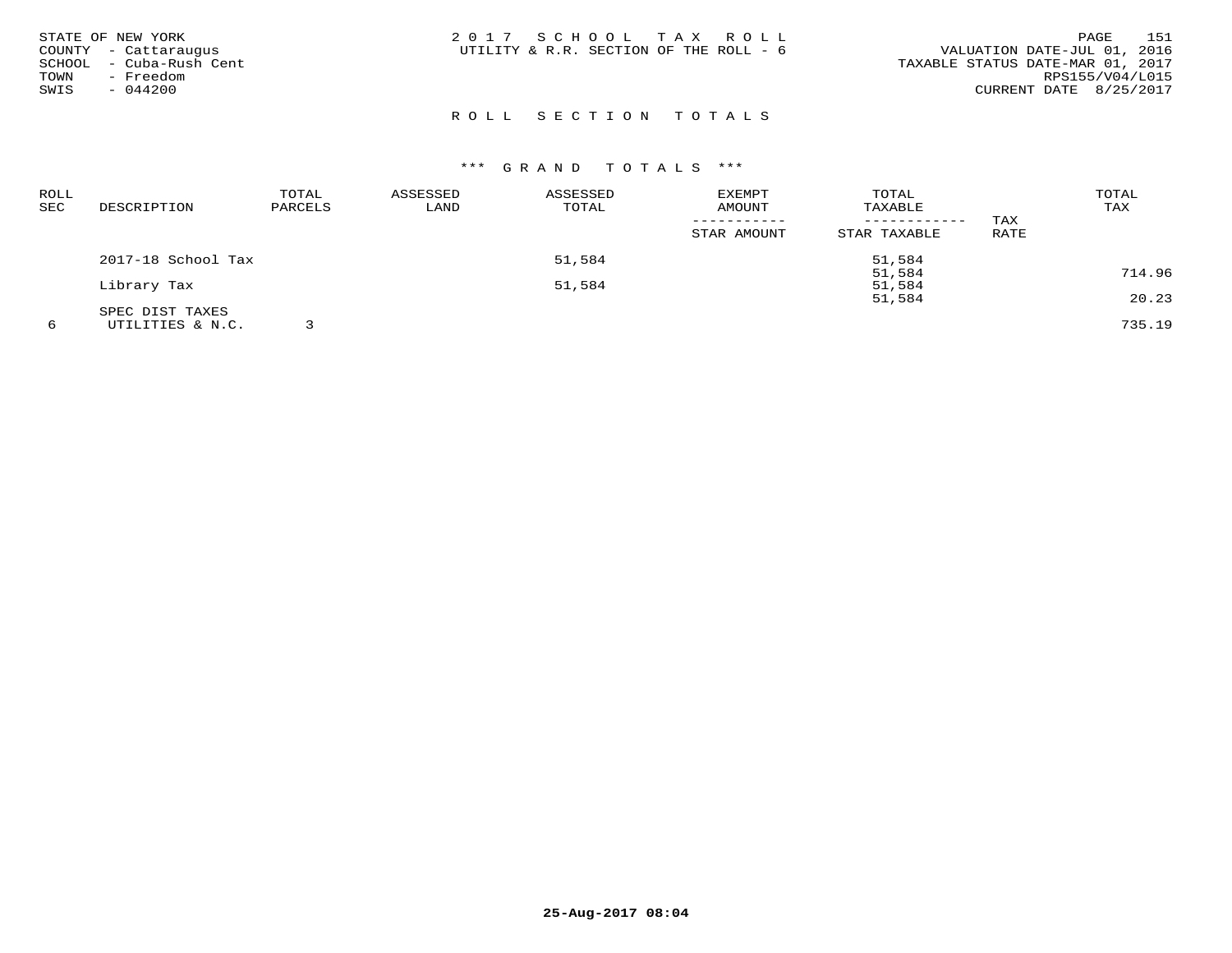STATE OF NEW YORK
COUNTY - Cattaraugus
SCHOOL - Cuba-Rush Cent
TOWN - Freedom
SWIS - 044200

2 0 1 7 S C H O O L T A X R O L L
UTILITY & R.R. SECTION OF THE ROLL - 6

VALUATION DATE-JUL 01, 2016
TAXABLE STATUS DATE-MAR 01, 2017
RPS155/V04/L015
CURRENT DATE 8/25/2017

## R O L L S E C T I O N T O T A L S

### *** G R A N D T O T A L S ***

| ROLL SEC | DESCRIPTION | TOTAL PARCELS | ASSESSED LAND | ASSESSED TOTAL | EXEMPT AMOUNT / STAR AMOUNT | TOTAL TAXABLE / STAR TAXABLE | TAX RATE | TOTAL TAX |
|---|---|---|---|---|---|---|---|---|
| | 2017-18 School Tax | | | 51,584 | | 51,584 | | |
| | | | | | | 51,584 | | 714.96 |
| | Library Tax | | | 51,584 | | 51,584 | | |
| | | | | | | 51,584 | | 20.23 |
| | SPEC DIST TAXES | | | | | | | |
| 6 | UTILITIES & N.C. | 3 | | | | | | 735.19 |

25-Aug-2017 08:04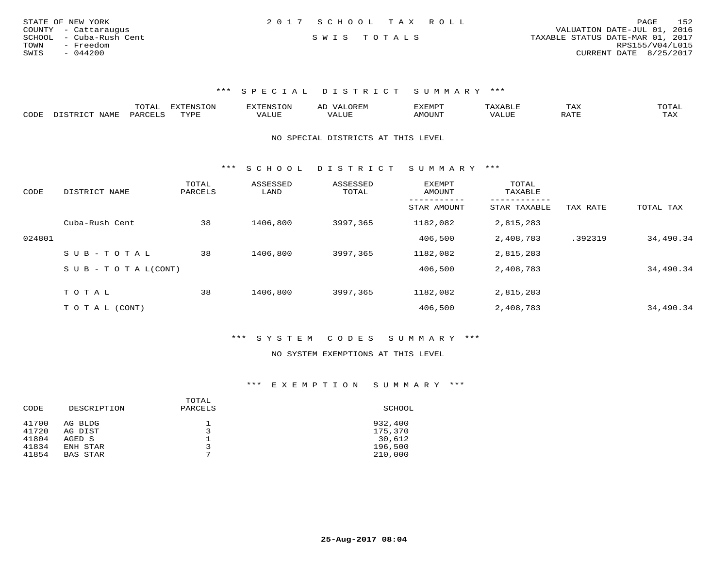STATE OF NEW YORK
COUNTY - Cattaraugus
SCHOOL - Cuba-Rush Cent
TOWN - Freedom
SWIS - 044200

2 0 1 7 S C H O O L T A X R O L L

S W I S T O T A L S

VALUATION DATE-JUL 01, 2016
TAXABLE STATUS DATE-MAR 01, 2017
RPS155/V04/L015
CURRENT DATE 8/25/2017

### *** S P E C I A L D I S T R I C T S U M M A R Y ***

| CODE | DISTRICT NAME | TOTAL PARCELS | EXTENSION TYPE | EXTENSION VALUE | AD VALOREM VALUE | EXEMPT AMOUNT | TAXABLE VALUE | TAX RATE | TOTAL TAX |
|---|---|---|---|---|---|---|---|---|---|

NO SPECIAL DISTRICTS AT THIS LEVEL

### *** S C H O O L D I S T R I C T S U M M A R Y ***

| CODE | DISTRICT NAME | TOTAL PARCELS | ASSESSED LAND | ASSESSED TOTAL | EXEMPT AMOUNT / STAR AMOUNT | TOTAL TAXABLE / STAR TAXABLE | TAX RATE | TOTAL TAX |
|---|---|---|---|---|---|---|---|---|
| | Cuba-Rush Cent | 38 | 1406,800 | 3997,365 | 1182,082 | 2,815,283 | | |
| 024801 | | | | | 406,500 | 2,408,783 | .392319 | 34,490.34 |
| | S U B - T O T A L | 38 | 1406,800 | 3997,365 | 1182,082 | 2,815,283 | | |
| | S U B - T O T A L(CONT) | | | | 406,500 | 2,408,783 | | 34,490.34 |
| | T O T A L | 38 | 1406,800 | 3997,365 | 1182,082 | 2,815,283 | | |
| | T O T A L (CONT) | | | | 406,500 | 2,408,783 | | 34,490.34 |

### *** S Y S T E M C O D E S S U M M A R Y ***

NO SYSTEM EXEMPTIONS AT THIS LEVEL

### *** E X E M P T I O N S U M M A R Y ***

| CODE | DESCRIPTION | TOTAL PARCELS | SCHOOL |
|---|---|---|---|
| 41700 | AG BLDG | 1 | 932,400 |
| 41720 | AG DIST | 3 | 175,370 |
| 41804 | AGED S | 1 | 30,612 |
| 41834 | ENH STAR | 3 | 196,500 |
| 41854 | BAS STAR | 7 | 210,000 |

**25-Aug-2017 08:04**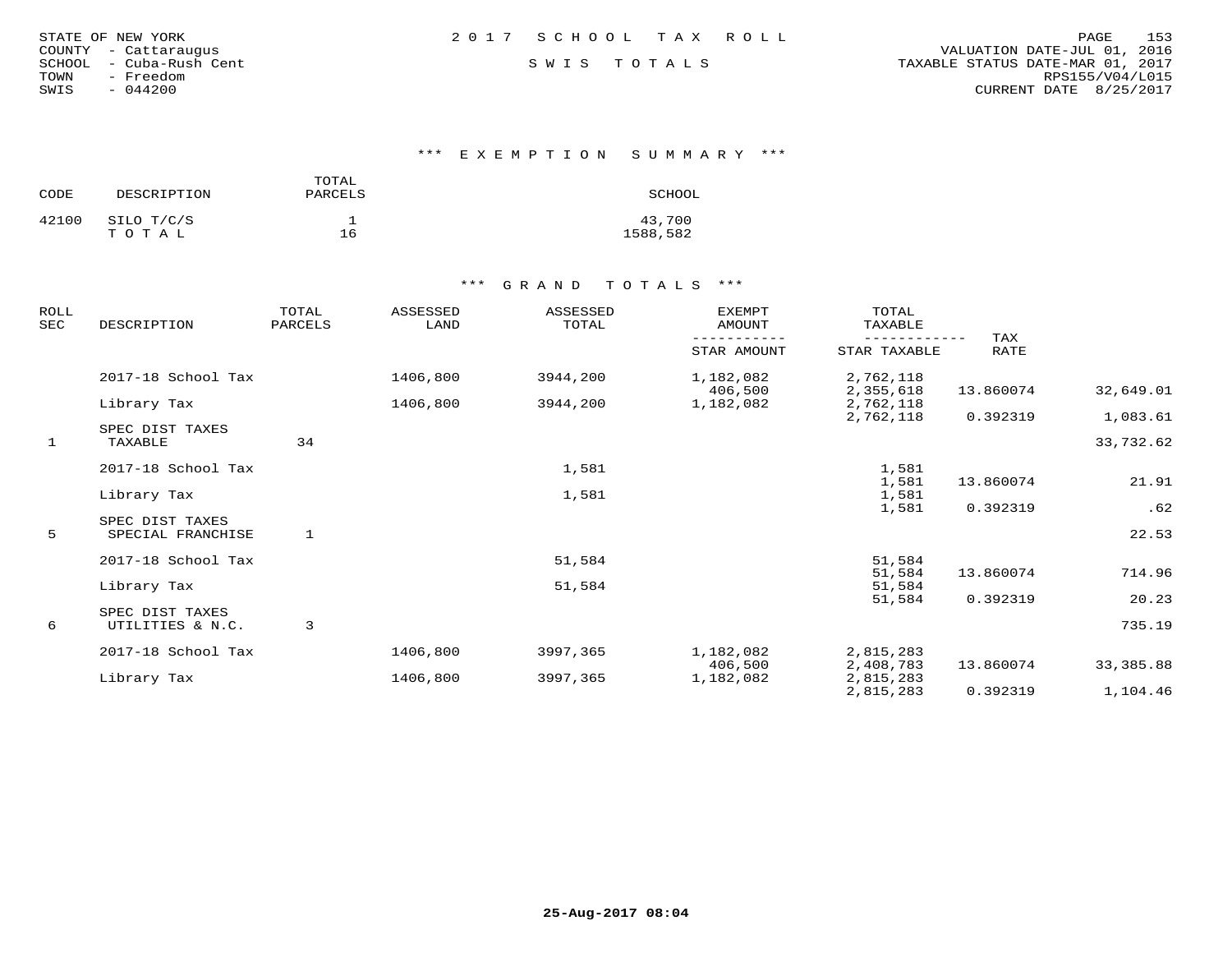STATE OF NEW YORK
COUNTY - Cattaraugus
SCHOOL - Cuba-Rush Cent
TOWN - Freedom
SWIS - 044200

2017 SCHOOL TAX ROLL

SWIS TOTALS

VALUATION DATE-JUL 01, 2016
TAXABLE STATUS DATE-MAR 01, 2017
RPS155/V04/L015
CURRENT DATE 8/25/2017

### *** EXEMPTION SUMMARY ***

| CODE | DESCRIPTION | TOTAL PARCELS | SCHOOL |
|---|---|---|---|
| 42100 | SILO T/C/S | 1 | 43,700 |
| | T O T A L | 16 | 1588,582 |

### *** GRAND TOTALS ***

| ROLL SEC | DESCRIPTION | TOTAL PARCELS | ASSESSED LAND | ASSESSED TOTAL | EXEMPT AMOUNT / STAR AMOUNT | TOTAL TAXABLE / STAR TAXABLE | TAX RATE | |
|---|---|---|---|---|---|---|---|---|
| | 2017-18 School Tax | | 1406,800 | 3944,200 | 1,182,082 | 2,762,118 | | |
| | | | | | 406,500 | 2,355,618 | 13.860074 | 32,649.01 |
| | Library Tax | | 1406,800 | 3944,200 | 1,182,082 | 2,762,118 | | |
| | | | | | | 2,762,118 | 0.392319 | 1,083.61 |
| | SPEC DIST TAXES | | | | | | | |
| 1 | TAXABLE | 34 | | | | | | 33,732.62 |
| | 2017-18 School Tax | | | 1,581 | | 1,581 | | |
| | | | | | | 1,581 | 13.860074 | 21.91 |
| | Library Tax | | | 1,581 | | 1,581 | | |
| | | | | | | 1,581 | 0.392319 | .62 |
| | SPEC DIST TAXES | | | | | | | |
| 5 | SPECIAL FRANCHISE | 1 | | | | | | 22.53 |
| | 2017-18 School Tax | | | 51,584 | | 51,584 | | |
| | | | | | | 51,584 | 13.860074 | 714.96 |
| | Library Tax | | | 51,584 | | 51,584 | | |
| | | | | | | 51,584 | 0.392319 | 20.23 |
| | SPEC DIST TAXES | | | | | | | |
| 6 | UTILITIES & N.C. | 3 | | | | | | 735.19 |
| | 2017-18 School Tax | | 1406,800 | 3997,365 | 1,182,082 | 2,815,283 | | |
| | | | | | 406,500 | 2,408,783 | 13.860074 | 33,385.88 |
| | Library Tax | | 1406,800 | 3997,365 | 1,182,082 | 2,815,283 | | |
| | | | | | | 2,815,283 | 0.392319 | 1,104.46 |

25-Aug-2017 08:04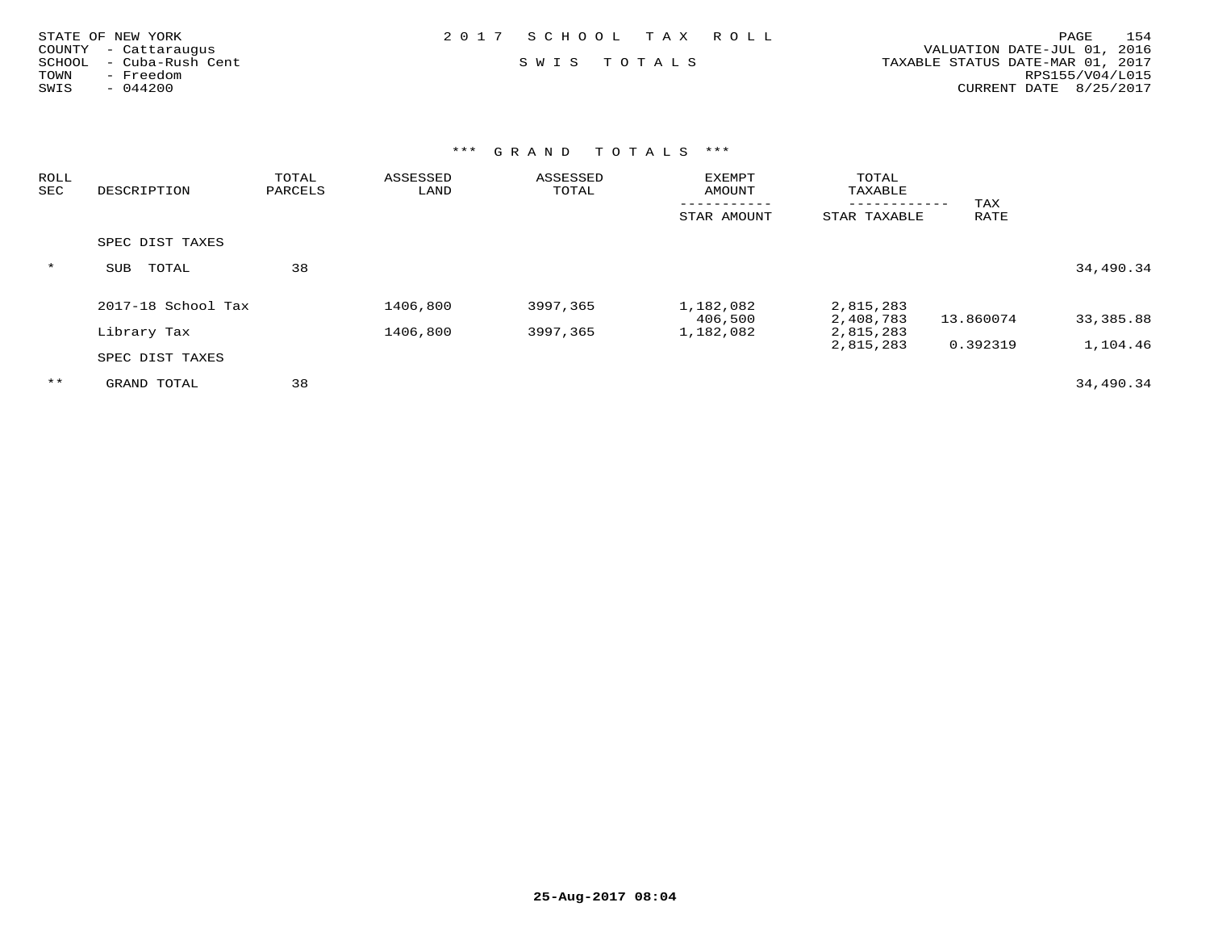STATE OF NEW YORK
COUNTY - Cattaraugus
SCHOOL - Cuba-Rush Cent
TOWN - Freedom
SWIS - 044200

2 0 1 7 S C H O O L T A X R O L L

S W I S T O T A L S

VALUATION DATE-JUL 01, 2016
TAXABLE STATUS DATE-MAR 01, 2017
RPS155/V04/L015
CURRENT DATE 8/25/2017

*** G R A N D T O T A L S ***

| ROLL SEC | DESCRIPTION | TOTAL PARCELS | ASSESSED LAND | ASSESSED TOTAL | EXEMPT AMOUNT / STAR AMOUNT | TOTAL TAXABLE / STAR TAXABLE | TAX RATE | |
|---|---|---|---|---|---|---|---|---|
| | SPEC DIST TAXES | | | | | | | |
| * | SUB TOTAL | 38 | | | | | | 34,490.34 |
| | 2017-18 School Tax | | 1406,800 | 3997,365 | 1,182,082 | 2,815,283 | | |
| | | | | | 406,500 | 2,408,783 | 13.860074 | 33,385.88 |
| | Library Tax | | 1406,800 | 3997,365 | 1,182,082 | 2,815,283 | | |
| | | | | | | 2,815,283 | 0.392319 | 1,104.46 |
| | SPEC DIST TAXES | | | | | | | |
| ** | GRAND TOTAL | 38 | | | | | | 34,490.34 |

25-Aug-2017 08:04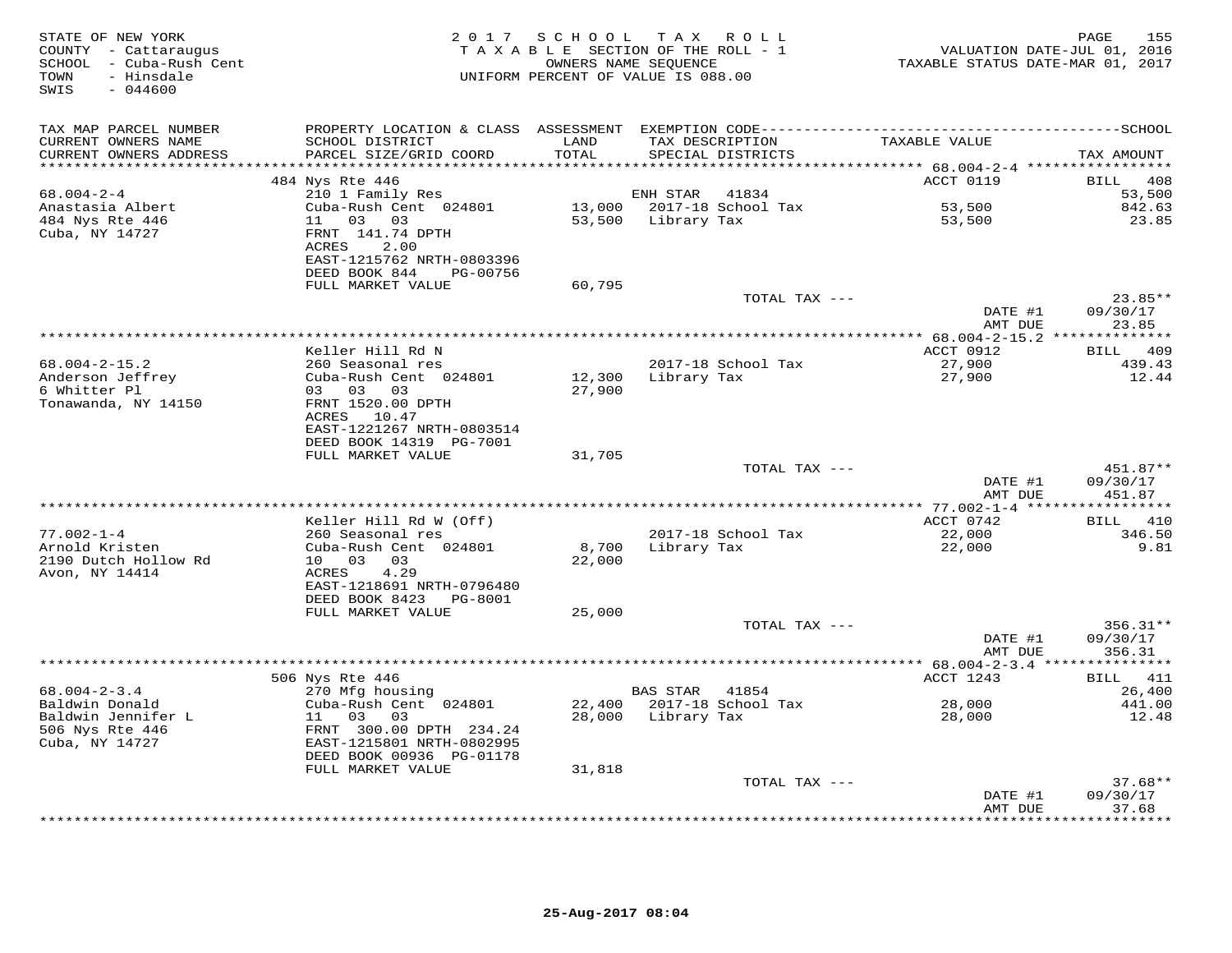STATE OF NEW YORK
COUNTY - Cattaraugus
SCHOOL - Cuba-Rush Cent
TOWN - Hinsdale
SWIS - 044600

2 0 1 7 S C H O O L T A X R O L L
T A X A B L E SECTION OF THE ROLL - 1
OWNERS NAME SEQUENCE
UNIFORM PERCENT OF VALUE IS 088.00

VALUATION DATE-JUL 01, 2016
TAXABLE STATUS DATE-MAR 01, 2017

| TAX MAP PARCEL NUMBER / CURRENT OWNERS NAME / CURRENT OWNERS ADDRESS | PROPERTY LOCATION & CLASS / SCHOOL DISTRICT / PARCEL SIZE/GRID COORD | ASSESSMENT LAND / TOTAL | EXEMPTION CODE / TAX DESCRIPTION / SPECIAL DISTRICTS | TAXABLE VALUE | TAX AMOUNT |
|---|---|---|---|---|---|
| | 484 Nys Rte 446 | | | ACCT 0119 | BILL 408 |
| 68.004-2-4 | 210 1 Family Res | | ENH STAR 41834 | | 53,500 |
| Anastasia Albert | Cuba-Rush Cent 024801 | 13,000 | 2017-18 School Tax | 53,500 | 842.63 |
| 484 Nys Rte 446 | 11 03 03 | 53,500 | Library Tax | 53,500 | 23.85 |
| Cuba, NY 14727 | FRNT 141.74 DPTH | | | | |
| | ACRES 2.00 | | | | |
| | EAST-1215762 NRTH-0803396 | | | | |
| | DEED BOOK 844 PG-00756 | | | | |
| | FULL MARKET VALUE | 60,795 | | | |
| | | | TOTAL TAX --- | | 23.85** |
| | | | | DATE #1 | 09/30/17 |
| | | | | AMT DUE | 23.85 |
| | Keller Hill Rd N | | | ACCT 0912 | BILL 409 |
| 68.004-2-15.2 | 260 Seasonal res | | 2017-18 School Tax | 27,900 | 439.43 |
| Anderson Jeffrey | Cuba-Rush Cent 024801 | 12,300 | Library Tax | 27,900 | 12.44 |
| 6 Whitter Pl | 03 03 03 | 27,900 | | | |
| Tonawanda, NY 14150 | FRNT 1520.00 DPTH | | | | |
| | ACRES 10.47 | | | | |
| | EAST-1221267 NRTH-0803514 | | | | |
| | DEED BOOK 14319 PG-7001 | | | | |
| | FULL MARKET VALUE | 31,705 | | | |
| | | | TOTAL TAX --- | | 451.87** |
| | | | | DATE #1 | 09/30/17 |
| | | | | AMT DUE | 451.87 |
| | Keller Hill Rd W (Off) | | | ACCT 0742 | BILL 410 |
| 77.002-1-4 | 260 Seasonal res | | 2017-18 School Tax | 22,000 | 346.50 |
| Arnold Kristen | Cuba-Rush Cent 024801 | 8,700 | Library Tax | 22,000 | 9.81 |
| 2190 Dutch Hollow Rd | 10 03 03 | 22,000 | | | |
| Avon, NY 14414 | ACRES 4.29 | | | | |
| | EAST-1218691 NRTH-0796480 | | | | |
| | DEED BOOK 8423 PG-8001 | | | | |
| | FULL MARKET VALUE | 25,000 | | | |
| | | | TOTAL TAX --- | | 356.31** |
| | | | | DATE #1 | 09/30/17 |
| | | | | AMT DUE | 356.31 |
| | 506 Nys Rte 446 | | | ACCT 1243 | BILL 411 |
| 68.004-2-3.4 | 270 Mfg housing | | BAS STAR 41854 | | 26,400 |
| Baldwin Donald | Cuba-Rush Cent 024801 | 22,400 | 2017-18 School Tax | 28,000 | 441.00 |
| Baldwin Jennifer L | 11 03 03 | 28,000 | Library Tax | 28,000 | 12.48 |
| 506 Nys Rte 446 | FRNT 300.00 DPTH 234.24 | | | | |
| Cuba, NY 14727 | EAST-1215801 NRTH-0802995 | | | | |
| | DEED BOOK 00936 PG-01178 | | | | |
| | FULL MARKET VALUE | 31,818 | | | |
| | | | TOTAL TAX --- | | 37.68** |
| | | | | DATE #1 | 09/30/17 |
| | | | | AMT DUE | 37.68 |

25-Aug-2017 08:04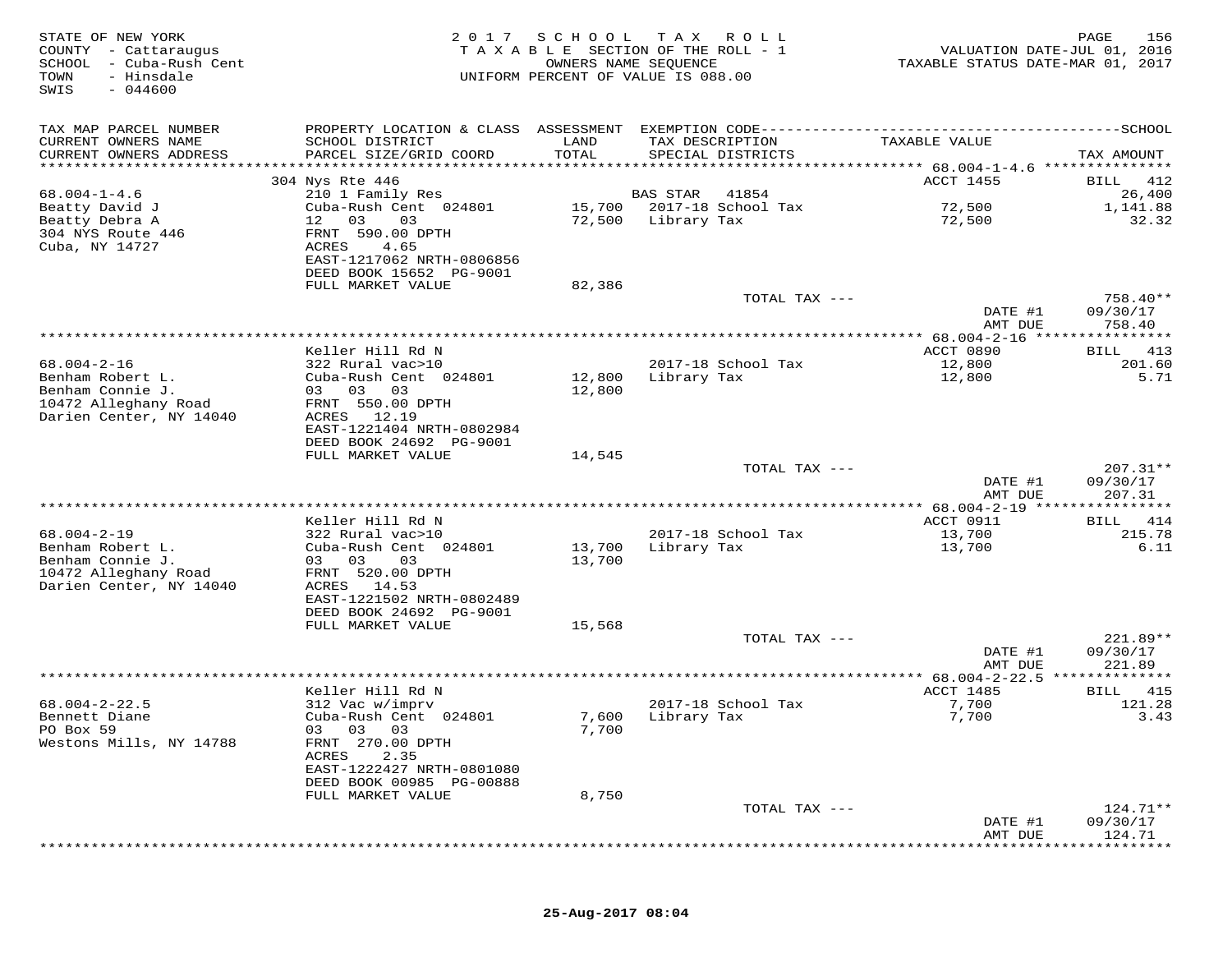STATE OF NEW YORK
COUNTY - Cattaraugus
SCHOOL - Cuba-Rush Cent
TOWN - Hinsdale
SWIS - 044600

2 0 1 7 S C H O O L T A X R O L L
T A X A B L E SECTION OF THE ROLL - 1
OWNERS NAME SEQUENCE
UNIFORM PERCENT OF VALUE IS 088.00

VALUATION DATE-JUL 01, 2016
TAXABLE STATUS DATE-MAR 01, 2017

| TAX MAP PARCEL NUMBER / CURRENT OWNERS NAME / CURRENT OWNERS ADDRESS | PROPERTY LOCATION & CLASS / SCHOOL DISTRICT / PARCEL SIZE/GRID COORD | ASSESSMENT LAND / TOTAL | EXEMPTION CODE / TAX DESCRIPTION / SPECIAL DISTRICTS | TAXABLE VALUE | TAX AMOUNT |
|---|---|---|---|---|---|
| 68.004-1-4.6 | 304 Nys Rte 446 | | | ACCT 1455 | BILL 412 |
| | 210 1 Family Res | | BAS STAR 41854 | | 26,400 |
| Beatty David J | Cuba-Rush Cent 024801 | 15,700 | 2017-18 School Tax | 72,500 | 1,141.88 |
| Beatty Debra A | 12 03 03 | 72,500 | Library Tax | 72,500 | 32.32 |
| 304 NYS Route 446 | FRNT 590.00 DPTH | | | | |
| Cuba, NY 14727 | ACRES 4.65 | | | | |
| | EAST-1217062 NRTH-0806856 | | | | |
| | DEED BOOK 15652 PG-9001 | | | | |
| | FULL MARKET VALUE | 82,386 | | | |
| | | | TOTAL TAX --- | | 758.40** |
| | | | | DATE #1 | 09/30/17 |
| | | | | AMT DUE | 758.40 |
| 68.004-2-16 | Keller Hill Rd N | | | ACCT 0890 | BILL 413 |
| | 322 Rural vac>10 | | 2017-18 School Tax | 12,800 | 201.60 |
| Benham Robert L. | Cuba-Rush Cent 024801 | 12,800 | Library Tax | 12,800 | 5.71 |
| Benham Connie J. | 03 03 03 | 12,800 | | | |
| 10472 Alleghany Road | FRNT 550.00 DPTH | | | | |
| Darien Center, NY 14040 | ACRES 12.19 | | | | |
| | EAST-1221404 NRTH-0802984 | | | | |
| | DEED BOOK 24692 PG-9001 | | | | |
| | FULL MARKET VALUE | 14,545 | | | |
| | | | TOTAL TAX --- | | 207.31** |
| | | | | DATE #1 | 09/30/17 |
| | | | | AMT DUE | 207.31 |
| 68.004-2-19 | Keller Hill Rd N | | | ACCT 0911 | BILL 414 |
| | 322 Rural vac>10 | | 2017-18 School Tax | 13,700 | 215.78 |
| Benham Robert L. | Cuba-Rush Cent 024801 | 13,700 | Library Tax | 13,700 | 6.11 |
| Benham Connie J. | 03 03 03 | 13,700 | | | |
| 10472 Alleghany Road | FRNT 520.00 DPTH | | | | |
| Darien Center, NY 14040 | ACRES 14.53 | | | | |
| | EAST-1221502 NRTH-0802489 | | | | |
| | DEED BOOK 24692 PG-9001 | | | | |
| | FULL MARKET VALUE | 15,568 | | | |
| | | | TOTAL TAX --- | | 221.89** |
| | | | | DATE #1 | 09/30/17 |
| | | | | AMT DUE | 221.89 |
| 68.004-2-22.5 | Keller Hill Rd N | | | ACCT 1485 | BILL 415 |
| | 312 Vac w/imprv | | 2017-18 School Tax | 7,700 | 121.28 |
| Bennett Diane | Cuba-Rush Cent 024801 | 7,600 | Library Tax | 7,700 | 3.43 |
| PO Box 59 | 03 03 03 | 7,700 | | | |
| Westons Mills, NY 14788 | FRNT 270.00 DPTH | | | | |
| | ACRES 2.35 | | | | |
| | EAST-1222427 NRTH-0801080 | | | | |
| | DEED BOOK 00985 PG-00888 | | | | |
| | FULL MARKET VALUE | 8,750 | | | |
| | | | TOTAL TAX --- | | 124.71** |
| | | | | DATE #1 | 09/30/17 |
| | | | | AMT DUE | 124.71 |

25-Aug-2017 08:04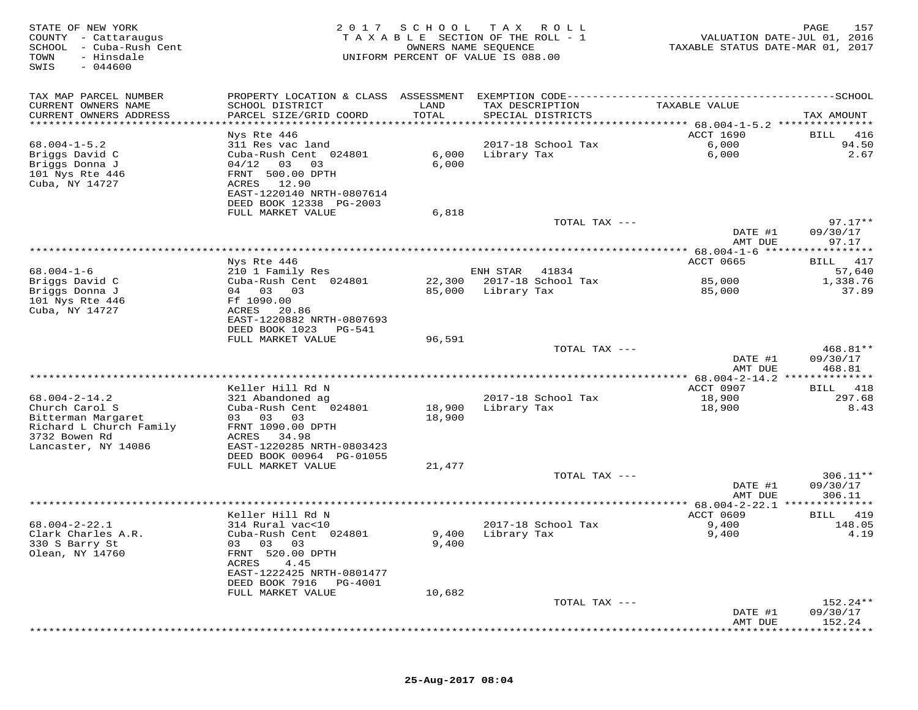STATE OF NEW YORK
COUNTY - Cattaraugus
SCHOOL - Cuba-Rush Cent
TOWN - Hinsdale
SWIS - 044600

2017 SCHOOL TAX ROLL
TAXABLE SECTION OF THE ROLL - 1
OWNERS NAME SEQUENCE
UNIFORM PERCENT OF VALUE IS 088.00

VALUATION DATE-JUL 01, 2016
TAXABLE STATUS DATE-MAR 01, 2017

| TAX MAP PARCEL NUMBER / CURRENT OWNERS NAME / CURRENT OWNERS ADDRESS | PROPERTY LOCATION & CLASS / SCHOOL DISTRICT / PARCEL SIZE/GRID COORD | ASSESSMENT LAND | TOTAL | EXEMPTION CODE / TAX DESCRIPTION / SPECIAL DISTRICTS | TAXABLE VALUE | TAX AMOUNT |
|---|---|---|---|---|---|---|
| **68.004-1-5.2** | Nys Rte 446 | | | | ACCT 1690 | BILL 416 |
| 68.004-1-5.2 | 311 Res vac land | | | | | |
| Briggs David C | Cuba-Rush Cent 024801 | 6,000 | | 2017-18 School Tax | 6,000 | 94.50 |
| Briggs Donna J | 04/12 03 03 | | 6,000 | Library Tax | 6,000 | 2.67 |
| 101 Nys Rte 446 | FRNT 500.00 DPTH | | | | | |
| Cuba, NY 14727 | ACRES 12.90 | | | | | |
| | EAST-1220140 NRTH-0807614 | | | | | |
| | DEED BOOK 12338 PG-2003 | | | | | |
| | FULL MARKET VALUE | 6,818 | | | | |
| | | | | TOTAL TAX --- | | 97.17** |
| | | | | | DATE #1 | 09/30/17 |
| | | | | | AMT DUE | 97.17 |
| **68.004-1-6** | Nys Rte 446 | | | | ACCT 0665 | BILL 417 |
| 68.004-1-6 | 210 1 Family Res | | | ENH STAR 41834 | | 57,640 |
| Briggs David C | Cuba-Rush Cent 024801 | 22,300 | | 2017-18 School Tax | 85,000 | 1,338.76 |
| Briggs Donna J | 04 03 03 | | 85,000 | Library Tax | 85,000 | 37.89 |
| 101 Nys Rte 446 | Ff 1090.00 | | | | | |
| Cuba, NY 14727 | ACRES 20.86 | | | | | |
| | EAST-1220882 NRTH-0807693 | | | | | |
| | DEED BOOK 1023 PG-541 | | | | | |
| | FULL MARKET VALUE | 96,591 | | | | |
| | | | | TOTAL TAX --- | | 468.81** |
| | | | | | DATE #1 | 09/30/17 |
| | | | | | AMT DUE | 468.81 |
| **68.004-2-14.2** | Keller Hill Rd N | | | | ACCT 0907 | BILL 418 |
| 68.004-2-14.2 | 321 Abandoned ag | | | | | |
| Church Carol S | Cuba-Rush Cent 024801 | 18,900 | | 2017-18 School Tax | 18,900 | 297.68 |
| Bitterman Margaret | 03 03 03 | | 18,900 | Library Tax | 18,900 | 8.43 |
| Richard L Church Family | FRNT 1090.00 DPTH | | | | | |
| 3732 Bowen Rd | ACRES 34.98 | | | | | |
| Lancaster, NY 14086 | EAST-1220285 NRTH-0803423 | | | | | |
| | DEED BOOK 00964 PG-01055 | | | | | |
| | FULL MARKET VALUE | 21,477 | | | | |
| | | | | TOTAL TAX --- | | 306.11** |
| | | | | | DATE #1 | 09/30/17 |
| | | | | | AMT DUE | 306.11 |
| **68.004-2-22.1** | Keller Hill Rd N | | | | ACCT 0609 | BILL 419 |
| 68.004-2-22.1 | 314 Rural vac<10 | | | | | |
| Clark Charles A.R. | Cuba-Rush Cent 024801 | 9,400 | | 2017-18 School Tax | 9,400 | 148.05 |
| 330 S Barry St | 03 03 03 | | 9,400 | Library Tax | 9,400 | 4.19 |
| Olean, NY 14760 | FRNT 520.00 DPTH | | | | | |
| | ACRES 4.45 | | | | | |
| | EAST-1222425 NRTH-0801477 | | | | | |
| | DEED BOOK 7916 PG-4001 | | | | | |
| | FULL MARKET VALUE | 10,682 | | | | |
| | | | | TOTAL TAX --- | | 152.24** |
| | | | | | DATE #1 | 09/30/17 |
| | | | | | AMT DUE | 152.24 |

25-Aug-2017 08:04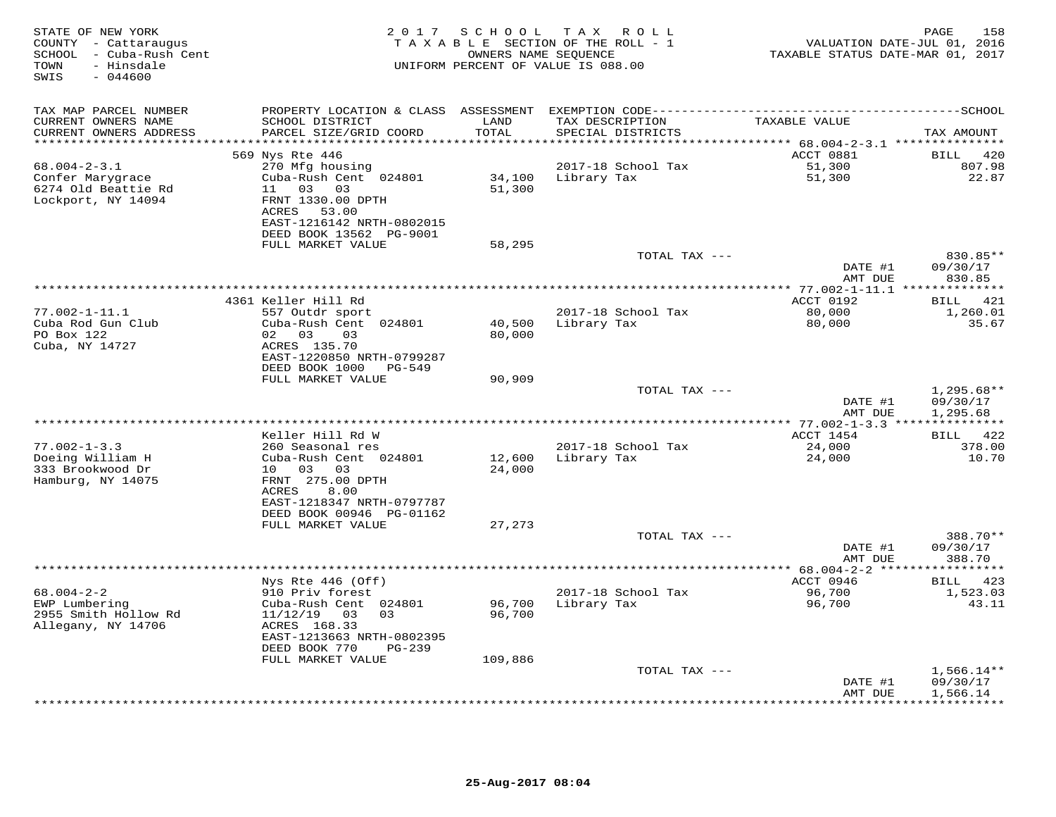STATE OF NEW YORK
COUNTY - Cattaraugus
SCHOOL - Cuba-Rush Cent
TOWN - Hinsdale
SWIS - 044600

2017 SCHOOL TAX ROLL
TAXABLE SECTION OF THE ROLL - 1
OWNERS NAME SEQUENCE
UNIFORM PERCENT OF VALUE IS 088.00

VALUATION DATE-JUL 01, 2016
TAXABLE STATUS DATE-MAR 01, 2017

| TAX MAP PARCEL NUMBER / CURRENT OWNERS NAME / CURRENT OWNERS ADDRESS | PROPERTY LOCATION & CLASS / SCHOOL DISTRICT / PARCEL SIZE/GRID COORD | ASSESSMENT LAND / TOTAL | EXEMPTION CODE / TAX DESCRIPTION / SPECIAL DISTRICTS | TAXABLE VALUE | TAX AMOUNT |
|---|---|---|---|---|---|
| 68.004-2-3.1 | 569 Nys Rte 446 | | | ACCT 0881 | BILL 420 |
| Confer Marygrace | 270 Mfg housing | | 2017-18 School Tax | 51,300 | 807.98 |
| 6274 Old Beattie Rd | Cuba-Rush Cent 024801 | 34,100 | Library Tax | 51,300 | 22.87 |
| Lockport, NY 14094 | 11 03 03 | 51,300 | | | |
| | FRNT 1330.00 DPTH | | | | |
| | ACRES 53.00 | | | | |
| | EAST-1216142 NRTH-0802015 | | | | |
| | DEED BOOK 13562 PG-9001 | | | | |
| | FULL MARKET VALUE | 58,295 | | | |
| | | | TOTAL TAX --- | | 830.85** |
| | | | | DATE #1 | 09/30/17 |
| | | | | AMT DUE | 830.85 |
| 77.002-1-11.1 | 4361 Keller Hill Rd | | | ACCT 0192 | BILL 421 |
| Cuba Rod Gun Club | 557 Outdr sport | | 2017-18 School Tax | 80,000 | 1,260.01 |
| PO Box 122 | Cuba-Rush Cent 024801 | 40,500 | Library Tax | 80,000 | 35.67 |
| Cuba, NY 14727 | 02 03 03 | 80,000 | | | |
| | ACRES 135.70 | | | | |
| | EAST-1220850 NRTH-0799287 | | | | |
| | DEED BOOK 1000 PG-549 | | | | |
| | FULL MARKET VALUE | 90,909 | | | |
| | | | TOTAL TAX --- | | 1,295.68** |
| | | | | DATE #1 | 09/30/17 |
| | | | | AMT DUE | 1,295.68 |
| 77.002-1-3.3 | Keller Hill Rd W | | | ACCT 1454 | BILL 422 |
| Doeing William H | 260 Seasonal res | | 2017-18 School Tax | 24,000 | 378.00 |
| 333 Brookwood Dr | Cuba-Rush Cent 024801 | 12,600 | Library Tax | 24,000 | 10.70 |
| Hamburg, NY 14075 | 10 03 03 | 24,000 | | | |
| | FRNT 275.00 DPTH | | | | |
| | ACRES 8.00 | | | | |
| | EAST-1218347 NRTH-0797787 | | | | |
| | DEED BOOK 00946 PG-01162 | | | | |
| | FULL MARKET VALUE | 27,273 | | | |
| | | | TOTAL TAX --- | | 388.70** |
| | | | | DATE #1 | 09/30/17 |
| | | | | AMT DUE | 388.70 |
| 68.004-2-2 | Nys Rte 446 (Off) | | | ACCT 0946 | BILL 423 |
| EWP Lumbering | 910 Priv forest | | 2017-18 School Tax | 96,700 | 1,523.03 |
| 2955 Smith Hollow Rd | Cuba-Rush Cent 024801 | 96,700 | Library Tax | 96,700 | 43.11 |
| Allegany, NY 14706 | 11/12/19 03 03 | 96,700 | | | |
| | ACRES 168.33 | | | | |
| | EAST-1213663 NRTH-0802395 | | | | |
| | DEED BOOK 770 PG-239 | | | | |
| | FULL MARKET VALUE | 109,886 | | | |
| | | | TOTAL TAX --- | | 1,566.14** |
| | | | | DATE #1 | 09/30/17 |
| | | | | AMT DUE | 1,566.14 |

25-Aug-2017 08:04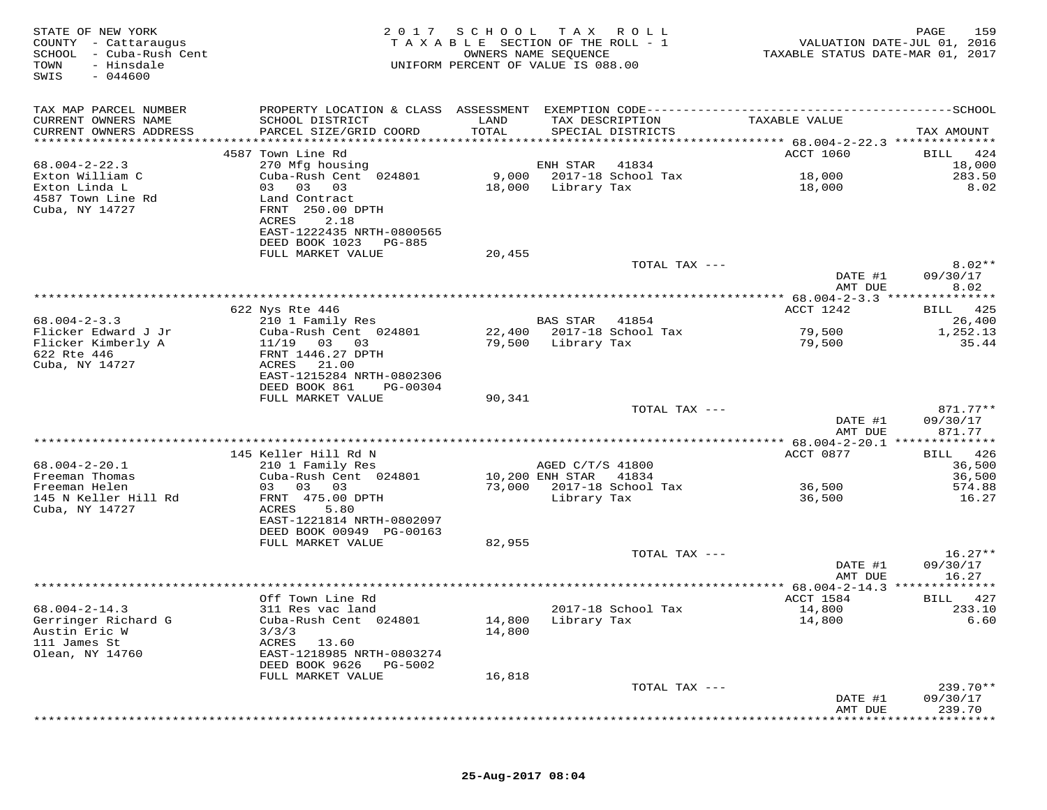STATE OF NEW YORK
COUNTY - Cattaraugus
SCHOOL - Cuba-Rush Cent
TOWN - Hinsdale
SWIS - 044600

2017 SCHOOL TAX ROLL
TAXABLE SECTION OF THE ROLL - 1
OWNERS NAME SEQUENCE
UNIFORM PERCENT OF VALUE IS 088.00

VALUATION DATE-JUL 01, 2016
TAXABLE STATUS DATE-MAR 01, 2017

| TAX MAP PARCEL NUMBER / CURRENT OWNERS NAME / CURRENT OWNERS ADDRESS | PROPERTY LOCATION & CLASS / SCHOOL DISTRICT / PARCEL SIZE/GRID COORD | ASSESSMENT LAND / TOTAL | EXEMPTION CODE / TAX DESCRIPTION / SPECIAL DISTRICTS | TAXABLE VALUE | TAX AMOUNT |
|---|---|---|---|---|---|
| | 4587 Town Line Rd | | | ACCT 1060 | BILL 424 |
| 68.004-2-22.3 | 270 Mfg housing | | ENH STAR 41834 | | 18,000 |
| Exton William C | Cuba-Rush Cent 024801 | 9,000 | 2017-18 School Tax | 18,000 | 283.50 |
| Exton Linda L | 03 03 03 | 18,000 | Library Tax | 18,000 | 8.02 |
| 4587 Town Line Rd | Land Contract | | | | |
| Cuba, NY 14727 | FRNT 250.00 DPTH | | | | |
| | ACRES 2.18 | | | | |
| | EAST-1222435 NRTH-0800565 | | | | |
| | DEED BOOK 1023 PG-885 | | | | |
| | FULL MARKET VALUE | 20,455 | | | |
| | | | TOTAL TAX --- | | 8.02** |
| | | | | DATE #1 | 09/30/17 |
| | | | | AMT DUE | 8.02 |
| | 622 Nys Rte 446 | | | ACCT 1242 | BILL 425 |
| 68.004-2-3.3 | 210 1 Family Res | | BAS STAR 41854 | | 26,400 |
| Flicker Edward J Jr | Cuba-Rush Cent 024801 | 22,400 | 2017-18 School Tax | 79,500 | 1,252.13 |
| Flicker Kimberly A | 11/19 03 03 | 79,500 | Library Tax | 79,500 | 35.44 |
| 622 Rte 446 | FRNT 1446.27 DPTH | | | | |
| Cuba, NY 14727 | ACRES 21.00 | | | | |
| | EAST-1215284 NRTH-0802306 | | | | |
| | DEED BOOK 861 PG-00304 | | | | |
| | FULL MARKET VALUE | 90,341 | | | |
| | | | TOTAL TAX --- | | 871.77** |
| | | | | DATE #1 | 09/30/17 |
| | | | | AMT DUE | 871.77 |
| | 145 Keller Hill Rd N | | | ACCT 0877 | BILL 426 |
| 68.004-2-20.1 | 210 1 Family Res | | AGED C/T/S 41800 | | 36,500 |
| Freeman Thomas | Cuba-Rush Cent 024801 | 10,200 | ENH STAR 41834 | | 36,500 |
| Freeman Helen | 03 03 03 | 73,000 | 2017-18 School Tax | 36,500 | 574.88 |
| 145 N Keller Hill Rd | FRNT 475.00 DPTH | | Library Tax | 36,500 | 16.27 |
| Cuba, NY 14727 | ACRES 5.80 | | | | |
| | EAST-1221814 NRTH-0802097 | | | | |
| | DEED BOOK 00949 PG-00163 | | | | |
| | FULL MARKET VALUE | 82,955 | | | |
| | | | TOTAL TAX --- | | 16.27** |
| | | | | DATE #1 | 09/30/17 |
| | | | | AMT DUE | 16.27 |
| | Off Town Line Rd | | | ACCT 1584 | BILL 427 |
| 68.004-2-14.3 | 311 Res vac land | | 2017-18 School Tax | 14,800 | 233.10 |
| Gerringer Richard G | Cuba-Rush Cent 024801 | 14,800 | Library Tax | 14,800 | 6.60 |
| Austin Eric W | 3/3/3 | 14,800 | | | |
| 111 James St | ACRES 13.60 | | | | |
| Olean, NY 14760 | EAST-1218985 NRTH-0803274 | | | | |
| | DEED BOOK 9626 PG-5002 | | | | |
| | FULL MARKET VALUE | 16,818 | | | |
| | | | TOTAL TAX --- | | 239.70** |
| | | | | DATE #1 | 09/30/17 |
| | | | | AMT DUE | 239.70 |

25-Aug-2017 08:04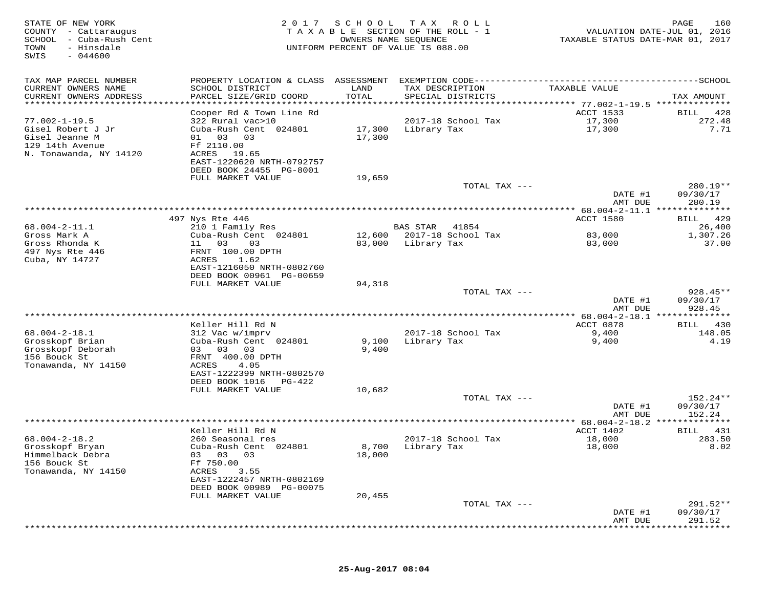STATE OF NEW YORK
COUNTY - Cattaraugus
SCHOOL - Cuba-Rush Cent
TOWN - Hinsdale
SWIS - 044600

2 0 1 7 S C H O O L T A X R O L L
T A X A B L E SECTION OF THE ROLL - 1
OWNERS NAME SEQUENCE
UNIFORM PERCENT OF VALUE IS 088.00

VALUATION DATE-JUL 01, 2016
TAXABLE STATUS DATE-MAR 01, 2017

| TAX MAP PARCEL NUMBER / CURRENT OWNERS NAME / CURRENT OWNERS ADDRESS | PROPERTY LOCATION & CLASS / SCHOOL DISTRICT / PARCEL SIZE/GRID COORD | ASSESSMENT LAND / TOTAL | EXEMPTION CODE / TAX DESCRIPTION / SPECIAL DISTRICTS | TAXABLE VALUE | TAX AMOUNT |
|---|---|---|---|---|---|
| **77.002-1-19.5** | Cooper Rd & Town Line Rd | | | ACCT 1533 | BILL 428 |
| 77.002-1-19.5 | 322 Rural vac>10 | | 2017-18 School Tax | 17,300 | 272.48 |
| Gisel Robert J Jr | Cuba-Rush Cent 024801 | 17,300 | Library Tax | 17,300 | 7.71 |
| Gisel Jeanne M | 01 03 03 | 17,300 | | | |
| 129 14th Avenue | Ff 2110.00 | | | | |
| N. Tonawanda, NY 14120 | ACRES 19.65 | | | | |
| | EAST-1220620 NRTH-0792757 | | | | |
| | DEED BOOK 24455 PG-8001 | | | | |
| | FULL MARKET VALUE | 19,659 | | | |
| | | | TOTAL TAX --- | | 280.19** |
| | | | | DATE #1 | 09/30/17 |
| | | | | AMT DUE | 280.19 |
| **68.004-2-11.1** | 497 Nys Rte 446 | | | ACCT 1580 | BILL 429 |
| 68.004-2-11.1 | 210 1 Family Res | | BAS STAR 41854 | | 26,400 |
| Gross Mark A | Cuba-Rush Cent 024801 | 12,600 | 2017-18 School Tax | 83,000 | 1,307.26 |
| Gross Rhonda K | 11 03 03 | 83,000 | Library Tax | 83,000 | 37.00 |
| 497 Nys Rte 446 | FRNT 100.00 DPTH | | | | |
| Cuba, NY 14727 | ACRES 1.62 | | | | |
| | EAST-1216050 NRTH-0802760 | | | | |
| | DEED BOOK 00961 PG-00659 | | | | |
| | FULL MARKET VALUE | 94,318 | | | |
| | | | TOTAL TAX --- | | 928.45** |
| | | | | DATE #1 | 09/30/17 |
| | | | | AMT DUE | 928.45 |
| **68.004-2-18.1** | Keller Hill Rd N | | | ACCT 0878 | BILL 430 |
| 68.004-2-18.1 | 312 Vac w/imprv | | 2017-18 School Tax | 9,400 | 148.05 |
| Grosskopf Brian | Cuba-Rush Cent 024801 | 9,100 | Library Tax | 9,400 | 4.19 |
| Grosskopf Deborah | 03 03 03 | 9,400 | | | |
| 156 Bouck St | FRNT 400.00 DPTH | | | | |
| Tonawanda, NY 14150 | ACRES 4.05 | | | | |
| | EAST-1222399 NRTH-0802570 | | | | |
| | DEED BOOK 1016 PG-422 | | | | |
| | FULL MARKET VALUE | 10,682 | | | |
| | | | TOTAL TAX --- | | 152.24** |
| | | | | DATE #1 | 09/30/17 |
| | | | | AMT DUE | 152.24 |
| **68.004-2-18.2** | Keller Hill Rd N | | | ACCT 1402 | BILL 431 |
| 68.004-2-18.2 | 260 Seasonal res | | 2017-18 School Tax | 18,000 | 283.50 |
| Grosskopf Bryan | Cuba-Rush Cent 024801 | 8,700 | Library Tax | 18,000 | 8.02 |
| Himmelback Debra | 03 03 03 | 18,000 | | | |
| 156 Bouck St | Ff 750.00 | | | | |
| Tonawanda, NY 14150 | ACRES 3.55 | | | | |
| | EAST-1222457 NRTH-0802169 | | | | |
| | DEED BOOK 00989 PG-00075 | | | | |
| | FULL MARKET VALUE | 20,455 | | | |
| | | | TOTAL TAX --- | | 291.52** |
| | | | | DATE #1 | 09/30/17 |
| | | | | AMT DUE | 291.52 |

25-Aug-2017 08:04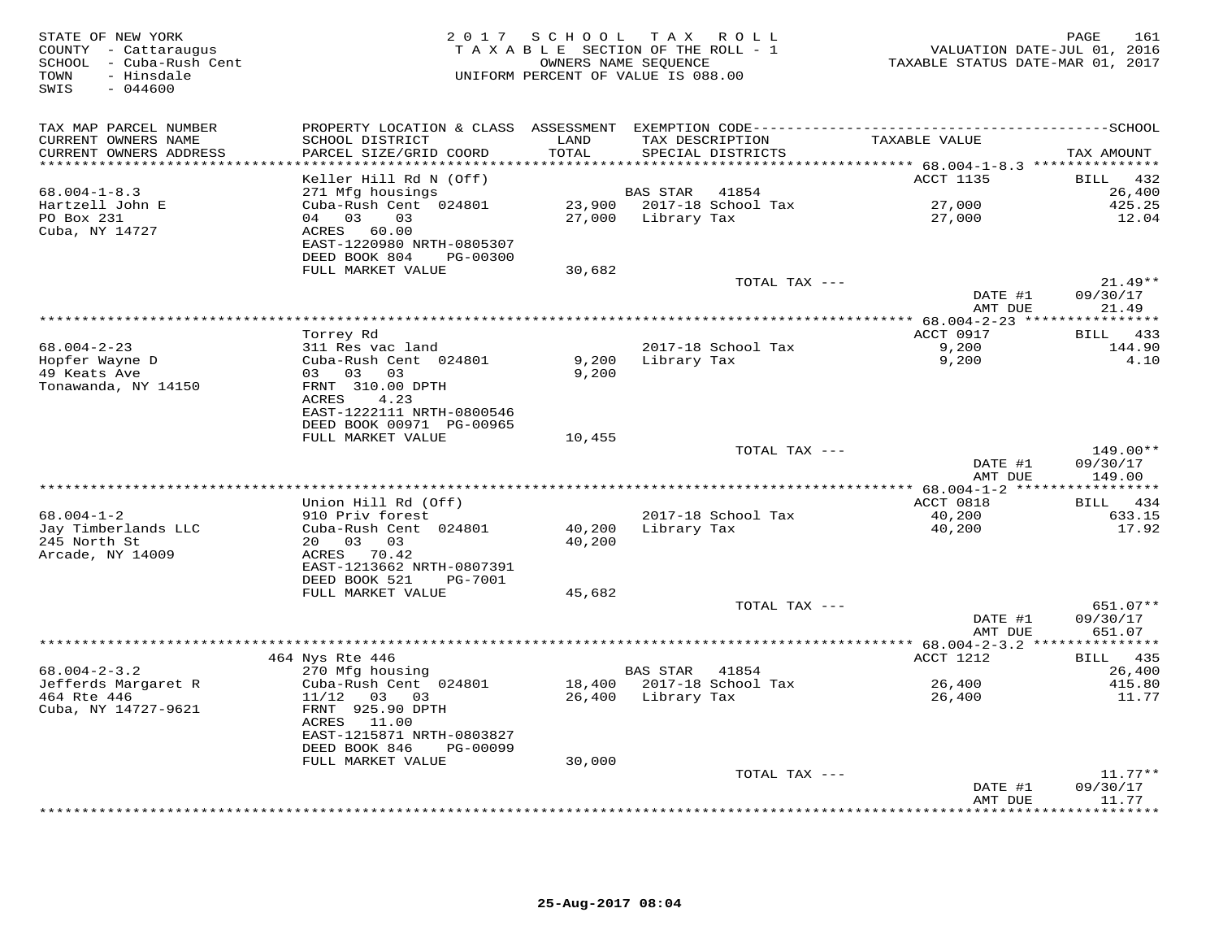STATE OF NEW YORK
COUNTY - Cattaraugus
SCHOOL - Cuba-Rush Cent
TOWN - Hinsdale
SWIS - 044600

2 0 1 7 S C H O O L T A X R O L L
T A X A B L E SECTION OF THE ROLL - 1
OWNERS NAME SEQUENCE
UNIFORM PERCENT OF VALUE IS 088.00

VALUATION DATE-JUL 01, 2016
TAXABLE STATUS DATE-MAR 01, 2017

| TAX MAP PARCEL NUMBER / CURRENT OWNERS NAME / CURRENT OWNERS ADDRESS | PROPERTY LOCATION & CLASS / SCHOOL DISTRICT / PARCEL SIZE/GRID COORD | ASSESSMENT LAND / TOTAL | EXEMPTION CODE / TAX DESCRIPTION / SPECIAL DISTRICTS | TAXABLE VALUE | TAX AMOUNT |
|---|---|---|---|---|---|
| 68.004-1-8.3 | Keller Hill Rd N (Off) | | | ACCT 1135 | BILL 432 |
| Hartzell John E | 271 Mfg housings | | BAS STAR 41854 | | 26,400 |
| PO Box 231 | Cuba-Rush Cent 024801 | 23,900 | 2017-18 School Tax | 27,000 | 425.25 |
| Cuba, NY 14727 | 04 03 03 | 27,000 | Library Tax | 27,000 | 12.04 |
| | ACRES 60.00 | | | | |
| | EAST-1220980 NRTH-0805307 | | | | |
| | DEED BOOK 804 PG-00300 | | | | |
| | FULL MARKET VALUE | 30,682 | | | |
| | | | TOTAL TAX --- | | 21.49** |
| | | | | DATE #1 | 09/30/17 |
| | | | | AMT DUE | 21.49 |
| 68.004-2-23 | Torrey Rd | | | ACCT 0917 | BILL 433 |
| Hopfer Wayne D | 311 Res vac land | | 2017-18 School Tax | 9,200 | 144.90 |
| 49 Keats Ave | Cuba-Rush Cent 024801 | 9,200 | Library Tax | 9,200 | 4.10 |
| Tonawanda, NY 14150 | 03 03 03 | 9,200 | | | |
| | FRNT 310.00 DPTH | | | | |
| | ACRES 4.23 | | | | |
| | EAST-1222111 NRTH-0800546 | | | | |
| | DEED BOOK 00971 PG-00965 | | | | |
| | FULL MARKET VALUE | 10,455 | | | |
| | | | TOTAL TAX --- | | 149.00** |
| | | | | DATE #1 | 09/30/17 |
| | | | | AMT DUE | 149.00 |
| 68.004-1-2 | Union Hill Rd (Off) | | | ACCT 0818 | BILL 434 |
| Jay Timberlands LLC | 910 Priv forest | | 2017-18 School Tax | 40,200 | 633.15 |
| 245 North St | Cuba-Rush Cent 024801 | 40,200 | Library Tax | 40,200 | 17.92 |
| Arcade, NY 14009 | 20 03 03 | 40,200 | | | |
| | ACRES 70.42 | | | | |
| | EAST-1213662 NRTH-0807391 | | | | |
| | DEED BOOK 521 PG-7001 | | | | |
| | FULL MARKET VALUE | 45,682 | | | |
| | | | TOTAL TAX --- | | 651.07** |
| | | | | DATE #1 | 09/30/17 |
| | | | | AMT DUE | 651.07 |
| 68.004-2-3.2 | 464 Nys Rte 446 | | | ACCT 1212 | BILL 435 |
| Jefferds Margaret R | 270 Mfg housing | | BAS STAR 41854 | | 26,400 |
| 464 Rte 446 | Cuba-Rush Cent 024801 | 18,400 | 2017-18 School Tax | 26,400 | 415.80 |
| Cuba, NY 14727-9621 | 11/12 03 03 | 26,400 | Library Tax | 26,400 | 11.77 |
| | FRNT 925.90 DPTH | | | | |
| | ACRES 11.00 | | | | |
| | EAST-1215871 NRTH-0803827 | | | | |
| | DEED BOOK 846 PG-00099 | | | | |
| | FULL MARKET VALUE | 30,000 | | | |
| | | | TOTAL TAX --- | | 11.77** |
| | | | | DATE #1 | 09/30/17 |
| | | | | AMT DUE | 11.77 |

25-Aug-2017 08:04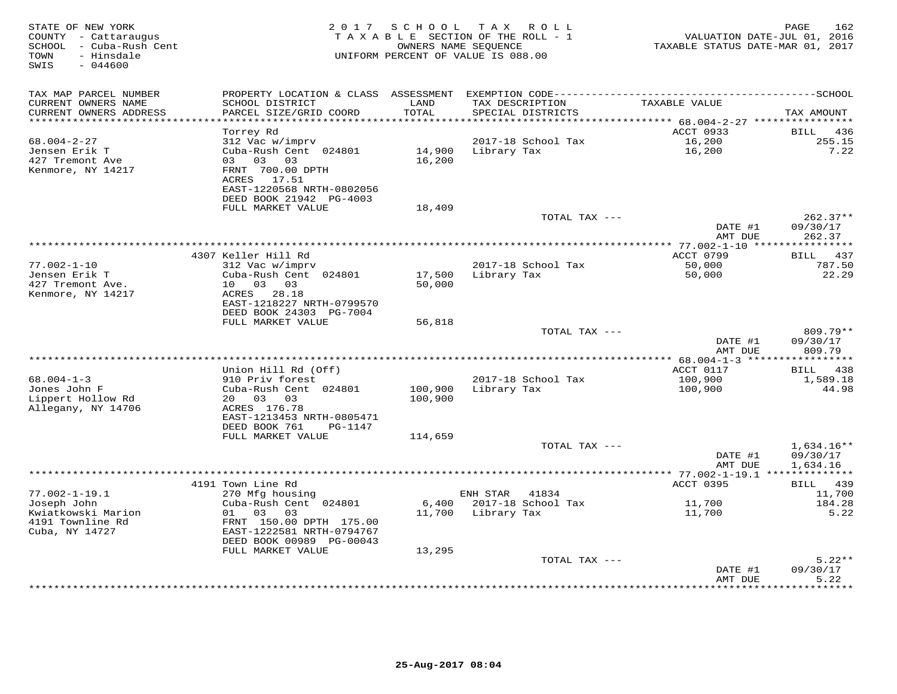STATE OF NEW YORK
COUNTY - Cattaraugus
SCHOOL - Cuba-Rush Cent
TOWN - Hinsdale
SWIS - 044600

2017 SCHOOL TAX ROLL
TAXABLE SECTION OF THE ROLL - 1
OWNERS NAME SEQUENCE
UNIFORM PERCENT OF VALUE IS 088.00

VALUATION DATE-JUL 01, 2016
TAXABLE STATUS DATE-MAR 01, 2017

| TAX MAP PARCEL NUMBER / CURRENT OWNERS NAME / CURRENT OWNERS ADDRESS | PROPERTY LOCATION & CLASS / SCHOOL DISTRICT / PARCEL SIZE/GRID COORD | ASSESSMENT LAND / TOTAL | EXEMPTION CODE / TAX DESCRIPTION / SPECIAL DISTRICTS | TAXABLE VALUE | TAX AMOUNT |
|---|---|---|---|---|---|
| 68.004-2-27 | Torrey Rd | | | ACCT 0933 | BILL 436 |
| Jensen Erik T | 312 Vac w/imprv | | | | |
| 427 Tremont Ave | Cuba-Rush Cent 024801 | 14,900 | 2017-18 School Tax | 16,200 | 255.15 |
| Kenmore, NY 14217 | 03 03 03 | 16,200 | Library Tax | 16,200 | 7.22 |
| | FRNT 700.00 DPTH | | | | |
| | ACRES 17.51 | | | | |
| | EAST-1220568 NRTH-0802056 | | | | |
| | DEED BOOK 21942 PG-4003 | | | | |
| | FULL MARKET VALUE | 18,409 | | | |
| | | | TOTAL TAX --- | | 262.37** |
| | | | | DATE #1 | 09/30/17 |
| | | | | AMT DUE | 262.37 |
| 77.002-1-10 | 4307 Keller Hill Rd | | | ACCT 0799 | BILL 437 |
| Jensen Erik T | 312 Vac w/imprv | | 2017-18 School Tax | 50,000 | 787.50 |
| 427 Tremont Ave. | Cuba-Rush Cent 024801 | 17,500 | Library Tax | 50,000 | 22.29 |
| Kenmore, NY 14217 | 10 03 03 | 50,000 | | | |
| | ACRES 28.18 | | | | |
| | EAST-1218227 NRTH-0799570 | | | | |
| | DEED BOOK 24303 PG-7004 | | | | |
| | FULL MARKET VALUE | 56,818 | | | |
| | | | TOTAL TAX --- | | 809.79** |
| | | | | DATE #1 | 09/30/17 |
| | | | | AMT DUE | 809.79 |
| 68.004-1-3 | Union Hill Rd (Off) | | | ACCT 0117 | BILL 438 |
| Jones John F | 910 Priv forest | | 2017-18 School Tax | 100,900 | 1,589.18 |
| Lippert Hollow Rd | Cuba-Rush Cent 024801 | 100,900 | Library Tax | 100,900 | 44.98 |
| Allegany, NY 14706 | 20 03 03 | 100,900 | | | |
| | ACRES 176.78 | | | | |
| | EAST-1213453 NRTH-0805471 | | | | |
| | DEED BOOK 761 PG-1147 | | | | |
| | FULL MARKET VALUE | 114,659 | | | |
| | | | TOTAL TAX --- | | 1,634.16** |
| | | | | DATE #1 | 09/30/17 |
| | | | | AMT DUE | 1,634.16 |
| 77.002-1-19.1 | 4191 Town Line Rd | | | ACCT 0395 | BILL 439 |
| Joseph John | 270 Mfg housing | | ENH STAR 41834 | | 11,700 |
| Kwiatkowski Marion | Cuba-Rush Cent 024801 | 6,400 | 2017-18 School Tax | 11,700 | 184.28 |
| 4191 Townline Rd | 01 03 03 | 11,700 | Library Tax | 11,700 | 5.22 |
| Cuba, NY 14727 | FRNT 150.00 DPTH 175.00 | | | | |
| | EAST-1222581 NRTH-0794767 | | | | |
| | DEED BOOK 00989 PG-00043 | | | | |
| | FULL MARKET VALUE | 13,295 | | | |
| | | | TOTAL TAX --- | | 5.22** |
| | | | | DATE #1 | 09/30/17 |
| | | | | AMT DUE | 5.22 |

25-Aug-2017 08:04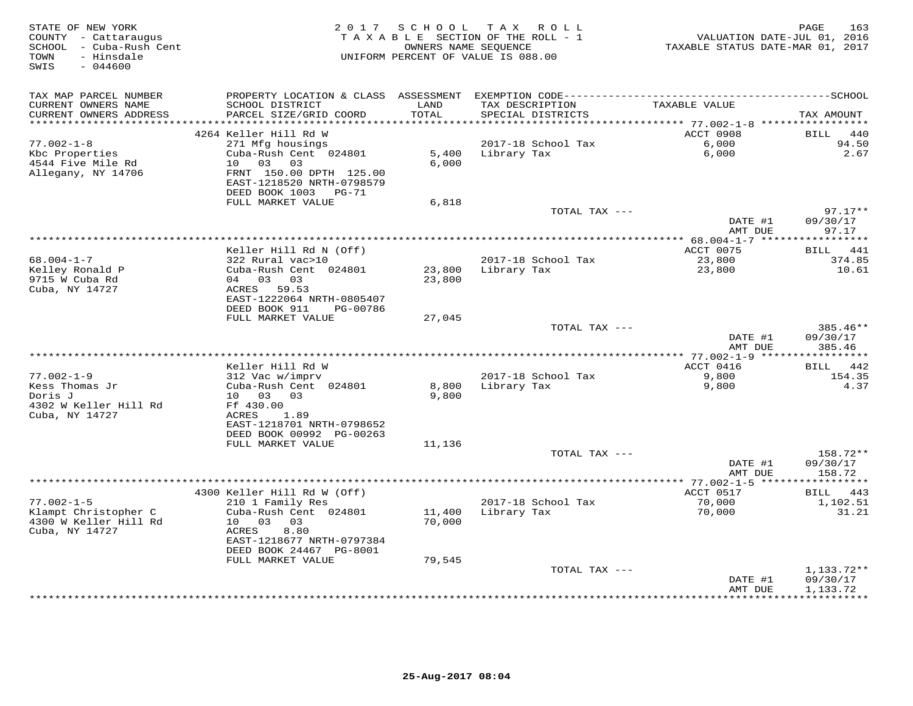STATE OF NEW YORK
COUNTY - Cattaraugus
SCHOOL - Cuba-Rush Cent
TOWN - Hinsdale
SWIS - 044600

2017 SCHOOL TAX ROLL
TAXABLE SECTION OF THE ROLL - 1
OWNERS NAME SEQUENCE
UNIFORM PERCENT OF VALUE IS 088.00

VALUATION DATE-JUL 01, 2016
TAXABLE STATUS DATE-MAR 01, 2017

| TAX MAP PARCEL NUMBER / CURRENT OWNERS NAME / CURRENT OWNERS ADDRESS | PROPERTY LOCATION & CLASS / SCHOOL DISTRICT / PARCEL SIZE/GRID COORD | ASSESSMENT LAND / TOTAL | EXEMPTION CODE / TAX DESCRIPTION / SPECIAL DISTRICTS | TAXABLE VALUE | TAX AMOUNT |
|---|---|---|---|---|---|
| | 4264 Keller Hill Rd W | | | ACCT 0908 | BILL 440 |
| 77.002-1-8 | 271 Mfg housings | | 2017-18 School Tax | 6,000 | 94.50 |
| Kbc Properties | Cuba-Rush Cent 024801 | 5,400 | Library Tax | 6,000 | 2.67 |
| 4544 Five Mile Rd | 10 03 03 | 6,000 | | | |
| Allegany, NY 14706 | FRNT 150.00 DPTH 125.00 | | | | |
| | EAST-1218520 NRTH-0798579 | | | | |
| | DEED BOOK 1003 PG-71 | | | | |
| | FULL MARKET VALUE | 6,818 | | | |
| | | | TOTAL TAX --- | | 97.17** |
| | | | | DATE #1 | 09/30/17 |
| | | | | AMT DUE | 97.17 |
| | Keller Hill Rd N (Off) | | | ACCT 0075 | BILL 441 |
| 68.004-1-7 | 322 Rural vac>10 | | 2017-18 School Tax | 23,800 | 374.85 |
| Kelley Ronald P | Cuba-Rush Cent 024801 | 23,800 | Library Tax | 23,800 | 10.61 |
| 9715 W Cuba Rd | 04 03 03 | 23,800 | | | |
| Cuba, NY 14727 | ACRES 59.53 | | | | |
| | EAST-1222064 NRTH-0805407 | | | | |
| | DEED BOOK 911 PG-00786 | | | | |
| | FULL MARKET VALUE | 27,045 | | | |
| | | | TOTAL TAX --- | | 385.46** |
| | | | | DATE #1 | 09/30/17 |
| | | | | AMT DUE | 385.46 |
| | Keller Hill Rd W | | | ACCT 0416 | BILL 442 |
| 77.002-1-9 | 312 Vac w/imprv | | 2017-18 School Tax | 9,800 | 154.35 |
| Kess Thomas Jr | Cuba-Rush Cent 024801 | 8,800 | Library Tax | 9,800 | 4.37 |
| Doris J | 10 03 03 | 9,800 | | | |
| 4302 W Keller Hill Rd | Ff 430.00 | | | | |
| Cuba, NY 14727 | ACRES 1.89 | | | | |
| | EAST-1218701 NRTH-0798652 | | | | |
| | DEED BOOK 00992 PG-00263 | | | | |
| | FULL MARKET VALUE | 11,136 | | | |
| | | | TOTAL TAX --- | | 158.72** |
| | | | | DATE #1 | 09/30/17 |
| | | | | AMT DUE | 158.72 |
| | 4300 Keller Hill Rd W (Off) | | | ACCT 0517 | BILL 443 |
| 77.002-1-5 | 210 1 Family Res | | 2017-18 School Tax | 70,000 | 1,102.51 |
| Klampt Christopher C | Cuba-Rush Cent 024801 | 11,400 | Library Tax | 70,000 | 31.21 |
| 4300 W Keller Hill Rd | 10 03 03 | 70,000 | | | |
| Cuba, NY 14727 | ACRES 8.80 | | | | |
| | EAST-1218677 NRTH-0797384 | | | | |
| | DEED BOOK 24467 PG-8001 | | | | |
| | FULL MARKET VALUE | 79,545 | | | |
| | | | TOTAL TAX --- | | 1,133.72** |
| | | | | DATE #1 | 09/30/17 |
| | | | | AMT DUE | 1,133.72 |

25-Aug-2017 08:04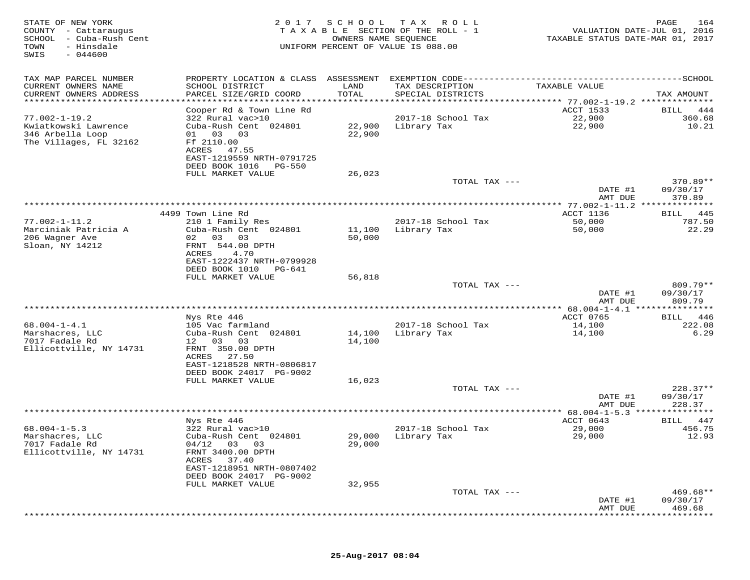STATE OF NEW YORK
COUNTY - Cattaraugus
SCHOOL - Cuba-Rush Cent
TOWN - Hinsdale
SWIS - 044600

2017 SCHOOL TAX ROLL
TAXABLE SECTION OF THE ROLL - 1
OWNERS NAME SEQUENCE
UNIFORM PERCENT OF VALUE IS 088.00

VALUATION DATE-JUL 01, 2016
TAXABLE STATUS DATE-MAR 01, 2017

| TAX MAP PARCEL NUMBER / CURRENT OWNERS NAME / CURRENT OWNERS ADDRESS | PROPERTY LOCATION & CLASS / SCHOOL DISTRICT / PARCEL SIZE/GRID COORD | ASSESSMENT LAND / TOTAL | EXEMPTION CODE / TAX DESCRIPTION / SPECIAL DISTRICTS | TAXABLE VALUE | SCHOOL TAX AMOUNT |
|---|---|---|---|---|---|
| | Cooper Rd & Town Line Rd | | | ACCT 1533 | BILL 444 |
| 77.002-1-19.2 | 322 Rural vac>10 | | 2017-18 School Tax | 22,900 | 360.68 |
| Kwiatkowski Lawrence | Cuba-Rush Cent 024801 | 22,900 | Library Tax | 22,900 | 10.21 |
| 346 Arbella Loop | 01 03 03 | 22,900 | | | |
| The Villages, FL 32162 | Ff 2110.00 | | | | |
| | ACRES 47.55 | | | | |
| | EAST-1219559 NRTH-0791725 | | | | |
| | DEED BOOK 1016 PG-550 | | | | |
| | FULL MARKET VALUE | 26,023 | | | |
| | | | TOTAL TAX --- | | 370.89** |
| | | | | DATE #1 | 09/30/17 |
| | | | | AMT DUE | 370.89 |
| | 4499 Town Line Rd | | | ACCT 1136 | BILL 445 |
| 77.002-1-11.2 | 210 1 Family Res | | 2017-18 School Tax | 50,000 | 787.50 |
| Marciniak Patricia A | Cuba-Rush Cent 024801 | 11,100 | Library Tax | 50,000 | 22.29 |
| 206 Wagner Ave | 02 03 03 | 50,000 | | | |
| Sloan, NY 14212 | FRNT 544.00 DPTH | | | | |
| | ACRES 4.70 | | | | |
| | EAST-1222437 NRTH-0799928 | | | | |
| | DEED BOOK 1010 PG-641 | | | | |
| | FULL MARKET VALUE | 56,818 | | | |
| | | | TOTAL TAX --- | | 809.79** |
| | | | | DATE #1 | 09/30/17 |
| | | | | AMT DUE | 809.79 |
| | Nys Rte 446 | | | ACCT 0765 | BILL 446 |
| 68.004-1-4.1 | 105 Vac farmland | | 2017-18 School Tax | 14,100 | 222.08 |
| Marshacres, LLC | Cuba-Rush Cent 024801 | 14,100 | Library Tax | 14,100 | 6.29 |
| 7017 Fadale Rd | 12 03 03 | 14,100 | | | |
| Ellicottville, NY 14731 | FRNT 350.00 DPTH | | | | |
| | ACRES 27.50 | | | | |
| | EAST-1218528 NRTH-0806817 | | | | |
| | DEED BOOK 24017 PG-9002 | | | | |
| | FULL MARKET VALUE | 16,023 | | | |
| | | | TOTAL TAX --- | | 228.37** |
| | | | | DATE #1 | 09/30/17 |
| | | | | AMT DUE | 228.37 |
| | Nys Rte 446 | | | ACCT 0643 | BILL 447 |
| 68.004-1-5.3 | 322 Rural vac>10 | | 2017-18 School Tax | 29,000 | 456.75 |
| Marshacres, LLC | Cuba-Rush Cent 024801 | 29,000 | Library Tax | 29,000 | 12.93 |
| 7017 Fadale Rd | 04/12 03 03 | 29,000 | | | |
| Ellicottville, NY 14731 | FRNT 3400.00 DPTH | | | | |
| | ACRES 37.40 | | | | |
| | EAST-1218951 NRTH-0807402 | | | | |
| | DEED BOOK 24017 PG-9002 | | | | |
| | FULL MARKET VALUE | 32,955 | | | |
| | | | TOTAL TAX --- | | 469.68** |
| | | | | DATE #1 | 09/30/17 |
| | | | | AMT DUE | 469.68 |

25-Aug-2017 08:04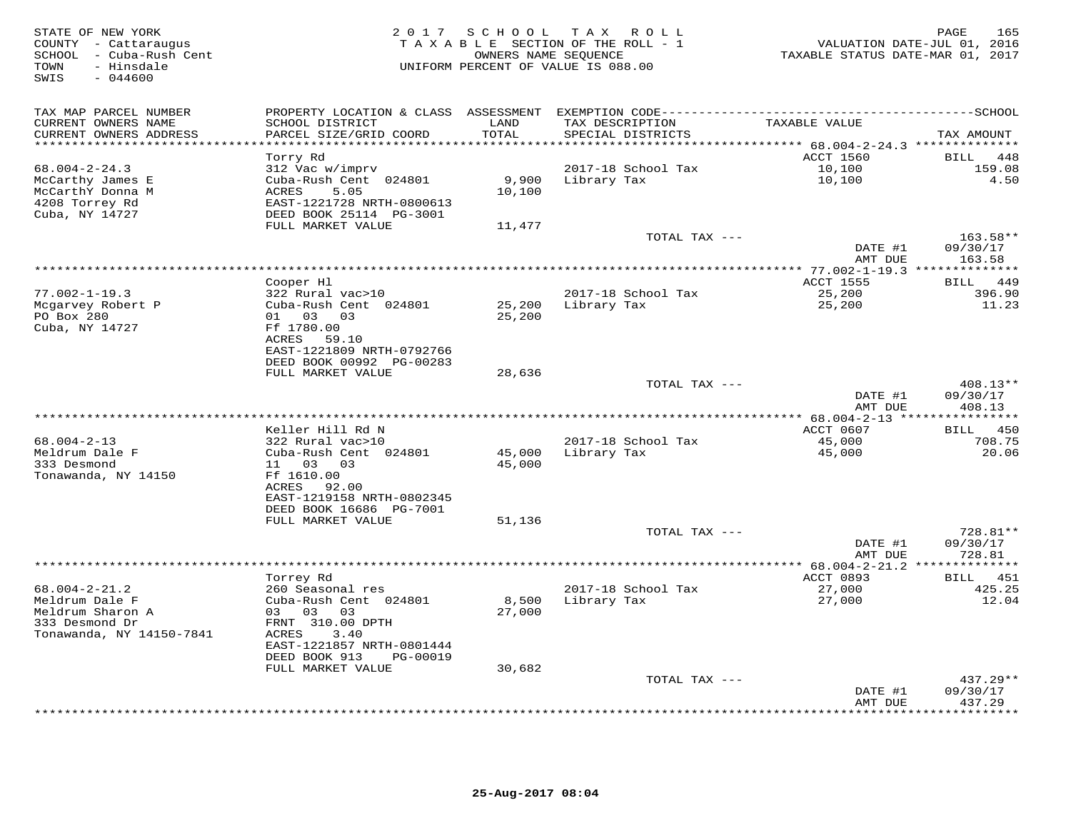STATE OF NEW YORK
COUNTY - Cattaraugus
SCHOOL - Cuba-Rush Cent
TOWN - Hinsdale
SWIS - 044600

2017 SCHOOL TAX ROLL
TAXABLE SECTION OF THE ROLL - 1
OWNERS NAME SEQUENCE
UNIFORM PERCENT OF VALUE IS 088.00

VALUATION DATE-JUL 01, 2016
TAXABLE STATUS DATE-MAR 01, 2017

| TAX MAP PARCEL NUMBER / CURRENT OWNERS NAME / CURRENT OWNERS ADDRESS | PROPERTY LOCATION & CLASS / SCHOOL DISTRICT / PARCEL SIZE/GRID COORD | ASSESSMENT LAND / TOTAL | EXEMPTION CODE / TAX DESCRIPTION / SPECIAL DISTRICTS | TAXABLE VALUE | TAX AMOUNT |
|---|---|---|---|---|---|
| 68.004-2-24.3 | Torry Rd | | | ACCT 1560 | BILL 448 |
| McCarthy James E | 312 Vac w/imprv | | | | |
| McCarthY Donna M | Cuba-Rush Cent 024801 | 9,900 | 2017-18 School Tax | 10,100 | 159.08 |
| 4208 Torrey Rd | ACRES 5.05 | 10,100 | Library Tax | 10,100 | 4.50 |
| Cuba, NY 14727 | EAST-1221728 NRTH-0800613 | | | | |
| | DEED BOOK 25114 PG-3001 | | | | |
| | FULL MARKET VALUE | 11,477 | | | |
| | | | TOTAL TAX --- | | 163.58** |
| | | | | DATE #1 | 09/30/17 |
| | | | | AMT DUE | 163.58 |
| 77.002-1-19.3 | Cooper Hl | | | ACCT 1555 | BILL 449 |
| Mcgarvey Robert P | 322 Rural vac>10 | | | | |
| PO Box 280 | Cuba-Rush Cent 024801 | 25,200 | 2017-18 School Tax | 25,200 | 396.90 |
| Cuba, NY 14727 | 01 03 03 | 25,200 | Library Tax | 25,200 | 11.23 |
| | Ff 1780.00 | | | | |
| | ACRES 59.10 | | | | |
| | EAST-1221809 NRTH-0792766 | | | | |
| | DEED BOOK 00992 PG-00283 | | | | |
| | FULL MARKET VALUE | 28,636 | | | |
| | | | TOTAL TAX --- | | 408.13** |
| | | | | DATE #1 | 09/30/17 |
| | | | | AMT DUE | 408.13 |
| 68.004-2-13 | Keller Hill Rd N | | | ACCT 0607 | BILL 450 |
| Meldrum Dale F | 322 Rural vac>10 | | | | |
| 333 Desmond | Cuba-Rush Cent 024801 | 45,000 | 2017-18 School Tax | 45,000 | 708.75 |
| Tonawanda, NY 14150 | 11 03 03 | 45,000 | Library Tax | 45,000 | 20.06 |
| | Ff 1610.00 | | | | |
| | ACRES 92.00 | | | | |
| | EAST-1219158 NRTH-0802345 | | | | |
| | DEED BOOK 16686 PG-7001 | | | | |
| | FULL MARKET VALUE | 51,136 | | | |
| | | | TOTAL TAX --- | | 728.81** |
| | | | | DATE #1 | 09/30/17 |
| | | | | AMT DUE | 728.81 |
| 68.004-2-21.2 | Torrey Rd | | | ACCT 0893 | BILL 451 |
| Meldrum Dale F | 260 Seasonal res | | | | |
| Meldrum Sharon A | Cuba-Rush Cent 024801 | 8,500 | 2017-18 School Tax | 27,000 | 425.25 |
| 333 Desmond Dr | 03 03 03 | 27,000 | Library Tax | 27,000 | 12.04 |
| Tonawanda, NY 14150-7841 | FRNT 310.00 DPTH | | | | |
| | ACRES 3.40 | | | | |
| | EAST-1221857 NRTH-0801444 | | | | |
| | DEED BOOK 913 PG-00019 | | | | |
| | FULL MARKET VALUE | 30,682 | | | |
| | | | TOTAL TAX --- | | 437.29** |
| | | | | DATE #1 | 09/30/17 |
| | | | | AMT DUE | 437.29 |

25-Aug-2017 08:04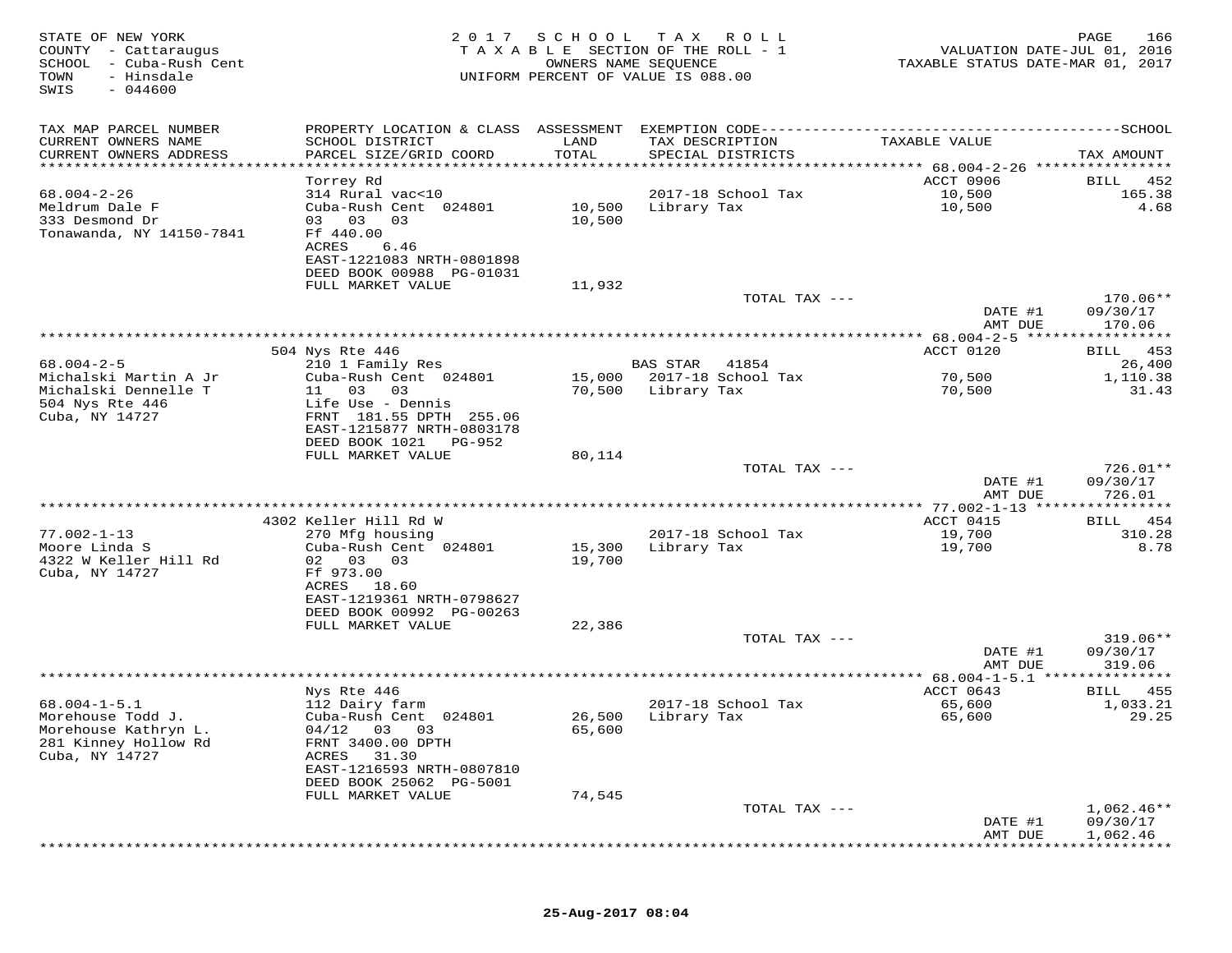STATE OF NEW YORK
COUNTY - Cattaraugus
SCHOOL - Cuba-Rush Cent
TOWN - Hinsdale
SWIS - 044600

2017 SCHOOL TAX ROLL
TAXABLE SECTION OF THE ROLL - 1
OWNERS NAME SEQUENCE
UNIFORM PERCENT OF VALUE IS 088.00

VALUATION DATE-JUL 01, 2016
TAXABLE STATUS DATE-MAR 01, 2017

| TAX MAP PARCEL NUMBER / CURRENT OWNERS NAME / CURRENT OWNERS ADDRESS | PROPERTY LOCATION & CLASS / SCHOOL DISTRICT / PARCEL SIZE/GRID COORD | ASSESSMENT LAND / TOTAL | EXEMPTION CODE / TAX DESCRIPTION / SPECIAL DISTRICTS | TAXABLE VALUE | TAX AMOUNT |
|---|---|---|---|---|---|
| **68.004-2-26** | Torrey Rd | | | ACCT 0906 | BILL 452 |
| 68.004-2-26 | 314 Rural vac<10 | | 2017-18 School Tax | 10,500 | 165.38 |
| Meldrum Dale F | Cuba-Rush Cent 024801 | 10,500 | Library Tax | 10,500 | 4.68 |
| 333 Desmond Dr | 03 03 03 | 10,500 | | | |
| Tonawanda, NY 14150-7841 | Ff 440.00 | | | | |
| | ACRES 6.46 | | | | |
| | EAST-1221083 NRTH-0801898 | | | | |
| | DEED BOOK 00988 PG-01031 | | | | |
| | FULL MARKET VALUE | 11,932 | | | |
| | | | TOTAL TAX --- | | 170.06** |
| | | | | DATE #1 | 09/30/17 |
| | | | | AMT DUE | 170.06 |
| **68.004-2-5** | 504 Nys Rte 446 | | | ACCT 0120 | BILL 453 |
| 68.004-2-5 | 210 1 Family Res | | BAS STAR 41854 | | 26,400 |
| Michalski Martin A Jr | Cuba-Rush Cent 024801 | 15,000 | 2017-18 School Tax | 70,500 | 1,110.38 |
| Michalski Dennelle T | 11 03 03 | 70,500 | Library Tax | 70,500 | 31.43 |
| 504 Nys Rte 446 | Life Use - Dennis | | | | |
| Cuba, NY 14727 | FRNT 181.55 DPTH 255.06 | | | | |
| | EAST-1215877 NRTH-0803178 | | | | |
| | DEED BOOK 1021 PG-952 | | | | |
| | FULL MARKET VALUE | 80,114 | | | |
| | | | TOTAL TAX --- | | 726.01** |
| | | | | DATE #1 | 09/30/17 |
| | | | | AMT DUE | 726.01 |
| **77.002-1-13** | 4302 Keller Hill Rd W | | | ACCT 0415 | BILL 454 |
| 77.002-1-13 | 270 Mfg housing | | 2017-18 School Tax | 19,700 | 310.28 |
| Moore Linda S | Cuba-Rush Cent 024801 | 15,300 | Library Tax | 19,700 | 8.78 |
| 4322 W Keller Hill Rd | 02 03 03 | 19,700 | | | |
| Cuba, NY 14727 | Ff 973.00 | | | | |
| | ACRES 18.60 | | | | |
| | EAST-1219361 NRTH-0798627 | | | | |
| | DEED BOOK 00992 PG-00263 | | | | |
| | FULL MARKET VALUE | 22,386 | | | |
| | | | TOTAL TAX --- | | 319.06** |
| | | | | DATE #1 | 09/30/17 |
| | | | | AMT DUE | 319.06 |
| **68.004-1-5.1** | Nys Rte 446 | | | ACCT 0643 | BILL 455 |
| 68.004-1-5.1 | 112 Dairy farm | | 2017-18 School Tax | 65,600 | 1,033.21 |
| Morehouse Todd J. | Cuba-Rush Cent 024801 | 26,500 | Library Tax | 65,600 | 29.25 |
| Morehouse Kathryn L. | 04/12 03 03 | 65,600 | | | |
| 281 Kinney Hollow Rd | FRNT 3400.00 DPTH | | | | |
| Cuba, NY 14727 | ACRES 31.30 | | | | |
| | EAST-1216593 NRTH-0807810 | | | | |
| | DEED BOOK 25062 PG-5001 | | | | |
| | FULL MARKET VALUE | 74,545 | | | |
| | | | TOTAL TAX --- | | 1,062.46** |
| | | | | DATE #1 | 09/30/17 |
| | | | | AMT DUE | 1,062.46 |

25-Aug-2017 08:04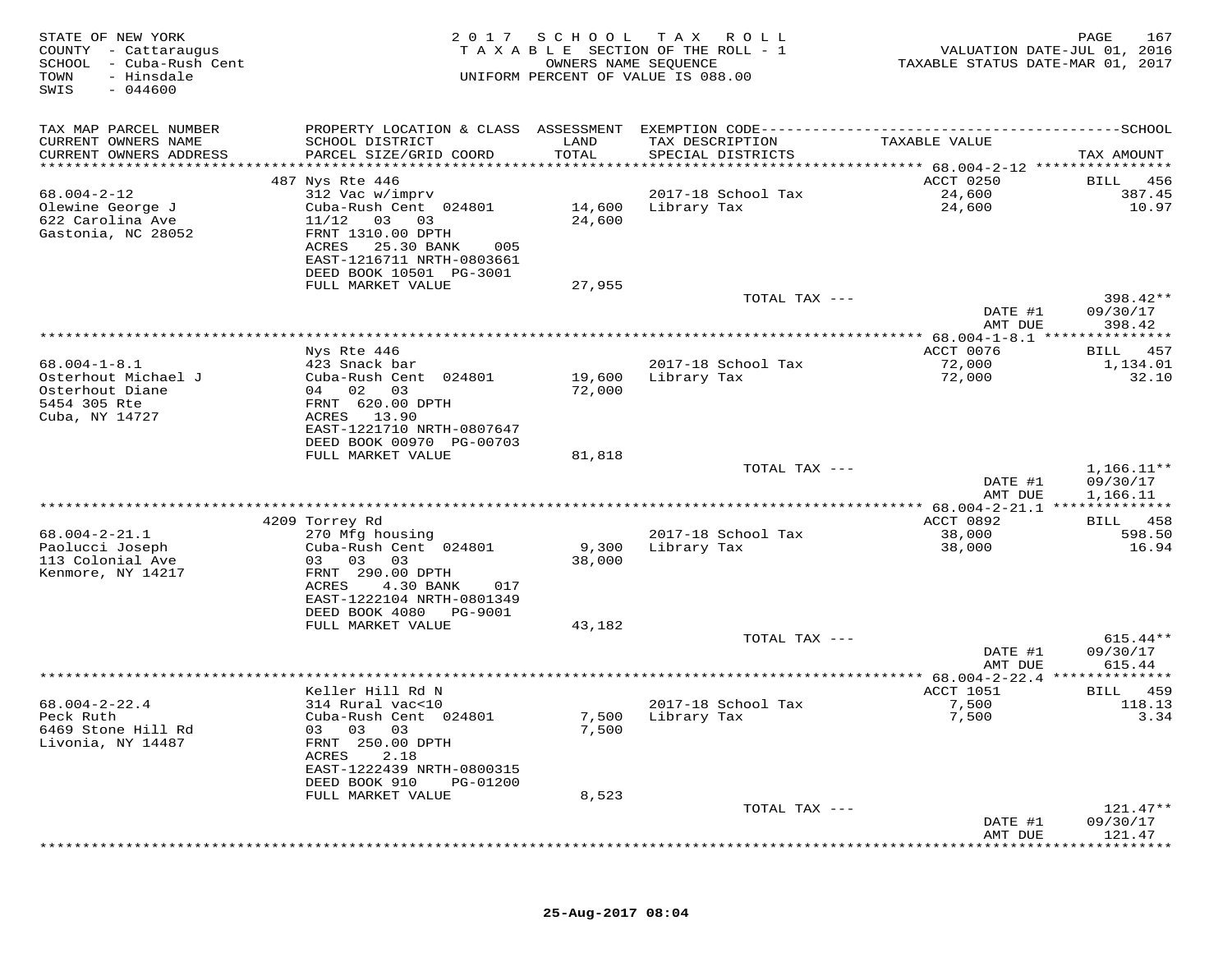STATE OF NEW YORK
COUNTY - Cattaraugus
SCHOOL - Cuba-Rush Cent
TOWN - Hinsdale
SWIS - 044600

2017 SCHOOL TAX ROLL
TAXABLE SECTION OF THE ROLL - 1
OWNERS NAME SEQUENCE
UNIFORM PERCENT OF VALUE IS 088.00

VALUATION DATE-JUL 01, 2016
TAXABLE STATUS DATE-MAR 01, 2017

| TAX MAP PARCEL NUMBER / CURRENT OWNERS NAME / CURRENT OWNERS ADDRESS | PROPERTY LOCATION & CLASS / SCHOOL DISTRICT / PARCEL SIZE/GRID COORD | ASSESSMENT LAND / TOTAL | EXEMPTION CODE / TAX DESCRIPTION / SPECIAL DISTRICTS | TAXABLE VALUE | TAX AMOUNT |
|---|---|---|---|---|---|
| | 487 Nys Rte 446 | | | ACCT 0250 | BILL 456 |
| 68.004-2-12 | 312 Vac w/imprv | | 2017-18 School Tax | 24,600 | 387.45 |
| Olewine George J | Cuba-Rush Cent 024801 | 14,600 | Library Tax | 24,600 | 10.97 |
| 622 Carolina Ave | 11/12 03 03 | 24,600 | | | |
| Gastonia, NC 28052 | FRNT 1310.00 DPTH | | | | |
| | ACRES 25.30 BANK 005 | | | | |
| | EAST-1216711 NRTH-0803661 | | | | |
| | DEED BOOK 10501 PG-3001 | | | | |
| | FULL MARKET VALUE | 27,955 | | | |
| | | | TOTAL TAX --- | | 398.42** |
| | | | | DATE #1 | 09/30/17 |
| | | | | AMT DUE | 398.42 |
| | Nys Rte 446 | | | ACCT 0076 | BILL 457 |
| 68.004-1-8.1 | 423 Snack bar | | 2017-18 School Tax | 72,000 | 1,134.01 |
| Osterhout Michael J | Cuba-Rush Cent 024801 | 19,600 | Library Tax | 72,000 | 32.10 |
| Osterhout Diane | 04 02 03 | 72,000 | | | |
| 5454 305 Rte | FRNT 620.00 DPTH | | | | |
| Cuba, NY 14727 | ACRES 13.90 | | | | |
| | EAST-1221710 NRTH-0807647 | | | | |
| | DEED BOOK 00970 PG-00703 | | | | |
| | FULL MARKET VALUE | 81,818 | | | |
| | | | TOTAL TAX --- | | 1,166.11** |
| | | | | DATE #1 | 09/30/17 |
| | | | | AMT DUE | 1,166.11 |
| | 4209 Torrey Rd | | | ACCT 0892 | BILL 458 |
| 68.004-2-21.1 | 270 Mfg housing | | 2017-18 School Tax | 38,000 | 598.50 |
| Paolucci Joseph | Cuba-Rush Cent 024801 | 9,300 | Library Tax | 38,000 | 16.94 |
| 113 Colonial Ave | 03 03 03 | 38,000 | | | |
| Kenmore, NY 14217 | FRNT 290.00 DPTH | | | | |
| | ACRES 4.30 BANK 017 | | | | |
| | EAST-1222104 NRTH-0801349 | | | | |
| | DEED BOOK 4080 PG-9001 | | | | |
| | FULL MARKET VALUE | 43,182 | | | |
| | | | TOTAL TAX --- | | 615.44** |
| | | | | DATE #1 | 09/30/17 |
| | | | | AMT DUE | 615.44 |
| | Keller Hill Rd N | | | ACCT 1051 | BILL 459 |
| 68.004-2-22.4 | 314 Rural vac<10 | | 2017-18 School Tax | 7,500 | 118.13 |
| Peck Ruth | Cuba-Rush Cent 024801 | 7,500 | Library Tax | 7,500 | 3.34 |
| 6469 Stone Hill Rd | 03 03 03 | 7,500 | | | |
| Livonia, NY 14487 | FRNT 250.00 DPTH | | | | |
| | ACRES 2.18 | | | | |
| | EAST-1222439 NRTH-0800315 | | | | |
| | DEED BOOK 910 PG-01200 | | | | |
| | FULL MARKET VALUE | 8,523 | | | |
| | | | TOTAL TAX --- | | 121.47** |
| | | | | DATE #1 | 09/30/17 |
| | | | | AMT DUE | 121.47 |

25-Aug-2017 08:04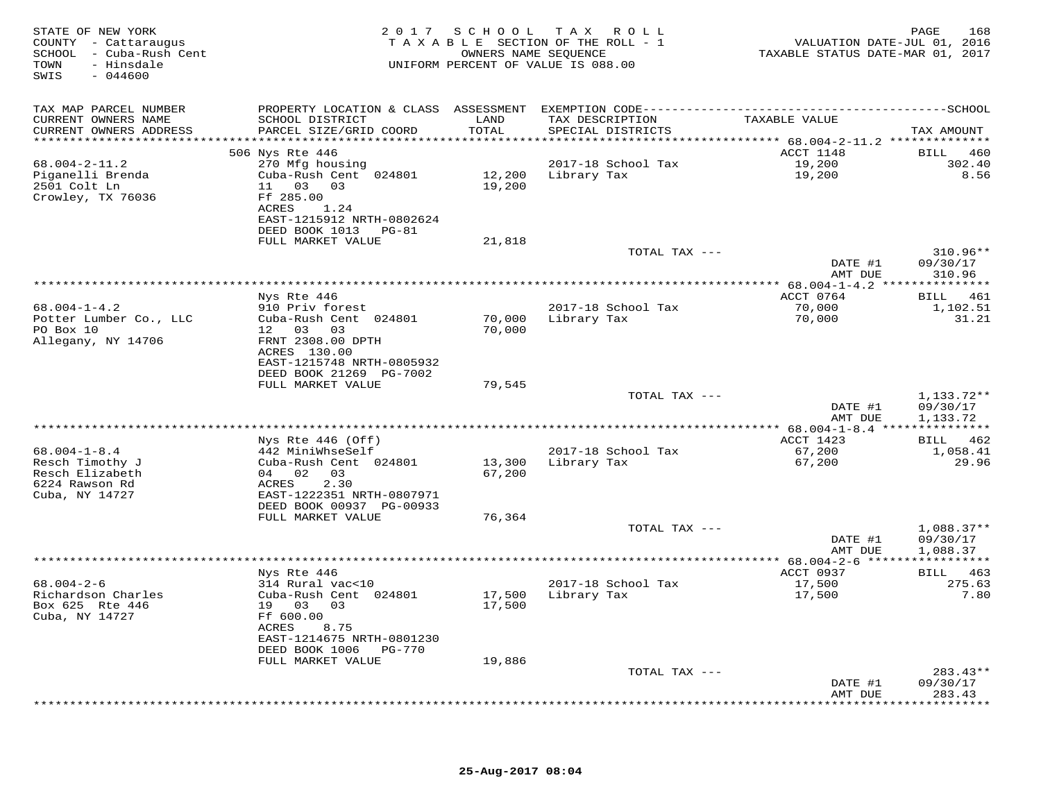STATE OF NEW YORK
COUNTY - Cattaraugus
SCHOOL - Cuba-Rush Cent
TOWN - Hinsdale
SWIS - 044600

2017 SCHOOL TAX ROLL
TAXABLE SECTION OF THE ROLL - 1
OWNERS NAME SEQUENCE
UNIFORM PERCENT OF VALUE IS 088.00

VALUATION DATE-JUL 01, 2016
TAXABLE STATUS DATE-MAR 01, 2017

| TAX MAP PARCEL NUMBER / CURRENT OWNERS NAME / CURRENT OWNERS ADDRESS | PROPERTY LOCATION & CLASS / SCHOOL DISTRICT / PARCEL SIZE/GRID COORD | ASSESSMENT LAND | ASSESSMENT TOTAL | EXEMPTION CODE / TAX DESCRIPTION / SPECIAL DISTRICTS | TAXABLE VALUE | TAX AMOUNT |
|---|---|---|---|---|---|---|
| 68.004-2-11.2 | 506 Nys Rte 446 | | | | ACCT 1148 | BILL 460 |
| Piganelli Brenda | 270 Mfg housing | | | 2017-18 School Tax | 19,200 | 302.40 |
| 2501 Colt Ln | Cuba-Rush Cent 024801 | 12,200 | | Library Tax | 19,200 | 8.56 |
| Crowley, TX 76036 | 11 03 03 | | 19,200 | | | |
| | Ff 285.00 | | | | | |
| | ACRES 1.24 | | | | | |
| | EAST-1215912 NRTH-0802624 | | | | | |
| | DEED BOOK 1013 PG-81 | | | | | |
| | FULL MARKET VALUE | | 21,818 | | | |
| | | | | TOTAL TAX --- | | 310.96** |
| | | | | | DATE #1 | 09/30/17 |
| | | | | | AMT DUE | 310.96 |
| 68.004-1-4.2 | Nys Rte 446 | | | | ACCT 0764 | BILL 461 |
| Potter Lumber Co., LLC | 910 Priv forest | | | 2017-18 School Tax | 70,000 | 1,102.51 |
| PO Box 10 | Cuba-Rush Cent 024801 | 70,000 | | Library Tax | 70,000 | 31.21 |
| Allegany, NY 14706 | 12 03 03 | | 70,000 | | | |
| | FRNT 2308.00 DPTH | | | | | |
| | ACRES 130.00 | | | | | |
| | EAST-1215748 NRTH-0805932 | | | | | |
| | DEED BOOK 21269 PG-7002 | | | | | |
| | FULL MARKET VALUE | | 79,545 | | | |
| | | | | TOTAL TAX --- | | 1,133.72** |
| | | | | | DATE #1 | 09/30/17 |
| | | | | | AMT DUE | 1,133.72 |
| 68.004-1-8.4 | Nys Rte 446 (Off) | | | | ACCT 1423 | BILL 462 |
| Resch Timothy J | 442 MiniWhseSelf | | | 2017-18 School Tax | 67,200 | 1,058.41 |
| Resch Elizabeth | Cuba-Rush Cent 024801 | 13,300 | | Library Tax | 67,200 | 29.96 |
| 6224 Rawson Rd | 04 02 03 | | 67,200 | | | |
| Cuba, NY 14727 | ACRES 2.30 | | | | | |
| | EAST-1222351 NRTH-0807971 | | | | | |
| | DEED BOOK 00937 PG-00933 | | | | | |
| | FULL MARKET VALUE | | 76,364 | | | |
| | | | | TOTAL TAX --- | | 1,088.37** |
| | | | | | DATE #1 | 09/30/17 |
| | | | | | AMT DUE | 1,088.37 |
| 68.004-2-6 | Nys Rte 446 | | | | ACCT 0937 | BILL 463 |
| Richardson Charles | 314 Rural vac<10 | | | 2017-18 School Tax | 17,500 | 275.63 |
| Box 625 Rte 446 | Cuba-Rush Cent 024801 | 17,500 | | Library Tax | 17,500 | 7.80 |
| Cuba, NY 14727 | 19 03 03 | | 17,500 | | | |
| | Ff 600.00 | | | | | |
| | ACRES 8.75 | | | | | |
| | EAST-1214675 NRTH-0801230 | | | | | |
| | DEED BOOK 1006 PG-770 | | | | | |
| | FULL MARKET VALUE | | 19,886 | | | |
| | | | | TOTAL TAX --- | | 283.43** |
| | | | | | DATE #1 | 09/30/17 |
| | | | | | AMT DUE | 283.43 |

25-Aug-2017 08:04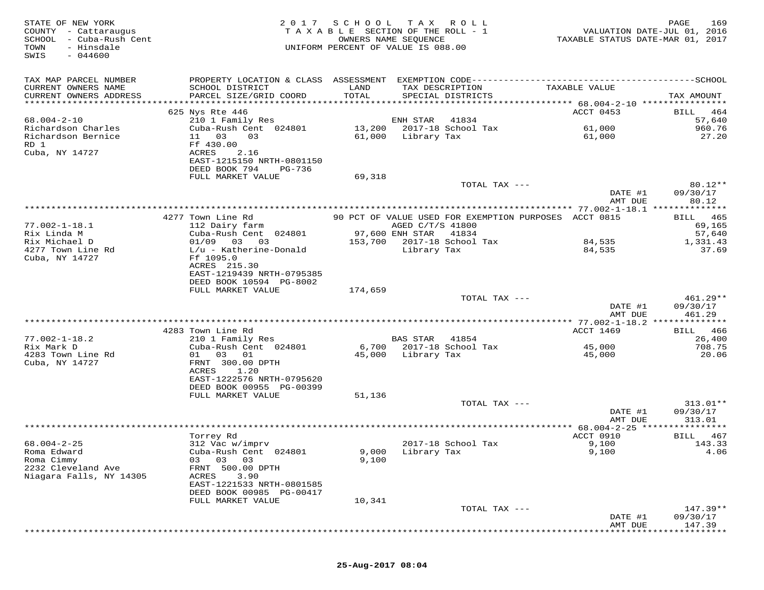STATE OF NEW YORK
COUNTY - Cattaraugus
SCHOOL - Cuba-Rush Cent
TOWN - Hinsdale
SWIS - 044600

2017 SCHOOL TAX ROLL
TAXABLE SECTION OF THE ROLL - 1
OWNERS NAME SEQUENCE
UNIFORM PERCENT OF VALUE IS 088.00

VALUATION DATE-JUL 01, 2016
TAXABLE STATUS DATE-MAR 01, 2017

| TAX MAP PARCEL NUMBER / CURRENT OWNERS NAME / CURRENT OWNERS ADDRESS | PROPERTY LOCATION & CLASS / SCHOOL DISTRICT / PARCEL SIZE/GRID COORD | ASSESSMENT LAND / TOTAL | EXEMPTION CODE / TAX DESCRIPTION / SPECIAL DISTRICTS | TAXABLE VALUE | TAX AMOUNT |
|---|---|---|---|---|---|
| 68.004-2-10 | 625 Nys Rte 446 | | | ACCT 0453 | BILL 464 |
| Richardson Charles | 210 1 Family Res | | ENH STAR 41834 | | 57,640 |
| Richardson Bernice | Cuba-Rush Cent 024801 | 13,200 | 2017-18 School Tax | 61,000 | 960.76 |
| RD 1 | 11 03 03 | 61,000 | Library Tax | 61,000 | 27.20 |
| Cuba, NY 14727 | Ff 430.00 | | | | |
| | ACRES 2.16 | | | | |
| | EAST-1215150 NRTH-0801150 | | | | |
| | DEED BOOK 794 PG-736 | | | | |
| | FULL MARKET VALUE | 69,318 | | | |
| | | | TOTAL TAX --- | | 80.12** |
| | | | | DATE #1 | 09/30/17 |
| | | | | AMT DUE | 80.12 |
| 77.002-1-18.1 | 4277 Town Line Rd | | 90 PCT OF VALUE USED FOR EXEMPTION PURPOSES | ACCT 0815 | BILL 465 |
| Rix Linda M | 112 Dairy farm | | AGED C/T/S 41800 | | 69,165 |
| Rix Michael D | Cuba-Rush Cent 024801 | 97,600 | ENH STAR 41834 | | 57,640 |
| 4277 Town Line Rd | 01/09 03 03 | 153,700 | 2017-18 School Tax | 84,535 | 1,331.43 |
| Cuba, NY 14727 | L/u - Katherine-Donald | | Library Tax | 84,535 | 37.69 |
| | Ff 1095.0 | | | | |
| | ACRES 215.30 | | | | |
| | EAST-1219439 NRTH-0795385 | | | | |
| | DEED BOOK 10594 PG-8002 | | | | |
| | FULL MARKET VALUE | 174,659 | | | |
| | | | TOTAL TAX --- | | 461.29** |
| | | | | DATE #1 | 09/30/17 |
| | | | | AMT DUE | 461.29 |
| 77.002-1-18.2 | 4283 Town Line Rd | | | ACCT 1469 | BILL 466 |
| Rix Mark D | 210 1 Family Res | | BAS STAR 41854 | | 26,400 |
| 4283 Town Line Rd | Cuba-Rush Cent 024801 | 6,700 | 2017-18 School Tax | 45,000 | 708.75 |
| Cuba, NY 14727 | 01 03 01 | 45,000 | Library Tax | 45,000 | 20.06 |
| | FRNT 300.00 DPTH | | | | |
| | ACRES 1.20 | | | | |
| | EAST-1222576 NRTH-0795620 | | | | |
| | DEED BOOK 00955 PG-00399 | | | | |
| | FULL MARKET VALUE | 51,136 | | | |
| | | | TOTAL TAX --- | | 313.01** |
| | | | | DATE #1 | 09/30/17 |
| | | | | AMT DUE | 313.01 |
| 68.004-2-25 | Torrey Rd | | | ACCT 0910 | BILL 467 |
| Roma Edward | 312 Vac w/imprv | | 2017-18 School Tax | 9,100 | 143.33 |
| Roma Cimmy | Cuba-Rush Cent 024801 | 9,000 | Library Tax | 9,100 | 4.06 |
| 2232 Cleveland Ave | 03 03 03 | 9,100 | | | |
| Niagara Falls, NY 14305 | FRNT 500.00 DPTH | | | | |
| | ACRES 3.90 | | | | |
| | EAST-1221533 NRTH-0801585 | | | | |
| | DEED BOOK 00985 PG-00417 | | | | |
| | FULL MARKET VALUE | 10,341 | | | |
| | | | TOTAL TAX --- | | 147.39** |
| | | | | DATE #1 | 09/30/17 |
| | | | | AMT DUE | 147.39 |

25-Aug-2017 08:04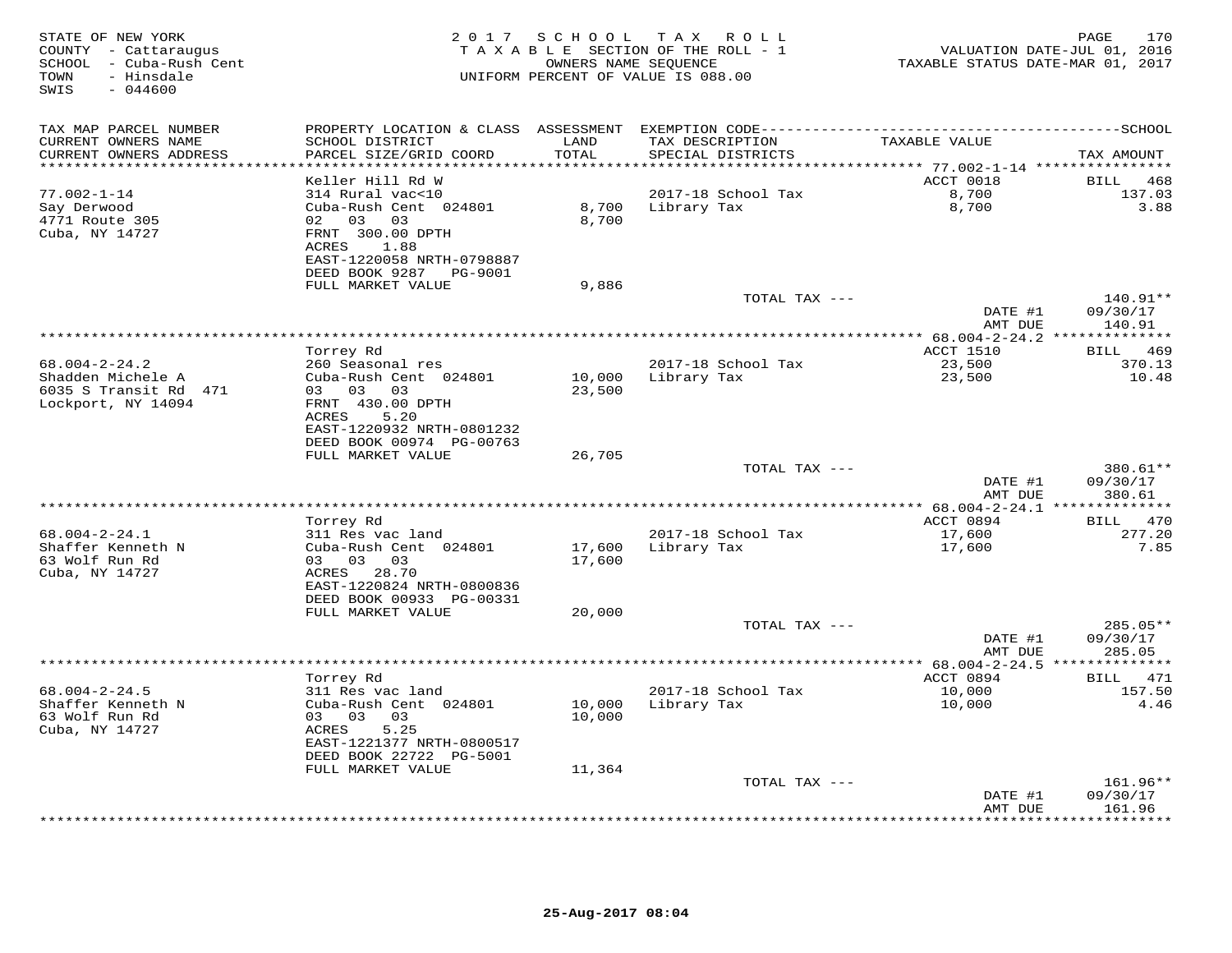STATE OF NEW YORK
COUNTY - Cattaraugus
SCHOOL - Cuba-Rush Cent
TOWN - Hinsdale
SWIS - 044600

2017 SCHOOL TAX ROLL
TAXABLE SECTION OF THE ROLL - 1
OWNERS NAME SEQUENCE
UNIFORM PERCENT OF VALUE IS 088.00

VALUATION DATE-JUL 01, 2016
TAXABLE STATUS DATE-MAR 01, 2017

| TAX MAP PARCEL NUMBER<br>CURRENT OWNERS NAME<br>CURRENT OWNERS ADDRESS | PROPERTY LOCATION & CLASS<br>SCHOOL DISTRICT<br>PARCEL SIZE/GRID COORD | ASSESSMENT<br>LAND<br>TOTAL | EXEMPTION CODE<br>TAX DESCRIPTION<br>SPECIAL DISTRICTS | TAXABLE VALUE | SCHOOL<br>TAX AMOUNT |
|---|---|---|---|---|---|
| 77.002-1-14 | Keller Hill Rd W | | | ACCT 0018 | BILL 468 |
| 77.002-1-14 | 314 Rural vac<10 | | 2017-18 School Tax | 8,700 | 137.03 |
| Say Derwood | Cuba-Rush Cent 024801 | 8,700 | Library Tax | 8,700 | 3.88 |
| 4771 Route 305 | 02 03 03 | 8,700 | | | |
| Cuba, NY 14727 | FRNT 300.00 DPTH | | | | |
| | ACRES 1.88 | | | | |
| | EAST-1220058 NRTH-0798887 | | | | |
| | DEED BOOK 9287 PG-9001 | | | | |
| | FULL MARKET VALUE | 9,886 | | | |
| | | | TOTAL TAX --- | | 140.91** |
| | | | | DATE #1 | 09/30/17 |
| | | | | AMT DUE | 140.91 |
| 68.004-2-24.2 | Torrey Rd | | | ACCT 1510 | BILL 469 |
| 68.004-2-24.2 | 260 Seasonal res | | 2017-18 School Tax | 23,500 | 370.13 |
| Shadden Michele A | Cuba-Rush Cent 024801 | 10,000 | Library Tax | 23,500 | 10.48 |
| 6035 S Transit Rd 471 | 03 03 03 | 23,500 | | | |
| Lockport, NY 14094 | FRNT 430.00 DPTH | | | | |
| | ACRES 5.20 | | | | |
| | EAST-1220932 NRTH-0801232 | | | | |
| | DEED BOOK 00974 PG-00763 | | | | |
| | FULL MARKET VALUE | 26,705 | | | |
| | | | TOTAL TAX --- | | 380.61** |
| | | | | DATE #1 | 09/30/17 |
| | | | | AMT DUE | 380.61 |
| 68.004-2-24.1 | Torrey Rd | | | ACCT 0894 | BILL 470 |
| 68.004-2-24.1 | 311 Res vac land | | 2017-18 School Tax | 17,600 | 277.20 |
| Shaffer Kenneth N | Cuba-Rush Cent 024801 | 17,600 | Library Tax | 17,600 | 7.85 |
| 63 Wolf Run Rd | 03 03 03 | 17,600 | | | |
| Cuba, NY 14727 | ACRES 28.70 | | | | |
| | EAST-1220824 NRTH-0800836 | | | | |
| | DEED BOOK 00933 PG-00331 | | | | |
| | FULL MARKET VALUE | 20,000 | | | |
| | | | TOTAL TAX --- | | 285.05** |
| | | | | DATE #1 | 09/30/17 |
| | | | | AMT DUE | 285.05 |
| 68.004-2-24.5 | Torrey Rd | | | ACCT 0894 | BILL 471 |
| 68.004-2-24.5 | 311 Res vac land | | 2017-18 School Tax | 10,000 | 157.50 |
| Shaffer Kenneth N | Cuba-Rush Cent 024801 | 10,000 | Library Tax | 10,000 | 4.46 |
| 63 Wolf Run Rd | 03 03 03 | 10,000 | | | |
| Cuba, NY 14727 | ACRES 5.25 | | | | |
| | EAST-1221377 NRTH-0800517 | | | | |
| | DEED BOOK 22722 PG-5001 | | | | |
| | FULL MARKET VALUE | 11,364 | | | |
| | | | TOTAL TAX --- | | 161.96** |
| | | | | DATE #1 | 09/30/17 |
| | | | | AMT DUE | 161.96 |

25-Aug-2017 08:04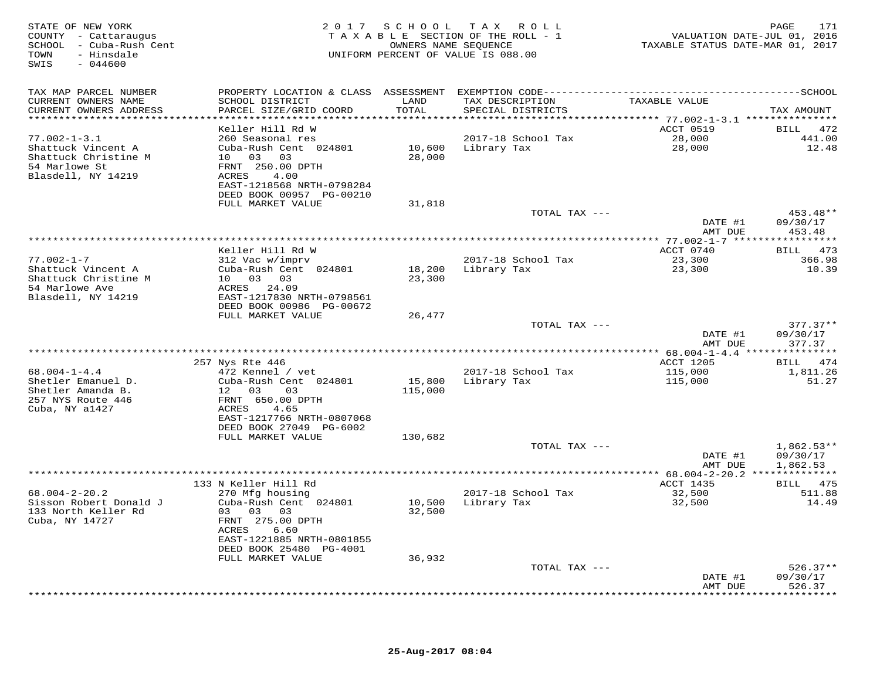STATE OF NEW YORK
COUNTY - Cattaraugus
SCHOOL - Cuba-Rush Cent
TOWN - Hinsdale
SWIS - 044600

2017 SCHOOL TAX ROLL
TAXABLE SECTION OF THE ROLL - 1
OWNERS NAME SEQUENCE
UNIFORM PERCENT OF VALUE IS 088.00

VALUATION DATE-JUL 01, 2016
TAXABLE STATUS DATE-MAR 01, 2017

| TAX MAP PARCEL NUMBER / CURRENT OWNERS NAME / CURRENT OWNERS ADDRESS | PROPERTY LOCATION & CLASS / SCHOOL DISTRICT / PARCEL SIZE/GRID COORD | ASSESSMENT LAND | TOTAL | EXEMPTION CODE / TAX DESCRIPTION / SPECIAL DISTRICTS | TAXABLE VALUE | TAX AMOUNT |
|---|---|---|---|---|---|---|
| 77.002-1-3.1 | Keller Hill Rd W | | | | ACCT 0519 | BILL 472 |
| Shattuck Vincent A | 260 Seasonal res | | | 2017-18 School Tax | 28,000 | 441.00 |
| Shattuck Christine M | Cuba-Rush Cent 024801 | 10,600 | | Library Tax | 28,000 | 12.48 |
| 54 Marlowe St | 10 03 03 | | 28,000 | | | |
| Blasdell, NY 14219 | FRNT 250.00 DPTH | | | | | |
| | ACRES 4.00 | | | | | |
| | EAST-1218568 NRTH-0798284 | | | | | |
| | DEED BOOK 00957 PG-00210 | | | | | |
| | FULL MARKET VALUE | | 31,818 | | | |
| | | | | TOTAL TAX --- | | 453.48** |
| | | | | | DATE #1 | 09/30/17 |
| | | | | | AMT DUE | 453.48 |
| 77.002-1-7 | Keller Hill Rd W | | | | ACCT 0740 | BILL 473 |
| Shattuck Vincent A | 312 Vac w/imprv | | | 2017-18 School Tax | 23,300 | 366.98 |
| Shattuck Christine M | Cuba-Rush Cent 024801 | 18,200 | | Library Tax | 23,300 | 10.39 |
| 54 Marlowe Ave | 10 03 03 | | 23,300 | | | |
| Blasdell, NY 14219 | ACRES 24.09 | | | | | |
| | EAST-1217830 NRTH-0798561 | | | | | |
| | DEED BOOK 00986 PG-00672 | | | | | |
| | FULL MARKET VALUE | | 26,477 | | | |
| | | | | TOTAL TAX --- | | 377.37** |
| | | | | | DATE #1 | 09/30/17 |
| | | | | | AMT DUE | 377.37 |
| 68.004-1-4.4 | 257 Nys Rte 446 | | | | ACCT 1205 | BILL 474 |
| Shetler Emanuel D. | 472 Kennel / vet | | | 2017-18 School Tax | 115,000 | 1,811.26 |
| Shetler Amanda B. | Cuba-Rush Cent 024801 | 15,800 | | Library Tax | 115,000 | 51.27 |
| 257 NYS Route 446 | 12 03 03 | | 115,000 | | | |
| Cuba, NY a1427 | FRNT 650.00 DPTH | | | | | |
| | ACRES 4.65 | | | | | |
| | EAST-1217766 NRTH-0807068 | | | | | |
| | DEED BOOK 27049 PG-6002 | | | | | |
| | FULL MARKET VALUE | | 130,682 | | | |
| | | | | TOTAL TAX --- | | 1,862.53** |
| | | | | | DATE #1 | 09/30/17 |
| | | | | | AMT DUE | 1,862.53 |
| 68.004-2-20.2 | 133 N Keller Hill Rd | | | | ACCT 1435 | BILL 475 |
| Sisson Robert Donald J | 270 Mfg housing | | | 2017-18 School Tax | 32,500 | 511.88 |
| 133 North Keller Rd | Cuba-Rush Cent 024801 | 10,500 | | Library Tax | 32,500 | 14.49 |
| Cuba, NY 14727 | 03 03 03 | | 32,500 | | | |
| | FRNT 275.00 DPTH | | | | | |
| | ACRES 6.60 | | | | | |
| | EAST-1221885 NRTH-0801855 | | | | | |
| | DEED BOOK 25480 PG-4001 | | | | | |
| | FULL MARKET VALUE | | 36,932 | | | |
| | | | | TOTAL TAX --- | | 526.37** |
| | | | | | DATE #1 | 09/30/17 |
| | | | | | AMT DUE | 526.37 |

25-Aug-2017 08:04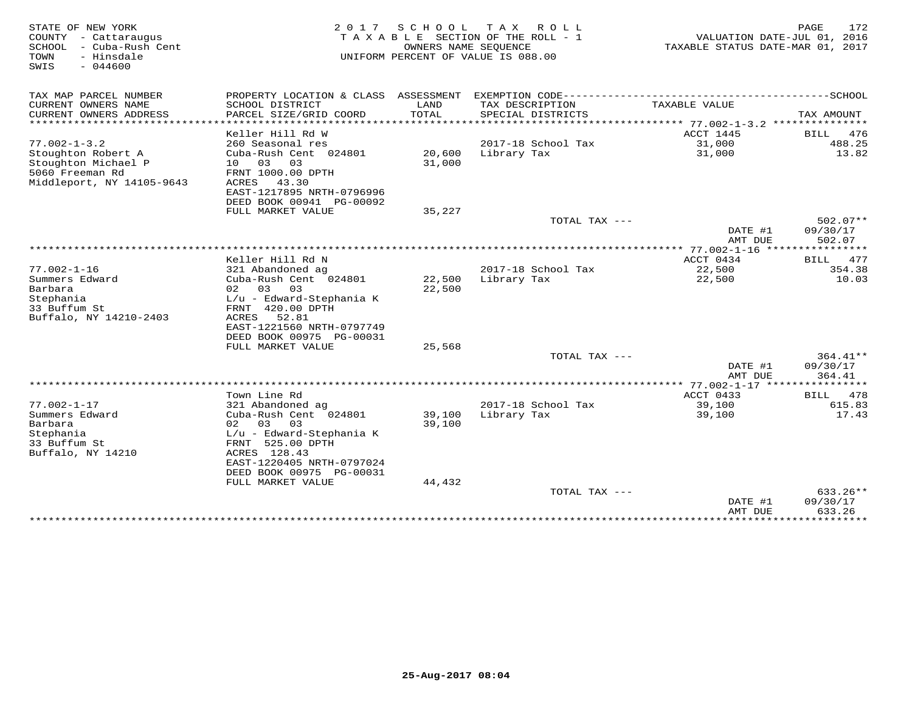STATE OF NEW YORK
COUNTY - Cattaraugus
SCHOOL - Cuba-Rush Cent
TOWN - Hinsdale
SWIS - 044600

2017 SCHOOL TAX ROLL
TAXABLE SECTION OF THE ROLL - 1
OWNERS NAME SEQUENCE
UNIFORM PERCENT OF VALUE IS 088.00

VALUATION DATE-JUL 01, 2016
TAXABLE STATUS DATE-MAR 01, 2017

| TAX MAP PARCEL NUMBER / CURRENT OWNERS NAME / CURRENT OWNERS ADDRESS | PROPERTY LOCATION & CLASS / SCHOOL DISTRICT / PARCEL SIZE/GRID COORD | ASSESSMENT LAND / TOTAL | EXEMPTION CODE / TAX DESCRIPTION / SPECIAL DISTRICTS | TAXABLE VALUE | SCHOOL TAX AMOUNT |
|---|---|---|---|---|---|
| 77.002-1-3.2 | Keller Hill Rd W | | | ACCT 1445 | BILL 476 |
| 77.002-1-3.2 | 260 Seasonal res | | 2017-18 School Tax | 31,000 | 488.25 |
| Stoughton Robert A | Cuba-Rush Cent 024801 | 20,600 | Library Tax | 31,000 | 13.82 |
| Stoughton Michael P | 10 03 03 | 31,000 | | | |
| 5060 Freeman Rd | FRNT 1000.00 DPTH | | | | |
| Middleport, NY 14105-9643 | ACRES 43.30 | | | | |
| | EAST-1217895 NRTH-0796996 | | | | |
| | DEED BOOK 00941 PG-00092 | | | | |
| | FULL MARKET VALUE | 35,227 | | | |
| | | | TOTAL TAX --- | | 502.07** |
| | | | | DATE #1 | 09/30/17 |
| | | | | AMT DUE | 502.07 |
| 77.002-1-16 | Keller Hill Rd N | | | ACCT 0434 | BILL 477 |
| 77.002-1-16 | 321 Abandoned ag | | 2017-18 School Tax | 22,500 | 354.38 |
| Summers Edward | Cuba-Rush Cent 024801 | 22,500 | Library Tax | 22,500 | 10.03 |
| Barbara | 02 03 03 | 22,500 | | | |
| Stephania | L/u - Edward-Stephania K | | | | |
| 33 Buffum St | FRNT 420.00 DPTH | | | | |
| Buffalo, NY 14210-2403 | ACRES 52.81 | | | | |
| | EAST-1221560 NRTH-0797749 | | | | |
| | DEED BOOK 00975 PG-00031 | | | | |
| | FULL MARKET VALUE | 25,568 | | | |
| | | | TOTAL TAX --- | | 364.41** |
| | | | | DATE #1 | 09/30/17 |
| | | | | AMT DUE | 364.41 |
| 77.002-1-17 | Town Line Rd | | | ACCT 0433 | BILL 478 |
| 77.002-1-17 | 321 Abandoned ag | | 2017-18 School Tax | 39,100 | 615.83 |
| Summers Edward | Cuba-Rush Cent 024801 | 39,100 | Library Tax | 39,100 | 17.43 |
| Barbara | 02 03 03 | 39,100 | | | |
| Stephania | L/u - Edward-Stephania K | | | | |
| 33 Buffum St | FRNT 525.00 DPTH | | | | |
| Buffalo, NY 14210 | ACRES 128.43 | | | | |
| | EAST-1220405 NRTH-0797024 | | | | |
| | DEED BOOK 00975 PG-00031 | | | | |
| | FULL MARKET VALUE | 44,432 | | | |
| | | | TOTAL TAX --- | | 633.26** |
| | | | | DATE #1 | 09/30/17 |
| | | | | AMT DUE | 633.26 |

25-Aug-2017 08:04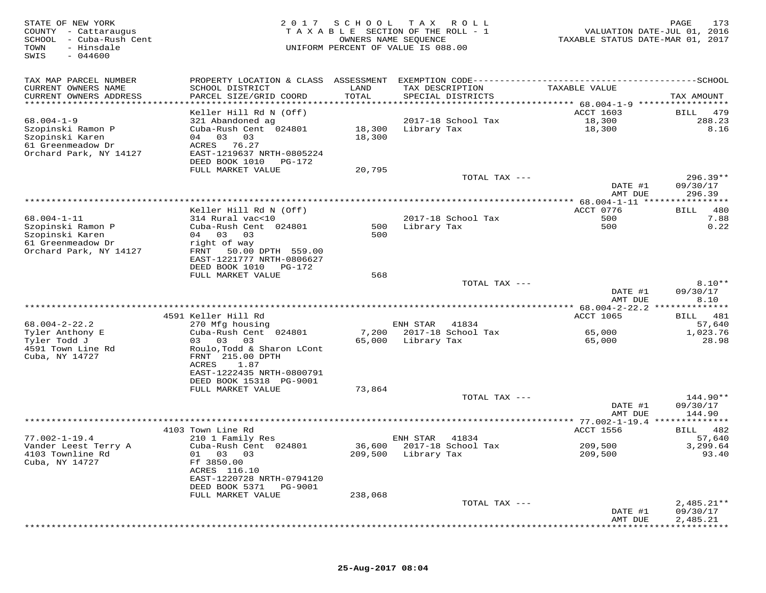STATE OF NEW YORK
COUNTY - Cattaraugus
SCHOOL - Cuba-Rush Cent
TOWN - Hinsdale
SWIS - 044600

2017 SCHOOL TAX ROLL
TAXABLE SECTION OF THE ROLL - 1
OWNERS NAME SEQUENCE
UNIFORM PERCENT OF VALUE IS 088.00

VALUATION DATE-JUL 01, 2016
TAXABLE STATUS DATE-MAR 01, 2017

| TAX MAP PARCEL NUMBER / CURRENT OWNERS NAME / CURRENT OWNERS ADDRESS | PROPERTY LOCATION & CLASS / SCHOOL DISTRICT / PARCEL SIZE/GRID COORD | ASSESSMENT LAND | TOTAL | EXEMPTION CODE / TAX DESCRIPTION / SPECIAL DISTRICTS | TAXABLE VALUE | TAX AMOUNT |
|---|---|---|---|---|---|---|
| 68.004-1-9 | Keller Hill Rd N (Off) | | | | ACCT 1603 | BILL 479 |
| Szopinski Ramon P | 321 Abandoned ag | | | 2017-18 School Tax | 18,300 | 288.23 |
| Szopinski Karen | Cuba-Rush Cent 024801 | 18,300 | | Library Tax | 18,300 | 8.16 |
| 61 Greenmeadow Dr | 04 03 03 | | 18,300 | | | |
| Orchard Park, NY 14127 | ACRES 76.27 | | | | | |
| | EAST-1219637 NRTH-0805224 | | | | | |
| | DEED BOOK 1010 PG-172 | | | | | |
| | FULL MARKET VALUE | | 20,795 | | | |
| | | | | TOTAL TAX --- | | 296.39** |
| | | | | | DATE #1 | 09/30/17 |
| | | | | | AMT DUE | 296.39 |
| 68.004-1-11 | Keller Hill Rd N (Off) | | | | ACCT 0776 | BILL 480 |
| Szopinski Ramon P | 314 Rural vac<10 | | | 2017-18 School Tax | 500 | 7.88 |
| Szopinski Karen | Cuba-Rush Cent 024801 | 500 | | Library Tax | 500 | 0.22 |
| 61 Greenmeadow Dr | 04 03 03 | | 500 | | | |
| Orchard Park, NY 14127 | right of way | | | | | |
| | FRNT 50.00 DPTH 559.00 | | | | | |
| | EAST-1221777 NRTH-0806627 | | | | | |
| | DEED BOOK 1010 PG-172 | | | | | |
| | FULL MARKET VALUE | | 568 | | | |
| | | | | TOTAL TAX --- | | 8.10** |
| | | | | | DATE #1 | 09/30/17 |
| | | | | | AMT DUE | 8.10 |
| 68.004-2-22.2 | 4591 Keller Hill Rd | | | | ACCT 1065 | BILL 481 |
| Tyler Anthony E | 270 Mfg housing | | | ENH STAR 41834 | | 57,640 |
| Tyler Todd J | Cuba-Rush Cent 024801 | 7,200 | | 2017-18 School Tax | 65,000 | 1,023.76 |
| 4591 Town Line Rd | 03 03 03 | | 65,000 | Library Tax | 65,000 | 28.98 |
| Cuba, NY 14727 | Roulo,Todd & Sharon LCont | | | | | |
| | FRNT 215.00 DPTH | | | | | |
| | ACRES 1.87 | | | | | |
| | EAST-1222435 NRTH-0800791 | | | | | |
| | DEED BOOK 15318 PG-9001 | | | | | |
| | FULL MARKET VALUE | | 73,864 | | | |
| | | | | TOTAL TAX --- | | 144.90** |
| | | | | | DATE #1 | 09/30/17 |
| | | | | | AMT DUE | 144.90 |
| 77.002-1-19.4 | 4103 Town Line Rd | | | | ACCT 1556 | BILL 482 |
| Vander Leest Terry A | 210 1 Family Res | | | ENH STAR 41834 | | 57,640 |
| 4103 Townline Rd | Cuba-Rush Cent 024801 | 36,600 | | 2017-18 School Tax | 209,500 | 3,299.64 |
| Cuba, NY 14727 | 01 03 03 | | 209,500 | Library Tax | 209,500 | 93.40 |
| | Ff 3850.00 | | | | | |
| | ACRES 116.10 | | | | | |
| | EAST-1220728 NRTH-0794120 | | | | | |
| | DEED BOOK 5371 PG-9001 | | | | | |
| | FULL MARKET VALUE | | 238,068 | | | |
| | | | | TOTAL TAX --- | | 2,485.21** |
| | | | | | DATE #1 | 09/30/17 |
| | | | | | AMT DUE | 2,485.21 |

25-Aug-2017 08:04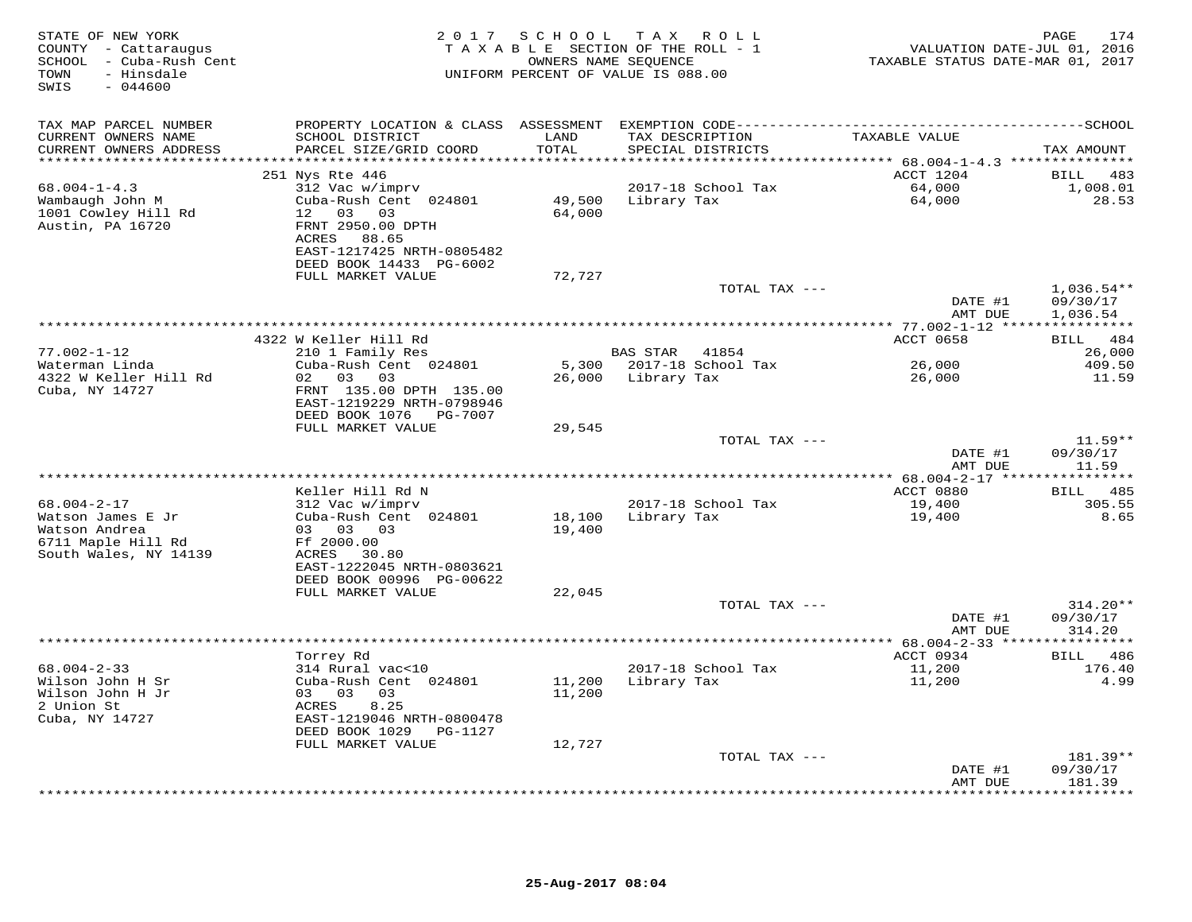STATE OF NEW YORK
COUNTY - Cattaraugus
SCHOOL - Cuba-Rush Cent
TOWN - Hinsdale
SWIS - 044600

2017 SCHOOL TAX ROLL
TAXABLE SECTION OF THE ROLL - 1
OWNERS NAME SEQUENCE
UNIFORM PERCENT OF VALUE IS 088.00

VALUATION DATE-JUL 01, 2016
TAXABLE STATUS DATE-MAR 01, 2017

| TAX MAP PARCEL NUMBER / CURRENT OWNERS NAME / CURRENT OWNERS ADDRESS | PROPERTY LOCATION & CLASS / SCHOOL DISTRICT / PARCEL SIZE/GRID COORD | ASSESSMENT LAND / TOTAL | EXEMPTION CODE / TAX DESCRIPTION / SPECIAL DISTRICTS | TAXABLE VALUE | TAX AMOUNT |
|---|---|---|---|---|---|
| | 251 Nys Rte 446 | | | ACCT 1204 | BILL 483 |
| 68.004-1-4.3 | 312 Vac w/imprv | | 2017-18 School Tax | 64,000 | 1,008.01 |
| Wambaugh John M | Cuba-Rush Cent 024801 | 49,500 | Library Tax | 64,000 | 28.53 |
| 1001 Cowley Hill Rd | 12 03 03 | 64,000 | | | |
| Austin, PA 16720 | FRNT 2950.00 DPTH | | | | |
| | ACRES 88.65 | | | | |
| | EAST-1217425 NRTH-0805482 | | | | |
| | DEED BOOK 14433 PG-6002 | | | | |
| | FULL MARKET VALUE | 72,727 | | | |
| | | | TOTAL TAX --- | | 1,036.54** |
| | | | | DATE #1 | 09/30/17 |
| | | | | AMT DUE | 1,036.54 |
| | 4322 W Keller Hill Rd | | | ACCT 0658 | BILL 484 |
| 77.002-1-12 | 210 1 Family Res | | BAS STAR 41854 | | 26,000 |
| Waterman Linda | Cuba-Rush Cent 024801 | 5,300 | 2017-18 School Tax | 26,000 | 409.50 |
| 4322 W Keller Hill Rd | 02 03 03 | 26,000 | Library Tax | 26,000 | 11.59 |
| Cuba, NY 14727 | FRNT 135.00 DPTH 135.00 | | | | |
| | EAST-1219229 NRTH-0798946 | | | | |
| | DEED BOOK 1076 PG-7007 | | | | |
| | FULL MARKET VALUE | 29,545 | | | |
| | | | TOTAL TAX --- | | 11.59** |
| | | | | DATE #1 | 09/30/17 |
| | | | | AMT DUE | 11.59 |
| | Keller Hill Rd N | | | ACCT 0880 | BILL 485 |
| 68.004-2-17 | 312 Vac w/imprv | | 2017-18 School Tax | 19,400 | 305.55 |
| Watson James E Jr | Cuba-Rush Cent 024801 | 18,100 | Library Tax | 19,400 | 8.65 |
| Watson Andrea | 03 03 03 | 19,400 | | | |
| 6711 Maple Hill Rd | Ff 2000.00 | | | | |
| South Wales, NY 14139 | ACRES 30.80 | | | | |
| | EAST-1222045 NRTH-0803621 | | | | |
| | DEED BOOK 00996 PG-00622 | | | | |
| | FULL MARKET VALUE | 22,045 | | | |
| | | | TOTAL TAX --- | | 314.20** |
| | | | | DATE #1 | 09/30/17 |
| | | | | AMT DUE | 314.20 |
| | Torrey Rd | | | ACCT 0934 | BILL 486 |
| 68.004-2-33 | 314 Rural vac<10 | | 2017-18 School Tax | 11,200 | 176.40 |
| Wilson John H Sr | Cuba-Rush Cent 024801 | 11,200 | Library Tax | 11,200 | 4.99 |
| Wilson John H Jr | 03 03 03 | 11,200 | | | |
| 2 Union St | ACRES 8.25 | | | | |
| Cuba, NY 14727 | EAST-1219046 NRTH-0800478 | | | | |
| | DEED BOOK 1029 PG-1127 | | | | |
| | FULL MARKET VALUE | 12,727 | | | |
| | | | TOTAL TAX --- | | 181.39** |
| | | | | DATE #1 | 09/30/17 |
| | | | | AMT DUE | 181.39 |

25-Aug-2017 08:04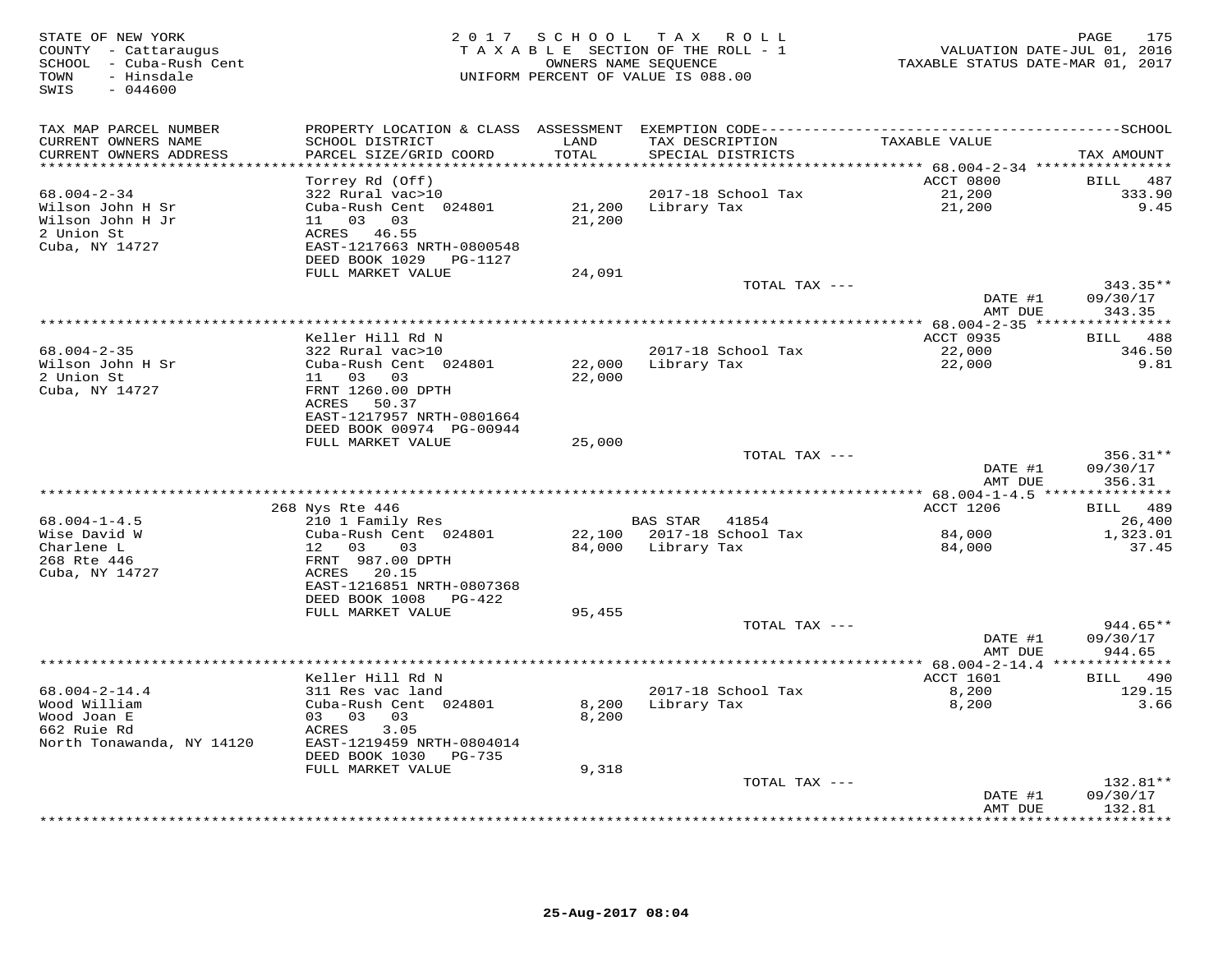STATE OF NEW YORK
COUNTY - Cattaraugus
SCHOOL - Cuba-Rush Cent
TOWN - Hinsdale
SWIS - 044600

2 0 1 7 S C H O O L T A X R O L L
T A X A B L E SECTION OF THE ROLL - 1
OWNERS NAME SEQUENCE
UNIFORM PERCENT OF VALUE IS 088.00

VALUATION DATE-JUL 01, 2016
TAXABLE STATUS DATE-MAR 01, 2017

| TAX MAP PARCEL NUMBER / CURRENT OWNERS NAME / CURRENT OWNERS ADDRESS | PROPERTY LOCATION & CLASS / SCHOOL DISTRICT / PARCEL SIZE/GRID COORD | ASSESSMENT LAND / TOTAL | EXEMPTION CODE / TAX DESCRIPTION / SPECIAL DISTRICTS | TAXABLE VALUE | TAX AMOUNT |
|---|---|---|---|---|---|
| **68.004-2-34** | Torrey Rd (Off) | | | ACCT 0800 | BILL 487 |
| 68.004-2-34 | 322 Rural vac>10 | | 2017-18 School Tax | 21,200 | 333.90 |
| Wilson John H Sr | Cuba-Rush Cent 024801 | 21,200 | Library Tax | 21,200 | 9.45 |
| Wilson John H Jr | 11 03 03 | 21,200 | | | |
| 2 Union St | ACRES 46.55 | | | | |
| Cuba, NY 14727 | EAST-1217663 NRTH-0800548 | | | | |
| | DEED BOOK 1029 PG-1127 | | | | |
| | FULL MARKET VALUE | 24,091 | | | |
| | | | TOTAL TAX --- | | 343.35** |
| | | | | DATE #1 | 09/30/17 |
| | | | | AMT DUE | 343.35 |
| **68.004-2-35** | Keller Hill Rd N | | | ACCT 0935 | BILL 488 |
| 68.004-2-35 | 322 Rural vac>10 | | 2017-18 School Tax | 22,000 | 346.50 |
| Wilson John H Sr | Cuba-Rush Cent 024801 | 22,000 | Library Tax | 22,000 | 9.81 |
| 2 Union St | 11 03 03 | 22,000 | | | |
| Cuba, NY 14727 | FRNT 1260.00 DPTH | | | | |
| | ACRES 50.37 | | | | |
| | EAST-1217957 NRTH-0801664 | | | | |
| | DEED BOOK 00974 PG-00944 | | | | |
| | FULL MARKET VALUE | 25,000 | | | |
| | | | TOTAL TAX --- | | 356.31** |
| | | | | DATE #1 | 09/30/17 |
| | | | | AMT DUE | 356.31 |
| **68.004-1-4.5** | 268 Nys Rte 446 | | | ACCT 1206 | BILL 489 |
| 68.004-1-4.5 | 210 1 Family Res | | BAS STAR 41854 | | 26,400 |
| Wise David W | Cuba-Rush Cent 024801 | 22,100 | 2017-18 School Tax | 84,000 | 1,323.01 |
| Charlene L | 12 03 03 | 84,000 | Library Tax | 84,000 | 37.45 |
| 268 Rte 446 | FRNT 987.00 DPTH | | | | |
| Cuba, NY 14727 | ACRES 20.15 | | | | |
| | EAST-1216851 NRTH-0807368 | | | | |
| | DEED BOOK 1008 PG-422 | | | | |
| | FULL MARKET VALUE | 95,455 | | | |
| | | | TOTAL TAX --- | | 944.65** |
| | | | | DATE #1 | 09/30/17 |
| | | | | AMT DUE | 944.65 |
| **68.004-2-14.4** | Keller Hill Rd N | | | ACCT 1601 | BILL 490 |
| 68.004-2-14.4 | 311 Res vac land | | 2017-18 School Tax | 8,200 | 129.15 |
| Wood William | Cuba-Rush Cent 024801 | 8,200 | Library Tax | 8,200 | 3.66 |
| Wood Joan E | 03 03 03 | 8,200 | | | |
| 662 Ruie Rd | ACRES 3.05 | | | | |
| North Tonawanda, NY 14120 | EAST-1219459 NRTH-0804014 | | | | |
| | DEED BOOK 1030 PG-735 | | | | |
| | FULL MARKET VALUE | 9,318 | | | |
| | | | TOTAL TAX --- | | 132.81** |
| | | | | DATE #1 | 09/30/17 |
| | | | | AMT DUE | 132.81 |

25-Aug-2017 08:04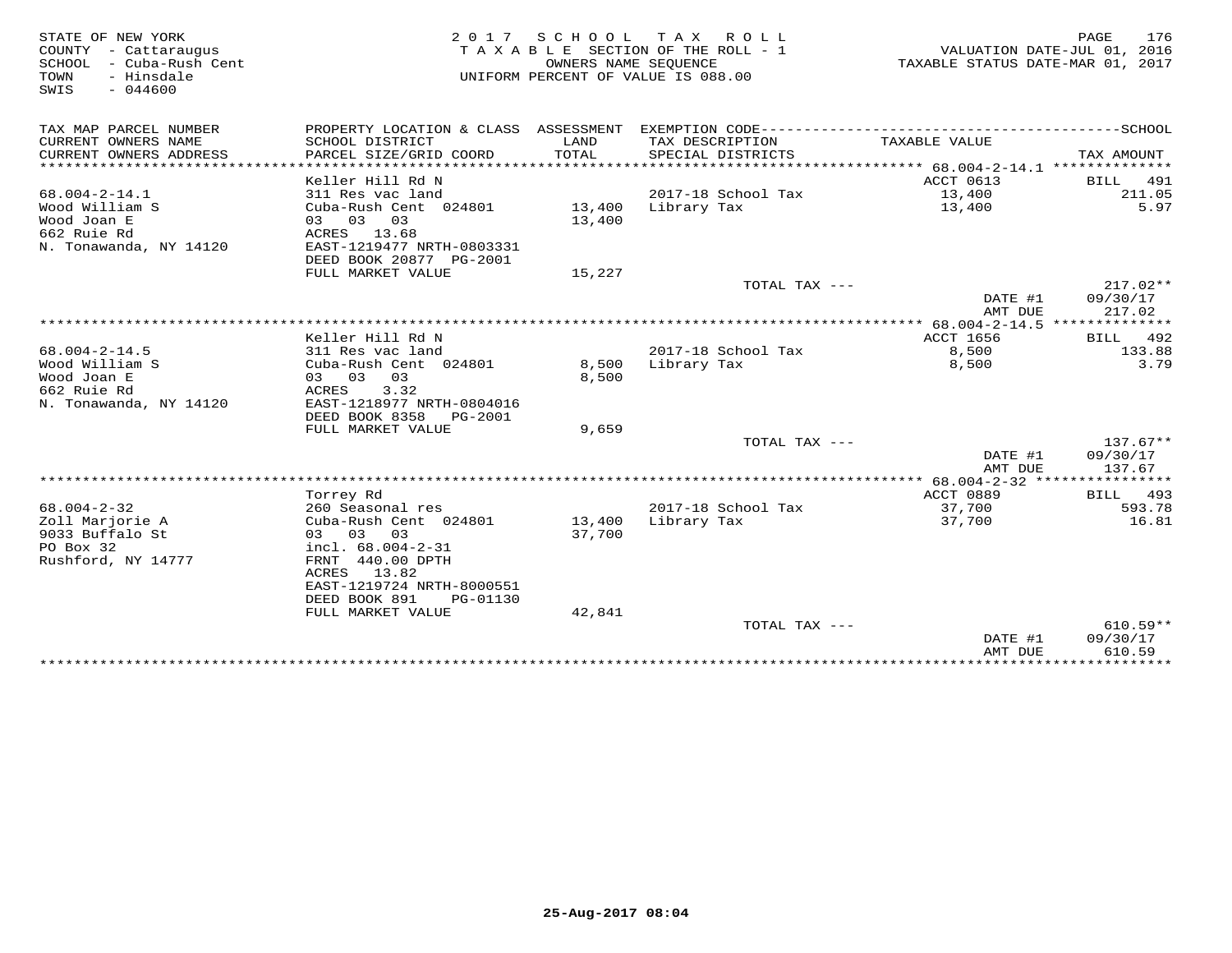STATE OF NEW YORK
COUNTY - Cattaraugus
SCHOOL - Cuba-Rush Cent
TOWN - Hinsdale
SWIS - 044600

2017 SCHOOL TAX ROLL
TAXABLE SECTION OF THE ROLL - 1
OWNERS NAME SEQUENCE
UNIFORM PERCENT OF VALUE IS 088.00

VALUATION DATE-JUL 01, 2016
TAXABLE STATUS DATE-MAR 01, 2017

| TAX MAP PARCEL NUMBER<br>CURRENT OWNERS NAME<br>CURRENT OWNERS ADDRESS | PROPERTY LOCATION & CLASS<br>SCHOOL DISTRICT<br>PARCEL SIZE/GRID COORD | ASSESSMENT<br>LAND<br>TOTAL | EXEMPTION CODE-----SCHOOL<br>TAX DESCRIPTION<br>SPECIAL DISTRICTS | TAXABLE VALUE | TAX AMOUNT |
|---|---|---|---|---|---|
| | Keller Hill Rd N | | | ACCT 0613 | BILL 491 |
| 68.004-2-14.1 | 311 Res vac land | | 2017-18 School Tax | 13,400 | 211.05 |
| Wood William S | Cuba-Rush Cent 024801 | 13,400 | Library Tax | 13,400 | 5.97 |
| Wood Joan E | 03 03 03 | 13,400 | | | |
| 662 Ruie Rd | ACRES 13.68 | | | | |
| N. Tonawanda, NY 14120 | EAST-1219477 NRTH-0803331 | | | | |
| | DEED BOOK 20877 PG-2001 | | | | |
| | FULL MARKET VALUE | 15,227 | | | |
| | | | TOTAL TAX --- | | 217.02** |
| | | | | DATE #1 | 09/30/17 |
| | | | | AMT DUE | 217.02 |
| | Keller Hill Rd N | | | ACCT 1656 | BILL 492 |
| 68.004-2-14.5 | 311 Res vac land | | 2017-18 School Tax | 8,500 | 133.88 |
| Wood William S | Cuba-Rush Cent 024801 | 8,500 | Library Tax | 8,500 | 3.79 |
| Wood Joan E | 03 03 03 | 8,500 | | | |
| 662 Ruie Rd | ACRES 3.32 | | | | |
| N. Tonawanda, NY 14120 | EAST-1218977 NRTH-0804016 | | | | |
| | DEED BOOK 8358 PG-2001 | | | | |
| | FULL MARKET VALUE | 9,659 | | | |
| | | | TOTAL TAX --- | | 137.67** |
| | | | | DATE #1 | 09/30/17 |
| | | | | AMT DUE | 137.67 |
| | Torrey Rd | | | ACCT 0889 | BILL 493 |
| 68.004-2-32 | 260 Seasonal res | | 2017-18 School Tax | 37,700 | 593.78 |
| Zoll Marjorie A | Cuba-Rush Cent 024801 | 13,400 | Library Tax | 37,700 | 16.81 |
| 9033 Buffalo St | 03 03 03 | 37,700 | | | |
| PO Box 32 | incl. 68.004-2-31 | | | | |
| Rushford, NY 14777 | FRNT 440.00 DPTH | | | | |
| | ACRES 13.82 | | | | |
| | EAST-1219724 NRTH-8000551 | | | | |
| | DEED BOOK 891 PG-01130 | | | | |
| | FULL MARKET VALUE | 42,841 | | | |
| | | | TOTAL TAX --- | | 610.59** |
| | | | | DATE #1 | 09/30/17 |
| | | | | AMT DUE | 610.59 |

25-Aug-2017 08:04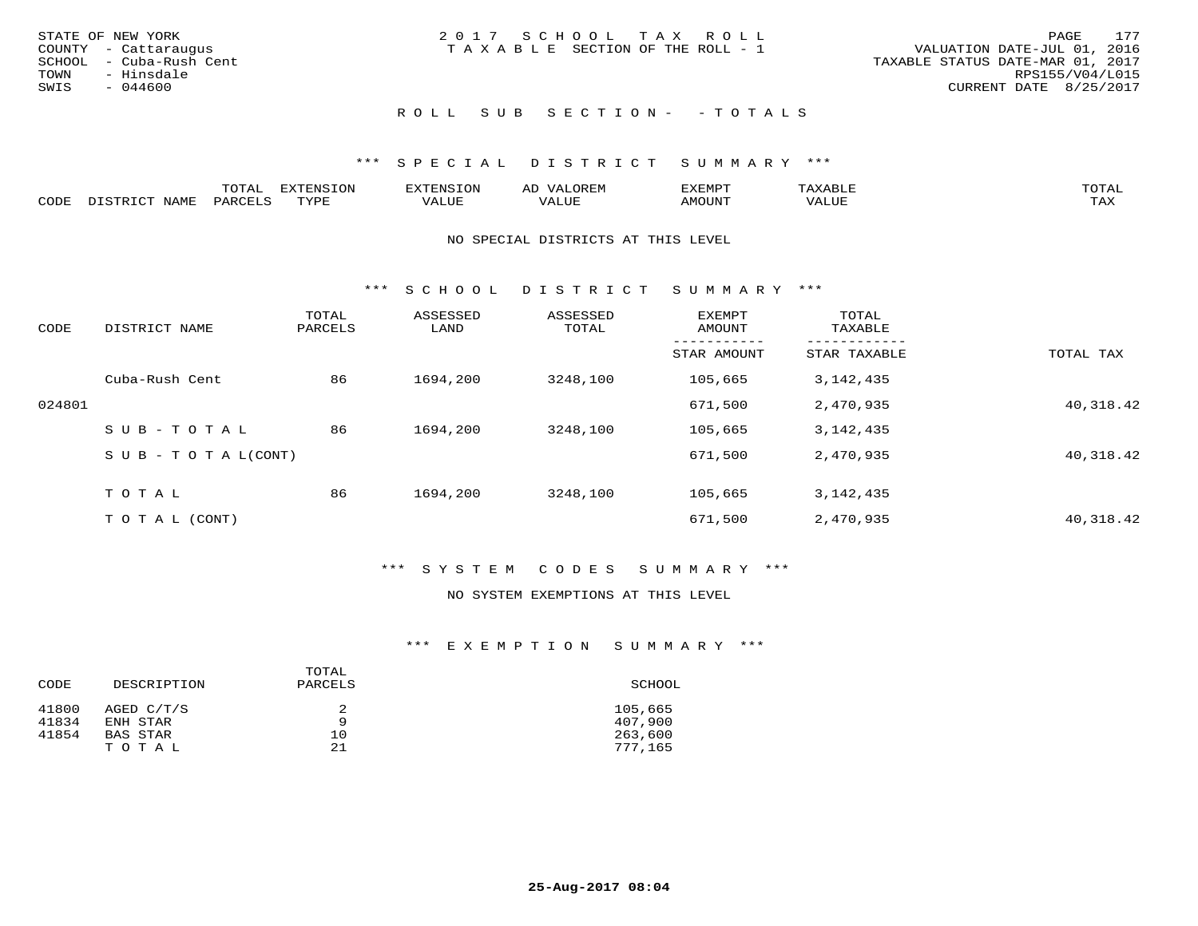STATE OF NEW YORK
COUNTY - Cattaraugus
SCHOOL - Cuba-Rush Cent
TOWN - Hinsdale
SWIS - 044600

2017 SCHOOL TAX ROLL
TAXABLE SECTION OF THE ROLL - 1

VALUATION DATE-JUL 01, 2016
TAXABLE STATUS DATE-MAR 01, 2017
RPS155/V04/L015
CURRENT DATE 8/25/2017

ROLL SUB SECTION- - TOTALS

*** SPECIAL DISTRICT SUMMARY ***

| CODE | DISTRICT NAME | TOTAL PARCELS | EXTENSION TYPE | EXTENSION VALUE | AD VALOREM VALUE | EXEMPT AMOUNT | TAXABLE VALUE | TOTAL TAX |
|---|---|---|---|---|---|---|---|---|

NO SPECIAL DISTRICTS AT THIS LEVEL

*** SCHOOL DISTRICT SUMMARY ***

| CODE | DISTRICT NAME | TOTAL PARCELS | ASSESSED LAND | ASSESSED TOTAL | EXEMPT AMOUNT / STAR AMOUNT | TOTAL TAXABLE / STAR TAXABLE | TOTAL TAX |
|---|---|---|---|---|---|---|---|
| | Cuba-Rush Cent | 86 | 1694,200 | 3248,100 | 105,665 | 3,142,435 | |
| 024801 | | | | | 671,500 | 2,470,935 | 40,318.42 |
| | SUB-TOTAL | 86 | 1694,200 | 3248,100 | 105,665 | 3,142,435 | |
| | SUB-TOTAL(CONT) | | | | 671,500 | 2,470,935 | 40,318.42 |
| | TOTAL | 86 | 1694,200 | 3248,100 | 105,665 | 3,142,435 | |
| | TOTAL (CONT) | | | | 671,500 | 2,470,935 | 40,318.42 |

*** SYSTEM CODES SUMMARY ***

NO SYSTEM EXEMPTIONS AT THIS LEVEL

*** EXEMPTION SUMMARY ***

| CODE | DESCRIPTION | TOTAL PARCELS | SCHOOL |
|---|---|---|---|
| 41800 | AGED C/T/S | 2 | 105,665 |
| 41834 | ENH STAR | 9 | 407,900 |
| 41854 | BAS STAR | 10 | 263,600 |
| | TOTAL | 21 | 777,165 |

25-Aug-2017 08:04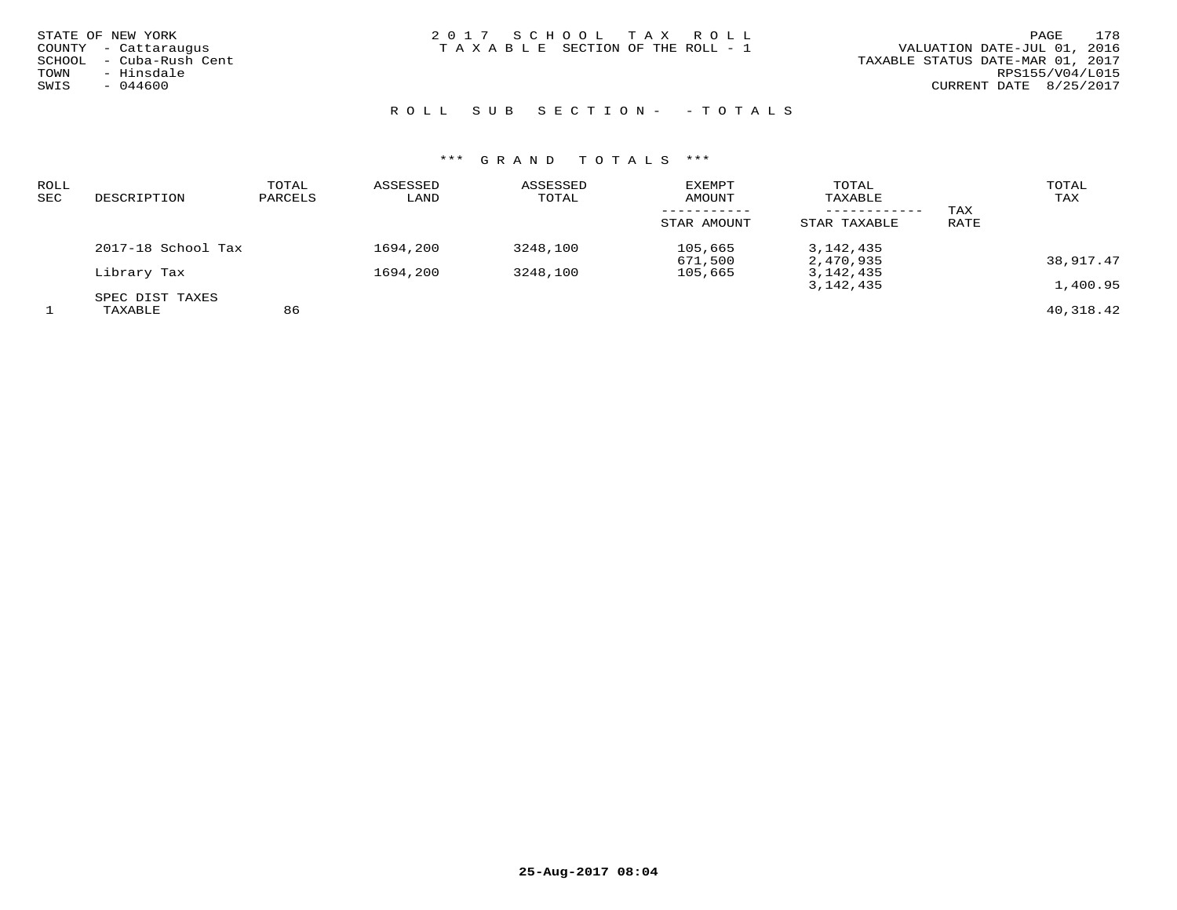STATE OF NEW YORK
COUNTY - Cattaraugus
SCHOOL - Cuba-Rush Cent
TOWN - Hinsdale
SWIS - 044600

2 0 1 7 S C H O O L T A X R O L L
T A X A B L E SECTION OF THE ROLL - 1

VALUATION DATE-JUL 01, 2016
TAXABLE STATUS DATE-MAR 01, 2017
RPS155/V04/L015
CURRENT DATE 8/25/2017

R O L L S U B S E C T I O N - - T O T A L S

*** G R A N D T O T A L S ***

| ROLL SEC | DESCRIPTION | TOTAL PARCELS | ASSESSED LAND | ASSESSED TOTAL | EXEMPT AMOUNT / STAR AMOUNT | TOTAL TAXABLE / STAR TAXABLE | TAX RATE | TOTAL TAX |
|---|---|---|---|---|---|---|---|---|
| | 2017-18 School Tax | | 1694,200 | 3248,100 | 105,665 | 3,142,435 | | |
| | | | | | 671,500 | 2,470,935 | | 38,917.47 |
| | Library Tax | | 1694,200 | 3248,100 | 105,665 | 3,142,435 | | |
| | | | | | | 3,142,435 | | 1,400.95 |
| | SPEC DIST TAXES | | | | | | | |
| 1 | TAXABLE | 86 | | | | | | 40,318.42 |

25-Aug-2017 08:04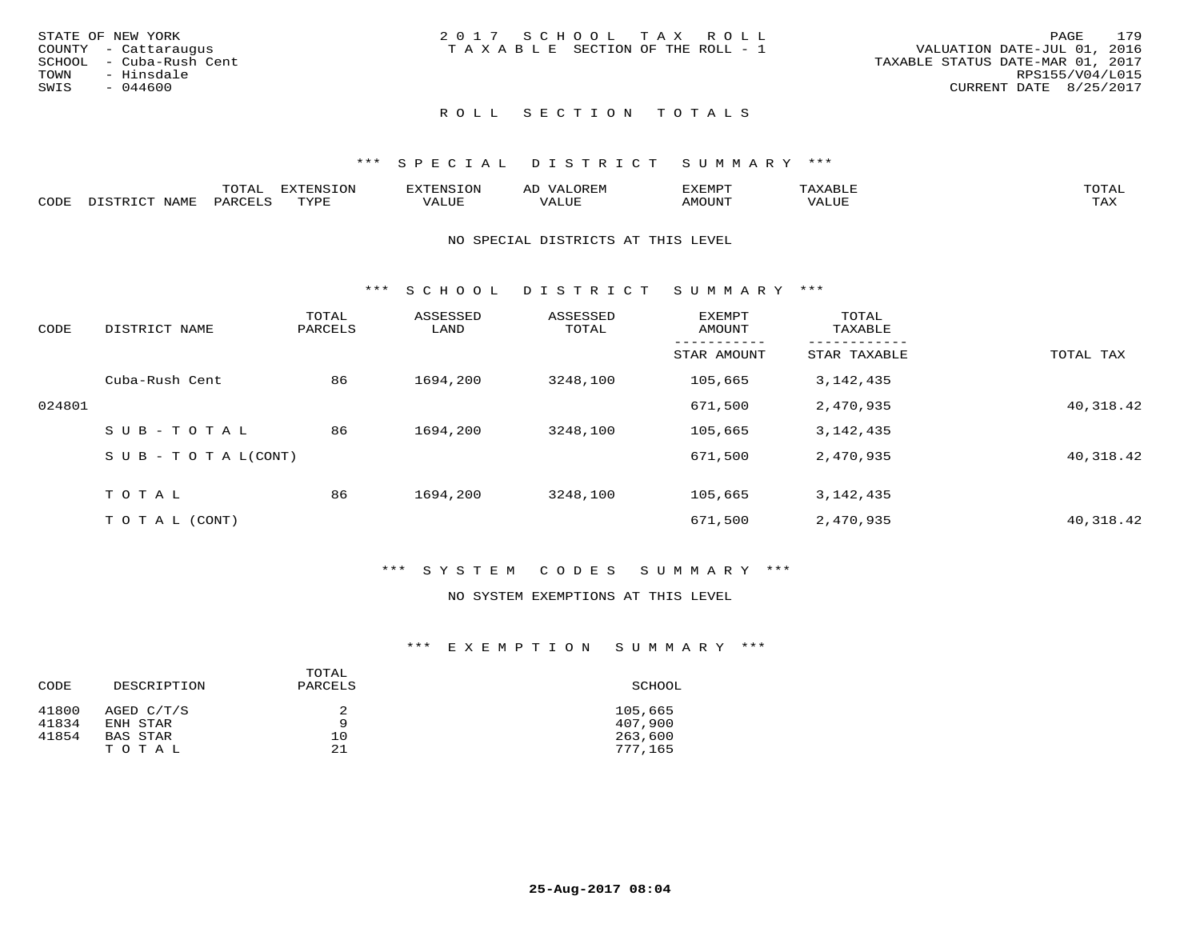STATE OF NEW YORK
COUNTY - Cattaraugus
SCHOOL - Cuba-Rush Cent
TOWN - Hinsdale
SWIS - 044600

2017 SCHOOL TAX ROLL
TAXABLE SECTION OF THE ROLL - 1

VALUATION DATE-JUL 01, 2016
TAXABLE STATUS DATE-MAR 01, 2017
RPS155/V04/L015
CURRENT DATE 8/25/2017

## ROLL SECTION TOTALS

### *** SPECIAL DISTRICT SUMMARY ***

| CODE | DISTRICT NAME | TOTAL PARCELS | EXTENSION TYPE | EXTENSION VALUE | AD VALOREM VALUE | EXEMPT AMOUNT | TAXABLE VALUE | TOTAL TAX |
|---|---|---|---|---|---|---|---|---|

NO SPECIAL DISTRICTS AT THIS LEVEL

### *** SCHOOL DISTRICT SUMMARY ***

| CODE | DISTRICT NAME | TOTAL PARCELS | ASSESSED LAND | ASSESSED TOTAL | EXEMPT AMOUNT / STAR AMOUNT | TOTAL TAXABLE / STAR TAXABLE | TOTAL TAX |
|---|---|---|---|---|---|---|---|
| | Cuba-Rush Cent | 86 | 1694,200 | 3248,100 | 105,665 | 3,142,435 | |
| 024801 | | | | | 671,500 | 2,470,935 | 40,318.42 |
| | SUB-TOTAL | 86 | 1694,200 | 3248,100 | 105,665 | 3,142,435 | |
| | SUB-TOTAL(CONT) | | | | 671,500 | 2,470,935 | 40,318.42 |
| | TOTAL | 86 | 1694,200 | 3248,100 | 105,665 | 3,142,435 | |
| | TOTAL (CONT) | | | | 671,500 | 2,470,935 | 40,318.42 |

### *** SYSTEM CODES SUMMARY ***

NO SYSTEM EXEMPTIONS AT THIS LEVEL

### *** EXEMPTION SUMMARY ***

| CODE | DESCRIPTION | TOTAL PARCELS | SCHOOL |
|---|---|---|---|
| 41800 | AGED C/T/S | 2 | 105,665 |
| 41834 | ENH STAR | 9 | 407,900 |
| 41854 | BAS STAR | 10 | 263,600 |
| | TOTAL | 21 | 777,165 |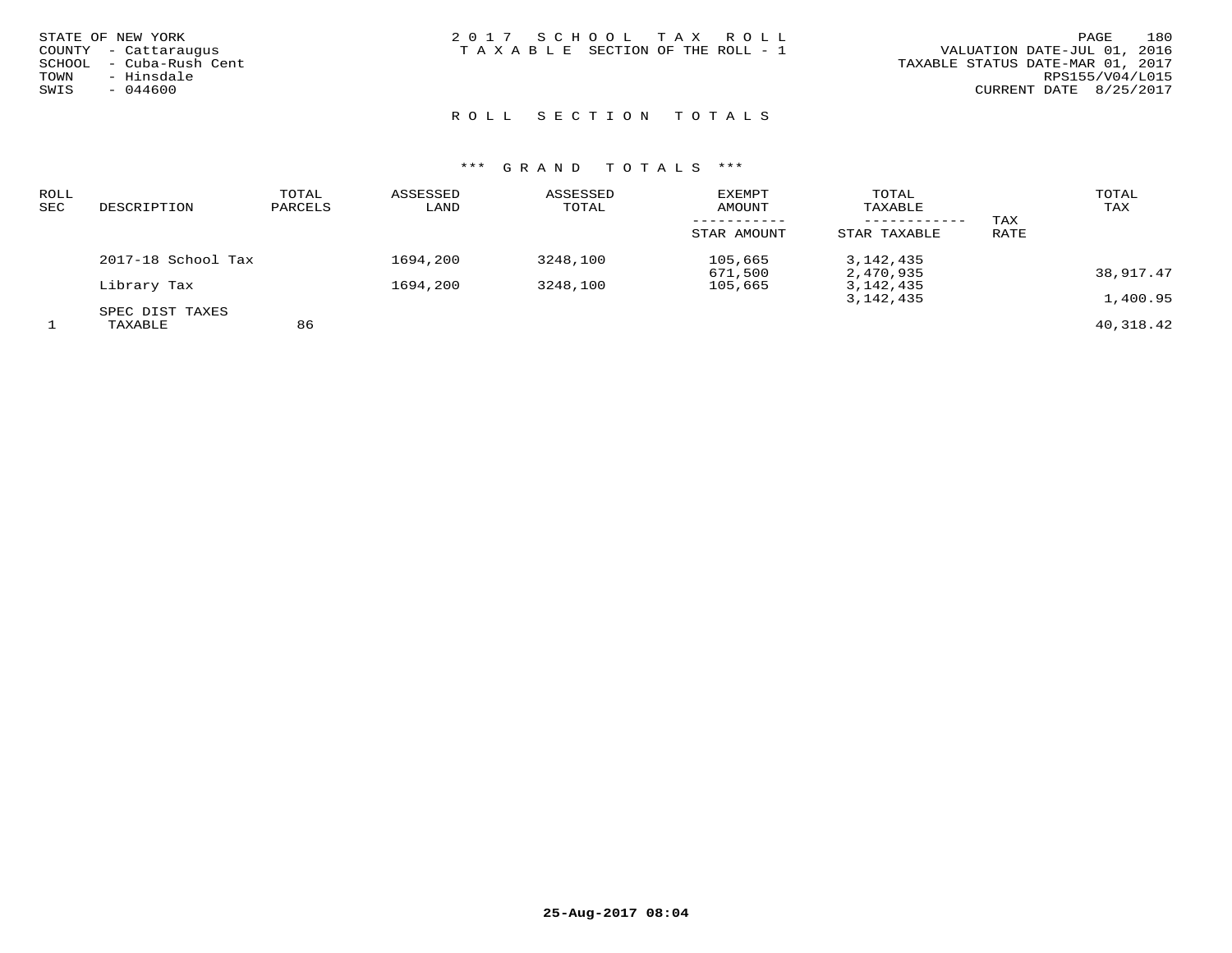STATE OF NEW YORK
COUNTY - Cattaraugus
SCHOOL - Cuba-Rush Cent
TOWN - Hinsdale
SWIS - 044600

2 0 1 7 S C H O O L T A X R O L L
T A X A B L E SECTION OF THE ROLL - 1

VALUATION DATE-JUL 01, 2016
TAXABLE STATUS DATE-MAR 01, 2017
RPS155/V04/L015
CURRENT DATE 8/25/2017

## R O L L S E C T I O N T O T A L S

### *** G R A N D T O T A L S ***

| ROLL SEC | DESCRIPTION | TOTAL PARCELS | ASSESSED LAND | ASSESSED TOTAL | EXEMPT AMOUNT / STAR AMOUNT | TOTAL TAXABLE / STAR TAXABLE | TAX RATE | TOTAL TAX |
|---|---|---|---|---|---|---|---|---|
| | 2017-18 School Tax | | 1694,200 | 3248,100 | 105,665 | 3,142,435 | | |
| | | | | | 671,500 | 2,470,935 | | 38,917.47 |
| | Library Tax | | 1694,200 | 3248,100 | 105,665 | 3,142,435 | | |
| | | | | | | 3,142,435 | | 1,400.95 |
| | SPEC DIST TAXES | | | | | | | |
| 1 | TAXABLE | 86 | | | | | | 40,318.42 |

25-Aug-2017 08:04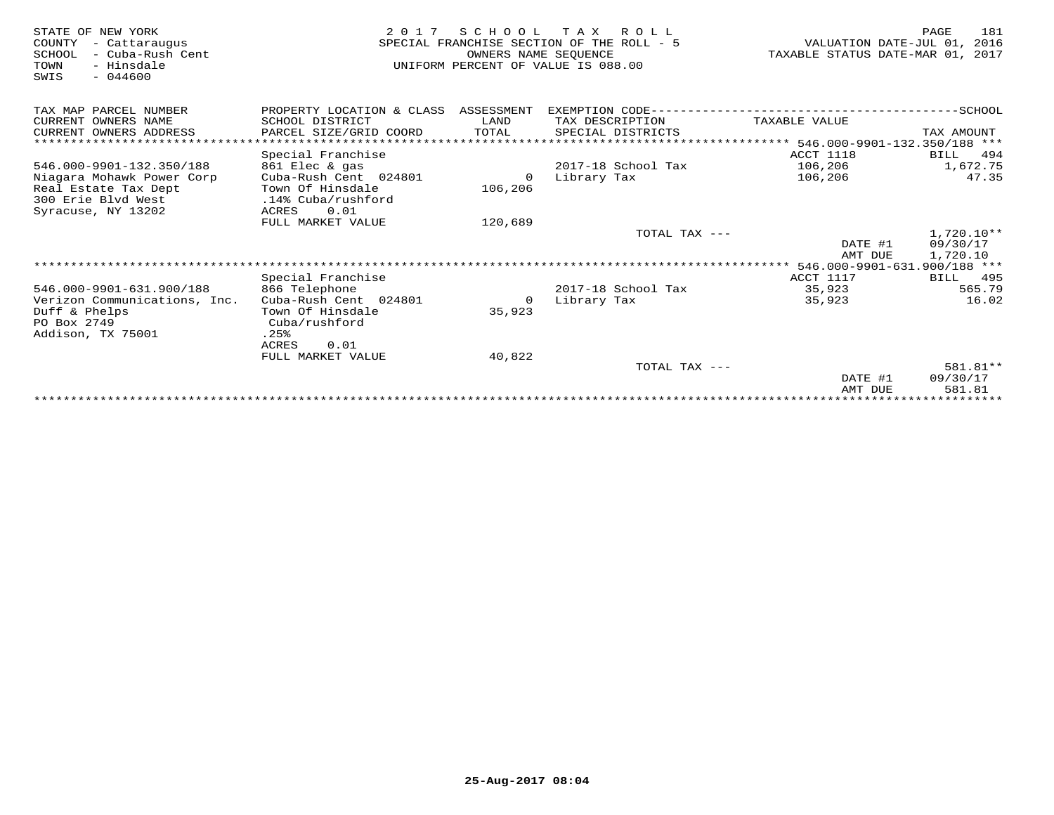STATE OF NEW YORK
COUNTY - Cattaraugus
SCHOOL - Cuba-Rush Cent
TOWN - Hinsdale
SWIS - 044600

# 2017 SCHOOL TAX ROLL

SPECIAL FRANCHISE SECTION OF THE ROLL - 5
OWNERS NAME SEQUENCE
UNIFORM PERCENT OF VALUE IS 088.00

VALUATION DATE-JUL 01, 2016
TAXABLE STATUS DATE-MAR 01, 2017

| TAX MAP PARCEL NUMBER / CURRENT OWNERS NAME / CURRENT OWNERS ADDRESS | PROPERTY LOCATION & CLASS / SCHOOL DISTRICT / PARCEL SIZE/GRID COORD | ASSESSMENT LAND / TOTAL | EXEMPTION CODE / TAX DESCRIPTION / SPECIAL DISTRICTS | TAXABLE VALUE | TAX AMOUNT |
|---|---|---|---|---|---|
| 546.000-9901-132.350/188 | Special Franchise | | | ACCT 1118 | BILL 494 |
| 546.000-9901-132.350/188 | 861 Elec & gas | | 2017-18 School Tax | 106,206 | 1,672.75 |
| Niagara Mohawk Power Corp | Cuba-Rush Cent 024801 | 0 | Library Tax | 106,206 | 47.35 |
| Real Estate Tax Dept | Town Of Hinsdale | 106,206 | | | |
| 300 Erie Blvd West | .14% Cuba/rushford | | | | |
| Syracuse, NY 13202 | ACRES 0.01 | | | | |
| | FULL MARKET VALUE | 120,689 | | | |
| | | | TOTAL TAX --- | | 1,720.10** |
| | | | | DATE #1 | 09/30/17 |
| | | | | AMT DUE | 1,720.10 |
| 546.000-9901-631.900/188 | Special Franchise | | | ACCT 1117 | BILL 495 |
| 546.000-9901-631.900/188 | 866 Telephone | | 2017-18 School Tax | 35,923 | 565.79 |
| Verizon Communications, Inc. | Cuba-Rush Cent 024801 | 0 | Library Tax | 35,923 | 16.02 |
| Duff & Phelps | Town Of Hinsdale | 35,923 | | | |
| PO Box 2749 | Cuba/rushford | | | | |
| Addison, TX 75001 | .25% | | | | |
| | ACRES 0.01 | | | | |
| | FULL MARKET VALUE | 40,822 | | | |
| | | | TOTAL TAX --- | | 581.81** |
| | | | | DATE #1 | 09/30/17 |
| | | | | AMT DUE | 581.81 |

25-Aug-2017 08:04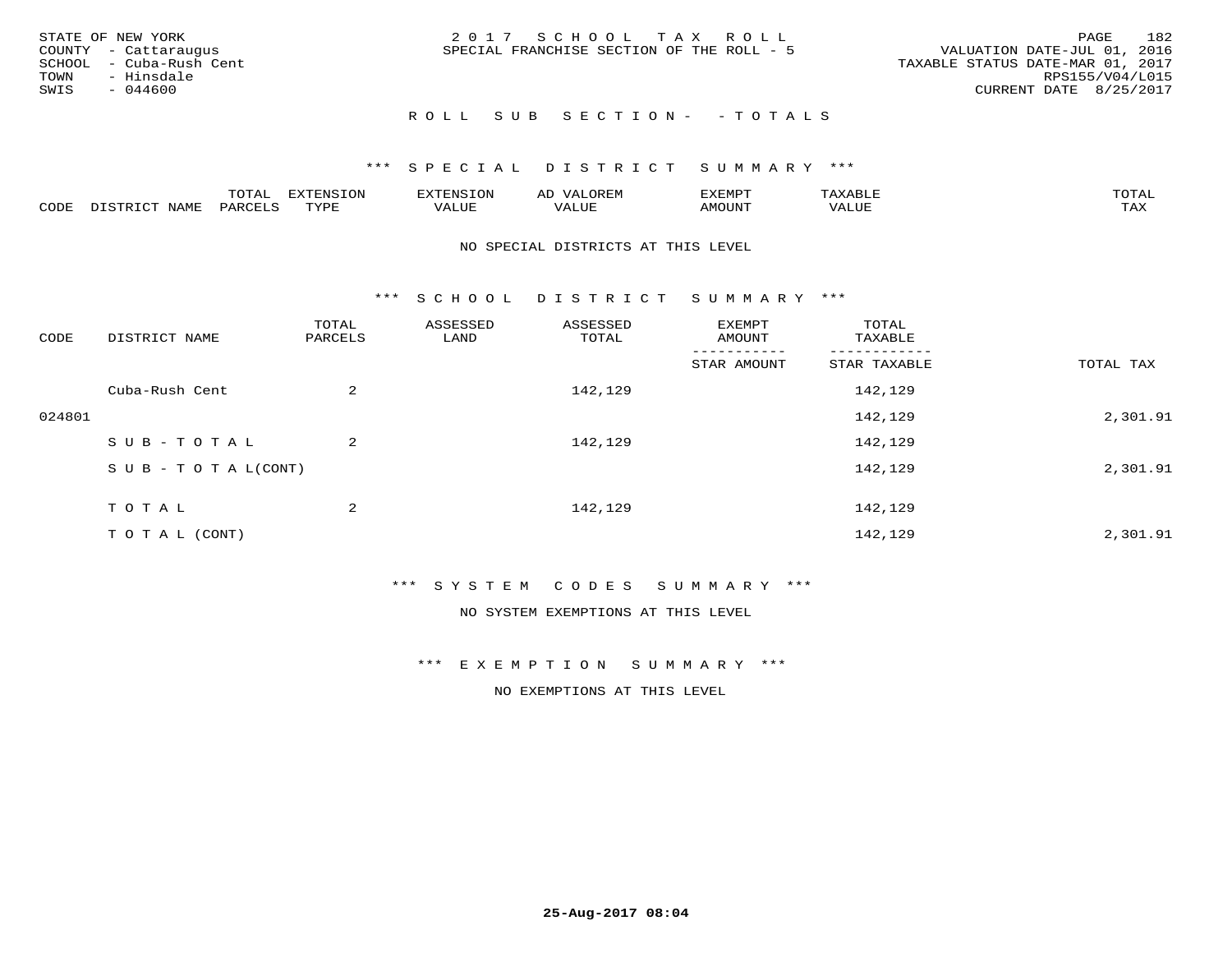STATE OF NEW YORK
COUNTY - Cattaraugus
SCHOOL - Cuba-Rush Cent
TOWN - Hinsdale
SWIS - 044600

2 0 1 7 S C H O O L T A X R O L L
SPECIAL FRANCHISE SECTION OF THE ROLL - 5

VALUATION DATE-JUL 01, 2016
TAXABLE STATUS DATE-MAR 01, 2017
RPS155/V04/L015
CURRENT DATE 8/25/2017

R O L L S U B S E C T I O N - - T O T A L S

*** S P E C I A L D I S T R I C T S U M M A R Y ***

| CODE | DISTRICT NAME | TOTAL PARCELS | EXTENSION TYPE | EXTENSION VALUE | AD VALOREM VALUE | EXEMPT AMOUNT | TAXABLE VALUE | TOTAL TAX |
|---|---|---|---|---|---|---|---|---|

NO SPECIAL DISTRICTS AT THIS LEVEL

*** S C H O O L D I S T R I C T S U M M A R Y ***

| CODE | DISTRICT NAME | TOTAL PARCELS | ASSESSED LAND | ASSESSED TOTAL | EXEMPT AMOUNT / STAR AMOUNT | TOTAL TAXABLE / STAR TAXABLE | TOTAL TAX |
|---|---|---|---|---|---|---|---|
| | Cuba-Rush Cent | 2 | | 142,129 | | 142,129 | |
| 024801 | | | | | | 142,129 | 2,301.91 |
| | S U B - T O T A L | 2 | | 142,129 | | 142,129 | |
| | S U B - T O T A L(CONT) | | | | | 142,129 | 2,301.91 |
| | T O T A L | 2 | | 142,129 | | 142,129 | |
| | T O T A L (CONT) | | | | | 142,129 | 2,301.91 |

*** S Y S T E M C O D E S S U M M A R Y ***

NO SYSTEM EXEMPTIONS AT THIS LEVEL

*** E X E M P T I O N S U M M A R Y ***

NO EXEMPTIONS AT THIS LEVEL

25-Aug-2017 08:04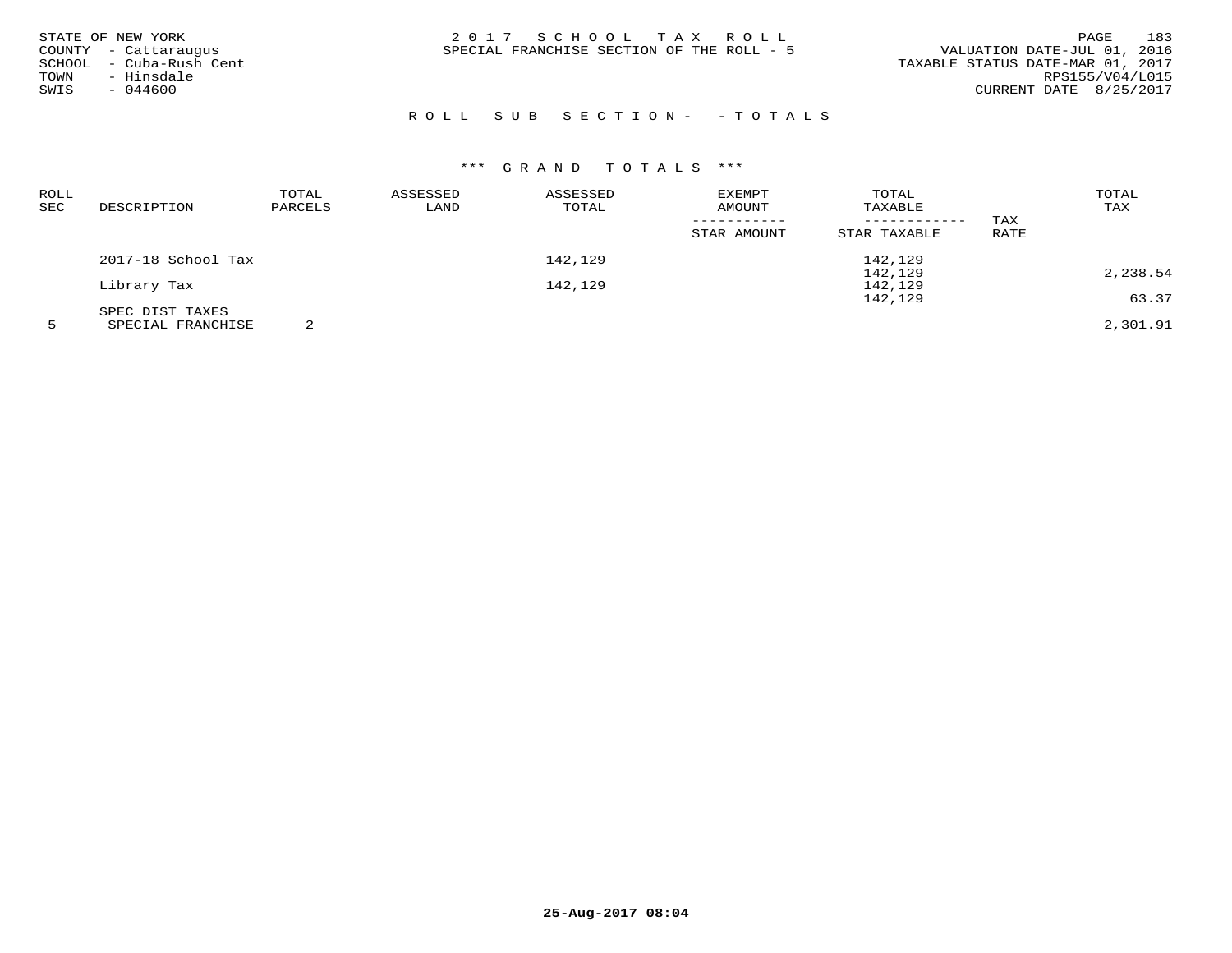STATE OF NEW YORK
COUNTY - Cattaraugus
SCHOOL - Cuba-Rush Cent
TOWN - Hinsdale
SWIS - 044600

# 2017 SCHOOL TAX ROLL
SPECIAL FRANCHISE SECTION OF THE ROLL - 5

VALUATION DATE-JUL 01, 2016
TAXABLE STATUS DATE-MAR 01, 2017
RPS155/V04/L015
CURRENT DATE 8/25/2017

## ROLL SUB SECTION- - TOTALS

### *** GRAND TOTALS ***

| ROLL SEC | DESCRIPTION | TOTAL PARCELS | ASSESSED LAND | ASSESSED TOTAL | EXEMPT AMOUNT / STAR AMOUNT | TOTAL TAXABLE / STAR TAXABLE | TAX RATE | TOTAL TAX |
|---|---|---|---|---|---|---|---|---|
| | 2017-18 School Tax | | | 142,129 | | 142,129 | | |
| | | | | | | 142,129 | | 2,238.54 |
| | Library Tax | | | 142,129 | | 142,129 | | |
| | | | | | | 142,129 | | 63.37 |
| | SPEC DIST TAXES | | | | | | | |
| 5 | SPECIAL FRANCHISE | 2 | | | | | | 2,301.91 |

25-Aug-2017 08:04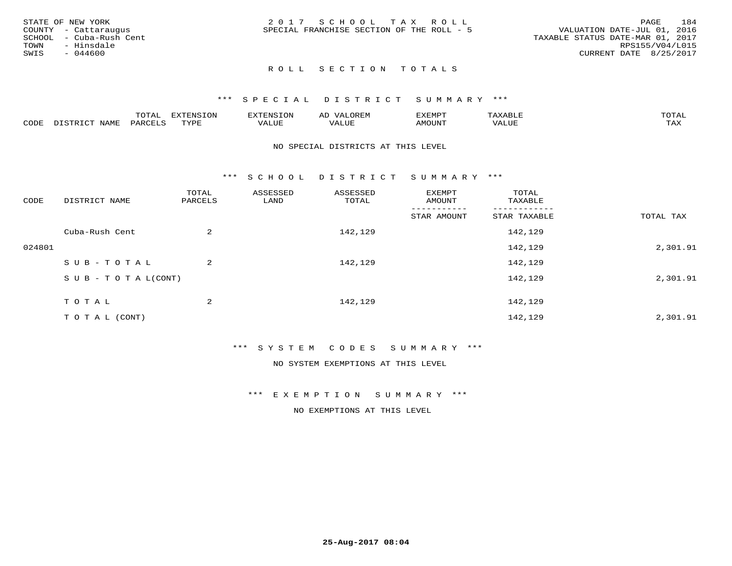STATE OF NEW YORK
COUNTY - Cattaraugus
SCHOOL - Cuba-Rush Cent
TOWN - Hinsdale
SWIS - 044600

2017 SCHOOL TAX ROLL
SPECIAL FRANCHISE SECTION OF THE ROLL - 5

VALUATION DATE-JUL 01, 2016
TAXABLE STATUS DATE-MAR 01, 2017
RPS155/V04/L015
CURRENT DATE 8/25/2017

## ROLL SECTION TOTALS

### *** SPECIAL DISTRICT SUMMARY ***

| CODE | DISTRICT NAME | TOTAL PARCELS | EXTENSION TYPE | EXTENSION VALUE | AD VALOREM VALUE | EXEMPT AMOUNT | TAXABLE VALUE | TOTAL TAX |
|---|---|---|---|---|---|---|---|---|

NO SPECIAL DISTRICTS AT THIS LEVEL

### *** SCHOOL DISTRICT SUMMARY ***

| CODE | DISTRICT NAME | TOTAL PARCELS | ASSESSED LAND | ASSESSED TOTAL | EXEMPT AMOUNT / STAR AMOUNT | TOTAL TAXABLE / STAR TAXABLE | TOTAL TAX |
|---|---|---|---|---|---|---|---|
| | Cuba-Rush Cent | 2 | | 142,129 | | 142,129 | |
| 024801 | | | | | | 142,129 | 2,301.91 |
| | SUB-TOTAL | 2 | | 142,129 | | 142,129 | |
| | SUB-TOTAL(CONT) | | | | | 142,129 | 2,301.91 |
| | TOTAL | 2 | | 142,129 | | 142,129 | |
| | TOTAL (CONT) | | | | | 142,129 | 2,301.91 |

### *** SYSTEM CODES SUMMARY ***

NO SYSTEM EXEMPTIONS AT THIS LEVEL

### *** EXEMPTION SUMMARY ***

NO EXEMPTIONS AT THIS LEVEL

25-Aug-2017 08:04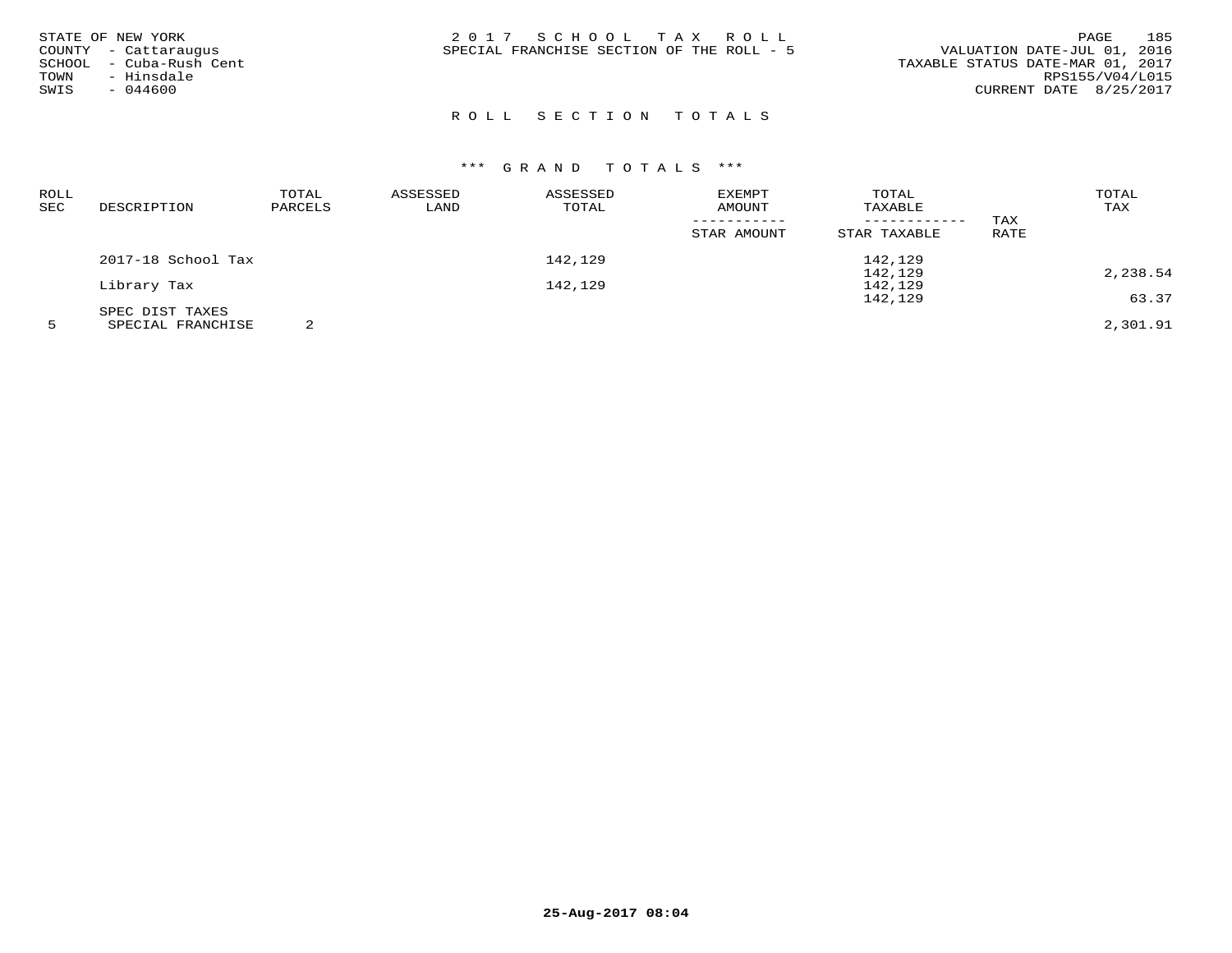STATE OF NEW YORK
COUNTY - Cattaraugus
SCHOOL - Cuba-Rush Cent
TOWN - Hinsdale
SWIS - 044600

2 0 1 7 S C H O O L T A X R O L L
SPECIAL FRANCHISE SECTION OF THE ROLL - 5

VALUATION DATE-JUL 01, 2016
TAXABLE STATUS DATE-MAR 01, 2017
RPS155/V04/L015
CURRENT DATE 8/25/2017

## R O L L S E C T I O N T O T A L S

### \*\*\* G R A N D T O T A L S \*\*\*

| ROLL SEC | DESCRIPTION | TOTAL PARCELS | ASSESSED LAND | ASSESSED TOTAL | EXEMPT AMOUNT / STAR AMOUNT | TOTAL TAXABLE / STAR TAXABLE | TAX RATE | TOTAL TAX |
|---|---|---|---|---|---|---|---|---|
| | 2017-18 School Tax | | | 142,129 | | 142,129 | | |
| | | | | | | 142,129 | | 2,238.54 |
| | Library Tax | | | 142,129 | | 142,129 | | |
| | | | | | | 142,129 | | 63.37 |
| | SPEC DIST TAXES | | | | | | | |
| 5 | SPECIAL FRANCHISE | 2 | | | | | | 2,301.91 |

25-Aug-2017 08:04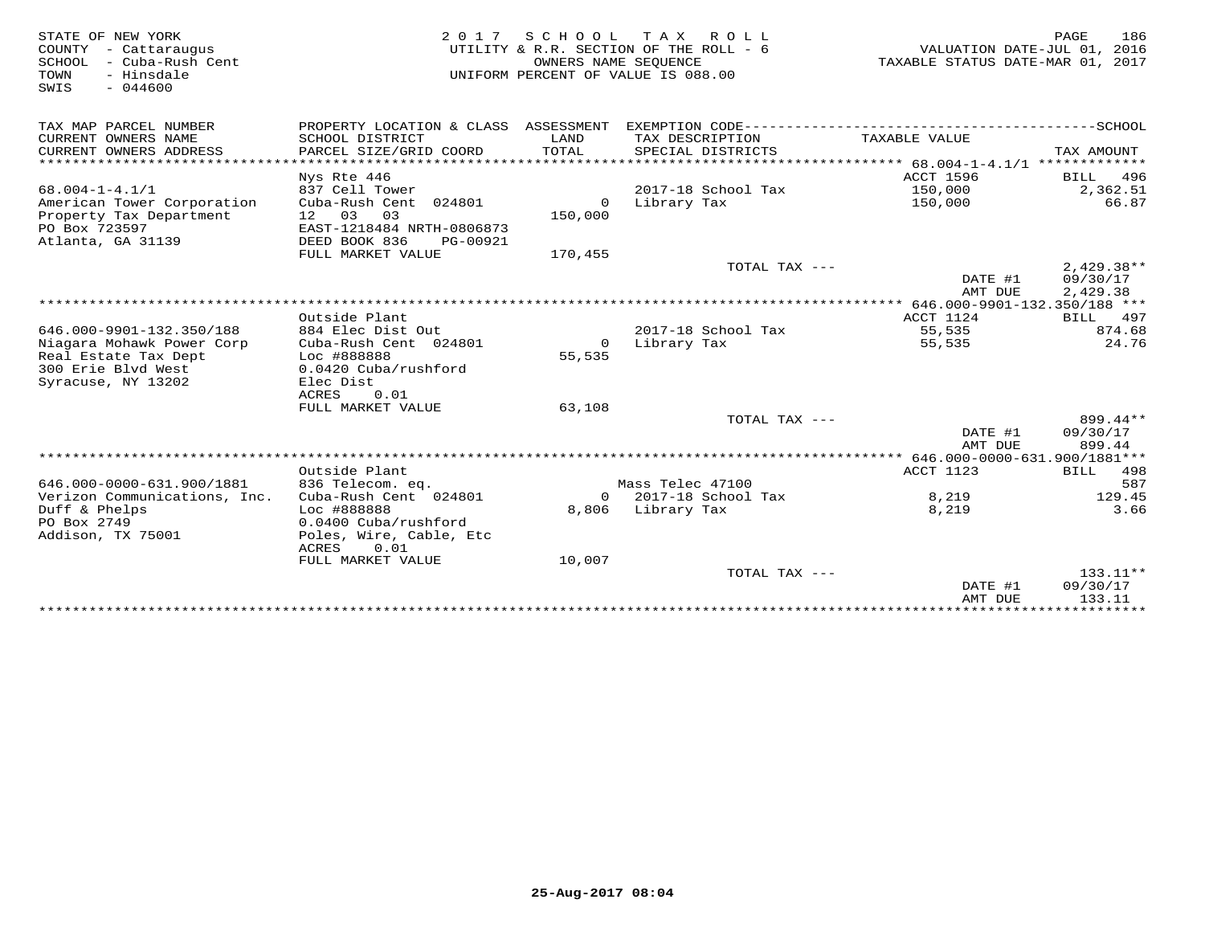STATE OF NEW YORK
COUNTY - Cattaraugus
SCHOOL - Cuba-Rush Cent
TOWN - Hinsdale
SWIS - 044600

2017 SCHOOL TAX ROLL
UTILITY & R.R. SECTION OF THE ROLL - 6
OWNERS NAME SEQUENCE
UNIFORM PERCENT OF VALUE IS 088.00

VALUATION DATE-JUL 01, 2016
TAXABLE STATUS DATE-MAR 01, 2017

| TAX MAP PARCEL NUMBER / CURRENT OWNERS NAME / CURRENT OWNERS ADDRESS | PROPERTY LOCATION & CLASS / SCHOOL DISTRICT / PARCEL SIZE/GRID COORD | ASSESSMENT LAND / TOTAL | EXEMPTION CODE / TAX DESCRIPTION / SPECIAL DISTRICTS | TAXABLE VALUE | TAX AMOUNT |
|---|---|---|---|---|---|
| **68.004-1-4.1/1** | Nys Rte 446 | | | ACCT 1596 | BILL 496 |
| 68.004-1-4.1/1 | 837 Cell Tower | | 2017-18 School Tax | 150,000 | 2,362.51 |
| American Tower Corporation | Cuba-Rush Cent 024801 | 0 | Library Tax | 150,000 | 66.87 |
| Property Tax Department | 12 03 03 | 150,000 | | | |
| PO Box 723597 | EAST-1218484 NRTH-0806873 | | | | |
| Atlanta, GA 31139 | DEED BOOK 836 PG-00921 | | | | |
| | FULL MARKET VALUE | 170,455 | | | |
| | | | TOTAL TAX --- | | 2,429.38** |
| | | | | DATE #1 | 09/30/17 |
| | | | | AMT DUE | 2,429.38 |
| **646.000-9901-132.350/188** | Outside Plant | | | ACCT 1124 | BILL 497 |
| 646.000-9901-132.350/188 | 884 Elec Dist Out | | 2017-18 School Tax | 55,535 | 874.68 |
| Niagara Mohawk Power Corp | Cuba-Rush Cent 024801 | 0 | Library Tax | 55,535 | 24.76 |
| Real Estate Tax Dept | Loc #888888 | 55,535 | | | |
| 300 Erie Blvd West | 0.0420 Cuba/rushford | | | | |
| Syracuse, NY 13202 | Elec Dist | | | | |
| | ACRES 0.01 | | | | |
| | FULL MARKET VALUE | 63,108 | | | |
| | | | TOTAL TAX --- | | 899.44** |
| | | | | DATE #1 | 09/30/17 |
| | | | | AMT DUE | 899.44 |
| **646.000-0000-631.900/1881** | Outside Plant | | | ACCT 1123 | BILL 498 |
| 646.000-0000-631.900/1881 | 836 Telecom. eq. | | Mass Telec 47100 | | 587 |
| Verizon Communications, Inc. | Cuba-Rush Cent 024801 | 0 | 2017-18 School Tax | 8,219 | 129.45 |
| Duff & Phelps | Loc #888888 | 8,806 | Library Tax | 8,219 | 3.66 |
| PO Box 2749 | 0.0400 Cuba/rushford | | | | |
| Addison, TX 75001 | Poles, Wire, Cable, Etc | | | | |
| | ACRES 0.01 | | | | |
| | FULL MARKET VALUE | 10,007 | | | |
| | | | TOTAL TAX --- | | 133.11** |
| | | | | DATE #1 | 09/30/17 |
| | | | | AMT DUE | 133.11 |

25-Aug-2017 08:04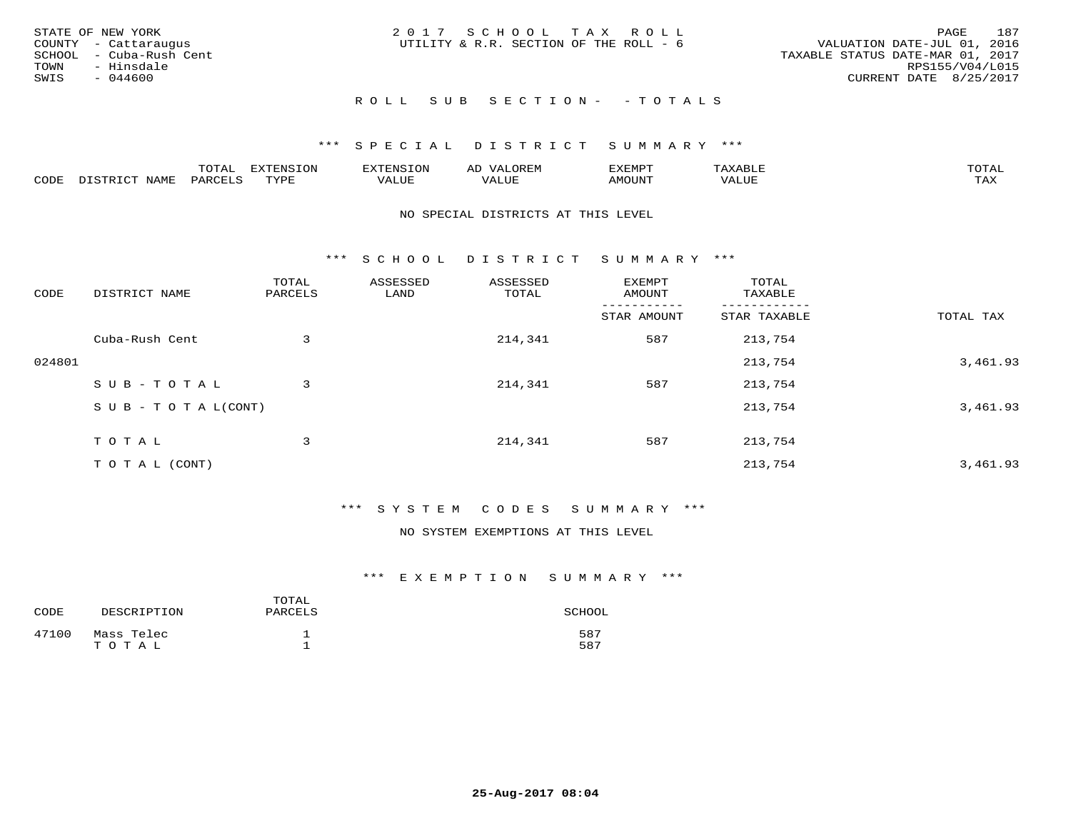STATE OF NEW YORK
COUNTY - Cattaraugus
SCHOOL - Cuba-Rush Cent
TOWN - Hinsdale
SWIS - 044600

2 0 1 7  S C H O O L  T A X  R O L L
UTILITY & R.R. SECTION OF THE ROLL - 6

VALUATION DATE-JUL 01, 2016
TAXABLE STATUS DATE-MAR 01, 2017
RPS155/V04/L015
CURRENT DATE 8/25/2017

R O L L  S U B  S E C T I O N -  - T O T A L S

\*\*\* S P E C I A L  D I S T R I C T  S U M M A R Y \*\*\*

| CODE | DISTRICT NAME | TOTAL PARCELS | EXTENSION TYPE | EXTENSION VALUE | AD VALOREM VALUE | EXEMPT AMOUNT | TAXABLE VALUE | TOTAL TAX |
|---|---|---|---|---|---|---|---|---|

NO SPECIAL DISTRICTS AT THIS LEVEL

\*\*\* S C H O O L  D I S T R I C T  S U M M A R Y \*\*\*

| CODE | DISTRICT NAME | TOTAL PARCELS | ASSESSED LAND | ASSESSED TOTAL | EXEMPT AMOUNT / STAR AMOUNT | TOTAL TAXABLE / STAR TAXABLE | TOTAL TAX |
|---|---|---|---|---|---|---|---|
| | Cuba-Rush Cent | 3 | | 214,341 | 587 | 213,754 | |
| 024801 | | | | | | 213,754 | 3,461.93 |
| | S U B - T O T A L | 3 | | 214,341 | 587 | 213,754 | |
| | S U B - T O T A L(CONT) | | | | | 213,754 | 3,461.93 |
| | T O T A L | 3 | | 214,341 | 587 | 213,754 | |
| | T O T A L (CONT) | | | | | 213,754 | 3,461.93 |

\*\*\* S Y S T E M  C O D E S  S U M M A R Y \*\*\*

NO SYSTEM EXEMPTIONS AT THIS LEVEL

\*\*\* E X E M P T I O N  S U M M A R Y \*\*\*

| CODE | DESCRIPTION | TOTAL PARCELS | SCHOOL |
|---|---|---|---|
| 47100 | Mass Telec | 1 | 587 |
| | T O T A L | 1 | 587 |

25-Aug-2017 08:04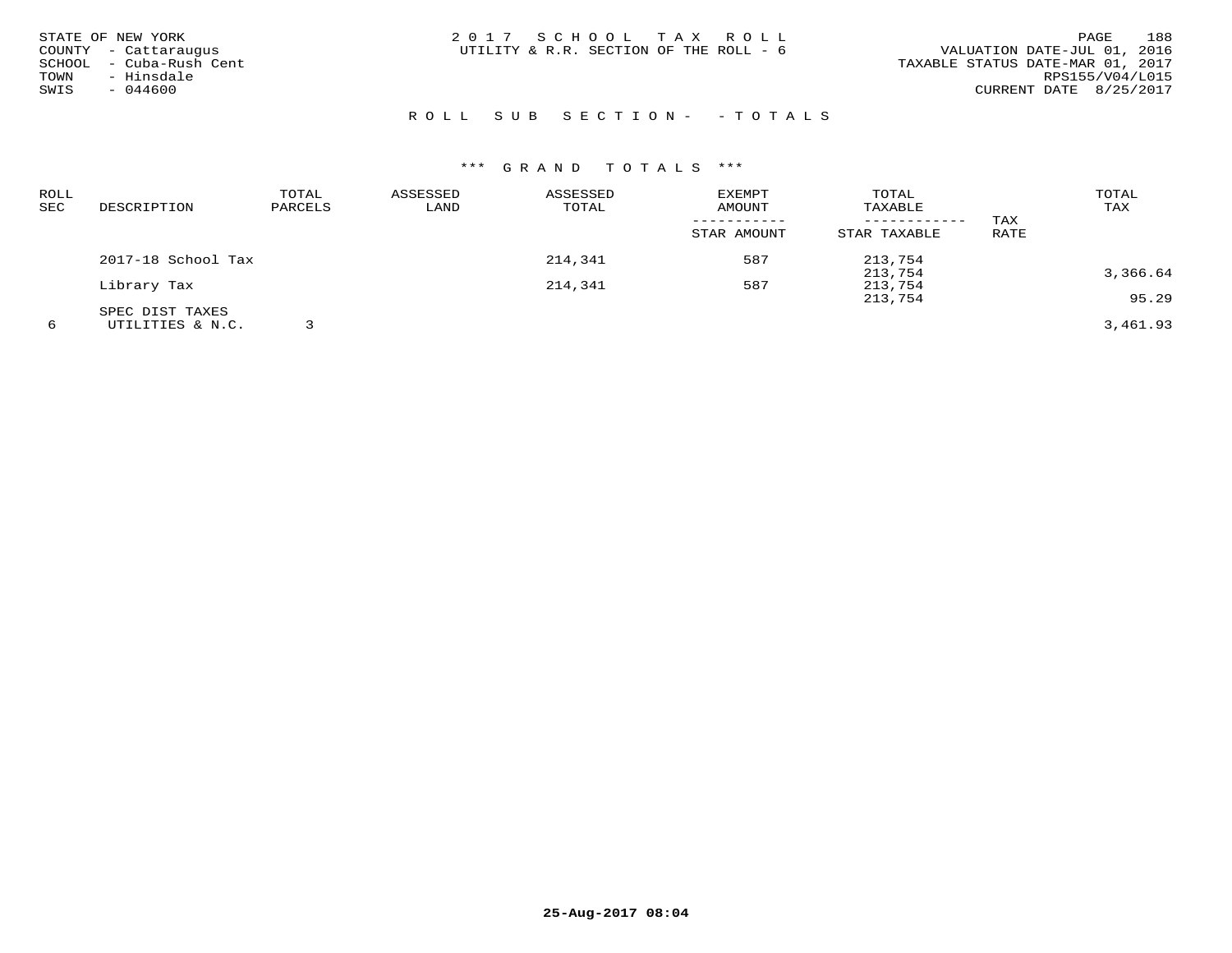STATE OF NEW YORK
COUNTY - Cattaraugus
SCHOOL - Cuba-Rush Cent
TOWN - Hinsdale
SWIS - 044600

2 0 1 7 S C H O O L T A X R O L L
UTILITY & R.R. SECTION OF THE ROLL - 6

VALUATION DATE-JUL 01, 2016
TAXABLE STATUS DATE-MAR 01, 2017
RPS155/V04/L015
CURRENT DATE 8/25/2017

R O L L S U B S E C T I O N - - T O T A L S

\*\*\* G R A N D T O T A L S \*\*\*

| ROLL SEC | DESCRIPTION | TOTAL PARCELS | ASSESSED LAND | ASSESSED TOTAL | EXEMPT AMOUNT / STAR AMOUNT | TOTAL TAXABLE / STAR TAXABLE | TAX RATE | TOTAL TAX |
|---|---|---|---|---|---|---|---|---|
| | 2017-18 School Tax | | | 214,341 | 587 | 213,754 | | |
| | | | | | | 213,754 | | 3,366.64 |
| | Library Tax | | | 214,341 | 587 | 213,754 | | |
| | | | | | | 213,754 | | 95.29 |
| | SPEC DIST TAXES | | | | | | | |
| 6 | UTILITIES & N.C. | 3 | | | | | | 3,461.93 |

25-Aug-2017 08:04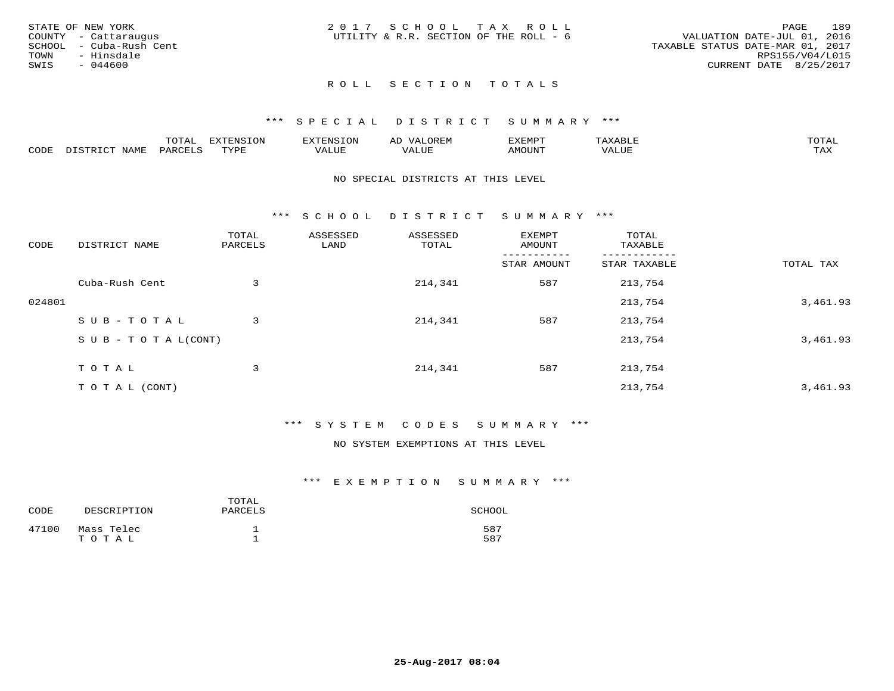STATE OF NEW YORK
COUNTY - Cattaraugus
SCHOOL - Cuba-Rush Cent
TOWN - Hinsdale
SWIS - 044600

2017 SCHOOL TAX ROLL
UTILITY & R.R. SECTION OF THE ROLL - 6

VALUATION DATE-JUL 01, 2016
TAXABLE STATUS DATE-MAR 01, 2017
RPS155/V04/L015
CURRENT DATE 8/25/2017

## ROLL SECTION TOTALS

### *** SPECIAL DISTRICT SUMMARY ***

| CODE | DISTRICT NAME | TOTAL PARCELS | EXTENSION TYPE | EXTENSION VALUE | AD VALOREM VALUE | EXEMPT AMOUNT | TAXABLE VALUE | TOTAL TAX |
|---|---|---|---|---|---|---|---|---|

NO SPECIAL DISTRICTS AT THIS LEVEL

### *** SCHOOL DISTRICT SUMMARY ***

| CODE | DISTRICT NAME | TOTAL PARCELS | ASSESSED LAND | ASSESSED TOTAL | EXEMPT AMOUNT / STAR AMOUNT | TOTAL TAXABLE / STAR TAXABLE | TOTAL TAX |
|---|---|---|---|---|---|---|---|
| | Cuba-Rush Cent | 3 | | 214,341 | 587 | 213,754 | |
| 024801 | | | | | | 213,754 | 3,461.93 |
| | S U B - T O T A L | 3 | | 214,341 | 587 | 213,754 | |
| | S U B - T O T A L(CONT) | | | | | 213,754 | 3,461.93 |
| | T O T A L | 3 | | 214,341 | 587 | 213,754 | |
| | T O T A L (CONT) | | | | | 213,754 | 3,461.93 |

### *** SYSTEM CODES SUMMARY ***

NO SYSTEM EXEMPTIONS AT THIS LEVEL

### *** EXEMPTION SUMMARY ***

| CODE | DESCRIPTION | TOTAL PARCELS | SCHOOL |
|---|---|---|---|
| 47100 | Mass Telec | 1 | 587 |
| | T O T A L | 1 | 587 |

25-Aug-2017 08:04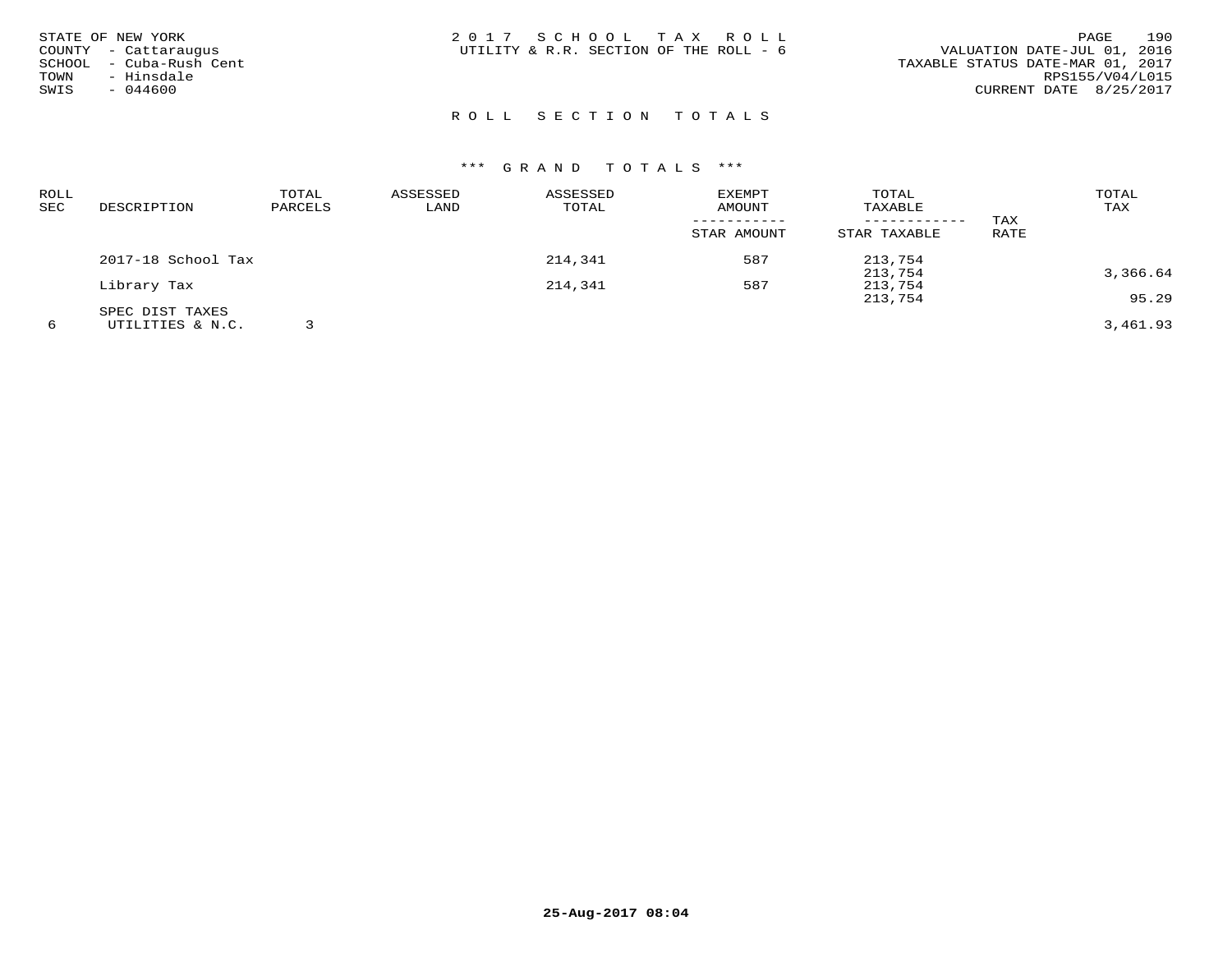STATE OF NEW YORK
COUNTY - Cattaraugus
SCHOOL - Cuba-Rush Cent
TOWN - Hinsdale
SWIS - 044600

# 2017 SCHOOL TAX ROLL
UTILITY & R.R. SECTION OF THE ROLL - 6

VALUATION DATE-JUL 01, 2016
TAXABLE STATUS DATE-MAR 01, 2017
RPS155/V04/L015
CURRENT DATE 8/25/2017

## ROLL SECTION TOTALS

### *** GRAND TOTALS ***

| ROLL SEC | DESCRIPTION | TOTAL PARCELS | ASSESSED LAND | ASSESSED TOTAL | EXEMPT AMOUNT / STAR AMOUNT | TOTAL TAXABLE / STAR TAXABLE | TAX RATE | TOTAL TAX |
|---|---|---|---|---|---|---|---|---|
| | 2017-18 School Tax | | | 214,341 | 587 | 213,754 | | |
| | | | | | | 213,754 | | 3,366.64 |
| | Library Tax | | | 214,341 | 587 | 213,754 | | |
| | | | | | | 213,754 | | 95.29 |
| | SPEC DIST TAXES | | | | | | | |
| 6 | UTILITIES & N.C. | 3 | | | | | | 3,461.93 |

25-Aug-2017 08:04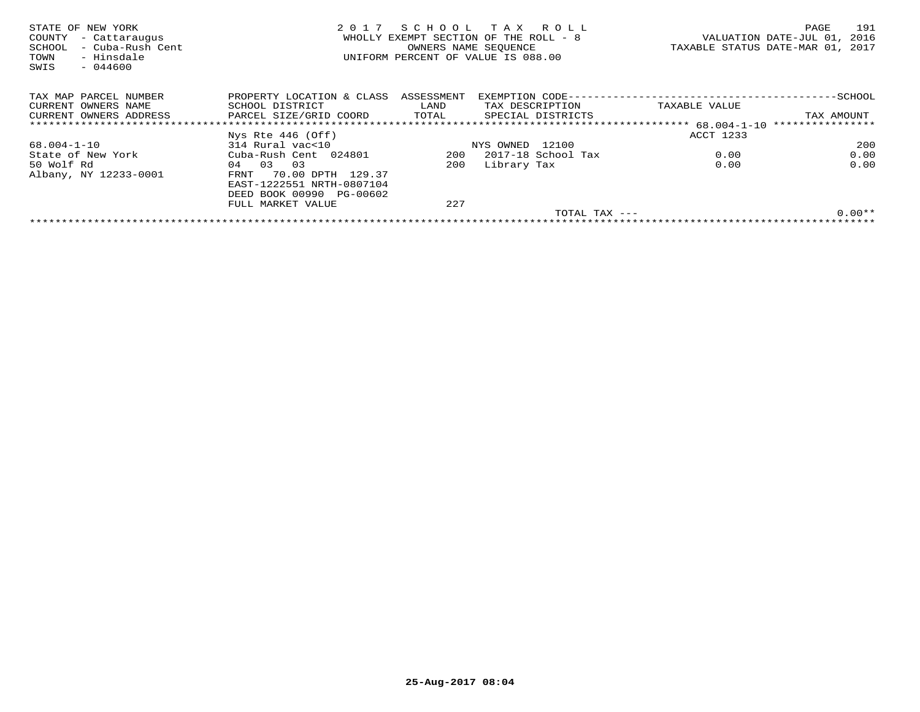STATE OF NEW YORK
COUNTY - Cattaraugus
SCHOOL - Cuba-Rush Cent
TOWN - Hinsdale
SWIS - 044600

2 0 1 7 S C H O O L T A X R O L L
WHOLLY EXEMPT SECTION OF THE ROLL - 8
OWNERS NAME SEQUENCE
UNIFORM PERCENT OF VALUE IS 088.00

VALUATION DATE-JUL 01, 2016
TAXABLE STATUS DATE-MAR 01, 2017

| TAX MAP PARCEL NUMBER<br>CURRENT OWNERS NAME<br>CURRENT OWNERS ADDRESS | PROPERTY LOCATION & CLASS<br>SCHOOL DISTRICT<br>PARCEL SIZE/GRID COORD | ASSESSMENT<br>LAND<br>TOTAL | EXEMPTION CODE<br>TAX DESCRIPTION<br>SPECIAL DISTRICTS | TAXABLE VALUE | SCHOOL<br>TAX AMOUNT |
|---|---|---|---|---|---|
| 68.004-1-10 | Nys Rte 446 (Off) | | | ACCT 1233 | |
| 68.004-1-10 | 314 Rural vac<10 | | NYS OWNED 12100 | | 200 |
| State of New York | Cuba-Rush Cent 024801 | 200 | 2017-18 School Tax | 0.00 | 0.00 |
| 50 Wolf Rd | 04 03 03 | 200 | Library Tax | 0.00 | 0.00 |
| Albany, NY 12233-0001 | FRNT 70.00 DPTH 129.37 | | | | |
| | EAST-1222551 NRTH-0807104 | | | | |
| | DEED BOOK 00990 PG-00602 | | | | |
| | FULL MARKET VALUE | 227 | | | |
| | | | TOTAL TAX --- | | 0.00** |

25-Aug-2017 08:04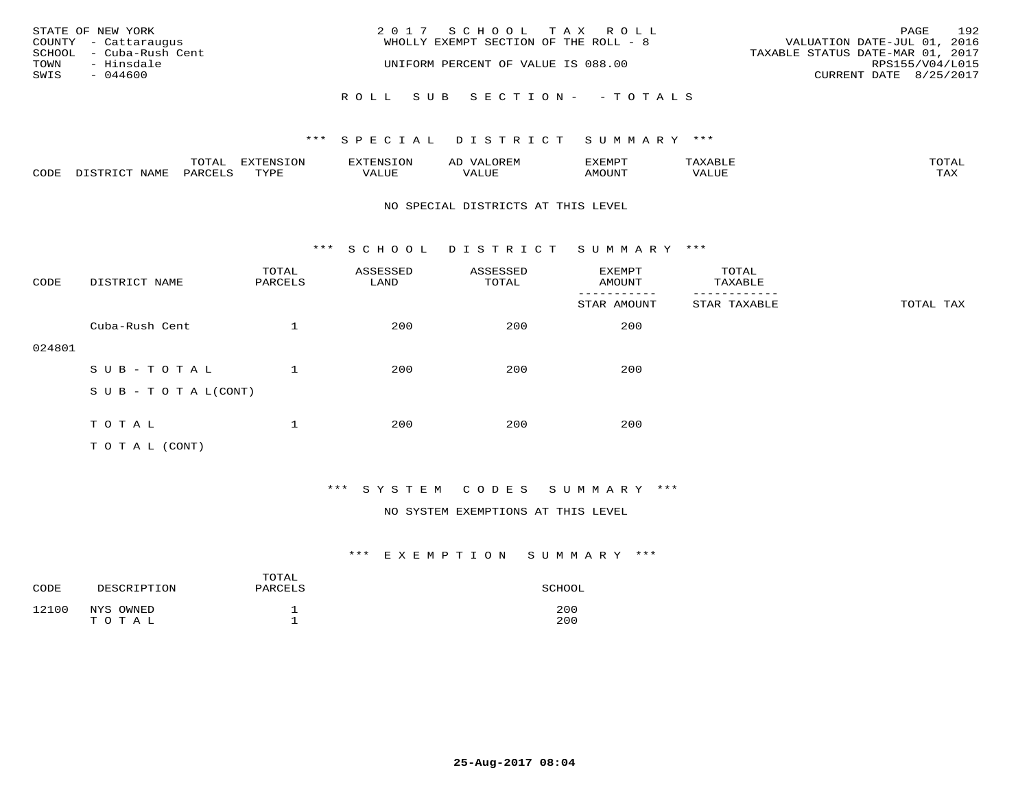STATE OF NEW YORK
COUNTY - Cattaraugus
SCHOOL - Cuba-Rush Cent
TOWN - Hinsdale
SWIS - 044600

2 0 1 7 S C H O O L T A X R O L L
WHOLLY EXEMPT SECTION OF THE ROLL - 8

UNIFORM PERCENT OF VALUE IS 088.00

VALUATION DATE-JUL 01, 2016
TAXABLE STATUS DATE-MAR 01, 2017
RPS155/V04/L015
CURRENT DATE 8/25/2017

R O L L S U B S E C T I O N - - T O T A L S

## *** S P E C I A L D I S T R I C T S U M M A R Y ***

| CODE | DISTRICT NAME | TOTAL PARCELS | EXTENSION TYPE | EXTENSION VALUE | AD VALOREM VALUE | EXEMPT AMOUNT | TAXABLE VALUE | TOTAL TAX |
|---|---|---|---|---|---|---|---|---|

NO SPECIAL DISTRICTS AT THIS LEVEL

## *** S C H O O L D I S T R I C T S U M M A R Y ***

| CODE | DISTRICT NAME | TOTAL PARCELS | ASSESSED LAND | ASSESSED TOTAL | EXEMPT AMOUNT / STAR AMOUNT | TOTAL TAXABLE / STAR TAXABLE | TOTAL TAX |
|---|---|---|---|---|---|---|---|
| 024801 | Cuba-Rush Cent | 1 | 200 | 200 | 200 | | |
| | S U B - T O T A L | 1 | 200 | 200 | 200 | | |
| | S U B - T O T A L(CONT) | | | | | | |
| | T O T A L | 1 | 200 | 200 | 200 | | |
| | T O T A L (CONT) | | | | | | |

## *** S Y S T E M C O D E S S U M M A R Y ***

NO SYSTEM EXEMPTIONS AT THIS LEVEL

## *** E X E M P T I O N S U M M A R Y ***

| CODE | DESCRIPTION | TOTAL PARCELS | SCHOOL |
|---|---|---|---|
| 12100 | NYS OWNED | 1 | 200 |
| | T O T A L | 1 | 200 |

25-Aug-2017 08:04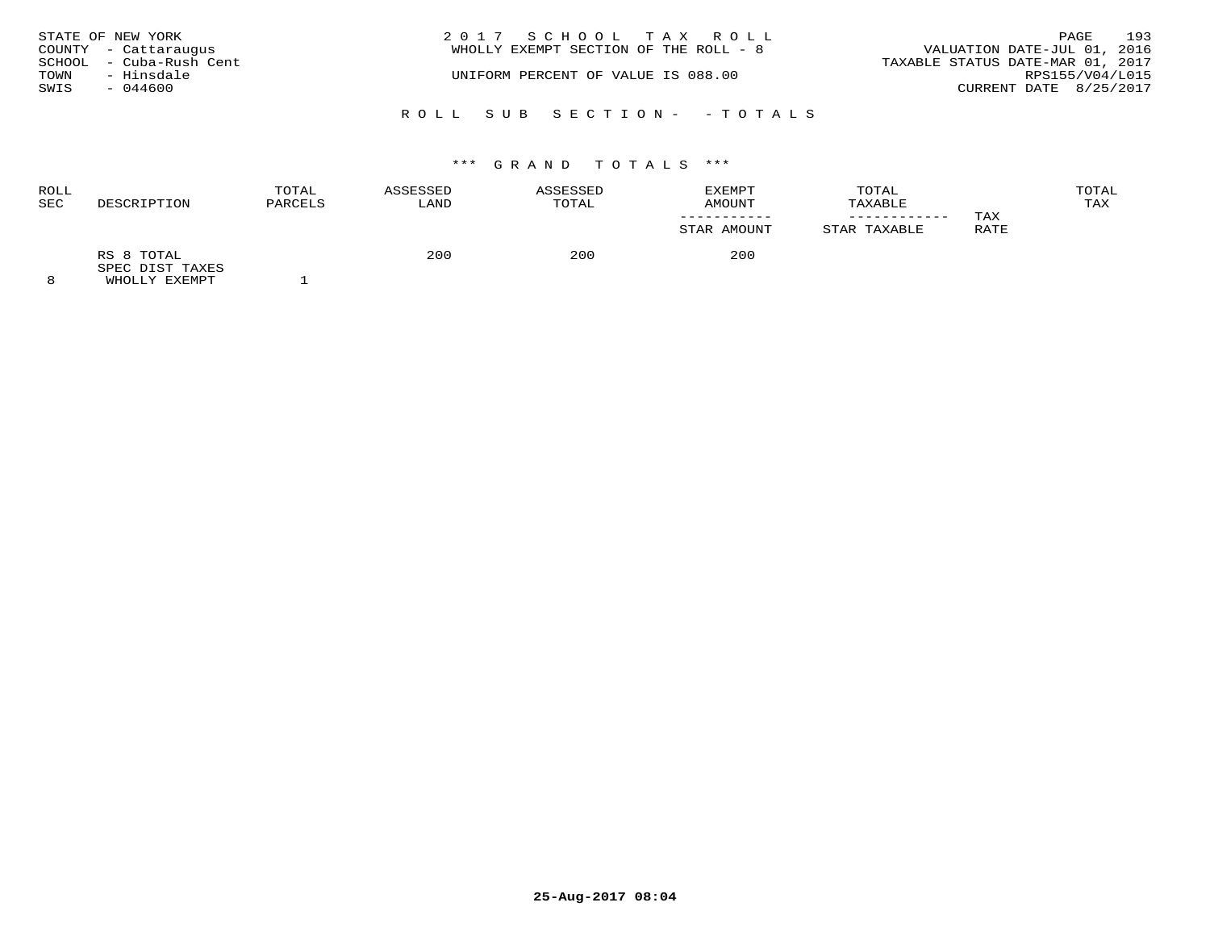STATE OF NEW YORK
COUNTY - Cattaraugus
SCHOOL - Cuba-Rush Cent
TOWN - Hinsdale
SWIS - 044600

2 0 1 7 S C H O O L T A X R O L L
WHOLLY EXEMPT SECTION OF THE ROLL - 8

UNIFORM PERCENT OF VALUE IS 088.00

VALUATION DATE-JUL 01, 2016
TAXABLE STATUS DATE-MAR 01, 2017
RPS155/V04/L015
CURRENT DATE 8/25/2017

R O L L S U B S E C T I O N - - T O T A L S

*** G R A N D T O T A L S ***

| ROLL SEC | DESCRIPTION | TOTAL PARCELS | ASSESSED LAND | ASSESSED TOTAL | EXEMPT AMOUNT<br>-----------<br>STAR AMOUNT | TOTAL TAXABLE<br>------------<br>STAR TAXABLE | TAX RATE | TOTAL TAX |
|---|---|---|---|---|---|---|---|---|
| | RS 8 TOTAL<br>SPEC DIST TAXES | | 200 | 200 | 200 | | | |
| 8 | WHOLLY EXEMPT | 1 | | | | | | |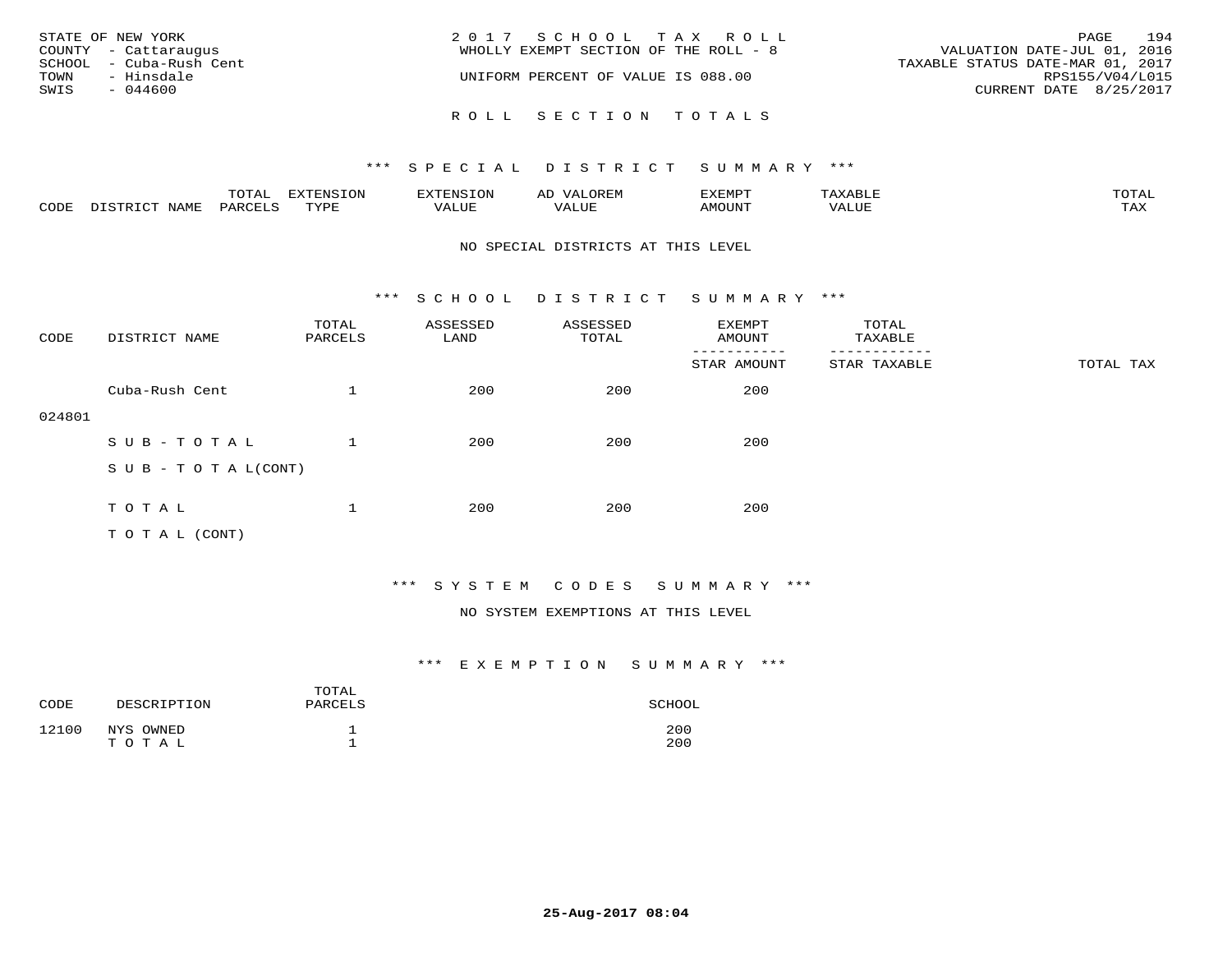STATE OF NEW YORK
COUNTY - Cattaraugus
SCHOOL - Cuba-Rush Cent
TOWN - Hinsdale
SWIS - 044600

2017 SCHOOL TAX ROLL
WHOLLY EXEMPT SECTION OF THE ROLL - 8
UNIFORM PERCENT OF VALUE IS 088.00

VALUATION DATE-JUL 01, 2016
TAXABLE STATUS DATE-MAR 01, 2017
RPS155/V04/L015
CURRENT DATE 8/25/2017

## ROLL SECTION TOTALS

### *** SPECIAL DISTRICT SUMMARY ***

| CODE | DISTRICT NAME | TOTAL PARCELS | EXTENSION TYPE | EXTENSION VALUE | AD VALOREM VALUE | EXEMPT AMOUNT | TAXABLE VALUE | TOTAL TAX |
|---|---|---|---|---|---|---|---|---|

NO SPECIAL DISTRICTS AT THIS LEVEL

### *** SCHOOL DISTRICT SUMMARY ***

| CODE | DISTRICT NAME | TOTAL PARCELS | ASSESSED LAND | ASSESSED TOTAL | EXEMPT AMOUNT / STAR AMOUNT | TOTAL TAXABLE / STAR TAXABLE | TOTAL TAX |
|---|---|---|---|---|---|---|---|
| 024801 | Cuba-Rush Cent | 1 | 200 | 200 | 200 | | |
| | SUB-TOTAL | 1 | 200 | 200 | 200 | | |
| | SUB-TOTAL(CONT) | | | | | | |
| | TOTAL | 1 | 200 | 200 | 200 | | |
| | TOTAL (CONT) | | | | | | |

### *** SYSTEM CODES SUMMARY ***

NO SYSTEM EXEMPTIONS AT THIS LEVEL

### *** EXEMPTION SUMMARY ***

| CODE | DESCRIPTION | TOTAL PARCELS | SCHOOL |
|---|---|---|---|
| 12100 | NYS OWNED | 1 | 200 |
| | TOTAL | 1 | 200 |

25-Aug-2017 08:04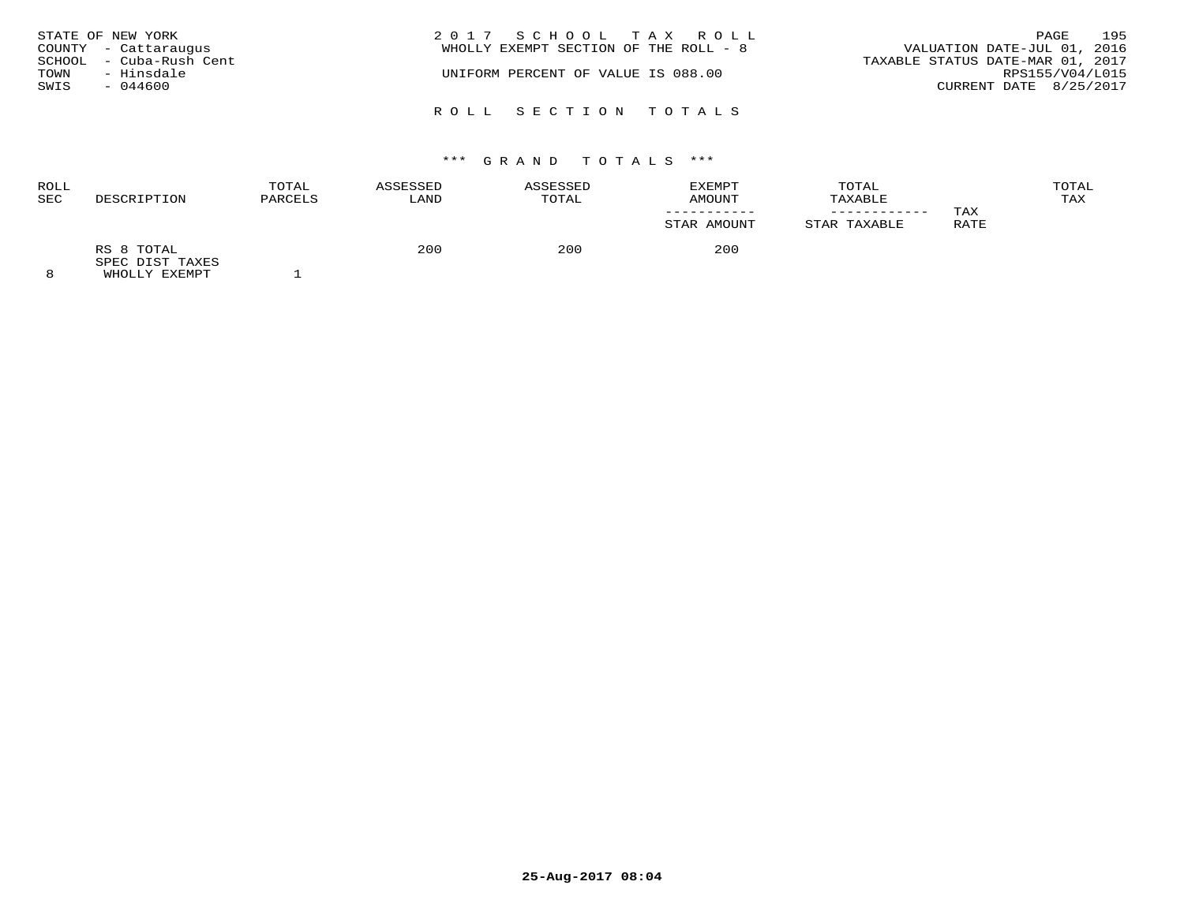STATE OF NEW YORK
COUNTY - Cattaraugus
SCHOOL - Cuba-Rush Cent
TOWN - Hinsdale
SWIS - 044600

2 0 1 7 S C H O O L T A X R O L L
WHOLLY EXEMPT SECTION OF THE ROLL - 8

UNIFORM PERCENT OF VALUE IS 088.00

VALUATION DATE-JUL 01, 2016
TAXABLE STATUS DATE-MAR 01, 2017
RPS155/V04/L015
CURRENT DATE 8/25/2017

R O L L S E C T I O N T O T A L S

\*\*\* G R A N D T O T A L S \*\*\*

| ROLL SEC | DESCRIPTION | TOTAL PARCELS | ASSESSED LAND | ASSESSED TOTAL | EXEMPT AMOUNT / STAR AMOUNT | TOTAL TAXABLE / STAR TAXABLE | TAX RATE | TOTAL TAX |
|---|---|---|---|---|---|---|---|---|
| | RS 8 TOTAL | | 200 | 200 | 200 | | | |
| | SPEC DIST TAXES | | | | | | | |
| 8 | WHOLLY EXEMPT | 1 | | | | | | |

25-Aug-2017 08:04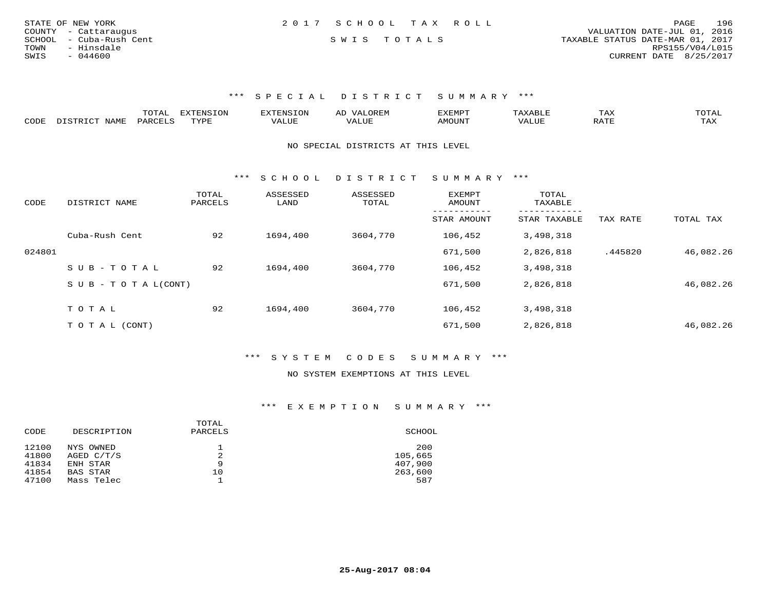STATE OF NEW YORK
COUNTY - Cattaraugus
SCHOOL - Cuba-Rush Cent
TOWN - Hinsdale
SWIS - 044600

2017 SCHOOL TAX ROLL
SWIS TOTALS

VALUATION DATE-JUL 01, 2016
TAXABLE STATUS DATE-MAR 01, 2017
RPS155/V04/L015
CURRENT DATE 8/25/2017

### *** SPECIAL DISTRICT SUMMARY ***

| CODE | DISTRICT NAME | TOTAL PARCELS | EXTENSION TYPE | EXTENSION VALUE | AD VALOREM VALUE | EXEMPT AMOUNT | TAXABLE VALUE | TAX RATE | TOTAL TAX |
|---|---|---|---|---|---|---|---|---|---|

NO SPECIAL DISTRICTS AT THIS LEVEL

### *** SCHOOL DISTRICT SUMMARY ***

| CODE | DISTRICT NAME | TOTAL PARCELS | ASSESSED LAND | ASSESSED TOTAL | EXEMPT AMOUNT / STAR AMOUNT | TOTAL TAXABLE / STAR TAXABLE | TAX RATE | TOTAL TAX |
|---|---|---|---|---|---|---|---|---|
| | Cuba-Rush Cent | 92 | 1694,400 | 3604,770 | 106,452 | 3,498,318 | | |
| 024801 | | | | | 671,500 | 2,826,818 | .445820 | 46,082.26 |
| | SUB-TOTAL | 92 | 1694,400 | 3604,770 | 106,452 | 3,498,318 | | |
| | SUB-TOTAL(CONT) | | | | 671,500 | 2,826,818 | | 46,082.26 |
| | TOTAL | 92 | 1694,400 | 3604,770 | 106,452 | 3,498,318 | | |
| | TOTAL (CONT) | | | | 671,500 | 2,826,818 | | 46,082.26 |

### *** SYSTEM CODES SUMMARY ***

NO SYSTEM EXEMPTIONS AT THIS LEVEL

### *** EXEMPTION SUMMARY ***

| CODE | DESCRIPTION | TOTAL PARCELS | SCHOOL |
|---|---|---|---|
| 12100 | NYS OWNED | 1 | 200 |
| 41800 | AGED C/T/S | 2 | 105,665 |
| 41834 | ENH STAR | 9 | 407,900 |
| 41854 | BAS STAR | 10 | 263,600 |
| 47100 | Mass Telec | 1 | 587 |

25-Aug-2017 08:04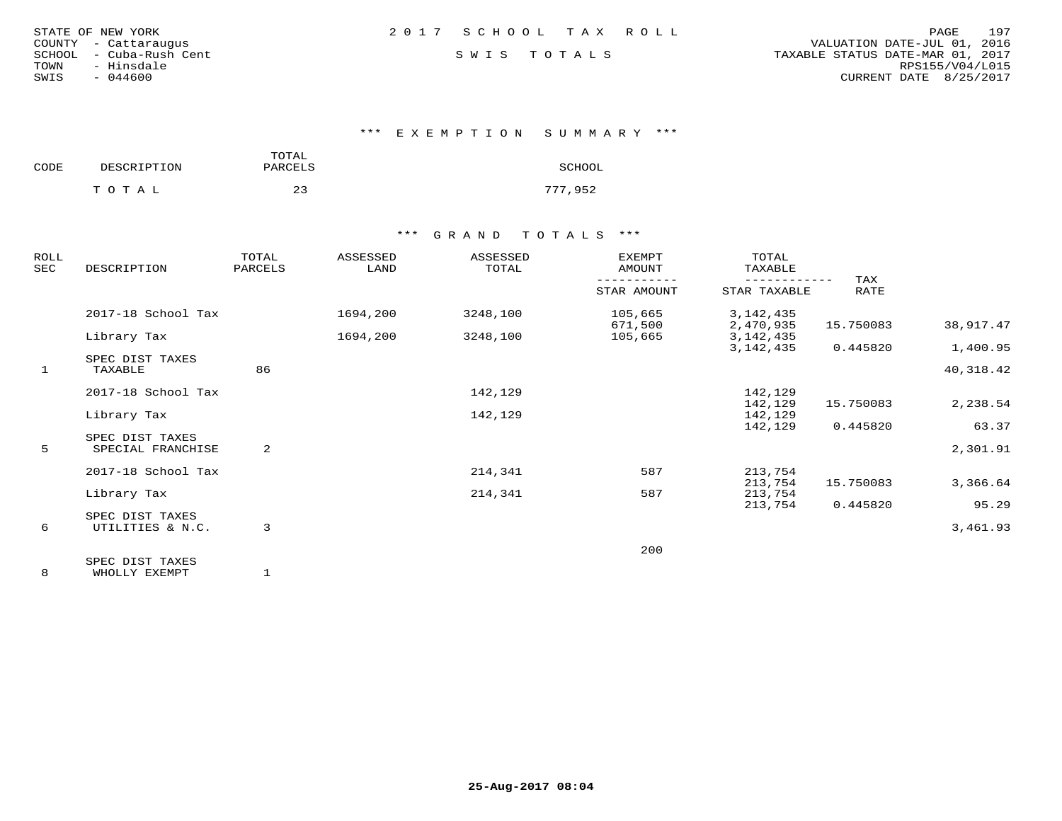STATE OF NEW YORK
COUNTY - Cattaraugus
SCHOOL - Cuba-Rush Cent
TOWN - Hinsdale
SWIS - 044600

# 2017 SCHOOL TAX ROLL

SWIS TOTALS

VALUATION DATE-JUL 01, 2016
TAXABLE STATUS DATE-MAR 01, 2017
RPS155/V04/L015
CURRENT DATE 8/25/2017

## *** EXEMPTION SUMMARY ***

| CODE | DESCRIPTION | TOTAL PARCELS | SCHOOL |
|---|---|---|---|
| | TOTAL | 23 | 777,952 |

## *** GRAND TOTALS ***

| ROLL SEC | DESCRIPTION | TOTAL PARCELS | ASSESSED LAND | ASSESSED TOTAL | EXEMPT AMOUNT / STAR AMOUNT | TOTAL TAXABLE / STAR TAXABLE | TAX RATE | |
|---|---|---|---|---|---|---|---|---|
| | 2017-18 School Tax | | 1694,200 | 3248,100 | 105,665 | 3,142,435 | | |
| | | | | | 671,500 | 2,470,935 | 15.750083 | 38,917.47 |
| | Library Tax | | 1694,200 | 3248,100 | 105,665 | 3,142,435 | | |
| | | | | | | 3,142,435 | 0.445820 | 1,400.95 |
| | SPEC DIST TAXES | | | | | | | |
| 1 | TAXABLE | 86 | | | | | | 40,318.42 |
| | 2017-18 School Tax | | | 142,129 | | 142,129 | | |
| | | | | | | 142,129 | 15.750083 | 2,238.54 |
| | Library Tax | | | 142,129 | | 142,129 | | |
| | | | | | | 142,129 | 0.445820 | 63.37 |
| | SPEC DIST TAXES | | | | | | | |
| 5 | SPECIAL FRANCHISE | 2 | | | | | | 2,301.91 |
| | 2017-18 School Tax | | | 214,341 | 587 | 213,754 | | |
| | | | | | | 213,754 | 15.750083 | 3,366.64 |
| | Library Tax | | | 214,341 | 587 | 213,754 | | |
| | | | | | | 213,754 | 0.445820 | 95.29 |
| | SPEC DIST TAXES | | | | | | | |
| 6 | UTILITIES & N.C. | 3 | | | | | | 3,461.93 |
| | | | | | 200 | | | |
| | SPEC DIST TAXES | | | | | | | |
| 8 | WHOLLY EXEMPT | 1 | | | | | | |

25-Aug-2017 08:04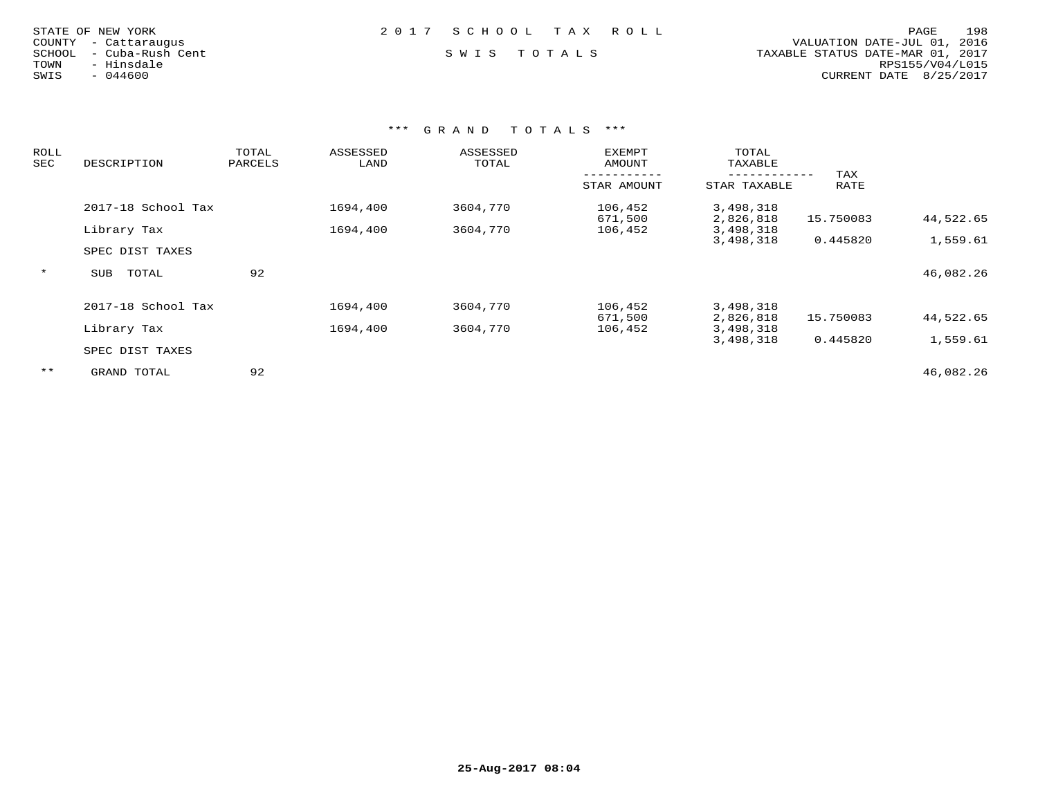STATE OF NEW YORK
COUNTY - Cattaraugus
SCHOOL - Cuba-Rush Cent
TOWN - Hinsdale
SWIS - 044600

2 0 1 7 S C H O O L T A X R O L L

S W I S T O T A L S

VALUATION DATE-JUL 01, 2016
TAXABLE STATUS DATE-MAR 01, 2017
RPS155/V04/L015
CURRENT DATE 8/25/2017

*** G R A N D T O T A L S ***

| ROLL SEC | DESCRIPTION | TOTAL PARCELS | ASSESSED LAND | ASSESSED TOTAL | EXEMPT AMOUNT / STAR AMOUNT | TOTAL TAXABLE / STAR TAXABLE | TAX RATE | |
|---|---|---|---|---|---|---|---|---|
| | 2017-18 School Tax | | 1694,400 | 3604,770 | 106,452 | 3,498,318 | | |
| | | | | | 671,500 | 2,826,818 | 15.750083 | 44,522.65 |
| | Library Tax | | 1694,400 | 3604,770 | 106,452 | 3,498,318 | | |
| | | | | | | 3,498,318 | 0.445820 | 1,559.61 |
| | SPEC DIST TAXES | | | | | | | |
| * | SUB TOTAL | 92 | | | | | | 46,082.26 |
| | 2017-18 School Tax | | 1694,400 | 3604,770 | 106,452 | 3,498,318 | | |
| | | | | | 671,500 | 2,826,818 | 15.750083 | 44,522.65 |
| | Library Tax | | 1694,400 | 3604,770 | 106,452 | 3,498,318 | | |
| | | | | | | 3,498,318 | 0.445820 | 1,559.61 |
| | SPEC DIST TAXES | | | | | | | |
| ** | GRAND TOTAL | 92 | | | | | | 46,082.26 |

25-Aug-2017 08:04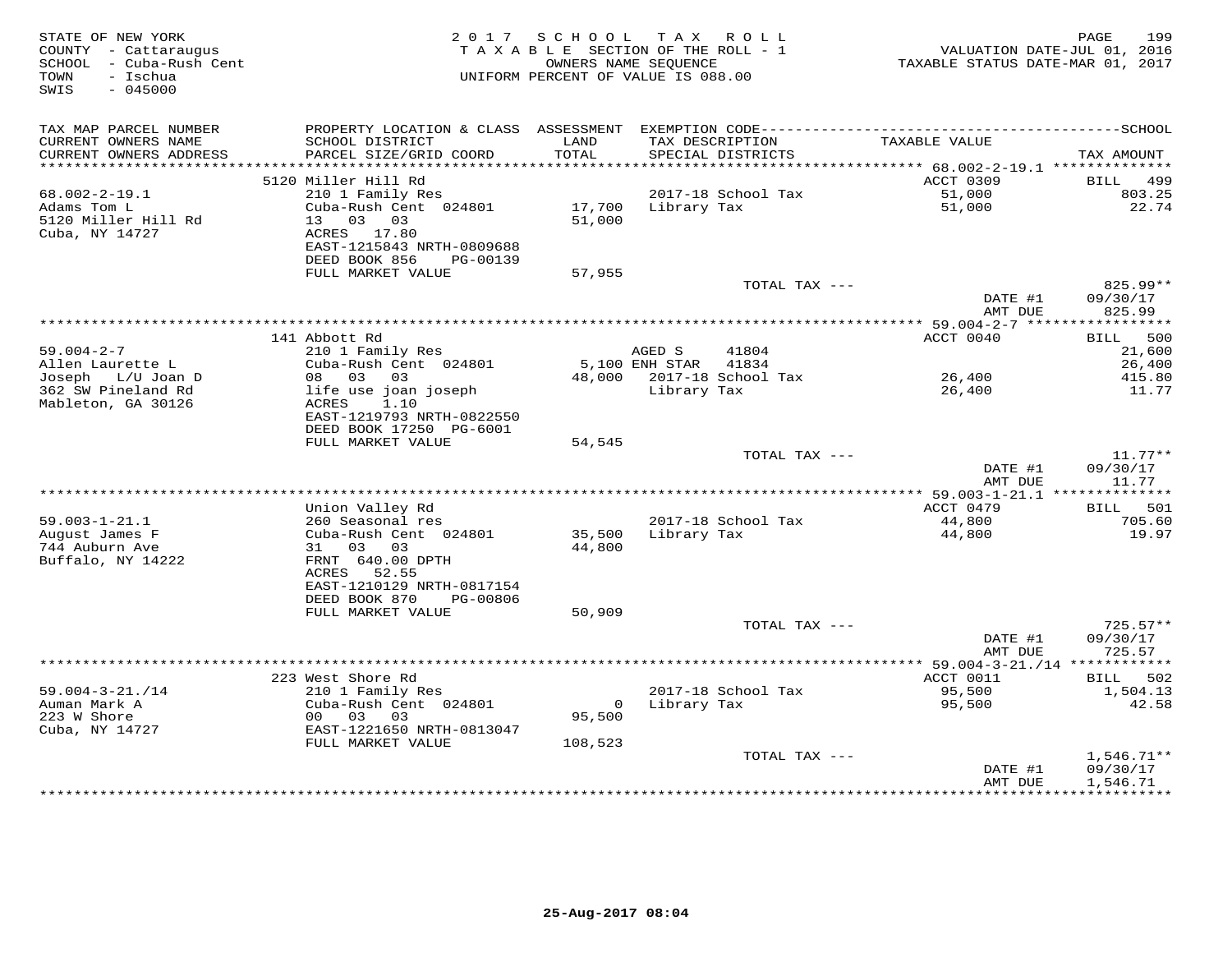STATE OF NEW YORK
COUNTY - Cattaraugus
SCHOOL - Cuba-Rush Cent
TOWN - Ischua
SWIS - 045000

2017 SCHOOL TAX ROLL
TAXABLE SECTION OF THE ROLL - 1
OWNERS NAME SEQUENCE
UNIFORM PERCENT OF VALUE IS 088.00

VALUATION DATE-JUL 01, 2016
TAXABLE STATUS DATE-MAR 01, 2017

| TAX MAP PARCEL NUMBER / CURRENT OWNERS NAME / CURRENT OWNERS ADDRESS | PROPERTY LOCATION & CLASS / SCHOOL DISTRICT / PARCEL SIZE/GRID COORD | ASSESSMENT LAND | TOTAL | EXEMPTION CODE / TAX DESCRIPTION / SPECIAL DISTRICTS | TAXABLE VALUE | TAX AMOUNT |
|---|---|---|---|---|---|---|
| 68.002-2-19.1 | 5120 Miller Hill Rd | | | | ACCT 0309 | BILL 499 |
| Adams Tom L | 210 1 Family Res | | | 2017-18 School Tax | 51,000 | 803.25 |
| 5120 Miller Hill Rd | Cuba-Rush Cent 024801 | 17,700 | | Library Tax | 51,000 | 22.74 |
| Cuba, NY 14727 | 13 03 03 | | 51,000 | | | |
| | ACRES 17.80 | | | | | |
| | EAST-1215843 NRTH-0809688 | | | | | |
| | DEED BOOK 856 PG-00139 | | | | | |
| | FULL MARKET VALUE | 57,955 | | | | |
| | | | | TOTAL TAX --- | | 825.99** |
| | | | | | DATE #1 | 09/30/17 |
| | | | | | AMT DUE | 825.99 |
| 59.004-2-7 | 141 Abbott Rd | | | | ACCT 0040 | BILL 500 |
| Allen Laurette L | 210 1 Family Res | | | AGED S 41804 | | 21,600 |
| Joseph L/U Joan D | Cuba-Rush Cent 024801 | 5,100 | | ENH STAR 41834 | | 26,400 |
| 362 SW Pineland Rd | 08 03 03 | | 48,000 | 2017-18 School Tax | 26,400 | 415.80 |
| Mableton, GA 30126 | life use joan joseph | | | Library Tax | 26,400 | 11.77 |
| | ACRES 1.10 | | | | | |
| | EAST-1219793 NRTH-0822550 | | | | | |
| | DEED BOOK 17250 PG-6001 | | | | | |
| | FULL MARKET VALUE | 54,545 | | | | |
| | | | | TOTAL TAX --- | | 11.77** |
| | | | | | DATE #1 | 09/30/17 |
| | | | | | AMT DUE | 11.77 |
| 59.003-1-21.1 | Union Valley Rd | | | | ACCT 0479 | BILL 501 |
| August James F | 260 Seasonal res | | | 2017-18 School Tax | 44,800 | 705.60 |
| 744 Auburn Ave | Cuba-Rush Cent 024801 | 35,500 | | Library Tax | 44,800 | 19.97 |
| Buffalo, NY 14222 | 31 03 03 | | 44,800 | | | |
| | FRNT 640.00 DPTH | | | | | |
| | ACRES 52.55 | | | | | |
| | EAST-1210129 NRTH-0817154 | | | | | |
| | DEED BOOK 870 PG-00806 | | | | | |
| | FULL MARKET VALUE | 50,909 | | | | |
| | | | | TOTAL TAX --- | | 725.57** |
| | | | | | DATE #1 | 09/30/17 |
| | | | | | AMT DUE | 725.57 |
| 59.004-3-21./14 | 223 West Shore Rd | | | | ACCT 0011 | BILL 502 |
| Auman Mark A | 210 1 Family Res | | | 2017-18 School Tax | 95,500 | 1,504.13 |
| 223 W Shore | Cuba-Rush Cent 024801 | 0 | | Library Tax | 95,500 | 42.58 |
| Cuba, NY 14727 | 00 03 03 | | 95,500 | | | |
| | EAST-1221650 NRTH-0813047 | | | | | |
| | FULL MARKET VALUE | 108,523 | | | | |
| | | | | TOTAL TAX --- | | 1,546.71** |
| | | | | | DATE #1 | 09/30/17 |
| | | | | | AMT DUE | 1,546.71 |

25-Aug-2017 08:04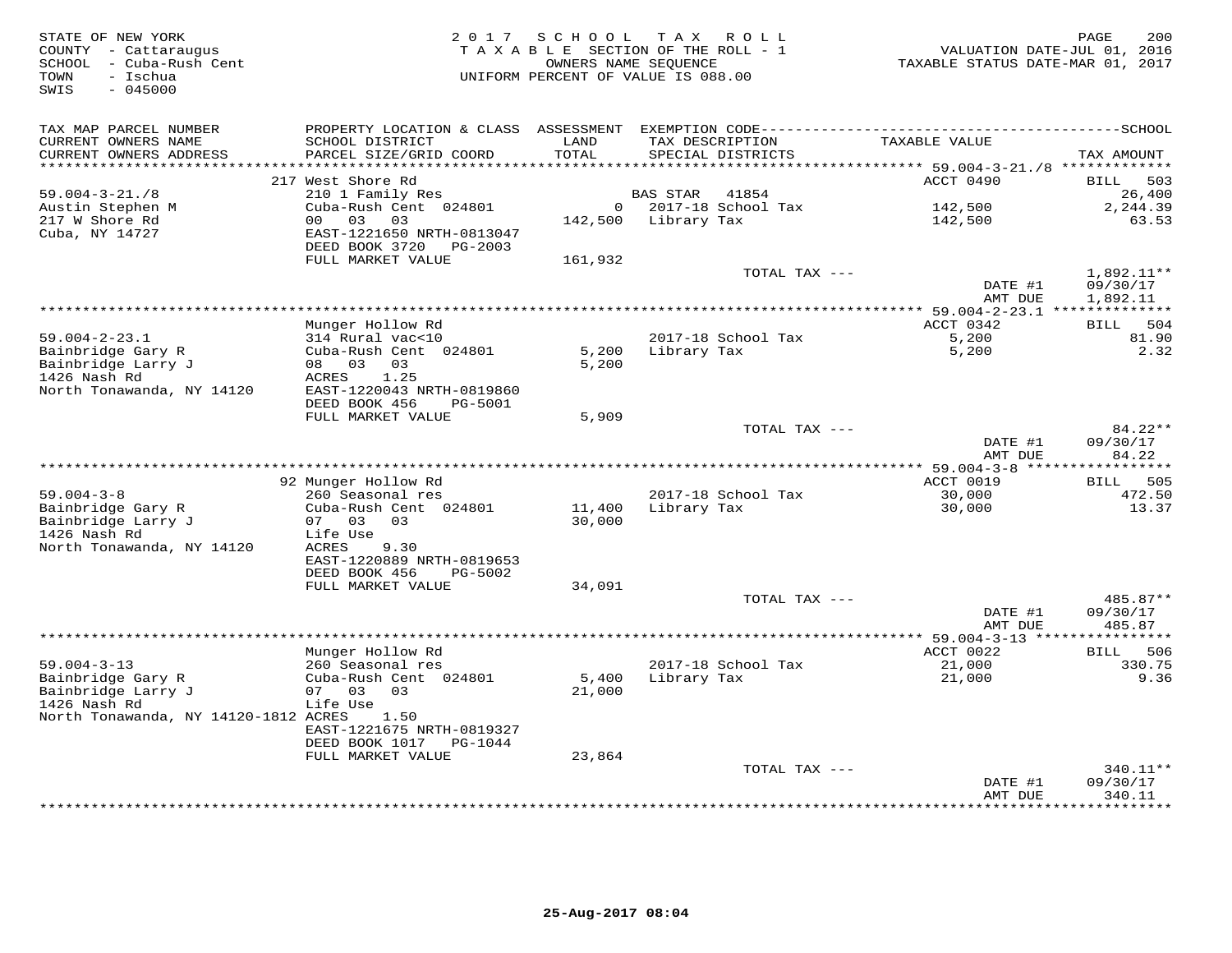STATE OF NEW YORK
COUNTY - Cattaraugus
SCHOOL - Cuba-Rush Cent
TOWN - Ischua
SWIS - 045000

2017 SCHOOL TAX ROLL
TAXABLE SECTION OF THE ROLL - 1
OWNERS NAME SEQUENCE
UNIFORM PERCENT OF VALUE IS 088.00

VALUATION DATE-JUL 01, 2016
TAXABLE STATUS DATE-MAR 01, 2017

| TAX MAP PARCEL NUMBER / CURRENT OWNERS NAME / CURRENT OWNERS ADDRESS | PROPERTY LOCATION & CLASS / SCHOOL DISTRICT / PARCEL SIZE/GRID COORD | ASSESSMENT LAND / TOTAL | EXEMPTION CODE / TAX DESCRIPTION / SPECIAL DISTRICTS | TAXABLE VALUE | SCHOOL TAX AMOUNT |
|---|---|---|---|---|---|
| | 217 West Shore Rd | | | ACCT 0490 | BILL 503 |
| 59.004-3-21./8 | 210 1 Family Res | | BAS STAR 41854 | | 26,400 |
| Austin Stephen M | Cuba-Rush Cent 024801 | 0 | 2017-18 School Tax | 142,500 | 2,244.39 |
| 217 W Shore Rd | 00 03 03 | 142,500 | Library Tax | 142,500 | 63.53 |
| Cuba, NY 14727 | EAST-1221650 NRTH-0813047 | | | | |
| | DEED BOOK 3720 PG-2003 | | | | |
| | FULL MARKET VALUE | 161,932 | | | |
| | | | TOTAL TAX --- | | 1,892.11** |
| | | | | DATE #1 | 09/30/17 |
| | | | | AMT DUE | 1,892.11 |
| | Munger Hollow Rd | | | ACCT 0342 | BILL 504 |
| 59.004-2-23.1 | 314 Rural vac<10 | | 2017-18 School Tax | 5,200 | 81.90 |
| Bainbridge Gary R | Cuba-Rush Cent 024801 | 5,200 | Library Tax | 5,200 | 2.32 |
| Bainbridge Larry J | 08 03 03 | 5,200 | | | |
| 1426 Nash Rd | ACRES 1.25 | | | | |
| North Tonawanda, NY 14120 | EAST-1220043 NRTH-0819860 | | | | |
| | DEED BOOK 456 PG-5001 | | | | |
| | FULL MARKET VALUE | 5,909 | | | |
| | | | TOTAL TAX --- | | 84.22** |
| | | | | DATE #1 | 09/30/17 |
| | | | | AMT DUE | 84.22 |
| | 92 Munger Hollow Rd | | | ACCT 0019 | BILL 505 |
| 59.004-3-8 | 260 Seasonal res | | 2017-18 School Tax | 30,000 | 472.50 |
| Bainbridge Gary R | Cuba-Rush Cent 024801 | 11,400 | Library Tax | 30,000 | 13.37 |
| Bainbridge Larry J | 07 03 03 | 30,000 | | | |
| 1426 Nash Rd | Life Use | | | | |
| North Tonawanda, NY 14120 | ACRES 9.30 | | | | |
| | EAST-1220889 NRTH-0819653 | | | | |
| | DEED BOOK 456 PG-5002 | | | | |
| | FULL MARKET VALUE | 34,091 | | | |
| | | | TOTAL TAX --- | | 485.87** |
| | | | | DATE #1 | 09/30/17 |
| | | | | AMT DUE | 485.87 |
| | Munger Hollow Rd | | | ACCT 0022 | BILL 506 |
| 59.004-3-13 | 260 Seasonal res | | 2017-18 School Tax | 21,000 | 330.75 |
| Bainbridge Gary R | Cuba-Rush Cent 024801 | 5,400 | Library Tax | 21,000 | 9.36 |
| Bainbridge Larry J | 07 03 03 | 21,000 | | | |
| 1426 Nash Rd | Life Use | | | | |
| North Tonawanda, NY 14120-1812 | ACRES 1.50 | | | | |
| | EAST-1221675 NRTH-0819327 | | | | |
| | DEED BOOK 1017 PG-1044 | | | | |
| | FULL MARKET VALUE | 23,864 | | | |
| | | | TOTAL TAX --- | | 340.11** |
| | | | | DATE #1 | 09/30/17 |
| | | | | AMT DUE | 340.11 |

25-Aug-2017 08:04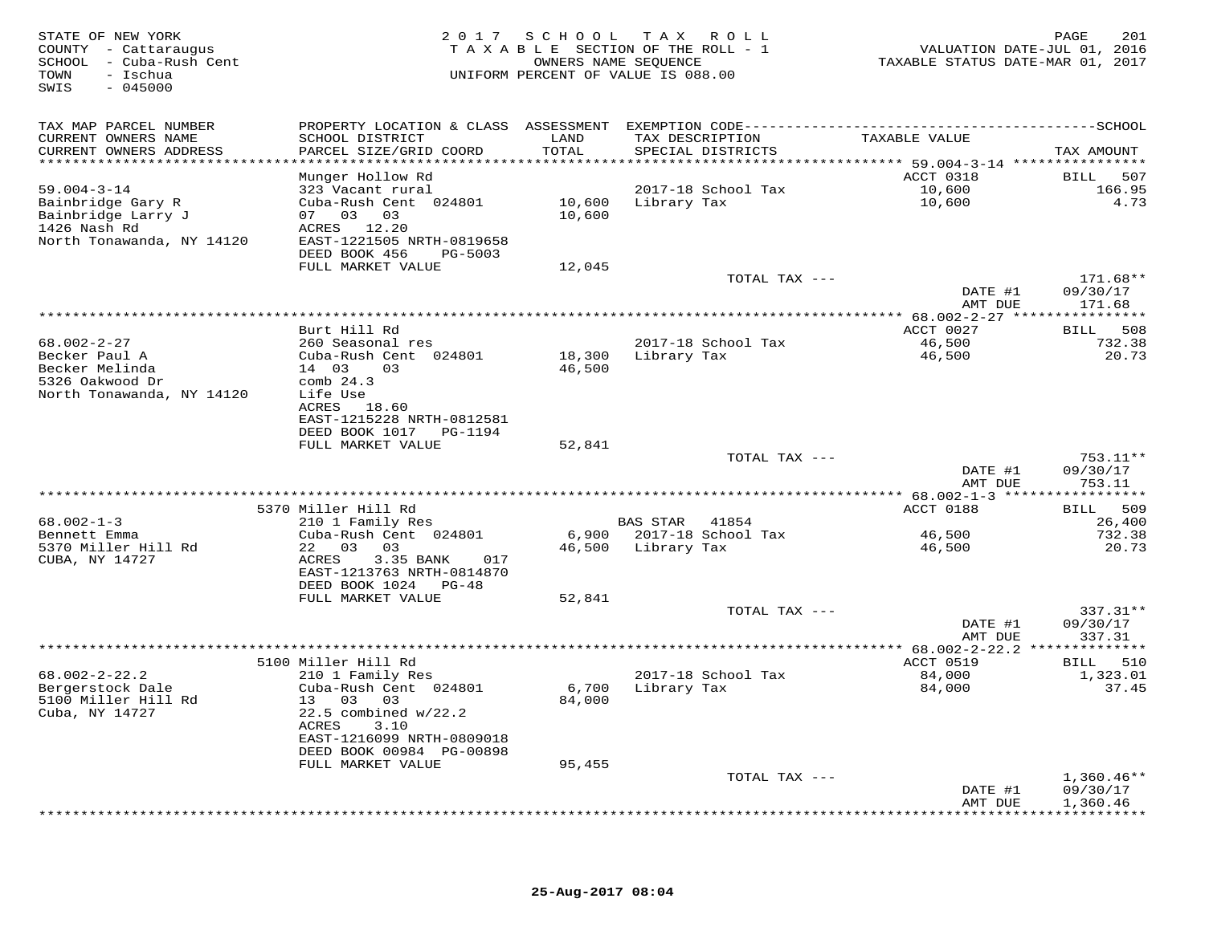STATE OF NEW YORK
COUNTY - Cattaraugus
SCHOOL - Cuba-Rush Cent
TOWN - Ischua
SWIS - 045000

2 0 1 7 S C H O O L T A X R O L L
T A X A B L E SECTION OF THE ROLL - 1
OWNERS NAME SEQUENCE
UNIFORM PERCENT OF VALUE IS 088.00

VALUATION DATE-JUL 01, 2016
TAXABLE STATUS DATE-MAR 01, 2017

| TAX MAP PARCEL NUMBER / CURRENT OWNERS NAME / CURRENT OWNERS ADDRESS | PROPERTY LOCATION & CLASS / SCHOOL DISTRICT / PARCEL SIZE/GRID COORD | ASSESSMENT LAND / TOTAL | EXEMPTION CODE / TAX DESCRIPTION / SPECIAL DISTRICTS | TAXABLE VALUE | TAX AMOUNT |
|---|---|---|---|---|---|
| 59.004-3-14 | Munger Hollow Rd | | | ACCT 0318 | BILL 507 |
| Bainbridge Gary R | 323 Vacant rural | | | | |
| Bainbridge Larry J | Cuba-Rush Cent 024801 | 10,600 | 2017-18 School Tax | 10,600 | 166.95 |
| 1426 Nash Rd | 07 03 03 | 10,600 | Library Tax | 10,600 | 4.73 |
| North Tonawanda, NY 14120 | ACRES 12.20 | | | | |
| | EAST-1221505 NRTH-0819658 | | | | |
| | DEED BOOK 456 PG-5003 | | | | |
| | FULL MARKET VALUE | 12,045 | | | |
| | | | TOTAL TAX --- | | 171.68** |
| | | | | DATE #1 | 09/30/17 |
| | | | | AMT DUE | 171.68 |
| 68.002-2-27 | Burt Hill Rd | | | ACCT 0027 | BILL 508 |
| Becker Paul A | 260 Seasonal res | | | | |
| Becker Melinda | Cuba-Rush Cent 024801 | 18,300 | 2017-18 School Tax | 46,500 | 732.38 |
| 5326 Oakwood Dr | 14 03 03 | 46,500 | Library Tax | 46,500 | 20.73 |
| North Tonawanda, NY 14120 | comb 24.3 | | | | |
| | Life Use | | | | |
| | ACRES 18.60 | | | | |
| | EAST-1215228 NRTH-0812581 | | | | |
| | DEED BOOK 1017 PG-1194 | | | | |
| | FULL MARKET VALUE | 52,841 | | | |
| | | | TOTAL TAX --- | | 753.11** |
| | | | | DATE #1 | 09/30/17 |
| | | | | AMT DUE | 753.11 |
| 68.002-1-3 | 5370 Miller Hill Rd | | | ACCT 0188 | BILL 509 |
| Bennett Emma | 210 1 Family Res | | BAS STAR 41854 | | 26,400 |
| 5370 Miller Hill Rd | Cuba-Rush Cent 024801 | 6,900 | 2017-18 School Tax | 46,500 | 732.38 |
| CUBA, NY 14727 | 22 03 03 | 46,500 | Library Tax | 46,500 | 20.73 |
| | ACRES 3.35 BANK 017 | | | | |
| | EAST-1213763 NRTH-0814870 | | | | |
| | DEED BOOK 1024 PG-48 | | | | |
| | FULL MARKET VALUE | 52,841 | | | |
| | | | TOTAL TAX --- | | 337.31** |
| | | | | DATE #1 | 09/30/17 |
| | | | | AMT DUE | 337.31 |
| 68.002-2-22.2 | 5100 Miller Hill Rd | | | ACCT 0519 | BILL 510 |
| Bergerstock Dale | 210 1 Family Res | | | | |
| 5100 Miller Hill Rd | Cuba-Rush Cent 024801 | 6,700 | 2017-18 School Tax | 84,000 | 1,323.01 |
| Cuba, NY 14727 | 13 03 03 | 84,000 | Library Tax | 84,000 | 37.45 |
| | 22.5 combined w/22.2 | | | | |
| | ACRES 3.10 | | | | |
| | EAST-1216099 NRTH-0809018 | | | | |
| | DEED BOOK 00984 PG-00898 | | | | |
| | FULL MARKET VALUE | 95,455 | | | |
| | | | TOTAL TAX --- | | 1,360.46** |
| | | | | DATE #1 | 09/30/17 |
| | | | | AMT DUE | 1,360.46 |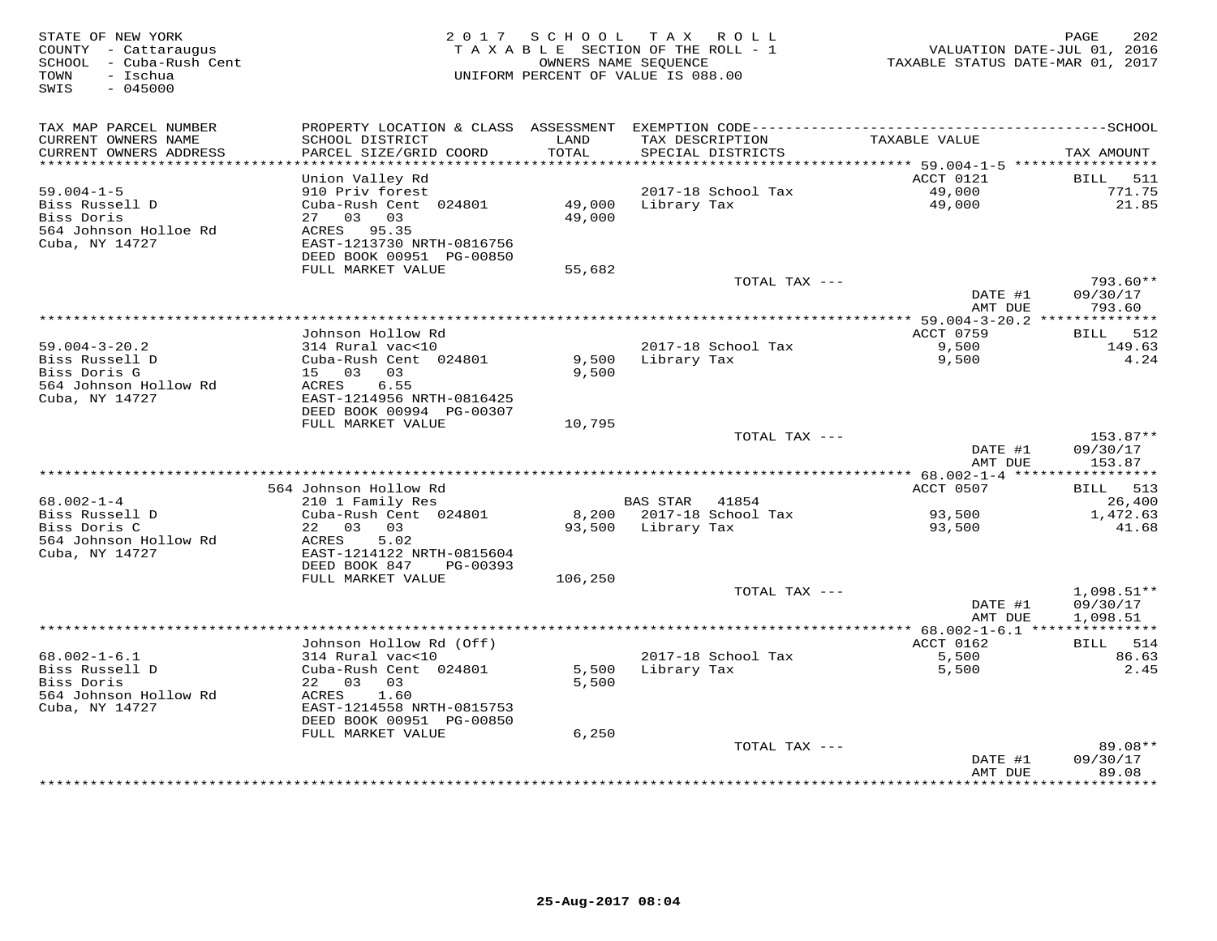STATE OF NEW YORK
COUNTY - Cattaraugus
SCHOOL - Cuba-Rush Cent
TOWN - Ischua
SWIS - 045000

2 0 1 7 S C H O O L T A X R O L L
T A X A B L E SECTION OF THE ROLL - 1
OWNERS NAME SEQUENCE
UNIFORM PERCENT OF VALUE IS 088.00

VALUATION DATE-JUL 01, 2016
TAXABLE STATUS DATE-MAR 01, 2017

| TAX MAP PARCEL NUMBER / CURRENT OWNERS NAME / CURRENT OWNERS ADDRESS | PROPERTY LOCATION & CLASS / SCHOOL DISTRICT / PARCEL SIZE/GRID COORD | ASSESSMENT LAND / TOTAL | EXEMPTION CODE / TAX DESCRIPTION / SPECIAL DISTRICTS | TAXABLE VALUE | TAX AMOUNT |
|---|---|---|---|---|---|
| **59.004-1-5** | Union Valley Rd | | | ACCT 0121 | BILL 511 |
| 59.004-1-5 | 910 Priv forest | | 2017-18 School Tax | 49,000 | 771.75 |
| Biss Russell D | Cuba-Rush Cent 024801 | 49,000 | Library Tax | 49,000 | 21.85 |
| Biss Doris | 27 03 03 | 49,000 | | | |
| 564 Johnson Holloe Rd | ACRES 95.35 | | | | |
| Cuba, NY 14727 | EAST-1213730 NRTH-0816756 | | | | |
| | DEED BOOK 00951 PG-00850 | | | | |
| | FULL MARKET VALUE | 55,682 | | | |
| | | | TOTAL TAX --- | | 793.60** |
| | | | | DATE #1 | 09/30/17 |
| | | | | AMT DUE | 793.60 |
| **59.004-3-20.2** | Johnson Hollow Rd | | | ACCT 0759 | BILL 512 |
| 59.004-3-20.2 | 314 Rural vac<10 | | 2017-18 School Tax | 9,500 | 149.63 |
| Biss Russell D | Cuba-Rush Cent 024801 | 9,500 | Library Tax | 9,500 | 4.24 |
| Biss Doris G | 15 03 03 | 9,500 | | | |
| 564 Johnson Hollow Rd | ACRES 6.55 | | | | |
| Cuba, NY 14727 | EAST-1214956 NRTH-0816425 | | | | |
| | DEED BOOK 00994 PG-00307 | | | | |
| | FULL MARKET VALUE | 10,795 | | | |
| | | | TOTAL TAX --- | | 153.87** |
| | | | | DATE #1 | 09/30/17 |
| | | | | AMT DUE | 153.87 |
| **68.002-1-4** | 564 Johnson Hollow Rd | | | ACCT 0507 | BILL 513 |
| 68.002-1-4 | 210 1 Family Res | | BAS STAR 41854 | | 26,400 |
| Biss Russell D | Cuba-Rush Cent 024801 | 8,200 | 2017-18 School Tax | 93,500 | 1,472.63 |
| Biss Doris C | 22 03 03 | 93,500 | Library Tax | 93,500 | 41.68 |
| 564 Johnson Hollow Rd | ACRES 5.02 | | | | |
| Cuba, NY 14727 | EAST-1214122 NRTH-0815604 | | | | |
| | DEED BOOK 847 PG-00393 | | | | |
| | FULL MARKET VALUE | 106,250 | | | |
| | | | TOTAL TAX --- | | 1,098.51** |
| | | | | DATE #1 | 09/30/17 |
| | | | | AMT DUE | 1,098.51 |
| **68.002-1-6.1** | Johnson Hollow Rd (Off) | | | ACCT 0162 | BILL 514 |
| 68.002-1-6.1 | 314 Rural vac<10 | | 2017-18 School Tax | 5,500 | 86.63 |
| Biss Russell D | Cuba-Rush Cent 024801 | 5,500 | Library Tax | 5,500 | 2.45 |
| Biss Doris | 22 03 03 | 5,500 | | | |
| 564 Johnson Hollow Rd | ACRES 1.60 | | | | |
| Cuba, NY 14727 | EAST-1214558 NRTH-0815753 | | | | |
| | DEED BOOK 00951 PG-00850 | | | | |
| | FULL MARKET VALUE | 6,250 | | | |
| | | | TOTAL TAX --- | | 89.08** |
| | | | | DATE #1 | 09/30/17 |
| | | | | AMT DUE | 89.08 |

25-Aug-2017 08:04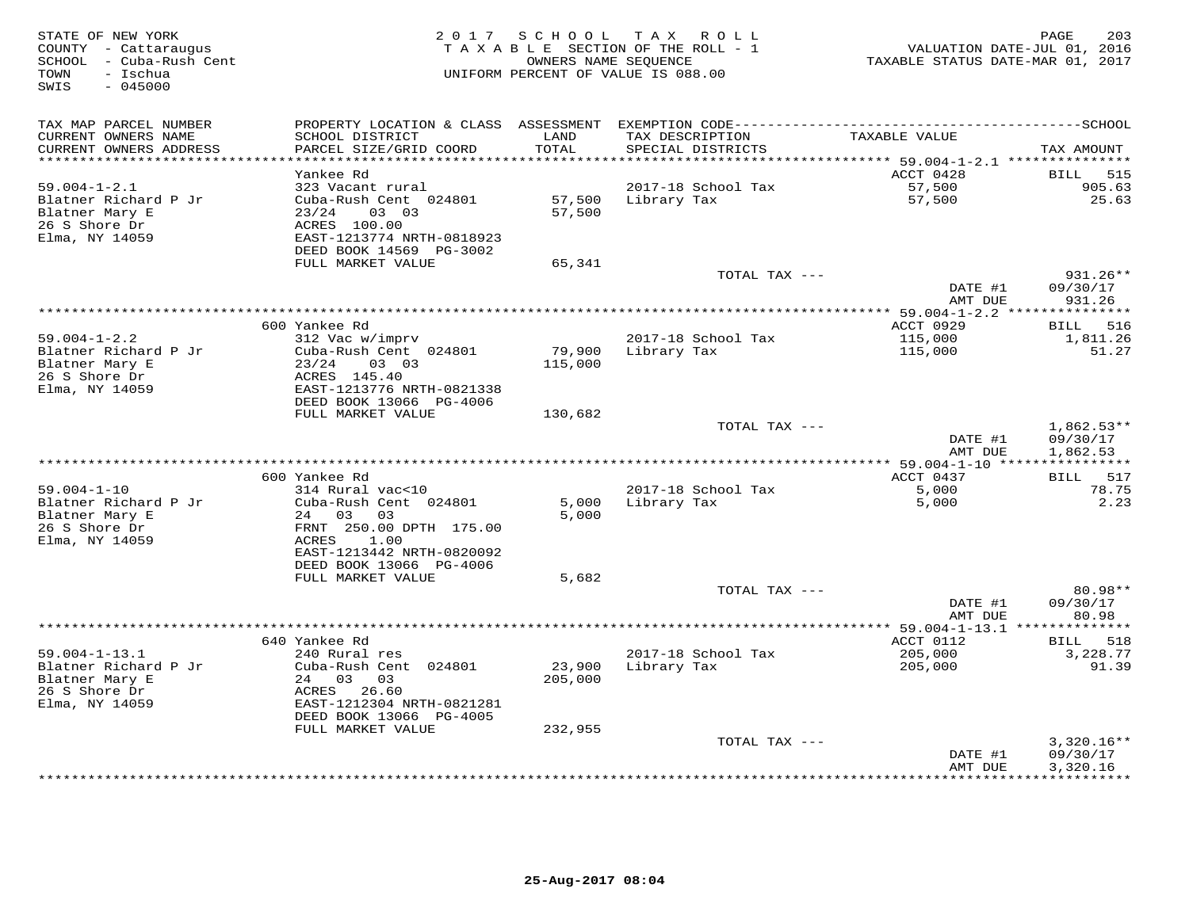STATE OF NEW YORK
COUNTY - Cattaraugus
SCHOOL - Cuba-Rush Cent
TOWN - Ischua
SWIS - 045000

2017 SCHOOL TAX ROLL
TAXABLE SECTION OF THE ROLL - 1
OWNERS NAME SEQUENCE
UNIFORM PERCENT OF VALUE IS 088.00

VALUATION DATE-JUL 01, 2016
TAXABLE STATUS DATE-MAR 01, 2017

| TAX MAP PARCEL NUMBER / CURRENT OWNERS NAME / CURRENT OWNERS ADDRESS | PROPERTY LOCATION & CLASS / SCHOOL DISTRICT / PARCEL SIZE/GRID COORD | ASSESSMENT LAND / TOTAL | EXEMPTION CODE / TAX DESCRIPTION / SPECIAL DISTRICTS | TAXABLE VALUE | TAX AMOUNT |
|---|---|---|---|---|---|
| **59.004-1-2.1** | Yankee Rd | | | ACCT 0428 | BILL 515 |
| 59.004-1-2.1 | 323 Vacant rural | | | | |
| Blatner Richard P Jr | Cuba-Rush Cent 024801 | 57,500 | 2017-18 School Tax | 57,500 | 905.63 |
| Blatner Mary E | 23/24 03 03 | 57,500 | Library Tax | 57,500 | 25.63 |
| 26 S Shore Dr | ACRES 100.00 | | | | |
| Elma, NY 14059 | EAST-1213774 NRTH-0818923 | | | | |
| | DEED BOOK 14569 PG-3002 | | | | |
| | FULL MARKET VALUE | 65,341 | | | |
| | | | TOTAL TAX --- | | 931.26** |
| | | | | DATE #1 | 09/30/17 |
| | | | | AMT DUE | 931.26 |
| **59.004-1-2.2** | 600 Yankee Rd | | | ACCT 0929 | BILL 516 |
| 59.004-1-2.2 | 312 Vac w/imprv | | | | |
| Blatner Richard P Jr | Cuba-Rush Cent 024801 | 79,900 | 2017-18 School Tax | 115,000 | 1,811.26 |
| Blatner Mary E | 23/24 03 03 | 115,000 | Library Tax | 115,000 | 51.27 |
| 26 S Shore Dr | ACRES 145.40 | | | | |
| Elma, NY 14059 | EAST-1213776 NRTH-0821338 | | | | |
| | DEED BOOK 13066 PG-4006 | | | | |
| | FULL MARKET VALUE | 130,682 | | | |
| | | | TOTAL TAX --- | | 1,862.53** |
| | | | | DATE #1 | 09/30/17 |
| | | | | AMT DUE | 1,862.53 |
| **59.004-1-10** | 600 Yankee Rd | | | ACCT 0437 | BILL 517 |
| 59.004-1-10 | 314 Rural vac<10 | | | | |
| Blatner Richard P Jr | Cuba-Rush Cent 024801 | 5,000 | 2017-18 School Tax | 5,000 | 78.75 |
| Blatner Mary E | 24 03 03 | 5,000 | Library Tax | 5,000 | 2.23 |
| 26 S Shore Dr | FRNT 250.00 DPTH 175.00 | | | | |
| Elma, NY 14059 | ACRES 1.00 | | | | |
| | EAST-1213442 NRTH-0820092 | | | | |
| | DEED BOOK 13066 PG-4006 | | | | |
| | FULL MARKET VALUE | 5,682 | | | |
| | | | TOTAL TAX --- | | 80.98** |
| | | | | DATE #1 | 09/30/17 |
| | | | | AMT DUE | 80.98 |
| **59.004-1-13.1** | 640 Yankee Rd | | | ACCT 0112 | BILL 518 |
| 59.004-1-13.1 | 240 Rural res | | | | |
| Blatner Richard P Jr | Cuba-Rush Cent 024801 | 23,900 | 2017-18 School Tax | 205,000 | 3,228.77 |
| Blatner Mary E | 24 03 03 | 205,000 | Library Tax | 205,000 | 91.39 |
| 26 S Shore Dr | ACRES 26.60 | | | | |
| Elma, NY 14059 | EAST-1212304 NRTH-0821281 | | | | |
| | DEED BOOK 13066 PG-4005 | | | | |
| | FULL MARKET VALUE | 232,955 | | | |
| | | | TOTAL TAX --- | | 3,320.16** |
| | | | | DATE #1 | 09/30/17 |
| | | | | AMT DUE | 3,320.16 |

25-Aug-2017 08:04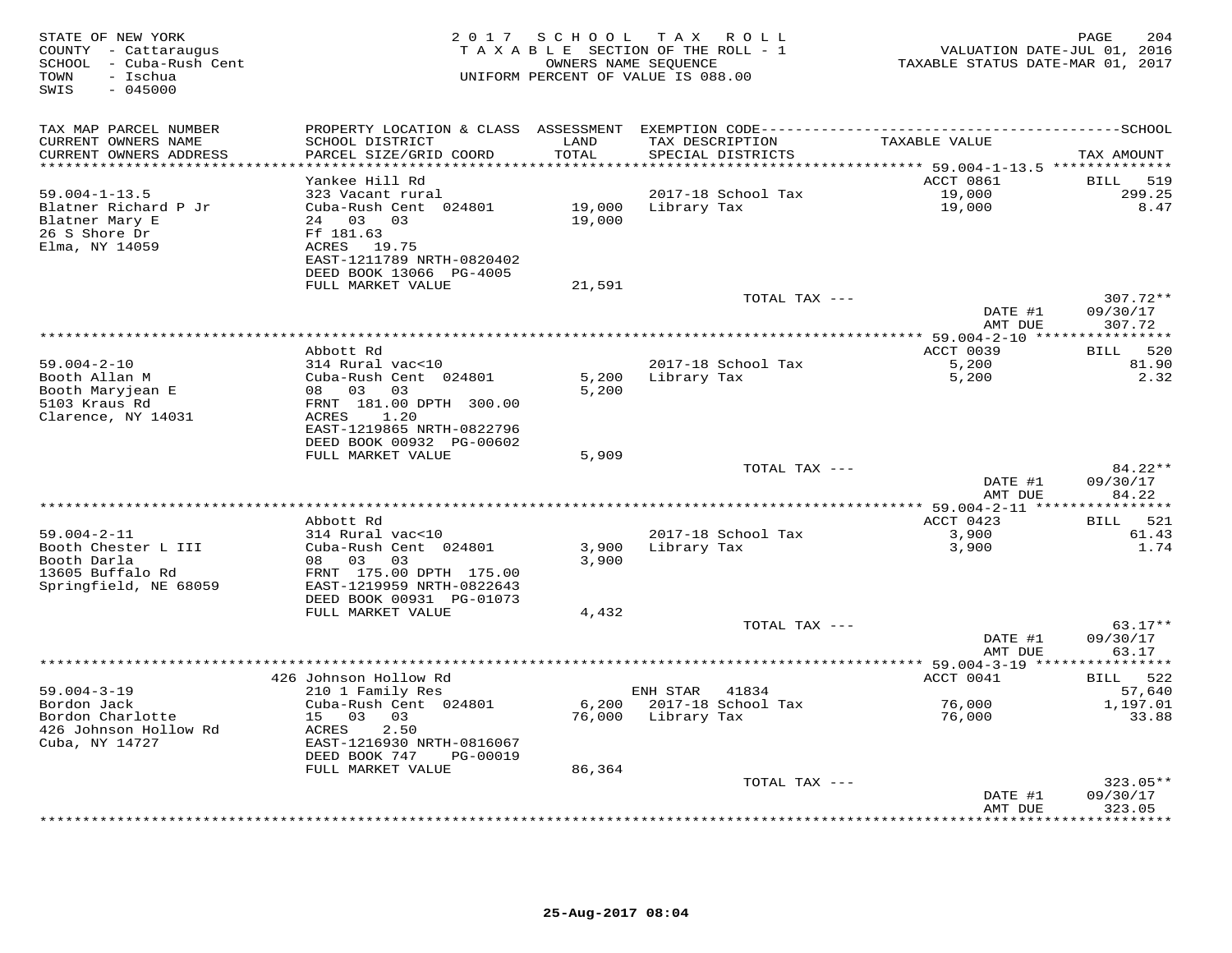STATE OF NEW YORK
COUNTY - Cattaraugus
SCHOOL - Cuba-Rush Cent
TOWN - Ischua
SWIS - 045000

2017 SCHOOL TAX ROLL
TAXABLE SECTION OF THE ROLL - 1
OWNERS NAME SEQUENCE
UNIFORM PERCENT OF VALUE IS 088.00

VALUATION DATE-JUL 01, 2016
TAXABLE STATUS DATE-MAR 01, 2017

| TAX MAP PARCEL NUMBER / CURRENT OWNERS NAME / CURRENT OWNERS ADDRESS | PROPERTY LOCATION & CLASS / SCHOOL DISTRICT / PARCEL SIZE/GRID COORD | ASSESSMENT LAND / TOTAL | EXEMPTION CODE / TAX DESCRIPTION / SPECIAL DISTRICTS | TAXABLE VALUE | TAX AMOUNT |
|---|---|---|---|---|---|
| | Yankee Hill Rd | | | ACCT 0861 | BILL 519 |
| 59.004-1-13.5 | 323 Vacant rural | | 2017-18 School Tax | 19,000 | 299.25 |
| Blatner Richard P Jr | Cuba-Rush Cent 024801 | 19,000 | Library Tax | 19,000 | 8.47 |
| Blatner Mary E | 24 03 03 | 19,000 | | | |
| 26 S Shore Dr | Ff 181.63 | | | | |
| Elma, NY 14059 | ACRES 19.75 | | | | |
| | EAST-1211789 NRTH-0820402 | | | | |
| | DEED BOOK 13066 PG-4005 | | | | |
| | FULL MARKET VALUE | 21,591 | | | |
| | | | TOTAL TAX --- | | 307.72** |
| | | | | DATE #1 | 09/30/17 |
| | | | | AMT DUE | 307.72 |
| | Abbott Rd | | | ACCT 0039 | BILL 520 |
| 59.004-2-10 | 314 Rural vac<10 | | 2017-18 School Tax | 5,200 | 81.90 |
| Booth Allan M | Cuba-Rush Cent 024801 | 5,200 | Library Tax | 5,200 | 2.32 |
| Booth Maryjean E | 08 03 03 | 5,200 | | | |
| 5103 Kraus Rd | FRNT 181.00 DPTH 300.00 | | | | |
| Clarence, NY 14031 | ACRES 1.20 | | | | |
| | EAST-1219865 NRTH-0822796 | | | | |
| | DEED BOOK 00932 PG-00602 | | | | |
| | FULL MARKET VALUE | 5,909 | | | |
| | | | TOTAL TAX --- | | 84.22** |
| | | | | DATE #1 | 09/30/17 |
| | | | | AMT DUE | 84.22 |
| | Abbott Rd | | | ACCT 0423 | BILL 521 |
| 59.004-2-11 | 314 Rural vac<10 | | 2017-18 School Tax | 3,900 | 61.43 |
| Booth Chester L III | Cuba-Rush Cent 024801 | 3,900 | Library Tax | 3,900 | 1.74 |
| Booth Darla | 08 03 03 | 3,900 | | | |
| 13605 Buffalo Rd | FRNT 175.00 DPTH 175.00 | | | | |
| Springfield, NE 68059 | EAST-1219959 NRTH-0822643 | | | | |
| | DEED BOOK 00931 PG-01073 | | | | |
| | FULL MARKET VALUE | 4,432 | | | |
| | | | TOTAL TAX --- | | 63.17** |
| | | | | DATE #1 | 09/30/17 |
| | | | | AMT DUE | 63.17 |
| | 426 Johnson Hollow Rd | | | ACCT 0041 | BILL 522 |
| 59.004-3-19 | 210 1 Family Res | | ENH STAR 41834 | | 57,640 |
| Bordon Jack | Cuba-Rush Cent 024801 | 6,200 | 2017-18 School Tax | 76,000 | 1,197.01 |
| Bordon Charlotte | 15 03 03 | 76,000 | Library Tax | 76,000 | 33.88 |
| 426 Johnson Hollow Rd | ACRES 2.50 | | | | |
| Cuba, NY 14727 | EAST-1216930 NRTH-0816067 | | | | |
| | DEED BOOK 747 PG-00019 | | | | |
| | FULL MARKET VALUE | 86,364 | | | |
| | | | TOTAL TAX --- | | 323.05** |
| | | | | DATE #1 | 09/30/17 |
| | | | | AMT DUE | 323.05 |

25-Aug-2017 08:04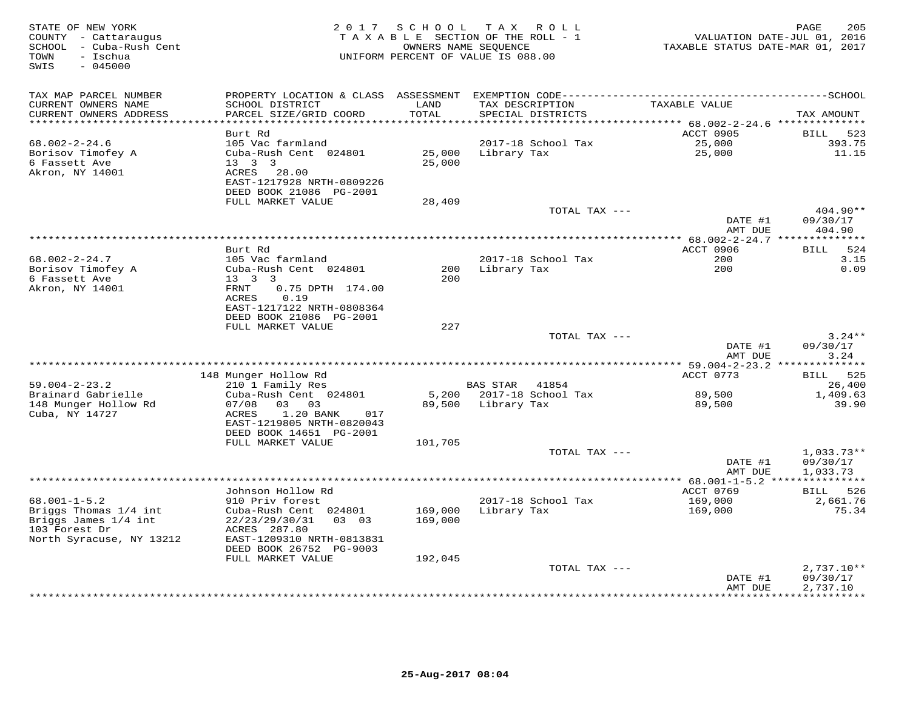STATE OF NEW YORK
COUNTY - Cattaraugus
SCHOOL - Cuba-Rush Cent
TOWN - Ischua
SWIS - 045000

2 0 1 7 S C H O O L T A X R O L L
T A X A B L E SECTION OF THE ROLL - 1
OWNERS NAME SEQUENCE
UNIFORM PERCENT OF VALUE IS 088.00

VALUATION DATE-JUL 01, 2016
TAXABLE STATUS DATE-MAR 01, 2017

| TAX MAP PARCEL NUMBER / CURRENT OWNERS NAME / CURRENT OWNERS ADDRESS | PROPERTY LOCATION & CLASS / SCHOOL DISTRICT / PARCEL SIZE/GRID COORD | ASSESSMENT LAND / TOTAL | EXEMPTION CODE / TAX DESCRIPTION / SPECIAL DISTRICTS | TAXABLE VALUE | TAX AMOUNT |
|---|---|---|---|---|---|
| **68.002-2-24.6** | Burt Rd | | | ACCT 0905 | BILL 523 |
| 68.002-2-24.6 | 105 Vac farmland | | 2017-18 School Tax | 25,000 | 393.75 |
| Borisov Timofey A | Cuba-Rush Cent 024801 | 25,000 | Library Tax | 25,000 | 11.15 |
| 6 Fassett Ave | 13 3 3 | 25,000 | | | |
| Akron, NY 14001 | ACRES 28.00 | | | | |
| | EAST-1217928 NRTH-0809226 | | | | |
| | DEED BOOK 21086 PG-2001 | | | | |
| | FULL MARKET VALUE | 28,409 | | | |
| | | | TOTAL TAX --- | | 404.90** |
| | | | | DATE #1 | 09/30/17 |
| | | | | AMT DUE | 404.90 |
| **68.002-2-24.7** | Burt Rd | | | ACCT 0906 | BILL 524 |
| 68.002-2-24.7 | 105 Vac farmland | | 2017-18 School Tax | 200 | 3.15 |
| Borisov Timofey A | Cuba-Rush Cent 024801 | 200 | Library Tax | 200 | 0.09 |
| 6 Fassett Ave | 13 3 3 | 200 | | | |
| Akron, NY 14001 | FRNT 0.75 DPTH 174.00 | | | | |
| | ACRES 0.19 | | | | |
| | EAST-1217122 NRTH-0808364 | | | | |
| | DEED BOOK 21086 PG-2001 | | | | |
| | FULL MARKET VALUE | 227 | | | |
| | | | TOTAL TAX --- | | 3.24** |
| | | | | DATE #1 | 09/30/17 |
| | | | | AMT DUE | 3.24 |
| **59.004-2-23.2** | 148 Munger Hollow Rd | | | ACCT 0773 | BILL 525 |
| 59.004-2-23.2 | 210 1 Family Res | | BAS STAR 41854 | | 26,400 |
| Brainard Gabrielle | Cuba-Rush Cent 024801 | 5,200 | 2017-18 School Tax | 89,500 | 1,409.63 |
| 148 Munger Hollow Rd | 07/08 03 03 | 89,500 | Library Tax | 89,500 | 39.90 |
| Cuba, NY 14727 | ACRES 1.20 BANK 017 | | | | |
| | EAST-1219805 NRTH-0820043 | | | | |
| | DEED BOOK 14651 PG-2001 | | | | |
| | FULL MARKET VALUE | 101,705 | | | |
| | | | TOTAL TAX --- | | 1,033.73** |
| | | | | DATE #1 | 09/30/17 |
| | | | | AMT DUE | 1,033.73 |
| **68.001-1-5.2** | Johnson Hollow Rd | | | ACCT 0769 | BILL 526 |
| 68.001-1-5.2 | 910 Priv forest | | 2017-18 School Tax | 169,000 | 2,661.76 |
| Briggs Thomas 1/4 int | Cuba-Rush Cent 024801 | 169,000 | Library Tax | 169,000 | 75.34 |
| Briggs James 1/4 int | 22/23/29/30/31 03 03 | 169,000 | | | |
| 103 Forest Dr | ACRES 287.80 | | | | |
| North Syracuse, NY 13212 | EAST-1209310 NRTH-0813831 | | | | |
| | DEED BOOK 26752 PG-9003 | | | | |
| | FULL MARKET VALUE | 192,045 | | | |
| | | | TOTAL TAX --- | | 2,737.10** |
| | | | | DATE #1 | 09/30/17 |
| | | | | AMT DUE | 2,737.10 |

25-Aug-2017 08:04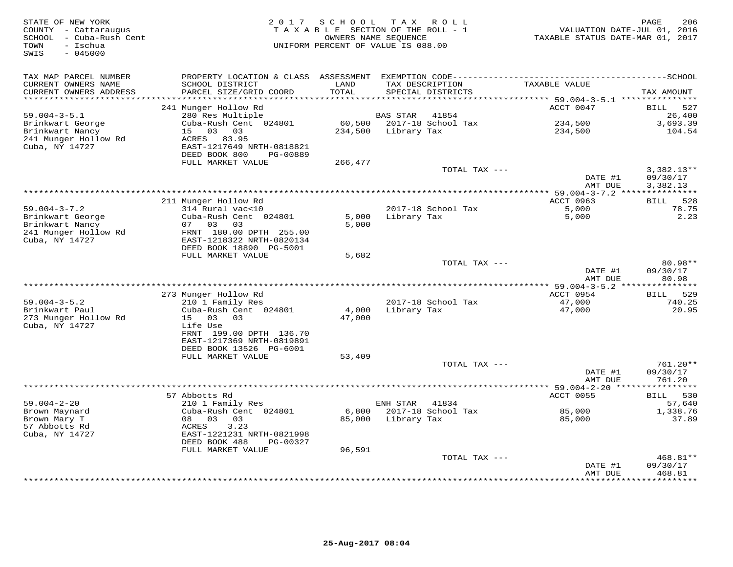STATE OF NEW YORK
COUNTY - Cattaraugus
SCHOOL - Cuba-Rush Cent
TOWN - Ischua
SWIS - 045000

2017 SCHOOL TAX ROLL
TAXABLE SECTION OF THE ROLL - 1
OWNERS NAME SEQUENCE
UNIFORM PERCENT OF VALUE IS 088.00

VALUATION DATE-JUL 01, 2016
TAXABLE STATUS DATE-MAR 01, 2017

| TAX MAP PARCEL NUMBER / CURRENT OWNERS NAME / CURRENT OWNERS ADDRESS | PROPERTY LOCATION & CLASS / SCHOOL DISTRICT / PARCEL SIZE/GRID COORD | ASSESSMENT LAND / TOTAL | EXEMPTION CODE / TAX DESCRIPTION / SPECIAL DISTRICTS | TAXABLE VALUE | TAX AMOUNT |
|---|---|---|---|---|---|
| | 241 Munger Hollow Rd | | | ACCT 0047 | BILL 527 |
| 59.004-3-5.1 | 280 Res Multiple | | BAS STAR 41854 | | 26,400 |
| Brinkwart George | Cuba-Rush Cent 024801 | 60,500 | 2017-18 School Tax | 234,500 | 3,693.39 |
| Brinkwart Nancy | 15 03 03 | 234,500 | Library Tax | 234,500 | 104.54 |
| 241 Munger Hollow Rd | ACRES 83.95 | | | | |
| Cuba, NY 14727 | EAST-1217649 NRTH-0818821 | | | | |
| | DEED BOOK 800 PG-00889 | | | | |
| | FULL MARKET VALUE | 266,477 | | | |
| | | | TOTAL TAX --- | | 3,382.13** |
| | | | | DATE #1 | 09/30/17 |
| | | | | AMT DUE | 3,382.13 |
| | 211 Munger Hollow Rd | | | ACCT 0963 | BILL 528 |
| 59.004-3-7.2 | 314 Rural vac<10 | | 2017-18 School Tax | 5,000 | 78.75 |
| Brinkwart George | Cuba-Rush Cent 024801 | 5,000 | Library Tax | 5,000 | 2.23 |
| Brinkwart Nancy | 07 03 03 | 5,000 | | | |
| 241 Munger Hollow Rd | FRNT 180.00 DPTH 255.00 | | | | |
| Cuba, NY 14727 | EAST-1218322 NRTH-0820134 | | | | |
| | DEED BOOK 18890 PG-5001 | | | | |
| | FULL MARKET VALUE | 5,682 | | | |
| | | | TOTAL TAX --- | | 80.98** |
| | | | | DATE #1 | 09/30/17 |
| | | | | AMT DUE | 80.98 |
| | 273 Munger Hollow Rd | | | ACCT 0954 | BILL 529 |
| 59.004-3-5.2 | 210 1 Family Res | | 2017-18 School Tax | 47,000 | 740.25 |
| Brinkwart Paul | Cuba-Rush Cent 024801 | 4,000 | Library Tax | 47,000 | 20.95 |
| 273 Munger Hollow Rd | 15 03 03 | 47,000 | | | |
| Cuba, NY 14727 | Life Use | | | | |
| | FRNT 199.00 DPTH 136.70 | | | | |
| | EAST-1217369 NRTH-0819891 | | | | |
| | DEED BOOK 13526 PG-6001 | | | | |
| | FULL MARKET VALUE | 53,409 | | | |
| | | | TOTAL TAX --- | | 761.20** |
| | | | | DATE #1 | 09/30/17 |
| | | | | AMT DUE | 761.20 |
| | 57 Abbotts Rd | | | ACCT 0055 | BILL 530 |
| 59.004-2-20 | 210 1 Family Res | | ENH STAR 41834 | | 57,640 |
| Brown Maynard | Cuba-Rush Cent 024801 | 6,800 | 2017-18 School Tax | 85,000 | 1,338.76 |
| Brown Mary T | 08 03 03 | 85,000 | Library Tax | 85,000 | 37.89 |
| 57 Abbotts Rd | ACRES 3.23 | | | | |
| Cuba, NY 14727 | EAST-1221231 NRTH-0821998 | | | | |
| | DEED BOOK 488 PG-00327 | | | | |
| | FULL MARKET VALUE | 96,591 | | | |
| | | | TOTAL TAX --- | | 468.81** |
| | | | | DATE #1 | 09/30/17 |
| | | | | AMT DUE | 468.81 |

25-Aug-2017 08:04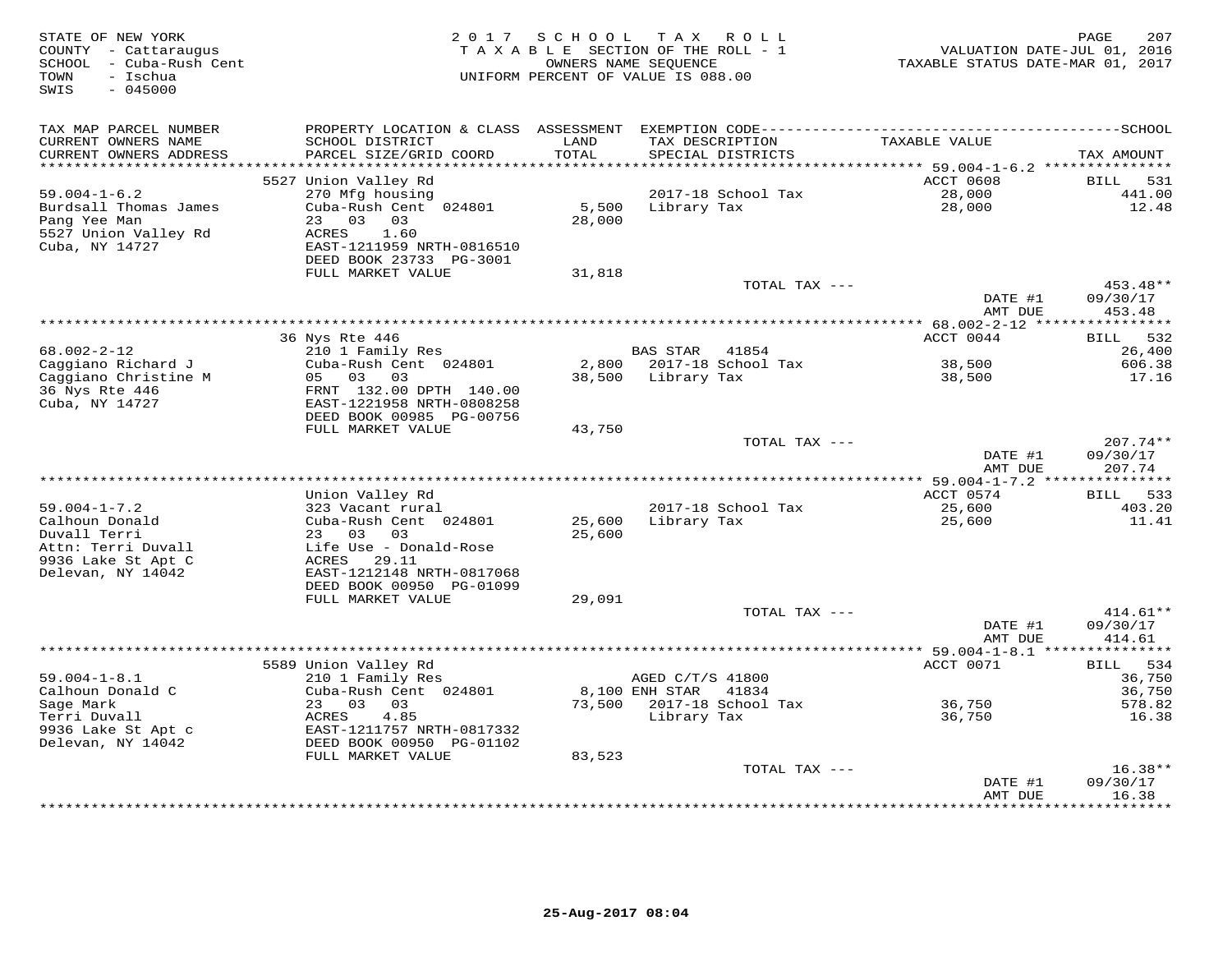STATE OF NEW YORK
COUNTY - Cattaraugus
SCHOOL - Cuba-Rush Cent
TOWN - Ischua
SWIS - 045000

2017 SCHOOL TAX ROLL
TAXABLE SECTION OF THE ROLL - 1
OWNERS NAME SEQUENCE
UNIFORM PERCENT OF VALUE IS 088.00

VALUATION DATE-JUL 01, 2016
TAXABLE STATUS DATE-MAR 01, 2017

| TAX MAP PARCEL NUMBER / CURRENT OWNERS NAME / CURRENT OWNERS ADDRESS | PROPERTY LOCATION & CLASS / SCHOOL DISTRICT / PARCEL SIZE/GRID COORD | ASSESSMENT LAND / TOTAL | EXEMPTION CODE / TAX DESCRIPTION / SPECIAL DISTRICTS | TAXABLE VALUE | TAX AMOUNT |
|---|---|---|---|---|---|
| 59.004-1-6.2 | 5527 Union Valley Rd | | | ACCT 0608 | BILL 531 |
| Burdsall Thomas James | 270 Mfg housing | | 2017-18 School Tax | 28,000 | 441.00 |
| Pang Yee Man | Cuba-Rush Cent 024801 | 5,500 | Library Tax | 28,000 | 12.48 |
| 5527 Union Valley Rd | 23 03 03 | 28,000 | | | |
| Cuba, NY 14727 | ACRES 1.60 | | | | |
| | EAST-1211959 NRTH-0816510 | | | | |
| | DEED BOOK 23733 PG-3001 | | | | |
| | FULL MARKET VALUE | 31,818 | | | |
| | | | TOTAL TAX --- | | 453.48** |
| | | | | DATE #1 | 09/30/17 |
| | | | | AMT DUE | 453.48 |
| 68.002-2-12 | 36 Nys Rte 446 | | | ACCT 0044 | BILL 532 |
| Caggiano Richard J | 210 1 Family Res | | BAS STAR 41854 | | 26,400 |
| Caggiano Christine M | Cuba-Rush Cent 024801 | 2,800 | 2017-18 School Tax | 38,500 | 606.38 |
| 36 Nys Rte 446 | 05 03 03 | 38,500 | Library Tax | 38,500 | 17.16 |
| Cuba, NY 14727 | FRNT 132.00 DPTH 140.00 | | | | |
| | EAST-1221958 NRTH-0808258 | | | | |
| | DEED BOOK 00985 PG-00756 | | | | |
| | FULL MARKET VALUE | 43,750 | | | |
| | | | TOTAL TAX --- | | 207.74** |
| | | | | DATE #1 | 09/30/17 |
| | | | | AMT DUE | 207.74 |
| 59.004-1-7.2 | Union Valley Rd | | | ACCT 0574 | BILL 533 |
| Calhoun Donald | 323 Vacant rural | | 2017-18 School Tax | 25,600 | 403.20 |
| Duvall Terri | Cuba-Rush Cent 024801 | 25,600 | Library Tax | 25,600 | 11.41 |
| Attn: Terri Duvall | 23 03 03 | 25,600 | | | |
| 9936 Lake St Apt C | Life Use - Donald-Rose | | | | |
| Delevan, NY 14042 | ACRES 29.11 | | | | |
| | EAST-1212148 NRTH-0817068 | | | | |
| | DEED BOOK 00950 PG-01099 | | | | |
| | FULL MARKET VALUE | 29,091 | | | |
| | | | TOTAL TAX --- | | 414.61** |
| | | | | DATE #1 | 09/30/17 |
| | | | | AMT DUE | 414.61 |
| 59.004-1-8.1 | 5589 Union Valley Rd | | | ACCT 0071 | BILL 534 |
| Calhoun Donald C | 210 1 Family Res | | AGED C/T/S 41800 | | 36,750 |
| Sage Mark | Cuba-Rush Cent 024801 | 8,100 | ENH STAR 41834 | | 36,750 |
| Terri Duvall | 23 03 03 | 73,500 | 2017-18 School Tax | 36,750 | 578.82 |
| 9936 Lake St Apt c | ACRES 4.85 | | Library Tax | 36,750 | 16.38 |
| Delevan, NY 14042 | EAST-1211757 NRTH-0817332 | | | | |
| | DEED BOOK 00950 PG-01102 | | | | |
| | FULL MARKET VALUE | 83,523 | | | |
| | | | TOTAL TAX --- | | 16.38** |
| | | | | DATE #1 | 09/30/17 |
| | | | | AMT DUE | 16.38 |

25-Aug-2017 08:04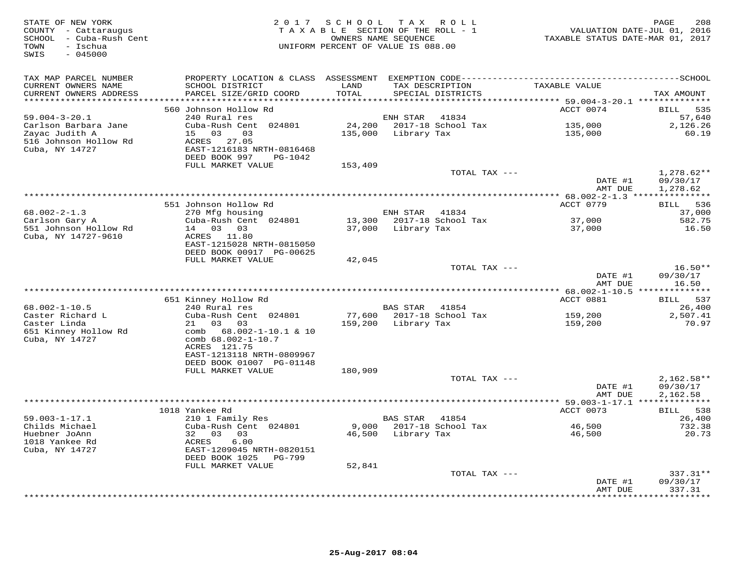STATE OF NEW YORK
COUNTY - Cattaraugus
SCHOOL - Cuba-Rush Cent
TOWN - Ischua
SWIS - 045000

2017 SCHOOL TAX ROLL
TAXABLE SECTION OF THE ROLL - 1
OWNERS NAME SEQUENCE
UNIFORM PERCENT OF VALUE IS 088.00

VALUATION DATE-JUL 01, 2016
TAXABLE STATUS DATE-MAR 01, 2017

| TAX MAP PARCEL NUMBER / CURRENT OWNERS NAME / CURRENT OWNERS ADDRESS | PROPERTY LOCATION & CLASS / SCHOOL DISTRICT / PARCEL SIZE/GRID COORD | ASSESSMENT LAND / TOTAL | EXEMPTION CODE / TAX DESCRIPTION / SPECIAL DISTRICTS | TAXABLE VALUE | TAX AMOUNT |
|---|---|---|---|---|---|
| 59.004-3-20.1 | 560 Johnson Hollow Rd | | | ACCT 0074 | BILL 535 |
| | 240 Rural res | | ENH STAR 41834 | | 57,640 |
| Carlson Barbara Jane | Cuba-Rush Cent 024801 | 24,200 | 2017-18 School Tax | 135,000 | 2,126.26 |
| Zayac Judith A | 15 03 03 | 135,000 | Library Tax | 135,000 | 60.19 |
| 516 Johnson Hollow Rd | ACRES 27.05 | | | | |
| Cuba, NY 14727 | EAST-1216183 NRTH-0816468 | | | | |
| | DEED BOOK 997 PG-1042 | | | | |
| | FULL MARKET VALUE | 153,409 | | | |
| | | | TOTAL TAX --- | | 1,278.62** |
| | | | | DATE #1 | 09/30/17 |
| | | | | AMT DUE | 1,278.62 |
| 68.002-2-1.3 | 551 Johnson Hollow Rd | | | ACCT 0779 | BILL 536 |
| | 270 Mfg housing | | ENH STAR 41834 | | 37,000 |
| Carlson Gary A | Cuba-Rush Cent 024801 | 13,300 | 2017-18 School Tax | 37,000 | 582.75 |
| 551 Johnson Hollow Rd | 14 03 03 | 37,000 | Library Tax | 37,000 | 16.50 |
| Cuba, NY 14727-9610 | ACRES 11.80 | | | | |
| | EAST-1215028 NRTH-0815050 | | | | |
| | DEED BOOK 00917 PG-00625 | | | | |
| | FULL MARKET VALUE | 42,045 | | | |
| | | | TOTAL TAX --- | | 16.50** |
| | | | | DATE #1 | 09/30/17 |
| | | | | AMT DUE | 16.50 |
| 68.002-1-10.5 | 651 Kinney Hollow Rd | | | ACCT 0881 | BILL 537 |
| | 240 Rural res | | BAS STAR 41854 | | 26,400 |
| Caster Richard L | Cuba-Rush Cent 024801 | 77,600 | 2017-18 School Tax | 159,200 | 2,507.41 |
| Caster Linda | 21 03 03 | 159,200 | Library Tax | 159,200 | 70.97 |
| 651 Kinney Hollow Rd | comb 68.002-1-10.1 & 10 | | | | |
| Cuba, NY 14727 | comb 68.002-1-10.7 | | | | |
| | ACRES 121.75 | | | | |
| | EAST-1213118 NRTH-0809967 | | | | |
| | DEED BOOK 01007 PG-01148 | | | | |
| | FULL MARKET VALUE | 180,909 | | | |
| | | | TOTAL TAX --- | | 2,162.58** |
| | | | | DATE #1 | 09/30/17 |
| | | | | AMT DUE | 2,162.58 |
| 59.003-1-17.1 | 1018 Yankee Rd | | | ACCT 0073 | BILL 538 |
| | 210 1 Family Res | | BAS STAR 41854 | | 26,400 |
| Childs Michael | Cuba-Rush Cent 024801 | 9,000 | 2017-18 School Tax | 46,500 | 732.38 |
| Huebner JoAnn | 32 03 03 | 46,500 | Library Tax | 46,500 | 20.73 |
| 1018 Yankee Rd | ACRES 6.00 | | | | |
| Cuba, NY 14727 | EAST-1209045 NRTH-0820151 | | | | |
| | DEED BOOK 1025 PG-799 | | | | |
| | FULL MARKET VALUE | 52,841 | | | |
| | | | TOTAL TAX --- | | 337.31** |
| | | | | DATE #1 | 09/30/17 |
| | | | | AMT DUE | 337.31 |

25-Aug-2017 08:04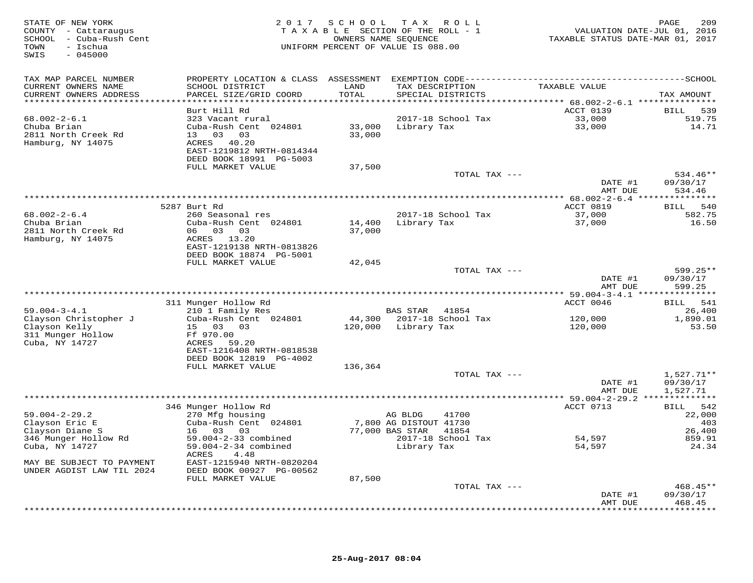STATE OF NEW YORK
COUNTY - Cattaraugus
SCHOOL - Cuba-Rush Cent
TOWN - Ischua
SWIS - 045000

2017 SCHOOL TAX ROLL
TAXABLE SECTION OF THE ROLL - 1
OWNERS NAME SEQUENCE
UNIFORM PERCENT OF VALUE IS 088.00

VALUATION DATE-JUL 01, 2016
TAXABLE STATUS DATE-MAR 01, 2017

| TAX MAP PARCEL NUMBER / CURRENT OWNERS NAME / CURRENT OWNERS ADDRESS | PROPERTY LOCATION & CLASS / SCHOOL DISTRICT / PARCEL SIZE/GRID COORD | ASSESSMENT LAND / TOTAL | EXEMPTION CODE / TAX DESCRIPTION / SPECIAL DISTRICTS | TAXABLE VALUE | TAX AMOUNT |
|---|---|---|---|---|---|
| **68.002-2-6.1** | Burt Hill Rd | | | ACCT 0139 | BILL 539 |
| 68.002-2-6.1 | 323 Vacant rural | | 2017-18 School Tax | 33,000 | 519.75 |
| Chuba Brian | Cuba-Rush Cent 024801 | 33,000 | Library Tax | 33,000 | 14.71 |
| 2811 North Creek Rd | 13 03 03 | 33,000 | | | |
| Hamburg, NY 14075 | ACRES 40.20 | | | | |
| | EAST-1219812 NRTH-0814344 | | | | |
| | DEED BOOK 18991 PG-5003 | | | | |
| | FULL MARKET VALUE | 37,500 | | | |
| | | | TOTAL TAX --- | | 534.46** |
| | | | | DATE #1 | 09/30/17 |
| | | | | AMT DUE | 534.46 |
| **68.002-2-6.4** | 5287 Burt Rd | | | ACCT 0819 | BILL 540 |
| 68.002-2-6.4 | 260 Seasonal res | | 2017-18 School Tax | 37,000 | 582.75 |
| Chuba Brian | Cuba-Rush Cent 024801 | 14,400 | Library Tax | 37,000 | 16.50 |
| 2811 North Creek Rd | 06 03 03 | 37,000 | | | |
| Hamburg, NY 14075 | ACRES 13.20 | | | | |
| | EAST-1219138 NRTH-0813826 | | | | |
| | DEED BOOK 18874 PG-5001 | | | | |
| | FULL MARKET VALUE | 42,045 | | | |
| | | | TOTAL TAX --- | | 599.25** |
| | | | | DATE #1 | 09/30/17 |
| | | | | AMT DUE | 599.25 |
| **59.004-3-4.1** | 311 Munger Hollow Rd | | | ACCT 0046 | BILL 541 |
| 59.004-3-4.1 | 210 1 Family Res | | BAS STAR 41854 | | 26,400 |
| Clayson Christopher J | Cuba-Rush Cent 024801 | 44,300 | 2017-18 School Tax | 120,000 | 1,890.01 |
| Clayson Kelly | 15 03 03 | 120,000 | Library Tax | 120,000 | 53.50 |
| 311 Munger Hollow | Ff 970.00 | | | | |
| Cuba, NY 14727 | ACRES 59.20 | | | | |
| | EAST-1216408 NRTH-0818538 | | | | |
| | DEED BOOK 12819 PG-4002 | | | | |
| | FULL MARKET VALUE | 136,364 | | | |
| | | | TOTAL TAX --- | | 1,527.71** |
| | | | | DATE #1 | 09/30/17 |
| | | | | AMT DUE | 1,527.71 |
| **59.004-2-29.2** | 346 Munger Hollow Rd | | | ACCT 0713 | BILL 542 |
| 59.004-2-29.2 | 270 Mfg housing | | AG BLDG 41700 | | 22,000 |
| Clayson Eric E | Cuba-Rush Cent 024801 | 7,800 | AG DISTOUT 41730 | | 403 |
| Clayson Diane S | 16 03 03 | 77,000 | BAS STAR 41854 | | 26,400 |
| 346 Munger Hollow Rd | 59.004-2-33 combined | | 2017-18 School Tax | 54,597 | 859.91 |
| Cuba, NY 14727 | 59.004-2-34 combined | | Library Tax | 54,597 | 24.34 |
| | ACRES 4.48 | | | | |
| MAY BE SUBJECT TO PAYMENT | EAST-1215940 NRTH-0820204 | | | | |
| UNDER AGDIST LAW TIL 2024 | DEED BOOK 00927 PG-00562 | | | | |
| | FULL MARKET VALUE | 87,500 | | | |
| | | | TOTAL TAX --- | | 468.45** |
| | | | | DATE #1 | 09/30/17 |
| | | | | AMT DUE | 468.45 |

25-Aug-2017 08:04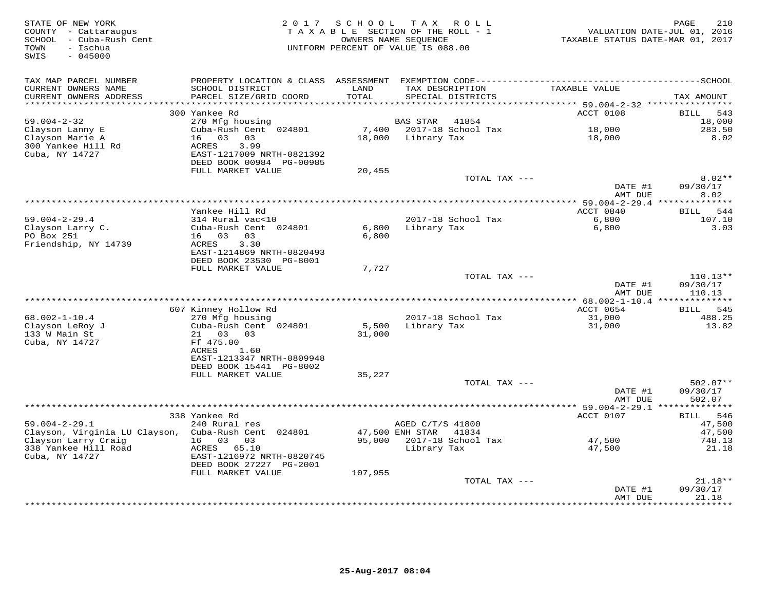STATE OF NEW YORK
COUNTY - Cattaraugus
SCHOOL - Cuba-Rush Cent
TOWN - Ischua
SWIS - 045000

2017 SCHOOL TAX ROLL
TAXABLE SECTION OF THE ROLL - 1
OWNERS NAME SEQUENCE
UNIFORM PERCENT OF VALUE IS 088.00

VALUATION DATE-JUL 01, 2016
TAXABLE STATUS DATE-MAR 01, 2017

| TAX MAP PARCEL NUMBER / CURRENT OWNERS NAME / CURRENT OWNERS ADDRESS | PROPERTY LOCATION & CLASS / SCHOOL DISTRICT / PARCEL SIZE/GRID COORD | ASSESSMENT LAND / TOTAL | EXEMPTION CODE / TAX DESCRIPTION / SPECIAL DISTRICTS | TAXABLE VALUE | TAX AMOUNT |
|---|---|---|---|---|---|
| **59.004-2-32** | 300 Yankee Rd | | | ACCT 0108 | BILL 543 |
| 59.004-2-32 | 270 Mfg housing | | BAS STAR 41854 | | 18,000 |
| Clayson Lanny E | Cuba-Rush Cent 024801 | 7,400 | 2017-18 School Tax | 18,000 | 283.50 |
| Clayson Marie A | 16 03 03 | 18,000 | Library Tax | 18,000 | 8.02 |
| 300 Yankee Hill Rd | ACRES 3.99 | | | | |
| Cuba, NY 14727 | EAST-1217009 NRTH-0821392 | | | | |
| | DEED BOOK 00984 PG-00985 | | | | |
| | FULL MARKET VALUE | 20,455 | | | |
| | | | TOTAL TAX --- | | 8.02** |
| | | | | DATE #1 | 09/30/17 |
| | | | | AMT DUE | 8.02 |
| **59.004-2-29.4** | Yankee Hill Rd | | | ACCT 0840 | BILL 544 |
| 59.004-2-29.4 | 314 Rural vac<10 | | 2017-18 School Tax | 6,800 | 107.10 |
| Clayson Larry C. | Cuba-Rush Cent 024801 | 6,800 | Library Tax | 6,800 | 3.03 |
| PO Box 251 | 16 03 03 | 6,800 | | | |
| Friendship, NY 14739 | ACRES 3.30 | | | | |
| | EAST-1214869 NRTH-0820493 | | | | |
| | DEED BOOK 23530 PG-8001 | | | | |
| | FULL MARKET VALUE | 7,727 | | | |
| | | | TOTAL TAX --- | | 110.13** |
| | | | | DATE #1 | 09/30/17 |
| | | | | AMT DUE | 110.13 |
| **68.002-1-10.4** | 607 Kinney Hollow Rd | | | ACCT 0654 | BILL 545 |
| 68.002-1-10.4 | 270 Mfg housing | | 2017-18 School Tax | 31,000 | 488.25 |
| Clayson LeRoy J | Cuba-Rush Cent 024801 | 5,500 | Library Tax | 31,000 | 13.82 |
| 133 W Main St | 21 03 03 | 31,000 | | | |
| Cuba, NY 14727 | Ff 475.00 | | | | |
| | ACRES 1.60 | | | | |
| | EAST-1213347 NRTH-0809948 | | | | |
| | DEED BOOK 15441 PG-8002 | | | | |
| | FULL MARKET VALUE | 35,227 | | | |
| | | | TOTAL TAX --- | | 502.07** |
| | | | | DATE #1 | 09/30/17 |
| | | | | AMT DUE | 502.07 |
| **59.004-2-29.1** | 338 Yankee Rd | | | ACCT 0107 | BILL 546 |
| 59.004-2-29.1 | 240 Rural res | | AGED C/T/S 41800 | | 47,500 |
| Clayson, Virginia LU Clayson, | Cuba-Rush Cent 024801 | 47,500 | ENH STAR 41834 | | 47,500 |
| Clayson Larry Craig | 16 03 03 | 95,000 | 2017-18 School Tax | 47,500 | 748.13 |
| 338 Yankee Hill Road | ACRES 65.10 | | Library Tax | 47,500 | 21.18 |
| Cuba, NY 14727 | EAST-1216972 NRTH-0820745 | | | | |
| | DEED BOOK 27227 PG-2001 | | | | |
| | FULL MARKET VALUE | 107,955 | | | |
| | | | TOTAL TAX --- | | 21.18** |
| | | | | DATE #1 | 09/30/17 |
| | | | | AMT DUE | 21.18 |

25-Aug-2017 08:04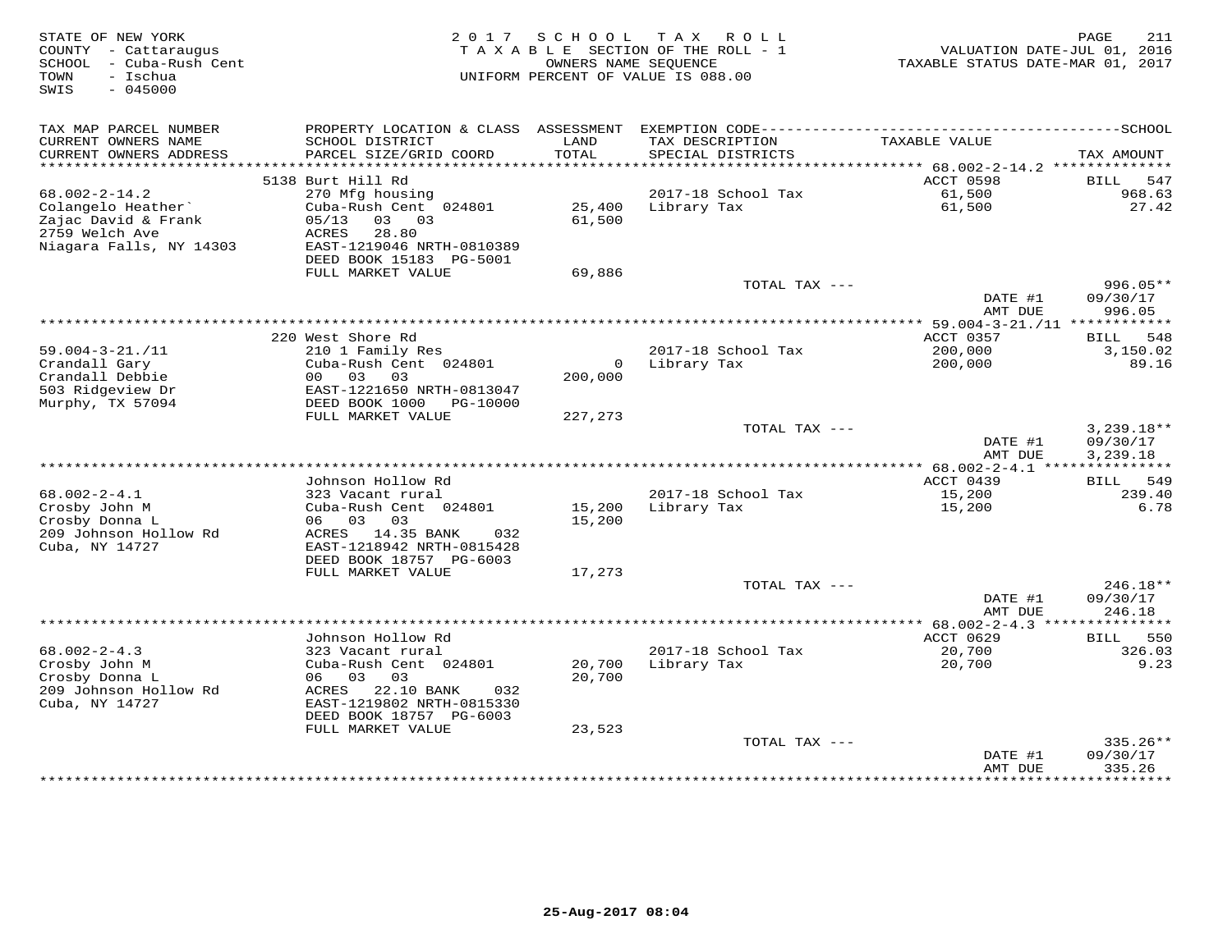STATE OF NEW YORK
COUNTY - Cattaraugus
SCHOOL - Cuba-Rush Cent
TOWN - Ischua
SWIS - 045000

2017 SCHOOL TAX ROLL
TAXABLE SECTION OF THE ROLL - 1
OWNERS NAME SEQUENCE
UNIFORM PERCENT OF VALUE IS 088.00

VALUATION DATE-JUL 01, 2016
TAXABLE STATUS DATE-MAR 01, 2017

| TAX MAP PARCEL NUMBER<br>CURRENT OWNERS NAME<br>CURRENT OWNERS ADDRESS | PROPERTY LOCATION & CLASS<br>SCHOOL DISTRICT<br>PARCEL SIZE/GRID COORD | ASSESSMENT<br>LAND<br>TOTAL | EXEMPTION CODE<br>TAX DESCRIPTION<br>SPECIAL DISTRICTS | TAXABLE VALUE | SCHOOL<br>TAX AMOUNT |
|---|---|---|---|---|---|
| 68.002-2-14.2 | 5138 Burt Hill Rd | | | ACCT 0598 | BILL 547 |
| 68.002-2-14.2 | 270 Mfg housing | | 2017-18 School Tax | 61,500 | 968.63 |
| Colangelo Heather` | Cuba-Rush Cent 024801 | 25,400 | Library Tax | 61,500 | 27.42 |
| Zajac David & Frank | 05/13 03 03 | 61,500 | | | |
| 2759 Welch Ave | ACRES 28.80 | | | | |
| Niagara Falls, NY 14303 | EAST-1219046 NRTH-0810389 | | | | |
| | DEED BOOK 15183 PG-5001 | | | | |
| | FULL MARKET VALUE | 69,886 | | | |
| | | | TOTAL TAX --- | | 996.05** |
| | | | | DATE #1 | 09/30/17 |
| | | | | AMT DUE | 996.05 |
| 59.004-3-21./11 | 220 West Shore Rd | | | ACCT 0357 | BILL 548 |
| 59.004-3-21./11 | 210 1 Family Res | | 2017-18 School Tax | 200,000 | 3,150.02 |
| Crandall Gary | Cuba-Rush Cent 024801 | 0 | Library Tax | 200,000 | 89.16 |
| Crandall Debbie | 00 03 03 | 200,000 | | | |
| 503 Ridgeview Dr | EAST-1221650 NRTH-0813047 | | | | |
| Murphy, TX 57094 | DEED BOOK 1000 PG-10000 | | | | |
| | FULL MARKET VALUE | 227,273 | | | |
| | | | TOTAL TAX --- | | 3,239.18** |
| | | | | DATE #1 | 09/30/17 |
| | | | | AMT DUE | 3,239.18 |
| 68.002-2-4.1 | Johnson Hollow Rd | | | ACCT 0439 | BILL 549 |
| 68.002-2-4.1 | 323 Vacant rural | | 2017-18 School Tax | 15,200 | 239.40 |
| Crosby John M | Cuba-Rush Cent 024801 | 15,200 | Library Tax | 15,200 | 6.78 |
| Crosby Donna L | 06 03 03 | 15,200 | | | |
| 209 Johnson Hollow Rd | ACRES 14.35 BANK 032 | | | | |
| Cuba, NY 14727 | EAST-1218942 NRTH-0815428 | | | | |
| | DEED BOOK 18757 PG-6003 | | | | |
| | FULL MARKET VALUE | 17,273 | | | |
| | | | TOTAL TAX --- | | 246.18** |
| | | | | DATE #1 | 09/30/17 |
| | | | | AMT DUE | 246.18 |
| 68.002-2-4.3 | Johnson Hollow Rd | | | ACCT 0629 | BILL 550 |
| 68.002-2-4.3 | 323 Vacant rural | | 2017-18 School Tax | 20,700 | 326.03 |
| Crosby John M | Cuba-Rush Cent 024801 | 20,700 | Library Tax | 20,700 | 9.23 |
| Crosby Donna L | 06 03 03 | 20,700 | | | |
| 209 Johnson Hollow Rd | ACRES 22.10 BANK 032 | | | | |
| Cuba, NY 14727 | EAST-1219802 NRTH-0815330 | | | | |
| | DEED BOOK 18757 PG-6003 | | | | |
| | FULL MARKET VALUE | 23,523 | | | |
| | | | TOTAL TAX --- | | 335.26** |
| | | | | DATE #1 | 09/30/17 |
| | | | | AMT DUE | 335.26 |

25-Aug-2017 08:04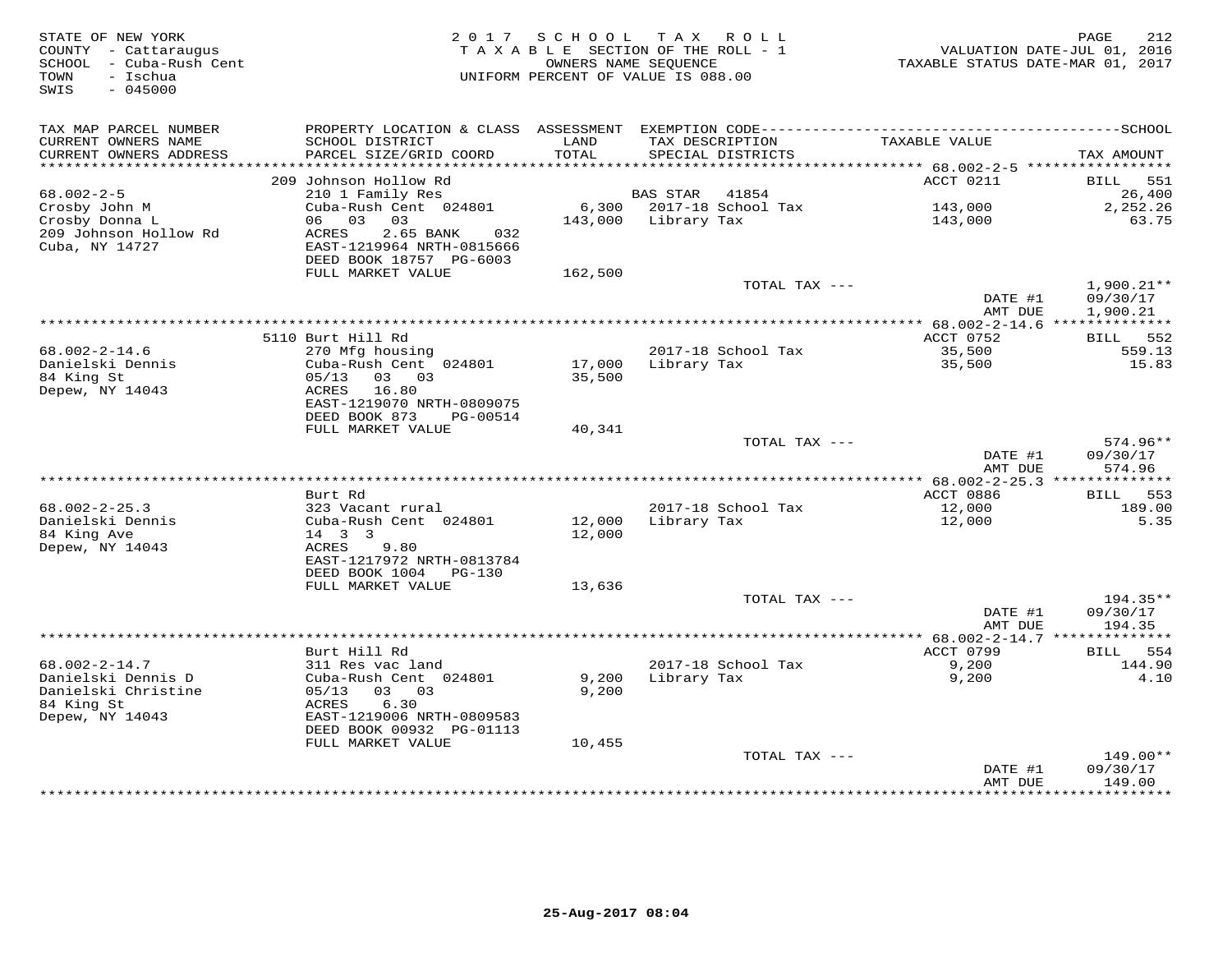STATE OF NEW YORK
COUNTY - Cattaraugus
SCHOOL - Cuba-Rush Cent
TOWN - Ischua
SWIS - 045000

2017 SCHOOL TAX ROLL
TAXABLE SECTION OF THE ROLL - 1
OWNERS NAME SEQUENCE
UNIFORM PERCENT OF VALUE IS 088.00

VALUATION DATE-JUL 01, 2016
TAXABLE STATUS DATE-MAR 01, 2017

| TAX MAP PARCEL NUMBER / CURRENT OWNERS NAME / CURRENT OWNERS ADDRESS | PROPERTY LOCATION & CLASS / SCHOOL DISTRICT / PARCEL SIZE/GRID COORD | ASSESSMENT LAND / TOTAL | EXEMPTION CODE / TAX DESCRIPTION / SPECIAL DISTRICTS | TAXABLE VALUE | TAX AMOUNT |
|---|---|---|---|---|---|
| **68.002-2-5** | 209 Johnson Hollow Rd | | | ACCT 0211 | BILL 551 |
| Crosby John M | 210 1 Family Res | | BAS STAR 41854 | | 26,400 |
| Crosby Donna L | Cuba-Rush Cent 024801 | 6,300 | 2017-18 School Tax | 143,000 | 2,252.26 |
| 209 Johnson Hollow Rd | 06 03 03 | 143,000 | Library Tax | 143,000 | 63.75 |
| Cuba, NY 14727 | ACRES 2.65 BANK 032 | | | | |
| | EAST-1219964 NRTH-0815666 | | | | |
| | DEED BOOK 18757 PG-6003 | | | | |
| | FULL MARKET VALUE | 162,500 | | | |
| | | | TOTAL TAX --- | | 1,900.21** |
| | | | | DATE #1 | 09/30/17 |
| | | | | AMT DUE | 1,900.21 |
| **68.002-2-14.6** | 5110 Burt Hill Rd | | | ACCT 0752 | BILL 552 |
| Danielski Dennis | 270 Mfg housing | | 2017-18 School Tax | 35,500 | 559.13 |
| 84 King St | Cuba-Rush Cent 024801 | 17,000 | Library Tax | 35,500 | 15.83 |
| Depew, NY 14043 | 05/13 03 03 | 35,500 | | | |
| | ACRES 16.80 | | | | |
| | EAST-1219070 NRTH-0809075 | | | | |
| | DEED BOOK 873 PG-00514 | | | | |
| | FULL MARKET VALUE | 40,341 | | | |
| | | | TOTAL TAX --- | | 574.96** |
| | | | | DATE #1 | 09/30/17 |
| | | | | AMT DUE | 574.96 |
| **68.002-2-25.3** | Burt Rd | | | ACCT 0886 | BILL 553 |
| Danielski Dennis | 323 Vacant rural | | 2017-18 School Tax | 12,000 | 189.00 |
| 84 King Ave | Cuba-Rush Cent 024801 | 12,000 | Library Tax | 12,000 | 5.35 |
| Depew, NY 14043 | 14 3 3 | 12,000 | | | |
| | ACRES 9.80 | | | | |
| | EAST-1217972 NRTH-0813784 | | | | |
| | DEED BOOK 1004 PG-130 | | | | |
| | FULL MARKET VALUE | 13,636 | | | |
| | | | TOTAL TAX --- | | 194.35** |
| | | | | DATE #1 | 09/30/17 |
| | | | | AMT DUE | 194.35 |
| **68.002-2-14.7** | Burt Hill Rd | | | ACCT 0799 | BILL 554 |
| Danielski Dennis D | 311 Res vac land | | 2017-18 School Tax | 9,200 | 144.90 |
| Danielski Christine | Cuba-Rush Cent 024801 | 9,200 | Library Tax | 9,200 | 4.10 |
| 84 King St | 05/13 03 03 | 9,200 | | | |
| Depew, NY 14043 | ACRES 6.30 | | | | |
| | EAST-1219006 NRTH-0809583 | | | | |
| | DEED BOOK 00932 PG-01113 | | | | |
| | FULL MARKET VALUE | 10,455 | | | |
| | | | TOTAL TAX --- | | 149.00** |
| | | | | DATE #1 | 09/30/17 |
| | | | | AMT DUE | 149.00 |

25-Aug-2017 08:04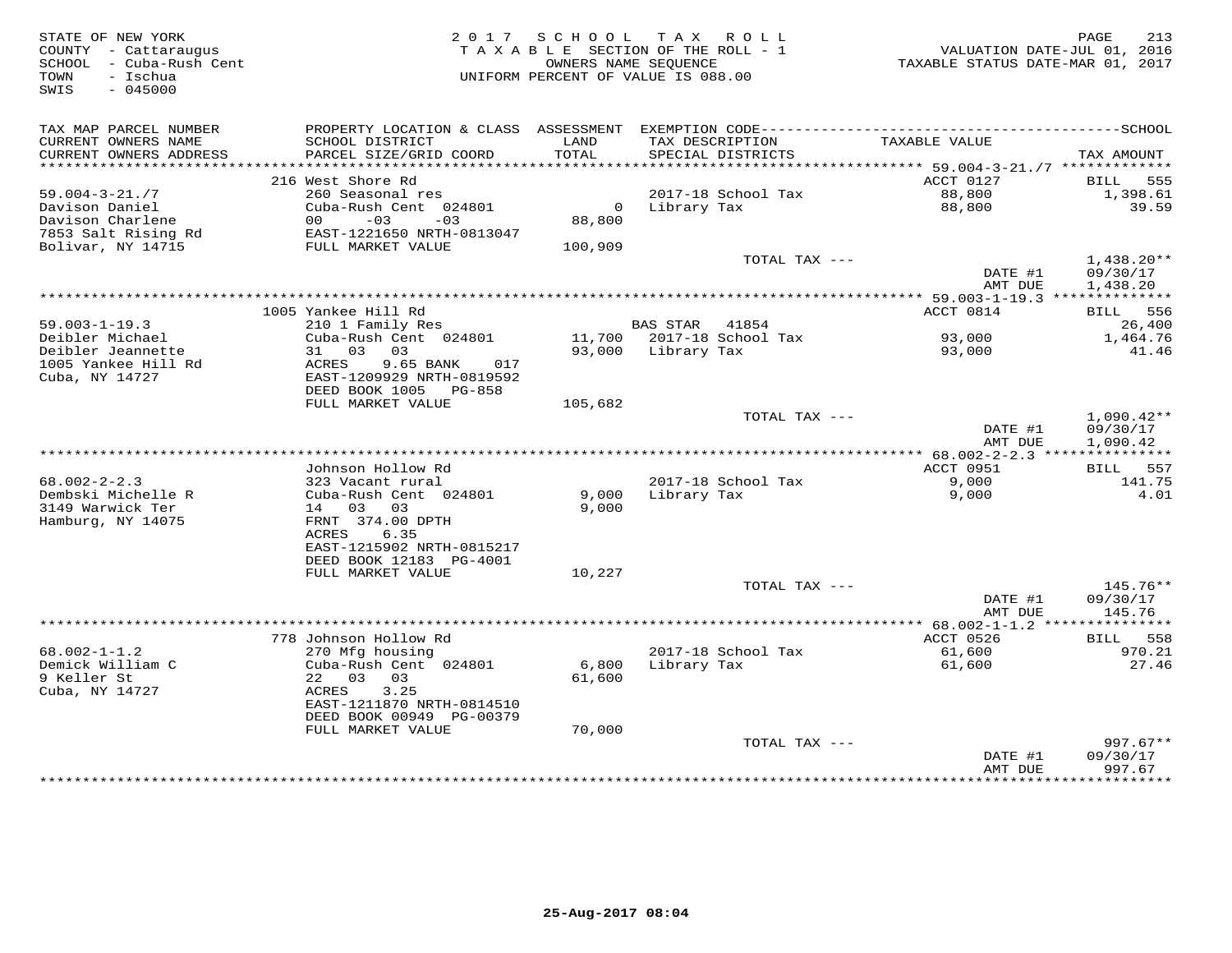STATE OF NEW YORK
COUNTY - Cattaraugus
SCHOOL - Cuba-Rush Cent
TOWN - Ischua
SWIS - 045000

2017 SCHOOL TAX ROLL
TAXABLE SECTION OF THE ROLL - 1
OWNERS NAME SEQUENCE
UNIFORM PERCENT OF VALUE IS 088.00

VALUATION DATE-JUL 01, 2016
TAXABLE STATUS DATE-MAR 01, 2017

| TAX MAP PARCEL NUMBER / CURRENT OWNERS NAME / CURRENT OWNERS ADDRESS | PROPERTY LOCATION & CLASS / SCHOOL DISTRICT / PARCEL SIZE/GRID COORD | ASSESSMENT LAND / TOTAL | EXEMPTION CODE / TAX DESCRIPTION / SPECIAL DISTRICTS | TAXABLE VALUE | TAX AMOUNT |
|---|---|---|---|---|---|
| 59.004-3-21./7 | 216 West Shore Rd | | | ACCT 0127 | BILL 555 |
| 59.004-3-21./7 | 260 Seasonal res | | 2017-18 School Tax | 88,800 | 1,398.61 |
| Davison Daniel | Cuba-Rush Cent 024801 | 0 | Library Tax | 88,800 | 39.59 |
| Davison Charlene | 00 -03 -03 | 88,800 | | | |
| 7853 Salt Rising Rd | EAST-1221650 NRTH-0813047 | | | | |
| Bolivar, NY 14715 | FULL MARKET VALUE | 100,909 | | | |
| | | | TOTAL TAX --- | | 1,438.20** |
| | | | | DATE #1 | 09/30/17 |
| | | | | AMT DUE | 1,438.20 |
| 59.003-1-19.3 | 1005 Yankee Hill Rd | | | ACCT 0814 | BILL 556 |
| 59.003-1-19.3 | 210 1 Family Res | | BAS STAR 41854 | | 26,400 |
| Deibler Michael | Cuba-Rush Cent 024801 | 11,700 | 2017-18 School Tax | 93,000 | 1,464.76 |
| Deibler Jeannette | 31 03 03 | 93,000 | Library Tax | 93,000 | 41.46 |
| 1005 Yankee Hill Rd | ACRES 9.65 BANK 017 | | | | |
| Cuba, NY 14727 | EAST-1209929 NRTH-0819592 | | | | |
| | DEED BOOK 1005 PG-858 | | | | |
| | FULL MARKET VALUE | 105,682 | | | |
| | | | TOTAL TAX --- | | 1,090.42** |
| | | | | DATE #1 | 09/30/17 |
| | | | | AMT DUE | 1,090.42 |
| 68.002-2-2.3 | Johnson Hollow Rd | | | ACCT 0951 | BILL 557 |
| 68.002-2-2.3 | 323 Vacant rural | | 2017-18 School Tax | 9,000 | 141.75 |
| Dembski Michelle R | Cuba-Rush Cent 024801 | 9,000 | Library Tax | 9,000 | 4.01 |
| 3149 Warwick Ter | 14 03 03 | 9,000 | | | |
| Hamburg, NY 14075 | FRNT 374.00 DPTH | | | | |
| | ACRES 6.35 | | | | |
| | EAST-1215902 NRTH-0815217 | | | | |
| | DEED BOOK 12183 PG-4001 | | | | |
| | FULL MARKET VALUE | 10,227 | | | |
| | | | TOTAL TAX --- | | 145.76** |
| | | | | DATE #1 | 09/30/17 |
| | | | | AMT DUE | 145.76 |
| 68.002-1-1.2 | 778 Johnson Hollow Rd | | | ACCT 0526 | BILL 558 |
| 68.002-1-1.2 | 270 Mfg housing | | 2017-18 School Tax | 61,600 | 970.21 |
| Demick William C | Cuba-Rush Cent 024801 | 6,800 | Library Tax | 61,600 | 27.46 |
| 9 Keller St | 22 03 03 | 61,600 | | | |
| Cuba, NY 14727 | ACRES 3.25 | | | | |
| | EAST-1211870 NRTH-0814510 | | | | |
| | DEED BOOK 00949 PG-00379 | | | | |
| | FULL MARKET VALUE | 70,000 | | | |
| | | | TOTAL TAX --- | | 997.67** |
| | | | | DATE #1 | 09/30/17 |
| | | | | AMT DUE | 997.67 |

25-Aug-2017 08:04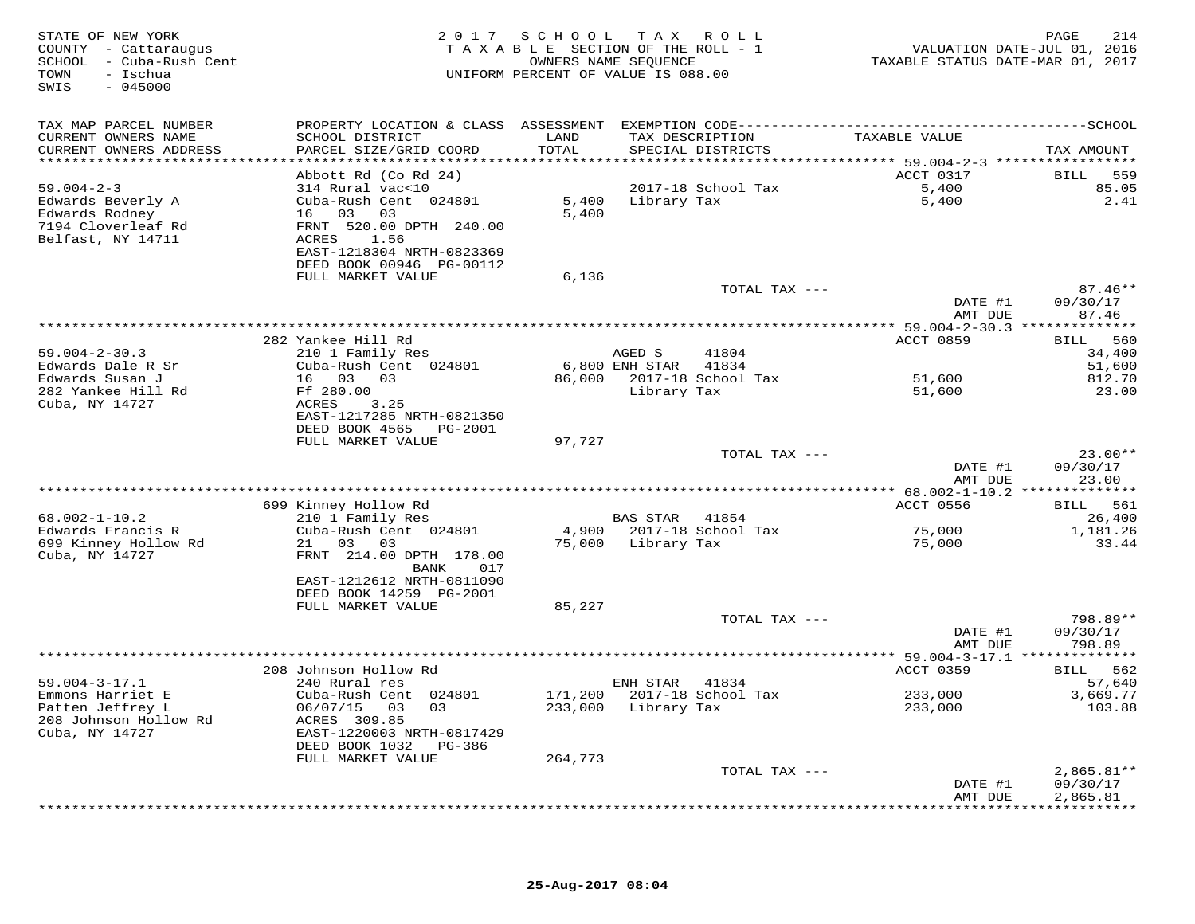STATE OF NEW YORK
COUNTY - Cattaraugus
SCHOOL - Cuba-Rush Cent
TOWN - Ischua
SWIS - 045000

2017 SCHOOL TAX ROLL
TAXABLE SECTION OF THE ROLL - 1
OWNERS NAME SEQUENCE
UNIFORM PERCENT OF VALUE IS 088.00

VALUATION DATE-JUL 01, 2016
TAXABLE STATUS DATE-MAR 01, 2017

| TAX MAP PARCEL NUMBER / CURRENT OWNERS NAME / CURRENT OWNERS ADDRESS | PROPERTY LOCATION & CLASS / SCHOOL DISTRICT / PARCEL SIZE/GRID COORD | ASSESSMENT LAND / TOTAL | EXEMPTION CODE / TAX DESCRIPTION / SPECIAL DISTRICTS | TAXABLE VALUE | TAX AMOUNT |
|---|---|---|---|---|---|
| 59.004-2-3 | Abbott Rd (Co Rd 24) | | | ACCT 0317 | BILL 559 |
| Edwards Beverly A | 314 Rural vac<10 | | 2017-18 School Tax | 5,400 | 85.05 |
| Edwards Rodney | Cuba-Rush Cent 024801 | 5,400 | Library Tax | 5,400 | 2.41 |
| 7194 Cloverleaf Rd | 16 03 03 | 5,400 | | | |
| Belfast, NY 14711 | FRNT 520.00 DPTH 240.00 | | | | |
| | ACRES 1.56 | | | | |
| | EAST-1218304 NRTH-0823369 | | | | |
| | DEED BOOK 00946 PG-00112 | | | | |
| | FULL MARKET VALUE | 6,136 | | | |
| | | | TOTAL TAX --- | | 87.46** |
| | | | | DATE #1 | 09/30/17 |
| | | | | AMT DUE | 87.46 |
| 59.004-2-30.3 | 282 Yankee Hill Rd | | | ACCT 0859 | BILL 560 |
| Edwards Dale R Sr | 210 1 Family Res | | AGED S 41804 | | 34,400 |
| Edwards Susan J | Cuba-Rush Cent 024801 | 6,800 | ENH STAR 41834 | | 51,600 |
| 282 Yankee Hill Rd | 16 03 03 | 86,000 | 2017-18 School Tax | 51,600 | 812.70 |
| Cuba, NY 14727 | Ff 280.00 | | Library Tax | 51,600 | 23.00 |
| | ACRES 3.25 | | | | |
| | EAST-1217285 NRTH-0821350 | | | | |
| | DEED BOOK 4565 PG-2001 | | | | |
| | FULL MARKET VALUE | 97,727 | | | |
| | | | TOTAL TAX --- | | 23.00** |
| | | | | DATE #1 | 09/30/17 |
| | | | | AMT DUE | 23.00 |
| 68.002-1-10.2 | 699 Kinney Hollow Rd | | | ACCT 0556 | BILL 561 |
| Edwards Francis R | 210 1 Family Res | | BAS STAR 41854 | | 26,400 |
| 699 Kinney Hollow Rd | Cuba-Rush Cent 024801 | 4,900 | 2017-18 School Tax | 75,000 | 1,181.26 |
| Cuba, NY 14727 | 21 03 03 | 75,000 | Library Tax | 75,000 | 33.44 |
| | FRNT 214.00 DPTH 178.00 | | | | |
| | BANK 017 | | | | |
| | EAST-1212612 NRTH-0811090 | | | | |
| | DEED BOOK 14259 PG-2001 | | | | |
| | FULL MARKET VALUE | 85,227 | | | |
| | | | TOTAL TAX --- | | 798.89** |
| | | | | DATE #1 | 09/30/17 |
| | | | | AMT DUE | 798.89 |
| 59.004-3-17.1 | 208 Johnson Hollow Rd | | | ACCT 0359 | BILL 562 |
| Emmons Harriet E | 240 Rural res | | ENH STAR 41834 | | 57,640 |
| Patten Jeffrey L | Cuba-Rush Cent 024801 | 171,200 | 2017-18 School Tax | 233,000 | 3,669.77 |
| 208 Johnson Hollow Rd | 06/07/15 03 03 | 233,000 | Library Tax | 233,000 | 103.88 |
| Cuba, NY 14727 | ACRES 309.85 | | | | |
| | EAST-1220003 NRTH-0817429 | | | | |
| | DEED BOOK 1032 PG-386 | | | | |
| | FULL MARKET VALUE | 264,773 | | | |
| | | | TOTAL TAX --- | | 2,865.81** |
| | | | | DATE #1 | 09/30/17 |
| | | | | AMT DUE | 2,865.81 |

25-Aug-2017 08:04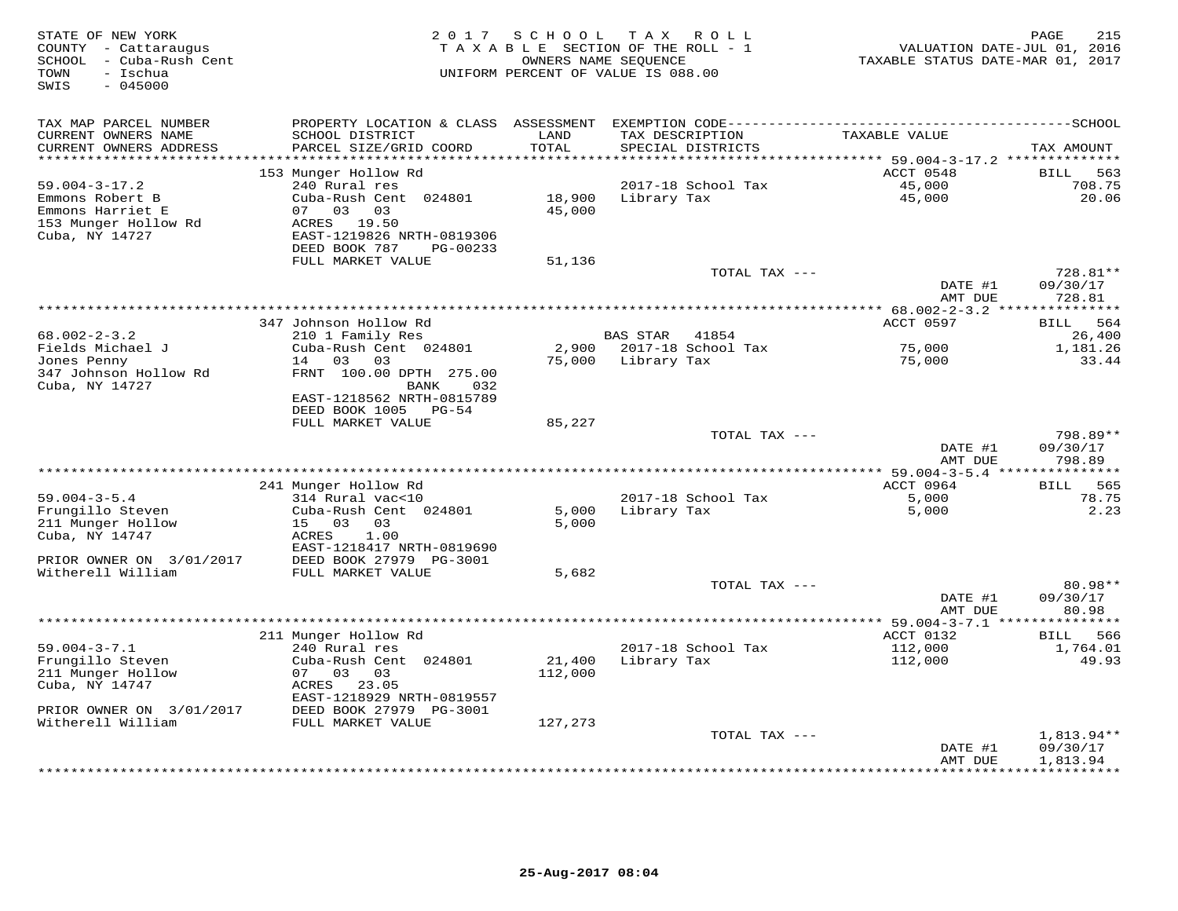STATE OF NEW YORK
COUNTY - Cattaraugus
SCHOOL - Cuba-Rush Cent
TOWN - Ischua
SWIS - 045000

2017 SCHOOL TAX ROLL
TAXABLE SECTION OF THE ROLL - 1
OWNERS NAME SEQUENCE
UNIFORM PERCENT OF VALUE IS 088.00

VALUATION DATE-JUL 01, 2016
TAXABLE STATUS DATE-MAR 01, 2017

| TAX MAP PARCEL NUMBER / CURRENT OWNERS NAME / CURRENT OWNERS ADDRESS | PROPERTY LOCATION & CLASS / SCHOOL DISTRICT / PARCEL SIZE/GRID COORD | ASSESSMENT LAND / TOTAL | EXEMPTION CODE / TAX DESCRIPTION / SPECIAL DISTRICTS | TAXABLE VALUE | TAX AMOUNT |
|---|---|---|---|---|---|
| | 153 Munger Hollow Rd | | | ACCT 0548 | BILL 563 |
| 59.004-3-17.2 | 240 Rural res | | 2017-18 School Tax | 45,000 | 708.75 |
| Emmons Robert B | Cuba-Rush Cent 024801 | 18,900 | Library Tax | 45,000 | 20.06 |
| Emmons Harriet E | 07 03 03 | 45,000 | | | |
| 153 Munger Hollow Rd | ACRES 19.50 | | | | |
| Cuba, NY 14727 | EAST-1219826 NRTH-0819306 | | | | |
| | DEED BOOK 787 PG-00233 | | | | |
| | FULL MARKET VALUE | 51,136 | | | |
| | | | TOTAL TAX --- | | 728.81** |
| | | | | DATE #1 | 09/30/17 |
| | | | | AMT DUE | 728.81 |
| | 347 Johnson Hollow Rd | | | ACCT 0597 | BILL 564 |
| 68.002-2-3.2 | 210 1 Family Res | | BAS STAR 41854 | | 26,400 |
| Fields Michael J | Cuba-Rush Cent 024801 | 2,900 | 2017-18 School Tax | 75,000 | 1,181.26 |
| Jones Penny | 14 03 03 | 75,000 | Library Tax | 75,000 | 33.44 |
| 347 Johnson Hollow Rd | FRNT 100.00 DPTH 275.00 | | | | |
| Cuba, NY 14727 | BANK 032 | | | | |
| | EAST-1218562 NRTH-0815789 | | | | |
| | DEED BOOK 1005 PG-54 | | | | |
| | FULL MARKET VALUE | 85,227 | | | |
| | | | TOTAL TAX --- | | 798.89** |
| | | | | DATE #1 | 09/30/17 |
| | | | | AMT DUE | 798.89 |
| | 241 Munger Hollow Rd | | | ACCT 0964 | BILL 565 |
| 59.004-3-5.4 | 314 Rural vac<10 | | 2017-18 School Tax | 5,000 | 78.75 |
| Frungillo Steven | Cuba-Rush Cent 024801 | 5,000 | Library Tax | 5,000 | 2.23 |
| 211 Munger Hollow | 15 03 03 | 5,000 | | | |
| Cuba, NY 14747 | ACRES 1.00 | | | | |
| | EAST-1218417 NRTH-0819690 | | | | |
| PRIOR OWNER ON 3/01/2017 | DEED BOOK 27979 PG-3001 | | | | |
| Witherell William | FULL MARKET VALUE | 5,682 | | | |
| | | | TOTAL TAX --- | | 80.98** |
| | | | | DATE #1 | 09/30/17 |
| | | | | AMT DUE | 80.98 |
| | 211 Munger Hollow Rd | | | ACCT 0132 | BILL 566 |
| 59.004-3-7.1 | 240 Rural res | | 2017-18 School Tax | 112,000 | 1,764.01 |
| Frungillo Steven | Cuba-Rush Cent 024801 | 21,400 | Library Tax | 112,000 | 49.93 |
| 211 Munger Hollow | 07 03 03 | 112,000 | | | |
| Cuba, NY 14747 | ACRES 23.05 | | | | |
| | EAST-1218929 NRTH-0819557 | | | | |
| PRIOR OWNER ON 3/01/2017 | DEED BOOK 27979 PG-3001 | | | | |
| Witherell William | FULL MARKET VALUE | 127,273 | | | |
| | | | TOTAL TAX --- | | 1,813.94** |
| | | | | DATE #1 | 09/30/17 |
| | | | | AMT DUE | 1,813.94 |

25-Aug-2017 08:04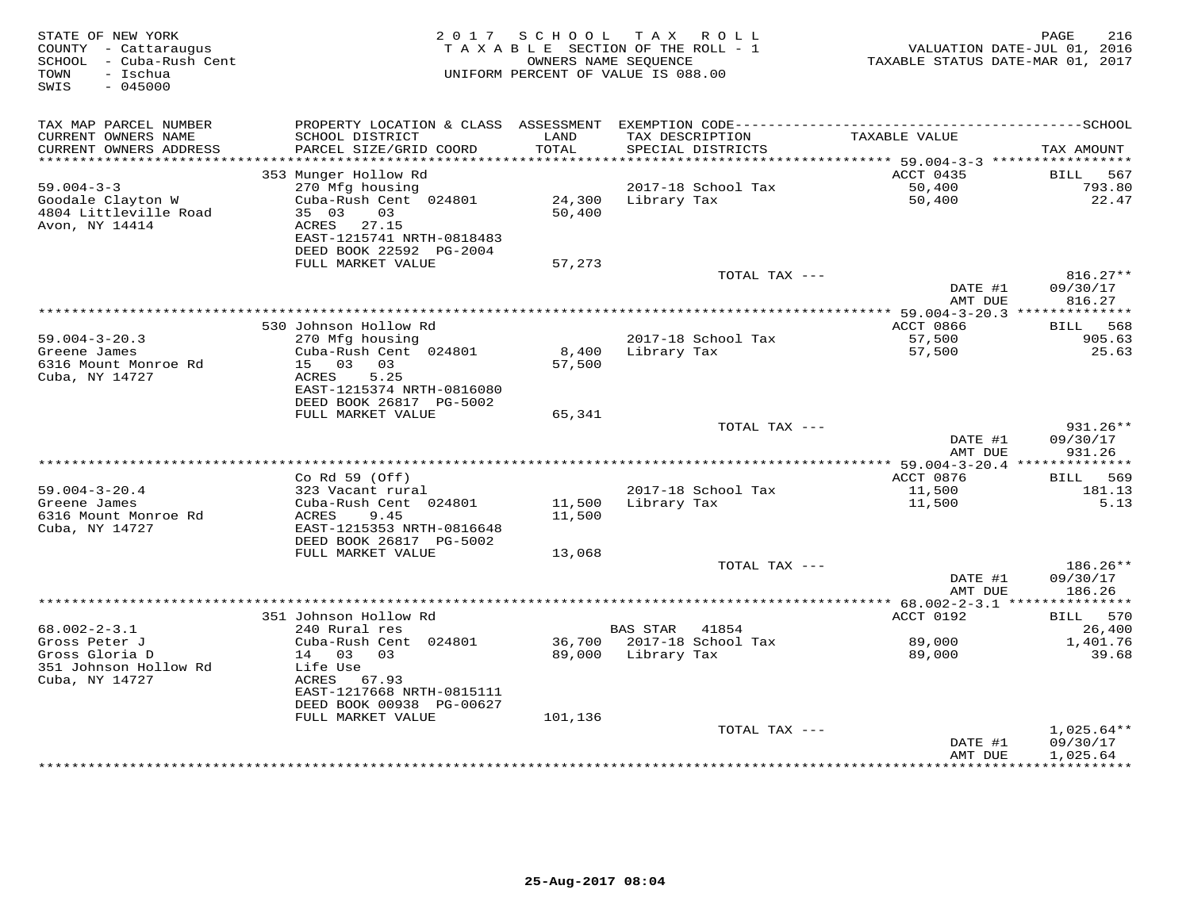STATE OF NEW YORK
COUNTY - Cattaraugus
SCHOOL - Cuba-Rush Cent
TOWN - Ischua
SWIS - 045000

2 0 1 7 S C H O O L T A X R O L L
T A X A B L E SECTION OF THE ROLL - 1
OWNERS NAME SEQUENCE
UNIFORM PERCENT OF VALUE IS 088.00

VALUATION DATE-JUL 01, 2016
TAXABLE STATUS DATE-MAR 01, 2017

| TAX MAP PARCEL NUMBER / CURRENT OWNERS NAME / CURRENT OWNERS ADDRESS | PROPERTY LOCATION & CLASS / SCHOOL DISTRICT / PARCEL SIZE/GRID COORD | ASSESSMENT LAND / TOTAL | EXEMPTION CODE / TAX DESCRIPTION / SPECIAL DISTRICTS | TAXABLE VALUE | TAX AMOUNT |
|---|---|---|---|---|---|
| 59.004-3-3 | 353 Munger Hollow Rd | | | ACCT 0435 | BILL 567 |
| Goodale Clayton W | 270 Mfg housing | | 2017-18 School Tax | 50,400 | 793.80 |
| 4804 Littleville Road | Cuba-Rush Cent 024801 | 24,300 | Library Tax | 50,400 | 22.47 |
| Avon, NY 14414 | 35 03 03 | 50,400 | | | |
| | ACRES 27.15 | | | | |
| | EAST-1215741 NRTH-0818483 | | | | |
| | DEED BOOK 22592 PG-2004 | | | | |
| | FULL MARKET VALUE | 57,273 | | | |
| | | | TOTAL TAX --- | | 816.27** |
| | | | | DATE #1 | 09/30/17 |
| | | | | AMT DUE | 816.27 |
| 59.004-3-20.3 | 530 Johnson Hollow Rd | | | ACCT 0866 | BILL 568 |
| Greene James | 270 Mfg housing | | 2017-18 School Tax | 57,500 | 905.63 |
| 6316 Mount Monroe Rd | Cuba-Rush Cent 024801 | 8,400 | Library Tax | 57,500 | 25.63 |
| Cuba, NY 14727 | 15 03 03 | 57,500 | | | |
| | ACRES 5.25 | | | | |
| | EAST-1215374 NRTH-0816080 | | | | |
| | DEED BOOK 26817 PG-5002 | | | | |
| | FULL MARKET VALUE | 65,341 | | | |
| | | | TOTAL TAX --- | | 931.26** |
| | | | | DATE #1 | 09/30/17 |
| | | | | AMT DUE | 931.26 |
| 59.004-3-20.4 | Co Rd 59 (Off) | | | ACCT 0876 | BILL 569 |
| Greene James | 323 Vacant rural | | 2017-18 School Tax | 11,500 | 181.13 |
| 6316 Mount Monroe Rd | Cuba-Rush Cent 024801 | 11,500 | Library Tax | 11,500 | 5.13 |
| Cuba, NY 14727 | ACRES 9.45 | 11,500 | | | |
| | EAST-1215353 NRTH-0816648 | | | | |
| | DEED BOOK 26817 PG-5002 | | | | |
| | FULL MARKET VALUE | 13,068 | | | |
| | | | TOTAL TAX --- | | 186.26** |
| | | | | DATE #1 | 09/30/17 |
| | | | | AMT DUE | 186.26 |
| 68.002-2-3.1 | 351 Johnson Hollow Rd | | | ACCT 0192 | BILL 570 |
| Gross Peter J | 240 Rural res | | BAS STAR 41854 | | 26,400 |
| Gross Gloria D | Cuba-Rush Cent 024801 | 36,700 | 2017-18 School Tax | 89,000 | 1,401.76 |
| 351 Johnson Hollow Rd | 14 03 03 | 89,000 | Library Tax | 89,000 | 39.68 |
| Cuba, NY 14727 | Life Use | | | | |
| | ACRES 67.93 | | | | |
| | EAST-1217668 NRTH-0815111 | | | | |
| | DEED BOOK 00938 PG-00627 | | | | |
| | FULL MARKET VALUE | 101,136 | | | |
| | | | TOTAL TAX --- | | 1,025.64** |
| | | | | DATE #1 | 09/30/17 |
| | | | | AMT DUE | 1,025.64 |

25-Aug-2017 08:04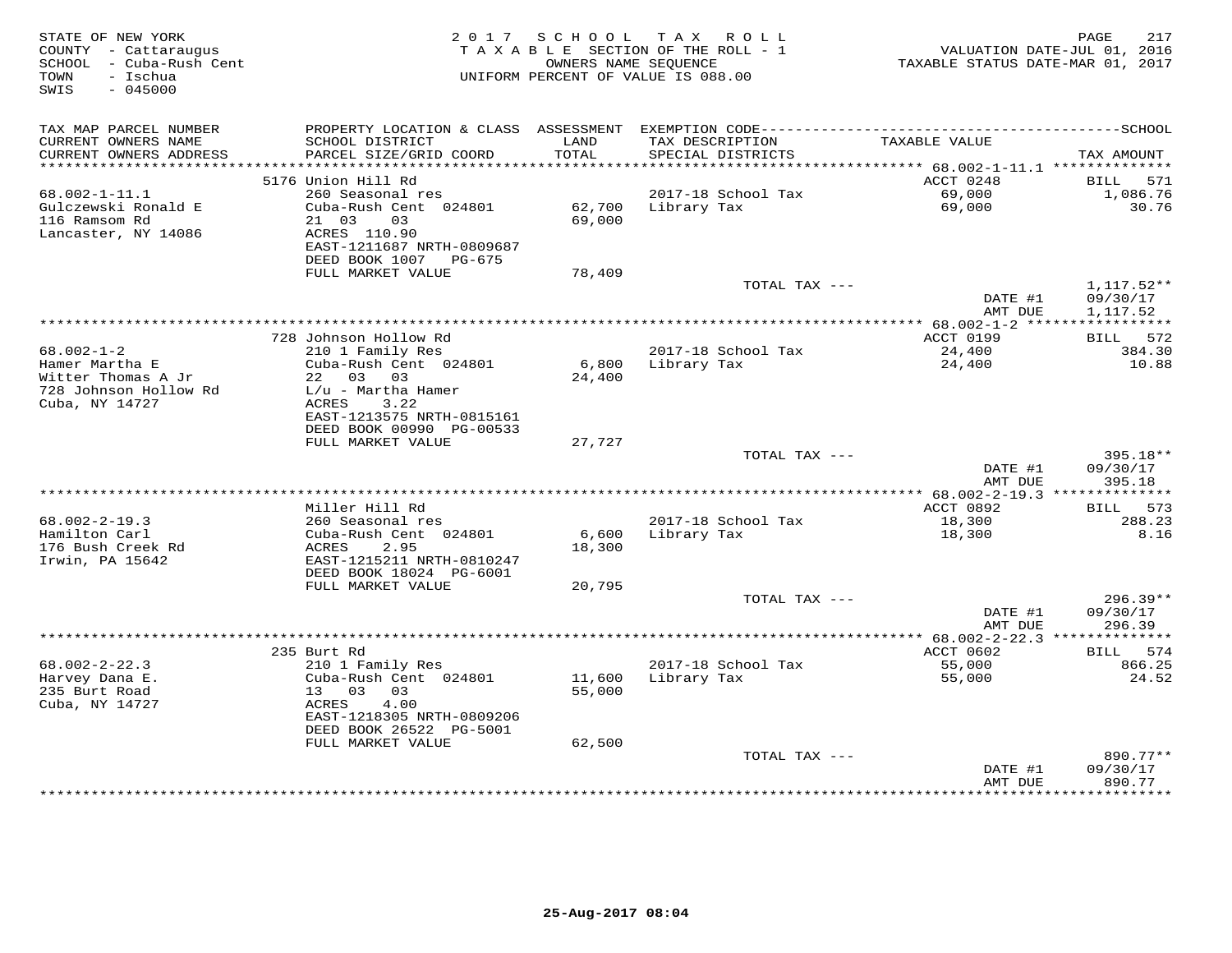STATE OF NEW YORK
COUNTY - Cattaraugus
SCHOOL - Cuba-Rush Cent
TOWN - Ischua
SWIS - 045000

2017 SCHOOL TAX ROLL
TAXABLE SECTION OF THE ROLL - 1
OWNERS NAME SEQUENCE
UNIFORM PERCENT OF VALUE IS 088.00

VALUATION DATE-JUL 01, 2016
TAXABLE STATUS DATE-MAR 01, 2017

| TAX MAP PARCEL NUMBER / CURRENT OWNERS NAME / CURRENT OWNERS ADDRESS | PROPERTY LOCATION & CLASS / SCHOOL DISTRICT / PARCEL SIZE/GRID COORD | ASSESSMENT LAND / TOTAL | EXEMPTION CODE / TAX DESCRIPTION / SPECIAL DISTRICTS | TAXABLE VALUE | SCHOOL TAX AMOUNT |
|---|---|---|---|---|---|
| | 5176 Union Hill Rd | | | ACCT 0248 | BILL 571 |
| 68.002-1-11.1 | 260 Seasonal res | | 2017-18 School Tax | 69,000 | 1,086.76 |
| Gulczewski Ronald E | Cuba-Rush Cent 024801 | 62,700 | Library Tax | 69,000 | 30.76 |
| 116 Ramsom Rd | 21 03 03 | 69,000 | | | |
| Lancaster, NY 14086 | ACRES 110.90 | | | | |
| | EAST-1211687 NRTH-0809687 | | | | |
| | DEED BOOK 1007 PG-675 | | | | |
| | FULL MARKET VALUE | 78,409 | | | |
| | | | TOTAL TAX --- | | 1,117.52** |
| | | | | DATE #1 | 09/30/17 |
| | | | | AMT DUE | 1,117.52 |
| | 728 Johnson Hollow Rd | | | ACCT 0199 | BILL 572 |
| 68.002-1-2 | 210 1 Family Res | | 2017-18 School Tax | 24,400 | 384.30 |
| Hamer Martha E | Cuba-Rush Cent 024801 | 6,800 | Library Tax | 24,400 | 10.88 |
| Witter Thomas A Jr | 22 03 03 | 24,400 | | | |
| 728 Johnson Hollow Rd | L/u - Martha Hamer | | | | |
| Cuba, NY 14727 | ACRES 3.22 | | | | |
| | EAST-1213575 NRTH-0815161 | | | | |
| | DEED BOOK 00990 PG-00533 | | | | |
| | FULL MARKET VALUE | 27,727 | | | |
| | | | TOTAL TAX --- | | 395.18** |
| | | | | DATE #1 | 09/30/17 |
| | | | | AMT DUE | 395.18 |
| | Miller Hill Rd | | | ACCT 0892 | BILL 573 |
| 68.002-2-19.3 | 260 Seasonal res | | 2017-18 School Tax | 18,300 | 288.23 |
| Hamilton Carl | Cuba-Rush Cent 024801 | 6,600 | Library Tax | 18,300 | 8.16 |
| 176 Bush Creek Rd | ACRES 2.95 | 18,300 | | | |
| Irwin, PA 15642 | EAST-1215211 NRTH-0810247 | | | | |
| | DEED BOOK 18024 PG-6001 | | | | |
| | FULL MARKET VALUE | 20,795 | | | |
| | | | TOTAL TAX --- | | 296.39** |
| | | | | DATE #1 | 09/30/17 |
| | | | | AMT DUE | 296.39 |
| | 235 Burt Rd | | | ACCT 0602 | BILL 574 |
| 68.002-2-22.3 | 210 1 Family Res | | 2017-18 School Tax | 55,000 | 866.25 |
| Harvey Dana E. | Cuba-Rush Cent 024801 | 11,600 | Library Tax | 55,000 | 24.52 |
| 235 Burt Road | 13 03 03 | 55,000 | | | |
| Cuba, NY 14727 | ACRES 4.00 | | | | |
| | EAST-1218305 NRTH-0809206 | | | | |
| | DEED BOOK 26522 PG-5001 | | | | |
| | FULL MARKET VALUE | 62,500 | | | |
| | | | TOTAL TAX --- | | 890.77** |
| | | | | DATE #1 | 09/30/17 |
| | | | | AMT DUE | 890.77 |

25-Aug-2017 08:04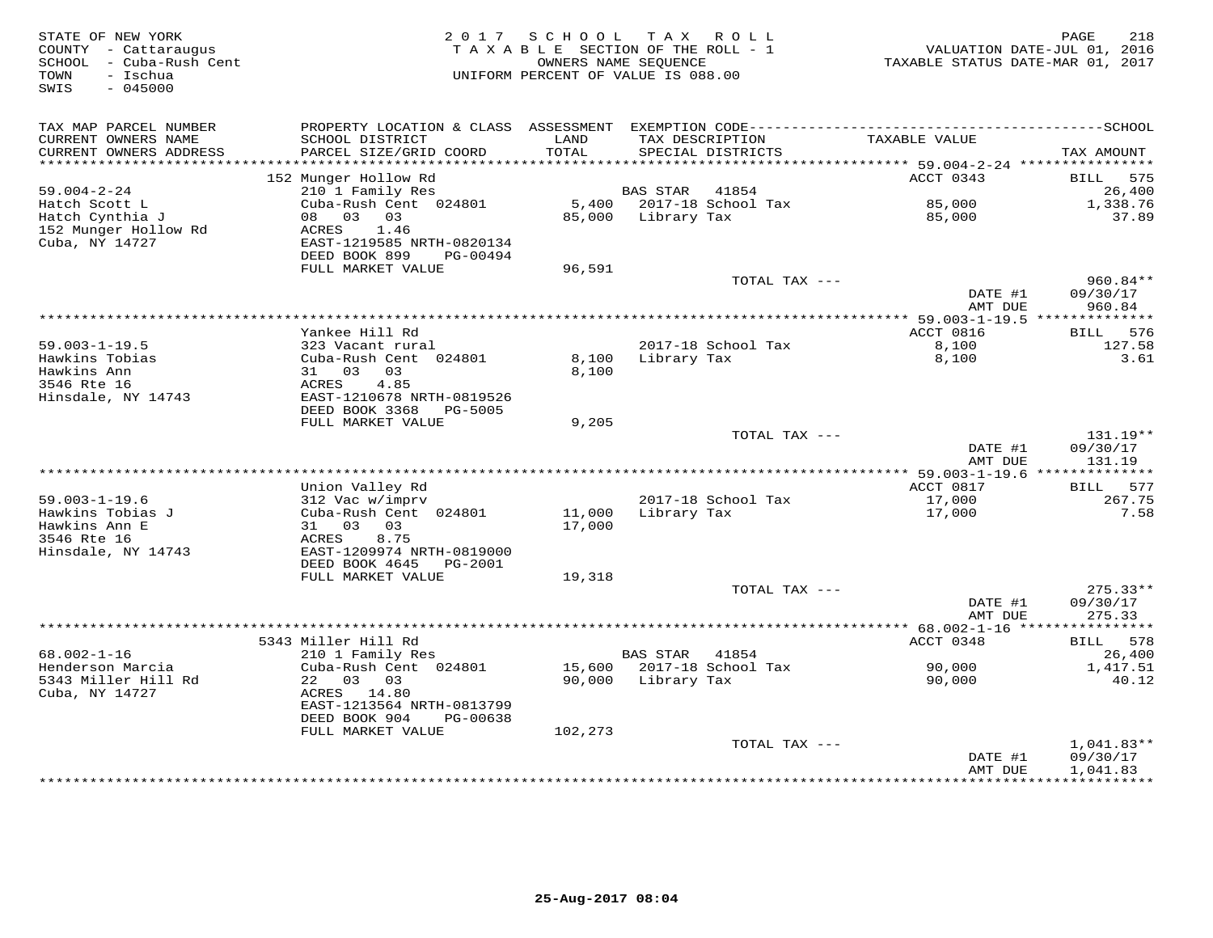STATE OF NEW YORK
COUNTY - Cattaraugus
SCHOOL - Cuba-Rush Cent
TOWN - Ischua
SWIS - 045000

2 0 1 7 S C H O O L T A X R O L L
T A X A B L E SECTION OF THE ROLL - 1
OWNERS NAME SEQUENCE
UNIFORM PERCENT OF VALUE IS 088.00

VALUATION DATE-JUL 01, 2016
TAXABLE STATUS DATE-MAR 01, 2017

| TAX MAP PARCEL NUMBER / CURRENT OWNERS NAME / CURRENT OWNERS ADDRESS | PROPERTY LOCATION & CLASS / SCHOOL DISTRICT / PARCEL SIZE/GRID COORD | ASSESSMENT LAND / TOTAL | EXEMPTION CODE / TAX DESCRIPTION / SPECIAL DISTRICTS | TAXABLE VALUE | TAX AMOUNT |
|---|---|---|---|---|---|
| **59.004-2-24** | 152 Munger Hollow Rd | | | ACCT 0343 | BILL 575 |
| 59.004-2-24 | 210 1 Family Res | | BAS STAR 41854 | | 26,400 |
| Hatch Scott L | Cuba-Rush Cent 024801 | 5,400 | 2017-18 School Tax | 85,000 | 1,338.76 |
| Hatch Cynthia J | 08 03 03 | 85,000 | Library Tax | 85,000 | 37.89 |
| 152 Munger Hollow Rd | ACRES 1.46 | | | | |
| Cuba, NY 14727 | EAST-1219585 NRTH-0820134 | | | | |
| | DEED BOOK 899 PG-00494 | | | | |
| | FULL MARKET VALUE | 96,591 | | | |
| | | | TOTAL TAX --- | | 960.84** |
| | | | | DATE #1 | 09/30/17 |
| | | | | AMT DUE | 960.84 |
| **59.003-1-19.5** | Yankee Hill Rd | | | ACCT 0816 | BILL 576 |
| 59.003-1-19.5 | 323 Vacant rural | | 2017-18 School Tax | 8,100 | 127.58 |
| Hawkins Tobias | Cuba-Rush Cent 024801 | 8,100 | Library Tax | 8,100 | 3.61 |
| Hawkins Ann | 31 03 03 | 8,100 | | | |
| 3546 Rte 16 | ACRES 4.85 | | | | |
| Hinsdale, NY 14743 | EAST-1210678 NRTH-0819526 | | | | |
| | DEED BOOK 3368 PG-5005 | | | | |
| | FULL MARKET VALUE | 9,205 | | | |
| | | | TOTAL TAX --- | | 131.19** |
| | | | | DATE #1 | 09/30/17 |
| | | | | AMT DUE | 131.19 |
| **59.003-1-19.6** | Union Valley Rd | | | ACCT 0817 | BILL 577 |
| 59.003-1-19.6 | 312 Vac w/imprv | | 2017-18 School Tax | 17,000 | 267.75 |
| Hawkins Tobias J | Cuba-Rush Cent 024801 | 11,000 | Library Tax | 17,000 | 7.58 |
| Hawkins Ann E | 31 03 03 | 17,000 | | | |
| 3546 Rte 16 | ACRES 8.75 | | | | |
| Hinsdale, NY 14743 | EAST-1209974 NRTH-0819000 | | | | |
| | DEED BOOK 4645 PG-2001 | | | | |
| | FULL MARKET VALUE | 19,318 | | | |
| | | | TOTAL TAX --- | | 275.33** |
| | | | | DATE #1 | 09/30/17 |
| | | | | AMT DUE | 275.33 |
| **68.002-1-16** | 5343 Miller Hill Rd | | | ACCT 0348 | BILL 578 |
| 68.002-1-16 | 210 1 Family Res | | BAS STAR 41854 | | 26,400 |
| Henderson Marcia | Cuba-Rush Cent 024801 | 15,600 | 2017-18 School Tax | 90,000 | 1,417.51 |
| 5343 Miller Hill Rd | 22 03 03 | 90,000 | Library Tax | 90,000 | 40.12 |
| Cuba, NY 14727 | ACRES 14.80 | | | | |
| | EAST-1213564 NRTH-0813799 | | | | |
| | DEED BOOK 904 PG-00638 | | | | |
| | FULL MARKET VALUE | 102,273 | | | |
| | | | TOTAL TAX --- | | 1,041.83** |
| | | | | DATE #1 | 09/30/17 |
| | | | | AMT DUE | 1,041.83 |

25-Aug-2017 08:04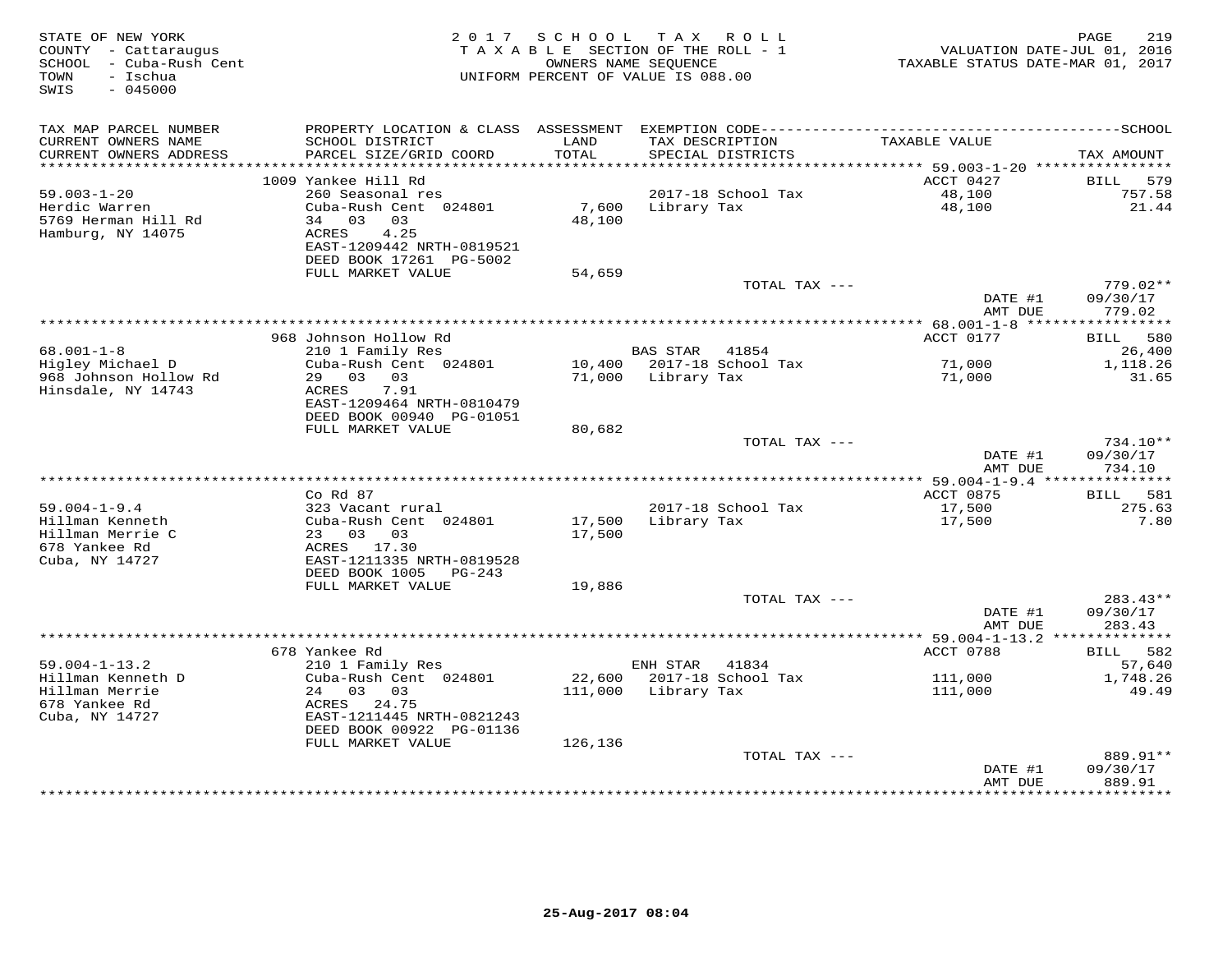STATE OF NEW YORK
COUNTY - Cattaraugus
SCHOOL - Cuba-Rush Cent
TOWN - Ischua
SWIS - 045000

2017 SCHOOL TAX ROLL
TAXABLE SECTION OF THE ROLL - 1
OWNERS NAME SEQUENCE
UNIFORM PERCENT OF VALUE IS 088.00

VALUATION DATE-JUL 01, 2016
TAXABLE STATUS DATE-MAR 01, 2017

| TAX MAP PARCEL NUMBER / CURRENT OWNERS NAME / CURRENT OWNERS ADDRESS | PROPERTY LOCATION & CLASS / SCHOOL DISTRICT / PARCEL SIZE/GRID COORD | ASSESSMENT LAND / TOTAL | EXEMPTION CODE / TAX DESCRIPTION / SPECIAL DISTRICTS | TAXABLE VALUE | TAX AMOUNT |
|---|---|---|---|---|---|
| **59.003-1-20** | 1009 Yankee Hill Rd | | | ACCT 0427 | BILL 579 |
| Herdic Warren | 260 Seasonal res | | 2017-18 School Tax | 48,100 | 757.58 |
| 5769 Herman Hill Rd | Cuba-Rush Cent 024801 | 7,600 | Library Tax | 48,100 | 21.44 |
| Hamburg, NY 14075 | 34 03 03 | 48,100 | | | |
| | ACRES 4.25 | | | | |
| | EAST-1209442 NRTH-0819521 | | | | |
| | DEED BOOK 17261 PG-5002 | | | | |
| | FULL MARKET VALUE | 54,659 | | | |
| | | | TOTAL TAX --- | | 779.02** |
| | | | | DATE #1 | 09/30/17 |
| | | | | AMT DUE | 779.02 |
| **68.001-1-8** | 968 Johnson Hollow Rd | | | ACCT 0177 | BILL 580 |
| Higley Michael D | 210 1 Family Res | | BAS STAR 41854 | | 26,400 |
| 968 Johnson Hollow Rd | Cuba-Rush Cent 024801 | 10,400 | 2017-18 School Tax | 71,000 | 1,118.26 |
| Hinsdale, NY 14743 | 29 03 03 | 71,000 | Library Tax | 71,000 | 31.65 |
| | ACRES 7.91 | | | | |
| | EAST-1209464 NRTH-0810479 | | | | |
| | DEED BOOK 00940 PG-01051 | | | | |
| | FULL MARKET VALUE | 80,682 | | | |
| | | | TOTAL TAX --- | | 734.10** |
| | | | | DATE #1 | 09/30/17 |
| | | | | AMT DUE | 734.10 |
| **59.004-1-9.4** | Co Rd 87 | | | ACCT 0875 | BILL 581 |
| Hillman Kenneth | 323 Vacant rural | | 2017-18 School Tax | 17,500 | 275.63 |
| Hillman Merrie C | Cuba-Rush Cent 024801 | 17,500 | Library Tax | 17,500 | 7.80 |
| 678 Yankee Rd | 23 03 03 | 17,500 | | | |
| Cuba, NY 14727 | ACRES 17.30 | | | | |
| | EAST-1211335 NRTH-0819528 | | | | |
| | DEED BOOK 1005 PG-243 | | | | |
| | FULL MARKET VALUE | 19,886 | | | |
| | | | TOTAL TAX --- | | 283.43** |
| | | | | DATE #1 | 09/30/17 |
| | | | | AMT DUE | 283.43 |
| **59.004-1-13.2** | 678 Yankee Rd | | | ACCT 0788 | BILL 582 |
| Hillman Kenneth D | 210 1 Family Res | | ENH STAR 41834 | | 57,640 |
| Hillman Merrie | Cuba-Rush Cent 024801 | 22,600 | 2017-18 School Tax | 111,000 | 1,748.26 |
| 678 Yankee Rd | 24 03 03 | 111,000 | Library Tax | 111,000 | 49.49 |
| Cuba, NY 14727 | ACRES 24.75 | | | | |
| | EAST-1211445 NRTH-0821243 | | | | |
| | DEED BOOK 00922 PG-01136 | | | | |
| | FULL MARKET VALUE | 126,136 | | | |
| | | | TOTAL TAX --- | | 889.91** |
| | | | | DATE #1 | 09/30/17 |
| | | | | AMT DUE | 889.91 |

25-Aug-2017 08:04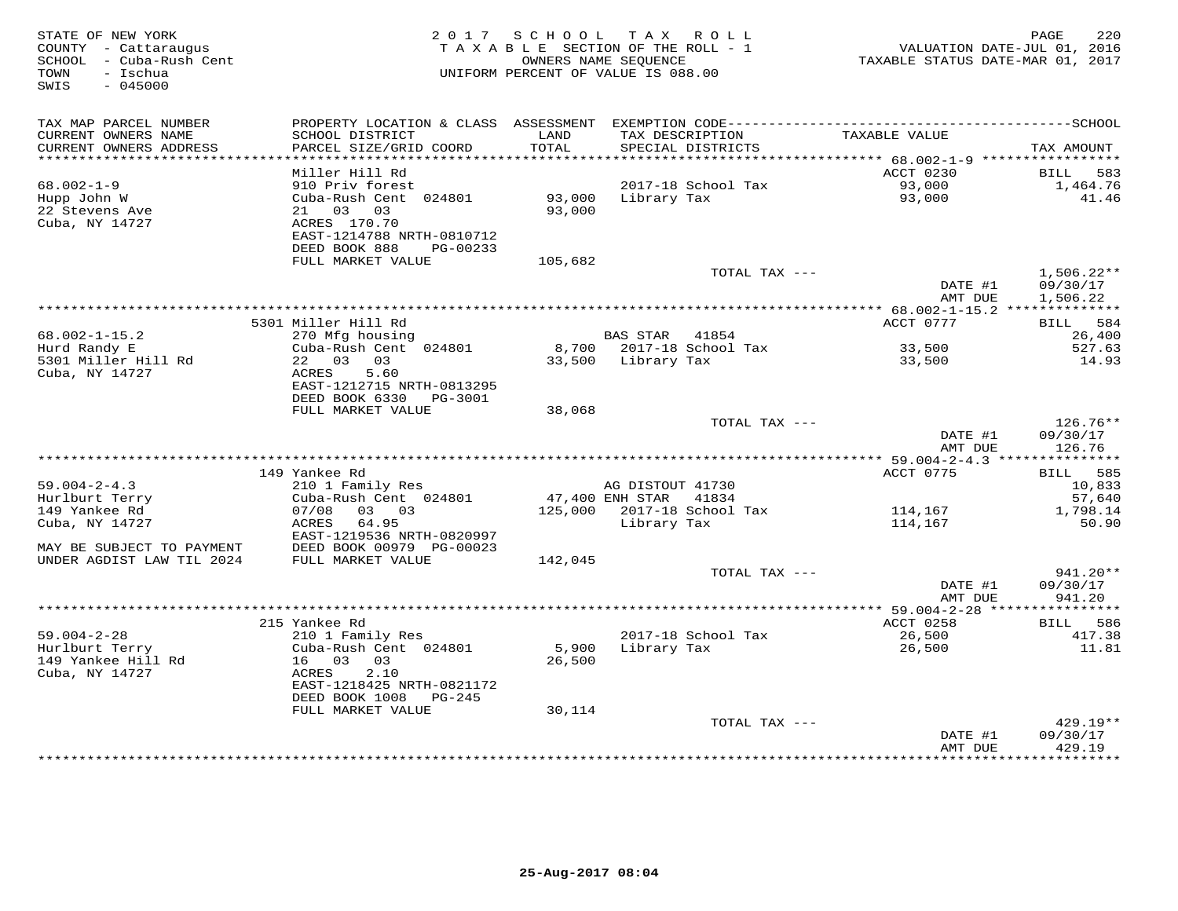STATE OF NEW YORK
COUNTY - Cattaraugus
SCHOOL - Cuba-Rush Cent
TOWN - Ischua
SWIS - 045000

2017 SCHOOL TAX ROLL
TAXABLE SECTION OF THE ROLL - 1
OWNERS NAME SEQUENCE
UNIFORM PERCENT OF VALUE IS 088.00

VALUATION DATE-JUL 01, 2016
TAXABLE STATUS DATE-MAR 01, 2017

| TAX MAP PARCEL NUMBER / CURRENT OWNERS NAME / CURRENT OWNERS ADDRESS | PROPERTY LOCATION & CLASS / SCHOOL DISTRICT / PARCEL SIZE/GRID COORD | ASSESSMENT LAND / TOTAL | EXEMPTION CODE / TAX DESCRIPTION / SPECIAL DISTRICTS | TAXABLE VALUE | TAX AMOUNT |
|---|---|---|---|---|---|
| 68.002-1-9 | Miller Hill Rd | | | ACCT 0230 | BILL 583 |
| Hupp John W | 910 Priv forest | | 2017-18 School Tax | 93,000 | 1,464.76 |
| 22 Stevens Ave | Cuba-Rush Cent 024801 | 93,000 | Library Tax | 93,000 | 41.46 |
| Cuba, NY 14727 | 21 03 03 | 93,000 | | | |
| | ACRES 170.70 | | | | |
| | EAST-1214788 NRTH-0810712 | | | | |
| | DEED BOOK 888 PG-00233 | | | | |
| | FULL MARKET VALUE | 105,682 | | | |
| | | | TOTAL TAX --- | | 1,506.22** |
| | | | | DATE #1 | 09/30/17 |
| | | | | AMT DUE | 1,506.22 |
| 68.002-1-15.2 | 5301 Miller Hill Rd | | | ACCT 0777 | BILL 584 |
| Hurd Randy E | 270 Mfg housing | | BAS STAR 41854 | | 26,400 |
| 5301 Miller Hill Rd | Cuba-Rush Cent 024801 | 8,700 | 2017-18 School Tax | 33,500 | 527.63 |
| Cuba, NY 14727 | 22 03 03 | 33,500 | Library Tax | 33,500 | 14.93 |
| | ACRES 5.60 | | | | |
| | EAST-1212715 NRTH-0813295 | | | | |
| | DEED BOOK 6330 PG-3001 | | | | |
| | FULL MARKET VALUE | 38,068 | | | |
| | | | TOTAL TAX --- | | 126.76** |
| | | | | DATE #1 | 09/30/17 |
| | | | | AMT DUE | 126.76 |
| 59.004-2-4.3 | 149 Yankee Rd | | | ACCT 0775 | BILL 585 |
| Hurlburt Terry | 210 1 Family Res | | AG DISTOUT 41730 | | 10,833 |
| 149 Yankee Rd | Cuba-Rush Cent 024801 | 47,400 | ENH STAR 41834 | | 57,640 |
| Cuba, NY 14727 | 07/08 03 03 | 125,000 | 2017-18 School Tax | 114,167 | 1,798.14 |
| | ACRES 64.95 | | Library Tax | 114,167 | 50.90 |
| | EAST-1219536 NRTH-0820997 | | | | |
| MAY BE SUBJECT TO PAYMENT | DEED BOOK 00979 PG-00023 | | | | |
| UNDER AGDIST LAW TIL 2024 | FULL MARKET VALUE | 142,045 | | | |
| | | | TOTAL TAX --- | | 941.20** |
| | | | | DATE #1 | 09/30/17 |
| | | | | AMT DUE | 941.20 |
| 59.004-2-28 | 215 Yankee Rd | | | ACCT 0258 | BILL 586 |
| Hurlburt Terry | 210 1 Family Res | | 2017-18 School Tax | 26,500 | 417.38 |
| 149 Yankee Hill Rd | Cuba-Rush Cent 024801 | 5,900 | Library Tax | 26,500 | 11.81 |
| Cuba, NY 14727 | 16 03 03 | 26,500 | | | |
| | ACRES 2.10 | | | | |
| | EAST-1218425 NRTH-0821172 | | | | |
| | DEED BOOK 1008 PG-245 | | | | |
| | FULL MARKET VALUE | 30,114 | | | |
| | | | TOTAL TAX --- | | 429.19** |
| | | | | DATE #1 | 09/30/17 |
| | | | | AMT DUE | 429.19 |

25-Aug-2017 08:04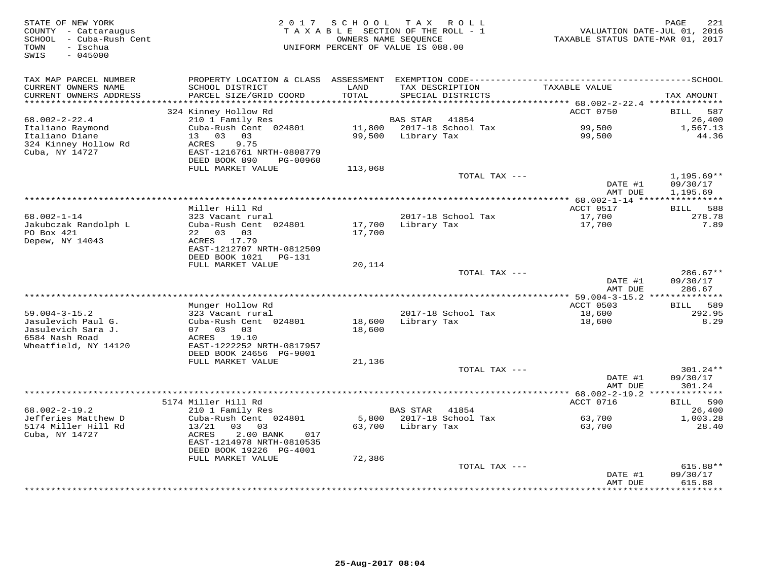STATE OF NEW YORK
COUNTY - Cattaraugus
SCHOOL - Cuba-Rush Cent
TOWN - Ischua
SWIS - 045000

2017 SCHOOL TAX ROLL
TAXABLE SECTION OF THE ROLL - 1
OWNERS NAME SEQUENCE
UNIFORM PERCENT OF VALUE IS 088.00

VALUATION DATE-JUL 01, 2016
TAXABLE STATUS DATE-MAR 01, 2017

| TAX MAP PARCEL NUMBER / CURRENT OWNERS NAME / CURRENT OWNERS ADDRESS | PROPERTY LOCATION & CLASS / SCHOOL DISTRICT / PARCEL SIZE/GRID COORD | ASSESSMENT LAND / TOTAL | EXEMPTION CODE / TAX DESCRIPTION / SPECIAL DISTRICTS | TAXABLE VALUE | TAX AMOUNT |
|---|---|---|---|---|---|
| 68.002-2-22.4 | 324 Kinney Hollow Rd | | | ACCT 0750 | BILL 587 |
| Italiano Raymond | 210 1 Family Res | | BAS STAR 41854 | | 26,400 |
| Italiano Diane | Cuba-Rush Cent 024801 | 11,800 | 2017-18 School Tax | 99,500 | 1,567.13 |
| 324 Kinney Hollow Rd | 13 03 03 | 99,500 | Library Tax | 99,500 | 44.36 |
| Cuba, NY 14727 | ACRES 9.75 | | | | |
| | EAST-1216761 NRTH-0808779 | | | | |
| | DEED BOOK 890 PG-00960 | | | | |
| | FULL MARKET VALUE | 113,068 | | | |
| | | | TOTAL TAX --- | | 1,195.69** |
| | | | | DATE #1 | 09/30/17 |
| | | | | AMT DUE | 1,195.69 |
| 68.002-1-14 | Miller Hill Rd | | | ACCT 0517 | BILL 588 |
| Jakubczak Randolph L | 323 Vacant rural | | 2017-18 School Tax | 17,700 | 278.78 |
| PO Box 421 | Cuba-Rush Cent 024801 | 17,700 | Library Tax | 17,700 | 7.89 |
| Depew, NY 14043 | 22 03 03 | 17,700 | | | |
| | ACRES 17.79 | | | | |
| | EAST-1212707 NRTH-0812509 | | | | |
| | DEED BOOK 1021 PG-131 | | | | |
| | FULL MARKET VALUE | 20,114 | | | |
| | | | TOTAL TAX --- | | 286.67** |
| | | | | DATE #1 | 09/30/17 |
| | | | | AMT DUE | 286.67 |
| 59.004-3-15.2 | Munger Hollow Rd | | | ACCT 0503 | BILL 589 |
| Jasulevich Paul G. | 323 Vacant rural | | 2017-18 School Tax | 18,600 | 292.95 |
| Jasulevich Sara J. | Cuba-Rush Cent 024801 | 18,600 | Library Tax | 18,600 | 8.29 |
| 6584 Nash Road | 07 03 03 | 18,600 | | | |
| Wheatfield, NY 14120 | ACRES 19.10 | | | | |
| | EAST-1222252 NRTH-0817957 | | | | |
| | DEED BOOK 24656 PG-9001 | | | | |
| | FULL MARKET VALUE | 21,136 | | | |
| | | | TOTAL TAX --- | | 301.24** |
| | | | | DATE #1 | 09/30/17 |
| | | | | AMT DUE | 301.24 |
| 68.002-2-19.2 | 5174 Miller Hill Rd | | | ACCT 0716 | BILL 590 |
| Jefferies Matthew D | 210 1 Family Res | | BAS STAR 41854 | | 26,400 |
| 5174 Miller Hill Rd | Cuba-Rush Cent 024801 | 5,800 | 2017-18 School Tax | 63,700 | 1,003.28 |
| Cuba, NY 14727 | 13/21 03 03 | 63,700 | Library Tax | 63,700 | 28.40 |
| | ACRES 2.00 BANK 017 | | | | |
| | EAST-1214978 NRTH-0810535 | | | | |
| | DEED BOOK 19226 PG-4001 | | | | |
| | FULL MARKET VALUE | 72,386 | | | |
| | | | TOTAL TAX --- | | 615.88** |
| | | | | DATE #1 | 09/30/17 |
| | | | | AMT DUE | 615.88 |

25-Aug-2017 08:04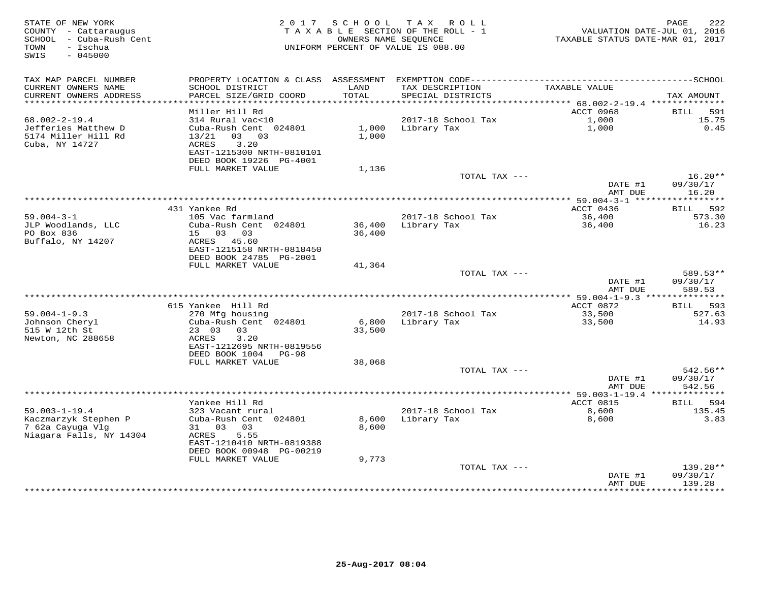STATE OF NEW YORK
COUNTY - Cattaraugus
SCHOOL - Cuba-Rush Cent
TOWN - Ischua
SWIS - 045000

# 2017 SCHOOL TAX ROLL

TAXABLE SECTION OF THE ROLL - 1
OWNERS NAME SEQUENCE
UNIFORM PERCENT OF VALUE IS 088.00

VALUATION DATE-JUL 01, 2016
TAXABLE STATUS DATE-MAR 01, 2017

| TAX MAP PARCEL NUMBER / CURRENT OWNERS NAME / CURRENT OWNERS ADDRESS | PROPERTY LOCATION & CLASS / SCHOOL DISTRICT / PARCEL SIZE/GRID COORD | ASSESSMENT LAND / TOTAL | EXEMPTION CODE / TAX DESCRIPTION / SPECIAL DISTRICTS | TAXABLE VALUE | TAX AMOUNT |
|---|---|---|---|---|---|
| 68.002-2-19.4 | Miller Hill Rd | | | ACCT 0968 | BILL 591 |
| Jefferies Matthew D | 314 Rural vac<10 | | 2017-18 School Tax | 1,000 | 15.75 |
| 5174 Miller Hill Rd | Cuba-Rush Cent 024801 | 1,000 | Library Tax | 1,000 | 0.45 |
| Cuba, NY 14727 | 13/21 03 03 | 1,000 | | | |
| | ACRES 3.20 | | | | |
| | EAST-1215300 NRTH-0810101 | | | | |
| | DEED BOOK 19226 PG-4001 | | | | |
| | FULL MARKET VALUE | 1,136 | | | |
| | | | TOTAL TAX --- | | 16.20** |
| | | | | DATE #1 | 09/30/17 |
| | | | | AMT DUE | 16.20 |
| 59.004-3-1 | 431 Yankee Rd | | | ACCT 0436 | BILL 592 |
| JLP Woodlands, LLC | 105 Vac farmland | | 2017-18 School Tax | 36,400 | 573.30 |
| PO Box 836 | Cuba-Rush Cent 024801 | 36,400 | Library Tax | 36,400 | 16.23 |
| Buffalo, NY 14207 | 15 03 03 | 36,400 | | | |
| | ACRES 45.60 | | | | |
| | EAST-1215158 NRTH-0818450 | | | | |
| | DEED BOOK 24785 PG-2001 | | | | |
| | FULL MARKET VALUE | 41,364 | | | |
| | | | TOTAL TAX --- | | 589.53** |
| | | | | DATE #1 | 09/30/17 |
| | | | | AMT DUE | 589.53 |
| 59.004-1-9.3 | 615 Yankee Hill Rd | | | ACCT 0872 | BILL 593 |
| Johnson Cheryl | 270 Mfg housing | | 2017-18 School Tax | 33,500 | 527.63 |
| 515 W 12th St | Cuba-Rush Cent 024801 | 6,800 | Library Tax | 33,500 | 14.93 |
| Newton, NC 288658 | 23 03 03 | 33,500 | | | |
| | ACRES 3.20 | | | | |
| | EAST-1212695 NRTH-0819556 | | | | |
| | DEED BOOK 1004 PG-98 | | | | |
| | FULL MARKET VALUE | 38,068 | | | |
| | | | TOTAL TAX --- | | 542.56** |
| | | | | DATE #1 | 09/30/17 |
| | | | | AMT DUE | 542.56 |
| 59.003-1-19.4 | Yankee Hill Rd | | | ACCT 0815 | BILL 594 |
| Kaczmarzyk Stephen P | 323 Vacant rural | | 2017-18 School Tax | 8,600 | 135.45 |
| 7 62a Cayuga Vlg | Cuba-Rush Cent 024801 | 8,600 | Library Tax | 8,600 | 3.83 |
| Niagara Falls, NY 14304 | 31 03 03 | 8,600 | | | |
| | ACRES 5.55 | | | | |
| | EAST-1210410 NRTH-0819388 | | | | |
| | DEED BOOK 00948 PG-00219 | | | | |
| | FULL MARKET VALUE | 9,773 | | | |
| | | | TOTAL TAX --- | | 139.28** |
| | | | | DATE #1 | 09/30/17 |
| | | | | AMT DUE | 139.28 |

25-Aug-2017 08:04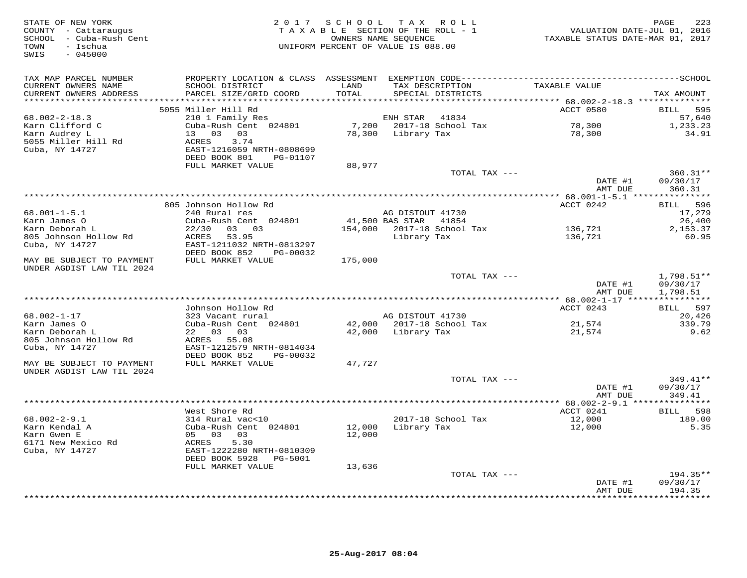STATE OF NEW YORK
COUNTY - Cattaraugus
SCHOOL - Cuba-Rush Cent
TOWN - Ischua
SWIS - 045000

2017 SCHOOL TAX ROLL
TAXABLE SECTION OF THE ROLL - 1
OWNERS NAME SEQUENCE
UNIFORM PERCENT OF VALUE IS 088.00

VALUATION DATE-JUL 01, 2016
TAXABLE STATUS DATE-MAR 01, 2017

| TAX MAP PARCEL NUMBER / CURRENT OWNERS NAME / CURRENT OWNERS ADDRESS | PROPERTY LOCATION & CLASS / SCHOOL DISTRICT / PARCEL SIZE/GRID COORD | ASSESSMENT LAND / TOTAL | EXEMPTION CODE / TAX DESCRIPTION / SPECIAL DISTRICTS | TAXABLE VALUE | SCHOOL / TAX AMOUNT |
|---|---|---|---|---|---|
| 68.002-2-18.3 | 5055 Miller Hill Rd | | | ACCT 0580 | BILL 595 |
| 68.002-2-18.3 | 210 1 Family Res | | ENH STAR 41834 | | 57,640 |
| Karn Clifford C | Cuba-Rush Cent 024801 | 7,200 | 2017-18 School Tax | 78,300 | 1,233.23 |
| Karn Audrey L | 13 03 03 | 78,300 | Library Tax | 78,300 | 34.91 |
| 5055 Miller Hill Rd | ACRES 3.74 | | | | |
| Cuba, NY 14727 | EAST-1216059 NRTH-0808699 | | | | |
| | DEED BOOK 801 PG-01107 | | | | |
| | FULL MARKET VALUE | 88,977 | | | |
| | | | TOTAL TAX --- | | 360.31** |
| | | | | DATE #1 | 09/30/17 |
| | | | | AMT DUE | 360.31 |
| 68.001-1-5.1 | 805 Johnson Hollow Rd | | | ACCT 0242 | BILL 596 |
| 68.001-1-5.1 | 240 Rural res | | AG DISTOUT 41730 | | 17,279 |
| Karn James O | Cuba-Rush Cent 024801 | 41,500 | BAS STAR 41854 | | 26,400 |
| Karn Deborah L | 22/30 03 03 | 154,000 | 2017-18 School Tax | 136,721 | 2,153.37 |
| 805 Johnson Hollow Rd | ACRES 53.95 | | Library Tax | 136,721 | 60.95 |
| Cuba, NY 14727 | EAST-1211032 NRTH-0813297 | | | | |
| | DEED BOOK 852 PG-00032 | | | | |
| MAY BE SUBJECT TO PAYMENT UNDER AGDIST LAW TIL 2024 | FULL MARKET VALUE | 175,000 | | | |
| | | | TOTAL TAX --- | | 1,798.51** |
| | | | | DATE #1 | 09/30/17 |
| | | | | AMT DUE | 1,798.51 |
| 68.002-1-17 | Johnson Hollow Rd | | | ACCT 0243 | BILL 597 |
| 68.002-1-17 | 323 Vacant rural | | AG DISTOUT 41730 | | 20,426 |
| Karn James O | Cuba-Rush Cent 024801 | 42,000 | 2017-18 School Tax | 21,574 | 339.79 |
| Karn Deborah L | 22 03 03 | 42,000 | Library Tax | 21,574 | 9.62 |
| 805 Johnson Hollow Rd | ACRES 55.08 | | | | |
| Cuba, NY 14727 | EAST-1212579 NRTH-0814034 | | | | |
| | DEED BOOK 852 PG-00032 | | | | |
| MAY BE SUBJECT TO PAYMENT UNDER AGDIST LAW TIL 2024 | FULL MARKET VALUE | 47,727 | | | |
| | | | TOTAL TAX --- | | 349.41** |
| | | | | DATE #1 | 09/30/17 |
| | | | | AMT DUE | 349.41 |
| 68.002-2-9.1 | West Shore Rd | | | ACCT 0241 | BILL 598 |
| 68.002-2-9.1 | 314 Rural vac<10 | | 2017-18 School Tax | 12,000 | 189.00 |
| Karn Kendal A | Cuba-Rush Cent 024801 | 12,000 | Library Tax | 12,000 | 5.35 |
| Karn Gwen E | 05 03 03 | 12,000 | | | |
| 6171 New Mexico Rd | ACRES 5.30 | | | | |
| Cuba, NY 14727 | EAST-1222280 NRTH-0810309 | | | | |
| | DEED BOOK 5928 PG-5001 | | | | |
| | FULL MARKET VALUE | 13,636 | | | |
| | | | TOTAL TAX --- | | 194.35** |
| | | | | DATE #1 | 09/30/17 |
| | | | | AMT DUE | 194.35 |

25-Aug-2017 08:04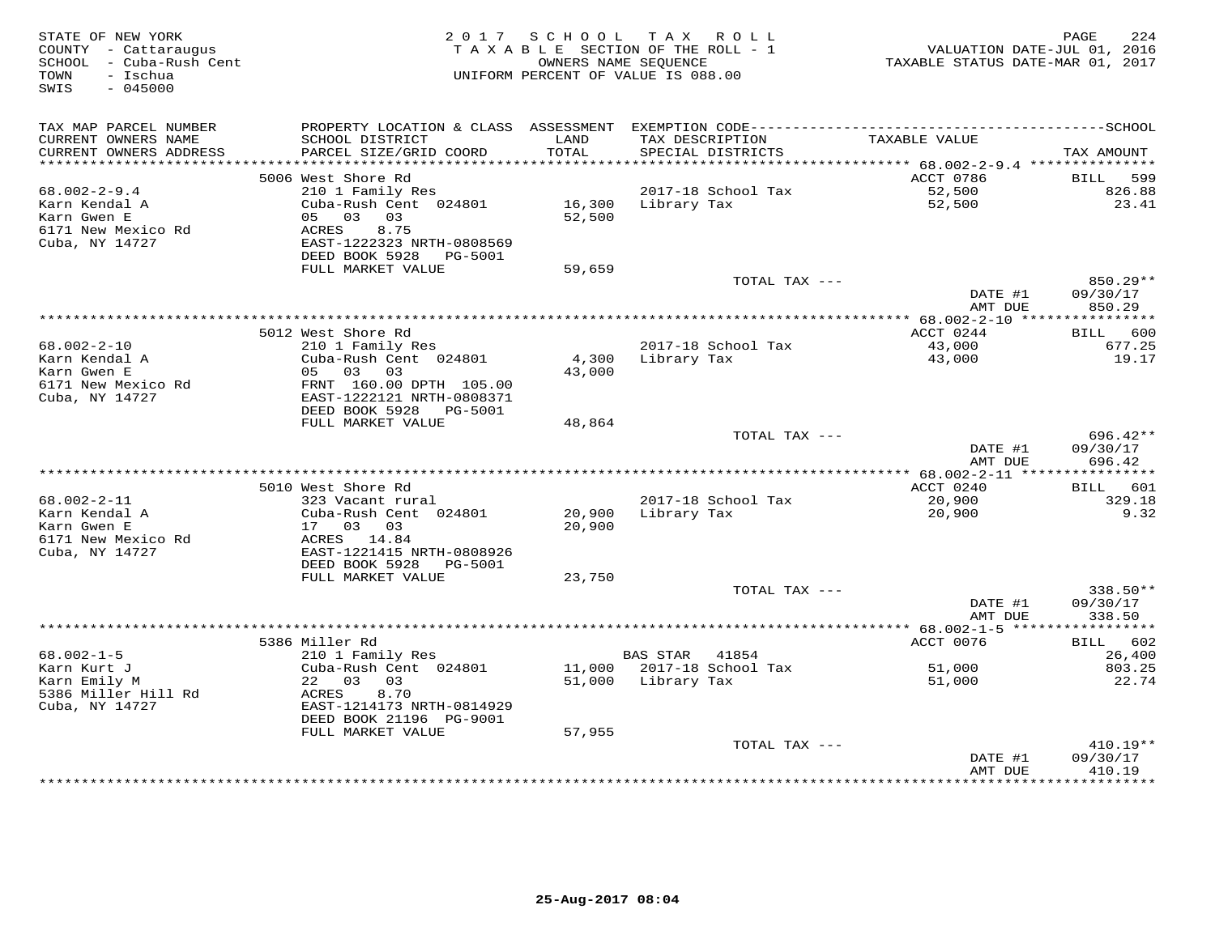STATE OF NEW YORK
COUNTY - Cattaraugus
SCHOOL - Cuba-Rush Cent
TOWN - Ischua
SWIS - 045000

2 0 1 7 S C H O O L T A X R O L L
T A X A B L E SECTION OF THE ROLL - 1
OWNERS NAME SEQUENCE
UNIFORM PERCENT OF VALUE IS 088.00

VALUATION DATE-JUL 01, 2016
TAXABLE STATUS DATE-MAR 01, 2017

| TAX MAP PARCEL NUMBER / CURRENT OWNERS NAME / CURRENT OWNERS ADDRESS | PROPERTY LOCATION & CLASS / SCHOOL DISTRICT / PARCEL SIZE/GRID COORD | ASSESSMENT LAND / TOTAL | EXEMPTION CODE / TAX DESCRIPTION / SPECIAL DISTRICTS | TAXABLE VALUE | TAX AMOUNT |
|---|---|---|---|---|---|
| | 5006 West Shore Rd | | | ACCT 0786 | BILL 599 |
| 68.002-2-9.4 | 210 1 Family Res | | 2017-18 School Tax | 52,500 | 826.88 |
| Karn Kendal A | Cuba-Rush Cent 024801 | 16,300 | Library Tax | 52,500 | 23.41 |
| Karn Gwen E | 05 03 03 | 52,500 | | | |
| 6171 New Mexico Rd | ACRES 8.75 | | | | |
| Cuba, NY 14727 | EAST-1222323 NRTH-0808569 | | | | |
| | DEED BOOK 5928 PG-5001 | | | | |
| | FULL MARKET VALUE | 59,659 | | | |
| | | | TOTAL TAX --- | | 850.29** |
| | | | | DATE #1 | 09/30/17 |
| | | | | AMT DUE | 850.29 |
| | 5012 West Shore Rd | | | ACCT 0244 | BILL 600 |
| 68.002-2-10 | 210 1 Family Res | | 2017-18 School Tax | 43,000 | 677.25 |
| Karn Kendal A | Cuba-Rush Cent 024801 | 4,300 | Library Tax | 43,000 | 19.17 |
| Karn Gwen E | 05 03 03 | 43,000 | | | |
| 6171 New Mexico Rd | FRNT 160.00 DPTH 105.00 | | | | |
| Cuba, NY 14727 | EAST-1222121 NRTH-0808371 | | | | |
| | DEED BOOK 5928 PG-5001 | | | | |
| | FULL MARKET VALUE | 48,864 | | | |
| | | | TOTAL TAX --- | | 696.42** |
| | | | | DATE #1 | 09/30/17 |
| | | | | AMT DUE | 696.42 |
| | 5010 West Shore Rd | | | ACCT 0240 | BILL 601 |
| 68.002-2-11 | 323 Vacant rural | | 2017-18 School Tax | 20,900 | 329.18 |
| Karn Kendal A | Cuba-Rush Cent 024801 | 20,900 | Library Tax | 20,900 | 9.32 |
| Karn Gwen E | 17 03 03 | 20,900 | | | |
| 6171 New Mexico Rd | ACRES 14.84 | | | | |
| Cuba, NY 14727 | EAST-1221415 NRTH-0808926 | | | | |
| | DEED BOOK 5928 PG-5001 | | | | |
| | FULL MARKET VALUE | 23,750 | | | |
| | | | TOTAL TAX --- | | 338.50** |
| | | | | DATE #1 | 09/30/17 |
| | | | | AMT DUE | 338.50 |
| | 5386 Miller Rd | | | ACCT 0076 | BILL 602 |
| 68.002-1-5 | 210 1 Family Res | | BAS STAR 41854 | | 26,400 |
| Karn Kurt J | Cuba-Rush Cent 024801 | 11,000 | 2017-18 School Tax | 51,000 | 803.25 |
| Karn Emily M | 22 03 03 | 51,000 | Library Tax | 51,000 | 22.74 |
| 5386 Miller Hill Rd | ACRES 8.70 | | | | |
| Cuba, NY 14727 | EAST-1214173 NRTH-0814929 | | | | |
| | DEED BOOK 21196 PG-9001 | | | | |
| | FULL MARKET VALUE | 57,955 | | | |
| | | | TOTAL TAX --- | | 410.19** |
| | | | | DATE #1 | 09/30/17 |
| | | | | AMT DUE | 410.19 |

25-Aug-2017 08:04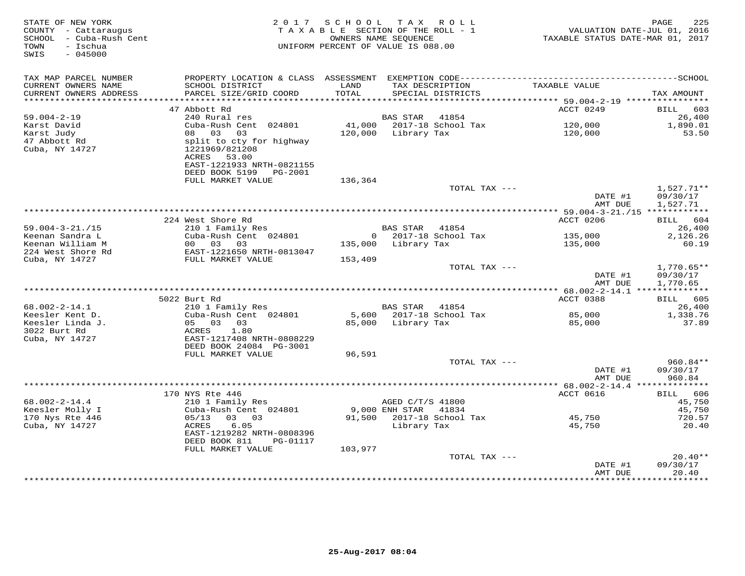STATE OF NEW YORK
COUNTY - Cattaraugus
SCHOOL - Cuba-Rush Cent
TOWN - Ischua
SWIS - 045000

2017 SCHOOL TAX ROLL
TAXABLE SECTION OF THE ROLL - 1
OWNERS NAME SEQUENCE
UNIFORM PERCENT OF VALUE IS 088.00

VALUATION DATE-JUL 01, 2016
TAXABLE STATUS DATE-MAR 01, 2017

| TAX MAP PARCEL NUMBER / CURRENT OWNERS NAME / CURRENT OWNERS ADDRESS | PROPERTY LOCATION & CLASS / SCHOOL DISTRICT / PARCEL SIZE/GRID COORD | ASSESSMENT LAND / TOTAL | EXEMPTION CODE / TAX DESCRIPTION / SPECIAL DISTRICTS | TAXABLE VALUE | TAX AMOUNT |
|---|---|---|---|---|---|
| 59.004-2-19 | 47 Abbott Rd | | | ACCT 0249 | BILL 603 |
| Karst David | 240 Rural res | | BAS STAR 41854 | | 26,400 |
| Karst Judy | Cuba-Rush Cent 024801 | 41,000 | 2017-18 School Tax | 120,000 | 1,890.01 |
| 47 Abbott Rd | 08 03 03 | 120,000 | Library Tax | 120,000 | 53.50 |
| Cuba, NY 14727 | split to cty for highway | | | | |
| | 1221969/821208 | | | | |
| | ACRES 53.00 | | | | |
| | EAST-1221933 NRTH-0821155 | | | | |
| | DEED BOOK 5199 PG-2001 | | | | |
| | FULL MARKET VALUE | 136,364 | | | |
| | | | TOTAL TAX --- | | 1,527.71** |
| | | | | DATE #1 | 09/30/17 |
| | | | | AMT DUE | 1,527.71 |
| 59.004-3-21./15 | 224 West Shore Rd | | | ACCT 0206 | BILL 604 |
| Keenan Sandra L | 210 1 Family Res | | BAS STAR 41854 | | 26,400 |
| Keenan William M | Cuba-Rush Cent 024801 | 0 | 2017-18 School Tax | 135,000 | 2,126.26 |
| 224 West Shore Rd | 00 03 03 | 135,000 | Library Tax | 135,000 | 60.19 |
| Cuba, NY 14727 | EAST-1221650 NRTH-0813047 | | | | |
| | FULL MARKET VALUE | 153,409 | | | |
| | | | TOTAL TAX --- | | 1,770.65** |
| | | | | DATE #1 | 09/30/17 |
| | | | | AMT DUE | 1,770.65 |
| 68.002-2-14.1 | 5022 Burt Rd | | | ACCT 0388 | BILL 605 |
| Keesler Kent D. | 210 1 Family Res | | BAS STAR 41854 | | 26,400 |
| Keesler Linda J. | Cuba-Rush Cent 024801 | 5,600 | 2017-18 School Tax | 85,000 | 1,338.76 |
| 3022 Burt Rd | 05 03 03 | 85,000 | Library Tax | 85,000 | 37.89 |
| Cuba, NY 14727 | ACRES 1.80 | | | | |
| | EAST-1217408 NRTH-0808229 | | | | |
| | DEED BOOK 24084 PG-3001 | | | | |
| | FULL MARKET VALUE | 96,591 | | | |
| | | | TOTAL TAX --- | | 960.84** |
| | | | | DATE #1 | 09/30/17 |
| | | | | AMT DUE | 960.84 |
| 68.002-2-14.4 | 170 NYS Rte 446 | | | ACCT 0616 | BILL 606 |
| Keesler Molly I | 210 1 Family Res | | AGED C/T/S 41800 | | 45,750 |
| 170 Nys Rte 446 | Cuba-Rush Cent 024801 | 9,000 | ENH STAR 41834 | | 45,750 |
| Cuba, NY 14727 | 05/13 03 03 | 91,500 | 2017-18 School Tax | 45,750 | 720.57 |
| | ACRES 6.05 | | Library Tax | 45,750 | 20.40 |
| | EAST-1219282 NRTH-0808396 | | | | |
| | DEED BOOK 811 PG-01117 | | | | |
| | FULL MARKET VALUE | 103,977 | | | |
| | | | TOTAL TAX --- | | 20.40** |
| | | | | DATE #1 | 09/30/17 |
| | | | | AMT DUE | 20.40 |

25-Aug-2017 08:04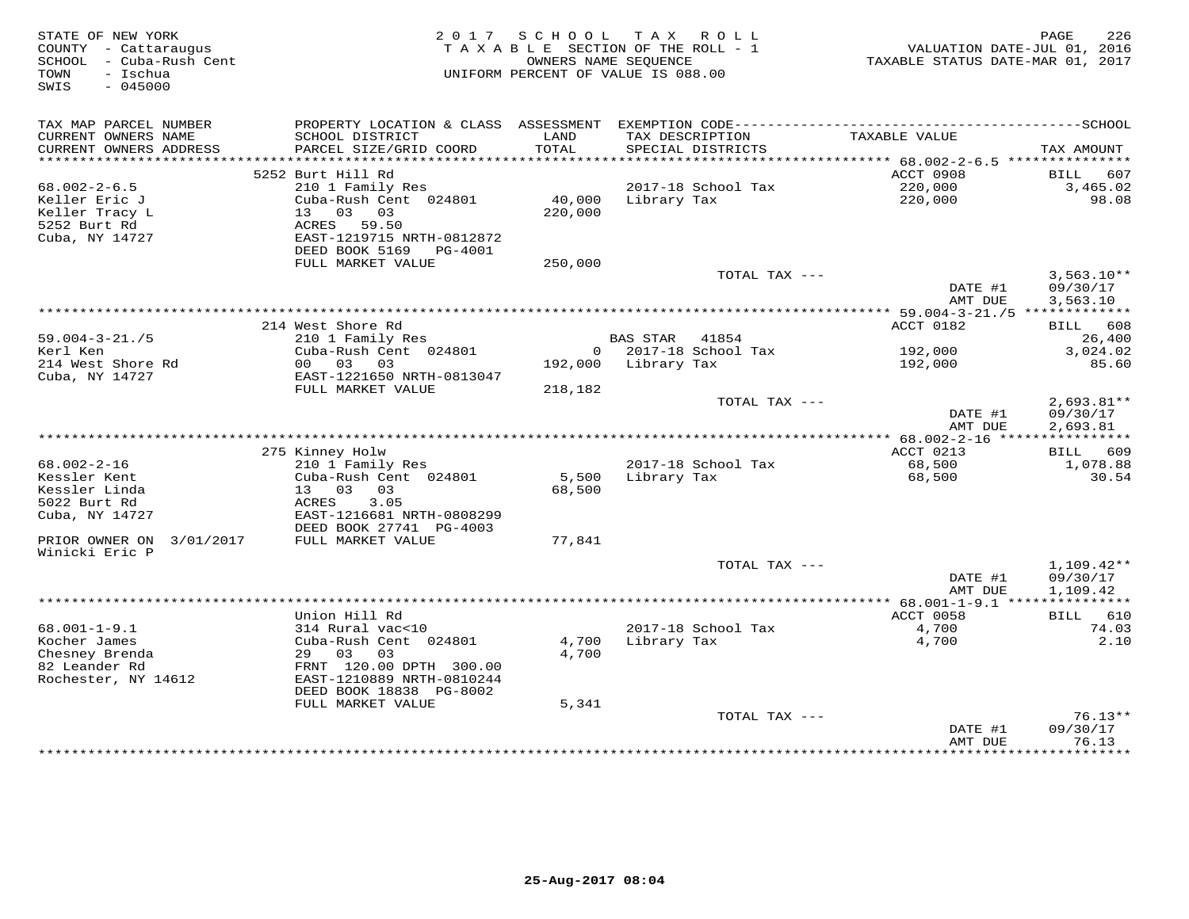STATE OF NEW YORK
COUNTY - Cattaraugus
SCHOOL - Cuba-Rush Cent
TOWN - Ischua
SWIS - 045000

2017 SCHOOL TAX ROLL
TAXABLE SECTION OF THE ROLL - 1
OWNERS NAME SEQUENCE
UNIFORM PERCENT OF VALUE IS 088.00

VALUATION DATE-JUL 01, 2016
TAXABLE STATUS DATE-MAR 01, 2017

| TAX MAP PARCEL NUMBER / CURRENT OWNERS NAME / CURRENT OWNERS ADDRESS | PROPERTY LOCATION & CLASS / SCHOOL DISTRICT / PARCEL SIZE/GRID COORD | ASSESSMENT LAND / TOTAL | EXEMPTION CODE / TAX DESCRIPTION / SPECIAL DISTRICTS | TAXABLE VALUE | TAX AMOUNT |
|---|---|---|---|---|---|
| **68.002-2-6.5** | 5252 Burt Hill Rd | | | ACCT 0908 | BILL 607 |
| Keller Eric J | 210 1 Family Res | | | | |
| Keller Tracy L | Cuba-Rush Cent 024801 | 40,000 | 2017-18 School Tax | 220,000 | 3,465.02 |
| 5252 Burt Rd | 13 03 03 | 220,000 | Library Tax | 220,000 | 98.08 |
| Cuba, NY 14727 | ACRES 59.50 | | | | |
| | EAST-1219715 NRTH-0812872 | | | | |
| | DEED BOOK 5169 PG-4001 | | | | |
| | FULL MARKET VALUE | 250,000 | | | |
| | | | TOTAL TAX --- | | 3,563.10** |
| | | | | DATE #1 | 09/30/17 |
| | | | | AMT DUE | 3,563.10 |
| **59.004-3-21./5** | 214 West Shore Rd | | | ACCT 0182 | BILL 608 |
| Kerl Ken | 210 1 Family Res | | BAS STAR 41854 | | 26,400 |
| 214 West Shore Rd | Cuba-Rush Cent 024801 | 0 | 2017-18 School Tax | 192,000 | 3,024.02 |
| Cuba, NY 14727 | 00 03 03 | 192,000 | Library Tax | 192,000 | 85.60 |
| | EAST-1221650 NRTH-0813047 | | | | |
| | FULL MARKET VALUE | 218,182 | | | |
| | | | TOTAL TAX --- | | 2,693.81** |
| | | | | DATE #1 | 09/30/17 |
| | | | | AMT DUE | 2,693.81 |
| **68.002-2-16** | 275 Kinney Holw | | | ACCT 0213 | BILL 609 |
| Kessler Kent | 210 1 Family Res | | 2017-18 School Tax | 68,500 | 1,078.88 |
| Kessler Linda | Cuba-Rush Cent 024801 | 5,500 | Library Tax | 68,500 | 30.54 |
| 5022 Burt Rd | 13 03 03 | 68,500 | | | |
| Cuba, NY 14727 | ACRES 3.05 | | | | |
| | EAST-1216681 NRTH-0808299 | | | | |
| | DEED BOOK 27741 PG-4003 | | | | |
| PRIOR OWNER ON 3/01/2017 | FULL MARKET VALUE | 77,841 | | | |
| Winicki Eric P | | | | | |
| | | | TOTAL TAX --- | | 1,109.42** |
| | | | | DATE #1 | 09/30/17 |
| | | | | AMT DUE | 1,109.42 |
| **68.001-1-9.1** | Union Hill Rd | | | ACCT 0058 | BILL 610 |
| Kocher James | 314 Rural vac<10 | | 2017-18 School Tax | 4,700 | 74.03 |
| Chesney Brenda | Cuba-Rush Cent 024801 | 4,700 | Library Tax | 4,700 | 2.10 |
| 82 Leander Rd | 29 03 03 | 4,700 | | | |
| Rochester, NY 14612 | FRNT 120.00 DPTH 300.00 | | | | |
| | EAST-1210889 NRTH-0810244 | | | | |
| | DEED BOOK 18838 PG-8002 | | | | |
| | FULL MARKET VALUE | 5,341 | | | |
| | | | TOTAL TAX --- | | 76.13** |
| | | | | DATE #1 | 09/30/17 |
| | | | | AMT DUE | 76.13 |

25-Aug-2017 08:04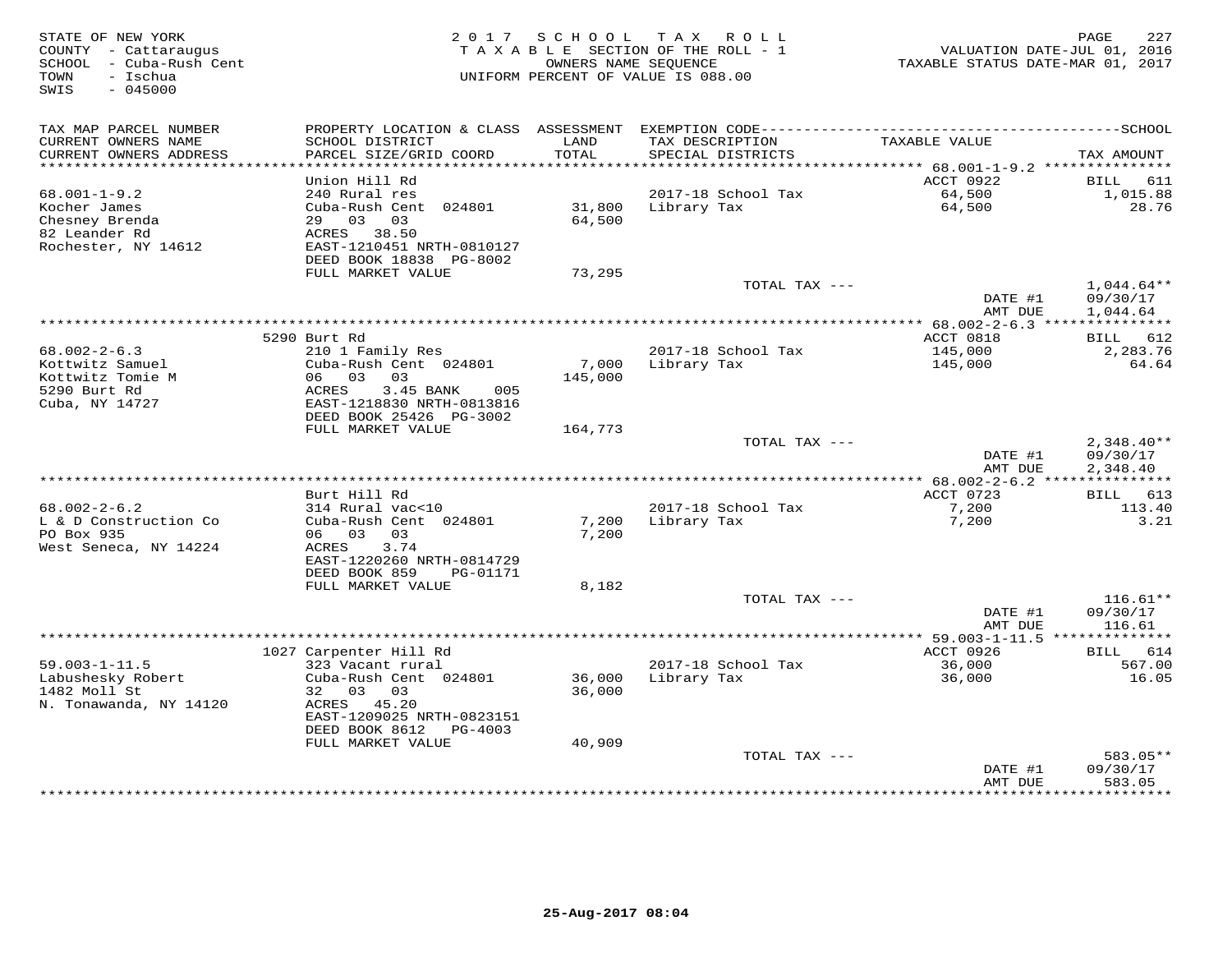STATE OF NEW YORK
COUNTY - Cattaraugus
SCHOOL - Cuba-Rush Cent
TOWN - Ischua
SWIS - 045000

2 0 1 7 S C H O O L T A X R O L L
T A X A B L E SECTION OF THE ROLL - 1
OWNERS NAME SEQUENCE
UNIFORM PERCENT OF VALUE IS 088.00

VALUATION DATE-JUL 01, 2016
TAXABLE STATUS DATE-MAR 01, 2017

| TAX MAP PARCEL NUMBER / CURRENT OWNERS NAME / CURRENT OWNERS ADDRESS | PROPERTY LOCATION & CLASS / SCHOOL DISTRICT / PARCEL SIZE/GRID COORD | ASSESSMENT LAND / TOTAL | EXEMPTION CODE / TAX DESCRIPTION / SPECIAL DISTRICTS | TAXABLE VALUE | SCHOOL TAX AMOUNT |
|---|---|---|---|---|---|
| 68.001-1-9.2 | Union Hill Rd | | | ACCT 0922 | BILL 611 |
| Kocher James | 240 Rural res | | 2017-18 School Tax | 64,500 | 1,015.88 |
| Chesney Brenda | Cuba-Rush Cent 024801 | 31,800 | Library Tax | 64,500 | 28.76 |
| 82 Leander Rd | 29 03 03 | 64,500 | | | |
| Rochester, NY 14612 | ACRES 38.50 | | | | |
| | EAST-1210451 NRTH-0810127 | | | | |
| | DEED BOOK 18838 PG-8002 | | | | |
| | FULL MARKET VALUE | 73,295 | | | |
| | | | TOTAL TAX --- | | 1,044.64** |
| | | | | DATE #1 | 09/30/17 |
| | | | | AMT DUE | 1,044.64 |
| 68.002-2-6.3 | 5290 Burt Rd | | | ACCT 0818 | BILL 612 |
| Kottwitz Samuel | 210 1 Family Res | | 2017-18 School Tax | 145,000 | 2,283.76 |
| Kottwitz Tomie M | Cuba-Rush Cent 024801 | 7,000 | Library Tax | 145,000 | 64.64 |
| 5290 Burt Rd | 06 03 03 | 145,000 | | | |
| Cuba, NY 14727 | ACRES 3.45 BANK 005 | | | | |
| | EAST-1218830 NRTH-0813816 | | | | |
| | DEED BOOK 25426 PG-3002 | | | | |
| | FULL MARKET VALUE | 164,773 | | | |
| | | | TOTAL TAX --- | | 2,348.40** |
| | | | | DATE #1 | 09/30/17 |
| | | | | AMT DUE | 2,348.40 |
| 68.002-2-6.2 | Burt Hill Rd | | | ACCT 0723 | BILL 613 |
| L & D Construction Co | 314 Rural vac<10 | | 2017-18 School Tax | 7,200 | 113.40 |
| PO Box 935 | Cuba-Rush Cent 024801 | 7,200 | Library Tax | 7,200 | 3.21 |
| West Seneca, NY 14224 | 06 03 03 | 7,200 | | | |
| | ACRES 3.74 | | | | |
| | EAST-1220260 NRTH-0814729 | | | | |
| | DEED BOOK 859 PG-01171 | | | | |
| | FULL MARKET VALUE | 8,182 | | | |
| | | | TOTAL TAX --- | | 116.61** |
| | | | | DATE #1 | 09/30/17 |
| | | | | AMT DUE | 116.61 |
| 59.003-1-11.5 | 1027 Carpenter Hill Rd | | | ACCT 0926 | BILL 614 |
| Labushesky Robert | 323 Vacant rural | | 2017-18 School Tax | 36,000 | 567.00 |
| 1482 Moll St | Cuba-Rush Cent 024801 | 36,000 | Library Tax | 36,000 | 16.05 |
| N. Tonawanda, NY 14120 | 32 03 03 | 36,000 | | | |
| | ACRES 45.20 | | | | |
| | EAST-1209025 NRTH-0823151 | | | | |
| | DEED BOOK 8612 PG-4003 | | | | |
| | FULL MARKET VALUE | 40,909 | | | |
| | | | TOTAL TAX --- | | 583.05** |
| | | | | DATE #1 | 09/30/17 |
| | | | | AMT DUE | 583.05 |

25-Aug-2017 08:04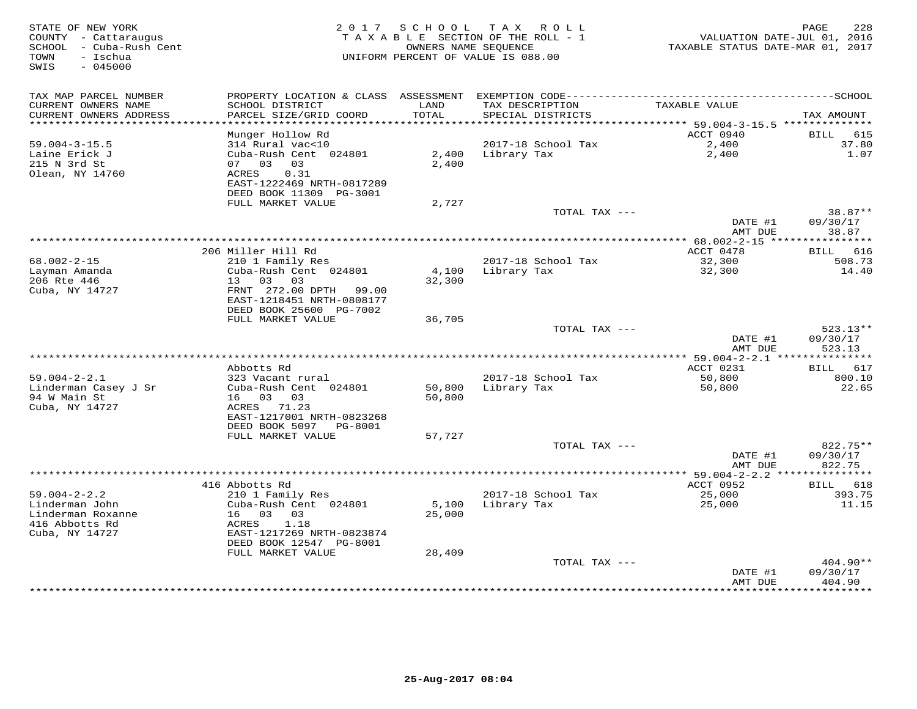STATE OF NEW YORK
COUNTY - Cattaraugus
SCHOOL - Cuba-Rush Cent
TOWN - Ischua
SWIS - 045000

2017 SCHOOL TAX ROLL
TAXABLE SECTION OF THE ROLL - 1
OWNERS NAME SEQUENCE
UNIFORM PERCENT OF VALUE IS 088.00

VALUATION DATE-JUL 01, 2016
TAXABLE STATUS DATE-MAR 01, 2017

| TAX MAP PARCEL NUMBER / CURRENT OWNERS NAME / CURRENT OWNERS ADDRESS | PROPERTY LOCATION & CLASS / SCHOOL DISTRICT / PARCEL SIZE/GRID COORD | ASSESSMENT LAND / TOTAL | EXEMPTION CODE / TAX DESCRIPTION / SPECIAL DISTRICTS | TAXABLE VALUE | TAX AMOUNT |
|---|---|---|---|---|---|
| 59.004-3-15.5 | Munger Hollow Rd | | | ACCT 0940 | BILL 615 |
| Laine Erick J | 314 Rural vac<10 | | 2017-18 School Tax | 2,400 | 37.80 |
| 215 N 3rd St | Cuba-Rush Cent 024801 | 2,400 | Library Tax | 2,400 | 1.07 |
| Olean, NY 14760 | 07 03 03 | 2,400 | | | |
| | ACRES 0.31 | | | | |
| | EAST-1222469 NRTH-0817289 | | | | |
| | DEED BOOK 11309 PG-3001 | | | | |
| | FULL MARKET VALUE | 2,727 | | | |
| | | | TOTAL TAX --- | | 38.87** |
| | | | | DATE #1 | 09/30/17 |
| | | | | AMT DUE | 38.87 |
| 68.002-2-15 | 206 Miller Hill Rd | | | ACCT 0478 | BILL 616 |
| Layman Amanda | 210 1 Family Res | | 2017-18 School Tax | 32,300 | 508.73 |
| 206 Rte 446 | Cuba-Rush Cent 024801 | 4,100 | Library Tax | 32,300 | 14.40 |
| Cuba, NY 14727 | 13 03 03 | 32,300 | | | |
| | FRNT 272.00 DPTH 99.00 | | | | |
| | EAST-1218451 NRTH-0808177 | | | | |
| | DEED BOOK 25600 PG-7002 | | | | |
| | FULL MARKET VALUE | 36,705 | | | |
| | | | TOTAL TAX --- | | 523.13** |
| | | | | DATE #1 | 09/30/17 |
| | | | | AMT DUE | 523.13 |
| 59.004-2-2.1 | Abbotts Rd | | | ACCT 0231 | BILL 617 |
| Linderman Casey J Sr | 323 Vacant rural | | 2017-18 School Tax | 50,800 | 800.10 |
| 94 W Main St | Cuba-Rush Cent 024801 | 50,800 | Library Tax | 50,800 | 22.65 |
| Cuba, NY 14727 | 16 03 03 | 50,800 | | | |
| | ACRES 71.23 | | | | |
| | EAST-1217001 NRTH-0823268 | | | | |
| | DEED BOOK 5097 PG-8001 | | | | |
| | FULL MARKET VALUE | 57,727 | | | |
| | | | TOTAL TAX --- | | 822.75** |
| | | | | DATE #1 | 09/30/17 |
| | | | | AMT DUE | 822.75 |
| 59.004-2-2.2 | 416 Abbotts Rd | | | ACCT 0952 | BILL 618 |
| Linderman John | 210 1 Family Res | | 2017-18 School Tax | 25,000 | 393.75 |
| Linderman Roxanne | Cuba-Rush Cent 024801 | 5,100 | Library Tax | 25,000 | 11.15 |
| 416 Abbotts Rd | 16 03 03 | 25,000 | | | |
| Cuba, NY 14727 | ACRES 1.18 | | | | |
| | EAST-1217269 NRTH-0823874 | | | | |
| | DEED BOOK 12547 PG-8001 | | | | |
| | FULL MARKET VALUE | 28,409 | | | |
| | | | TOTAL TAX --- | | 404.90** |
| | | | | DATE #1 | 09/30/17 |
| | | | | AMT DUE | 404.90 |

25-Aug-2017 08:04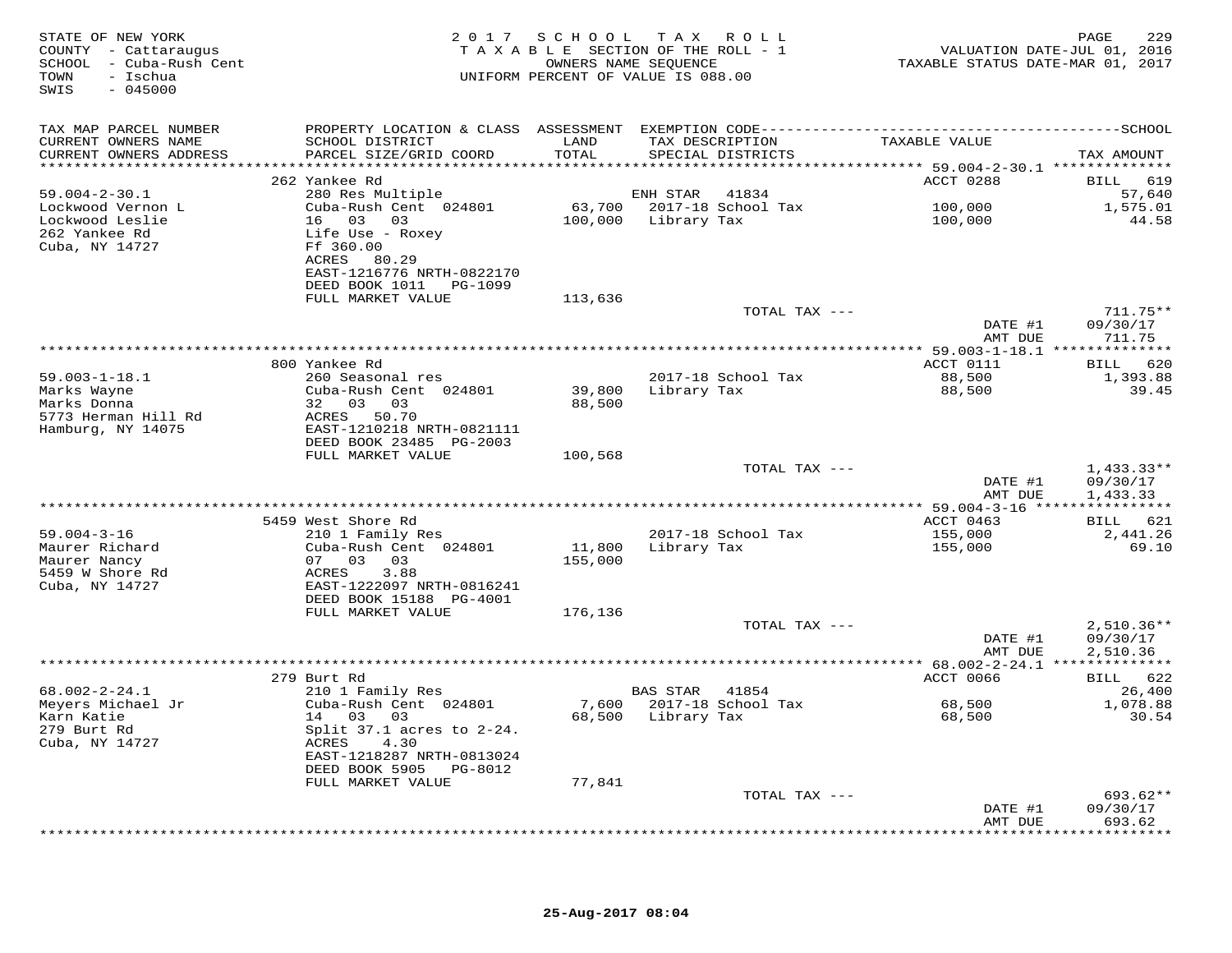STATE OF NEW YORK
COUNTY - Cattaraugus
SCHOOL - Cuba-Rush Cent
TOWN - Ischua
SWIS - 045000

2017 SCHOOL TAX ROLL
TAXABLE SECTION OF THE ROLL - 1
OWNERS NAME SEQUENCE
UNIFORM PERCENT OF VALUE IS 088.00

VALUATION DATE-JUL 01, 2016
TAXABLE STATUS DATE-MAR 01, 2017

| TAX MAP PARCEL NUMBER / CURRENT OWNERS NAME / CURRENT OWNERS ADDRESS | PROPERTY LOCATION & CLASS / SCHOOL DISTRICT / PARCEL SIZE/GRID COORD | ASSESSMENT LAND / TOTAL | EXEMPTION CODE / TAX DESCRIPTION / SPECIAL DISTRICTS | TAXABLE VALUE | TAX AMOUNT |
|---|---|---|---|---|---|
| | 262 Yankee Rd | | | ACCT 0288 | BILL 619 |
| 59.004-2-30.1 | 280 Res Multiple | | ENH STAR 41834 | | 57,640 |
| Lockwood Vernon L | Cuba-Rush Cent 024801 | 63,700 | 2017-18 School Tax | 100,000 | 1,575.01 |
| Lockwood Leslie | 16 03 03 | 100,000 | Library Tax | 100,000 | 44.58 |
| 262 Yankee Rd | Life Use - Roxey | | | | |
| Cuba, NY 14727 | Ff 360.00 | | | | |
| | ACRES 80.29 | | | | |
| | EAST-1216776 NRTH-0822170 | | | | |
| | DEED BOOK 1011 PG-1099 | | | | |
| | FULL MARKET VALUE | 113,636 | | | |
| | | | TOTAL TAX --- | | 711.75** |
| | | | | DATE #1 | 09/30/17 |
| | | | | AMT DUE | 711.75 |
| | 800 Yankee Rd | | | ACCT 0111 | BILL 620 |
| 59.003-1-18.1 | 260 Seasonal res | | 2017-18 School Tax | 88,500 | 1,393.88 |
| Marks Wayne | Cuba-Rush Cent 024801 | 39,800 | Library Tax | 88,500 | 39.45 |
| Marks Donna | 32 03 03 | 88,500 | | | |
| 5773 Herman Hill Rd | ACRES 50.70 | | | | |
| Hamburg, NY 14075 | EAST-1210218 NRTH-0821111 | | | | |
| | DEED BOOK 23485 PG-2003 | | | | |
| | FULL MARKET VALUE | 100,568 | | | |
| | | | TOTAL TAX --- | | 1,433.33** |
| | | | | DATE #1 | 09/30/17 |
| | | | | AMT DUE | 1,433.33 |
| | 5459 West Shore Rd | | | ACCT 0463 | BILL 621 |
| 59.004-3-16 | 210 1 Family Res | | 2017-18 School Tax | 155,000 | 2,441.26 |
| Maurer Richard | Cuba-Rush Cent 024801 | 11,800 | Library Tax | 155,000 | 69.10 |
| Maurer Nancy | 07 03 03 | 155,000 | | | |
| 5459 W Shore Rd | ACRES 3.88 | | | | |
| Cuba, NY 14727 | EAST-1222097 NRTH-0816241 | | | | |
| | DEED BOOK 15188 PG-4001 | | | | |
| | FULL MARKET VALUE | 176,136 | | | |
| | | | TOTAL TAX --- | | 2,510.36** |
| | | | | DATE #1 | 09/30/17 |
| | | | | AMT DUE | 2,510.36 |
| | 279 Burt Rd | | | ACCT 0066 | BILL 622 |
| 68.002-2-24.1 | 210 1 Family Res | | BAS STAR 41854 | | 26,400 |
| Meyers Michael Jr | Cuba-Rush Cent 024801 | 7,600 | 2017-18 School Tax | 68,500 | 1,078.88 |
| Karn Katie | 14 03 03 | 68,500 | Library Tax | 68,500 | 30.54 |
| 279 Burt Rd | Split 37.1 acres to 2-24. | | | | |
| Cuba, NY 14727 | ACRES 4.30 | | | | |
| | EAST-1218287 NRTH-0813024 | | | | |
| | DEED BOOK 5905 PG-8012 | | | | |
| | FULL MARKET VALUE | 77,841 | | | |
| | | | TOTAL TAX --- | | 693.62** |
| | | | | DATE #1 | 09/30/17 |
| | | | | AMT DUE | 693.62 |

25-Aug-2017 08:04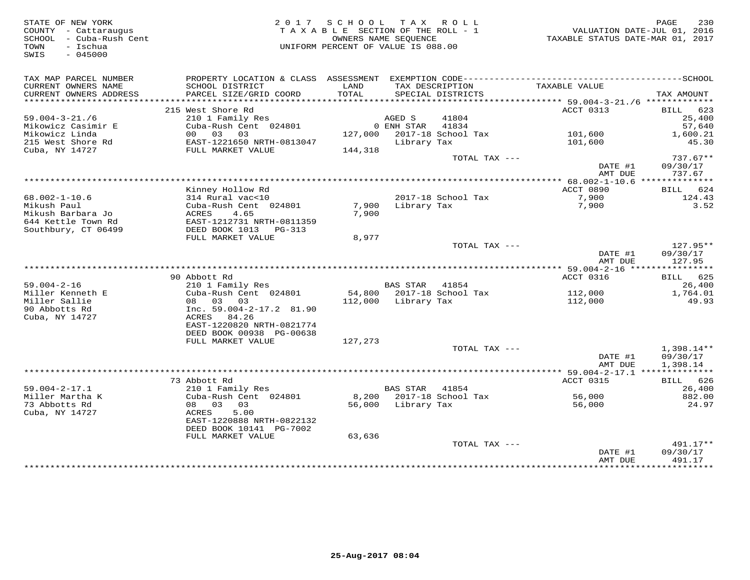STATE OF NEW YORK
COUNTY - Cattaraugus
SCHOOL - Cuba-Rush Cent
TOWN - Ischua
SWIS - 045000

2 0 1 7 S C H O O L T A X R O L L
T A X A B L E SECTION OF THE ROLL - 1
OWNERS NAME SEQUENCE
UNIFORM PERCENT OF VALUE IS 088.00

VALUATION DATE-JUL 01, 2016
TAXABLE STATUS DATE-MAR 01, 2017

| TAX MAP PARCEL NUMBER / CURRENT OWNERS NAME / CURRENT OWNERS ADDRESS | PROPERTY LOCATION & CLASS / SCHOOL DISTRICT / PARCEL SIZE/GRID COORD | ASSESSMENT LAND / TOTAL | EXEMPTION CODE / TAX DESCRIPTION / SPECIAL DISTRICTS | | TAXABLE VALUE | TAX AMOUNT |
|---|---|---|---|---|---|---|
| 59.004-3-21./6 | 215 West Shore Rd | | | | ACCT 0313 | BILL 623 |
| | 210 1 Family Res | | AGED S | 41804 | | 25,400 |
| Mikowicz Casimir E | Cuba-Rush Cent 024801 | 0 | ENH STAR | 41834 | | 57,640 |
| Mikowicz Linda | 00 03 03 | 127,000 | 2017-18 School Tax | | 101,600 | 1,600.21 |
| 215 West Shore Rd | EAST-1221650 NRTH-0813047 | | Library Tax | | 101,600 | 45.30 |
| Cuba, NY 14727 | FULL MARKET VALUE | 144,318 | | | | |
| | | | TOTAL TAX --- | | | 737.67** |
| | | | | | DATE #1 | 09/30/17 |
| | | | | | AMT DUE | 737.67 |
| 68.002-1-10.6 | Kinney Hollow Rd | | | | ACCT 0890 | BILL 624 |
| | 314 Rural vac<10 | | 2017-18 School Tax | | 7,900 | 124.43 |
| Mikush Paul | Cuba-Rush Cent 024801 | 7,900 | Library Tax | | 7,900 | 3.52 |
| Mikush Barbara Jo | ACRES 4.65 | 7,900 | | | | |
| 644 Kettle Town Rd | EAST-1212731 NRTH-0811359 | | | | | |
| Southbury, CT 06499 | DEED BOOK 1013 PG-313 | | | | | |
| | FULL MARKET VALUE | 8,977 | | | | |
| | | | TOTAL TAX --- | | | 127.95** |
| | | | | | DATE #1 | 09/30/17 |
| | | | | | AMT DUE | 127.95 |
| 59.004-2-16 | 90 Abbott Rd | | | | ACCT 0316 | BILL 625 |
| | 210 1 Family Res | | BAS STAR | 41854 | | 26,400 |
| Miller Kenneth E | Cuba-Rush Cent 024801 | 54,800 | 2017-18 School Tax | | 112,000 | 1,764.01 |
| Miller Sallie | 08 03 03 | 112,000 | Library Tax | | 112,000 | 49.93 |
| 90 Abbotts Rd | Inc. 59.004-2-17.2 81.90 | | | | | |
| Cuba, NY 14727 | ACRES 84.26 | | | | | |
| | EAST-1220820 NRTH-0821774 | | | | | |
| | DEED BOOK 00938 PG-00638 | | | | | |
| | FULL MARKET VALUE | 127,273 | | | | |
| | | | TOTAL TAX --- | | | 1,398.14** |
| | | | | | DATE #1 | 09/30/17 |
| | | | | | AMT DUE | 1,398.14 |
| 59.004-2-17.1 | 73 Abbott Rd | | | | ACCT 0315 | BILL 626 |
| | 210 1 Family Res | | BAS STAR | 41854 | | 26,400 |
| Miller Martha K | Cuba-Rush Cent 024801 | 8,200 | 2017-18 School Tax | | 56,000 | 882.00 |
| 73 Abbotts Rd | 08 03 03 | 56,000 | Library Tax | | 56,000 | 24.97 |
| Cuba, NY 14727 | ACRES 5.00 | | | | | |
| | EAST-1220888 NRTH-0822132 | | | | | |
| | DEED BOOK 10141 PG-7002 | | | | | |
| | FULL MARKET VALUE | 63,636 | | | | |
| | | | TOTAL TAX --- | | | 491.17** |
| | | | | | DATE #1 | 09/30/17 |
| | | | | | AMT DUE | 491.17 |

25-Aug-2017 08:04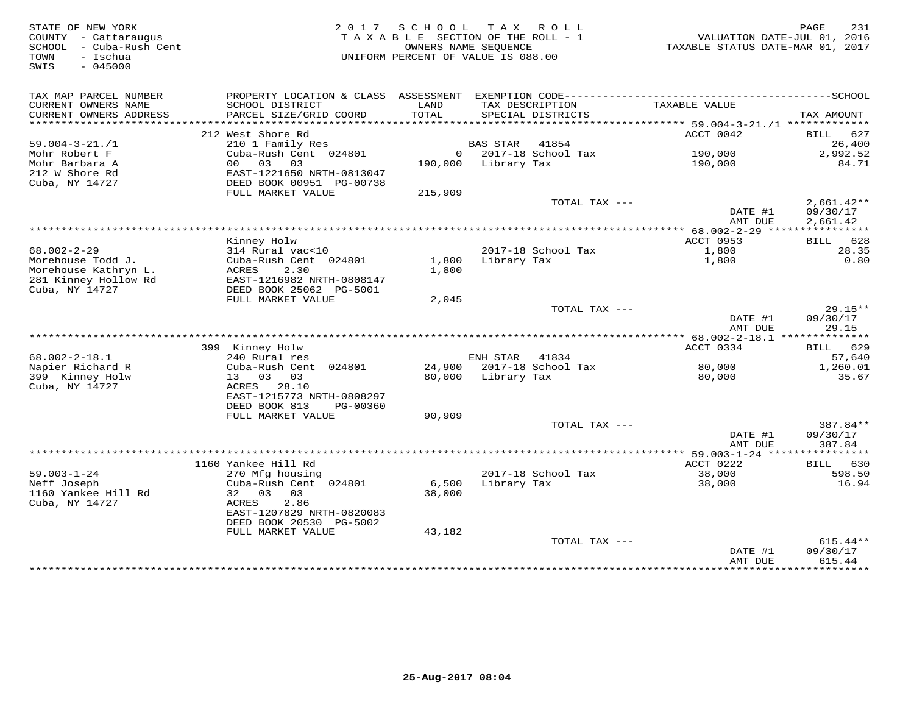STATE OF NEW YORK
COUNTY - Cattaraugus
SCHOOL - Cuba-Rush Cent
TOWN - Ischua
SWIS - 045000

2017 SCHOOL TAX ROLL
TAXABLE SECTION OF THE ROLL - 1
OWNERS NAME SEQUENCE
UNIFORM PERCENT OF VALUE IS 088.00

VALUATION DATE-JUL 01, 2016
TAXABLE STATUS DATE-MAR 01, 2017

| TAX MAP PARCEL NUMBER / CURRENT OWNERS NAME / CURRENT OWNERS ADDRESS | PROPERTY LOCATION & CLASS / SCHOOL DISTRICT / PARCEL SIZE/GRID COORD | ASSESSMENT LAND / TOTAL | EXEMPTION CODE / TAX DESCRIPTION / SPECIAL DISTRICTS | TAXABLE VALUE | TAX AMOUNT |
|---|---|---|---|---|---|
| 59.004-3-21./1 | 212 West Shore Rd | | | ACCT 0042 | BILL 627 |
| | 210 1 Family Res | | BAS STAR 41854 | | 26,400 |
| Mohr Robert F | Cuba-Rush Cent 024801 | 0 | 2017-18 School Tax | 190,000 | 2,992.52 |
| Mohr Barbara A | 00 03 03 | 190,000 | Library Tax | 190,000 | 84.71 |
| 212 W Shore Rd | EAST-1221650 NRTH-0813047 | | | | |
| Cuba, NY 14727 | DEED BOOK 00951 PG-00738 | | | | |
| | FULL MARKET VALUE | 215,909 | | | |
| | | | TOTAL TAX --- | | 2,661.42** |
| | | | | DATE #1 | 09/30/17 |
| | | | | AMT DUE | 2,661.42 |
| 68.002-2-29 | Kinney Holw | | | ACCT 0953 | BILL 628 |
| | 314 Rural vac<10 | | 2017-18 School Tax | 1,800 | 28.35 |
| Morehouse Todd J. | Cuba-Rush Cent 024801 | 1,800 | Library Tax | 1,800 | 0.80 |
| Morehouse Kathryn L. | ACRES 2.30 | 1,800 | | | |
| 281 Kinney Hollow Rd | EAST-1216982 NRTH-0808147 | | | | |
| Cuba, NY 14727 | DEED BOOK 25062 PG-5001 | | | | |
| | FULL MARKET VALUE | 2,045 | | | |
| | | | TOTAL TAX --- | | 29.15** |
| | | | | DATE #1 | 09/30/17 |
| | | | | AMT DUE | 29.15 |
| 68.002-2-18.1 | 399 Kinney Holw | | | ACCT 0334 | BILL 629 |
| | 240 Rural res | | ENH STAR 41834 | | 57,640 |
| Napier Richard R | Cuba-Rush Cent 024801 | 24,900 | 2017-18 School Tax | 80,000 | 1,260.01 |
| 399 Kinney Holw | 13 03 03 | 80,000 | Library Tax | 80,000 | 35.67 |
| Cuba, NY 14727 | ACRES 28.10 | | | | |
| | EAST-1215773 NRTH-0808297 | | | | |
| | DEED BOOK 813 PG-00360 | | | | |
| | FULL MARKET VALUE | 90,909 | | | |
| | | | TOTAL TAX --- | | 387.84** |
| | | | | DATE #1 | 09/30/17 |
| | | | | AMT DUE | 387.84 |
| 59.003-1-24 | 1160 Yankee Hill Rd | | | ACCT 0222 | BILL 630 |
| | 270 Mfg housing | | 2017-18 School Tax | 38,000 | 598.50 |
| Neff Joseph | Cuba-Rush Cent 024801 | 6,500 | Library Tax | 38,000 | 16.94 |
| 1160 Yankee Hill Rd | 32 03 03 | 38,000 | | | |
| Cuba, NY 14727 | ACRES 2.86 | | | | |
| | EAST-1207829 NRTH-0820083 | | | | |
| | DEED BOOK 20530 PG-5002 | | | | |
| | FULL MARKET VALUE | 43,182 | | | |
| | | | TOTAL TAX --- | | 615.44** |
| | | | | DATE #1 | 09/30/17 |
| | | | | AMT DUE | 615.44 |

25-Aug-2017 08:04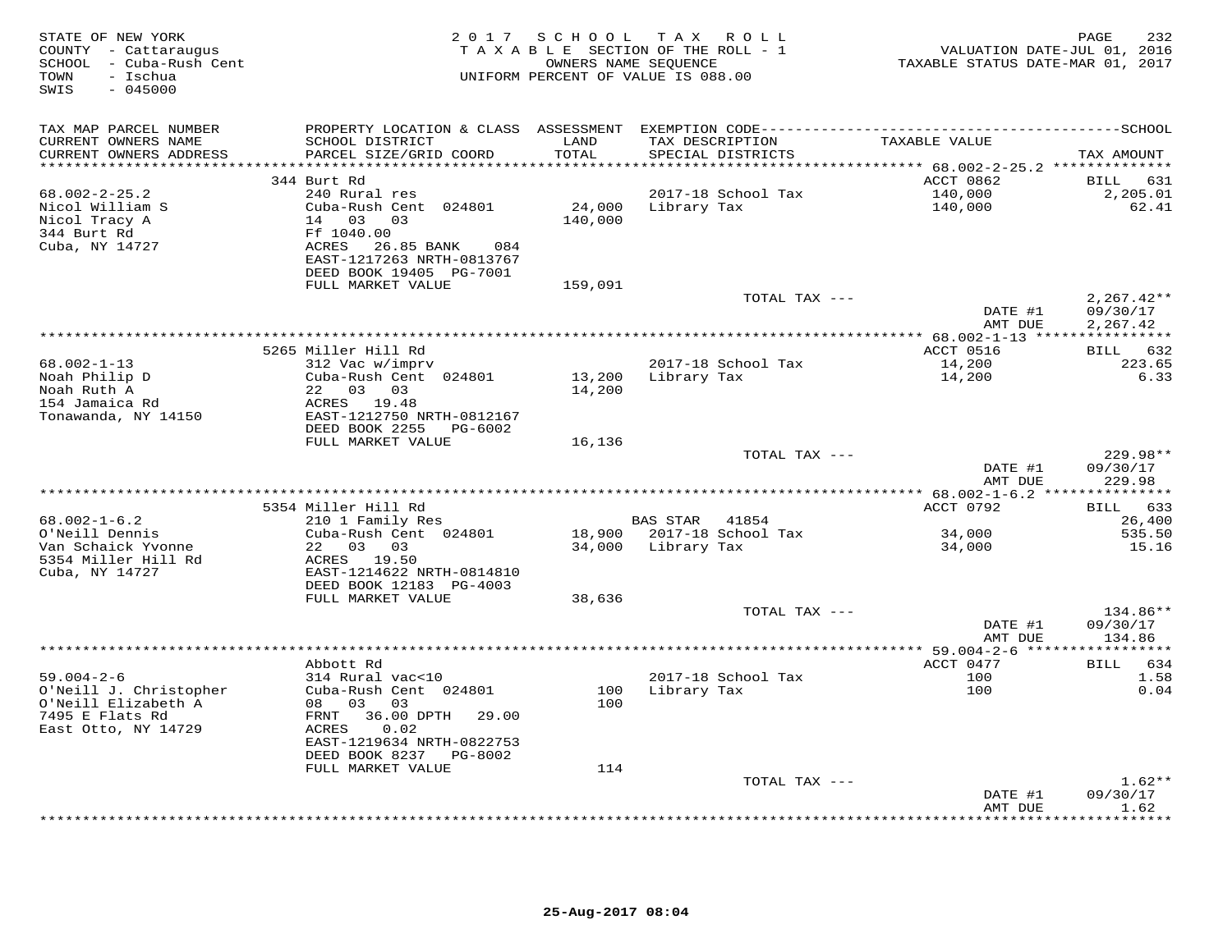STATE OF NEW YORK
COUNTY - Cattaraugus
SCHOOL - Cuba-Rush Cent
TOWN - Ischua
SWIS - 045000

2017 SCHOOL TAX ROLL
TAXABLE SECTION OF THE ROLL - 1
OWNERS NAME SEQUENCE
UNIFORM PERCENT OF VALUE IS 088.00

VALUATION DATE-JUL 01, 2016
TAXABLE STATUS DATE-MAR 01, 2017

| TAX MAP PARCEL NUMBER<br>CURRENT OWNERS NAME<br>CURRENT OWNERS ADDRESS | PROPERTY LOCATION & CLASS<br>SCHOOL DISTRICT<br>PARCEL SIZE/GRID COORD | ASSESSMENT<br>LAND<br>TOTAL | EXEMPTION CODE<br>TAX DESCRIPTION<br>SPECIAL DISTRICTS | TAXABLE VALUE | SCHOOL<br>TAX AMOUNT |
|---|---|---|---|---|---|
| | 344 Burt Rd | | | ACCT 0862 | BILL 631 |
| 68.002-2-25.2 | 240 Rural res | | 2017-18 School Tax | 140,000 | 2,205.01 |
| Nicol William S | Cuba-Rush Cent 024801 | 24,000 | Library Tax | 140,000 | 62.41 |
| Nicol Tracy A | 14 03 03 | 140,000 | | | |
| 344 Burt Rd | Ff 1040.00 | | | | |
| Cuba, NY 14727 | ACRES 26.85 BANK 084 | | | | |
| | EAST-1217263 NRTH-0813767 | | | | |
| | DEED BOOK 19405 PG-7001 | | | | |
| | FULL MARKET VALUE | 159,091 | | | |
| | | | TOTAL TAX --- | | 2,267.42** |
| | | | | DATE #1 | 09/30/17 |
| | | | | AMT DUE | 2,267.42 |
| | 5265 Miller Hill Rd | | | ACCT 0516 | BILL 632 |
| 68.002-1-13 | 312 Vac w/imprv | | 2017-18 School Tax | 14,200 | 223.65 |
| Noah Philip D | Cuba-Rush Cent 024801 | 13,200 | Library Tax | 14,200 | 6.33 |
| Noah Ruth A | 22 03 03 | 14,200 | | | |
| 154 Jamaica Rd | ACRES 19.48 | | | | |
| Tonawanda, NY 14150 | EAST-1212750 NRTH-0812167 | | | | |
| | DEED BOOK 2255 PG-6002 | | | | |
| | FULL MARKET VALUE | 16,136 | | | |
| | | | TOTAL TAX --- | | 229.98** |
| | | | | DATE #1 | 09/30/17 |
| | | | | AMT DUE | 229.98 |
| | 5354 Miller Hill Rd | | | ACCT 0792 | BILL 633 |
| 68.002-1-6.2 | 210 1 Family Res | | BAS STAR 41854 | | 26,400 |
| O'Neill Dennis | Cuba-Rush Cent 024801 | 18,900 | 2017-18 School Tax | 34,000 | 535.50 |
| Van Schaick Yvonne | 22 03 03 | 34,000 | Library Tax | 34,000 | 15.16 |
| 5354 Miller Hill Rd | ACRES 19.50 | | | | |
| Cuba, NY 14727 | EAST-1214622 NRTH-0814810 | | | | |
| | DEED BOOK 12183 PG-4003 | | | | |
| | FULL MARKET VALUE | 38,636 | | | |
| | | | TOTAL TAX --- | | 134.86** |
| | | | | DATE #1 | 09/30/17 |
| | | | | AMT DUE | 134.86 |
| | Abbott Rd | | | ACCT 0477 | BILL 634 |
| 59.004-2-6 | 314 Rural vac<10 | | 2017-18 School Tax | 100 | 1.58 |
| O'Neill J. Christopher | Cuba-Rush Cent 024801 | 100 | Library Tax | 100 | 0.04 |
| O'Neill Elizabeth A | 08 03 03 | 100 | | | |
| 7495 E Flats Rd | FRNT 36.00 DPTH 29.00 | | | | |
| East Otto, NY 14729 | ACRES 0.02 | | | | |
| | EAST-1219634 NRTH-0822753 | | | | |
| | DEED BOOK 8237 PG-8002 | | | | |
| | FULL MARKET VALUE | 114 | | | |
| | | | TOTAL TAX --- | | 1.62** |
| | | | | DATE #1 | 09/30/17 |
| | | | | AMT DUE | 1.62 |

25-Aug-2017 08:04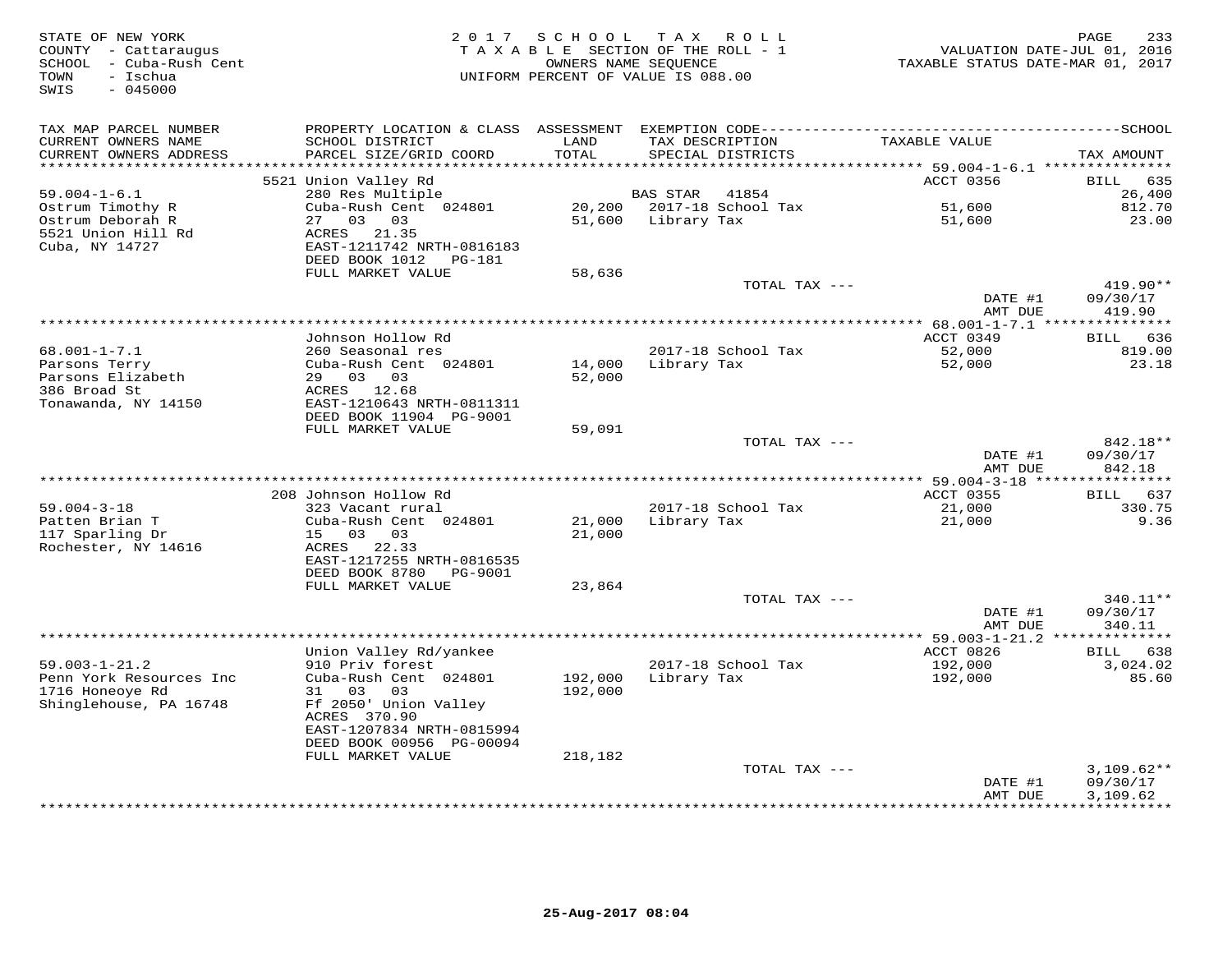STATE OF NEW YORK
COUNTY - Cattaraugus
SCHOOL - Cuba-Rush Cent
TOWN - Ischua
SWIS - 045000

2 0 1 7 S C H O O L T A X R O L L
T A X A B L E SECTION OF THE ROLL - 1
OWNERS NAME SEQUENCE
UNIFORM PERCENT OF VALUE IS 088.00

VALUATION DATE-JUL 01, 2016
TAXABLE STATUS DATE-MAR 01, 2017

| TAX MAP PARCEL NUMBER / CURRENT OWNERS NAME / CURRENT OWNERS ADDRESS | PROPERTY LOCATION & CLASS / SCHOOL DISTRICT / PARCEL SIZE/GRID COORD | ASSESSMENT LAND / TOTAL | EXEMPTION CODE / TAX DESCRIPTION / SPECIAL DISTRICTS | TAXABLE VALUE | TAX AMOUNT |
|---|---|---|---|---|---|
| 59.004-1-6.1 | 5521 Union Valley Rd | | | ACCT 0356 | BILL 635 |
| Ostrum Timothy R | 280 Res Multiple | | BAS STAR 41854 | | 26,400 |
| Ostrum Deborah R | Cuba-Rush Cent 024801 | 20,200 | 2017-18 School Tax | 51,600 | 812.70 |
| 5521 Union Hill Rd | 27 03 03 | 51,600 | Library Tax | 51,600 | 23.00 |
| Cuba, NY 14727 | ACRES 21.35 | | | | |
| | EAST-1211742 NRTH-0816183 | | | | |
| | DEED BOOK 1012 PG-181 | | | | |
| | FULL MARKET VALUE | 58,636 | | | |
| | | | TOTAL TAX --- | | 419.90** |
| | | | | DATE #1 | 09/30/17 |
| | | | | AMT DUE | 419.90 |
| 68.001-1-7.1 | Johnson Hollow Rd | | | ACCT 0349 | BILL 636 |
| Parsons Terry | 260 Seasonal res | | 2017-18 School Tax | 52,000 | 819.00 |
| Parsons Elizabeth | Cuba-Rush Cent 024801 | 14,000 | Library Tax | 52,000 | 23.18 |
| 386 Broad St | 29 03 03 | 52,000 | | | |
| Tonawanda, NY 14150 | ACRES 12.68 | | | | |
| | EAST-1210643 NRTH-0811311 | | | | |
| | DEED BOOK 11904 PG-9001 | | | | |
| | FULL MARKET VALUE | 59,091 | | | |
| | | | TOTAL TAX --- | | 842.18** |
| | | | | DATE #1 | 09/30/17 |
| | | | | AMT DUE | 842.18 |
| 59.004-3-18 | 208 Johnson Hollow Rd | | | ACCT 0355 | BILL 637 |
| Patten Brian T | 323 Vacant rural | | 2017-18 School Tax | 21,000 | 330.75 |
| 117 Sparling Dr | Cuba-Rush Cent 024801 | 21,000 | Library Tax | 21,000 | 9.36 |
| Rochester, NY 14616 | 15 03 03 | 21,000 | | | |
| | ACRES 22.33 | | | | |
| | EAST-1217255 NRTH-0816535 | | | | |
| | DEED BOOK 8780 PG-9001 | | | | |
| | FULL MARKET VALUE | 23,864 | | | |
| | | | TOTAL TAX --- | | 340.11** |
| | | | | DATE #1 | 09/30/17 |
| | | | | AMT DUE | 340.11 |
| 59.003-1-21.2 | Union Valley Rd/yankee | | | ACCT 0826 | BILL 638 |
| Penn York Resources Inc | 910 Priv forest | | 2017-18 School Tax | 192,000 | 3,024.02 |
| 1716 Honeoye Rd | Cuba-Rush Cent 024801 | 192,000 | Library Tax | 192,000 | 85.60 |
| Shinglehouse, PA 16748 | 31 03 03 | 192,000 | | | |
| | Ff 2050' Union Valley | | | | |
| | ACRES 370.90 | | | | |
| | EAST-1207834 NRTH-0815994 | | | | |
| | DEED BOOK 00956 PG-00094 | | | | |
| | FULL MARKET VALUE | 218,182 | | | |
| | | | TOTAL TAX --- | | 3,109.62** |
| | | | | DATE #1 | 09/30/17 |
| | | | | AMT DUE | 3,109.62 |

25-Aug-2017 08:04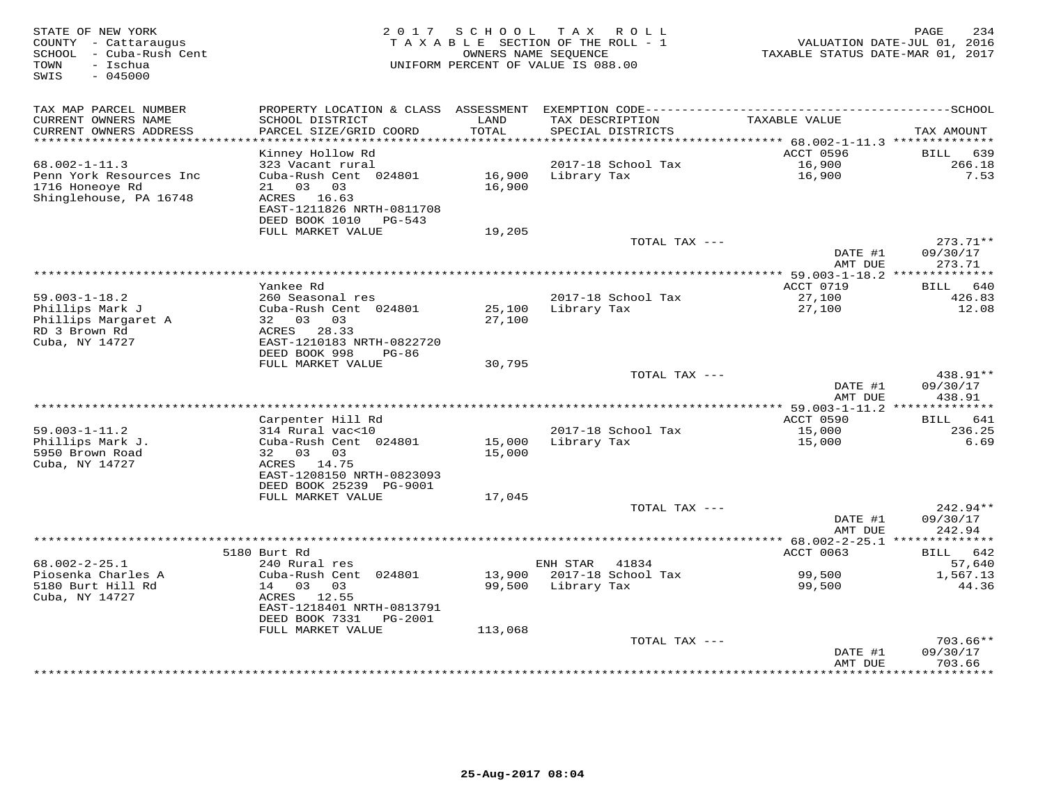STATE OF NEW YORK
COUNTY - Cattaraugus
SCHOOL - Cuba-Rush Cent
TOWN - Ischua
SWIS - 045000

2 0 1 7 S C H O O L T A X R O L L
T A X A B L E SECTION OF THE ROLL - 1
OWNERS NAME SEQUENCE
UNIFORM PERCENT OF VALUE IS 088.00

VALUATION DATE-JUL 01, 2016
TAXABLE STATUS DATE-MAR 01, 2017

| TAX MAP PARCEL NUMBER / CURRENT OWNERS NAME / CURRENT OWNERS ADDRESS | PROPERTY LOCATION & CLASS / SCHOOL DISTRICT / PARCEL SIZE/GRID COORD | ASSESSMENT LAND / TOTAL | EXEMPTION CODE / TAX DESCRIPTION / SPECIAL DISTRICTS | TAXABLE VALUE | TAX AMOUNT |
|---|---|---|---|---|---|
| 68.002-1-11.3 | Kinney Hollow Rd | | | ACCT 0596 | BILL 639 |
| Penn York Resources Inc | 323 Vacant rural | | 2017-18 School Tax | 16,900 | 266.18 |
| 1716 Honeoye Rd | Cuba-Rush Cent 024801 | 16,900 | Library Tax | 16,900 | 7.53 |
| Shinglehouse, PA 16748 | 21 03 03 | 16,900 | | | |
| | ACRES 16.63 | | | | |
| | EAST-1211826 NRTH-0811708 | | | | |
| | DEED BOOK 1010 PG-543 | | | | |
| | FULL MARKET VALUE | 19,205 | | | |
| | | | TOTAL TAX --- | | 273.71** |
| | | | | DATE #1 | 09/30/17 |
| | | | | AMT DUE | 273.71 |
| 59.003-1-18.2 | Yankee Rd | | | ACCT 0719 | BILL 640 |
| Phillips Mark J | 260 Seasonal res | | 2017-18 School Tax | 27,100 | 426.83 |
| Phillips Margaret A | Cuba-Rush Cent 024801 | 25,100 | Library Tax | 27,100 | 12.08 |
| RD 3 Brown Rd | 32 03 03 | 27,100 | | | |
| Cuba, NY 14727 | ACRES 28.33 | | | | |
| | EAST-1210183 NRTH-0822720 | | | | |
| | DEED BOOK 998 PG-86 | | | | |
| | FULL MARKET VALUE | 30,795 | | | |
| | | | TOTAL TAX --- | | 438.91** |
| | | | | DATE #1 | 09/30/17 |
| | | | | AMT DUE | 438.91 |
| 59.003-1-11.2 | Carpenter Hill Rd | | | ACCT 0590 | BILL 641 |
| Phillips Mark J. | 314 Rural vac<10 | | 2017-18 School Tax | 15,000 | 236.25 |
| 5950 Brown Road | Cuba-Rush Cent 024801 | 15,000 | Library Tax | 15,000 | 6.69 |
| Cuba, NY 14727 | 32 03 03 | 15,000 | | | |
| | ACRES 14.75 | | | | |
| | EAST-1208150 NRTH-0823093 | | | | |
| | DEED BOOK 25239 PG-9001 | | | | |
| | FULL MARKET VALUE | 17,045 | | | |
| | | | TOTAL TAX --- | | 242.94** |
| | | | | DATE #1 | 09/30/17 |
| | | | | AMT DUE | 242.94 |
| 68.002-2-25.1 | 5180 Burt Rd | | | ACCT 0063 | BILL 642 |
| Piosenka Charles A | 240 Rural res | | ENH STAR 41834 | | 57,640 |
| 5180 Burt Hill Rd | Cuba-Rush Cent 024801 | 13,900 | 2017-18 School Tax | 99,500 | 1,567.13 |
| Cuba, NY 14727 | 14 03 03 | 99,500 | Library Tax | 99,500 | 44.36 |
| | ACRES 12.55 | | | | |
| | EAST-1218401 NRTH-0813791 | | | | |
| | DEED BOOK 7331 PG-2001 | | | | |
| | FULL MARKET VALUE | 113,068 | | | |
| | | | TOTAL TAX --- | | 703.66** |
| | | | | DATE #1 | 09/30/17 |
| | | | | AMT DUE | 703.66 |

25-Aug-2017 08:04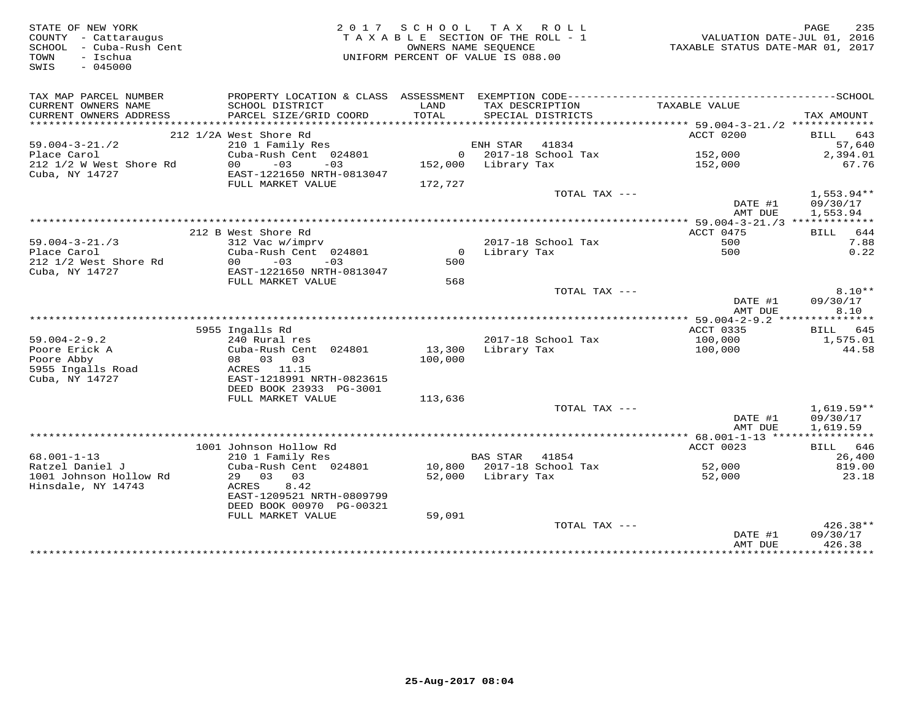STATE OF NEW YORK
COUNTY - Cattaraugus
SCHOOL - Cuba-Rush Cent
TOWN - Ischua
SWIS - 045000

2017 SCHOOL TAX ROLL
TAXABLE SECTION OF THE ROLL - 1
OWNERS NAME SEQUENCE
UNIFORM PERCENT OF VALUE IS 088.00

VALUATION DATE-JUL 01, 2016
TAXABLE STATUS DATE-MAR 01, 2017

| TAX MAP PARCEL NUMBER / CURRENT OWNERS NAME / CURRENT OWNERS ADDRESS | PROPERTY LOCATION & CLASS / SCHOOL DISTRICT / PARCEL SIZE/GRID COORD | ASSESSMENT LAND / TOTAL | EXEMPTION CODE / TAX DESCRIPTION / SPECIAL DISTRICTS | TAXABLE VALUE | TAX AMOUNT |
|---|---|---|---|---|---|
| | 212 1/2A West Shore Rd | | | ACCT 0200 | BILL 643 |
| 59.004-3-21./2 | 210 1 Family Res | | ENH STAR 41834 | | 57,640 |
| Place Carol | Cuba-Rush Cent 024801 | 0 | 2017-18 School Tax | 152,000 | 2,394.01 |
| 212 1/2 W West Shore Rd | 00 -03 -03 | 152,000 | Library Tax | 152,000 | 67.76 |
| Cuba, NY 14727 | EAST-1221650 NRTH-0813047 | | | | |
| | FULL MARKET VALUE | 172,727 | | | |
| | | | TOTAL TAX --- | | 1,553.94** |
| | | | | DATE #1 | 09/30/17 |
| | | | | AMT DUE | 1,553.94 |
| | 212 B West Shore Rd | | | ACCT 0475 | BILL 644 |
| 59.004-3-21./3 | 312 Vac w/imprv | | 2017-18 School Tax | 500 | 7.88 |
| Place Carol | Cuba-Rush Cent 024801 | 0 | Library Tax | 500 | 0.22 |
| 212 1/2 West Shore Rd | 00 -03 -03 | 500 | | | |
| Cuba, NY 14727 | EAST-1221650 NRTH-0813047 | | | | |
| | FULL MARKET VALUE | 568 | | | |
| | | | TOTAL TAX --- | | 8.10** |
| | | | | DATE #1 | 09/30/17 |
| | | | | AMT DUE | 8.10 |
| | 5955 Ingalls Rd | | | ACCT 0335 | BILL 645 |
| 59.004-2-9.2 | 240 Rural res | | 2017-18 School Tax | 100,000 | 1,575.01 |
| Poore Erick A | Cuba-Rush Cent 024801 | 13,300 | Library Tax | 100,000 | 44.58 |
| Poore Abby | 08 03 03 | 100,000 | | | |
| 5955 Ingalls Road | ACRES 11.15 | | | | |
| Cuba, NY 14727 | EAST-1218991 NRTH-0823615 | | | | |
| | DEED BOOK 23933 PG-3001 | | | | |
| | FULL MARKET VALUE | 113,636 | | | |
| | | | TOTAL TAX --- | | 1,619.59** |
| | | | | DATE #1 | 09/30/17 |
| | | | | AMT DUE | 1,619.59 |
| | 1001 Johnson Hollow Rd | | | ACCT 0023 | BILL 646 |
| 68.001-1-13 | 210 1 Family Res | | BAS STAR 41854 | | 26,400 |
| Ratzel Daniel J | Cuba-Rush Cent 024801 | 10,800 | 2017-18 School Tax | 52,000 | 819.00 |
| 1001 Johnson Hollow Rd | 29 03 03 | 52,000 | Library Tax | 52,000 | 23.18 |
| Hinsdale, NY 14743 | ACRES 8.42 | | | | |
| | EAST-1209521 NRTH-0809799 | | | | |
| | DEED BOOK 00970 PG-00321 | | | | |
| | FULL MARKET VALUE | 59,091 | | | |
| | | | TOTAL TAX --- | | 426.38** |
| | | | | DATE #1 | 09/30/17 |
| | | | | AMT DUE | 426.38 |

25-Aug-2017 08:04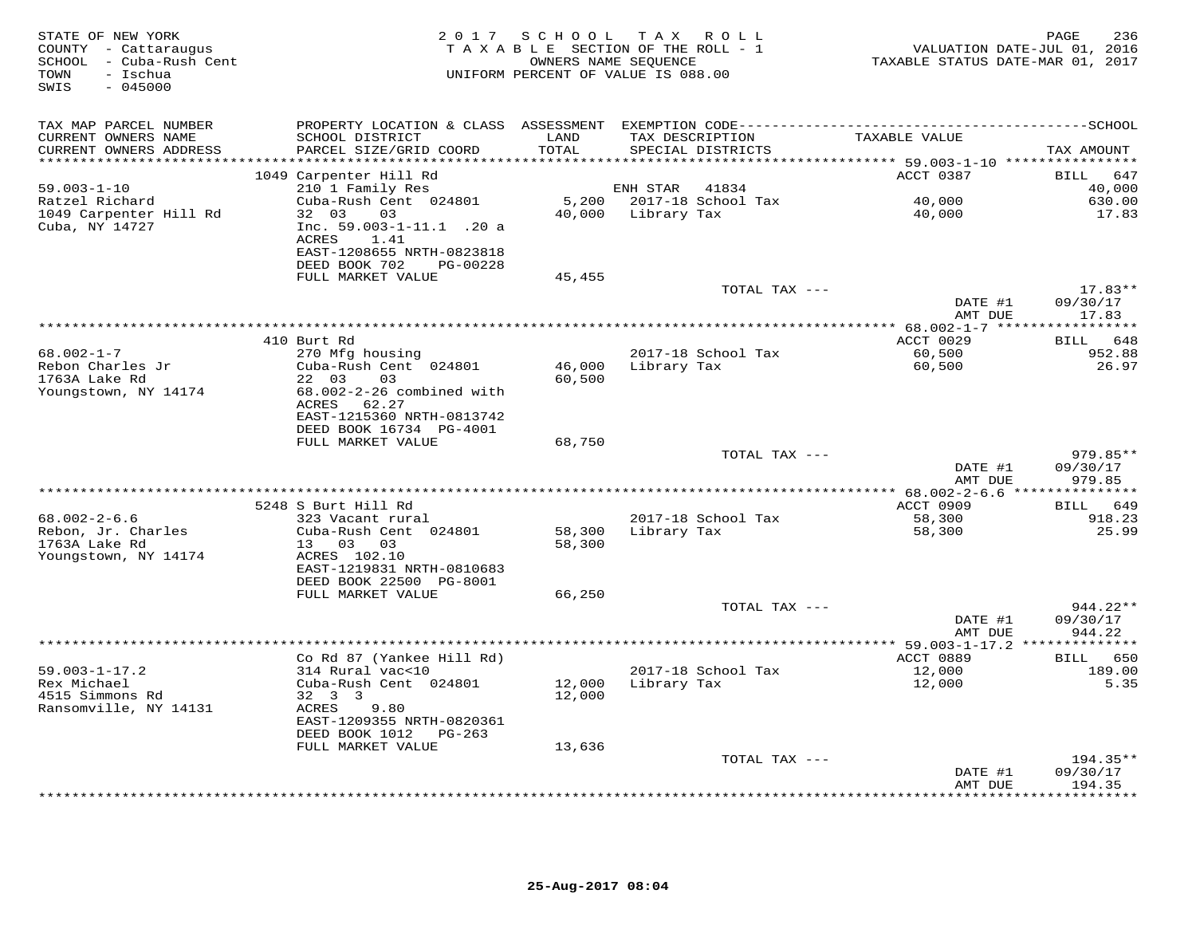STATE OF NEW YORK
COUNTY - Cattaraugus
SCHOOL - Cuba-Rush Cent
TOWN - Ischua
SWIS - 045000

2017 SCHOOL TAX ROLL
TAXABLE SECTION OF THE ROLL - 1
OWNERS NAME SEQUENCE
UNIFORM PERCENT OF VALUE IS 088.00

VALUATION DATE-JUL 01, 2016
TAXABLE STATUS DATE-MAR 01, 2017

| TAX MAP PARCEL NUMBER / CURRENT OWNERS NAME / CURRENT OWNERS ADDRESS | PROPERTY LOCATION & CLASS / SCHOOL DISTRICT / PARCEL SIZE/GRID COORD | ASSESSMENT LAND / TOTAL | EXEMPTION CODE / TAX DESCRIPTION / SPECIAL DISTRICTS | TAXABLE VALUE | TAX AMOUNT |
|---|---|---|---|---|---|
| | 1049 Carpenter Hill Rd | | | ACCT 0387 | BILL 647 |
| 59.003-1-10 | 210 1 Family Res | | ENH STAR 41834 | | 40,000 |
| Ratzel Richard | Cuba-Rush Cent 024801 | 5,200 | 2017-18 School Tax | 40,000 | 630.00 |
| 1049 Carpenter Hill Rd | 32 03 03 | 40,000 | Library Tax | 40,000 | 17.83 |
| Cuba, NY 14727 | Inc. 59.003-1-11.1 .20 a | | | | |
| | ACRES 1.41 | | | | |
| | EAST-1208655 NRTH-0823818 | | | | |
| | DEED BOOK 702 PG-00228 | | | | |
| | FULL MARKET VALUE | 45,455 | | | |
| | | | TOTAL TAX --- | | 17.83** |
| | | | | DATE #1 | 09/30/17 |
| | | | | AMT DUE | 17.83 |
| | 410 Burt Rd | | | ACCT 0029 | BILL 648 |
| 68.002-1-7 | 270 Mfg housing | | 2017-18 School Tax | 60,500 | 952.88 |
| Rebon Charles Jr | Cuba-Rush Cent 024801 | 46,000 | Library Tax | 60,500 | 26.97 |
| 1763A Lake Rd | 22 03 03 | 60,500 | | | |
| Youngstown, NY 14174 | 68.002-2-26 combined with | | | | |
| | ACRES 62.27 | | | | |
| | EAST-1215360 NRTH-0813742 | | | | |
| | DEED BOOK 16734 PG-4001 | | | | |
| | FULL MARKET VALUE | 68,750 | | | |
| | | | TOTAL TAX --- | | 979.85** |
| | | | | DATE #1 | 09/30/17 |
| | | | | AMT DUE | 979.85 |
| | 5248 S Burt Hill Rd | | | ACCT 0909 | BILL 649 |
| 68.002-2-6.6 | 323 Vacant rural | | 2017-18 School Tax | 58,300 | 918.23 |
| Rebon, Jr. Charles | Cuba-Rush Cent 024801 | 58,300 | Library Tax | 58,300 | 25.99 |
| 1763A Lake Rd | 13 03 03 | 58,300 | | | |
| Youngstown, NY 14174 | ACRES 102.10 | | | | |
| | EAST-1219831 NRTH-0810683 | | | | |
| | DEED BOOK 22500 PG-8001 | | | | |
| | FULL MARKET VALUE | 66,250 | | | |
| | | | TOTAL TAX --- | | 944.22** |
| | | | | DATE #1 | 09/30/17 |
| | | | | AMT DUE | 944.22 |
| | Co Rd 87 (Yankee Hill Rd) | | | ACCT 0889 | BILL 650 |
| 59.003-1-17.2 | 314 Rural vac<10 | | 2017-18 School Tax | 12,000 | 189.00 |
| Rex Michael | Cuba-Rush Cent 024801 | 12,000 | Library Tax | 12,000 | 5.35 |
| 4515 Simmons Rd | 32 3 3 | 12,000 | | | |
| Ransomville, NY 14131 | ACRES 9.80 | | | | |
| | EAST-1209355 NRTH-0820361 | | | | |
| | DEED BOOK 1012 PG-263 | | | | |
| | FULL MARKET VALUE | 13,636 | | | |
| | | | TOTAL TAX --- | | 194.35** |
| | | | | DATE #1 | 09/30/17 |
| | | | | AMT DUE | 194.35 |

25-Aug-2017 08:04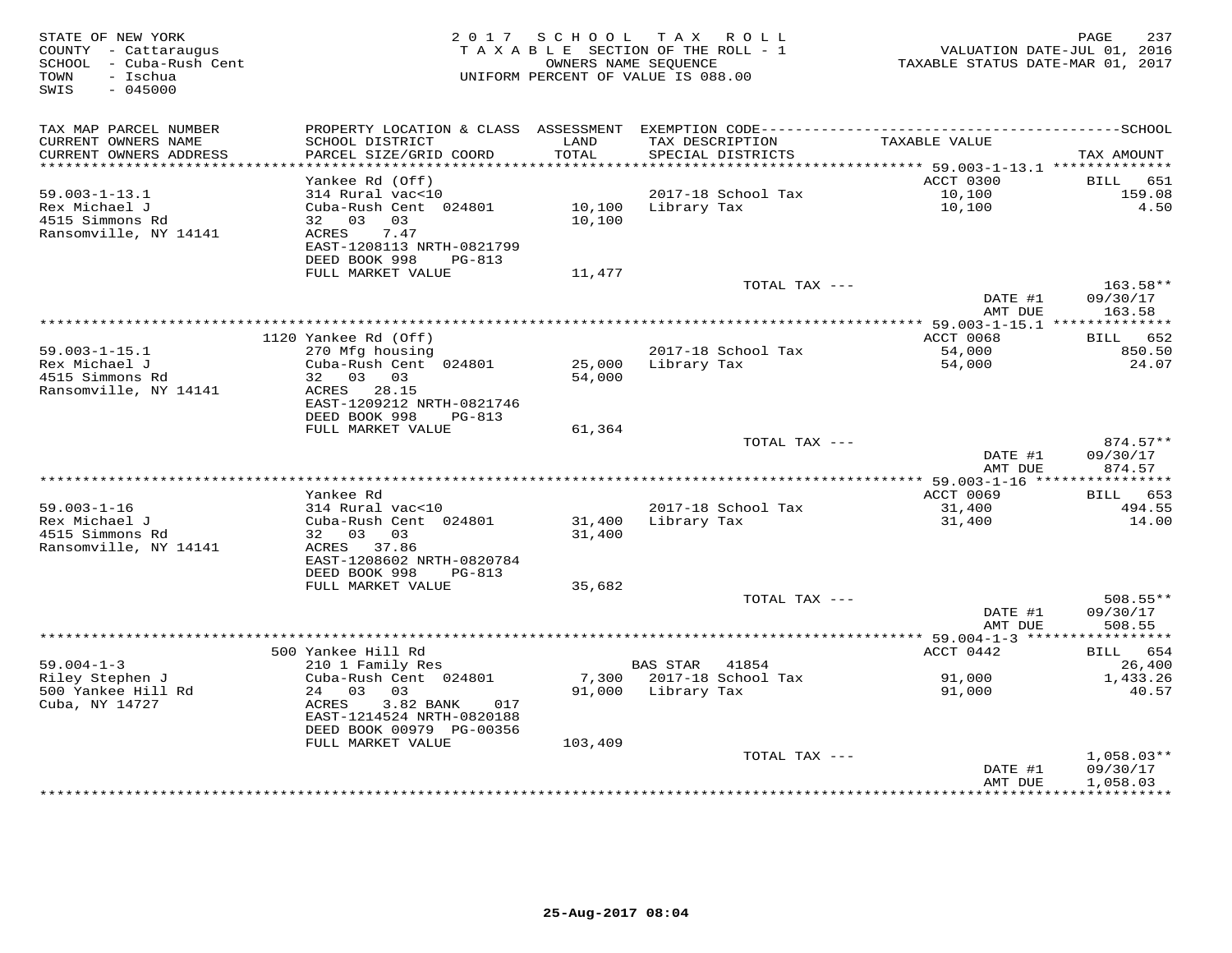STATE OF NEW YORK
COUNTY - Cattaraugus
SCHOOL - Cuba-Rush Cent
TOWN - Ischua
SWIS - 045000

2017 SCHOOL TAX ROLL
TAXABLE SECTION OF THE ROLL - 1
OWNERS NAME SEQUENCE
UNIFORM PERCENT OF VALUE IS 088.00

VALUATION DATE-JUL 01, 2016
TAXABLE STATUS DATE-MAR 01, 2017

| TAX MAP PARCEL NUMBER / CURRENT OWNERS NAME / CURRENT OWNERS ADDRESS | PROPERTY LOCATION & CLASS / SCHOOL DISTRICT / PARCEL SIZE/GRID COORD | ASSESSMENT LAND / TOTAL | EXEMPTION CODE / TAX DESCRIPTION / SPECIAL DISTRICTS | TAXABLE VALUE | TAX AMOUNT |
|---|---|---|---|---|---|
| 59.003-1-13.1 | Yankee Rd (Off) | | | ACCT 0300 | BILL 651 |
| Rex Michael J | 314 Rural vac<10 | | 2017-18 School Tax | 10,100 | 159.08 |
| 4515 Simmons Rd | Cuba-Rush Cent 024801 | 10,100 | Library Tax | 10,100 | 4.50 |
| Ransomville, NY 14141 | 32 03 03 | 10,100 | | | |
| | ACRES 7.47 | | | | |
| | EAST-1208113 NRTH-0821799 | | | | |
| | DEED BOOK 998 PG-813 | | | | |
| | FULL MARKET VALUE | 11,477 | | | |
| | | | TOTAL TAX --- | | 163.58** |
| | | | | DATE #1 | 09/30/17 |
| | | | | AMT DUE | 163.58 |
| 59.003-1-15.1 | 1120 Yankee Rd (Off) | | | ACCT 0068 | BILL 652 |
| Rex Michael J | 270 Mfg housing | | 2017-18 School Tax | 54,000 | 850.50 |
| 4515 Simmons Rd | Cuba-Rush Cent 024801 | 25,000 | Library Tax | 54,000 | 24.07 |
| Ransomville, NY 14141 | 32 03 03 | 54,000 | | | |
| | ACRES 28.15 | | | | |
| | EAST-1209212 NRTH-0821746 | | | | |
| | DEED BOOK 998 PG-813 | | | | |
| | FULL MARKET VALUE | 61,364 | | | |
| | | | TOTAL TAX --- | | 874.57** |
| | | | | DATE #1 | 09/30/17 |
| | | | | AMT DUE | 874.57 |
| 59.003-1-16 | Yankee Rd | | | ACCT 0069 | BILL 653 |
| Rex Michael J | 314 Rural vac<10 | | 2017-18 School Tax | 31,400 | 494.55 |
| 4515 Simmons Rd | Cuba-Rush Cent 024801 | 31,400 | Library Tax | 31,400 | 14.00 |
| Ransomville, NY 14141 | 32 03 03 | 31,400 | | | |
| | ACRES 37.86 | | | | |
| | EAST-1208602 NRTH-0820784 | | | | |
| | DEED BOOK 998 PG-813 | | | | |
| | FULL MARKET VALUE | 35,682 | | | |
| | | | TOTAL TAX --- | | 508.55** |
| | | | | DATE #1 | 09/30/17 |
| | | | | AMT DUE | 508.55 |
| 59.004-1-3 | 500 Yankee Hill Rd | | | ACCT 0442 | BILL 654 |
| Riley Stephen J | 210 1 Family Res | | BAS STAR 41854 | | 26,400 |
| 500 Yankee Hill Rd | Cuba-Rush Cent 024801 | 7,300 | 2017-18 School Tax | 91,000 | 1,433.26 |
| Cuba, NY 14727 | 24 03 03 | 91,000 | Library Tax | 91,000 | 40.57 |
| | ACRES 3.82 BANK 017 | | | | |
| | EAST-1214524 NRTH-0820188 | | | | |
| | DEED BOOK 00979 PG-00356 | | | | |
| | FULL MARKET VALUE | 103,409 | | | |
| | | | TOTAL TAX --- | | 1,058.03** |
| | | | | DATE #1 | 09/30/17 |
| | | | | AMT DUE | 1,058.03 |

25-Aug-2017 08:04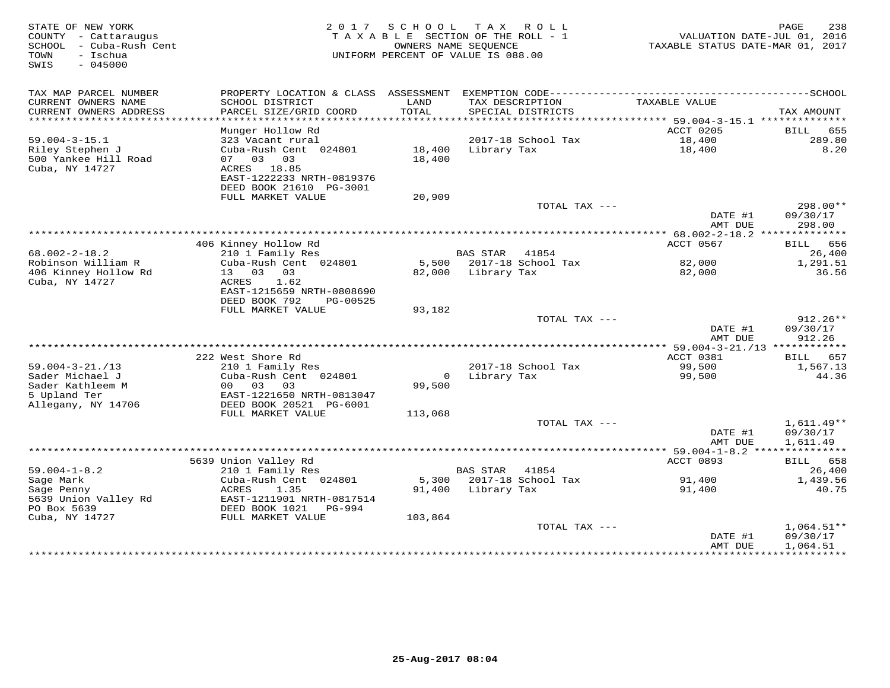STATE OF NEW YORK
COUNTY - Cattaraugus
SCHOOL - Cuba-Rush Cent
TOWN - Ischua
SWIS - 045000

2017 SCHOOL TAX ROLL
TAXABLE SECTION OF THE ROLL - 1
OWNERS NAME SEQUENCE
UNIFORM PERCENT OF VALUE IS 088.00

VALUATION DATE-JUL 01, 2016
TAXABLE STATUS DATE-MAR 01, 2017

| TAX MAP PARCEL NUMBER / CURRENT OWNERS NAME / CURRENT OWNERS ADDRESS | PROPERTY LOCATION & CLASS / SCHOOL DISTRICT / PARCEL SIZE/GRID COORD | ASSESSMENT LAND / TOTAL | EXEMPTION CODE / TAX DESCRIPTION / SPECIAL DISTRICTS | TAXABLE VALUE | TAX AMOUNT |
|---|---|---|---|---|---|
| **59.004-3-15.1** | Munger Hollow Rd | | | ACCT 0205 | BILL 655 |
| Riley Stephen J | 323 Vacant rural | | 2017-18 School Tax | 18,400 | 289.80 |
| 500 Yankee Hill Road | Cuba-Rush Cent 024801 | 18,400 | Library Tax | 18,400 | 8.20 |
| Cuba, NY 14727 | 07 03 03 | 18,400 | | | |
| | ACRES 18.85 | | | | |
| | EAST-1222233 NRTH-0819376 | | | | |
| | DEED BOOK 21610 PG-3001 | | | | |
| | FULL MARKET VALUE | 20,909 | | | |
| | | | TOTAL TAX --- | | 298.00** |
| | | | | DATE #1 | 09/30/17 |
| | | | | AMT DUE | 298.00 |
| **68.002-2-18.2** | 406 Kinney Hollow Rd | | | ACCT 0567 | BILL 656 |
| Robinson William R | 210 1 Family Res | | BAS STAR 41854 | | 26,400 |
| 406 Kinney Hollow Rd | Cuba-Rush Cent 024801 | 5,500 | 2017-18 School Tax | 82,000 | 1,291.51 |
| Cuba, NY 14727 | 13 03 03 | 82,000 | Library Tax | 82,000 | 36.56 |
| | ACRES 1.62 | | | | |
| | EAST-1215659 NRTH-0808690 | | | | |
| | DEED BOOK 792 PG-00525 | | | | |
| | FULL MARKET VALUE | 93,182 | | | |
| | | | TOTAL TAX --- | | 912.26** |
| | | | | DATE #1 | 09/30/17 |
| | | | | AMT DUE | 912.26 |
| **59.004-3-21./13** | 222 West Shore Rd | | | ACCT 0381 | BILL 657 |
| Sader Michael J | 210 1 Family Res | | 2017-18 School Tax | 99,500 | 1,567.13 |
| Sader Kathleem M | Cuba-Rush Cent 024801 | 0 | Library Tax | 99,500 | 44.36 |
| 5 Upland Ter | 00 03 03 | 99,500 | | | |
| Allegany, NY 14706 | EAST-1221650 NRTH-0813047 | | | | |
| | DEED BOOK 20521 PG-6001 | | | | |
| | FULL MARKET VALUE | 113,068 | | | |
| | | | TOTAL TAX --- | | 1,611.49** |
| | | | | DATE #1 | 09/30/17 |
| | | | | AMT DUE | 1,611.49 |
| **59.004-1-8.2** | 5639 Union Valley Rd | | | ACCT 0893 | BILL 658 |
| Sage Mark | 210 1 Family Res | | BAS STAR 41854 | | 26,400 |
| Sage Penny | Cuba-Rush Cent 024801 | 5,300 | 2017-18 School Tax | 91,400 | 1,439.56 |
| 5639 Union Valley Rd | ACRES 1.35 | 91,400 | Library Tax | 91,400 | 40.75 |
| PO Box 5639 | EAST-1211901 NRTH-0817514 | | | | |
| Cuba, NY 14727 | DEED BOOK 1021 PG-994 | | | | |
| | FULL MARKET VALUE | 103,864 | | | |
| | | | TOTAL TAX --- | | 1,064.51** |
| | | | | DATE #1 | 09/30/17 |
| | | | | AMT DUE | 1,064.51 |

25-Aug-2017 08:04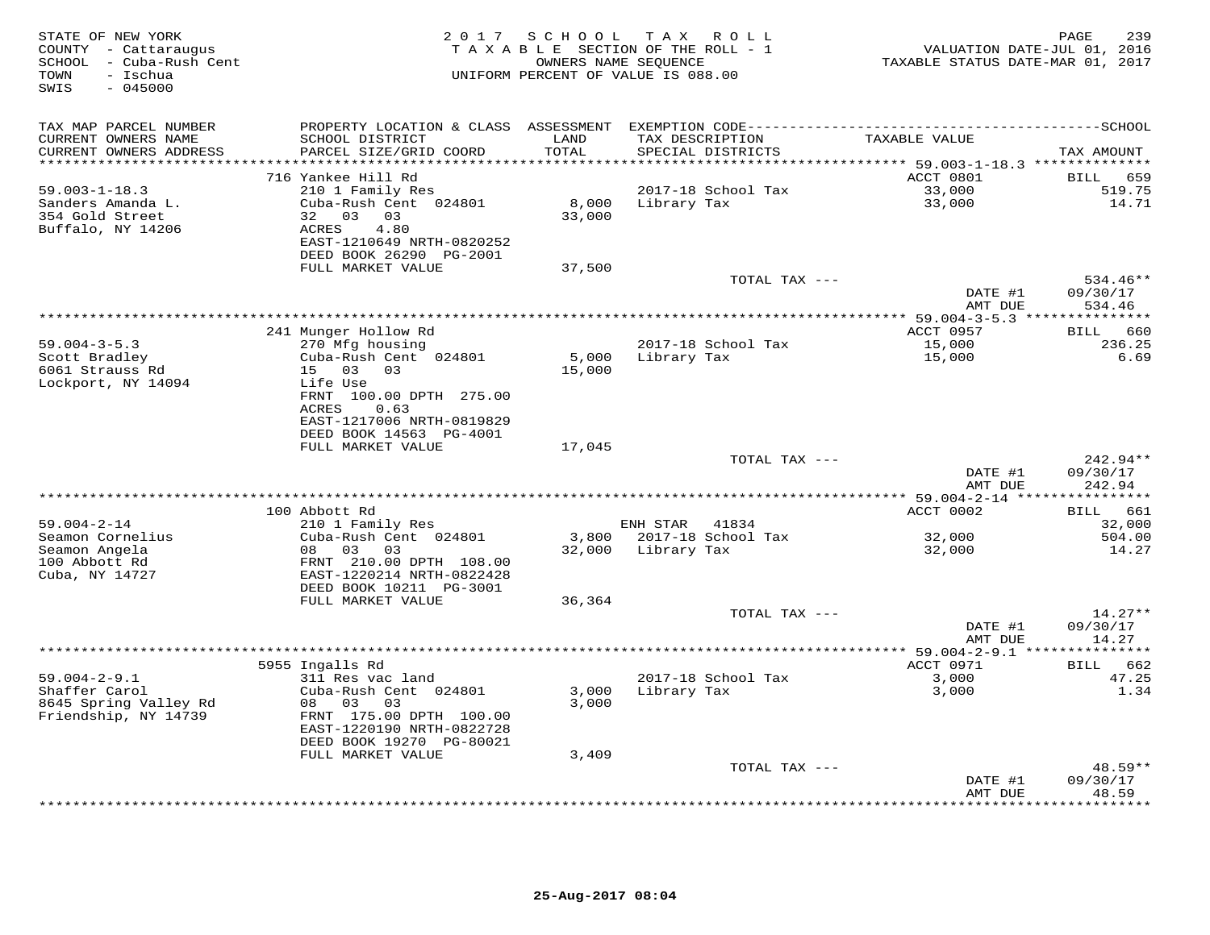STATE OF NEW YORK
COUNTY - Cattaraugus
SCHOOL - Cuba-Rush Cent
TOWN - Ischua
SWIS - 045000

2 0 1 7 S C H O O L T A X R O L L
T A X A B L E SECTION OF THE ROLL - 1
OWNERS NAME SEQUENCE
UNIFORM PERCENT OF VALUE IS 088.00

VALUATION DATE-JUL 01, 2016
TAXABLE STATUS DATE-MAR 01, 2017

| TAX MAP PARCEL NUMBER / CURRENT OWNERS NAME / CURRENT OWNERS ADDRESS | PROPERTY LOCATION & CLASS / SCHOOL DISTRICT / PARCEL SIZE/GRID COORD | ASSESSMENT LAND / TOTAL | EXEMPTION CODE / TAX DESCRIPTION / SPECIAL DISTRICTS | TAXABLE VALUE | SCHOOL TAX AMOUNT |
|---|---|---|---|---|---|
| 59.003-1-18.3 | 716 Yankee Hill Rd | | | ACCT 0801 | BILL 659 |
| Sanders Amanda L. | 210 1 Family Res | | | | |
| 354 Gold Street | Cuba-Rush Cent 024801 | 8,000 | 2017-18 School Tax | 33,000 | 519.75 |
| Buffalo, NY 14206 | 32 03 03 | 33,000 | Library Tax | 33,000 | 14.71 |
| | ACRES 4.80 | | | | |
| | EAST-1210649 NRTH-0820252 | | | | |
| | DEED BOOK 26290 PG-2001 | | | | |
| | FULL MARKET VALUE | 37,500 | | | |
| | | | TOTAL TAX --- | | 534.46** |
| | | | | DATE #1 | 09/30/17 |
| | | | | AMT DUE | 534.46 |
| 59.004-3-5.3 | 241 Munger Hollow Rd | | | ACCT 0957 | BILL 660 |
| Scott Bradley | 270 Mfg housing | | | | |
| 6061 Strauss Rd | Cuba-Rush Cent 024801 | 5,000 | 2017-18 School Tax | 15,000 | 236.25 |
| Lockport, NY 14094 | 15 03 03 | 15,000 | Library Tax | 15,000 | 6.69 |
| | Life Use | | | | |
| | FRNT 100.00 DPTH 275.00 | | | | |
| | ACRES 0.63 | | | | |
| | EAST-1217006 NRTH-0819829 | | | | |
| | DEED BOOK 14563 PG-4001 | | | | |
| | FULL MARKET VALUE | 17,045 | | | |
| | | | TOTAL TAX --- | | 242.94** |
| | | | | DATE #1 | 09/30/17 |
| | | | | AMT DUE | 242.94 |
| 59.004-2-14 | 100 Abbott Rd | | | ACCT 0002 | BILL 661 |
| Seamon Cornelius | 210 1 Family Res | | ENH STAR 41834 | | 32,000 |
| Seamon Angela | Cuba-Rush Cent 024801 | 3,800 | 2017-18 School Tax | 32,000 | 504.00 |
| 100 Abbott Rd | 08 03 03 | 32,000 | Library Tax | 32,000 | 14.27 |
| Cuba, NY 14727 | FRNT 210.00 DPTH 108.00 | | | | |
| | EAST-1220214 NRTH-0822428 | | | | |
| | DEED BOOK 10211 PG-3001 | | | | |
| | FULL MARKET VALUE | 36,364 | | | |
| | | | TOTAL TAX --- | | 14.27** |
| | | | | DATE #1 | 09/30/17 |
| | | | | AMT DUE | 14.27 |
| 59.004-2-9.1 | 5955 Ingalls Rd | | | ACCT 0971 | BILL 662 |
| Shaffer Carol | 311 Res vac land | | | | |
| 8645 Spring Valley Rd | Cuba-Rush Cent 024801 | 3,000 | 2017-18 School Tax | 3,000 | 47.25 |
| Friendship, NY 14739 | 08 03 03 | 3,000 | Library Tax | 3,000 | 1.34 |
| | FRNT 175.00 DPTH 100.00 | | | | |
| | EAST-1220190 NRTH-0822728 | | | | |
| | DEED BOOK 19270 PG-80021 | | | | |
| | FULL MARKET VALUE | 3,409 | | | |
| | | | TOTAL TAX --- | | 48.59** |
| | | | | DATE #1 | 09/30/17 |
| | | | | AMT DUE | 48.59 |

25-Aug-2017 08:04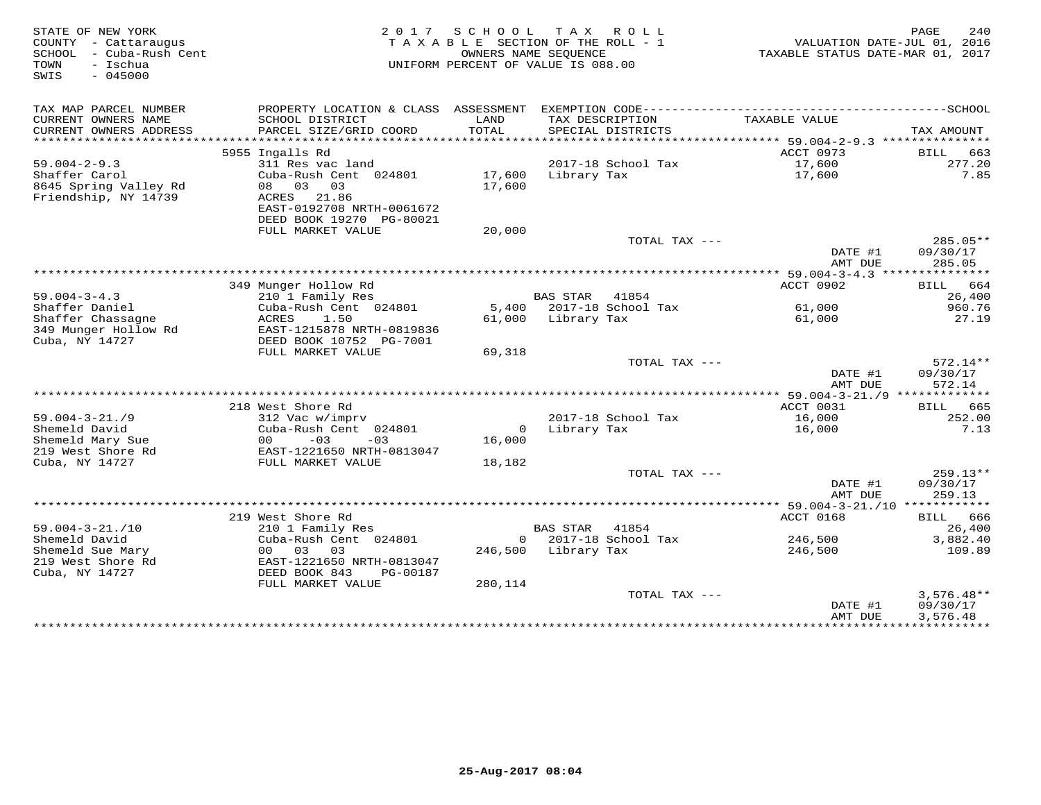STATE OF NEW YORK
COUNTY - Cattaraugus
SCHOOL - Cuba-Rush Cent
TOWN - Ischua
SWIS - 045000

2017 SCHOOL TAX ROLL
TAXABLE SECTION OF THE ROLL - 1
OWNERS NAME SEQUENCE
UNIFORM PERCENT OF VALUE IS 088.00

VALUATION DATE-JUL 01, 2016
TAXABLE STATUS DATE-MAR 01, 2017

| TAX MAP PARCEL NUMBER / CURRENT OWNERS NAME / CURRENT OWNERS ADDRESS | PROPERTY LOCATION & CLASS / SCHOOL DISTRICT / PARCEL SIZE/GRID COORD | ASSESSMENT LAND / TOTAL | EXEMPTION CODE / TAX DESCRIPTION / SPECIAL DISTRICTS | TAXABLE VALUE | TAX AMOUNT |
|---|---|---|---|---|---|
| 59.004-2-9.3 | 5955 Ingalls Rd | | | ACCT 0973 | BILL 663 |
| Shaffer Carol | 311 Res vac land | | | | |
| 8645 Spring Valley Rd | Cuba-Rush Cent 024801 | 17,600 | 2017-18 School Tax | 17,600 | 277.20 |
| Friendship, NY 14739 | 08 03 03 | 17,600 | Library Tax | 17,600 | 7.85 |
| | ACRES 21.86 | | | | |
| | EAST-0192708 NRTH-0061672 | | | | |
| | DEED BOOK 19270 PG-80021 | | | | |
| | FULL MARKET VALUE | 20,000 | | | |
| | | | TOTAL TAX --- | | 285.05** |
| | | | | DATE #1 | 09/30/17 |
| | | | | AMT DUE | 285.05 |
| 59.004-3-4.3 | 349 Munger Hollow Rd | | | ACCT 0902 | BILL 664 |
| Shaffer Daniel | 210 1 Family Res | | BAS STAR 41854 | | 26,400 |
| Shaffer Chassagne | Cuba-Rush Cent 024801 | 5,400 | 2017-18 School Tax | 61,000 | 960.76 |
| 349 Munger Hollow Rd | ACRES 1.50 | 61,000 | Library Tax | 61,000 | 27.19 |
| Cuba, NY 14727 | EAST-1215878 NRTH-0819836 | | | | |
| | DEED BOOK 10752 PG-7001 | | | | |
| | FULL MARKET VALUE | 69,318 | | | |
| | | | TOTAL TAX --- | | 572.14** |
| | | | | DATE #1 | 09/30/17 |
| | | | | AMT DUE | 572.14 |
| 59.004-3-21./9 | 218 West Shore Rd | | | ACCT 0031 | BILL 665 |
| Shemeld David | 312 Vac w/imprv | | | | |
| Shemeld Mary Sue | Cuba-Rush Cent 024801 | 0 | 2017-18 School Tax | 16,000 | 252.00 |
| 219 West Shore Rd | 00 -03 -03 | 16,000 | Library Tax | 16,000 | 7.13 |
| Cuba, NY 14727 | EAST-1221650 NRTH-0813047 | | | | |
| | FULL MARKET VALUE | 18,182 | | | |
| | | | TOTAL TAX --- | | 259.13** |
| | | | | DATE #1 | 09/30/17 |
| | | | | AMT DUE | 259.13 |
| 59.004-3-21./10 | 219 West Shore Rd | | | ACCT 0168 | BILL 666 |
| Shemeld David | 210 1 Family Res | | BAS STAR 41854 | | 26,400 |
| Shemeld Sue Mary | Cuba-Rush Cent 024801 | 0 | 2017-18 School Tax | 246,500 | 3,882.40 |
| 219 West Shore Rd | 00 03 03 | 246,500 | Library Tax | 246,500 | 109.89 |
| Cuba, NY 14727 | EAST-1221650 NRTH-0813047 | | | | |
| | DEED BOOK 843 PG-00187 | | | | |
| | FULL MARKET VALUE | 280,114 | | | |
| | | | TOTAL TAX --- | | 3,576.48** |
| | | | | DATE #1 | 09/30/17 |
| | | | | AMT DUE | 3,576.48 |

25-Aug-2017 08:04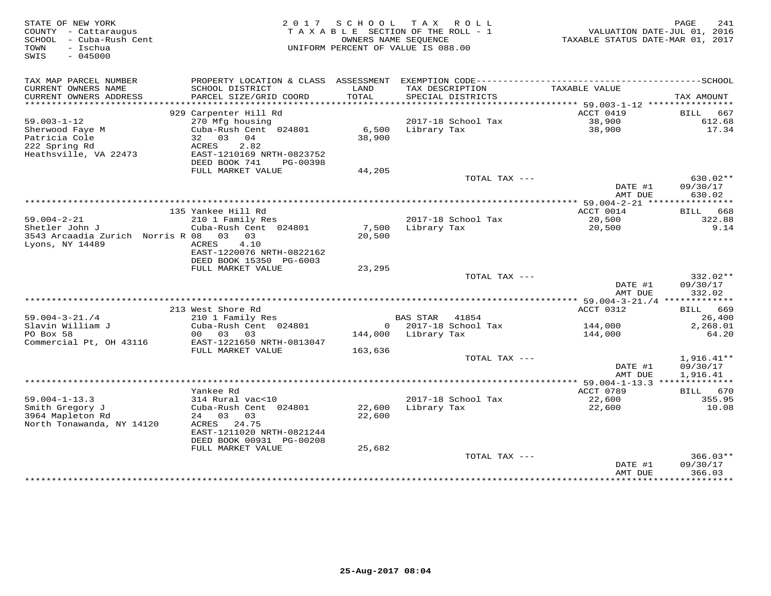STATE OF NEW YORK
COUNTY - Cattaraugus
SCHOOL - Cuba-Rush Cent
TOWN - Ischua
SWIS - 045000

2017 SCHOOL TAX ROLL
TAXABLE SECTION OF THE ROLL - 1
OWNERS NAME SEQUENCE
UNIFORM PERCENT OF VALUE IS 088.00

VALUATION DATE-JUL 01, 2016
TAXABLE STATUS DATE-MAR 01, 2017

| TAX MAP PARCEL NUMBER / CURRENT OWNERS NAME / CURRENT OWNERS ADDRESS | PROPERTY LOCATION & CLASS / SCHOOL DISTRICT / PARCEL SIZE/GRID COORD | ASSESSMENT LAND / TOTAL | EXEMPTION CODE / TAX DESCRIPTION / SPECIAL DISTRICTS | TAXABLE VALUE | TAX AMOUNT |
|---|---|---|---|---|---|
| 59.003-1-12 | 929 Carpenter Hill Rd | | | ACCT 0419 | BILL 667 |
| Sherwood Faye M | 270 Mfg housing | | | | |
| Patricia Cole | Cuba-Rush Cent 024801 | 6,500 | 2017-18 School Tax | 38,900 | 612.68 |
| 222 Spring Rd | 32 03 04 | 38,900 | Library Tax | 38,900 | 17.34 |
| Heathsville, VA 22473 | ACRES 2.82 | | | | |
| | EAST-1210169 NRTH-0823752 | | | | |
| | DEED BOOK 741 PG-00398 | | | | |
| | FULL MARKET VALUE | 44,205 | | | |
| | | | TOTAL TAX --- | | 630.02** |
| | | | | DATE #1 | 09/30/17 |
| | | | | AMT DUE | 630.02 |
| 59.004-2-21 | 135 Yankee Hill Rd | | | ACCT 0014 | BILL 668 |
| Shetler John J | 210 1 Family Res | | 2017-18 School Tax | 20,500 | 322.88 |
| 3543 Arcaadia Zurich Norris R | Cuba-Rush Cent 024801 | 7,500 | Library Tax | 20,500 | 9.14 |
| Lyons, NY 14489 | 08 03 03 | 20,500 | | | |
| | ACRES 4.10 | | | | |
| | EAST-1220076 NRTH-0822162 | | | | |
| | DEED BOOK 15350 PG-6003 | | | | |
| | FULL MARKET VALUE | 23,295 | | | |
| | | | TOTAL TAX --- | | 332.02** |
| | | | | DATE #1 | 09/30/17 |
| | | | | AMT DUE | 332.02 |
| 59.004-3-21./4 | 213 West Shore Rd | | | ACCT 0312 | BILL 669 |
| Slavin William J | 210 1 Family Res | | BAS STAR 41854 | | 26,400 |
| PO Box 58 | Cuba-Rush Cent 024801 | 0 | 2017-18 School Tax | 144,000 | 2,268.01 |
| Commercial Pt, OH 43116 | 00 03 03 | 144,000 | Library Tax | 144,000 | 64.20 |
| | EAST-1221650 NRTH-0813047 | | | | |
| | FULL MARKET VALUE | 163,636 | | | |
| | | | TOTAL TAX --- | | 1,916.41** |
| | | | | DATE #1 | 09/30/17 |
| | | | | AMT DUE | 1,916.41 |
| 59.004-1-13.3 | Yankee Rd | | | ACCT 0789 | BILL 670 |
| Smith Gregory J | 314 Rural vac<10 | | 2017-18 School Tax | 22,600 | 355.95 |
| 3964 Mapleton Rd | Cuba-Rush Cent 024801 | 22,600 | Library Tax | 22,600 | 10.08 |
| North Tonawanda, NY 14120 | 24 03 03 | 22,600 | | | |
| | ACRES 24.75 | | | | |
| | EAST-1211020 NRTH-0821244 | | | | |
| | DEED BOOK 00931 PG-00208 | | | | |
| | FULL MARKET VALUE | 25,682 | | | |
| | | | TOTAL TAX --- | | 366.03** |
| | | | | DATE #1 | 09/30/17 |
| | | | | AMT DUE | 366.03 |

25-Aug-2017 08:04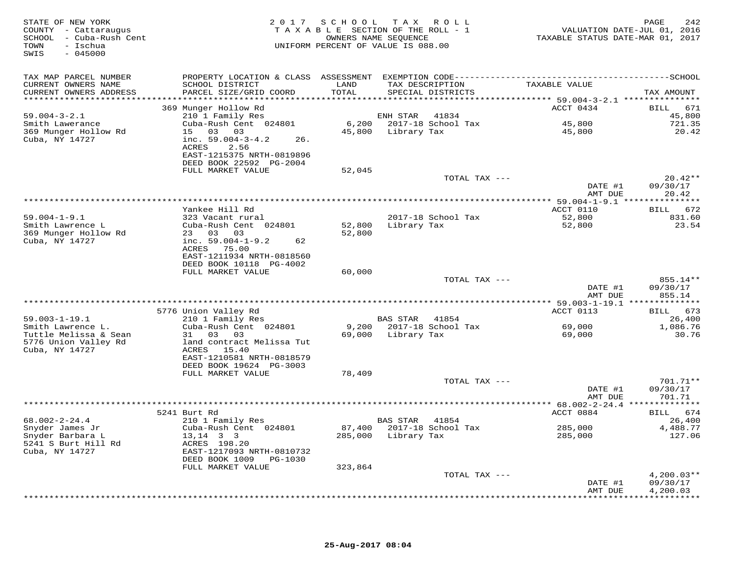STATE OF NEW YORK
COUNTY - Cattaraugus
SCHOOL - Cuba-Rush Cent
TOWN - Ischua
SWIS - 045000

2017 SCHOOL TAX ROLL
TAXABLE SECTION OF THE ROLL - 1
OWNERS NAME SEQUENCE
UNIFORM PERCENT OF VALUE IS 088.00

VALUATION DATE-JUL 01, 2016
TAXABLE STATUS DATE-MAR 01, 2017

| TAX MAP PARCEL NUMBER / CURRENT OWNERS NAME / CURRENT OWNERS ADDRESS | PROPERTY LOCATION & CLASS / SCHOOL DISTRICT / PARCEL SIZE/GRID COORD | ASSESSMENT LAND / TOTAL | EXEMPTION CODE / TAX DESCRIPTION / SPECIAL DISTRICTS | TAXABLE VALUE | TAX AMOUNT |
|---|---|---|---|---|---|
| 59.004-3-2.1 | 369 Munger Hollow Rd | | | ACCT 0434 | BILL 671 |
| Smith Lawerance | 210 1 Family Res | | ENH STAR 41834 | | 45,800 |
| 369 Munger Hollow Rd | Cuba-Rush Cent 024801 | 6,200 | 2017-18 School Tax | 45,800 | 721.35 |
| Cuba, NY 14727 | 15 03 03 | 45,800 | Library Tax | 45,800 | 20.42 |
| | inc. 59.004-3-4.2 26. | | | | |
| | ACRES 2.56 | | | | |
| | EAST-1215375 NRTH-0819896 | | | | |
| | DEED BOOK 22592 PG-2004 | | | | |
| | FULL MARKET VALUE | 52,045 | | | |
| | | | TOTAL TAX --- | | 20.42** |
| | | | | DATE #1 | 09/30/17 |
| | | | | AMT DUE | 20.42 |
| 59.004-1-9.1 | Yankee Hill Rd | | | ACCT 0110 | BILL 672 |
| Smith Lawrence L | 323 Vacant rural | | 2017-18 School Tax | 52,800 | 831.60 |
| 369 Munger Hollow Rd | Cuba-Rush Cent 024801 | 52,800 | Library Tax | 52,800 | 23.54 |
| Cuba, NY 14727 | 23 03 03 | 52,800 | | | |
| | inc. 59.004-1-9.2 62 | | | | |
| | ACRES 75.00 | | | | |
| | EAST-1211934 NRTH-0818560 | | | | |
| | DEED BOOK 10118 PG-4002 | | | | |
| | FULL MARKET VALUE | 60,000 | | | |
| | | | TOTAL TAX --- | | 855.14** |
| | | | | DATE #1 | 09/30/17 |
| | | | | AMT DUE | 855.14 |
| 59.003-1-19.1 | 5776 Union Valley Rd | | | ACCT 0113 | BILL 673 |
| Smith Lawrence L. | 210 1 Family Res | | BAS STAR 41854 | | 26,400 |
| Tuttle Melissa & Sean | Cuba-Rush Cent 024801 | 9,200 | 2017-18 School Tax | 69,000 | 1,086.76 |
| 5776 Union Valley Rd | 31 03 03 | 69,000 | Library Tax | 69,000 | 30.76 |
| Cuba, NY 14727 | land contract Melissa Tut | | | | |
| | ACRES 15.40 | | | | |
| | EAST-1210581 NRTH-0818579 | | | | |
| | DEED BOOK 19624 PG-3003 | | | | |
| | FULL MARKET VALUE | 78,409 | | | |
| | | | TOTAL TAX --- | | 701.71** |
| | | | | DATE #1 | 09/30/17 |
| | | | | AMT DUE | 701.71 |
| 68.002-2-24.4 | 5241 Burt Rd | | | ACCT 0884 | BILL 674 |
| Snyder James Jr | 210 1 Family Res | | BAS STAR 41854 | | 26,400 |
| Snyder Barbara L | Cuba-Rush Cent 024801 | 87,400 | 2017-18 School Tax | 285,000 | 4,488.77 |
| 5241 S Burt Hill Rd | 13,14 3 3 | 285,000 | Library Tax | 285,000 | 127.06 |
| Cuba, NY 14727 | ACRES 198.20 | | | | |
| | EAST-1217093 NRTH-0810732 | | | | |
| | DEED BOOK 1009 PG-1030 | | | | |
| | FULL MARKET VALUE | 323,864 | | | |
| | | | TOTAL TAX --- | | 4,200.03** |
| | | | | DATE #1 | 09/30/17 |
| | | | | AMT DUE | 4,200.03 |

25-Aug-2017 08:04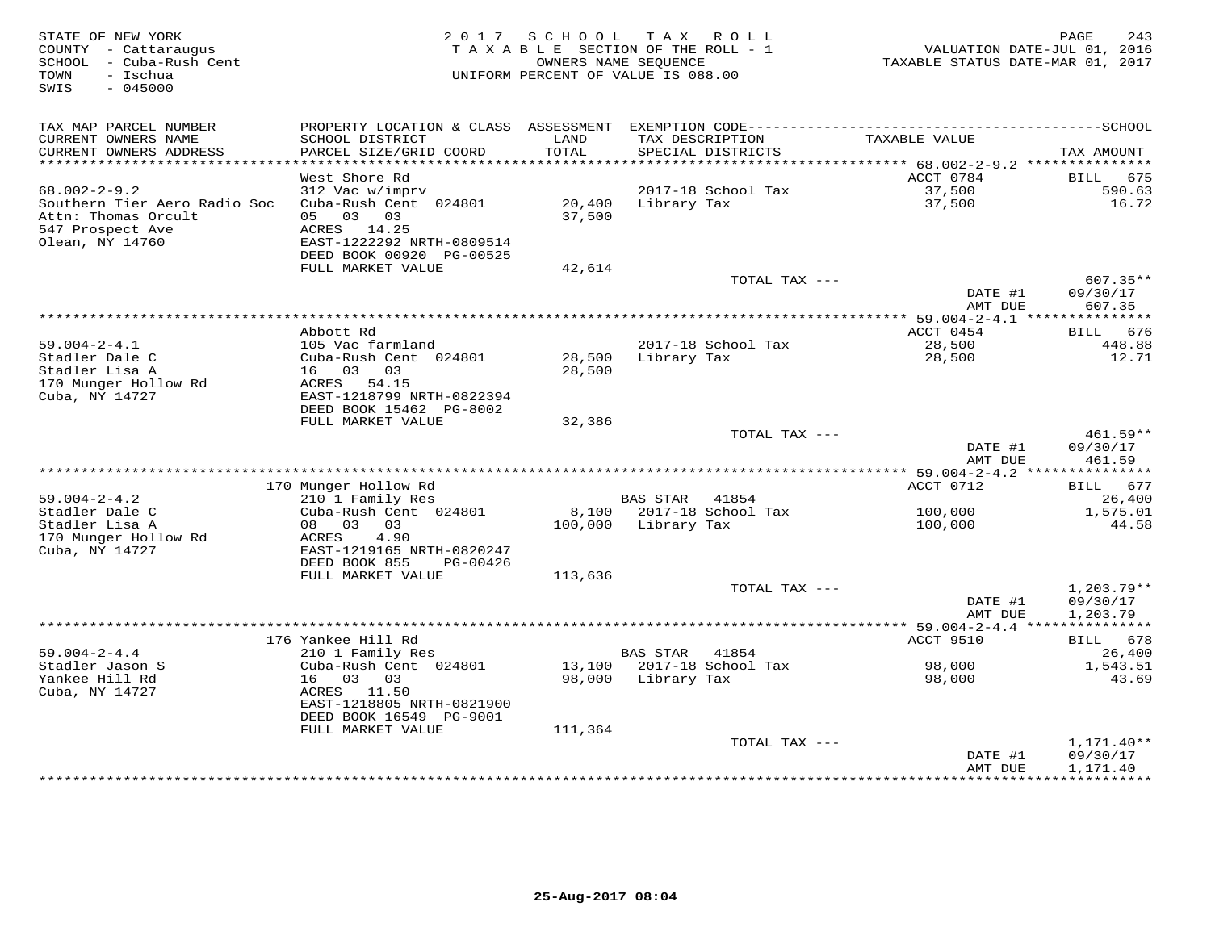STATE OF NEW YORK
COUNTY - Cattaraugus
SCHOOL - Cuba-Rush Cent
TOWN - Ischua
SWIS - 045000

2 0 1 7 S C H O O L T A X R O L L
T A X A B L E SECTION OF THE ROLL - 1
OWNERS NAME SEQUENCE
UNIFORM PERCENT OF VALUE IS 088.00

VALUATION DATE-JUL 01, 2016
TAXABLE STATUS DATE-MAR 01, 2017

| TAX MAP PARCEL NUMBER / CURRENT OWNERS NAME / CURRENT OWNERS ADDRESS | PROPERTY LOCATION & CLASS / SCHOOL DISTRICT / PARCEL SIZE/GRID COORD | ASSESSMENT LAND / TOTAL | EXEMPTION CODE / TAX DESCRIPTION / SPECIAL DISTRICTS | TAXABLE VALUE | TAX AMOUNT |
|---|---|---|---|---|---|
| | West Shore Rd | | | ACCT 0784 | BILL 675 |
| 68.002-2-9.2 | 312 Vac w/imprv | | 2017-18 School Tax | 37,500 | 590.63 |
| Southern Tier Aero Radio Soc | Cuba-Rush Cent 024801 | 20,400 | Library Tax | 37,500 | 16.72 |
| Attn: Thomas Orcult | 05 03 03 | 37,500 | | | |
| 547 Prospect Ave | ACRES 14.25 | | | | |
| Olean, NY 14760 | EAST-1222292 NRTH-0809514 | | | | |
| | DEED BOOK 00920 PG-00525 | | | | |
| | FULL MARKET VALUE | 42,614 | | | |
| | | | TOTAL TAX --- | | 607.35** |
| | | | | DATE #1 | 09/30/17 |
| | | | | AMT DUE | 607.35 |
| | Abbott Rd | | | ACCT 0454 | BILL 676 |
| 59.004-2-4.1 | 105 Vac farmland | | 2017-18 School Tax | 28,500 | 448.88 |
| Stadler Dale C | Cuba-Rush Cent 024801 | 28,500 | Library Tax | 28,500 | 12.71 |
| Stadler Lisa A | 16 03 03 | 28,500 | | | |
| 170 Munger Hollow Rd | ACRES 54.15 | | | | |
| Cuba, NY 14727 | EAST-1218799 NRTH-0822394 | | | | |
| | DEED BOOK 15462 PG-8002 | | | | |
| | FULL MARKET VALUE | 32,386 | | | |
| | | | TOTAL TAX --- | | 461.59** |
| | | | | DATE #1 | 09/30/17 |
| | | | | AMT DUE | 461.59 |
| | 170 Munger Hollow Rd | | | ACCT 0712 | BILL 677 |
| 59.004-2-4.2 | 210 1 Family Res | | BAS STAR 41854 | | 26,400 |
| Stadler Dale C | Cuba-Rush Cent 024801 | 8,100 | 2017-18 School Tax | 100,000 | 1,575.01 |
| Stadler Lisa A | 08 03 03 | 100,000 | Library Tax | 100,000 | 44.58 |
| 170 Munger Hollow Rd | ACRES 4.90 | | | | |
| Cuba, NY 14727 | EAST-1219165 NRTH-0820247 | | | | |
| | DEED BOOK 855 PG-00426 | | | | |
| | FULL MARKET VALUE | 113,636 | | | |
| | | | TOTAL TAX --- | | 1,203.79** |
| | | | | DATE #1 | 09/30/17 |
| | | | | AMT DUE | 1,203.79 |
| | 176 Yankee Hill Rd | | | ACCT 9510 | BILL 678 |
| 59.004-2-4.4 | 210 1 Family Res | | BAS STAR 41854 | | 26,400 |
| Stadler Jason S | Cuba-Rush Cent 024801 | 13,100 | 2017-18 School Tax | 98,000 | 1,543.51 |
| Yankee Hill Rd | 16 03 03 | 98,000 | Library Tax | 98,000 | 43.69 |
| Cuba, NY 14727 | ACRES 11.50 | | | | |
| | EAST-1218805 NRTH-0821900 | | | | |
| | DEED BOOK 16549 PG-9001 | | | | |
| | FULL MARKET VALUE | 111,364 | | | |
| | | | TOTAL TAX --- | | 1,171.40** |
| | | | | DATE #1 | 09/30/17 |
| | | | | AMT DUE | 1,171.40 |

25-Aug-2017 08:04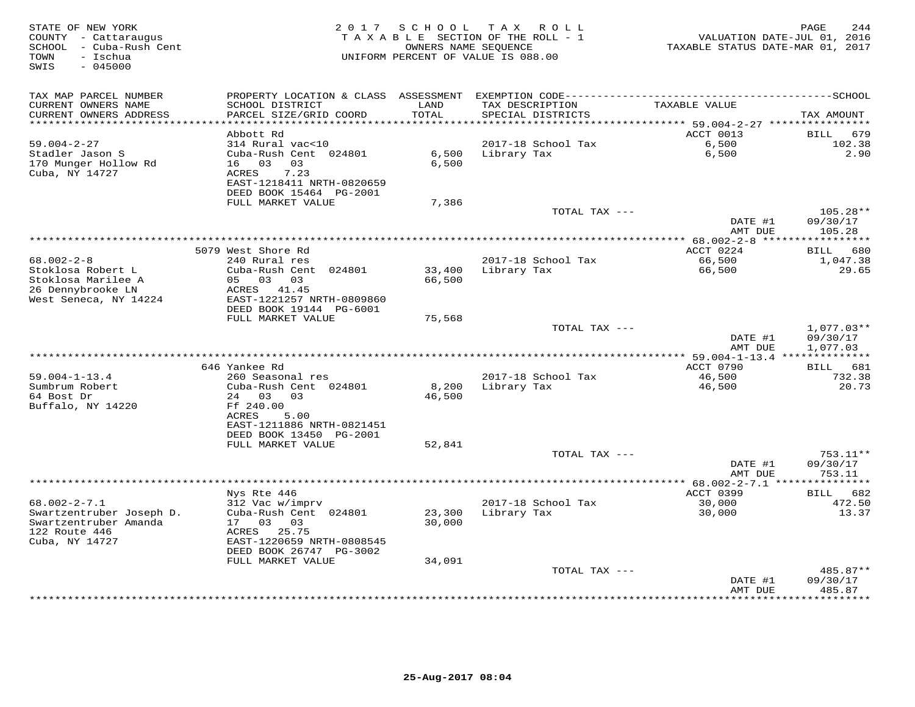STATE OF NEW YORK
COUNTY - Cattaraugus
SCHOOL - Cuba-Rush Cent
TOWN - Ischua
SWIS - 045000

2 0 1 7 S C H O O L T A X R O L L
T A X A B L E SECTION OF THE ROLL - 1
OWNERS NAME SEQUENCE
UNIFORM PERCENT OF VALUE IS 088.00

VALUATION DATE-JUL 01, 2016
TAXABLE STATUS DATE-MAR 01, 2017

| TAX MAP PARCEL NUMBER / CURRENT OWNERS NAME / CURRENT OWNERS ADDRESS | PROPERTY LOCATION & CLASS / SCHOOL DISTRICT / PARCEL SIZE/GRID COORD | ASSESSMENT LAND / TOTAL | EXEMPTION CODE / TAX DESCRIPTION / SPECIAL DISTRICTS | TAXABLE VALUE | TAX AMOUNT |
|---|---|---|---|---|---|
| **59.004-2-27** | Abbott Rd | | | ACCT 0013 | BILL 679 |
| Stadler Jason S | 314 Rural vac<10 | | 2017-18 School Tax | 6,500 | 102.38 |
| 170 Munger Hollow Rd | Cuba-Rush Cent 024801 | 6,500 | Library Tax | 6,500 | 2.90 |
| Cuba, NY 14727 | 16 03 03 | 6,500 | | | |
| | ACRES 7.23 | | | | |
| | EAST-1218411 NRTH-0820659 | | | | |
| | DEED BOOK 15464 PG-2001 | | | | |
| | FULL MARKET VALUE | 7,386 | | | |
| | | | TOTAL TAX --- | | 105.28** |
| | | | | DATE #1 | 09/30/17 |
| | | | | AMT DUE | 105.28 |
| **68.002-2-8** | 5079 West Shore Rd | | | ACCT 0224 | BILL 680 |
| Stoklosa Robert L | 240 Rural res | | 2017-18 School Tax | 66,500 | 1,047.38 |
| Stoklosa Marilee A | Cuba-Rush Cent 024801 | 33,400 | Library Tax | 66,500 | 29.65 |
| 26 Dennybrooke LN | 05 03 03 | 66,500 | | | |
| West Seneca, NY 14224 | ACRES 41.45 | | | | |
| | EAST-1221257 NRTH-0809860 | | | | |
| | DEED BOOK 19144 PG-6001 | | | | |
| | FULL MARKET VALUE | 75,568 | | | |
| | | | TOTAL TAX --- | | 1,077.03** |
| | | | | DATE #1 | 09/30/17 |
| | | | | AMT DUE | 1,077.03 |
| **59.004-1-13.4** | 646 Yankee Rd | | | ACCT 0790 | BILL 681 |
| Sumbrum Robert | 260 Seasonal res | | 2017-18 School Tax | 46,500 | 732.38 |
| 64 Bost Dr | Cuba-Rush Cent 024801 | 8,200 | Library Tax | 46,500 | 20.73 |
| Buffalo, NY 14220 | 24 03 03 | 46,500 | | | |
| | Ff 240.00 | | | | |
| | ACRES 5.00 | | | | |
| | EAST-1211886 NRTH-0821451 | | | | |
| | DEED BOOK 13450 PG-2001 | | | | |
| | FULL MARKET VALUE | 52,841 | | | |
| | | | TOTAL TAX --- | | 753.11** |
| | | | | DATE #1 | 09/30/17 |
| | | | | AMT DUE | 753.11 |
| **68.002-2-7.1** | Nys Rte 446 | | | ACCT 0399 | BILL 682 |
| Swartzentruber Joseph D. | 312 Vac w/imprv | | 2017-18 School Tax | 30,000 | 472.50 |
| Swartzentruber Amanda | Cuba-Rush Cent 024801 | 23,300 | Library Tax | 30,000 | 13.37 |
| 122 Route 446 | 17 03 03 | 30,000 | | | |
| Cuba, NY 14727 | ACRES 25.75 | | | | |
| | EAST-1220659 NRTH-0808545 | | | | |
| | DEED BOOK 26747 PG-3002 | | | | |
| | FULL MARKET VALUE | 34,091 | | | |
| | | | TOTAL TAX --- | | 485.87** |
| | | | | DATE #1 | 09/30/17 |
| | | | | AMT DUE | 485.87 |

25-Aug-2017 08:04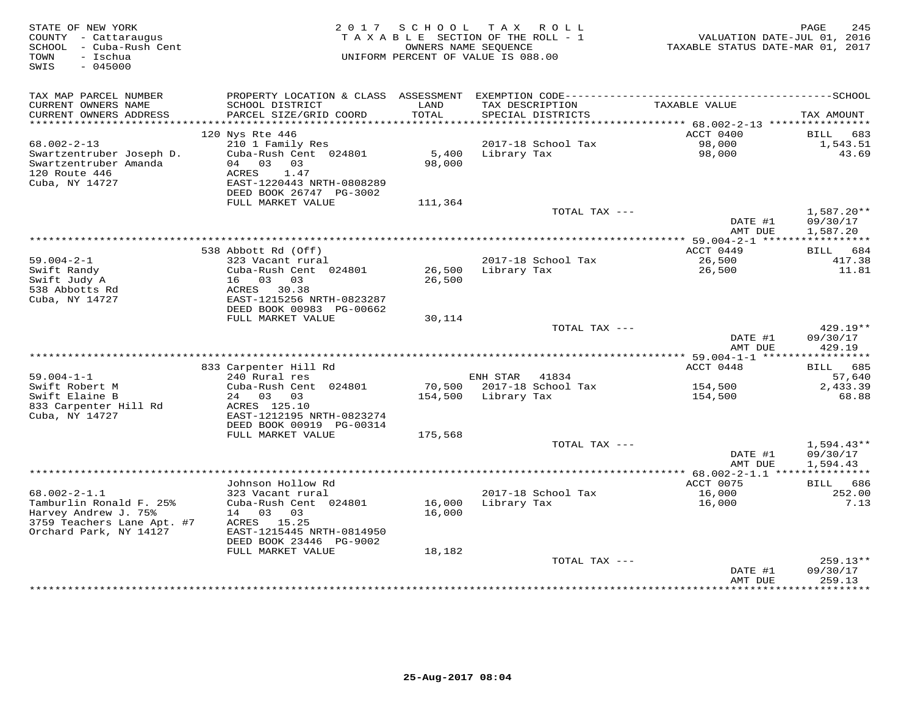STATE OF NEW YORK
COUNTY - Cattaraugus
SCHOOL - Cuba-Rush Cent
TOWN - Ischua
SWIS - 045000

2 0 1 7  S C H O O L  T A X  R O L L
T A X A B L E  SECTION OF THE ROLL - 1
OWNERS NAME SEQUENCE
UNIFORM PERCENT OF VALUE IS 088.00

VALUATION DATE-JUL 01, 2016
TAXABLE STATUS DATE-MAR 01, 2017

| TAX MAP PARCEL NUMBER / CURRENT OWNERS NAME / CURRENT OWNERS ADDRESS | PROPERTY LOCATION & CLASS / SCHOOL DISTRICT / PARCEL SIZE/GRID COORD | ASSESSMENT LAND / TOTAL | EXEMPTION CODE / TAX DESCRIPTION / SPECIAL DISTRICTS | TAXABLE VALUE | TAX AMOUNT |
|---|---|---|---|---|---|
| **68.002-2-13** | 120 Nys Rte 446 | | | ACCT 0400 | BILL 683 |
| 68.002-2-13 | 210 1 Family Res | | 2017-18 School Tax | 98,000 | 1,543.51 |
| Swartzentruber Joseph D. | Cuba-Rush Cent 024801 | 5,400 | Library Tax | 98,000 | 43.69 |
| Swartzentruber Amanda | 04 03 03 | 98,000 | | | |
| 120 Route 446 | ACRES 1.47 | | | | |
| Cuba, NY 14727 | EAST-1220443 NRTH-0808289 | | | | |
| | DEED BOOK 26747 PG-3002 | | | | |
| | FULL MARKET VALUE | 111,364 | | | |
| | | | TOTAL TAX --- | | 1,587.20** |
| | | | | DATE #1 | 09/30/17 |
| | | | | AMT DUE | 1,587.20 |
| **59.004-2-1** | 538 Abbott Rd (Off) | | | ACCT 0449 | BILL 684 |
| 59.004-2-1 | 323 Vacant rural | | 2017-18 School Tax | 26,500 | 417.38 |
| Swift Randy | Cuba-Rush Cent 024801 | 26,500 | Library Tax | 26,500 | 11.81 |
| Swift Judy A | 16 03 03 | 26,500 | | | |
| 538 Abbotts Rd | ACRES 30.38 | | | | |
| Cuba, NY 14727 | EAST-1215256 NRTH-0823287 | | | | |
| | DEED BOOK 00983 PG-00662 | | | | |
| | FULL MARKET VALUE | 30,114 | | | |
| | | | TOTAL TAX --- | | 429.19** |
| | | | | DATE #1 | 09/30/17 |
| | | | | AMT DUE | 429.19 |
| **59.004-1-1** | 833 Carpenter Hill Rd | | | ACCT 0448 | BILL 685 |
| 59.004-1-1 | 240 Rural res | | ENH STAR 41834 | | 57,640 |
| Swift Robert M | Cuba-Rush Cent 024801 | 70,500 | 2017-18 School Tax | 154,500 | 2,433.39 |
| Swift Elaine B | 24 03 03 | 154,500 | Library Tax | 154,500 | 68.88 |
| 833 Carpenter Hill Rd | ACRES 125.10 | | | | |
| Cuba, NY 14727 | EAST-1212195 NRTH-0823274 | | | | |
| | DEED BOOK 00919 PG-00314 | | | | |
| | FULL MARKET VALUE | 175,568 | | | |
| | | | TOTAL TAX --- | | 1,594.43** |
| | | | | DATE #1 | 09/30/17 |
| | | | | AMT DUE | 1,594.43 |
| **68.002-2-1.1** | Johnson Hollow Rd | | | ACCT 0075 | BILL 686 |
| 68.002-2-1.1 | 323 Vacant rural | | 2017-18 School Tax | 16,000 | 252.00 |
| Tamburlin Ronald F. 25% | Cuba-Rush Cent 024801 | 16,000 | Library Tax | 16,000 | 7.13 |
| Harvey Andrew J. 75% | 14 03 03 | 16,000 | | | |
| 3759 Teachers Lane Apt. #7 | ACRES 15.25 | | | | |
| Orchard Park, NY 14127 | EAST-1215445 NRTH-0814950 | | | | |
| | DEED BOOK 23446 PG-9002 | | | | |
| | FULL MARKET VALUE | 18,182 | | | |
| | | | TOTAL TAX --- | | 259.13** |
| | | | | DATE #1 | 09/30/17 |
| | | | | AMT DUE | 259.13 |

25-Aug-2017 08:04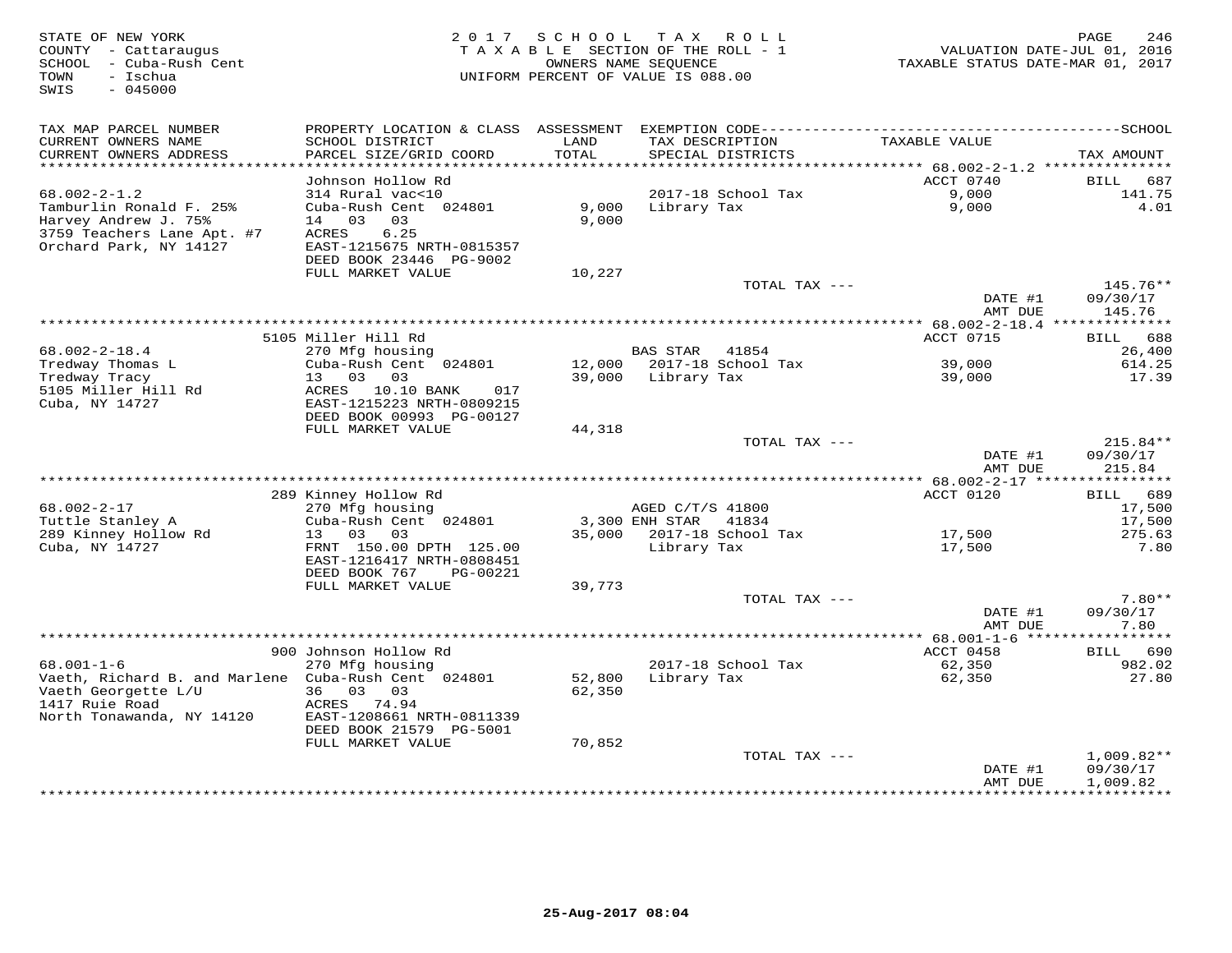STATE OF NEW YORK
COUNTY - Cattaraugus
SCHOOL - Cuba-Rush Cent
TOWN - Ischua
SWIS - 045000

2 0 1 7 S C H O O L T A X R O L L
T A X A B L E SECTION OF THE ROLL - 1
OWNERS NAME SEQUENCE
UNIFORM PERCENT OF VALUE IS 088.00

VALUATION DATE-JUL 01, 2016
TAXABLE STATUS DATE-MAR 01, 2017

| TAX MAP PARCEL NUMBER / CURRENT OWNERS NAME / CURRENT OWNERS ADDRESS | PROPERTY LOCATION & CLASS / SCHOOL DISTRICT / PARCEL SIZE/GRID COORD | ASSESSMENT LAND / TOTAL | EXEMPTION CODE / TAX DESCRIPTION / SPECIAL DISTRICTS | TAXABLE VALUE | SCHOOL TAX AMOUNT |
|---|---|---|---|---|---|
| | Johnson Hollow Rd | | | ACCT 0740 | BILL 687 |
| 68.002-2-1.2 | 314 Rural vac<10 | | 2017-18 School Tax | 9,000 | 141.75 |
| Tamburlin Ronald F. 25% | Cuba-Rush Cent 024801 | 9,000 | Library Tax | 9,000 | 4.01 |
| Harvey Andrew J. 75% | 14 03 03 | 9,000 | | | |
| 3759 Teachers Lane Apt. #7 | ACRES 6.25 | | | | |
| Orchard Park, NY 14127 | EAST-1215675 NRTH-0815357 | | | | |
| | DEED BOOK 23446 PG-9002 | | | | |
| | FULL MARKET VALUE | 10,227 | | | |
| | | | TOTAL TAX --- | | 145.76** |
| | | | | DATE #1 | 09/30/17 |
| | | | | AMT DUE | 145.76 |
| | 5105 Miller Hill Rd | | | ACCT 0715 | BILL 688 |
| 68.002-2-18.4 | 270 Mfg housing | | BAS STAR 41854 | | 26,400 |
| Tredway Thomas L | Cuba-Rush Cent 024801 | 12,000 | 2017-18 School Tax | 39,000 | 614.25 |
| Tredway Tracy | 13 03 03 | 39,000 | Library Tax | 39,000 | 17.39 |
| 5105 Miller Hill Rd | ACRES 10.10 BANK 017 | | | | |
| Cuba, NY 14727 | EAST-1215223 NRTH-0809215 | | | | |
| | DEED BOOK 00993 PG-00127 | | | | |
| | FULL MARKET VALUE | 44,318 | | | |
| | | | TOTAL TAX --- | | 215.84** |
| | | | | DATE #1 | 09/30/17 |
| | | | | AMT DUE | 215.84 |
| | 289 Kinney Hollow Rd | | | ACCT 0120 | BILL 689 |
| 68.002-2-17 | 270 Mfg housing | | AGED C/T/S 41800 | | 17,500 |
| Tuttle Stanley A | Cuba-Rush Cent 024801 | 3,300 | ENH STAR 41834 | | 17,500 |
| 289 Kinney Hollow Rd | 13 03 03 | 35,000 | 2017-18 School Tax | 17,500 | 275.63 |
| Cuba, NY 14727 | FRNT 150.00 DPTH 125.00 | | Library Tax | 17,500 | 7.80 |
| | EAST-1216417 NRTH-0808451 | | | | |
| | DEED BOOK 767 PG-00221 | | | | |
| | FULL MARKET VALUE | 39,773 | | | |
| | | | TOTAL TAX --- | | 7.80** |
| | | | | DATE #1 | 09/30/17 |
| | | | | AMT DUE | 7.80 |
| | 900 Johnson Hollow Rd | | | ACCT 0458 | BILL 690 |
| 68.001-1-6 | 270 Mfg housing | | 2017-18 School Tax | 62,350 | 982.02 |
| Vaeth, Richard B. and Marlene | Cuba-Rush Cent 024801 | 52,800 | Library Tax | 62,350 | 27.80 |
| Vaeth Georgette L/U | 36 03 03 | 62,350 | | | |
| 1417 Ruie Road | ACRES 74.94 | | | | |
| North Tonawanda, NY 14120 | EAST-1208661 NRTH-0811339 | | | | |
| | DEED BOOK 21579 PG-5001 | | | | |
| | FULL MARKET VALUE | 70,852 | | | |
| | | | TOTAL TAX --- | | 1,009.82** |
| | | | | DATE #1 | 09/30/17 |
| | | | | AMT DUE | 1,009.82 |

25-Aug-2017 08:04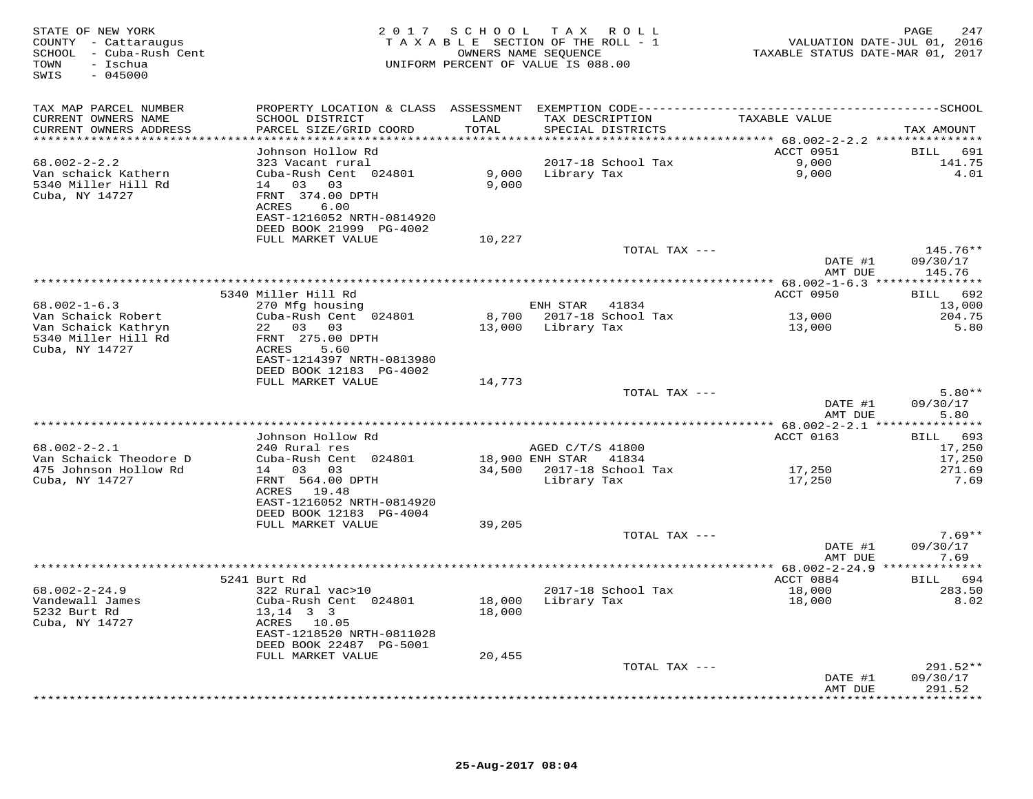STATE OF NEW YORK
COUNTY - Cattaraugus
SCHOOL - Cuba-Rush Cent
TOWN - Ischua
SWIS - 045000

2 0 1 7 S C H O O L T A X R O L L
T A X A B L E SECTION OF THE ROLL - 1
OWNERS NAME SEQUENCE
UNIFORM PERCENT OF VALUE IS 088.00

VALUATION DATE-JUL 01, 2016
TAXABLE STATUS DATE-MAR 01, 2017

| TAX MAP PARCEL NUMBER / CURRENT OWNERS NAME / CURRENT OWNERS ADDRESS | PROPERTY LOCATION & CLASS / SCHOOL DISTRICT / PARCEL SIZE/GRID COORD | ASSESSMENT LAND / TOTAL | EXEMPTION CODE / TAX DESCRIPTION / SPECIAL DISTRICTS | TAXABLE VALUE | TAX AMOUNT |
|---|---|---|---|---|---|
| **68.002-2-2.2** | Johnson Hollow Rd | | | ACCT 0951 | BILL 691 |
| 68.002-2-2.2 | 323 Vacant rural | | 2017-18 School Tax | 9,000 | 141.75 |
| Van schaick Kathern | Cuba-Rush Cent 024801 | 9,000 | Library Tax | 9,000 | 4.01 |
| 5340 Miller Hill Rd | 14 03 03 | 9,000 | | | |
| Cuba, NY 14727 | FRNT 374.00 DPTH | | | | |
| | ACRES 6.00 | | | | |
| | EAST-1216052 NRTH-0814920 | | | | |
| | DEED BOOK 21999 PG-4002 | | | | |
| | FULL MARKET VALUE | 10,227 | | | |
| | | | TOTAL TAX --- | | 145.76** |
| | | | | DATE #1 | 09/30/17 |
| | | | | AMT DUE | 145.76 |
| **68.002-1-6.3** | 5340 Miller Hill Rd | | | ACCT 0950 | BILL 692 |
| 68.002-1-6.3 | 270 Mfg housing | | ENH STAR 41834 | | 13,000 |
| Van Schaick Robert | Cuba-Rush Cent 024801 | 8,700 | 2017-18 School Tax | 13,000 | 204.75 |
| Van Schaick Kathryn | 22 03 03 | 13,000 | Library Tax | 13,000 | 5.80 |
| 5340 Miller Hill Rd | FRNT 275.00 DPTH | | | | |
| Cuba, NY 14727 | ACRES 5.60 | | | | |
| | EAST-1214397 NRTH-0813980 | | | | |
| | DEED BOOK 12183 PG-4002 | | | | |
| | FULL MARKET VALUE | 14,773 | | | |
| | | | TOTAL TAX --- | | 5.80** |
| | | | | DATE #1 | 09/30/17 |
| | | | | AMT DUE | 5.80 |
| **68.002-2-2.1** | Johnson Hollow Rd | | | ACCT 0163 | BILL 693 |
| 68.002-2-2.1 | 240 Rural res | | AGED C/T/S 41800 | | 17,250 |
| Van Schaick Theodore D | Cuba-Rush Cent 024801 | 18,900 | ENH STAR 41834 | | 17,250 |
| 475 Johnson Hollow Rd | 14 03 03 | 34,500 | 2017-18 School Tax | 17,250 | 271.69 |
| Cuba, NY 14727 | FRNT 564.00 DPTH | | Library Tax | 17,250 | 7.69 |
| | ACRES 19.48 | | | | |
| | EAST-1216052 NRTH-0814920 | | | | |
| | DEED BOOK 12183 PG-4004 | | | | |
| | FULL MARKET VALUE | 39,205 | | | |
| | | | TOTAL TAX --- | | 7.69** |
| | | | | DATE #1 | 09/30/17 |
| | | | | AMT DUE | 7.69 |
| **68.002-2-24.9** | 5241 Burt Rd | | | ACCT 0884 | BILL 694 |
| 68.002-2-24.9 | 322 Rural vac>10 | | 2017-18 School Tax | 18,000 | 283.50 |
| Vandewall James | Cuba-Rush Cent 024801 | 18,000 | Library Tax | 18,000 | 8.02 |
| 5232 Burt Rd | 13,14 3 3 | 18,000 | | | |
| Cuba, NY 14727 | ACRES 10.05 | | | | |
| | EAST-1218520 NRTH-0811028 | | | | |
| | DEED BOOK 22487 PG-5001 | | | | |
| | FULL MARKET VALUE | 20,455 | | | |
| | | | TOTAL TAX --- | | 291.52** |
| | | | | DATE #1 | 09/30/17 |
| | | | | AMT DUE | 291.52 |

25-Aug-2017 08:04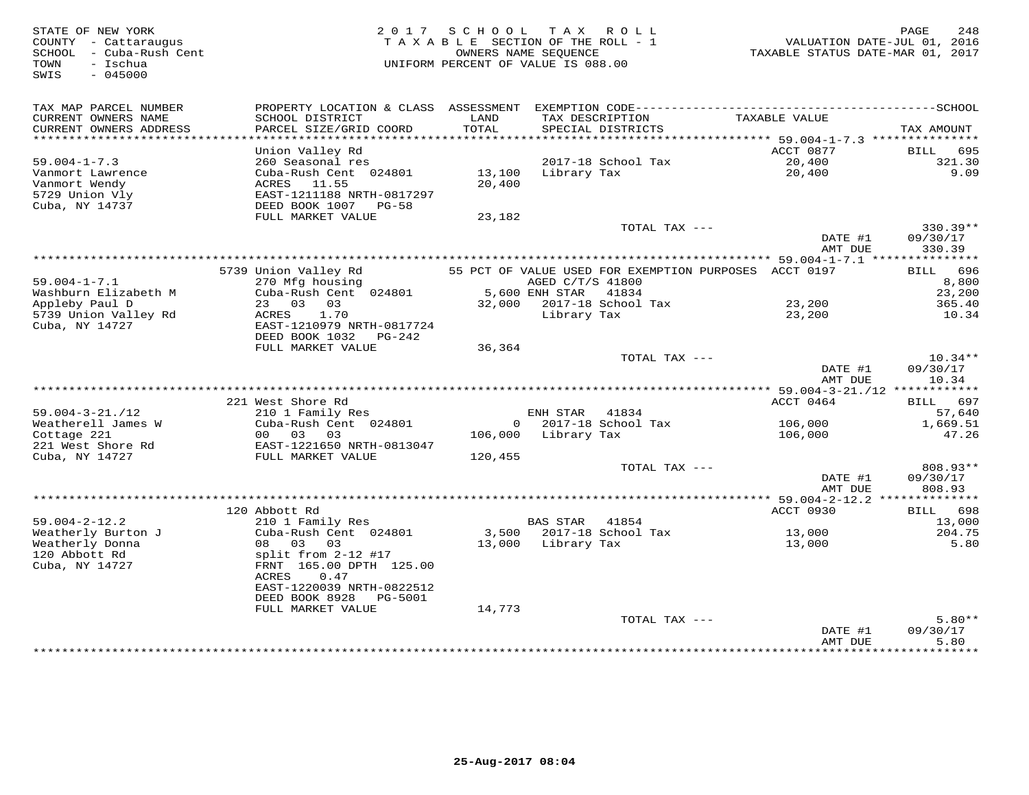STATE OF NEW YORK
COUNTY - Cattaraugus
SCHOOL - Cuba-Rush Cent
TOWN - Ischua
SWIS - 045000

2 0 1 7 S C H O O L T A X R O L L
T A X A B L E SECTION OF THE ROLL - 1
OWNERS NAME SEQUENCE
UNIFORM PERCENT OF VALUE IS 088.00

VALUATION DATE-JUL 01, 2016
TAXABLE STATUS DATE-MAR 01, 2017

| TAX MAP PARCEL NUMBER / CURRENT OWNERS NAME / CURRENT OWNERS ADDRESS | PROPERTY LOCATION & CLASS / SCHOOL DISTRICT / PARCEL SIZE/GRID COORD | ASSESSMENT LAND / TOTAL | EXEMPTION CODE / TAX DESCRIPTION / SPECIAL DISTRICTS | TAXABLE VALUE | TAX AMOUNT |
|---|---|---|---|---|---|
| 59.004-1-7.3 | Union Valley Rd | | | ACCT 0877 | BILL 695 |
| Vanmort Lawrence | 260 Seasonal res | | 2017-18 School Tax | 20,400 | 321.30 |
| Vanmort Wendy | Cuba-Rush Cent 024801 | 13,100 | Library Tax | 20,400 | 9.09 |
| 5729 Union Vly | ACRES 11.55 | 20,400 | | | |
| Cuba, NY 14737 | EAST-1211188 NRTH-0817297 | | | | |
| | DEED BOOK 1007 PG-58 | | | | |
| | FULL MARKET VALUE | 23,182 | | | |
| | | | TOTAL TAX --- | | 330.39** |
| | | | | DATE #1 | 09/30/17 |
| | | | | AMT DUE | 330.39 |
| 59.004-1-7.1 | 5739 Union Valley Rd | | 55 PCT OF VALUE USED FOR EXEMPTION PURPOSES | ACCT 0197 | BILL 696 |
| Washburn Elizabeth M | 270 Mfg housing | | AGED C/T/S 41800 | | 8,800 |
| Appleby Paul D | Cuba-Rush Cent 024801 | 5,600 | ENH STAR 41834 | | 23,200 |
| 5739 Union Valley Rd | 23 03 03 | 32,000 | 2017-18 School Tax | 23,200 | 365.40 |
| Cuba, NY 14727 | ACRES 1.70 | | Library Tax | 23,200 | 10.34 |
| | EAST-1210979 NRTH-0817724 | | | | |
| | DEED BOOK 1032 PG-242 | | | | |
| | FULL MARKET VALUE | 36,364 | | | |
| | | | TOTAL TAX --- | | 10.34** |
| | | | | DATE #1 | 09/30/17 |
| | | | | AMT DUE | 10.34 |
| 59.004-3-21./12 | 221 West Shore Rd | | | ACCT 0464 | BILL 697 |
| Weatherell James W | 210 1 Family Res | | ENH STAR 41834 | | 57,640 |
| Cottage 221 | Cuba-Rush Cent 024801 | 0 | 2017-18 School Tax | 106,000 | 1,669.51 |
| 221 West Shore Rd | 00 03 03 | 106,000 | Library Tax | 106,000 | 47.26 |
| Cuba, NY 14727 | EAST-1221650 NRTH-0813047 | | | | |
| | FULL MARKET VALUE | 120,455 | | | |
| | | | TOTAL TAX --- | | 808.93** |
| | | | | DATE #1 | 09/30/17 |
| | | | | AMT DUE | 808.93 |
| 59.004-2-12.2 | 120 Abbott Rd | | | ACCT 0930 | BILL 698 |
| Weatherly Burton J | 210 1 Family Res | | BAS STAR 41854 | | 13,000 |
| Weatherly Donna | Cuba-Rush Cent 024801 | 3,500 | 2017-18 School Tax | 13,000 | 204.75 |
| 120 Abbott Rd | 08 03 03 | 13,000 | Library Tax | 13,000 | 5.80 |
| Cuba, NY 14727 | split from 2-12 #17 | | | | |
| | FRNT 165.00 DPTH 125.00 | | | | |
| | ACRES 0.47 | | | | |
| | EAST-1220039 NRTH-0822512 | | | | |
| | DEED BOOK 8928 PG-5001 | | | | |
| | FULL MARKET VALUE | 14,773 | | | |
| | | | TOTAL TAX --- | | 5.80** |
| | | | | DATE #1 | 09/30/17 |
| | | | | AMT DUE | 5.80 |

25-Aug-2017 08:04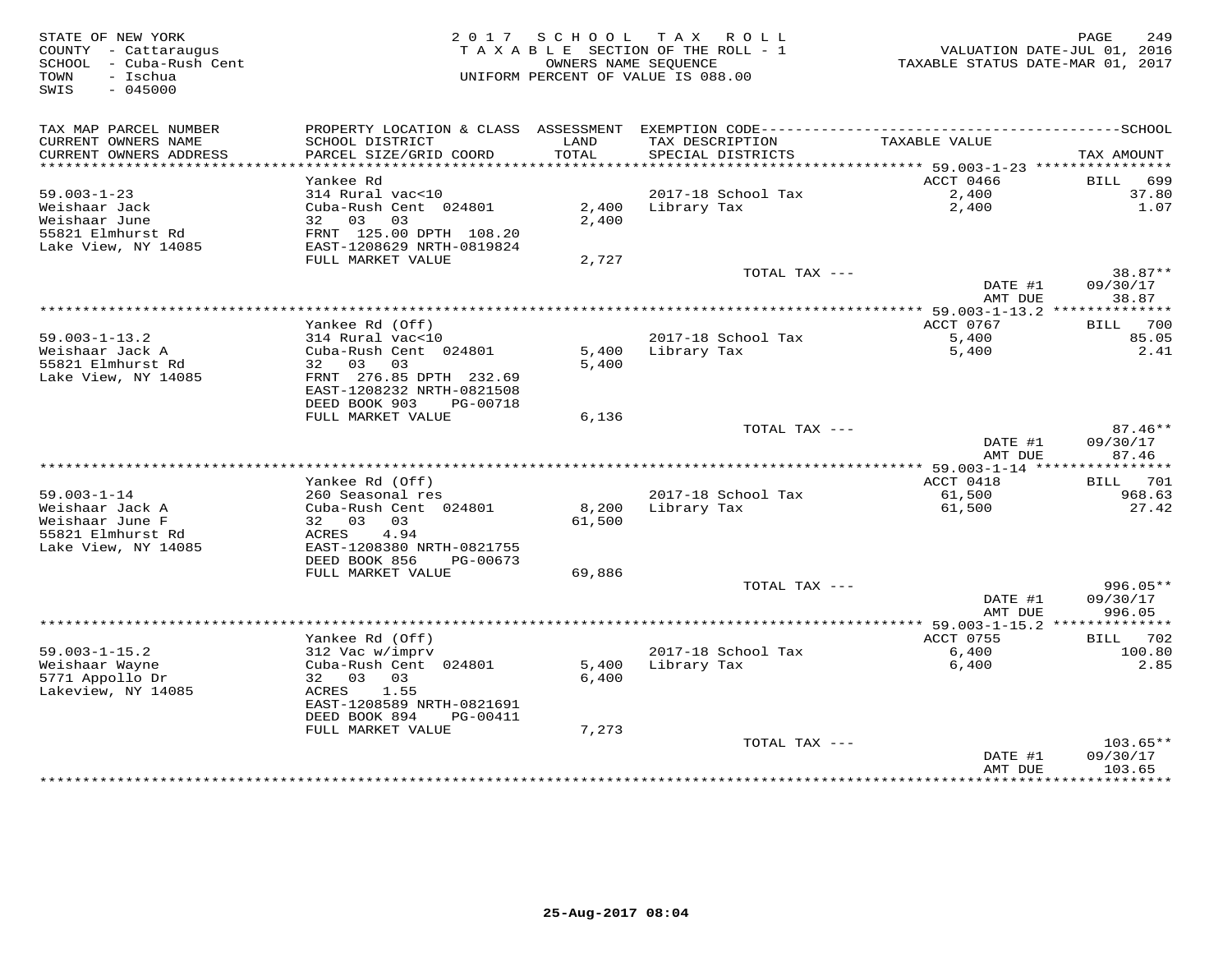STATE OF NEW YORK
COUNTY - Cattaraugus
SCHOOL - Cuba-Rush Cent
TOWN - Ischua
SWIS - 045000

2017 SCHOOL TAX ROLL
TAXABLE SECTION OF THE ROLL - 1
OWNERS NAME SEQUENCE
UNIFORM PERCENT OF VALUE IS 088.00

VALUATION DATE-JUL 01, 2016
TAXABLE STATUS DATE-MAR 01, 2017

| TAX MAP PARCEL NUMBER / CURRENT OWNERS NAME / CURRENT OWNERS ADDRESS | PROPERTY LOCATION & CLASS / SCHOOL DISTRICT / PARCEL SIZE/GRID COORD | ASSESSMENT LAND / TOTAL | EXEMPTION CODE / TAX DESCRIPTION / SPECIAL DISTRICTS | TAXABLE VALUE | TAX AMOUNT |
|---|---|---|---|---|---|
| 59.003-1-23 | Yankee Rd | | | ACCT 0466 | BILL 699 |
| | 314 Rural vac<10 | | 2017-18 School Tax | 2,400 | 37.80 |
| Weishaar Jack | Cuba-Rush Cent 024801 | 2,400 | Library Tax | 2,400 | 1.07 |
| Weishaar June | 32 03 03 | 2,400 | | | |
| 55821 Elmhurst Rd | FRNT 125.00 DPTH 108.20 | | | | |
| Lake View, NY 14085 | EAST-1208629 NRTH-0819824 | | | | |
| | FULL MARKET VALUE | 2,727 | | | |
| | | | TOTAL TAX --- | | 38.87** |
| | | | | DATE #1 | 09/30/17 |
| | | | | AMT DUE | 38.87 |
| 59.003-1-13.2 | Yankee Rd (Off) | | | ACCT 0767 | BILL 700 |
| | 314 Rural vac<10 | | 2017-18 School Tax | 5,400 | 85.05 |
| Weishaar Jack A | Cuba-Rush Cent 024801 | 5,400 | Library Tax | 5,400 | 2.41 |
| 55821 Elmhurst Rd | 32 03 03 | 5,400 | | | |
| Lake View, NY 14085 | FRNT 276.85 DPTH 232.69 | | | | |
| | EAST-1208232 NRTH-0821508 | | | | |
| | DEED BOOK 903 PG-00718 | | | | |
| | FULL MARKET VALUE | 6,136 | | | |
| | | | TOTAL TAX --- | | 87.46** |
| | | | | DATE #1 | 09/30/17 |
| | | | | AMT DUE | 87.46 |
| 59.003-1-14 | Yankee Rd (Off) | | | ACCT 0418 | BILL 701 |
| | 260 Seasonal res | | 2017-18 School Tax | 61,500 | 968.63 |
| Weishaar Jack A | Cuba-Rush Cent 024801 | 8,200 | Library Tax | 61,500 | 27.42 |
| Weishaar June F | 32 03 03 | 61,500 | | | |
| 55821 Elmhurst Rd | ACRES 4.94 | | | | |
| Lake View, NY 14085 | EAST-1208380 NRTH-0821755 | | | | |
| | DEED BOOK 856 PG-00673 | | | | |
| | FULL MARKET VALUE | 69,886 | | | |
| | | | TOTAL TAX --- | | 996.05** |
| | | | | DATE #1 | 09/30/17 |
| | | | | AMT DUE | 996.05 |
| 59.003-1-15.2 | Yankee Rd (Off) | | | ACCT 0755 | BILL 702 |
| | 312 Vac w/imprv | | 2017-18 School Tax | 6,400 | 100.80 |
| Weishaar Wayne | Cuba-Rush Cent 024801 | 5,400 | Library Tax | 6,400 | 2.85 |
| 5771 Appollo Dr | 32 03 03 | 6,400 | | | |
| Lakeview, NY 14085 | ACRES 1.55 | | | | |
| | EAST-1208589 NRTH-0821691 | | | | |
| | DEED BOOK 894 PG-00411 | | | | |
| | FULL MARKET VALUE | 7,273 | | | |
| | | | TOTAL TAX --- | | 103.65** |
| | | | | DATE #1 | 09/30/17 |
| | | | | AMT DUE | 103.65 |

25-Aug-2017 08:04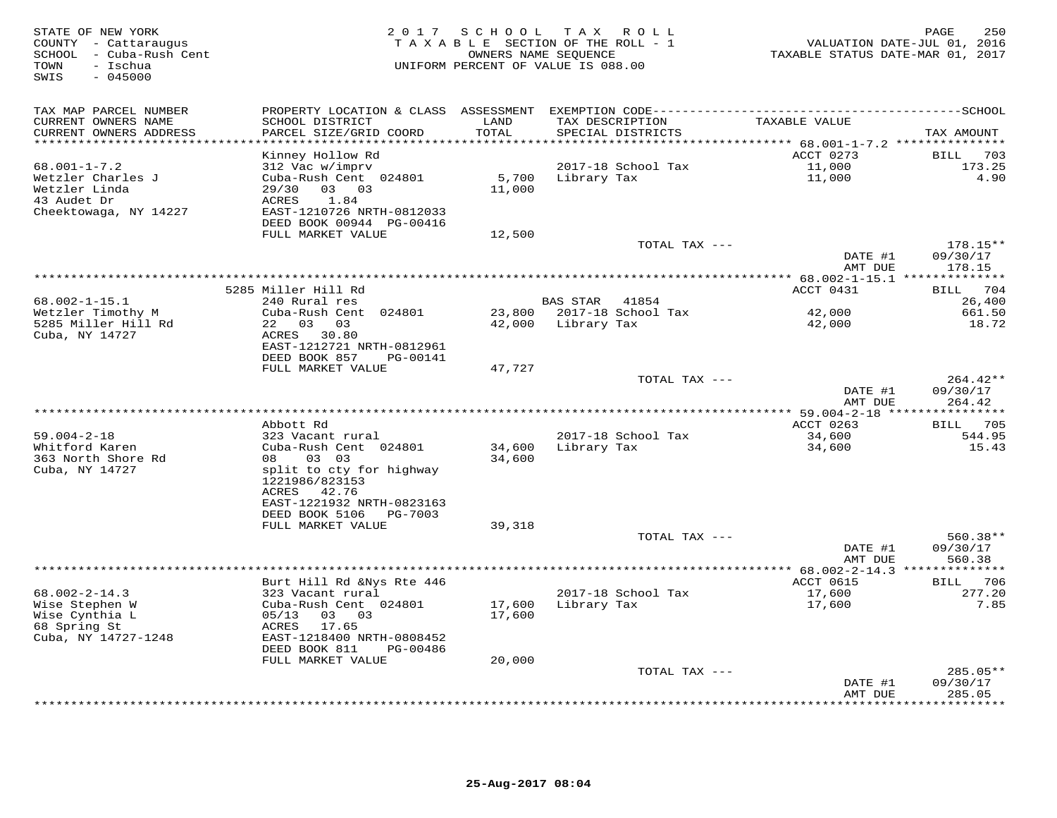STATE OF NEW YORK
COUNTY - Cattaraugus
SCHOOL - Cuba-Rush Cent
TOWN - Ischua
SWIS - 045000

2017 SCHOOL TAX ROLL
TAXABLE SECTION OF THE ROLL - 1
OWNERS NAME SEQUENCE
UNIFORM PERCENT OF VALUE IS 088.00

VALUATION DATE-JUL 01, 2016
TAXABLE STATUS DATE-MAR 01, 2017

| TAX MAP PARCEL NUMBER / CURRENT OWNERS NAME / CURRENT OWNERS ADDRESS | PROPERTY LOCATION & CLASS / SCHOOL DISTRICT / PARCEL SIZE/GRID COORD | ASSESSMENT LAND / TOTAL | EXEMPTION CODE / TAX DESCRIPTION / SPECIAL DISTRICTS | TAXABLE VALUE | TAX AMOUNT |
|---|---|---|---|---|---|
| 68.001-1-7.2 | Kinney Hollow Rd | | | ACCT 0273 | BILL 703 |
| 68.001-1-7.2 | 312 Vac w/imprv | | 2017-18 School Tax | 11,000 | 173.25 |
| Wetzler Charles J | Cuba-Rush Cent 024801 | 5,700 | Library Tax | 11,000 | 4.90 |
| Wetzler Linda | 29/30 03 03 | 11,000 | | | |
| 43 Audet Dr | ACRES 1.84 | | | | |
| Cheektowaga, NY 14227 | EAST-1210726 NRTH-0812033 | | | | |
| | DEED BOOK 00944 PG-00416 | | | | |
| | FULL MARKET VALUE | 12,500 | | | |
| | | | TOTAL TAX --- | | 178.15** |
| | | | | DATE #1 | 09/30/17 |
| | | | | AMT DUE | 178.15 |
| 68.002-1-15.1 | 5285 Miller Hill Rd | | | ACCT 0431 | BILL 704 |
| 68.002-1-15.1 | 240 Rural res | | BAS STAR 41854 | | 26,400 |
| Wetzler Timothy M | Cuba-Rush Cent 024801 | 23,800 | 2017-18 School Tax | 42,000 | 661.50 |
| 5285 Miller Hill Rd | 22 03 03 | 42,000 | Library Tax | 42,000 | 18.72 |
| Cuba, NY 14727 | ACRES 30.80 | | | | |
| | EAST-1212721 NRTH-0812961 | | | | |
| | DEED BOOK 857 PG-00141 | | | | |
| | FULL MARKET VALUE | 47,727 | | | |
| | | | TOTAL TAX --- | | 264.42** |
| | | | | DATE #1 | 09/30/17 |
| | | | | AMT DUE | 264.42 |
| 59.004-2-18 | Abbott Rd | | | ACCT 0263 | BILL 705 |
| 59.004-2-18 | 323 Vacant rural | | 2017-18 School Tax | 34,600 | 544.95 |
| Whitford Karen | Cuba-Rush Cent 024801 | 34,600 | Library Tax | 34,600 | 15.43 |
| 363 North Shore Rd | 08 03 03 | 34,600 | | | |
| Cuba, NY 14727 | split to cty for highway | | | | |
| | 1221986/823153 | | | | |
| | ACRES 42.76 | | | | |
| | EAST-1221932 NRTH-0823163 | | | | |
| | DEED BOOK 5106 PG-7003 | | | | |
| | FULL MARKET VALUE | 39,318 | | | |
| | | | TOTAL TAX --- | | 560.38** |
| | | | | DATE #1 | 09/30/17 |
| | | | | AMT DUE | 560.38 |
| 68.002-2-14.3 | Burt Hill Rd &Nys Rte 446 | | | ACCT 0615 | BILL 706 |
| 68.002-2-14.3 | 323 Vacant rural | | 2017-18 School Tax | 17,600 | 277.20 |
| Wise Stephen W | Cuba-Rush Cent 024801 | 17,600 | Library Tax | 17,600 | 7.85 |
| Wise Cynthia L | 05/13 03 03 | 17,600 | | | |
| 68 Spring St | ACRES 17.65 | | | | |
| Cuba, NY 14727-1248 | EAST-1218400 NRTH-0808452 | | | | |
| | DEED BOOK 811 PG-00486 | | | | |
| | FULL MARKET VALUE | 20,000 | | | |
| | | | TOTAL TAX --- | | 285.05** |
| | | | | DATE #1 | 09/30/17 |
| | | | | AMT DUE | 285.05 |

25-Aug-2017 08:04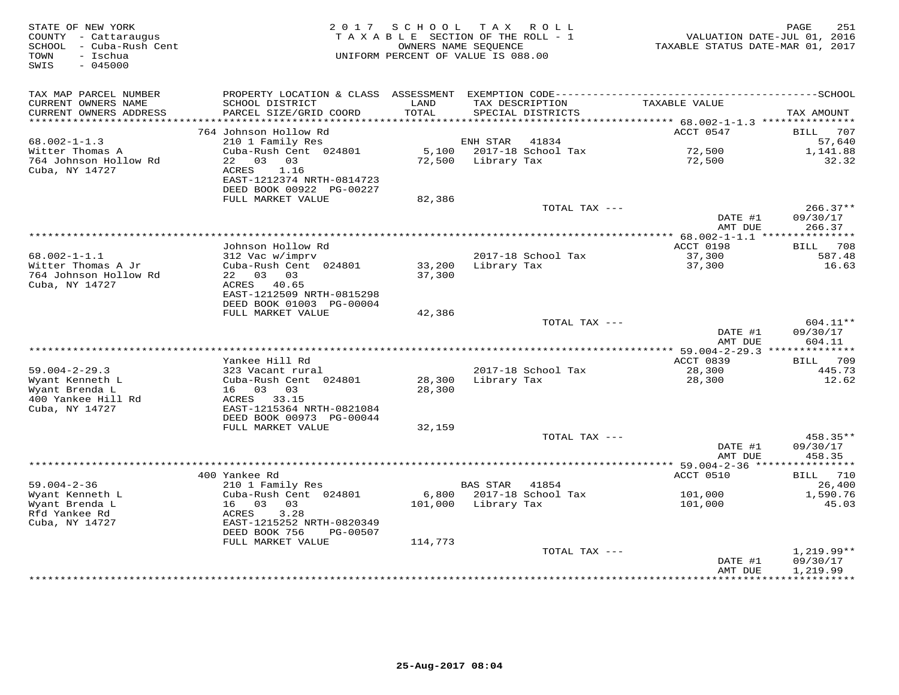STATE OF NEW YORK
COUNTY - Cattaraugus
SCHOOL - Cuba-Rush Cent
TOWN - Ischua
SWIS - 045000

2017 SCHOOL TAX ROLL
TAXABLE SECTION OF THE ROLL - 1
OWNERS NAME SEQUENCE
UNIFORM PERCENT OF VALUE IS 088.00

VALUATION DATE-JUL 01, 2016
TAXABLE STATUS DATE-MAR 01, 2017

| TAX MAP PARCEL NUMBER / CURRENT OWNERS NAME / CURRENT OWNERS ADDRESS | PROPERTY LOCATION & CLASS / SCHOOL DISTRICT / PARCEL SIZE/GRID COORD | ASSESSMENT LAND / TOTAL | EXEMPTION CODE / TAX DESCRIPTION / SPECIAL DISTRICTS | TAXABLE VALUE | TAX AMOUNT |
|---|---|---|---|---|---|
| | 764 Johnson Hollow Rd | | | ACCT 0547 | BILL 707 |
| 68.002-1-1.3 | 210 1 Family Res | | ENH STAR 41834 | | 57,640 |
| Witter Thomas A | Cuba-Rush Cent 024801 | 5,100 | 2017-18 School Tax | 72,500 | 1,141.88 |
| 764 Johnson Hollow Rd | 22 03 03 | 72,500 | Library Tax | 72,500 | 32.32 |
| Cuba, NY 14727 | ACRES 1.16 | | | | |
| | EAST-1212374 NRTH-0814723 | | | | |
| | DEED BOOK 00922 PG-00227 | | | | |
| | FULL MARKET VALUE | 82,386 | | | |
| | | | TOTAL TAX --- | | 266.37** |
| | | | | DATE #1 | 09/30/17 |
| | | | | AMT DUE | 266.37 |
| | Johnson Hollow Rd | | | ACCT 0198 | BILL 708 |
| 68.002-1-1.1 | 312 Vac w/imprv | | 2017-18 School Tax | 37,300 | 587.48 |
| Witter Thomas A Jr | Cuba-Rush Cent 024801 | 33,200 | Library Tax | 37,300 | 16.63 |
| 764 Johnson Hollow Rd | 22 03 03 | 37,300 | | | |
| Cuba, NY 14727 | ACRES 40.65 | | | | |
| | EAST-1212509 NRTH-0815298 | | | | |
| | DEED BOOK 01003 PG-00004 | | | | |
| | FULL MARKET VALUE | 42,386 | | | |
| | | | TOTAL TAX --- | | 604.11** |
| | | | | DATE #1 | 09/30/17 |
| | | | | AMT DUE | 604.11 |
| | Yankee Hill Rd | | | ACCT 0839 | BILL 709 |
| 59.004-2-29.3 | 323 Vacant rural | | 2017-18 School Tax | 28,300 | 445.73 |
| Wyant Kenneth L | Cuba-Rush Cent 024801 | 28,300 | Library Tax | 28,300 | 12.62 |
| Wyant Brenda L | 16 03 03 | 28,300 | | | |
| 400 Yankee Hill Rd | ACRES 33.15 | | | | |
| Cuba, NY 14727 | EAST-1215364 NRTH-0821084 | | | | |
| | DEED BOOK 00973 PG-00044 | | | | |
| | FULL MARKET VALUE | 32,159 | | | |
| | | | TOTAL TAX --- | | 458.35** |
| | | | | DATE #1 | 09/30/17 |
| | | | | AMT DUE | 458.35 |
| | 400 Yankee Rd | | | ACCT 0510 | BILL 710 |
| 59.004-2-36 | 210 1 Family Res | | BAS STAR 41854 | | 26,400 |
| Wyant Kenneth L | Cuba-Rush Cent 024801 | 6,800 | 2017-18 School Tax | 101,000 | 1,590.76 |
| Wyant Brenda L | 16 03 03 | 101,000 | Library Tax | 101,000 | 45.03 |
| Rfd Yankee Rd | ACRES 3.28 | | | | |
| Cuba, NY 14727 | EAST-1215252 NRTH-0820349 | | | | |
| | DEED BOOK 756 PG-00507 | | | | |
| | FULL MARKET VALUE | 114,773 | | | |
| | | | TOTAL TAX --- | | 1,219.99** |
| | | | | DATE #1 | 09/30/17 |
| | | | | AMT DUE | 1,219.99 |

25-Aug-2017 08:04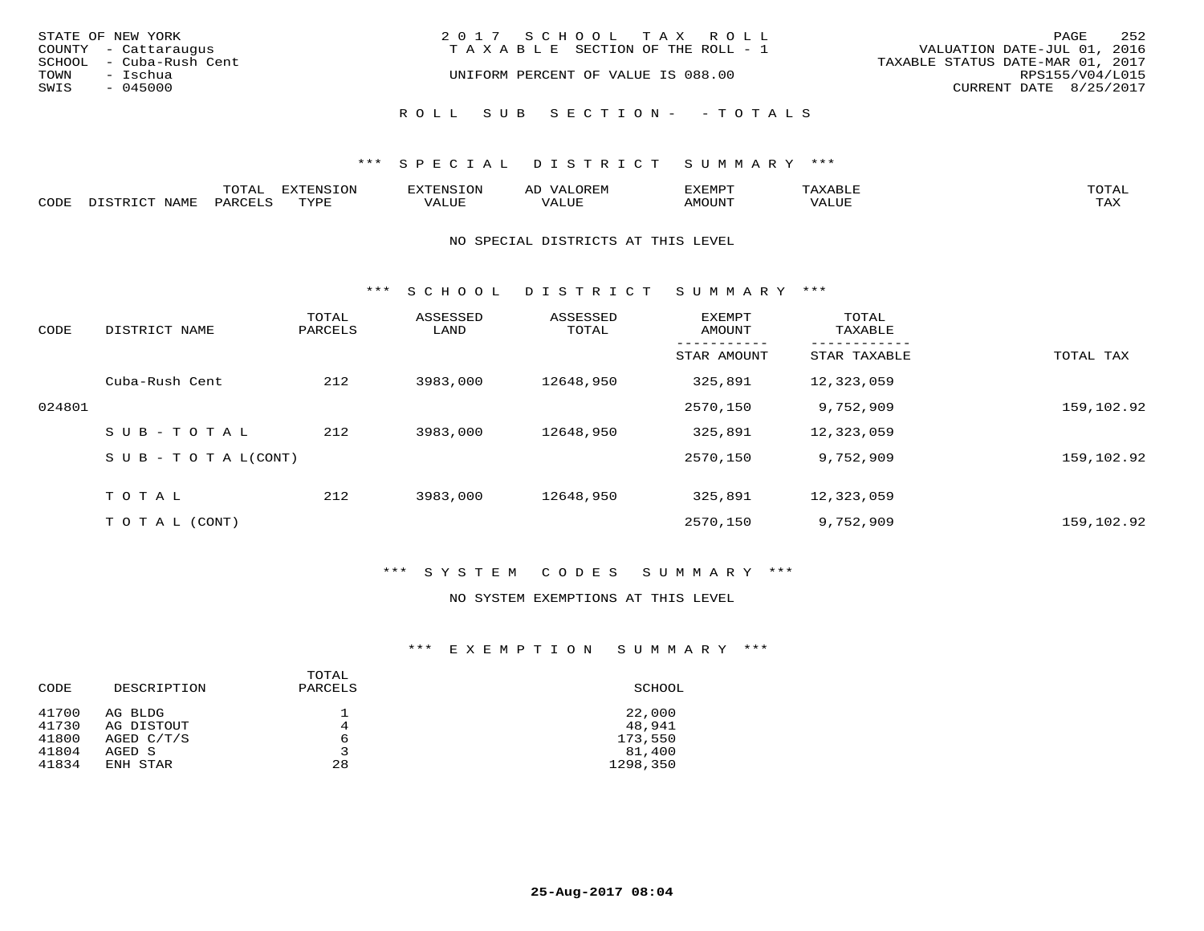STATE OF NEW YORK
COUNTY - Cattaraugus
SCHOOL - Cuba-Rush Cent
TOWN - Ischua
SWIS - 045000

2017 SCHOOL TAX ROLL
TAXABLE SECTION OF THE ROLL - 1
UNIFORM PERCENT OF VALUE IS 088.00

VALUATION DATE-JUL 01, 2016
TAXABLE STATUS DATE-MAR 01, 2017
RPS155/V04/L015
CURRENT DATE 8/25/2017

ROLL SUB SECTION- - TOTALS

*** SPECIAL DISTRICT SUMMARY ***

| CODE | DISTRICT NAME | TOTAL PARCELS | EXTENSION TYPE | EXTENSION VALUE | AD VALOREM VALUE | EXEMPT AMOUNT | TAXABLE VALUE | TOTAL TAX |
|---|---|---|---|---|---|---|---|---|

NO SPECIAL DISTRICTS AT THIS LEVEL

*** SCHOOL DISTRICT SUMMARY ***

| CODE | DISTRICT NAME | TOTAL PARCELS | ASSESSED LAND | ASSESSED TOTAL | EXEMPT AMOUNT / STAR AMOUNT | TOTAL TAXABLE / STAR TAXABLE | TOTAL TAX |
|---|---|---|---|---|---|---|---|
| | Cuba-Rush Cent | 212 | 3983,000 | 12648,950 | 325,891 | 12,323,059 | |
| 024801 | | | | | 2570,150 | 9,752,909 | 159,102.92 |
| | SUB-TOTAL | 212 | 3983,000 | 12648,950 | 325,891 | 12,323,059 | |
| | SUB-TOTAL(CONT) | | | | 2570,150 | 9,752,909 | 159,102.92 |
| | TOTAL | 212 | 3983,000 | 12648,950 | 325,891 | 12,323,059 | |
| | TOTAL (CONT) | | | | 2570,150 | 9,752,909 | 159,102.92 |

*** SYSTEM CODES SUMMARY ***

NO SYSTEM EXEMPTIONS AT THIS LEVEL

*** EXEMPTION SUMMARY ***

| CODE | DESCRIPTION | TOTAL PARCELS | SCHOOL |
|---|---|---|---|
| 41700 | AG BLDG | 1 | 22,000 |
| 41730 | AG DISTOUT | 4 | 48,941 |
| 41800 | AGED C/T/S | 6 | 173,550 |
| 41804 | AGED S | 3 | 81,400 |
| 41834 | ENH STAR | 28 | 1298,350 |

25-Aug-2017 08:04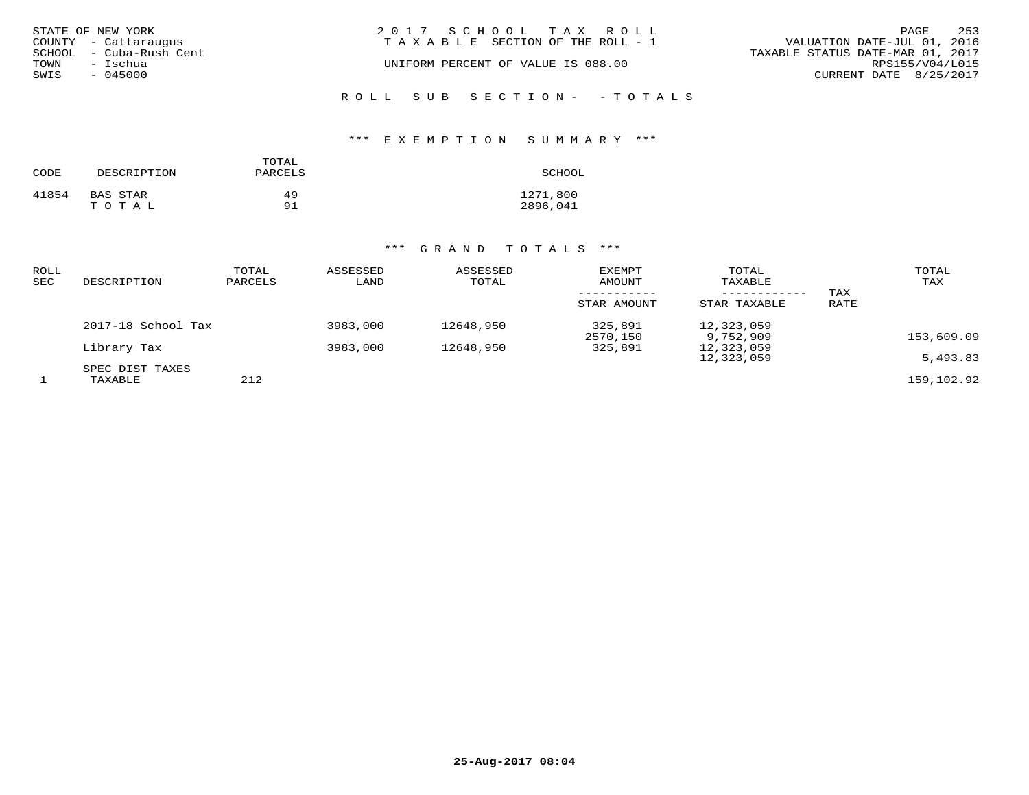STATE OF NEW YORK
COUNTY - Cattaraugus
SCHOOL - Cuba-Rush Cent
TOWN - Ischua
SWIS - 045000

2 0 1 7 S C H O O L T A X R O L L
T A X A B L E SECTION OF THE ROLL - 1

UNIFORM PERCENT OF VALUE IS 088.00

VALUATION DATE-JUL 01, 2016
TAXABLE STATUS DATE-MAR 01, 2017
RPS155/V04/L015
CURRENT DATE 8/25/2017

R O L L S U B S E C T I O N - - T O T A L S

### *** E X E M P T I O N S U M M A R Y ***

| CODE | DESCRIPTION | TOTAL PARCELS | SCHOOL |
|---|---|---|---|
| 41854 | BAS STAR | 49 | 1271,800 |
| | T O T A L | 91 | 2896,041 |

### *** G R A N D T O T A L S ***

| ROLL SEC | DESCRIPTION | TOTAL PARCELS | ASSESSED LAND | ASSESSED TOTAL | EXEMPT AMOUNT / STAR AMOUNT | TOTAL TAXABLE / STAR TAXABLE | TAX RATE | TOTAL TAX |
|---|---|---|---|---|---|---|---|---|
| | 2017-18 School Tax | | 3983,000 | 12648,950 | 325,891 | 12,323,059 | | |
| | | | | | 2570,150 | 9,752,909 | | 153,609.09 |
| | Library Tax | | 3983,000 | 12648,950 | 325,891 | 12,323,059 | | |
| | | | | | | 12,323,059 | | 5,493.83 |
| | SPEC DIST TAXES | | | | | | | |
| 1 | TAXABLE | 212 | | | | | | 159,102.92 |

25-Aug-2017 08:04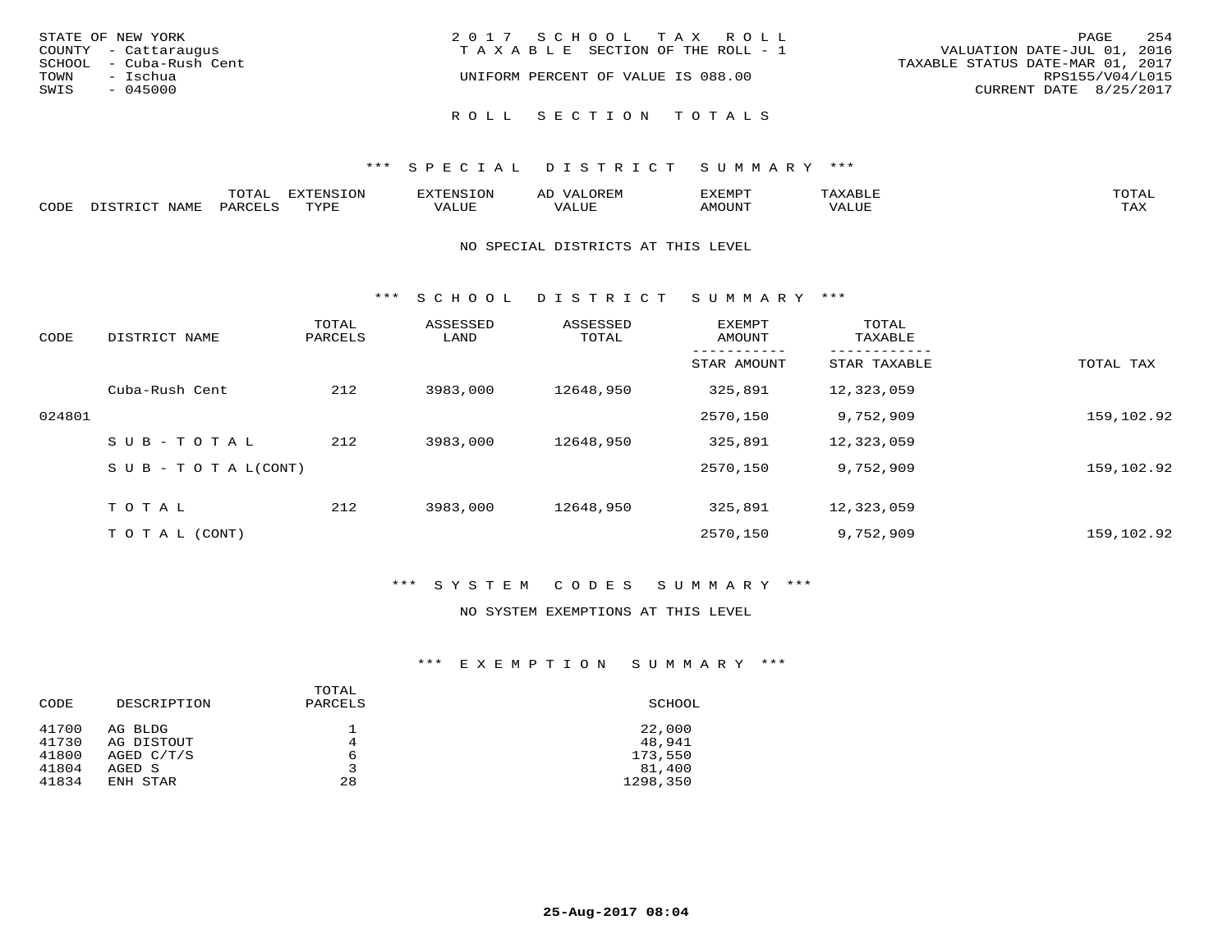STATE OF NEW YORK
COUNTY - Cattaraugus
SCHOOL - Cuba-Rush Cent
TOWN - Ischua
SWIS - 045000

2 0 1 7 S C H O O L T A X R O L L
T A X A B L E SECTION OF THE ROLL - 1

UNIFORM PERCENT OF VALUE IS 088.00

VALUATION DATE-JUL 01, 2016
TAXABLE STATUS DATE-MAR 01, 2017
RPS155/V04/L015
CURRENT DATE 8/25/2017

## R O L L S E C T I O N T O T A L S

### *** S P E C I A L D I S T R I C T S U M M A R Y ***

| CODE | DISTRICT NAME | TOTAL PARCELS | EXTENSION TYPE | EXTENSION VALUE | AD VALOREM VALUE | EXEMPT AMOUNT | TAXABLE VALUE | TOTAL TAX |
|---|---|---|---|---|---|---|---|---|

NO SPECIAL DISTRICTS AT THIS LEVEL

### *** S C H O O L D I S T R I C T S U M M A R Y ***

| CODE | DISTRICT NAME | TOTAL PARCELS | ASSESSED LAND | ASSESSED TOTAL | EXEMPT AMOUNT / STAR AMOUNT | TOTAL TAXABLE / STAR TAXABLE | TOTAL TAX |
|---|---|---|---|---|---|---|---|
| | Cuba-Rush Cent | 212 | 3983,000 | 12648,950 | 325,891 | 12,323,059 | |
| 024801 | | | | | 2570,150 | 9,752,909 | 159,102.92 |
| | S U B - T O T A L | 212 | 3983,000 | 12648,950 | 325,891 | 12,323,059 | |
| | S U B - T O T A L(CONT) | | | | 2570,150 | 9,752,909 | 159,102.92 |
| | T O T A L | 212 | 3983,000 | 12648,950 | 325,891 | 12,323,059 | |
| | T O T A L (CONT) | | | | 2570,150 | 9,752,909 | 159,102.92 |

### *** S Y S T E M C O D E S S U M M A R Y ***

NO SYSTEM EXEMPTIONS AT THIS LEVEL

### *** E X E M P T I O N S U M M A R Y ***

| CODE | DESCRIPTION | TOTAL PARCELS | SCHOOL |
|---|---|---|---|
| 41700 | AG BLDG | 1 | 22,000 |
| 41730 | AG DISTOUT | 4 | 48,941 |
| 41800 | AGED C/T/S | 6 | 173,550 |
| 41804 | AGED S | 3 | 81,400 |
| 41834 | ENH STAR | 28 | 1298,350 |

25-Aug-2017 08:04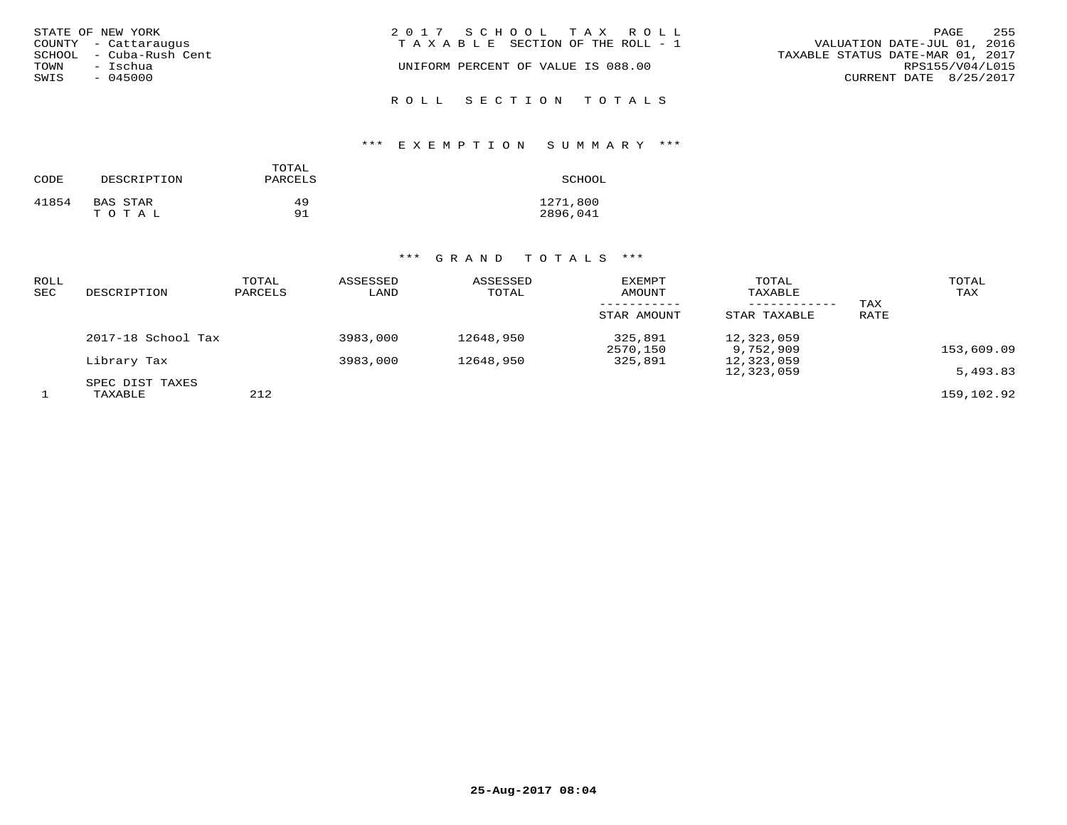STATE OF NEW YORK
COUNTY - Cattaraugus
SCHOOL - Cuba-Rush Cent
TOWN - Ischua
SWIS - 045000

2017 SCHOOL TAX ROLL
TAXABLE SECTION OF THE ROLL - 1
UNIFORM PERCENT OF VALUE IS 088.00

VALUATION DATE-JUL 01, 2016
TAXABLE STATUS DATE-MAR 01, 2017
RPS155/V04/L015
CURRENT DATE 8/25/2017

## ROLL SECTION TOTALS

### *** EXEMPTION SUMMARY ***

| CODE | DESCRIPTION | TOTAL PARCELS | SCHOOL |
|---|---|---|---|
| 41854 | BAS STAR | 49 | 1271,800 |
| | TOTAL | 91 | 2896,041 |

### *** GRAND TOTALS ***

| ROLL SEC | DESCRIPTION | TOTAL PARCELS | ASSESSED LAND | ASSESSED TOTAL | EXEMPT AMOUNT / STAR AMOUNT | TOTAL TAXABLE / STAR TAXABLE | TAX RATE | TOTAL TAX |
|---|---|---|---|---|---|---|---|---|
| | 2017-18 School Tax | | 3983,000 | 12648,950 | 325,891 | 12,323,059 | | |
| | | | | | 2570,150 | 9,752,909 | | 153,609.09 |
| | Library Tax | | 3983,000 | 12648,950 | 325,891 | 12,323,059 | | |
| | | | | | | 12,323,059 | | 5,493.83 |
| | SPEC DIST TAXES | | | | | | | |
| 1 | TAXABLE | 212 | | | | | | 159,102.92 |

25-Aug-2017 08:04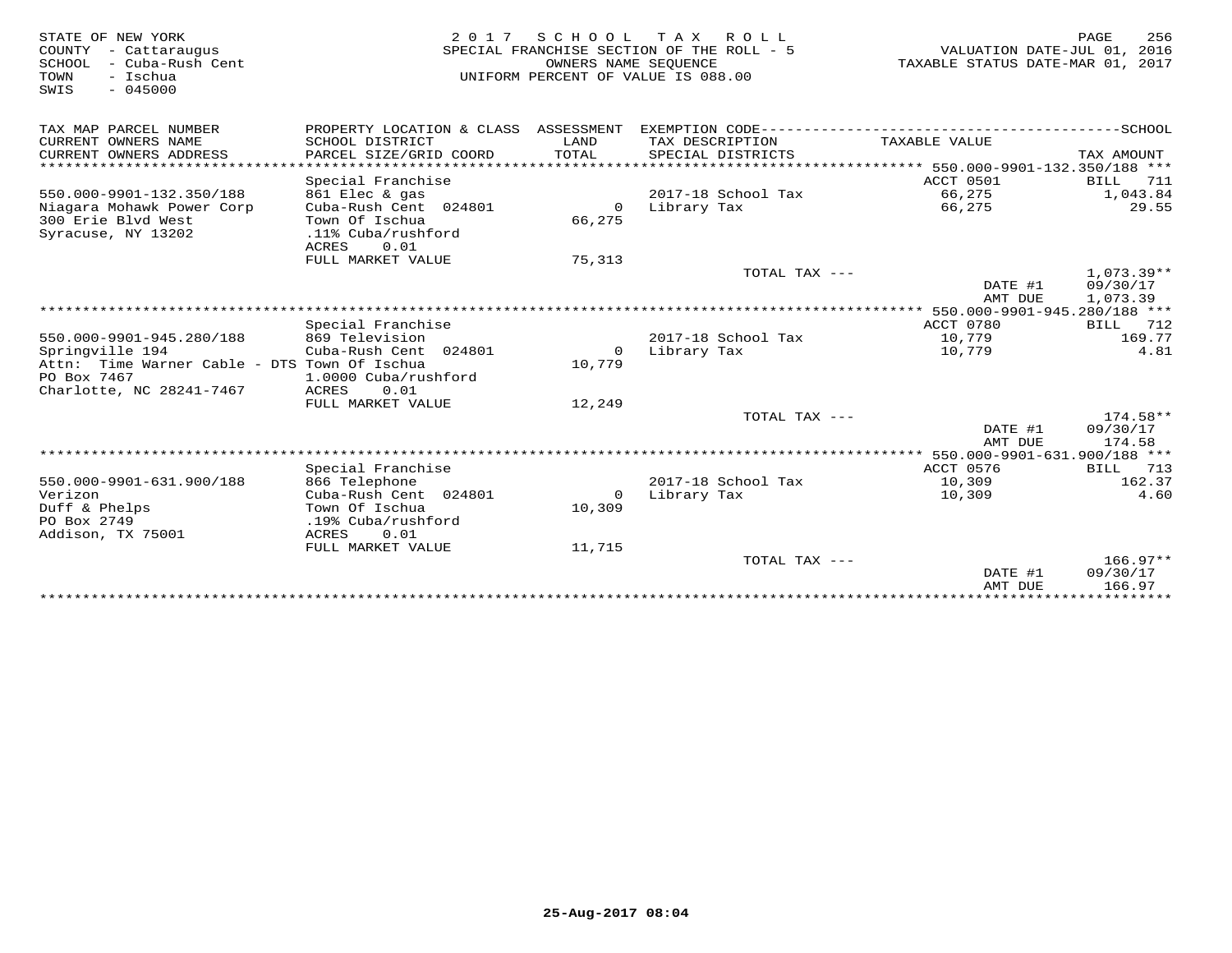STATE OF NEW YORK
COUNTY - Cattaraugus
SCHOOL - Cuba-Rush Cent
TOWN - Ischua
SWIS - 045000

2 0 1 7 S C H O O L T A X R O L L
SPECIAL FRANCHISE SECTION OF THE ROLL - 5
OWNERS NAME SEQUENCE
UNIFORM PERCENT OF VALUE IS 088.00

VALUATION DATE-JUL 01, 2016
TAXABLE STATUS DATE-MAR 01, 2017

| TAX MAP PARCEL NUMBER / CURRENT OWNERS NAME / CURRENT OWNERS ADDRESS | PROPERTY LOCATION & CLASS / SCHOOL DISTRICT / PARCEL SIZE/GRID COORD | ASSESSMENT LAND / TOTAL | EXEMPTION CODE / TAX DESCRIPTION / SPECIAL DISTRICTS | TAXABLE VALUE | TAX AMOUNT |
|---|---|---|---|---|---|
| **550.000-9901-132.350/188** | Special Franchise | | | ACCT 0501 | BILL 711 |
| 550.000-9901-132.350/188 | 861 Elec & gas | | 2017-18 School Tax | 66,275 | 1,043.84 |
| Niagara Mohawk Power Corp | Cuba-Rush Cent 024801 | 0 | Library Tax | 66,275 | 29.55 |
| 300 Erie Blvd West | Town Of Ischua | 66,275 | | | |
| Syracuse, NY 13202 | .11% Cuba/rushford | | | | |
| | ACRES 0.01 | | | | |
| | FULL MARKET VALUE | 75,313 | | | |
| | | | TOTAL TAX --- | | 1,073.39** |
| | | | | DATE #1 | 09/30/17 |
| | | | | AMT DUE | 1,073.39 |
| **550.000-9901-945.280/188** | Special Franchise | | | ACCT 0780 | BILL 712 |
| 550.000-9901-945.280/188 | 869 Television | | 2017-18 School Tax | 10,779 | 169.77 |
| Springville 194 | Cuba-Rush Cent 024801 | 0 | Library Tax | 10,779 | 4.81 |
| Attn: Time Warner Cable - DTS | Town Of Ischua | 10,779 | | | |
| PO Box 7467 | 1.0000 Cuba/rushford | | | | |
| Charlotte, NC 28241-7467 | ACRES 0.01 | | | | |
| | FULL MARKET VALUE | 12,249 | | | |
| | | | TOTAL TAX --- | | 174.58** |
| | | | | DATE #1 | 09/30/17 |
| | | | | AMT DUE | 174.58 |
| **550.000-9901-631.900/188** | Special Franchise | | | ACCT 0576 | BILL 713 |
| 550.000-9901-631.900/188 | 866 Telephone | | 2017-18 School Tax | 10,309 | 162.37 |
| Verizon | Cuba-Rush Cent 024801 | 0 | Library Tax | 10,309 | 4.60 |
| Duff & Phelps | Town Of Ischua | 10,309 | | | |
| PO Box 2749 | .19% Cuba/rushford | | | | |
| Addison, TX 75001 | ACRES 0.01 | | | | |
| | FULL MARKET VALUE | 11,715 | | | |
| | | | TOTAL TAX --- | | 166.97** |
| | | | | DATE #1 | 09/30/17 |
| | | | | AMT DUE | 166.97 |

25-Aug-2017 08:04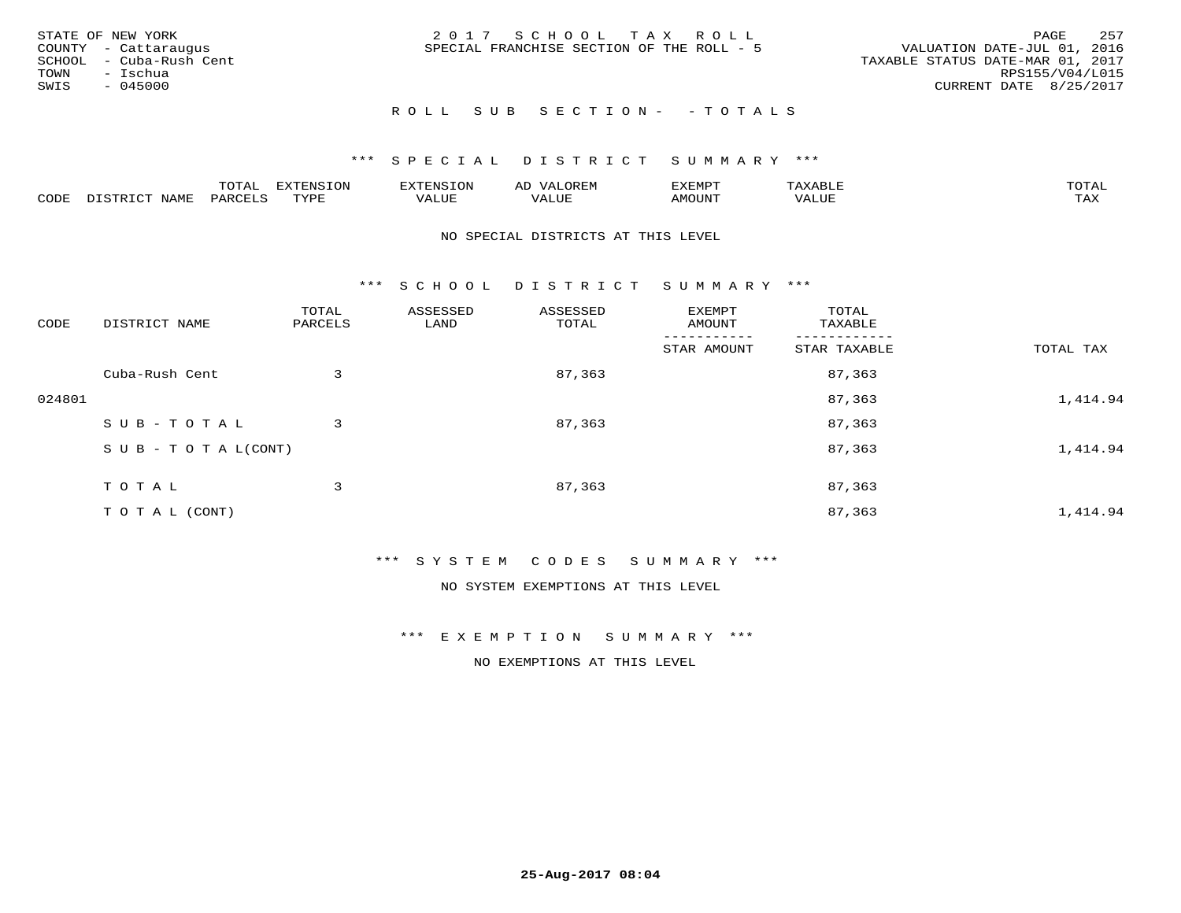STATE OF NEW YORK
COUNTY - Cattaraugus
SCHOOL - Cuba-Rush Cent
TOWN - Ischua
SWIS - 045000

2 0 1 7 S C H O O L T A X R O L L
SPECIAL FRANCHISE SECTION OF THE ROLL - 5

VALUATION DATE-JUL 01, 2016
TAXABLE STATUS DATE-MAR 01, 2017
RPS155/V04/L015
CURRENT DATE 8/25/2017

R O L L S U B S E C T I O N - - T O T A L S

\*\*\* S P E C I A L D I S T R I C T S U M M A R Y \*\*\*

| CODE | DISTRICT NAME | TOTAL PARCELS | EXTENSION TYPE | EXTENSION VALUE | AD VALOREM VALUE | EXEMPT AMOUNT | TAXABLE VALUE | TOTAL TAX |
|---|---|---|---|---|---|---|---|---|

NO SPECIAL DISTRICTS AT THIS LEVEL

\*\*\* S C H O O L D I S T R I C T S U M M A R Y \*\*\*

| CODE | DISTRICT NAME | TOTAL PARCELS | ASSESSED LAND | ASSESSED TOTAL | EXEMPT AMOUNT / STAR AMOUNT | TOTAL TAXABLE / STAR TAXABLE | TOTAL TAX |
|---|---|---|---|---|---|---|---|
| | Cuba-Rush Cent | 3 | | 87,363 | | 87,363 | |
| 024801 | | | | | | 87,363 | 1,414.94 |
| | S U B - T O T A L | 3 | | 87,363 | | 87,363 | |
| | S U B - T O T A L(CONT) | | | | | 87,363 | 1,414.94 |
| | T O T A L | 3 | | 87,363 | | 87,363 | |
| | T O T A L (CONT) | | | | | 87,363 | 1,414.94 |

\*\*\* S Y S T E M C O D E S S U M M A R Y \*\*\*

NO SYSTEM EXEMPTIONS AT THIS LEVEL

\*\*\* E X E M P T I O N S U M M A R Y \*\*\*

NO EXEMPTIONS AT THIS LEVEL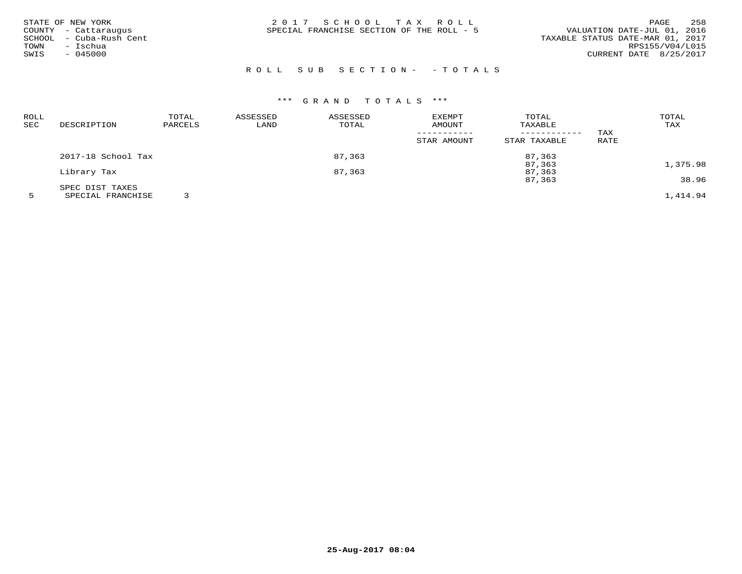STATE OF NEW YORK
COUNTY - Cattaraugus
SCHOOL - Cuba-Rush Cent
TOWN - Ischua
SWIS - 045000

2 0 1 7 S C H O O L T A X R O L L
SPECIAL FRANCHISE SECTION OF THE ROLL - 5

VALUATION DATE-JUL 01, 2016
TAXABLE STATUS DATE-MAR 01, 2017
RPS155/V04/L015
CURRENT DATE 8/25/2017

R O L L S U B S E C T I O N - - T O T A L S

\*\*\* G R A N D T O T A L S \*\*\*

| ROLL SEC | DESCRIPTION | TOTAL PARCELS | ASSESSED LAND | ASSESSED TOTAL | EXEMPT AMOUNT / STAR AMOUNT | TOTAL TAXABLE / STAR TAXABLE | TAX RATE | TOTAL TAX |
|---|---|---|---|---|---|---|---|---|
| | 2017-18 School Tax | | | 87,363 | | 87,363 | | |
| | | | | | | 87,363 | | 1,375.98 |
| | Library Tax | | | 87,363 | | 87,363 | | |
| | | | | | | 87,363 | | 38.96 |
| | SPEC DIST TAXES | | | | | | | |
| 5 | SPECIAL FRANCHISE | 3 | | | | | | 1,414.94 |

**25-Aug-2017 08:04**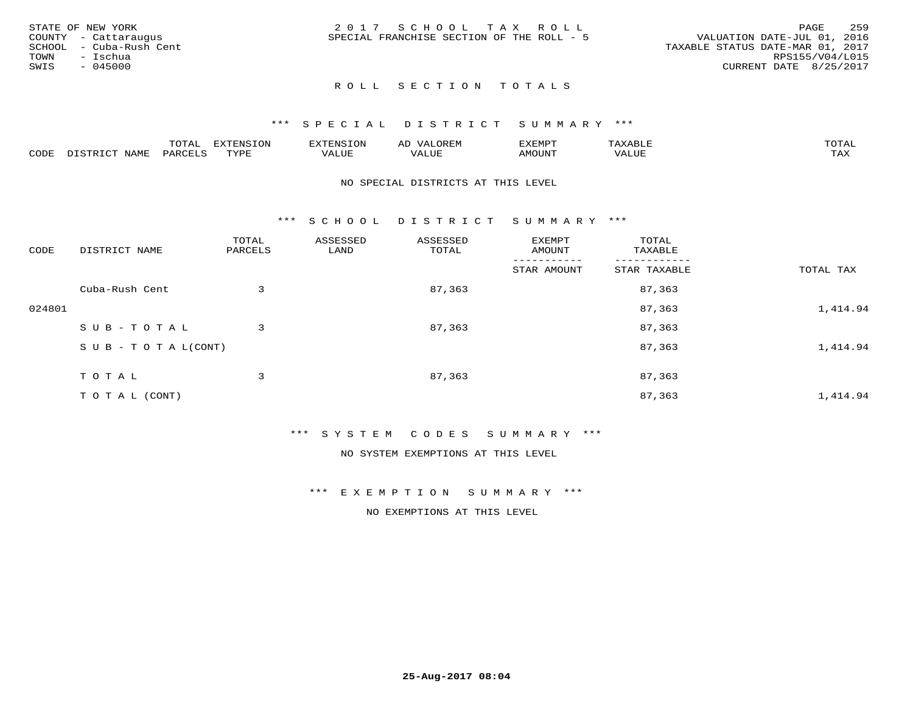STATE OF NEW YORK
COUNTY - Cattaraugus
SCHOOL - Cuba-Rush Cent
TOWN - Ischua
SWIS - 045000

2 0 1 7 S C H O O L T A X R O L L
SPECIAL FRANCHISE SECTION OF THE ROLL - 5

VALUATION DATE-JUL 01, 2016
TAXABLE STATUS DATE-MAR 01, 2017
RPS155/V04/L015
CURRENT DATE 8/25/2017

## R O L L S E C T I O N T O T A L S

### *** S P E C I A L D I S T R I C T S U M M A R Y ***

| CODE | DISTRICT NAME | TOTAL PARCELS | EXTENSION TYPE | EXTENSION VALUE | AD VALOREM VALUE | EXEMPT AMOUNT | TAXABLE VALUE | TOTAL TAX |
|---|---|---|---|---|---|---|---|---|

NO SPECIAL DISTRICTS AT THIS LEVEL

### *** S C H O O L D I S T R I C T S U M M A R Y ***

| CODE | DISTRICT NAME | TOTAL PARCELS | ASSESSED LAND | ASSESSED TOTAL | EXEMPT AMOUNT / STAR AMOUNT | TOTAL TAXABLE / STAR TAXABLE | TOTAL TAX |
|---|---|---|---|---|---|---|---|
| | Cuba-Rush Cent | 3 | | 87,363 | | 87,363 | |
| 024801 | | | | | | 87,363 | 1,414.94 |
| | S U B - T O T A L | 3 | | 87,363 | | 87,363 | |
| | S U B - T O T A L(CONT) | | | | | 87,363 | 1,414.94 |
| | T O T A L | 3 | | 87,363 | | 87,363 | |
| | T O T A L (CONT) | | | | | 87,363 | 1,414.94 |

### *** S Y S T E M C O D E S S U M M A R Y ***

NO SYSTEM EXEMPTIONS AT THIS LEVEL

### *** E X E M P T I O N S U M M A R Y ***

NO EXEMPTIONS AT THIS LEVEL

25-Aug-2017 08:04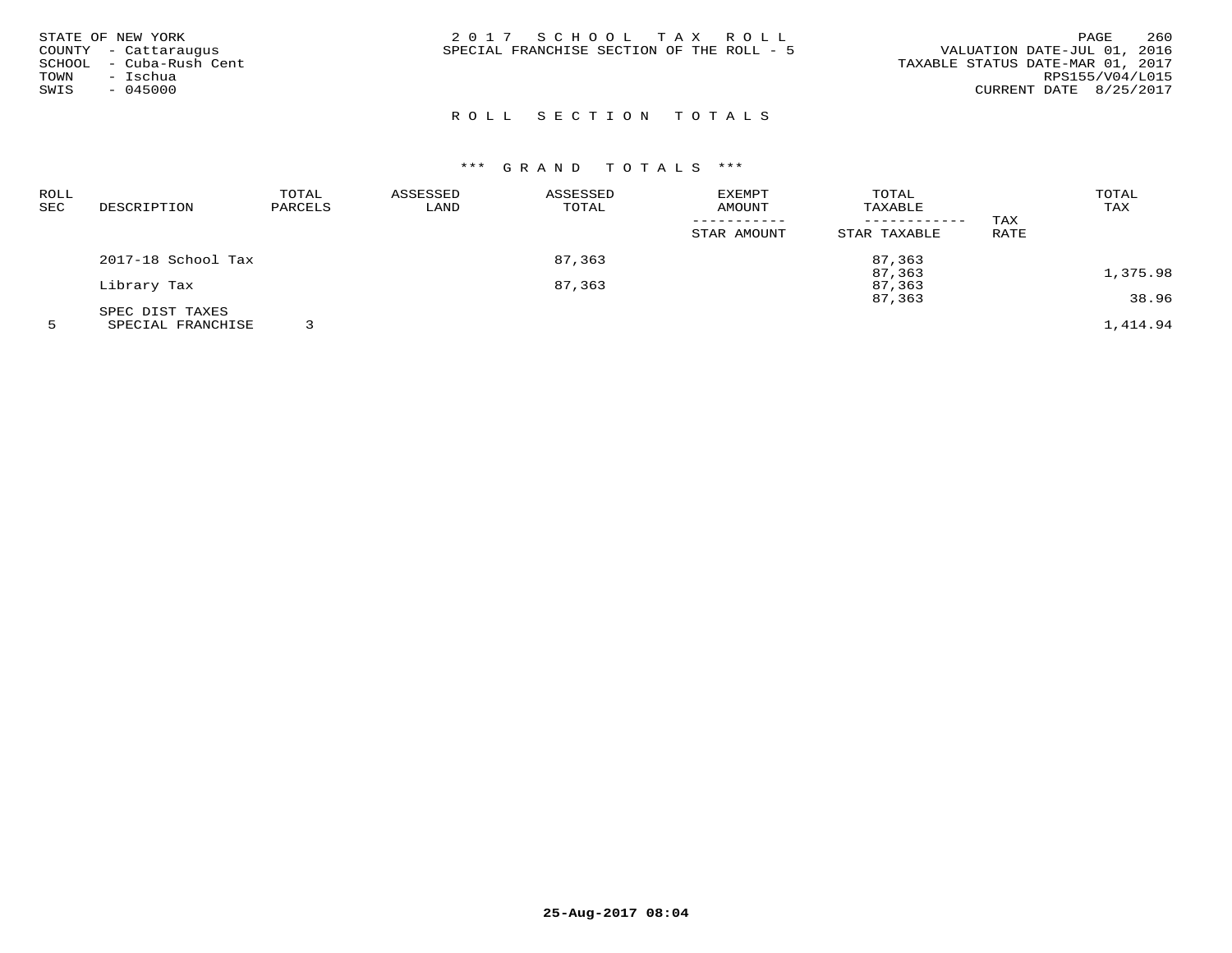STATE OF NEW YORK
COUNTY - Cattaraugus
SCHOOL - Cuba-Rush Cent
TOWN - Ischua
SWIS - 045000

# 2017 SCHOOL TAX ROLL
SPECIAL FRANCHISE SECTION OF THE ROLL - 5

VALUATION DATE-JUL 01, 2016
TAXABLE STATUS DATE-MAR 01, 2017
RPS155/V04/L015
CURRENT DATE 8/25/2017

## ROLL SECTION TOTALS

### *** GRAND TOTALS ***

| ROLL SEC | DESCRIPTION | TOTAL PARCELS | ASSESSED LAND | ASSESSED TOTAL | EXEMPT AMOUNT / STAR AMOUNT | TOTAL TAXABLE / STAR TAXABLE | TAX RATE | TOTAL TAX |
|---|---|---|---|---|---|---|---|---|
| | 2017-18 School Tax | | | 87,363 | | 87,363 | | |
| | | | | | | 87,363 | | 1,375.98 |
| | Library Tax | | | 87,363 | | 87,363 | | |
| | | | | | | 87,363 | | 38.96 |
| | SPEC DIST TAXES | | | | | | | |
| 5 | SPECIAL FRANCHISE | 3 | | | | | | 1,414.94 |

25-Aug-2017 08:04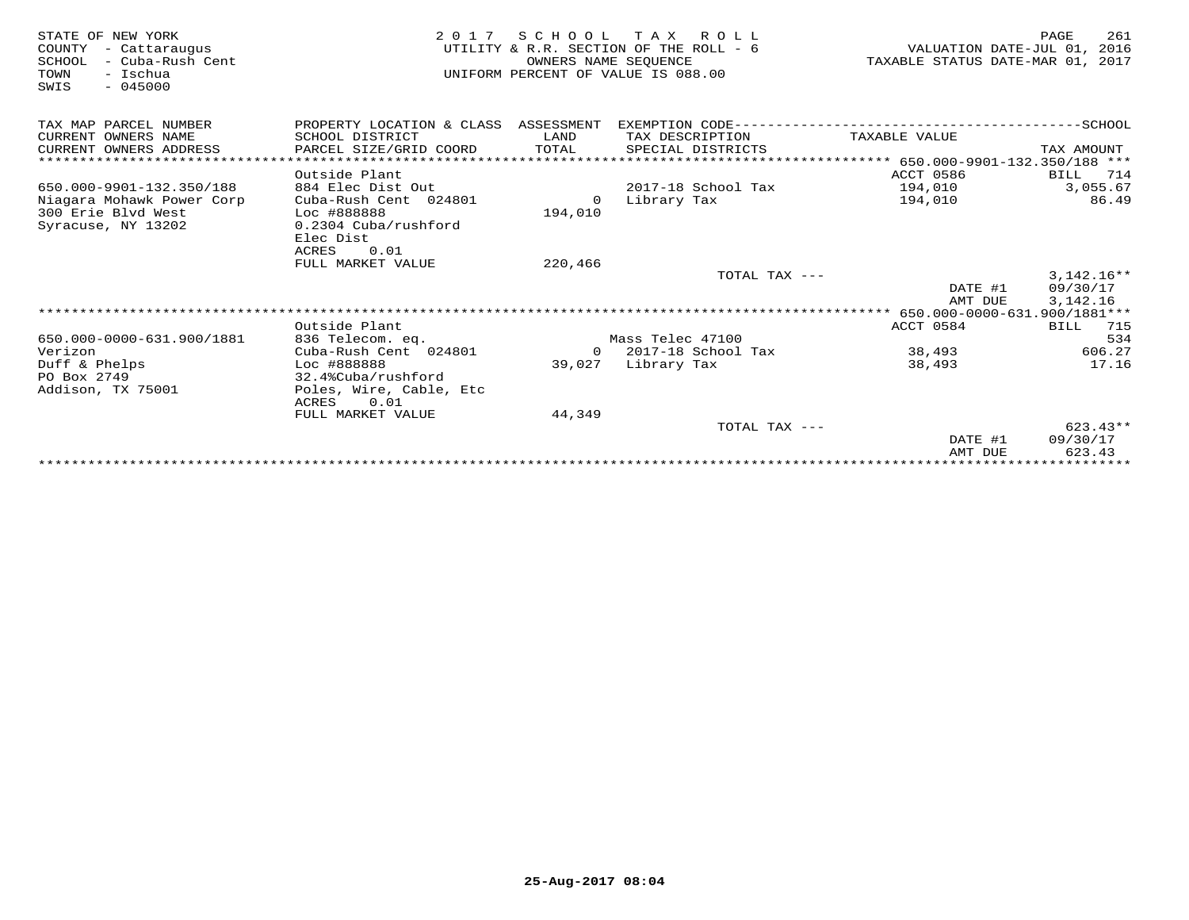STATE OF NEW YORK
COUNTY - Cattaraugus
SCHOOL - Cuba-Rush Cent
TOWN - Ischua
SWIS - 045000

# 2017 SCHOOL TAX ROLL
UTILITY & R.R. SECTION OF THE ROLL - 6
OWNERS NAME SEQUENCE
UNIFORM PERCENT OF VALUE IS 088.00

VALUATION DATE-JUL 01, 2016
TAXABLE STATUS DATE-MAR 01, 2017

| TAX MAP PARCEL NUMBER / CURRENT OWNERS NAME / CURRENT OWNERS ADDRESS | PROPERTY LOCATION & CLASS / SCHOOL DISTRICT / PARCEL SIZE/GRID COORD | ASSESSMENT LAND / TOTAL | EXEMPTION CODE / TAX DESCRIPTION / SPECIAL DISTRICTS | TAXABLE VALUE | SCHOOL TAX AMOUNT |
|---|---|---|---|---|---|
| 650.000-9901-132.350/188 | | | | | |
| | Outside Plant | | | ACCT 0586 | BILL 714 |
| 650.000-9901-132.350/188 | 884 Elec Dist Out | | 2017-18 School Tax | 194,010 | 3,055.67 |
| Niagara Mohawk Power Corp | Cuba-Rush Cent 024801 | 0 | Library Tax | 194,010 | 86.49 |
| 300 Erie Blvd West | Loc #888888 | 194,010 | | | |
| Syracuse, NY 13202 | 0.2304 Cuba/rushford | | | | |
| | Elec Dist | | | | |
| | ACRES 0.01 | | | | |
| | FULL MARKET VALUE | 220,466 | | | |
| | | | TOTAL TAX --- | | 3,142.16** |
| | | | | DATE #1 | 09/30/17 |
| | | | | AMT DUE | 3,142.16 |
| 650.000-0000-631.900/1881 | | | | | |
| | Outside Plant | | | ACCT 0584 | BILL 715 |
| 650.000-0000-631.900/1881 | 836 Telecom. eq. | | Mass Telec 47100 | | 534 |
| Verizon | Cuba-Rush Cent 024801 | 0 | 2017-18 School Tax | 38,493 | 606.27 |
| Duff & Phelps | Loc #888888 | 39,027 | Library Tax | 38,493 | 17.16 |
| PO Box 2749 | 32.4%Cuba/rushford | | | | |
| Addison, TX 75001 | Poles, Wire, Cable, Etc | | | | |
| | ACRES 0.01 | | | | |
| | FULL MARKET VALUE | 44,349 | | | |
| | | | TOTAL TAX --- | | 623.43** |
| | | | | DATE #1 | 09/30/17 |
| | | | | AMT DUE | 623.43 |

25-Aug-2017 08:04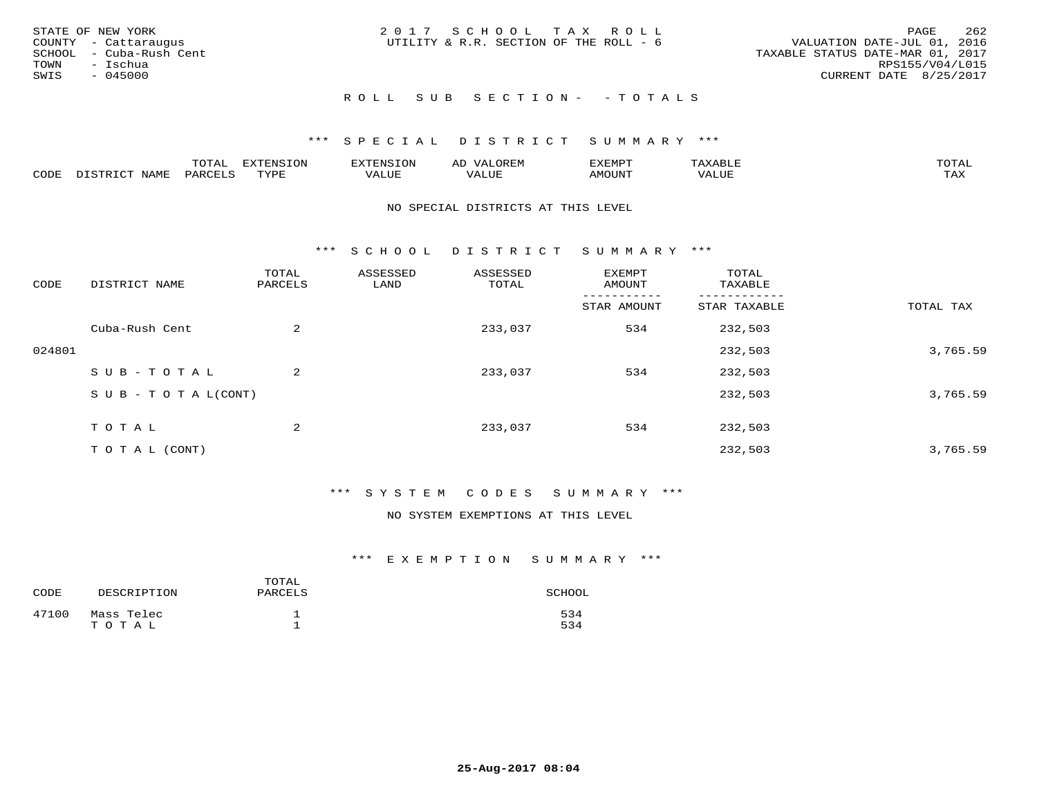STATE OF NEW YORK
COUNTY - Cattaraugus
SCHOOL - Cuba-Rush Cent
TOWN - Ischua
SWIS - 045000

2 0 1 7 S C H O O L T A X R O L L
UTILITY & R.R. SECTION OF THE ROLL - 6

VALUATION DATE-JUL 01, 2016
TAXABLE STATUS DATE-MAR 01, 2017
RPS155/V04/L015
CURRENT DATE 8/25/2017

R O L L S U B S E C T I O N - - T O T A L S

*** S P E C I A L D I S T R I C T S U M M A R Y ***

| CODE | DISTRICT NAME | TOTAL PARCELS | EXTENSION TYPE | EXTENSION VALUE | AD VALOREM VALUE | EXEMPT AMOUNT | TAXABLE VALUE | TOTAL TAX |
|---|---|---|---|---|---|---|---|---|

NO SPECIAL DISTRICTS AT THIS LEVEL

*** S C H O O L D I S T R I C T S U M M A R Y ***

| CODE | DISTRICT NAME | TOTAL PARCELS | ASSESSED LAND | ASSESSED TOTAL | EXEMPT AMOUNT / STAR AMOUNT | TOTAL TAXABLE / STAR TAXABLE | TOTAL TAX |
|---|---|---|---|---|---|---|---|
| | Cuba-Rush Cent | 2 | | 233,037 | 534 | 232,503 | |
| 024801 | | | | | | 232,503 | 3,765.59 |
| | S U B - T O T A L | 2 | | 233,037 | 534 | 232,503 | |
| | S U B - T O T A L(CONT) | | | | | 232,503 | 3,765.59 |
| | T O T A L | 2 | | 233,037 | 534 | 232,503 | |
| | T O T A L (CONT) | | | | | 232,503 | 3,765.59 |

*** S Y S T E M C O D E S S U M M A R Y ***

NO SYSTEM EXEMPTIONS AT THIS LEVEL

*** E X E M P T I O N S U M M A R Y ***

| CODE | DESCRIPTION | TOTAL PARCELS | SCHOOL |
|---|---|---|---|
| 47100 | Mass Telec | 1 | 534 |
| | T O T A L | 1 | 534 |

25-Aug-2017 08:04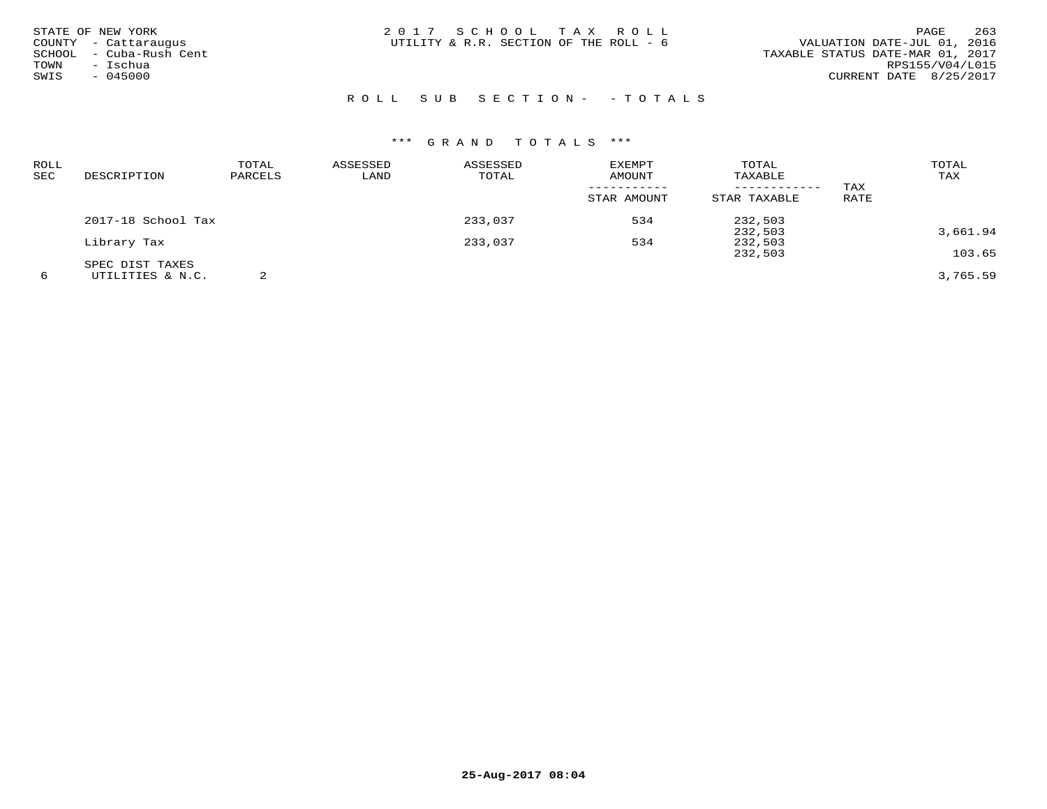STATE OF NEW YORK
COUNTY - Cattaraugus
SCHOOL - Cuba-Rush Cent
TOWN - Ischua
SWIS - 045000

2017 SCHOOL TAX ROLL
UTILITY & R.R. SECTION OF THE ROLL - 6

VALUATION DATE-JUL 01, 2016
TAXABLE STATUS DATE-MAR 01, 2017
RPS155/V04/L015
CURRENT DATE 8/25/2017

ROLL SUB SECTION- - TOTALS

*** GRAND TOTALS ***

| ROLL SEC | DESCRIPTION | TOTAL PARCELS | ASSESSED LAND | ASSESSED TOTAL | EXEMPT AMOUNT / STAR AMOUNT | TOTAL TAXABLE / STAR TAXABLE | TAX RATE | TOTAL TAX |
|---|---|---|---|---|---|---|---|---|
| | 2017-18 School Tax | | | 233,037 | 534 | 232,503 | | |
| | | | | | | 232,503 | | 3,661.94 |
| | Library Tax | | | 233,037 | 534 | 232,503 | | |
| | | | | | | 232,503 | | 103.65 |
| | SPEC DIST TAXES | | | | | | | |
| 6 | UTILITIES & N.C. | 2 | | | | | | 3,765.59 |

25-Aug-2017 08:04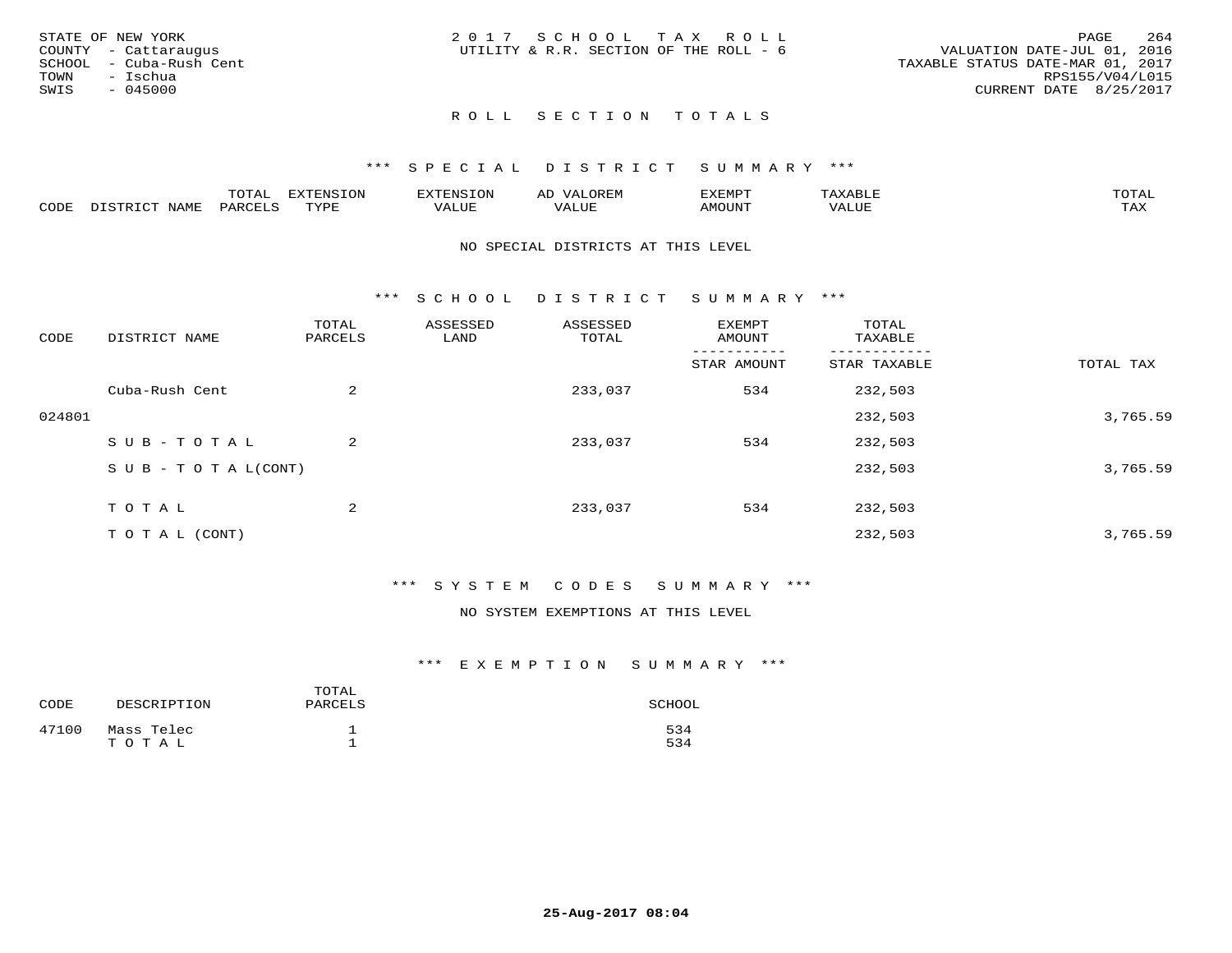STATE OF NEW YORK
COUNTY - Cattaraugus
SCHOOL - Cuba-Rush Cent
TOWN - Ischua
SWIS - 045000

2 0 1 7 S C H O O L T A X R O L L
UTILITY & R.R. SECTION OF THE ROLL - 6

VALUATION DATE-JUL 01, 2016
TAXABLE STATUS DATE-MAR 01, 2017
RPS155/V04/L015
CURRENT DATE 8/25/2017

## R O L L S E C T I O N T O T A L S

### *** S P E C I A L D I S T R I C T S U M M A R Y ***

| CODE | DISTRICT NAME | TOTAL PARCELS | EXTENSION TYPE | EXTENSION VALUE | AD VALOREM VALUE | EXEMPT AMOUNT | TAXABLE VALUE | TOTAL TAX |
|---|---|---|---|---|---|---|---|---|

NO SPECIAL DISTRICTS AT THIS LEVEL

### *** S C H O O L D I S T R I C T S U M M A R Y ***

| CODE | DISTRICT NAME | TOTAL PARCELS | ASSESSED LAND | ASSESSED TOTAL | EXEMPT AMOUNT / STAR AMOUNT | TOTAL TAXABLE / STAR TAXABLE | TOTAL TAX |
|---|---|---|---|---|---|---|---|
| | Cuba-Rush Cent | 2 | | 233,037 | 534 | 232,503 | |
| 024801 | | | | | | 232,503 | 3,765.59 |
| | S U B - T O T A L | 2 | | 233,037 | 534 | 232,503 | |
| | S U B - T O T A L(CONT) | | | | | 232,503 | 3,765.59 |
| | T O T A L | 2 | | 233,037 | 534 | 232,503 | |
| | T O T A L (CONT) | | | | | 232,503 | 3,765.59 |

### *** S Y S T E M C O D E S S U M M A R Y ***

NO SYSTEM EXEMPTIONS AT THIS LEVEL

### *** E X E M P T I O N S U M M A R Y ***

| CODE | DESCRIPTION | TOTAL PARCELS | SCHOOL |
|---|---|---|---|
| 47100 | Mass Telec | 1 | 534 |
| | T O T A L | 1 | 534 |

25-Aug-2017 08:04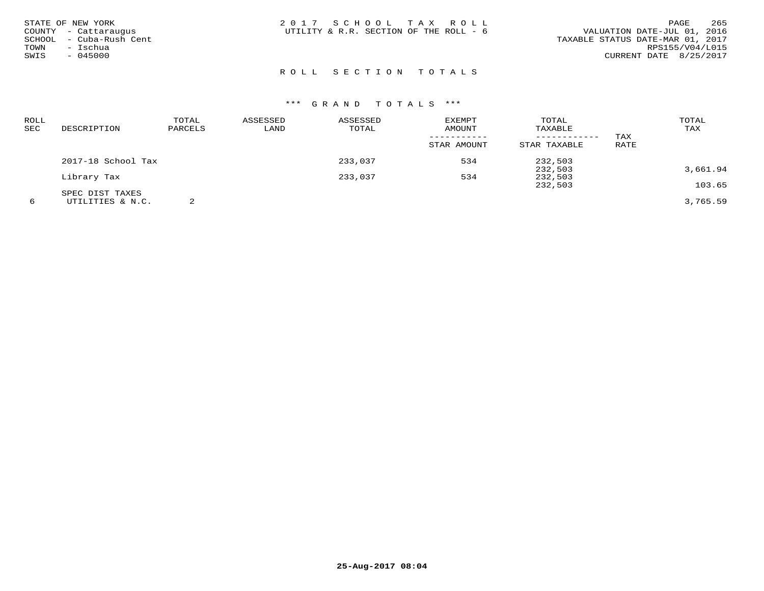STATE OF NEW YORK
COUNTY - Cattaraugus
SCHOOL - Cuba-Rush Cent
TOWN - Ischua
SWIS - 045000

2017 SCHOOL TAX ROLL
UTILITY & R.R. SECTION OF THE ROLL - 6

VALUATION DATE-JUL 01, 2016
TAXABLE STATUS DATE-MAR 01, 2017
RPS155/V04/L015
CURRENT DATE 8/25/2017

## ROLL SECTION TOTALS

### *** GRAND TOTALS ***

| ROLL SEC | DESCRIPTION | TOTAL PARCELS | ASSESSED LAND | ASSESSED TOTAL | EXEMPT AMOUNT / STAR AMOUNT | TOTAL TAXABLE / STAR TAXABLE | TAX RATE | TOTAL TAX |
|---|---|---|---|---|---|---|---|---|
| | 2017-18 School Tax | | | 233,037 | 534 | 232,503 | | |
| | | | | | | 232,503 | | 3,661.94 |
| | Library Tax | | | 233,037 | 534 | 232,503 | | |
| | | | | | | 232,503 | | 103.65 |
| | SPEC DIST TAXES | | | | | | | |
| 6 | UTILITIES & N.C. | 2 | | | | | | 3,765.59 |

25-Aug-2017 08:04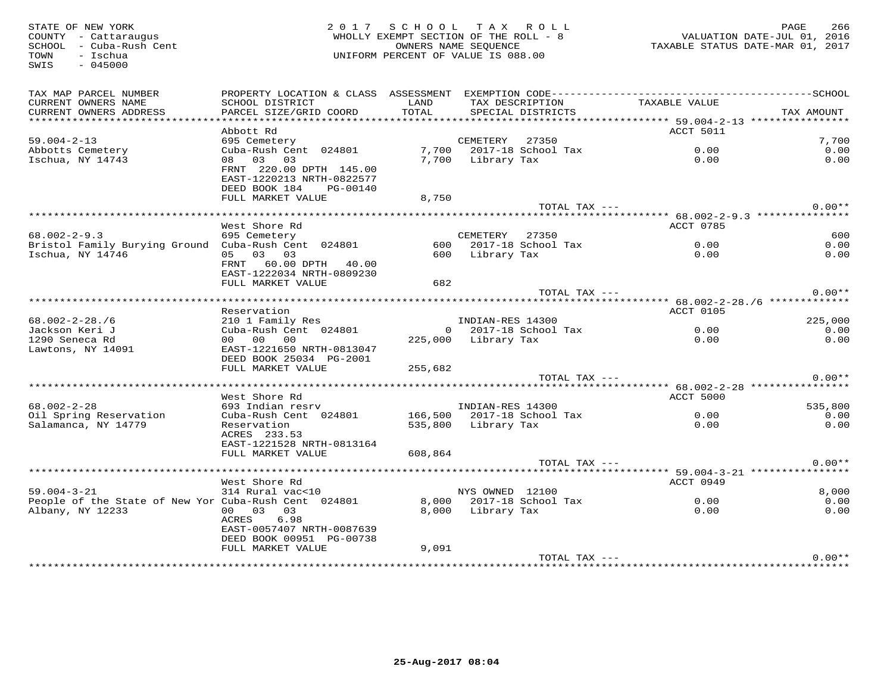STATE OF NEW YORK
COUNTY - Cattaraugus
SCHOOL - Cuba-Rush Cent
TOWN - Ischua
SWIS - 045000

2 0 1 7 S C H O O L T A X R O L L
WHOLLY EXEMPT SECTION OF THE ROLL - 8
OWNERS NAME SEQUENCE
UNIFORM PERCENT OF VALUE IS 088.00

VALUATION DATE-JUL 01, 2016
TAXABLE STATUS DATE-MAR 01, 2017

| TAX MAP PARCEL NUMBER / CURRENT OWNERS NAME / CURRENT OWNERS ADDRESS | PROPERTY LOCATION & CLASS / SCHOOL DISTRICT / PARCEL SIZE/GRID COORD | ASSESSMENT LAND / TOTAL | EXEMPTION CODE / TAX DESCRIPTION / SPECIAL DISTRICTS | TAXABLE VALUE | SCHOOL / TAX AMOUNT |
|---|---|---|---|---|---|
| **59.004-2-13** | Abbott Rd | | | ACCT 5011 | |
| 59.004-2-13 | 695 Cemetery | | CEMETERY 27350 | | 7,700 |
| Abbotts Cemetery | Cuba-Rush Cent 024801 | 7,700 | 2017-18 School Tax | 0.00 | 0.00 |
| Ischua, NY 14743 | 08 03 03 | 7,700 | Library Tax | 0.00 | 0.00 |
| | FRNT 220.00 DPTH 145.00 | | | | |
| | EAST-1220213 NRTH-0822577 | | | | |
| | DEED BOOK 184 PG-00140 | | | | |
| | FULL MARKET VALUE | 8,750 | | | |
| | | | TOTAL TAX --- | | 0.00** |
| **68.002-2-9.3** | West Shore Rd | | | ACCT 0785 | |
| 68.002-2-9.3 | 695 Cemetery | | CEMETERY 27350 | | 600 |
| Bristol Family Burying Ground | Cuba-Rush Cent 024801 | 600 | 2017-18 School Tax | 0.00 | 0.00 |
| Ischua, NY 14746 | 05 03 03 | 600 | Library Tax | 0.00 | 0.00 |
| | FRNT 60.00 DPTH 40.00 | | | | |
| | EAST-1222034 NRTH-0809230 | | | | |
| | FULL MARKET VALUE | 682 | | | |
| | | | TOTAL TAX --- | | 0.00** |
| **68.002-2-28./6** | Reservation | | | ACCT 0105 | |
| 68.002-2-28./6 | 210 1 Family Res | | INDIAN-RES 14300 | | 225,000 |
| Jackson Keri J | Cuba-Rush Cent 024801 | 0 | 2017-18 School Tax | 0.00 | 0.00 |
| 1290 Seneca Rd | 00 00 00 | 225,000 | Library Tax | 0.00 | 0.00 |
| Lawtons, NY 14091 | EAST-1221650 NRTH-0813047 | | | | |
| | DEED BOOK 25034 PG-2001 | | | | |
| | FULL MARKET VALUE | 255,682 | | | |
| | | | TOTAL TAX --- | | 0.00** |
| **68.002-2-28** | West Shore Rd | | | ACCT 5000 | |
| 68.002-2-28 | 693 Indian resrv | | INDIAN-RES 14300 | | 535,800 |
| Oil Spring Reservation | Cuba-Rush Cent 024801 | 166,500 | 2017-18 School Tax | 0.00 | 0.00 |
| Salamanca, NY 14779 | Reservation | 535,800 | Library Tax | 0.00 | 0.00 |
| | ACRES 233.53 | | | | |
| | EAST-1221528 NRTH-0813164 | | | | |
| | FULL MARKET VALUE | 608,864 | | | |
| | | | TOTAL TAX --- | | 0.00** |
| **59.004-3-21** | West Shore Rd | | | ACCT 0949 | |
| 59.004-3-21 | 314 Rural vac<10 | | NYS OWNED 12100 | | 8,000 |
| People of the State of New Yor | Cuba-Rush Cent 024801 | 8,000 | 2017-18 School Tax | 0.00 | 0.00 |
| Albany, NY 12233 | 00 03 03 | 8,000 | Library Tax | 0.00 | 0.00 |
| | ACRES 6.98 | | | | |
| | EAST-0057407 NRTH-0087639 | | | | |
| | DEED BOOK 00951 PG-00738 | | | | |
| | FULL MARKET VALUE | 9,091 | | | |
| | | | TOTAL TAX --- | | 0.00** |

25-Aug-2017 08:04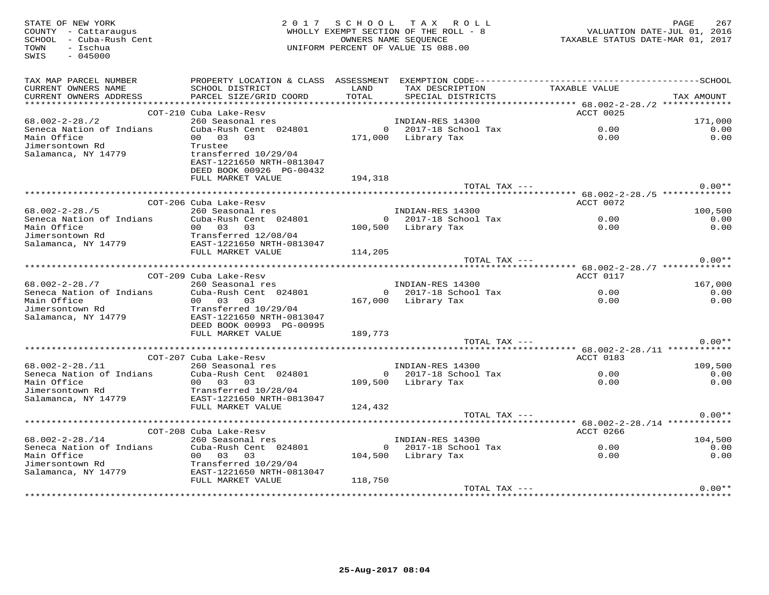STATE OF NEW YORK
COUNTY - Cattaraugus
SCHOOL - Cuba-Rush Cent
TOWN - Ischua
SWIS - 045000

2017 SCHOOL TAX ROLL
WHOLLY EXEMPT SECTION OF THE ROLL - 8
OWNERS NAME SEQUENCE
UNIFORM PERCENT OF VALUE IS 088.00

VALUATION DATE-JUL 01, 2016
TAXABLE STATUS DATE-MAR 01, 2017

| TAX MAP PARCEL NUMBER / CURRENT OWNERS NAME / CURRENT OWNERS ADDRESS | PROPERTY LOCATION & CLASS / SCHOOL DISTRICT / PARCEL SIZE/GRID COORD | ASSESSMENT LAND / TOTAL | EXEMPTION CODE / TAX DESCRIPTION / SPECIAL DISTRICTS | TAXABLE VALUE | TAX AMOUNT |
|---|---|---|---|---|---|
| 68.002-2-28./2 | COT-210 Cuba Lake-Resv | | | ACCT 0025 | |
| 68.002-2-28./2 | 260 Seasonal res | | INDIAN-RES 14300 | | 171,000 |
| Seneca Nation of Indians | Cuba-Rush Cent 024801 | 0 | 2017-18 School Tax | 0.00 | 0.00 |
| Main Office | 00 03 03 | 171,000 | Library Tax | 0.00 | 0.00 |
| Jimersontown Rd | Trustee | | | | |
| Salamanca, NY 14779 | transferred 10/29/04 | | | | |
| | EAST-1221650 NRTH-0813047 | | | | |
| | DEED BOOK 00926 PG-00432 | | | | |
| | FULL MARKET VALUE | 194,318 | | | |
| | | | TOTAL TAX --- | | 0.00** |
| 68.002-2-28./5 | COT-206 Cuba Lake-Resv | | | ACCT 0072 | |
| 68.002-2-28./5 | 260 Seasonal res | | INDIAN-RES 14300 | | 100,500 |
| Seneca Nation of Indians | Cuba-Rush Cent 024801 | 0 | 2017-18 School Tax | 0.00 | 0.00 |
| Main Office | 00 03 03 | 100,500 | Library Tax | 0.00 | 0.00 |
| Jimersontown Rd | Transferred 12/08/04 | | | | |
| Salamanca, NY 14779 | EAST-1221650 NRTH-0813047 | | | | |
| | FULL MARKET VALUE | 114,205 | | | |
| | | | TOTAL TAX --- | | 0.00** |
| 68.002-2-28./7 | COT-209 Cuba Lake-Resv | | | ACCT 0117 | |
| 68.002-2-28./7 | 260 Seasonal res | | INDIAN-RES 14300 | | 167,000 |
| Seneca Nation of Indians | Cuba-Rush Cent 024801 | 0 | 2017-18 School Tax | 0.00 | 0.00 |
| Main Office | 00 03 03 | 167,000 | Library Tax | 0.00 | 0.00 |
| Jimersontown Rd | Transferred 10/29/04 | | | | |
| Salamanca, NY 14779 | EAST-1221650 NRTH-0813047 | | | | |
| | DEED BOOK 00993 PG-00995 | | | | |
| | FULL MARKET VALUE | 189,773 | | | |
| | | | TOTAL TAX --- | | 0.00** |
| 68.002-2-28./11 | COT-207 Cuba Lake-Resv | | | ACCT 0183 | |
| 68.002-2-28./11 | 260 Seasonal res | | INDIAN-RES 14300 | | 109,500 |
| Seneca Nation of Indians | Cuba-Rush Cent 024801 | 0 | 2017-18 School Tax | 0.00 | 0.00 |
| Main Office | 00 03 03 | 109,500 | Library Tax | 0.00 | 0.00 |
| Jimersontown Rd | Transferred 10/28/04 | | | | |
| Salamanca, NY 14779 | EAST-1221650 NRTH-0813047 | | | | |
| | FULL MARKET VALUE | 124,432 | | | |
| | | | TOTAL TAX --- | | 0.00** |
| 68.002-2-28./14 | COT-208 Cuba Lake-Resv | | | ACCT 0266 | |
| 68.002-2-28./14 | 260 Seasonal res | | INDIAN-RES 14300 | | 104,500 |
| Seneca Nation of Indians | Cuba-Rush Cent 024801 | 0 | 2017-18 School Tax | 0.00 | 0.00 |
| Main Office | 00 03 03 | 104,500 | Library Tax | 0.00 | 0.00 |
| Jimersontown Rd | Transferred 10/29/04 | | | | |
| Salamanca, NY 14779 | EAST-1221650 NRTH-0813047 | | | | |
| | FULL MARKET VALUE | 118,750 | | | |
| | | | TOTAL TAX --- | | 0.00** |

25-Aug-2017 08:04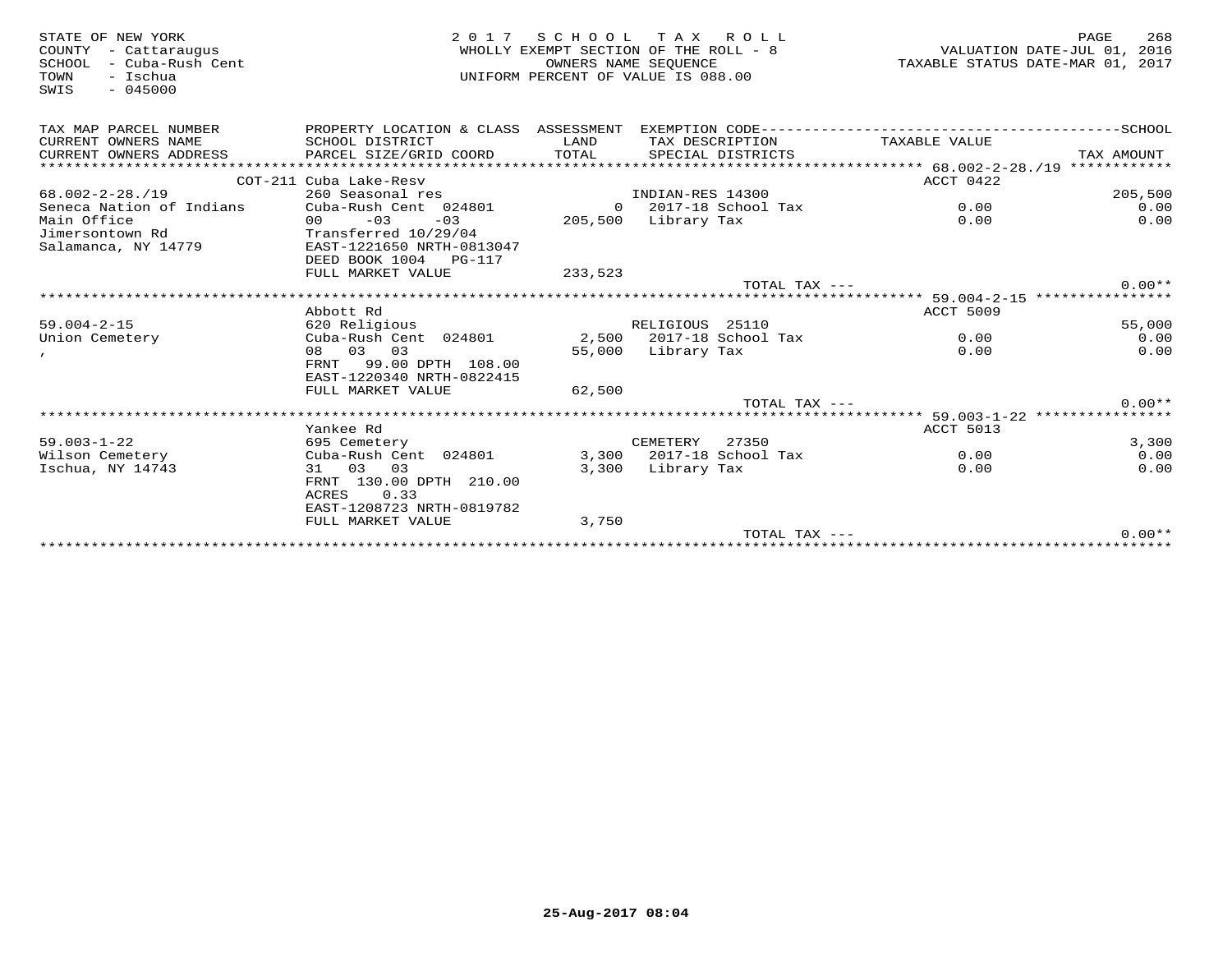STATE OF NEW YORK
COUNTY - Cattaraugus
SCHOOL - Cuba-Rush Cent
TOWN - Ischua
SWIS - 045000

2 0 1 7 S C H O O L T A X R O L L
WHOLLY EXEMPT SECTION OF THE ROLL - 8
OWNERS NAME SEQUENCE
UNIFORM PERCENT OF VALUE IS 088.00

VALUATION DATE-JUL 01, 2016
TAXABLE STATUS DATE-MAR 01, 2017

| TAX MAP PARCEL NUMBER / CURRENT OWNERS NAME / CURRENT OWNERS ADDRESS | PROPERTY LOCATION & CLASS / SCHOOL DISTRICT / PARCEL SIZE/GRID COORD | ASSESSMENT LAND / TOTAL | EXEMPTION CODE / TAX DESCRIPTION / SPECIAL DISTRICTS | TAXABLE VALUE | SCHOOL / TAX AMOUNT |
|---|---|---|---|---|---|
| | COT-211 Cuba Lake-Resv | | | ACCT 0422 | |
| 68.002-2-28./19 | 260 Seasonal res | | INDIAN-RES 14300 | | 205,500 |
| Seneca Nation of Indians | Cuba-Rush Cent 024801 | 0 | 2017-18 School Tax | 0.00 | 0.00 |
| Main Office | 00 -03 -03 | 205,500 | Library Tax | 0.00 | 0.00 |
| Jimersontown Rd | Transferred 10/29/04 | | | | |
| Salamanca, NY 14779 | EAST-1221650 NRTH-0813047 | | | | |
| | DEED BOOK 1004 PG-117 | | | | |
| | FULL MARKET VALUE | 233,523 | | | |
| | | | TOTAL TAX --- | | 0.00** |
| | Abbott Rd | | | ACCT 5009 | |
| 59.004-2-15 | 620 Religious | | RELIGIOUS 25110 | | 55,000 |
| Union Cemetery | Cuba-Rush Cent 024801 | 2,500 | 2017-18 School Tax | 0.00 | 0.00 |
| , | 08 03 03 | 55,000 | Library Tax | 0.00 | 0.00 |
| | FRNT 99.00 DPTH 108.00 | | | | |
| | EAST-1220340 NRTH-0822415 | | | | |
| | FULL MARKET VALUE | 62,500 | | | |
| | | | TOTAL TAX --- | | 0.00** |
| | Yankee Rd | | | ACCT 5013 | |
| 59.003-1-22 | 695 Cemetery | | CEMETERY 27350 | | 3,300 |
| Wilson Cemetery | Cuba-Rush Cent 024801 | 3,300 | 2017-18 School Tax | 0.00 | 0.00 |
| Ischua, NY 14743 | 31 03 03 | 3,300 | Library Tax | 0.00 | 0.00 |
| | FRNT 130.00 DPTH 210.00 | | | | |
| | ACRES 0.33 | | | | |
| | EAST-1208723 NRTH-0819782 | | | | |
| | FULL MARKET VALUE | 3,750 | | | |
| | | | TOTAL TAX --- | | 0.00** |

25-Aug-2017 08:04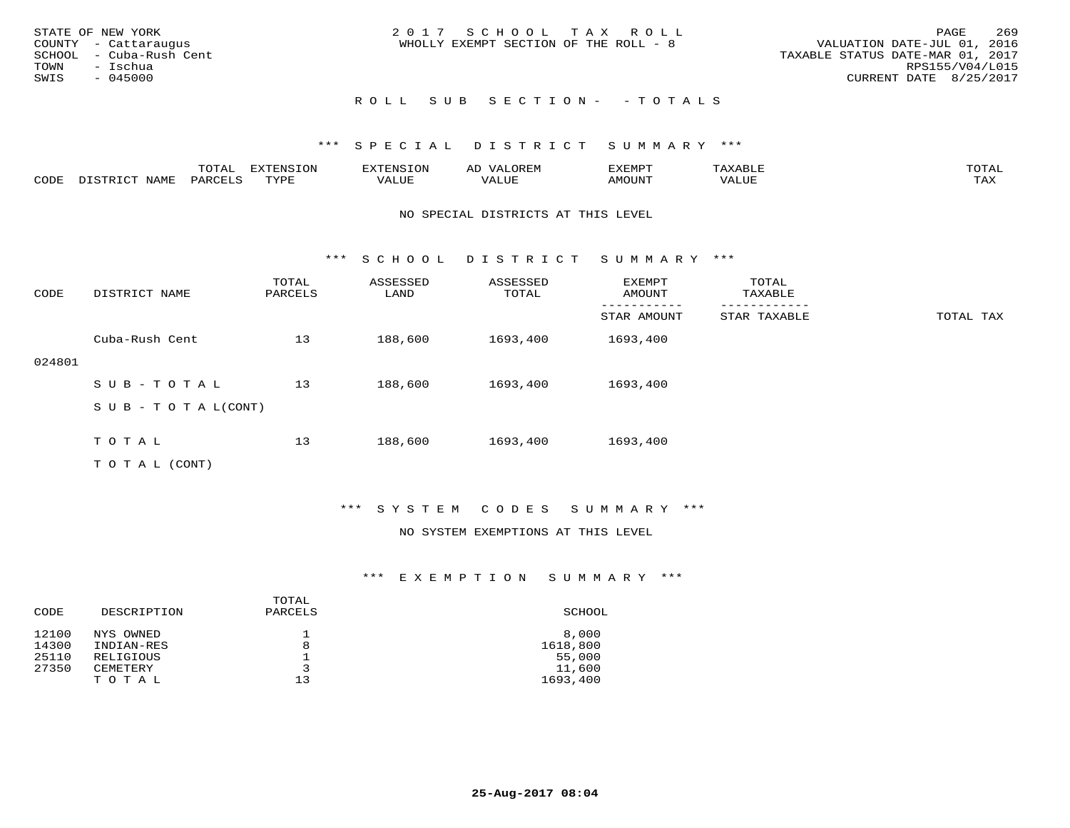STATE OF NEW YORK
COUNTY - Cattaraugus
SCHOOL - Cuba-Rush Cent
TOWN - Ischua
SWIS - 045000

2 0 1 7 S C H O O L T A X R O L L
WHOLLY EXEMPT SECTION OF THE ROLL - 8

VALUATION DATE-JUL 01, 2016
TAXABLE STATUS DATE-MAR 01, 2017
RPS155/V04/L015
CURRENT DATE 8/25/2017

R O L L S U B S E C T I O N - - T O T A L S

## *** S P E C I A L D I S T R I C T S U M M A R Y ***

| CODE | DISTRICT NAME | TOTAL PARCELS | EXTENSION TYPE | EXTENSION VALUE | AD VALOREM VALUE | EXEMPT AMOUNT | TAXABLE VALUE | TOTAL TAX |
|---|---|---|---|---|---|---|---|---|

NO SPECIAL DISTRICTS AT THIS LEVEL

## *** S C H O O L D I S T R I C T S U M M A R Y ***

| CODE | DISTRICT NAME | TOTAL PARCELS | ASSESSED LAND | ASSESSED TOTAL | EXEMPT AMOUNT / STAR AMOUNT | TOTAL TAXABLE / STAR TAXABLE | TOTAL TAX |
|---|---|---|---|---|---|---|---|
| 024801 | Cuba-Rush Cent | 13 | 188,600 | 1693,400 | 1693,400 | | |
| | S U B - T O T A L | 13 | 188,600 | 1693,400 | 1693,400 | | |
| | S U B - T O T A L(CONT) | | | | | | |
| | T O T A L | 13 | 188,600 | 1693,400 | 1693,400 | | |
| | T O T A L (CONT) | | | | | | |

## *** S Y S T E M C O D E S S U M M A R Y ***

NO SYSTEM EXEMPTIONS AT THIS LEVEL

## *** E X E M P T I O N S U M M A R Y ***

| CODE | DESCRIPTION | TOTAL PARCELS | SCHOOL |
|---|---|---|---|
| 12100 | NYS OWNED | 1 | 8,000 |
| 14300 | INDIAN-RES | 8 | 1618,800 |
| 25110 | RELIGIOUS | 1 | 55,000 |
| 27350 | CEMETERY | 3 | 11,600 |
| | T O T A L | 13 | 1693,400 |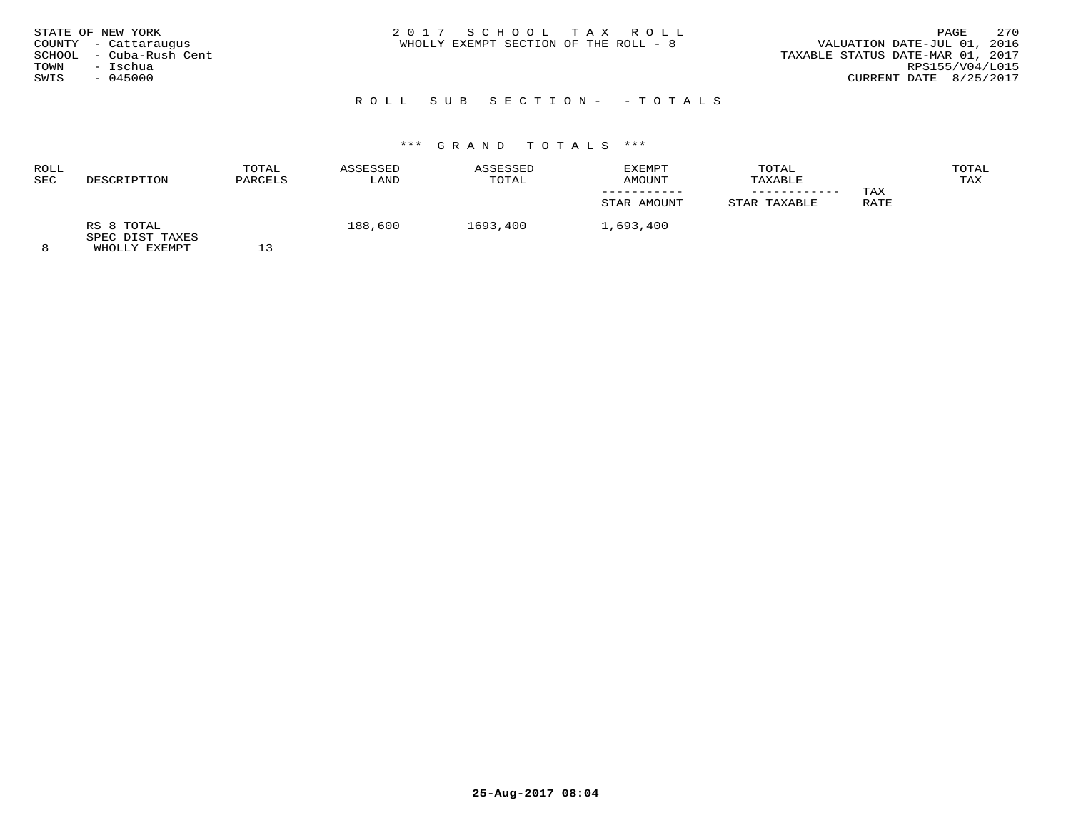STATE OF NEW YORK
COUNTY - Cattaraugus
SCHOOL - Cuba-Rush Cent
TOWN - Ischua
SWIS - 045000

2 0 1 7 S C H O O L T A X R O L L
WHOLLY EXEMPT SECTION OF THE ROLL - 8

VALUATION DATE-JUL 01, 2016
TAXABLE STATUS DATE-MAR 01, 2017
RPS155/V04/L015
CURRENT DATE 8/25/2017

R O L L S U B S E C T I O N - - T O T A L S

*** G R A N D T O T A L S ***

| ROLL SEC | DESCRIPTION | TOTAL PARCELS | ASSESSED LAND | ASSESSED TOTAL | EXEMPT AMOUNT / STAR AMOUNT | TOTAL TAXABLE / STAR TAXABLE | TAX RATE | TOTAL TAX |
|---|---|---|---|---|---|---|---|---|
| 8 | RS 8 TOTAL SPEC DIST TAXES WHOLLY EXEMPT | 13 | 188,600 | 1693,400 | 1,693,400 | | | |

25-Aug-2017 08:04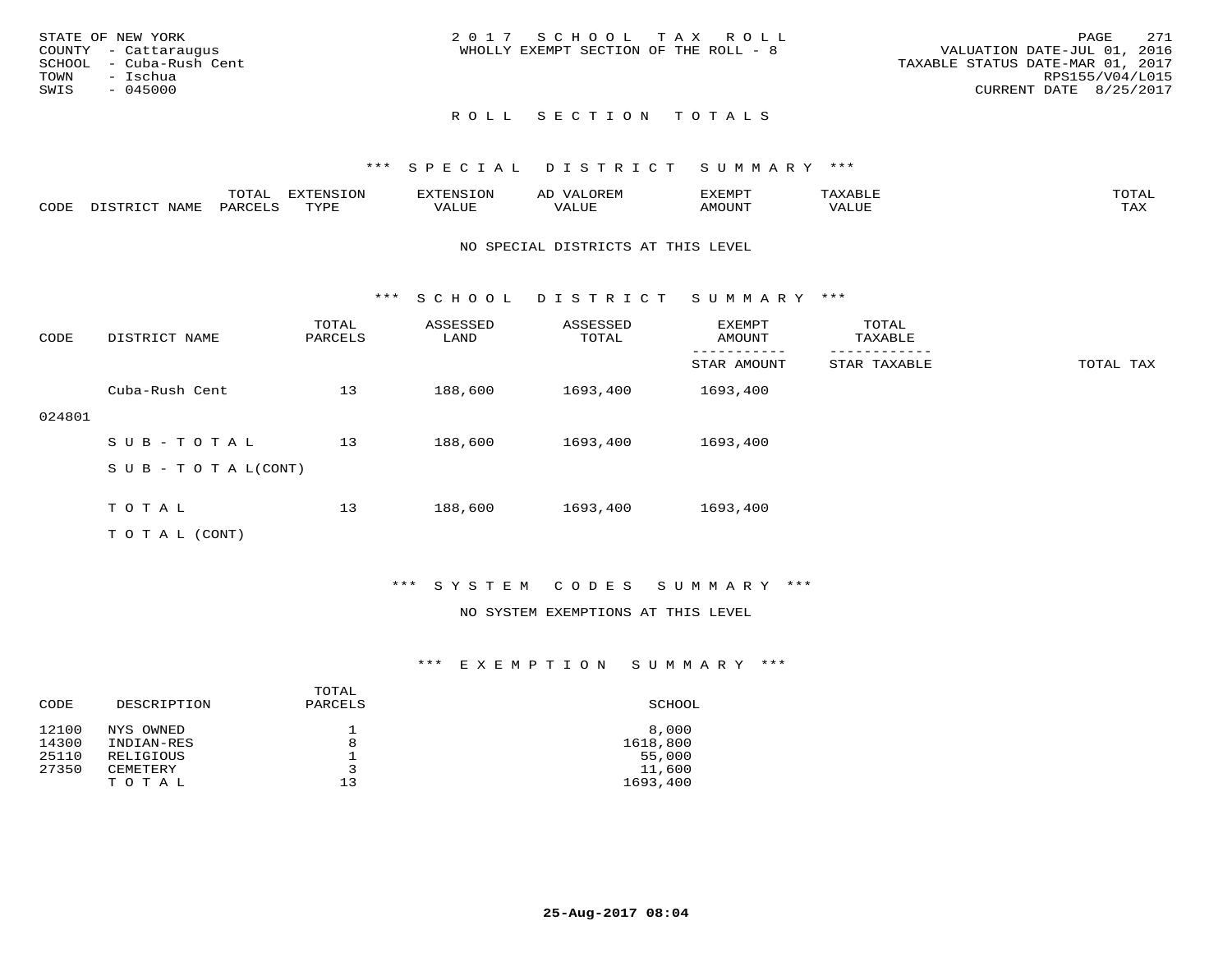STATE OF NEW YORK
COUNTY - Cattaraugus
SCHOOL - Cuba-Rush Cent
TOWN - Ischua
SWIS - 045000

2017 SCHOOL TAX ROLL
WHOLLY EXEMPT SECTION OF THE ROLL - 8

VALUATION DATE-JUL 01, 2016
TAXABLE STATUS DATE-MAR 01, 2017
RPS155/V04/L015
CURRENT DATE 8/25/2017

## ROLL SECTION TOTALS

### *** SPECIAL DISTRICT SUMMARY ***

| CODE | DISTRICT NAME | TOTAL PARCELS | EXTENSION TYPE | EXTENSION VALUE | AD VALOREM VALUE | EXEMPT AMOUNT | TAXABLE VALUE | TOTAL TAX |
|---|---|---|---|---|---|---|---|---|

NO SPECIAL DISTRICTS AT THIS LEVEL

### *** SCHOOL DISTRICT SUMMARY ***

| CODE | DISTRICT NAME | TOTAL PARCELS | ASSESSED LAND | ASSESSED TOTAL | EXEMPT AMOUNT / STAR AMOUNT | TOTAL TAXABLE / STAR TAXABLE | TOTAL TAX |
|---|---|---|---|---|---|---|---|
| 024801 | Cuba-Rush Cent | 13 | 188,600 | 1693,400 | 1693,400 | | |
| | SUB-TOTAL | 13 | 188,600 | 1693,400 | 1693,400 | | |
| | SUB-TOTAL(CONT) | | | | | | |
| | TOTAL | 13 | 188,600 | 1693,400 | 1693,400 | | |
| | TOTAL (CONT) | | | | | | |

### *** SYSTEM CODES SUMMARY ***

NO SYSTEM EXEMPTIONS AT THIS LEVEL

### *** EXEMPTION SUMMARY ***

| CODE | DESCRIPTION | TOTAL PARCELS | SCHOOL |
|---|---|---|---|
| 12100 | NYS OWNED | 1 | 8,000 |
| 14300 | INDIAN-RES | 8 | 1618,800 |
| 25110 | RELIGIOUS | 1 | 55,000 |
| 27350 | CEMETERY | 3 | 11,600 |
| | TOTAL | 13 | 1693,400 |

25-Aug-2017 08:04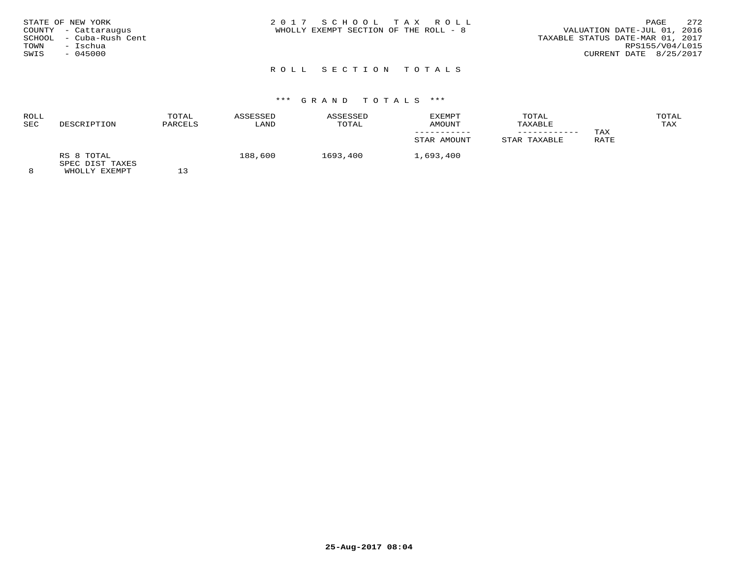STATE OF NEW YORK
COUNTY - Cattaraugus
SCHOOL - Cuba-Rush Cent
TOWN - Ischua
SWIS - 045000

2 0 1 7 S C H O O L T A X R O L L
WHOLLY EXEMPT SECTION OF THE ROLL - 8

VALUATION DATE-JUL 01, 2016
TAXABLE STATUS DATE-MAR 01, 2017
RPS155/V04/L015
CURRENT DATE 8/25/2017

## R O L L S E C T I O N T O T A L S

### *** G R A N D T O T A L S ***

| ROLL SEC | DESCRIPTION | TOTAL PARCELS | ASSESSED LAND | ASSESSED TOTAL | EXEMPT AMOUNT / STAR AMOUNT | TOTAL TAXABLE / STAR TAXABLE | TAX RATE | TOTAL TAX |
|---|---|---|---|---|---|---|---|---|
| | RS 8 TOTAL | | 188,600 | 1693,400 | 1,693,400 | | | |
| | SPEC DIST TAXES | | | | | | | |
| 8 | WHOLLY EXEMPT | 13 | | | | | | |

25-Aug-2017 08:04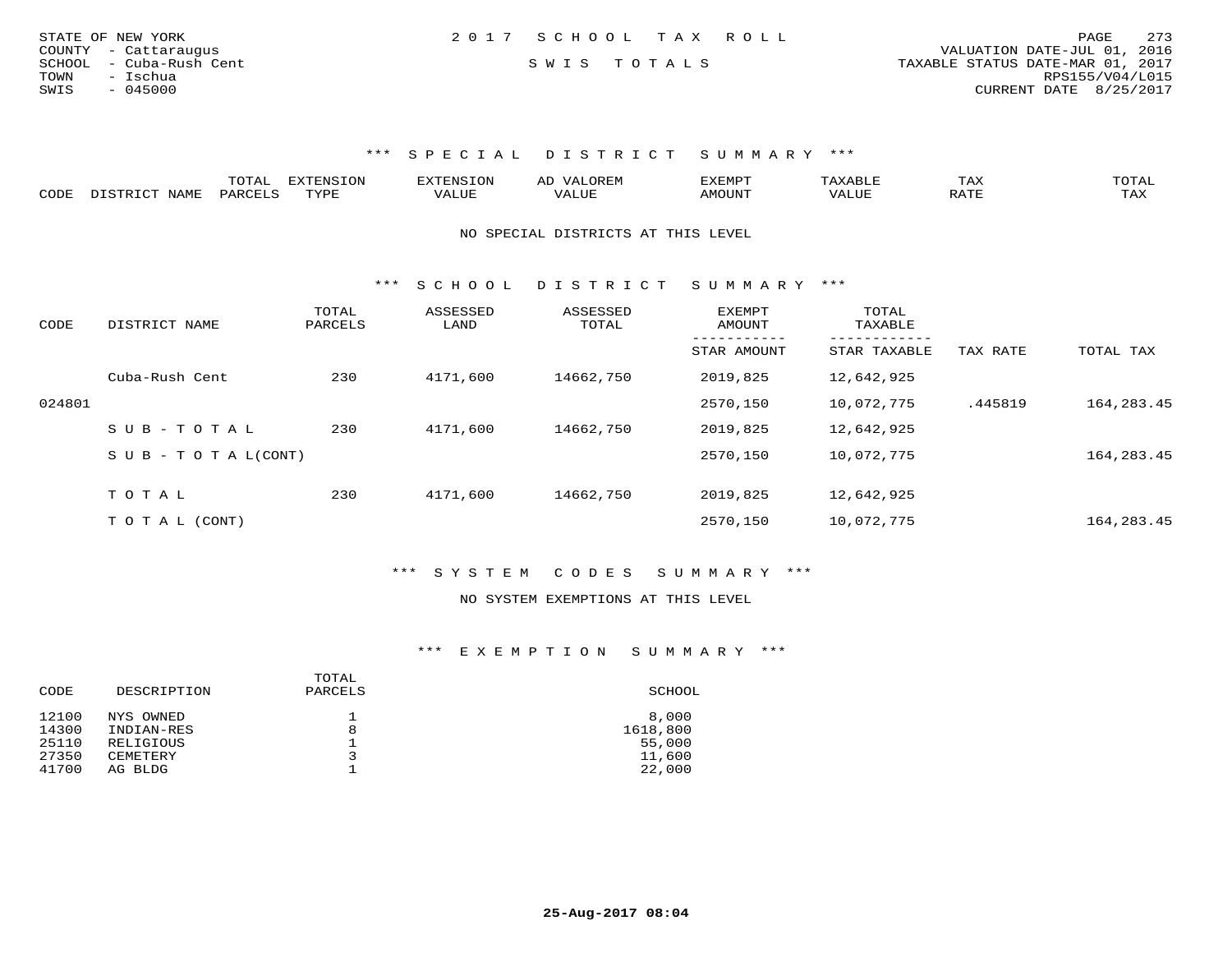STATE OF NEW YORK
COUNTY - Cattaraugus
SCHOOL - Cuba-Rush Cent
TOWN - Ischua
SWIS - 045000

2017 SCHOOL TAX ROLL

SWIS TOTALS

VALUATION DATE-JUL 01, 2016
TAXABLE STATUS DATE-MAR 01, 2017
RPS155/V04/L015
CURRENT DATE 8/25/2017

### *** SPECIAL DISTRICT SUMMARY ***

| CODE | DISTRICT NAME | TOTAL PARCELS | EXTENSION TYPE | EXTENSION VALUE | AD VALOREM VALUE | EXEMPT AMOUNT | TAXABLE VALUE | TAX RATE | TOTAL TAX |
|---|---|---|---|---|---|---|---|---|---|

NO SPECIAL DISTRICTS AT THIS LEVEL

### *** SCHOOL DISTRICT SUMMARY ***

| CODE | DISTRICT NAME | TOTAL PARCELS | ASSESSED LAND | ASSESSED TOTAL | EXEMPT AMOUNT / STAR AMOUNT | TOTAL TAXABLE / STAR TAXABLE | TAX RATE | TOTAL TAX |
|---|---|---|---|---|---|---|---|---|
| | Cuba-Rush Cent | 230 | 4171,600 | 14662,750 | 2019,825 | 12,642,925 | | |
| 024801 | | | | | 2570,150 | 10,072,775 | .445819 | 164,283.45 |
| | SUB-TOTAL | 230 | 4171,600 | 14662,750 | 2019,825 | 12,642,925 | | |
| | SUB-TOTAL(CONT) | | | | 2570,150 | 10,072,775 | | 164,283.45 |
| | TOTAL | 230 | 4171,600 | 14662,750 | 2019,825 | 12,642,925 | | |
| | TOTAL (CONT) | | | | 2570,150 | 10,072,775 | | 164,283.45 |

### *** SYSTEM CODES SUMMARY ***

NO SYSTEM EXEMPTIONS AT THIS LEVEL

### *** EXEMPTION SUMMARY ***

| CODE | DESCRIPTION | TOTAL PARCELS | SCHOOL |
|---|---|---|---|
| 12100 | NYS OWNED | 1 | 8,000 |
| 14300 | INDIAN-RES | 8 | 1618,800 |
| 25110 | RELIGIOUS | 1 | 55,000 |
| 27350 | CEMETERY | 3 | 11,600 |
| 41700 | AG BLDG | 1 | 22,000 |

25-Aug-2017 08:04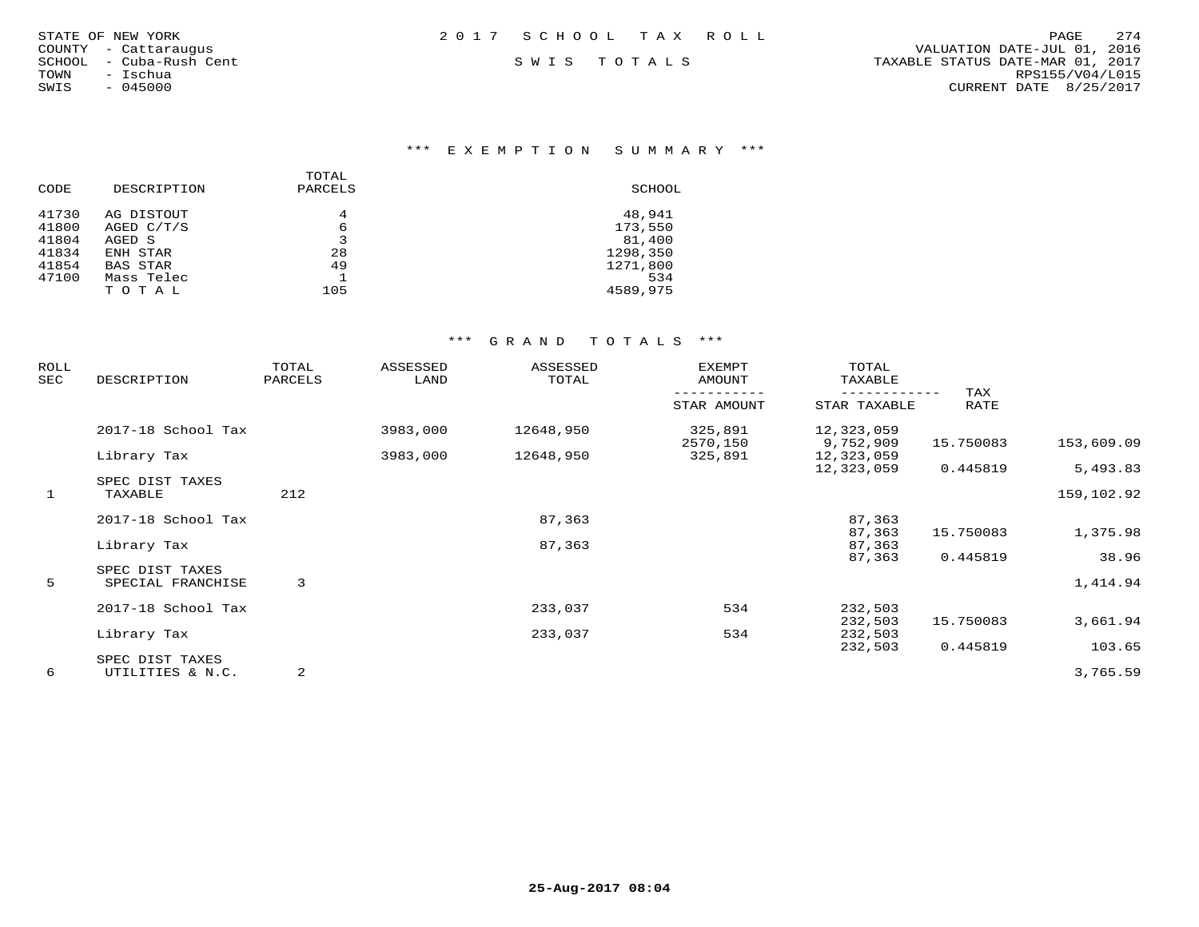STATE OF NEW YORK
COUNTY - Cattaraugus
SCHOOL - Cuba-Rush Cent
TOWN - Ischua
SWIS - 045000

# 2017 SCHOOL TAX ROLL

SWIS TOTALS

VALUATION DATE-JUL 01, 2016
TAXABLE STATUS DATE-MAR 01, 2017
RPS155/V04/L015
CURRENT DATE 8/25/2017

## *** EXEMPTION SUMMARY ***

| CODE | DESCRIPTION | TOTAL PARCELS | SCHOOL |
|---|---|---|---|
| 41730 | AG DISTOUT | 4 | 48,941 |
| 41800 | AGED C/T/S | 6 | 173,550 |
| 41804 | AGED S | 3 | 81,400 |
| 41834 | ENH STAR | 28 | 1298,350 |
| 41854 | BAS STAR | 49 | 1271,800 |
| 47100 | Mass Telec | 1 | 534 |
| | T O T A L | 105 | 4589,975 |

## *** GRAND TOTALS ***

| ROLL SEC | DESCRIPTION | TOTAL PARCELS | ASSESSED LAND | ASSESSED TOTAL | EXEMPT AMOUNT / STAR AMOUNT | TOTAL TAXABLE / STAR TAXABLE | TAX RATE | |
|---|---|---|---|---|---|---|---|---|
| | 2017-18 School Tax | | 3983,000 | 12648,950 | 325,891 | 12,323,059 | | |
| | | | | | 2570,150 | 9,752,909 | 15.750083 | 153,609.09 |
| | Library Tax | | 3983,000 | 12648,950 | 325,891 | 12,323,059 | | |
| | | | | | | 12,323,059 | 0.445819 | 5,493.83 |
| | SPEC DIST TAXES | | | | | | | |
| 1 | TAXABLE | 212 | | | | | | 159,102.92 |
| | 2017-18 School Tax | | | 87,363 | | 87,363 | | |
| | | | | | | 87,363 | 15.750083 | 1,375.98 |
| | Library Tax | | | 87,363 | | 87,363 | | |
| | | | | | | 87,363 | 0.445819 | 38.96 |
| | SPEC DIST TAXES | | | | | | | |
| 5 | SPECIAL FRANCHISE | 3 | | | | | | 1,414.94 |
| | 2017-18 School Tax | | | 233,037 | 534 | 232,503 | | |
| | | | | | | 232,503 | 15.750083 | 3,661.94 |
| | Library Tax | | | 233,037 | 534 | 232,503 | | |
| | | | | | | 232,503 | 0.445819 | 103.65 |
| | SPEC DIST TAXES | | | | | | | |
| 6 | UTILITIES & N.C. | 2 | | | | | | 3,765.59 |

25-Aug-2017 08:04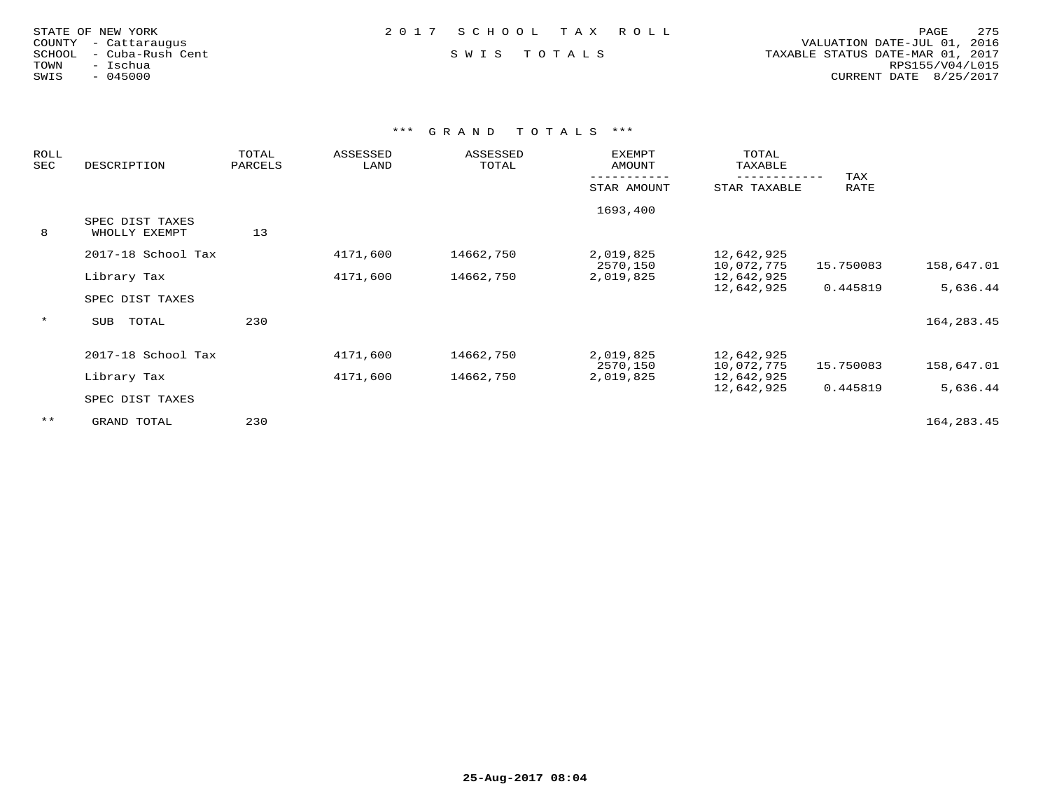STATE OF NEW YORK
COUNTY - Cattaraugus
SCHOOL - Cuba-Rush Cent
TOWN - Ischua
SWIS - 045000

2017 SCHOOL TAX ROLL

SWIS TOTALS

VALUATION DATE-JUL 01, 2016
TAXABLE STATUS DATE-MAR 01, 2017
RPS155/V04/L015
CURRENT DATE 8/25/2017

## *** GRAND TOTALS ***

| ROLL SEC | DESCRIPTION | TOTAL PARCELS | ASSESSED LAND | ASSESSED TOTAL | EXEMPT AMOUNT / STAR AMOUNT | TOTAL TAXABLE / STAR TAXABLE | TAX RATE | |
|---|---|---|---|---|---|---|---|---|
| | | | | | 1693,400 | | | |
| 8 | SPEC DIST TAXES WHOLLY EXEMPT | 13 | | | | | | |
| | 2017-18 School Tax | | 4171,600 | 14662,750 | 2,019,825 | 12,642,925 | | |
| | | | | | 2570,150 | 10,072,775 | 15.750083 | 158,647.01 |
| | Library Tax | | 4171,600 | 14662,750 | 2,019,825 | 12,642,925 | | |
| | | | | | | 12,642,925 | 0.445819 | 5,636.44 |
| | SPEC DIST TAXES | | | | | | | |
| * | SUB TOTAL | 230 | | | | | | 164,283.45 |
| | 2017-18 School Tax | | 4171,600 | 14662,750 | 2,019,825 | 12,642,925 | | |
| | | | | | 2570,150 | 10,072,775 | 15.750083 | 158,647.01 |
| | Library Tax | | 4171,600 | 14662,750 | 2,019,825 | 12,642,925 | | |
| | | | | | | 12,642,925 | 0.445819 | 5,636.44 |
| | SPEC DIST TAXES | | | | | | | |
| ** | GRAND TOTAL | 230 | | | | | | 164,283.45 |

25-Aug-2017 08:04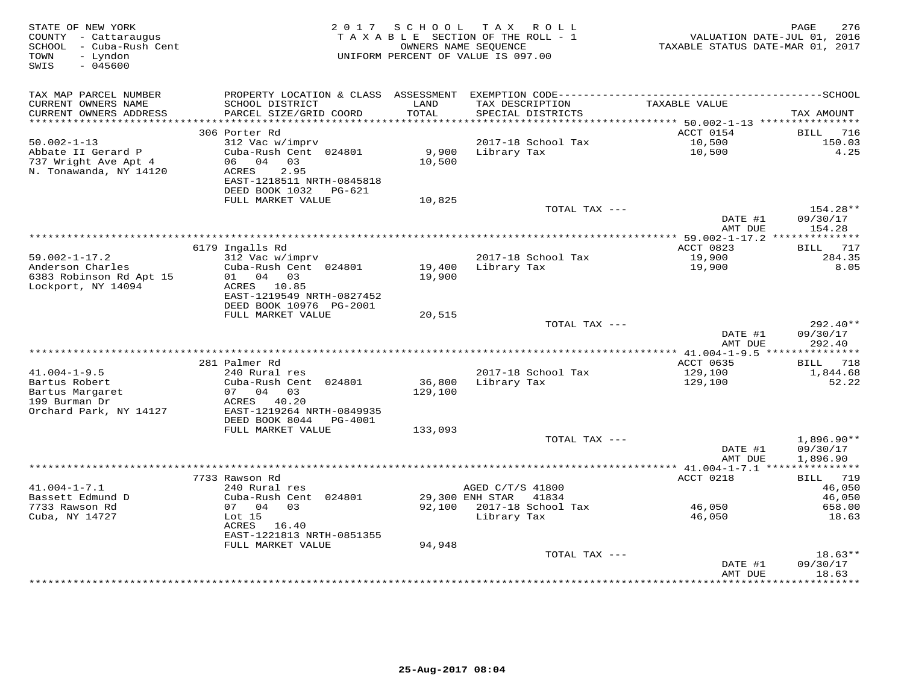STATE OF NEW YORK
COUNTY - Cattaraugus
SCHOOL - Cuba-Rush Cent
TOWN - Lyndon
SWIS - 045600

2017 SCHOOL TAX ROLL
TAXABLE SECTION OF THE ROLL - 1
OWNERS NAME SEQUENCE
UNIFORM PERCENT OF VALUE IS 097.00

VALUATION DATE-JUL 01, 2016
TAXABLE STATUS DATE-MAR 01, 2017

| TAX MAP PARCEL NUMBER / CURRENT OWNERS NAME / CURRENT OWNERS ADDRESS | PROPERTY LOCATION & CLASS / SCHOOL DISTRICT / PARCEL SIZE/GRID COORD | ASSESSMENT LAND / TOTAL | EXEMPTION CODE / TAX DESCRIPTION / SPECIAL DISTRICTS | TAXABLE VALUE | TAX AMOUNT |
|---|---|---|---|---|---|
| 50.002-1-13 | 306 Porter Rd | | | ACCT 0154 | BILL 716 |
| Abbate II Gerard P | 312 Vac w/imprv | | 2017-18 School Tax | 10,500 | 150.03 |
| 737 Wright Ave Apt 4 | Cuba-Rush Cent 024801 | 9,900 | Library Tax | 10,500 | 4.25 |
| N. Tonawanda, NY 14120 | 06 04 03 | 10,500 | | | |
| | ACRES 2.95 | | | | |
| | EAST-1218511 NRTH-0845818 | | | | |
| | DEED BOOK 1032 PG-621 | | | | |
| | FULL MARKET VALUE | 10,825 | | | |
| | | | TOTAL TAX --- | | 154.28** |
| | | | | DATE #1 | 09/30/17 |
| | | | | AMT DUE | 154.28 |
| 59.002-1-17.2 | 6179 Ingalls Rd | | | ACCT 0823 | BILL 717 |
| Anderson Charles | 312 Vac w/imprv | | 2017-18 School Tax | 19,900 | 284.35 |
| 6383 Robinson Rd Apt 15 | Cuba-Rush Cent 024801 | 19,400 | Library Tax | 19,900 | 8.05 |
| Lockport, NY 14094 | 01 04 03 | 19,900 | | | |
| | ACRES 10.85 | | | | |
| | EAST-1219549 NRTH-0827452 | | | | |
| | DEED BOOK 10976 PG-2001 | | | | |
| | FULL MARKET VALUE | 20,515 | | | |
| | | | TOTAL TAX --- | | 292.40** |
| | | | | DATE #1 | 09/30/17 |
| | | | | AMT DUE | 292.40 |
| 41.004-1-9.5 | 281 Palmer Rd | | | ACCT 0635 | BILL 718 |
| Bartus Robert | 240 Rural res | | 2017-18 School Tax | 129,100 | 1,844.68 |
| Bartus Margaret | Cuba-Rush Cent 024801 | 36,800 | Library Tax | 129,100 | 52.22 |
| 199 Burman Dr | 07 04 03 | 129,100 | | | |
| Orchard Park, NY 14127 | ACRES 40.20 | | | | |
| | EAST-1219264 NRTH-0849935 | | | | |
| | DEED BOOK 8044 PG-4001 | | | | |
| | FULL MARKET VALUE | 133,093 | | | |
| | | | TOTAL TAX --- | | 1,896.90** |
| | | | | DATE #1 | 09/30/17 |
| | | | | AMT DUE | 1,896.90 |
| 41.004-1-7.1 | 7733 Rawson Rd | | | ACCT 0218 | BILL 719 |
| Bassett Edmund D | 240 Rural res | | AGED C/T/S 41800 | | 46,050 |
| 7733 Rawson Rd | Cuba-Rush Cent 024801 | 29,300 | ENH STAR 41834 | | 46,050 |
| Cuba, NY 14727 | 07 04 03 | 92,100 | 2017-18 School Tax | 46,050 | 658.00 |
| | Lot 15 | | Library Tax | 46,050 | 18.63 |
| | ACRES 16.40 | | | | |
| | EAST-1221813 NRTH-0851355 | | | | |
| | FULL MARKET VALUE | 94,948 | | | |
| | | | TOTAL TAX --- | | 18.63** |
| | | | | DATE #1 | 09/30/17 |
| | | | | AMT DUE | 18.63 |

25-Aug-2017 08:04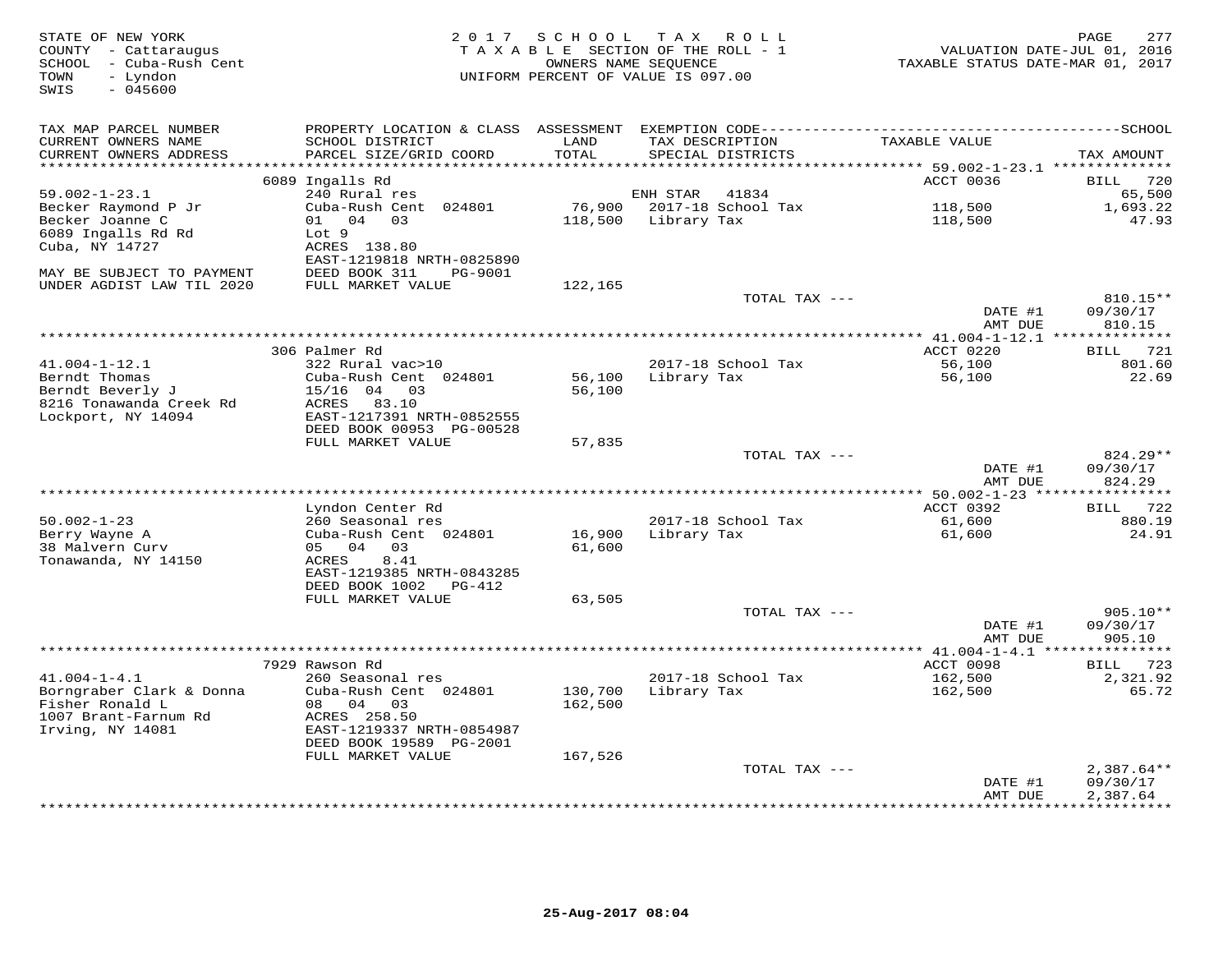STATE OF NEW YORK
COUNTY - Cattaraugus
SCHOOL - Cuba-Rush Cent
TOWN - Lyndon
SWIS - 045600

2 0 1 7 S C H O O L T A X R O L L
T A X A B L E SECTION OF THE ROLL - 1
OWNERS NAME SEQUENCE
UNIFORM PERCENT OF VALUE IS 097.00

VALUATION DATE-JUL 01, 2016
TAXABLE STATUS DATE-MAR 01, 2017

| TAX MAP PARCEL NUMBER / CURRENT OWNERS NAME / CURRENT OWNERS ADDRESS | PROPERTY LOCATION & CLASS / SCHOOL DISTRICT / PARCEL SIZE/GRID COORD | ASSESSMENT LAND / TOTAL | EXEMPTION CODE / TAX DESCRIPTION / SPECIAL DISTRICTS | TAXABLE VALUE | TAX AMOUNT |
|---|---|---|---|---|---|
| **59.002-1-23.1** | 6089 Ingalls Rd | | | ACCT 0036 | BILL 720 |
| 59.002-1-23.1 | 240 Rural res | | ENH STAR 41834 | | 65,500 |
| Becker Raymond P Jr | Cuba-Rush Cent 024801 | 76,900 | 2017-18 School Tax | 118,500 | 1,693.22 |
| Becker Joanne C | 01 04 03 | 118,500 | Library Tax | 118,500 | 47.93 |
| 6089 Ingalls Rd Rd | Lot 9 | | | | |
| Cuba, NY 14727 | ACRES 138.80 | | | | |
| | EAST-1219818 NRTH-0825890 | | | | |
| MAY BE SUBJECT TO PAYMENT | DEED BOOK 311 PG-9001 | | | | |
| UNDER AGDIST LAW TIL 2020 | FULL MARKET VALUE | 122,165 | | | |
| | | | TOTAL TAX --- | | 810.15** |
| | | | | DATE #1 | 09/30/17 |
| | | | | AMT DUE | 810.15 |
| **41.004-1-12.1** | 306 Palmer Rd | | | ACCT 0220 | BILL 721 |
| 41.004-1-12.1 | 322 Rural vac>10 | | 2017-18 School Tax | 56,100 | 801.60 |
| Berndt Thomas | Cuba-Rush Cent 024801 | 56,100 | Library Tax | 56,100 | 22.69 |
| Berndt Beverly J | 15/16 04 03 | 56,100 | | | |
| 8216 Tonawanda Creek Rd | ACRES 83.10 | | | | |
| Lockport, NY 14094 | EAST-1217391 NRTH-0852555 | | | | |
| | DEED BOOK 00953 PG-00528 | | | | |
| | FULL MARKET VALUE | 57,835 | | | |
| | | | TOTAL TAX --- | | 824.29** |
| | | | | DATE #1 | 09/30/17 |
| | | | | AMT DUE | 824.29 |
| **50.002-1-23** | Lyndon Center Rd | | | ACCT 0392 | BILL 722 |
| 50.002-1-23 | 260 Seasonal res | | 2017-18 School Tax | 61,600 | 880.19 |
| Berry Wayne A | Cuba-Rush Cent 024801 | 16,900 | Library Tax | 61,600 | 24.91 |
| 38 Malvern Curv | 05 04 03 | 61,600 | | | |
| Tonawanda, NY 14150 | ACRES 8.41 | | | | |
| | EAST-1219385 NRTH-0843285 | | | | |
| | DEED BOOK 1002 PG-412 | | | | |
| | FULL MARKET VALUE | 63,505 | | | |
| | | | TOTAL TAX --- | | 905.10** |
| | | | | DATE #1 | 09/30/17 |
| | | | | AMT DUE | 905.10 |
| **41.004-1-4.1** | 7929 Rawson Rd | | | ACCT 0098 | BILL 723 |
| 41.004-1-4.1 | 260 Seasonal res | | 2017-18 School Tax | 162,500 | 2,321.92 |
| Borngraber Clark & Donna | Cuba-Rush Cent 024801 | 130,700 | Library Tax | 162,500 | 65.72 |
| Fisher Ronald L | 08 04 03 | 162,500 | | | |
| 1007 Brant-Farnum Rd | ACRES 258.50 | | | | |
| Irving, NY 14081 | EAST-1219337 NRTH-0854987 | | | | |
| | DEED BOOK 19589 PG-2001 | | | | |
| | FULL MARKET VALUE | 167,526 | | | |
| | | | TOTAL TAX --- | | 2,387.64** |
| | | | | DATE #1 | 09/30/17 |
| | | | | AMT DUE | 2,387.64 |

25-Aug-2017 08:04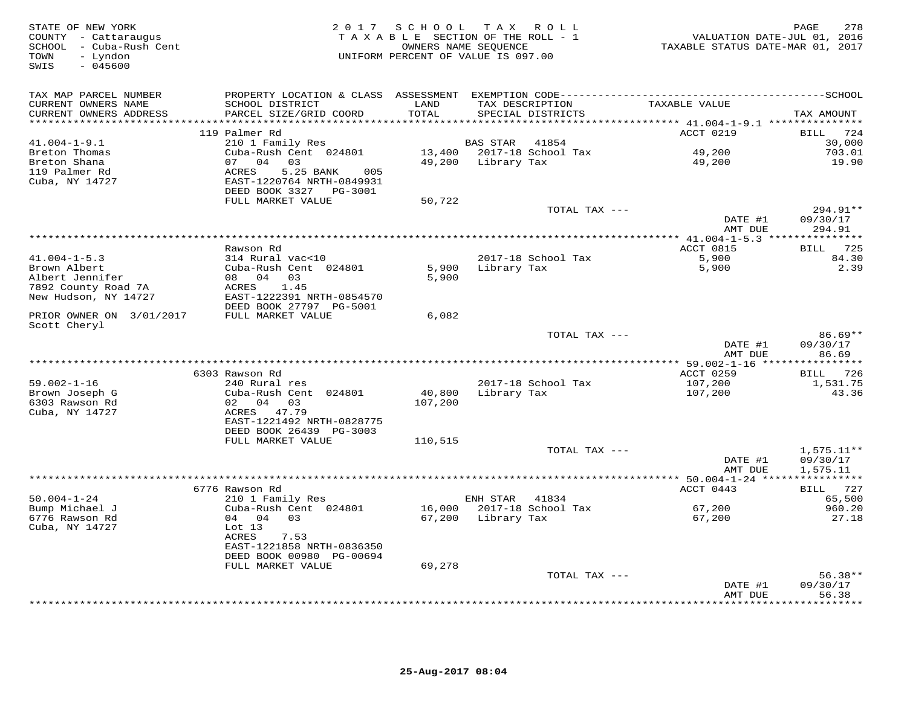STATE OF NEW YORK
COUNTY - Cattaraugus
SCHOOL - Cuba-Rush Cent
TOWN - Lyndon
SWIS - 045600

2017 SCHOOL TAX ROLL
TAXABLE SECTION OF THE ROLL - 1
OWNERS NAME SEQUENCE
UNIFORM PERCENT OF VALUE IS 097.00

VALUATION DATE-JUL 01, 2016
TAXABLE STATUS DATE-MAR 01, 2017

| TAX MAP PARCEL NUMBER / CURRENT OWNERS NAME / CURRENT OWNERS ADDRESS | PROPERTY LOCATION & CLASS / SCHOOL DISTRICT / PARCEL SIZE/GRID COORD | ASSESSMENT LAND / TOTAL | EXEMPTION CODE / TAX DESCRIPTION / SPECIAL DISTRICTS | TAXABLE VALUE | TAX AMOUNT |
|---|---|---|---|---|---|
| 41.004-1-9.1 | 119 Palmer Rd | | | ACCT 0219 | BILL 724 |
| Breton Thomas | 210 1 Family Res | | BAS STAR 41854 | | 30,000 |
| Breton Shana | Cuba-Rush Cent 024801 | 13,400 | 2017-18 School Tax | 49,200 | 703.01 |
| 119 Palmer Rd | 07 04 03 | 49,200 | Library Tax | 49,200 | 19.90 |
| Cuba, NY 14727 | ACRES 5.25 BANK 005 | | | | |
| | EAST-1220764 NRTH-0849931 | | | | |
| | DEED BOOK 3327 PG-3001 | | | | |
| | FULL MARKET VALUE | 50,722 | | | |
| | | | TOTAL TAX --- | | 294.91** |
| | | | | DATE #1 | 09/30/17 |
| | | | | AMT DUE | 294.91 |
| 41.004-1-5.3 | Rawson Rd | | | ACCT 0815 | BILL 725 |
| Brown Albert | 314 Rural vac<10 | | 2017-18 School Tax | 5,900 | 84.30 |
| Albert Jennifer | Cuba-Rush Cent 024801 | 5,900 | Library Tax | 5,900 | 2.39 |
| 7892 County Road 7A | 08 04 03 | 5,900 | | | |
| New Hudson, NY 14727 | ACRES 1.45 | | | | |
| | EAST-1222391 NRTH-0854570 | | | | |
| | DEED BOOK 27797 PG-5001 | | | | |
| PRIOR OWNER ON 3/01/2017 | FULL MARKET VALUE | 6,082 | | | |
| Scott Cheryl | | | | | |
| | | | TOTAL TAX --- | | 86.69** |
| | | | | DATE #1 | 09/30/17 |
| | | | | AMT DUE | 86.69 |
| 59.002-1-16 | 6303 Rawson Rd | | | ACCT 0259 | BILL 726 |
| Brown Joseph G | 240 Rural res | | 2017-18 School Tax | 107,200 | 1,531.75 |
| 6303 Rawson Rd | Cuba-Rush Cent 024801 | 40,800 | Library Tax | 107,200 | 43.36 |
| Cuba, NY 14727 | 02 04 03 | 107,200 | | | |
| | ACRES 47.79 | | | | |
| | EAST-1221492 NRTH-0828775 | | | | |
| | DEED BOOK 26439 PG-3003 | | | | |
| | FULL MARKET VALUE | 110,515 | | | |
| | | | TOTAL TAX --- | | 1,575.11** |
| | | | | DATE #1 | 09/30/17 |
| | | | | AMT DUE | 1,575.11 |
| 50.004-1-24 | 6776 Rawson Rd | | | ACCT 0443 | BILL 727 |
| Bump Michael J | 210 1 Family Res | | ENH STAR 41834 | | 65,500 |
| 6776 Rawson Rd | Cuba-Rush Cent 024801 | 16,000 | 2017-18 School Tax | 67,200 | 960.20 |
| Cuba, NY 14727 | 04 04 03 | 67,200 | Library Tax | 67,200 | 27.18 |
| | Lot 13 | | | | |
| | ACRES 7.53 | | | | |
| | EAST-1221858 NRTH-0836350 | | | | |
| | DEED BOOK 00980 PG-00694 | | | | |
| | FULL MARKET VALUE | 69,278 | | | |
| | | | TOTAL TAX --- | | 56.38** |
| | | | | DATE #1 | 09/30/17 |
| | | | | AMT DUE | 56.38 |

25-Aug-2017 08:04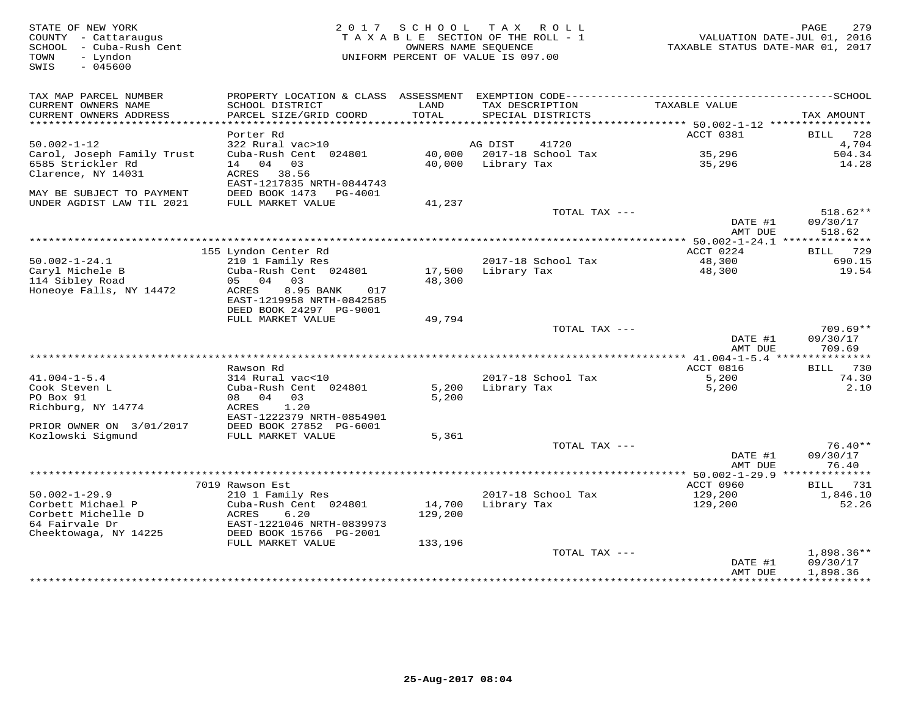STATE OF NEW YORK
COUNTY - Cattaraugus
SCHOOL - Cuba-Rush Cent
TOWN - Lyndon
SWIS - 045600

2017 SCHOOL TAX ROLL
TAXABLE SECTION OF THE ROLL - 1
OWNERS NAME SEQUENCE
UNIFORM PERCENT OF VALUE IS 097.00

VALUATION DATE-JUL 01, 2016
TAXABLE STATUS DATE-MAR 01, 2017

| TAX MAP PARCEL NUMBER / CURRENT OWNERS NAME / CURRENT OWNERS ADDRESS | PROPERTY LOCATION & CLASS / SCHOOL DISTRICT / PARCEL SIZE/GRID COORD | ASSESSMENT LAND | TOTAL | EXEMPTION CODE / TAX DESCRIPTION / SPECIAL DISTRICTS | TAXABLE VALUE | TAX AMOUNT |
|---|---|---|---|---|---|---|
| **50.002-1-12** | Porter Rd | | | | ACCT 0381 | BILL 728 |
| Carol, Joseph Family Trust | 322 Rural vac>10 | | | AG DIST 41720 | | 4,704 |
| 6585 Strickler Rd | Cuba-Rush Cent 024801 | 40,000 | | 2017-18 School Tax | 35,296 | 504.34 |
| Clarence, NY 14031 | 14 04 03 | | 40,000 | Library Tax | 35,296 | 14.28 |
| | ACRES 38.56 | | | | | |
| | EAST-1217835 NRTH-0844743 | | | | | |
| MAY BE SUBJECT TO PAYMENT | DEED BOOK 1473 PG-4001 | | | | | |
| UNDER AGDIST LAW TIL 2021 | FULL MARKET VALUE | | 41,237 | | | |
| | | | | TOTAL TAX --- | | 518.62** |
| | | | | | DATE #1 | 09/30/17 |
| | | | | | AMT DUE | 518.62 |
| **50.002-1-24.1** | 155 Lyndon Center Rd | | | | ACCT 0224 | BILL 729 |
| Caryl Michele B | 210 1 Family Res | | | 2017-18 School Tax | 48,300 | 690.15 |
| 114 Sibley Road | Cuba-Rush Cent 024801 | 17,500 | | Library Tax | 48,300 | 19.54 |
| Honeoye Falls, NY 14472 | 05 04 03 | | 48,300 | | | |
| | ACRES 8.95 BANK 017 | | | | | |
| | EAST-1219958 NRTH-0842585 | | | | | |
| | DEED BOOK 24297 PG-9001 | | | | | |
| | FULL MARKET VALUE | | 49,794 | | | |
| | | | | TOTAL TAX --- | | 709.69** |
| | | | | | DATE #1 | 09/30/17 |
| | | | | | AMT DUE | 709.69 |
| **41.004-1-5.4** | Rawson Rd | | | | ACCT 0816 | BILL 730 |
| Cook Steven L | 314 Rural vac<10 | | | 2017-18 School Tax | 5,200 | 74.30 |
| PO Box 91 | Cuba-Rush Cent 024801 | 5,200 | | Library Tax | 5,200 | 2.10 |
| Richburg, NY 14774 | 08 04 03 | | 5,200 | | | |
| | ACRES 1.20 | | | | | |
| | EAST-1222379 NRTH-0854901 | | | | | |
| PRIOR OWNER ON 3/01/2017 | DEED BOOK 27852 PG-6001 | | | | | |
| Kozlowski Sigmund | FULL MARKET VALUE | | 5,361 | | | |
| | | | | TOTAL TAX --- | | 76.40** |
| | | | | | DATE #1 | 09/30/17 |
| | | | | | AMT DUE | 76.40 |
| **50.002-1-29.9** | 7019 Rawson Est | | | | ACCT 0960 | BILL 731 |
| Corbett Michael P | 210 1 Family Res | | | 2017-18 School Tax | 129,200 | 1,846.10 |
| Corbett Michelle D | Cuba-Rush Cent 024801 | 14,700 | | Library Tax | 129,200 | 52.26 |
| 64 Fairvale Dr | ACRES 6.20 | | 129,200 | | | |
| Cheektowaga, NY 14225 | EAST-1221046 NRTH-0839973 | | | | | |
| | DEED BOOK 15766 PG-2001 | | | | | |
| | FULL MARKET VALUE | | 133,196 | | | |
| | | | | TOTAL TAX --- | | 1,898.36** |
| | | | | | DATE #1 | 09/30/17 |
| | | | | | AMT DUE | 1,898.36 |

25-Aug-2017 08:04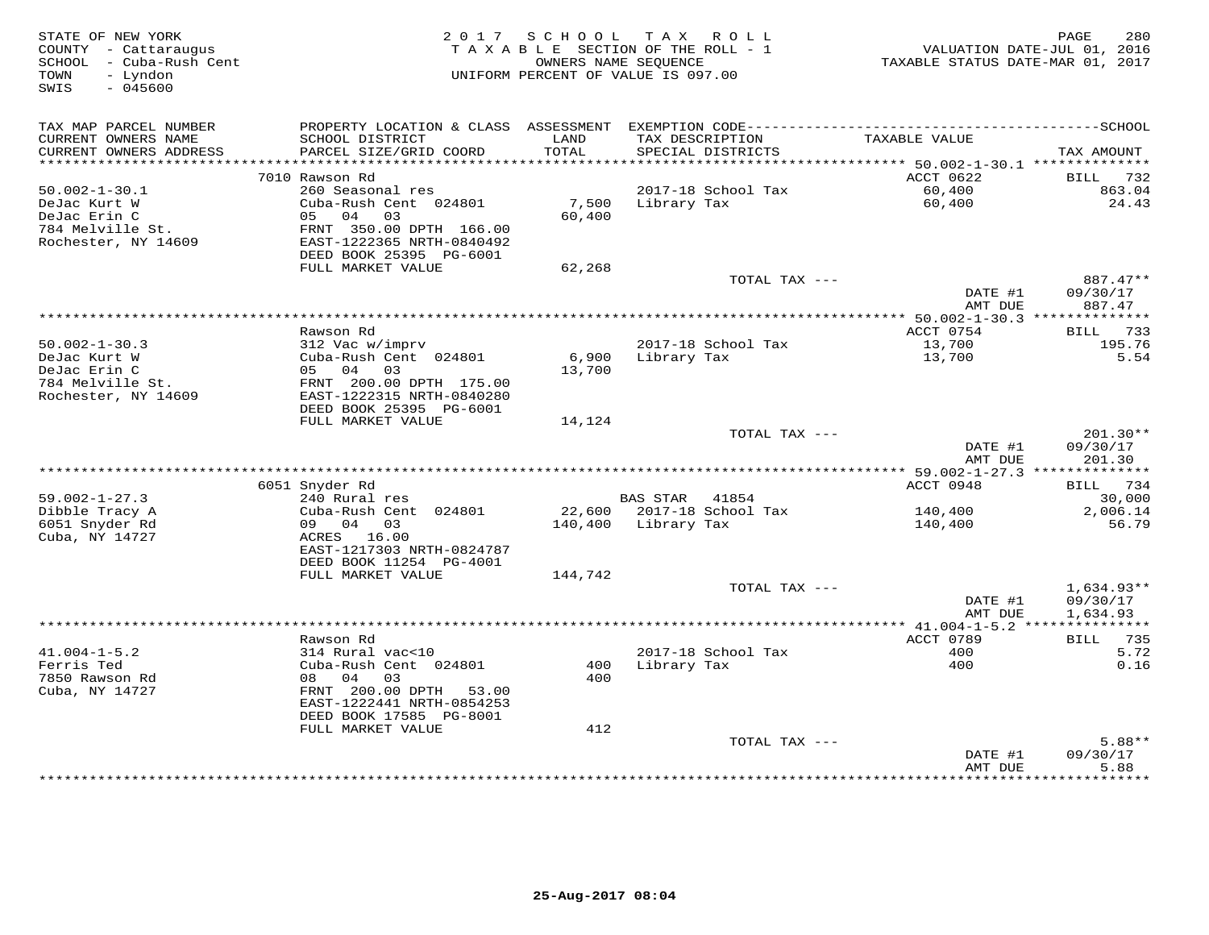STATE OF NEW YORK
COUNTY - Cattaraugus
SCHOOL - Cuba-Rush Cent
TOWN - Lyndon
SWIS - 045600

2017 SCHOOL TAX ROLL
TAXABLE SECTION OF THE ROLL - 1
OWNERS NAME SEQUENCE
UNIFORM PERCENT OF VALUE IS 097.00

VALUATION DATE-JUL 01, 2016
TAXABLE STATUS DATE-MAR 01, 2017

| TAX MAP PARCEL NUMBER / CURRENT OWNERS NAME / CURRENT OWNERS ADDRESS | PROPERTY LOCATION & CLASS / SCHOOL DISTRICT / PARCEL SIZE/GRID COORD | ASSESSMENT LAND / TOTAL | EXEMPTION CODE / TAX DESCRIPTION / SPECIAL DISTRICTS | TAXABLE VALUE | TAX AMOUNT |
|---|---|---|---|---|---|
| | 7010 Rawson Rd | | | ACCT 0622 | BILL 732 |
| 50.002-1-30.1 | 260 Seasonal res | | 2017-18 School Tax | 60,400 | 863.04 |
| DeJac Kurt W | Cuba-Rush Cent 024801 | 7,500 | Library Tax | 60,400 | 24.43 |
| DeJac Erin C | 05 04 03 | 60,400 | | | |
| 784 Melville St. | FRNT 350.00 DPTH 166.00 | | | | |
| Rochester, NY 14609 | EAST-1222365 NRTH-0840492 | | | | |
| | DEED BOOK 25395 PG-6001 | | | | |
| | FULL MARKET VALUE | 62,268 | | | |
| | | | TOTAL TAX --- | | 887.47** |
| | | | | DATE #1 | 09/30/17 |
| | | | | AMT DUE | 887.47 |
| | Rawson Rd | | | ACCT 0754 | BILL 733 |
| 50.002-1-30.3 | 312 Vac w/imprv | | 2017-18 School Tax | 13,700 | 195.76 |
| DeJac Kurt W | Cuba-Rush Cent 024801 | 6,900 | Library Tax | 13,700 | 5.54 |
| DeJac Erin C | 05 04 03 | 13,700 | | | |
| 784 Melville St. | FRNT 200.00 DPTH 175.00 | | | | |
| Rochester, NY 14609 | EAST-1222315 NRTH-0840280 | | | | |
| | DEED BOOK 25395 PG-6001 | | | | |
| | FULL MARKET VALUE | 14,124 | | | |
| | | | TOTAL TAX --- | | 201.30** |
| | | | | DATE #1 | 09/30/17 |
| | | | | AMT DUE | 201.30 |
| | 6051 Snyder Rd | | | ACCT 0948 | BILL 734 |
| 59.002-1-27.3 | 240 Rural res | | BAS STAR 41854 | | 30,000 |
| Dibble Tracy A | Cuba-Rush Cent 024801 | 22,600 | 2017-18 School Tax | 140,400 | 2,006.14 |
| 6051 Snyder Rd | 09 04 03 | 140,400 | Library Tax | 140,400 | 56.79 |
| Cuba, NY 14727 | ACRES 16.00 | | | | |
| | EAST-1217303 NRTH-0824787 | | | | |
| | DEED BOOK 11254 PG-4001 | | | | |
| | FULL MARKET VALUE | 144,742 | | | |
| | | | TOTAL TAX --- | | 1,634.93** |
| | | | | DATE #1 | 09/30/17 |
| | | | | AMT DUE | 1,634.93 |
| | Rawson Rd | | | ACCT 0789 | BILL 735 |
| 41.004-1-5.2 | 314 Rural vac<10 | | 2017-18 School Tax | 400 | 5.72 |
| Ferris Ted | Cuba-Rush Cent 024801 | 400 | Library Tax | 400 | 0.16 |
| 7850 Rawson Rd | 08 04 03 | 400 | | | |
| Cuba, NY 14727 | FRNT 200.00 DPTH 53.00 | | | | |
| | EAST-1222441 NRTH-0854253 | | | | |
| | DEED BOOK 17585 PG-8001 | | | | |
| | FULL MARKET VALUE | 412 | | | |
| | | | TOTAL TAX --- | | 5.88** |
| | | | | DATE #1 | 09/30/17 |
| | | | | AMT DUE | 5.88 |

25-Aug-2017 08:04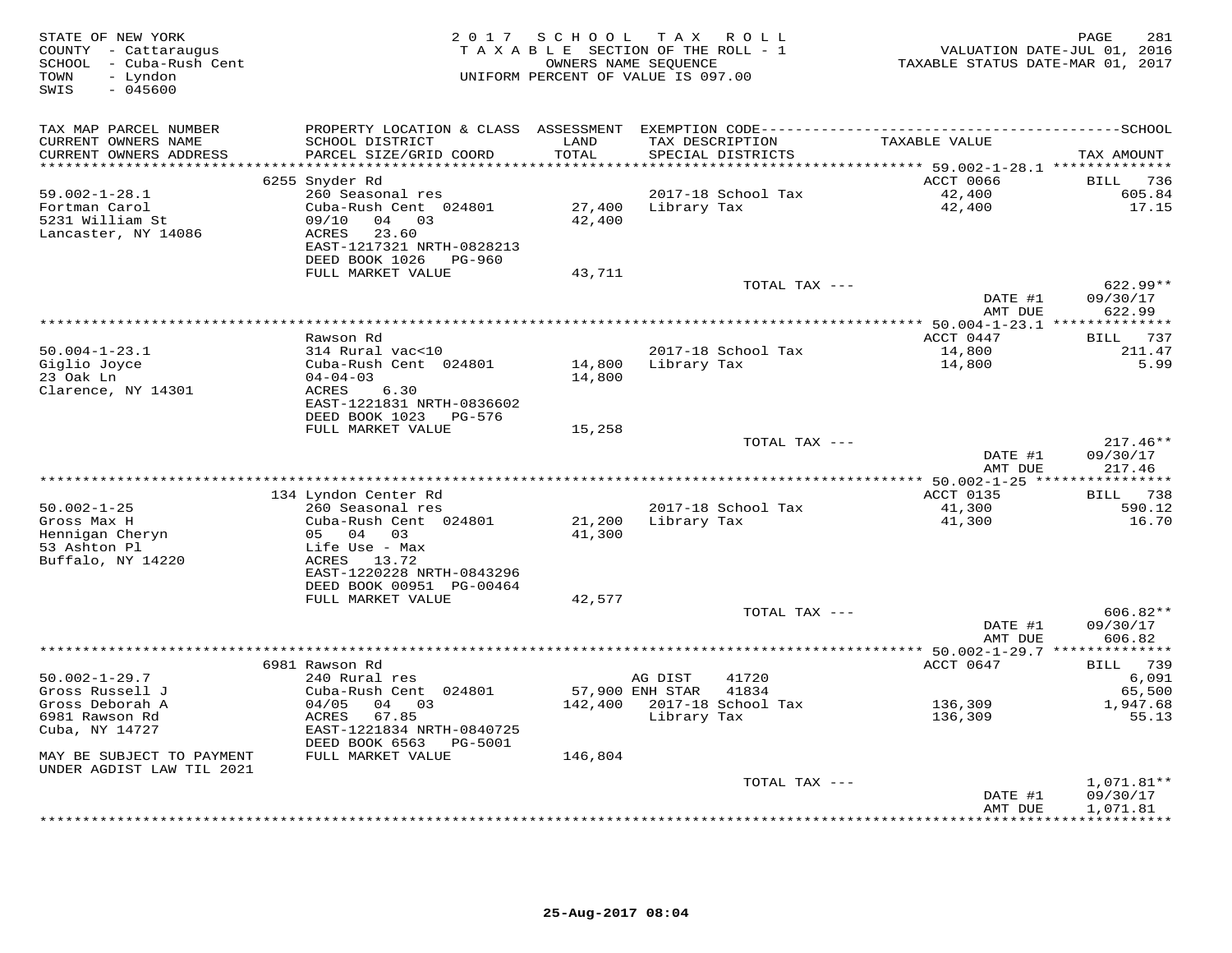STATE OF NEW YORK
COUNTY - Cattaraugus
SCHOOL - Cuba-Rush Cent
TOWN - Lyndon
SWIS - 045600

2 0 1 7 S C H O O L T A X R O L L
T A X A B L E SECTION OF THE ROLL - 1
OWNERS NAME SEQUENCE
UNIFORM PERCENT OF VALUE IS 097.00

VALUATION DATE-JUL 01, 2016
TAXABLE STATUS DATE-MAR 01, 2017

| TAX MAP PARCEL NUMBER / CURRENT OWNERS NAME / CURRENT OWNERS ADDRESS | PROPERTY LOCATION & CLASS / SCHOOL DISTRICT / PARCEL SIZE/GRID COORD | ASSESSMENT LAND / TOTAL | EXEMPTION CODE / TAX DESCRIPTION / SPECIAL DISTRICTS | TAXABLE VALUE | SCHOOL TAX AMOUNT |
|---|---|---|---|---|---|
| 59.002-1-28.1 | 6255 Snyder Rd | | | ACCT 0066 | BILL 736 |
| 59.002-1-28.1 | 260 Seasonal res | | | | |
| Fortman Carol | Cuba-Rush Cent 024801 | 27,400 | 2017-18 School Tax | 42,400 | 605.84 |
| 5231 William St | 09/10 04 03 | 42,400 | Library Tax | 42,400 | 17.15 |
| Lancaster, NY 14086 | ACRES 23.60 | | | | |
| | EAST-1217321 NRTH-0828213 | | | | |
| | DEED BOOK 1026 PG-960 | | | | |
| | FULL MARKET VALUE | 43,711 | | | |
| | | | TOTAL TAX --- | | 622.99** |
| | | | | DATE #1 | 09/30/17 |
| | | | | AMT DUE | 622.99 |
| 50.004-1-23.1 | Rawson Rd | | | ACCT 0447 | BILL 737 |
| 50.004-1-23.1 | 314 Rural vac<10 | | | | |
| Giglio Joyce | Cuba-Rush Cent 024801 | 14,800 | 2017-18 School Tax | 14,800 | 211.47 |
| 23 Oak Ln | 04-04-03 | 14,800 | Library Tax | 14,800 | 5.99 |
| Clarence, NY 14301 | ACRES 6.30 | | | | |
| | EAST-1221831 NRTH-0836602 | | | | |
| | DEED BOOK 1023 PG-576 | | | | |
| | FULL MARKET VALUE | 15,258 | | | |
| | | | TOTAL TAX --- | | 217.46** |
| | | | | DATE #1 | 09/30/17 |
| | | | | AMT DUE | 217.46 |
| 50.002-1-25 | 134 Lyndon Center Rd | | | ACCT 0135 | BILL 738 |
| 50.002-1-25 | 260 Seasonal res | | | | |
| Gross Max H | Cuba-Rush Cent 024801 | 21,200 | 2017-18 School Tax | 41,300 | 590.12 |
| Hennigan Cheryn | 05 04 03 | 41,300 | Library Tax | 41,300 | 16.70 |
| 53 Ashton Pl | Life Use - Max | | | | |
| Buffalo, NY 14220 | ACRES 13.72 | | | | |
| | EAST-1220228 NRTH-0843296 | | | | |
| | DEED BOOK 00951 PG-00464 | | | | |
| | FULL MARKET VALUE | 42,577 | | | |
| | | | TOTAL TAX --- | | 606.82** |
| | | | | DATE #1 | 09/30/17 |
| | | | | AMT DUE | 606.82 |
| 50.002-1-29.7 | 6981 Rawson Rd | | | ACCT 0647 | BILL 739 |
| 50.002-1-29.7 | 240 Rural res | | AG DIST 41720 | | 6,091 |
| Gross Russell J | Cuba-Rush Cent 024801 | 57,900 | ENH STAR 41834 | | 65,500 |
| Gross Deborah A | 04/05 04 03 | 142,400 | 2017-18 School Tax | 136,309 | 1,947.68 |
| 6981 Rawson Rd | ACRES 67.85 | | Library Tax | 136,309 | 55.13 |
| Cuba, NY 14727 | EAST-1221834 NRTH-0840725 | | | | |
| | DEED BOOK 6563 PG-5001 | | | | |
| MAY BE SUBJECT TO PAYMENT UNDER AGDIST LAW TIL 2021 | FULL MARKET VALUE | 146,804 | | | |
| | | | TOTAL TAX --- | | 1,071.81** |
| | | | | DATE #1 | 09/30/17 |
| | | | | AMT DUE | 1,071.81 |

25-Aug-2017 08:04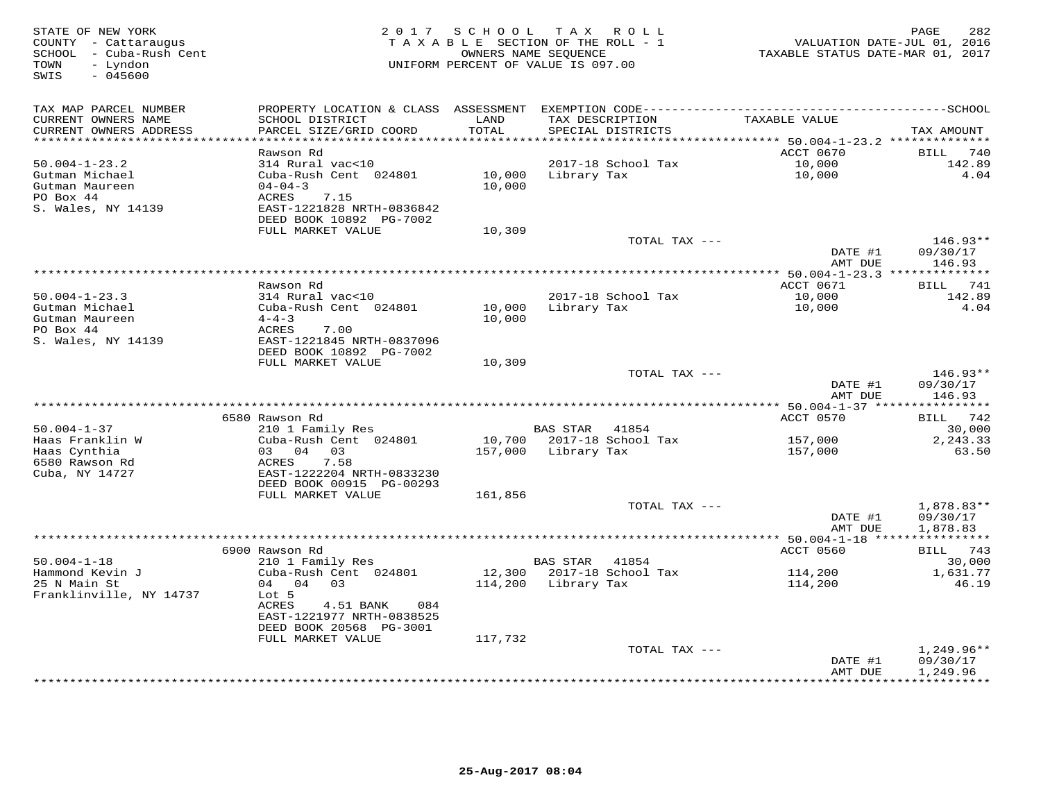STATE OF NEW YORK
COUNTY - Cattaraugus
SCHOOL - Cuba-Rush Cent
TOWN - Lyndon
SWIS - 045600

2017 SCHOOL TAX ROLL
TAXABLE SECTION OF THE ROLL - 1
OWNERS NAME SEQUENCE
UNIFORM PERCENT OF VALUE IS 097.00

VALUATION DATE-JUL 01, 2016
TAXABLE STATUS DATE-MAR 01, 2017

| TAX MAP PARCEL NUMBER / CURRENT OWNERS NAME / CURRENT OWNERS ADDRESS | PROPERTY LOCATION & CLASS / SCHOOL DISTRICT / PARCEL SIZE/GRID COORD | ASSESSMENT LAND / TOTAL | EXEMPTION CODE / TAX DESCRIPTION / SPECIAL DISTRICTS | TAXABLE VALUE | TAX AMOUNT |
|---|---|---|---|---|---|
| 50.004-1-23.2 | Rawson Rd | | | ACCT 0670 | BILL 740 |
| Gutman Michael | 314 Rural vac<10 | | 2017-18 School Tax | 10,000 | 142.89 |
| Gutman Maureen | Cuba-Rush Cent 024801 | 10,000 | Library Tax | 10,000 | 4.04 |
| PO Box 44 | 04-04-3 | 10,000 | | | |
| S. Wales, NY 14139 | ACRES 7.15 | | | | |
| | EAST-1221828 NRTH-0836842 | | | | |
| | DEED BOOK 10892 PG-7002 | | | | |
| | FULL MARKET VALUE | 10,309 | | | |
| | | | TOTAL TAX --- | | 146.93** |
| | | | | DATE #1 | 09/30/17 |
| | | | | AMT DUE | 146.93 |
| 50.004-1-23.3 | Rawson Rd | | | ACCT 0671 | BILL 741 |
| Gutman Michael | 314 Rural vac<10 | | 2017-18 School Tax | 10,000 | 142.89 |
| Gutman Maureen | Cuba-Rush Cent 024801 | 10,000 | Library Tax | 10,000 | 4.04 |
| PO Box 44 | 4-4-3 | 10,000 | | | |
| S. Wales, NY 14139 | ACRES 7.00 | | | | |
| | EAST-1221845 NRTH-0837096 | | | | |
| | DEED BOOK 10892 PG-7002 | | | | |
| | FULL MARKET VALUE | 10,309 | | | |
| | | | TOTAL TAX --- | | 146.93** |
| | | | | DATE #1 | 09/30/17 |
| | | | | AMT DUE | 146.93 |
| 50.004-1-37 | 6580 Rawson Rd | | | ACCT 0570 | BILL 742 |
| Haas Franklin W | 210 1 Family Res | | BAS STAR 41854 | | 30,000 |
| Haas Cynthia | Cuba-Rush Cent 024801 | 10,700 | 2017-18 School Tax | 157,000 | 2,243.33 |
| 6580 Rawson Rd | 03 04 03 | 157,000 | Library Tax | 157,000 | 63.50 |
| Cuba, NY 14727 | ACRES 7.58 | | | | |
| | EAST-1222204 NRTH-0833230 | | | | |
| | DEED BOOK 00915 PG-00293 | | | | |
| | FULL MARKET VALUE | 161,856 | | | |
| | | | TOTAL TAX --- | | 1,878.83** |
| | | | | DATE #1 | 09/30/17 |
| | | | | AMT DUE | 1,878.83 |
| 50.004-1-18 | 6900 Rawson Rd | | | ACCT 0560 | BILL 743 |
| Hammond Kevin J | 210 1 Family Res | | BAS STAR 41854 | | 30,000 |
| 25 N Main St | Cuba-Rush Cent 024801 | 12,300 | 2017-18 School Tax | 114,200 | 1,631.77 |
| Franklinville, NY 14737 | 04 04 03 | 114,200 | Library Tax | 114,200 | 46.19 |
| | Lot 5 | | | | |
| | ACRES 4.51 BANK 084 | | | | |
| | EAST-1221977 NRTH-0838525 | | | | |
| | DEED BOOK 20568 PG-3001 | | | | |
| | FULL MARKET VALUE | 117,732 | | | |
| | | | TOTAL TAX --- | | 1,249.96** |
| | | | | DATE #1 | 09/30/17 |
| | | | | AMT DUE | 1,249.96 |

25-Aug-2017 08:04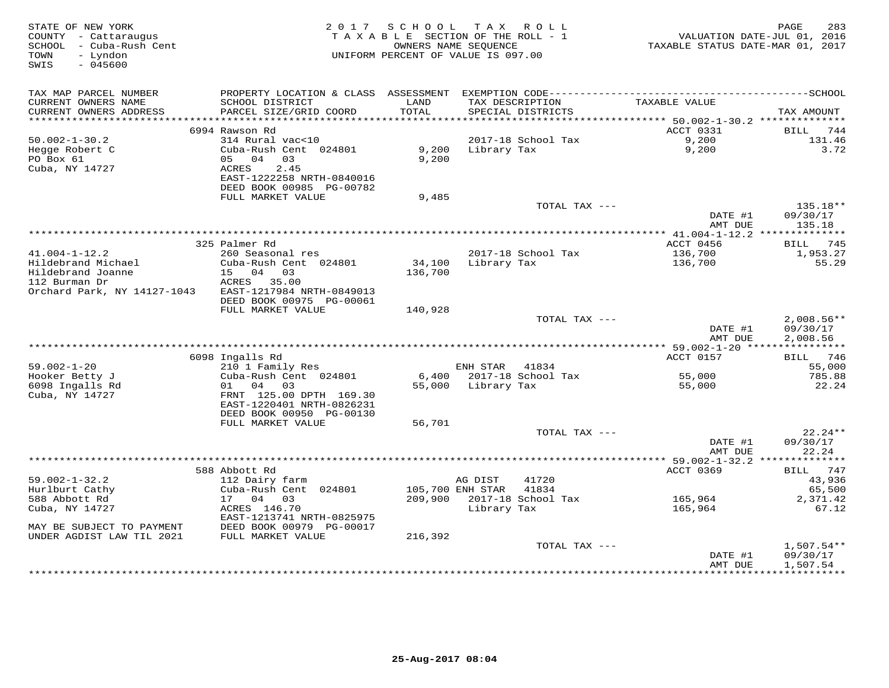STATE OF NEW YORK
COUNTY - Cattaraugus
SCHOOL - Cuba-Rush Cent
TOWN - Lyndon
SWIS - 045600

2017 SCHOOL TAX ROLL
TAXABLE SECTION OF THE ROLL - 1
OWNERS NAME SEQUENCE
UNIFORM PERCENT OF VALUE IS 097.00

VALUATION DATE-JUL 01, 2016
TAXABLE STATUS DATE-MAR 01, 2017

| TAX MAP PARCEL NUMBER / CURRENT OWNERS NAME / CURRENT OWNERS ADDRESS | PROPERTY LOCATION & CLASS / SCHOOL DISTRICT / PARCEL SIZE/GRID COORD | ASSESSMENT LAND / TOTAL | EXEMPTION CODE / TAX DESCRIPTION / SPECIAL DISTRICTS | TAXABLE VALUE | TAX AMOUNT |
|---|---|---|---|---|---|
| | 6994 Rawson Rd | | | ACCT 0331 | BILL 744 |
| 50.002-1-30.2 | 314 Rural vac<10 | | 2017-18 School Tax | 9,200 | 131.46 |
| Hegge Robert C | Cuba-Rush Cent 024801 | 9,200 | Library Tax | 9,200 | 3.72 |
| PO Box 61 | 05 04 03 | 9,200 | | | |
| Cuba, NY 14727 | ACRES 2.45 | | | | |
| | EAST-1222258 NRTH-0840016 | | | | |
| | DEED BOOK 00985 PG-00782 | | | | |
| | FULL MARKET VALUE | 9,485 | | | |
| | | | TOTAL TAX --- | | 135.18** |
| | | | | DATE #1 | 09/30/17 |
| | | | | AMT DUE | 135.18 |
| | 325 Palmer Rd | | | ACCT 0456 | BILL 745 |
| 41.004-1-12.2 | 260 Seasonal res | | 2017-18 School Tax | 136,700 | 1,953.27 |
| Hildebrand Michael | Cuba-Rush Cent 024801 | 34,100 | Library Tax | 136,700 | 55.29 |
| Hildebrand Joanne | 15 04 03 | 136,700 | | | |
| 112 Burman Dr | ACRES 35.00 | | | | |
| Orchard Park, NY 14127-1043 | EAST-1217984 NRTH-0849013 | | | | |
| | DEED BOOK 00975 PG-00061 | | | | |
| | FULL MARKET VALUE | 140,928 | | | |
| | | | TOTAL TAX --- | | 2,008.56** |
| | | | | DATE #1 | 09/30/17 |
| | | | | AMT DUE | 2,008.56 |
| | 6098 Ingalls Rd | | | ACCT 0157 | BILL 746 |
| 59.002-1-20 | 210 1 Family Res | | ENH STAR 41834 | | 55,000 |
| Hooker Betty J | Cuba-Rush Cent 024801 | 6,400 | 2017-18 School Tax | 55,000 | 785.88 |
| 6098 Ingalls Rd | 01 04 03 | 55,000 | Library Tax | 55,000 | 22.24 |
| Cuba, NY 14727 | FRNT 125.00 DPTH 169.30 | | | | |
| | EAST-1220401 NRTH-0826231 | | | | |
| | DEED BOOK 00950 PG-00130 | | | | |
| | FULL MARKET VALUE | 56,701 | | | |
| | | | TOTAL TAX --- | | 22.24** |
| | | | | DATE #1 | 09/30/17 |
| | | | | AMT DUE | 22.24 |
| | 588 Abbott Rd | | | ACCT 0369 | BILL 747 |
| 59.002-1-32.2 | 112 Dairy farm | | AG DIST 41720 | | 43,936 |
| Hurlburt Cathy | Cuba-Rush Cent 024801 | 105,700 | ENH STAR 41834 | | 65,500 |
| 588 Abbott Rd | 17 04 03 | 209,900 | 2017-18 School Tax | 165,964 | 2,371.42 |
| Cuba, NY 14727 | ACRES 146.70 | | Library Tax | 165,964 | 67.12 |
| | EAST-1213741 NRTH-0825975 | | | | |
| MAY BE SUBJECT TO PAYMENT | DEED BOOK 00979 PG-00017 | | | | |
| UNDER AGDIST LAW TIL 2021 | FULL MARKET VALUE | 216,392 | | | |
| | | | TOTAL TAX --- | | 1,507.54** |
| | | | | DATE #1 | 09/30/17 |
| | | | | AMT DUE | 1,507.54 |

25-Aug-2017 08:04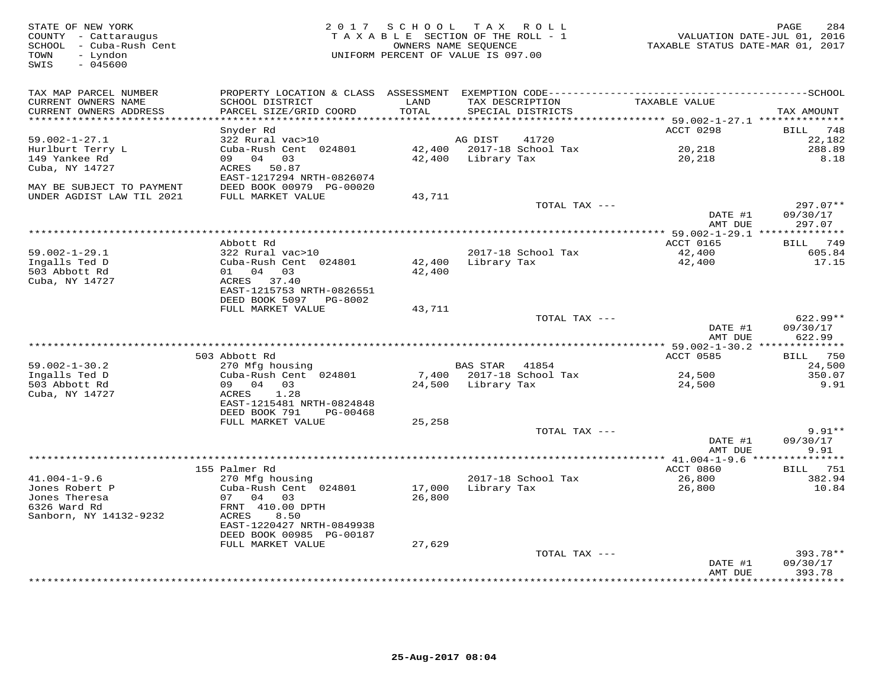STATE OF NEW YORK
COUNTY - Cattaraugus
SCHOOL - Cuba-Rush Cent
TOWN - Lyndon
SWIS - 045600

2017 SCHOOL TAX ROLL
TAXABLE SECTION OF THE ROLL - 1
OWNERS NAME SEQUENCE
UNIFORM PERCENT OF VALUE IS 097.00

VALUATION DATE-JUL 01, 2016
TAXABLE STATUS DATE-MAR 01, 2017

| TAX MAP PARCEL NUMBER / CURRENT OWNERS NAME / CURRENT OWNERS ADDRESS | PROPERTY LOCATION & CLASS / SCHOOL DISTRICT / PARCEL SIZE/GRID COORD | ASSESSMENT LAND / TOTAL | EXEMPTION CODE / TAX DESCRIPTION / SPECIAL DISTRICTS | TAXABLE VALUE | TAX AMOUNT |
|---|---|---|---|---|---|
| 59.002-1-27.1 | Snyder Rd | | | ACCT 0298 | BILL 748 |
| Hurlburt Terry L | 322 Rural vac>10 | | AG DIST 41720 | | 22,182 |
| 149 Yankee Rd | Cuba-Rush Cent 024801 | 42,400 | 2017-18 School Tax | 20,218 | 288.89 |
| Cuba, NY 14727 | 09 04 03 | 42,400 | Library Tax | 20,218 | 8.18 |
| | ACRES 50.87 | | | | |
| | EAST-1217294 NRTH-0826074 | | | | |
| MAY BE SUBJECT TO PAYMENT | DEED BOOK 00979 PG-00020 | | | | |
| UNDER AGDIST LAW TIL 2021 | FULL MARKET VALUE | 43,711 | | | |
| | | | TOTAL TAX --- | | 297.07** |
| | | | | DATE #1 | 09/30/17 |
| | | | | AMT DUE | 297.07 |
| 59.002-1-29.1 | Abbott Rd | | | ACCT 0165 | BILL 749 |
| Ingalls Ted D | 322 Rural vac>10 | | 2017-18 School Tax | 42,400 | 605.84 |
| 503 Abbott Rd | Cuba-Rush Cent 024801 | 42,400 | Library Tax | 42,400 | 17.15 |
| Cuba, NY 14727 | 01 04 03 | 42,400 | | | |
| | ACRES 37.40 | | | | |
| | EAST-1215753 NRTH-0826551 | | | | |
| | DEED BOOK 5097 PG-8002 | | | | |
| | FULL MARKET VALUE | 43,711 | | | |
| | | | TOTAL TAX --- | | 622.99** |
| | | | | DATE #1 | 09/30/17 |
| | | | | AMT DUE | 622.99 |
| 59.002-1-30.2 | 503 Abbott Rd | | | ACCT 0585 | BILL 750 |
| Ingalls Ted D | 270 Mfg housing | | BAS STAR 41854 | | 24,500 |
| 503 Abbott Rd | Cuba-Rush Cent 024801 | 7,400 | 2017-18 School Tax | 24,500 | 350.07 |
| Cuba, NY 14727 | 09 04 03 | 24,500 | Library Tax | 24,500 | 9.91 |
| | ACRES 1.28 | | | | |
| | EAST-1215481 NRTH-0824848 | | | | |
| | DEED BOOK 791 PG-00468 | | | | |
| | FULL MARKET VALUE | 25,258 | | | |
| | | | TOTAL TAX --- | | 9.91** |
| | | | | DATE #1 | 09/30/17 |
| | | | | AMT DUE | 9.91 |
| 41.004-1-9.6 | 155 Palmer Rd | | | ACCT 0860 | BILL 751 |
| Jones Robert P | 270 Mfg housing | | 2017-18 School Tax | 26,800 | 382.94 |
| Jones Theresa | Cuba-Rush Cent 024801 | 17,000 | Library Tax | 26,800 | 10.84 |
| 6326 Ward Rd | 07 04 03 | 26,800 | | | |
| Sanborn, NY 14132-9232 | FRNT 410.00 DPTH | | | | |
| | ACRES 8.50 | | | | |
| | EAST-1220427 NRTH-0849938 | | | | |
| | DEED BOOK 00985 PG-00187 | | | | |
| | FULL MARKET VALUE | 27,629 | | | |
| | | | TOTAL TAX --- | | 393.78** |
| | | | | DATE #1 | 09/30/17 |
| | | | | AMT DUE | 393.78 |

25-Aug-2017 08:04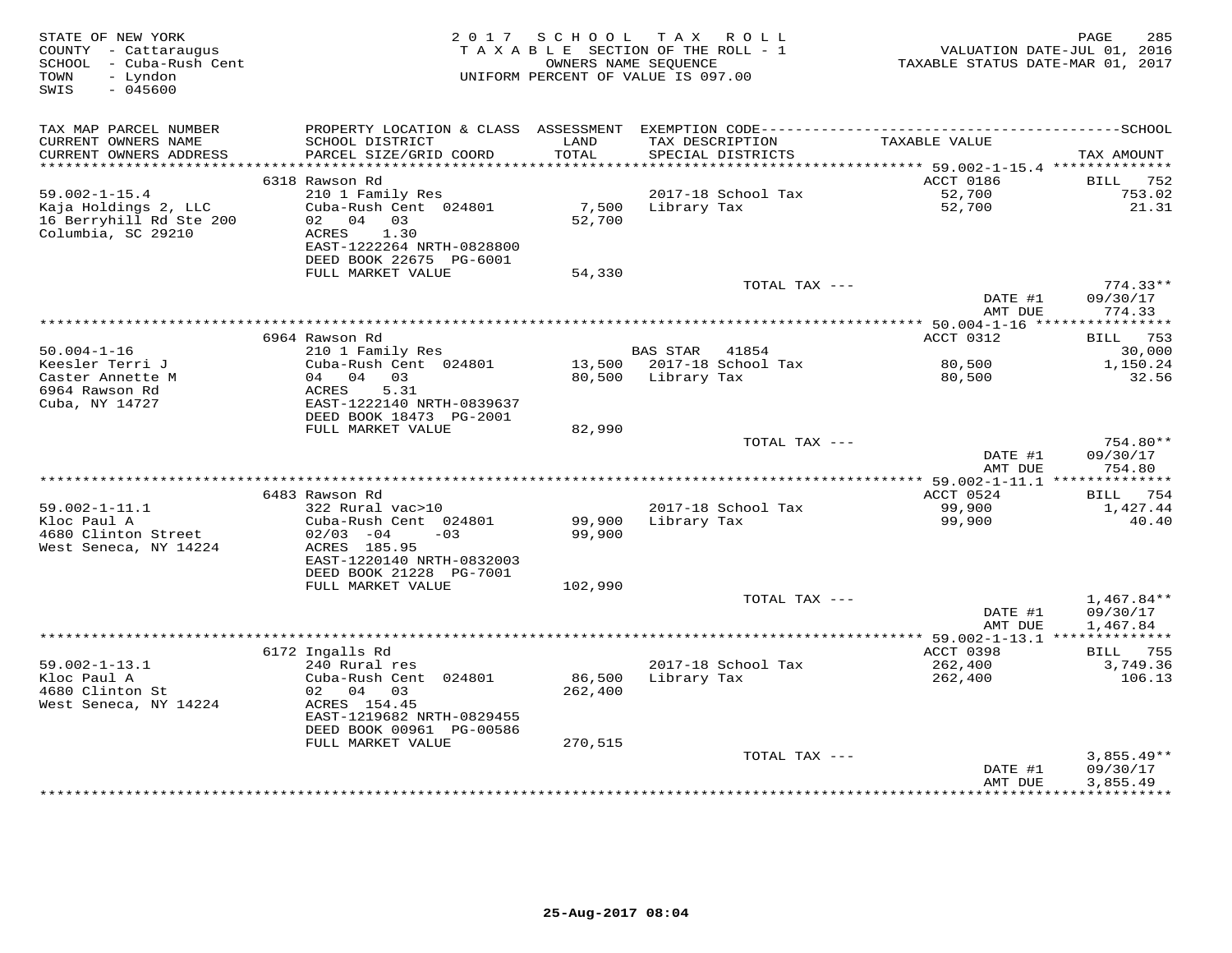STATE OF NEW YORK
COUNTY - Cattaraugus
SCHOOL - Cuba-Rush Cent
TOWN - Lyndon
SWIS - 045600

2017 SCHOOL TAX ROLL
TAXABLE SECTION OF THE ROLL - 1
OWNERS NAME SEQUENCE
UNIFORM PERCENT OF VALUE IS 097.00

VALUATION DATE-JUL 01, 2016
TAXABLE STATUS DATE-MAR 01, 2017

| TAX MAP PARCEL NUMBER / CURRENT OWNERS NAME / CURRENT OWNERS ADDRESS | PROPERTY LOCATION & CLASS / SCHOOL DISTRICT / PARCEL SIZE/GRID COORD | ASSESSMENT LAND | ASSESSMENT TOTAL | EXEMPTION CODE / TAX DESCRIPTION / SPECIAL DISTRICTS | TAXABLE VALUE | TAX AMOUNT |
|---|---|---|---|---|---|---|
| 59.002-1-15.4 | 6318 Rawson Rd | | | | ACCT 0186 | BILL 752 |
| | 210 1 Family Res | | | 2017-18 School Tax | 52,700 | 753.02 |
| Kaja Holdings 2, LLC | Cuba-Rush Cent 024801 | 7,500 | | Library Tax | 52,700 | 21.31 |
| 16 Berryhill Rd Ste 200 | 02 04 03 | | 52,700 | | | |
| Columbia, SC 29210 | ACRES 1.30 | | | | | |
| | EAST-1222264 NRTH-0828800 | | | | | |
| | DEED BOOK 22675 PG-6001 | | | | | |
| | FULL MARKET VALUE | | 54,330 | | | |
| | | | | TOTAL TAX --- | | 774.33** |
| | | | | | DATE #1 | 09/30/17 |
| | | | | | AMT DUE | 774.33 |
| 50.004-1-16 | 6964 Rawson Rd | | | | ACCT 0312 | BILL 753 |
| | 210 1 Family Res | | | BAS STAR 41854 | | 30,000 |
| Keesler Terri J | Cuba-Rush Cent 024801 | 13,500 | | 2017-18 School Tax | 80,500 | 1,150.24 |
| Caster Annette M | 04 04 03 | | 80,500 | Library Tax | 80,500 | 32.56 |
| 6964 Rawson Rd | ACRES 5.31 | | | | | |
| Cuba, NY 14727 | EAST-1222140 NRTH-0839637 | | | | | |
| | DEED BOOK 18473 PG-2001 | | | | | |
| | FULL MARKET VALUE | | 82,990 | | | |
| | | | | TOTAL TAX --- | | 754.80** |
| | | | | | DATE #1 | 09/30/17 |
| | | | | | AMT DUE | 754.80 |
| 59.002-1-11.1 | 6483 Rawson Rd | | | | ACCT 0524 | BILL 754 |
| | 322 Rural vac>10 | | | 2017-18 School Tax | 99,900 | 1,427.44 |
| Kloc Paul A | Cuba-Rush Cent 024801 | 99,900 | | Library Tax | 99,900 | 40.40 |
| 4680 Clinton Street | 02/03 -04 -03 | | 99,900 | | | |
| West Seneca, NY 14224 | ACRES 185.95 | | | | | |
| | EAST-1220140 NRTH-0832003 | | | | | |
| | DEED BOOK 21228 PG-7001 | | | | | |
| | FULL MARKET VALUE | | 102,990 | | | |
| | | | | TOTAL TAX --- | | 1,467.84** |
| | | | | | DATE #1 | 09/30/17 |
| | | | | | AMT DUE | 1,467.84 |
| 59.002-1-13.1 | 6172 Ingalls Rd | | | | ACCT 0398 | BILL 755 |
| | 240 Rural res | | | 2017-18 School Tax | 262,400 | 3,749.36 |
| Kloc Paul A | Cuba-Rush Cent 024801 | 86,500 | | Library Tax | 262,400 | 106.13 |
| 4680 Clinton St | 02 04 03 | | 262,400 | | | |
| West Seneca, NY 14224 | ACRES 154.45 | | | | | |
| | EAST-1219682 NRTH-0829455 | | | | | |
| | DEED BOOK 00961 PG-00586 | | | | | |
| | FULL MARKET VALUE | | 270,515 | | | |
| | | | | TOTAL TAX --- | | 3,855.49** |
| | | | | | DATE #1 | 09/30/17 |
| | | | | | AMT DUE | 3,855.49 |

25-Aug-2017 08:04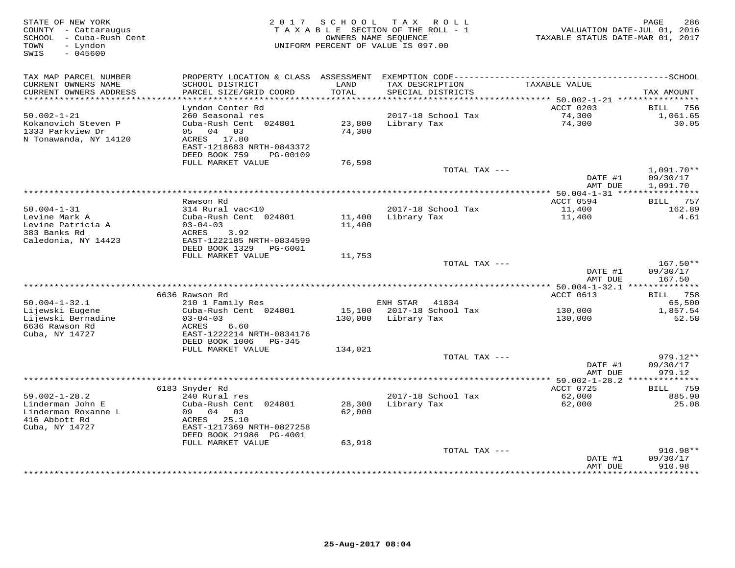STATE OF NEW YORK
COUNTY - Cattaraugus
SCHOOL - Cuba-Rush Cent
TOWN - Lyndon
SWIS - 045600

2017 SCHOOL TAX ROLL
TAXABLE SECTION OF THE ROLL - 1
OWNERS NAME SEQUENCE
UNIFORM PERCENT OF VALUE IS 097.00

VALUATION DATE-JUL 01, 2016
TAXABLE STATUS DATE-MAR 01, 2017

| TAX MAP PARCEL NUMBER / CURRENT OWNERS NAME / CURRENT OWNERS ADDRESS | PROPERTY LOCATION & CLASS / SCHOOL DISTRICT / PARCEL SIZE/GRID COORD | ASSESSMENT LAND / TOTAL | EXEMPTION CODE / TAX DESCRIPTION / SPECIAL DISTRICTS | TAXABLE VALUE | TAX AMOUNT |
|---|---|---|---|---|---|
| 50.002-1-21 | Lyndon Center Rd | | | ACCT 0203 | BILL 756 |
| Kokanovich Steven P | 260 Seasonal res | | 2017-18 School Tax | 74,300 | 1,061.65 |
| 1333 Parkview Dr | Cuba-Rush Cent 024801 | 23,800 | Library Tax | 74,300 | 30.05 |
| N Tonawanda, NY 14120 | 05 04 03 | 74,300 | | | |
| | ACRES 17.80 | | | | |
| | EAST-1218683 NRTH-0843372 | | | | |
| | DEED BOOK 759 PG-00109 | | | | |
| | FULL MARKET VALUE | 76,598 | | | |
| | | | TOTAL TAX --- | | 1,091.70** |
| | | | | DATE #1 | 09/30/17 |
| | | | | AMT DUE | 1,091.70 |
| 50.004-1-31 | Rawson Rd | | | ACCT 0594 | BILL 757 |
| Levine Mark A | 314 Rural vac<10 | | 2017-18 School Tax | 11,400 | 162.89 |
| Levine Patricia A | Cuba-Rush Cent 024801 | 11,400 | Library Tax | 11,400 | 4.61 |
| 383 Banks Rd | 03-04-03 | 11,400 | | | |
| Caledonia, NY 14423 | ACRES 3.92 | | | | |
| | EAST-1222185 NRTH-0834599 | | | | |
| | DEED BOOK 1329 PG-6001 | | | | |
| | FULL MARKET VALUE | 11,753 | | | |
| | | | TOTAL TAX --- | | 167.50** |
| | | | | DATE #1 | 09/30/17 |
| | | | | AMT DUE | 167.50 |
| 50.004-1-32.1 | 6636 Rawson Rd | | | ACCT 0613 | BILL 758 |
| Lijewski Eugene | 210 1 Family Res | | ENH STAR 41834 | | 65,500 |
| Lijewski Bernadine | Cuba-Rush Cent 024801 | 15,100 | 2017-18 School Tax | 130,000 | 1,857.54 |
| 6636 Rawson Rd | 03-04-03 | 130,000 | Library Tax | 130,000 | 52.58 |
| Cuba, NY 14727 | ACRES 6.60 | | | | |
| | EAST-1222214 NRTH-0834176 | | | | |
| | DEED BOOK 1006 PG-345 | | | | |
| | FULL MARKET VALUE | 134,021 | | | |
| | | | TOTAL TAX --- | | 979.12** |
| | | | | DATE #1 | 09/30/17 |
| | | | | AMT DUE | 979.12 |
| 59.002-1-28.2 | 6183 Snyder Rd | | | ACCT 0725 | BILL 759 |
| Linderman John E | 240 Rural res | | 2017-18 School Tax | 62,000 | 885.90 |
| Linderman Roxanne L | Cuba-Rush Cent 024801 | 28,300 | Library Tax | 62,000 | 25.08 |
| 416 Abbott Rd | 09 04 03 | 62,000 | | | |
| Cuba, NY 14727 | ACRES 25.10 | | | | |
| | EAST-1217369 NRTH-0827258 | | | | |
| | DEED BOOK 21986 PG-4001 | | | | |
| | FULL MARKET VALUE | 63,918 | | | |
| | | | TOTAL TAX --- | | 910.98** |
| | | | | DATE #1 | 09/30/17 |
| | | | | AMT DUE | 910.98 |

25-Aug-2017 08:04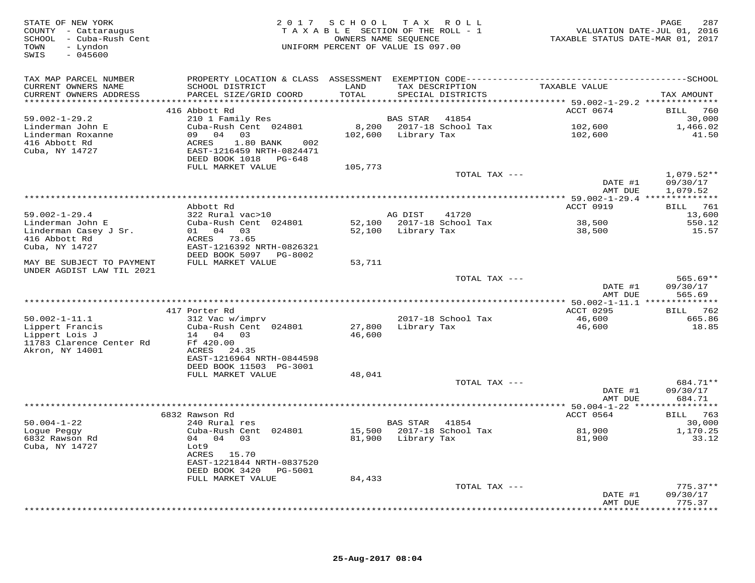STATE OF NEW YORK
COUNTY - Cattaraugus
SCHOOL - Cuba-Rush Cent
TOWN - Lyndon
SWIS - 045600

2017 SCHOOL TAX ROLL
TAXABLE SECTION OF THE ROLL - 1
OWNERS NAME SEQUENCE
UNIFORM PERCENT OF VALUE IS 097.00

VALUATION DATE-JUL 01, 2016
TAXABLE STATUS DATE-MAR 01, 2017

| TAX MAP PARCEL NUMBER / CURRENT OWNERS NAME / CURRENT OWNERS ADDRESS | PROPERTY LOCATION & CLASS / SCHOOL DISTRICT / PARCEL SIZE/GRID COORD | ASSESSMENT LAND / TOTAL | EXEMPTION CODE / TAX DESCRIPTION / SPECIAL DISTRICTS | TAXABLE VALUE | TAX AMOUNT |
|---|---|---|---|---|---|
| **59.002-1-29.2** | 416 Abbott Rd | | | ACCT 0674 | BILL 760 |
| 59.002-1-29.2 | 210 1 Family Res | | BAS STAR 41854 | | 30,000 |
| Linderman John E | Cuba-Rush Cent 024801 | 8,200 | 2017-18 School Tax | 102,600 | 1,466.02 |
| Linderman Roxanne | 09 04 03 | 102,600 | Library Tax | 102,600 | 41.50 |
| 416 Abbott Rd | ACRES 1.80 BANK 002 | | | | |
| Cuba, NY 14727 | EAST-1216459 NRTH-0824471 | | | | |
| | DEED BOOK 1018 PG-648 | | | | |
| | FULL MARKET VALUE | 105,773 | | | |
| | | | TOTAL TAX --- | | 1,079.52** |
| | | | | DATE #1 | 09/30/17 |
| | | | | AMT DUE | 1,079.52 |
| **59.002-1-29.4** | Abbott Rd | | | ACCT 0919 | BILL 761 |
| 59.002-1-29.4 | 322 Rural vac>10 | | AG DIST 41720 | | 13,600 |
| Linderman John E | Cuba-Rush Cent 024801 | 52,100 | 2017-18 School Tax | 38,500 | 550.12 |
| Linderman Casey J Sr. | 01 04 03 | 52,100 | Library Tax | 38,500 | 15.57 |
| 416 Abbott Rd | ACRES 73.65 | | | | |
| Cuba, NY 14727 | EAST-1216392 NRTH-0826321 | | | | |
| | DEED BOOK 5097 PG-8002 | | | | |
| MAY BE SUBJECT TO PAYMENT UNDER AGDIST LAW TIL 2021 | FULL MARKET VALUE | 53,711 | | | |
| | | | TOTAL TAX --- | | 565.69** |
| | | | | DATE #1 | 09/30/17 |
| | | | | AMT DUE | 565.69 |
| **50.002-1-11.1** | 417 Porter Rd | | | ACCT 0295 | BILL 762 |
| 50.002-1-11.1 | 312 Vac w/imprv | | 2017-18 School Tax | 46,600 | 665.86 |
| Lippert Francis | Cuba-Rush Cent 024801 | 27,800 | Library Tax | 46,600 | 18.85 |
| Lippert Lois J | 14 04 03 | 46,600 | | | |
| 11783 Clarence Center Rd | Ff 420.00 | | | | |
| Akron, NY 14001 | ACRES 24.35 | | | | |
| | EAST-1216964 NRTH-0844598 | | | | |
| | DEED BOOK 11503 PG-3001 | | | | |
| | FULL MARKET VALUE | 48,041 | | | |
| | | | TOTAL TAX --- | | 684.71** |
| | | | | DATE #1 | 09/30/17 |
| | | | | AMT DUE | 684.71 |
| **50.004-1-22** | 6832 Rawson Rd | | | ACCT 0564 | BILL 763 |
| 50.004-1-22 | 240 Rural res | | BAS STAR 41854 | | 30,000 |
| Logue Peggy | Cuba-Rush Cent 024801 | 15,500 | 2017-18 School Tax | 81,900 | 1,170.25 |
| 6832 Rawson Rd | 04 04 03 | 81,900 | Library Tax | 81,900 | 33.12 |
| Cuba, NY 14727 | Lot9 | | | | |
| | ACRES 15.70 | | | | |
| | EAST-1221844 NRTH-0837520 | | | | |
| | DEED BOOK 3420 PG-5001 | | | | |
| | FULL MARKET VALUE | 84,433 | | | |
| | | | TOTAL TAX --- | | 775.37** |
| | | | | DATE #1 | 09/30/17 |
| | | | | AMT DUE | 775.37 |

25-Aug-2017 08:04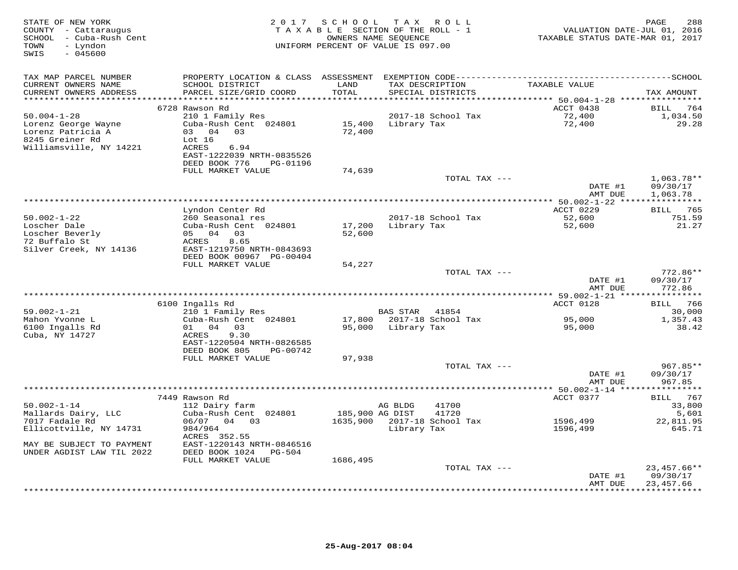STATE OF NEW YORK
COUNTY - Cattaraugus
SCHOOL - Cuba-Rush Cent
TOWN - Lyndon
SWIS - 045600

2017 SCHOOL TAX ROLL
TAXABLE SECTION OF THE ROLL - 1
OWNERS NAME SEQUENCE
UNIFORM PERCENT OF VALUE IS 097.00

VALUATION DATE-JUL 01, 2016
TAXABLE STATUS DATE-MAR 01, 2017

| TAX MAP PARCEL NUMBER / CURRENT OWNERS NAME / CURRENT OWNERS ADDRESS | PROPERTY LOCATION & CLASS / SCHOOL DISTRICT / PARCEL SIZE/GRID COORD | ASSESSMENT LAND / TOTAL | EXEMPTION CODE / TAX DESCRIPTION / SPECIAL DISTRICTS | TAXABLE VALUE | TAX AMOUNT |
|---|---|---|---|---|---|
| | 6728 Rawson Rd | | | ACCT 0438 | BILL 764 |
| 50.004-1-28 | 210 1 Family Res | | 2017-18 School Tax | 72,400 | 1,034.50 |
| Lorenz George Wayne | Cuba-Rush Cent 024801 | 15,400 | Library Tax | 72,400 | 29.28 |
| Lorenz Patricia A | 03 04 03 | 72,400 | | | |
| 8245 Greiner Rd | Lot 16 | | | | |
| Williamsville, NY 14221 | ACRES 6.94 | | | | |
| | EAST-1222039 NRTH-0835526 | | | | |
| | DEED BOOK 776 PG-01196 | | | | |
| | FULL MARKET VALUE | 74,639 | | | |
| | | | TOTAL TAX --- | | 1,063.78** |
| | | | | DATE #1 | 09/30/17 |
| | | | | AMT DUE | 1,063.78 |
| | Lyndon Center Rd | | | ACCT 0229 | BILL 765 |
| 50.002-1-22 | 260 Seasonal res | | 2017-18 School Tax | 52,600 | 751.59 |
| Loscher Dale | Cuba-Rush Cent 024801 | 17,200 | Library Tax | 52,600 | 21.27 |
| Loscher Beverly | 05 04 03 | 52,600 | | | |
| 72 Buffalo St | ACRES 8.65 | | | | |
| Silver Creek, NY 14136 | EAST-1219750 NRTH-0843693 | | | | |
| | DEED BOOK 00967 PG-00404 | | | | |
| | FULL MARKET VALUE | 54,227 | | | |
| | | | TOTAL TAX --- | | 772.86** |
| | | | | DATE #1 | 09/30/17 |
| | | | | AMT DUE | 772.86 |
| | 6100 Ingalls Rd | | | ACCT 0128 | BILL 766 |
| 59.002-1-21 | 210 1 Family Res | | BAS STAR 41854 | | 30,000 |
| Mahon Yvonne L | Cuba-Rush Cent 024801 | 17,800 | 2017-18 School Tax | 95,000 | 1,357.43 |
| 6100 Ingalls Rd | 01 04 03 | 95,000 | Library Tax | 95,000 | 38.42 |
| Cuba, NY 14727 | ACRES 9.30 | | | | |
| | EAST-1220504 NRTH-0826585 | | | | |
| | DEED BOOK 805 PG-00742 | | | | |
| | FULL MARKET VALUE | 97,938 | | | |
| | | | TOTAL TAX --- | | 967.85** |
| | | | | DATE #1 | 09/30/17 |
| | | | | AMT DUE | 967.85 |
| | 7449 Rawson Rd | | | ACCT 0377 | BILL 767 |
| 50.002-1-14 | 112 Dairy farm | | AG BLDG 41700 | | 33,800 |
| Mallards Dairy, LLC | Cuba-Rush Cent 024801 | 185,900 | AG DIST 41720 | | 5,601 |
| 7017 Fadale Rd | 06/07 04 03 | 1635,900 | 2017-18 School Tax | 1596,499 | 22,811.95 |
| Ellicottville, NY 14731 | 984/964 | | Library Tax | 1596,499 | 645.71 |
| | ACRES 352.55 | | | | |
| MAY BE SUBJECT TO PAYMENT | EAST-1220143 NRTH-0846516 | | | | |
| UNDER AGDIST LAW TIL 2022 | DEED BOOK 1024 PG-504 | | | | |
| | FULL MARKET VALUE | 1686,495 | | | |
| | | | TOTAL TAX --- | | 23,457.66** |
| | | | | DATE #1 | 09/30/17 |
| | | | | AMT DUE | 23,457.66 |

25-Aug-2017 08:04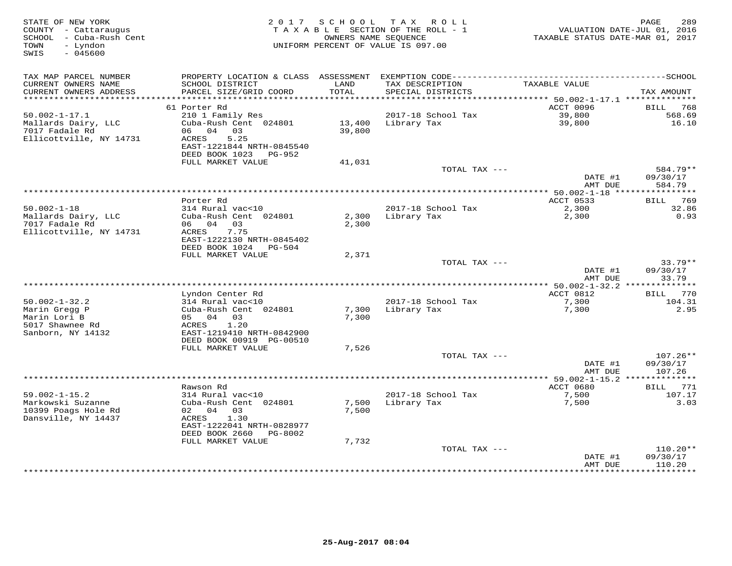STATE OF NEW YORK
COUNTY - Cattaraugus
SCHOOL - Cuba-Rush Cent
TOWN - Lyndon
SWIS - 045600

2017 SCHOOL TAX ROLL
TAXABLE SECTION OF THE ROLL - 1
OWNERS NAME SEQUENCE
UNIFORM PERCENT OF VALUE IS 097.00

VALUATION DATE-JUL 01, 2016
TAXABLE STATUS DATE-MAR 01, 2017

| TAX MAP PARCEL NUMBER / CURRENT OWNERS NAME / CURRENT OWNERS ADDRESS | PROPERTY LOCATION & CLASS / SCHOOL DISTRICT / PARCEL SIZE/GRID COORD | ASSESSMENT LAND / TOTAL | EXEMPTION CODE / TAX DESCRIPTION / SPECIAL DISTRICTS | TAXABLE VALUE | TAX AMOUNT |
|---|---|---|---|---|---|
| 50.002-1-17.1 | 61 Porter Rd | | | ACCT 0096 | BILL 768 |
| Mallards Dairy, LLC | 210 1 Family Res | | 2017-18 School Tax | 39,800 | 568.69 |
| 7017 Fadale Rd | Cuba-Rush Cent 024801 | 13,400 | Library Tax | 39,800 | 16.10 |
| Ellicottville, NY 14731 | 06 04 03 | 39,800 | | | |
| | ACRES 5.25 | | | | |
| | EAST-1221844 NRTH-0845540 | | | | |
| | DEED BOOK 1023 PG-952 | | | | |
| | FULL MARKET VALUE | 41,031 | | | |
| | | | TOTAL TAX --- | | 584.79** |
| | | | | DATE #1 | 09/30/17 |
| | | | | AMT DUE | 584.79 |
| 50.002-1-18 | Porter Rd | | | ACCT 0533 | BILL 769 |
| Mallards Dairy, LLC | 314 Rural vac<10 | | 2017-18 School Tax | 2,300 | 32.86 |
| 7017 Fadale Rd | Cuba-Rush Cent 024801 | 2,300 | Library Tax | 2,300 | 0.93 |
| Ellicottville, NY 14731 | 06 04 03 | 2,300 | | | |
| | ACRES 7.75 | | | | |
| | EAST-1222130 NRTH-0845402 | | | | |
| | DEED BOOK 1024 PG-504 | | | | |
| | FULL MARKET VALUE | 2,371 | | | |
| | | | TOTAL TAX --- | | 33.79** |
| | | | | DATE #1 | 09/30/17 |
| | | | | AMT DUE | 33.79 |
| 50.002-1-32.2 | Lyndon Center Rd | | | ACCT 0812 | BILL 770 |
| Marin Gregg P | 314 Rural vac<10 | | 2017-18 School Tax | 7,300 | 104.31 |
| Marin Lori B | Cuba-Rush Cent 024801 | 7,300 | Library Tax | 7,300 | 2.95 |
| 5017 Shawnee Rd | 05 04 03 | 7,300 | | | |
| Sanborn, NY 14132 | ACRES 1.20 | | | | |
| | EAST-1219410 NRTH-0842900 | | | | |
| | DEED BOOK 00919 PG-00510 | | | | |
| | FULL MARKET VALUE | 7,526 | | | |
| | | | TOTAL TAX --- | | 107.26** |
| | | | | DATE #1 | 09/30/17 |
| | | | | AMT DUE | 107.26 |
| 59.002-1-15.2 | Rawson Rd | | | ACCT 0680 | BILL 771 |
| Markowski Suzanne | 314 Rural vac<10 | | 2017-18 School Tax | 7,500 | 107.17 |
| 10399 Poags Hole Rd | Cuba-Rush Cent 024801 | 7,500 | Library Tax | 7,500 | 3.03 |
| Dansville, NY 14437 | 02 04 03 | 7,500 | | | |
| | ACRES 1.30 | | | | |
| | EAST-1222041 NRTH-0828977 | | | | |
| | DEED BOOK 2660 PG-8002 | | | | |
| | FULL MARKET VALUE | 7,732 | | | |
| | | | TOTAL TAX --- | | 110.20** |
| | | | | DATE #1 | 09/30/17 |
| | | | | AMT DUE | 110.20 |

25-Aug-2017 08:04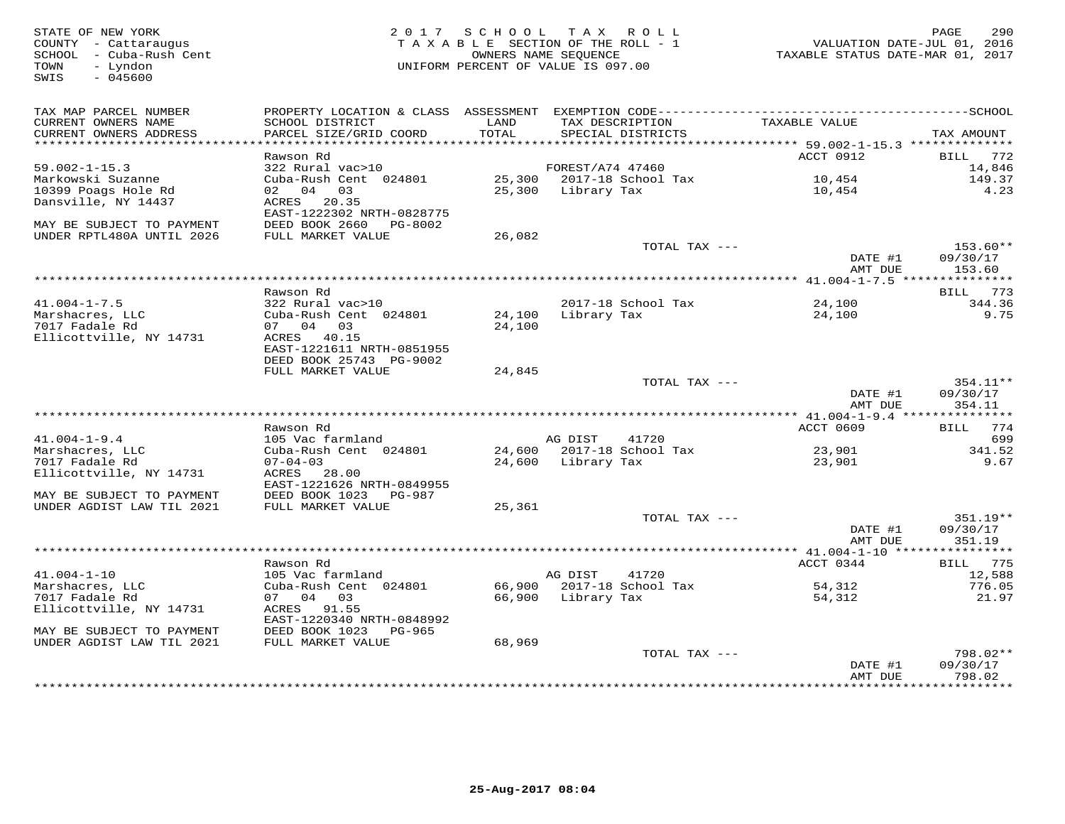STATE OF NEW YORK
COUNTY - Cattaraugus
SCHOOL - Cuba-Rush Cent
TOWN - Lyndon
SWIS - 045600

2017 SCHOOL TAX ROLL
TAXABLE SECTION OF THE ROLL - 1
OWNERS NAME SEQUENCE
UNIFORM PERCENT OF VALUE IS 097.00

VALUATION DATE-JUL 01, 2016
TAXABLE STATUS DATE-MAR 01, 2017

| TAX MAP PARCEL NUMBER / CURRENT OWNERS NAME / CURRENT OWNERS ADDRESS | PROPERTY LOCATION & CLASS / SCHOOL DISTRICT / PARCEL SIZE/GRID COORD | ASSESSMENT LAND / TOTAL | EXEMPTION CODE / TAX DESCRIPTION / SPECIAL DISTRICTS | TAXABLE VALUE | TAX AMOUNT |
|---|---|---|---|---|---|
| **59.002-1-15.3** | Rawson Rd | | | ACCT 0912 | BILL 772 |
| 59.002-1-15.3 | 322 Rural vac>10 | | FOREST/A74 47460 | | 14,846 |
| Markowski Suzanne | Cuba-Rush Cent 024801 | 25,300 | 2017-18 School Tax | 10,454 | 149.37 |
| 10399 Poags Hole Rd | 02 04 03 | 25,300 | Library Tax | 10,454 | 4.23 |
| Dansville, NY 14437 | ACRES 20.35 | | | | |
| | EAST-1222302 NRTH-0828775 | | | | |
| MAY BE SUBJECT TO PAYMENT | DEED BOOK 2660 PG-8002 | | | | |
| UNDER RPTL480A UNTIL 2026 | FULL MARKET VALUE | 26,082 | | | |
| | | | TOTAL TAX --- | | 153.60** |
| | | | | DATE #1 | 09/30/17 |
| | | | | AMT DUE | 153.60 |
| **41.004-1-7.5** | Rawson Rd | | | | BILL 773 |
| 41.004-1-7.5 | 322 Rural vac>10 | | 2017-18 School Tax | 24,100 | 344.36 |
| Marshacres, LLC | Cuba-Rush Cent 024801 | 24,100 | Library Tax | 24,100 | 9.75 |
| 7017 Fadale Rd | 07 04 03 | 24,100 | | | |
| Ellicottville, NY 14731 | ACRES 40.15 | | | | |
| | EAST-1221611 NRTH-0851955 | | | | |
| | DEED BOOK 25743 PG-9002 | | | | |
| | FULL MARKET VALUE | 24,845 | | | |
| | | | TOTAL TAX --- | | 354.11** |
| | | | | DATE #1 | 09/30/17 |
| | | | | AMT DUE | 354.11 |
| **41.004-1-9.4** | Rawson Rd | | | ACCT 0609 | BILL 774 |
| 41.004-1-9.4 | 105 Vac farmland | | AG DIST 41720 | | 699 |
| Marshacres, LLC | Cuba-Rush Cent 024801 | 24,600 | 2017-18 School Tax | 23,901 | 341.52 |
| 7017 Fadale Rd | 07-04-03 | 24,600 | Library Tax | 23,901 | 9.67 |
| Ellicottville, NY 14731 | ACRES 28.00 | | | | |
| | EAST-1221626 NRTH-0849955 | | | | |
| MAY BE SUBJECT TO PAYMENT | DEED BOOK 1023 PG-987 | | | | |
| UNDER AGDIST LAW TIL 2021 | FULL MARKET VALUE | 25,361 | | | |
| | | | TOTAL TAX --- | | 351.19** |
| | | | | DATE #1 | 09/30/17 |
| | | | | AMT DUE | 351.19 |
| **41.004-1-10** | Rawson Rd | | | ACCT 0344 | BILL 775 |
| 41.004-1-10 | 105 Vac farmland | | AG DIST 41720 | | 12,588 |
| Marshacres, LLC | Cuba-Rush Cent 024801 | 66,900 | 2017-18 School Tax | 54,312 | 776.05 |
| 7017 Fadale Rd | 07 04 03 | 66,900 | Library Tax | 54,312 | 21.97 |
| Ellicottville, NY 14731 | ACRES 91.55 | | | | |
| | EAST-1220340 NRTH-0848992 | | | | |
| MAY BE SUBJECT TO PAYMENT | DEED BOOK 1023 PG-965 | | | | |
| UNDER AGDIST LAW TIL 2021 | FULL MARKET VALUE | 68,969 | | | |
| | | | TOTAL TAX --- | | 798.02** |
| | | | | DATE #1 | 09/30/17 |
| | | | | AMT DUE | 798.02 |

25-Aug-2017 08:04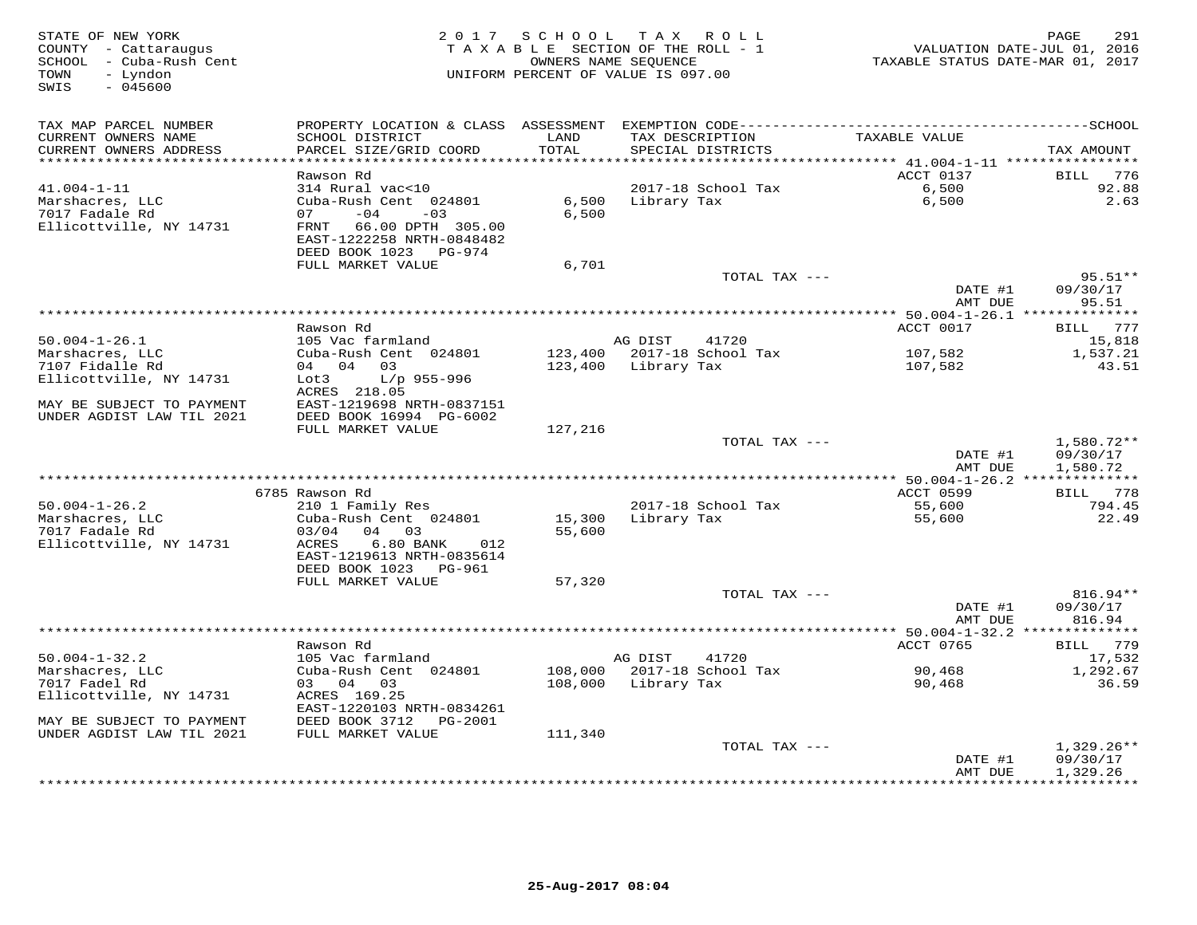STATE OF NEW YORK
COUNTY - Cattaraugus
SCHOOL - Cuba-Rush Cent
TOWN - Lyndon
SWIS - 045600

2017 SCHOOL TAX ROLL
TAXABLE SECTION OF THE ROLL - 1
OWNERS NAME SEQUENCE
UNIFORM PERCENT OF VALUE IS 097.00

VALUATION DATE-JUL 01, 2016
TAXABLE STATUS DATE-MAR 01, 2017

| TAX MAP PARCEL NUMBER / CURRENT OWNERS NAME / CURRENT OWNERS ADDRESS | PROPERTY LOCATION & CLASS / SCHOOL DISTRICT / PARCEL SIZE/GRID COORD | ASSESSMENT LAND / TOTAL | EXEMPTION CODE / TAX DESCRIPTION / SPECIAL DISTRICTS | TAXABLE VALUE | TAX AMOUNT |
|---|---|---|---|---|---|
| **41.004-1-11** | Rawson Rd | | | ACCT 0137 | BILL 776 |
| 41.004-1-11 | 314 Rural vac<10 | | 2017-18 School Tax | 6,500 | 92.88 |
| Marshacres, LLC | Cuba-Rush Cent 024801 | 6,500 | Library Tax | 6,500 | 2.63 |
| 7017 Fadale Rd | 07 -04 -03 | 6,500 | | | |
| Ellicottville, NY 14731 | FRNT 66.00 DPTH 305.00 | | | | |
| | EAST-1222258 NRTH-0848482 | | | | |
| | DEED BOOK 1023 PG-974 | | | | |
| | FULL MARKET VALUE | 6,701 | | | |
| | | | TOTAL TAX --- | | 95.51** |
| | | | | DATE #1 | 09/30/17 |
| | | | | AMT DUE | 95.51 |
| **50.004-1-26.1** | Rawson Rd | | | ACCT 0017 | BILL 777 |
| 50.004-1-26.1 | 105 Vac farmland | | AG DIST 41720 | | 15,818 |
| Marshacres, LLC | Cuba-Rush Cent 024801 | 123,400 | 2017-18 School Tax | 107,582 | 1,537.21 |
| 7107 Fidalle Rd | 04 04 03 | 123,400 | Library Tax | 107,582 | 43.51 |
| Ellicottville, NY 14731 | Lot3 L/p 955-996 | | | | |
| | ACRES 218.05 | | | | |
| MAY BE SUBJECT TO PAYMENT | EAST-1219698 NRTH-0837151 | | | | |
| UNDER AGDIST LAW TIL 2021 | DEED BOOK 16994 PG-6002 | | | | |
| | FULL MARKET VALUE | 127,216 | | | |
| | | | TOTAL TAX --- | | 1,580.72** |
| | | | | DATE #1 | 09/30/17 |
| | | | | AMT DUE | 1,580.72 |
| **50.004-1-26.2** | 6785 Rawson Rd | | | ACCT 0599 | BILL 778 |
| 50.004-1-26.2 | 210 1 Family Res | | 2017-18 School Tax | 55,600 | 794.45 |
| Marshacres, LLC | Cuba-Rush Cent 024801 | 15,300 | Library Tax | 55,600 | 22.49 |
| 7017 Fadale Rd | 03/04 04 03 | 55,600 | | | |
| Ellicottville, NY 14731 | ACRES 6.80 BANK 012 | | | | |
| | EAST-1219613 NRTH-0835614 | | | | |
| | DEED BOOK 1023 PG-961 | | | | |
| | FULL MARKET VALUE | 57,320 | | | |
| | | | TOTAL TAX --- | | 816.94** |
| | | | | DATE #1 | 09/30/17 |
| | | | | AMT DUE | 816.94 |
| **50.004-1-32.2** | Rawson Rd | | | ACCT 0765 | BILL 779 |
| 50.004-1-32.2 | 105 Vac farmland | | AG DIST 41720 | | 17,532 |
| Marshacres, LLC | Cuba-Rush Cent 024801 | 108,000 | 2017-18 School Tax | 90,468 | 1,292.67 |
| 7017 Fadel Rd | 03 04 03 | 108,000 | Library Tax | 90,468 | 36.59 |
| Ellicottville, NY 14731 | ACRES 169.25 | | | | |
| | EAST-1220103 NRTH-0834261 | | | | |
| MAY BE SUBJECT TO PAYMENT | DEED BOOK 3712 PG-2001 | | | | |
| UNDER AGDIST LAW TIL 2021 | FULL MARKET VALUE | 111,340 | | | |
| | | | TOTAL TAX --- | | 1,329.26** |
| | | | | DATE #1 | 09/30/17 |
| | | | | AMT DUE | 1,329.26 |

25-Aug-2017 08:04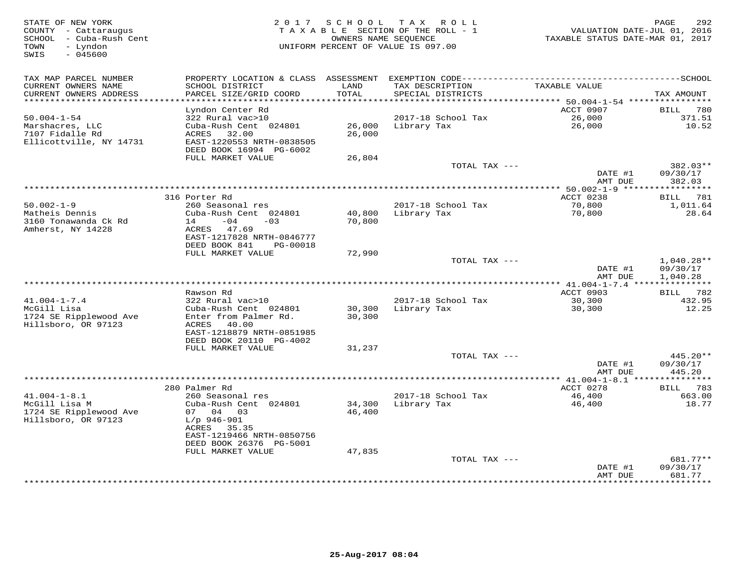STATE OF NEW YORK
COUNTY - Cattaraugus
SCHOOL - Cuba-Rush Cent
TOWN - Lyndon
SWIS - 045600

2017 SCHOOL TAX ROLL
TAXABLE SECTION OF THE ROLL - 1
OWNERS NAME SEQUENCE
UNIFORM PERCENT OF VALUE IS 097.00

VALUATION DATE-JUL 01, 2016
TAXABLE STATUS DATE-MAR 01, 2017

| TAX MAP PARCEL NUMBER / CURRENT OWNERS NAME / CURRENT OWNERS ADDRESS | PROPERTY LOCATION & CLASS / SCHOOL DISTRICT / PARCEL SIZE/GRID COORD | ASSESSMENT LAND / TOTAL | EXEMPTION CODE / TAX DESCRIPTION / SPECIAL DISTRICTS | TAXABLE VALUE | TAX AMOUNT |
|---|---|---|---|---|---|
| **50.004-1-54** | Lyndon Center Rd | | | ACCT 0907 | BILL 780 |
| 50.004-1-54 | 322 Rural vac>10 | | 2017-18 School Tax | 26,000 | 371.51 |
| Marshacres, LLC | Cuba-Rush Cent 024801 | 26,000 | Library Tax | 26,000 | 10.52 |
| 7107 Fidalle Rd | ACRES 32.00 | 26,000 | | | |
| Ellicottville, NY 14731 | EAST-1220553 NRTH-0838505 | | | | |
| | DEED BOOK 16994 PG-6002 | | | | |
| | FULL MARKET VALUE | 26,804 | | | |
| | | | TOTAL TAX --- | | 382.03** |
| | | | | DATE #1 | 09/30/17 |
| | | | | AMT DUE | 382.03 |
| **50.002-1-9** | 316 Porter Rd | | | ACCT 0238 | BILL 781 |
| 50.002-1-9 | 260 Seasonal res | | 2017-18 School Tax | 70,800 | 1,011.64 |
| Matheis Dennis | Cuba-Rush Cent 024801 | 40,800 | Library Tax | 70,800 | 28.64 |
| 3160 Tonawanda Ck Rd | 14 -04 -03 | 70,800 | | | |
| Amherst, NY 14228 | ACRES 47.69 | | | | |
| | EAST-1217828 NRTH-0846777 | | | | |
| | DEED BOOK 841 PG-00018 | | | | |
| | FULL MARKET VALUE | 72,990 | | | |
| | | | TOTAL TAX --- | | 1,040.28** |
| | | | | DATE #1 | 09/30/17 |
| | | | | AMT DUE | 1,040.28 |
| **41.004-1-7.4** | Rawson Rd | | | ACCT 0903 | BILL 782 |
| 41.004-1-7.4 | 322 Rural vac>10 | | 2017-18 School Tax | 30,300 | 432.95 |
| McGill Lisa | Cuba-Rush Cent 024801 | 30,300 | Library Tax | 30,300 | 12.25 |
| 1724 SE Ripplewood Ave | Enter from Palmer Rd. | 30,300 | | | |
| Hillsboro, OR 97123 | ACRES 40.00 | | | | |
| | EAST-1218879 NRTH-0851985 | | | | |
| | DEED BOOK 20110 PG-4002 | | | | |
| | FULL MARKET VALUE | 31,237 | | | |
| | | | TOTAL TAX --- | | 445.20** |
| | | | | DATE #1 | 09/30/17 |
| | | | | AMT DUE | 445.20 |
| **41.004-1-8.1** | 280 Palmer Rd | | | ACCT 0278 | BILL 783 |
| 41.004-1-8.1 | 260 Seasonal res | | 2017-18 School Tax | 46,400 | 663.00 |
| McGill Lisa M | Cuba-Rush Cent 024801 | 34,300 | Library Tax | 46,400 | 18.77 |
| 1724 SE Ripplewood Ave | 07 04 03 | 46,400 | | | |
| Hillsboro, OR 97123 | L/p 946-901 | | | | |
| | ACRES 35.35 | | | | |
| | EAST-1219466 NRTH-0850756 | | | | |
| | DEED BOOK 26376 PG-5001 | | | | |
| | FULL MARKET VALUE | 47,835 | | | |
| | | | TOTAL TAX --- | | 681.77** |
| | | | | DATE #1 | 09/30/17 |
| | | | | AMT DUE | 681.77 |

25-Aug-2017 08:04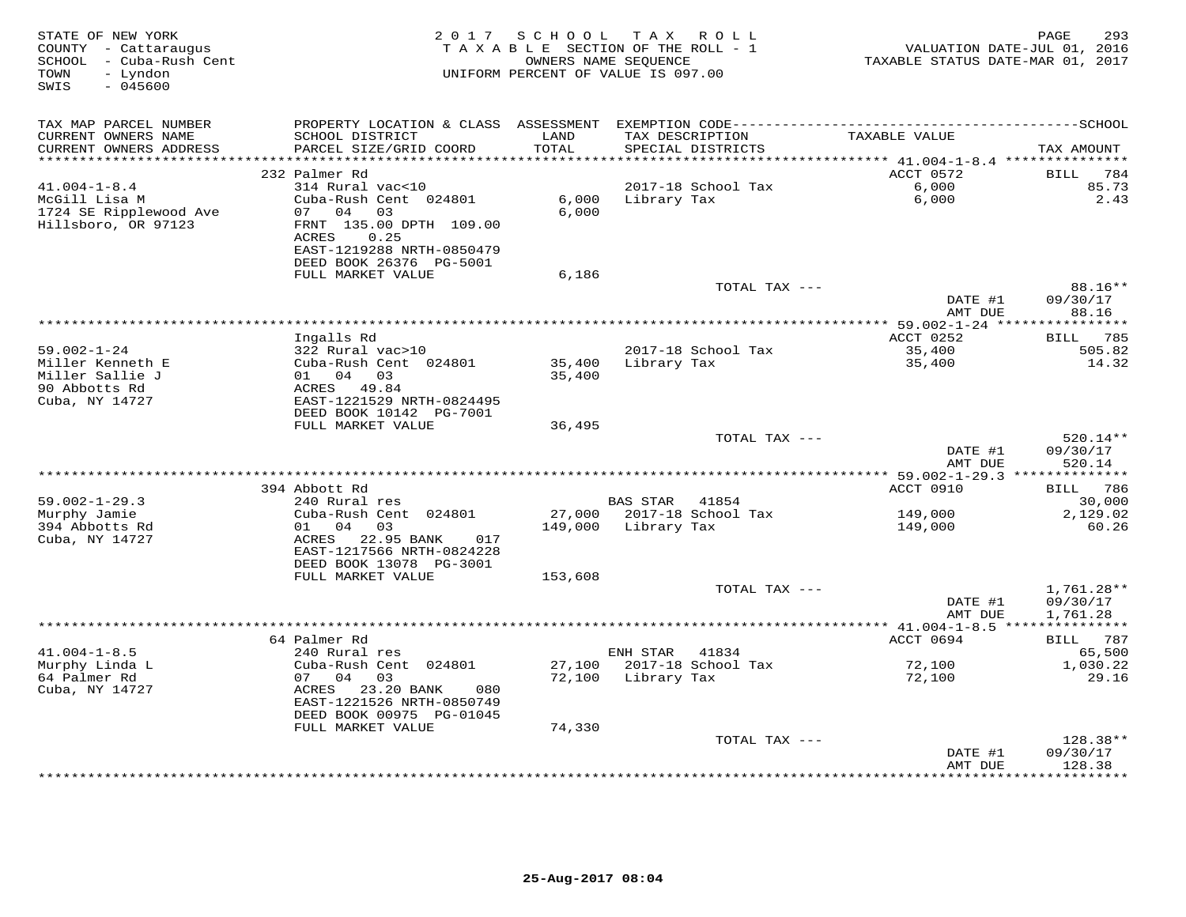STATE OF NEW YORK
COUNTY - Cattaraugus
SCHOOL - Cuba-Rush Cent
TOWN - Lyndon
SWIS - 045600

2017 SCHOOL TAX ROLL
TAXABLE SECTION OF THE ROLL - 1
OWNERS NAME SEQUENCE
UNIFORM PERCENT OF VALUE IS 097.00

VALUATION DATE-JUL 01, 2016
TAXABLE STATUS DATE-MAR 01, 2017

| TAX MAP PARCEL NUMBER / CURRENT OWNERS NAME / CURRENT OWNERS ADDRESS | PROPERTY LOCATION & CLASS / SCHOOL DISTRICT / PARCEL SIZE/GRID COORD | ASSESSMENT LAND / TOTAL | EXEMPTION CODE / TAX DESCRIPTION / SPECIAL DISTRICTS | TAXABLE VALUE | TAX AMOUNT |
|---|---|---|---|---|---|
| **41.004-1-8.4** | 232 Palmer Rd | | | ACCT 0572 | BILL 784 |
| 41.004-1-8.4 | 314 Rural vac<10 | | | | |
| McGill Lisa M | Cuba-Rush Cent 024801 | 6,000 | 2017-18 School Tax | 6,000 | 85.73 |
| 1724 SE Ripplewood Ave | 07 04 03 | 6,000 | Library Tax | 6,000 | 2.43 |
| Hillsboro, OR 97123 | FRNT 135.00 DPTH 109.00 | | | | |
| | ACRES 0.25 | | | | |
| | EAST-1219288 NRTH-0850479 | | | | |
| | DEED BOOK 26376 PG-5001 | | | | |
| | FULL MARKET VALUE | 6,186 | | | |
| | | | TOTAL TAX --- | | 88.16** |
| | | | | DATE #1 | 09/30/17 |
| | | | | AMT DUE | 88.16 |
| **59.002-1-24** | Ingalls Rd | | | ACCT 0252 | BILL 785 |
| 59.002-1-24 | 322 Rural vac>10 | | | | |
| Miller Kenneth E | Cuba-Rush Cent 024801 | 35,400 | 2017-18 School Tax | 35,400 | 505.82 |
| Miller Sallie J | 01 04 03 | 35,400 | Library Tax | 35,400 | 14.32 |
| 90 Abbotts Rd | ACRES 49.84 | | | | |
| Cuba, NY 14727 | EAST-1221529 NRTH-0824495 | | | | |
| | DEED BOOK 10142 PG-7001 | | | | |
| | FULL MARKET VALUE | 36,495 | | | |
| | | | TOTAL TAX --- | | 520.14** |
| | | | | DATE #1 | 09/30/17 |
| | | | | AMT DUE | 520.14 |
| **59.002-1-29.3** | 394 Abbott Rd | | | ACCT 0910 | BILL 786 |
| 59.002-1-29.3 | 240 Rural res | | BAS STAR 41854 | | 30,000 |
| Murphy Jamie | Cuba-Rush Cent 024801 | 27,000 | 2017-18 School Tax | 149,000 | 2,129.02 |
| 394 Abbotts Rd | 01 04 03 | 149,000 | Library Tax | 149,000 | 60.26 |
| Cuba, NY 14727 | ACRES 22.95 BANK 017 | | | | |
| | EAST-1217566 NRTH-0824228 | | | | |
| | DEED BOOK 13078 PG-3001 | | | | |
| | FULL MARKET VALUE | 153,608 | | | |
| | | | TOTAL TAX --- | | 1,761.28** |
| | | | | DATE #1 | 09/30/17 |
| | | | | AMT DUE | 1,761.28 |
| **41.004-1-8.5** | 64 Palmer Rd | | | ACCT 0694 | BILL 787 |
| 41.004-1-8.5 | 240 Rural res | | ENH STAR 41834 | | 65,500 |
| Murphy Linda L | Cuba-Rush Cent 024801 | 27,100 | 2017-18 School Tax | 72,100 | 1,030.22 |
| 64 Palmer Rd | 07 04 03 | 72,100 | Library Tax | 72,100 | 29.16 |
| Cuba, NY 14727 | ACRES 23.20 BANK 080 | | | | |
| | EAST-1221526 NRTH-0850749 | | | | |
| | DEED BOOK 00975 PG-01045 | | | | |
| | FULL MARKET VALUE | 74,330 | | | |
| | | | TOTAL TAX --- | | 128.38** |
| | | | | DATE #1 | 09/30/17 |
| | | | | AMT DUE | 128.38 |

25-Aug-2017 08:04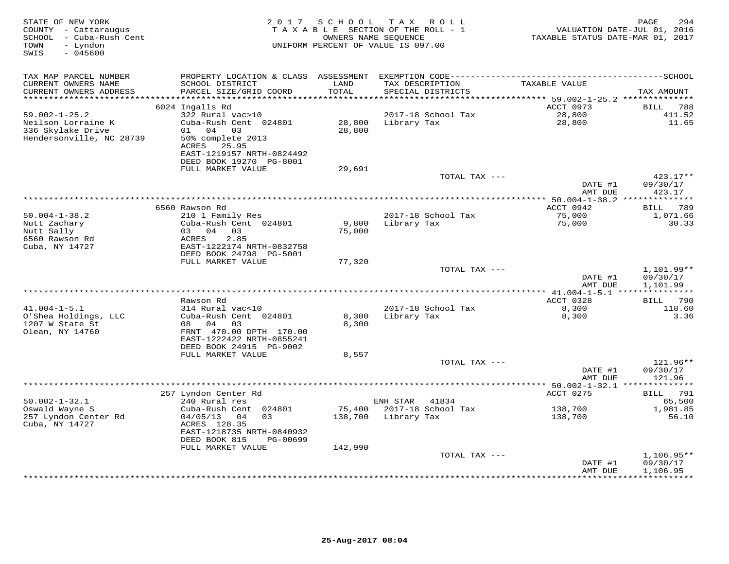STATE OF NEW YORK
COUNTY - Cattaraugus
SCHOOL - Cuba-Rush Cent
TOWN - Lyndon
SWIS - 045600

2017 SCHOOL TAX ROLL
TAXABLE SECTION OF THE ROLL - 1
OWNERS NAME SEQUENCE
UNIFORM PERCENT OF VALUE IS 097.00

VALUATION DATE-JUL 01, 2016
TAXABLE STATUS DATE-MAR 01, 2017

| TAX MAP PARCEL NUMBER / CURRENT OWNERS NAME / CURRENT OWNERS ADDRESS | PROPERTY LOCATION & CLASS / SCHOOL DISTRICT / PARCEL SIZE/GRID COORD | ASSESSMENT LAND / TOTAL | EXEMPTION CODE / TAX DESCRIPTION / SPECIAL DISTRICTS | TAXABLE VALUE | TAX AMOUNT |
|---|---|---|---|---|---|
| **59.002-1-25.2** | 6024 Ingalls Rd | | | ACCT 0973 | BILL 788 |
| 59.002-1-25.2 | 322 Rural vac>10 | | 2017-18 School Tax | 28,800 | 411.52 |
| Neilson Lorraine K | Cuba-Rush Cent 024801 | 28,800 | Library Tax | 28,800 | 11.65 |
| 336 Skylake Drive | 01 04 03 | 28,800 | | | |
| Hendersonville, NC 28739 | 50% complete 2013 | | | | |
| | ACRES 25.95 | | | | |
| | EAST-1219157 NRTH-0824492 | | | | |
| | DEED BOOK 19270 PG-8001 | | | | |
| | FULL MARKET VALUE | 29,691 | | | |
| | | | TOTAL TAX --- | | 423.17** |
| | | | | DATE #1 | 09/30/17 |
| | | | | AMT DUE | 423.17 |
| **50.004-1-38.2** | 6560 Rawson Rd | | | ACCT 0942 | BILL 789 |
| 50.004-1-38.2 | 210 1 Family Res | | 2017-18 School Tax | 75,000 | 1,071.66 |
| Nutt Zachary | Cuba-Rush Cent 024801 | 9,800 | Library Tax | 75,000 | 30.33 |
| Nutt Sally | 03 04 03 | 75,000 | | | |
| 6560 Rawson Rd | ACRES 2.85 | | | | |
| Cuba, NY 14727 | EAST-1222174 NRTH-0832758 | | | | |
| | DEED BOOK 24798 PG-5001 | | | | |
| | FULL MARKET VALUE | 77,320 | | | |
| | | | TOTAL TAX --- | | 1,101.99** |
| | | | | DATE #1 | 09/30/17 |
| | | | | AMT DUE | 1,101.99 |
| **41.004-1-5.1** | Rawson Rd | | | ACCT 0328 | BILL 790 |
| 41.004-1-5.1 | 314 Rural vac<10 | | 2017-18 School Tax | 8,300 | 118.60 |
| O'Shea Holdings, LLC | Cuba-Rush Cent 024801 | 8,300 | Library Tax | 8,300 | 3.36 |
| 1207 W State St | 08 04 03 | 8,300 | | | |
| Olean, NY 14760 | FRNT 470.00 DPTH 170.00 | | | | |
| | EAST-1222422 NRTH-0855241 | | | | |
| | DEED BOOK 24915 PG-9002 | | | | |
| | FULL MARKET VALUE | 8,557 | | | |
| | | | TOTAL TAX --- | | 121.96** |
| | | | | DATE #1 | 09/30/17 |
| | | | | AMT DUE | 121.96 |
| **50.002-1-32.1** | 257 Lyndon Center Rd | | | ACCT 0275 | BILL 791 |
| 50.002-1-32.1 | 240 Rural res | | ENH STAR 41834 | | 65,500 |
| Oswald Wayne S | Cuba-Rush Cent 024801 | 75,400 | 2017-18 School Tax | 138,700 | 1,981.85 |
| 257 Lyndon Center Rd | 04/05/13 04 03 | 138,700 | Library Tax | 138,700 | 56.10 |
| Cuba, NY 14727 | ACRES 128.35 | | | | |
| | EAST-1218735 NRTH-0840932 | | | | |
| | DEED BOOK 815 PG-00699 | | | | |
| | FULL MARKET VALUE | 142,990 | | | |
| | | | TOTAL TAX --- | | 1,106.95** |
| | | | | DATE #1 | 09/30/17 |
| | | | | AMT DUE | 1,106.95 |

25-Aug-2017 08:04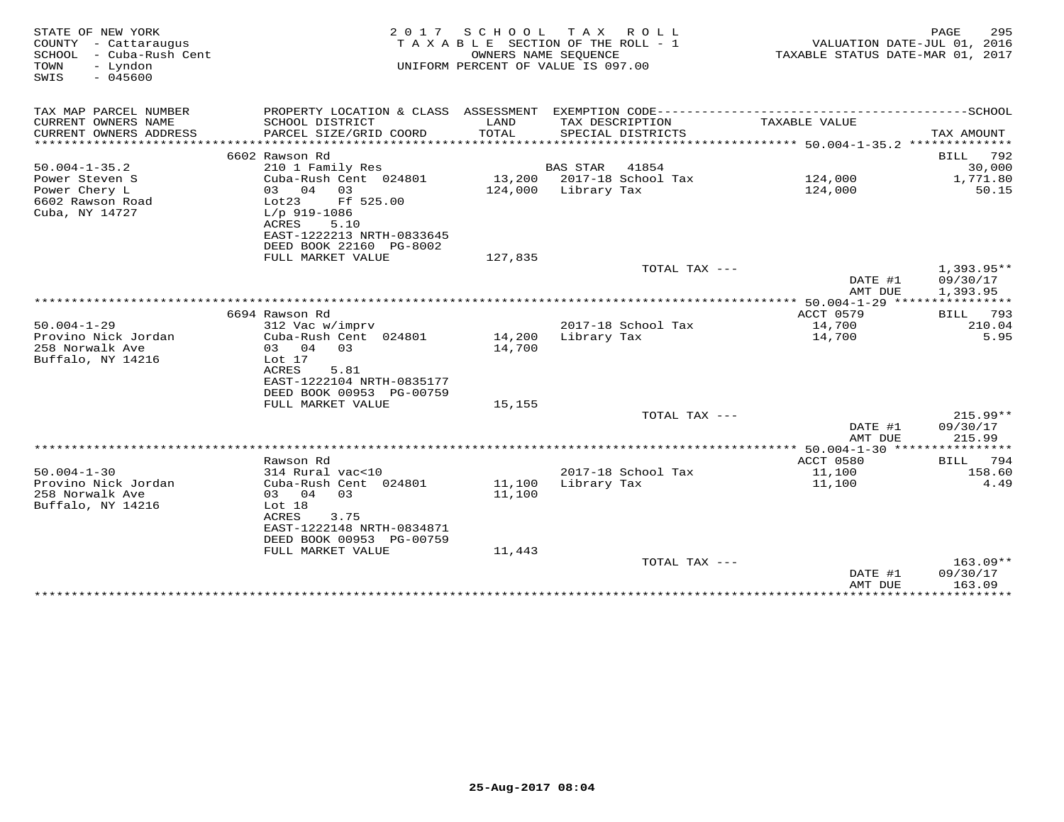STATE OF NEW YORK
COUNTY - Cattaraugus
SCHOOL - Cuba-Rush Cent
TOWN - Lyndon
SWIS - 045600

2017 SCHOOL TAX ROLL
TAXABLE SECTION OF THE ROLL - 1
OWNERS NAME SEQUENCE
UNIFORM PERCENT OF VALUE IS 097.00

VALUATION DATE-JUL 01, 2016
TAXABLE STATUS DATE-MAR 01, 2017

| TAX MAP PARCEL NUMBER / CURRENT OWNERS NAME / CURRENT OWNERS ADDRESS | PROPERTY LOCATION & CLASS / SCHOOL DISTRICT / PARCEL SIZE/GRID COORD | ASSESSMENT LAND / TOTAL | EXEMPTION CODE / TAX DESCRIPTION / SPECIAL DISTRICTS | TAXABLE VALUE | TAX AMOUNT |
|---|---|---|---|---|---|
| | 6602 Rawson Rd | | | | BILL 792 |
| 50.004-1-35.2 | 210 1 Family Res | | BAS STAR 41854 | | 30,000 |
| Power Steven S | Cuba-Rush Cent 024801 | 13,200 | 2017-18 School Tax | 124,000 | 1,771.80 |
| Power Chery L | 03 04 03 | 124,000 | Library Tax | 124,000 | 50.15 |
| 6602 Rawson Road | Lot23 Ff 525.00 | | | | |
| Cuba, NY 14727 | L/p 919-1086 | | | | |
| | ACRES 5.10 | | | | |
| | EAST-1222213 NRTH-0833645 | | | | |
| | DEED BOOK 22160 PG-8002 | | | | |
| | FULL MARKET VALUE | 127,835 | | | |
| | | | TOTAL TAX --- | | 1,393.95** |
| | | | | DATE #1 | 09/30/17 |
| | | | | AMT DUE | 1,393.95 |
| | 6694 Rawson Rd | | | ACCT 0579 | BILL 793 |
| 50.004-1-29 | 312 Vac w/imprv | | 2017-18 School Tax | 14,700 | 210.04 |
| Provino Nick Jordan | Cuba-Rush Cent 024801 | 14,200 | Library Tax | 14,700 | 5.95 |
| 258 Norwalk Ave | 03 04 03 | 14,700 | | | |
| Buffalo, NY 14216 | Lot 17 | | | | |
| | ACRES 5.81 | | | | |
| | EAST-1222104 NRTH-0835177 | | | | |
| | DEED BOOK 00953 PG-00759 | | | | |
| | FULL MARKET VALUE | 15,155 | | | |
| | | | TOTAL TAX --- | | 215.99** |
| | | | | DATE #1 | 09/30/17 |
| | | | | AMT DUE | 215.99 |
| | Rawson Rd | | | ACCT 0580 | BILL 794 |
| 50.004-1-30 | 314 Rural vac<10 | | 2017-18 School Tax | 11,100 | 158.60 |
| Provino Nick Jordan | Cuba-Rush Cent 024801 | 11,100 | Library Tax | 11,100 | 4.49 |
| 258 Norwalk Ave | 03 04 03 | 11,100 | | | |
| Buffalo, NY 14216 | Lot 18 | | | | |
| | ACRES 3.75 | | | | |
| | EAST-1222148 NRTH-0834871 | | | | |
| | DEED BOOK 00953 PG-00759 | | | | |
| | FULL MARKET VALUE | 11,443 | | | |
| | | | TOTAL TAX --- | | 163.09** |
| | | | | DATE #1 | 09/30/17 |
| | | | | AMT DUE | 163.09 |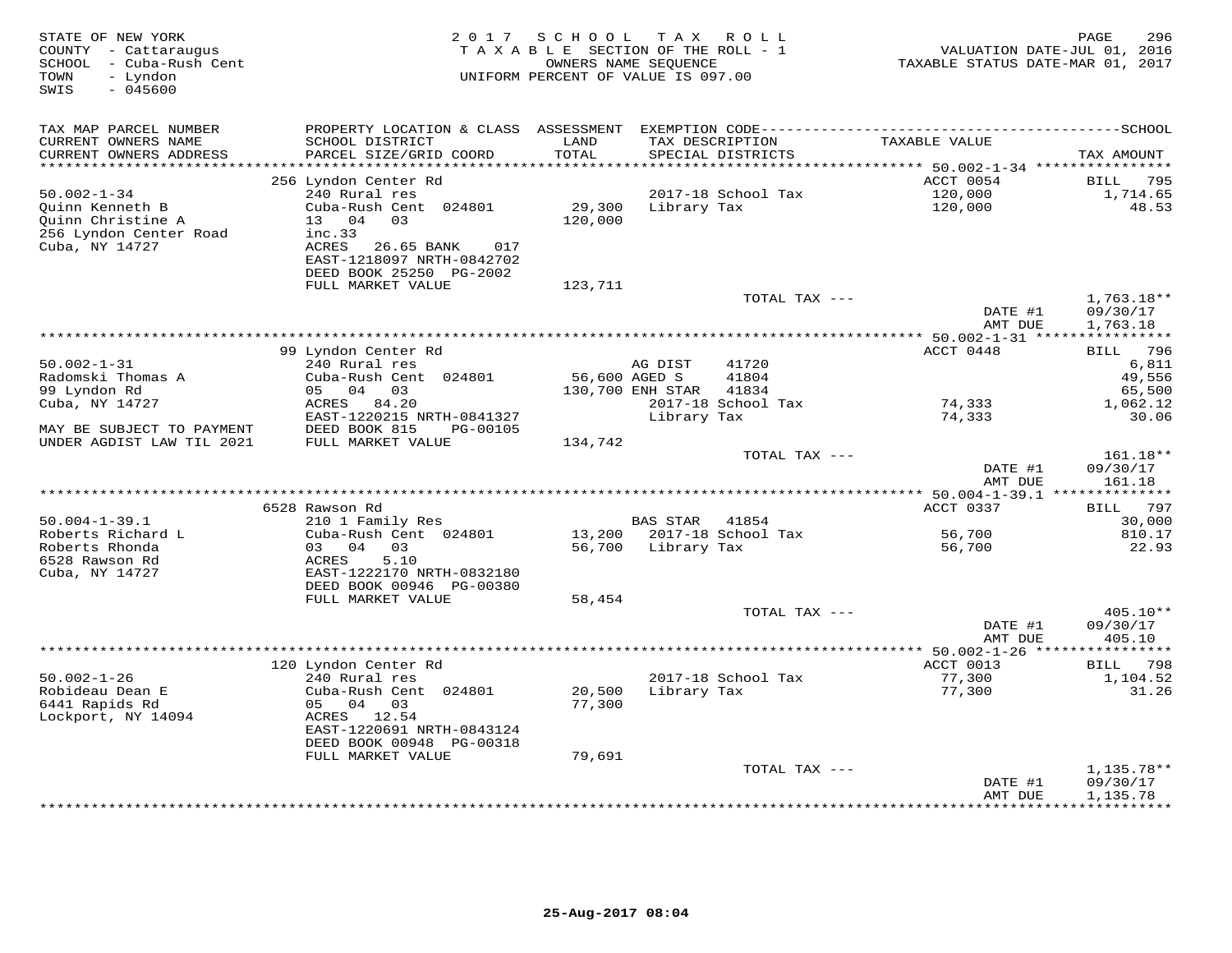STATE OF NEW YORK
COUNTY - Cattaraugus
SCHOOL - Cuba-Rush Cent
TOWN - Lyndon
SWIS - 045600

2017 SCHOOL TAX ROLL
TAXABLE SECTION OF THE ROLL - 1
OWNERS NAME SEQUENCE
UNIFORM PERCENT OF VALUE IS 097.00

VALUATION DATE-JUL 01, 2016
TAXABLE STATUS DATE-MAR 01, 2017

| TAX MAP PARCEL NUMBER<br>CURRENT OWNERS NAME<br>CURRENT OWNERS ADDRESS | PROPERTY LOCATION & CLASS<br>SCHOOL DISTRICT<br>PARCEL SIZE/GRID COORD | ASSESSMENT<br>LAND<br>TOTAL | EXEMPTION CODE<br>TAX DESCRIPTION<br>SPECIAL DISTRICTS | TAXABLE VALUE | TAX AMOUNT |
|---|---|---|---|---|---|
| | 256 Lyndon Center Rd | | | ACCT 0054 | BILL 795 |
| 50.002-1-34 | 240 Rural res | | 2017-18 School Tax | 120,000 | 1,714.65 |
| Quinn Kenneth B | Cuba-Rush Cent 024801 | 29,300 | Library Tax | 120,000 | 48.53 |
| Quinn Christine A | 13 04 03 | 120,000 | | | |
| 256 Lyndon Center Road | inc.33 | | | | |
| Cuba, NY 14727 | ACRES 26.65 BANK 017 | | | | |
| | EAST-1218097 NRTH-0842702 | | | | |
| | DEED BOOK 25250 PG-2002 | | | | |
| | FULL MARKET VALUE | 123,711 | | | |
| | | | TOTAL TAX --- | | 1,763.18** |
| | | | | DATE #1 | 09/30/17 |
| | | | | AMT DUE | 1,763.18 |
| | 99 Lyndon Center Rd | | | ACCT 0448 | BILL 796 |
| 50.002-1-31 | 240 Rural res | | AG DIST 41720 | | 6,811 |
| Radomski Thomas A | Cuba-Rush Cent 024801 | 56,600 | AGED S 41804 | | 49,556 |
| 99 Lyndon Rd | 05 04 03 | 130,700 | ENH STAR 41834 | | 65,500 |
| Cuba, NY 14727 | ACRES 84.20 | | 2017-18 School Tax | 74,333 | 1,062.12 |
| | EAST-1220215 NRTH-0841327 | | Library Tax | 74,333 | 30.06 |
| MAY BE SUBJECT TO PAYMENT | DEED BOOK 815 PG-00105 | | | | |
| UNDER AGDIST LAW TIL 2021 | FULL MARKET VALUE | 134,742 | | | |
| | | | TOTAL TAX --- | | 161.18** |
| | | | | DATE #1 | 09/30/17 |
| | | | | AMT DUE | 161.18 |
| | 6528 Rawson Rd | | | ACCT 0337 | BILL 797 |
| 50.004-1-39.1 | 210 1 Family Res | | BAS STAR 41854 | | 30,000 |
| Roberts Richard L | Cuba-Rush Cent 024801 | 13,200 | 2017-18 School Tax | 56,700 | 810.17 |
| Roberts Rhonda | 03 04 03 | 56,700 | Library Tax | 56,700 | 22.93 |
| 6528 Rawson Rd | ACRES 5.10 | | | | |
| Cuba, NY 14727 | EAST-1222170 NRTH-0832180 | | | | |
| | DEED BOOK 00946 PG-00380 | | | | |
| | FULL MARKET VALUE | 58,454 | | | |
| | | | TOTAL TAX --- | | 405.10** |
| | | | | DATE #1 | 09/30/17 |
| | | | | AMT DUE | 405.10 |
| | 120 Lyndon Center Rd | | | ACCT 0013 | BILL 798 |
| 50.002-1-26 | 240 Rural res | | 2017-18 School Tax | 77,300 | 1,104.52 |
| Robideau Dean E | Cuba-Rush Cent 024801 | 20,500 | Library Tax | 77,300 | 31.26 |
| 6441 Rapids Rd | 05 04 03 | 77,300 | | | |
| Lockport, NY 14094 | ACRES 12.54 | | | | |
| | EAST-1220691 NRTH-0843124 | | | | |
| | DEED BOOK 00948 PG-00318 | | | | |
| | FULL MARKET VALUE | 79,691 | | | |
| | | | TOTAL TAX --- | | 1,135.78** |
| | | | | DATE #1 | 09/30/17 |
| | | | | AMT DUE | 1,135.78 |

25-Aug-2017 08:04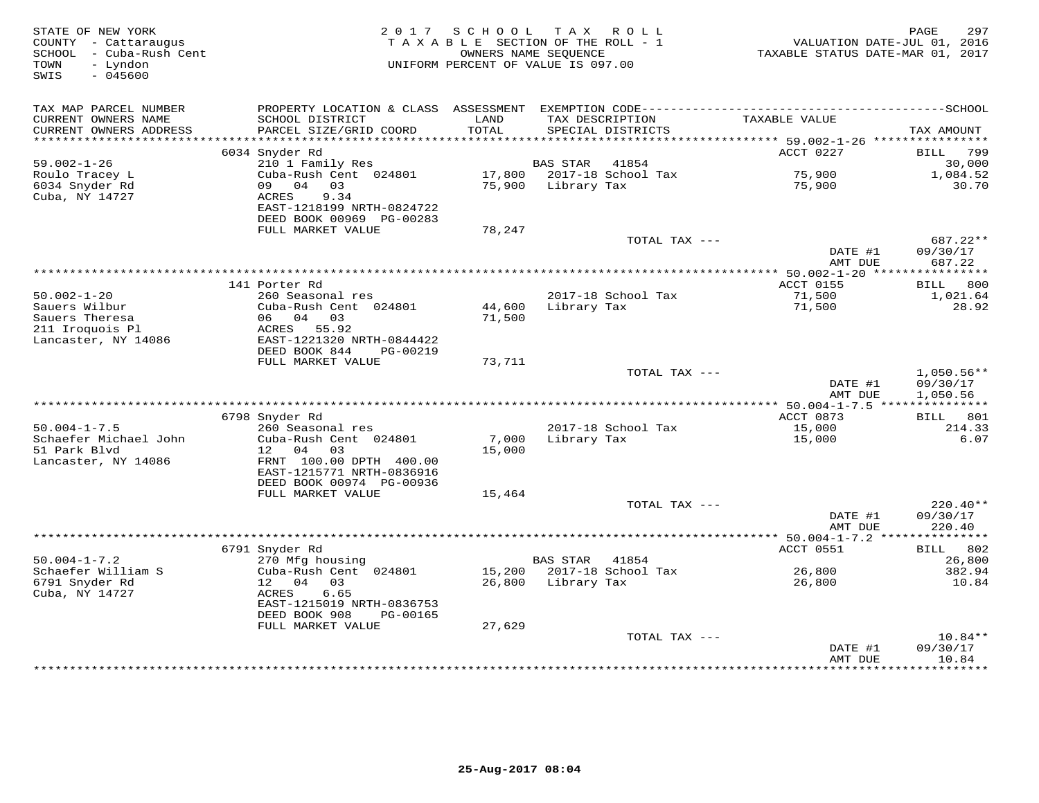STATE OF NEW YORK
COUNTY - Cattaraugus
SCHOOL - Cuba-Rush Cent
TOWN - Lyndon
SWIS - 045600

2 0 1 7 S C H O O L T A X R O L L
T A X A B L E SECTION OF THE ROLL - 1
OWNERS NAME SEQUENCE
UNIFORM PERCENT OF VALUE IS 097.00

VALUATION DATE-JUL 01, 2016
TAXABLE STATUS DATE-MAR 01, 2017

| TAX MAP PARCEL NUMBER / CURRENT OWNERS NAME / CURRENT OWNERS ADDRESS | PROPERTY LOCATION & CLASS / SCHOOL DISTRICT / PARCEL SIZE/GRID COORD | ASSESSMENT LAND / TOTAL | EXEMPTION CODE / TAX DESCRIPTION / SPECIAL DISTRICTS | TAXABLE VALUE | TAX AMOUNT |
|---|---|---|---|---|---|
| **59.002-1-26** | 6034 Snyder Rd | | | ACCT 0227 | BILL 799 |
| 59.002-1-26 | 210 1 Family Res | | BAS STAR 41854 | | 30,000 |
| Roulo Tracey L | Cuba-Rush Cent 024801 | 17,800 | 2017-18 School Tax | 75,900 | 1,084.52 |
| 6034 Snyder Rd | 09 04 03 | 75,900 | Library Tax | 75,900 | 30.70 |
| Cuba, NY 14727 | ACRES 9.34 | | | | |
| | EAST-1218199 NRTH-0824722 | | | | |
| | DEED BOOK 00969 PG-00283 | | | | |
| | FULL MARKET VALUE | 78,247 | | | |
| | | | TOTAL TAX --- | | 687.22** |
| | | | | DATE #1 | 09/30/17 |
| | | | | AMT DUE | 687.22 |
| **50.002-1-20** | 141 Porter Rd | | | ACCT 0155 | BILL 800 |
| 50.002-1-20 | 260 Seasonal res | | 2017-18 School Tax | 71,500 | 1,021.64 |
| Sauers Wilbur | Cuba-Rush Cent 024801 | 44,600 | Library Tax | 71,500 | 28.92 |
| Sauers Theresa | 06 04 03 | 71,500 | | | |
| 211 Iroquois Pl | ACRES 55.92 | | | | |
| Lancaster, NY 14086 | EAST-1221320 NRTH-0844422 | | | | |
| | DEED BOOK 844 PG-00219 | | | | |
| | FULL MARKET VALUE | 73,711 | | | |
| | | | TOTAL TAX --- | | 1,050.56** |
| | | | | DATE #1 | 09/30/17 |
| | | | | AMT DUE | 1,050.56 |
| **50.004-1-7.5** | 6798 Snyder Rd | | | ACCT 0873 | BILL 801 |
| 50.004-1-7.5 | 260 Seasonal res | | 2017-18 School Tax | 15,000 | 214.33 |
| Schaefer Michael John | Cuba-Rush Cent 024801 | 7,000 | Library Tax | 15,000 | 6.07 |
| 51 Park Blvd | 12 04 03 | 15,000 | | | |
| Lancaster, NY 14086 | FRNT 100.00 DPTH 400.00 | | | | |
| | EAST-1215771 NRTH-0836916 | | | | |
| | DEED BOOK 00974 PG-00936 | | | | |
| | FULL MARKET VALUE | 15,464 | | | |
| | | | TOTAL TAX --- | | 220.40** |
| | | | | DATE #1 | 09/30/17 |
| | | | | AMT DUE | 220.40 |
| **50.004-1-7.2** | 6791 Snyder Rd | | | ACCT 0551 | BILL 802 |
| 50.004-1-7.2 | 270 Mfg housing | | BAS STAR 41854 | | 26,800 |
| Schaefer William S | Cuba-Rush Cent 024801 | 15,200 | 2017-18 School Tax | 26,800 | 382.94 |
| 6791 Snyder Rd | 12 04 03 | 26,800 | Library Tax | 26,800 | 10.84 |
| Cuba, NY 14727 | ACRES 6.65 | | | | |
| | EAST-1215019 NRTH-0836753 | | | | |
| | DEED BOOK 908 PG-00165 | | | | |
| | FULL MARKET VALUE | 27,629 | | | |
| | | | TOTAL TAX --- | | 10.84** |
| | | | | DATE #1 | 09/30/17 |
| | | | | AMT DUE | 10.84 |

25-Aug-2017 08:04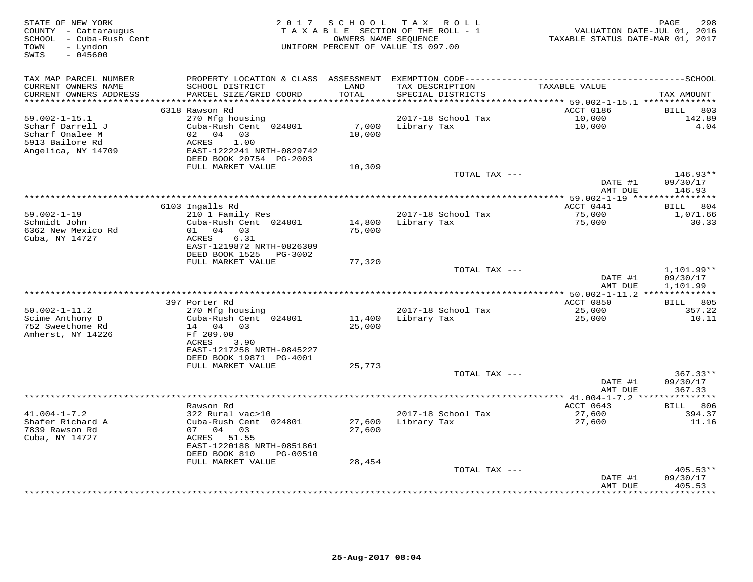STATE OF NEW YORK
COUNTY - Cattaraugus
SCHOOL - Cuba-Rush Cent
TOWN - Lyndon
SWIS - 045600

2017 SCHOOL TAX ROLL
TAXABLE SECTION OF THE ROLL - 1
OWNERS NAME SEQUENCE
UNIFORM PERCENT OF VALUE IS 097.00

VALUATION DATE-JUL 01, 2016
TAXABLE STATUS DATE-MAR 01, 2017

| TAX MAP PARCEL NUMBER / CURRENT OWNERS NAME / CURRENT OWNERS ADDRESS | PROPERTY LOCATION & CLASS / SCHOOL DISTRICT / PARCEL SIZE/GRID COORD | ASSESSMENT LAND / TOTAL | EXEMPTION CODE / TAX DESCRIPTION / SPECIAL DISTRICTS | TAXABLE VALUE | TAX AMOUNT |
|---|---|---|---|---|---|
| 59.002-1-15.1 | 6318 Rawson Rd | | | ACCT 0186 | BILL 803 |
| Scharf Darrell J | 270 Mfg housing | | 2017-18 School Tax | 10,000 | 142.89 |
| Scharf Onalee M | Cuba-Rush Cent 024801 | 7,000 | Library Tax | 10,000 | 4.04 |
| 5913 Bailore Rd | 02 04 03 | 10,000 | | | |
| Angelica, NY 14709 | ACRES 1.00 | | | | |
| | EAST-1222241 NRTH-0829742 | | | | |
| | DEED BOOK 20754 PG-2003 | | | | |
| | FULL MARKET VALUE | 10,309 | | | |
| | | | TOTAL TAX --- | | 146.93** |
| | | | | DATE #1 | 09/30/17 |
| | | | | AMT DUE | 146.93 |
| 59.002-1-19 | 6103 Ingalls Rd | | | ACCT 0441 | BILL 804 |
| Schmidt John | 210 1 Family Res | | 2017-18 School Tax | 75,000 | 1,071.66 |
| 6362 New Mexico Rd | Cuba-Rush Cent 024801 | 14,800 | Library Tax | 75,000 | 30.33 |
| Cuba, NY 14727 | 01 04 03 | 75,000 | | | |
| | ACRES 6.31 | | | | |
| | EAST-1219872 NRTH-0826309 | | | | |
| | DEED BOOK 1525 PG-3002 | | | | |
| | FULL MARKET VALUE | 77,320 | | | |
| | | | TOTAL TAX --- | | 1,101.99** |
| | | | | DATE #1 | 09/30/17 |
| | | | | AMT DUE | 1,101.99 |
| 50.002-1-11.2 | 397 Porter Rd | | | ACCT 0850 | BILL 805 |
| Scime Anthony D | 270 Mfg housing | | 2017-18 School Tax | 25,000 | 357.22 |
| 752 Sweethome Rd | Cuba-Rush Cent 024801 | 11,400 | Library Tax | 25,000 | 10.11 |
| Amherst, NY 14226 | 14 04 03 | 25,000 | | | |
| | Ff 209.00 | | | | |
| | ACRES 3.90 | | | | |
| | EAST-1217258 NRTH-0845227 | | | | |
| | DEED BOOK 19871 PG-4001 | | | | |
| | FULL MARKET VALUE | 25,773 | | | |
| | | | TOTAL TAX --- | | 367.33** |
| | | | | DATE #1 | 09/30/17 |
| | | | | AMT DUE | 367.33 |
| 41.004-1-7.2 | Rawson Rd | | | ACCT 0643 | BILL 806 |
| Shafer Richard A | 322 Rural vac>10 | | 2017-18 School Tax | 27,600 | 394.37 |
| 7839 Rawson Rd | Cuba-Rush Cent 024801 | 27,600 | Library Tax | 27,600 | 11.16 |
| Cuba, NY 14727 | 07 04 03 | 27,600 | | | |
| | ACRES 51.55 | | | | |
| | EAST-1220188 NRTH-0851861 | | | | |
| | DEED BOOK 810 PG-00510 | | | | |
| | FULL MARKET VALUE | 28,454 | | | |
| | | | TOTAL TAX --- | | 405.53** |
| | | | | DATE #1 | 09/30/17 |
| | | | | AMT DUE | 405.53 |

25-Aug-2017 08:04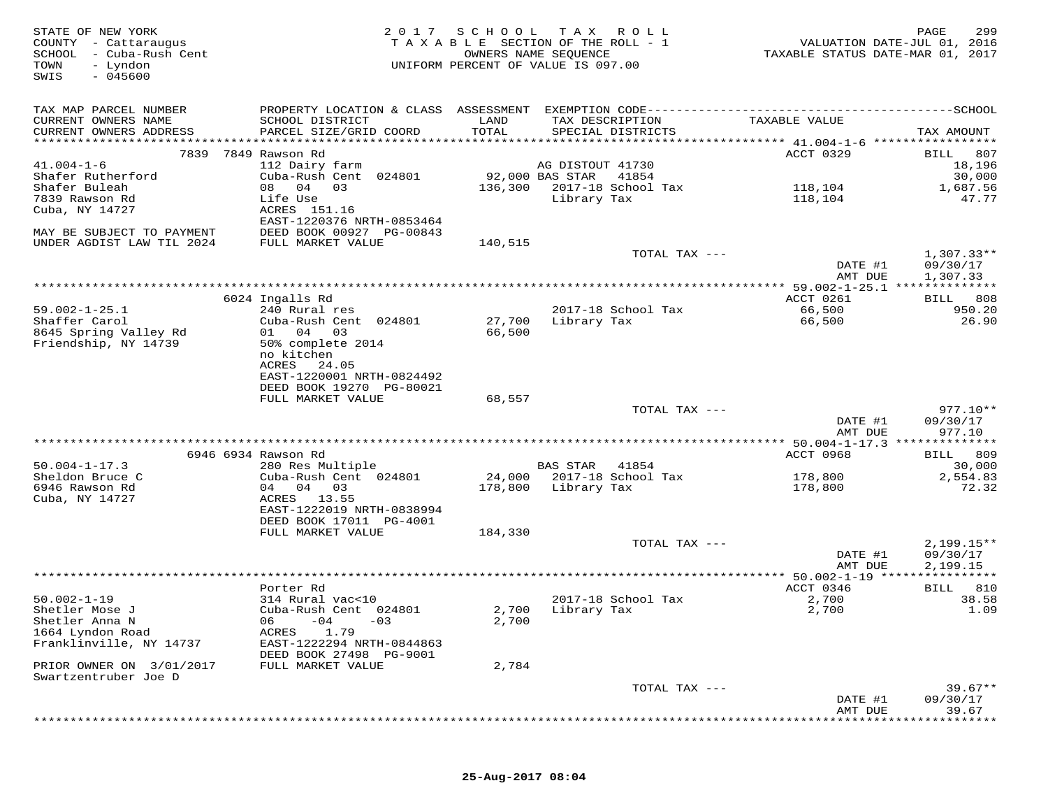STATE OF NEW YORK
COUNTY - Cattaraugus
SCHOOL - Cuba-Rush Cent
TOWN - Lyndon
SWIS - 045600

2017 SCHOOL TAX ROLL
TAXABLE SECTION OF THE ROLL - 1
OWNERS NAME SEQUENCE
UNIFORM PERCENT OF VALUE IS 097.00

VALUATION DATE-JUL 01, 2016
TAXABLE STATUS DATE-MAR 01, 2017

| TAX MAP PARCEL NUMBER / CURRENT OWNERS NAME / CURRENT OWNERS ADDRESS | PROPERTY LOCATION & CLASS / SCHOOL DISTRICT / PARCEL SIZE/GRID COORD | ASSESSMENT LAND / TOTAL | EXEMPTION CODE / TAX DESCRIPTION / SPECIAL DISTRICTS | TAXABLE VALUE | TAX AMOUNT |
|---|---|---|---|---|---|
| **41.004-1-6** | 7839 7849 Rawson Rd | | | ACCT 0329 | BILL 807 |
| 41.004-1-6 | 112 Dairy farm | | AG DISTOUT 41730 | | 18,196 |
| Shafer Rutherford | Cuba-Rush Cent 024801 | 92,000 | BAS STAR 41854 | | 30,000 |
| Shafer Buleah | 08 04 03 | 136,300 | 2017-18 School Tax | 118,104 | 1,687.56 |
| 7839 Rawson Rd | Life Use | | Library Tax | 118,104 | 47.77 |
| Cuba, NY 14727 | ACRES 151.16 | | | | |
| | EAST-1220376 NRTH-0853464 | | | | |
| MAY BE SUBJECT TO PAYMENT | DEED BOOK 00927 PG-00843 | | | | |
| UNDER AGDIST LAW TIL 2024 | FULL MARKET VALUE | 140,515 | | | |
| | | | TOTAL TAX --- | | 1,307.33** |
| | | | | DATE #1 | 09/30/17 |
| | | | | AMT DUE | 1,307.33 |
| **59.002-1-25.1** | 6024 Ingalls Rd | | | ACCT 0261 | BILL 808 |
| 59.002-1-25.1 | 240 Rural res | | 2017-18 School Tax | 66,500 | 950.20 |
| Shaffer Carol | Cuba-Rush Cent 024801 | 27,700 | Library Tax | 66,500 | 26.90 |
| 8645 Spring Valley Rd | 01 04 03 | 66,500 | | | |
| Friendship, NY 14739 | 50% complete 2014 | | | | |
| | no kitchen | | | | |
| | ACRES 24.05 | | | | |
| | EAST-1220001 NRTH-0824492 | | | | |
| | DEED BOOK 19270 PG-80021 | | | | |
| | FULL MARKET VALUE | 68,557 | | | |
| | | | TOTAL TAX --- | | 977.10** |
| | | | | DATE #1 | 09/30/17 |
| | | | | AMT DUE | 977.10 |
| **50.004-1-17.3** | 6946 6934 Rawson Rd | | | ACCT 0968 | BILL 809 |
| 50.004-1-17.3 | 280 Res Multiple | | BAS STAR 41854 | | 30,000 |
| Sheldon Bruce C | Cuba-Rush Cent 024801 | 24,000 | 2017-18 School Tax | 178,800 | 2,554.83 |
| 6946 Rawson Rd | 04 04 03 | 178,800 | Library Tax | 178,800 | 72.32 |
| Cuba, NY 14727 | ACRES 13.55 | | | | |
| | EAST-1222019 NRTH-0838994 | | | | |
| | DEED BOOK 17011 PG-4001 | | | | |
| | FULL MARKET VALUE | 184,330 | | | |
| | | | TOTAL TAX --- | | 2,199.15** |
| | | | | DATE #1 | 09/30/17 |
| | | | | AMT DUE | 2,199.15 |
| **50.002-1-19** | Porter Rd | | | ACCT 0346 | BILL 810 |
| 50.002-1-19 | 314 Rural vac<10 | | 2017-18 School Tax | 2,700 | 38.58 |
| Shetler Mose J | Cuba-Rush Cent 024801 | 2,700 | Library Tax | 2,700 | 1.09 |
| Shetler Anna N | 06 -04 -03 | 2,700 | | | |
| 1664 Lyndon Road | ACRES 1.79 | | | | |
| Franklinville, NY 14737 | EAST-1222294 NRTH-0844863 | | | | |
| | DEED BOOK 27498 PG-9001 | | | | |
| PRIOR OWNER ON 3/01/2017 | FULL MARKET VALUE | 2,784 | | | |
| Swartzentruber Joe D | | | | | |
| | | | TOTAL TAX --- | | 39.67** |
| | | | | DATE #1 | 09/30/17 |
| | | | | AMT DUE | 39.67 |

25-Aug-2017 08:04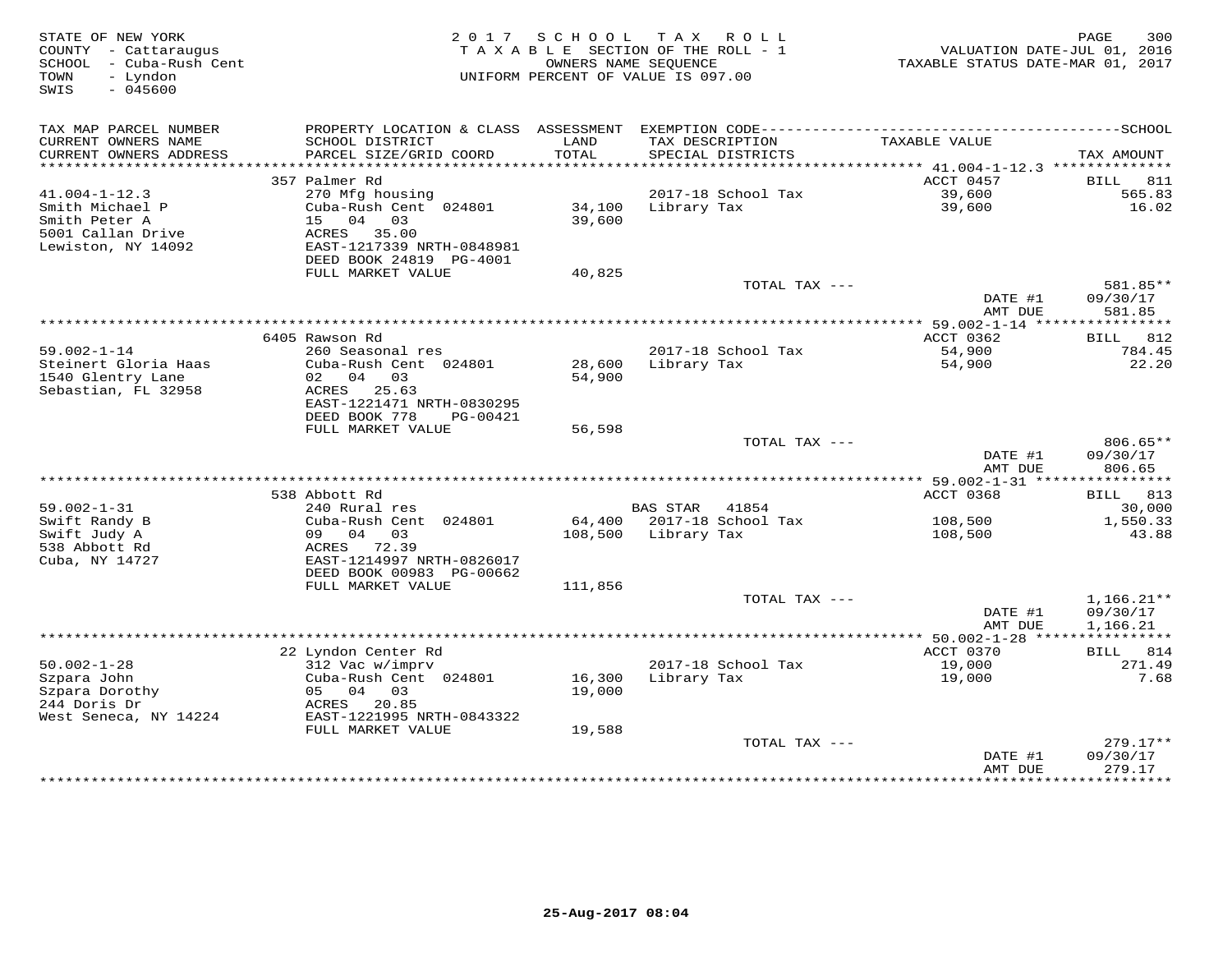STATE OF NEW YORK
COUNTY - Cattaraugus
SCHOOL - Cuba-Rush Cent
TOWN - Lyndon
SWIS - 045600

2 0 1 7 S C H O O L T A X R O L L
T A X A B L E SECTION OF THE ROLL - 1
OWNERS NAME SEQUENCE
UNIFORM PERCENT OF VALUE IS 097.00

VALUATION DATE-JUL 01, 2016
TAXABLE STATUS DATE-MAR 01, 2017

| TAX MAP PARCEL NUMBER / CURRENT OWNERS NAME / CURRENT OWNERS ADDRESS | PROPERTY LOCATION & CLASS / SCHOOL DISTRICT / PARCEL SIZE/GRID COORD | ASSESSMENT LAND / TOTAL | EXEMPTION CODE / TAX DESCRIPTION / SPECIAL DISTRICTS | TAXABLE VALUE | TAX AMOUNT |
|---|---|---|---|---|---|
| 41.004-1-12.3 | 357 Palmer Rd | | | ACCT 0457 | BILL 811 |
| Smith Michael P | 270 Mfg housing | | 2017-18 School Tax | 39,600 | 565.83 |
| Smith Peter A | Cuba-Rush Cent 024801 | 34,100 | Library Tax | 39,600 | 16.02 |
| 5001 Callan Drive | 15 04 03 | 39,600 | | | |
| Lewiston, NY 14092 | ACRES 35.00 | | | | |
| | EAST-1217339 NRTH-0848981 | | | | |
| | DEED BOOK 24819 PG-4001 | | | | |
| | FULL MARKET VALUE | 40,825 | | | |
| | | | TOTAL TAX --- | | 581.85** |
| | | | | DATE #1 | 09/30/17 |
| | | | | AMT DUE | 581.85 |
| 59.002-1-14 | 6405 Rawson Rd | | | ACCT 0362 | BILL 812 |
| Steinert Gloria Haas | 260 Seasonal res | | 2017-18 School Tax | 54,900 | 784.45 |
| 1540 Glentry Lane | Cuba-Rush Cent 024801 | 28,600 | Library Tax | 54,900 | 22.20 |
| Sebastian, FL 32958 | 02 04 03 | 54,900 | | | |
| | ACRES 25.63 | | | | |
| | EAST-1221471 NRTH-0830295 | | | | |
| | DEED BOOK 778 PG-00421 | | | | |
| | FULL MARKET VALUE | 56,598 | | | |
| | | | TOTAL TAX --- | | 806.65** |
| | | | | DATE #1 | 09/30/17 |
| | | | | AMT DUE | 806.65 |
| 59.002-1-31 | 538 Abbott Rd | | | ACCT 0368 | BILL 813 |
| Swift Randy B | 240 Rural res | | BAS STAR 41854 | | 30,000 |
| Swift Judy A | Cuba-Rush Cent 024801 | 64,400 | 2017-18 School Tax | 108,500 | 1,550.33 |
| 538 Abbott Rd | 09 04 03 | 108,500 | Library Tax | 108,500 | 43.88 |
| Cuba, NY 14727 | ACRES 72.39 | | | | |
| | EAST-1214997 NRTH-0826017 | | | | |
| | DEED BOOK 00983 PG-00662 | | | | |
| | FULL MARKET VALUE | 111,856 | | | |
| | | | TOTAL TAX --- | | 1,166.21** |
| | | | | DATE #1 | 09/30/17 |
| | | | | AMT DUE | 1,166.21 |
| 50.002-1-28 | 22 Lyndon Center Rd | | | ACCT 0370 | BILL 814 |
| Szpara John | 312 Vac w/imprv | | 2017-18 School Tax | 19,000 | 271.49 |
| Szpara Dorothy | Cuba-Rush Cent 024801 | 16,300 | Library Tax | 19,000 | 7.68 |
| 244 Doris Dr | 05 04 03 | 19,000 | | | |
| West Seneca, NY 14224 | ACRES 20.85 | | | | |
| | EAST-1221995 NRTH-0843322 | | | | |
| | FULL MARKET VALUE | 19,588 | | | |
| | | | TOTAL TAX --- | | 279.17** |
| | | | | DATE #1 | 09/30/17 |
| | | | | AMT DUE | 279.17 |

25-Aug-2017 08:04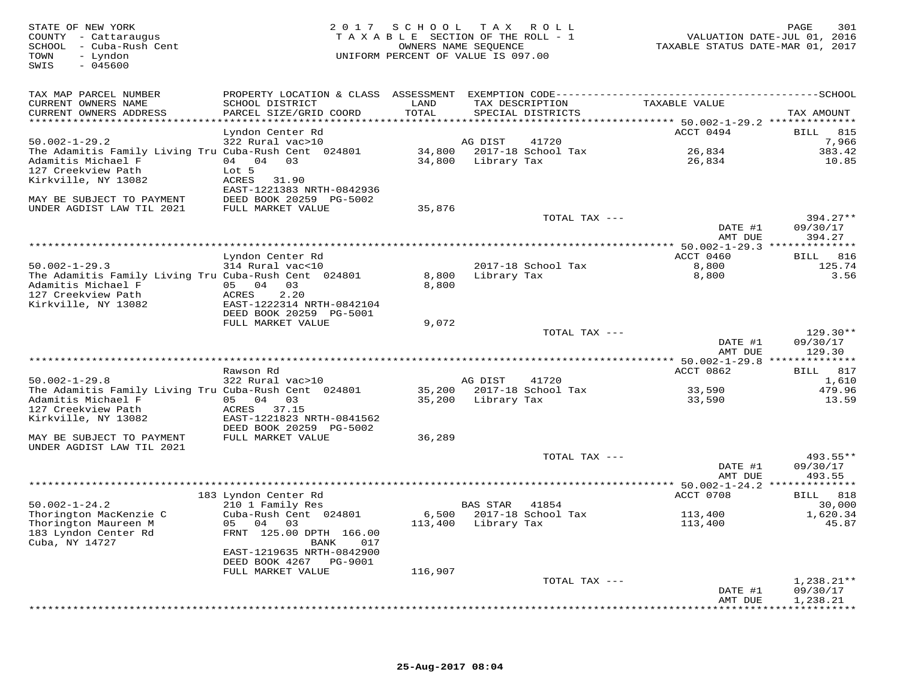STATE OF NEW YORK
COUNTY - Cattaraugus
SCHOOL - Cuba-Rush Cent
TOWN - Lyndon
SWIS - 045600

2017 SCHOOL TAX ROLL
TAXABLE SECTION OF THE ROLL - 1
OWNERS NAME SEQUENCE
UNIFORM PERCENT OF VALUE IS 097.00

VALUATION DATE-JUL 01, 2016
TAXABLE STATUS DATE-MAR 01, 2017

| TAX MAP PARCEL NUMBER / CURRENT OWNERS NAME / CURRENT OWNERS ADDRESS | PROPERTY LOCATION & CLASS / SCHOOL DISTRICT / PARCEL SIZE/GRID COORD | ASSESSMENT LAND / TOTAL | EXEMPTION CODE / TAX DESCRIPTION / SPECIAL DISTRICTS | TAXABLE VALUE | TAX AMOUNT |
|---|---|---|---|---|---|
| **50.002-1-29.2** | Lyndon Center Rd | | | ACCT 0494 | BILL 815 |
| 50.002-1-29.2 | 322 Rural vac>10 | | AG DIST 41720 | | 7,966 |
| The Adamitis Family Living Tru | Cuba-Rush Cent 024801 | 34,800 | 2017-18 School Tax | 26,834 | 383.42 |
| Adamitis Michael F | 04 04 03 | 34,800 | Library Tax | 26,834 | 10.85 |
| 127 Creekview Path | Lot 5 | | | | |
| Kirkville, NY 13082 | ACRES 31.90 | | | | |
| | EAST-1221383 NRTH-0842936 | | | | |
| MAY BE SUBJECT TO PAYMENT | DEED BOOK 20259 PG-5002 | | | | |
| UNDER AGDIST LAW TIL 2021 | FULL MARKET VALUE | 35,876 | | | |
| | | | TOTAL TAX --- | | 394.27** |
| | | | | DATE #1 | 09/30/17 |
| | | | | AMT DUE | 394.27 |
| **50.002-1-29.3** | Lyndon Center Rd | | | ACCT 0460 | BILL 816 |
| 50.002-1-29.3 | 314 Rural vac<10 | | 2017-18 School Tax | 8,800 | 125.74 |
| The Adamitis Family Living Tru | Cuba-Rush Cent 024801 | 8,800 | Library Tax | 8,800 | 3.56 |
| Adamitis Michael F | 05 04 03 | 8,800 | | | |
| 127 Creekview Path | ACRES 2.20 | | | | |
| Kirkville, NY 13082 | EAST-1222314 NRTH-0842104 | | | | |
| | DEED BOOK 20259 PG-5001 | | | | |
| | FULL MARKET VALUE | 9,072 | | | |
| | | | TOTAL TAX --- | | 129.30** |
| | | | | DATE #1 | 09/30/17 |
| | | | | AMT DUE | 129.30 |
| **50.002-1-29.8** | Rawson Rd | | | ACCT 0862 | BILL 817 |
| 50.002-1-29.8 | 322 Rural vac>10 | | AG DIST 41720 | | 1,610 |
| The Adamitis Family Living Tru | Cuba-Rush Cent 024801 | 35,200 | 2017-18 School Tax | 33,590 | 479.96 |
| Adamitis Michael F | 05 04 03 | 35,200 | Library Tax | 33,590 | 13.59 |
| 127 Creekview Path | ACRES 37.15 | | | | |
| Kirkville, NY 13082 | EAST-1221823 NRTH-0841562 | | | | |
| | DEED BOOK 20259 PG-5002 | | | | |
| MAY BE SUBJECT TO PAYMENT | FULL MARKET VALUE | 36,289 | | | |
| UNDER AGDIST LAW TIL 2021 | | | | | |
| | | | TOTAL TAX --- | | 493.55** |
| | | | | DATE #1 | 09/30/17 |
| | | | | AMT DUE | 493.55 |
| **50.002-1-24.2** | 183 Lyndon Center Rd | | | ACCT 0708 | BILL 818 |
| 50.002-1-24.2 | 210 1 Family Res | | BAS STAR 41854 | | 30,000 |
| Thorington MacKenzie C | Cuba-Rush Cent 024801 | 6,500 | 2017-18 School Tax | 113,400 | 1,620.34 |
| Thorington Maureen M | 05 04 03 | 113,400 | Library Tax | 113,400 | 45.87 |
| 183 Lyndon Center Rd | FRNT 125.00 DPTH 166.00 | | | | |
| Cuba, NY 14727 | BANK 017 | | | | |
| | EAST-1219635 NRTH-0842900 | | | | |
| | DEED BOOK 4267 PG-9001 | | | | |
| | FULL MARKET VALUE | 116,907 | | | |
| | | | TOTAL TAX --- | | 1,238.21** |
| | | | | DATE #1 | 09/30/17 |
| | | | | AMT DUE | 1,238.21 |

25-Aug-2017 08:04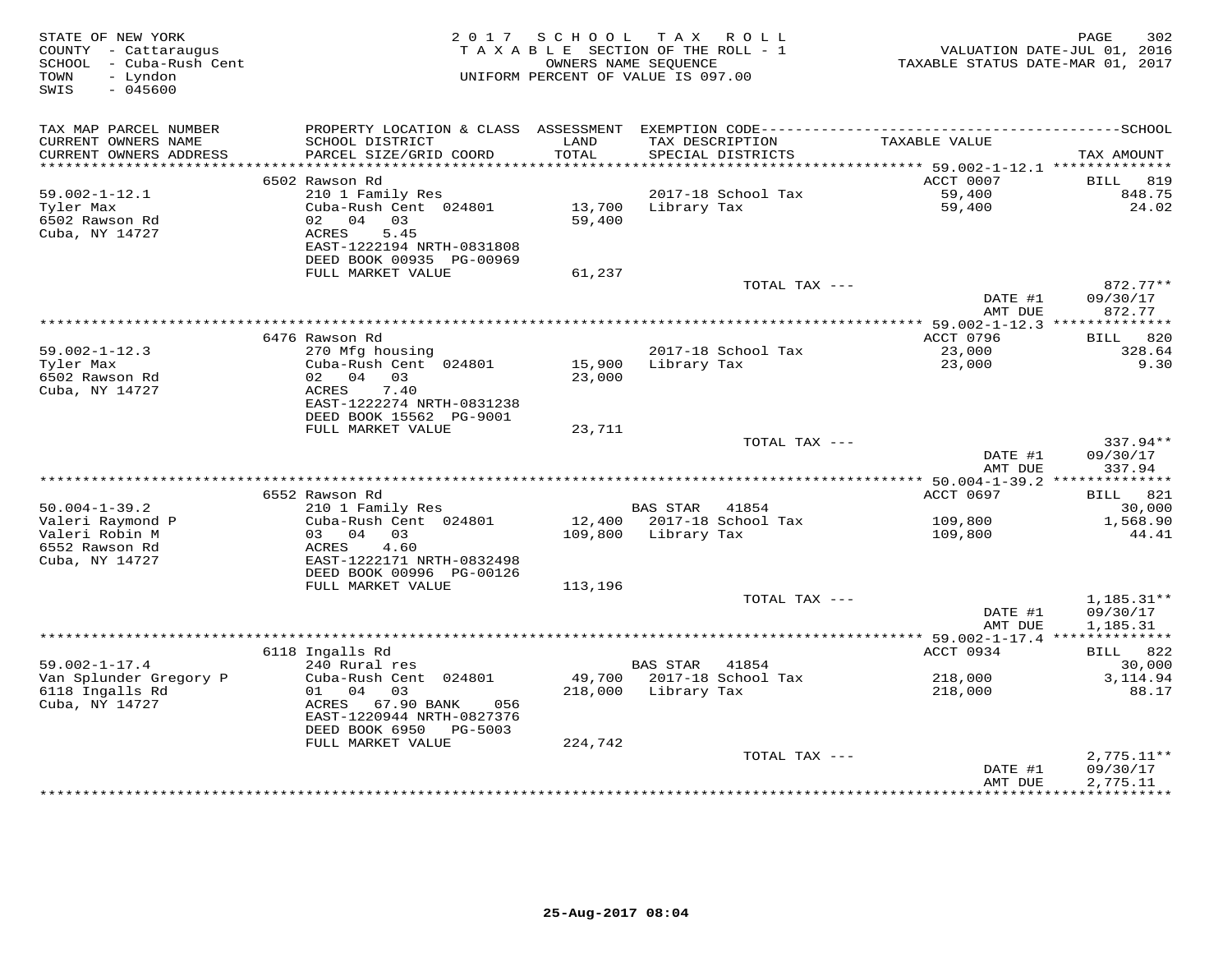STATE OF NEW YORK
COUNTY - Cattaraugus
SCHOOL - Cuba-Rush Cent
TOWN - Lyndon
SWIS - 045600

2017 SCHOOL TAX ROLL
TAXABLE SECTION OF THE ROLL - 1
OWNERS NAME SEQUENCE
UNIFORM PERCENT OF VALUE IS 097.00

VALUATION DATE-JUL 01, 2016
TAXABLE STATUS DATE-MAR 01, 2017

| TAX MAP PARCEL NUMBER<br>CURRENT OWNERS NAME<br>CURRENT OWNERS ADDRESS | PROPERTY LOCATION & CLASS<br>SCHOOL DISTRICT<br>PARCEL SIZE/GRID COORD | ASSESSMENT<br>LAND<br>TOTAL | EXEMPTION CODE<br>TAX DESCRIPTION<br>SPECIAL DISTRICTS | SCHOOL<br>TAXABLE VALUE | TAX AMOUNT |
|---|---|---|---|---|---|
| 59.002-1-12.1 | 6502 Rawson Rd | | | ACCT 0007 | BILL 819 |
| Tyler Max | 210 1 Family Res | | | | |
| 6502 Rawson Rd | Cuba-Rush Cent 024801 | 13,700 | 2017-18 School Tax | 59,400 | 848.75 |
| Cuba, NY 14727 | 02 04 03 | 59,400 | Library Tax | 59,400 | 24.02 |
| | ACRES 5.45 | | | | |
| | EAST-1222194 NRTH-0831808 | | | | |
| | DEED BOOK 00935 PG-00969 | | | | |
| | FULL MARKET VALUE | 61,237 | | | |
| | | | TOTAL TAX --- | | 872.77** |
| | | | | DATE #1 | 09/30/17 |
| | | | | AMT DUE | 872.77 |
| 59.002-1-12.3 | 6476 Rawson Rd | | | ACCT 0796 | BILL 820 |
| Tyler Max | 270 Mfg housing | | | | |
| 6502 Rawson Rd | Cuba-Rush Cent 024801 | 15,900 | 2017-18 School Tax | 23,000 | 328.64 |
| Cuba, NY 14727 | 02 04 03 | 23,000 | Library Tax | 23,000 | 9.30 |
| | ACRES 7.40 | | | | |
| | EAST-1222274 NRTH-0831238 | | | | |
| | DEED BOOK 15562 PG-9001 | | | | |
| | FULL MARKET VALUE | 23,711 | | | |
| | | | TOTAL TAX --- | | 337.94** |
| | | | | DATE #1 | 09/30/17 |
| | | | | AMT DUE | 337.94 |
| 50.004-1-39.2 | 6552 Rawson Rd | | | ACCT 0697 | BILL 821 |
| Valeri Raymond P | 210 1 Family Res | | BAS STAR 41854 | | 30,000 |
| Valeri Robin M | Cuba-Rush Cent 024801 | 12,400 | 2017-18 School Tax | 109,800 | 1,568.90 |
| 6552 Rawson Rd | 03 04 03 | 109,800 | Library Tax | 109,800 | 44.41 |
| Cuba, NY 14727 | ACRES 4.60 | | | | |
| | EAST-1222171 NRTH-0832498 | | | | |
| | DEED BOOK 00996 PG-00126 | | | | |
| | FULL MARKET VALUE | 113,196 | | | |
| | | | TOTAL TAX --- | | 1,185.31** |
| | | | | DATE #1 | 09/30/17 |
| | | | | AMT DUE | 1,185.31 |
| 59.002-1-17.4 | 6118 Ingalls Rd | | | ACCT 0934 | BILL 822 |
| Van Splunder Gregory P | 240 Rural res | | BAS STAR 41854 | | 30,000 |
| 6118 Ingalls Rd | Cuba-Rush Cent 024801 | 49,700 | 2017-18 School Tax | 218,000 | 3,114.94 |
| Cuba, NY 14727 | 01 04 03 | 218,000 | Library Tax | 218,000 | 88.17 |
| | ACRES 67.90 BANK 056 | | | | |
| | EAST-1220944 NRTH-0827376 | | | | |
| | DEED BOOK 6950 PG-5003 | | | | |
| | FULL MARKET VALUE | 224,742 | | | |
| | | | TOTAL TAX --- | | 2,775.11** |
| | | | | DATE #1 | 09/30/17 |
| | | | | AMT DUE | 2,775.11 |

25-Aug-2017 08:04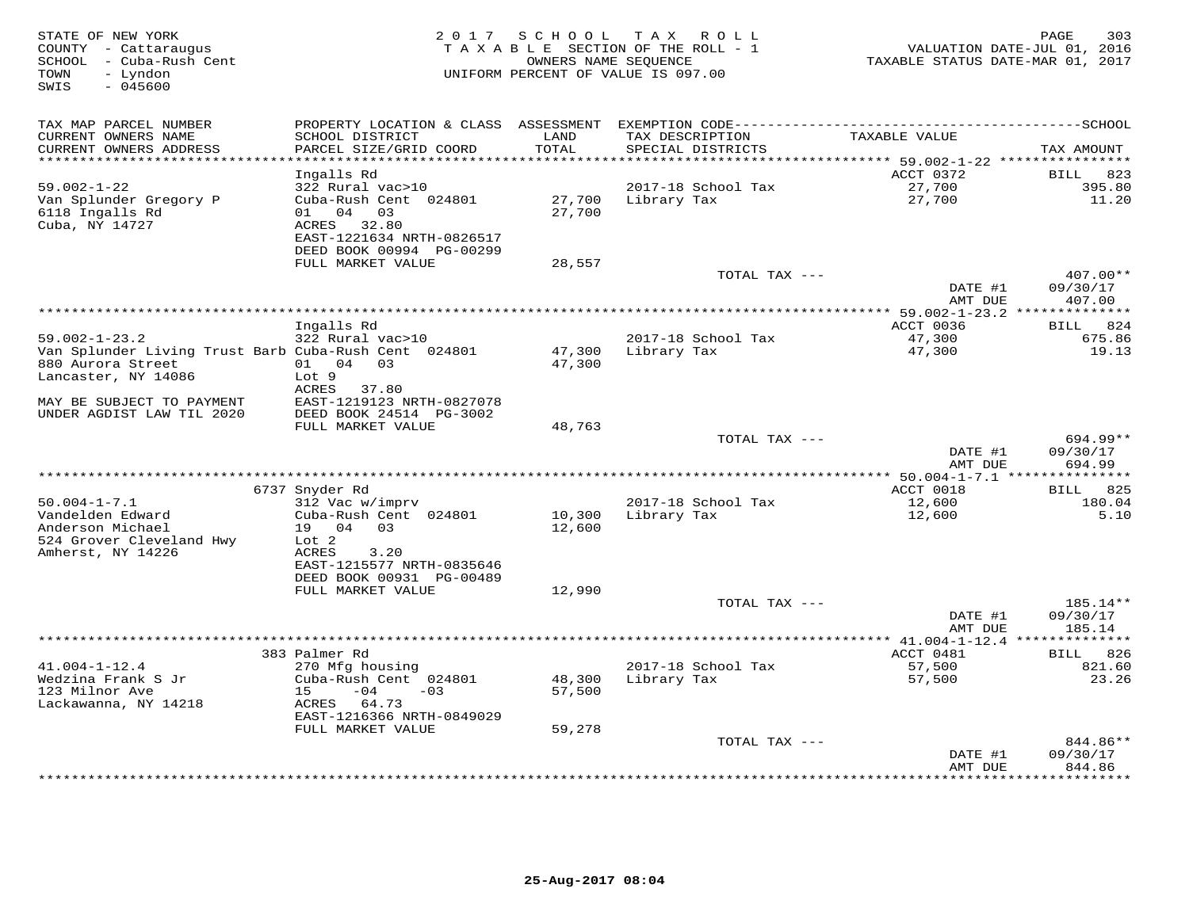STATE OF NEW YORK
COUNTY - Cattaraugus
SCHOOL - Cuba-Rush Cent
TOWN - Lyndon
SWIS - 045600

2017 SCHOOL TAX ROLL
TAXABLE SECTION OF THE ROLL - 1
OWNERS NAME SEQUENCE
UNIFORM PERCENT OF VALUE IS 097.00

VALUATION DATE-JUL 01, 2016
TAXABLE STATUS DATE-MAR 01, 2017

| TAX MAP PARCEL NUMBER / CURRENT OWNERS NAME / CURRENT OWNERS ADDRESS | PROPERTY LOCATION & CLASS / SCHOOL DISTRICT / PARCEL SIZE/GRID COORD | ASSESSMENT LAND / TOTAL | EXEMPTION CODE / TAX DESCRIPTION / SPECIAL DISTRICTS | TAXABLE VALUE | TAX AMOUNT |
|---|---|---|---|---|---|
| 59.002-1-22 | Ingalls Rd | | | ACCT 0372 | BILL 823 |
| | 322 Rural vac>10 | | 2017-18 School Tax | 27,700 | 395.80 |
| Van Splunder Gregory P | Cuba-Rush Cent 024801 | 27,700 | Library Tax | 27,700 | 11.20 |
| 6118 Ingalls Rd | 01 04 03 | 27,700 | | | |
| Cuba, NY 14727 | ACRES 32.80 | | | | |
| | EAST-1221634 NRTH-0826517 | | | | |
| | DEED BOOK 00994 PG-00299 | | | | |
| | FULL MARKET VALUE | 28,557 | | | |
| | | | TOTAL TAX --- | | 407.00** |
| | | | | DATE #1 | 09/30/17 |
| | | | | AMT DUE | 407.00 |
| 59.002-1-23.2 | Ingalls Rd | | | ACCT 0036 | BILL 824 |
| | 322 Rural vac>10 | | 2017-18 School Tax | 47,300 | 675.86 |
| Van Splunder Living Trust Barb | Cuba-Rush Cent 024801 | 47,300 | Library Tax | 47,300 | 19.13 |
| 880 Aurora Street | 01 04 03 | 47,300 | | | |
| Lancaster, NY 14086 | Lot 9 | | | | |
| | ACRES 37.80 | | | | |
| MAY BE SUBJECT TO PAYMENT | EAST-1219123 NRTH-0827078 | | | | |
| UNDER AGDIST LAW TIL 2020 | DEED BOOK 24514 PG-3002 | | | | |
| | FULL MARKET VALUE | 48,763 | | | |
| | | | TOTAL TAX --- | | 694.99** |
| | | | | DATE #1 | 09/30/17 |
| | | | | AMT DUE | 694.99 |
| 50.004-1-7.1 | 6737 Snyder Rd | | | ACCT 0018 | BILL 825 |
| | 312 Vac w/imprv | | 2017-18 School Tax | 12,600 | 180.04 |
| Vandelden Edward | Cuba-Rush Cent 024801 | 10,300 | Library Tax | 12,600 | 5.10 |
| Anderson Michael | 19 04 03 | 12,600 | | | |
| 524 Grover Cleveland Hwy | Lot 2 | | | | |
| Amherst, NY 14226 | ACRES 3.20 | | | | |
| | EAST-1215577 NRTH-0835646 | | | | |
| | DEED BOOK 00931 PG-00489 | | | | |
| | FULL MARKET VALUE | 12,990 | | | |
| | | | TOTAL TAX --- | | 185.14** |
| | | | | DATE #1 | 09/30/17 |
| | | | | AMT DUE | 185.14 |
| 41.004-1-12.4 | 383 Palmer Rd | | | ACCT 0481 | BILL 826 |
| | 270 Mfg housing | | 2017-18 School Tax | 57,500 | 821.60 |
| Wedzina Frank S Jr | Cuba-Rush Cent 024801 | 48,300 | Library Tax | 57,500 | 23.26 |
| 123 Milnor Ave | 15 -04 -03 | 57,500 | | | |
| Lackawanna, NY 14218 | ACRES 64.73 | | | | |
| | EAST-1216366 NRTH-0849029 | | | | |
| | FULL MARKET VALUE | 59,278 | | | |
| | | | TOTAL TAX --- | | 844.86** |
| | | | | DATE #1 | 09/30/17 |
| | | | | AMT DUE | 844.86 |

25-Aug-2017 08:04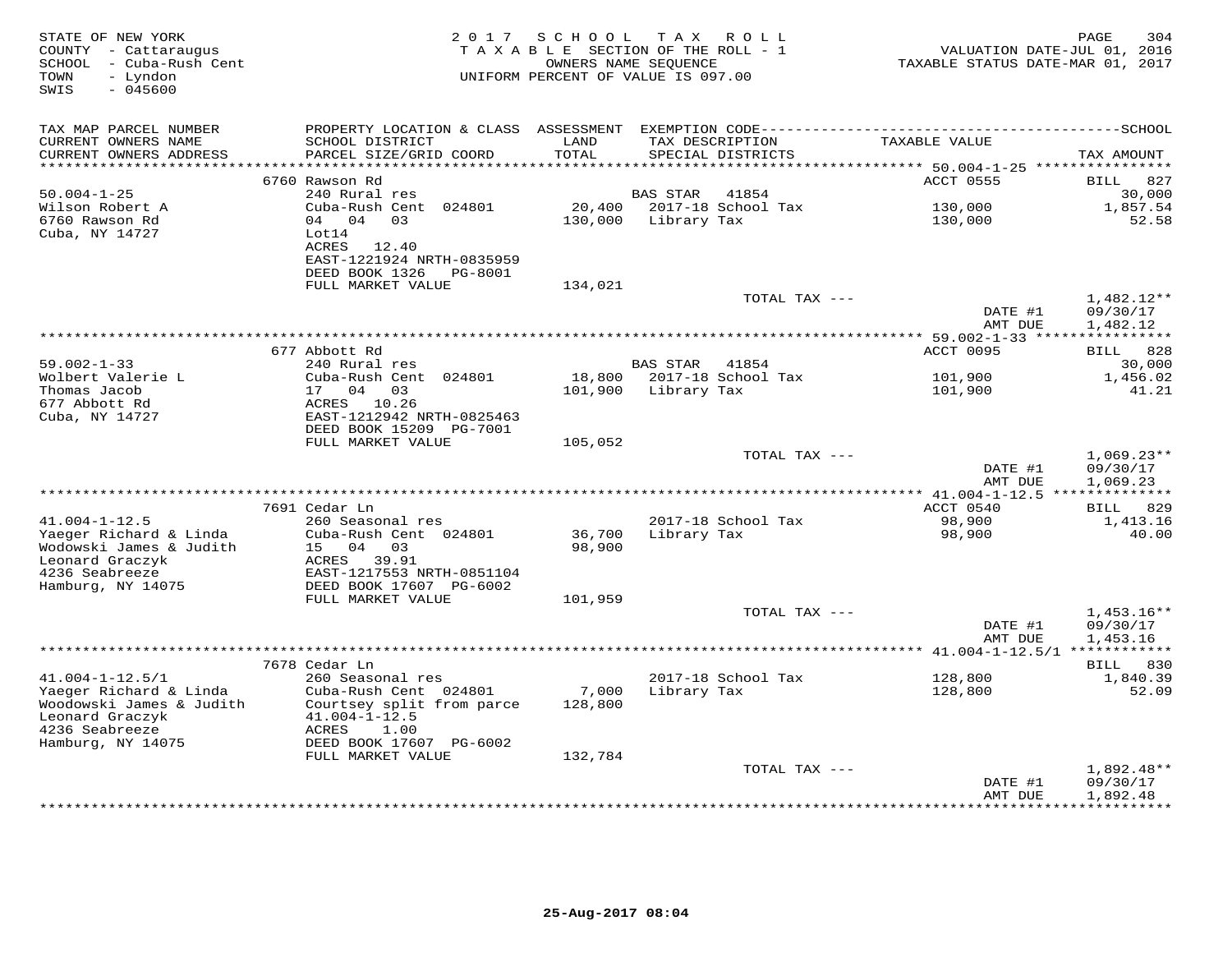STATE OF NEW YORK
COUNTY - Cattaraugus
SCHOOL - Cuba-Rush Cent
TOWN - Lyndon
SWIS - 045600

2017 SCHOOL TAX ROLL
TAXABLE SECTION OF THE ROLL - 1
OWNERS NAME SEQUENCE
UNIFORM PERCENT OF VALUE IS 097.00

VALUATION DATE-JUL 01, 2016
TAXABLE STATUS DATE-MAR 01, 2017

| TAX MAP PARCEL NUMBER / CURRENT OWNERS NAME / CURRENT OWNERS ADDRESS | PROPERTY LOCATION & CLASS / SCHOOL DISTRICT / PARCEL SIZE/GRID COORD | ASSESSMENT LAND / TOTAL | EXEMPTION CODE / TAX DESCRIPTION / SPECIAL DISTRICTS | TAXABLE VALUE | TAX AMOUNT |
|---|---|---|---|---|---|
| **50.004-1-25** | 6760 Rawson Rd | | | ACCT 0555 | BILL 827 |
| 50.004-1-25 | 240 Rural res | | BAS STAR 41854 | | 30,000 |
| Wilson Robert A | Cuba-Rush Cent 024801 | 20,400 | 2017-18 School Tax | 130,000 | 1,857.54 |
| 6760 Rawson Rd | 04 04 03 | 130,000 | Library Tax | 130,000 | 52.58 |
| Cuba, NY 14727 | Lot14 | | | | |
| | ACRES 12.40 | | | | |
| | EAST-1221924 NRTH-0835959 | | | | |
| | DEED BOOK 1326 PG-8001 | | | | |
| | FULL MARKET VALUE | 134,021 | | | |
| | | | TOTAL TAX --- | | 1,482.12** |
| | | | | DATE #1 | 09/30/17 |
| | | | | AMT DUE | 1,482.12 |
| **59.002-1-33** | 677 Abbott Rd | | | ACCT 0095 | BILL 828 |
| 59.002-1-33 | 240 Rural res | | BAS STAR 41854 | | 30,000 |
| Wolbert Valerie L | Cuba-Rush Cent 024801 | 18,800 | 2017-18 School Tax | 101,900 | 1,456.02 |
| Thomas Jacob | 17 04 03 | 101,900 | Library Tax | 101,900 | 41.21 |
| 677 Abbott Rd | ACRES 10.26 | | | | |
| Cuba, NY 14727 | EAST-1212942 NRTH-0825463 | | | | |
| | DEED BOOK 15209 PG-7001 | | | | |
| | FULL MARKET VALUE | 105,052 | | | |
| | | | TOTAL TAX --- | | 1,069.23** |
| | | | | DATE #1 | 09/30/17 |
| | | | | AMT DUE | 1,069.23 |
| **41.004-1-12.5** | 7691 Cedar Ln | | | ACCT 0540 | BILL 829 |
| 41.004-1-12.5 | 260 Seasonal res | | 2017-18 School Tax | 98,900 | 1,413.16 |
| Yaeger Richard & Linda | Cuba-Rush Cent 024801 | 36,700 | Library Tax | 98,900 | 40.00 |
| Wodowski James & Judith | 15 04 03 | 98,900 | | | |
| Leonard Graczyk | ACRES 39.91 | | | | |
| 4236 Seabreeze | EAST-1217553 NRTH-0851104 | | | | |
| Hamburg, NY 14075 | DEED BOOK 17607 PG-6002 | | | | |
| | FULL MARKET VALUE | 101,959 | | | |
| | | | TOTAL TAX --- | | 1,453.16** |
| | | | | DATE #1 | 09/30/17 |
| | | | | AMT DUE | 1,453.16 |
| **41.004-1-12.5/1** | 7678 Cedar Ln | | | | BILL 830 |
| 41.004-1-12.5/1 | 260 Seasonal res | | 2017-18 School Tax | 128,800 | 1,840.39 |
| Yaeger Richard & Linda | Cuba-Rush Cent 024801 | 7,000 | Library Tax | 128,800 | 52.09 |
| Woodowski James & Judith | Courtsey split from parce | 128,800 | | | |
| Leonard Graczyk | 41.004-1-12.5 | | | | |
| 4236 Seabreeze | ACRES 1.00 | | | | |
| Hamburg, NY 14075 | DEED BOOK 17607 PG-6002 | | | | |
| | FULL MARKET VALUE | 132,784 | | | |
| | | | TOTAL TAX --- | | 1,892.48** |
| | | | | DATE #1 | 09/30/17 |
| | | | | AMT DUE | 1,892.48 |

25-Aug-2017 08:04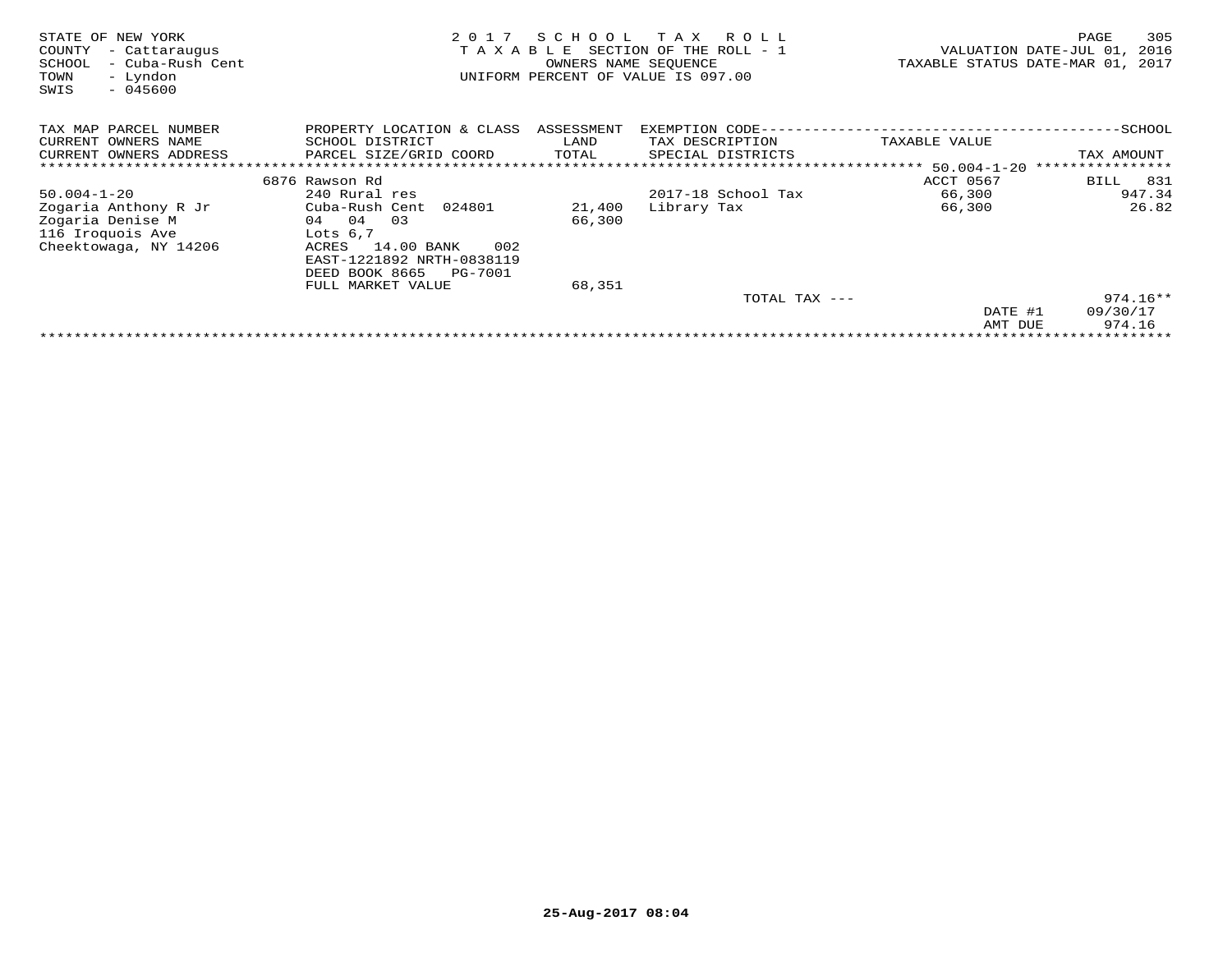STATE OF NEW YORK
COUNTY - Cattaraugus
SCHOOL - Cuba-Rush Cent
TOWN - Lyndon
SWIS - 045600

2 0 1 7 S C H O O L T A X R O L L
T A X A B L E SECTION OF THE ROLL - 1
OWNERS NAME SEQUENCE
UNIFORM PERCENT OF VALUE IS 097.00

VALUATION DATE-JUL 01, 2016
TAXABLE STATUS DATE-MAR 01, 2017

| TAX MAP PARCEL NUMBER / CURRENT OWNERS NAME / CURRENT OWNERS ADDRESS | PROPERTY LOCATION & CLASS / SCHOOL DISTRICT / PARCEL SIZE/GRID COORD | ASSESSMENT LAND / TOTAL | EXEMPTION CODE / TAX DESCRIPTION / SPECIAL DISTRICTS | TAXABLE VALUE | TAX AMOUNT |
|---|---|---|---|---|---|
| | 6876 Rawson Rd | | | ACCT 0567 | BILL 831 |
| 50.004-1-20 | 240 Rural res | | 2017-18 School Tax | 66,300 | 947.34 |
| Zogaria Anthony R Jr | Cuba-Rush Cent 024801 | 21,400 | Library Tax | 66,300 | 26.82 |
| Zogaria Denise M | 04 04 03 | 66,300 | | | |
| 116 Iroquois Ave | Lots 6,7 | | | | |
| Cheektowaga, NY 14206 | ACRES 14.00 BANK 002 | | | | |
| | EAST-1221892 NRTH-0838119 | | | | |
| | DEED BOOK 8665 PG-7001 | | | | |
| | FULL MARKET VALUE | 68,351 | | | |
| | | | TOTAL TAX --- | | 974.16** |
| | | | | DATE #1 | 09/30/17 |
| | | | | AMT DUE | 974.16 |

25-Aug-2017 08:04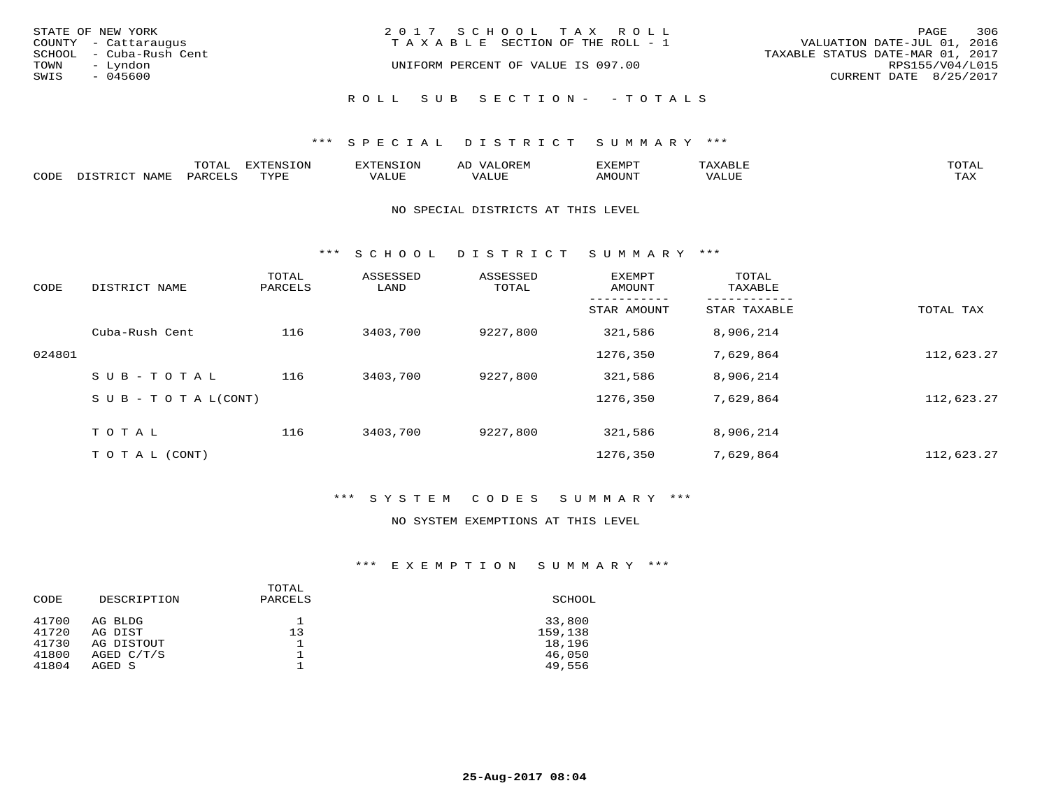STATE OF NEW YORK
COUNTY - Cattaraugus
SCHOOL - Cuba-Rush Cent
TOWN - Lyndon
SWIS - 045600

2017 SCHOOL TAX ROLL
TAXABLE SECTION OF THE ROLL - 1
UNIFORM PERCENT OF VALUE IS 097.00

VALUATION DATE-JUL 01, 2016
TAXABLE STATUS DATE-MAR 01, 2017
RPS155/V04/L015
CURRENT DATE 8/25/2017

ROLL SUB SECTION- - TOTALS

### *** SPECIAL DISTRICT SUMMARY ***

| CODE | DISTRICT NAME | TOTAL PARCELS | EXTENSION TYPE | EXTENSION VALUE | AD VALOREM VALUE | EXEMPT AMOUNT | TAXABLE VALUE | TOTAL TAX |
|---|---|---|---|---|---|---|---|---|

NO SPECIAL DISTRICTS AT THIS LEVEL

### *** SCHOOL DISTRICT SUMMARY ***

| CODE | DISTRICT NAME | TOTAL PARCELS | ASSESSED LAND | ASSESSED TOTAL | EXEMPT AMOUNT / STAR AMOUNT | TOTAL TAXABLE / STAR TAXABLE | TOTAL TAX |
|---|---|---|---|---|---|---|---|
| | Cuba-Rush Cent | 116 | 3403,700 | 9227,800 | 321,586 | 8,906,214 | |
| 024801 | | | | | 1276,350 | 7,629,864 | 112,623.27 |
| | SUB-TOTAL | 116 | 3403,700 | 9227,800 | 321,586 | 8,906,214 | |
| | SUB-TOTAL(CONT) | | | | 1276,350 | 7,629,864 | 112,623.27 |
| | TOTAL | 116 | 3403,700 | 9227,800 | 321,586 | 8,906,214 | |
| | TOTAL (CONT) | | | | 1276,350 | 7,629,864 | 112,623.27 |

### *** SYSTEM CODES SUMMARY ***

NO SYSTEM EXEMPTIONS AT THIS LEVEL

### *** EXEMPTION SUMMARY ***

| CODE | DESCRIPTION | TOTAL PARCELS | SCHOOL |
|---|---|---|---|
| 41700 | AG BLDG | 1 | 33,800 |
| 41720 | AG DIST | 13 | 159,138 |
| 41730 | AG DISTOUT | 1 | 18,196 |
| 41800 | AGED C/T/S | 1 | 46,050 |
| 41804 | AGED S | 1 | 49,556 |

25-Aug-2017 08:04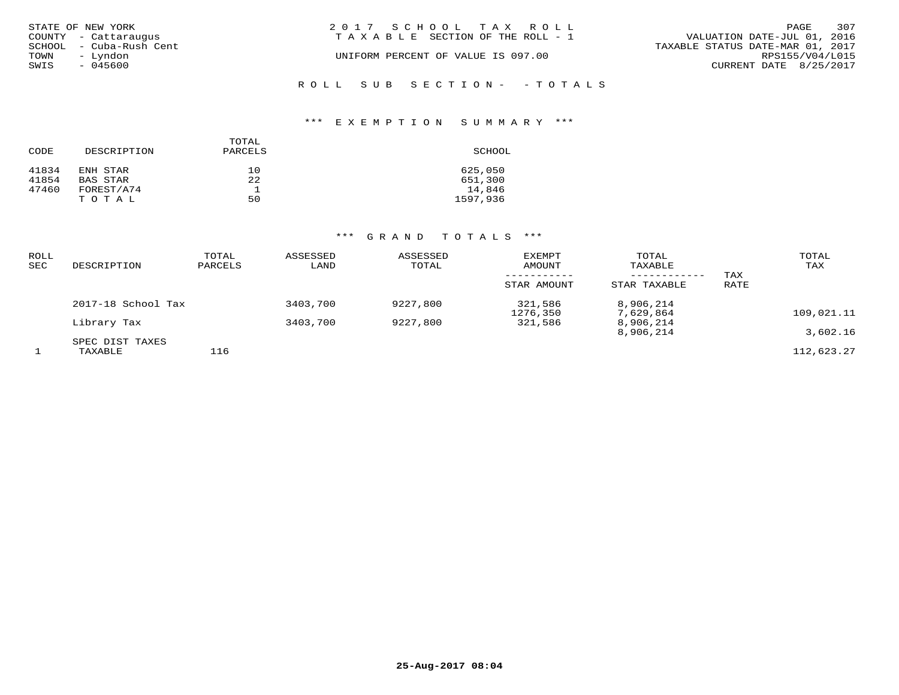STATE OF NEW YORK
COUNTY - Cattaraugus
SCHOOL - Cuba-Rush Cent
TOWN - Lyndon
SWIS - 045600

2017 SCHOOL TAX ROLL
TAXABLE SECTION OF THE ROLL - 1
UNIFORM PERCENT OF VALUE IS 097.00

VALUATION DATE-JUL 01, 2016
TAXABLE STATUS DATE-MAR 01, 2017
RPS155/V04/L015
CURRENT DATE 8/25/2017

ROLL SUB SECTION- - TOTALS

*** EXEMPTION SUMMARY ***

| CODE | DESCRIPTION | TOTAL PARCELS | SCHOOL |
|---|---|---|---|
| 41834 | ENH STAR | 10 | 625,050 |
| 41854 | BAS STAR | 22 | 651,300 |
| 47460 | FOREST/A74 | 1 | 14,846 |
| | TOTAL | 50 | 1597,936 |

*** GRAND TOTALS ***

| ROLL SEC | DESCRIPTION | TOTAL PARCELS | ASSESSED LAND | ASSESSED TOTAL | EXEMPT AMOUNT / STAR AMOUNT | TOTAL TAXABLE / STAR TAXABLE | TAX RATE | TOTAL TAX |
|---|---|---|---|---|---|---|---|---|
| | 2017-18 School Tax | | 3403,700 | 9227,800 | 321,586 | 8,906,214 | | |
| | | | | | 1276,350 | 7,629,864 | | 109,021.11 |
| | Library Tax | | 3403,700 | 9227,800 | 321,586 | 8,906,214 | | |
| | | | | | | 8,906,214 | | 3,602.16 |
| | SPEC DIST TAXES | | | | | | | |
| 1 | TAXABLE | 116 | | | | | | 112,623.27 |

25-Aug-2017 08:04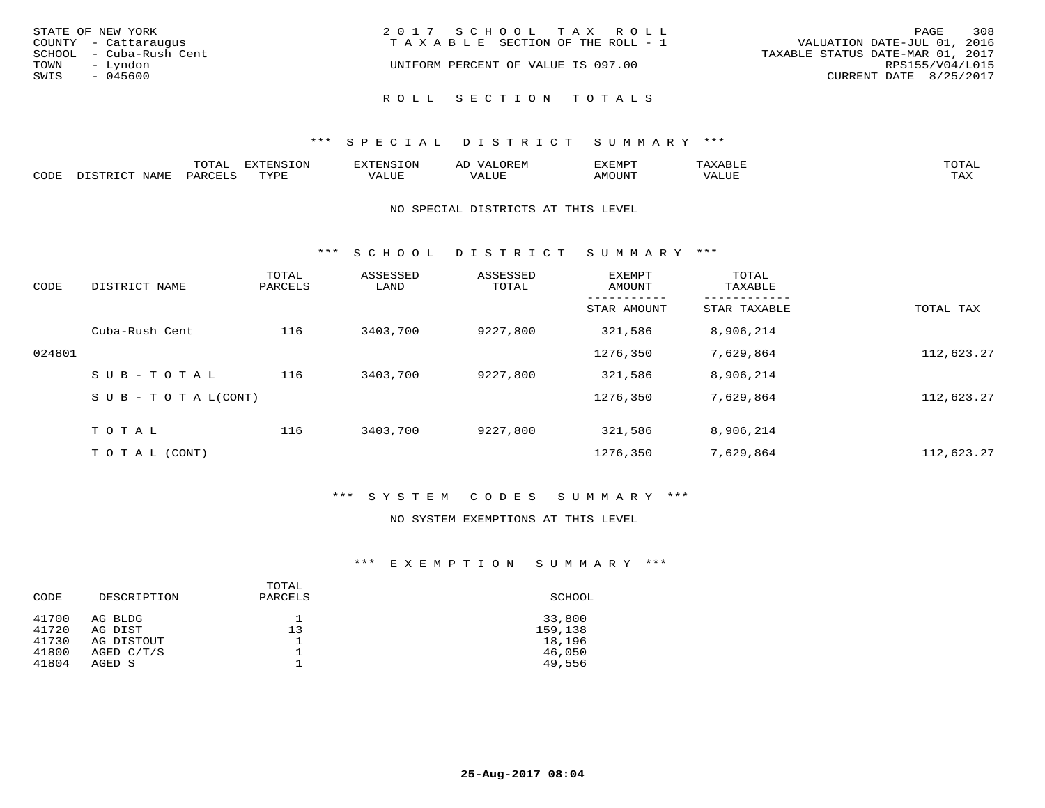STATE OF NEW YORK
COUNTY - Cattaraugus
SCHOOL - Cuba-Rush Cent
TOWN - Lyndon
SWIS - 045600

2017 SCHOOL TAX ROLL
TAXABLE SECTION OF THE ROLL - 1
UNIFORM PERCENT OF VALUE IS 097.00

VALUATION DATE-JUL 01, 2016
TAXABLE STATUS DATE-MAR 01, 2017
RPS155/V04/L015
CURRENT DATE 8/25/2017

## ROLL SECTION TOTALS

### *** SPECIAL DISTRICT SUMMARY ***

| CODE | DISTRICT NAME | TOTAL PARCELS | EXTENSION TYPE | EXTENSION VALUE | AD VALOREM VALUE | EXEMPT AMOUNT | TAXABLE VALUE | TOTAL TAX |
|---|---|---|---|---|---|---|---|---|

NO SPECIAL DISTRICTS AT THIS LEVEL

### *** SCHOOL DISTRICT SUMMARY ***

| CODE | DISTRICT NAME | TOTAL PARCELS | ASSESSED LAND | ASSESSED TOTAL | EXEMPT AMOUNT / STAR AMOUNT | TOTAL TAXABLE / STAR TAXABLE | TOTAL TAX |
|---|---|---|---|---|---|---|---|
| | Cuba-Rush Cent | 116 | 3403,700 | 9227,800 | 321,586 | 8,906,214 | |
| 024801 | | | | | 1276,350 | 7,629,864 | 112,623.27 |
| | SUB-TOTAL | 116 | 3403,700 | 9227,800 | 321,586 | 8,906,214 | |
| | SUB-TOTAL(CONT) | | | | 1276,350 | 7,629,864 | 112,623.27 |
| | TOTAL | 116 | 3403,700 | 9227,800 | 321,586 | 8,906,214 | |
| | TOTAL (CONT) | | | | 1276,350 | 7,629,864 | 112,623.27 |

### *** SYSTEM CODES SUMMARY ***

NO SYSTEM EXEMPTIONS AT THIS LEVEL

### *** EXEMPTION SUMMARY ***

| CODE | DESCRIPTION | TOTAL PARCELS | SCHOOL |
|---|---|---|---|
| 41700 | AG BLDG | 1 | 33,800 |
| 41720 | AG DIST | 13 | 159,138 |
| 41730 | AG DISTOUT | 1 | 18,196 |
| 41800 | AGED C/T/S | 1 | 46,050 |
| 41804 | AGED S | 1 | 49,556 |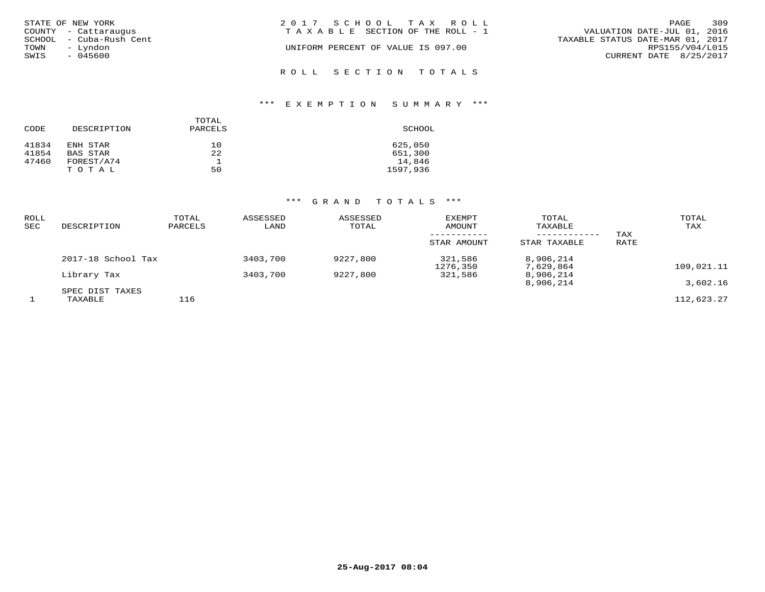STATE OF NEW YORK
COUNTY - Cattaraugus
SCHOOL - Cuba-Rush Cent
TOWN - Lyndon
SWIS - 045600

2 0 1 7 S C H O O L T A X R O L L
T A X A B L E SECTION OF THE ROLL - 1

UNIFORM PERCENT OF VALUE IS 097.00

VALUATION DATE-JUL 01, 2016
TAXABLE STATUS DATE-MAR 01, 2017
RPS155/V04/L015
CURRENT DATE 8/25/2017

## R O L L S E C T I O N T O T A L S

### *** E X E M P T I O N S U M M A R Y ***

| CODE | DESCRIPTION | TOTAL PARCELS | SCHOOL |
|---|---|---|---|
| 41834 | ENH STAR | 10 | 625,050 |
| 41854 | BAS STAR | 22 | 651,300 |
| 47460 | FOREST/A74 | 1 | 14,846 |
| | T O T A L | 50 | 1597,936 |

### *** G R A N D T O T A L S ***

| ROLL SEC | DESCRIPTION | TOTAL PARCELS | ASSESSED LAND | ASSESSED TOTAL | EXEMPT AMOUNT / STAR AMOUNT | TOTAL TAXABLE / STAR TAXABLE | TAX RATE | TOTAL TAX |
|---|---|---|---|---|---|---|---|---|
| | 2017-18 School Tax | | 3403,700 | 9227,800 | 321,586 | 8,906,214 | | |
| | | | | | 1276,350 | 7,629,864 | | 109,021.11 |
| | Library Tax | | 3403,700 | 9227,800 | 321,586 | 8,906,214 | | |
| | | | | | | 8,906,214 | | 3,602.16 |
| | SPEC DIST TAXES | | | | | | | |
| 1 | TAXABLE | 116 | | | | | | 112,623.27 |

25-Aug-2017 08:04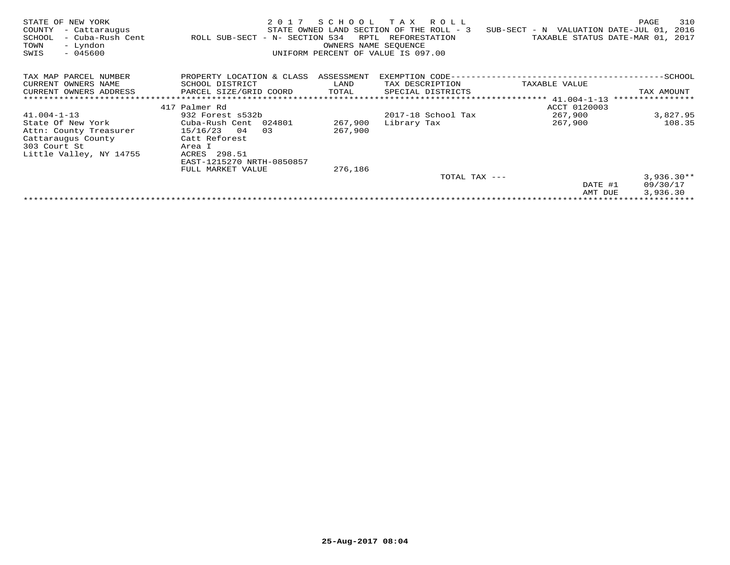STATE OF NEW YORK                    2 0 1 7   S C H O O L   T A X   R O L L
COUNTY - Cattaraugus                 STATE OWNED LAND SECTION OF THE ROLL - 3   SUB-SECT - N  VALUATION DATE-JUL 01, 2016
SCHOOL - Cuba-Rush Cent    ROLL SUB-SECT - N- SECTION 534   RPTL  REFORESTATION    TAXABLE STATUS DATE-MAR 01, 2017
TOWN   - Lyndon                      OWNERS NAME SEQUENCE
SWIS   - 045600                      UNIFORM PERCENT OF VALUE IS 097.00

| TAX MAP PARCEL NUMBER<br>CURRENT OWNERS NAME<br>CURRENT OWNERS ADDRESS | PROPERTY LOCATION & CLASS<br>SCHOOL DISTRICT<br>PARCEL SIZE/GRID COORD | ASSESSMENT<br>LAND<br>TOTAL | EXEMPTION CODE<br>TAX DESCRIPTION<br>SPECIAL DISTRICTS | TAXABLE VALUE | SCHOOL<br>TAX AMOUNT |
|---|---|---|---|---|---|
| | 417 Palmer Rd | | | ACCT 0120003 | 41.004-1-13 |
| 41.004-1-13 | 932 Forest s532b | | 2017-18 School Tax | 267,900 | 3,827.95 |
| State Of New York | Cuba-Rush Cent 024801 | 267,900 | Library Tax | 267,900 | 108.35 |
| Attn: County Treasurer | 15/16/23 04 03 | 267,900 | | | |
| Cattaraugus County | Catt Reforest | | | | |
| 303 Court St | Area I | | | | |
| Little Valley, NY 14755 | ACRES 298.51 | | | | |
| | EAST-1215270 NRTH-0850857 | | | | |
| | FULL MARKET VALUE | 276,186 | | | |
| | | | TOTAL TAX --- | | 3,936.30** |
| | | | | DATE #1 | 09/30/17 |
| | | | | AMT DUE | 3,936.30 |

25-Aug-2017 08:04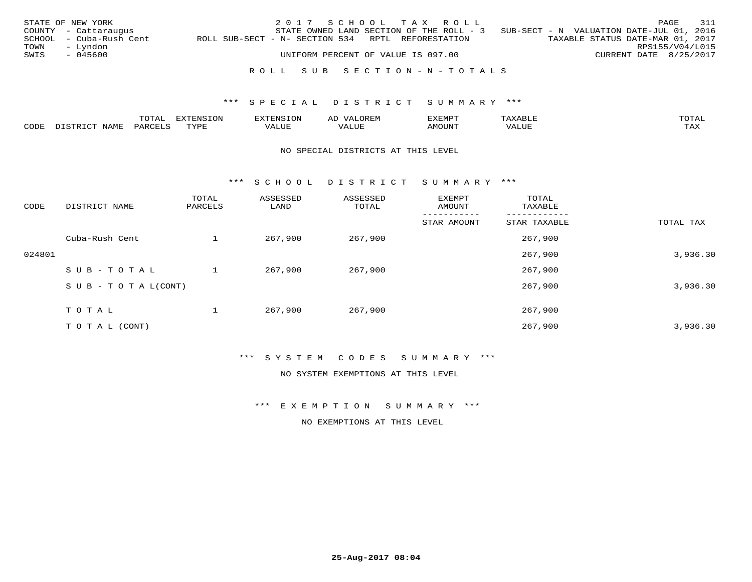STATE OF NEW YORK
COUNTY - Cattaraugus
SCHOOL - Cuba-Rush Cent
TOWN - Lyndon
SWIS - 045600

2 0 1 7 S C H O O L T A X R O L L
STATE OWNED LAND SECTION OF THE ROLL - 3 SUB-SECT - N VALUATION DATE-JUL 01, 2016
ROLL SUB-SECT - N- SECTION 534 RPTL REFORESTATION TAXABLE STATUS DATE-MAR 01, 2017
RPS155/V04/L015
UNIFORM PERCENT OF VALUE IS 097.00 CURRENT DATE 8/25/2017

R O L L S U B S E C T I O N - N - T O T A L S

\*\*\* S P E C I A L D I S T R I C T S U M M A R Y \*\*\*

| CODE | DISTRICT NAME | TOTAL PARCELS | EXTENSION TYPE | EXTENSION VALUE | AD VALOREM VALUE | EXEMPT AMOUNT | TAXABLE VALUE | TOTAL TAX |
|---|---|---|---|---|---|---|---|---|

NO SPECIAL DISTRICTS AT THIS LEVEL

\*\*\* S C H O O L D I S T R I C T S U M M A R Y \*\*\*

| CODE | DISTRICT NAME | TOTAL PARCELS | ASSESSED LAND | ASSESSED TOTAL | EXEMPT AMOUNT / STAR AMOUNT | TOTAL TAXABLE / STAR TAXABLE | TOTAL TAX |
|---|---|---|---|---|---|---|---|
| | Cuba-Rush Cent | 1 | 267,900 | 267,900 | | 267,900 | |
| 024801 | | | | | | 267,900 | 3,936.30 |
| | S U B - T O T A L | 1 | 267,900 | 267,900 | | 267,900 | |
| | S U B - T O T A L(CONT) | | | | | 267,900 | 3,936.30 |
| | T O T A L | 1 | 267,900 | 267,900 | | 267,900 | |
| | T O T A L (CONT) | | | | | 267,900 | 3,936.30 |

\*\*\* S Y S T E M C O D E S S U M M A R Y \*\*\*

NO SYSTEM EXEMPTIONS AT THIS LEVEL

\*\*\* E X E M P T I O N S U M M A R Y \*\*\*

NO EXEMPTIONS AT THIS LEVEL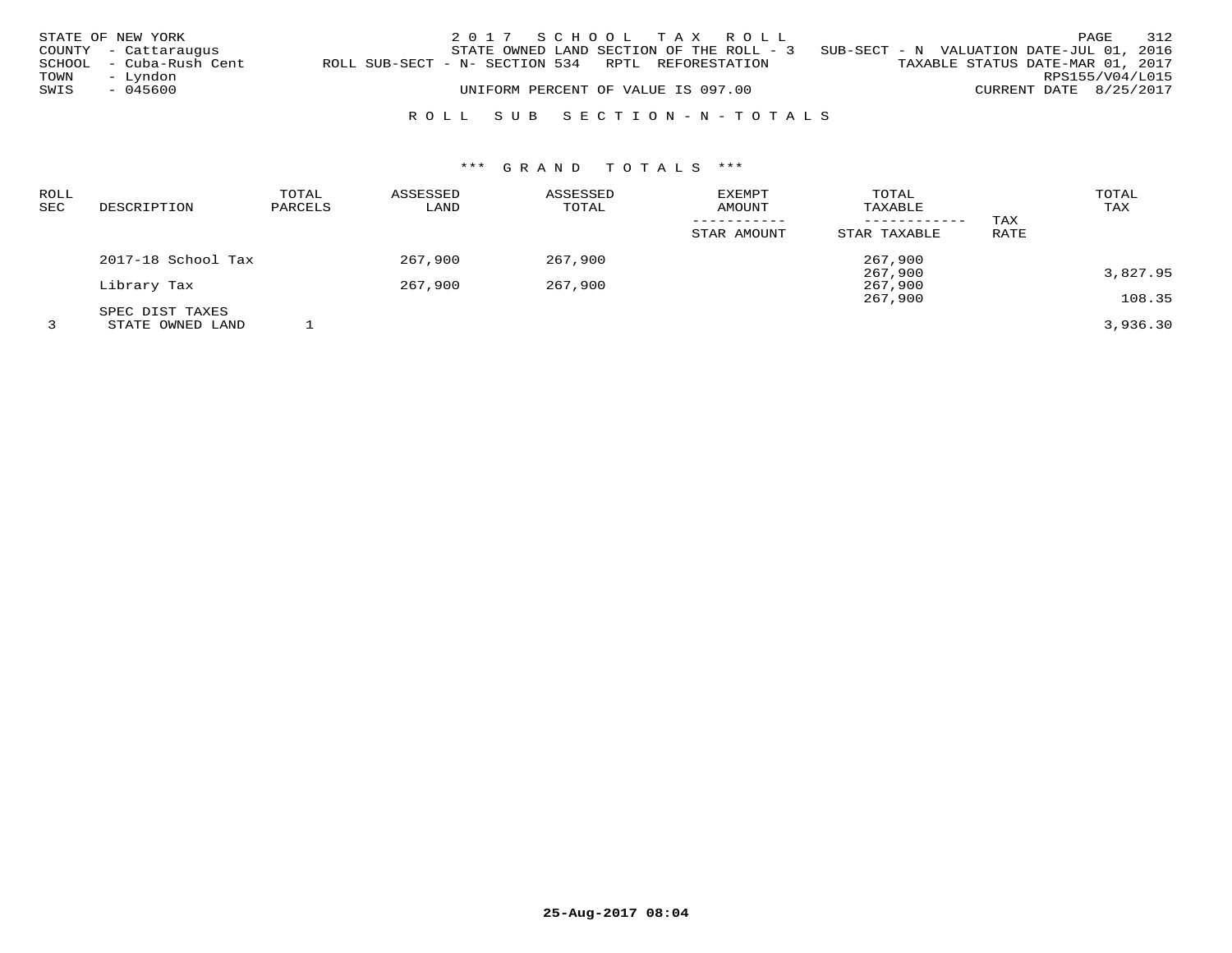STATE OF NEW YORK
COUNTY - Cattaraugus
SCHOOL - Cuba-Rush Cent
TOWN - Lyndon
SWIS - 045600

2017 SCHOOL TAX ROLL
STATE OWNED LAND SECTION OF THE ROLL - 3 SUB-SECT - N VALUATION DATE-JUL 01, 2016
ROLL SUB-SECT - N- SECTION 534 RPTL REFORESTATION TAXABLE STATUS DATE-MAR 01, 2017
RPS155/V04/L015
UNIFORM PERCENT OF VALUE IS 097.00 CURRENT DATE 8/25/2017

ROLL SUB SECTION-N-TOTALS

*** GRAND TOTALS ***

| ROLL SEC | DESCRIPTION | TOTAL PARCELS | ASSESSED LAND | ASSESSED TOTAL | EXEMPT AMOUNT / STAR AMOUNT | TOTAL TAXABLE / STAR TAXABLE | TAX RATE | TOTAL TAX |
|---|---|---|---|---|---|---|---|---|
| | 2017-18 School Tax | | 267,900 | 267,900 | | 267,900 | | |
| | | | | | | 267,900 | | 3,827.95 |
| | Library Tax | | 267,900 | 267,900 | | 267,900 | | |
| | | | | | | 267,900 | | 108.35 |
| | SPEC DIST TAXES | | | | | | | |
| 3 | STATE OWNED LAND | 1 | | | | | | 3,936.30 |

25-Aug-2017 08:04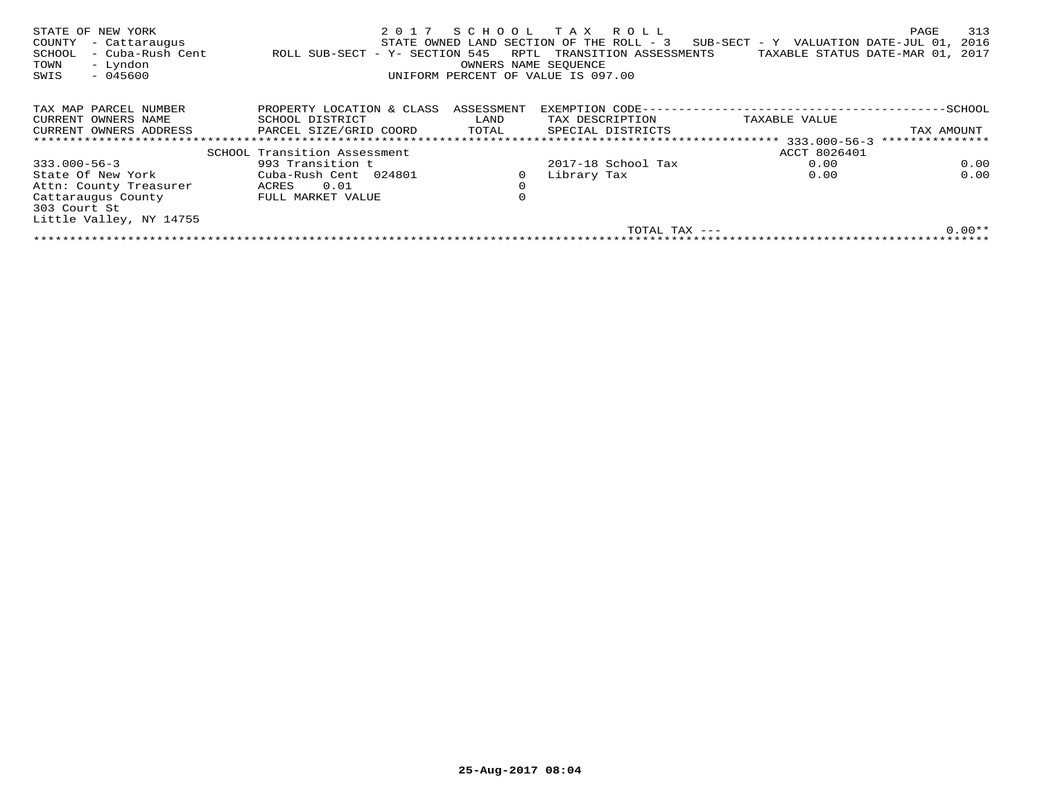STATE OF NEW YORK — 2017 SCHOOL TAX ROLL
COUNTY - Cattaraugus — STATE OWNED LAND SECTION OF THE ROLL - 3 SUB-SECT - Y VALUATION DATE-JUL 01, 2016
SCHOOL - Cuba-Rush Cent — ROLL SUB-SECT - Y- SECTION 545 RPTL TRANSITION ASSESSMENTS — TAXABLE STATUS DATE-MAR 01, 2017
TOWN - Lyndon — OWNERS NAME SEQUENCE
SWIS - 045600 — UNIFORM PERCENT OF VALUE IS 097.00

| TAX MAP PARCEL NUMBER / CURRENT OWNERS NAME / CURRENT OWNERS ADDRESS | PROPERTY LOCATION & CLASS / SCHOOL DISTRICT / PARCEL SIZE/GRID COORD | ASSESSMENT LAND / TOTAL | EXEMPTION CODE / TAX DESCRIPTION / SPECIAL DISTRICTS | TAXABLE VALUE | SCHOOL TAX AMOUNT |
|---|---|---|---|---|---|
| | SCHOOL Transition Assessment | | | ACCT 8026401 | 333.000-56-3 |
| 333.000-56-3 | 993 Transition t | | 2017-18 School Tax | 0.00 | 0.00 |
| State Of New York | Cuba-Rush Cent 024801 | 0 | Library Tax | 0.00 | 0.00 |
| Attn: County Treasurer | ACRES 0.01 | 0 | | | |
| Cattaraugus County | FULL MARKET VALUE | 0 | | | |
| 303 Court St | | | | | |
| Little Valley, NY 14755 | | | | | |
| | | | TOTAL TAX --- | | 0.00** |

25-Aug-2017 08:04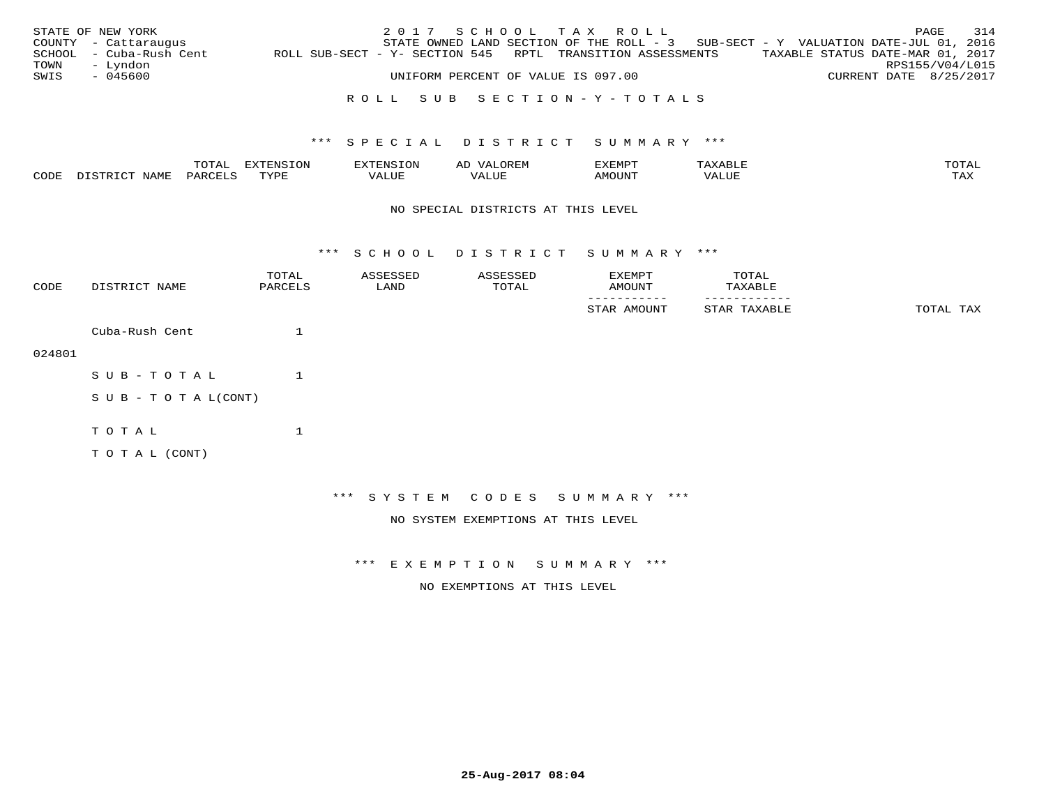STATE OF NEW YORK — 2017 SCHOOL TAX ROLL
COUNTY - Cattaraugus — STATE OWNED LAND SECTION OF THE ROLL - 3 SUB-SECT - Y VALUATION DATE-JUL 01, 2016
SCHOOL - Cuba-Rush Cent — ROLL SUB-SECT - Y- SECTION 545 RPTL TRANSITION ASSESSMENTS — TAXABLE STATUS DATE-MAR 01, 2017
TOWN - Lyndon — RPS155/V04/L015
SWIS - 045600 — UNIFORM PERCENT OF VALUE IS 097.00 — CURRENT DATE 8/25/2017

## ROLL SUB SECTION - Y - TOTALS

### *** SPECIAL DISTRICT SUMMARY ***

| CODE | DISTRICT NAME | TOTAL PARCELS | EXTENSION TYPE | EXTENSION VALUE | AD VALOREM VALUE | EXEMPT AMOUNT | TAXABLE VALUE | TOTAL TAX |
|---|---|---|---|---|---|---|---|---|

NO SPECIAL DISTRICTS AT THIS LEVEL

### *** SCHOOL DISTRICT SUMMARY ***

| CODE | DISTRICT NAME | TOTAL PARCELS | ASSESSED LAND | ASSESSED TOTAL | EXEMPT AMOUNT / STAR AMOUNT | TOTAL TAXABLE / STAR TAXABLE | TOTAL TAX |
|---|---|---|---|---|---|---|---|
| 024801 | Cuba-Rush Cent | 1 | | | | | |
| | SUB-TOTAL | 1 | | | | | |
| | SUB-TOTAL(CONT) | | | | | | |
| | TOTAL | 1 | | | | | |
| | TOTAL (CONT) | | | | | | |

### *** SYSTEM CODES SUMMARY ***

NO SYSTEM EXEMPTIONS AT THIS LEVEL

### *** EXEMPTION SUMMARY ***

NO EXEMPTIONS AT THIS LEVEL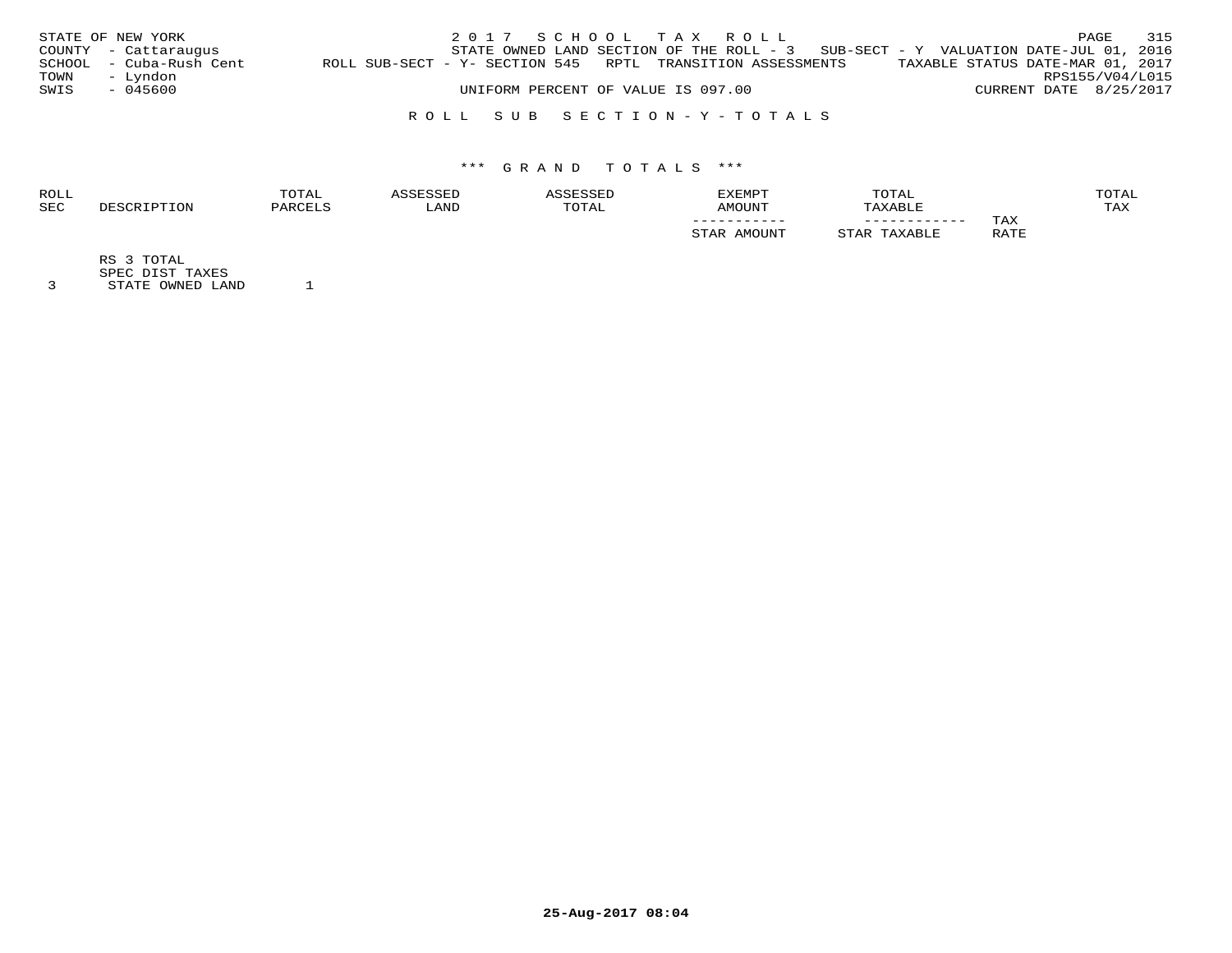STATE OF NEW YORK
COUNTY - Cattaraugus
SCHOOL - Cuba-Rush Cent
TOWN - Lyndon
SWIS - 045600

2 0 1 7 S C H O O L T A X R O L L
STATE OWNED LAND SECTION OF THE ROLL - 3 SUB-SECT - Y VALUATION DATE-JUL 01, 2016
ROLL SUB-SECT - Y- SECTION 545 RPTL TRANSITION ASSESSMENTS TAXABLE STATUS DATE-MAR 01, 2017
RPS155/V04/L015
UNIFORM PERCENT OF VALUE IS 097.00 CURRENT DATE 8/25/2017

R O L L S U B S E C T I O N - Y - T O T A L S

\*\*\* G R A N D T O T A L S \*\*\*

| ROLL SEC | DESCRIPTION | TOTAL PARCELS | ASSESSED LAND | ASSESSED TOTAL | EXEMPT AMOUNT / STAR AMOUNT | TOTAL TAXABLE / STAR TAXABLE | TAX RATE | TOTAL TAX |
|---|---|---|---|---|---|---|---|---|
| | RS 3 TOTAL | | | | | | | |
| | SPEC DIST TAXES | | | | | | | |
| 3 | STATE OWNED LAND | 1 | | | | | | |

25-Aug-2017 08:04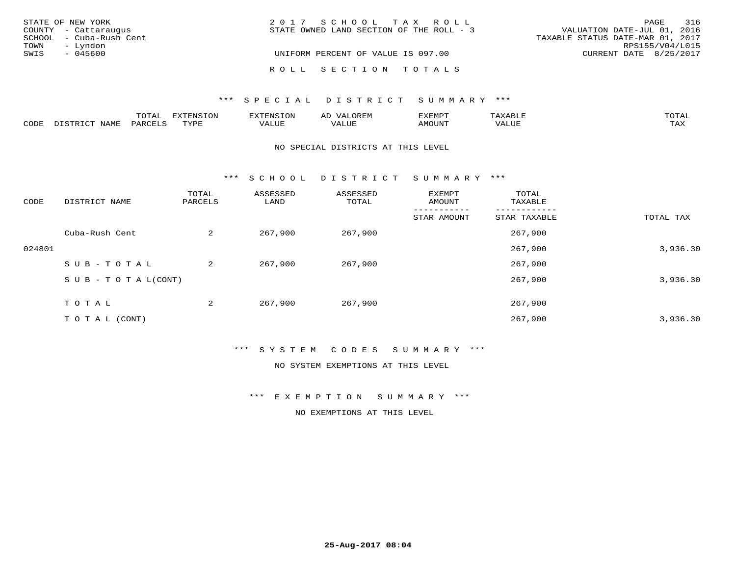STATE OF NEW YORK
COUNTY - Cattaraugus
SCHOOL - Cuba-Rush Cent
TOWN - Lyndon
SWIS - 045600

2 0 1 7 S C H O O L T A X R O L L
STATE OWNED LAND SECTION OF THE ROLL - 3

UNIFORM PERCENT OF VALUE IS 097.00

VALUATION DATE-JUL 01, 2016
TAXABLE STATUS DATE-MAR 01, 2017
RPS155/V04/L015
CURRENT DATE 8/25/2017

R O L L S E C T I O N T O T A L S

*** S P E C I A L D I S T R I C T S U M M A R Y ***

| CODE | DISTRICT NAME | TOTAL PARCELS | EXTENSION TYPE | EXTENSION VALUE | AD VALOREM VALUE | EXEMPT AMOUNT | TAXABLE VALUE | TOTAL TAX |
|---|---|---|---|---|---|---|---|---|

NO SPECIAL DISTRICTS AT THIS LEVEL

*** S C H O O L D I S T R I C T S U M M A R Y ***

| CODE | DISTRICT NAME | TOTAL PARCELS | ASSESSED LAND | ASSESSED TOTAL | EXEMPT AMOUNT / STAR AMOUNT | TOTAL TAXABLE / STAR TAXABLE | TOTAL TAX |
|---|---|---|---|---|---|---|---|
| | Cuba-Rush Cent | 2 | 267,900 | 267,900 | | 267,900 | |
| 024801 | | | | | | 267,900 | 3,936.30 |
| | S U B - T O T A L | 2 | 267,900 | 267,900 | | 267,900 | |
| | S U B - T O T A L(CONT) | | | | | 267,900 | 3,936.30 |
| | T O T A L | 2 | 267,900 | 267,900 | | 267,900 | |
| | T O T A L (CONT) | | | | | 267,900 | 3,936.30 |

*** S Y S T E M C O D E S S U M M A R Y ***

NO SYSTEM EXEMPTIONS AT THIS LEVEL

*** E X E M P T I O N S U M M A R Y ***

NO EXEMPTIONS AT THIS LEVEL

25-Aug-2017 08:04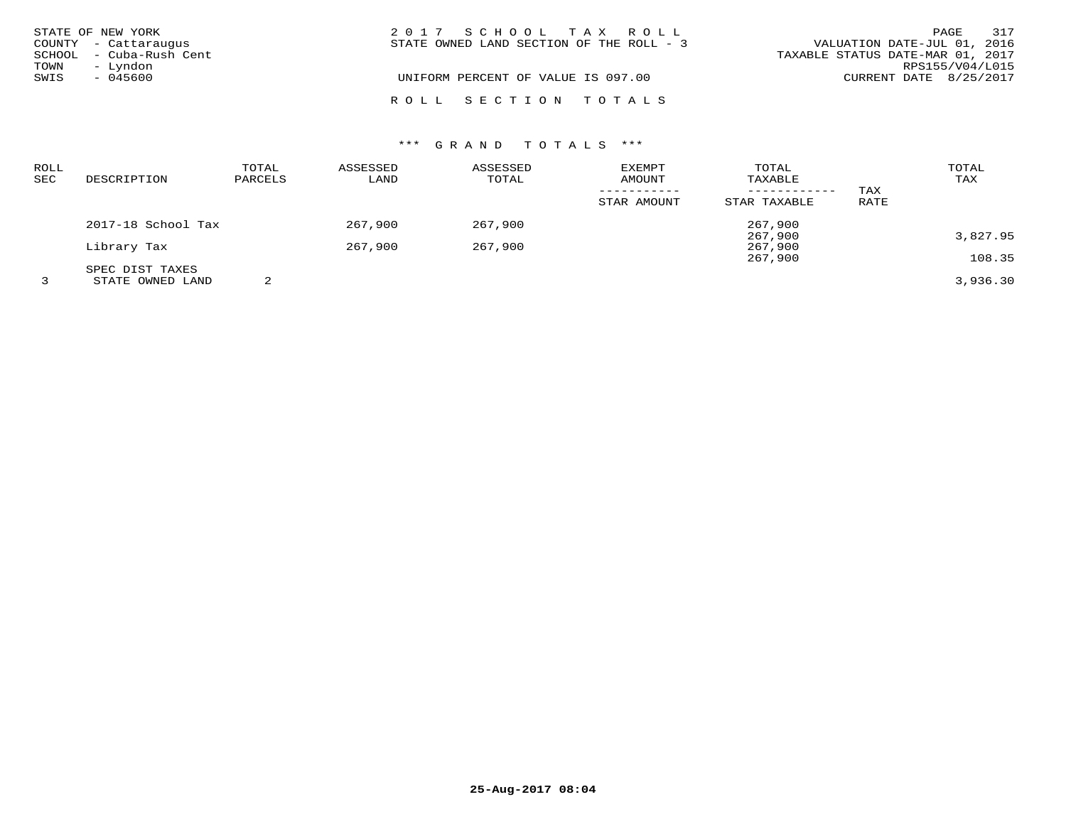STATE OF NEW YORK
COUNTY - Cattaraugus
SCHOOL - Cuba-Rush Cent
TOWN - Lyndon
SWIS - 045600

# 2017 SCHOOL TAX ROLL

STATE OWNED LAND SECTION OF THE ROLL - 3

UNIFORM PERCENT OF VALUE IS 097.00

VALUATION DATE-JUL 01, 2016
TAXABLE STATUS DATE-MAR 01, 2017
RPS155/V04/L015
CURRENT DATE 8/25/2017

## ROLL SECTION TOTALS

### *** GRAND TOTALS ***

| ROLL SEC | DESCRIPTION | TOTAL PARCELS | ASSESSED LAND | ASSESSED TOTAL | EXEMPT AMOUNT / STAR AMOUNT | TOTAL TAXABLE / STAR TAXABLE | TAX RATE | TOTAL TAX |
|---|---|---|---|---|---|---|---|---|
| | 2017-18 School Tax | | 267,900 | 267,900 | | 267,900 | | |
| | | | | | | 267,900 | | 3,827.95 |
| | Library Tax | | 267,900 | 267,900 | | 267,900 | | |
| | | | | | | 267,900 | | 108.35 |
| | SPEC DIST TAXES | | | | | | | |
| 3 | STATE OWNED LAND | 2 | | | | | | 3,936.30 |

25-Aug-2017 08:04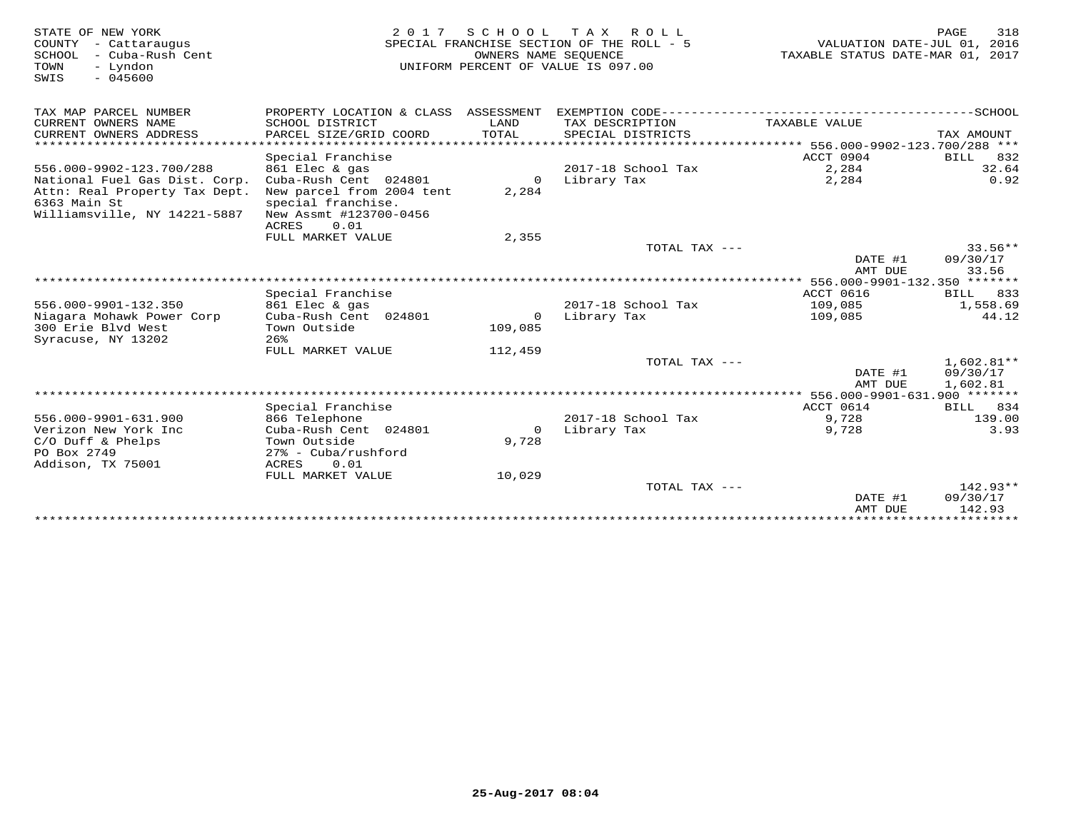STATE OF NEW YORK
COUNTY - Cattaraugus
SCHOOL - Cuba-Rush Cent
TOWN - Lyndon
SWIS - 045600

2 0 1 7 S C H O O L T A X R O L L
SPECIAL FRANCHISE SECTION OF THE ROLL - 5
OWNERS NAME SEQUENCE
UNIFORM PERCENT OF VALUE IS 097.00

VALUATION DATE-JUL 01, 2016
TAXABLE STATUS DATE-MAR 01, 2017

| TAX MAP PARCEL NUMBER / CURRENT OWNERS NAME / CURRENT OWNERS ADDRESS | PROPERTY LOCATION & CLASS / SCHOOL DISTRICT / PARCEL SIZE/GRID COORD | ASSESSMENT LAND / TOTAL | EXEMPTION CODE / TAX DESCRIPTION / SPECIAL DISTRICTS | TAXABLE VALUE | SCHOOL TAX AMOUNT |
|---|---|---|---|---|---|
| **556.000-9902-123.700/288** | Special Franchise | | | ACCT 0904 | BILL 832 |
| 556.000-9902-123.700/288 | 861 Elec & gas | | 2017-18 School Tax | 2,284 | 32.64 |
| National Fuel Gas Dist. Corp. | Cuba-Rush Cent 024801 | 0 | Library Tax | 2,284 | 0.92 |
| Attn: Real Property Tax Dept. | New parcel from 2004 tent | 2,284 | | | |
| 6363 Main St | special franchise. | | | | |
| Williamsville, NY 14221-5887 | New Assmt #123700-0456 | | | | |
| | ACRES 0.01 | | | | |
| | FULL MARKET VALUE | 2,355 | | | |
| | | | TOTAL TAX --- | | 33.56** |
| | | | | DATE #1 | 09/30/17 |
| | | | | AMT DUE | 33.56 |
| **556.000-9901-132.350** | Special Franchise | | | ACCT 0616 | BILL 833 |
| 556.000-9901-132.350 | 861 Elec & gas | | 2017-18 School Tax | 109,085 | 1,558.69 |
| Niagara Mohawk Power Corp | Cuba-Rush Cent 024801 | 0 | Library Tax | 109,085 | 44.12 |
| 300 Erie Blvd West | Town Outside | 109,085 | | | |
| Syracuse, NY 13202 | 26% | | | | |
| | FULL MARKET VALUE | 112,459 | | | |
| | | | TOTAL TAX --- | | 1,602.81** |
| | | | | DATE #1 | 09/30/17 |
| | | | | AMT DUE | 1,602.81 |
| **556.000-9901-631.900** | Special Franchise | | | ACCT 0614 | BILL 834 |
| 556.000-9901-631.900 | 866 Telephone | | 2017-18 School Tax | 9,728 | 139.00 |
| Verizon New York Inc | Cuba-Rush Cent 024801 | 0 | Library Tax | 9,728 | 3.93 |
| C/O Duff & Phelps | Town Outside | 9,728 | | | |
| PO Box 2749 | 27% - Cuba/rushford | | | | |
| Addison, TX 75001 | ACRES 0.01 | | | | |
| | FULL MARKET VALUE | 10,029 | | | |
| | | | TOTAL TAX --- | | 142.93** |
| | | | | DATE #1 | 09/30/17 |
| | | | | AMT DUE | 142.93 |

25-Aug-2017 08:04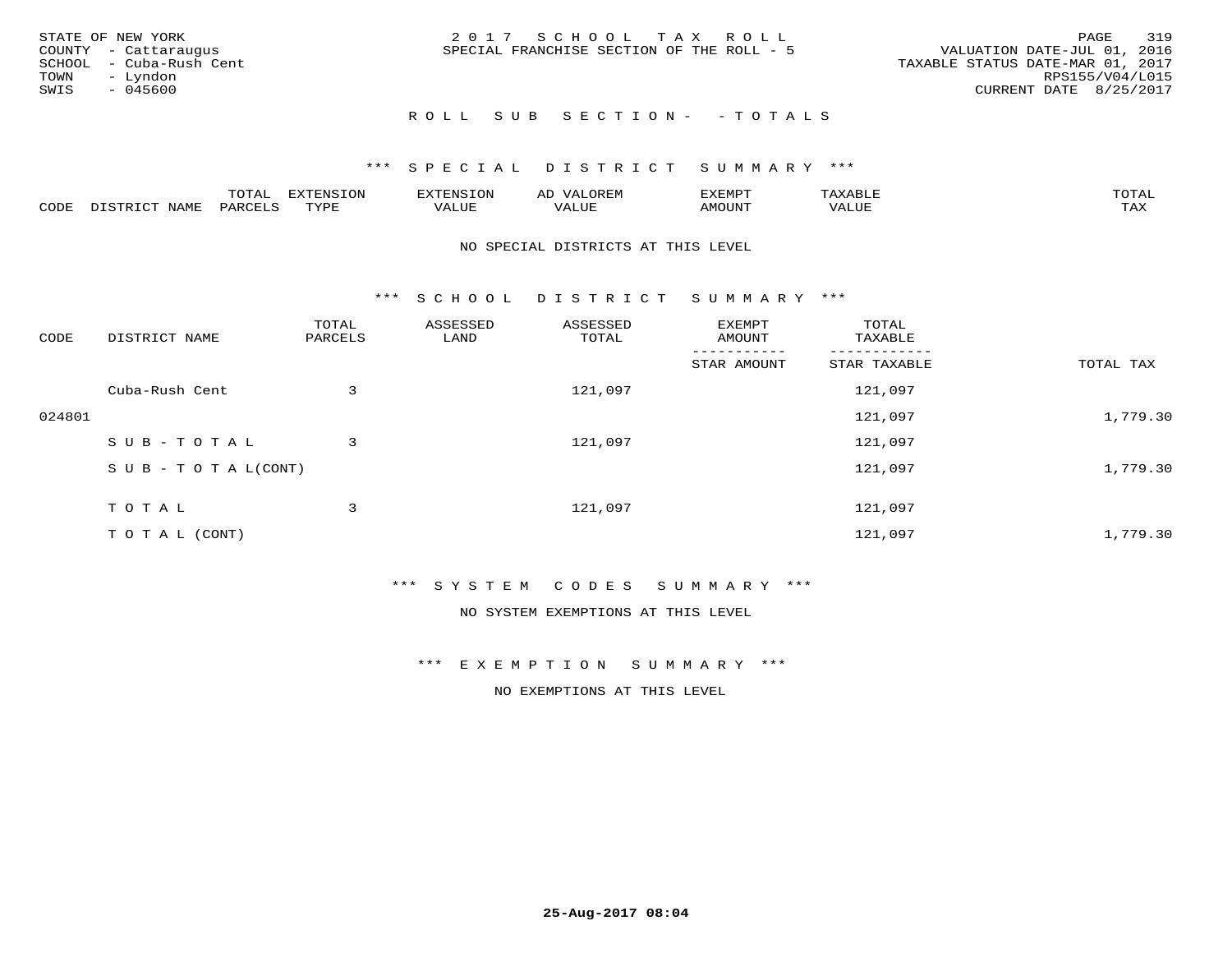STATE OF NEW YORK
COUNTY - Cattaraugus
SCHOOL - Cuba-Rush Cent
TOWN - Lyndon
SWIS - 045600

2 0 1 7 S C H O O L T A X R O L L
SPECIAL FRANCHISE SECTION OF THE ROLL - 5

VALUATION DATE-JUL 01, 2016
TAXABLE STATUS DATE-MAR 01, 2017
RPS155/V04/L015
CURRENT DATE 8/25/2017

R O L L S U B S E C T I O N - - T O T A L S

*** S P E C I A L D I S T R I C T S U M M A R Y ***

| CODE | DISTRICT NAME | TOTAL PARCELS | EXTENSION TYPE | EXTENSION VALUE | AD VALOREM VALUE | EXEMPT AMOUNT | TAXABLE VALUE | TOTAL TAX |
|---|---|---|---|---|---|---|---|---|

NO SPECIAL DISTRICTS AT THIS LEVEL

*** S C H O O L D I S T R I C T S U M M A R Y ***

| CODE | DISTRICT NAME | TOTAL PARCELS | ASSESSED LAND | ASSESSED TOTAL | EXEMPT AMOUNT / STAR AMOUNT | TOTAL TAXABLE / STAR TAXABLE | TOTAL TAX |
|---|---|---|---|---|---|---|---|
| | Cuba-Rush Cent | 3 | | 121,097 | | 121,097 | |
| 024801 | | | | | | 121,097 | 1,779.30 |
| | S U B - T O T A L | 3 | | 121,097 | | 121,097 | |
| | S U B - T O T A L(CONT) | | | | | 121,097 | 1,779.30 |
| | T O T A L | 3 | | 121,097 | | 121,097 | |
| | T O T A L (CONT) | | | | | 121,097 | 1,779.30 |

*** S Y S T E M C O D E S S U M M A R Y ***

NO SYSTEM EXEMPTIONS AT THIS LEVEL

*** E X E M P T I O N S U M M A R Y ***

NO EXEMPTIONS AT THIS LEVEL

25-Aug-2017 08:04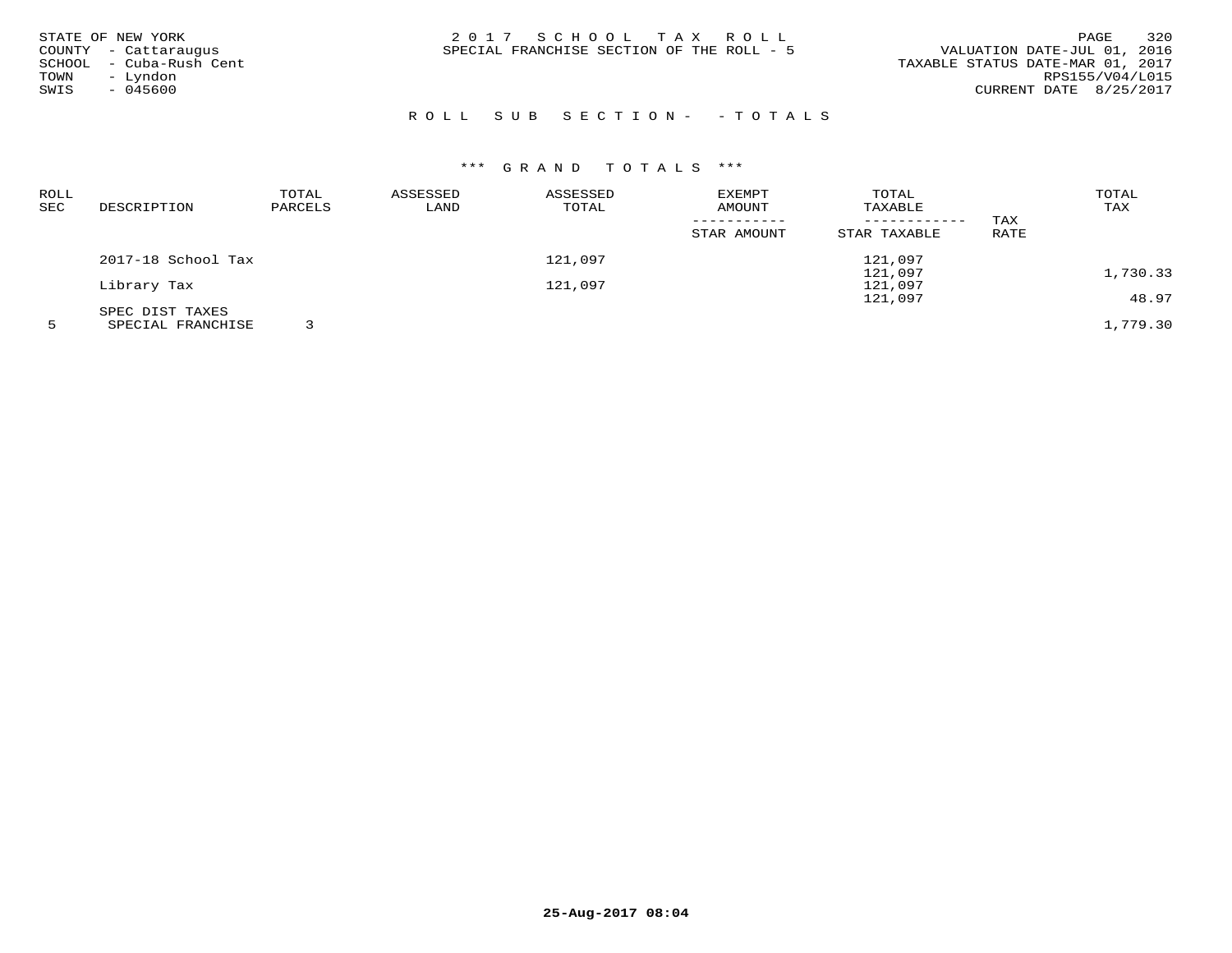STATE OF NEW YORK
COUNTY - Cattaraugus
SCHOOL - Cuba-Rush Cent
TOWN - Lyndon
SWIS - 045600

2017 SCHOOL TAX ROLL
SPECIAL FRANCHISE SECTION OF THE ROLL - 5

VALUATION DATE-JUL 01, 2016
TAXABLE STATUS DATE-MAR 01, 2017
RPS155/V04/L015
CURRENT DATE 8/25/2017

ROLL SUB SECTION- - TOTALS

*** GRAND TOTALS ***

| ROLL SEC | DESCRIPTION | TOTAL PARCELS | ASSESSED LAND | ASSESSED TOTAL | EXEMPT AMOUNT / STAR AMOUNT | TOTAL TAXABLE / STAR TAXABLE | TAX RATE | TOTAL TAX |
|---|---|---|---|---|---|---|---|---|
| | 2017-18 School Tax | | | 121,097 | | 121,097<br>121,097 | | 1,730.33 |
| | Library Tax | | | 121,097 | | 121,097<br>121,097 | | 48.97 |
| | SPEC DIST TAXES | | | | | | | |
| 5 | SPECIAL FRANCHISE | 3 | | | | | | 1,779.30 |

25-Aug-2017 08:04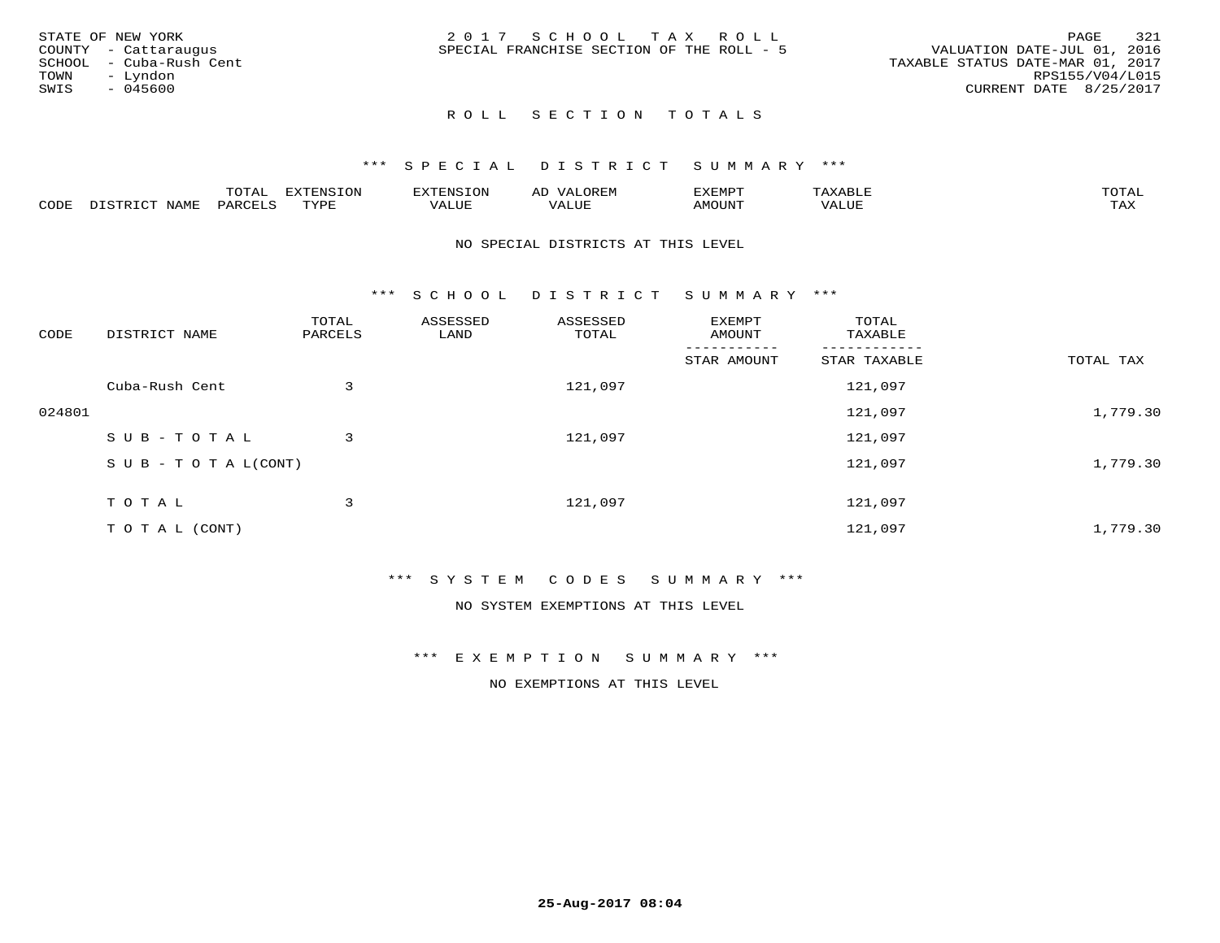STATE OF NEW YORK
COUNTY - Cattaraugus
SCHOOL - Cuba-Rush Cent
TOWN - Lyndon
SWIS - 045600

2 0 1 7 S C H O O L T A X R O L L
SPECIAL FRANCHISE SECTION OF THE ROLL - 5

VALUATION DATE-JUL 01, 2016
TAXABLE STATUS DATE-MAR 01, 2017
RPS155/V04/L015
CURRENT DATE 8/25/2017

## R O L L S E C T I O N T O T A L S

### *** S P E C I A L D I S T R I C T S U M M A R Y ***

| CODE | DISTRICT NAME | TOTAL PARCELS | EXTENSION TYPE | EXTENSION VALUE | AD VALOREM VALUE | EXEMPT AMOUNT | TAXABLE VALUE | TOTAL TAX |
|---|---|---|---|---|---|---|---|---|

NO SPECIAL DISTRICTS AT THIS LEVEL

### *** S C H O O L D I S T R I C T S U M M A R Y ***

| CODE | DISTRICT NAME | TOTAL PARCELS | ASSESSED LAND | ASSESSED TOTAL | EXEMPT AMOUNT / STAR AMOUNT | TOTAL TAXABLE / STAR TAXABLE | TOTAL TAX |
|---|---|---|---|---|---|---|---|
| | Cuba-Rush Cent | 3 | | 121,097 | | 121,097 | |
| 024801 | | | | | | 121,097 | 1,779.30 |
| | S U B - T O T A L | 3 | | 121,097 | | 121,097 | |
| | S U B - T O T A L(CONT) | | | | | 121,097 | 1,779.30 |
| | T O T A L | 3 | | 121,097 | | 121,097 | |
| | T O T A L (CONT) | | | | | 121,097 | 1,779.30 |

### *** S Y S T E M C O D E S S U M M A R Y ***

NO SYSTEM EXEMPTIONS AT THIS LEVEL

### *** E X E M P T I O N S U M M A R Y ***

NO EXEMPTIONS AT THIS LEVEL

25-Aug-2017 08:04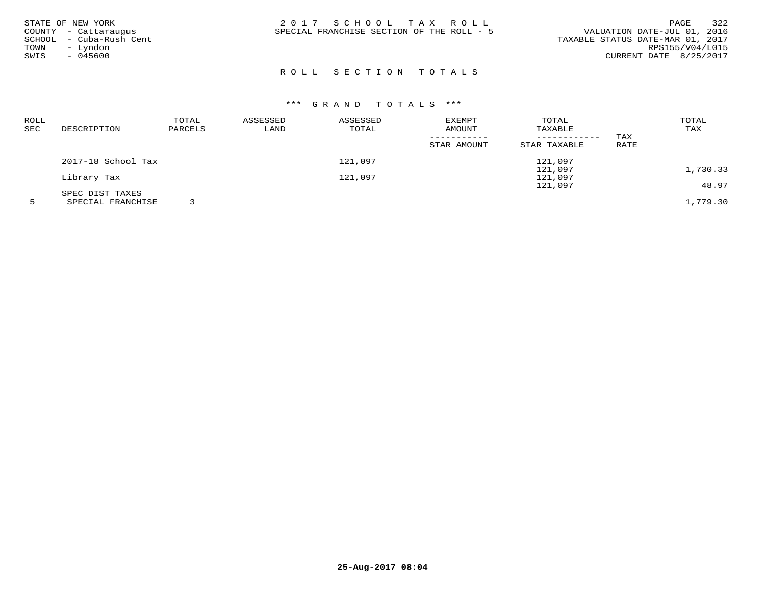STATE OF NEW YORK
COUNTY - Cattaraugus
SCHOOL - Cuba-Rush Cent
TOWN - Lyndon
SWIS - 045600

# 2017 SCHOOL TAX ROLL
SPECIAL FRANCHISE SECTION OF THE ROLL - 5

VALUATION DATE-JUL 01, 2016
TAXABLE STATUS DATE-MAR 01, 2017
RPS155/V04/L015
CURRENT DATE 8/25/2017

## ROLL SECTION TOTALS

### *** GRAND TOTALS ***

| ROLL SEC | DESCRIPTION | TOTAL PARCELS | ASSESSED LAND | ASSESSED TOTAL | EXEMPT AMOUNT / STAR AMOUNT | TOTAL TAXABLE / STAR TAXABLE | TAX RATE | TOTAL TAX |
|---|---|---|---|---|---|---|---|---|
| | 2017-18 School Tax | | | 121,097 | | 121,097 | | |
| | | | | | | 121,097 | | 1,730.33 |
| | Library Tax | | | 121,097 | | 121,097 | | |
| | | | | | | 121,097 | | 48.97 |
| | SPEC DIST TAXES | | | | | | | |
| 5 | SPECIAL FRANCHISE | 3 | | | | | | 1,779.30 |

25-Aug-2017 08:04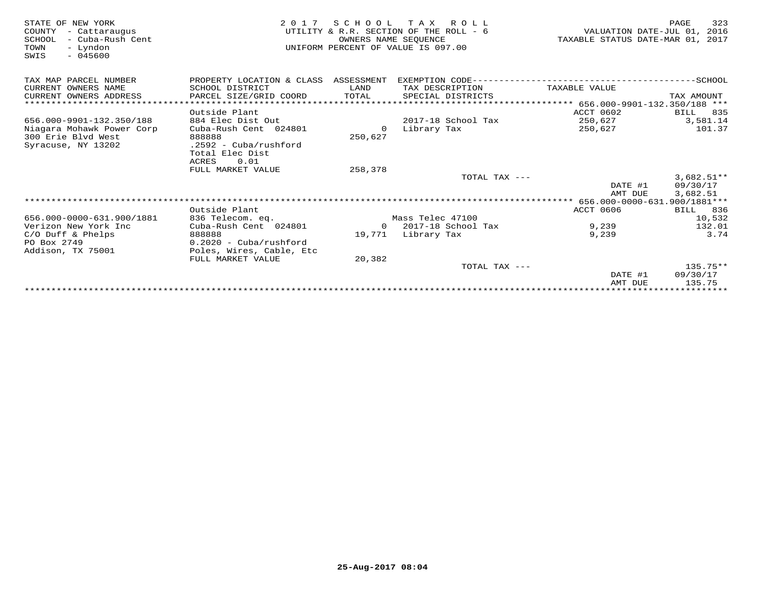STATE OF NEW YORK
COUNTY - Cattaraugus
SCHOOL - Cuba-Rush Cent
TOWN - Lyndon
SWIS - 045600

**2017 SCHOOL TAX ROLL**
UTILITY & R.R. SECTION OF THE ROLL - 6
OWNERS NAME SEQUENCE
UNIFORM PERCENT OF VALUE IS 097.00

VALUATION DATE-JUL 01, 2016
TAXABLE STATUS DATE-MAR 01, 2017

| TAX MAP PARCEL NUMBER / CURRENT OWNERS NAME / CURRENT OWNERS ADDRESS | PROPERTY LOCATION & CLASS / SCHOOL DISTRICT / PARCEL SIZE/GRID COORD | ASSESSMENT LAND / TOTAL | EXEMPTION CODE / TAX DESCRIPTION / SPECIAL DISTRICTS | TAXABLE VALUE | SCHOOL TAX AMOUNT |
|---|---|---|---|---|---|
| **656.000-9901-132.350/188** | | | | | |
| | Outside Plant | | | ACCT 0602 | BILL 835 |
| 656.000-9901-132.350/188 | 884 Elec Dist Out | | 2017-18 School Tax | 250,627 | 3,581.14 |
| Niagara Mohawk Power Corp | Cuba-Rush Cent 024801 | 0 | Library Tax | 250,627 | 101.37 |
| 300 Erie Blvd West | 888888 | 250,627 | | | |
| Syracuse, NY 13202 | .2592 - Cuba/rushford | | | | |
| | Total Elec Dist | | | | |
| | ACRES 0.01 | | | | |
| | FULL MARKET VALUE | 258,378 | | | |
| | | | TOTAL TAX --- | | 3,682.51** |
| | | | | DATE #1 | 09/30/17 |
| | | | | AMT DUE | 3,682.51 |
| **656.000-0000-631.900/1881** | | | | | |
| | Outside Plant | | | ACCT 0606 | BILL 836 |
| 656.000-0000-631.900/1881 | 836 Telecom. eq. | | Mass Telec 47100 | | 10,532 |
| Verizon New York Inc | Cuba-Rush Cent 024801 | 0 | 2017-18 School Tax | 9,239 | 132.01 |
| C/O Duff & Phelps | 888888 | 19,771 | Library Tax | 9,239 | 3.74 |
| PO Box 2749 | 0.2020 - Cuba/rushford | | | | |
| Addison, TX 75001 | Poles, Wires, Cable, Etc | | | | |
| | FULL MARKET VALUE | 20,382 | | | |
| | | | TOTAL TAX --- | | 135.75** |
| | | | | DATE #1 | 09/30/17 |
| | | | | AMT DUE | 135.75 |

25-Aug-2017 08:04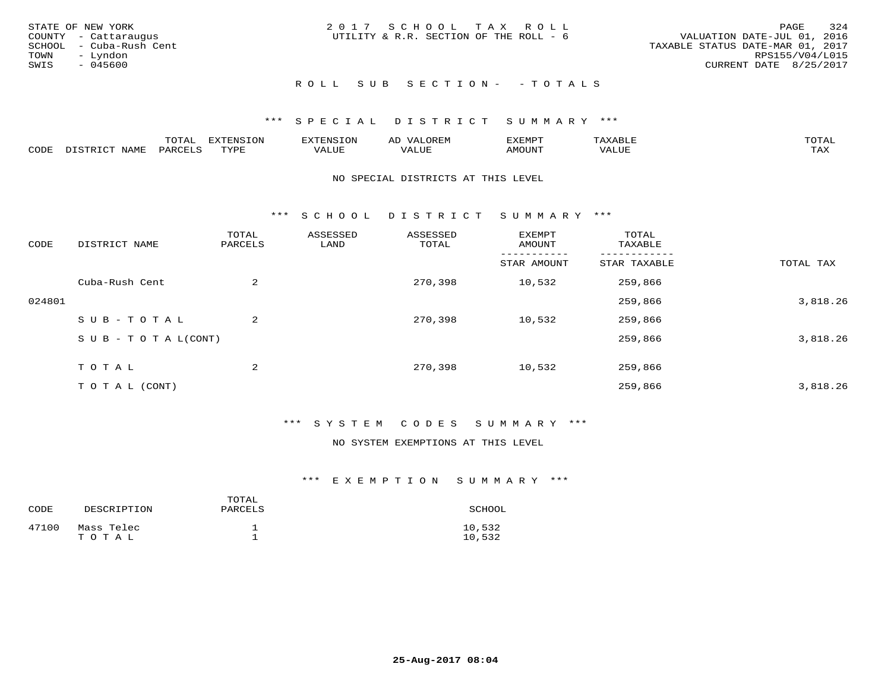STATE OF NEW YORK
COUNTY - Cattaraugus
SCHOOL - Cuba-Rush Cent
TOWN - Lyndon
SWIS - 045600

2 0 1 7 S C H O O L T A X R O L L
UTILITY & R.R. SECTION OF THE ROLL - 6

VALUATION DATE-JUL 01, 2016
TAXABLE STATUS DATE-MAR 01, 2017
RPS155/V04/L015
CURRENT DATE 8/25/2017

R O L L S U B S E C T I O N - - T O T A L S

## *** S P E C I A L D I S T R I C T S U M M A R Y ***

| CODE | DISTRICT NAME | TOTAL PARCELS | EXTENSION TYPE | EXTENSION VALUE | AD VALOREM VALUE | EXEMPT AMOUNT | TAXABLE VALUE | TOTAL TAX |
|---|---|---|---|---|---|---|---|---|

NO SPECIAL DISTRICTS AT THIS LEVEL

## *** S C H O O L D I S T R I C T S U M M A R Y ***

| CODE | DISTRICT NAME | TOTAL PARCELS | ASSESSED LAND | ASSESSED TOTAL | EXEMPT AMOUNT / STAR AMOUNT | TOTAL TAXABLE / STAR TAXABLE | TOTAL TAX |
|---|---|---|---|---|---|---|---|
| | Cuba-Rush Cent | 2 | | 270,398 | 10,532 | 259,866 | |
| 024801 | | | | | | 259,866 | 3,818.26 |
| | S U B - T O T A L | 2 | | 270,398 | 10,532 | 259,866 | |
| | S U B - T O T A L(CONT) | | | | | 259,866 | 3,818.26 |
| | T O T A L | 2 | | 270,398 | 10,532 | 259,866 | |
| | T O T A L (CONT) | | | | | 259,866 | 3,818.26 |

## *** S Y S T E M C O D E S S U M M A R Y ***

NO SYSTEM EXEMPTIONS AT THIS LEVEL

## *** E X E M P T I O N S U M M A R Y ***

| CODE | DESCRIPTION | TOTAL PARCELS | SCHOOL |
|---|---|---|---|
| 47100 | Mass Telec | 1 | 10,532 |
| | T O T A L | 1 | 10,532 |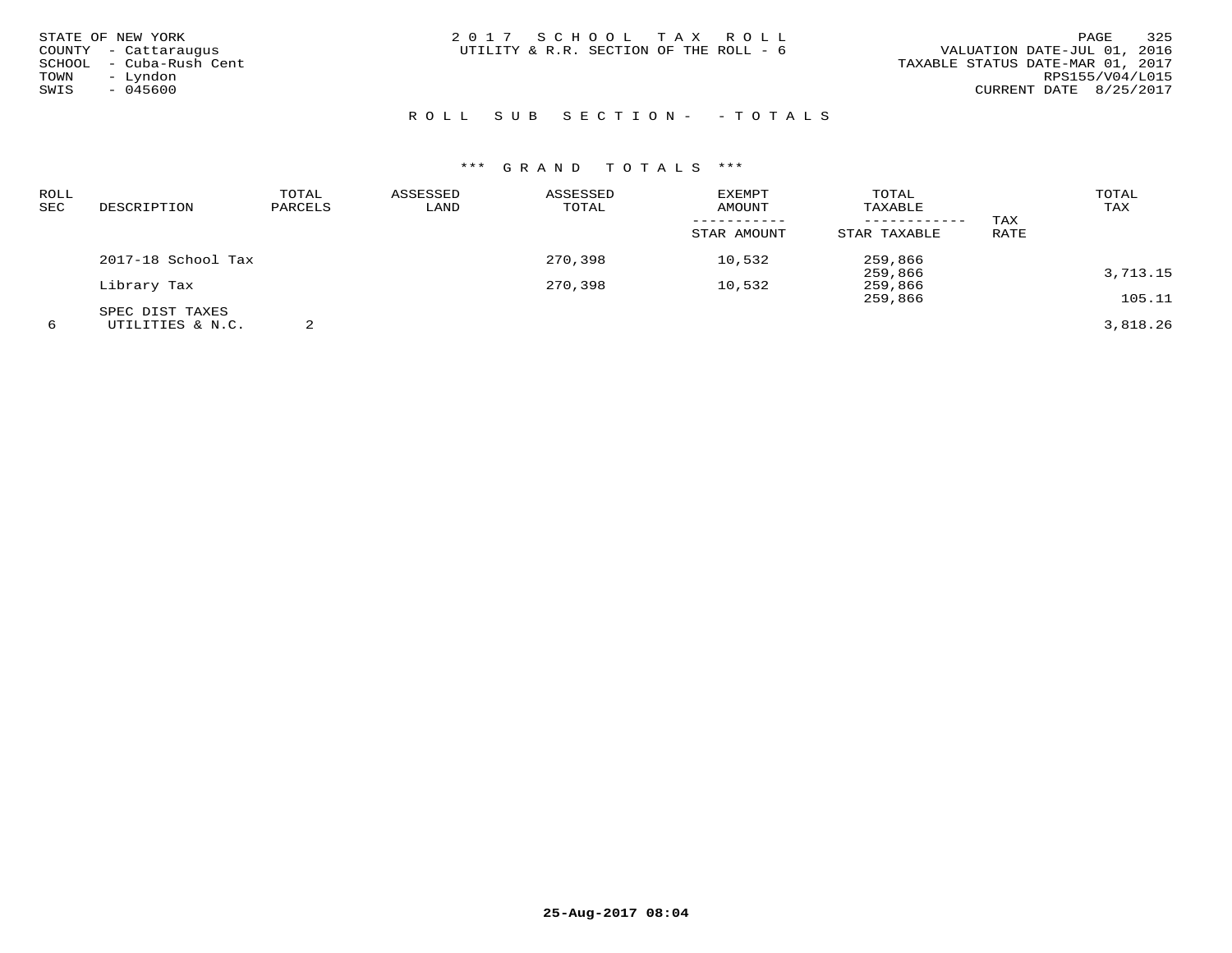STATE OF NEW YORK
COUNTY - Cattaraugus
SCHOOL - Cuba-Rush Cent
TOWN - Lyndon
SWIS - 045600

2 0 1 7 S C H O O L T A X R O L L
UTILITY & R.R. SECTION OF THE ROLL - 6

VALUATION DATE-JUL 01, 2016
TAXABLE STATUS DATE-MAR 01, 2017
RPS155/V04/L015
CURRENT DATE 8/25/2017

R O L L S U B S E C T I O N - - T O T A L S

*** G R A N D T O T A L S ***

| ROLL SEC | DESCRIPTION | TOTAL PARCELS | ASSESSED LAND | ASSESSED TOTAL | EXEMPT AMOUNT / STAR AMOUNT | TOTAL TAXABLE / STAR TAXABLE | TAX RATE | TOTAL TAX |
|---|---|---|---|---|---|---|---|---|
| | 2017-18 School Tax | | | 270,398 | 10,532 | 259,866 | | |
| | | | | | | 259,866 | | 3,713.15 |
| | Library Tax | | | 270,398 | 10,532 | 259,866 | | |
| | | | | | | 259,866 | | 105.11 |
| | SPEC DIST TAXES | | | | | | | |
| 6 | UTILITIES & N.C. | 2 | | | | | | 3,818.26 |

25-Aug-2017 08:04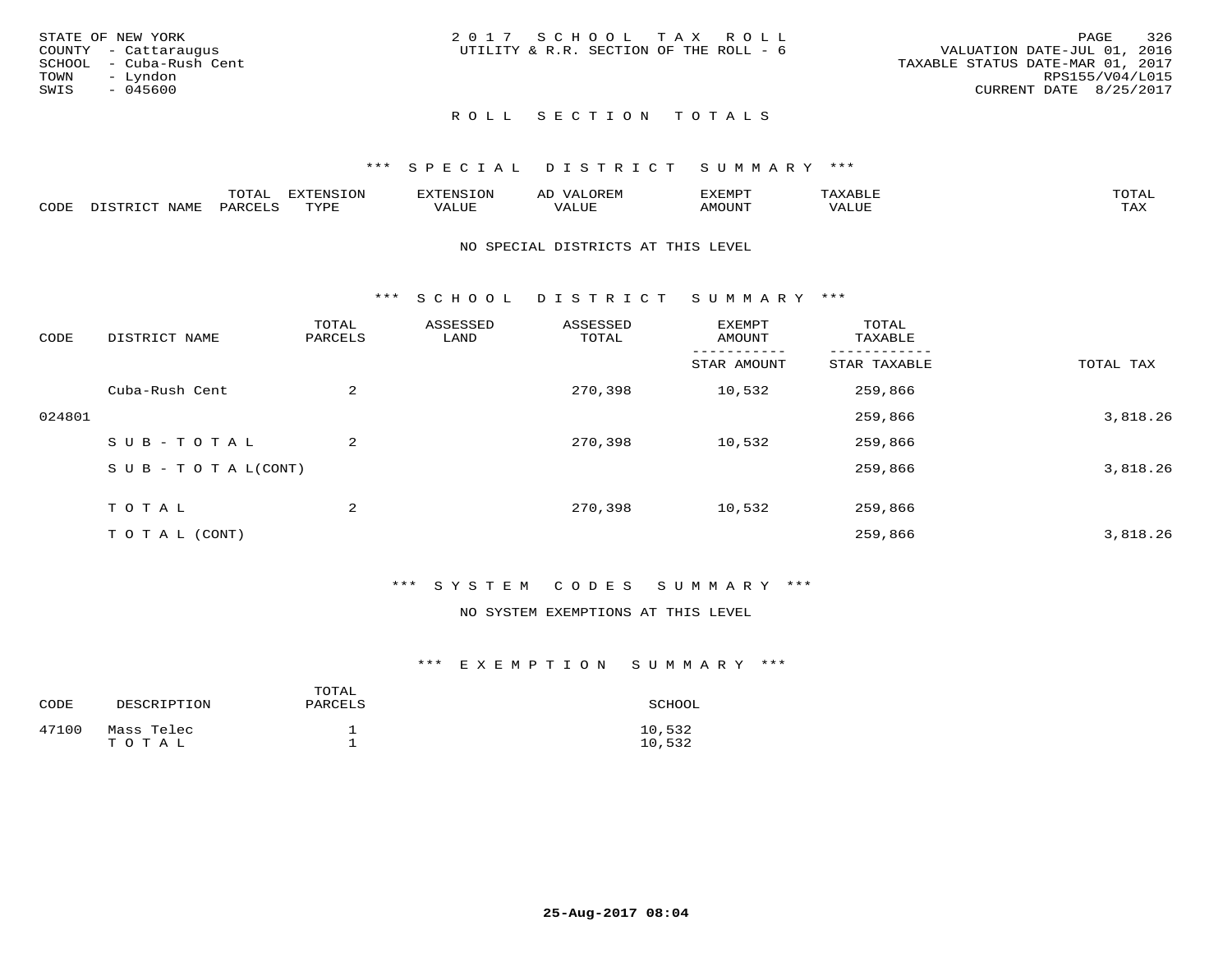STATE OF NEW YORK
COUNTY - Cattaraugus
SCHOOL - Cuba-Rush Cent
TOWN - Lyndon
SWIS - 045600

2 0 1 7 S C H O O L T A X R O L L
UTILITY & R.R. SECTION OF THE ROLL - 6

VALUATION DATE-JUL 01, 2016
TAXABLE STATUS DATE-MAR 01, 2017
RPS155/V04/L015
CURRENT DATE 8/25/2017

## R O L L S E C T I O N T O T A L S

### *** S P E C I A L D I S T R I C T S U M M A R Y ***

| CODE | DISTRICT NAME | TOTAL PARCELS | EXTENSION TYPE | EXTENSION VALUE | AD VALOREM VALUE | EXEMPT AMOUNT | TAXABLE VALUE | TOTAL TAX |
|---|---|---|---|---|---|---|---|---|

NO SPECIAL DISTRICTS AT THIS LEVEL

### *** S C H O O L D I S T R I C T S U M M A R Y ***

| CODE | DISTRICT NAME | TOTAL PARCELS | ASSESSED LAND | ASSESSED TOTAL | EXEMPT AMOUNT / STAR AMOUNT | TOTAL TAXABLE / STAR TAXABLE | TOTAL TAX |
|---|---|---|---|---|---|---|---|
| | Cuba-Rush Cent | 2 | | 270,398 | 10,532 | 259,866 | |
| 024801 | | | | | | 259,866 | 3,818.26 |
| | S U B - T O T A L | 2 | | 270,398 | 10,532 | 259,866 | |
| | S U B - T O T A L(CONT) | | | | | 259,866 | 3,818.26 |
| | T O T A L | 2 | | 270,398 | 10,532 | 259,866 | |
| | T O T A L (CONT) | | | | | 259,866 | 3,818.26 |

### *** S Y S T E M C O D E S S U M M A R Y ***

NO SYSTEM EXEMPTIONS AT THIS LEVEL

### *** E X E M P T I O N S U M M A R Y ***

| CODE | DESCRIPTION | TOTAL PARCELS | SCHOOL |
|---|---|---|---|
| 47100 | Mass Telec | 1 | 10,532 |
| | T O T A L | 1 | 10,532 |

25-Aug-2017 08:04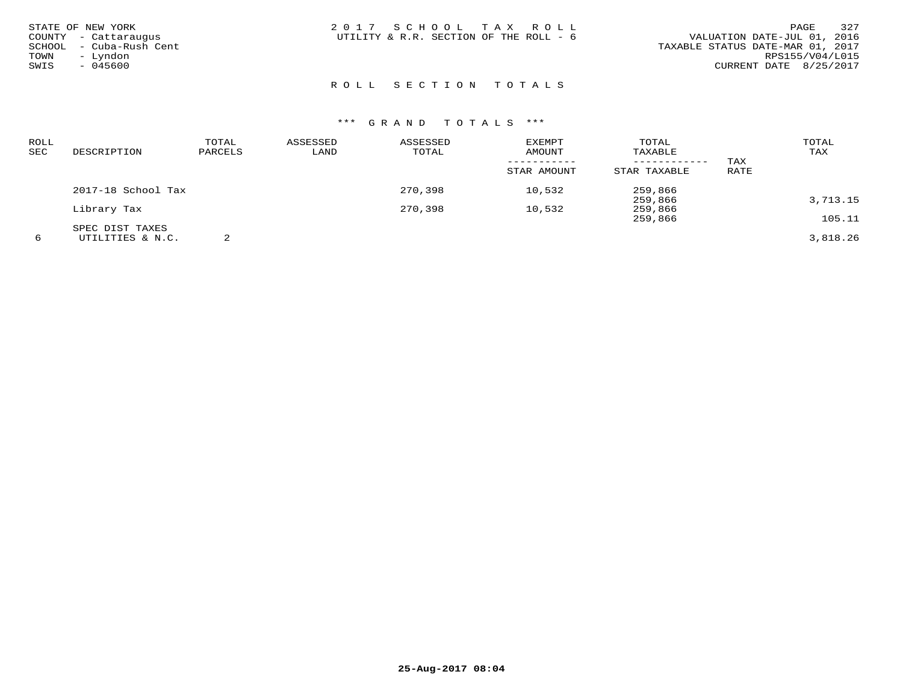STATE OF NEW YORK
COUNTY - Cattaraugus
SCHOOL - Cuba-Rush Cent
TOWN - Lyndon
SWIS - 045600

2 0 1 7 S C H O O L T A X R O L L
UTILITY & R.R. SECTION OF THE ROLL - 6

VALUATION DATE-JUL 01, 2016
TAXABLE STATUS DATE-MAR 01, 2017
RPS155/V04/L015
CURRENT DATE 8/25/2017

## R O L L S E C T I O N T O T A L S

### *** G R A N D T O T A L S ***

| ROLL SEC | DESCRIPTION | TOTAL PARCELS | ASSESSED LAND | ASSESSED TOTAL | EXEMPT AMOUNT / STAR AMOUNT | TOTAL TAXABLE / STAR TAXABLE | TAX RATE | TOTAL TAX |
|---|---|---|---|---|---|---|---|---|
| | 2017-18 School Tax | | | 270,398 | 10,532 | 259,866 | | |
| | | | | | | 259,866 | | 3,713.15 |
| | Library Tax | | | 270,398 | 10,532 | 259,866 | | |
| | | | | | | 259,866 | | 105.11 |
| | SPEC DIST TAXES | | | | | | | |
| 6 | UTILITIES & N.C. | 2 | | | | | | 3,818.26 |

25-Aug-2017 08:04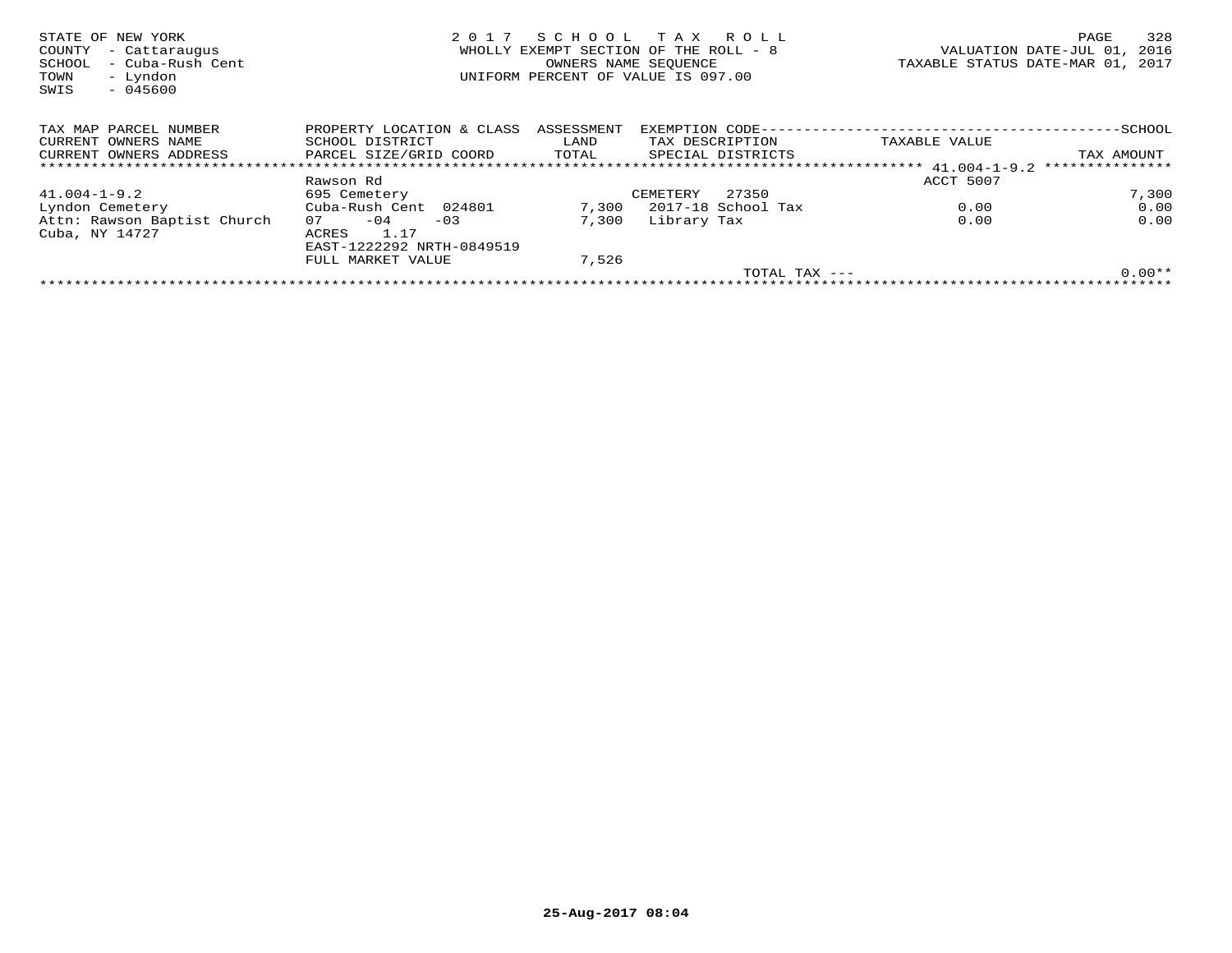STATE OF NEW YORK
COUNTY - Cattaraugus
SCHOOL - Cuba-Rush Cent
TOWN - Lyndon
SWIS - 045600

2 0 1 7 S C H O O L T A X R O L L
WHOLLY EXEMPT SECTION OF THE ROLL - 8
OWNERS NAME SEQUENCE
UNIFORM PERCENT OF VALUE IS 097.00

VALUATION DATE-JUL 01, 2016
TAXABLE STATUS DATE-MAR 01, 2017

| TAX MAP PARCEL NUMBER / CURRENT OWNERS NAME / CURRENT OWNERS ADDRESS | PROPERTY LOCATION & CLASS / SCHOOL DISTRICT / PARCEL SIZE/GRID COORD | ASSESSMENT LAND / TOTAL | EXEMPTION CODE / TAX DESCRIPTION / SPECIAL DISTRICTS | TAXABLE VALUE | SCHOOL / TAX AMOUNT |
|---|---|---|---|---|---|
| 41.004-1-9.2 | | | | ACCT 5007 | |
| | Rawson Rd | | | | |
| 41.004-1-9.2 | 695 Cemetery | | CEMETERY 27350 | | 7,300 |
| Lyndon Cemetery | Cuba-Rush Cent 024801 | 7,300 | 2017-18 School Tax | 0.00 | 0.00 |
| Attn: Rawson Baptist Church | 07 -04 -03 | 7,300 | Library Tax | 0.00 | 0.00 |
| Cuba, NY 14727 | ACRES 1.17 | | | | |
| | EAST-1222292 NRTH-0849519 | | | | |
| | FULL MARKET VALUE | 7,526 | | | |
| | | | TOTAL TAX --- | | 0.00** |

25-Aug-2017 08:04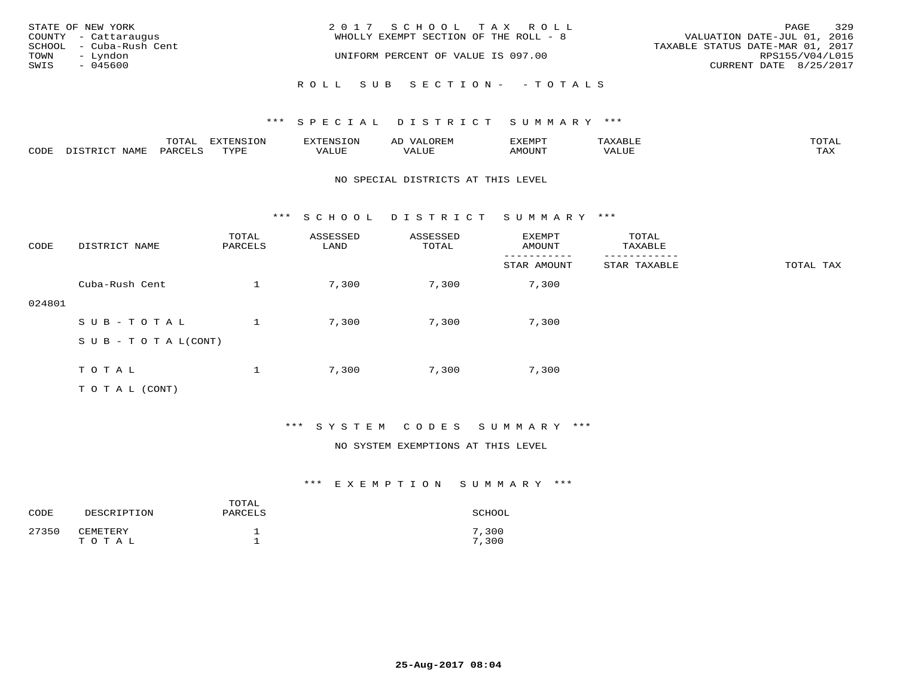STATE OF NEW YORK
COUNTY - Cattaraugus
SCHOOL - Cuba-Rush Cent
TOWN - Lyndon
SWIS - 045600

2017 SCHOOL TAX ROLL
WHOLLY EXEMPT SECTION OF THE ROLL - 8
UNIFORM PERCENT OF VALUE IS 097.00

VALUATION DATE-JUL 01, 2016
TAXABLE STATUS DATE-MAR 01, 2017
RPS155/V04/L015
CURRENT DATE 8/25/2017

ROLL SUB SECTION- - TOTALS

### *** SPECIAL DISTRICT SUMMARY ***

| CODE | DISTRICT NAME | TOTAL PARCELS | EXTENSION TYPE | EXTENSION VALUE | AD VALOREM VALUE | EXEMPT AMOUNT | TAXABLE VALUE | TOTAL TAX |
|---|---|---|---|---|---|---|---|---|

NO SPECIAL DISTRICTS AT THIS LEVEL

### *** SCHOOL DISTRICT SUMMARY ***

| CODE | DISTRICT NAME | TOTAL PARCELS | ASSESSED LAND | ASSESSED TOTAL | EXEMPT AMOUNT / STAR AMOUNT | TOTAL TAXABLE / STAR TAXABLE | TOTAL TAX |
|---|---|---|---|---|---|---|---|
| 024801 | Cuba-Rush Cent | 1 | 7,300 | 7,300 | 7,300 | | |
| | SUB-TOTAL | 1 | 7,300 | 7,300 | 7,300 | | |
| | SUB-TOTAL(CONT) | | | | | | |
| | TOTAL | 1 | 7,300 | 7,300 | 7,300 | | |
| | TOTAL (CONT) | | | | | | |

### *** SYSTEM CODES SUMMARY ***

NO SYSTEM EXEMPTIONS AT THIS LEVEL

### *** EXEMPTION SUMMARY ***

| CODE | DESCRIPTION | TOTAL PARCELS | SCHOOL |
|---|---|---|---|
| 27350 | CEMETERY | 1 | 7,300 |
| | TOTAL | 1 | 7,300 |

25-Aug-2017 08:04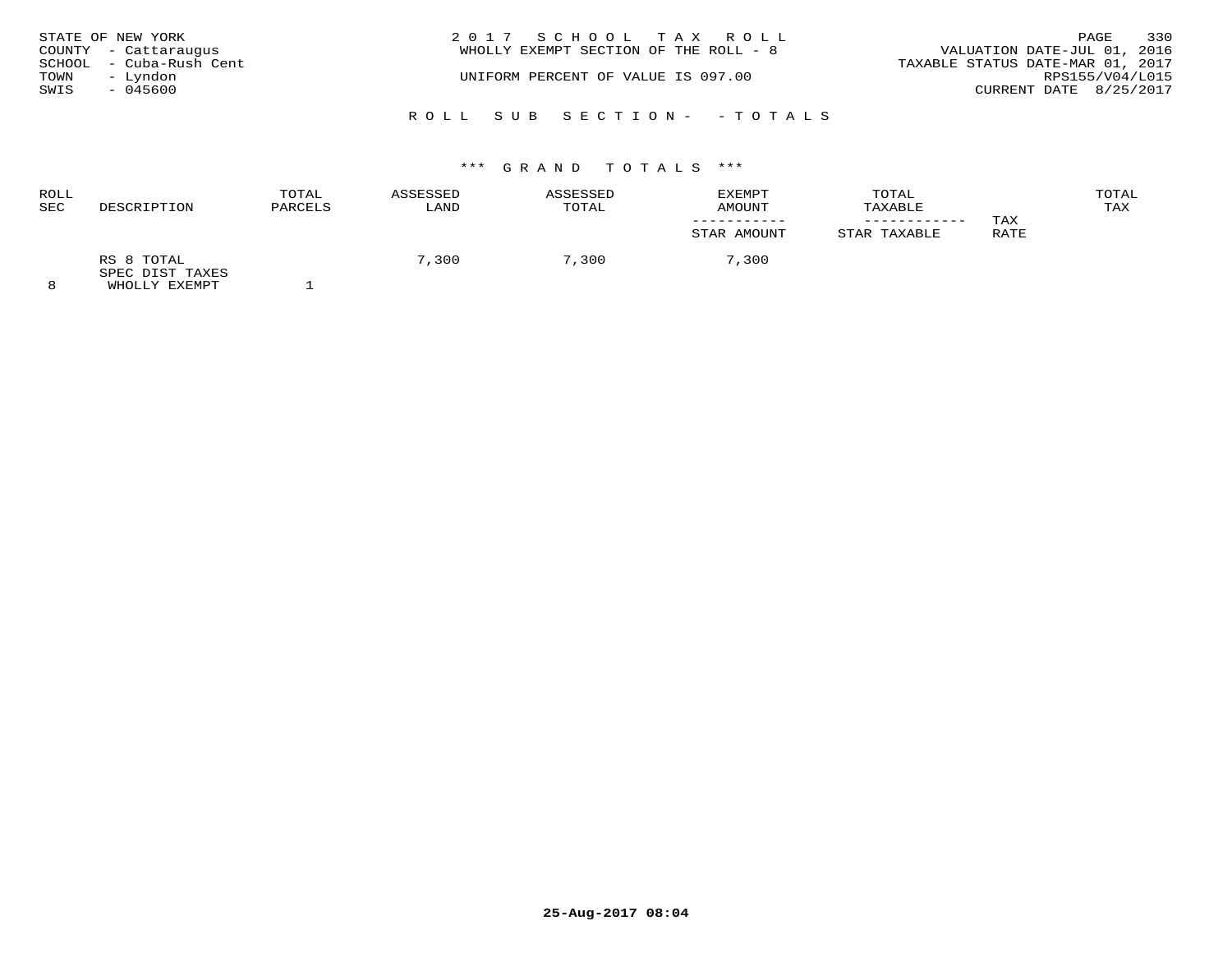STATE OF NEW YORK
COUNTY - Cattaraugus
SCHOOL - Cuba-Rush Cent
TOWN - Lyndon
SWIS - 045600

2 0 1 7 S C H O O L T A X R O L L
WHOLLY EXEMPT SECTION OF THE ROLL - 8

UNIFORM PERCENT OF VALUE IS 097.00

VALUATION DATE-JUL 01, 2016
TAXABLE STATUS DATE-MAR 01, 2017
RPS155/V04/L015
CURRENT DATE 8/25/2017

R O L L S U B S E C T I O N - - T O T A L S

\*\*\* G R A N D T O T A L S \*\*\*

| ROLL SEC | DESCRIPTION | TOTAL PARCELS | ASSESSED LAND | ASSESSED TOTAL | EXEMPT AMOUNT / STAR AMOUNT | TOTAL TAXABLE / STAR TAXABLE | TAX RATE | TOTAL TAX |
|---|---|---|---|---|---|---|---|---|
| | RS 8 TOTAL | | 7,300 | 7,300 | 7,300 | | | |
| | SPEC DIST TAXES | | | | | | | |
| 8 | WHOLLY EXEMPT | 1 | | | | | | |

25-Aug-2017 08:04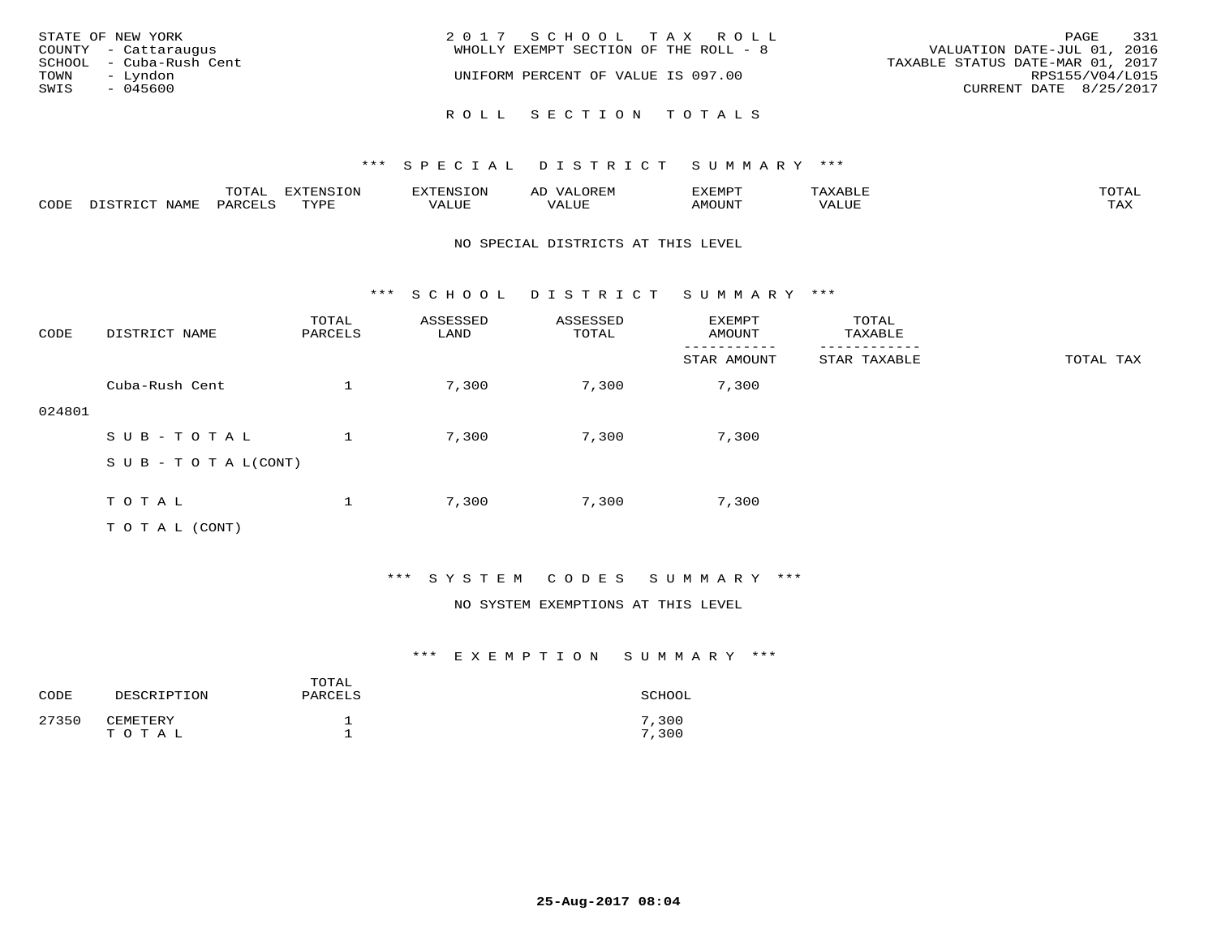STATE OF NEW YORK
COUNTY - Cattaraugus
SCHOOL - Cuba-Rush Cent
TOWN - Lyndon
SWIS - 045600

2017 SCHOOL TAX ROLL
WHOLLY EXEMPT SECTION OF THE ROLL - 8

UNIFORM PERCENT OF VALUE IS 097.00

VALUATION DATE-JUL 01, 2016
TAXABLE STATUS DATE-MAR 01, 2017
RPS155/V04/L015
CURRENT DATE 8/25/2017

## ROLL SECTION TOTALS

### *** SPECIAL DISTRICT SUMMARY ***

| CODE | DISTRICT NAME | TOTAL PARCELS | EXTENSION TYPE | EXTENSION VALUE | AD VALOREM VALUE | EXEMPT AMOUNT | TAXABLE VALUE | TOTAL TAX |
|---|---|---|---|---|---|---|---|---|

NO SPECIAL DISTRICTS AT THIS LEVEL

### *** SCHOOL DISTRICT SUMMARY ***

| CODE | DISTRICT NAME | TOTAL PARCELS | ASSESSED LAND | ASSESSED TOTAL | EXEMPT AMOUNT / STAR AMOUNT | TOTAL TAXABLE / STAR TAXABLE | TOTAL TAX |
|---|---|---|---|---|---|---|---|
| 024801 | Cuba-Rush Cent | 1 | 7,300 | 7,300 | 7,300 | | |
| | SUB-TOTAL | 1 | 7,300 | 7,300 | 7,300 | | |
| | SUB-TOTAL(CONT) | | | | | | |
| | TOTAL | 1 | 7,300 | 7,300 | 7,300 | | |
| | TOTAL (CONT) | | | | | | |

### *** SYSTEM CODES SUMMARY ***

NO SYSTEM EXEMPTIONS AT THIS LEVEL

### *** EXEMPTION SUMMARY ***

| CODE | DESCRIPTION | TOTAL PARCELS | SCHOOL |
|---|---|---|---|
| 27350 | CEMETERY | 1 | 7,300 |
| | TOTAL | 1 | 7,300 |

25-Aug-2017 08:04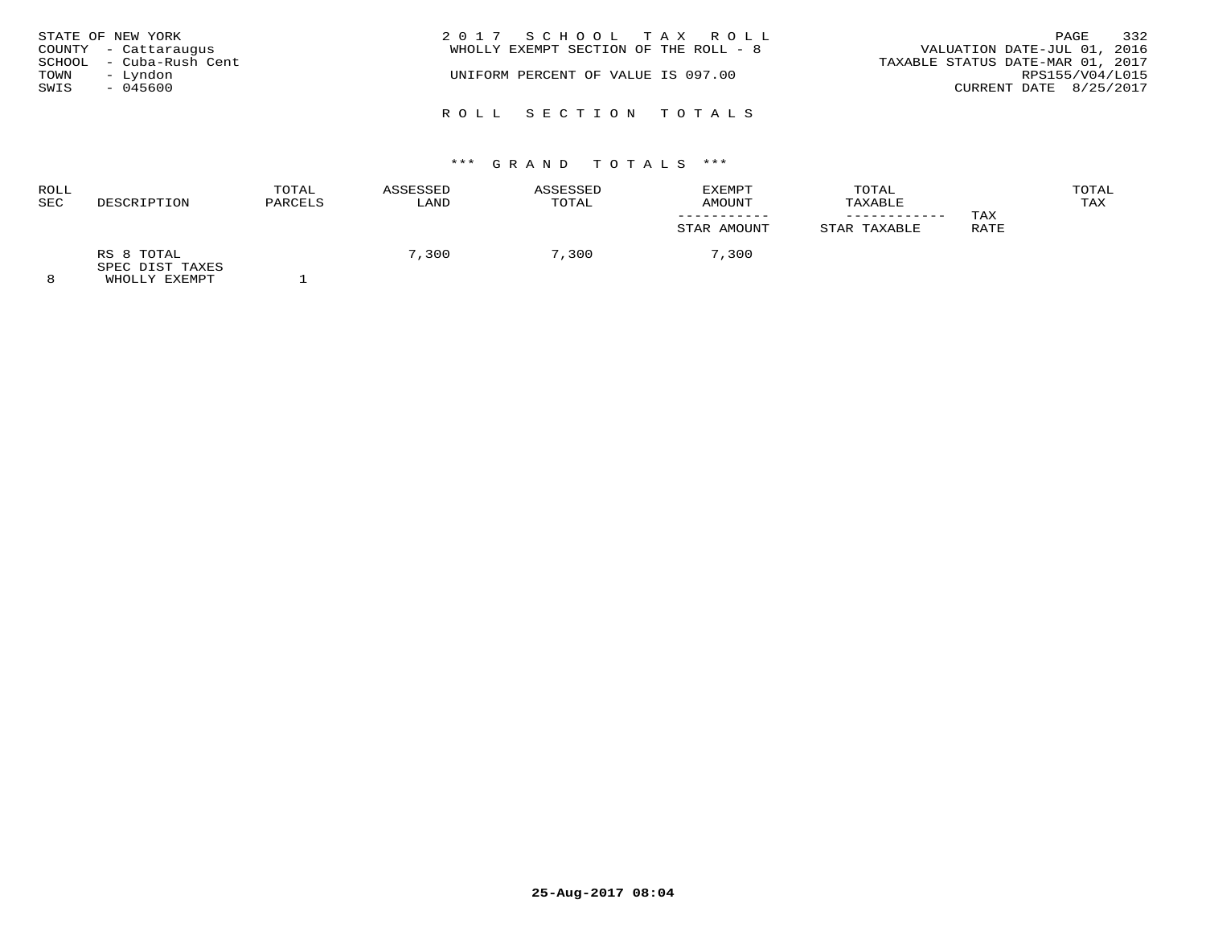STATE OF NEW YORK
COUNTY - Cattaraugus
SCHOOL - Cuba-Rush Cent
TOWN - Lyndon
SWIS - 045600

2017 SCHOOL TAX ROLL
WHOLLY EXEMPT SECTION OF THE ROLL - 8

UNIFORM PERCENT OF VALUE IS 097.00

VALUATION DATE-JUL 01, 2016
TAXABLE STATUS DATE-MAR 01, 2017
RPS155/V04/L015
CURRENT DATE 8/25/2017

## ROLL SECTION TOTALS

### *** GRAND TOTALS ***

| ROLL SEC | DESCRIPTION | TOTAL PARCELS | ASSESSED LAND | ASSESSED TOTAL | EXEMPT AMOUNT / STAR AMOUNT | TOTAL TAXABLE / STAR TAXABLE | TAX RATE | TOTAL TAX |
|---|---|---|---|---|---|---|---|---|
| | RS 8 TOTAL | | 7,300 | 7,300 | 7,300 | | | |
| | SPEC DIST TAXES | | | | | | | |
| 8 | WHOLLY EXEMPT | 1 | | | | | | |

25-Aug-2017 08:04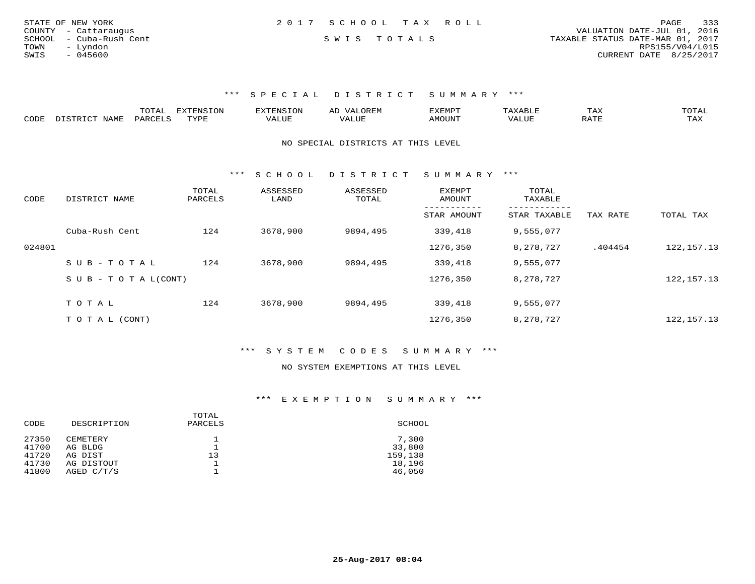STATE OF NEW YORK
COUNTY - Cattaraugus
SCHOOL - Cuba-Rush Cent
TOWN - Lyndon
SWIS - 045600

2 0 1 7 S C H O O L T A X R O L L

S W I S T O T A L S

VALUATION DATE-JUL 01, 2016
TAXABLE STATUS DATE-MAR 01, 2017
RPS155/V04/L015
CURRENT DATE 8/25/2017

## *** S P E C I A L D I S T R I C T S U M M A R Y ***

| CODE | DISTRICT NAME | TOTAL PARCELS | EXTENSION TYPE | EXTENSION VALUE | AD VALOREM VALUE | EXEMPT AMOUNT | TAXABLE VALUE | TAX RATE | TOTAL TAX |
|---|---|---|---|---|---|---|---|---|---|

NO SPECIAL DISTRICTS AT THIS LEVEL

## *** S C H O O L D I S T R I C T S U M M A R Y ***

| CODE | DISTRICT NAME | TOTAL PARCELS | ASSESSED LAND | ASSESSED TOTAL | EXEMPT AMOUNT / STAR AMOUNT | TOTAL TAXABLE / STAR TAXABLE | TAX RATE | TOTAL TAX |
|---|---|---|---|---|---|---|---|---|
| | Cuba-Rush Cent | 124 | 3678,900 | 9894,495 | 339,418 | 9,555,077 | | |
| 024801 | | | | | 1276,350 | 8,278,727 | .404454 | 122,157.13 |
| | S U B - T O T A L | 124 | 3678,900 | 9894,495 | 339,418 | 9,555,077 | | |
| | S U B - T O T A L(CONT) | | | | 1276,350 | 8,278,727 | | 122,157.13 |
| | T O T A L | 124 | 3678,900 | 9894,495 | 339,418 | 9,555,077 | | |
| | T O T A L (CONT) | | | | 1276,350 | 8,278,727 | | 122,157.13 |

## *** S Y S T E M C O D E S S U M M A R Y ***

NO SYSTEM EXEMPTIONS AT THIS LEVEL

## *** E X E M P T I O N S U M M A R Y ***

| CODE | DESCRIPTION | TOTAL PARCELS | SCHOOL |
|---|---|---|---|
| 27350 | CEMETERY | 1 | 7,300 |
| 41700 | AG BLDG | 1 | 33,800 |
| 41720 | AG DIST | 13 | 159,138 |
| 41730 | AG DISTOUT | 1 | 18,196 |
| 41800 | AGED C/T/S | 1 | 46,050 |

25-Aug-2017 08:04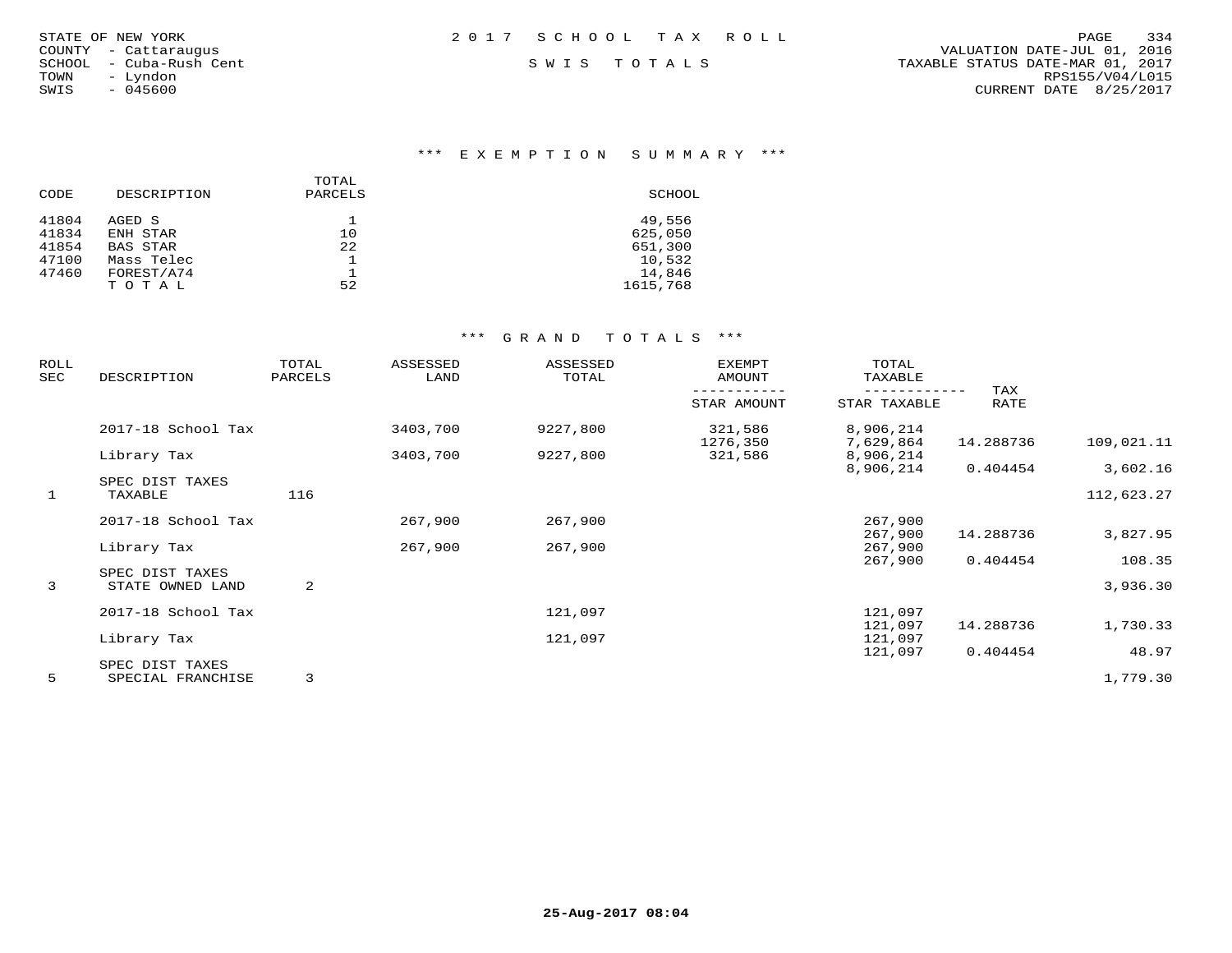STATE OF NEW YORK
COUNTY - Cattaraugus
SCHOOL - Cuba-Rush Cent
TOWN - Lyndon
SWIS - 045600

2 0 1 7 S C H O O L T A X R O L L

S W I S T O T A L S

VALUATION DATE-JUL 01, 2016
TAXABLE STATUS DATE-MAR 01, 2017
RPS155/V04/L015
CURRENT DATE 8/25/2017

## *** E X E M P T I O N S U M M A R Y ***

| CODE | DESCRIPTION | TOTAL PARCELS | SCHOOL |
|---|---|---|---|
| 41804 | AGED S | 1 | 49,556 |
| 41834 | ENH STAR | 10 | 625,050 |
| 41854 | BAS STAR | 22 | 651,300 |
| 47100 | Mass Telec | 1 | 10,532 |
| 47460 | FOREST/A74 | 1 | 14,846 |
| | T O T A L | 52 | 1615,768 |

## *** G R A N D T O T A L S ***

| ROLL SEC | DESCRIPTION | TOTAL PARCELS | ASSESSED LAND | ASSESSED TOTAL | EXEMPT AMOUNT / STAR AMOUNT | TOTAL TAXABLE / STAR TAXABLE | TAX RATE | |
|---|---|---|---|---|---|---|---|---|
| | 2017-18 School Tax | | 3403,700 | 9227,800 | 321,586 | 8,906,214 | | |
| | | | | | 1276,350 | 7,629,864 | 14.288736 | 109,021.11 |
| | Library Tax | | 3403,700 | 9227,800 | 321,586 | 8,906,214 | | |
| | | | | | | 8,906,214 | 0.404454 | 3,602.16 |
| | SPEC DIST TAXES | | | | | | | |
| 1 | TAXABLE | 116 | | | | | | 112,623.27 |
| | 2017-18 School Tax | | 267,900 | 267,900 | | 267,900 | | |
| | | | | | | 267,900 | 14.288736 | 3,827.95 |
| | Library Tax | | 267,900 | 267,900 | | 267,900 | | |
| | | | | | | 267,900 | 0.404454 | 108.35 |
| | SPEC DIST TAXES | | | | | | | |
| 3 | STATE OWNED LAND | 2 | | | | | | 3,936.30 |
| | 2017-18 School Tax | | | 121,097 | | 121,097 | | |
| | | | | | | 121,097 | 14.288736 | 1,730.33 |
| | Library Tax | | | 121,097 | | 121,097 | | |
| | | | | | | 121,097 | 0.404454 | 48.97 |
| | SPEC DIST TAXES | | | | | | | |
| 5 | SPECIAL FRANCHISE | 3 | | | | | | 1,779.30 |

25-Aug-2017 08:04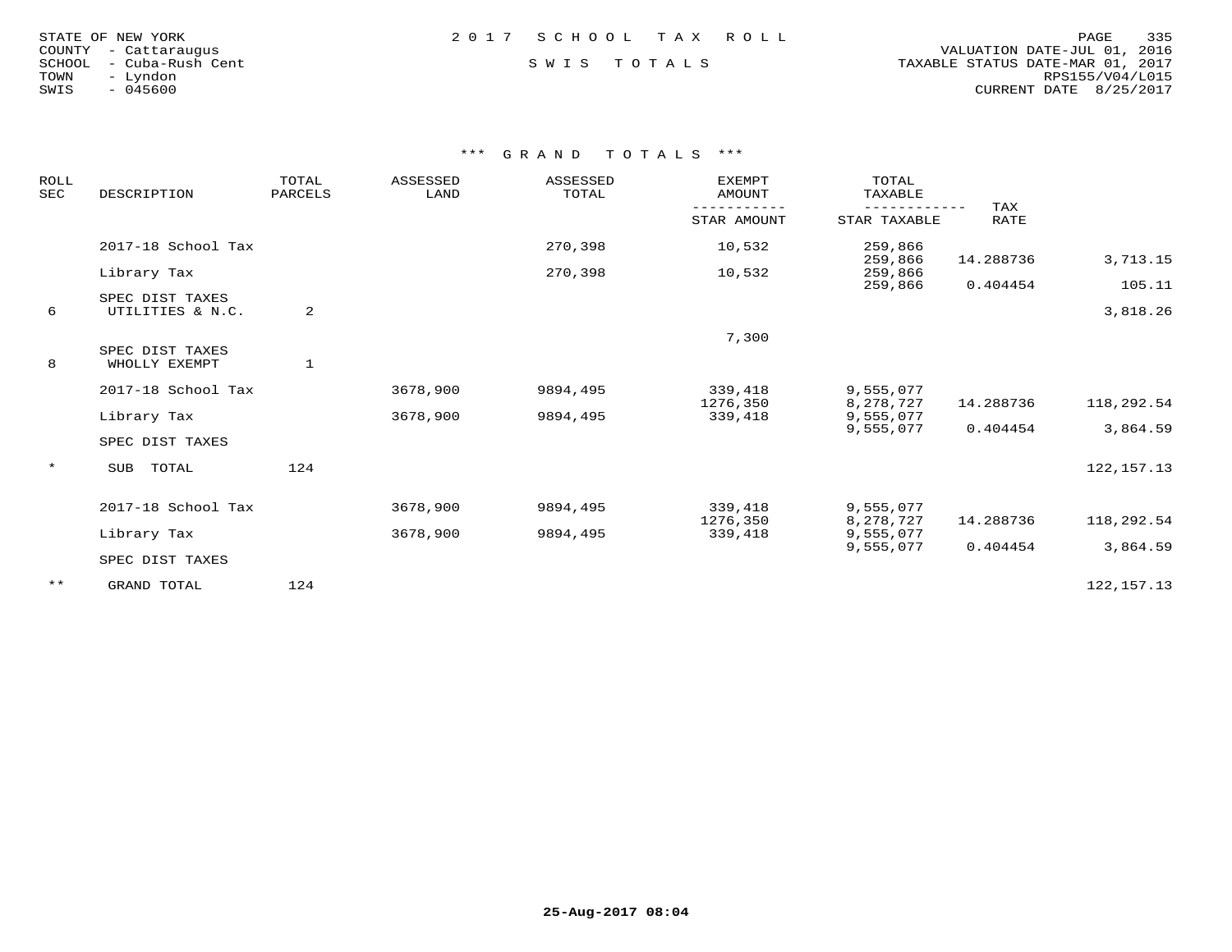STATE OF NEW YORK
COUNTY - Cattaraugus
SCHOOL - Cuba-Rush Cent
TOWN - Lyndon
SWIS - 045600

2 0 1 7 S C H O O L T A X R O L L

S W I S T O T A L S

VALUATION DATE-JUL 01, 2016
TAXABLE STATUS DATE-MAR 01, 2017
RPS155/V04/L015
CURRENT DATE 8/25/2017

### *** G R A N D T O T A L S ***

| ROLL SEC | DESCRIPTION | TOTAL PARCELS | ASSESSED LAND | ASSESSED TOTAL | EXEMPT AMOUNT / STAR AMOUNT | TOTAL TAXABLE / STAR TAXABLE | TAX RATE | |
|---|---|---|---|---|---|---|---|---|
| | 2017-18 School Tax | | | 270,398 | 10,532 | 259,866 | | |
| | | | | | | 259,866 | 14.288736 | 3,713.15 |
| | Library Tax | | | 270,398 | 10,532 | 259,866 | | |
| | | | | | | 259,866 | 0.404454 | 105.11 |
| | SPEC DIST TAXES | | | | | | | |
| 6 | UTILITIES & N.C. | 2 | | | | | | 3,818.26 |
| | | | | | 7,300 | | | |
| | SPEC DIST TAXES | | | | | | | |
| 8 | WHOLLY EXEMPT | 1 | | | | | | |
| | 2017-18 School Tax | | 3678,900 | 9894,495 | 339,418 | 9,555,077 | | |
| | | | | | 1276,350 | 8,278,727 | 14.288736 | 118,292.54 |
| | Library Tax | | 3678,900 | 9894,495 | 339,418 | 9,555,077 | | |
| | | | | | | 9,555,077 | 0.404454 | 3,864.59 |
| | SPEC DIST TAXES | | | | | | | |
| * | SUB TOTAL | 124 | | | | | | 122,157.13 |
| | 2017-18 School Tax | | 3678,900 | 9894,495 | 339,418 | 9,555,077 | | |
| | | | | | 1276,350 | 8,278,727 | 14.288736 | 118,292.54 |
| | Library Tax | | 3678,900 | 9894,495 | 339,418 | 9,555,077 | | |
| | | | | | | 9,555,077 | 0.404454 | 3,864.59 |
| | SPEC DIST TAXES | | | | | | | |
| ** | GRAND TOTAL | 124 | | | | | | 122,157.13 |

25-Aug-2017 08:04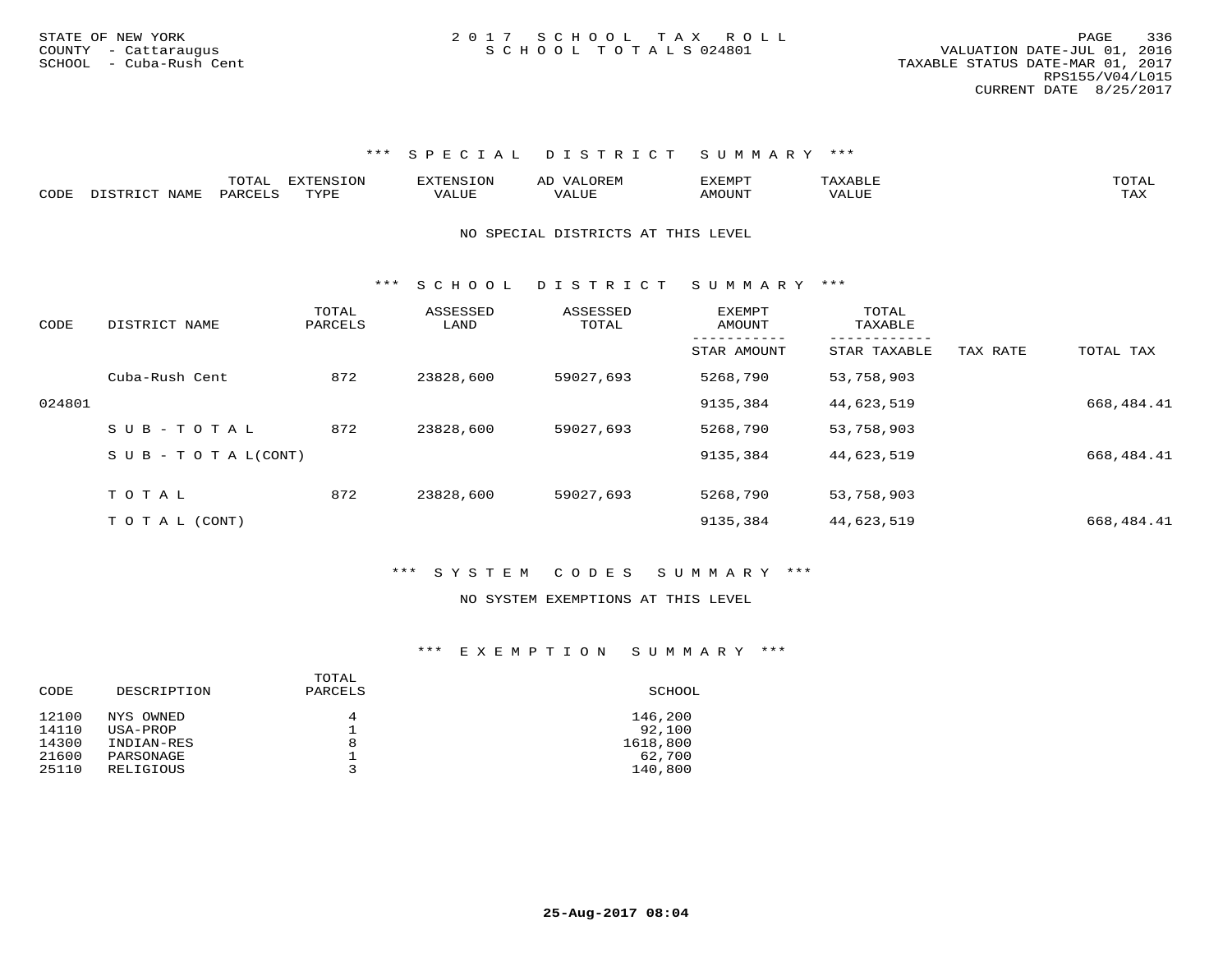STATE OF NEW YORK
COUNTY - Cattaraugus
SCHOOL - Cuba-Rush Cent

# 2017 SCHOOL TAX ROLL
## SCHOOL TOTALS 024801

VALUATION DATE-JUL 01, 2016
TAXABLE STATUS DATE-MAR 01, 2017
RPS155/V04/L015
CURRENT DATE 8/25/2017

### *** SPECIAL DISTRICT SUMMARY ***

| CODE | DISTRICT NAME | TOTAL PARCELS | EXTENSION TYPE | EXTENSION VALUE | AD VALOREM VALUE | EXEMPT AMOUNT | TAXABLE VALUE | TOTAL TAX |
|---|---|---|---|---|---|---|---|---|

NO SPECIAL DISTRICTS AT THIS LEVEL

### *** SCHOOL DISTRICT SUMMARY ***

| CODE | DISTRICT NAME | TOTAL PARCELS | ASSESSED LAND | ASSESSED TOTAL | EXEMPT AMOUNT / STAR AMOUNT | TOTAL TAXABLE / STAR TAXABLE | TAX RATE | TOTAL TAX |
|---|---|---|---|---|---|---|---|---|
| | Cuba-Rush Cent | 872 | 23828,600 | 59027,693 | 5268,790 | 53,758,903 | | |
| 024801 | | | | | 9135,384 | 44,623,519 | | 668,484.41 |
| | S U B - T O T A L | 872 | 23828,600 | 59027,693 | 5268,790 | 53,758,903 | | |
| | S U B - T O T A L(CONT) | | | | 9135,384 | 44,623,519 | | 668,484.41 |
| | T O T A L | 872 | 23828,600 | 59027,693 | 5268,790 | 53,758,903 | | |
| | T O T A L (CONT) | | | | 9135,384 | 44,623,519 | | 668,484.41 |

### *** SYSTEM CODES SUMMARY ***

NO SYSTEM EXEMPTIONS AT THIS LEVEL

### *** EXEMPTION SUMMARY ***

| CODE | DESCRIPTION | TOTAL PARCELS | SCHOOL |
|---|---|---|---|
| 12100 | NYS OWNED | 4 | 146,200 |
| 14110 | USA-PROP | 1 | 92,100 |
| 14300 | INDIAN-RES | 8 | 1618,800 |
| 21600 | PARSONAGE | 1 | 62,700 |
| 25110 | RELIGIOUS | 3 | 140,800 |

25-Aug-2017 08:04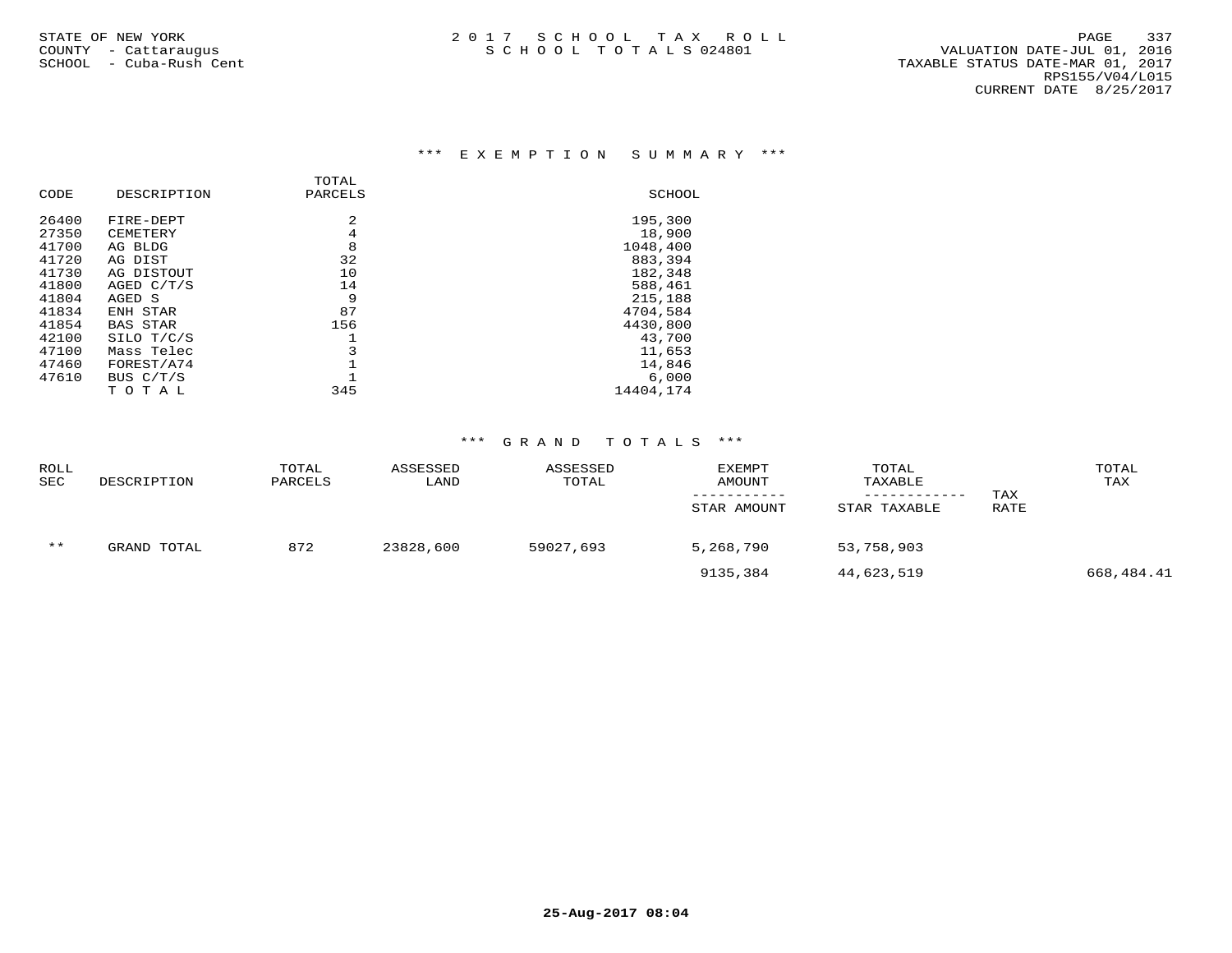STATE OF NEW YORK
COUNTY - Cattaraugus
SCHOOL - Cuba-Rush Cent

# 2017 SCHOOL TAX ROLL
## SCHOOL TOTALS 024801

VALUATION DATE-JUL 01, 2016
TAXABLE STATUS DATE-MAR 01, 2017
RPS155/V04/L015
CURRENT DATE 8/25/2017

### *** EXEMPTION SUMMARY ***

| CODE | DESCRIPTION | TOTAL PARCELS | SCHOOL |
|---|---|---|---|
| 26400 | FIRE-DEPT | 2 | 195,300 |
| 27350 | CEMETERY | 4 | 18,900 |
| 41700 | AG BLDG | 8 | 1048,400 |
| 41720 | AG DIST | 32 | 883,394 |
| 41730 | AG DISTOUT | 10 | 182,348 |
| 41800 | AGED C/T/S | 14 | 588,461 |
| 41804 | AGED S | 9 | 215,188 |
| 41834 | ENH STAR | 87 | 4704,584 |
| 41854 | BAS STAR | 156 | 4430,800 |
| 42100 | SILO T/C/S | 1 | 43,700 |
| 47100 | Mass Telec | 3 | 11,653 |
| 47460 | FOREST/A74 | 1 | 14,846 |
| 47610 | BUS C/T/S | 1 | 6,000 |
| | T O T A L | 345 | 14404,174 |

### *** GRAND TOTALS ***

| ROLL SEC | DESCRIPTION | TOTAL PARCELS | ASSESSED LAND | ASSESSED TOTAL | EXEMPT AMOUNT / STAR AMOUNT | TOTAL TAXABLE / STAR TAXABLE | TAX RATE | TOTAL TAX |
|---|---|---|---|---|---|---|---|---|
| ** | GRAND TOTAL | 872 | 23828,600 | 59027,693 | 5,268,790 | 53,758,903 | | |
| | | | | | 9135,384 | 44,623,519 | | 668,484.41 |

25-Aug-2017 08:04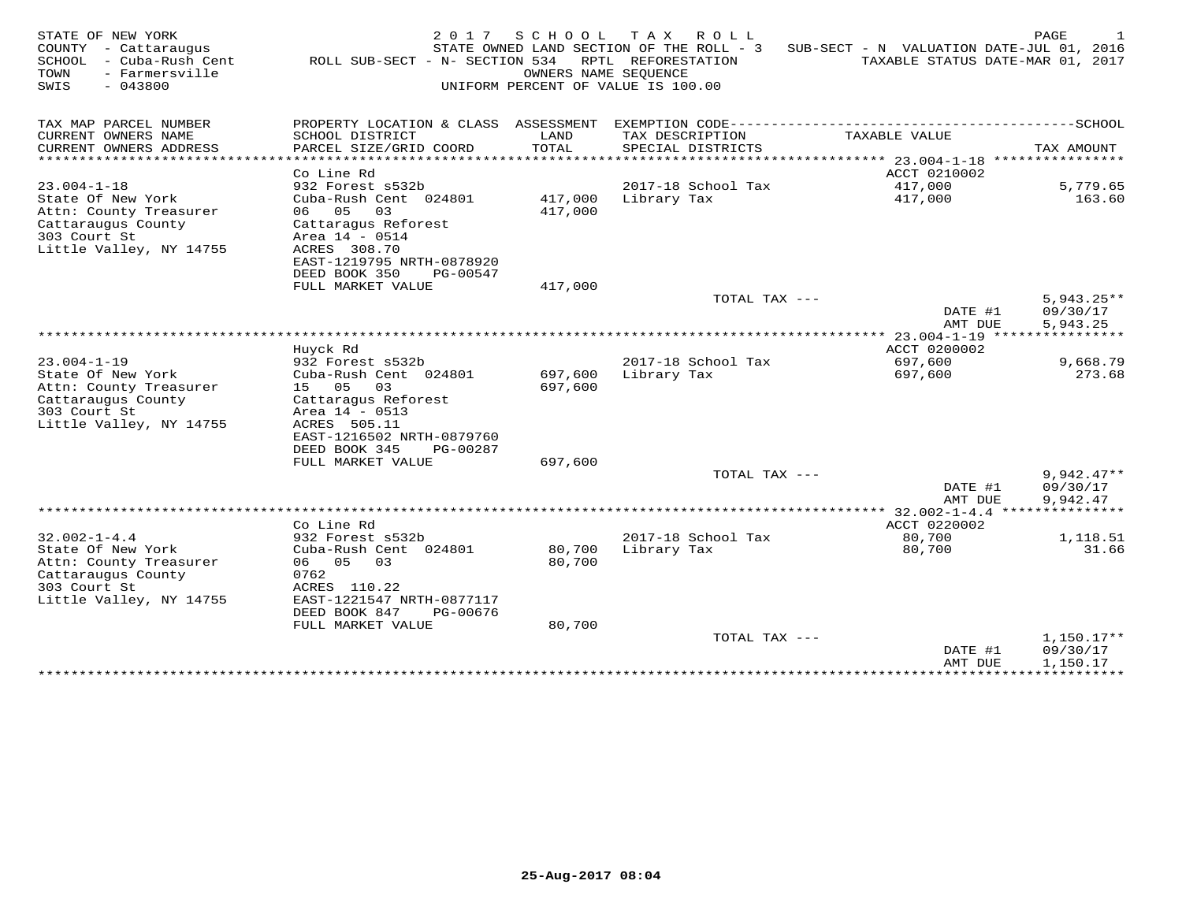STATE OF NEW YORK — 2017 SCHOOL TAX ROLL — PAGE 1

COUNTY - Cattaraugus — STATE OWNED LAND SECTION OF THE ROLL - 3 — SUB-SECT - N VALUATION DATE-JUL 01, 2016

SCHOOL - Cuba-Rush Cent — ROLL SUB-SECT - N- SECTION 534 RPTL REFORESTATION — TAXABLE STATUS DATE-MAR 01, 2017

TOWN - Farmersville — OWNERS NAME SEQUENCE

SWIS - 043800 — UNIFORM PERCENT OF VALUE IS 100.00

| TAX MAP PARCEL NUMBER / CURRENT OWNERS NAME / CURRENT OWNERS ADDRESS | PROPERTY LOCATION & CLASS / SCHOOL DISTRICT / PARCEL SIZE/GRID COORD | ASSESSMENT LAND / TOTAL | EXEMPTION CODE / TAX DESCRIPTION / SPECIAL DISTRICTS | TAXABLE VALUE | TAX AMOUNT |
|---|---|---|---|---|---|
| **23.004-1-18** | Co Line Rd | | | ACCT 0210002 | |
| 23.004-1-18 | 932 Forest s532b | | 2017-18 School Tax | 417,000 | 5,779.65 |
| State Of New York | Cuba-Rush Cent 024801 | 417,000 | Library Tax | 417,000 | 163.60 |
| Attn: County Treasurer | 06 05 03 | 417,000 | | | |
| Cattaraugus County | Cattaragus Reforest | | | | |
| 303 Court St | Area 14 - 0514 | | | | |
| Little Valley, NY 14755 | ACRES 308.70 | | | | |
| | EAST-1219795 NRTH-0878920 | | | | |
| | DEED BOOK 350 PG-00547 | | | | |
| | FULL MARKET VALUE | 417,000 | | | |
| | | | TOTAL TAX --- | | 5,943.25** |
| | | | | DATE #1 | 09/30/17 |
| | | | | AMT DUE | 5,943.25 |
| **23.004-1-19** | Huyck Rd | | | ACCT 0200002 | |
| 23.004-1-19 | 932 Forest s532b | | 2017-18 School Tax | 697,600 | 9,668.79 |
| State Of New York | Cuba-Rush Cent 024801 | 697,600 | Library Tax | 697,600 | 273.68 |
| Attn: County Treasurer | 15 05 03 | 697,600 | | | |
| Cattaraugus County | Cattaragus Reforest | | | | |
| 303 Court St | Area 14 - 0513 | | | | |
| Little Valley, NY 14755 | ACRES 505.11 | | | | |
| | EAST-1216502 NRTH-0879760 | | | | |
| | DEED BOOK 345 PG-00287 | | | | |
| | FULL MARKET VALUE | 697,600 | | | |
| | | | TOTAL TAX --- | | 9,942.47** |
| | | | | DATE #1 | 09/30/17 |
| | | | | AMT DUE | 9,942.47 |
| **32.002-1-4.4** | Co Line Rd | | | ACCT 0220002 | |
| 32.002-1-4.4 | 932 Forest s532b | | 2017-18 School Tax | 80,700 | 1,118.51 |
| State Of New York | Cuba-Rush Cent 024801 | 80,700 | Library Tax | 80,700 | 31.66 |
| Attn: County Treasurer | 06 05 03 | 80,700 | | | |
| Cattaraugus County | 0762 | | | | |
| 303 Court St | ACRES 110.22 | | | | |
| Little Valley, NY 14755 | EAST-1221547 NRTH-0877117 | | | | |
| | DEED BOOK 847 PG-00676 | | | | |
| | FULL MARKET VALUE | 80,700 | | | |
| | | | TOTAL TAX --- | | 1,150.17** |
| | | | | DATE #1 | 09/30/17 |
| | | | | AMT DUE | 1,150.17 |

25-Aug-2017 08:04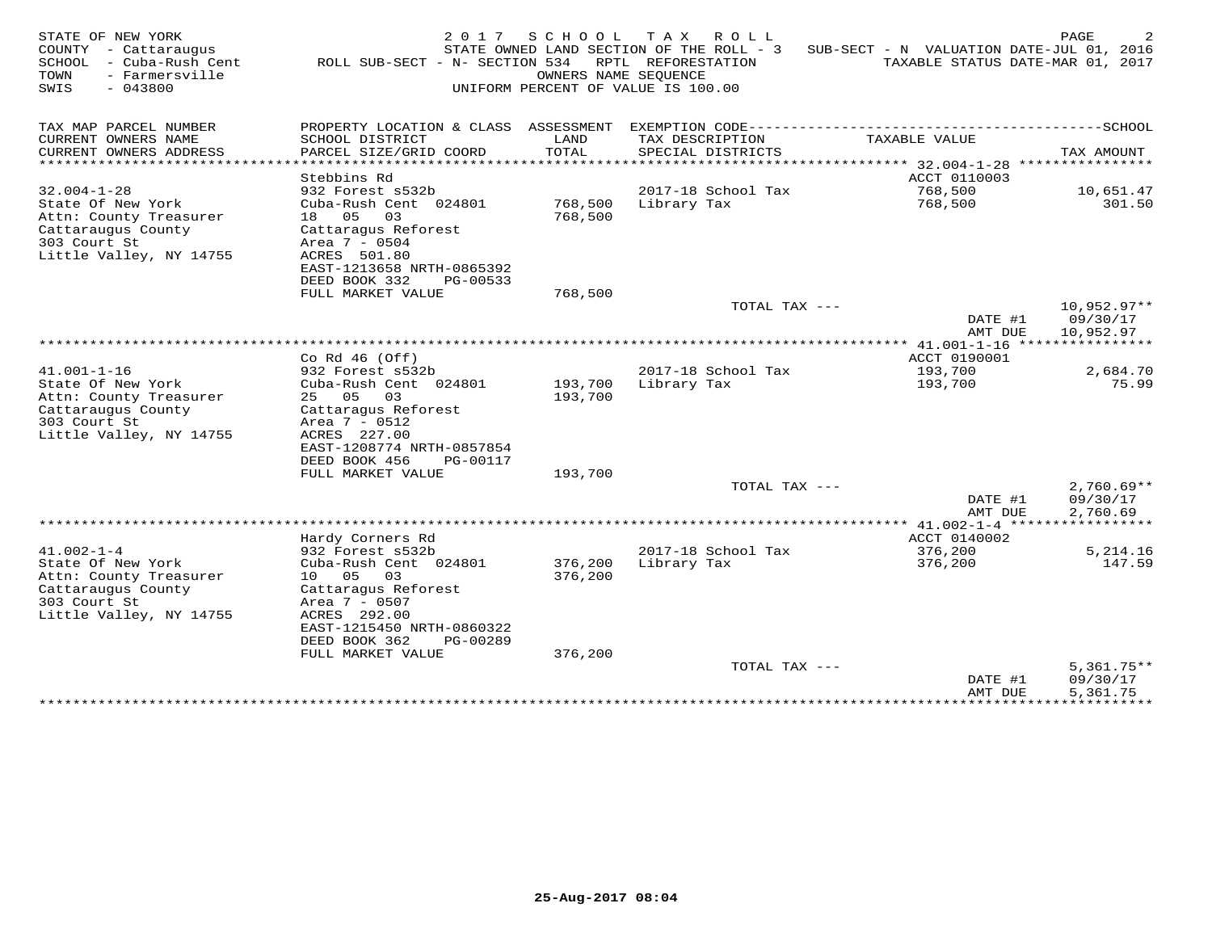STATE OF NEW YORK — 2017 SCHOOL TAX ROLL
STATE OWNED LAND SECTION OF THE ROLL - 3 — SUB-SECT - N VALUATION DATE-JUL 01, 2016
COUNTY - Cattaraugus
SCHOOL - Cuba-Rush Cent — ROLL SUB-SECT - N- SECTION 534 RPTL REFORESTATION — TAXABLE STATUS DATE-MAR 01, 2017
TOWN - Farmersville — OWNERS NAME SEQUENCE
SWIS - 043800 — UNIFORM PERCENT OF VALUE IS 100.00

| TAX MAP PARCEL NUMBER / CURRENT OWNERS NAME / CURRENT OWNERS ADDRESS | PROPERTY LOCATION & CLASS / SCHOOL DISTRICT / PARCEL SIZE/GRID COORD | ASSESSMENT LAND / TOTAL | EXEMPTION CODE / TAX DESCRIPTION / SPECIAL DISTRICTS | TAXABLE VALUE | SCHOOL TAX AMOUNT |
|---|---|---|---|---|---|
| 32.004-1-28 | Stebbins Rd | | | ACCT 0110003 | |
| 32.004-1-28 | 932 Forest s532b | | 2017-18 School Tax | 768,500 | 10,651.47 |
| State Of New York | Cuba-Rush Cent 024801 | 768,500 | Library Tax | 768,500 | 301.50 |
| Attn: County Treasurer | 18 05 03 | 768,500 | | | |
| Cattaraugus County | Cattaragus Reforest | | | | |
| 303 Court St | Area 7 - 0504 | | | | |
| Little Valley, NY 14755 | ACRES 501.80 | | | | |
| | EAST-1213658 NRTH-0865392 | | | | |
| | DEED BOOK 332 PG-00533 | | | | |
| | FULL MARKET VALUE | 768,500 | | | |
| | | | TOTAL TAX --- | | 10,952.97** |
| | | | | DATE #1 | 09/30/17 |
| | | | | AMT DUE | 10,952.97 |
| 41.001-1-16 | Co Rd 46 (Off) | | | ACCT 0190001 | |
| 41.001-1-16 | 932 Forest s532b | | 2017-18 School Tax | 193,700 | 2,684.70 |
| State Of New York | Cuba-Rush Cent 024801 | 193,700 | Library Tax | 193,700 | 75.99 |
| Attn: County Treasurer | 25 05 03 | 193,700 | | | |
| Cattaraugus County | Cattaragus Reforest | | | | |
| 303 Court St | Area 7 - 0512 | | | | |
| Little Valley, NY 14755 | ACRES 227.00 | | | | |
| | EAST-1208774 NRTH-0857854 | | | | |
| | DEED BOOK 456 PG-00117 | | | | |
| | FULL MARKET VALUE | 193,700 | | | |
| | | | TOTAL TAX --- | | 2,760.69** |
| | | | | DATE #1 | 09/30/17 |
| | | | | AMT DUE | 2,760.69 |
| 41.002-1-4 | Hardy Corners Rd | | | ACCT 0140002 | |
| 41.002-1-4 | 932 Forest s532b | | 2017-18 School Tax | 376,200 | 5,214.16 |
| State Of New York | Cuba-Rush Cent 024801 | 376,200 | Library Tax | 376,200 | 147.59 |
| Attn: County Treasurer | 10 05 03 | 376,200 | | | |
| Cattaraugus County | Cattaragus Reforest | | | | |
| 303 Court St | Area 7 - 0507 | | | | |
| Little Valley, NY 14755 | ACRES 292.00 | | | | |
| | EAST-1215450 NRTH-0860322 | | | | |
| | DEED BOOK 362 PG-00289 | | | | |
| | FULL MARKET VALUE | 376,200 | | | |
| | | | TOTAL TAX --- | | 5,361.75** |
| | | | | DATE #1 | 09/30/17 |
| | | | | AMT DUE | 5,361.75 |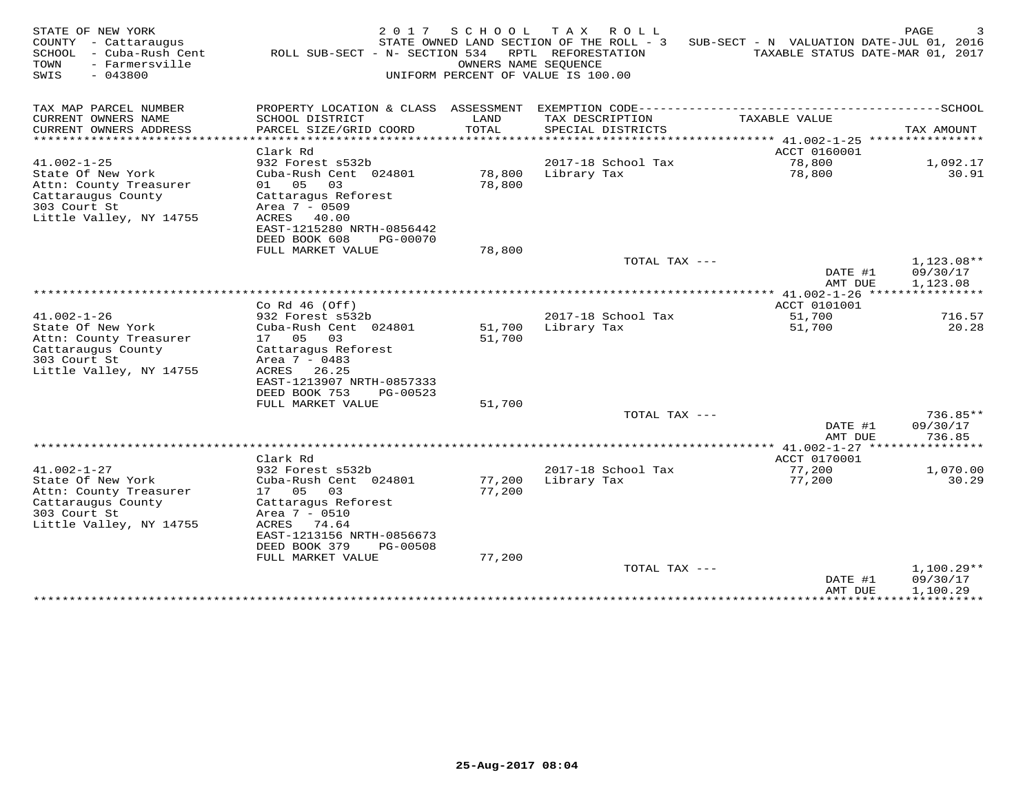STATE OF NEW YORK — 2017 SCHOOL TAX ROLL — PAGE 3
COUNTY - Cattaraugus — STATE OWNED LAND SECTION OF THE ROLL - 3 — SUB-SECT - N VALUATION DATE-JUL 01, 2016
SCHOOL - Cuba-Rush Cent — ROLL SUB-SECT - N- SECTION 534 RPTL REFORESTATION — TAXABLE STATUS DATE-MAR 01, 2017
TOWN - Farmersville — OWNERS NAME SEQUENCE
SWIS - 043800 — UNIFORM PERCENT OF VALUE IS 100.00

| TAX MAP PARCEL NUMBER / CURRENT OWNERS NAME / CURRENT OWNERS ADDRESS | PROPERTY LOCATION & CLASS / SCHOOL DISTRICT / PARCEL SIZE/GRID COORD | ASSESSMENT LAND / TOTAL | EXEMPTION CODE / TAX DESCRIPTION / SPECIAL DISTRICTS | TAXABLE VALUE | TAX AMOUNT |
|---|---|---|---|---|---|
| 41.002-1-25 | Clark Rd | | | ACCT 0160001 | |
| 41.002-1-25 | 932 Forest s532b | | | | |
| State Of New York | Cuba-Rush Cent 024801 | 78,800 | 2017-18 School Tax | 78,800 | 1,092.17 |
| Attn: County Treasurer | 01 05 03 | 78,800 | Library Tax | 78,800 | 30.91 |
| Cattaraugus County | Cattaragus Reforest | | | | |
| 303 Court St | Area 7 - 0509 | | | | |
| Little Valley, NY 14755 | ACRES 40.00 | | | | |
| | EAST-1215280 NRTH-0856442 | | | | |
| | DEED BOOK 608 PG-00070 | | | | |
| | FULL MARKET VALUE | 78,800 | | | |
| | | | TOTAL TAX --- | | 1,123.08** |
| | | | | DATE #1 | 09/30/17 |
| | | | | AMT DUE | 1,123.08 |
| 41.002-1-26 | Co Rd 46 (Off) | | | ACCT 0101001 | |
| 41.002-1-26 | 932 Forest s532b | | | | |
| State Of New York | Cuba-Rush Cent 024801 | 51,700 | 2017-18 School Tax | 51,700 | 716.57 |
| Attn: County Treasurer | 17 05 03 | 51,700 | Library Tax | 51,700 | 20.28 |
| Cattaraugus County | Cattaragus Reforest | | | | |
| 303 Court St | Area 7 - 0483 | | | | |
| Little Valley, NY 14755 | ACRES 26.25 | | | | |
| | EAST-1213907 NRTH-0857333 | | | | |
| | DEED BOOK 753 PG-00523 | | | | |
| | FULL MARKET VALUE | 51,700 | | | |
| | | | TOTAL TAX --- | | 736.85** |
| | | | | DATE #1 | 09/30/17 |
| | | | | AMT DUE | 736.85 |
| 41.002-1-27 | Clark Rd | | | ACCT 0170001 | |
| 41.002-1-27 | 932 Forest s532b | | | | |
| State Of New York | Cuba-Rush Cent 024801 | 77,200 | 2017-18 School Tax | 77,200 | 1,070.00 |
| Attn: County Treasurer | 17 05 03 | 77,200 | Library Tax | 77,200 | 30.29 |
| Cattaraugus County | Cattaragus Reforest | | | | |
| 303 Court St | Area 7 - 0510 | | | | |
| Little Valley, NY 14755 | ACRES 74.64 | | | | |
| | EAST-1213156 NRTH-0856673 | | | | |
| | DEED BOOK 379 PG-00508 | | | | |
| | FULL MARKET VALUE | 77,200 | | | |
| | | | TOTAL TAX --- | | 1,100.29** |
| | | | | DATE #1 | 09/30/17 |
| | | | | AMT DUE | 1,100.29 |

25-Aug-2017 08:04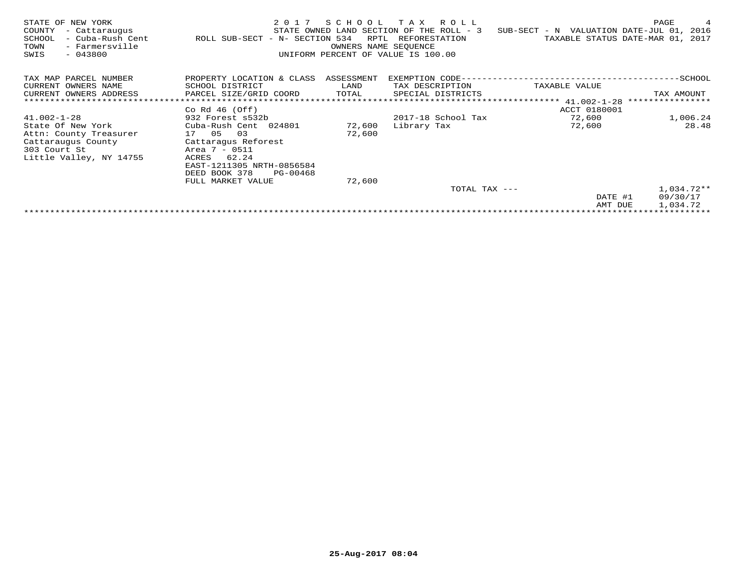STATE OF NEW YORK
COUNTY - Cattaraugus
SCHOOL - Cuba-Rush Cent
TOWN - Farmersville
SWIS - 043800

2 0 1 7 S C H O O L T A X R O L L
STATE OWNED LAND SECTION OF THE ROLL - 3 SUB-SECT - N VALUATION DATE-JUL 01, 2016
ROLL SUB-SECT - N- SECTION 534 RPTL REFORESTATION TAXABLE STATUS DATE-MAR 01, 2017
OWNERS NAME SEQUENCE
UNIFORM PERCENT OF VALUE IS 100.00

| TAX MAP PARCEL NUMBER<br>CURRENT OWNERS NAME<br>CURRENT OWNERS ADDRESS | PROPERTY LOCATION & CLASS<br>SCHOOL DISTRICT<br>PARCEL SIZE/GRID COORD | ASSESSMENT<br>LAND<br>TOTAL | EXEMPTION CODE<br>TAX DESCRIPTION<br>SPECIAL DISTRICTS | TAXABLE VALUE | SCHOOL<br>TAX AMOUNT |
|---|---|---|---|---|---|
| | Co Rd 46 (Off) | | | ACCT 0180001 | |
| 41.002-1-28 | 932 Forest s532b | | 2017-18 School Tax | 72,600 | 1,006.24 |
| State Of New York | Cuba-Rush Cent 024801 | 72,600 | Library Tax | 72,600 | 28.48 |
| Attn: County Treasurer | 17 05 03 | 72,600 | | | |
| Cattaraugus County | Cattaragus Reforest | | | | |
| 303 Court St | Area 7 - 0511 | | | | |
| Little Valley, NY 14755 | ACRES 62.24 | | | | |
| | EAST-1211305 NRTH-0856584 | | | | |
| | DEED BOOK 378 PG-00468 | | | | |
| | FULL MARKET VALUE | 72,600 | | | |
| | | | TOTAL TAX --- | | 1,034.72** |
| | | | | DATE #1 | 09/30/17 |
| | | | | AMT DUE | 1,034.72 |

25-Aug-2017 08:04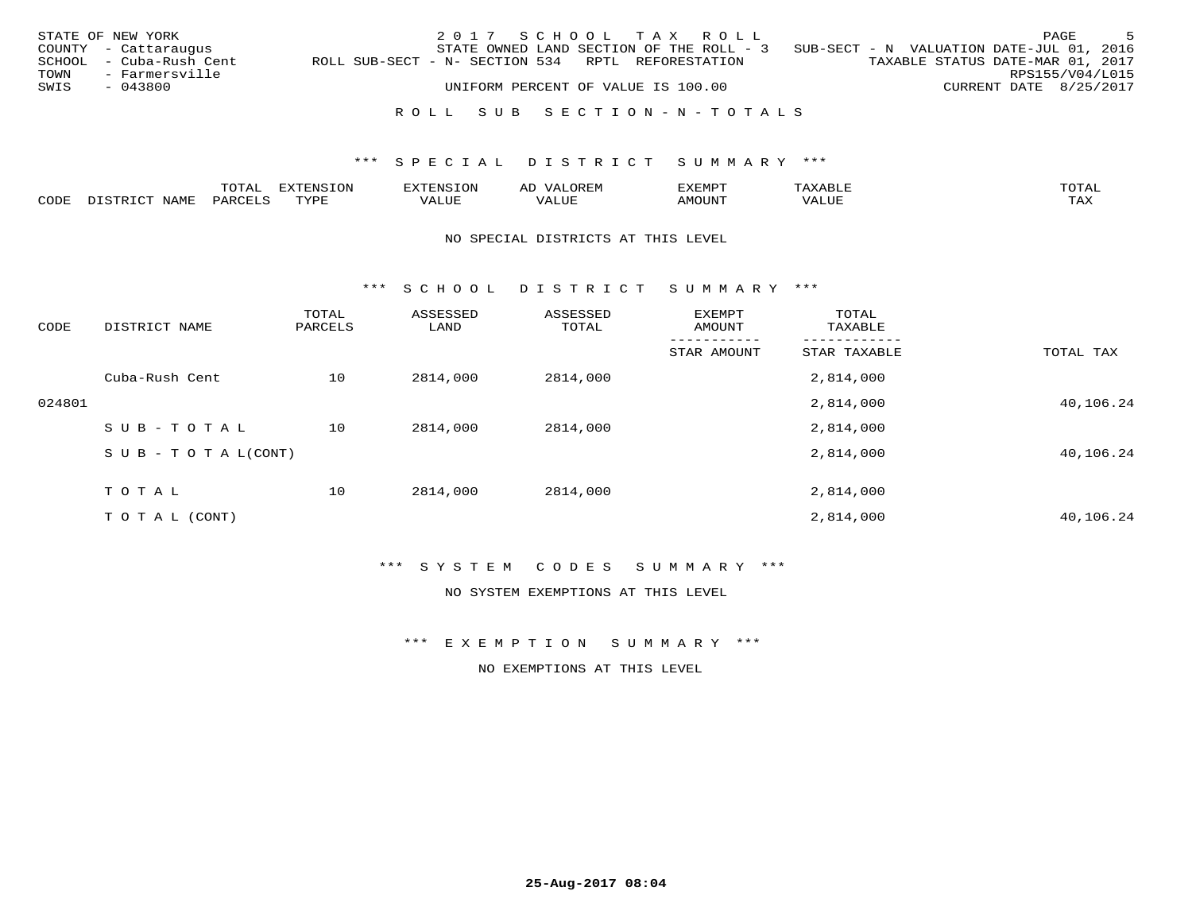STATE OF NEW YORK
COUNTY - Cattaraugus
SCHOOL - Cuba-Rush Cent
TOWN - Farmersville
SWIS - 043800

2 0 1 7 S C H O O L T A X R O L L
STATE OWNED LAND SECTION OF THE ROLL - 3 SUB-SECT - N VALUATION DATE-JUL 01, 2016
ROLL SUB-SECT - N- SECTION 534 RPTL REFORESTATION TAXABLE STATUS DATE-MAR 01, 2017
RPS155/V04/L015
UNIFORM PERCENT OF VALUE IS 100.00 CURRENT DATE 8/25/2017

R O L L S U B S E C T I O N - N - T O T A L S

## *** S P E C I A L D I S T R I C T S U M M A R Y ***

| CODE | DISTRICT NAME | TOTAL PARCELS | EXTENSION TYPE | EXTENSION VALUE | AD VALOREM VALUE | EXEMPT AMOUNT | TAXABLE VALUE | TOTAL TAX |
|---|---|---|---|---|---|---|---|---|

NO SPECIAL DISTRICTS AT THIS LEVEL

## *** S C H O O L D I S T R I C T S U M M A R Y ***

| CODE | DISTRICT NAME | TOTAL PARCELS | ASSESSED LAND | ASSESSED TOTAL | EXEMPT AMOUNT / STAR AMOUNT | TOTAL TAXABLE / STAR TAXABLE | TOTAL TAX |
|---|---|---|---|---|---|---|---|
| | Cuba-Rush Cent | 10 | 2814,000 | 2814,000 | | 2,814,000 | |
| 024801 | | | | | | 2,814,000 | 40,106.24 |
| | S U B - T O T A L | 10 | 2814,000 | 2814,000 | | 2,814,000 | |
| | S U B - T O T A L(CONT) | | | | | 2,814,000 | 40,106.24 |
| | T O T A L | 10 | 2814,000 | 2814,000 | | 2,814,000 | |
| | T O T A L (CONT) | | | | | 2,814,000 | 40,106.24 |

## *** S Y S T E M C O D E S S U M M A R Y ***

NO SYSTEM EXEMPTIONS AT THIS LEVEL

## *** E X E M P T I O N S U M M A R Y ***

NO EXEMPTIONS AT THIS LEVEL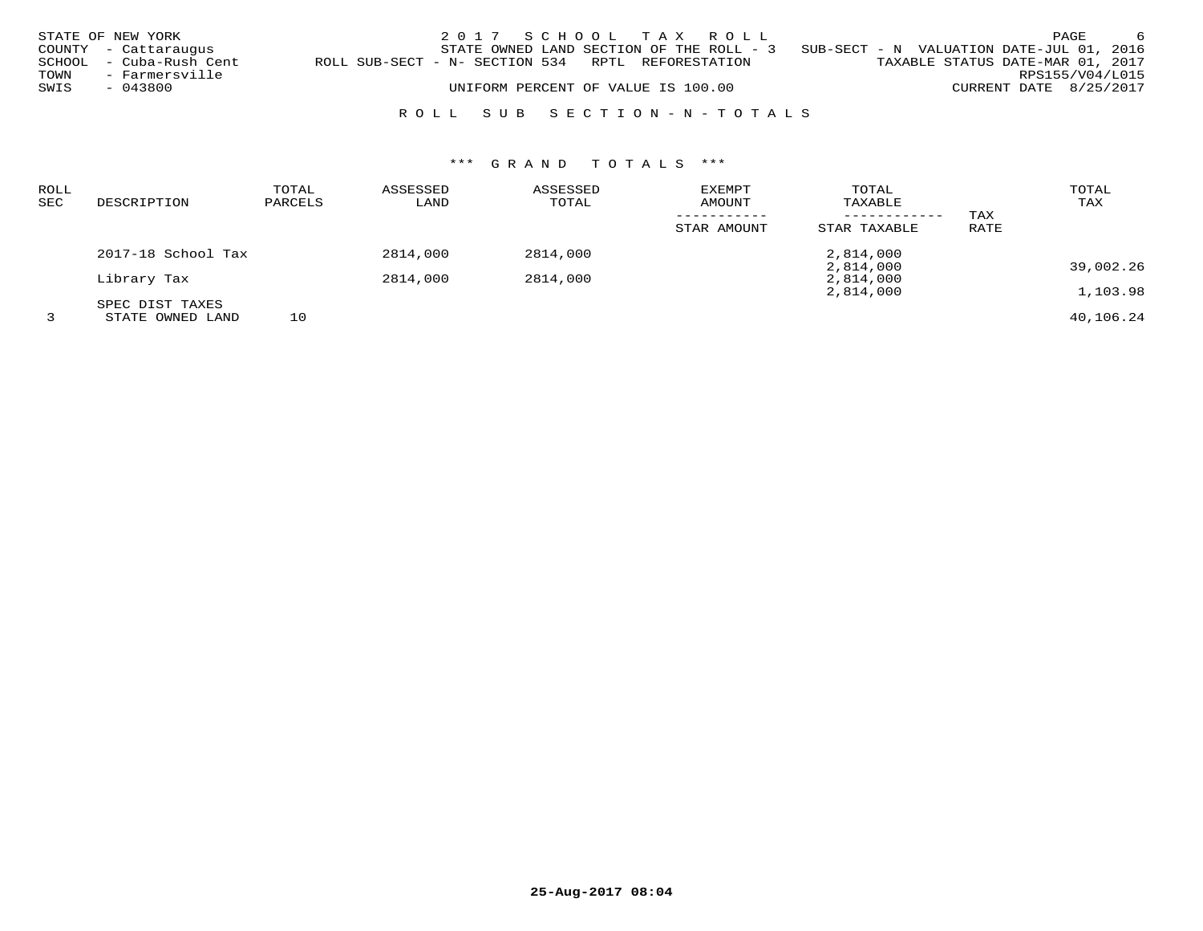STATE OF NEW YORK
COUNTY - Cattaraugus
SCHOOL - Cuba-Rush Cent
TOWN - Farmersville
SWIS - 043800

2 0 1 7 S C H O O L T A X R O L L
STATE OWNED LAND SECTION OF THE ROLL - 3 SUB-SECT - N VALUATION DATE-JUL 01, 2016
ROLL SUB-SECT - N- SECTION 534 RPTL REFORESTATION TAXABLE STATUS DATE-MAR 01, 2017
RPS155/V04/L015
UNIFORM PERCENT OF VALUE IS 100.00 CURRENT DATE 8/25/2017

R O L L S U B S E C T I O N - N - T O T A L S

*** G R A N D T O T A L S ***

| ROLL SEC | DESCRIPTION | TOTAL PARCELS | ASSESSED LAND | ASSESSED TOTAL | EXEMPT AMOUNT / STAR AMOUNT | TOTAL TAXABLE / STAR TAXABLE | TAX RATE | TOTAL TAX |
|---|---|---|---|---|---|---|---|---|
| | 2017-18 School Tax | | 2814,000 | 2814,000 | | 2,814,000 | | |
| | | | | | | 2,814,000 | | 39,002.26 |
| | Library Tax | | 2814,000 | 2814,000 | | 2,814,000 | | |
| | | | | | | 2,814,000 | | 1,103.98 |
| | SPEC DIST TAXES | | | | | | | |
| 3 | STATE OWNED LAND | 10 | | | | | | 40,106.24 |

25-Aug-2017 08:04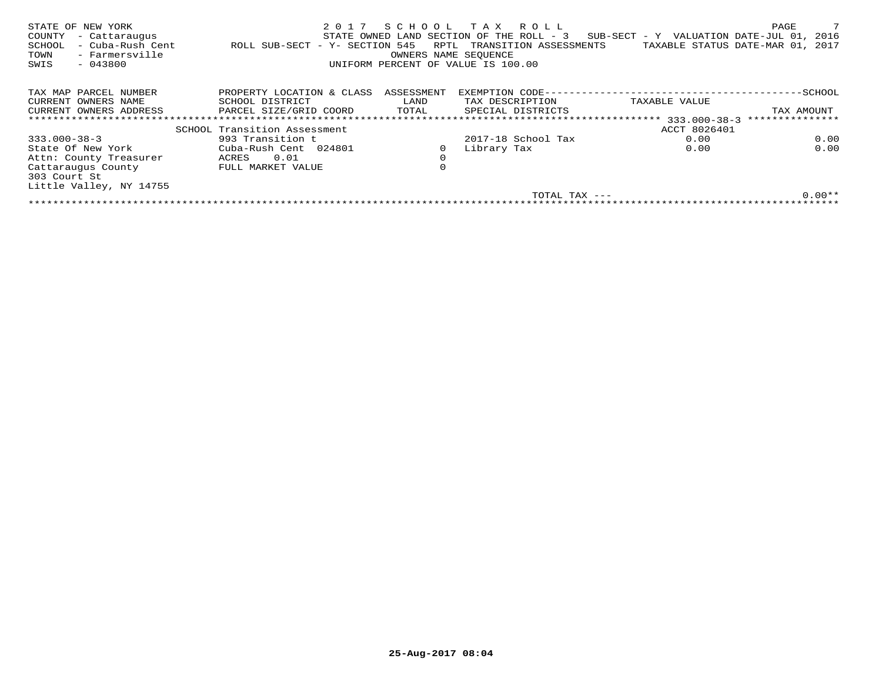STATE OF NEW YORK
COUNTY - Cattaraugus
SCHOOL - Cuba-Rush Cent
TOWN - Farmersville
SWIS - 043800

2 0 1 7 S C H O O L T A X R O L L
STATE OWNED LAND SECTION OF THE ROLL - 3 SUB-SECT - Y VALUATION DATE-JUL 01, 2016
ROLL SUB-SECT - Y- SECTION 545 RPTL TRANSITION ASSESSMENTS TAXABLE STATUS DATE-MAR 01, 2017
OWNERS NAME SEQUENCE
UNIFORM PERCENT OF VALUE IS 100.00

| TAX MAP PARCEL NUMBER / CURRENT OWNERS NAME / CURRENT OWNERS ADDRESS | PROPERTY LOCATION & CLASS / SCHOOL DISTRICT / PARCEL SIZE/GRID COORD | ASSESSMENT LAND / TOTAL | EXEMPTION CODE / TAX DESCRIPTION / SPECIAL DISTRICTS | TAXABLE VALUE | SCHOOL TAX AMOUNT |
|---|---|---|---|---|---|
| | SCHOOL Transition Assessment | | | ACCT 8026401 | |
| 333.000-38-3 | 993 Transition t | | 2017-18 School Tax | 0.00 | 0.00 |
| State Of New York | Cuba-Rush Cent 024801 | 0 | Library Tax | 0.00 | 0.00 |
| Attn: County Treasurer | ACRES 0.01 | 0 | | | |
| Cattaraugus County | FULL MARKET VALUE | 0 | | | |
| 303 Court St | | | | | |
| Little Valley, NY 14755 | | | | | |
| | | | TOTAL TAX --- | | 0.00** |

25-Aug-2017 08:04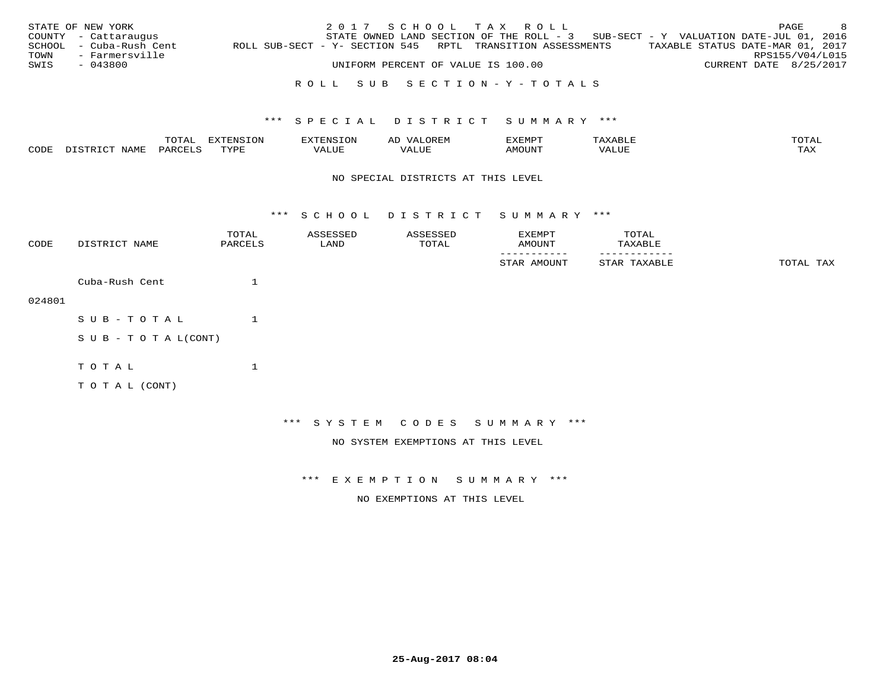STATE OF NEW YORK
COUNTY - Cattaraugus
SCHOOL - Cuba-Rush Cent
TOWN - Farmersville
SWIS - 043800

2017 SCHOOL TAX ROLL
STATE OWNED LAND SECTION OF THE ROLL - 3 SUB-SECT - Y VALUATION DATE-JUL 01, 2016
ROLL SUB-SECT - Y- SECTION 545 RPTL TRANSITION ASSESSMENTS TAXABLE STATUS DATE-MAR 01, 2017
RPS155/V04/L015
UNIFORM PERCENT OF VALUE IS 100.00 CURRENT DATE 8/25/2017

ROLL SUB SECTION-Y-TOTALS

*** SPECIAL DISTRICT SUMMARY ***

| CODE | DISTRICT NAME | TOTAL PARCELS | EXTENSION TYPE | EXTENSION VALUE | AD VALOREM VALUE | EXEMPT AMOUNT | TAXABLE VALUE | TOTAL TAX |
|---|---|---|---|---|---|---|---|---|

NO SPECIAL DISTRICTS AT THIS LEVEL

*** SCHOOL DISTRICT SUMMARY ***

| CODE | DISTRICT NAME | TOTAL PARCELS | ASSESSED LAND | ASSESSED TOTAL | EXEMPT AMOUNT / STAR AMOUNT | TOTAL TAXABLE / STAR TAXABLE | TOTAL TAX |
|---|---|---|---|---|---|---|---|
| 024801 | Cuba-Rush Cent | 1 | | | | | |
| | SUB-TOTAL | 1 | | | | | |
| | SUB-TOTAL(CONT) | | | | | | |
| | TOTAL | 1 | | | | | |
| | TOTAL (CONT) | | | | | | |

*** SYSTEM CODES SUMMARY ***

NO SYSTEM EXEMPTIONS AT THIS LEVEL

*** EXEMPTION SUMMARY ***

NO EXEMPTIONS AT THIS LEVEL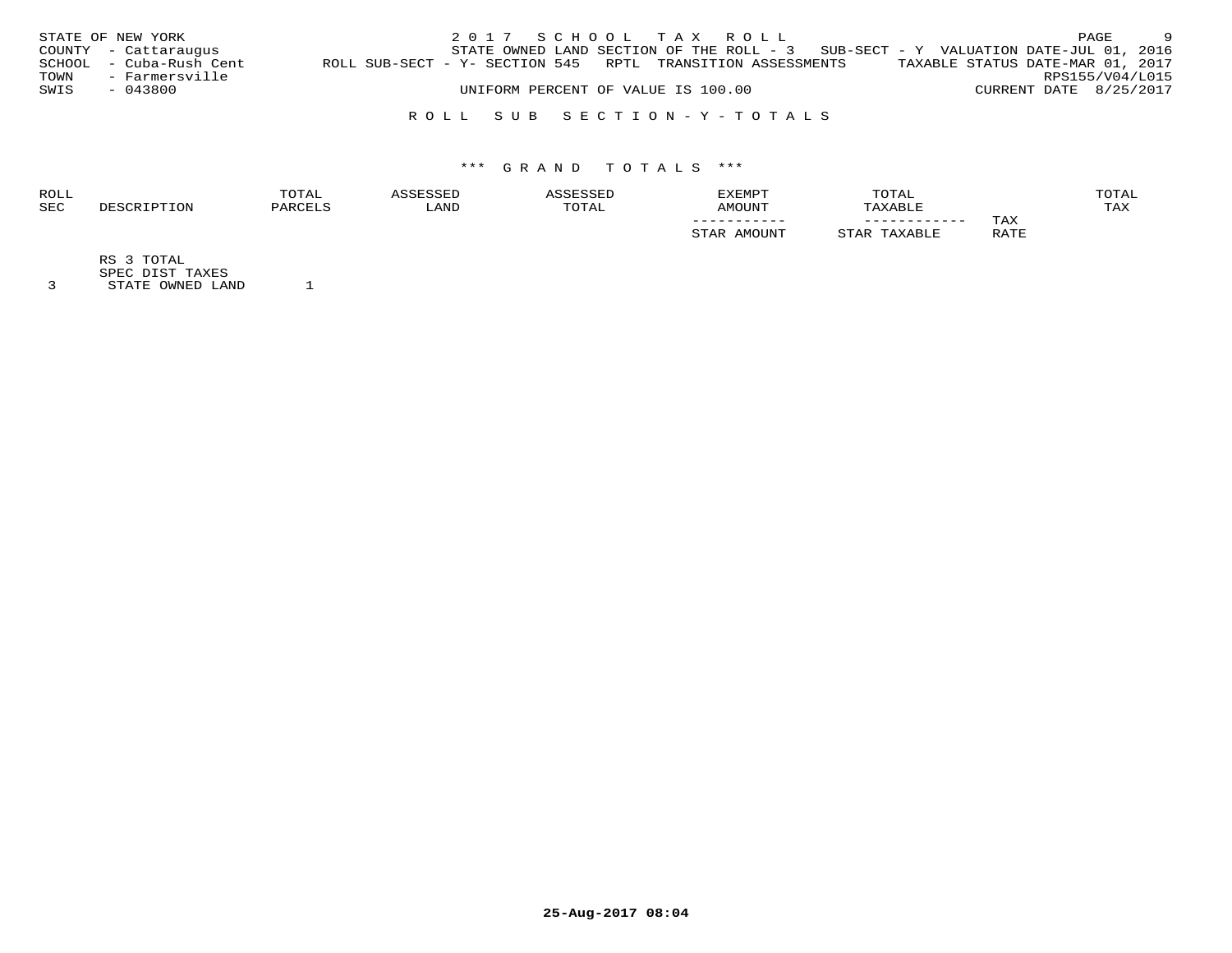STATE OF NEW YORK
COUNTY - Cattaraugus
SCHOOL - Cuba-Rush Cent
TOWN - Farmersville
SWIS - 043800

2 0 1 7 S C H O O L T A X R O L L
STATE OWNED LAND SECTION OF THE ROLL - 3 SUB-SECT - Y VALUATION DATE-JUL 01, 2016
ROLL SUB-SECT - Y- SECTION 545 RPTL TRANSITION ASSESSMENTS TAXABLE STATUS DATE-MAR 01, 2017
RPS155/V04/L015
UNIFORM PERCENT OF VALUE IS 100.00 CURRENT DATE 8/25/2017

R O L L S U B S E C T I O N - Y - T O T A L S

\*\*\* G R A N D T O T A L S \*\*\*

| ROLL SEC | DESCRIPTION | TOTAL PARCELS | ASSESSED LAND | ASSESSED TOTAL | EXEMPT AMOUNT / STAR AMOUNT | TOTAL TAXABLE / STAR TAXABLE | TAX RATE | TOTAL TAX |
|---|---|---|---|---|---|---|---|---|
| | RS 3 TOTAL | | | | | | | |
| | SPEC DIST TAXES | | | | | | | |
| 3 | STATE OWNED LAND | 1 | | | | | | |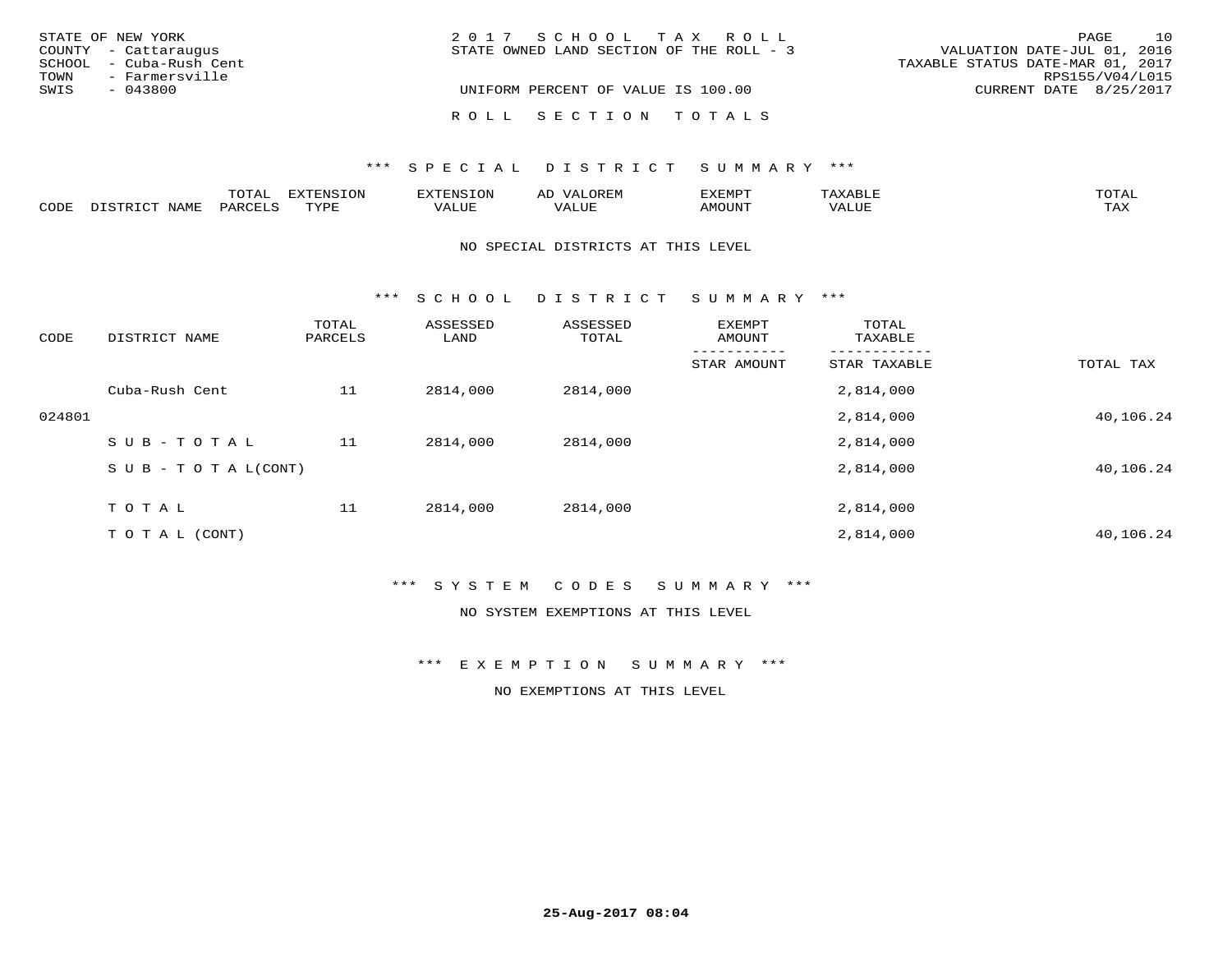STATE OF NEW YORK
COUNTY - Cattaraugus
SCHOOL - Cuba-Rush Cent
TOWN - Farmersville
SWIS - 043800

2 0 1 7 S C H O O L T A X R O L L
STATE OWNED LAND SECTION OF THE ROLL - 3

UNIFORM PERCENT OF VALUE IS 100.00

VALUATION DATE-JUL 01, 2016
TAXABLE STATUS DATE-MAR 01, 2017
RPS155/V04/L015
CURRENT DATE 8/25/2017

R O L L S E C T I O N T O T A L S

\*\*\* S P E C I A L D I S T R I C T S U M M A R Y \*\*\*

| CODE | DISTRICT NAME | TOTAL PARCELS | EXTENSION TYPE | EXTENSION VALUE | AD VALOREM VALUE | EXEMPT AMOUNT | TAXABLE VALUE | TOTAL TAX |
|---|---|---|---|---|---|---|---|---|

NO SPECIAL DISTRICTS AT THIS LEVEL

\*\*\* S C H O O L D I S T R I C T S U M M A R Y \*\*\*

| CODE | DISTRICT NAME | TOTAL PARCELS | ASSESSED LAND | ASSESSED TOTAL | EXEMPT AMOUNT / STAR AMOUNT | TOTAL TAXABLE / STAR TAXABLE | TOTAL TAX |
|---|---|---|---|---|---|---|---|
| | Cuba-Rush Cent | 11 | 2814,000 | 2814,000 | | 2,814,000 | |
| 024801 | | | | | | 2,814,000 | 40,106.24 |
| | S U B - T O T A L | 11 | 2814,000 | 2814,000 | | 2,814,000 | |
| | S U B - T O T A L(CONT) | | | | | 2,814,000 | 40,106.24 |
| | T O T A L | 11 | 2814,000 | 2814,000 | | 2,814,000 | |
| | T O T A L (CONT) | | | | | 2,814,000 | 40,106.24 |

\*\*\* S Y S T E M C O D E S S U M M A R Y \*\*\*

NO SYSTEM EXEMPTIONS AT THIS LEVEL

\*\*\* E X E M P T I O N S U M M A R Y \*\*\*

NO EXEMPTIONS AT THIS LEVEL

25-Aug-2017 08:04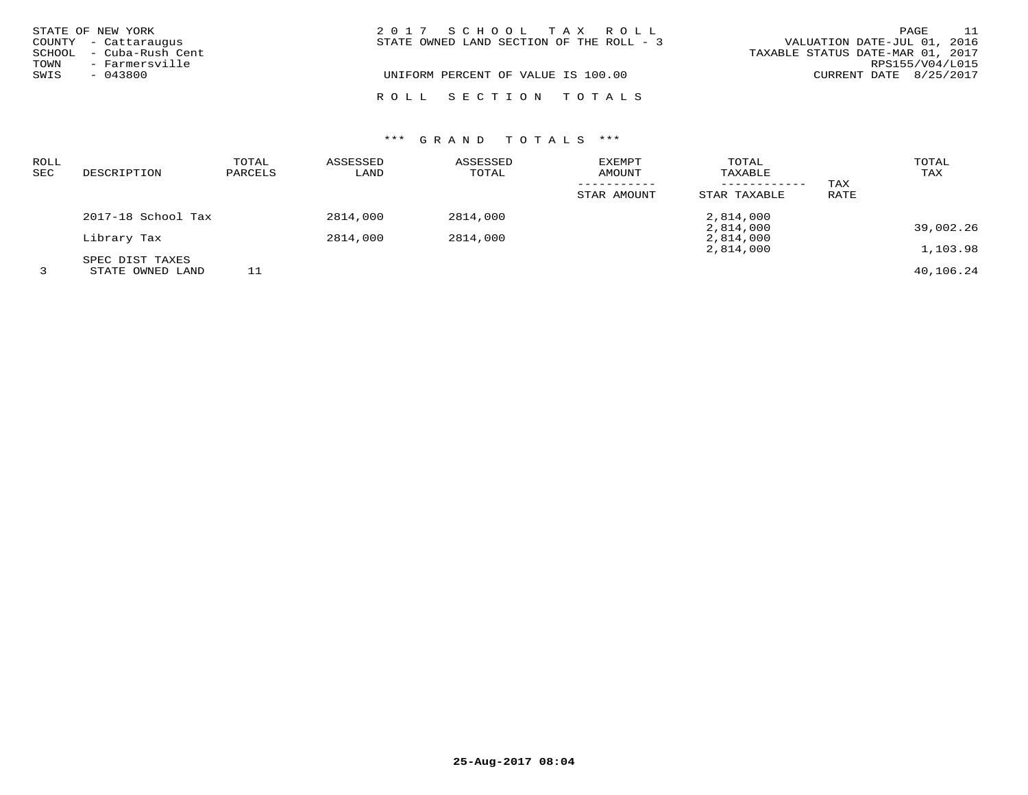STATE OF NEW YORK
COUNTY - Cattaraugus
SCHOOL - Cuba-Rush Cent
TOWN - Farmersville
SWIS - 043800

2017 SCHOOL TAX ROLL
STATE OWNED LAND SECTION OF THE ROLL - 3

UNIFORM PERCENT OF VALUE IS 100.00

VALUATION DATE-JUL 01, 2016
TAXABLE STATUS DATE-MAR 01, 2017
RPS155/V04/L015
CURRENT DATE 8/25/2017

ROLL SECTION TOTALS

*** GRAND TOTALS ***

| ROLL SEC | DESCRIPTION | TOTAL PARCELS | ASSESSED LAND | ASSESSED TOTAL | EXEMPT AMOUNT / STAR AMOUNT | TOTAL TAXABLE / STAR TAXABLE | TAX RATE | TOTAL TAX |
|---|---|---|---|---|---|---|---|---|
| | 2017-18 School Tax | | 2814,000 | 2814,000 | | 2,814,000<br>2,814,000 | | 39,002.26 |
| | Library Tax | | 2814,000 | 2814,000 | | 2,814,000<br>2,814,000 | | 1,103.98 |
| | SPEC DIST TAXES | | | | | | | |
| 3 | STATE OWNED LAND | 11 | | | | | | 40,106.24 |

25-Aug-2017 08:04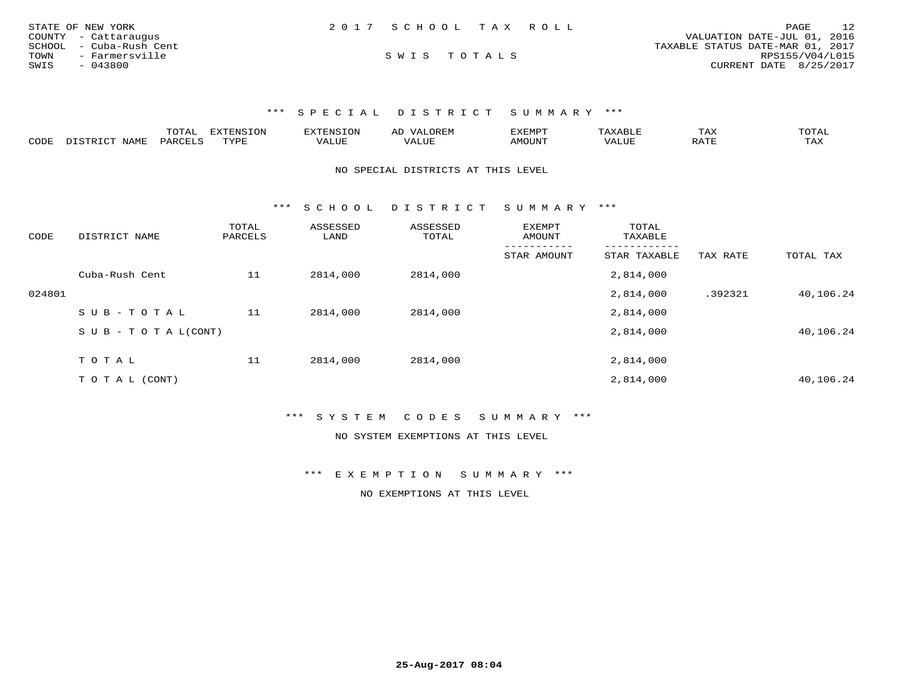STATE OF NEW YORK
COUNTY - Cattaraugus
SCHOOL - Cuba-Rush Cent
TOWN - Farmersville
SWIS - 043800

# 2017 SCHOOL TAX ROLL

## SWIS TOTALS

VALUATION DATE-JUL 01, 2016
TAXABLE STATUS DATE-MAR 01, 2017
RPS155/V04/L015
CURRENT DATE 8/25/2017

### *** SPECIAL DISTRICT SUMMARY ***

| CODE | DISTRICT NAME | TOTAL PARCELS | EXTENSION TYPE | EXTENSION VALUE | AD VALOREM VALUE | EXEMPT AMOUNT | TAXABLE VALUE | TAX RATE | TOTAL TAX |
|---|---|---|---|---|---|---|---|---|---|

NO SPECIAL DISTRICTS AT THIS LEVEL

### *** SCHOOL DISTRICT SUMMARY ***

| CODE | DISTRICT NAME | TOTAL PARCELS | ASSESSED LAND | ASSESSED TOTAL | EXEMPT AMOUNT / STAR AMOUNT | TOTAL TAXABLE / STAR TAXABLE | TAX RATE | TOTAL TAX |
|---|---|---|---|---|---|---|---|---|
| | Cuba-Rush Cent | 11 | 2814,000 | 2814,000 | | 2,814,000 | | |
| 024801 | | | | | | 2,814,000 | .392321 | 40,106.24 |
| | S U B - T O T A L | 11 | 2814,000 | 2814,000 | | 2,814,000 | | |
| | S U B - T O T A L(CONT) | | | | | 2,814,000 | | 40,106.24 |
| | T O T A L | 11 | 2814,000 | 2814,000 | | 2,814,000 | | |
| | T O T A L (CONT) | | | | | 2,814,000 | | 40,106.24 |

### *** SYSTEM CODES SUMMARY ***

NO SYSTEM EXEMPTIONS AT THIS LEVEL

### *** EXEMPTION SUMMARY ***

NO EXEMPTIONS AT THIS LEVEL

**25-Aug-2017 08:04**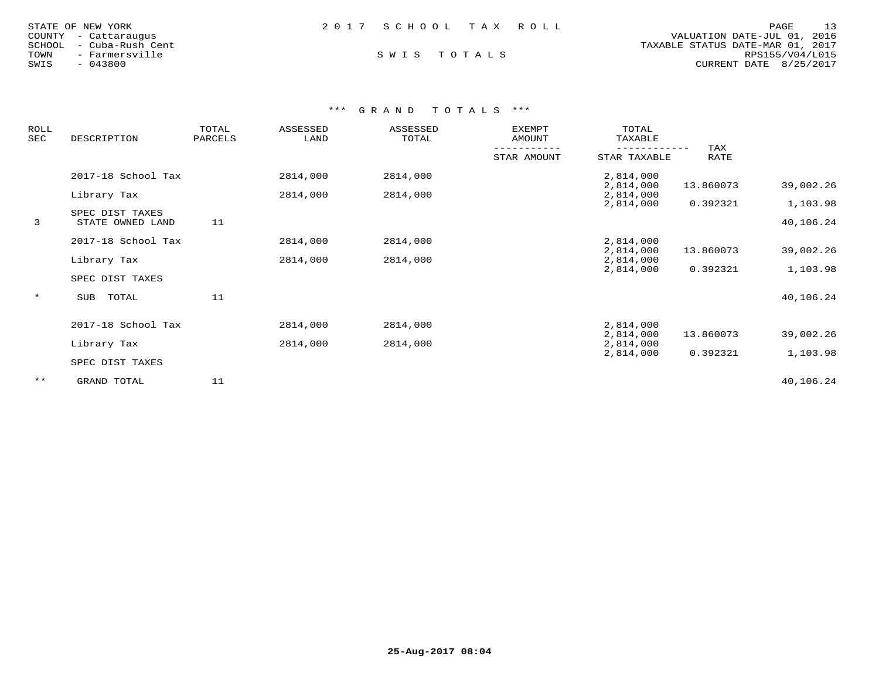STATE OF NEW YORK
COUNTY - Cattaraugus
SCHOOL - Cuba-Rush Cent
TOWN - Farmersville
SWIS - 043800

2 0 1 7 S C H O O L T A X R O L L

S W I S T O T A L S

VALUATION DATE-JUL 01, 2016
TAXABLE STATUS DATE-MAR 01, 2017
RPS155/V04/L015
CURRENT DATE 8/25/2017

*** G R A N D T O T A L S ***

| ROLL SEC | DESCRIPTION | TOTAL PARCELS | ASSESSED LAND | ASSESSED TOTAL | EXEMPT AMOUNT / STAR AMOUNT | TOTAL TAXABLE / STAR TAXABLE | TAX RATE | |
|---|---|---|---|---|---|---|---|---|
| | 2017-18 School Tax | | 2814,000 | 2814,000 | | 2,814,000 | | |
| | | | | | | 2,814,000 | 13.860073 | 39,002.26 |
| | Library Tax | | 2814,000 | 2814,000 | | 2,814,000 | | |
| | | | | | | 2,814,000 | 0.392321 | 1,103.98 |
| | SPEC DIST TAXES | | | | | | | |
| 3 | STATE OWNED LAND | 11 | | | | | | 40,106.24 |
| | 2017-18 School Tax | | 2814,000 | 2814,000 | | 2,814,000 | | |
| | | | | | | 2,814,000 | 13.860073 | 39,002.26 |
| | Library Tax | | 2814,000 | 2814,000 | | 2,814,000 | | |
| | | | | | | 2,814,000 | 0.392321 | 1,103.98 |
| | SPEC DIST TAXES | | | | | | | |
| * | SUB TOTAL | 11 | | | | | | 40,106.24 |
| | 2017-18 School Tax | | 2814,000 | 2814,000 | | 2,814,000 | | |
| | | | | | | 2,814,000 | 13.860073 | 39,002.26 |
| | Library Tax | | 2814,000 | 2814,000 | | 2,814,000 | | |
| | | | | | | 2,814,000 | 0.392321 | 1,103.98 |
| | SPEC DIST TAXES | | | | | | | |
| ** | GRAND TOTAL | 11 | | | | | | 40,106.24 |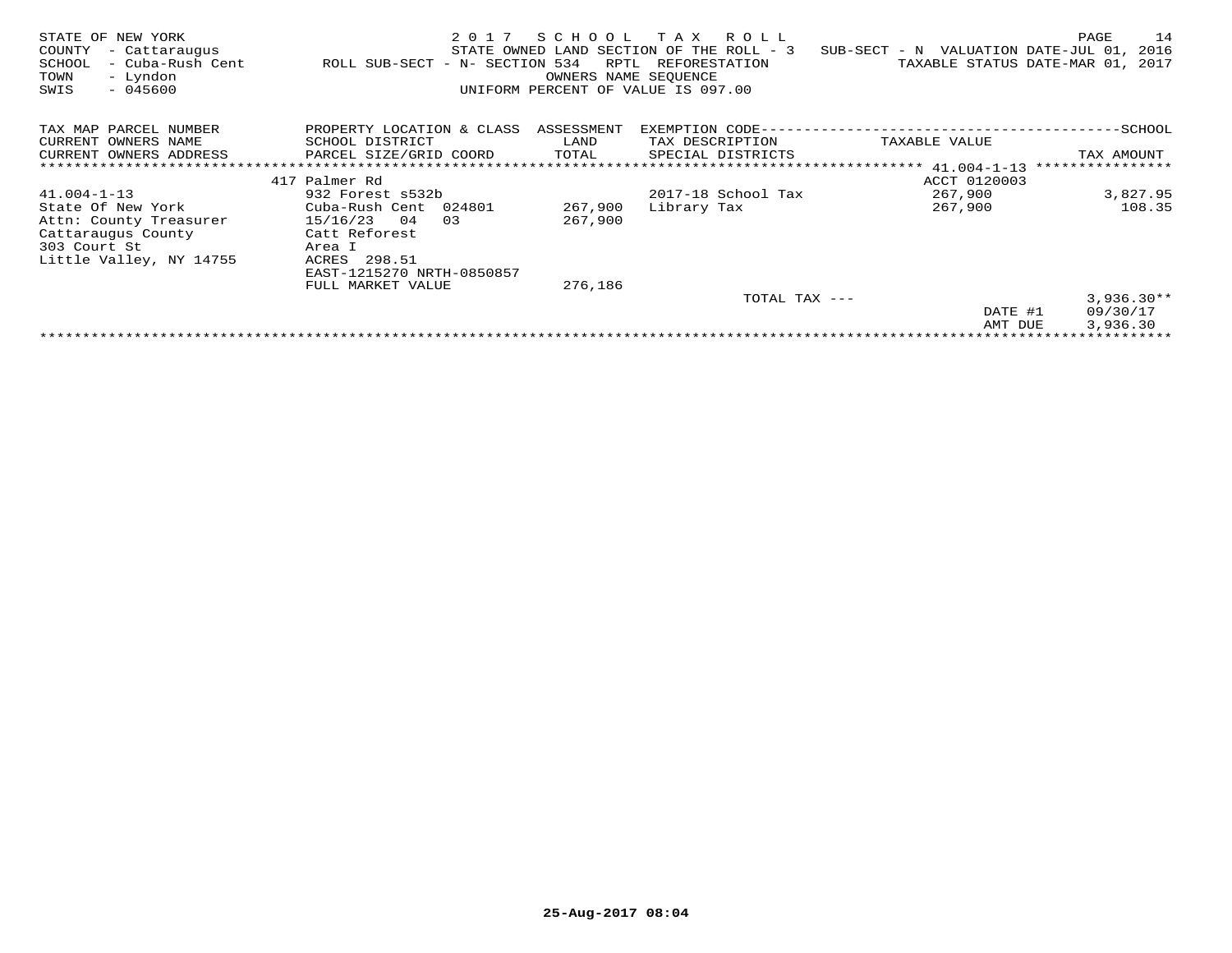STATE OF NEW YORK
COUNTY - Cattaraugus
SCHOOL - Cuba-Rush Cent
TOWN - Lyndon
SWIS - 045600

2 0 1 7 S C H O O L T A X R O L L
STATE OWNED LAND SECTION OF THE ROLL - 3 SUB-SECT - N VALUATION DATE-JUL 01, 2016
ROLL SUB-SECT - N- SECTION 534 RPTL REFORESTATION TAXABLE STATUS DATE-MAR 01, 2017
OWNERS NAME SEQUENCE
UNIFORM PERCENT OF VALUE IS 097.00

| TAX MAP PARCEL NUMBER<br>CURRENT OWNERS NAME<br>CURRENT OWNERS ADDRESS | PROPERTY LOCATION & CLASS<br>SCHOOL DISTRICT<br>PARCEL SIZE/GRID COORD | ASSESSMENT<br>LAND<br>TOTAL | EXEMPTION CODE<br>TAX DESCRIPTION<br>SPECIAL DISTRICTS | TAXABLE VALUE | SCHOOL<br>TAX AMOUNT |
|---|---|---|---|---|---|
| | 417 Palmer Rd | | | ACCT 0120003 (41.004-1-13) | |
| 41.004-1-13 | 932 Forest s532b | | 2017-18 School Tax | 267,900 | 3,827.95 |
| State Of New York | Cuba-Rush Cent 024801 | 267,900 | Library Tax | 267,900 | 108.35 |
| Attn: County Treasurer | 15/16/23 04 03 | 267,900 | | | |
| Cattaraugus County | Catt Reforest | | | | |
| 303 Court St | Area I | | | | |
| Little Valley, NY 14755 | ACRES 298.51 | | | | |
| | EAST-1215270 NRTH-0850857 | | | | |
| | FULL MARKET VALUE | 276,186 | | | |
| | | | TOTAL TAX --- | | 3,936.30** |
| | | | | DATE #1 | 09/30/17 |
| | | | | AMT DUE | 3,936.30 |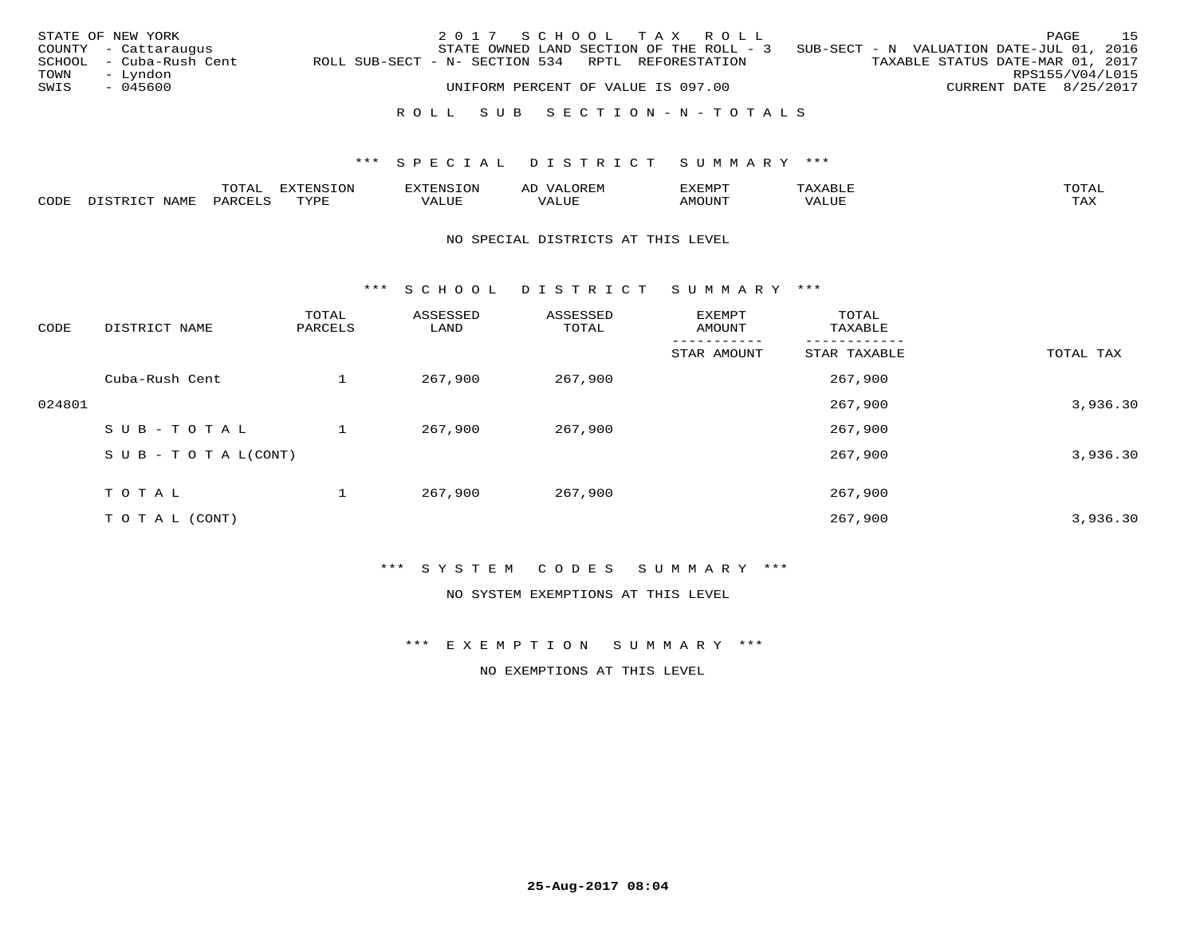STATE OF NEW YORK
COUNTY - Cattaraugus
SCHOOL - Cuba-Rush Cent
TOWN - Lyndon
SWIS - 045600

2 0 1 7 S C H O O L T A X R O L L
STATE OWNED LAND SECTION OF THE ROLL - 3 SUB-SECT - N VALUATION DATE-JUL 01, 2016
ROLL SUB-SECT - N- SECTION 534 RPTL REFORESTATION TAXABLE STATUS DATE-MAR 01, 2017
RPS155/V04/L015
UNIFORM PERCENT OF VALUE IS 097.00 CURRENT DATE 8/25/2017

## R O L L S U B S E C T I O N - N - T O T A L S

### *** S P E C I A L D I S T R I C T S U M M A R Y ***

| CODE | DISTRICT NAME | TOTAL PARCELS | EXTENSION TYPE | EXTENSION VALUE | AD VALOREM VALUE | EXEMPT AMOUNT | TAXABLE VALUE | TOTAL TAX |
|---|---|---|---|---|---|---|---|---|

NO SPECIAL DISTRICTS AT THIS LEVEL

### *** S C H O O L D I S T R I C T S U M M A R Y ***

| CODE | DISTRICT NAME | TOTAL PARCELS | ASSESSED LAND | ASSESSED TOTAL | EXEMPT AMOUNT / STAR AMOUNT | TOTAL TAXABLE / STAR TAXABLE | TOTAL TAX |
|---|---|---|---|---|---|---|---|
| | Cuba-Rush Cent | 1 | 267,900 | 267,900 | | 267,900 | |
| 024801 | | | | | | 267,900 | 3,936.30 |
| | S U B - T O T A L | 1 | 267,900 | 267,900 | | 267,900 | |
| | S U B - T O T A L(CONT) | | | | | 267,900 | 3,936.30 |
| | T O T A L | 1 | 267,900 | 267,900 | | 267,900 | |
| | T O T A L (CONT) | | | | | 267,900 | 3,936.30 |

### *** S Y S T E M C O D E S S U M M A R Y ***

NO SYSTEM EXEMPTIONS AT THIS LEVEL

### *** E X E M P T I O N S U M M A R Y ***

NO EXEMPTIONS AT THIS LEVEL

25-Aug-2017 08:04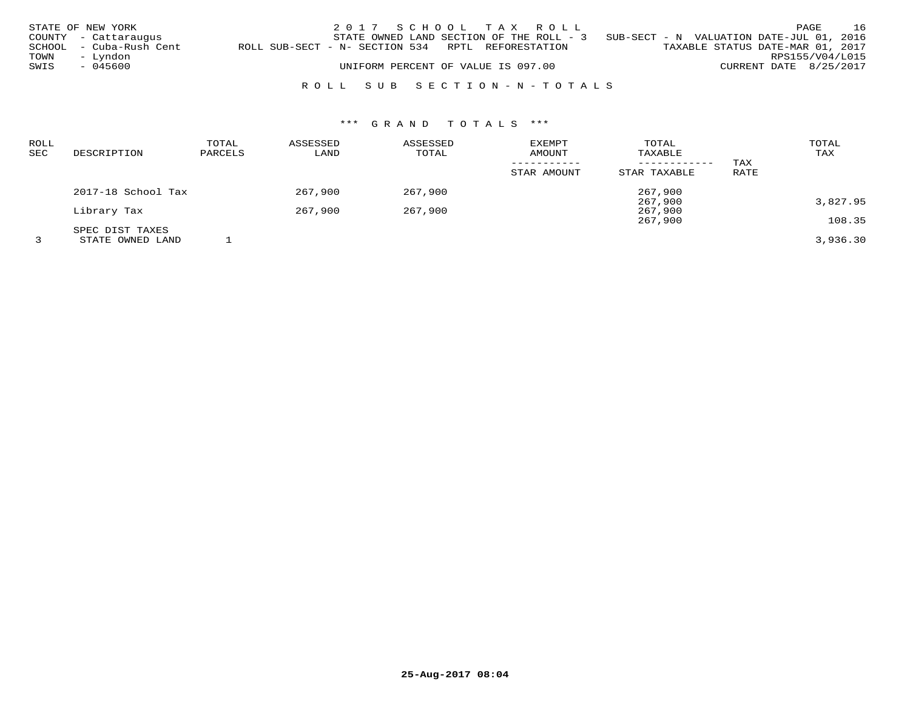STATE OF NEW YORK
COUNTY - Cattaraugus
SCHOOL - Cuba-Rush Cent
TOWN - Lyndon
SWIS - 045600

2 0 1 7 S C H O O L T A X R O L L
STATE OWNED LAND SECTION OF THE ROLL - 3 SUB-SECT - N VALUATION DATE-JUL 01, 2016
ROLL SUB-SECT - N- SECTION 534 RPTL REFORESTATION TAXABLE STATUS DATE-MAR 01, 2017
RPS155/V04/L015
UNIFORM PERCENT OF VALUE IS 097.00 CURRENT DATE 8/25/2017

R O L L S U B S E C T I O N - N - T O T A L S

\*\*\* G R A N D T O T A L S \*\*\*

| ROLL SEC | DESCRIPTION | TOTAL PARCELS | ASSESSED LAND | ASSESSED TOTAL | EXEMPT AMOUNT / STAR AMOUNT | TOTAL TAXABLE / STAR TAXABLE | TAX RATE | TOTAL TAX |
|---|---|---|---|---|---|---|---|---|
| | 2017-18 School Tax | | 267,900 | 267,900 | | 267,900 | | |
| | | | | | | 267,900 | | 3,827.95 |
| | Library Tax | | 267,900 | 267,900 | | 267,900 | | |
| | | | | | | 267,900 | | 108.35 |
| | SPEC DIST TAXES | | | | | | | |
| 3 | STATE OWNED LAND | 1 | | | | | | 3,936.30 |

25-Aug-2017 08:04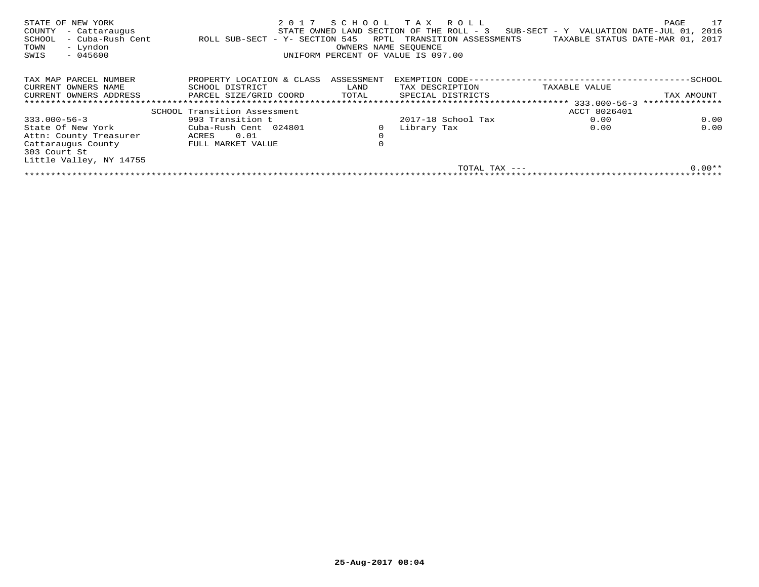STATE OF NEW YORK
COUNTY - Cattaraugus
SCHOOL - Cuba-Rush Cent
TOWN - Lyndon
SWIS - 045600

2 0 1 7 S C H O O L T A X R O L L
STATE OWNED LAND SECTION OF THE ROLL - 3 SUB-SECT - Y VALUATION DATE-JUL 01, 2016
ROLL SUB-SECT - Y- SECTION 545 RPTL TRANSITION ASSESSMENTS TAXABLE STATUS DATE-MAR 01, 2017
OWNERS NAME SEQUENCE
UNIFORM PERCENT OF VALUE IS 097.00

| TAX MAP PARCEL NUMBER / CURRENT OWNERS NAME / CURRENT OWNERS ADDRESS | PROPERTY LOCATION & CLASS / SCHOOL DISTRICT / PARCEL SIZE/GRID COORD | ASSESSMENT LAND / TOTAL | EXEMPTION CODE / TAX DESCRIPTION / SPECIAL DISTRICTS | TAXABLE VALUE | SCHOOL TAX AMOUNT |
|---|---|---|---|---|---|
| | SCHOOL Transition Assessment | | | ACCT 8026401 | 333.000-56-3 |
| 333.000-56-3 | 993 Transition t | | 2017-18 School Tax | 0.00 | 0.00 |
| State Of New York | Cuba-Rush Cent 024801 | 0 | Library Tax | 0.00 | 0.00 |
| Attn: County Treasurer | ACRES 0.01 | 0 | | | |
| Cattaraugus County | FULL MARKET VALUE | 0 | | | |
| 303 Court St | | | | | |
| Little Valley, NY 14755 | | | | | |
| | | | TOTAL TAX --- | | 0.00** |

25-Aug-2017 08:04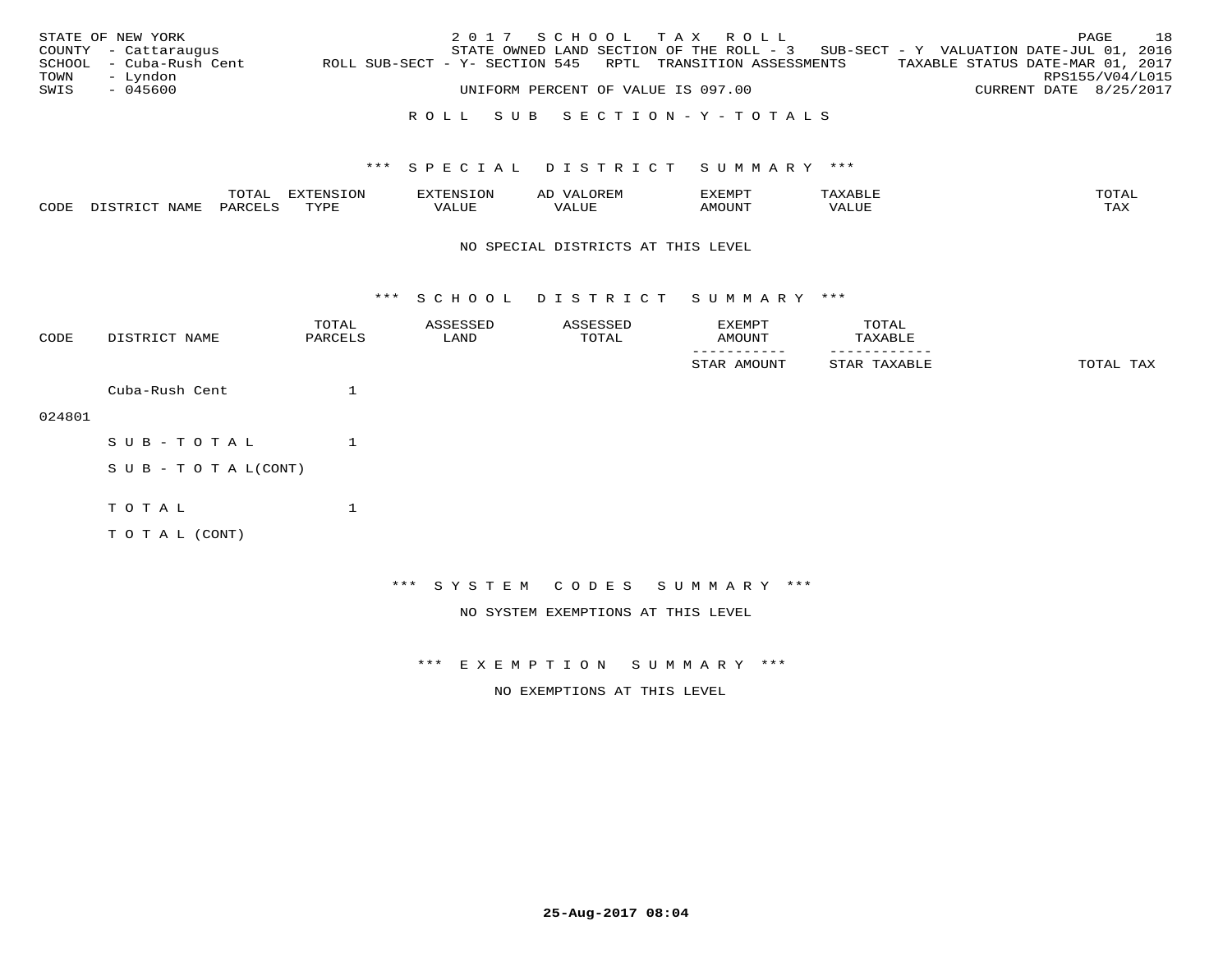STATE OF NEW YORK — 2017 SCHOOL TAX ROLL — PAGE 18
COUNTY - Cattaraugus — STATE OWNED LAND SECTION OF THE ROLL - 3 SUB-SECT - Y VALUATION DATE-JUL 01, 2016
SCHOOL - Cuba-Rush Cent — ROLL SUB-SECT - Y- SECTION 545 RPTL TRANSITION ASSESSMENTS — TAXABLE STATUS DATE-MAR 01, 2017
TOWN - Lyndon — RPS155/V04/L015
SWIS - 045600 — UNIFORM PERCENT OF VALUE IS 097.00 — CURRENT DATE 8/25/2017

## ROLL SUB SECTION - Y - TOTALS

### *** SPECIAL DISTRICT SUMMARY ***

| CODE | DISTRICT NAME | TOTAL PARCELS | EXTENSION TYPE | EXTENSION VALUE | AD VALOREM VALUE | EXEMPT AMOUNT | TAXABLE VALUE | TOTAL TAX |
|---|---|---|---|---|---|---|---|---|

NO SPECIAL DISTRICTS AT THIS LEVEL

### *** SCHOOL DISTRICT SUMMARY ***

| CODE | DISTRICT NAME | TOTAL PARCELS | ASSESSED LAND | ASSESSED TOTAL | EXEMPT AMOUNT / STAR AMOUNT | TOTAL TAXABLE / STAR TAXABLE | TOTAL TAX |
|---|---|---|---|---|---|---|---|
| 024801 | Cuba-Rush Cent | 1 | | | | | |
| | SUB-TOTAL | 1 | | | | | |
| | SUB-TOTAL(CONT) | | | | | | |
| | TOTAL | 1 | | | | | |
| | TOTAL (CONT) | | | | | | |

### *** SYSTEM CODES SUMMARY ***

NO SYSTEM EXEMPTIONS AT THIS LEVEL

### *** EXEMPTION SUMMARY ***

NO EXEMPTIONS AT THIS LEVEL

25-Aug-2017 08:04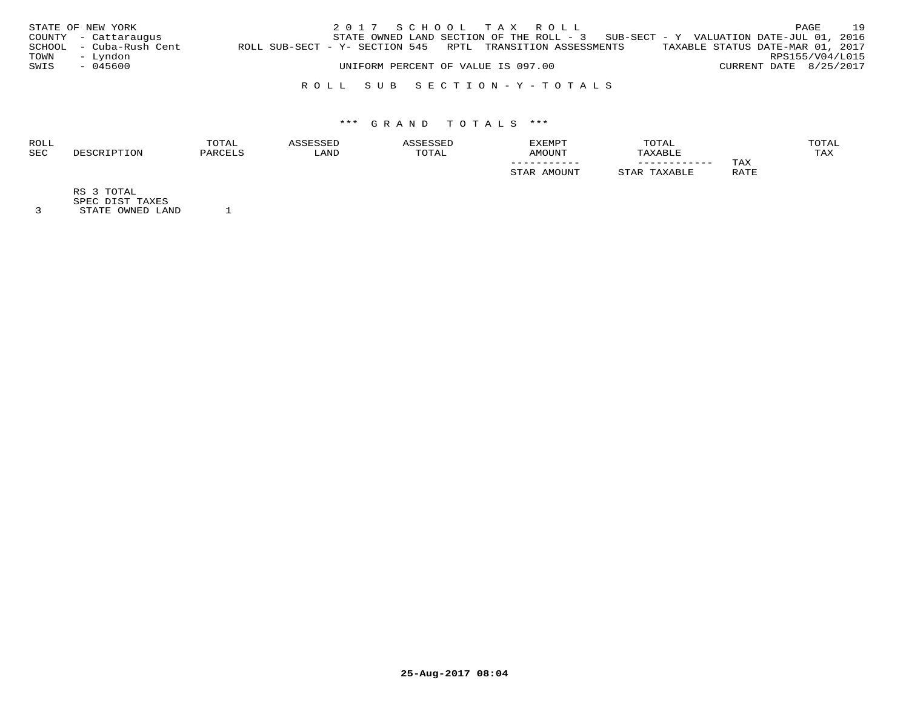STATE OF NEW YORK
COUNTY - Cattaraugus
SCHOOL - Cuba-Rush Cent
TOWN - Lyndon
SWIS - 045600

2 0 1 7 S C H O O L T A X R O L L
STATE OWNED LAND SECTION OF THE ROLL - 3 SUB-SECT - Y VALUATION DATE-JUL 01, 2016
ROLL SUB-SECT - Y- SECTION 545 RPTL TRANSITION ASSESSMENTS TAXABLE STATUS DATE-MAR 01, 2017
RPS155/V04/L015
UNIFORM PERCENT OF VALUE IS 097.00 CURRENT DATE 8/25/2017

R O L L S U B S E C T I O N - Y - T O T A L S

\*\*\* G R A N D T O T A L S \*\*\*

| ROLL SEC | DESCRIPTION | TOTAL PARCELS | ASSESSED LAND | ASSESSED TOTAL | EXEMPT AMOUNT / STAR AMOUNT | TOTAL TAXABLE / STAR TAXABLE | TAX RATE | TOTAL TAX |
|---|---|---|---|---|---|---|---|---|
| | RS 3 TOTAL | | | | | | | |
| | SPEC DIST TAXES | | | | | | | |
| 3 | STATE OWNED LAND | 1 | | | | | | |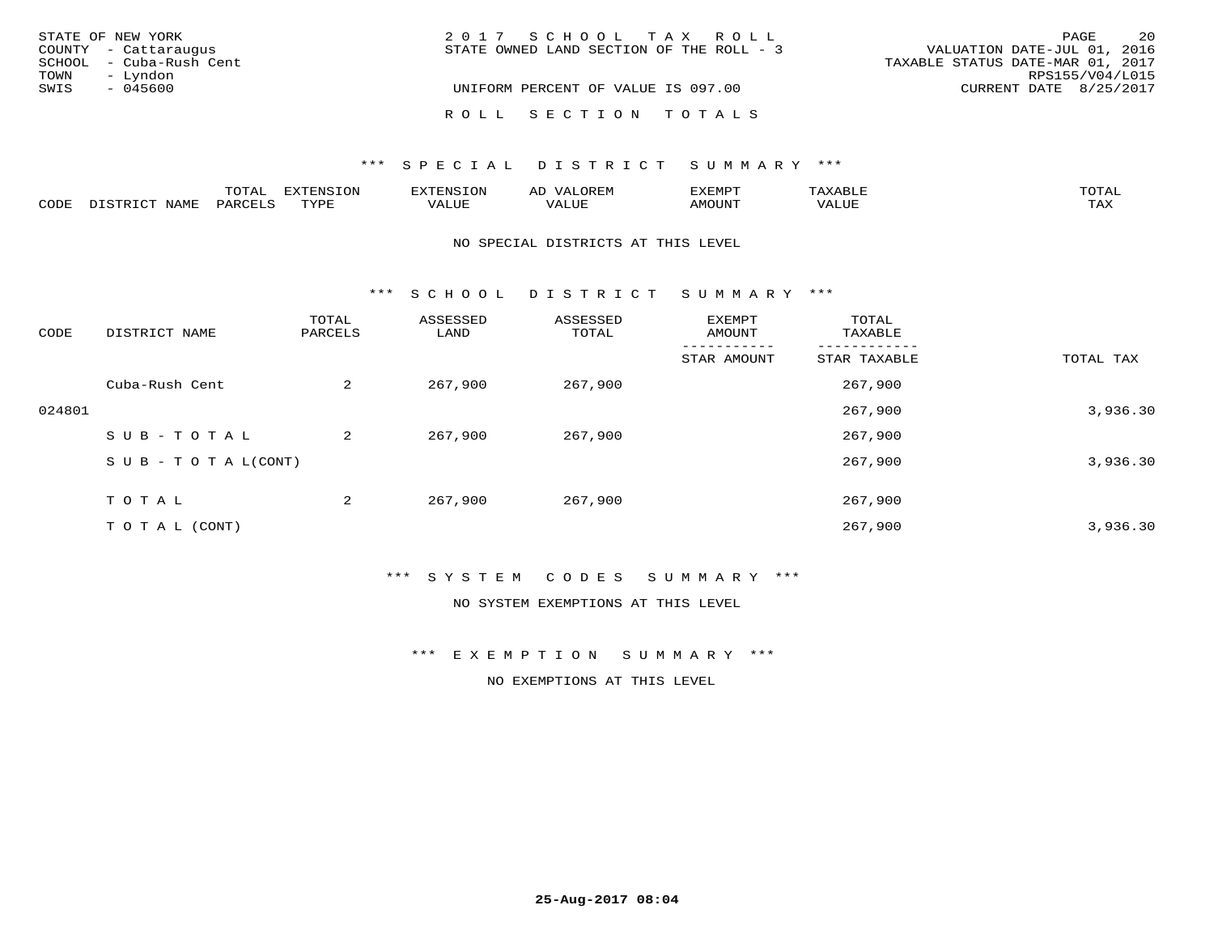STATE OF NEW YORK
COUNTY - Cattaraugus
SCHOOL - Cuba-Rush Cent
TOWN - Lyndon
SWIS - 045600

2017 SCHOOL TAX ROLL
STATE OWNED LAND SECTION OF THE ROLL - 3

UNIFORM PERCENT OF VALUE IS 097.00

VALUATION DATE-JUL 01, 2016
TAXABLE STATUS DATE-MAR 01, 2017
RPS155/V04/L015
CURRENT DATE 8/25/2017

ROLL SECTION TOTALS

*** SPECIAL DISTRICT SUMMARY ***

| CODE | DISTRICT NAME | TOTAL PARCELS | EXTENSION TYPE | EXTENSION VALUE | AD VALOREM VALUE | EXEMPT AMOUNT | TAXABLE VALUE | TOTAL TAX |
|---|---|---|---|---|---|---|---|---|

NO SPECIAL DISTRICTS AT THIS LEVEL

*** SCHOOL DISTRICT SUMMARY ***

| CODE | DISTRICT NAME | TOTAL PARCELS | ASSESSED LAND | ASSESSED TOTAL | EXEMPT AMOUNT / STAR AMOUNT | TOTAL TAXABLE / STAR TAXABLE | TOTAL TAX |
|---|---|---|---|---|---|---|---|
| | Cuba-Rush Cent | 2 | 267,900 | 267,900 | | 267,900 | |
| 024801 | | | | | | 267,900 | 3,936.30 |
| | SUB-TOTAL | 2 | 267,900 | 267,900 | | 267,900 | |
| | SUB-TOTAL(CONT) | | | | | 267,900 | 3,936.30 |
| | TOTAL | 2 | 267,900 | 267,900 | | 267,900 | |
| | TOTAL (CONT) | | | | | 267,900 | 3,936.30 |

*** SYSTEM CODES SUMMARY ***

NO SYSTEM EXEMPTIONS AT THIS LEVEL

*** EXEMPTION SUMMARY ***

NO EXEMPTIONS AT THIS LEVEL

25-Aug-2017 08:04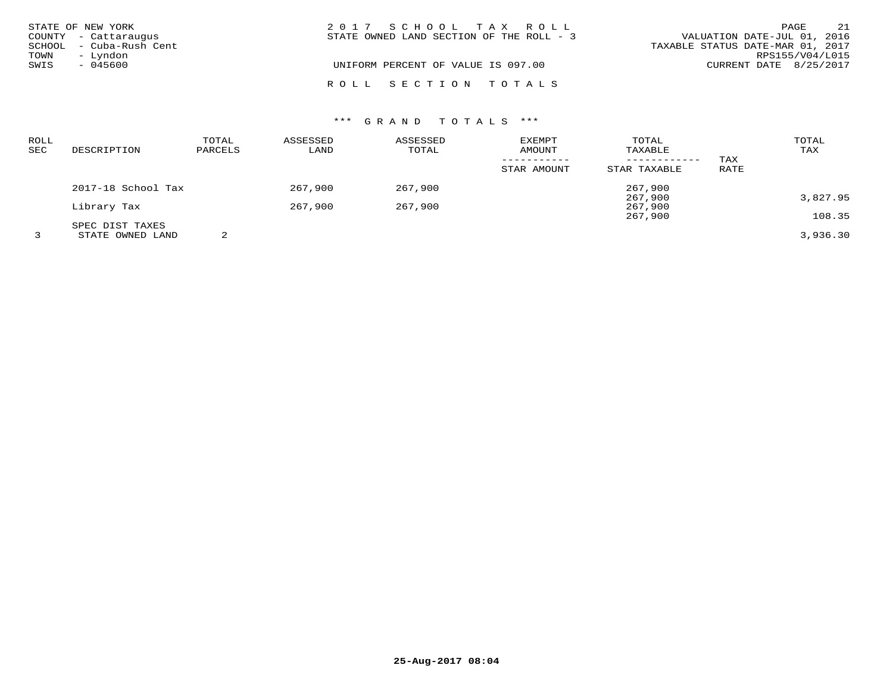STATE OF NEW YORK
COUNTY - Cattaraugus
SCHOOL - Cuba-Rush Cent
TOWN - Lyndon
SWIS - 045600

2 0 1 7 S C H O O L T A X R O L L
STATE OWNED LAND SECTION OF THE ROLL - 3

UNIFORM PERCENT OF VALUE IS 097.00

VALUATION DATE-JUL 01, 2016
TAXABLE STATUS DATE-MAR 01, 2017
RPS155/V04/L015
CURRENT DATE 8/25/2017

R O L L S E C T I O N T O T A L S

*** G R A N D T O T A L S ***

| ROLL SEC | DESCRIPTION | TOTAL PARCELS | ASSESSED LAND | ASSESSED TOTAL | EXEMPT AMOUNT / STAR AMOUNT | TOTAL TAXABLE / STAR TAXABLE | TAX RATE | TOTAL TAX |
|---|---|---|---|---|---|---|---|---|
| | 2017-18 School Tax | | 267,900 | 267,900 | | 267,900 | | |
| | | | | | | 267,900 | | 3,827.95 |
| | Library Tax | | 267,900 | 267,900 | | 267,900 | | |
| | | | | | | 267,900 | | 108.35 |
| | SPEC DIST TAXES | | | | | | | |
| 3 | STATE OWNED LAND | 2 | | | | | | 3,936.30 |

25-Aug-2017 08:04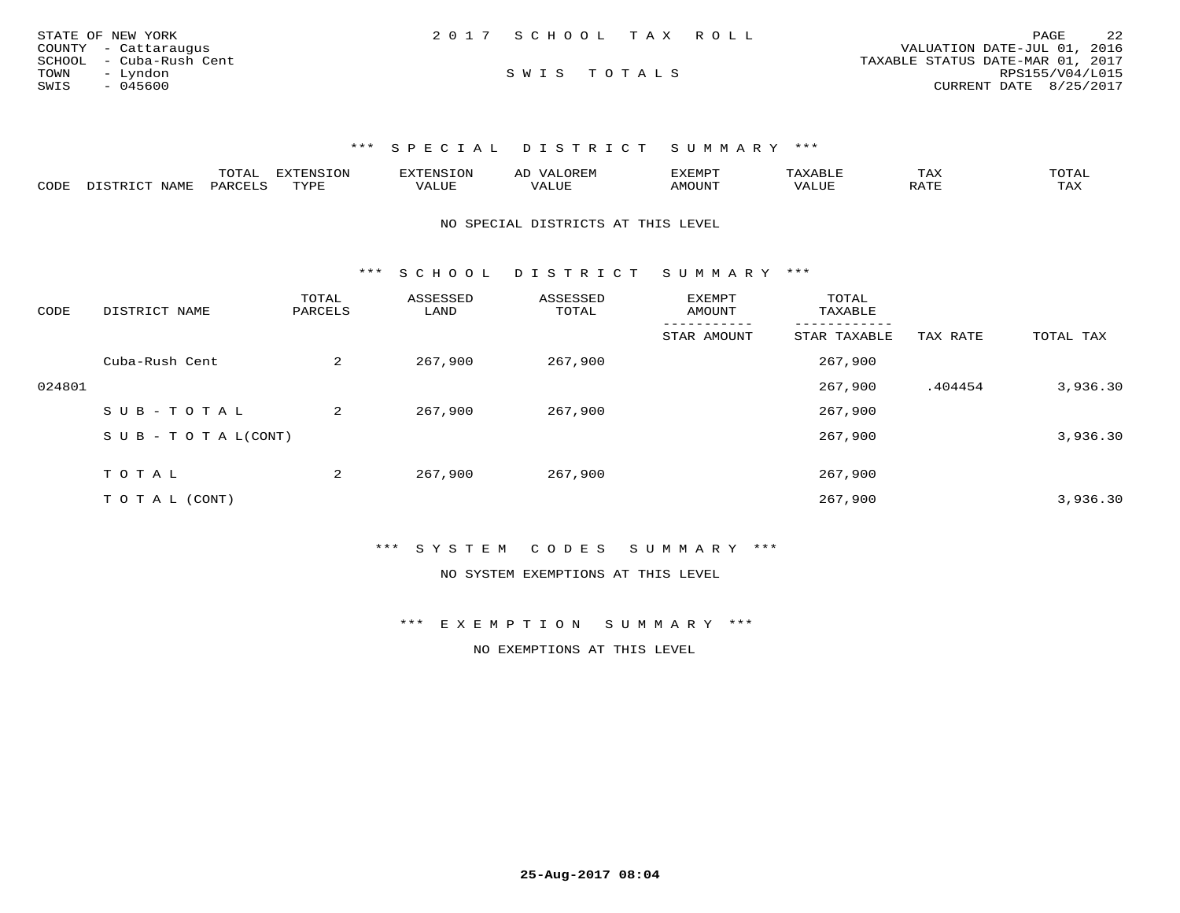STATE OF NEW YORK
COUNTY - Cattaraugus
SCHOOL - Cuba-Rush Cent
TOWN - Lyndon
SWIS - 045600

2017 SCHOOL TAX ROLL

SWIS TOTALS

VALUATION DATE-JUL 01, 2016
TAXABLE STATUS DATE-MAR 01, 2017
RPS155/V04/L015
CURRENT DATE 8/25/2017

### *** SPECIAL DISTRICT SUMMARY ***

| CODE | DISTRICT NAME | TOTAL PARCELS | EXTENSION TYPE | EXTENSION VALUE | AD VALOREM VALUE | EXEMPT AMOUNT | TAXABLE VALUE | TAX RATE | TOTAL TAX |
|---|---|---|---|---|---|---|---|---|---|

NO SPECIAL DISTRICTS AT THIS LEVEL

### *** SCHOOL DISTRICT SUMMARY ***

| CODE | DISTRICT NAME | TOTAL PARCELS | ASSESSED LAND | ASSESSED TOTAL | EXEMPT AMOUNT / STAR AMOUNT | TOTAL TAXABLE / STAR TAXABLE | TAX RATE | TOTAL TAX |
|---|---|---|---|---|---|---|---|---|
| | Cuba-Rush Cent | 2 | 267,900 | 267,900 | | 267,900 | | |
| 024801 | | | | | | 267,900 | .404454 | 3,936.30 |
| | SUB-TOTAL | 2 | 267,900 | 267,900 | | 267,900 | | |
| | SUB-TOTAL(CONT) | | | | | 267,900 | | 3,936.30 |
| | TOTAL | 2 | 267,900 | 267,900 | | 267,900 | | |
| | TOTAL (CONT) | | | | | 267,900 | | 3,936.30 |

### *** SYSTEM CODES SUMMARY ***

NO SYSTEM EXEMPTIONS AT THIS LEVEL

### *** EXEMPTION SUMMARY ***

NO EXEMPTIONS AT THIS LEVEL

25-Aug-2017 08:04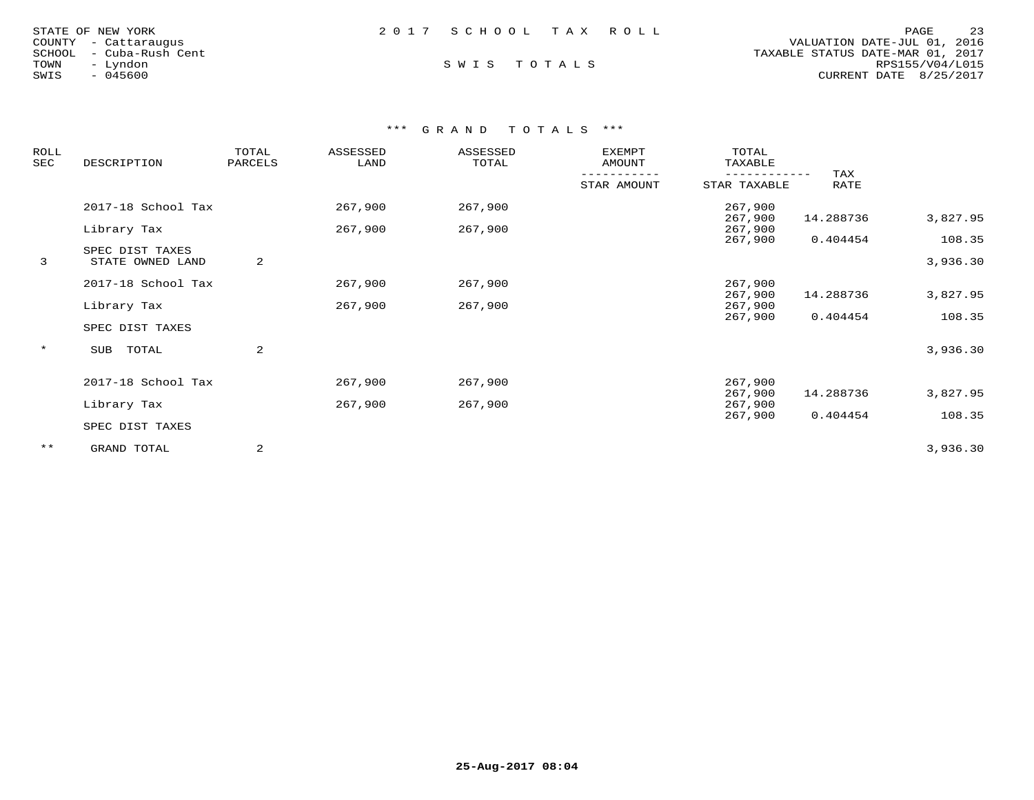STATE OF NEW YORK
COUNTY - Cattaraugus
SCHOOL - Cuba-Rush Cent
TOWN - Lyndon
SWIS - 045600

2017 SCHOOL TAX ROLL

SWIS TOTALS

VALUATION DATE-JUL 01, 2016
TAXABLE STATUS DATE-MAR 01, 2017
RPS155/V04/L015
CURRENT DATE 8/25/2017

*** GRAND TOTALS ***

| ROLL SEC | DESCRIPTION | TOTAL PARCELS | ASSESSED LAND | ASSESSED TOTAL | EXEMPT AMOUNT / STAR AMOUNT | TOTAL TAXABLE / STAR TAXABLE | TAX RATE | |
|---|---|---|---|---|---|---|---|---|
| | 2017-18 School Tax | | 267,900 | 267,900 | | 267,900 | | |
| | | | | | | 267,900 | 14.288736 | 3,827.95 |
| | Library Tax | | 267,900 | 267,900 | | 267,900 | | |
| | | | | | | 267,900 | 0.404454 | 108.35 |
| | SPEC DIST TAXES | | | | | | | |
| 3 | STATE OWNED LAND | 2 | | | | | | 3,936.30 |
| | 2017-18 School Tax | | 267,900 | 267,900 | | 267,900 | | |
| | | | | | | 267,900 | 14.288736 | 3,827.95 |
| | Library Tax | | 267,900 | 267,900 | | 267,900 | | |
| | | | | | | 267,900 | 0.404454 | 108.35 |
| | SPEC DIST TAXES | | | | | | | |
| * | SUB TOTAL | 2 | | | | | | 3,936.30 |
| | 2017-18 School Tax | | 267,900 | 267,900 | | 267,900 | | |
| | | | | | | 267,900 | 14.288736 | 3,827.95 |
| | Library Tax | | 267,900 | 267,900 | | 267,900 | | |
| | | | | | | 267,900 | 0.404454 | 108.35 |
| | SPEC DIST TAXES | | | | | | | |
| ** | GRAND TOTAL | 2 | | | | | | 3,936.30 |

25-Aug-2017 08:04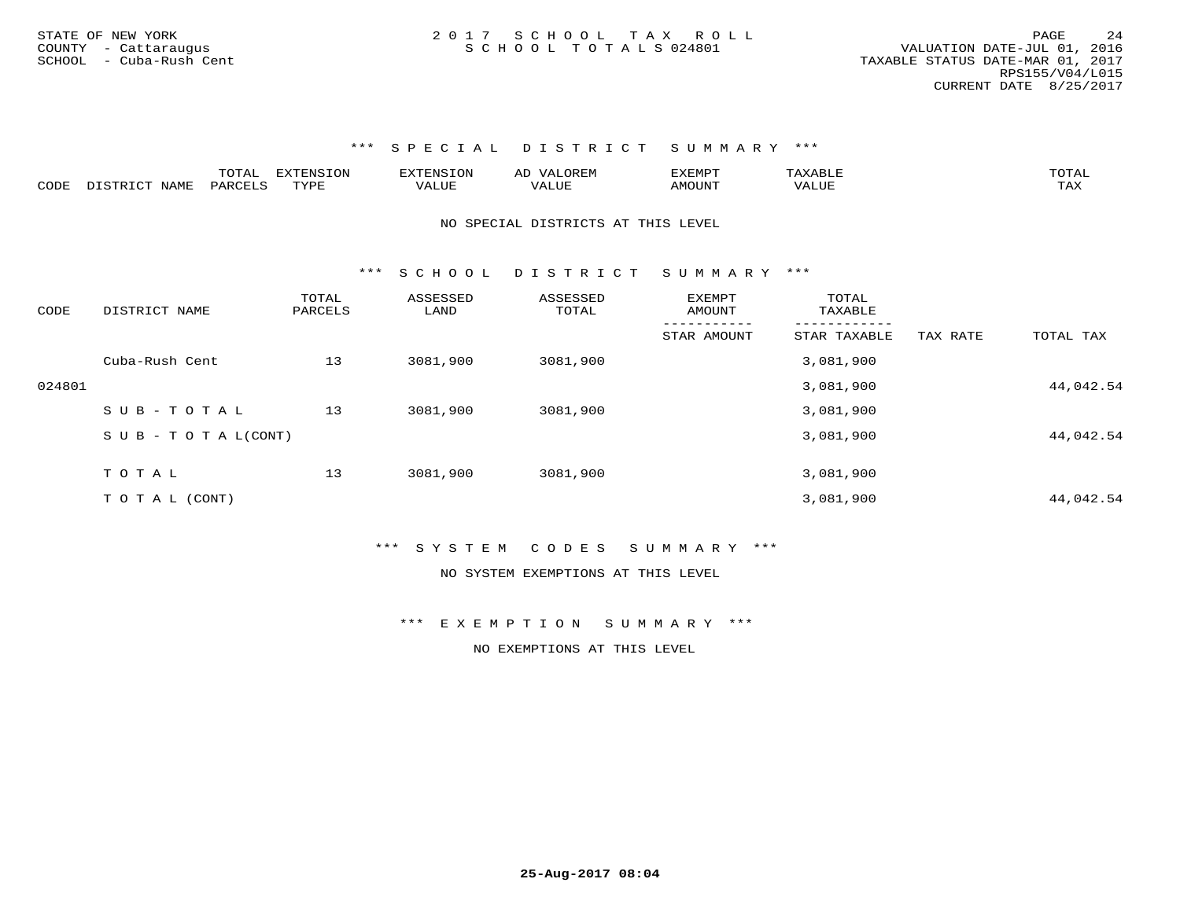STATE OF NEW YORK
COUNTY - Cattaraugus
SCHOOL - Cuba-Rush Cent

2 0 1 7 S C H O O L T A X R O L L
S C H O O L T O T A L S 024801

VALUATION DATE-JUL 01, 2016
TAXABLE STATUS DATE-MAR 01, 2017
RPS155/V04/L015
CURRENT DATE 8/25/2017

### *** S P E C I A L D I S T R I C T S U M M A R Y ***

| CODE | DISTRICT NAME | TOTAL PARCELS | EXTENSION TYPE | EXTENSION VALUE | AD VALOREM VALUE | EXEMPT AMOUNT | TAXABLE VALUE | TOTAL TAX |
|---|---|---|---|---|---|---|---|---|

NO SPECIAL DISTRICTS AT THIS LEVEL

### *** S C H O O L D I S T R I C T S U M M A R Y ***

| CODE | DISTRICT NAME | TOTAL PARCELS | ASSESSED LAND | ASSESSED TOTAL | EXEMPT AMOUNT / STAR AMOUNT | TOTAL TAXABLE / STAR TAXABLE | TAX RATE | TOTAL TAX |
|---|---|---|---|---|---|---|---|---|
| | Cuba-Rush Cent | 13 | 3081,900 | 3081,900 | | 3,081,900 | | |
| 024801 | | | | | | 3,081,900 | | 44,042.54 |
| | S U B - T O T A L | 13 | 3081,900 | 3081,900 | | 3,081,900 | | |
| | S U B - T O T A L(CONT) | | | | | 3,081,900 | | 44,042.54 |
| | T O T A L | 13 | 3081,900 | 3081,900 | | 3,081,900 | | |
| | T O T A L (CONT) | | | | | 3,081,900 | | 44,042.54 |

### *** S Y S T E M C O D E S S U M M A R Y ***

NO SYSTEM EXEMPTIONS AT THIS LEVEL

### *** E X E M P T I O N S U M M A R Y ***

NO EXEMPTIONS AT THIS LEVEL

25-Aug-2017 08:04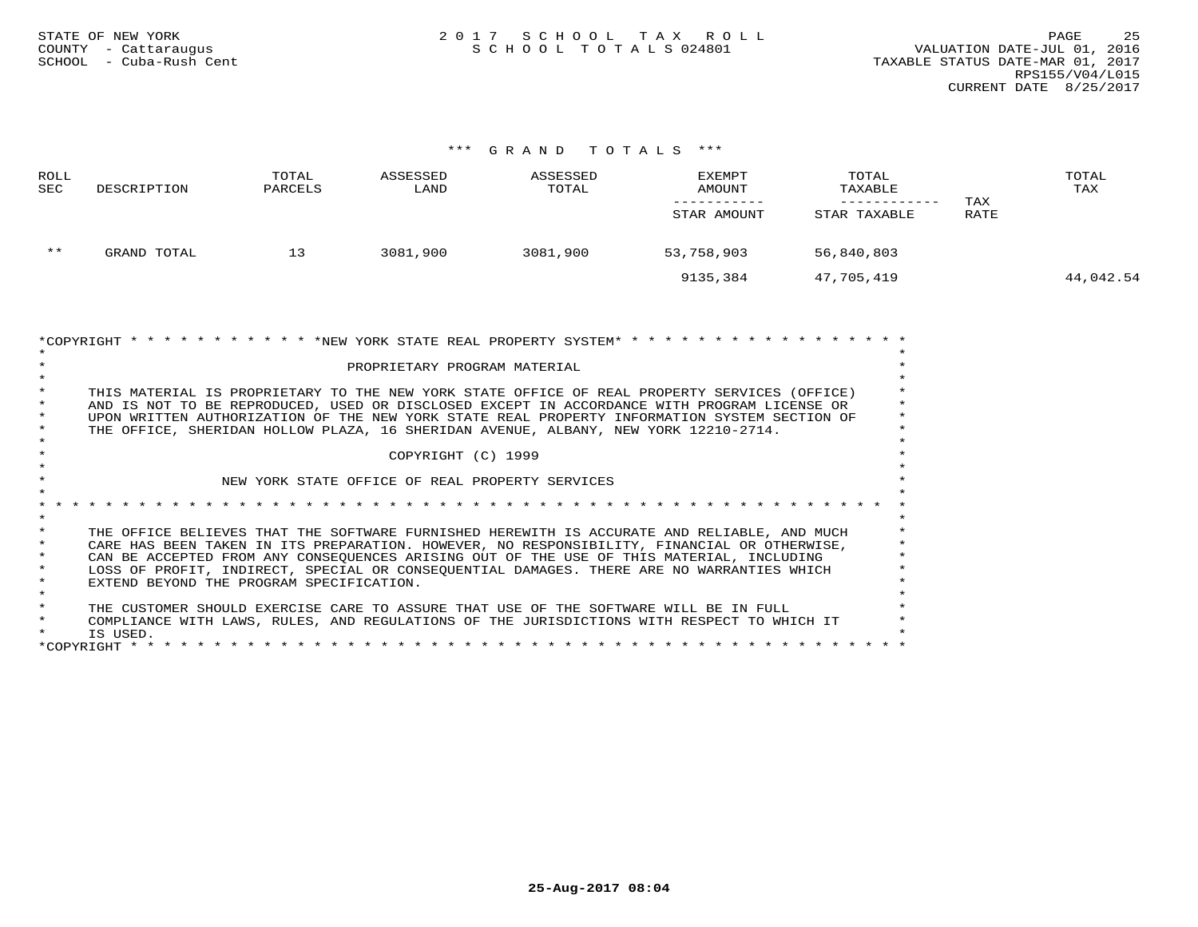STATE OF NEW YORK
COUNTY - Cattaraugus
SCHOOL - Cuba-Rush Cent

2 0 1 7 S C H O O L T A X R O L L
S C H O O L T O T A L S 024801

VALUATION DATE-JUL 01, 2016
TAXABLE STATUS DATE-MAR 01, 2017
RPS155/V04/L015
CURRENT DATE 8/25/2017

### *** G R A N D T O T A L S ***

| ROLL SEC | DESCRIPTION | TOTAL PARCELS | ASSESSED LAND | ASSESSED TOTAL | EXEMPT AMOUNT<br>-----------<br>STAR AMOUNT | TOTAL TAXABLE<br>------------<br>STAR TAXABLE | TAX RATE | TOTAL TAX |
|---|---|---|---|---|---|---|---|---|
| ** | GRAND TOTAL | 13 | 3081,900 | 3081,900 | 53,758,903 | 56,840,803 | | |
| | | | | | 9135,384 | 47,705,419 | | 44,042.54 |

```
*COPYRIGHT * * * * * * * * * * * *NEW YORK STATE REAL PROPERTY SYSTEM* * * * * * * * * * * * * * * * * *
*                                                                                                        *
*                                    PROPRIETARY PROGRAM MATERIAL                                        *
*                                                                                                        *
*     THIS MATERIAL IS PROPRIETARY TO THE NEW YORK STATE OFFICE OF REAL PROPERTY SERVICES (OFFICE)       *
*     AND IS NOT TO BE REPRODUCED, USED OR DISCLOSED EXCEPT IN ACCORDANCE WITH PROGRAM LICENSE OR        *
*     UPON WRITTEN AUTHORIZATION OF THE NEW YORK STATE REAL PROPERTY INFORMATION SYSTEM SECTION OF       *
*     THE OFFICE, SHERIDAN HOLLOW PLAZA, 16 SHERIDAN AVENUE, ALBANY, NEW YORK 12210-2714.                *
*                                                                                                        *
*                                       COPYRIGHT (C) 1999                                               *
*                                                                                                        *
*                       NEW YORK STATE OFFICE OF REAL PROPERTY SERVICES                                  *
*                                                                                                        *
* * * * * * * * * * * * * * * * * * * * * * * * * * * * * * * * * * * * * * * * * * * * * * * * * * * * *
*                                                                                                        *
*     THE OFFICE BELIEVES THAT THE SOFTWARE FURNISHED HEREWITH IS ACCURATE AND RELIABLE, AND MUCH        *
*     CARE HAS BEEN TAKEN IN ITS PREPARATION. HOWEVER, NO RESPONSIBILITY, FINANCIAL OR OTHERWISE,        *
*     CAN BE ACCEPTED FROM ANY CONSEQUENCES ARISING OUT OF THE USE OF THIS MATERIAL, INCLUDING           *
*     LOSS OF PROFIT, INDIRECT, SPECIAL OR CONSEQUENTIAL DAMAGES. THERE ARE NO WARRANTIES WHICH          *
*     EXTEND BEYOND THE PROGRAM SPECIFICATION.                                                           *
*                                                                                                        *
*     THE CUSTOMER SHOULD EXERCISE CARE TO ASSURE THAT USE OF THE SOFTWARE WILL BE IN FULL               *
*     COMPLIANCE WITH LAWS, RULES, AND REGULATIONS OF THE JURISDICTIONS WITH RESPECT TO WHICH IT         *
*     IS USED.                                                                                           *
*COPYRIGHT * * * * * * * * * * * * * * * * * * * * * * * * * * * * * * * * * * * * * * * * * * * * * * *
```

25-Aug-2017 08:04